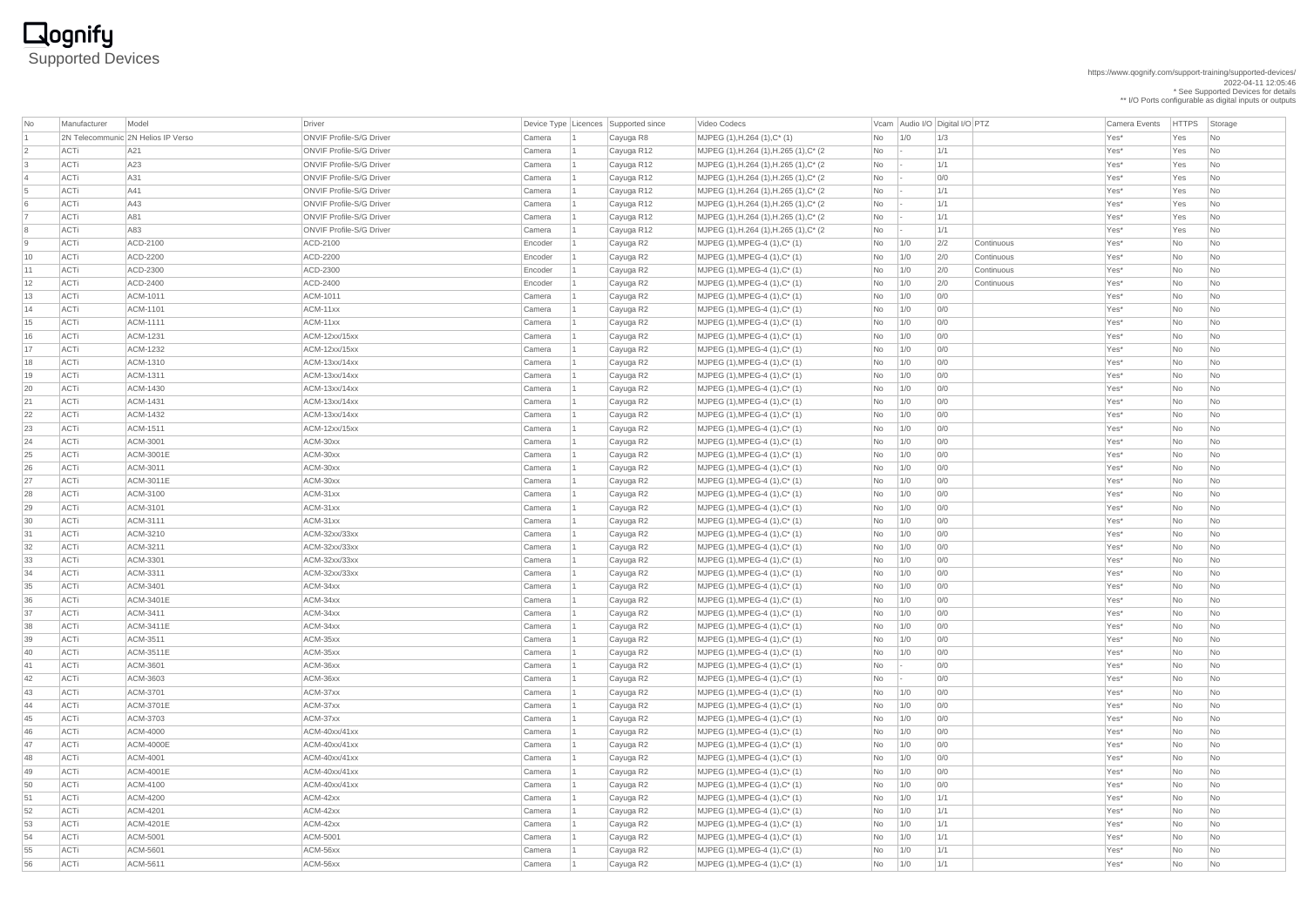# Qognify

## Supported Devices

https://www.qognify.com/support-training/supported-devices/
2022-04-11 12:05:46
* See Supported Devices for details
** I/O Ports configurable as digital inputs or outputs

| No | Manufacturer | Model | Driver | Device Type | Licences | Supported since | Video Codecs | Vcam | Audio I/O | Digital I/O | PTZ | Camera Events | HTTPS | Storage |
|---|---|---|---|---|---|---|---|---|---|---|---|---|---|---|
| 1 | 2N Telecommunic | 2N Helios IP Verso | ONVIF Profile-S/G Driver | Camera | 1 | Cayuga R8 | MJPEG (1),H.264 (1),C* (1) | No | 1/0 | 1/3 | | Yes* | Yes | No |
| 2 | ACTi | A21 | ONVIF Profile-S/G Driver | Camera | 1 | Cayuga R12 | MJPEG (1),H.264 (1),H.265 (1),C* (2 | No | - | 1/1 | | Yes* | Yes | No |
| 3 | ACTi | A23 | ONVIF Profile-S/G Driver | Camera | 1 | Cayuga R12 | MJPEG (1),H.264 (1),H.265 (1),C* (2 | No | - | 1/1 | | Yes* | Yes | No |
| 4 | ACTi | A31 | ONVIF Profile-S/G Driver | Camera | 1 | Cayuga R12 | MJPEG (1),H.264 (1),H.265 (1),C* (2 | No | - | 0/0 | | Yes* | Yes | No |
| 5 | ACTi | A41 | ONVIF Profile-S/G Driver | Camera | 1 | Cayuga R12 | MJPEG (1),H.264 (1),H.265 (1),C* (2 | No | - | 1/1 | | Yes* | Yes | No |
| 6 | ACTi | A43 | ONVIF Profile-S/G Driver | Camera | 1 | Cayuga R12 | MJPEG (1),H.264 (1),H.265 (1),C* (2 | No | - | 1/1 | | Yes* | Yes | No |
| 7 | ACTi | A81 | ONVIF Profile-S/G Driver | Camera | 1 | Cayuga R12 | MJPEG (1),H.264 (1),H.265 (1),C* (2 | No | - | 1/1 | | Yes* | Yes | No |
| 8 | ACTi | A83 | ONVIF Profile-S/G Driver | Camera | 1 | Cayuga R12 | MJPEG (1),H.264 (1),H.265 (1),C* (2 | No | - | 1/1 | | Yes* | Yes | No |
| 9 | ACTi | ACD-2100 | ACD-2100 | Encoder | 1 | Cayuga R2 | MJPEG (1),MPEG-4 (1),C* (1) | No | 1/0 | 2/2 | Continuous | Yes* | No | No |
| 10 | ACTi | ACD-2200 | ACD-2200 | Encoder | 1 | Cayuga R2 | MJPEG (1),MPEG-4 (1),C* (1) | No | 1/0 | 2/0 | Continuous | Yes* | No | No |
| 11 | ACTi | ACD-2300 | ACD-2300 | Encoder | 1 | Cayuga R2 | MJPEG (1),MPEG-4 (1),C* (1) | No | 1/0 | 2/0 | Continuous | Yes* | No | No |
| 12 | ACTi | ACD-2400 | ACD-2400 | Encoder | 1 | Cayuga R2 | MJPEG (1),MPEG-4 (1),C* (1) | No | 1/0 | 2/0 | Continuous | Yes* | No | No |
| 13 | ACTi | ACM-1011 | ACM-1011 | Camera | 1 | Cayuga R2 | MJPEG (1),MPEG-4 (1),C* (1) | No | 1/0 | 0/0 | | Yes* | No | No |
| 14 | ACTi | ACM-1101 | ACM-11xx | Camera | 1 | Cayuga R2 | MJPEG (1),MPEG-4 (1),C* (1) | No | 1/0 | 0/0 | | Yes* | No | No |
| 15 | ACTi | ACM-1111 | ACM-11xx | Camera | 1 | Cayuga R2 | MJPEG (1),MPEG-4 (1),C* (1) | No | 1/0 | 0/0 | | Yes* | No | No |
| 16 | ACTi | ACM-1231 | ACM-12xx/15xx | Camera | 1 | Cayuga R2 | MJPEG (1),MPEG-4 (1),C* (1) | No | 1/0 | 0/0 | | Yes* | No | No |
| 17 | ACTi | ACM-1232 | ACM-12xx/15xx | Camera | 1 | Cayuga R2 | MJPEG (1),MPEG-4 (1),C* (1) | No | 1/0 | 0/0 | | Yes* | No | No |
| 18 | ACTi | ACM-1310 | ACM-13xx/14xx | Camera | 1 | Cayuga R2 | MJPEG (1),MPEG-4 (1),C* (1) | No | 1/0 | 0/0 | | Yes* | No | No |
| 19 | ACTi | ACM-1311 | ACM-13xx/14xx | Camera | 1 | Cayuga R2 | MJPEG (1),MPEG-4 (1),C* (1) | No | 1/0 | 0/0 | | Yes* | No | No |
| 20 | ACTi | ACM-1430 | ACM-13xx/14xx | Camera | 1 | Cayuga R2 | MJPEG (1),MPEG-4 (1),C* (1) | No | 1/0 | 0/0 | | Yes* | No | No |
| 21 | ACTi | ACM-1431 | ACM-13xx/14xx | Camera | 1 | Cayuga R2 | MJPEG (1),MPEG-4 (1),C* (1) | No | 1/0 | 0/0 | | Yes* | No | No |
| 22 | ACTi | ACM-1432 | ACM-13xx/14xx | Camera | 1 | Cayuga R2 | MJPEG (1),MPEG-4 (1),C* (1) | No | 1/0 | 0/0 | | Yes* | No | No |
| 23 | ACTi | ACM-1511 | ACM-12xx/15xx | Camera | 1 | Cayuga R2 | MJPEG (1),MPEG-4 (1),C* (1) | No | 1/0 | 0/0 | | Yes* | No | No |
| 24 | ACTi | ACM-3001 | ACM-30xx | Camera | 1 | Cayuga R2 | MJPEG (1),MPEG-4 (1),C* (1) | No | 1/0 | 0/0 | | Yes* | No | No |
| 25 | ACTi | ACM-3001E | ACM-30xx | Camera | 1 | Cayuga R2 | MJPEG (1),MPEG-4 (1),C* (1) | No | 1/0 | 0/0 | | Yes* | No | No |
| 26 | ACTi | ACM-3011 | ACM-30xx | Camera | 1 | Cayuga R2 | MJPEG (1),MPEG-4 (1),C* (1) | No | 1/0 | 0/0 | | Yes* | No | No |
| 27 | ACTi | ACM-3011E | ACM-30xx | Camera | 1 | Cayuga R2 | MJPEG (1),MPEG-4 (1),C* (1) | No | 1/0 | 0/0 | | Yes* | No | No |
| 28 | ACTi | ACM-3100 | ACM-31xx | Camera | 1 | Cayuga R2 | MJPEG (1),MPEG-4 (1),C* (1) | No | 1/0 | 0/0 | | Yes* | No | No |
| 29 | ACTi | ACM-3101 | ACM-31xx | Camera | 1 | Cayuga R2 | MJPEG (1),MPEG-4 (1),C* (1) | No | 1/0 | 0/0 | | Yes* | No | No |
| 30 | ACTi | ACM-3111 | ACM-31xx | Camera | 1 | Cayuga R2 | MJPEG (1),MPEG-4 (1),C* (1) | No | 1/0 | 0/0 | | Yes* | No | No |
| 31 | ACTi | ACM-3210 | ACM-32xx/33xx | Camera | 1 | Cayuga R2 | MJPEG (1),MPEG-4 (1),C* (1) | No | 1/0 | 0/0 | | Yes* | No | No |
| 32 | ACTi | ACM-3211 | ACM-32xx/33xx | Camera | 1 | Cayuga R2 | MJPEG (1),MPEG-4 (1),C* (1) | No | 1/0 | 0/0 | | Yes* | No | No |
| 33 | ACTi | ACM-3301 | ACM-32xx/33xx | Camera | 1 | Cayuga R2 | MJPEG (1),MPEG-4 (1),C* (1) | No | 1/0 | 0/0 | | Yes* | No | No |
| 34 | ACTi | ACM-3311 | ACM-32xx/33xx | Camera | 1 | Cayuga R2 | MJPEG (1),MPEG-4 (1),C* (1) | No | 1/0 | 0/0 | | Yes* | No | No |
| 35 | ACTi | ACM-3401 | ACM-34xx | Camera | 1 | Cayuga R2 | MJPEG (1),MPEG-4 (1),C* (1) | No | 1/0 | 0/0 | | Yes* | No | No |
| 36 | ACTi | ACM-3401E | ACM-34xx | Camera | 1 | Cayuga R2 | MJPEG (1),MPEG-4 (1),C* (1) | No | 1/0 | 0/0 | | Yes* | No | No |
| 37 | ACTi | ACM-3411 | ACM-34xx | Camera | 1 | Cayuga R2 | MJPEG (1),MPEG-4 (1),C* (1) | No | 1/0 | 0/0 | | Yes* | No | No |
| 38 | ACTi | ACM-3411E | ACM-34xx | Camera | 1 | Cayuga R2 | MJPEG (1),MPEG-4 (1),C* (1) | No | 1/0 | 0/0 | | Yes* | No | No |
| 39 | ACTi | ACM-3511 | ACM-35xx | Camera | 1 | Cayuga R2 | MJPEG (1),MPEG-4 (1),C* (1) | No | 1/0 | 0/0 | | Yes* | No | No |
| 40 | ACTi | ACM-3511E | ACM-35xx | Camera | 1 | Cayuga R2 | MJPEG (1),MPEG-4 (1),C* (1) | No | 1/0 | 0/0 | | Yes* | No | No |
| 41 | ACTi | ACM-3601 | ACM-36xx | Camera | 1 | Cayuga R2 | MJPEG (1),MPEG-4 (1),C* (1) | No | - | 0/0 | | Yes* | No | No |
| 42 | ACTi | ACM-3603 | ACM-36xx | Camera | 1 | Cayuga R2 | MJPEG (1),MPEG-4 (1),C* (1) | No | - | 0/0 | | Yes* | No | No |
| 43 | ACTi | ACM-3701 | ACM-37xx | Camera | 1 | Cayuga R2 | MJPEG (1),MPEG-4 (1),C* (1) | No | 1/0 | 0/0 | | Yes* | No | No |
| 44 | ACTi | ACM-3701E | ACM-37xx | Camera | 1 | Cayuga R2 | MJPEG (1),MPEG-4 (1),C* (1) | No | 1/0 | 0/0 | | Yes* | No | No |
| 45 | ACTi | ACM-3703 | ACM-37xx | Camera | 1 | Cayuga R2 | MJPEG (1),MPEG-4 (1),C* (1) | No | 1/0 | 0/0 | | Yes* | No | No |
| 46 | ACTi | ACM-4000 | ACM-40xx/41xx | Camera | 1 | Cayuga R2 | MJPEG (1),MPEG-4 (1),C* (1) | No | 1/0 | 0/0 | | Yes* | No | No |
| 47 | ACTi | ACM-4000E | ACM-40xx/41xx | Camera | 1 | Cayuga R2 | MJPEG (1),MPEG-4 (1),C* (1) | No | 1/0 | 0/0 | | Yes* | No | No |
| 48 | ACTi | ACM-4001 | ACM-40xx/41xx | Camera | 1 | Cayuga R2 | MJPEG (1),MPEG-4 (1),C* (1) | No | 1/0 | 0/0 | | Yes* | No | No |
| 49 | ACTi | ACM-4001E | ACM-40xx/41xx | Camera | 1 | Cayuga R2 | MJPEG (1),MPEG-4 (1),C* (1) | No | 1/0 | 0/0 | | Yes* | No | No |
| 50 | ACTi | ACM-4100 | ACM-40xx/41xx | Camera | 1 | Cayuga R2 | MJPEG (1),MPEG-4 (1),C* (1) | No | 1/0 | 0/0 | | Yes* | No | No |
| 51 | ACTi | ACM-4200 | ACM-42xx | Camera | 1 | Cayuga R2 | MJPEG (1),MPEG-4 (1),C* (1) | No | 1/0 | 1/1 | | Yes* | No | No |
| 52 | ACTi | ACM-4201 | ACM-42xx | Camera | 1 | Cayuga R2 | MJPEG (1),MPEG-4 (1),C* (1) | No | 1/0 | 1/1 | | Yes* | No | No |
| 53 | ACTi | ACM-4201E | ACM-42xx | Camera | 1 | Cayuga R2 | MJPEG (1),MPEG-4 (1),C* (1) | No | 1/0 | 1/1 | | Yes* | No | No |
| 54 | ACTi | ACM-5001 | ACM-5001 | Camera | 1 | Cayuga R2 | MJPEG (1),MPEG-4 (1),C* (1) | No | 1/0 | 1/1 | | Yes* | No | No |
| 55 | ACTi | ACM-5601 | ACM-56xx | Camera | 1 | Cayuga R2 | MJPEG (1),MPEG-4 (1),C* (1) | No | 1/0 | 1/1 | | Yes* | No | No |
| 56 | ACTi | ACM-5611 | ACM-56xx | Camera | 1 | Cayuga R2 | MJPEG (1),MPEG-4 (1),C* (1) | No | 1/0 | 1/1 | | Yes* | No | No |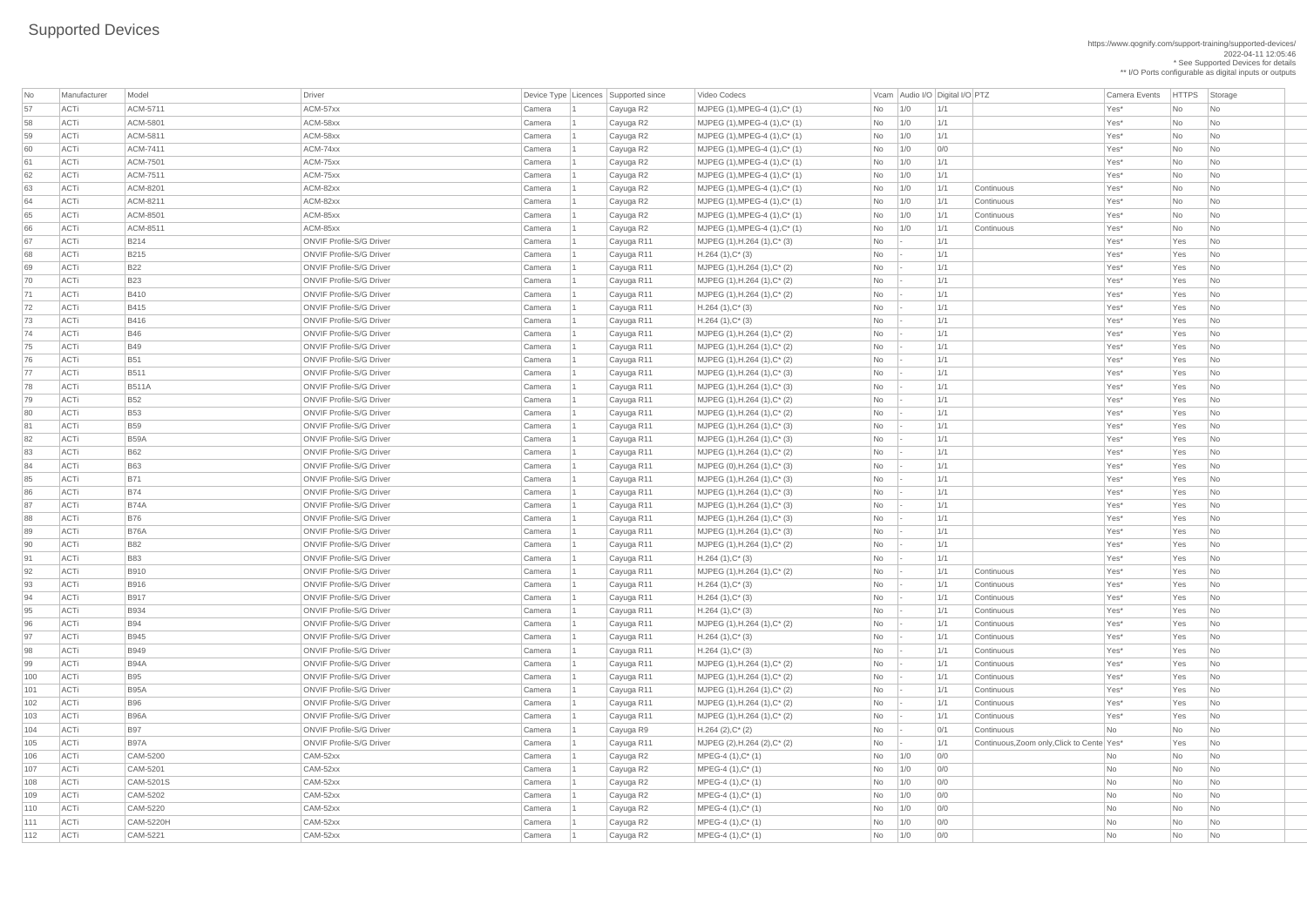# Supported Devices

https://www.qognify.com/support-training/supported-devices/
2022-04-11 12:05:46
* See Supported Devices for details
** I/O Ports configurable as digital inputs or outputs

| No | Manufacturer | Model | Driver | Device Type | Licences | Supported since | Video Codecs | Vcam | Audio I/O | Digital I/O | PTZ | Camera Events | HTTPS | Storage |
|---|---|---|---|---|---|---|---|---|---|---|---|---|---|---|
| 57 | ACTi | ACM-5711 | ACM-57xx | Camera | 1 | Cayuga R2 | MJPEG (1),MPEG-4 (1),C* (1) | No | 1/0 | 1/1 | | Yes* | No | No |
| 58 | ACTi | ACM-5801 | ACM-58xx | Camera | 1 | Cayuga R2 | MJPEG (1),MPEG-4 (1),C* (1) | No | 1/0 | 1/1 | | Yes* | No | No |
| 59 | ACTi | ACM-5811 | ACM-58xx | Camera | 1 | Cayuga R2 | MJPEG (1),MPEG-4 (1),C* (1) | No | 1/0 | 1/1 | | Yes* | No | No |
| 60 | ACTi | ACM-7411 | ACM-74xx | Camera | 1 | Cayuga R2 | MJPEG (1),MPEG-4 (1),C* (1) | No | 1/0 | 0/0 | | Yes* | No | No |
| 61 | ACTi | ACM-7501 | ACM-75xx | Camera | 1 | Cayuga R2 | MJPEG (1),MPEG-4 (1),C* (1) | No | 1/0 | 1/1 | | Yes* | No | No |
| 62 | ACTi | ACM-7511 | ACM-75xx | Camera | 1 | Cayuga R2 | MJPEG (1),MPEG-4 (1),C* (1) | No | 1/0 | 1/1 | | Yes* | No | No |
| 63 | ACTi | ACM-8201 | ACM-82xx | Camera | 1 | Cayuga R2 | MJPEG (1),MPEG-4 (1),C* (1) | No | 1/0 | 1/1 | Continuous | Yes* | No | No |
| 64 | ACTi | ACM-8211 | ACM-82xx | Camera | 1 | Cayuga R2 | MJPEG (1),MPEG-4 (1),C* (1) | No | 1/0 | 1/1 | Continuous | Yes* | No | No |
| 65 | ACTi | ACM-8501 | ACM-85xx | Camera | 1 | Cayuga R2 | MJPEG (1),MPEG-4 (1),C* (1) | No | 1/0 | 1/1 | Continuous | Yes* | No | No |
| 66 | ACTi | ACM-8511 | ACM-85xx | Camera | 1 | Cayuga R2 | MJPEG (1),MPEG-4 (1),C* (1) | No | 1/0 | 1/1 | Continuous | Yes* | No | No |
| 67 | ACTi | B214 | ONVIF Profile-S/G Driver | Camera | 1 | Cayuga R11 | MJPEG (1),H.264 (1),C* (3) | No | - | 1/1 | | Yes* | Yes | No |
| 68 | ACTi | B215 | ONVIF Profile-S/G Driver | Camera | 1 | Cayuga R11 | H.264 (1),C* (3) | No | - | 1/1 | | Yes* | Yes | No |
| 69 | ACTi | B22 | ONVIF Profile-S/G Driver | Camera | 1 | Cayuga R11 | MJPEG (1),H.264 (1),C* (2) | No | - | 1/1 | | Yes* | Yes | No |
| 70 | ACTi | B23 | ONVIF Profile-S/G Driver | Camera | 1 | Cayuga R11 | MJPEG (1),H.264 (1),C* (2) | No | - | 1/1 | | Yes* | Yes | No |
| 71 | ACTi | B410 | ONVIF Profile-S/G Driver | Camera | 1 | Cayuga R11 | MJPEG (1),H.264 (1),C* (2) | No | - | 1/1 | | Yes* | Yes | No |
| 72 | ACTi | B415 | ONVIF Profile-S/G Driver | Camera | 1 | Cayuga R11 | H.264 (1),C* (3) | No | - | 1/1 | | Yes* | Yes | No |
| 73 | ACTi | B416 | ONVIF Profile-S/G Driver | Camera | 1 | Cayuga R11 | H.264 (1),C* (3) | No | - | 1/1 | | Yes* | Yes | No |
| 74 | ACTi | B46 | ONVIF Profile-S/G Driver | Camera | 1 | Cayuga R11 | MJPEG (1),H.264 (1),C* (2) | No | - | 1/1 | | Yes* | Yes | No |
| 75 | ACTi | B49 | ONVIF Profile-S/G Driver | Camera | 1 | Cayuga R11 | MJPEG (1),H.264 (1),C* (2) | No | - | 1/1 | | Yes* | Yes | No |
| 76 | ACTi | B51 | ONVIF Profile-S/G Driver | Camera | 1 | Cayuga R11 | MJPEG (1),H.264 (1),C* (2) | No | - | 1/1 | | Yes* | Yes | No |
| 77 | ACTi | B511 | ONVIF Profile-S/G Driver | Camera | 1 | Cayuga R11 | MJPEG (1),H.264 (1),C* (3) | No | - | 1/1 | | Yes* | Yes | No |
| 78 | ACTi | B511A | ONVIF Profile-S/G Driver | Camera | 1 | Cayuga R11 | MJPEG (1),H.264 (1),C* (3) | No | - | 1/1 | | Yes* | Yes | No |
| 79 | ACTi | B52 | ONVIF Profile-S/G Driver | Camera | 1 | Cayuga R11 | MJPEG (1),H.264 (1),C* (2) | No | - | 1/1 | | Yes* | Yes | No |
| 80 | ACTi | B53 | ONVIF Profile-S/G Driver | Camera | 1 | Cayuga R11 | MJPEG (1),H.264 (1),C* (2) | No | - | 1/1 | | Yes* | Yes | No |
| 81 | ACTi | B59 | ONVIF Profile-S/G Driver | Camera | 1 | Cayuga R11 | MJPEG (1),H.264 (1),C* (3) | No | - | 1/1 | | Yes* | Yes | No |
| 82 | ACTi | B59A | ONVIF Profile-S/G Driver | Camera | 1 | Cayuga R11 | MJPEG (1),H.264 (1),C* (3) | No | - | 1/1 | | Yes* | Yes | No |
| 83 | ACTi | B62 | ONVIF Profile-S/G Driver | Camera | 1 | Cayuga R11 | MJPEG (1),H.264 (1),C* (2) | No | - | 1/1 | | Yes* | Yes | No |
| 84 | ACTi | B63 | ONVIF Profile-S/G Driver | Camera | 1 | Cayuga R11 | MJPEG (0),H.264 (1),C* (3) | No | - | 1/1 | | Yes* | Yes | No |
| 85 | ACTi | B71 | ONVIF Profile-S/G Driver | Camera | 1 | Cayuga R11 | MJPEG (1),H.264 (1),C* (3) | No | - | 1/1 | | Yes* | Yes | No |
| 86 | ACTi | B74 | ONVIF Profile-S/G Driver | Camera | 1 | Cayuga R11 | MJPEG (1),H.264 (1),C* (3) | No | - | 1/1 | | Yes* | Yes | No |
| 87 | ACTi | B74A | ONVIF Profile-S/G Driver | Camera | 1 | Cayuga R11 | MJPEG (1),H.264 (1),C* (3) | No | - | 1/1 | | Yes* | Yes | No |
| 88 | ACTi | B76 | ONVIF Profile-S/G Driver | Camera | 1 | Cayuga R11 | MJPEG (1),H.264 (1),C* (3) | No | - | 1/1 | | Yes* | Yes | No |
| 89 | ACTi | B76A | ONVIF Profile-S/G Driver | Camera | 1 | Cayuga R11 | MJPEG (1),H.264 (1),C* (3) | No | - | 1/1 | | Yes* | Yes | No |
| 90 | ACTi | B82 | ONVIF Profile-S/G Driver | Camera | 1 | Cayuga R11 | MJPEG (1),H.264 (1),C* (2) | No | - | 1/1 | | Yes* | Yes | No |
| 91 | ACTi | B83 | ONVIF Profile-S/G Driver | Camera | 1 | Cayuga R11 | H.264 (1),C* (3) | No | - | 1/1 | | Yes* | Yes | No |
| 92 | ACTi | B910 | ONVIF Profile-S/G Driver | Camera | 1 | Cayuga R11 | MJPEG (1),H.264 (1),C* (2) | No | - | 1/1 | Continuous | Yes* | Yes | No |
| 93 | ACTi | B916 | ONVIF Profile-S/G Driver | Camera | 1 | Cayuga R11 | H.264 (1),C* (3) | No | - | 1/1 | Continuous | Yes* | Yes | No |
| 94 | ACTi | B917 | ONVIF Profile-S/G Driver | Camera | 1 | Cayuga R11 | H.264 (1),C* (3) | No | - | 1/1 | Continuous | Yes* | Yes | No |
| 95 | ACTi | B934 | ONVIF Profile-S/G Driver | Camera | 1 | Cayuga R11 | H.264 (1),C* (3) | No | - | 1/1 | Continuous | Yes* | Yes | No |
| 96 | ACTi | B94 | ONVIF Profile-S/G Driver | Camera | 1 | Cayuga R11 | MJPEG (1),H.264 (1),C* (2) | No | - | 1/1 | Continuous | Yes* | Yes | No |
| 97 | ACTi | B945 | ONVIF Profile-S/G Driver | Camera | 1 | Cayuga R11 | H.264 (1),C* (3) | No | - | 1/1 | Continuous | Yes* | Yes | No |
| 98 | ACTi | B949 | ONVIF Profile-S/G Driver | Camera | 1 | Cayuga R11 | H.264 (1),C* (3) | No | - | 1/1 | Continuous | Yes* | Yes | No |
| 99 | ACTi | B94A | ONVIF Profile-S/G Driver | Camera | 1 | Cayuga R11 | MJPEG (1),H.264 (1),C* (2) | No | - | 1/1 | Continuous | Yes* | Yes | No |
| 100 | ACTi | B95 | ONVIF Profile-S/G Driver | Camera | 1 | Cayuga R11 | MJPEG (1),H.264 (1),C* (2) | No | - | 1/1 | Continuous | Yes* | Yes | No |
| 101 | ACTi | B95A | ONVIF Profile-S/G Driver | Camera | 1 | Cayuga R11 | MJPEG (1),H.264 (1),C* (2) | No | - | 1/1 | Continuous | Yes* | Yes | No |
| 102 | ACTi | B96 | ONVIF Profile-S/G Driver | Camera | 1 | Cayuga R11 | MJPEG (1),H.264 (1),C* (2) | No | - | 1/1 | Continuous | Yes* | Yes | No |
| 103 | ACTi | B96A | ONVIF Profile-S/G Driver | Camera | 1 | Cayuga R11 | MJPEG (1),H.264 (1),C* (2) | No | - | 1/1 | Continuous | Yes* | Yes | No |
| 104 | ACTi | B97 | ONVIF Profile-S/G Driver | Camera | 1 | Cayuga R9 | H.264 (2),C* (2) | No | - | 0/1 | Continuous | No | No | No |
| 105 | ACTi | B97A | ONVIF Profile-S/G Driver | Camera | 1 | Cayuga R11 | MJPEG (2),H.264 (2),C* (2) | No | - | 1/1 | Continuous,Zoom only,Click to Cente | Yes* | Yes | No |
| 106 | ACTi | CAM-5200 | CAM-52xx | Camera | 1 | Cayuga R2 | MPEG-4 (1),C* (1) | No | 1/0 | 0/0 | | No | No | No |
| 107 | ACTi | CAM-5201 | CAM-52xx | Camera | 1 | Cayuga R2 | MPEG-4 (1),C* (1) | No | 1/0 | 0/0 | | No | No | No |
| 108 | ACTi | CAM-5201S | CAM-52xx | Camera | 1 | Cayuga R2 | MPEG-4 (1),C* (1) | No | 1/0 | 0/0 | | No | No | No |
| 109 | ACTi | CAM-5202 | CAM-52xx | Camera | 1 | Cayuga R2 | MPEG-4 (1),C* (1) | No | 1/0 | 0/0 | | No | No | No |
| 110 | ACTi | CAM-5220 | CAM-52xx | Camera | 1 | Cayuga R2 | MPEG-4 (1),C* (1) | No | 1/0 | 0/0 | | No | No | No |
| 111 | ACTi | CAM-5220H | CAM-52xx | Camera | 1 | Cayuga R2 | MPEG-4 (1),C* (1) | No | 1/0 | 0/0 | | No | No | No |
| 112 | ACTi | CAM-5221 | CAM-52xx | Camera | 1 | Cayuga R2 | MPEG-4 (1),C* (1) | No | 1/0 | 0/0 | | No | No | No |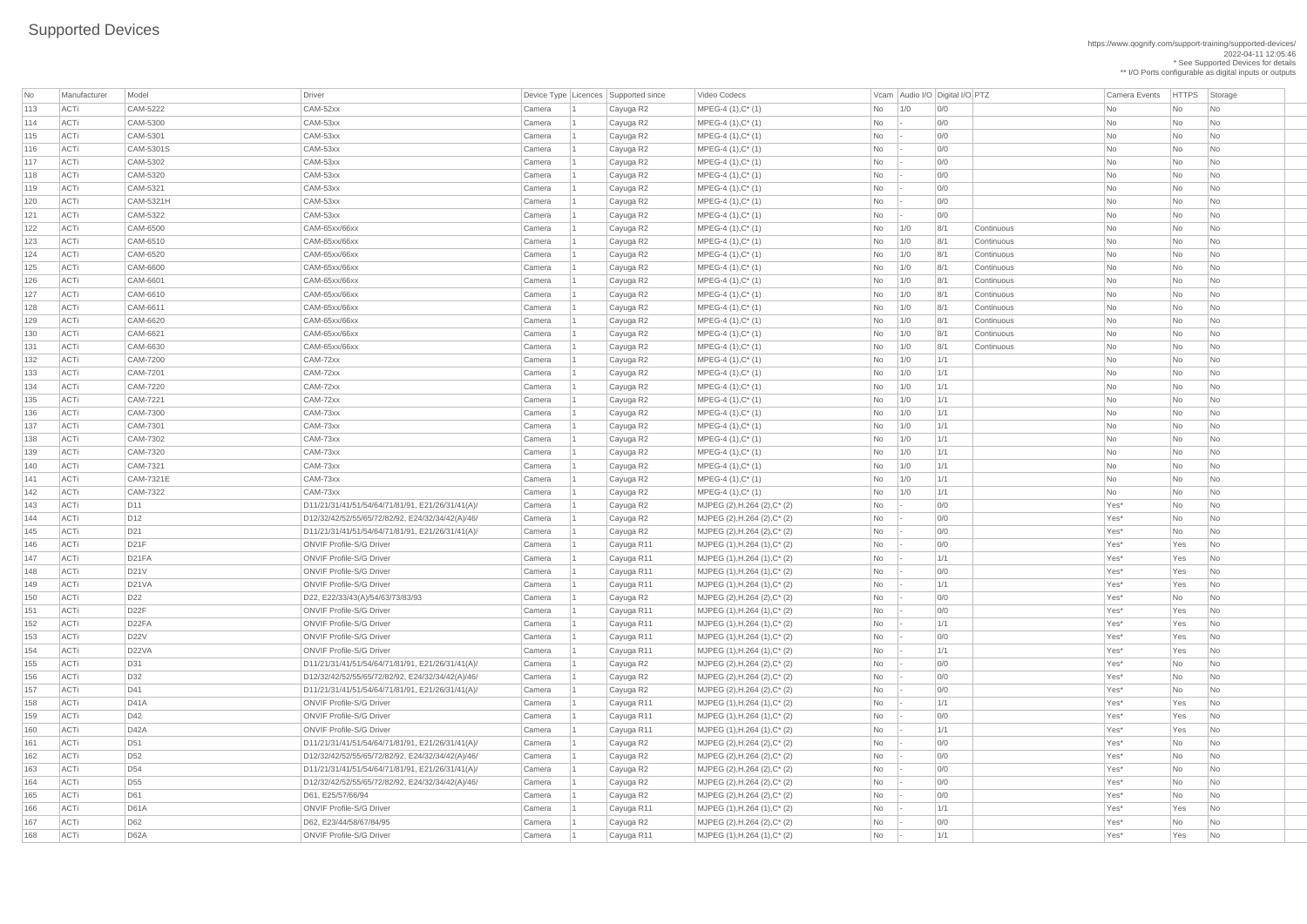# Supported Devices

https://www.qognify.com/support-training/supported-devices/
2022-04-11 12:05:46
* See Supported Devices for details
** I/O Ports configurable as digital inputs or outputs

| No | Manufacturer | Model | Driver | Device Type | Licences | Supported since | Video Codecs | Vcam | Audio I/O | Digital I/O | PTZ | Camera Events | HTTPS | Storage |
|---|---|---|---|---|---|---|---|---|---|---|---|---|---|---|
| 113 | ACTi | CAM-5222 | CAM-52xx | Camera | 1 | Cayuga R2 | MPEG-4 (1),C* (1) | No | 1/0 | 0/0 | | No | No | No |
| 114 | ACTi | CAM-5300 | CAM-53xx | Camera | 1 | Cayuga R2 | MPEG-4 (1),C* (1) | No | - | 0/0 | | No | No | No |
| 115 | ACTi | CAM-5301 | CAM-53xx | Camera | 1 | Cayuga R2 | MPEG-4 (1),C* (1) | No | - | 0/0 | | No | No | No |
| 116 | ACTi | CAM-5301S | CAM-53xx | Camera | 1 | Cayuga R2 | MPEG-4 (1),C* (1) | No | - | 0/0 | | No | No | No |
| 117 | ACTi | CAM-5302 | CAM-53xx | Camera | 1 | Cayuga R2 | MPEG-4 (1),C* (1) | No | - | 0/0 | | No | No | No |
| 118 | ACTi | CAM-5320 | CAM-53xx | Camera | 1 | Cayuga R2 | MPEG-4 (1),C* (1) | No | - | 0/0 | | No | No | No |
| 119 | ACTi | CAM-5321 | CAM-53xx | Camera | 1 | Cayuga R2 | MPEG-4 (1),C* (1) | No | - | 0/0 | | No | No | No |
| 120 | ACTi | CAM-5321H | CAM-53xx | Camera | 1 | Cayuga R2 | MPEG-4 (1),C* (1) | No | - | 0/0 | | No | No | No |
| 121 | ACTi | CAM-5322 | CAM-53xx | Camera | 1 | Cayuga R2 | MPEG-4 (1),C* (1) | No | - | 0/0 | | No | No | No |
| 122 | ACTi | CAM-6500 | CAM-65xx/66xx | Camera | 1 | Cayuga R2 | MPEG-4 (1),C* (1) | No | 1/0 | 8/1 | Continuous | No | No | No |
| 123 | ACTi | CAM-6510 | CAM-65xx/66xx | Camera | 1 | Cayuga R2 | MPEG-4 (1),C* (1) | No | 1/0 | 8/1 | Continuous | No | No | No |
| 124 | ACTi | CAM-6520 | CAM-65xx/66xx | Camera | 1 | Cayuga R2 | MPEG-4 (1),C* (1) | No | 1/0 | 8/1 | Continuous | No | No | No |
| 125 | ACTi | CAM-6600 | CAM-65xx/66xx | Camera | 1 | Cayuga R2 | MPEG-4 (1),C* (1) | No | 1/0 | 8/1 | Continuous | No | No | No |
| 126 | ACTi | CAM-6601 | CAM-65xx/66xx | Camera | 1 | Cayuga R2 | MPEG-4 (1),C* (1) | No | 1/0 | 8/1 | Continuous | No | No | No |
| 127 | ACTi | CAM-6610 | CAM-65xx/66xx | Camera | 1 | Cayuga R2 | MPEG-4 (1),C* (1) | No | 1/0 | 8/1 | Continuous | No | No | No |
| 128 | ACTi | CAM-6611 | CAM-65xx/66xx | Camera | 1 | Cayuga R2 | MPEG-4 (1),C* (1) | No | 1/0 | 8/1 | Continuous | No | No | No |
| 129 | ACTi | CAM-6620 | CAM-65xx/66xx | Camera | 1 | Cayuga R2 | MPEG-4 (1),C* (1) | No | 1/0 | 8/1 | Continuous | No | No | No |
| 130 | ACTi | CAM-6621 | CAM-65xx/66xx | Camera | 1 | Cayuga R2 | MPEG-4 (1),C* (1) | No | 1/0 | 8/1 | Continuous | No | No | No |
| 131 | ACTi | CAM-6630 | CAM-65xx/66xx | Camera | 1 | Cayuga R2 | MPEG-4 (1),C* (1) | No | 1/0 | 8/1 | Continuous | No | No | No |
| 132 | ACTi | CAM-7200 | CAM-72xx | Camera | 1 | Cayuga R2 | MPEG-4 (1),C* (1) | No | 1/0 | 1/1 | | No | No | No |
| 133 | ACTi | CAM-7201 | CAM-72xx | Camera | 1 | Cayuga R2 | MPEG-4 (1),C* (1) | No | 1/0 | 1/1 | | No | No | No |
| 134 | ACTi | CAM-7220 | CAM-72xx | Camera | 1 | Cayuga R2 | MPEG-4 (1),C* (1) | No | 1/0 | 1/1 | | No | No | No |
| 135 | ACTi | CAM-7221 | CAM-72xx | Camera | 1 | Cayuga R2 | MPEG-4 (1),C* (1) | No | 1/0 | 1/1 | | No | No | No |
| 136 | ACTi | CAM-7300 | CAM-73xx | Camera | 1 | Cayuga R2 | MPEG-4 (1),C* (1) | No | 1/0 | 1/1 | | No | No | No |
| 137 | ACTi | CAM-7301 | CAM-73xx | Camera | 1 | Cayuga R2 | MPEG-4 (1),C* (1) | No | 1/0 | 1/1 | | No | No | No |
| 138 | ACTi | CAM-7302 | CAM-73xx | Camera | 1 | Cayuga R2 | MPEG-4 (1),C* (1) | No | 1/0 | 1/1 | | No | No | No |
| 139 | ACTi | CAM-7320 | CAM-73xx | Camera | 1 | Cayuga R2 | MPEG-4 (1),C* (1) | No | 1/0 | 1/1 | | No | No | No |
| 140 | ACTi | CAM-7321 | CAM-73xx | Camera | 1 | Cayuga R2 | MPEG-4 (1),C* (1) | No | 1/0 | 1/1 | | No | No | No |
| 141 | ACTi | CAM-7321E | CAM-73xx | Camera | 1 | Cayuga R2 | MPEG-4 (1),C* (1) | No | 1/0 | 1/1 | | No | No | No |
| 142 | ACTi | CAM-7322 | CAM-73xx | Camera | 1 | Cayuga R2 | MPEG-4 (1),C* (1) | No | 1/0 | 1/1 | | No | No | No |
| 143 | ACTi | D11 | D11/21/31/41/51/54/64/71/81/91, E21/26/31/41(A)/ | Camera | 1 | Cayuga R2 | MJPEG (2),H.264 (2),C* (2) | No | - | 0/0 | | Yes* | No | No |
| 144 | ACTi | D12 | D12/32/42/52/55/65/72/82/92, E24/32/34/42(A)/46/ | Camera | 1 | Cayuga R2 | MJPEG (2),H.264 (2),C* (2) | No | - | 0/0 | | Yes* | No | No |
| 145 | ACTi | D21 | D11/21/31/41/51/54/64/71/81/91, E21/26/31/41(A)/ | Camera | 1 | Cayuga R2 | MJPEG (2),H.264 (2),C* (2) | No | - | 0/0 | | Yes* | No | No |
| 146 | ACTi | D21F | ONVIF Profile-S/G Driver | Camera | 1 | Cayuga R11 | MJPEG (1),H.264 (1),C* (2) | No | - | 0/0 | | Yes* | Yes | No |
| 147 | ACTi | D21FA | ONVIF Profile-S/G Driver | Camera | 1 | Cayuga R11 | MJPEG (1),H.264 (1),C* (2) | No | - | 1/1 | | Yes* | Yes | No |
| 148 | ACTi | D21V | ONVIF Profile-S/G Driver | Camera | 1 | Cayuga R11 | MJPEG (1),H.264 (1),C* (2) | No | - | 0/0 | | Yes* | Yes | No |
| 149 | ACTi | D21VA | ONVIF Profile-S/G Driver | Camera | 1 | Cayuga R11 | MJPEG (1),H.264 (1),C* (2) | No | - | 1/1 | | Yes* | Yes | No |
| 150 | ACTi | D22 | D22, E22/33/43(A)/54/63/73/83/93 | Camera | 1 | Cayuga R2 | MJPEG (2),H.264 (2),C* (2) | No | - | 0/0 | | Yes* | No | No |
| 151 | ACTi | D22F | ONVIF Profile-S/G Driver | Camera | 1 | Cayuga R11 | MJPEG (1),H.264 (1),C* (2) | No | - | 0/0 | | Yes* | Yes | No |
| 152 | ACTi | D22FA | ONVIF Profile-S/G Driver | Camera | 1 | Cayuga R11 | MJPEG (1),H.264 (1),C* (2) | No | - | 1/1 | | Yes* | Yes | No |
| 153 | ACTi | D22V | ONVIF Profile-S/G Driver | Camera | 1 | Cayuga R11 | MJPEG (1),H.264 (1),C* (2) | No | - | 0/0 | | Yes* | Yes | No |
| 154 | ACTi | D22VA | ONVIF Profile-S/G Driver | Camera | 1 | Cayuga R11 | MJPEG (1),H.264 (1),C* (2) | No | - | 1/1 | | Yes* | Yes | No |
| 155 | ACTi | D31 | D11/21/31/41/51/54/64/71/81/91, E21/26/31/41(A)/ | Camera | 1 | Cayuga R2 | MJPEG (2),H.264 (2),C* (2) | No | - | 0/0 | | Yes* | No | No |
| 156 | ACTi | D32 | D12/32/42/52/55/65/72/82/92, E24/32/34/42(A)/46/ | Camera | 1 | Cayuga R2 | MJPEG (2),H.264 (2),C* (2) | No | - | 0/0 | | Yes* | No | No |
| 157 | ACTi | D41 | D11/21/31/41/51/54/64/71/81/91, E21/26/31/41(A)/ | Camera | 1 | Cayuga R2 | MJPEG (2),H.264 (2),C* (2) | No | - | 0/0 | | Yes* | No | No |
| 158 | ACTi | D41A | ONVIF Profile-S/G Driver | Camera | 1 | Cayuga R11 | MJPEG (1),H.264 (1),C* (2) | No | - | 1/1 | | Yes* | Yes | No |
| 159 | ACTi | D42 | ONVIF Profile-S/G Driver | Camera | 1 | Cayuga R11 | MJPEG (1),H.264 (1),C* (2) | No | - | 0/0 | | Yes* | Yes | No |
| 160 | ACTi | D42A | ONVIF Profile-S/G Driver | Camera | 1 | Cayuga R11 | MJPEG (1),H.264 (1),C* (2) | No | - | 1/1 | | Yes* | Yes | No |
| 161 | ACTi | D51 | D11/21/31/41/51/54/64/71/81/91, E21/26/31/41(A)/ | Camera | 1 | Cayuga R2 | MJPEG (2),H.264 (2),C* (2) | No | - | 0/0 | | Yes* | No | No |
| 162 | ACTi | D52 | D12/32/42/52/55/65/72/82/92, E24/32/34/42(A)/46/ | Camera | 1 | Cayuga R2 | MJPEG (2),H.264 (2),C* (2) | No | - | 0/0 | | Yes* | No | No |
| 163 | ACTi | D54 | D11/21/31/41/51/54/64/71/81/91, E21/26/31/41(A)/ | Camera | 1 | Cayuga R2 | MJPEG (2),H.264 (2),C* (2) | No | - | 0/0 | | Yes* | No | No |
| 164 | ACTi | D55 | D12/32/42/52/55/65/72/82/92, E24/32/34/42(A)/46/ | Camera | 1 | Cayuga R2 | MJPEG (2),H.264 (2),C* (2) | No | - | 0/0 | | Yes* | No | No |
| 165 | ACTi | D61 | D61, E25/57/66/94 | Camera | 1 | Cayuga R2 | MJPEG (2),H.264 (2),C* (2) | No | - | 0/0 | | Yes* | No | No |
| 166 | ACTi | D61A | ONVIF Profile-S/G Driver | Camera | 1 | Cayuga R11 | MJPEG (1),H.264 (1),C* (2) | No | - | 1/1 | | Yes* | Yes | No |
| 167 | ACTi | D62 | D62, E23/44/58/67/84/95 | Camera | 1 | Cayuga R2 | MJPEG (2),H.264 (2),C* (2) | No | - | 0/0 | | Yes* | No | No |
| 168 | ACTi | D62A | ONVIF Profile-S/G Driver | Camera | 1 | Cayuga R11 | MJPEG (1),H.264 (1),C* (2) | No | - | 1/1 | | Yes* | Yes | No |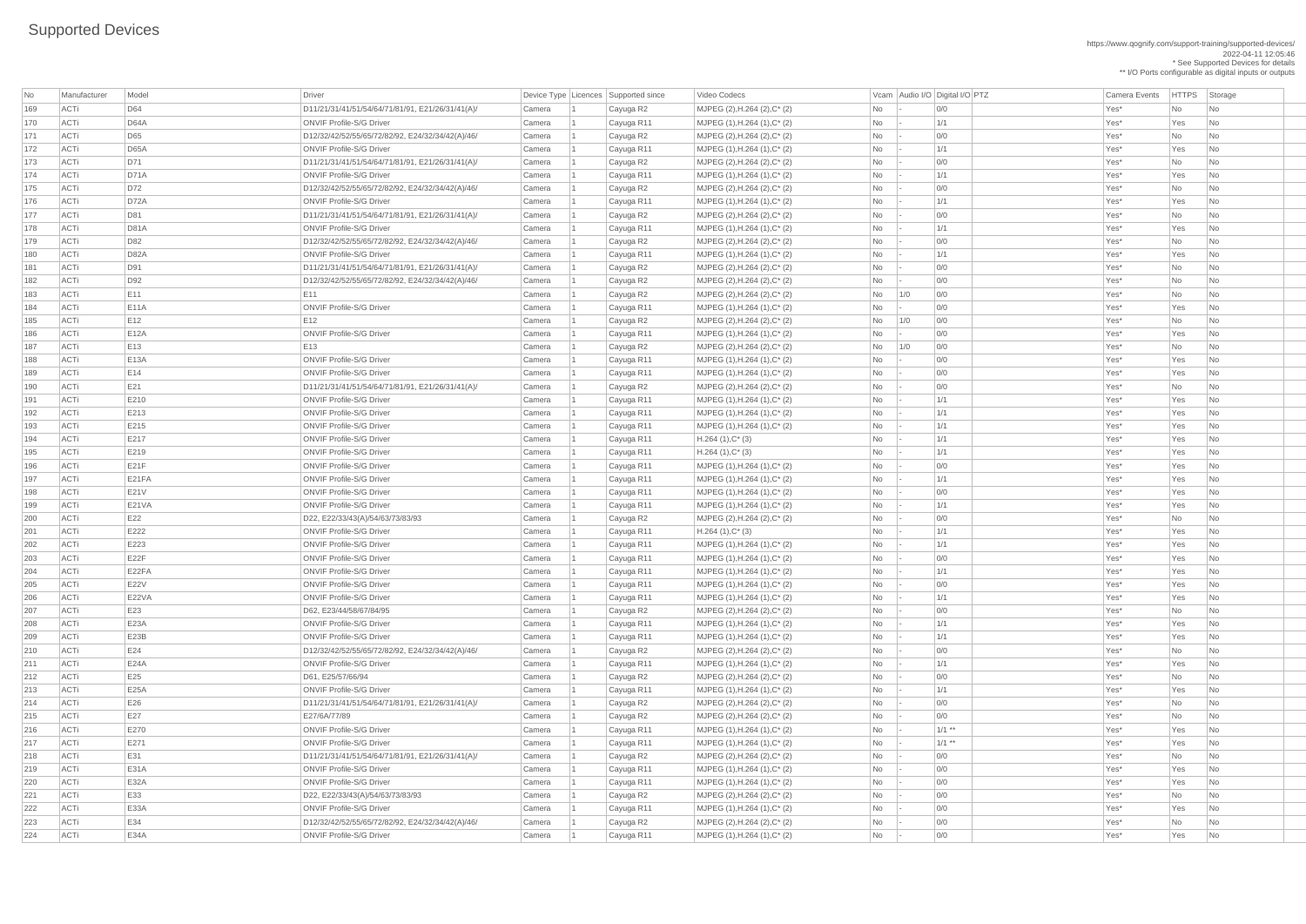# Supported Devices

https://www.qognify.com/support-training/supported-devices/
2022-04-11 12:05:46
* See Supported Devices for details
** I/O Ports configurable as digital inputs or outputs

| No | Manufacturer | Model | Driver | Device Type | Licences | Supported since | Video Codecs | Vcam | Audio I/O | Digital I/O | PTZ | Camera Events | HTTPS | Storage |
|---|---|---|---|---|---|---|---|---|---|---|---|---|---|---|
| 169 | ACTi | D64 | D11/21/31/41/51/54/64/71/81/91, E21/26/31/41(A)/ | Camera | 1 | Cayuga R2 | MJPEG (2),H.264 (2),C* (2) | No | - | 0/0 | | Yes* | No | No |
| 170 | ACTi | D64A | ONVIF Profile-S/G Driver | Camera | 1 | Cayuga R11 | MJPEG (1),H.264 (1),C* (2) | No | - | 1/1 | | Yes* | Yes | No |
| 171 | ACTi | D65 | D12/32/42/52/55/65/72/82/92, E24/32/34/42(A)/46/ | Camera | 1 | Cayuga R2 | MJPEG (2),H.264 (2),C* (2) | No | - | 0/0 | | Yes* | No | No |
| 172 | ACTi | D65A | ONVIF Profile-S/G Driver | Camera | 1 | Cayuga R11 | MJPEG (1),H.264 (1),C* (2) | No | - | 1/1 | | Yes* | Yes | No |
| 173 | ACTi | D71 | D11/21/31/41/51/54/64/71/81/91, E21/26/31/41(A)/ | Camera | 1 | Cayuga R2 | MJPEG (2),H.264 (2),C* (2) | No | - | 0/0 | | Yes* | No | No |
| 174 | ACTi | D71A | ONVIF Profile-S/G Driver | Camera | 1 | Cayuga R11 | MJPEG (1),H.264 (1),C* (2) | No | - | 1/1 | | Yes* | Yes | No |
| 175 | ACTi | D72 | D12/32/42/52/55/65/72/82/92, E24/32/34/42(A)/46/ | Camera | 1 | Cayuga R2 | MJPEG (2),H.264 (2),C* (2) | No | - | 0/0 | | Yes* | No | No |
| 176 | ACTi | D72A | ONVIF Profile-S/G Driver | Camera | 1 | Cayuga R11 | MJPEG (1),H.264 (1),C* (2) | No | - | 1/1 | | Yes* | Yes | No |
| 177 | ACTi | D81 | D11/21/31/41/51/54/64/71/81/91, E21/26/31/41(A)/ | Camera | 1 | Cayuga R2 | MJPEG (2),H.264 (2),C* (2) | No | - | 0/0 | | Yes* | No | No |
| 178 | ACTi | D81A | ONVIF Profile-S/G Driver | Camera | 1 | Cayuga R11 | MJPEG (1),H.264 (1),C* (2) | No | - | 1/1 | | Yes* | Yes | No |
| 179 | ACTi | D82 | D12/32/42/52/55/65/72/82/92, E24/32/34/42(A)/46/ | Camera | 1 | Cayuga R2 | MJPEG (2),H.264 (2),C* (2) | No | - | 0/0 | | Yes* | No | No |
| 180 | ACTi | D82A | ONVIF Profile-S/G Driver | Camera | 1 | Cayuga R11 | MJPEG (1),H.264 (1),C* (2) | No | - | 1/1 | | Yes* | Yes | No |
| 181 | ACTi | D91 | D11/21/31/41/51/54/64/71/81/91, E21/26/31/41(A)/ | Camera | 1 | Cayuga R2 | MJPEG (2),H.264 (2),C* (2) | No | - | 0/0 | | Yes* | No | No |
| 182 | ACTi | D92 | D12/32/42/52/55/65/72/82/92, E24/32/34/42(A)/46/ | Camera | 1 | Cayuga R2 | MJPEG (2),H.264 (2),C* (2) | No | - | 0/0 | | Yes* | No | No |
| 183 | ACTi | E11 | E11 | Camera | 1 | Cayuga R2 | MJPEG (2),H.264 (2),C* (2) | No | 1/0 | 0/0 | | Yes* | No | No |
| 184 | ACTi | E11A | ONVIF Profile-S/G Driver | Camera | 1 | Cayuga R11 | MJPEG (1),H.264 (1),C* (2) | No | - | 0/0 | | Yes* | Yes | No |
| 185 | ACTi | E12 | E12 | Camera | 1 | Cayuga R2 | MJPEG (2),H.264 (2),C* (2) | No | 1/0 | 0/0 | | Yes* | No | No |
| 186 | ACTi | E12A | ONVIF Profile-S/G Driver | Camera | 1 | Cayuga R11 | MJPEG (1),H.264 (1),C* (2) | No | - | 0/0 | | Yes* | Yes | No |
| 187 | ACTi | E13 | E13 | Camera | 1 | Cayuga R2 | MJPEG (2),H.264 (2),C* (2) | No | 1/0 | 0/0 | | Yes* | No | No |
| 188 | ACTi | E13A | ONVIF Profile-S/G Driver | Camera | 1 | Cayuga R11 | MJPEG (1),H.264 (1),C* (2) | No | - | 0/0 | | Yes* | Yes | No |
| 189 | ACTi | E14 | ONVIF Profile-S/G Driver | Camera | 1 | Cayuga R11 | MJPEG (1),H.264 (1),C* (2) | No | - | 0/0 | | Yes* | Yes | No |
| 190 | ACTi | E21 | D11/21/31/41/51/54/64/71/81/91, E21/26/31/41(A)/ | Camera | 1 | Cayuga R2 | MJPEG (2),H.264 (2),C* (2) | No | - | 0/0 | | Yes* | No | No |
| 191 | ACTi | E210 | ONVIF Profile-S/G Driver | Camera | 1 | Cayuga R11 | MJPEG (1),H.264 (1),C* (2) | No | - | 1/1 | | Yes* | Yes | No |
| 192 | ACTi | E213 | ONVIF Profile-S/G Driver | Camera | 1 | Cayuga R11 | MJPEG (1),H.264 (1),C* (2) | No | - | 1/1 | | Yes* | Yes | No |
| 193 | ACTi | E215 | ONVIF Profile-S/G Driver | Camera | 1 | Cayuga R11 | MJPEG (1),H.264 (1),C* (2) | No | - | 1/1 | | Yes* | Yes | No |
| 194 | ACTi | E217 | ONVIF Profile-S/G Driver | Camera | 1 | Cayuga R11 | H.264 (1),C* (3) | No | - | 1/1 | | Yes* | Yes | No |
| 195 | ACTi | E219 | ONVIF Profile-S/G Driver | Camera | 1 | Cayuga R11 | H.264 (1),C* (3) | No | - | 1/1 | | Yes* | Yes | No |
| 196 | ACTi | E21F | ONVIF Profile-S/G Driver | Camera | 1 | Cayuga R11 | MJPEG (1),H.264 (1),C* (2) | No | - | 0/0 | | Yes* | Yes | No |
| 197 | ACTi | E21FA | ONVIF Profile-S/G Driver | Camera | 1 | Cayuga R11 | MJPEG (1),H.264 (1),C* (2) | No | - | 1/1 | | Yes* | Yes | No |
| 198 | ACTi | E21V | ONVIF Profile-S/G Driver | Camera | 1 | Cayuga R11 | MJPEG (1),H.264 (1),C* (2) | No | - | 0/0 | | Yes* | Yes | No |
| 199 | ACTi | E21VA | ONVIF Profile-S/G Driver | Camera | 1 | Cayuga R11 | MJPEG (1),H.264 (1),C* (2) | No | - | 1/1 | | Yes* | Yes | No |
| 200 | ACTi | E22 | D22, E22/33/43(A)/54/63/73/83/93 | Camera | 1 | Cayuga R2 | MJPEG (2),H.264 (2),C* (2) | No | - | 0/0 | | Yes* | No | No |
| 201 | ACTi | E222 | ONVIF Profile-S/G Driver | Camera | 1 | Cayuga R11 | H.264 (1),C* (3) | No | - | 1/1 | | Yes* | Yes | No |
| 202 | ACTi | E223 | ONVIF Profile-S/G Driver | Camera | 1 | Cayuga R11 | MJPEG (1),H.264 (1),C* (2) | No | - | 1/1 | | Yes* | Yes | No |
| 203 | ACTi | E22F | ONVIF Profile-S/G Driver | Camera | 1 | Cayuga R11 | MJPEG (1),H.264 (1),C* (2) | No | - | 0/0 | | Yes* | Yes | No |
| 204 | ACTi | E22FA | ONVIF Profile-S/G Driver | Camera | 1 | Cayuga R11 | MJPEG (1),H.264 (1),C* (2) | No | - | 1/1 | | Yes* | Yes | No |
| 205 | ACTi | E22V | ONVIF Profile-S/G Driver | Camera | 1 | Cayuga R11 | MJPEG (1),H.264 (1),C* (2) | No | - | 0/0 | | Yes* | Yes | No |
| 206 | ACTi | E22VA | ONVIF Profile-S/G Driver | Camera | 1 | Cayuga R11 | MJPEG (1),H.264 (1),C* (2) | No | - | 1/1 | | Yes* | Yes | No |
| 207 | ACTi | E23 | D62, E23/44/58/67/84/95 | Camera | 1 | Cayuga R2 | MJPEG (2),H.264 (2),C* (2) | No | - | 0/0 | | Yes* | No | No |
| 208 | ACTi | E23A | ONVIF Profile-S/G Driver | Camera | 1 | Cayuga R11 | MJPEG (1),H.264 (1),C* (2) | No | - | 1/1 | | Yes* | Yes | No |
| 209 | ACTi | E23B | ONVIF Profile-S/G Driver | Camera | 1 | Cayuga R11 | MJPEG (1),H.264 (1),C* (2) | No | - | 1/1 | | Yes* | Yes | No |
| 210 | ACTi | E24 | D12/32/42/52/55/65/72/82/92, E24/32/34/42(A)/46/ | Camera | 1 | Cayuga R2 | MJPEG (2),H.264 (2),C* (2) | No | - | 0/0 | | Yes* | No | No |
| 211 | ACTi | E24A | ONVIF Profile-S/G Driver | Camera | 1 | Cayuga R11 | MJPEG (1),H.264 (1),C* (2) | No | - | 1/1 | | Yes* | Yes | No |
| 212 | ACTi | E25 | D61, E25/57/66/94 | Camera | 1 | Cayuga R2 | MJPEG (2),H.264 (2),C* (2) | No | - | 0/0 | | Yes* | No | No |
| 213 | ACTi | E25A | ONVIF Profile-S/G Driver | Camera | 1 | Cayuga R11 | MJPEG (1),H.264 (1),C* (2) | No | - | 1/1 | | Yes* | Yes | No |
| 214 | ACTi | E26 | D11/21/31/41/51/54/64/71/81/91, E21/26/31/41(A)/ | Camera | 1 | Cayuga R2 | MJPEG (2),H.264 (2),C* (2) | No | - | 0/0 | | Yes* | No | No |
| 215 | ACTi | E27 | E27/6A/77/89 | Camera | 1 | Cayuga R2 | MJPEG (2),H.264 (2),C* (2) | No | - | 0/0 | | Yes* | No | No |
| 216 | ACTi | E270 | ONVIF Profile-S/G Driver | Camera | 1 | Cayuga R11 | MJPEG (1),H.264 (1),C* (2) | No | - | 1/1 ** | | Yes* | Yes | No |
| 217 | ACTi | E271 | ONVIF Profile-S/G Driver | Camera | 1 | Cayuga R11 | MJPEG (1),H.264 (1),C* (2) | No | - | 1/1 ** | | Yes* | Yes | No |
| 218 | ACTi | E31 | D11/21/31/41/51/54/64/71/81/91, E21/26/31/41(A)/ | Camera | 1 | Cayuga R2 | MJPEG (2),H.264 (2),C* (2) | No | - | 0/0 | | Yes* | No | No |
| 219 | ACTi | E31A | ONVIF Profile-S/G Driver | Camera | 1 | Cayuga R11 | MJPEG (1),H.264 (1),C* (2) | No | - | 0/0 | | Yes* | Yes | No |
| 220 | ACTi | E32A | ONVIF Profile-S/G Driver | Camera | 1 | Cayuga R11 | MJPEG (1),H.264 (1),C* (2) | No | - | 0/0 | | Yes* | Yes | No |
| 221 | ACTi | E33 | D22, E22/33/43(A)/54/63/73/83/93 | Camera | 1 | Cayuga R2 | MJPEG (2),H.264 (2),C* (2) | No | - | 0/0 | | Yes* | No | No |
| 222 | ACTi | E33A | ONVIF Profile-S/G Driver | Camera | 1 | Cayuga R11 | MJPEG (1),H.264 (1),C* (2) | No | - | 0/0 | | Yes* | Yes | No |
| 223 | ACTi | E34 | D12/32/42/52/55/65/72/82/92, E24/32/34/42(A)/46/ | Camera | 1 | Cayuga R2 | MJPEG (2),H.264 (2),C* (2) | No | - | 0/0 | | Yes* | No | No |
| 224 | ACTi | E34A | ONVIF Profile-S/G Driver | Camera | 1 | Cayuga R11 | MJPEG (1),H.264 (1),C* (2) | No | - | 0/0 | | Yes* | Yes | No |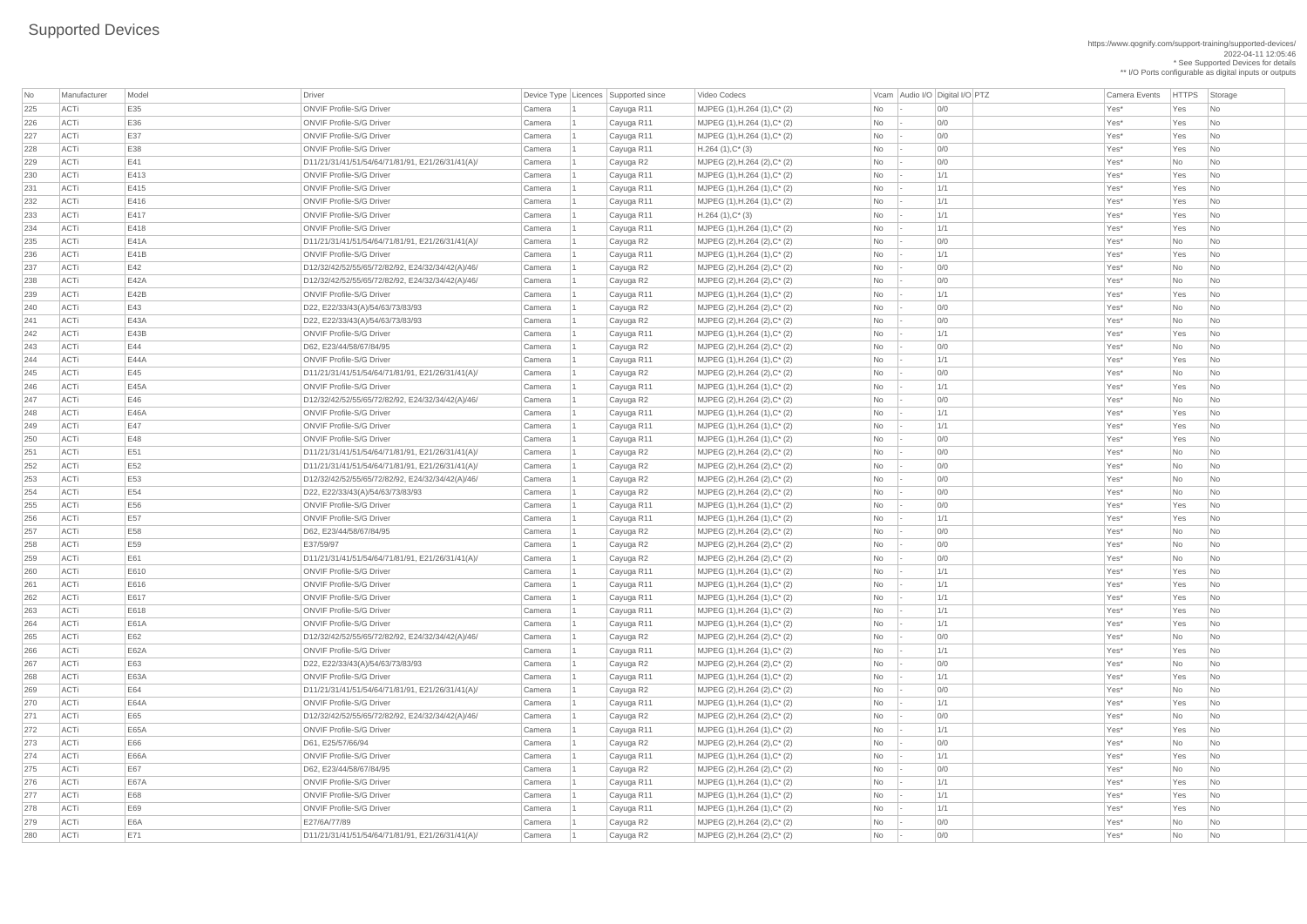# Supported Devices

https://www.qognify.com/support-training/supported-devices/
2022-04-11 12:05:46
* See Supported Devices for details
** I/O Ports configurable as digital inputs or outputs

| No | Manufacturer | Model | Driver | Device Type | Licences | Supported since | Video Codecs | Vcam | Audio I/O | Digital I/O | PTZ | Camera Events | HTTPS | Storage |
|---|---|---|---|---|---|---|---|---|---|---|---|---|---|---|
| 225 | ACTi | E35 | ONVIF Profile-S/G Driver | Camera | 1 | Cayuga R11 | MJPEG (1),H.264 (1),C* (2) | No | - | 0/0 | | Yes* | Yes | No |
| 226 | ACTi | E36 | ONVIF Profile-S/G Driver | Camera | 1 | Cayuga R11 | MJPEG (1),H.264 (1),C* (2) | No | - | 0/0 | | Yes* | Yes | No |
| 227 | ACTi | E37 | ONVIF Profile-S/G Driver | Camera | 1 | Cayuga R11 | MJPEG (1),H.264 (1),C* (2) | No | - | 0/0 | | Yes* | Yes | No |
| 228 | ACTi | E38 | ONVIF Profile-S/G Driver | Camera | 1 | Cayuga R11 | H.264 (1),C* (3) | No | - | 0/0 | | Yes* | Yes | No |
| 229 | ACTi | E41 | D11/21/31/41/51/54/64/71/81/91, E21/26/31/41(A)/ | Camera | 1 | Cayuga R2 | MJPEG (2),H.264 (2),C* (2) | No | - | 0/0 | | Yes* | No | No |
| 230 | ACTi | E413 | ONVIF Profile-S/G Driver | Camera | 1 | Cayuga R11 | MJPEG (1),H.264 (1),C* (2) | No | - | 1/1 | | Yes* | Yes | No |
| 231 | ACTi | E415 | ONVIF Profile-S/G Driver | Camera | 1 | Cayuga R11 | MJPEG (1),H.264 (1),C* (2) | No | - | 1/1 | | Yes* | Yes | No |
| 232 | ACTi | E416 | ONVIF Profile-S/G Driver | Camera | 1 | Cayuga R11 | MJPEG (1),H.264 (1),C* (2) | No | - | 1/1 | | Yes* | Yes | No |
| 233 | ACTi | E417 | ONVIF Profile-S/G Driver | Camera | 1 | Cayuga R11 | H.264 (1),C* (3) | No | - | 1/1 | | Yes* | Yes | No |
| 234 | ACTi | E418 | ONVIF Profile-S/G Driver | Camera | 1 | Cayuga R11 | MJPEG (1),H.264 (1),C* (2) | No | - | 1/1 | | Yes* | Yes | No |
| 235 | ACTi | E41A | D11/21/31/41/51/54/64/71/81/91, E21/26/31/41(A)/ | Camera | 1 | Cayuga R2 | MJPEG (2),H.264 (2),C* (2) | No | - | 0/0 | | Yes* | No | No |
| 236 | ACTi | E41B | ONVIF Profile-S/G Driver | Camera | 1 | Cayuga R11 | MJPEG (1),H.264 (1),C* (2) | No | - | 1/1 | | Yes* | Yes | No |
| 237 | ACTi | E42 | D12/32/42/52/55/65/72/82/92, E24/32/34/42(A)/46/ | Camera | 1 | Cayuga R2 | MJPEG (2),H.264 (2),C* (2) | No | - | 0/0 | | Yes* | No | No |
| 238 | ACTi | E42A | D12/32/42/52/55/65/72/82/92, E24/32/34/42(A)/46/ | Camera | 1 | Cayuga R2 | MJPEG (2),H.264 (2),C* (2) | No | - | 0/0 | | Yes* | No | No |
| 239 | ACTi | E42B | ONVIF Profile-S/G Driver | Camera | 1 | Cayuga R11 | MJPEG (1),H.264 (1),C* (2) | No | - | 1/1 | | Yes* | Yes | No |
| 240 | ACTi | E43 | D22, E22/33/43(A)/54/63/73/83/93 | Camera | 1 | Cayuga R2 | MJPEG (2),H.264 (2),C* (2) | No | - | 0/0 | | Yes* | No | No |
| 241 | ACTi | E43A | D22, E22/33/43(A)/54/63/73/83/93 | Camera | 1 | Cayuga R2 | MJPEG (2),H.264 (2),C* (2) | No | - | 0/0 | | Yes* | No | No |
| 242 | ACTi | E43B | ONVIF Profile-S/G Driver | Camera | 1 | Cayuga R11 | MJPEG (1),H.264 (1),C* (2) | No | - | 1/1 | | Yes* | Yes | No |
| 243 | ACTi | E44 | D62, E23/44/58/67/84/95 | Camera | 1 | Cayuga R2 | MJPEG (2),H.264 (2),C* (2) | No | - | 0/0 | | Yes* | No | No |
| 244 | ACTi | E44A | ONVIF Profile-S/G Driver | Camera | 1 | Cayuga R11 | MJPEG (1),H.264 (1),C* (2) | No | - | 1/1 | | Yes* | Yes | No |
| 245 | ACTi | E45 | D11/21/31/41/51/54/64/71/81/91, E21/26/31/41(A)/ | Camera | 1 | Cayuga R2 | MJPEG (2),H.264 (2),C* (2) | No | - | 0/0 | | Yes* | No | No |
| 246 | ACTi | E45A | ONVIF Profile-S/G Driver | Camera | 1 | Cayuga R11 | MJPEG (1),H.264 (1),C* (2) | No | - | 1/1 | | Yes* | Yes | No |
| 247 | ACTi | E46 | D12/32/42/52/55/65/72/82/92, E24/32/34/42(A)/46/ | Camera | 1 | Cayuga R2 | MJPEG (2),H.264 (2),C* (2) | No | - | 0/0 | | Yes* | No | No |
| 248 | ACTi | E46A | ONVIF Profile-S/G Driver | Camera | 1 | Cayuga R11 | MJPEG (1),H.264 (1),C* (2) | No | - | 1/1 | | Yes* | Yes | No |
| 249 | ACTi | E47 | ONVIF Profile-S/G Driver | Camera | 1 | Cayuga R11 | MJPEG (1),H.264 (1),C* (2) | No | - | 1/1 | | Yes* | Yes | No |
| 250 | ACTi | E48 | ONVIF Profile-S/G Driver | Camera | 1 | Cayuga R11 | MJPEG (1),H.264 (1),C* (2) | No | - | 0/0 | | Yes* | Yes | No |
| 251 | ACTi | E51 | D11/21/31/41/51/54/64/71/81/91, E21/26/31/41(A)/ | Camera | 1 | Cayuga R2 | MJPEG (2),H.264 (2),C* (2) | No | - | 0/0 | | Yes* | No | No |
| 252 | ACTi | E52 | D11/21/31/41/51/54/64/71/81/91, E21/26/31/41(A)/ | Camera | 1 | Cayuga R2 | MJPEG (2),H.264 (2),C* (2) | No | - | 0/0 | | Yes* | No | No |
| 253 | ACTi | E53 | D12/32/42/52/55/65/72/82/92, E24/32/34/42(A)/46/ | Camera | 1 | Cayuga R2 | MJPEG (2),H.264 (2),C* (2) | No | - | 0/0 | | Yes* | No | No |
| 254 | ACTi | E54 | D22, E22/33/43(A)/54/63/73/83/93 | Camera | 1 | Cayuga R2 | MJPEG (2),H.264 (2),C* (2) | No | - | 0/0 | | Yes* | No | No |
| 255 | ACTi | E56 | ONVIF Profile-S/G Driver | Camera | 1 | Cayuga R11 | MJPEG (1),H.264 (1),C* (2) | No | - | 0/0 | | Yes* | Yes | No |
| 256 | ACTi | E57 | ONVIF Profile-S/G Driver | Camera | 1 | Cayuga R11 | MJPEG (1),H.264 (1),C* (2) | No | - | 1/1 | | Yes* | Yes | No |
| 257 | ACTi | E58 | D62, E23/44/58/67/84/95 | Camera | 1 | Cayuga R2 | MJPEG (2),H.264 (2),C* (2) | No | - | 0/0 | | Yes* | No | No |
| 258 | ACTi | E59 | E37/59/97 | Camera | 1 | Cayuga R2 | MJPEG (2),H.264 (2),C* (2) | No | - | 0/0 | | Yes* | No | No |
| 259 | ACTi | E61 | D11/21/31/41/51/54/64/71/81/91, E21/26/31/41(A)/ | Camera | 1 | Cayuga R2 | MJPEG (2),H.264 (2),C* (2) | No | - | 0/0 | | Yes* | No | No |
| 260 | ACTi | E610 | ONVIF Profile-S/G Driver | Camera | 1 | Cayuga R11 | MJPEG (1),H.264 (1),C* (2) | No | - | 1/1 | | Yes* | Yes | No |
| 261 | ACTi | E616 | ONVIF Profile-S/G Driver | Camera | 1 | Cayuga R11 | MJPEG (1),H.264 (1),C* (2) | No | - | 1/1 | | Yes* | Yes | No |
| 262 | ACTi | E617 | ONVIF Profile-S/G Driver | Camera | 1 | Cayuga R11 | MJPEG (1),H.264 (1),C* (2) | No | - | 1/1 | | Yes* | Yes | No |
| 263 | ACTi | E618 | ONVIF Profile-S/G Driver | Camera | 1 | Cayuga R11 | MJPEG (1),H.264 (1),C* (2) | No | - | 1/1 | | Yes* | Yes | No |
| 264 | ACTi | E61A | ONVIF Profile-S/G Driver | Camera | 1 | Cayuga R11 | MJPEG (1),H.264 (1),C* (2) | No | - | 1/1 | | Yes* | Yes | No |
| 265 | ACTi | E62 | D12/32/42/52/55/65/72/82/92, E24/32/34/42(A)/46/ | Camera | 1 | Cayuga R2 | MJPEG (2),H.264 (2),C* (2) | No | - | 0/0 | | Yes* | No | No |
| 266 | ACTi | E62A | ONVIF Profile-S/G Driver | Camera | 1 | Cayuga R11 | MJPEG (1),H.264 (1),C* (2) | No | - | 1/1 | | Yes* | Yes | No |
| 267 | ACTi | E63 | D22, E22/33/43(A)/54/63/73/83/93 | Camera | 1 | Cayuga R2 | MJPEG (2),H.264 (2),C* (2) | No | - | 0/0 | | Yes* | No | No |
| 268 | ACTi | E63A | ONVIF Profile-S/G Driver | Camera | 1 | Cayuga R11 | MJPEG (1),H.264 (1),C* (2) | No | - | 1/1 | | Yes* | Yes | No |
| 269 | ACTi | E64 | D11/21/31/41/51/54/64/71/81/91, E21/26/31/41(A)/ | Camera | 1 | Cayuga R2 | MJPEG (2),H.264 (2),C* (2) | No | - | 0/0 | | Yes* | No | No |
| 270 | ACTi | E64A | ONVIF Profile-S/G Driver | Camera | 1 | Cayuga R11 | MJPEG (1),H.264 (1),C* (2) | No | - | 1/1 | | Yes* | Yes | No |
| 271 | ACTi | E65 | D12/32/42/52/55/65/72/82/92, E24/32/34/42(A)/46/ | Camera | 1 | Cayuga R2 | MJPEG (2),H.264 (2),C* (2) | No | - | 0/0 | | Yes* | No | No |
| 272 | ACTi | E65A | ONVIF Profile-S/G Driver | Camera | 1 | Cayuga R11 | MJPEG (1),H.264 (1),C* (2) | No | - | 1/1 | | Yes* | Yes | No |
| 273 | ACTi | E66 | D61, E25/57/66/94 | Camera | 1 | Cayuga R2 | MJPEG (2),H.264 (2),C* (2) | No | - | 0/0 | | Yes* | No | No |
| 274 | ACTi | E66A | ONVIF Profile-S/G Driver | Camera | 1 | Cayuga R11 | MJPEG (1),H.264 (1),C* (2) | No | - | 1/1 | | Yes* | Yes | No |
| 275 | ACTi | E67 | D62, E23/44/58/67/84/95 | Camera | 1 | Cayuga R2 | MJPEG (2),H.264 (2),C* (2) | No | - | 0/0 | | Yes* | No | No |
| 276 | ACTi | E67A | ONVIF Profile-S/G Driver | Camera | 1 | Cayuga R11 | MJPEG (1),H.264 (1),C* (2) | No | - | 1/1 | | Yes* | Yes | No |
| 277 | ACTi | E68 | ONVIF Profile-S/G Driver | Camera | 1 | Cayuga R11 | MJPEG (1),H.264 (1),C* (2) | No | - | 1/1 | | Yes* | Yes | No |
| 278 | ACTi | E69 | ONVIF Profile-S/G Driver | Camera | 1 | Cayuga R11 | MJPEG (1),H.264 (1),C* (2) | No | - | 1/1 | | Yes* | Yes | No |
| 279 | ACTi | E6A | E27/6A/77/89 | Camera | 1 | Cayuga R2 | MJPEG (2),H.264 (2),C* (2) | No | - | 0/0 | | Yes* | No | No |
| 280 | ACTi | E71 | D11/21/31/41/51/54/64/71/81/91, E21/26/31/41(A)/ | Camera | 1 | Cayuga R2 | MJPEG (2),H.264 (2),C* (2) | No | - | 0/0 | | Yes* | No | No |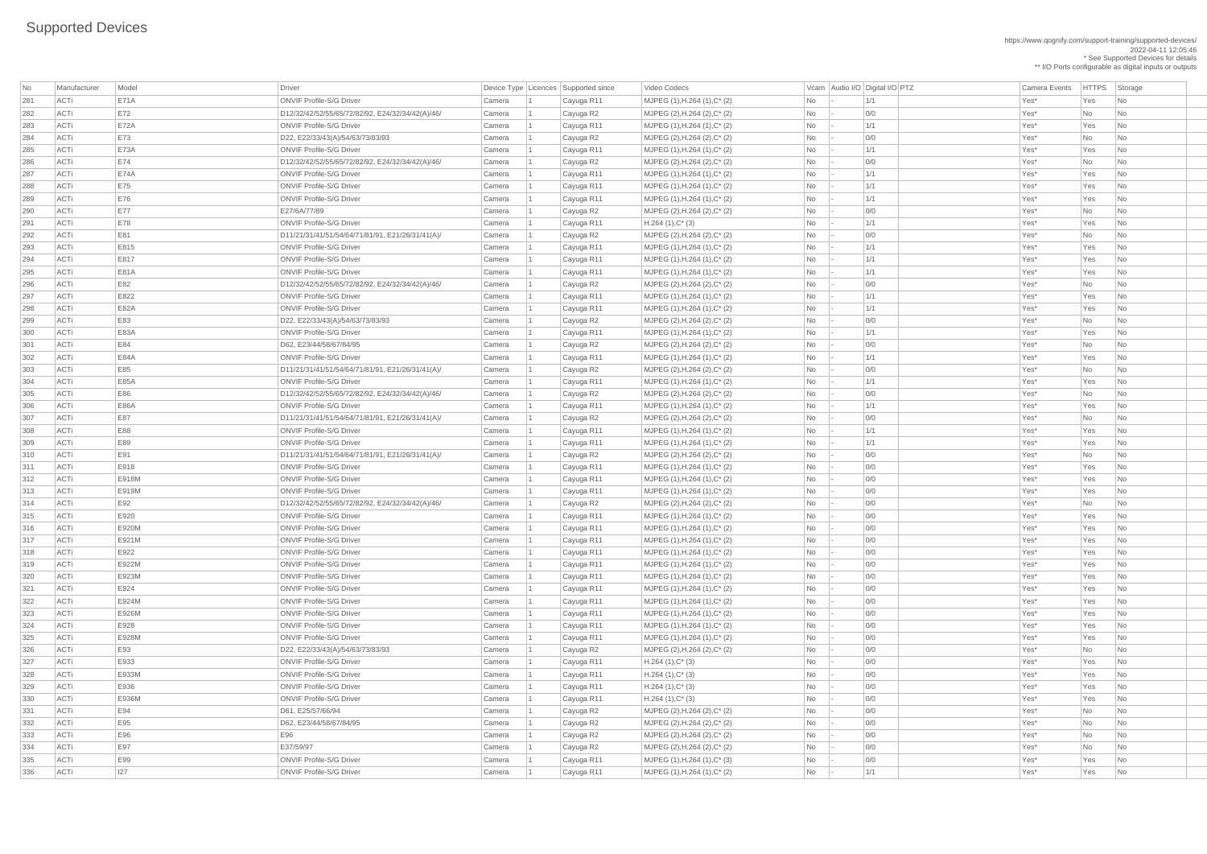# Supported Devices

https://www.qognify.com/support-training/supported-devices/
2022-04-11 12:05:46
* See Supported Devices for details
** I/O Ports configurable as digital inputs or outputs

| No | Manufacturer | Model | Driver | Device Type | Licences | Supported since | Video Codecs | Vcam | Audio I/O | Digital I/O | PTZ | Camera Events | HTTPS | Storage |
|---|---|---|---|---|---|---|---|---|---|---|---|---|---|---|
| 281 | ACTi | E71A | ONVIF Profile-S/G Driver | Camera | 1 | Cayuga R11 | MJPEG (1),H.264 (1),C* (2) | No | - | 1/1 | | Yes* | Yes | No |
| 282 | ACTi | E72 | D12/32/42/52/55/65/72/82/92, E24/32/34/42(A)/46/ | Camera | 1 | Cayuga R2 | MJPEG (2),H.264 (2),C* (2) | No | - | 0/0 | | Yes* | No | No |
| 283 | ACTi | E72A | ONVIF Profile-S/G Driver | Camera | 1 | Cayuga R11 | MJPEG (1),H.264 (1),C* (2) | No | - | 1/1 | | Yes* | Yes | No |
| 284 | ACTi | E73 | D22, E22/33/43(A)/54/63/73/83/93 | Camera | 1 | Cayuga R2 | MJPEG (2),H.264 (2),C* (2) | No | - | 0/0 | | Yes* | No | No |
| 285 | ACTi | E73A | ONVIF Profile-S/G Driver | Camera | 1 | Cayuga R11 | MJPEG (1),H.264 (1),C* (2) | No | - | 1/1 | | Yes* | Yes | No |
| 286 | ACTi | E74 | D12/32/42/52/55/65/72/82/92, E24/32/34/42(A)/46/ | Camera | 1 | Cayuga R2 | MJPEG (2),H.264 (2),C* (2) | No | - | 0/0 | | Yes* | No | No |
| 287 | ACTi | E74A | ONVIF Profile-S/G Driver | Camera | 1 | Cayuga R11 | MJPEG (1),H.264 (1),C* (2) | No | - | 1/1 | | Yes* | Yes | No |
| 288 | ACTi | E75 | ONVIF Profile-S/G Driver | Camera | 1 | Cayuga R11 | MJPEG (1),H.264 (1),C* (2) | No | - | 1/1 | | Yes* | Yes | No |
| 289 | ACTi | E76 | ONVIF Profile-S/G Driver | Camera | 1 | Cayuga R11 | MJPEG (1),H.264 (1),C* (2) | No | - | 1/1 | | Yes* | Yes | No |
| 290 | ACTi | E77 | E27/6A/77/89 | Camera | 1 | Cayuga R2 | MJPEG (2),H.264 (2),C* (2) | No | - | 0/0 | | Yes* | No | No |
| 291 | ACTi | E78 | ONVIF Profile-S/G Driver | Camera | 1 | Cayuga R11 | H.264 (1),C* (3) | No | - | 1/1 | | Yes* | Yes | No |
| 292 | ACTi | E81 | D11/21/31/41/51/54/64/71/81/91, E21/26/31/41(A)/ | Camera | 1 | Cayuga R2 | MJPEG (2),H.264 (2),C* (2) | No | - | 0/0 | | Yes* | No | No |
| 293 | ACTi | E815 | ONVIF Profile-S/G Driver | Camera | 1 | Cayuga R11 | MJPEG (1),H.264 (1),C* (2) | No | - | 1/1 | | Yes* | Yes | No |
| 294 | ACTi | E817 | ONVIF Profile-S/G Driver | Camera | 1 | Cayuga R11 | MJPEG (1),H.264 (1),C* (2) | No | - | 1/1 | | Yes* | Yes | No |
| 295 | ACTi | E81A | ONVIF Profile-S/G Driver | Camera | 1 | Cayuga R11 | MJPEG (1),H.264 (1),C* (2) | No | - | 1/1 | | Yes* | Yes | No |
| 296 | ACTi | E82 | D12/32/42/52/55/65/72/82/92, E24/32/34/42(A)/46/ | Camera | 1 | Cayuga R2 | MJPEG (2),H.264 (2),C* (2) | No | - | 0/0 | | Yes* | No | No |
| 297 | ACTi | E822 | ONVIF Profile-S/G Driver | Camera | 1 | Cayuga R11 | MJPEG (1),H.264 (1),C* (2) | No | - | 1/1 | | Yes* | Yes | No |
| 298 | ACTi | E82A | ONVIF Profile-S/G Driver | Camera | 1 | Cayuga R11 | MJPEG (1),H.264 (1),C* (2) | No | - | 1/1 | | Yes* | Yes | No |
| 299 | ACTi | E83 | D22, E22/33/43(A)/54/63/73/83/93 | Camera | 1 | Cayuga R2 | MJPEG (2),H.264 (2),C* (2) | No | - | 0/0 | | Yes* | No | No |
| 300 | ACTi | E83A | ONVIF Profile-S/G Driver | Camera | 1 | Cayuga R11 | MJPEG (1),H.264 (1),C* (2) | No | - | 1/1 | | Yes* | Yes | No |
| 301 | ACTi | E84 | D62, E23/44/58/67/84/95 | Camera | 1 | Cayuga R2 | MJPEG (2),H.264 (2),C* (2) | No | - | 0/0 | | Yes* | No | No |
| 302 | ACTi | E84A | ONVIF Profile-S/G Driver | Camera | 1 | Cayuga R11 | MJPEG (1),H.264 (1),C* (2) | No | - | 1/1 | | Yes* | Yes | No |
| 303 | ACTi | E85 | D11/21/31/41/51/54/64/71/81/91, E21/26/31/41(A)/ | Camera | 1 | Cayuga R2 | MJPEG (2),H.264 (2),C* (2) | No | - | 0/0 | | Yes* | No | No |
| 304 | ACTi | E85A | ONVIF Profile-S/G Driver | Camera | 1 | Cayuga R11 | MJPEG (1),H.264 (1),C* (2) | No | - | 1/1 | | Yes* | Yes | No |
| 305 | ACTi | E86 | D12/32/42/52/55/65/72/82/92, E24/32/34/42(A)/46/ | Camera | 1 | Cayuga R2 | MJPEG (2),H.264 (2),C* (2) | No | - | 0/0 | | Yes* | No | No |
| 306 | ACTi | E86A | ONVIF Profile-S/G Driver | Camera | 1 | Cayuga R11 | MJPEG (1),H.264 (1),C* (2) | No | - | 1/1 | | Yes* | Yes | No |
| 307 | ACTi | E87 | D11/21/31/41/51/54/64/71/81/91, E21/26/31/41(A)/ | Camera | 1 | Cayuga R2 | MJPEG (2),H.264 (2),C* (2) | No | - | 0/0 | | Yes* | No | No |
| 308 | ACTi | E88 | ONVIF Profile-S/G Driver | Camera | 1 | Cayuga R11 | MJPEG (1),H.264 (1),C* (2) | No | - | 1/1 | | Yes* | Yes | No |
| 309 | ACTi | E89 | ONVIF Profile-S/G Driver | Camera | 1 | Cayuga R11 | MJPEG (1),H.264 (1),C* (2) | No | - | 1/1 | | Yes* | Yes | No |
| 310 | ACTi | E91 | D11/21/31/41/51/54/64/71/81/91, E21/26/31/41(A)/ | Camera | 1 | Cayuga R2 | MJPEG (2),H.264 (2),C* (2) | No | - | 0/0 | | Yes* | No | No |
| 311 | ACTi | E918 | ONVIF Profile-S/G Driver | Camera | 1 | Cayuga R11 | MJPEG (1),H.264 (1),C* (2) | No | - | 0/0 | | Yes* | Yes | No |
| 312 | ACTi | E918M | ONVIF Profile-S/G Driver | Camera | 1 | Cayuga R11 | MJPEG (1),H.264 (1),C* (2) | No | - | 0/0 | | Yes* | Yes | No |
| 313 | ACTi | E919M | ONVIF Profile-S/G Driver | Camera | 1 | Cayuga R11 | MJPEG (1),H.264 (1),C* (2) | No | - | 0/0 | | Yes* | Yes | No |
| 314 | ACTi | E92 | D12/32/42/52/55/65/72/82/92, E24/32/34/42(A)/46/ | Camera | 1 | Cayuga R2 | MJPEG (2),H.264 (2),C* (2) | No | - | 0/0 | | Yes* | No | No |
| 315 | ACTi | E920 | ONVIF Profile-S/G Driver | Camera | 1 | Cayuga R11 | MJPEG (1),H.264 (1),C* (2) | No | - | 0/0 | | Yes* | Yes | No |
| 316 | ACTi | E920M | ONVIF Profile-S/G Driver | Camera | 1 | Cayuga R11 | MJPEG (1),H.264 (1),C* (2) | No | - | 0/0 | | Yes* | Yes | No |
| 317 | ACTi | E921M | ONVIF Profile-S/G Driver | Camera | 1 | Cayuga R11 | MJPEG (1),H.264 (1),C* (2) | No | - | 0/0 | | Yes* | Yes | No |
| 318 | ACTi | E922 | ONVIF Profile-S/G Driver | Camera | 1 | Cayuga R11 | MJPEG (1),H.264 (1),C* (2) | No | - | 0/0 | | Yes* | Yes | No |
| 319 | ACTi | E922M | ONVIF Profile-S/G Driver | Camera | 1 | Cayuga R11 | MJPEG (1),H.264 (1),C* (2) | No | - | 0/0 | | Yes* | Yes | No |
| 320 | ACTi | E923M | ONVIF Profile-S/G Driver | Camera | 1 | Cayuga R11 | MJPEG (1),H.264 (1),C* (2) | No | - | 0/0 | | Yes* | Yes | No |
| 321 | ACTi | E924 | ONVIF Profile-S/G Driver | Camera | 1 | Cayuga R11 | MJPEG (1),H.264 (1),C* (2) | No | - | 0/0 | | Yes* | Yes | No |
| 322 | ACTi | E924M | ONVIF Profile-S/G Driver | Camera | 1 | Cayuga R11 | MJPEG (1),H.264 (1),C* (2) | No | - | 0/0 | | Yes* | Yes | No |
| 323 | ACTi | E926M | ONVIF Profile-S/G Driver | Camera | 1 | Cayuga R11 | MJPEG (1),H.264 (1),C* (2) | No | - | 0/0 | | Yes* | Yes | No |
| 324 | ACTi | E928 | ONVIF Profile-S/G Driver | Camera | 1 | Cayuga R11 | MJPEG (1),H.264 (1),C* (2) | No | - | 0/0 | | Yes* | Yes | No |
| 325 | ACTi | E928M | ONVIF Profile-S/G Driver | Camera | 1 | Cayuga R11 | MJPEG (1),H.264 (1),C* (2) | No | - | 0/0 | | Yes* | Yes | No |
| 326 | ACTi | E93 | D22, E22/33/43(A)/54/63/73/83/93 | Camera | 1 | Cayuga R2 | MJPEG (2),H.264 (2),C* (2) | No | - | 0/0 | | Yes* | No | No |
| 327 | ACTi | E933 | ONVIF Profile-S/G Driver | Camera | 1 | Cayuga R11 | H.264 (1),C* (3) | No | - | 0/0 | | Yes* | Yes | No |
| 328 | ACTi | E933M | ONVIF Profile-S/G Driver | Camera | 1 | Cayuga R11 | H.264 (1),C* (3) | No | - | 0/0 | | Yes* | Yes | No |
| 329 | ACTi | E936 | ONVIF Profile-S/G Driver | Camera | 1 | Cayuga R11 | H.264 (1),C* (3) | No | - | 0/0 | | Yes* | Yes | No |
| 330 | ACTi | E936M | ONVIF Profile-S/G Driver | Camera | 1 | Cayuga R11 | H.264 (1),C* (3) | No | - | 0/0 | | Yes* | Yes | No |
| 331 | ACTi | E94 | D61, E25/57/66/94 | Camera | 1 | Cayuga R2 | MJPEG (2),H.264 (2),C* (2) | No | - | 0/0 | | Yes* | No | No |
| 332 | ACTi | E95 | D62, E23/44/58/67/84/95 | Camera | 1 | Cayuga R2 | MJPEG (2),H.264 (2),C* (2) | No | - | 0/0 | | Yes* | No | No |
| 333 | ACTi | E96 | E96 | Camera | 1 | Cayuga R2 | MJPEG (2),H.264 (2),C* (2) | No | - | 0/0 | | Yes* | No | No |
| 334 | ACTi | E97 | E37/59/97 | Camera | 1 | Cayuga R2 | MJPEG (2),H.264 (2),C* (2) | No | - | 0/0 | | Yes* | No | No |
| 335 | ACTi | E99 | ONVIF Profile-S/G Driver | Camera | 1 | Cayuga R11 | MJPEG (1),H.264 (1),C* (3) | No | - | 0/0 | | Yes* | Yes | No |
| 336 | ACTi | I27 | ONVIF Profile-S/G Driver | Camera | 1 | Cayuga R11 | MJPEG (1),H.264 (1),C* (2) | No | - | 1/1 | | Yes* | Yes | No |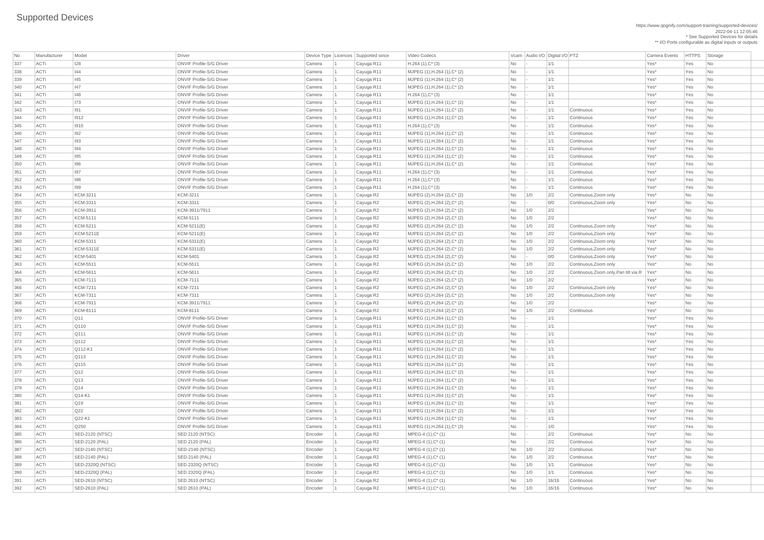# Supported Devices

https://www.qognify.com/support-training/supported-devices/
2022-04-11 12:05:46
* See Supported Devices for details
** I/O Ports configurable as digital inputs or outputs

| No | Manufacturer | Model | Driver | Device Type | Licences | Supported since | Video Codecs | Vcam | Audio I/O | Digital I/O | PTZ | Camera Events | HTTPS | Storage |
|---|---|---|---|---|---|---|---|---|---|---|---|---|---|---|
| 337 | ACTi | I28 | ONVIF Profile-S/G Driver | Camera | 1 | Cayuga R11 | H.264 (1),C* (3) | No | - | 1/1 | | Yes* | Yes | No |
| 338 | ACTi | I44 | ONVIF Profile-S/G Driver | Camera | 1 | Cayuga R11 | MJPEG (1),H.264 (1),C* (2) | No | - | 1/1 | | Yes* | Yes | No |
| 339 | ACTi | I45 | ONVIF Profile-S/G Driver | Camera | 1 | Cayuga R11 | MJPEG (1),H.264 (1),C* (2) | No | - | 1/1 | | Yes* | Yes | No |
| 340 | ACTi | I47 | ONVIF Profile-S/G Driver | Camera | 1 | Cayuga R11 | MJPEG (1),H.264 (1),C* (2) | No | - | 1/1 | | Yes* | Yes | No |
| 341 | ACTi | I48 | ONVIF Profile-S/G Driver | Camera | 1 | Cayuga R11 | H.264 (1),C* (3) | No | - | 1/1 | | Yes* | Yes | No |
| 342 | ACTi | I73 | ONVIF Profile-S/G Driver | Camera | 1 | Cayuga R11 | MJPEG (1),H.264 (1),C* (2) | No | - | 1/1 | | Yes* | Yes | No |
| 343 | ACTi | I91 | ONVIF Profile-S/G Driver | Camera | 1 | Cayuga R11 | MJPEG (1),H.264 (1),C* (2) | No | - | 1/1 | Continuous | Yes* | Yes | No |
| 344 | ACTi | I912 | ONVIF Profile-S/G Driver | Camera | 1 | Cayuga R11 | MJPEG (1),H.264 (1),C* (2) | No | - | 1/1 | Continuous | Yes* | Yes | No |
| 345 | ACTi | I915 | ONVIF Profile-S/G Driver | Camera | 1 | Cayuga R11 | H.264 (1),C* (3) | No | - | 1/1 | Continuous | Yes* | Yes | No |
| 346 | ACTi | I92 | ONVIF Profile-S/G Driver | Camera | 1 | Cayuga R11 | MJPEG (1),H.264 (1),C* (2) | No | - | 1/1 | Continuous | Yes* | Yes | No |
| 347 | ACTi | I93 | ONVIF Profile-S/G Driver | Camera | 1 | Cayuga R11 | MJPEG (1),H.264 (1),C* (2) | No | - | 1/1 | Continuous | Yes* | Yes | No |
| 348 | ACTi | I94 | ONVIF Profile-S/G Driver | Camera | 1 | Cayuga R11 | MJPEG (1),H.264 (1),C* (2) | No | - | 1/1 | Continuous | Yes* | Yes | No |
| 349 | ACTi | I95 | ONVIF Profile-S/G Driver | Camera | 1 | Cayuga R11 | MJPEG (1),H.264 (1),C* (2) | No | - | 1/1 | Continuous | Yes* | Yes | No |
| 350 | ACTi | I96 | ONVIF Profile-S/G Driver | Camera | 1 | Cayuga R11 | MJPEG (1),H.264 (1),C* (2) | No | - | 1/1 | Continuous | Yes* | Yes | No |
| 351 | ACTi | I97 | ONVIF Profile-S/G Driver | Camera | 1 | Cayuga R11 | H.264 (1),C* (3) | No | - | 1/1 | Continuous | Yes* | Yes | No |
| 352 | ACTi | I98 | ONVIF Profile-S/G Driver | Camera | 1 | Cayuga R11 | H.264 (1),C* (3) | No | - | 1/1 | Continuous | Yes* | Yes | No |
| 353 | ACTi | I99 | ONVIF Profile-S/G Driver | Camera | 1 | Cayuga R11 | H.264 (1),C* (3) | No | - | 1/1 | Continuous | Yes* | Yes | No |
| 354 | ACTi | KCM-3211 | KCM-3211 | Camera | 1 | Cayuga R2 | MJPEG (2),H.264 (2),C* (2) | No | 1/0 | 2/2 | Continuous,Zoom only | Yes* | No | No |
| 355 | ACTi | KCM-3311 | KCM-3311 | Camera | 1 | Cayuga R2 | MJPEG (2),H.264 (2),C* (2) | No | - | 0/0 | Continuous,Zoom only | Yes* | No | No |
| 356 | ACTi | KCM-3911 | KCM-3911/7911 | Camera | 1 | Cayuga R2 | MJPEG (2),H.264 (2),C* (2) | No | 1/0 | 2/2 | | Yes* | No | No |
| 357 | ACTi | KCM-5111 | KCM-5111 | Camera | 1 | Cayuga R2 | MJPEG (2),H.264 (2),C* (2) | No | 1/0 | 2/2 | | Yes* | No | No |
| 358 | ACTi | KCM-5211 | KCM-5211(E) | Camera | 1 | Cayuga R2 | MJPEG (2),H.264 (2),C* (2) | No | 1/0 | 2/2 | Continuous,Zoom only | Yes* | No | No |
| 359 | ACTi | KCM-5211E | KCM-5211(E) | Camera | 1 | Cayuga R2 | MJPEG (2),H.264 (2),C* (2) | No | 1/0 | 2/2 | Continuous,Zoom only | Yes* | No | No |
| 360 | ACTi | KCM-5311 | KCM-5311(E) | Camera | 1 | Cayuga R2 | MJPEG (2),H.264 (2),C* (2) | No | 1/0 | 2/2 | Continuous,Zoom only | Yes* | No | No |
| 361 | ACTi | KCM-5311E | KCM-5311(E) | Camera | 1 | Cayuga R2 | MJPEG (2),H.264 (2),C* (2) | No | 1/0 | 2/2 | Continuous,Zoom only | Yes* | No | No |
| 362 | ACTi | KCM-5401 | KCM-5401 | Camera | 1 | Cayuga R2 | MJPEG (2),H.264 (2),C* (2) | No | - | 0/0 | Continuous,Zoom only | Yes* | No | No |
| 363 | ACTi | KCM-5511 | KCM-5511 | Camera | 1 | Cayuga R2 | MJPEG (2),H.264 (2),C* (2) | No | 1/0 | 2/2 | Continuous,Zoom only | Yes* | No | No |
| 364 | ACTi | KCM-5611 | KCM-5611 | Camera | 1 | Cayuga R2 | MJPEG (2),H.264 (2),C* (2) | No | 1/0 | 2/2 | Continuous,Zoom only,Pan tilt via R | Yes* | No | No |
| 365 | ACTi | KCM-7111 | KCM-7111 | Camera | 1 | Cayuga R2 | MJPEG (2),H.264 (2),C* (2) | No | 1/0 | 2/2 | | Yes* | No | No |
| 366 | ACTi | KCM-7211 | KCM-7211 | Camera | 1 | Cayuga R2 | MJPEG (2),H.264 (2),C* (2) | No | 1/0 | 2/2 | Continuous,Zoom only | Yes* | No | No |
| 367 | ACTi | KCM-7311 | KCM-7311 | Camera | 1 | Cayuga R2 | MJPEG (2),H.264 (2),C* (2) | No | 1/0 | 2/2 | Continuous,Zoom only | Yes* | No | No |
| 368 | ACTi | KCM-7911 | KCM-3911/7911 | Camera | 1 | Cayuga R2 | MJPEG (2),H.264 (2),C* (2) | No | 1/0 | 2/2 | | Yes* | No | No |
| 369 | ACTi | KCM-8111 | KCM-8111 | Camera | 1 | Cayuga R2 | MJPEG (2),H.264 (2),C* (2) | No | 1/0 | 2/2 | Continuous | Yes* | No | No |
| 370 | ACTi | Q11 | ONVIF Profile-S/G Driver | Camera | 1 | Cayuga R11 | MJPEG (1),H.264 (1),C* (2) | No | - | 1/1 | | Yes* | Yes | No |
| 371 | ACTi | Q110 | ONVIF Profile-S/G Driver | Camera | 1 | Cayuga R11 | MJPEG (1),H.264 (1),C* (2) | No | - | 1/1 | | Yes* | Yes | No |
| 372 | ACTi | Q111 | ONVIF Profile-S/G Driver | Camera | 1 | Cayuga R11 | MJPEG (1),H.264 (1),C* (2) | No | - | 1/1 | | Yes* | Yes | No |
| 373 | ACTi | Q112 | ONVIF Profile-S/G Driver | Camera | 1 | Cayuga R11 | MJPEG (1),H.264 (1),C* (2) | No | - | 1/1 | | Yes* | Yes | No |
| 374 | ACTi | Q112-K1 | ONVIF Profile-S/G Driver | Camera | 1 | Cayuga R11 | MJPEG (1),H.264 (1),C* (2) | No | - | 1/1 | | Yes* | Yes | No |
| 375 | ACTi | Q113 | ONVIF Profile-S/G Driver | Camera | 1 | Cayuga R11 | MJPEG (1),H.264 (1),C* (2) | No | - | 1/1 | | Yes* | Yes | No |
| 376 | ACTi | Q115 | ONVIF Profile-S/G Driver | Camera | 1 | Cayuga R11 | MJPEG (1),H.264 (1),C* (2) | No | - | 1/1 | | Yes* | Yes | No |
| 377 | ACTi | Q12 | ONVIF Profile-S/G Driver | Camera | 1 | Cayuga R11 | MJPEG (1),H.264 (1),C* (2) | No | - | 1/1 | | Yes* | Yes | No |
| 378 | ACTi | Q13 | ONVIF Profile-S/G Driver | Camera | 1 | Cayuga R11 | MJPEG (1),H.264 (1),C* (2) | No | - | 1/1 | | Yes* | Yes | No |
| 379 | ACTi | Q14 | ONVIF Profile-S/G Driver | Camera | 1 | Cayuga R11 | MJPEG (1),H.264 (1),C* (2) | No | - | 1/1 | | Yes* | Yes | No |
| 380 | ACTi | Q14-K1 | ONVIF Profile-S/G Driver | Camera | 1 | Cayuga R11 | MJPEG (1),H.264 (1),C* (2) | No | - | 1/1 | | Yes* | Yes | No |
| 381 | ACTi | Q19 | ONVIF Profile-S/G Driver | Camera | 1 | Cayuga R11 | MJPEG (1),H.264 (1),C* (2) | No | - | 1/1 | | Yes* | Yes | No |
| 382 | ACTi | Q22 | ONVIF Profile-S/G Driver | Camera | 1 | Cayuga R11 | MJPEG (1),H.264 (1),C* (2) | No | - | 1/1 | | Yes* | Yes | No |
| 383 | ACTi | Q22-K1 | ONVIF Profile-S/G Driver | Camera | 1 | Cayuga R11 | MJPEG (1),H.264 (1),C* (2) | No | - | 1/1 | | Yes* | Yes | No |
| 384 | ACTi | Q250 | ONVIF Profile-S/G Driver | Camera | 1 | Cayuga R11 | MJPEG (1),H.264 (1),C* (3) | No | - | 1/0 | | Yes* | Yes | No |
| 385 | ACTi | SED-2120 (NTSC) | SED 2120 (NTSC) | Encoder | 1 | Cayuga R2 | MPEG-4 (1),C* (1) | No | - | 2/2 | Continuous | Yes* | No | No |
| 386 | ACTi | SED-2120 (PAL) | SED 2120 (PAL) | Encoder | 1 | Cayuga R2 | MPEG-4 (1),C* (1) | No | - | 2/2 | Continuous | Yes* | No | No |
| 387 | ACTi | SED-2140 (NTSC) | SED-2140 (NTSC) | Encoder | 1 | Cayuga R2 | MPEG-4 (1),C* (1) | No | 1/0 | 2/2 | Continuous | Yes* | No | No |
| 388 | ACTi | SED-2140 (PAL) | SED-2140 (PAL) | Encoder | 1 | Cayuga R2 | MPEG-4 (1),C* (1) | No | 1/0 | 2/2 | Continuous | Yes* | No | No |
| 389 | ACTi | SED-2320Q (NTSC) | SED 2320Q (NTSC) | Encoder | 1 | Cayuga R2 | MPEG-4 (1),C* (1) | No | 1/0 | 1/1 | Continuous | Yes* | No | No |
| 390 | ACTi | SED-2320Q (PAL) | SED 2320Q (PAL) | Encoder | 1 | Cayuga R2 | MPEG-4 (1),C* (1) | No | 1/0 | 1/1 | Continuous | Yes* | No | No |
| 391 | ACTi | SED-2610 (NTSC) | SED 2610 (NTSC) | Encoder | 1 | Cayuga R2 | MPEG-4 (1),C* (1) | No | 1/0 | 16/16 | Continuous | Yes* | No | No |
| 392 | ACTi | SED-2610 (PAL) | SED 2610 (PAL) | Encoder | 1 | Cayuga R2 | MPEG-4 (1),C* (1) | No | 1/0 | 16/16 | Continuous | Yes* | No | No |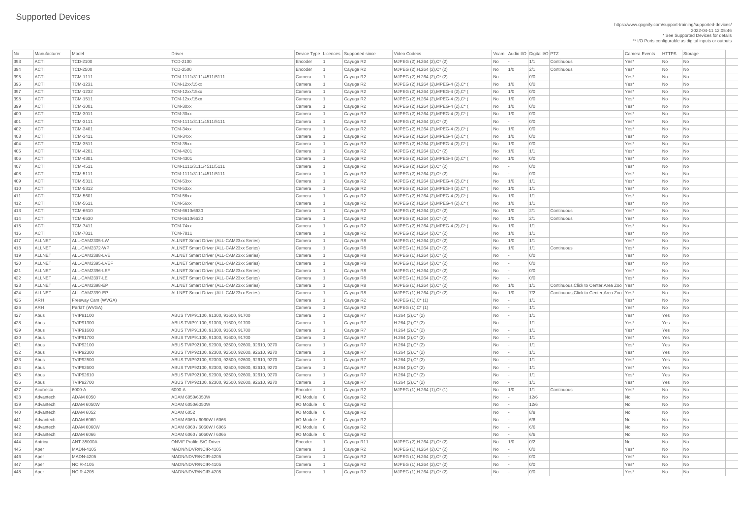# Supported Devices

https://www.qognify.com/support-training/supported-devices/
2022-04-11 12:05:46
* See Supported Devices for details
** I/O Ports configurable as digital inputs or outputs

| No | Manufacturer | Model | Driver | Device Type | Licences | Supported since | Video Codecs | Vcam | Audio I/O | Digital I/O | PTZ | Camera Events | HTTPS | Storage |
|---|---|---|---|---|---|---|---|---|---|---|---|---|---|---|
| 393 | ACTi | TCD-2100 | TCD-2100 | Encoder | 1 | Cayuga R2 | MJPEG (2),H.264 (2),C* (2) | No | - | 1/1 | Continuous | Yes* | No | No |
| 394 | ACTi | TCD-2500 | TCD-2500 | Encoder | 1 | Cayuga R2 | MJPEG (2),H.264 (2),C* (2) | No | 1/0 | 2/1 | Continuous | Yes* | No | No |
| 395 | ACTi | TCM-1111 | TCM-1111/3111/4511/5111 | Camera | 1 | Cayuga R2 | MJPEG (2),H.264 (2),C* (2) | No | - | 0/0 | | Yes* | No | No |
| 396 | ACTi | TCM-1231 | TCM-12xx/15xx | Camera | 1 | Cayuga R2 | MJPEG (2),H.264 (2),MPEG-4 (2),C* ( | No | 1/0 | 0/0 | | Yes* | No | No |
| 397 | ACTi | TCM-1232 | TCM-12xx/15xx | Camera | 1 | Cayuga R2 | MJPEG (2),H.264 (2),MPEG-4 (2),C* ( | No | 1/0 | 0/0 | | Yes* | No | No |
| 398 | ACTi | TCM-1511 | TCM-12xx/15xx | Camera | 1 | Cayuga R2 | MJPEG (2),H.264 (2),MPEG-4 (2),C* ( | No | 1/0 | 0/0 | | Yes* | No | No |
| 399 | ACTi | TCM-3001 | TCM-30xx | Camera | 1 | Cayuga R2 | MJPEG (2),H.264 (2),MPEG-4 (2),C* ( | No | 1/0 | 0/0 | | Yes* | No | No |
| 400 | ACTi | TCM-3011 | TCM-30xx | Camera | 1 | Cayuga R2 | MJPEG (2),H.264 (2),MPEG-4 (2),C* ( | No | 1/0 | 0/0 | | Yes* | No | No |
| 401 | ACTi | TCM-3111 | TCM-1111/3111/4511/5111 | Camera | 1 | Cayuga R2 | MJPEG (2),H.264 (2),C* (2) | No | - | 0/0 | | Yes* | No | No |
| 402 | ACTi | TCM-3401 | TCM-34xx | Camera | 1 | Cayuga R2 | MJPEG (2),H.264 (2),MPEG-4 (2),C* ( | No | 1/0 | 0/0 | | Yes* | No | No |
| 403 | ACTi | TCM-3411 | TCM-34xx | Camera | 1 | Cayuga R2 | MJPEG (2),H.264 (2),MPEG-4 (2),C* ( | No | 1/0 | 0/0 | | Yes* | No | No |
| 404 | ACTi | TCM-3511 | TCM-35xx | Camera | 1 | Cayuga R2 | MJPEG (2),H.264 (2),MPEG-4 (2),C* ( | No | 1/0 | 0/0 | | Yes* | No | No |
| 405 | ACTi | TCM-4201 | TCM-4201 | Camera | 1 | Cayuga R2 | MJPEG (2),H.264 (2),C* (2) | No | 1/0 | 1/1 | | Yes* | No | No |
| 406 | ACTi | TCM-4301 | TCM-4301 | Camera | 1 | Cayuga R2 | MJPEG (2),H.264 (2),MPEG-4 (2),C* ( | No | 1/0 | 0/0 | | Yes* | No | No |
| 407 | ACTi | TCM-4511 | TCM-1111/3111/4511/5111 | Camera | 1 | Cayuga R2 | MJPEG (2),H.264 (2),C* (2) | No | - | 0/0 | | Yes* | No | No |
| 408 | ACTi | TCM-5111 | TCM-1111/3111/4511/5111 | Camera | 1 | Cayuga R2 | MJPEG (2),H.264 (2),C* (2) | No | - | 0/0 | | Yes* | No | No |
| 409 | ACTi | TCM-5311 | TCM-53xx | Camera | 1 | Cayuga R2 | MJPEG (2),H.264 (2),MPEG-4 (2),C* ( | No | 1/0 | 1/1 | | Yes* | No | No |
| 410 | ACTi | TCM-5312 | TCM-53xx | Camera | 1 | Cayuga R2 | MJPEG (2),H.264 (2),MPEG-4 (2),C* ( | No | 1/0 | 1/1 | | Yes* | No | No |
| 411 | ACTi | TCM-5601 | TCM-56xx | Camera | 1 | Cayuga R2 | MJPEG (2),H.264 (2),MPEG-4 (2),C* ( | No | 1/0 | 1/1 | | Yes* | No | No |
| 412 | ACTi | TCM-5611 | TCM-56xx | Camera | 1 | Cayuga R2 | MJPEG (2),H.264 (2),MPEG-4 (2),C* ( | No | 1/0 | 1/1 | | Yes* | No | No |
| 413 | ACTi | TCM-6610 | TCM-6610/6630 | Camera | 1 | Cayuga R2 | MJPEG (2),H.264 (2),C* (2) | No | 1/0 | 2/1 | Continuous | Yes* | No | No |
| 414 | ACTi | TCM-6630 | TCM-6610/6630 | Camera | 1 | Cayuga R2 | MJPEG (2),H.264 (2),C* (2) | No | 1/0 | 2/1 | Continuous | Yes* | No | No |
| 415 | ACTi | TCM-7411 | TCM-74xx | Camera | 1 | Cayuga R2 | MJPEG (2),H.264 (2),MPEG-4 (2),C* ( | No | 1/0 | 1/1 | | Yes* | No | No |
| 416 | ACTi | TCM-7811 | TCM-7811 | Camera | 1 | Cayuga R2 | MJPEG (2),H.264 (2),C* (2) | No | 1/0 | 1/1 | | Yes* | No | No |
| 417 | ALLNET | ALL-CAM2305-LW | ALLNET Smart Driver (ALL-CAM23xx Series) | Camera | 1 | Cayuga R8 | MJPEG (1),H.264 (2),C* (2) | No | 1/0 | 1/1 | | Yes* | No | No |
| 418 | ALLNET | ALL-CAM2372-WP | ALLNET Smart Driver (ALL-CAM23xx Series) | Camera | 1 | Cayuga R8 | MJPEG (1),H.264 (2),C* (2) | No | 1/0 | 1/1 | Continuous | Yes* | No | No |
| 419 | ALLNET | ALL-CAM2388-LVE | ALLNET Smart Driver (ALL-CAM23xx Series) | Camera | 1 | Cayuga R8 | MJPEG (1),H.264 (2),C* (2) | No | - | 0/0 | | Yes* | No | No |
| 420 | ALLNET | ALL-CAM2395-LVEF | ALLNET Smart Driver (ALL-CAM23xx Series) | Camera | 1 | Cayuga R8 | MJPEG (1),H.264 (2),C* (2) | No | - | 0/0 | | Yes* | No | No |
| 421 | ALLNET | ALL-CAM2396-LEF | ALLNET Smart Driver (ALL-CAM23xx Series) | Camera | 1 | Cayuga R8 | MJPEG (1),H.264 (2),C* (2) | No | - | 0/0 | | Yes* | No | No |
| 422 | ALLNET | ALL-CAM2397-LE | ALLNET Smart Driver (ALL-CAM23xx Series) | Camera | 1 | Cayuga R8 | MJPEG (1),H.264 (2),C* (2) | No | - | 0/0 | | Yes* | No | No |
| 423 | ALLNET | ALL-CAM2398-EP | ALLNET Smart Driver (ALL-CAM23xx Series) | Camera | 1 | Cayuga R8 | MJPEG (1),H.264 (2),C* (2) | No | 1/0 | 1/1 | Continuous,Click to Center,Area Zoo | Yes* | No | No |
| 424 | ALLNET | ALL-CAM2399-EP | ALLNET Smart Driver (ALL-CAM23xx Series) | Camera | 1 | Cayuga R8 | MJPEG (1),H.264 (2),C* (2) | No | 1/0 | 7/2 | Continuous,Click to Center,Area Zoo | Yes* | No | No |
| 425 | ARH | Freeway Cam (WVGA) | | Camera | 1 | Cayuga R2 | MJPEG (1),C* (1) | No | - | 1/1 | | Yes* | No | No |
| 426 | ARH | ParkIT (WVGA) | | Camera | 1 | Cayuga R2 | MJPEG (1),C* (1) | No | - | 1/1 | | Yes* | No | No |
| 427 | Abus | TVIP91100 | ABUS TVIP91100, 91300, 91600, 91700 | Camera | 1 | Cayuga R7 | H.264 (2),C* (2) | No | - | 1/1 | | Yes* | Yes | No |
| 428 | Abus | TVIP91300 | ABUS TVIP91100, 91300, 91600, 91700 | Camera | 1 | Cayuga R7 | H.264 (2),C* (2) | No | - | 1/1 | | Yes* | Yes | No |
| 429 | Abus | TVIP91600 | ABUS TVIP91100, 91300, 91600, 91700 | Camera | 1 | Cayuga R7 | H.264 (2),C* (2) | No | - | 1/1 | | Yes* | Yes | No |
| 430 | Abus | TVIP91700 | ABUS TVIP91100, 91300, 91600, 91700 | Camera | 1 | Cayuga R7 | H.264 (2),C* (2) | No | - | 1/1 | | Yes* | Yes | No |
| 431 | Abus | TVIP92100 | ABUS TVIP92100, 92300, 92500, 92600, 92610, 9270 | Camera | 1 | Cayuga R7 | H.264 (2),C* (2) | No | - | 1/1 | | Yes* | Yes | No |
| 432 | Abus | TVIP92300 | ABUS TVIP92100, 92300, 92500, 92600, 92610, 9270 | Camera | 1 | Cayuga R7 | H.264 (2),C* (2) | No | - | 1/1 | | Yes* | Yes | No |
| 433 | Abus | TVIP92500 | ABUS TVIP92100, 92300, 92500, 92600, 92610, 9270 | Camera | 1 | Cayuga R7 | H.264 (2),C* (2) | No | - | 1/1 | | Yes* | Yes | No |
| 434 | Abus | TVIP92600 | ABUS TVIP92100, 92300, 92500, 92600, 92610, 9270 | Camera | 1 | Cayuga R7 | H.264 (2),C* (2) | No | - | 1/1 | | Yes* | Yes | No |
| 435 | Abus | TVIP92610 | ABUS TVIP92100, 92300, 92500, 92600, 92610, 9270 | Camera | 1 | Cayuga R7 | H.264 (2),C* (2) | No | - | 1/1 | | Yes* | Yes | No |
| 436 | Abus | TVIP92700 | ABUS TVIP92100, 92300, 92500, 92600, 92610, 9270 | Camera | 1 | Cayuga R7 | H.264 (2),C* (2) | No | - | 1/1 | | Yes* | Yes | No |
| 437 | AcutVista | 6000-A | 6000-A | Encoder | 1 | Cayuga R2 | MJPEG (1),H.264 (1),C* (1) | No | 1/0 | 1/1 | Continuous | Yes* | No | No |
| 438 | Advantech | ADAM 6050 | ADAM 6050/6050W | I/O Module | 0 | Cayuga R2 | | No | - | 12/6 | | No | No | No |
| 439 | Advantech | ADAM 6050W | ADAM 6050/6050W | I/O Module | 0 | Cayuga R2 | | No | - | 12/6 | | No | No | No |
| 440 | Advantech | ADAM 6052 | ADAM 6052 | I/O Module | 0 | Cayuga R2 | | No | - | 8/8 | | No | No | No |
| 441 | Advantech | ADAM 6060 | ADAM 6060 / 6060W / 6066 | I/O Module | 0 | Cayuga R2 | | No | - | 6/6 | | No | No | No |
| 442 | Advantech | ADAM 6060W | ADAM 6060 / 6060W / 6066 | I/O Module | 0 | Cayuga R2 | | No | - | 6/6 | | No | No | No |
| 443 | Advantech | ADAM 6066 | ADAM 6060 / 6060W / 6066 | I/O Module | 0 | Cayuga R2 | | No | - | 6/6 | | No | No | No |
| 444 | Antrica | ANT-35000A | ONVIF Profile-S/G Driver | Encoder | 1 | Cayuga R11 | MJPEG (2),H.264 (2),C* (2) | No | 1/0 | 0/2 | | No | No | No |
| 445 | Aper | MADN-4105 | MADN/NDVR/NCIR-4105 | Camera | 1 | Cayuga R2 | MJPEG (1),H.264 (2),C* (2) | No | - | 0/0 | | Yes* | No | No |
| 446 | Aper | MADN-4205 | MADN/NDVR/NCIR-4205 | Camera | 1 | Cayuga R2 | MJPEG (1),H.264 (2),C* (2) | No | - | 0/0 | | Yes* | No | No |
| 447 | Aper | NCIR-4105 | MADN/NDVR/NCIR-4105 | Camera | 1 | Cayuga R2 | MJPEG (1),H.264 (2),C* (2) | No | - | 0/0 | | Yes* | No | No |
| 448 | Aper | NCIR-4205 | MADN/NDVR/NCIR-4205 | Camera | 1 | Cayuga R2 | MJPEG (1),H.264 (2),C* (2) | No | - | 0/0 | | Yes* | No | No |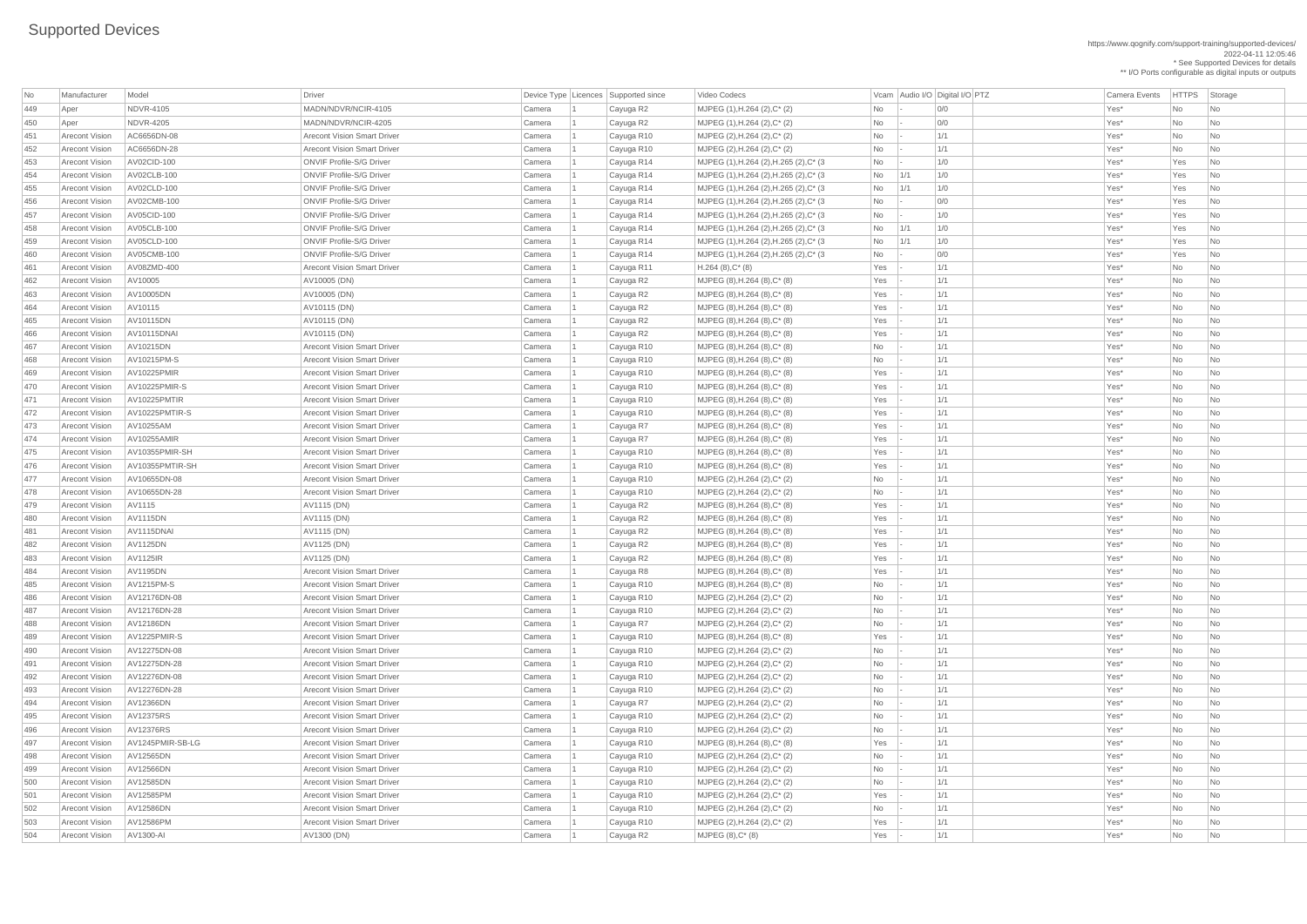# Supported Devices

https://www.qognify.com/support-training/supported-devices/
2022-04-11 12:05:46
* See Supported Devices for details
** I/O Ports configurable as digital inputs or outputs

| No | Manufacturer | Model | Driver | Device Type | Licences | Supported since | Video Codecs | Vcam | Audio I/O | Digital I/O | PTZ | Camera Events | HTTPS | Storage |
|---|---|---|---|---|---|---|---|---|---|---|---|---|---|---|
| 449 | Aper | NDVR-4105 | MADN/NDVR/NCIR-4105 | Camera | 1 | Cayuga R2 | MJPEG (1),H.264 (2),C* (2) | No | - | 0/0 | | Yes* | No | No |
| 450 | Aper | NDVR-4205 | MADN/NDVR/NCIR-4205 | Camera | 1 | Cayuga R2 | MJPEG (1),H.264 (2),C* (2) | No | - | 0/0 | | Yes* | No | No |
| 451 | Arecont Vision | AC6656DN-08 | Arecont Vision Smart Driver | Camera | 1 | Cayuga R10 | MJPEG (2),H.264 (2),C* (2) | No | - | 1/1 | | Yes* | No | No |
| 452 | Arecont Vision | AC6656DN-28 | Arecont Vision Smart Driver | Camera | 1 | Cayuga R10 | MJPEG (2),H.264 (2),C* (2) | No | - | 1/1 | | Yes* | No | No |
| 453 | Arecont Vision | AV02CID-100 | ONVIF Profile-S/G Driver | Camera | 1 | Cayuga R14 | MJPEG (1),H.264 (2),H.265 (2),C* (3 | No | - | 1/0 | | Yes* | Yes | No |
| 454 | Arecont Vision | AV02CLB-100 | ONVIF Profile-S/G Driver | Camera | 1 | Cayuga R14 | MJPEG (1),H.264 (2),H.265 (2),C* (3 | No | 1/1 | 1/0 | | Yes* | Yes | No |
| 455 | Arecont Vision | AV02CLD-100 | ONVIF Profile-S/G Driver | Camera | 1 | Cayuga R14 | MJPEG (1),H.264 (2),H.265 (2),C* (3 | No | 1/1 | 1/0 | | Yes* | Yes | No |
| 456 | Arecont Vision | AV02CMB-100 | ONVIF Profile-S/G Driver | Camera | 1 | Cayuga R14 | MJPEG (1),H.264 (2),H.265 (2),C* (3 | No | - | 0/0 | | Yes* | Yes | No |
| 457 | Arecont Vision | AV05CID-100 | ONVIF Profile-S/G Driver | Camera | 1 | Cayuga R14 | MJPEG (1),H.264 (2),H.265 (2),C* (3 | No | - | 1/0 | | Yes* | Yes | No |
| 458 | Arecont Vision | AV05CLB-100 | ONVIF Profile-S/G Driver | Camera | 1 | Cayuga R14 | MJPEG (1),H.264 (2),H.265 (2),C* (3 | No | 1/1 | 1/0 | | Yes* | Yes | No |
| 459 | Arecont Vision | AV05CLD-100 | ONVIF Profile-S/G Driver | Camera | 1 | Cayuga R14 | MJPEG (1),H.264 (2),H.265 (2),C* (3 | No | 1/1 | 1/0 | | Yes* | Yes | No |
| 460 | Arecont Vision | AV05CMB-100 | ONVIF Profile-S/G Driver | Camera | 1 | Cayuga R14 | MJPEG (1),H.264 (2),H.265 (2),C* (3 | No | - | 0/0 | | Yes* | Yes | No |
| 461 | Arecont Vision | AV08ZMD-400 | Arecont Vision Smart Driver | Camera | 1 | Cayuga R11 | H.264 (8),C* (8) | Yes | - | 1/1 | | Yes* | No | No |
| 462 | Arecont Vision | AV10005 | AV10005 (DN) | Camera | 1 | Cayuga R2 | MJPEG (8),H.264 (8),C* (8) | Yes | - | 1/1 | | Yes* | No | No |
| 463 | Arecont Vision | AV10005DN | AV10005 (DN) | Camera | 1 | Cayuga R2 | MJPEG (8),H.264 (8),C* (8) | Yes | - | 1/1 | | Yes* | No | No |
| 464 | Arecont Vision | AV10115 | AV10115 (DN) | Camera | 1 | Cayuga R2 | MJPEG (8),H.264 (8),C* (8) | Yes | - | 1/1 | | Yes* | No | No |
| 465 | Arecont Vision | AV10115DN | AV10115 (DN) | Camera | 1 | Cayuga R2 | MJPEG (8),H.264 (8),C* (8) | Yes | - | 1/1 | | Yes* | No | No |
| 466 | Arecont Vision | AV10115DNAI | AV10115 (DN) | Camera | 1 | Cayuga R2 | MJPEG (8),H.264 (8),C* (8) | Yes | - | 1/1 | | Yes* | No | No |
| 467 | Arecont Vision | AV10215DN | Arecont Vision Smart Driver | Camera | 1 | Cayuga R10 | MJPEG (8),H.264 (8),C* (8) | No | - | 1/1 | | Yes* | No | No |
| 468 | Arecont Vision | AV10215PM-S | Arecont Vision Smart Driver | Camera | 1 | Cayuga R10 | MJPEG (8),H.264 (8),C* (8) | No | - | 1/1 | | Yes* | No | No |
| 469 | Arecont Vision | AV10225PMIR | Arecont Vision Smart Driver | Camera | 1 | Cayuga R10 | MJPEG (8),H.264 (8),C* (8) | Yes | - | 1/1 | | Yes* | No | No |
| 470 | Arecont Vision | AV10225PMIR-S | Arecont Vision Smart Driver | Camera | 1 | Cayuga R10 | MJPEG (8),H.264 (8),C* (8) | Yes | - | 1/1 | | Yes* | No | No |
| 471 | Arecont Vision | AV10225PMTIR | Arecont Vision Smart Driver | Camera | 1 | Cayuga R10 | MJPEG (8),H.264 (8),C* (8) | Yes | - | 1/1 | | Yes* | No | No |
| 472 | Arecont Vision | AV10225PMTIR-S | Arecont Vision Smart Driver | Camera | 1 | Cayuga R10 | MJPEG (8),H.264 (8),C* (8) | Yes | - | 1/1 | | Yes* | No | No |
| 473 | Arecont Vision | AV10255AM | Arecont Vision Smart Driver | Camera | 1 | Cayuga R7 | MJPEG (8),H.264 (8),C* (8) | Yes | - | 1/1 | | Yes* | No | No |
| 474 | Arecont Vision | AV10255AMIR | Arecont Vision Smart Driver | Camera | 1 | Cayuga R7 | MJPEG (8),H.264 (8),C* (8) | Yes | - | 1/1 | | Yes* | No | No |
| 475 | Arecont Vision | AV10355PMIR-SH | Arecont Vision Smart Driver | Camera | 1 | Cayuga R10 | MJPEG (8),H.264 (8),C* (8) | Yes | - | 1/1 | | Yes* | No | No |
| 476 | Arecont Vision | AV10355PMTIR-SH | Arecont Vision Smart Driver | Camera | 1 | Cayuga R10 | MJPEG (8),H.264 (8),C* (8) | Yes | - | 1/1 | | Yes* | No | No |
| 477 | Arecont Vision | AV10655DN-08 | Arecont Vision Smart Driver | Camera | 1 | Cayuga R10 | MJPEG (2),H.264 (2),C* (2) | No | - | 1/1 | | Yes* | No | No |
| 478 | Arecont Vision | AV10655DN-28 | Arecont Vision Smart Driver | Camera | 1 | Cayuga R10 | MJPEG (2),H.264 (2),C* (2) | No | - | 1/1 | | Yes* | No | No |
| 479 | Arecont Vision | AV1115 | AV1115 (DN) | Camera | 1 | Cayuga R2 | MJPEG (8),H.264 (8),C* (8) | Yes | - | 1/1 | | Yes* | No | No |
| 480 | Arecont Vision | AV1115DN | AV1115 (DN) | Camera | 1 | Cayuga R2 | MJPEG (8),H.264 (8),C* (8) | Yes | - | 1/1 | | Yes* | No | No |
| 481 | Arecont Vision | AV1115DNAI | AV1115 (DN) | Camera | 1 | Cayuga R2 | MJPEG (8),H.264 (8),C* (8) | Yes | - | 1/1 | | Yes* | No | No |
| 482 | Arecont Vision | AV1125DN | AV1125 (DN) | Camera | 1 | Cayuga R2 | MJPEG (8),H.264 (8),C* (8) | Yes | - | 1/1 | | Yes* | No | No |
| 483 | Arecont Vision | AV1125IR | AV1125 (DN) | Camera | 1 | Cayuga R2 | MJPEG (8),H.264 (8),C* (8) | Yes | - | 1/1 | | Yes* | No | No |
| 484 | Arecont Vision | AV1195DN | Arecont Vision Smart Driver | Camera | 1 | Cayuga R8 | MJPEG (8),H.264 (8),C* (8) | Yes | - | 1/1 | | Yes* | No | No |
| 485 | Arecont Vision | AV1215PM-S | Arecont Vision Smart Driver | Camera | 1 | Cayuga R10 | MJPEG (8),H.264 (8),C* (8) | No | - | 1/1 | | Yes* | No | No |
| 486 | Arecont Vision | AV12176DN-08 | Arecont Vision Smart Driver | Camera | 1 | Cayuga R10 | MJPEG (2),H.264 (2),C* (2) | No | - | 1/1 | | Yes* | No | No |
| 487 | Arecont Vision | AV12176DN-28 | Arecont Vision Smart Driver | Camera | 1 | Cayuga R10 | MJPEG (2),H.264 (2),C* (2) | No | - | 1/1 | | Yes* | No | No |
| 488 | Arecont Vision | AV12186DN | Arecont Vision Smart Driver | Camera | 1 | Cayuga R7 | MJPEG (2),H.264 (2),C* (2) | No | - | 1/1 | | Yes* | No | No |
| 489 | Arecont Vision | AV1225PMIR-S | Arecont Vision Smart Driver | Camera | 1 | Cayuga R10 | MJPEG (8),H.264 (8),C* (8) | Yes | - | 1/1 | | Yes* | No | No |
| 490 | Arecont Vision | AV12275DN-08 | Arecont Vision Smart Driver | Camera | 1 | Cayuga R10 | MJPEG (2),H.264 (2),C* (2) | No | - | 1/1 | | Yes* | No | No |
| 491 | Arecont Vision | AV12275DN-28 | Arecont Vision Smart Driver | Camera | 1 | Cayuga R10 | MJPEG (2),H.264 (2),C* (2) | No | - | 1/1 | | Yes* | No | No |
| 492 | Arecont Vision | AV12276DN-08 | Arecont Vision Smart Driver | Camera | 1 | Cayuga R10 | MJPEG (2),H.264 (2),C* (2) | No | - | 1/1 | | Yes* | No | No |
| 493 | Arecont Vision | AV12276DN-28 | Arecont Vision Smart Driver | Camera | 1 | Cayuga R10 | MJPEG (2),H.264 (2),C* (2) | No | - | 1/1 | | Yes* | No | No |
| 494 | Arecont Vision | AV12366DN | Arecont Vision Smart Driver | Camera | 1 | Cayuga R7 | MJPEG (2),H.264 (2),C* (2) | No | - | 1/1 | | Yes* | No | No |
| 495 | Arecont Vision | AV12375RS | Arecont Vision Smart Driver | Camera | 1 | Cayuga R10 | MJPEG (2),H.264 (2),C* (2) | No | - | 1/1 | | Yes* | No | No |
| 496 | Arecont Vision | AV12376RS | Arecont Vision Smart Driver | Camera | 1 | Cayuga R10 | MJPEG (2),H.264 (2),C* (2) | No | - | 1/1 | | Yes* | No | No |
| 497 | Arecont Vision | AV1245PMIR-SB-LG | Arecont Vision Smart Driver | Camera | 1 | Cayuga R10 | MJPEG (8),H.264 (8),C* (8) | Yes | - | 1/1 | | Yes* | No | No |
| 498 | Arecont Vision | AV12565DN | Arecont Vision Smart Driver | Camera | 1 | Cayuga R10 | MJPEG (2),H.264 (2),C* (2) | No | - | 1/1 | | Yes* | No | No |
| 499 | Arecont Vision | AV12566DN | Arecont Vision Smart Driver | Camera | 1 | Cayuga R10 | MJPEG (2),H.264 (2),C* (2) | No | - | 1/1 | | Yes* | No | No |
| 500 | Arecont Vision | AV12585DN | Arecont Vision Smart Driver | Camera | 1 | Cayuga R10 | MJPEG (2),H.264 (2),C* (2) | No | - | 1/1 | | Yes* | No | No |
| 501 | Arecont Vision | AV12585PM | Arecont Vision Smart Driver | Camera | 1 | Cayuga R10 | MJPEG (2),H.264 (2),C* (2) | Yes | - | 1/1 | | Yes* | No | No |
| 502 | Arecont Vision | AV12586DN | Arecont Vision Smart Driver | Camera | 1 | Cayuga R10 | MJPEG (2),H.264 (2),C* (2) | No | - | 1/1 | | Yes* | No | No |
| 503 | Arecont Vision | AV12586PM | Arecont Vision Smart Driver | Camera | 1 | Cayuga R10 | MJPEG (2),H.264 (2),C* (2) | Yes | - | 1/1 | | Yes* | No | No |
| 504 | Arecont Vision | AV1300-AI | AV1300 (DN) | Camera | 1 | Cayuga R2 | MJPEG (8),C* (8) | Yes | - | 1/1 | | Yes* | No | No |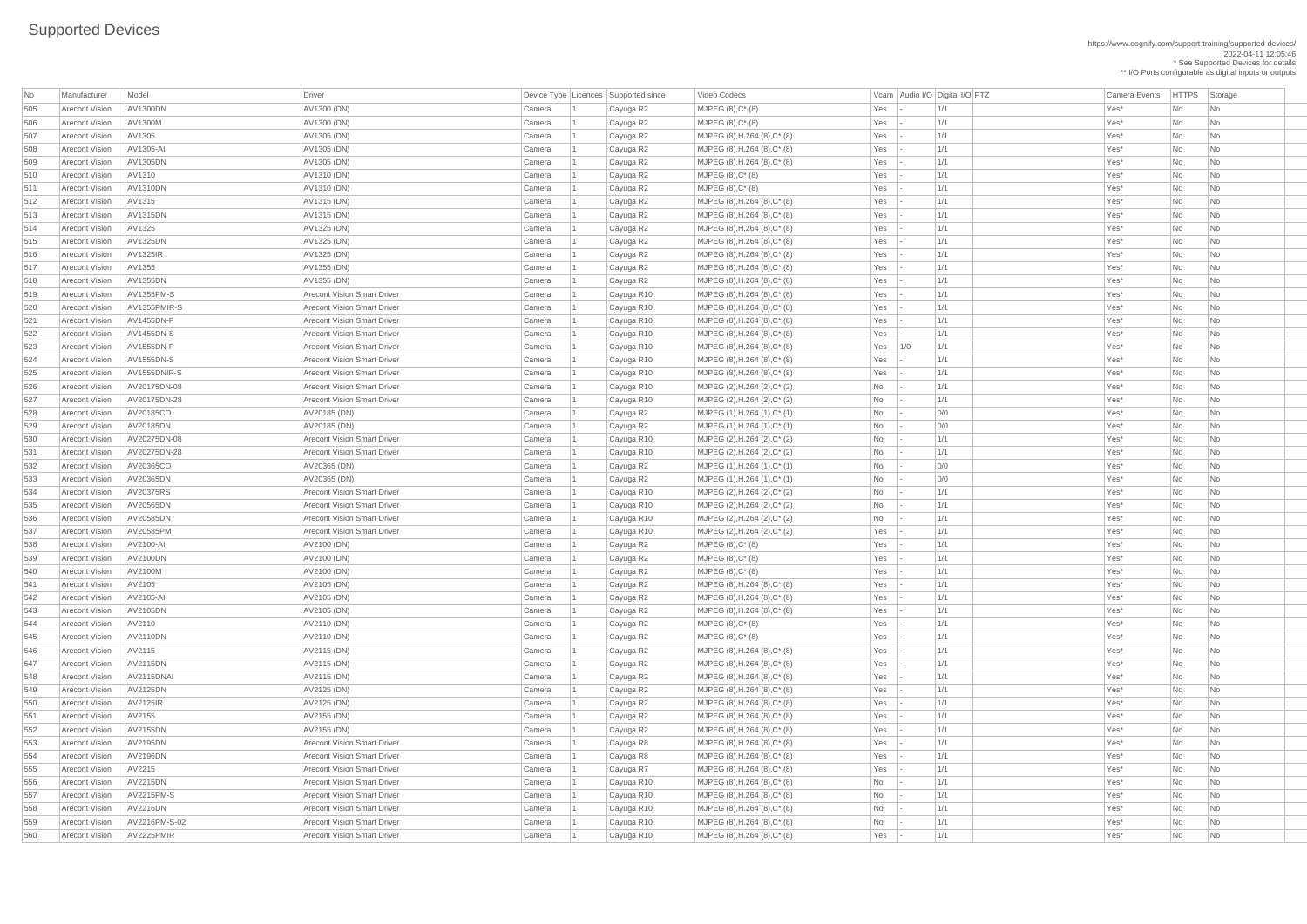# Supported Devices

https://www.qognify.com/support-training/supported-devices/
2022-04-11 12:05:46
* See Supported Devices for details
** I/O Ports configurable as digital inputs or outputs

| No | Manufacturer | Model | Driver | Device Type | Licences | Supported since | Video Codecs | Vcam | Audio I/O | Digital I/O | PTZ | Camera Events | HTTPS | Storage |
|---|---|---|---|---|---|---|---|---|---|---|---|---|---|---|
| 505 | Arecont Vision | AV1300DN | AV1300 (DN) | Camera | 1 | Cayuga R2 | MJPEG (8),C* (8) | Yes | - | 1/1 | | Yes* | No | No |
| 506 | Arecont Vision | AV1300M | AV1300 (DN) | Camera | 1 | Cayuga R2 | MJPEG (8),C* (8) | Yes | - | 1/1 | | Yes* | No | No |
| 507 | Arecont Vision | AV1305 | AV1305 (DN) | Camera | 1 | Cayuga R2 | MJPEG (8),H.264 (8),C* (8) | Yes | - | 1/1 | | Yes* | No | No |
| 508 | Arecont Vision | AV1305-AI | AV1305 (DN) | Camera | 1 | Cayuga R2 | MJPEG (8),H.264 (8),C* (8) | Yes | - | 1/1 | | Yes* | No | No |
| 509 | Arecont Vision | AV1305DN | AV1305 (DN) | Camera | 1 | Cayuga R2 | MJPEG (8),H.264 (8),C* (8) | Yes | - | 1/1 | | Yes* | No | No |
| 510 | Arecont Vision | AV1310 | AV1310 (DN) | Camera | 1 | Cayuga R2 | MJPEG (8),C* (8) | Yes | - | 1/1 | | Yes* | No | No |
| 511 | Arecont Vision | AV1310DN | AV1310 (DN) | Camera | 1 | Cayuga R2 | MJPEG (8),C* (8) | Yes | - | 1/1 | | Yes* | No | No |
| 512 | Arecont Vision | AV1315 | AV1315 (DN) | Camera | 1 | Cayuga R2 | MJPEG (8),H.264 (8),C* (8) | Yes | - | 1/1 | | Yes* | No | No |
| 513 | Arecont Vision | AV1315DN | AV1315 (DN) | Camera | 1 | Cayuga R2 | MJPEG (8),H.264 (8),C* (8) | Yes | - | 1/1 | | Yes* | No | No |
| 514 | Arecont Vision | AV1325 | AV1325 (DN) | Camera | 1 | Cayuga R2 | MJPEG (8),H.264 (8),C* (8) | Yes | - | 1/1 | | Yes* | No | No |
| 515 | Arecont Vision | AV1325DN | AV1325 (DN) | Camera | 1 | Cayuga R2 | MJPEG (8),H.264 (8),C* (8) | Yes | - | 1/1 | | Yes* | No | No |
| 516 | Arecont Vision | AV1325IR | AV1325 (DN) | Camera | 1 | Cayuga R2 | MJPEG (8),H.264 (8),C* (8) | Yes | - | 1/1 | | Yes* | No | No |
| 517 | Arecont Vision | AV1355 | AV1355 (DN) | Camera | 1 | Cayuga R2 | MJPEG (8),H.264 (8),C* (8) | Yes | - | 1/1 | | Yes* | No | No |
| 518 | Arecont Vision | AV1355DN | AV1355 (DN) | Camera | 1 | Cayuga R2 | MJPEG (8),H.264 (8),C* (8) | Yes | - | 1/1 | | Yes* | No | No |
| 519 | Arecont Vision | AV1355PM-S | Arecont Vision Smart Driver | Camera | 1 | Cayuga R10 | MJPEG (8),H.264 (8),C* (8) | Yes | - | 1/1 | | Yes* | No | No |
| 520 | Arecont Vision | AV1355PMIR-S | Arecont Vision Smart Driver | Camera | 1 | Cayuga R10 | MJPEG (8),H.264 (8),C* (8) | Yes | - | 1/1 | | Yes* | No | No |
| 521 | Arecont Vision | AV1455DN-F | Arecont Vision Smart Driver | Camera | 1 | Cayuga R10 | MJPEG (8),H.264 (8),C* (8) | Yes | - | 1/1 | | Yes* | No | No |
| 522 | Arecont Vision | AV1455DN-S | Arecont Vision Smart Driver | Camera | 1 | Cayuga R10 | MJPEG (8),H.264 (8),C* (8) | Yes | - | 1/1 | | Yes* | No | No |
| 523 | Arecont Vision | AV1555DN-F | Arecont Vision Smart Driver | Camera | 1 | Cayuga R10 | MJPEG (8),H.264 (8),C* (8) | Yes | 1/0 | 1/1 | | Yes* | No | No |
| 524 | Arecont Vision | AV1555DN-S | Arecont Vision Smart Driver | Camera | 1 | Cayuga R10 | MJPEG (8),H.264 (8),C* (8) | Yes | - | 1/1 | | Yes* | No | No |
| 525 | Arecont Vision | AV1555DNIR-S | Arecont Vision Smart Driver | Camera | 1 | Cayuga R10 | MJPEG (8),H.264 (8),C* (8) | Yes | - | 1/1 | | Yes* | No | No |
| 526 | Arecont Vision | AV20175DN-08 | Arecont Vision Smart Driver | Camera | 1 | Cayuga R10 | MJPEG (2),H.264 (2),C* (2) | No | - | 1/1 | | Yes* | No | No |
| 527 | Arecont Vision | AV20175DN-28 | Arecont Vision Smart Driver | Camera | 1 | Cayuga R10 | MJPEG (2),H.264 (2),C* (2) | No | - | 1/1 | | Yes* | No | No |
| 528 | Arecont Vision | AV20185CO | AV20185 (DN) | Camera | 1 | Cayuga R2 | MJPEG (1),H.264 (1),C* (1) | No | - | 0/0 | | Yes* | No | No |
| 529 | Arecont Vision | AV20185DN | AV20185 (DN) | Camera | 1 | Cayuga R2 | MJPEG (1),H.264 (1),C* (1) | No | - | 0/0 | | Yes* | No | No |
| 530 | Arecont Vision | AV20275DN-08 | Arecont Vision Smart Driver | Camera | 1 | Cayuga R10 | MJPEG (2),H.264 (2),C* (2) | No | - | 1/1 | | Yes* | No | No |
| 531 | Arecont Vision | AV20275DN-28 | Arecont Vision Smart Driver | Camera | 1 | Cayuga R10 | MJPEG (2),H.264 (2),C* (2) | No | - | 1/1 | | Yes* | No | No |
| 532 | Arecont Vision | AV20365CO | AV20365 (DN) | Camera | 1 | Cayuga R2 | MJPEG (1),H.264 (1),C* (1) | No | - | 0/0 | | Yes* | No | No |
| 533 | Arecont Vision | AV20365DN | AV20365 (DN) | Camera | 1 | Cayuga R2 | MJPEG (1),H.264 (1),C* (1) | No | - | 0/0 | | Yes* | No | No |
| 534 | Arecont Vision | AV20375RS | Arecont Vision Smart Driver | Camera | 1 | Cayuga R10 | MJPEG (2),H.264 (2),C* (2) | No | - | 1/1 | | Yes* | No | No |
| 535 | Arecont Vision | AV20565DN | Arecont Vision Smart Driver | Camera | 1 | Cayuga R10 | MJPEG (2),H.264 (2),C* (2) | No | - | 1/1 | | Yes* | No | No |
| 536 | Arecont Vision | AV20585DN | Arecont Vision Smart Driver | Camera | 1 | Cayuga R10 | MJPEG (2),H.264 (2),C* (2) | No | - | 1/1 | | Yes* | No | No |
| 537 | Arecont Vision | AV20585PM | Arecont Vision Smart Driver | Camera | 1 | Cayuga R10 | MJPEG (2),H.264 (2),C* (2) | Yes | - | 1/1 | | Yes* | No | No |
| 538 | Arecont Vision | AV2100-AI | AV2100 (DN) | Camera | 1 | Cayuga R2 | MJPEG (8),C* (8) | Yes | - | 1/1 | | Yes* | No | No |
| 539 | Arecont Vision | AV2100DN | AV2100 (DN) | Camera | 1 | Cayuga R2 | MJPEG (8),C* (8) | Yes | - | 1/1 | | Yes* | No | No |
| 540 | Arecont Vision | AV2100M | AV2100 (DN) | Camera | 1 | Cayuga R2 | MJPEG (8),C* (8) | Yes | - | 1/1 | | Yes* | No | No |
| 541 | Arecont Vision | AV2105 | AV2105 (DN) | Camera | 1 | Cayuga R2 | MJPEG (8),H.264 (8),C* (8) | Yes | - | 1/1 | | Yes* | No | No |
| 542 | Arecont Vision | AV2105-AI | AV2105 (DN) | Camera | 1 | Cayuga R2 | MJPEG (8),H.264 (8),C* (8) | Yes | - | 1/1 | | Yes* | No | No |
| 543 | Arecont Vision | AV2105DN | AV2105 (DN) | Camera | 1 | Cayuga R2 | MJPEG (8),H.264 (8),C* (8) | Yes | - | 1/1 | | Yes* | No | No |
| 544 | Arecont Vision | AV2110 | AV2110 (DN) | Camera | 1 | Cayuga R2 | MJPEG (8),C* (8) | Yes | - | 1/1 | | Yes* | No | No |
| 545 | Arecont Vision | AV2110DN | AV2110 (DN) | Camera | 1 | Cayuga R2 | MJPEG (8),C* (8) | Yes | - | 1/1 | | Yes* | No | No |
| 546 | Arecont Vision | AV2115 | AV2115 (DN) | Camera | 1 | Cayuga R2 | MJPEG (8),H.264 (8),C* (8) | Yes | - | 1/1 | | Yes* | No | No |
| 547 | Arecont Vision | AV2115DN | AV2115 (DN) | Camera | 1 | Cayuga R2 | MJPEG (8),H.264 (8),C* (8) | Yes | - | 1/1 | | Yes* | No | No |
| 548 | Arecont Vision | AV2115DNAI | AV2115 (DN) | Camera | 1 | Cayuga R2 | MJPEG (8),H.264 (8),C* (8) | Yes | - | 1/1 | | Yes* | No | No |
| 549 | Arecont Vision | AV2125DN | AV2125 (DN) | Camera | 1 | Cayuga R2 | MJPEG (8),H.264 (8),C* (8) | Yes | - | 1/1 | | Yes* | No | No |
| 550 | Arecont Vision | AV2125IR | AV2125 (DN) | Camera | 1 | Cayuga R2 | MJPEG (8),H.264 (8),C* (8) | Yes | - | 1/1 | | Yes* | No | No |
| 551 | Arecont Vision | AV2155 | AV2155 (DN) | Camera | 1 | Cayuga R2 | MJPEG (8),H.264 (8),C* (8) | Yes | - | 1/1 | | Yes* | No | No |
| 552 | Arecont Vision | AV2155DN | AV2155 (DN) | Camera | 1 | Cayuga R2 | MJPEG (8),H.264 (8),C* (8) | Yes | - | 1/1 | | Yes* | No | No |
| 553 | Arecont Vision | AV2195DN | Arecont Vision Smart Driver | Camera | 1 | Cayuga R8 | MJPEG (8),H.264 (8),C* (8) | Yes | - | 1/1 | | Yes* | No | No |
| 554 | Arecont Vision | AV2196DN | Arecont Vision Smart Driver | Camera | 1 | Cayuga R8 | MJPEG (8),H.264 (8),C* (8) | Yes | - | 1/1 | | Yes* | No | No |
| 555 | Arecont Vision | AV2215 | Arecont Vision Smart Driver | Camera | 1 | Cayuga R7 | MJPEG (8),H.264 (8),C* (8) | Yes | - | 1/1 | | Yes* | No | No |
| 556 | Arecont Vision | AV2215DN | Arecont Vision Smart Driver | Camera | 1 | Cayuga R10 | MJPEG (8),H.264 (8),C* (8) | No | - | 1/1 | | Yes* | No | No |
| 557 | Arecont Vision | AV2215PM-S | Arecont Vision Smart Driver | Camera | 1 | Cayuga R10 | MJPEG (8),H.264 (8),C* (8) | No | - | 1/1 | | Yes* | No | No |
| 558 | Arecont Vision | AV2216DN | Arecont Vision Smart Driver | Camera | 1 | Cayuga R10 | MJPEG (8),H.264 (8),C* (8) | No | - | 1/1 | | Yes* | No | No |
| 559 | Arecont Vision | AV2216PM-S-02 | Arecont Vision Smart Driver | Camera | 1 | Cayuga R10 | MJPEG (8),H.264 (8),C* (8) | No | - | 1/1 | | Yes* | No | No |
| 560 | Arecont Vision | AV2225PMIR | Arecont Vision Smart Driver | Camera | 1 | Cayuga R10 | MJPEG (8),H.264 (8),C* (8) | Yes | - | 1/1 | | Yes* | No | No |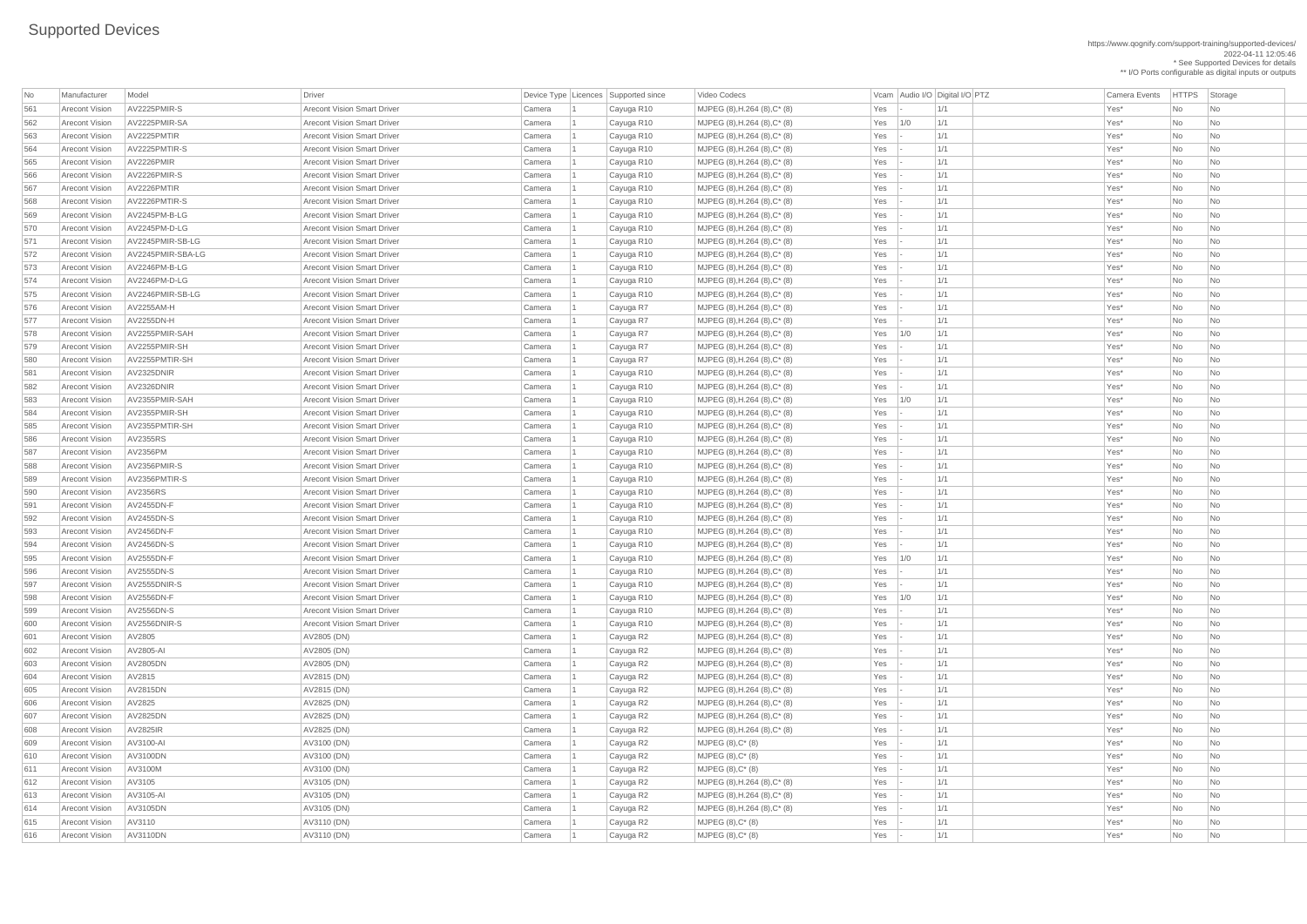# Supported Devices

https://www.qognify.com/support-training/supported-devices/
2022-04-11 12:05:46
* See Supported Devices for details
** I/O Ports configurable as digital inputs or outputs

| No | Manufacturer | Model | Driver | Device Type | Licences | Supported since | Video Codecs | Vcam | Audio I/O | Digital I/O | PTZ | Camera Events | HTTPS | Storage |
|---|---|---|---|---|---|---|---|---|---|---|---|---|---|---|
| 561 | Arecont Vision | AV2225PMIR-S | Arecont Vision Smart Driver | Camera | 1 | Cayuga R10 | MJPEG (8),H.264 (8),C* (8) | Yes | - | 1/1 | | Yes* | No | No |
| 562 | Arecont Vision | AV2225PMIR-SA | Arecont Vision Smart Driver | Camera | 1 | Cayuga R10 | MJPEG (8),H.264 (8),C* (8) | Yes | 1/0 | 1/1 | | Yes* | No | No |
| 563 | Arecont Vision | AV2225PMTIR | Arecont Vision Smart Driver | Camera | 1 | Cayuga R10 | MJPEG (8),H.264 (8),C* (8) | Yes | - | 1/1 | | Yes* | No | No |
| 564 | Arecont Vision | AV2225PMTIR-S | Arecont Vision Smart Driver | Camera | 1 | Cayuga R10 | MJPEG (8),H.264 (8),C* (8) | Yes | - | 1/1 | | Yes* | No | No |
| 565 | Arecont Vision | AV2226PMIR | Arecont Vision Smart Driver | Camera | 1 | Cayuga R10 | MJPEG (8),H.264 (8),C* (8) | Yes | - | 1/1 | | Yes* | No | No |
| 566 | Arecont Vision | AV2226PMIR-S | Arecont Vision Smart Driver | Camera | 1 | Cayuga R10 | MJPEG (8),H.264 (8),C* (8) | Yes | - | 1/1 | | Yes* | No | No |
| 567 | Arecont Vision | AV2226PMTIR | Arecont Vision Smart Driver | Camera | 1 | Cayuga R10 | MJPEG (8),H.264 (8),C* (8) | Yes | - | 1/1 | | Yes* | No | No |
| 568 | Arecont Vision | AV2226PMTIR-S | Arecont Vision Smart Driver | Camera | 1 | Cayuga R10 | MJPEG (8),H.264 (8),C* (8) | Yes | - | 1/1 | | Yes* | No | No |
| 569 | Arecont Vision | AV2245PM-B-LG | Arecont Vision Smart Driver | Camera | 1 | Cayuga R10 | MJPEG (8),H.264 (8),C* (8) | Yes | - | 1/1 | | Yes* | No | No |
| 570 | Arecont Vision | AV2245PM-D-LG | Arecont Vision Smart Driver | Camera | 1 | Cayuga R10 | MJPEG (8),H.264 (8),C* (8) | Yes | - | 1/1 | | Yes* | No | No |
| 571 | Arecont Vision | AV2245PMIR-SB-LG | Arecont Vision Smart Driver | Camera | 1 | Cayuga R10 | MJPEG (8),H.264 (8),C* (8) | Yes | - | 1/1 | | Yes* | No | No |
| 572 | Arecont Vision | AV2245PMIR-SBA-LG | Arecont Vision Smart Driver | Camera | 1 | Cayuga R10 | MJPEG (8),H.264 (8),C* (8) | Yes | - | 1/1 | | Yes* | No | No |
| 573 | Arecont Vision | AV2246PM-B-LG | Arecont Vision Smart Driver | Camera | 1 | Cayuga R10 | MJPEG (8),H.264 (8),C* (8) | Yes | - | 1/1 | | Yes* | No | No |
| 574 | Arecont Vision | AV2246PM-D-LG | Arecont Vision Smart Driver | Camera | 1 | Cayuga R10 | MJPEG (8),H.264 (8),C* (8) | Yes | - | 1/1 | | Yes* | No | No |
| 575 | Arecont Vision | AV2246PMIR-SB-LG | Arecont Vision Smart Driver | Camera | 1 | Cayuga R10 | MJPEG (8),H.264 (8),C* (8) | Yes | - | 1/1 | | Yes* | No | No |
| 576 | Arecont Vision | AV2255AM-H | Arecont Vision Smart Driver | Camera | 1 | Cayuga R7 | MJPEG (8),H.264 (8),C* (8) | Yes | - | 1/1 | | Yes* | No | No |
| 577 | Arecont Vision | AV2255DN-H | Arecont Vision Smart Driver | Camera | 1 | Cayuga R7 | MJPEG (8),H.264 (8),C* (8) | Yes | - | 1/1 | | Yes* | No | No |
| 578 | Arecont Vision | AV2255PMIR-SAH | Arecont Vision Smart Driver | Camera | 1 | Cayuga R7 | MJPEG (8),H.264 (8),C* (8) | Yes | 1/0 | 1/1 | | Yes* | No | No |
| 579 | Arecont Vision | AV2255PMIR-SH | Arecont Vision Smart Driver | Camera | 1 | Cayuga R7 | MJPEG (8),H.264 (8),C* (8) | Yes | - | 1/1 | | Yes* | No | No |
| 580 | Arecont Vision | AV2255PMTIR-SH | Arecont Vision Smart Driver | Camera | 1 | Cayuga R7 | MJPEG (8),H.264 (8),C* (8) | Yes | - | 1/1 | | Yes* | No | No |
| 581 | Arecont Vision | AV2325DNIR | Arecont Vision Smart Driver | Camera | 1 | Cayuga R10 | MJPEG (8),H.264 (8),C* (8) | Yes | - | 1/1 | | Yes* | No | No |
| 582 | Arecont Vision | AV2326DNIR | Arecont Vision Smart Driver | Camera | 1 | Cayuga R10 | MJPEG (8),H.264 (8),C* (8) | Yes | - | 1/1 | | Yes* | No | No |
| 583 | Arecont Vision | AV2355PMIR-SAH | Arecont Vision Smart Driver | Camera | 1 | Cayuga R10 | MJPEG (8),H.264 (8),C* (8) | Yes | 1/0 | 1/1 | | Yes* | No | No |
| 584 | Arecont Vision | AV2355PMIR-SH | Arecont Vision Smart Driver | Camera | 1 | Cayuga R10 | MJPEG (8),H.264 (8),C* (8) | Yes | - | 1/1 | | Yes* | No | No |
| 585 | Arecont Vision | AV2355PMTIR-SH | Arecont Vision Smart Driver | Camera | 1 | Cayuga R10 | MJPEG (8),H.264 (8),C* (8) | Yes | - | 1/1 | | Yes* | No | No |
| 586 | Arecont Vision | AV2355RS | Arecont Vision Smart Driver | Camera | 1 | Cayuga R10 | MJPEG (8),H.264 (8),C* (8) | Yes | - | 1/1 | | Yes* | No | No |
| 587 | Arecont Vision | AV2356PM | Arecont Vision Smart Driver | Camera | 1 | Cayuga R10 | MJPEG (8),H.264 (8),C* (8) | Yes | - | 1/1 | | Yes* | No | No |
| 588 | Arecont Vision | AV2356PMIR-S | Arecont Vision Smart Driver | Camera | 1 | Cayuga R10 | MJPEG (8),H.264 (8),C* (8) | Yes | - | 1/1 | | Yes* | No | No |
| 589 | Arecont Vision | AV2356PMTIR-S | Arecont Vision Smart Driver | Camera | 1 | Cayuga R10 | MJPEG (8),H.264 (8),C* (8) | Yes | - | 1/1 | | Yes* | No | No |
| 590 | Arecont Vision | AV2356RS | Arecont Vision Smart Driver | Camera | 1 | Cayuga R10 | MJPEG (8),H.264 (8),C* (8) | Yes | - | 1/1 | | Yes* | No | No |
| 591 | Arecont Vision | AV2455DN-F | Arecont Vision Smart Driver | Camera | 1 | Cayuga R10 | MJPEG (8),H.264 (8),C* (8) | Yes | - | 1/1 | | Yes* | No | No |
| 592 | Arecont Vision | AV2455DN-S | Arecont Vision Smart Driver | Camera | 1 | Cayuga R10 | MJPEG (8),H.264 (8),C* (8) | Yes | - | 1/1 | | Yes* | No | No |
| 593 | Arecont Vision | AV2456DN-F | Arecont Vision Smart Driver | Camera | 1 | Cayuga R10 | MJPEG (8),H.264 (8),C* (8) | Yes | - | 1/1 | | Yes* | No | No |
| 594 | Arecont Vision | AV2456DN-S | Arecont Vision Smart Driver | Camera | 1 | Cayuga R10 | MJPEG (8),H.264 (8),C* (8) | Yes | - | 1/1 | | Yes* | No | No |
| 595 | Arecont Vision | AV2555DN-F | Arecont Vision Smart Driver | Camera | 1 | Cayuga R10 | MJPEG (8),H.264 (8),C* (8) | Yes | 1/0 | 1/1 | | Yes* | No | No |
| 596 | Arecont Vision | AV2555DN-S | Arecont Vision Smart Driver | Camera | 1 | Cayuga R10 | MJPEG (8),H.264 (8),C* (8) | Yes | - | 1/1 | | Yes* | No | No |
| 597 | Arecont Vision | AV2555DNIR-S | Arecont Vision Smart Driver | Camera | 1 | Cayuga R10 | MJPEG (8),H.264 (8),C* (8) | Yes | - | 1/1 | | Yes* | No | No |
| 598 | Arecont Vision | AV2556DN-F | Arecont Vision Smart Driver | Camera | 1 | Cayuga R10 | MJPEG (8),H.264 (8),C* (8) | Yes | 1/0 | 1/1 | | Yes* | No | No |
| 599 | Arecont Vision | AV2556DN-S | Arecont Vision Smart Driver | Camera | 1 | Cayuga R10 | MJPEG (8),H.264 (8),C* (8) | Yes | - | 1/1 | | Yes* | No | No |
| 600 | Arecont Vision | AV2556DNIR-S | Arecont Vision Smart Driver | Camera | 1 | Cayuga R10 | MJPEG (8),H.264 (8),C* (8) | Yes | - | 1/1 | | Yes* | No | No |
| 601 | Arecont Vision | AV2805 | AV2805 (DN) | Camera | 1 | Cayuga R2 | MJPEG (8),H.264 (8),C* (8) | Yes | - | 1/1 | | Yes* | No | No |
| 602 | Arecont Vision | AV2805-AI | AV2805 (DN) | Camera | 1 | Cayuga R2 | MJPEG (8),H.264 (8),C* (8) | Yes | - | 1/1 | | Yes* | No | No |
| 603 | Arecont Vision | AV2805DN | AV2805 (DN) | Camera | 1 | Cayuga R2 | MJPEG (8),H.264 (8),C* (8) | Yes | - | 1/1 | | Yes* | No | No |
| 604 | Arecont Vision | AV2815 | AV2815 (DN) | Camera | 1 | Cayuga R2 | MJPEG (8),H.264 (8),C* (8) | Yes | - | 1/1 | | Yes* | No | No |
| 605 | Arecont Vision | AV2815DN | AV2815 (DN) | Camera | 1 | Cayuga R2 | MJPEG (8),H.264 (8),C* (8) | Yes | - | 1/1 | | Yes* | No | No |
| 606 | Arecont Vision | AV2825 | AV2825 (DN) | Camera | 1 | Cayuga R2 | MJPEG (8),H.264 (8),C* (8) | Yes | - | 1/1 | | Yes* | No | No |
| 607 | Arecont Vision | AV2825DN | AV2825 (DN) | Camera | 1 | Cayuga R2 | MJPEG (8),H.264 (8),C* (8) | Yes | - | 1/1 | | Yes* | No | No |
| 608 | Arecont Vision | AV2825IR | AV2825 (DN) | Camera | 1 | Cayuga R2 | MJPEG (8),H.264 (8),C* (8) | Yes | - | 1/1 | | Yes* | No | No |
| 609 | Arecont Vision | AV3100-AI | AV3100 (DN) | Camera | 1 | Cayuga R2 | MJPEG (8),C* (8) | Yes | - | 1/1 | | Yes* | No | No |
| 610 | Arecont Vision | AV3100DN | AV3100 (DN) | Camera | 1 | Cayuga R2 | MJPEG (8),C* (8) | Yes | - | 1/1 | | Yes* | No | No |
| 611 | Arecont Vision | AV3100M | AV3100 (DN) | Camera | 1 | Cayuga R2 | MJPEG (8),C* (8) | Yes | - | 1/1 | | Yes* | No | No |
| 612 | Arecont Vision | AV3105 | AV3105 (DN) | Camera | 1 | Cayuga R2 | MJPEG (8),H.264 (8),C* (8) | Yes | - | 1/1 | | Yes* | No | No |
| 613 | Arecont Vision | AV3105-AI | AV3105 (DN) | Camera | 1 | Cayuga R2 | MJPEG (8),H.264 (8),C* (8) | Yes | - | 1/1 | | Yes* | No | No |
| 614 | Arecont Vision | AV3105DN | AV3105 (DN) | Camera | 1 | Cayuga R2 | MJPEG (8),H.264 (8),C* (8) | Yes | - | 1/1 | | Yes* | No | No |
| 615 | Arecont Vision | AV3110 | AV3110 (DN) | Camera | 1 | Cayuga R2 | MJPEG (8),C* (8) | Yes | - | 1/1 | | Yes* | No | No |
| 616 | Arecont Vision | AV3110DN | AV3110 (DN) | Camera | 1 | Cayuga R2 | MJPEG (8),C* (8) | Yes | - | 1/1 | | Yes* | No | No |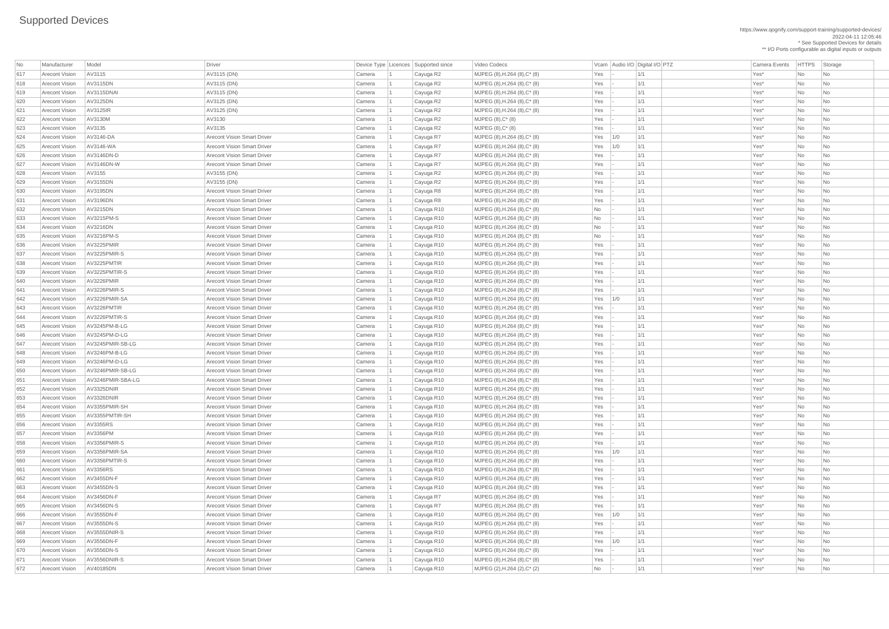# Supported Devices

https://www.qognify.com/support-training/supported-devices/
2022-04-11 12:05:46
* See Supported Devices for details
** I/O Ports configurable as digital inputs or outputs

| No | Manufacturer | Model | Driver | Device Type | Licences | Supported since | Video Codecs | Vcam | Audio I/O | Digital I/O | PTZ | Camera Events | HTTPS | Storage |
|---|---|---|---|---|---|---|---|---|---|---|---|---|---|---|
| 617 | Arecont Vision | AV3115 | AV3115 (DN) | Camera | 1 | Cayuga R2 | MJPEG (8),H.264 (8),C* (8) | Yes | - | 1/1 | | Yes* | No | No |
| 618 | Arecont Vision | AV3115DN | AV3115 (DN) | Camera | 1 | Cayuga R2 | MJPEG (8),H.264 (8),C* (8) | Yes | - | 1/1 | | Yes* | No | No |
| 619 | Arecont Vision | AV3115DNAI | AV3115 (DN) | Camera | 1 | Cayuga R2 | MJPEG (8),H.264 (8),C* (8) | Yes | - | 1/1 | | Yes* | No | No |
| 620 | Arecont Vision | AV3125DN | AV3125 (DN) | Camera | 1 | Cayuga R2 | MJPEG (8),H.264 (8),C* (8) | Yes | - | 1/1 | | Yes* | No | No |
| 621 | Arecont Vision | AV3125IR | AV3125 (DN) | Camera | 1 | Cayuga R2 | MJPEG (8),H.264 (8),C* (8) | Yes | - | 1/1 | | Yes* | No | No |
| 622 | Arecont Vision | AV3130M | AV3130 | Camera | 1 | Cayuga R2 | MJPEG (8),C* (8) | Yes | - | 1/1 | | Yes* | No | No |
| 623 | Arecont Vision | AV3135 | AV3135 | Camera | 1 | Cayuga R2 | MJPEG (8),C* (8) | Yes | - | 1/1 | | Yes* | No | No |
| 624 | Arecont Vision | AV3146-DA | Arecont Vision Smart Driver | Camera | 1 | Cayuga R7 | MJPEG (8),H.264 (8),C* (8) | Yes | 1/0 | 1/1 | | Yes* | No | No |
| 625 | Arecont Vision | AV3146-WA | Arecont Vision Smart Driver | Camera | 1 | Cayuga R7 | MJPEG (8),H.264 (8),C* (8) | Yes | 1/0 | 1/1 | | Yes* | No | No |
| 626 | Arecont Vision | AV3146DN-D | Arecont Vision Smart Driver | Camera | 1 | Cayuga R7 | MJPEG (8),H.264 (8),C* (8) | Yes | - | 1/1 | | Yes* | No | No |
| 627 | Arecont Vision | AV3146DN-W | Arecont Vision Smart Driver | Camera | 1 | Cayuga R7 | MJPEG (8),H.264 (8),C* (8) | Yes | - | 1/1 | | Yes* | No | No |
| 628 | Arecont Vision | AV3155 | AV3155 (DN) | Camera | 1 | Cayuga R2 | MJPEG (8),H.264 (8),C* (8) | Yes | - | 1/1 | | Yes* | No | No |
| 629 | Arecont Vision | AV3155DN | AV3155 (DN) | Camera | 1 | Cayuga R2 | MJPEG (8),H.264 (8),C* (8) | Yes | - | 1/1 | | Yes* | No | No |
| 630 | Arecont Vision | AV3195DN | Arecont Vision Smart Driver | Camera | 1 | Cayuga R8 | MJPEG (8),H.264 (8),C* (8) | Yes | - | 1/1 | | Yes* | No | No |
| 631 | Arecont Vision | AV3196DN | Arecont Vision Smart Driver | Camera | 1 | Cayuga R8 | MJPEG (8),H.264 (8),C* (8) | Yes | - | 1/1 | | Yes* | No | No |
| 632 | Arecont Vision | AV3215DN | Arecont Vision Smart Driver | Camera | 1 | Cayuga R10 | MJPEG (8),H.264 (8),C* (8) | No | - | 1/1 | | Yes* | No | No |
| 633 | Arecont Vision | AV3215PM-S | Arecont Vision Smart Driver | Camera | 1 | Cayuga R10 | MJPEG (8),H.264 (8),C* (8) | No | - | 1/1 | | Yes* | No | No |
| 634 | Arecont Vision | AV3216DN | Arecont Vision Smart Driver | Camera | 1 | Cayuga R10 | MJPEG (8),H.264 (8),C* (8) | No | - | 1/1 | | Yes* | No | No |
| 635 | Arecont Vision | AV3216PM-S | Arecont Vision Smart Driver | Camera | 1 | Cayuga R10 | MJPEG (8),H.264 (8),C* (8) | No | - | 1/1 | | Yes* | No | No |
| 636 | Arecont Vision | AV3225PMIR | Arecont Vision Smart Driver | Camera | 1 | Cayuga R10 | MJPEG (8),H.264 (8),C* (8) | Yes | - | 1/1 | | Yes* | No | No |
| 637 | Arecont Vision | AV3225PMIR-S | Arecont Vision Smart Driver | Camera | 1 | Cayuga R10 | MJPEG (8),H.264 (8),C* (8) | Yes | - | 1/1 | | Yes* | No | No |
| 638 | Arecont Vision | AV3225PMTIR | Arecont Vision Smart Driver | Camera | 1 | Cayuga R10 | MJPEG (8),H.264 (8),C* (8) | Yes | - | 1/1 | | Yes* | No | No |
| 639 | Arecont Vision | AV3225PMTIR-S | Arecont Vision Smart Driver | Camera | 1 | Cayuga R10 | MJPEG (8),H.264 (8),C* (8) | Yes | - | 1/1 | | Yes* | No | No |
| 640 | Arecont Vision | AV3226PMIR | Arecont Vision Smart Driver | Camera | 1 | Cayuga R10 | MJPEG (8),H.264 (8),C* (8) | Yes | - | 1/1 | | Yes* | No | No |
| 641 | Arecont Vision | AV3226PMIR-S | Arecont Vision Smart Driver | Camera | 1 | Cayuga R10 | MJPEG (8),H.264 (8),C* (8) | Yes | - | 1/1 | | Yes* | No | No |
| 642 | Arecont Vision | AV3226PMIR-SA | Arecont Vision Smart Driver | Camera | 1 | Cayuga R10 | MJPEG (8),H.264 (8),C* (8) | Yes | 1/0 | 1/1 | | Yes* | No | No |
| 643 | Arecont Vision | AV3226PMTIR | Arecont Vision Smart Driver | Camera | 1 | Cayuga R10 | MJPEG (8),H.264 (8),C* (8) | Yes | - | 1/1 | | Yes* | No | No |
| 644 | Arecont Vision | AV3226PMTIR-S | Arecont Vision Smart Driver | Camera | 1 | Cayuga R10 | MJPEG (8),H.264 (8),C* (8) | Yes | - | 1/1 | | Yes* | No | No |
| 645 | Arecont Vision | AV3245PM-B-LG | Arecont Vision Smart Driver | Camera | 1 | Cayuga R10 | MJPEG (8),H.264 (8),C* (8) | Yes | - | 1/1 | | Yes* | No | No |
| 646 | Arecont Vision | AV3245PM-D-LG | Arecont Vision Smart Driver | Camera | 1 | Cayuga R10 | MJPEG (8),H.264 (8),C* (8) | Yes | - | 1/1 | | Yes* | No | No |
| 647 | Arecont Vision | AV3245PMIR-SB-LG | Arecont Vision Smart Driver | Camera | 1 | Cayuga R10 | MJPEG (8),H.264 (8),C* (8) | Yes | - | 1/1 | | Yes* | No | No |
| 648 | Arecont Vision | AV3246PM-B-LG | Arecont Vision Smart Driver | Camera | 1 | Cayuga R10 | MJPEG (8),H.264 (8),C* (8) | Yes | - | 1/1 | | Yes* | No | No |
| 649 | Arecont Vision | AV3246PM-D-LG | Arecont Vision Smart Driver | Camera | 1 | Cayuga R10 | MJPEG (8),H.264 (8),C* (8) | Yes | - | 1/1 | | Yes* | No | No |
| 650 | Arecont Vision | AV3246PMIR-SB-LG | Arecont Vision Smart Driver | Camera | 1 | Cayuga R10 | MJPEG (8),H.264 (8),C* (8) | Yes | - | 1/1 | | Yes* | No | No |
| 651 | Arecont Vision | AV3246PMIR-SBA-LG | Arecont Vision Smart Driver | Camera | 1 | Cayuga R10 | MJPEG (8),H.264 (8),C* (8) | Yes | - | 1/1 | | Yes* | No | No |
| 652 | Arecont Vision | AV3325DNIR | Arecont Vision Smart Driver | Camera | 1 | Cayuga R10 | MJPEG (8),H.264 (8),C* (8) | Yes | - | 1/1 | | Yes* | No | No |
| 653 | Arecont Vision | AV3326DNIR | Arecont Vision Smart Driver | Camera | 1 | Cayuga R10 | MJPEG (8),H.264 (8),C* (8) | Yes | - | 1/1 | | Yes* | No | No |
| 654 | Arecont Vision | AV3355PMIR-SH | Arecont Vision Smart Driver | Camera | 1 | Cayuga R10 | MJPEG (8),H.264 (8),C* (8) | Yes | - | 1/1 | | Yes* | No | No |
| 655 | Arecont Vision | AV3355PMTIR-SH | Arecont Vision Smart Driver | Camera | 1 | Cayuga R10 | MJPEG (8),H.264 (8),C* (8) | Yes | - | 1/1 | | Yes* | No | No |
| 656 | Arecont Vision | AV3355RS | Arecont Vision Smart Driver | Camera | 1 | Cayuga R10 | MJPEG (8),H.264 (8),C* (8) | Yes | - | 1/1 | | Yes* | No | No |
| 657 | Arecont Vision | AV3356PM | Arecont Vision Smart Driver | Camera | 1 | Cayuga R10 | MJPEG (8),H.264 (8),C* (8) | Yes | - | 1/1 | | Yes* | No | No |
| 658 | Arecont Vision | AV3356PMIR-S | Arecont Vision Smart Driver | Camera | 1 | Cayuga R10 | MJPEG (8),H.264 (8),C* (8) | Yes | - | 1/1 | | Yes* | No | No |
| 659 | Arecont Vision | AV3356PMIR-SA | Arecont Vision Smart Driver | Camera | 1 | Cayuga R10 | MJPEG (8),H.264 (8),C* (8) | Yes | 1/0 | 1/1 | | Yes* | No | No |
| 660 | Arecont Vision | AV3356PMTIR-S | Arecont Vision Smart Driver | Camera | 1 | Cayuga R10 | MJPEG (8),H.264 (8),C* (8) | Yes | - | 1/1 | | Yes* | No | No |
| 661 | Arecont Vision | AV3356RS | Arecont Vision Smart Driver | Camera | 1 | Cayuga R10 | MJPEG (8),H.264 (8),C* (8) | Yes | - | 1/1 | | Yes* | No | No |
| 662 | Arecont Vision | AV3455DN-F | Arecont Vision Smart Driver | Camera | 1 | Cayuga R10 | MJPEG (8),H.264 (8),C* (8) | Yes | - | 1/1 | | Yes* | No | No |
| 663 | Arecont Vision | AV3455DN-S | Arecont Vision Smart Driver | Camera | 1 | Cayuga R10 | MJPEG (8),H.264 (8),C* (8) | Yes | - | 1/1 | | Yes* | No | No |
| 664 | Arecont Vision | AV3456DN-F | Arecont Vision Smart Driver | Camera | 1 | Cayuga R7 | MJPEG (8),H.264 (8),C* (8) | Yes | - | 1/1 | | Yes* | No | No |
| 665 | Arecont Vision | AV3456DN-S | Arecont Vision Smart Driver | Camera | 1 | Cayuga R7 | MJPEG (8),H.264 (8),C* (8) | Yes | - | 1/1 | | Yes* | No | No |
| 666 | Arecont Vision | AV3555DN-F | Arecont Vision Smart Driver | Camera | 1 | Cayuga R10 | MJPEG (8),H.264 (8),C* (8) | Yes | 1/0 | 1/1 | | Yes* | No | No |
| 667 | Arecont Vision | AV3555DN-S | Arecont Vision Smart Driver | Camera | 1 | Cayuga R10 | MJPEG (8),H.264 (8),C* (8) | Yes | - | 1/1 | | Yes* | No | No |
| 668 | Arecont Vision | AV3555DNIR-S | Arecont Vision Smart Driver | Camera | 1 | Cayuga R10 | MJPEG (8),H.264 (8),C* (8) | Yes | - | 1/1 | | Yes* | No | No |
| 669 | Arecont Vision | AV3556DN-F | Arecont Vision Smart Driver | Camera | 1 | Cayuga R10 | MJPEG (8),H.264 (8),C* (8) | Yes | 1/0 | 1/1 | | Yes* | No | No |
| 670 | Arecont Vision | AV3556DN-S | Arecont Vision Smart Driver | Camera | 1 | Cayuga R10 | MJPEG (8),H.264 (8),C* (8) | Yes | - | 1/1 | | Yes* | No | No |
| 671 | Arecont Vision | AV3556DNIR-S | Arecont Vision Smart Driver | Camera | 1 | Cayuga R10 | MJPEG (8),H.264 (8),C* (8) | Yes | - | 1/1 | | Yes* | No | No |
| 672 | Arecont Vision | AV40185DN | Arecont Vision Smart Driver | Camera | 1 | Cayuga R10 | MJPEG (2),H.264 (2),C* (2) | No | - | 1/1 | | Yes* | No | No |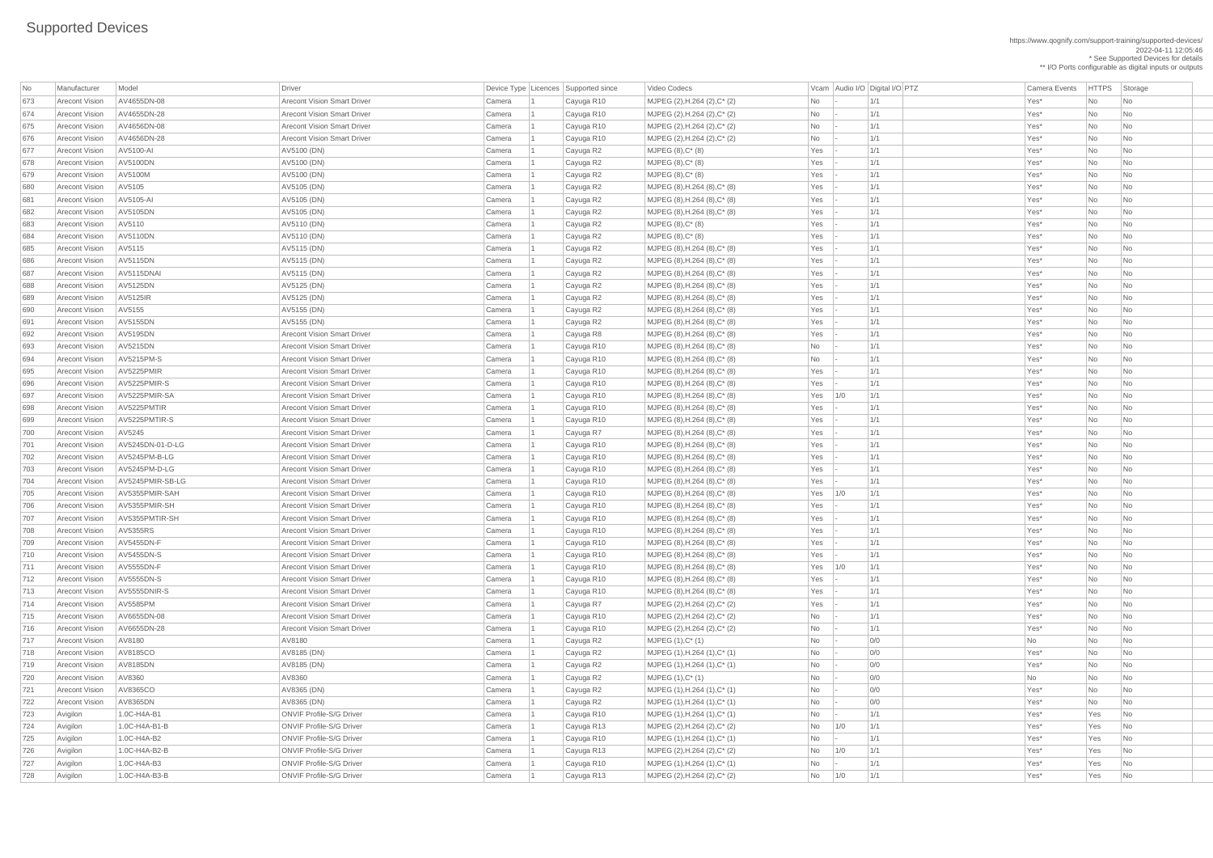# Supported Devices

https://www.qognify.com/support-training/supported-devices/
2022-04-11 12:05:46
* See Supported Devices for details
** I/O Ports configurable as digital inputs or outputs

| No | Manufacturer | Model | Driver | Device Type | Licences | Supported since | Video Codecs | Vcam | Audio I/O | Digital I/O | PTZ | Camera Events | HTTPS | Storage |
|---|---|---|---|---|---|---|---|---|---|---|---|---|---|---|
| 673 | Arecont Vision | AV4655DN-08 | Arecont Vision Smart Driver | Camera | 1 | Cayuga R10 | MJPEG (2),H.264 (2),C* (2) | No | - | 1/1 | | Yes* | No | No |
| 674 | Arecont Vision | AV4655DN-28 | Arecont Vision Smart Driver | Camera | 1 | Cayuga R10 | MJPEG (2),H.264 (2),C* (2) | No | - | 1/1 | | Yes* | No | No |
| 675 | Arecont Vision | AV4656DN-08 | Arecont Vision Smart Driver | Camera | 1 | Cayuga R10 | MJPEG (2),H.264 (2),C* (2) | No | - | 1/1 | | Yes* | No | No |
| 676 | Arecont Vision | AV4656DN-28 | Arecont Vision Smart Driver | Camera | 1 | Cayuga R10 | MJPEG (2),H.264 (2),C* (2) | No | - | 1/1 | | Yes* | No | No |
| 677 | Arecont Vision | AV5100-AI | AV5100 (DN) | Camera | 1 | Cayuga R2 | MJPEG (8),C* (8) | Yes | - | 1/1 | | Yes* | No | No |
| 678 | Arecont Vision | AV5100DN | AV5100 (DN) | Camera | 1 | Cayuga R2 | MJPEG (8),C* (8) | Yes | - | 1/1 | | Yes* | No | No |
| 679 | Arecont Vision | AV5100M | AV5100 (DN) | Camera | 1 | Cayuga R2 | MJPEG (8),C* (8) | Yes | - | 1/1 | | Yes* | No | No |
| 680 | Arecont Vision | AV5105 | AV5105 (DN) | Camera | 1 | Cayuga R2 | MJPEG (8),H.264 (8),C* (8) | Yes | - | 1/1 | | Yes* | No | No |
| 681 | Arecont Vision | AV5105-AI | AV5105 (DN) | Camera | 1 | Cayuga R2 | MJPEG (8),H.264 (8),C* (8) | Yes | - | 1/1 | | Yes* | No | No |
| 682 | Arecont Vision | AV5105DN | AV5105 (DN) | Camera | 1 | Cayuga R2 | MJPEG (8),H.264 (8),C* (8) | Yes | - | 1/1 | | Yes* | No | No |
| 683 | Arecont Vision | AV5110 | AV5110 (DN) | Camera | 1 | Cayuga R2 | MJPEG (8),C* (8) | Yes | - | 1/1 | | Yes* | No | No |
| 684 | Arecont Vision | AV5110DN | AV5110 (DN) | Camera | 1 | Cayuga R2 | MJPEG (8),C* (8) | Yes | - | 1/1 | | Yes* | No | No |
| 685 | Arecont Vision | AV5115 | AV5115 (DN) | Camera | 1 | Cayuga R2 | MJPEG (8),H.264 (8),C* (8) | Yes | - | 1/1 | | Yes* | No | No |
| 686 | Arecont Vision | AV5115DN | AV5115 (DN) | Camera | 1 | Cayuga R2 | MJPEG (8),H.264 (8),C* (8) | Yes | - | 1/1 | | Yes* | No | No |
| 687 | Arecont Vision | AV5115DNAI | AV5115 (DN) | Camera | 1 | Cayuga R2 | MJPEG (8),H.264 (8),C* (8) | Yes | - | 1/1 | | Yes* | No | No |
| 688 | Arecont Vision | AV5125DN | AV5125 (DN) | Camera | 1 | Cayuga R2 | MJPEG (8),H.264 (8),C* (8) | Yes | - | 1/1 | | Yes* | No | No |
| 689 | Arecont Vision | AV5125IR | AV5125 (DN) | Camera | 1 | Cayuga R2 | MJPEG (8),H.264 (8),C* (8) | Yes | - | 1/1 | | Yes* | No | No |
| 690 | Arecont Vision | AV5155 | AV5155 (DN) | Camera | 1 | Cayuga R2 | MJPEG (8),H.264 (8),C* (8) | Yes | - | 1/1 | | Yes* | No | No |
| 691 | Arecont Vision | AV5155DN | AV5155 (DN) | Camera | 1 | Cayuga R2 | MJPEG (8),H.264 (8),C* (8) | Yes | - | 1/1 | | Yes* | No | No |
| 692 | Arecont Vision | AV5195DN | Arecont Vision Smart Driver | Camera | 1 | Cayuga R8 | MJPEG (8),H.264 (8),C* (8) | Yes | - | 1/1 | | Yes* | No | No |
| 693 | Arecont Vision | AV5215DN | Arecont Vision Smart Driver | Camera | 1 | Cayuga R10 | MJPEG (8),H.264 (8),C* (8) | No | - | 1/1 | | Yes* | No | No |
| 694 | Arecont Vision | AV5215PM-S | Arecont Vision Smart Driver | Camera | 1 | Cayuga R10 | MJPEG (8),H.264 (8),C* (8) | No | - | 1/1 | | Yes* | No | No |
| 695 | Arecont Vision | AV5225PMIR | Arecont Vision Smart Driver | Camera | 1 | Cayuga R10 | MJPEG (8),H.264 (8),C* (8) | Yes | - | 1/1 | | Yes* | No | No |
| 696 | Arecont Vision | AV5225PMIR-S | Arecont Vision Smart Driver | Camera | 1 | Cayuga R10 | MJPEG (8),H.264 (8),C* (8) | Yes | - | 1/1 | | Yes* | No | No |
| 697 | Arecont Vision | AV5225PMIR-SA | Arecont Vision Smart Driver | Camera | 1 | Cayuga R10 | MJPEG (8),H.264 (8),C* (8) | Yes | 1/0 | 1/1 | | Yes* | No | No |
| 698 | Arecont Vision | AV5225PMTIR | Arecont Vision Smart Driver | Camera | 1 | Cayuga R10 | MJPEG (8),H.264 (8),C* (8) | Yes | - | 1/1 | | Yes* | No | No |
| 699 | Arecont Vision | AV5225PMTIR-S | Arecont Vision Smart Driver | Camera | 1 | Cayuga R10 | MJPEG (8),H.264 (8),C* (8) | Yes | - | 1/1 | | Yes* | No | No |
| 700 | Arecont Vision | AV5245 | Arecont Vision Smart Driver | Camera | 1 | Cayuga R7 | MJPEG (8),H.264 (8),C* (8) | Yes | - | 1/1 | | Yes* | No | No |
| 701 | Arecont Vision | AV5245DN-01-D-LG | Arecont Vision Smart Driver | Camera | 1 | Cayuga R10 | MJPEG (8),H.264 (8),C* (8) | Yes | - | 1/1 | | Yes* | No | No |
| 702 | Arecont Vision | AV5245PM-B-LG | Arecont Vision Smart Driver | Camera | 1 | Cayuga R10 | MJPEG (8),H.264 (8),C* (8) | Yes | - | 1/1 | | Yes* | No | No |
| 703 | Arecont Vision | AV5245PM-D-LG | Arecont Vision Smart Driver | Camera | 1 | Cayuga R10 | MJPEG (8),H.264 (8),C* (8) | Yes | - | 1/1 | | Yes* | No | No |
| 704 | Arecont Vision | AV5245PMIR-SB-LG | Arecont Vision Smart Driver | Camera | 1 | Cayuga R10 | MJPEG (8),H.264 (8),C* (8) | Yes | - | 1/1 | | Yes* | No | No |
| 705 | Arecont Vision | AV5355PMIR-SAH | Arecont Vision Smart Driver | Camera | 1 | Cayuga R10 | MJPEG (8),H.264 (8),C* (8) | Yes | 1/0 | 1/1 | | Yes* | No | No |
| 706 | Arecont Vision | AV5355PMIR-SH | Arecont Vision Smart Driver | Camera | 1 | Cayuga R10 | MJPEG (8),H.264 (8),C* (8) | Yes | - | 1/1 | | Yes* | No | No |
| 707 | Arecont Vision | AV5355PMTIR-SH | Arecont Vision Smart Driver | Camera | 1 | Cayuga R10 | MJPEG (8),H.264 (8),C* (8) | Yes | - | 1/1 | | Yes* | No | No |
| 708 | Arecont Vision | AV5355RS | Arecont Vision Smart Driver | Camera | 1 | Cayuga R10 | MJPEG (8),H.264 (8),C* (8) | Yes | - | 1/1 | | Yes* | No | No |
| 709 | Arecont Vision | AV5455DN-F | Arecont Vision Smart Driver | Camera | 1 | Cayuga R10 | MJPEG (8),H.264 (8),C* (8) | Yes | - | 1/1 | | Yes* | No | No |
| 710 | Arecont Vision | AV5455DN-S | Arecont Vision Smart Driver | Camera | 1 | Cayuga R10 | MJPEG (8),H.264 (8),C* (8) | Yes | - | 1/1 | | Yes* | No | No |
| 711 | Arecont Vision | AV5555DN-F | Arecont Vision Smart Driver | Camera | 1 | Cayuga R10 | MJPEG (8),H.264 (8),C* (8) | Yes | 1/0 | 1/1 | | Yes* | No | No |
| 712 | Arecont Vision | AV5555DN-S | Arecont Vision Smart Driver | Camera | 1 | Cayuga R10 | MJPEG (8),H.264 (8),C* (8) | Yes | - | 1/1 | | Yes* | No | No |
| 713 | Arecont Vision | AV5555DNIR-S | Arecont Vision Smart Driver | Camera | 1 | Cayuga R10 | MJPEG (8),H.264 (8),C* (8) | Yes | - | 1/1 | | Yes* | No | No |
| 714 | Arecont Vision | AV5585PM | Arecont Vision Smart Driver | Camera | 1 | Cayuga R7 | MJPEG (2),H.264 (2),C* (2) | Yes | - | 1/1 | | Yes* | No | No |
| 715 | Arecont Vision | AV6655DN-08 | Arecont Vision Smart Driver | Camera | 1 | Cayuga R10 | MJPEG (2),H.264 (2),C* (2) | No | - | 1/1 | | Yes* | No | No |
| 716 | Arecont Vision | AV6655DN-28 | Arecont Vision Smart Driver | Camera | 1 | Cayuga R10 | MJPEG (2),H.264 (2),C* (2) | No | - | 1/1 | | Yes* | No | No |
| 717 | Arecont Vision | AV8180 | AV8180 | Camera | 1 | Cayuga R2 | MJPEG (1),C* (1) | No | - | 0/0 | | No | No | No |
| 718 | Arecont Vision | AV8185CO | AV8185 (DN) | Camera | 1 | Cayuga R2 | MJPEG (1),H.264 (1),C* (1) | No | - | 0/0 | | Yes* | No | No |
| 719 | Arecont Vision | AV8185DN | AV8185 (DN) | Camera | 1 | Cayuga R2 | MJPEG (1),H.264 (1),C* (1) | No | - | 0/0 | | Yes* | No | No |
| 720 | Arecont Vision | AV8360 | AV8360 | Camera | 1 | Cayuga R2 | MJPEG (1),C* (1) | No | - | 0/0 | | No | No | No |
| 721 | Arecont Vision | AV8365CO | AV8365 (DN) | Camera | 1 | Cayuga R2 | MJPEG (1),H.264 (1),C* (1) | No | - | 0/0 | | Yes* | No | No |
| 722 | Arecont Vision | AV8365DN | AV8365 (DN) | Camera | 1 | Cayuga R2 | MJPEG (1),H.264 (1),C* (1) | No | - | 0/0 | | Yes* | No | No |
| 723 | Avigilon | 1.0C-H4A-B1 | ONVIF Profile-S/G Driver | Camera | 1 | Cayuga R10 | MJPEG (1),H.264 (1),C* (1) | No | - | 1/1 | | Yes* | Yes | No |
| 724 | Avigilon | 1.0C-H4A-B1-B | ONVIF Profile-S/G Driver | Camera | 1 | Cayuga R13 | MJPEG (2),H.264 (2),C* (2) | No | 1/0 | 1/1 | | Yes* | Yes | No |
| 725 | Avigilon | 1.0C-H4A-B2 | ONVIF Profile-S/G Driver | Camera | 1 | Cayuga R10 | MJPEG (1),H.264 (1),C* (1) | No | - | 1/1 | | Yes* | Yes | No |
| 726 | Avigilon | 1.0C-H4A-B2-B | ONVIF Profile-S/G Driver | Camera | 1 | Cayuga R13 | MJPEG (2),H.264 (2),C* (2) | No | 1/0 | 1/1 | | Yes* | Yes | No |
| 727 | Avigilon | 1.0C-H4A-B3 | ONVIF Profile-S/G Driver | Camera | 1 | Cayuga R10 | MJPEG (1),H.264 (1),C* (1) | No | - | 1/1 | | Yes* | Yes | No |
| 728 | Avigilon | 1.0C-H4A-B3-B | ONVIF Profile-S/G Driver | Camera | 1 | Cayuga R13 | MJPEG (2),H.264 (2),C* (2) | No | 1/0 | 1/1 | | Yes* | Yes | No |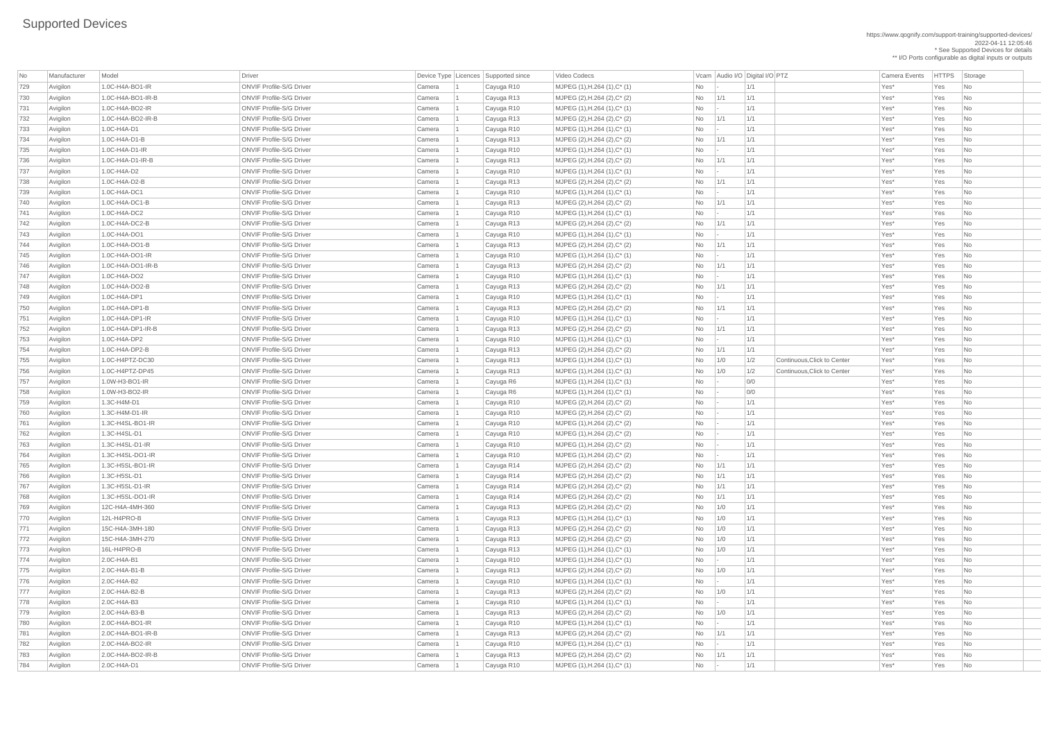# Supported Devices

https://www.qognify.com/support-training/supported-devices/
2022-04-11 12:05:46
* See Supported Devices for details
** I/O Ports configurable as digital inputs or outputs

| No | Manufacturer | Model | Driver | Device Type | Licences | Supported since | Video Codecs | Vcam | Audio I/O | Digital I/O | PTZ | Camera Events | HTTPS | Storage |
|---|---|---|---|---|---|---|---|---|---|---|---|---|---|---|
| 729 | Avigilon | 1.0C-H4A-BO1-IR | ONVIF Profile-S/G Driver | Camera | 1 | Cayuga R10 | MJPEG (1),H.264 (1),C* (1) | No | - | 1/1 | | Yes* | Yes | No |
| 730 | Avigilon | 1.0C-H4A-BO1-IR-B | ONVIF Profile-S/G Driver | Camera | 1 | Cayuga R13 | MJPEG (2),H.264 (2),C* (2) | No | 1/1 | 1/1 | | Yes* | Yes | No |
| 731 | Avigilon | 1.0C-H4A-BO2-IR | ONVIF Profile-S/G Driver | Camera | 1 | Cayuga R10 | MJPEG (1),H.264 (1),C* (1) | No | - | 1/1 | | Yes* | Yes | No |
| 732 | Avigilon | 1.0C-H4A-BO2-IR-B | ONVIF Profile-S/G Driver | Camera | 1 | Cayuga R13 | MJPEG (2),H.264 (2),C* (2) | No | 1/1 | 1/1 | | Yes* | Yes | No |
| 733 | Avigilon | 1.0C-H4A-D1 | ONVIF Profile-S/G Driver | Camera | 1 | Cayuga R10 | MJPEG (1),H.264 (1),C* (1) | No | - | 1/1 | | Yes* | Yes | No |
| 734 | Avigilon | 1.0C-H4A-D1-B | ONVIF Profile-S/G Driver | Camera | 1 | Cayuga R13 | MJPEG (2),H.264 (2),C* (2) | No | 1/1 | 1/1 | | Yes* | Yes | No |
| 735 | Avigilon | 1.0C-H4A-D1-IR | ONVIF Profile-S/G Driver | Camera | 1 | Cayuga R10 | MJPEG (1),H.264 (1),C* (1) | No | - | 1/1 | | Yes* | Yes | No |
| 736 | Avigilon | 1.0C-H4A-D1-IR-B | ONVIF Profile-S/G Driver | Camera | 1 | Cayuga R13 | MJPEG (2),H.264 (2),C* (2) | No | 1/1 | 1/1 | | Yes* | Yes | No |
| 737 | Avigilon | 1.0C-H4A-D2 | ONVIF Profile-S/G Driver | Camera | 1 | Cayuga R10 | MJPEG (1),H.264 (1),C* (1) | No | - | 1/1 | | Yes* | Yes | No |
| 738 | Avigilon | 1.0C-H4A-D2-B | ONVIF Profile-S/G Driver | Camera | 1 | Cayuga R13 | MJPEG (2),H.264 (2),C* (2) | No | 1/1 | 1/1 | | Yes* | Yes | No |
| 739 | Avigilon | 1.0C-H4A-DC1 | ONVIF Profile-S/G Driver | Camera | 1 | Cayuga R10 | MJPEG (1),H.264 (1),C* (1) | No | - | 1/1 | | Yes* | Yes | No |
| 740 | Avigilon | 1.0C-H4A-DC1-B | ONVIF Profile-S/G Driver | Camera | 1 | Cayuga R13 | MJPEG (2),H.264 (2),C* (2) | No | 1/1 | 1/1 | | Yes* | Yes | No |
| 741 | Avigilon | 1.0C-H4A-DC2 | ONVIF Profile-S/G Driver | Camera | 1 | Cayuga R10 | MJPEG (1),H.264 (1),C* (1) | No | - | 1/1 | | Yes* | Yes | No |
| 742 | Avigilon | 1.0C-H4A-DC2-B | ONVIF Profile-S/G Driver | Camera | 1 | Cayuga R13 | MJPEG (2),H.264 (2),C* (2) | No | 1/1 | 1/1 | | Yes* | Yes | No |
| 743 | Avigilon | 1.0C-H4A-DO1 | ONVIF Profile-S/G Driver | Camera | 1 | Cayuga R10 | MJPEG (1),H.264 (1),C* (1) | No | - | 1/1 | | Yes* | Yes | No |
| 744 | Avigilon | 1.0C-H4A-DO1-B | ONVIF Profile-S/G Driver | Camera | 1 | Cayuga R13 | MJPEG (2),H.264 (2),C* (2) | No | 1/1 | 1/1 | | Yes* | Yes | No |
| 745 | Avigilon | 1.0C-H4A-DO1-IR | ONVIF Profile-S/G Driver | Camera | 1 | Cayuga R10 | MJPEG (1),H.264 (1),C* (1) | No | - | 1/1 | | Yes* | Yes | No |
| 746 | Avigilon | 1.0C-H4A-DO1-IR-B | ONVIF Profile-S/G Driver | Camera | 1 | Cayuga R13 | MJPEG (2),H.264 (2),C* (2) | No | 1/1 | 1/1 | | Yes* | Yes | No |
| 747 | Avigilon | 1.0C-H4A-DO2 | ONVIF Profile-S/G Driver | Camera | 1 | Cayuga R10 | MJPEG (1),H.264 (1),C* (1) | No | - | 1/1 | | Yes* | Yes | No |
| 748 | Avigilon | 1.0C-H4A-DO2-B | ONVIF Profile-S/G Driver | Camera | 1 | Cayuga R13 | MJPEG (2),H.264 (2),C* (2) | No | 1/1 | 1/1 | | Yes* | Yes | No |
| 749 | Avigilon | 1.0C-H4A-DP1 | ONVIF Profile-S/G Driver | Camera | 1 | Cayuga R10 | MJPEG (1),H.264 (1),C* (1) | No | - | 1/1 | | Yes* | Yes | No |
| 750 | Avigilon | 1.0C-H4A-DP1-B | ONVIF Profile-S/G Driver | Camera | 1 | Cayuga R13 | MJPEG (2),H.264 (2),C* (2) | No | 1/1 | 1/1 | | Yes* | Yes | No |
| 751 | Avigilon | 1.0C-H4A-DP1-IR | ONVIF Profile-S/G Driver | Camera | 1 | Cayuga R10 | MJPEG (1),H.264 (1),C* (1) | No | - | 1/1 | | Yes* | Yes | No |
| 752 | Avigilon | 1.0C-H4A-DP1-IR-B | ONVIF Profile-S/G Driver | Camera | 1 | Cayuga R13 | MJPEG (2),H.264 (2),C* (2) | No | 1/1 | 1/1 | | Yes* | Yes | No |
| 753 | Avigilon | 1.0C-H4A-DP2 | ONVIF Profile-S/G Driver | Camera | 1 | Cayuga R10 | MJPEG (1),H.264 (1),C* (1) | No | - | 1/1 | | Yes* | Yes | No |
| 754 | Avigilon | 1.0C-H4A-DP2-B | ONVIF Profile-S/G Driver | Camera | 1 | Cayuga R13 | MJPEG (2),H.264 (2),C* (2) | No | 1/1 | 1/1 | | Yes* | Yes | No |
| 755 | Avigilon | 1.0C-H4PTZ-DC30 | ONVIF Profile-S/G Driver | Camera | 1 | Cayuga R13 | MJPEG (1),H.264 (1),C* (1) | No | 1/0 | 1/2 | Continuous,Click to Center | Yes* | Yes | No |
| 756 | Avigilon | 1.0C-H4PTZ-DP45 | ONVIF Profile-S/G Driver | Camera | 1 | Cayuga R13 | MJPEG (1),H.264 (1),C* (1) | No | 1/0 | 1/2 | Continuous,Click to Center | Yes* | Yes | No |
| 757 | Avigilon | 1.0W-H3-BO1-IR | ONVIF Profile-S/G Driver | Camera | 1 | Cayuga R6 | MJPEG (1),H.264 (1),C* (1) | No | - | 0/0 | | Yes* | Yes | No |
| 758 | Avigilon | 1.0W-H3-BO2-IR | ONVIF Profile-S/G Driver | Camera | 1 | Cayuga R6 | MJPEG (1),H.264 (1),C* (1) | No | - | 0/0 | | Yes* | Yes | No |
| 759 | Avigilon | 1.3C-H4M-D1 | ONVIF Profile-S/G Driver | Camera | 1 | Cayuga R10 | MJPEG (2),H.264 (2),C* (2) | No | - | 1/1 | | Yes* | Yes | No |
| 760 | Avigilon | 1.3C-H4M-D1-IR | ONVIF Profile-S/G Driver | Camera | 1 | Cayuga R10 | MJPEG (2),H.264 (2),C* (2) | No | - | 1/1 | | Yes* | Yes | No |
| 761 | Avigilon | 1.3C-H4SL-BO1-IR | ONVIF Profile-S/G Driver | Camera | 1 | Cayuga R10 | MJPEG (1),H.264 (2),C* (2) | No | - | 1/1 | | Yes* | Yes | No |
| 762 | Avigilon | 1.3C-H4SL-D1 | ONVIF Profile-S/G Driver | Camera | 1 | Cayuga R10 | MJPEG (1),H.264 (2),C* (2) | No | - | 1/1 | | Yes* | Yes | No |
| 763 | Avigilon | 1.3C-H4SL-D1-IR | ONVIF Profile-S/G Driver | Camera | 1 | Cayuga R10 | MJPEG (1),H.264 (2),C* (2) | No | - | 1/1 | | Yes* | Yes | No |
| 764 | Avigilon | 1.3C-H4SL-DO1-IR | ONVIF Profile-S/G Driver | Camera | 1 | Cayuga R10 | MJPEG (1),H.264 (2),C* (2) | No | - | 1/1 | | Yes* | Yes | No |
| 765 | Avigilon | 1.3C-H5SL-BO1-IR | ONVIF Profile-S/G Driver | Camera | 1 | Cayuga R14 | MJPEG (2),H.264 (2),C* (2) | No | 1/1 | 1/1 | | Yes* | Yes | No |
| 766 | Avigilon | 1.3C-H5SL-D1 | ONVIF Profile-S/G Driver | Camera | 1 | Cayuga R14 | MJPEG (2),H.264 (2),C* (2) | No | 1/1 | 1/1 | | Yes* | Yes | No |
| 767 | Avigilon | 1.3C-H5SL-D1-IR | ONVIF Profile-S/G Driver | Camera | 1 | Cayuga R14 | MJPEG (2),H.264 (2),C* (2) | No | 1/1 | 1/1 | | Yes* | Yes | No |
| 768 | Avigilon | 1.3C-H5SL-DO1-IR | ONVIF Profile-S/G Driver | Camera | 1 | Cayuga R14 | MJPEG (2),H.264 (2),C* (2) | No | 1/1 | 1/1 | | Yes* | Yes | No |
| 769 | Avigilon | 12C-H4A-4MH-360 | ONVIF Profile-S/G Driver | Camera | 1 | Cayuga R13 | MJPEG (2),H.264 (2),C* (2) | No | 1/0 | 1/1 | | Yes* | Yes | No |
| 770 | Avigilon | 12L-H4PRO-B | ONVIF Profile-S/G Driver | Camera | 1 | Cayuga R13 | MJPEG (1),H.264 (1),C* (1) | No | 1/0 | 1/1 | | Yes* | Yes | No |
| 771 | Avigilon | 15C-H4A-3MH-180 | ONVIF Profile-S/G Driver | Camera | 1 | Cayuga R13 | MJPEG (2),H.264 (2),C* (2) | No | 1/0 | 1/1 | | Yes* | Yes | No |
| 772 | Avigilon | 15C-H4A-3MH-270 | ONVIF Profile-S/G Driver | Camera | 1 | Cayuga R13 | MJPEG (2),H.264 (2),C* (2) | No | 1/0 | 1/1 | | Yes* | Yes | No |
| 773 | Avigilon | 16L-H4PRO-B | ONVIF Profile-S/G Driver | Camera | 1 | Cayuga R13 | MJPEG (1),H.264 (1),C* (1) | No | 1/0 | 1/1 | | Yes* | Yes | No |
| 774 | Avigilon | 2.0C-H4A-B1 | ONVIF Profile-S/G Driver | Camera | 1 | Cayuga R10 | MJPEG (1),H.264 (1),C* (1) | No | - | 1/1 | | Yes* | Yes | No |
| 775 | Avigilon | 2.0C-H4A-B1-B | ONVIF Profile-S/G Driver | Camera | 1 | Cayuga R13 | MJPEG (2),H.264 (2),C* (2) | No | 1/0 | 1/1 | | Yes* | Yes | No |
| 776 | Avigilon | 2.0C-H4A-B2 | ONVIF Profile-S/G Driver | Camera | 1 | Cayuga R10 | MJPEG (1),H.264 (1),C* (1) | No | - | 1/1 | | Yes* | Yes | No |
| 777 | Avigilon | 2.0C-H4A-B2-B | ONVIF Profile-S/G Driver | Camera | 1 | Cayuga R13 | MJPEG (2),H.264 (2),C* (2) | No | 1/0 | 1/1 | | Yes* | Yes | No |
| 778 | Avigilon | 2.0C-H4A-B3 | ONVIF Profile-S/G Driver | Camera | 1 | Cayuga R10 | MJPEG (1),H.264 (1),C* (1) | No | - | 1/1 | | Yes* | Yes | No |
| 779 | Avigilon | 2.0C-H4A-B3-B | ONVIF Profile-S/G Driver | Camera | 1 | Cayuga R13 | MJPEG (2),H.264 (2),C* (2) | No | 1/0 | 1/1 | | Yes* | Yes | No |
| 780 | Avigilon | 2.0C-H4A-BO1-IR | ONVIF Profile-S/G Driver | Camera | 1 | Cayuga R10 | MJPEG (1),H.264 (1),C* (1) | No | - | 1/1 | | Yes* | Yes | No |
| 781 | Avigilon | 2.0C-H4A-BO1-IR-B | ONVIF Profile-S/G Driver | Camera | 1 | Cayuga R13 | MJPEG (2),H.264 (2),C* (2) | No | 1/1 | 1/1 | | Yes* | Yes | No |
| 782 | Avigilon | 2.0C-H4A-BO2-IR | ONVIF Profile-S/G Driver | Camera | 1 | Cayuga R10 | MJPEG (1),H.264 (1),C* (1) | No | - | 1/1 | | Yes* | Yes | No |
| 783 | Avigilon | 2.0C-H4A-BO2-IR-B | ONVIF Profile-S/G Driver | Camera | 1 | Cayuga R13 | MJPEG (2),H.264 (2),C* (2) | No | 1/1 | 1/1 | | Yes* | Yes | No |
| 784 | Avigilon | 2.0C-H4A-D1 | ONVIF Profile-S/G Driver | Camera | 1 | Cayuga R10 | MJPEG (1),H.264 (1),C* (1) | No | - | 1/1 | | Yes* | Yes | No |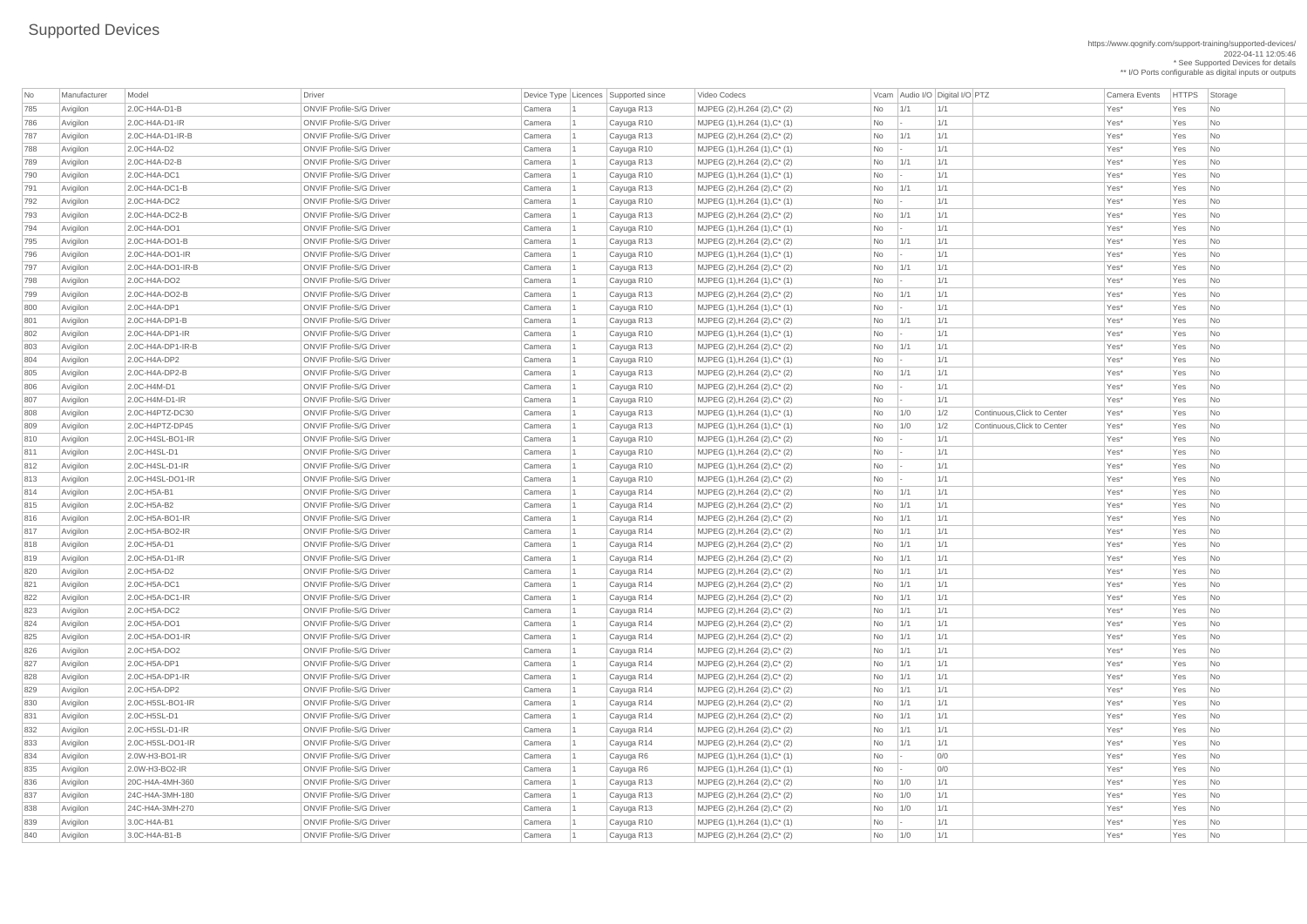# Supported Devices

https://www.qognify.com/support-training/supported-devices/
2022-04-11 12:05:46
* See Supported Devices for details
** I/O Ports configurable as digital inputs or outputs

| No | Manufacturer | Model | Driver | Device Type | Licences | Supported since | Video Codecs | Vcam | Audio I/O | Digital I/O | PTZ | Camera Events | HTTPS | Storage |
|---|---|---|---|---|---|---|---|---|---|---|---|---|---|---|
| 785 | Avigilon | 2.0C-H4A-D1-B | ONVIF Profile-S/G Driver | Camera | 1 | Cayuga R13 | MJPEG (2),H.264 (2),C* (2) | No | 1/1 | 1/1 | | Yes* | Yes | No |
| 786 | Avigilon | 2.0C-H4A-D1-IR | ONVIF Profile-S/G Driver | Camera | 1 | Cayuga R10 | MJPEG (1),H.264 (1),C* (1) | No | - | 1/1 | | Yes* | Yes | No |
| 787 | Avigilon | 2.0C-H4A-D1-IR-B | ONVIF Profile-S/G Driver | Camera | 1 | Cayuga R13 | MJPEG (2),H.264 (2),C* (2) | No | 1/1 | 1/1 | | Yes* | Yes | No |
| 788 | Avigilon | 2.0C-H4A-D2 | ONVIF Profile-S/G Driver | Camera | 1 | Cayuga R10 | MJPEG (1),H.264 (1),C* (1) | No | - | 1/1 | | Yes* | Yes | No |
| 789 | Avigilon | 2.0C-H4A-D2-B | ONVIF Profile-S/G Driver | Camera | 1 | Cayuga R13 | MJPEG (2),H.264 (2),C* (2) | No | 1/1 | 1/1 | | Yes* | Yes | No |
| 790 | Avigilon | 2.0C-H4A-DC1 | ONVIF Profile-S/G Driver | Camera | 1 | Cayuga R10 | MJPEG (1),H.264 (1),C* (1) | No | - | 1/1 | | Yes* | Yes | No |
| 791 | Avigilon | 2.0C-H4A-DC1-B | ONVIF Profile-S/G Driver | Camera | 1 | Cayuga R13 | MJPEG (2),H.264 (2),C* (2) | No | 1/1 | 1/1 | | Yes* | Yes | No |
| 792 | Avigilon | 2.0C-H4A-DC2 | ONVIF Profile-S/G Driver | Camera | 1 | Cayuga R10 | MJPEG (1),H.264 (1),C* (1) | No | - | 1/1 | | Yes* | Yes | No |
| 793 | Avigilon | 2.0C-H4A-DC2-B | ONVIF Profile-S/G Driver | Camera | 1 | Cayuga R13 | MJPEG (2),H.264 (2),C* (2) | No | 1/1 | 1/1 | | Yes* | Yes | No |
| 794 | Avigilon | 2.0C-H4A-DO1 | ONVIF Profile-S/G Driver | Camera | 1 | Cayuga R10 | MJPEG (1),H.264 (1),C* (1) | No | - | 1/1 | | Yes* | Yes | No |
| 795 | Avigilon | 2.0C-H4A-DO1-B | ONVIF Profile-S/G Driver | Camera | 1 | Cayuga R13 | MJPEG (2),H.264 (2),C* (2) | No | 1/1 | 1/1 | | Yes* | Yes | No |
| 796 | Avigilon | 2.0C-H4A-DO1-IR | ONVIF Profile-S/G Driver | Camera | 1 | Cayuga R10 | MJPEG (1),H.264 (1),C* (1) | No | - | 1/1 | | Yes* | Yes | No |
| 797 | Avigilon | 2.0C-H4A-DO1-IR-B | ONVIF Profile-S/G Driver | Camera | 1 | Cayuga R13 | MJPEG (2),H.264 (2),C* (2) | No | 1/1 | 1/1 | | Yes* | Yes | No |
| 798 | Avigilon | 2.0C-H4A-DO2 | ONVIF Profile-S/G Driver | Camera | 1 | Cayuga R10 | MJPEG (1),H.264 (1),C* (1) | No | - | 1/1 | | Yes* | Yes | No |
| 799 | Avigilon | 2.0C-H4A-DO2-B | ONVIF Profile-S/G Driver | Camera | 1 | Cayuga R13 | MJPEG (2),H.264 (2),C* (2) | No | 1/1 | 1/1 | | Yes* | Yes | No |
| 800 | Avigilon | 2.0C-H4A-DP1 | ONVIF Profile-S/G Driver | Camera | 1 | Cayuga R10 | MJPEG (1),H.264 (1),C* (1) | No | - | 1/1 | | Yes* | Yes | No |
| 801 | Avigilon | 2.0C-H4A-DP1-B | ONVIF Profile-S/G Driver | Camera | 1 | Cayuga R13 | MJPEG (2),H.264 (2),C* (2) | No | 1/1 | 1/1 | | Yes* | Yes | No |
| 802 | Avigilon | 2.0C-H4A-DP1-IR | ONVIF Profile-S/G Driver | Camera | 1 | Cayuga R10 | MJPEG (1),H.264 (1),C* (1) | No | - | 1/1 | | Yes* | Yes | No |
| 803 | Avigilon | 2.0C-H4A-DP1-IR-B | ONVIF Profile-S/G Driver | Camera | 1 | Cayuga R13 | MJPEG (2),H.264 (2),C* (2) | No | 1/1 | 1/1 | | Yes* | Yes | No |
| 804 | Avigilon | 2.0C-H4A-DP2 | ONVIF Profile-S/G Driver | Camera | 1 | Cayuga R10 | MJPEG (1),H.264 (1),C* (1) | No | - | 1/1 | | Yes* | Yes | No |
| 805 | Avigilon | 2.0C-H4A-DP2-B | ONVIF Profile-S/G Driver | Camera | 1 | Cayuga R13 | MJPEG (2),H.264 (2),C* (2) | No | 1/1 | 1/1 | | Yes* | Yes | No |
| 806 | Avigilon | 2.0C-H4M-D1 | ONVIF Profile-S/G Driver | Camera | 1 | Cayuga R10 | MJPEG (2),H.264 (2),C* (2) | No | - | 1/1 | | Yes* | Yes | No |
| 807 | Avigilon | 2.0C-H4M-D1-IR | ONVIF Profile-S/G Driver | Camera | 1 | Cayuga R10 | MJPEG (2),H.264 (2),C* (2) | No | - | 1/1 | | Yes* | Yes | No |
| 808 | Avigilon | 2.0C-H4PTZ-DC30 | ONVIF Profile-S/G Driver | Camera | 1 | Cayuga R13 | MJPEG (1),H.264 (1),C* (1) | No | 1/0 | 1/2 | Continuous,Click to Center | Yes* | Yes | No |
| 809 | Avigilon | 2.0C-H4PTZ-DP45 | ONVIF Profile-S/G Driver | Camera | 1 | Cayuga R13 | MJPEG (1),H.264 (1),C* (1) | No | 1/0 | 1/2 | Continuous,Click to Center | Yes* | Yes | No |
| 810 | Avigilon | 2.0C-H4SL-BO1-IR | ONVIF Profile-S/G Driver | Camera | 1 | Cayuga R10 | MJPEG (1),H.264 (2),C* (2) | No | - | 1/1 | | Yes* | Yes | No |
| 811 | Avigilon | 2.0C-H4SL-D1 | ONVIF Profile-S/G Driver | Camera | 1 | Cayuga R10 | MJPEG (1),H.264 (2),C* (2) | No | - | 1/1 | | Yes* | Yes | No |
| 812 | Avigilon | 2.0C-H4SL-D1-IR | ONVIF Profile-S/G Driver | Camera | 1 | Cayuga R10 | MJPEG (1),H.264 (2),C* (2) | No | - | 1/1 | | Yes* | Yes | No |
| 813 | Avigilon | 2.0C-H4SL-DO1-IR | ONVIF Profile-S/G Driver | Camera | 1 | Cayuga R10 | MJPEG (1),H.264 (2),C* (2) | No | - | 1/1 | | Yes* | Yes | No |
| 814 | Avigilon | 2.0C-H5A-B1 | ONVIF Profile-S/G Driver | Camera | 1 | Cayuga R14 | MJPEG (2),H.264 (2),C* (2) | No | 1/1 | 1/1 | | Yes* | Yes | No |
| 815 | Avigilon | 2.0C-H5A-B2 | ONVIF Profile-S/G Driver | Camera | 1 | Cayuga R14 | MJPEG (2),H.264 (2),C* (2) | No | 1/1 | 1/1 | | Yes* | Yes | No |
| 816 | Avigilon | 2.0C-H5A-BO1-IR | ONVIF Profile-S/G Driver | Camera | 1 | Cayuga R14 | MJPEG (2),H.264 (2),C* (2) | No | 1/1 | 1/1 | | Yes* | Yes | No |
| 817 | Avigilon | 2.0C-H5A-BO2-IR | ONVIF Profile-S/G Driver | Camera | 1 | Cayuga R14 | MJPEG (2),H.264 (2),C* (2) | No | 1/1 | 1/1 | | Yes* | Yes | No |
| 818 | Avigilon | 2.0C-H5A-D1 | ONVIF Profile-S/G Driver | Camera | 1 | Cayuga R14 | MJPEG (2),H.264 (2),C* (2) | No | 1/1 | 1/1 | | Yes* | Yes | No |
| 819 | Avigilon | 2.0C-H5A-D1-IR | ONVIF Profile-S/G Driver | Camera | 1 | Cayuga R14 | MJPEG (2),H.264 (2),C* (2) | No | 1/1 | 1/1 | | Yes* | Yes | No |
| 820 | Avigilon | 2.0C-H5A-D2 | ONVIF Profile-S/G Driver | Camera | 1 | Cayuga R14 | MJPEG (2),H.264 (2),C* (2) | No | 1/1 | 1/1 | | Yes* | Yes | No |
| 821 | Avigilon | 2.0C-H5A-DC1 | ONVIF Profile-S/G Driver | Camera | 1 | Cayuga R14 | MJPEG (2),H.264 (2),C* (2) | No | 1/1 | 1/1 | | Yes* | Yes | No |
| 822 | Avigilon | 2.0C-H5A-DC1-IR | ONVIF Profile-S/G Driver | Camera | 1 | Cayuga R14 | MJPEG (2),H.264 (2),C* (2) | No | 1/1 | 1/1 | | Yes* | Yes | No |
| 823 | Avigilon | 2.0C-H5A-DC2 | ONVIF Profile-S/G Driver | Camera | 1 | Cayuga R14 | MJPEG (2),H.264 (2),C* (2) | No | 1/1 | 1/1 | | Yes* | Yes | No |
| 824 | Avigilon | 2.0C-H5A-DO1 | ONVIF Profile-S/G Driver | Camera | 1 | Cayuga R14 | MJPEG (2),H.264 (2),C* (2) | No | 1/1 | 1/1 | | Yes* | Yes | No |
| 825 | Avigilon | 2.0C-H5A-DO1-IR | ONVIF Profile-S/G Driver | Camera | 1 | Cayuga R14 | MJPEG (2),H.264 (2),C* (2) | No | 1/1 | 1/1 | | Yes* | Yes | No |
| 826 | Avigilon | 2.0C-H5A-DO2 | ONVIF Profile-S/G Driver | Camera | 1 | Cayuga R14 | MJPEG (2),H.264 (2),C* (2) | No | 1/1 | 1/1 | | Yes* | Yes | No |
| 827 | Avigilon | 2.0C-H5A-DP1 | ONVIF Profile-S/G Driver | Camera | 1 | Cayuga R14 | MJPEG (2),H.264 (2),C* (2) | No | 1/1 | 1/1 | | Yes* | Yes | No |
| 828 | Avigilon | 2.0C-H5A-DP1-IR | ONVIF Profile-S/G Driver | Camera | 1 | Cayuga R14 | MJPEG (2),H.264 (2),C* (2) | No | 1/1 | 1/1 | | Yes* | Yes | No |
| 829 | Avigilon | 2.0C-H5A-DP2 | ONVIF Profile-S/G Driver | Camera | 1 | Cayuga R14 | MJPEG (2),H.264 (2),C* (2) | No | 1/1 | 1/1 | | Yes* | Yes | No |
| 830 | Avigilon | 2.0C-H5SL-BO1-IR | ONVIF Profile-S/G Driver | Camera | 1 | Cayuga R14 | MJPEG (2),H.264 (2),C* (2) | No | 1/1 | 1/1 | | Yes* | Yes | No |
| 831 | Avigilon | 2.0C-H5SL-D1 | ONVIF Profile-S/G Driver | Camera | 1 | Cayuga R14 | MJPEG (2),H.264 (2),C* (2) | No | 1/1 | 1/1 | | Yes* | Yes | No |
| 832 | Avigilon | 2.0C-H5SL-D1-IR | ONVIF Profile-S/G Driver | Camera | 1 | Cayuga R14 | MJPEG (2),H.264 (2),C* (2) | No | 1/1 | 1/1 | | Yes* | Yes | No |
| 833 | Avigilon | 2.0C-H5SL-DO1-IR | ONVIF Profile-S/G Driver | Camera | 1 | Cayuga R14 | MJPEG (2),H.264 (2),C* (2) | No | 1/1 | 1/1 | | Yes* | Yes | No |
| 834 | Avigilon | 2.0W-H3-BO1-IR | ONVIF Profile-S/G Driver | Camera | 1 | Cayuga R6 | MJPEG (1),H.264 (1),C* (1) | No | - | 0/0 | | Yes* | Yes | No |
| 835 | Avigilon | 2.0W-H3-BO2-IR | ONVIF Profile-S/G Driver | Camera | 1 | Cayuga R6 | MJPEG (1),H.264 (1),C* (1) | No | - | 0/0 | | Yes* | Yes | No |
| 836 | Avigilon | 20C-H4A-4MH-360 | ONVIF Profile-S/G Driver | Camera | 1 | Cayuga R13 | MJPEG (2),H.264 (2),C* (2) | No | 1/0 | 1/1 | | Yes* | Yes | No |
| 837 | Avigilon | 24C-H4A-3MH-180 | ONVIF Profile-S/G Driver | Camera | 1 | Cayuga R13 | MJPEG (2),H.264 (2),C* (2) | No | 1/0 | 1/1 | | Yes* | Yes | No |
| 838 | Avigilon | 24C-H4A-3MH-270 | ONVIF Profile-S/G Driver | Camera | 1 | Cayuga R13 | MJPEG (2),H.264 (2),C* (2) | No | 1/0 | 1/1 | | Yes* | Yes | No |
| 839 | Avigilon | 3.0C-H4A-B1 | ONVIF Profile-S/G Driver | Camera | 1 | Cayuga R10 | MJPEG (1),H.264 (1),C* (1) | No | - | 1/1 | | Yes* | Yes | No |
| 840 | Avigilon | 3.0C-H4A-B1-B | ONVIF Profile-S/G Driver | Camera | 1 | Cayuga R13 | MJPEG (2),H.264 (2),C* (2) | No | 1/0 | 1/1 | | Yes* | Yes | No |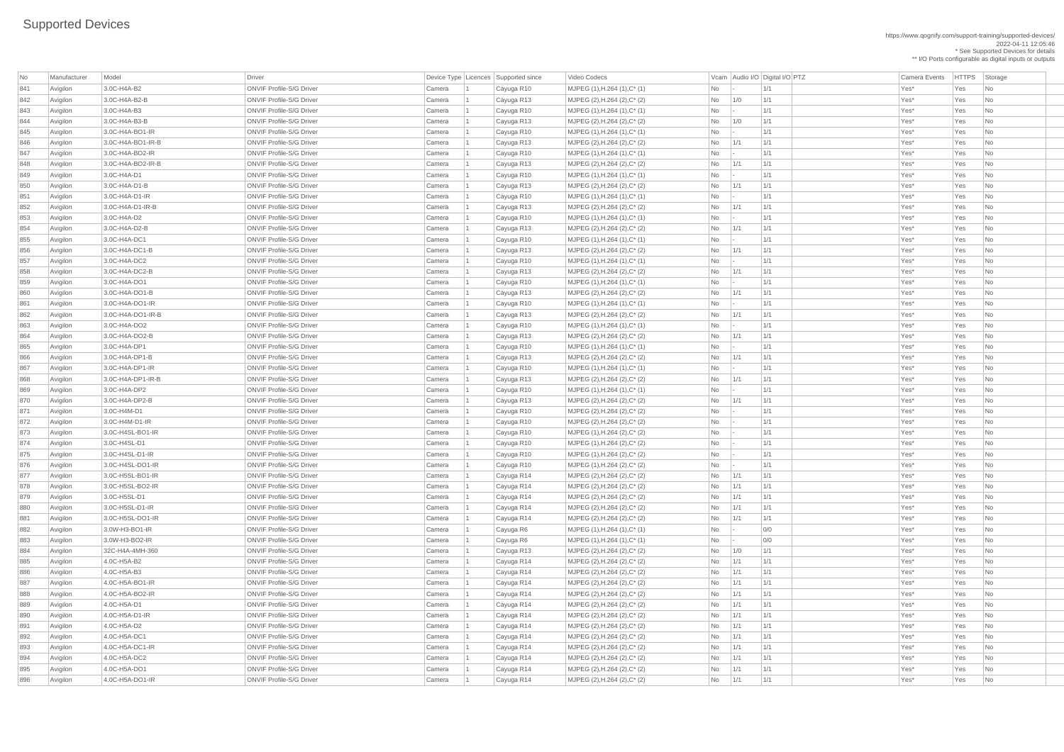# Supported Devices

https://www.qognify.com/support-training/supported-devices/
2022-04-11 12:05:46
* See Supported Devices for details
** I/O Ports configurable as digital inputs or outputs

| No | Manufacturer | Model | Driver | Device Type | Licences | Supported since | Video Codecs | Vcam | Audio I/O | Digital I/O | PTZ | Camera Events | HTTPS | Storage |
|---|---|---|---|---|---|---|---|---|---|---|---|---|---|---|
| 841 | Avigilon | 3.0C-H4A-B2 | ONVIF Profile-S/G Driver | Camera | 1 | Cayuga R10 | MJPEG (1),H.264 (1),C* (1) | No | - | 1/1 | | Yes* | Yes | No |
| 842 | Avigilon | 3.0C-H4A-B2-B | ONVIF Profile-S/G Driver | Camera | 1 | Cayuga R13 | MJPEG (2),H.264 (2),C* (2) | No | 1/0 | 1/1 | | Yes* | Yes | No |
| 843 | Avigilon | 3.0C-H4A-B3 | ONVIF Profile-S/G Driver | Camera | 1 | Cayuga R10 | MJPEG (1),H.264 (1),C* (1) | No | - | 1/1 | | Yes* | Yes | No |
| 844 | Avigilon | 3.0C-H4A-B3-B | ONVIF Profile-S/G Driver | Camera | 1 | Cayuga R13 | MJPEG (2),H.264 (2),C* (2) | No | 1/0 | 1/1 | | Yes* | Yes | No |
| 845 | Avigilon | 3.0C-H4A-BO1-IR | ONVIF Profile-S/G Driver | Camera | 1 | Cayuga R10 | MJPEG (1),H.264 (1),C* (1) | No | - | 1/1 | | Yes* | Yes | No |
| 846 | Avigilon | 3.0C-H4A-BO1-IR-B | ONVIF Profile-S/G Driver | Camera | 1 | Cayuga R13 | MJPEG (2),H.264 (2),C* (2) | No | 1/1 | 1/1 | | Yes* | Yes | No |
| 847 | Avigilon | 3.0C-H4A-BO2-IR | ONVIF Profile-S/G Driver | Camera | 1 | Cayuga R10 | MJPEG (1),H.264 (1),C* (1) | No | - | 1/1 | | Yes* | Yes | No |
| 848 | Avigilon | 3.0C-H4A-BO2-IR-B | ONVIF Profile-S/G Driver | Camera | 1 | Cayuga R13 | MJPEG (2),H.264 (2),C* (2) | No | 1/1 | 1/1 | | Yes* | Yes | No |
| 849 | Avigilon | 3.0C-H4A-D1 | ONVIF Profile-S/G Driver | Camera | 1 | Cayuga R10 | MJPEG (1),H.264 (1),C* (1) | No | - | 1/1 | | Yes* | Yes | No |
| 850 | Avigilon | 3.0C-H4A-D1-B | ONVIF Profile-S/G Driver | Camera | 1 | Cayuga R13 | MJPEG (2),H.264 (2),C* (2) | No | 1/1 | 1/1 | | Yes* | Yes | No |
| 851 | Avigilon | 3.0C-H4A-D1-IR | ONVIF Profile-S/G Driver | Camera | 1 | Cayuga R10 | MJPEG (1),H.264 (1),C* (1) | No | - | 1/1 | | Yes* | Yes | No |
| 852 | Avigilon | 3.0C-H4A-D1-IR-B | ONVIF Profile-S/G Driver | Camera | 1 | Cayuga R13 | MJPEG (2),H.264 (2),C* (2) | No | 1/1 | 1/1 | | Yes* | Yes | No |
| 853 | Avigilon | 3.0C-H4A-D2 | ONVIF Profile-S/G Driver | Camera | 1 | Cayuga R10 | MJPEG (1),H.264 (1),C* (1) | No | - | 1/1 | | Yes* | Yes | No |
| 854 | Avigilon | 3.0C-H4A-D2-B | ONVIF Profile-S/G Driver | Camera | 1 | Cayuga R13 | MJPEG (2),H.264 (2),C* (2) | No | 1/1 | 1/1 | | Yes* | Yes | No |
| 855 | Avigilon | 3.0C-H4A-DC1 | ONVIF Profile-S/G Driver | Camera | 1 | Cayuga R10 | MJPEG (1),H.264 (1),C* (1) | No | - | 1/1 | | Yes* | Yes | No |
| 856 | Avigilon | 3.0C-H4A-DC1-B | ONVIF Profile-S/G Driver | Camera | 1 | Cayuga R13 | MJPEG (2),H.264 (2),C* (2) | No | 1/1 | 1/1 | | Yes* | Yes | No |
| 857 | Avigilon | 3.0C-H4A-DC2 | ONVIF Profile-S/G Driver | Camera | 1 | Cayuga R10 | MJPEG (1),H.264 (1),C* (1) | No | - | 1/1 | | Yes* | Yes | No |
| 858 | Avigilon | 3.0C-H4A-DC2-B | ONVIF Profile-S/G Driver | Camera | 1 | Cayuga R13 | MJPEG (2),H.264 (2),C* (2) | No | 1/1 | 1/1 | | Yes* | Yes | No |
| 859 | Avigilon | 3.0C-H4A-DO1 | ONVIF Profile-S/G Driver | Camera | 1 | Cayuga R10 | MJPEG (1),H.264 (1),C* (1) | No | - | 1/1 | | Yes* | Yes | No |
| 860 | Avigilon | 3.0C-H4A-DO1-B | ONVIF Profile-S/G Driver | Camera | 1 | Cayuga R13 | MJPEG (2),H.264 (2),C* (2) | No | 1/1 | 1/1 | | Yes* | Yes | No |
| 861 | Avigilon | 3.0C-H4A-DO1-IR | ONVIF Profile-S/G Driver | Camera | 1 | Cayuga R10 | MJPEG (1),H.264 (1),C* (1) | No | - | 1/1 | | Yes* | Yes | No |
| 862 | Avigilon | 3.0C-H4A-DO1-IR-B | ONVIF Profile-S/G Driver | Camera | 1 | Cayuga R13 | MJPEG (2),H.264 (2),C* (2) | No | 1/1 | 1/1 | | Yes* | Yes | No |
| 863 | Avigilon | 3.0C-H4A-DO2 | ONVIF Profile-S/G Driver | Camera | 1 | Cayuga R10 | MJPEG (1),H.264 (1),C* (1) | No | - | 1/1 | | Yes* | Yes | No |
| 864 | Avigilon | 3.0C-H4A-DO2-B | ONVIF Profile-S/G Driver | Camera | 1 | Cayuga R13 | MJPEG (2),H.264 (2),C* (2) | No | 1/1 | 1/1 | | Yes* | Yes | No |
| 865 | Avigilon | 3.0C-H4A-DP1 | ONVIF Profile-S/G Driver | Camera | 1 | Cayuga R10 | MJPEG (1),H.264 (1),C* (1) | No | - | 1/1 | | Yes* | Yes | No |
| 866 | Avigilon | 3.0C-H4A-DP1-B | ONVIF Profile-S/G Driver | Camera | 1 | Cayuga R13 | MJPEG (2),H.264 (2),C* (2) | No | 1/1 | 1/1 | | Yes* | Yes | No |
| 867 | Avigilon | 3.0C-H4A-DP1-IR | ONVIF Profile-S/G Driver | Camera | 1 | Cayuga R10 | MJPEG (1),H.264 (1),C* (1) | No | - | 1/1 | | Yes* | Yes | No |
| 868 | Avigilon | 3.0C-H4A-DP1-IR-B | ONVIF Profile-S/G Driver | Camera | 1 | Cayuga R13 | MJPEG (2),H.264 (2),C* (2) | No | 1/1 | 1/1 | | Yes* | Yes | No |
| 869 | Avigilon | 3.0C-H4A-DP2 | ONVIF Profile-S/G Driver | Camera | 1 | Cayuga R10 | MJPEG (1),H.264 (1),C* (1) | No | - | 1/1 | | Yes* | Yes | No |
| 870 | Avigilon | 3.0C-H4A-DP2-B | ONVIF Profile-S/G Driver | Camera | 1 | Cayuga R13 | MJPEG (2),H.264 (2),C* (2) | No | 1/1 | 1/1 | | Yes* | Yes | No |
| 871 | Avigilon | 3.0C-H4M-D1 | ONVIF Profile-S/G Driver | Camera | 1 | Cayuga R10 | MJPEG (2),H.264 (2),C* (2) | No | - | 1/1 | | Yes* | Yes | No |
| 872 | Avigilon | 3.0C-H4M-D1-IR | ONVIF Profile-S/G Driver | Camera | 1 | Cayuga R10 | MJPEG (2),H.264 (2),C* (2) | No | - | 1/1 | | Yes* | Yes | No |
| 873 | Avigilon | 3.0C-H4SL-BO1-IR | ONVIF Profile-S/G Driver | Camera | 1 | Cayuga R10 | MJPEG (1),H.264 (2),C* (2) | No | - | 1/1 | | Yes* | Yes | No |
| 874 | Avigilon | 3.0C-H4SL-D1 | ONVIF Profile-S/G Driver | Camera | 1 | Cayuga R10 | MJPEG (1),H.264 (2),C* (2) | No | - | 1/1 | | Yes* | Yes | No |
| 875 | Avigilon | 3.0C-H4SL-D1-IR | ONVIF Profile-S/G Driver | Camera | 1 | Cayuga R10 | MJPEG (1),H.264 (2),C* (2) | No | - | 1/1 | | Yes* | Yes | No |
| 876 | Avigilon | 3.0C-H4SL-DO1-IR | ONVIF Profile-S/G Driver | Camera | 1 | Cayuga R10 | MJPEG (1),H.264 (2),C* (2) | No | - | 1/1 | | Yes* | Yes | No |
| 877 | Avigilon | 3.0C-H5SL-BO1-IR | ONVIF Profile-S/G Driver | Camera | 1 | Cayuga R14 | MJPEG (2),H.264 (2),C* (2) | No | 1/1 | 1/1 | | Yes* | Yes | No |
| 878 | Avigilon | 3.0C-H5SL-BO2-IR | ONVIF Profile-S/G Driver | Camera | 1 | Cayuga R14 | MJPEG (2),H.264 (2),C* (2) | No | 1/1 | 1/1 | | Yes* | Yes | No |
| 879 | Avigilon | 3.0C-H5SL-D1 | ONVIF Profile-S/G Driver | Camera | 1 | Cayuga R14 | MJPEG (2),H.264 (2),C* (2) | No | 1/1 | 1/1 | | Yes* | Yes | No |
| 880 | Avigilon | 3.0C-H5SL-D1-IR | ONVIF Profile-S/G Driver | Camera | 1 | Cayuga R14 | MJPEG (2),H.264 (2),C* (2) | No | 1/1 | 1/1 | | Yes* | Yes | No |
| 881 | Avigilon | 3.0C-H5SL-DO1-IR | ONVIF Profile-S/G Driver | Camera | 1 | Cayuga R14 | MJPEG (2),H.264 (2),C* (2) | No | 1/1 | 1/1 | | Yes* | Yes | No |
| 882 | Avigilon | 3.0W-H3-BO1-IR | ONVIF Profile-S/G Driver | Camera | 1 | Cayuga R6 | MJPEG (1),H.264 (1),C* (1) | No | - | 0/0 | | Yes* | Yes | No |
| 883 | Avigilon | 3.0W-H3-BO2-IR | ONVIF Profile-S/G Driver | Camera | 1 | Cayuga R6 | MJPEG (1),H.264 (1),C* (1) | No | - | 0/0 | | Yes* | Yes | No |
| 884 | Avigilon | 32C-H4A-4MH-360 | ONVIF Profile-S/G Driver | Camera | 1 | Cayuga R13 | MJPEG (2),H.264 (2),C* (2) | No | 1/0 | 1/1 | | Yes* | Yes | No |
| 885 | Avigilon | 4.0C-H5A-B2 | ONVIF Profile-S/G Driver | Camera | 1 | Cayuga R14 | MJPEG (2),H.264 (2),C* (2) | No | 1/1 | 1/1 | | Yes* | Yes | No |
| 886 | Avigilon | 4.0C-H5A-B3 | ONVIF Profile-S/G Driver | Camera | 1 | Cayuga R14 | MJPEG (2),H.264 (2),C* (2) | No | 1/1 | 1/1 | | Yes* | Yes | No |
| 887 | Avigilon | 4.0C-H5A-BO1-IR | ONVIF Profile-S/G Driver | Camera | 1 | Cayuga R14 | MJPEG (2),H.264 (2),C* (2) | No | 1/1 | 1/1 | | Yes* | Yes | No |
| 888 | Avigilon | 4.0C-H5A-BO2-IR | ONVIF Profile-S/G Driver | Camera | 1 | Cayuga R14 | MJPEG (2),H.264 (2),C* (2) | No | 1/1 | 1/1 | | Yes* | Yes | No |
| 889 | Avigilon | 4.0C-H5A-D1 | ONVIF Profile-S/G Driver | Camera | 1 | Cayuga R14 | MJPEG (2),H.264 (2),C* (2) | No | 1/1 | 1/1 | | Yes* | Yes | No |
| 890 | Avigilon | 4.0C-H5A-D1-IR | ONVIF Profile-S/G Driver | Camera | 1 | Cayuga R14 | MJPEG (2),H.264 (2),C* (2) | No | 1/1 | 1/1 | | Yes* | Yes | No |
| 891 | Avigilon | 4.0C-H5A-D2 | ONVIF Profile-S/G Driver | Camera | 1 | Cayuga R14 | MJPEG (2),H.264 (2),C* (2) | No | 1/1 | 1/1 | | Yes* | Yes | No |
| 892 | Avigilon | 4.0C-H5A-DC1 | ONVIF Profile-S/G Driver | Camera | 1 | Cayuga R14 | MJPEG (2),H.264 (2),C* (2) | No | 1/1 | 1/1 | | Yes* | Yes | No |
| 893 | Avigilon | 4.0C-H5A-DC1-IR | ONVIF Profile-S/G Driver | Camera | 1 | Cayuga R14 | MJPEG (2),H.264 (2),C* (2) | No | 1/1 | 1/1 | | Yes* | Yes | No |
| 894 | Avigilon | 4.0C-H5A-DC2 | ONVIF Profile-S/G Driver | Camera | 1 | Cayuga R14 | MJPEG (2),H.264 (2),C* (2) | No | 1/1 | 1/1 | | Yes* | Yes | No |
| 895 | Avigilon | 4.0C-H5A-DO1 | ONVIF Profile-S/G Driver | Camera | 1 | Cayuga R14 | MJPEG (2),H.264 (2),C* (2) | No | 1/1 | 1/1 | | Yes* | Yes | No |
| 896 | Avigilon | 4.0C-H5A-DO1-IR | ONVIF Profile-S/G Driver | Camera | 1 | Cayuga R14 | MJPEG (2),H.264 (2),C* (2) | No | 1/1 | 1/1 | | Yes* | Yes | No |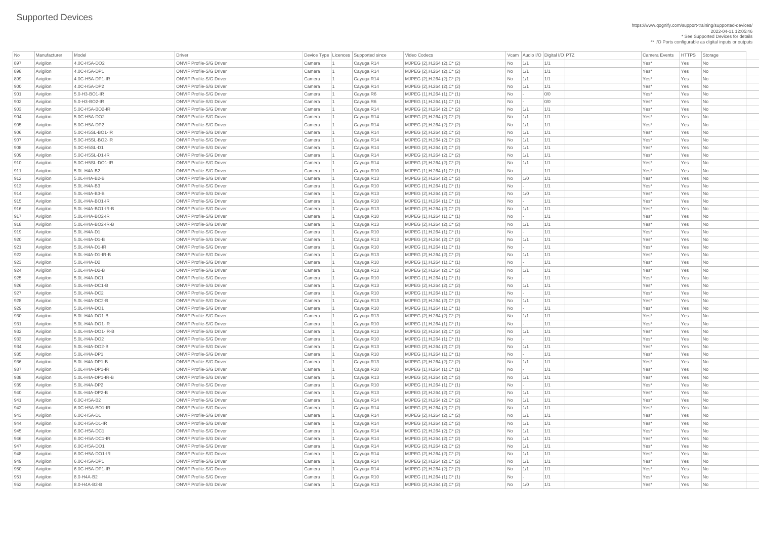# Supported Devices

https://www.qognify.com/support-training/supported-devices/
2022-04-11 12:05:46
* See Supported Devices for details
** I/O Ports configurable as digital inputs or outputs

| No | Manufacturer | Model | Driver | Device Type | Licences | Supported since | Video Codecs | Vcam | Audio I/O | Digital I/O | PTZ | Camera Events | HTTPS | Storage |
|---|---|---|---|---|---|---|---|---|---|---|---|---|---|---|
| 897 | Avigilon | 4.0C-H5A-DO2 | ONVIF Profile-S/G Driver | Camera | 1 | Cayuga R14 | MJPEG (2),H.264 (2),C* (2) | No | 1/1 | 1/1 | | Yes* | Yes | No |
| 898 | Avigilon | 4.0C-H5A-DP1 | ONVIF Profile-S/G Driver | Camera | 1 | Cayuga R14 | MJPEG (2),H.264 (2),C* (2) | No | 1/1 | 1/1 | | Yes* | Yes | No |
| 899 | Avigilon | 4.0C-H5A-DP1-IR | ONVIF Profile-S/G Driver | Camera | 1 | Cayuga R14 | MJPEG (2),H.264 (2),C* (2) | No | 1/1 | 1/1 | | Yes* | Yes | No |
| 900 | Avigilon | 4.0C-H5A-DP2 | ONVIF Profile-S/G Driver | Camera | 1 | Cayuga R14 | MJPEG (2),H.264 (2),C* (2) | No | 1/1 | 1/1 | | Yes* | Yes | No |
| 901 | Avigilon | 5.0-H3-BO1-IR | ONVIF Profile-S/G Driver | Camera | 1 | Cayuga R6 | MJPEG (1),H.264 (1),C* (1) | No | - | 0/0 | | Yes* | Yes | No |
| 902 | Avigilon | 5.0-H3-BO2-IR | ONVIF Profile-S/G Driver | Camera | 1 | Cayuga R6 | MJPEG (1),H.264 (1),C* (1) | No | - | 0/0 | | Yes* | Yes | No |
| 903 | Avigilon | 5.0C-H5A-BO2-IR | ONVIF Profile-S/G Driver | Camera | 1 | Cayuga R14 | MJPEG (2),H.264 (2),C* (2) | No | 1/1 | 1/1 | | Yes* | Yes | No |
| 904 | Avigilon | 5.0C-H5A-DO2 | ONVIF Profile-S/G Driver | Camera | 1 | Cayuga R14 | MJPEG (2),H.264 (2),C* (2) | No | 1/1 | 1/1 | | Yes* | Yes | No |
| 905 | Avigilon | 5.0C-H5A-DP2 | ONVIF Profile-S/G Driver | Camera | 1 | Cayuga R14 | MJPEG (2),H.264 (2),C* (2) | No | 1/1 | 1/1 | | Yes* | Yes | No |
| 906 | Avigilon | 5.0C-H5SL-BO1-IR | ONVIF Profile-S/G Driver | Camera | 1 | Cayuga R14 | MJPEG (2),H.264 (2),C* (2) | No | 1/1 | 1/1 | | Yes* | Yes | No |
| 907 | Avigilon | 5.0C-H5SL-BO2-IR | ONVIF Profile-S/G Driver | Camera | 1 | Cayuga R14 | MJPEG (2),H.264 (2),C* (2) | No | 1/1 | 1/1 | | Yes* | Yes | No |
| 908 | Avigilon | 5.0C-H5SL-D1 | ONVIF Profile-S/G Driver | Camera | 1 | Cayuga R14 | MJPEG (2),H.264 (2),C* (2) | No | 1/1 | 1/1 | | Yes* | Yes | No |
| 909 | Avigilon | 5.0C-H5SL-D1-IR | ONVIF Profile-S/G Driver | Camera | 1 | Cayuga R14 | MJPEG (2),H.264 (2),C* (2) | No | 1/1 | 1/1 | | Yes* | Yes | No |
| 910 | Avigilon | 5.0C-H5SL-DO1-IR | ONVIF Profile-S/G Driver | Camera | 1 | Cayuga R14 | MJPEG (2),H.264 (2),C* (2) | No | 1/1 | 1/1 | | Yes* | Yes | No |
| 911 | Avigilon | 5.0L-H4A-B2 | ONVIF Profile-S/G Driver | Camera | 1 | Cayuga R10 | MJPEG (1),H.264 (1),C* (1) | No | - | 1/1 | | Yes* | Yes | No |
| 912 | Avigilon | 5.0L-H4A-B2-B | ONVIF Profile-S/G Driver | Camera | 1 | Cayuga R13 | MJPEG (2),H.264 (2),C* (2) | No | 1/0 | 1/1 | | Yes* | Yes | No |
| 913 | Avigilon | 5.0L-H4A-B3 | ONVIF Profile-S/G Driver | Camera | 1 | Cayuga R10 | MJPEG (1),H.264 (1),C* (1) | No | - | 1/1 | | Yes* | Yes | No |
| 914 | Avigilon | 5.0L-H4A-B3-B | ONVIF Profile-S/G Driver | Camera | 1 | Cayuga R13 | MJPEG (2),H.264 (2),C* (2) | No | 1/0 | 1/1 | | Yes* | Yes | No |
| 915 | Avigilon | 5.0L-H4A-BO1-IR | ONVIF Profile-S/G Driver | Camera | 1 | Cayuga R10 | MJPEG (1),H.264 (1),C* (1) | No | - | 1/1 | | Yes* | Yes | No |
| 916 | Avigilon | 5.0L-H4A-BO1-IR-B | ONVIF Profile-S/G Driver | Camera | 1 | Cayuga R13 | MJPEG (2),H.264 (2),C* (2) | No | 1/1 | 1/1 | | Yes* | Yes | No |
| 917 | Avigilon | 5.0L-H4A-BO2-IR | ONVIF Profile-S/G Driver | Camera | 1 | Cayuga R10 | MJPEG (1),H.264 (1),C* (1) | No | - | 1/1 | | Yes* | Yes | No |
| 918 | Avigilon | 5.0L-H4A-BO2-IR-B | ONVIF Profile-S/G Driver | Camera | 1 | Cayuga R13 | MJPEG (2),H.264 (2),C* (2) | No | 1/1 | 1/1 | | Yes* | Yes | No |
| 919 | Avigilon | 5.0L-H4A-D1 | ONVIF Profile-S/G Driver | Camera | 1 | Cayuga R10 | MJPEG (1),H.264 (1),C* (1) | No | - | 1/1 | | Yes* | Yes | No |
| 920 | Avigilon | 5.0L-H4A-D1-B | ONVIF Profile-S/G Driver | Camera | 1 | Cayuga R13 | MJPEG (2),H.264 (2),C* (2) | No | 1/1 | 1/1 | | Yes* | Yes | No |
| 921 | Avigilon | 5.0L-H4A-D1-IR | ONVIF Profile-S/G Driver | Camera | 1 | Cayuga R10 | MJPEG (1),H.264 (1),C* (1) | No | - | 1/1 | | Yes* | Yes | No |
| 922 | Avigilon | 5.0L-H4A-D1-IR-B | ONVIF Profile-S/G Driver | Camera | 1 | Cayuga R13 | MJPEG (2),H.264 (2),C* (2) | No | 1/1 | 1/1 | | Yes* | Yes | No |
| 923 | Avigilon | 5.0L-H4A-D2 | ONVIF Profile-S/G Driver | Camera | 1 | Cayuga R10 | MJPEG (1),H.264 (1),C* (1) | No | - | 1/1 | | Yes* | Yes | No |
| 924 | Avigilon | 5.0L-H4A-D2-B | ONVIF Profile-S/G Driver | Camera | 1 | Cayuga R13 | MJPEG (2),H.264 (2),C* (2) | No | 1/1 | 1/1 | | Yes* | Yes | No |
| 925 | Avigilon | 5.0L-H4A-DC1 | ONVIF Profile-S/G Driver | Camera | 1 | Cayuga R10 | MJPEG (1),H.264 (1),C* (1) | No | - | 1/1 | | Yes* | Yes | No |
| 926 | Avigilon | 5.0L-H4A-DC1-B | ONVIF Profile-S/G Driver | Camera | 1 | Cayuga R13 | MJPEG (2),H.264 (2),C* (2) | No | 1/1 | 1/1 | | Yes* | Yes | No |
| 927 | Avigilon | 5.0L-H4A-DC2 | ONVIF Profile-S/G Driver | Camera | 1 | Cayuga R10 | MJPEG (1),H.264 (1),C* (1) | No | - | 1/1 | | Yes* | Yes | No |
| 928 | Avigilon | 5.0L-H4A-DC2-B | ONVIF Profile-S/G Driver | Camera | 1 | Cayuga R13 | MJPEG (2),H.264 (2),C* (2) | No | 1/1 | 1/1 | | Yes* | Yes | No |
| 929 | Avigilon | 5.0L-H4A-DO1 | ONVIF Profile-S/G Driver | Camera | 1 | Cayuga R10 | MJPEG (1),H.264 (1),C* (1) | No | - | 1/1 | | Yes* | Yes | No |
| 930 | Avigilon | 5.0L-H4A-DO1-B | ONVIF Profile-S/G Driver | Camera | 1 | Cayuga R13 | MJPEG (2),H.264 (2),C* (2) | No | 1/1 | 1/1 | | Yes* | Yes | No |
| 931 | Avigilon | 5.0L-H4A-DO1-IR | ONVIF Profile-S/G Driver | Camera | 1 | Cayuga R10 | MJPEG (1),H.264 (1),C* (1) | No | - | 1/1 | | Yes* | Yes | No |
| 932 | Avigilon | 5.0L-H4A-DO1-IR-B | ONVIF Profile-S/G Driver | Camera | 1 | Cayuga R13 | MJPEG (2),H.264 (2),C* (2) | No | 1/1 | 1/1 | | Yes* | Yes | No |
| 933 | Avigilon | 5.0L-H4A-DO2 | ONVIF Profile-S/G Driver | Camera | 1 | Cayuga R10 | MJPEG (1),H.264 (1),C* (1) | No | - | 1/1 | | Yes* | Yes | No |
| 934 | Avigilon | 5.0L-H4A-DO2-B | ONVIF Profile-S/G Driver | Camera | 1 | Cayuga R13 | MJPEG (2),H.264 (2),C* (2) | No | 1/1 | 1/1 | | Yes* | Yes | No |
| 935 | Avigilon | 5.0L-H4A-DP1 | ONVIF Profile-S/G Driver | Camera | 1 | Cayuga R10 | MJPEG (1),H.264 (1),C* (1) | No | - | 1/1 | | Yes* | Yes | No |
| 936 | Avigilon | 5.0L-H4A-DP1-B | ONVIF Profile-S/G Driver | Camera | 1 | Cayuga R13 | MJPEG (2),H.264 (2),C* (2) | No | 1/1 | 1/1 | | Yes* | Yes | No |
| 937 | Avigilon | 5.0L-H4A-DP1-IR | ONVIF Profile-S/G Driver | Camera | 1 | Cayuga R10 | MJPEG (1),H.264 (1),C* (1) | No | - | 1/1 | | Yes* | Yes | No |
| 938 | Avigilon | 5.0L-H4A-DP1-IR-B | ONVIF Profile-S/G Driver | Camera | 1 | Cayuga R13 | MJPEG (2),H.264 (2),C* (2) | No | 1/1 | 1/1 | | Yes* | Yes | No |
| 939 | Avigilon | 5.0L-H4A-DP2 | ONVIF Profile-S/G Driver | Camera | 1 | Cayuga R10 | MJPEG (1),H.264 (1),C* (1) | No | - | 1/1 | | Yes* | Yes | No |
| 940 | Avigilon | 5.0L-H4A-DP2-B | ONVIF Profile-S/G Driver | Camera | 1 | Cayuga R13 | MJPEG (2),H.264 (2),C* (2) | No | 1/1 | 1/1 | | Yes* | Yes | No |
| 941 | Avigilon | 6.0C-H5A-B2 | ONVIF Profile-S/G Driver | Camera | 1 | Cayuga R14 | MJPEG (2),H.264 (2),C* (2) | No | 1/1 | 1/1 | | Yes* | Yes | No |
| 942 | Avigilon | 6.0C-H5A-BO1-IR | ONVIF Profile-S/G Driver | Camera | 1 | Cayuga R14 | MJPEG (2),H.264 (2),C* (2) | No | 1/1 | 1/1 | | Yes* | Yes | No |
| 943 | Avigilon | 6.0C-H5A-D1 | ONVIF Profile-S/G Driver | Camera | 1 | Cayuga R14 | MJPEG (2),H.264 (2),C* (2) | No | 1/1 | 1/1 | | Yes* | Yes | No |
| 944 | Avigilon | 6.0C-H5A-D1-IR | ONVIF Profile-S/G Driver | Camera | 1 | Cayuga R14 | MJPEG (2),H.264 (2),C* (2) | No | 1/1 | 1/1 | | Yes* | Yes | No |
| 945 | Avigilon | 6.0C-H5A-DC1 | ONVIF Profile-S/G Driver | Camera | 1 | Cayuga R14 | MJPEG (2),H.264 (2),C* (2) | No | 1/1 | 1/1 | | Yes* | Yes | No |
| 946 | Avigilon | 6.0C-H5A-DC1-IR | ONVIF Profile-S/G Driver | Camera | 1 | Cayuga R14 | MJPEG (2),H.264 (2),C* (2) | No | 1/1 | 1/1 | | Yes* | Yes | No |
| 947 | Avigilon | 6.0C-H5A-DO1 | ONVIF Profile-S/G Driver | Camera | 1 | Cayuga R14 | MJPEG (2),H.264 (2),C* (2) | No | 1/1 | 1/1 | | Yes* | Yes | No |
| 948 | Avigilon | 6.0C-H5A-DO1-IR | ONVIF Profile-S/G Driver | Camera | 1 | Cayuga R14 | MJPEG (2),H.264 (2),C* (2) | No | 1/1 | 1/1 | | Yes* | Yes | No |
| 949 | Avigilon | 6.0C-H5A-DP1 | ONVIF Profile-S/G Driver | Camera | 1 | Cayuga R14 | MJPEG (2),H.264 (2),C* (2) | No | 1/1 | 1/1 | | Yes* | Yes | No |
| 950 | Avigilon | 6.0C-H5A-DP1-IR | ONVIF Profile-S/G Driver | Camera | 1 | Cayuga R14 | MJPEG (2),H.264 (2),C* (2) | No | 1/1 | 1/1 | | Yes* | Yes | No |
| 951 | Avigilon | 8.0-H4A-B2 | ONVIF Profile-S/G Driver | Camera | 1 | Cayuga R10 | MJPEG (1),H.264 (1),C* (1) | No | - | 1/1 | | Yes* | Yes | No |
| 952 | Avigilon | 8.0-H4A-B2-B | ONVIF Profile-S/G Driver | Camera | 1 | Cayuga R13 | MJPEG (2),H.264 (2),C* (2) | No | 1/0 | 1/1 | | Yes* | Yes | No |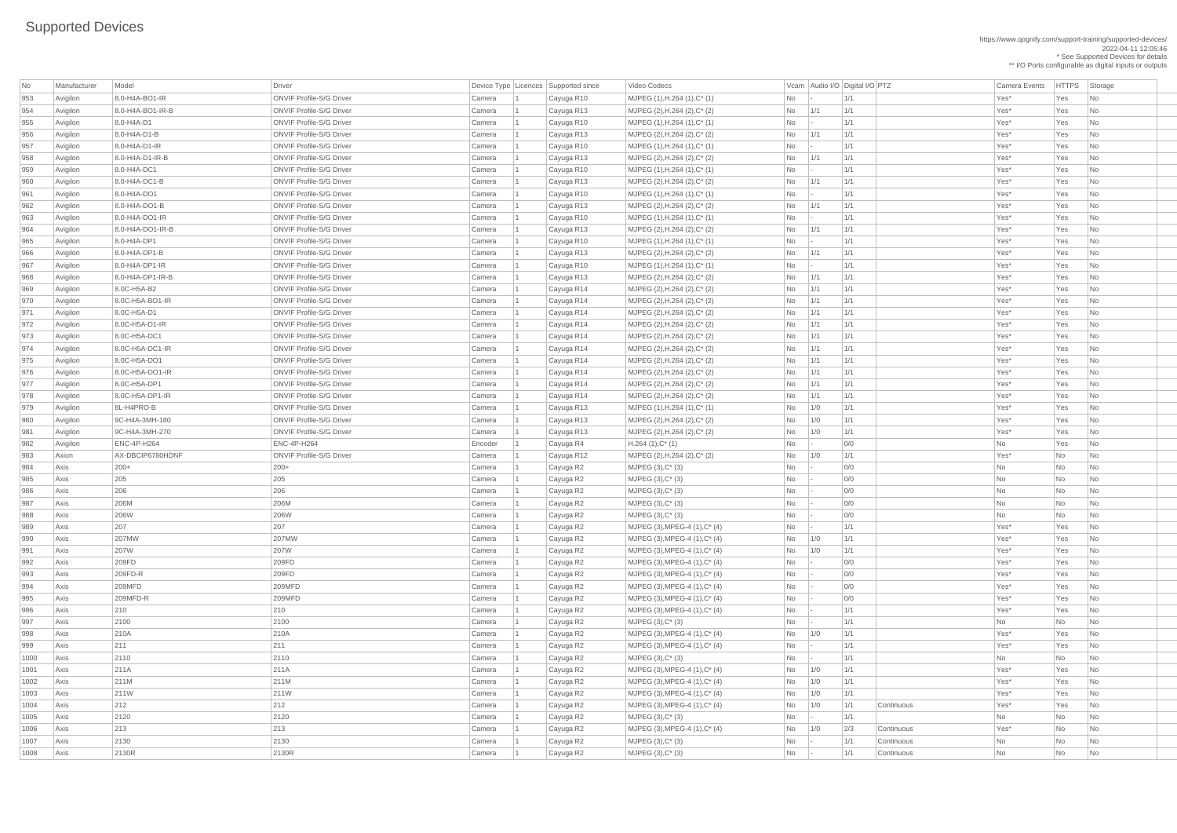# Supported Devices

https://www.qognify.com/support-training/supported-devices/
2022-04-11 12:05:46
* See Supported Devices for details
** I/O Ports configurable as digital inputs or outputs

| No | Manufacturer | Model | Driver | Device Type | Licences | Supported since | Video Codecs | Vcam | Audio I/O | Digital I/O | PTZ | Camera Events | HTTPS | Storage |
|---|---|---|---|---|---|---|---|---|---|---|---|---|---|---|
| 953 | Avigilon | 8.0-H4A-BO1-IR | ONVIF Profile-S/G Driver | Camera | 1 | Cayuga R10 | MJPEG (1),H.264 (1),C* (1) | No | - | 1/1 | | Yes* | Yes | No |
| 954 | Avigilon | 8.0-H4A-BO1-IR-B | ONVIF Profile-S/G Driver | Camera | 1 | Cayuga R13 | MJPEG (2),H.264 (2),C* (2) | No | 1/1 | 1/1 | | Yes* | Yes | No |
| 955 | Avigilon | 8.0-H4A-D1 | ONVIF Profile-S/G Driver | Camera | 1 | Cayuga R10 | MJPEG (1),H.264 (1),C* (1) | No | - | 1/1 | | Yes* | Yes | No |
| 956 | Avigilon | 8.0-H4A-D1-B | ONVIF Profile-S/G Driver | Camera | 1 | Cayuga R13 | MJPEG (2),H.264 (2),C* (2) | No | 1/1 | 1/1 | | Yes* | Yes | No |
| 957 | Avigilon | 8.0-H4A-D1-IR | ONVIF Profile-S/G Driver | Camera | 1 | Cayuga R10 | MJPEG (1),H.264 (1),C* (1) | No | - | 1/1 | | Yes* | Yes | No |
| 958 | Avigilon | 8.0-H4A-D1-IR-B | ONVIF Profile-S/G Driver | Camera | 1 | Cayuga R13 | MJPEG (2),H.264 (2),C* (2) | No | 1/1 | 1/1 | | Yes* | Yes | No |
| 959 | Avigilon | 8.0-H4A-DC1 | ONVIF Profile-S/G Driver | Camera | 1 | Cayuga R10 | MJPEG (1),H.264 (1),C* (1) | No | - | 1/1 | | Yes* | Yes | No |
| 960 | Avigilon | 8.0-H4A-DC1-B | ONVIF Profile-S/G Driver | Camera | 1 | Cayuga R13 | MJPEG (2),H.264 (2),C* (2) | No | 1/1 | 1/1 | | Yes* | Yes | No |
| 961 | Avigilon | 8.0-H4A-DO1 | ONVIF Profile-S/G Driver | Camera | 1 | Cayuga R10 | MJPEG (1),H.264 (1),C* (1) | No | - | 1/1 | | Yes* | Yes | No |
| 962 | Avigilon | 8.0-H4A-DO1-B | ONVIF Profile-S/G Driver | Camera | 1 | Cayuga R13 | MJPEG (2),H.264 (2),C* (2) | No | 1/1 | 1/1 | | Yes* | Yes | No |
| 963 | Avigilon | 8.0-H4A-DO1-IR | ONVIF Profile-S/G Driver | Camera | 1 | Cayuga R10 | MJPEG (1),H.264 (1),C* (1) | No | - | 1/1 | | Yes* | Yes | No |
| 964 | Avigilon | 8.0-H4A-DO1-IR-B | ONVIF Profile-S/G Driver | Camera | 1 | Cayuga R13 | MJPEG (2),H.264 (2),C* (2) | No | 1/1 | 1/1 | | Yes* | Yes | No |
| 965 | Avigilon | 8.0-H4A-DP1 | ONVIF Profile-S/G Driver | Camera | 1 | Cayuga R10 | MJPEG (1),H.264 (1),C* (1) | No | - | 1/1 | | Yes* | Yes | No |
| 966 | Avigilon | 8.0-H4A-DP1-B | ONVIF Profile-S/G Driver | Camera | 1 | Cayuga R13 | MJPEG (2),H.264 (2),C* (2) | No | 1/1 | 1/1 | | Yes* | Yes | No |
| 967 | Avigilon | 8.0-H4A-DP1-IR | ONVIF Profile-S/G Driver | Camera | 1 | Cayuga R10 | MJPEG (1),H.264 (1),C* (1) | No | - | 1/1 | | Yes* | Yes | No |
| 968 | Avigilon | 8.0-H4A-DP1-IR-B | ONVIF Profile-S/G Driver | Camera | 1 | Cayuga R13 | MJPEG (2),H.264 (2),C* (2) | No | 1/1 | 1/1 | | Yes* | Yes | No |
| 969 | Avigilon | 8.0C-H5A-B2 | ONVIF Profile-S/G Driver | Camera | 1 | Cayuga R14 | MJPEG (2),H.264 (2),C* (2) | No | 1/1 | 1/1 | | Yes* | Yes | No |
| 970 | Avigilon | 8.0C-H5A-BO1-IR | ONVIF Profile-S/G Driver | Camera | 1 | Cayuga R14 | MJPEG (2),H.264 (2),C* (2) | No | 1/1 | 1/1 | | Yes* | Yes | No |
| 971 | Avigilon | 8.0C-H5A-D1 | ONVIF Profile-S/G Driver | Camera | 1 | Cayuga R14 | MJPEG (2),H.264 (2),C* (2) | No | 1/1 | 1/1 | | Yes* | Yes | No |
| 972 | Avigilon | 8.0C-H5A-D1-IR | ONVIF Profile-S/G Driver | Camera | 1 | Cayuga R14 | MJPEG (2),H.264 (2),C* (2) | No | 1/1 | 1/1 | | Yes* | Yes | No |
| 973 | Avigilon | 8.0C-H5A-DC1 | ONVIF Profile-S/G Driver | Camera | 1 | Cayuga R14 | MJPEG (2),H.264 (2),C* (2) | No | 1/1 | 1/1 | | Yes* | Yes | No |
| 974 | Avigilon | 8.0C-H5A-DC1-IR | ONVIF Profile-S/G Driver | Camera | 1 | Cayuga R14 | MJPEG (2),H.264 (2),C* (2) | No | 1/1 | 1/1 | | Yes* | Yes | No |
| 975 | Avigilon | 8.0C-H5A-DO1 | ONVIF Profile-S/G Driver | Camera | 1 | Cayuga R14 | MJPEG (2),H.264 (2),C* (2) | No | 1/1 | 1/1 | | Yes* | Yes | No |
| 976 | Avigilon | 8.0C-H5A-DO1-IR | ONVIF Profile-S/G Driver | Camera | 1 | Cayuga R14 | MJPEG (2),H.264 (2),C* (2) | No | 1/1 | 1/1 | | Yes* | Yes | No |
| 977 | Avigilon | 8.0C-H5A-DP1 | ONVIF Profile-S/G Driver | Camera | 1 | Cayuga R14 | MJPEG (2),H.264 (2),C* (2) | No | 1/1 | 1/1 | | Yes* | Yes | No |
| 978 | Avigilon | 8.0C-H5A-DP1-IR | ONVIF Profile-S/G Driver | Camera | 1 | Cayuga R14 | MJPEG (2),H.264 (2),C* (2) | No | 1/1 | 1/1 | | Yes* | Yes | No |
| 979 | Avigilon | 8L-H4PRO-B | ONVIF Profile-S/G Driver | Camera | 1 | Cayuga R13 | MJPEG (1),H.264 (1),C* (1) | No | 1/0 | 1/1 | | Yes* | Yes | No |
| 980 | Avigilon | 9C-H4A-3MH-180 | ONVIF Profile-S/G Driver | Camera | 1 | Cayuga R13 | MJPEG (2),H.264 (2),C* (2) | No | 1/0 | 1/1 | | Yes* | Yes | No |
| 981 | Avigilon | 9C-H4A-3MH-270 | ONVIF Profile-S/G Driver | Camera | 1 | Cayuga R13 | MJPEG (2),H.264 (2),C* (2) | No | 1/0 | 1/1 | | Yes* | Yes | No |
| 982 | Avigilon | ENC-4P-H264 | ENC-4P-H264 | Encoder | 1 | Cayuga R4 | H.264 (1),C* (1) | No | - | 0/0 | | No | Yes | No |
| 983 | Axion | AX-DBCIP6780HDNF | ONVIF Profile-S/G Driver | Camera | 1 | Cayuga R12 | MJPEG (2),H.264 (2),C* (2) | No | 1/0 | 1/1 | | Yes* | No | No |
| 984 | Axis | 200+ | 200+ | Camera | 1 | Cayuga R2 | MJPEG (3),C* (3) | No | - | 0/0 | | No | No | No |
| 985 | Axis | 205 | 205 | Camera | 1 | Cayuga R2 | MJPEG (3),C* (3) | No | - | 0/0 | | No | No | No |
| 986 | Axis | 206 | 206 | Camera | 1 | Cayuga R2 | MJPEG (3),C* (3) | No | - | 0/0 | | No | No | No |
| 987 | Axis | 206M | 206M | Camera | 1 | Cayuga R2 | MJPEG (3),C* (3) | No | - | 0/0 | | No | No | No |
| 988 | Axis | 206W | 206W | Camera | 1 | Cayuga R2 | MJPEG (3),C* (3) | No | - | 0/0 | | No | No | No |
| 989 | Axis | 207 | 207 | Camera | 1 | Cayuga R2 | MJPEG (3),MPEG-4 (1),C* (4) | No | - | 1/1 | | Yes* | Yes | No |
| 990 | Axis | 207MW | 207MW | Camera | 1 | Cayuga R2 | MJPEG (3),MPEG-4 (1),C* (4) | No | 1/0 | 1/1 | | Yes* | Yes | No |
| 991 | Axis | 207W | 207W | Camera | 1 | Cayuga R2 | MJPEG (3),MPEG-4 (1),C* (4) | No | 1/0 | 1/1 | | Yes* | Yes | No |
| 992 | Axis | 209FD | 209FD | Camera | 1 | Cayuga R2 | MJPEG (3),MPEG-4 (1),C* (4) | No | - | 0/0 | | Yes* | Yes | No |
| 993 | Axis | 209FD-R | 209FD | Camera | 1 | Cayuga R2 | MJPEG (3),MPEG-4 (1),C* (4) | No | - | 0/0 | | Yes* | Yes | No |
| 994 | Axis | 209MFD | 209MFD | Camera | 1 | Cayuga R2 | MJPEG (3),MPEG-4 (1),C* (4) | No | - | 0/0 | | Yes* | Yes | No |
| 995 | Axis | 209MFD-R | 209MFD | Camera | 1 | Cayuga R2 | MJPEG (3),MPEG-4 (1),C* (4) | No | - | 0/0 | | Yes* | Yes | No |
| 996 | Axis | 210 | 210 | Camera | 1 | Cayuga R2 | MJPEG (3),MPEG-4 (1),C* (4) | No | - | 1/1 | | Yes* | Yes | No |
| 997 | Axis | 2100 | 2100 | Camera | 1 | Cayuga R2 | MJPEG (3),C* (3) | No | - | 1/1 | | No | No | No |
| 998 | Axis | 210A | 210A | Camera | 1 | Cayuga R2 | MJPEG (3),MPEG-4 (1),C* (4) | No | 1/0 | 1/1 | | Yes* | Yes | No |
| 999 | Axis | 211 | 211 | Camera | 1 | Cayuga R2 | MJPEG (3),MPEG-4 (1),C* (4) | No | - | 1/1 | | Yes* | Yes | No |
| 1000 | Axis | 2110 | 2110 | Camera | 1 | Cayuga R2 | MJPEG (3),C* (3) | No | - | 1/1 | | No | No | No |
| 1001 | Axis | 211A | 211A | Camera | 1 | Cayuga R2 | MJPEG (3),MPEG-4 (1),C* (4) | No | 1/0 | 1/1 | | Yes* | Yes | No |
| 1002 | Axis | 211M | 211M | Camera | 1 | Cayuga R2 | MJPEG (3),MPEG-4 (1),C* (4) | No | 1/0 | 1/1 | | Yes* | Yes | No |
| 1003 | Axis | 211W | 211W | Camera | 1 | Cayuga R2 | MJPEG (3),MPEG-4 (1),C* (4) | No | 1/0 | 1/1 | | Yes* | Yes | No |
| 1004 | Axis | 212 | 212 | Camera | 1 | Cayuga R2 | MJPEG (3),MPEG-4 (1),C* (4) | No | 1/0 | 1/1 | Continuous | Yes* | Yes | No |
| 1005 | Axis | 2120 | 2120 | Camera | 1 | Cayuga R2 | MJPEG (3),C* (3) | No | - | 1/1 | | No | No | No |
| 1006 | Axis | 213 | 213 | Camera | 1 | Cayuga R2 | MJPEG (3),MPEG-4 (1),C* (4) | No | 1/0 | 2/3 | Continuous | Yes* | No | No |
| 1007 | Axis | 2130 | 2130 | Camera | 1 | Cayuga R2 | MJPEG (3),C* (3) | No | - | 1/1 | Continuous | No | No | No |
| 1008 | Axis | 2130R | 2130R | Camera | 1 | Cayuga R2 | MJPEG (3),C* (3) | No | - | 1/1 | Continuous | No | No | No |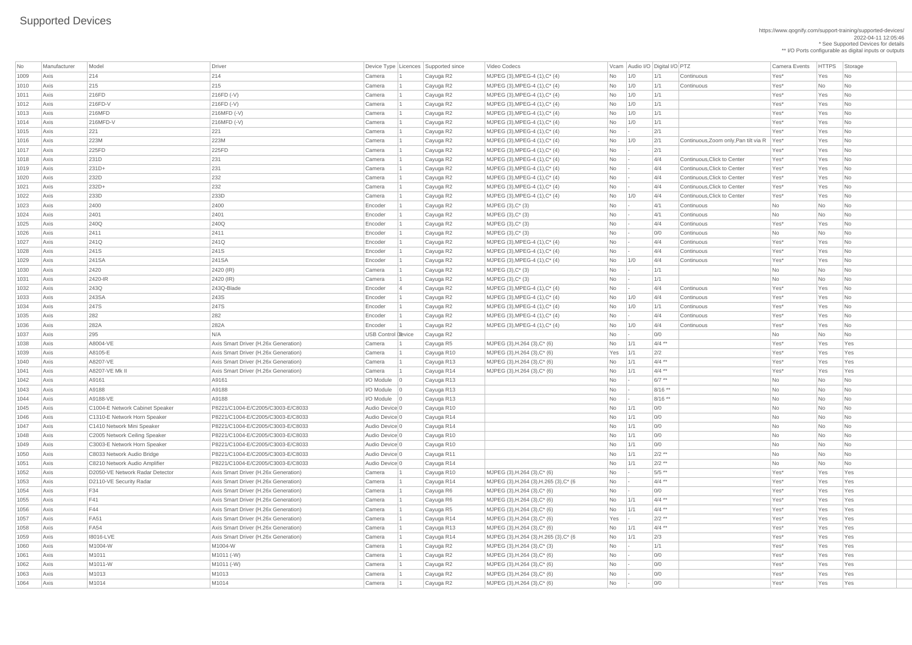# Supported Devices

https://www.qognify.com/support-training/supported-devices/
2022-04-11 12:05:46
* See Supported Devices for details
** I/O Ports configurable as digital inputs or outputs

| No | Manufacturer | Model | Driver | Device Type | Licences | Supported since | Video Codecs | Vcam | Audio I/O | Digital I/O | PTZ | Camera Events | HTTPS | Storage |
|---|---|---|---|---|---|---|---|---|---|---|---|---|---|---|
| 1009 | Axis | 214 | 214 | Camera | 1 | Cayuga R2 | MJPEG (3),MPEG-4 (1),C* (4) | No | 1/0 | 1/1 | Continuous | Yes* | Yes | No |
| 1010 | Axis | 215 | 215 | Camera | 1 | Cayuga R2 | MJPEG (3),MPEG-4 (1),C* (4) | No | 1/0 | 1/1 | Continuous | Yes* | No | No |
| 1011 | Axis | 216FD | 216FD (-V) | Camera | 1 | Cayuga R2 | MJPEG (3),MPEG-4 (1),C* (4) | No | 1/0 | 1/1 | | Yes* | Yes | No |
| 1012 | Axis | 216FD-V | 216FD (-V) | Camera | 1 | Cayuga R2 | MJPEG (3),MPEG-4 (1),C* (4) | No | 1/0 | 1/1 | | Yes* | Yes | No |
| 1013 | Axis | 216MFD | 216MFD (-V) | Camera | 1 | Cayuga R2 | MJPEG (3),MPEG-4 (1),C* (4) | No | 1/0 | 1/1 | | Yes* | Yes | No |
| 1014 | Axis | 216MFD-V | 216MFD (-V) | Camera | 1 | Cayuga R2 | MJPEG (3),MPEG-4 (1),C* (4) | No | 1/0 | 1/1 | | Yes* | Yes | No |
| 1015 | Axis | 221 | 221 | Camera | 1 | Cayuga R2 | MJPEG (3),MPEG-4 (1),C* (4) | No | - | 2/1 | | Yes* | Yes | No |
| 1016 | Axis | 223M | 223M | Camera | 1 | Cayuga R2 | MJPEG (3),MPEG-4 (1),C* (4) | No | 1/0 | 2/1 | Continuous,Zoom only,Pan tilt via R | Yes* | Yes | No |
| 1017 | Axis | 225FD | 225FD | Camera | 1 | Cayuga R2 | MJPEG (3),MPEG-4 (1),C* (4) | No | - | 2/1 | | Yes* | Yes | No |
| 1018 | Axis | 231D | 231 | Camera | 1 | Cayuga R2 | MJPEG (3),MPEG-4 (1),C* (4) | No | - | 4/4 | Continuous,Click to Center | Yes* | Yes | No |
| 1019 | Axis | 231D+ | 231 | Camera | 1 | Cayuga R2 | MJPEG (3),MPEG-4 (1),C* (4) | No | - | 4/4 | Continuous,Click to Center | Yes* | Yes | No |
| 1020 | Axis | 232D | 232 | Camera | 1 | Cayuga R2 | MJPEG (3),MPEG-4 (1),C* (4) | No | - | 4/4 | Continuous,Click to Center | Yes* | Yes | No |
| 1021 | Axis | 232D+ | 232 | Camera | 1 | Cayuga R2 | MJPEG (3),MPEG-4 (1),C* (4) | No | - | 4/4 | Continuous,Click to Center | Yes* | Yes | No |
| 1022 | Axis | 233D | 233D | Camera | 1 | Cayuga R2 | MJPEG (3),MPEG-4 (1),C* (4) | No | 1/0 | 4/4 | Continuous,Click to Center | Yes* | Yes | No |
| 1023 | Axis | 2400 | 2400 | Encoder | 1 | Cayuga R2 | MJPEG (3),C* (3) | No | - | 4/1 | Continuous | No | No | No |
| 1024 | Axis | 2401 | 2401 | Encoder | 1 | Cayuga R2 | MJPEG (3),C* (3) | No | - | 4/1 | Continuous | No | No | No |
| 1025 | Axis | 240Q | 240Q | Encoder | 1 | Cayuga R2 | MJPEG (3),C* (3) | No | - | 4/4 | Continuous | Yes* | Yes | No |
| 1026 | Axis | 2411 | 2411 | Encoder | 1 | Cayuga R2 | MJPEG (3),C* (3) | No | - | 0/0 | Continuous | No | No | No |
| 1027 | Axis | 241Q | 241Q | Encoder | 1 | Cayuga R2 | MJPEG (3),MPEG-4 (1),C* (4) | No | - | 4/4 | Continuous | Yes* | Yes | No |
| 1028 | Axis | 241S | 241S | Encoder | 1 | Cayuga R2 | MJPEG (3),MPEG-4 (1),C* (4) | No | - | 4/4 | Continuous | Yes* | Yes | No |
| 1029 | Axis | 241SA | 241SA | Encoder | 1 | Cayuga R2 | MJPEG (3),MPEG-4 (1),C* (4) | No | 1/0 | 4/4 | Continuous | Yes* | Yes | No |
| 1030 | Axis | 2420 | 2420 (IR) | Camera | 1 | Cayuga R2 | MJPEG (3),C* (3) | No | - | 1/1 | | No | No | No |
| 1031 | Axis | 2420-IR | 2420 (IR) | Camera | 1 | Cayuga R2 | MJPEG (3),C* (3) | No | - | 1/1 | | No | No | No |
| 1032 | Axis | 243Q | 243Q-Blade | Encoder | 4 | Cayuga R2 | MJPEG (3),MPEG-4 (1),C* (4) | No | - | 4/4 | Continuous | Yes* | Yes | No |
| 1033 | Axis | 243SA | 243S | Encoder | 1 | Cayuga R2 | MJPEG (3),MPEG-4 (1),C* (4) | No | 1/0 | 4/4 | Continuous | Yes* | Yes | No |
| 1034 | Axis | 247S | 247S | Encoder | 1 | Cayuga R2 | MJPEG (3),MPEG-4 (1),C* (4) | No | 1/0 | 1/1 | Continuous | Yes* | Yes | No |
| 1035 | Axis | 282 | 282 | Encoder | 1 | Cayuga R2 | MJPEG (3),MPEG-4 (1),C* (4) | No | - | 4/4 | Continuous | Yes* | Yes | No |
| 1036 | Axis | 282A | 282A | Encoder | 1 | Cayuga R2 | MJPEG (3),MPEG-4 (1),C* (4) | No | 1/0 | 4/4 | Continuous | Yes* | Yes | No |
| 1037 | Axis | 295 | N/A | USB Control Device | 1 | Cayuga R2 | | No | - | 0/0 | | No | No | No |
| 1038 | Axis | A8004-VE | Axis Smart Driver (H.26x Generation) | Camera | 1 | Cayuga R5 | MJPEG (3),H.264 (3),C* (6) | No | 1/1 | 4/4 ** | | Yes* | Yes | Yes |
| 1039 | Axis | A8105-E | Axis Smart Driver (H.26x Generation) | Camera | 1 | Cayuga R10 | MJPEG (3),H.264 (3),C* (6) | Yes | 1/1 | 2/2 | | Yes* | Yes | Yes |
| 1040 | Axis | A8207-VE | Axis Smart Driver (H.26x Generation) | Camera | 1 | Cayuga R13 | MJPEG (3),H.264 (3),C* (6) | No | 1/1 | 4/4 ** | | Yes* | Yes | Yes |
| 1041 | Axis | A8207-VE Mk II | Axis Smart Driver (H.26x Generation) | Camera | 1 | Cayuga R14 | MJPEG (3),H.264 (3),C* (6) | No | 1/1 | 4/4 ** | | Yes* | Yes | Yes |
| 1042 | Axis | A9161 | A9161 | I/O Module | 0 | Cayuga R13 | | No | - | 6/7 ** | | No | No | No |
| 1043 | Axis | A9188 | A9188 | I/O Module | 0 | Cayuga R13 | | No | - | 8/16 ** | | No | No | No |
| 1044 | Axis | A9188-VE | A9188 | I/O Module | 0 | Cayuga R13 | | No | - | 8/16 ** | | No | No | No |
| 1045 | Axis | C1004-E Network Cabinet Speaker | P8221/C1004-E/C2005/C3003-E/C8033 | Audio Device | 0 | Cayuga R10 | | No | 1/1 | 0/0 | | No | No | No |
| 1046 | Axis | C1310-E Network Horn Speaker | P8221/C1004-E/C2005/C3003-E/C8033 | Audio Device | 0 | Cayuga R14 | | No | 1/1 | 0/0 | | No | No | No |
| 1047 | Axis | C1410 Network Mini Speaker | P8221/C1004-E/C2005/C3003-E/C8033 | Audio Device | 0 | Cayuga R14 | | No | 1/1 | 0/0 | | No | No | No |
| 1048 | Axis | C2005 Network Ceiling Speaker | P8221/C1004-E/C2005/C3003-E/C8033 | Audio Device | 0 | Cayuga R10 | | No | 1/1 | 0/0 | | No | No | No |
| 1049 | Axis | C3003-E Network Horn Speaker | P8221/C1004-E/C2005/C3003-E/C8033 | Audio Device | 0 | Cayuga R10 | | No | 1/1 | 0/0 | | No | No | No |
| 1050 | Axis | C8033 Network Audio Bridge | P8221/C1004-E/C2005/C3003-E/C8033 | Audio Device | 0 | Cayuga R11 | | No | 1/1 | 2/2 ** | | No | No | No |
| 1051 | Axis | C8210 Network Audio Amplifier | P8221/C1004-E/C2005/C3003-E/C8033 | Audio Device | 0 | Cayuga R14 | | No | 1/1 | 2/2 ** | | No | No | No |
| 1052 | Axis | D2050-VE Network Radar Detector | Axis Smart Driver (H.26x Generation) | Camera | 1 | Cayuga R10 | MJPEG (3),H.264 (3),C* (6) | No | - | 5/5 ** | | Yes* | Yes | Yes |
| 1053 | Axis | D2110-VE Security Radar | Axis Smart Driver (H.26x Generation) | Camera | 1 | Cayuga R14 | MJPEG (3),H.264 (3),H.265 (3),C* (6 | No | - | 4/4 ** | | Yes* | Yes | Yes |
| 1054 | Axis | F34 | Axis Smart Driver (H.26x Generation) | Camera | 1 | Cayuga R6 | MJPEG (3),H.264 (3),C* (6) | No | - | 0/0 | | Yes* | Yes | Yes |
| 1055 | Axis | F41 | Axis Smart Driver (H.26x Generation) | Camera | 1 | Cayuga R6 | MJPEG (3),H.264 (3),C* (6) | No | 1/1 | 4/4 ** | | Yes* | Yes | Yes |
| 1056 | Axis | F44 | Axis Smart Driver (H.26x Generation) | Camera | 1 | Cayuga R5 | MJPEG (3),H.264 (3),C* (6) | No | 1/1 | 4/4 ** | | Yes* | Yes | Yes |
| 1057 | Axis | FA51 | Axis Smart Driver (H.26x Generation) | Camera | 1 | Cayuga R14 | MJPEG (3),H.264 (3),C* (6) | Yes | - | 2/2 ** | | Yes* | Yes | Yes |
| 1058 | Axis | FA54 | Axis Smart Driver (H.26x Generation) | Camera | 1 | Cayuga R13 | MJPEG (3),H.264 (3),C* (6) | No | 1/1 | 4/4 ** | | Yes* | Yes | Yes |
| 1059 | Axis | I8016-LVE | Axis Smart Driver (H.26x Generation) | Camera | 1 | Cayuga R14 | MJPEG (3),H.264 (3),H.265 (3),C* (6 | No | 1/1 | 2/3 | | Yes* | Yes | Yes |
| 1060 | Axis | M1004-W | M1004-W | Camera | 1 | Cayuga R2 | MJPEG (3),H.264 (3),C* (3) | No | - | 1/1 | | Yes* | Yes | Yes |
| 1061 | Axis | M1011 | M1011 (-W) | Camera | 1 | Cayuga R2 | MJPEG (3),H.264 (3),C* (6) | No | - | 0/0 | | Yes* | Yes | Yes |
| 1062 | Axis | M1011-W | M1011 (-W) | Camera | 1 | Cayuga R2 | MJPEG (3),H.264 (3),C* (6) | No | - | 0/0 | | Yes* | Yes | Yes |
| 1063 | Axis | M1013 | M1013 | Camera | 1 | Cayuga R2 | MJPEG (3),H.264 (3),C* (6) | No | - | 0/0 | | Yes* | Yes | Yes |
| 1064 | Axis | M1014 | M1014 | Camera | 1 | Cayuga R2 | MJPEG (3),H.264 (3),C* (6) | No | - | 0/0 | | Yes* | Yes | Yes |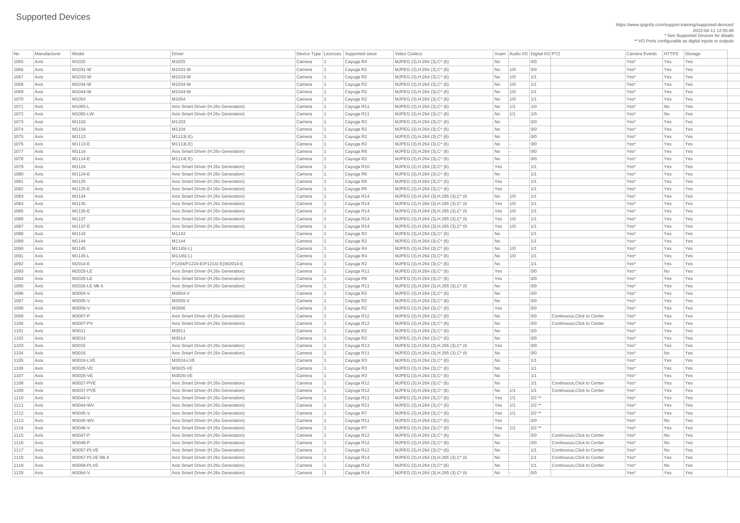# Supported Devices

https://www.qognify.com/support-training/supported-devices/
2022-04-11 12:05:46
* See Supported Devices for details
** I/O Ports configurable as digital inputs or outputs

| No | Manufacturer | Model | Driver | Device Type | Licences | Supported since | Video Codecs | Vcam | Audio I/O | Digital I/O | PTZ | Camera Events | HTTPS | Storage |
|---|---|---|---|---|---|---|---|---|---|---|---|---|---|---|
| 1065 | Axis | M1025 | M1025 | Camera | 1 | Cayuga R4 | MJPEG (3),H.264 (3),C* (6) | No | - | 0/0 | | Yes* | Yes | Yes |
| 1066 | Axis | M1031-W | M1031-W | Camera | 1 | Cayuga R2 | MJPEG (3),H.264 (3),C* (6) | No | 1/0 | 0/0 | | Yes* | Yes | Yes |
| 1067 | Axis | M1033-W | M1033-W | Camera | 1 | Cayuga R2 | MJPEG (3),H.264 (3),C* (6) | No | 1/0 | 1/1 | | Yes* | Yes | Yes |
| 1068 | Axis | M1034-W | M1034-W | Camera | 1 | Cayuga R2 | MJPEG (3),H.264 (3),C* (6) | No | 1/0 | 1/1 | | Yes* | Yes | Yes |
| 1069 | Axis | M1044-W | M1044-W | Camera | 1 | Cayuga R2 | MJPEG (3),H.264 (3),C* (6) | No | 1/0 | 1/1 | | Yes* | Yes | Yes |
| 1070 | Axis | M1054 | M1054 | Camera | 1 | Cayuga R2 | MJPEG (3),H.264 (3),C* (6) | No | 1/0 | 1/1 | | Yes* | Yes | Yes |
| 1071 | Axis | M1065-L | Axis Smart Driver (H.26x Generation) | Camera | 1 | Cayuga R11 | MJPEG (3),H.264 (3),C* (6) | No | 1/1 | 1/0 | | Yes* | No | Yes |
| 1072 | Axis | M1065-LW | Axis Smart Driver (H.26x Generation) | Camera | 1 | Cayuga R11 | MJPEG (3),H.264 (3),C* (6) | No | 1/1 | 1/0 | | Yes* | No | Yes |
| 1073 | Axis | M1103 | M1103 | Camera | 1 | Cayuga R2 | MJPEG (3),H.264 (3),C* (6) | No | - | 0/0 | | Yes* | Yes | Yes |
| 1074 | Axis | M1104 | M1104 | Camera | 1 | Cayuga R2 | MJPEG (3),H.264 (3),C* (6) | No | - | 0/0 | | Yes* | Yes | Yes |
| 1075 | Axis | M1113 | M1113(-E) | Camera | 1 | Cayuga R2 | MJPEG (3),H.264 (3),C* (6) | No | - | 0/0 | | Yes* | Yes | Yes |
| 1076 | Axis | M1113-E | M1113(-E) | Camera | 1 | Cayuga R2 | MJPEG (3),H.264 (3),C* (6) | No | - | 0/0 | | Yes* | Yes | Yes |
| 1077 | Axis | M1114 | Axis Smart Driver (H.26x Generation) | Camera | 1 | Cayuga R8 | MJPEG (3),H.264 (3),C* (6) | No | - | 0/0 | | Yes* | Yes | Yes |
| 1078 | Axis | M1114-E | M1114(-E) | Camera | 1 | Cayuga R2 | MJPEG (3),H.264 (3),C* (6) | No | - | 0/0 | | Yes* | Yes | Yes |
| 1079 | Axis | M1124 | Axis Smart Driver (H.26x Generation) | Camera | 1 | Cayuga R10 | MJPEG (3),H.264 (3),C* (6) | Yes | - | 1/1 | | Yes* | Yes | Yes |
| 1080 | Axis | M1124-E | Axis Smart Driver (H.26x Generation) | Camera | 1 | Cayuga R6 | MJPEG (3),H.264 (3),C* (6) | No | - | 1/1 | | Yes* | Yes | Yes |
| 1081 | Axis | M1125 | Axis Smart Driver (H.26x Generation) | Camera | 1 | Cayuga R6 | MJPEG (3),H.264 (3),C* (6) | Yes | - | 1/1 | | Yes* | Yes | Yes |
| 1082 | Axis | M1125-E | Axis Smart Driver (H.26x Generation) | Camera | 1 | Cayuga R6 | MJPEG (3),H.264 (3),C* (6) | Yes | - | 1/1 | | Yes* | Yes | Yes |
| 1083 | Axis | M1134 | Axis Smart Driver (H.26x Generation) | Camera | 1 | Cayuga R14 | MJPEG (3),H.264 (3),H.265 (3),C* (6 | No | 1/0 | 1/1 | | Yes* | Yes | Yes |
| 1084 | Axis | M1135 | Axis Smart Driver (H.26x Generation) | Camera | 1 | Cayuga R14 | MJPEG (3),H.264 (3),H.265 (3),C* (6 | Yes | 1/0 | 1/1 | | Yes* | Yes | Yes |
| 1085 | Axis | M1135-E | Axis Smart Driver (H.26x Generation) | Camera | 1 | Cayuga R14 | MJPEG (3),H.264 (3),H.265 (3),C* (6 | Yes | 1/0 | 1/1 | | Yes* | Yes | Yes |
| 1086 | Axis | M1137 | Axis Smart Driver (H.26x Generation) | Camera | 1 | Cayuga R14 | MJPEG (3),H.264 (3),H.265 (3),C* (6 | Yes | 1/0 | 1/1 | | Yes* | Yes | Yes |
| 1087 | Axis | M1137-E | Axis Smart Driver (H.26x Generation) | Camera | 1 | Cayuga R14 | MJPEG (3),H.264 (3),H.265 (3),C* (6 | Yes | 1/0 | 1/1 | | Yes* | Yes | Yes |
| 1088 | Axis | M1143 | M1143 | Camera | 1 | Cayuga R2 | MJPEG (3),H.264 (3),C* (6) | No | - | 1/1 | | Yes* | Yes | Yes |
| 1089 | Axis | M1144 | M1144 | Camera | 1 | Cayuga R2 | MJPEG (3),H.264 (3),C* (6) | No | - | 1/1 | | Yes* | Yes | Yes |
| 1090 | Axis | M1145 | M1145(-L) | Camera | 1 | Cayuga R4 | MJPEG (3),H.264 (3),C* (6) | No | 1/0 | 1/1 | | Yes* | Yes | Yes |
| 1091 | Axis | M1145-L | M1145(-L) | Camera | 1 | Cayuga R4 | MJPEG (3),H.264 (3),C* (6) | No | 1/0 | 1/1 | | Yes* | Yes | Yes |
| 1092 | Axis | M2014-E | P1204/P1224-E/P1214(-E)/M2014-E | Camera | 1 | Cayuga R2 | MJPEG (3),H.264 (3),C* (6) | No | - | 1/1 | | Yes* | Yes | Yes |
| 1093 | Axis | M2025-LE | Axis Smart Driver (H.26x Generation) | Camera | 1 | Cayuga R11 | MJPEG (3),H.264 (3),C* (6) | Yes | - | 0/0 | | Yes* | No | Yes |
| 1094 | Axis | M2026-LE | Axis Smart Driver (H.26x Generation) | Camera | 1 | Cayuga R8 | MJPEG (3),H.264 (3),C* (6) | Yes | - | 0/0 | | Yes* | Yes | Yes |
| 1095 | Axis | M2026-LE Mk II | Axis Smart Driver (H.26x Generation) | Camera | 1 | Cayuga R11 | MJPEG (3),H.264 (3),H.265 (3),C* (6 | No | - | 0/0 | | Yes* | Yes | Yes |
| 1096 | Axis | M3004-V | M3004-V | Camera | 1 | Cayuga R2 | MJPEG (3),H.264 (3),C* (6) | No | - | 0/0 | | Yes* | Yes | Yes |
| 1097 | Axis | M3005-V | M3005-V | Camera | 1 | Cayuga R2 | MJPEG (3),H.264 (3),C* (6) | No | - | 0/0 | | Yes* | Yes | Yes |
| 1098 | Axis | M3006-V | M3006 | Camera | 1 | Cayuga R2 | MJPEG (3),H.264 (3),C* (6) | Yes | - | 0/0 | | Yes* | Yes | Yes |
| 1099 | Axis | M3007-P | Axis Smart Driver (H.26x Generation) | Camera | 1 | Cayuga R12 | MJPEG (3),H.264 (3),C* (6) | No | - | 0/0 | Continuous,Click to Center | Yes* | Yes | Yes |
| 1100 | Axis | M3007-PV | Axis Smart Driver (H.26x Generation) | Camera | 1 | Cayuga R12 | MJPEG (3),H.264 (3),C* (6) | No | - | 0/0 | Continuous,Click to Center | Yes* | Yes | Yes |
| 1101 | Axis | M3011 | M3011 | Camera | 1 | Cayuga R2 | MJPEG (3),H.264 (3),C* (6) | No | - | 0/0 | | Yes* | Yes | Yes |
| 1102 | Axis | M3014 | M3014 | Camera | 1 | Cayuga R2 | MJPEG (3),H.264 (3),C* (6) | No | - | 0/0 | | Yes* | Yes | Yes |
| 1103 | Axis | M3015 | Axis Smart Driver (H.26x Generation) | Camera | 1 | Cayuga R13 | MJPEG (3),H.264 (3),H.265 (3),C* (6 | Yes | - | 0/0 | | Yes* | Yes | Yes |
| 1104 | Axis | M3016 | Axis Smart Driver (H.26x Generation) | Camera | 1 | Cayuga R11 | MJPEG (3),H.264 (3),H.265 (3),C* (6 | No | - | 0/0 | | Yes* | No | Yes |
| 1105 | Axis | M3024-LVE | M3024-LVE | Camera | 1 | Cayuga R3 | MJPEG (3),H.264 (3),C* (6) | No | - | 1/1 | | Yes* | Yes | Yes |
| 1106 | Axis | M3025-VE | M3025-VE | Camera | 1 | Cayuga R3 | MJPEG (3),H.264 (3),C* (6) | No | - | 1/1 | | Yes* | Yes | Yes |
| 1107 | Axis | M3026-VE | M3026-VE | Camera | 1 | Cayuga R3 | MJPEG (3),H.264 (3),C* (6) | No | - | 1/1 | | Yes* | Yes | Yes |
| 1108 | Axis | M3027-PVE | Axis Smart Driver (H.26x Generation) | Camera | 1 | Cayuga R12 | MJPEG (3),H.264 (3),C* (6) | No | - | 1/1 | Continuous,Click to Center | Yes* | Yes | Yes |
| 1109 | Axis | M3037-PVE | Axis Smart Driver (H.26x Generation) | Camera | 1 | Cayuga R12 | MJPEG (3),H.264 (3),C* (6) | No | 1/1 | 1/1 | Continuous,Click to Center | Yes* | Yes | Yes |
| 1110 | Axis | M3044-V | Axis Smart Driver (H.26x Generation) | Camera | 1 | Cayuga R11 | MJPEG (3),H.264 (3),C* (6) | Yes | 1/1 | 2/2 ** | | Yes* | Yes | Yes |
| 1111 | Axis | M3044-WV | Axis Smart Driver (H.26x Generation) | Camera | 1 | Cayuga R11 | MJPEG (3),H.264 (3),C* (6) | Yes | 1/1 | 2/2 ** | | Yes* | Yes | Yes |
| 1112 | Axis | M3045-V | Axis Smart Driver (H.26x Generation) | Camera | 1 | Cayuga R7 | MJPEG (3),H.264 (3),C* (6) | Yes | 1/1 | 2/2 ** | | Yes* | Yes | Yes |
| 1113 | Axis | M3045-WV | Axis Smart Driver (H.26x Generation) | Camera | 1 | Cayuga R11 | MJPEG (3),H.264 (3),C* (6) | Yes | - | 0/0 | | Yes* | No | Yes |
| 1114 | Axis | M3046-V | Axis Smart Driver (H.26x Generation) | Camera | 1 | Cayuga R7 | MJPEG (3),H.264 (3),C* (6) | Yes | 1/1 | 2/2 ** | | Yes* | Yes | Yes |
| 1115 | Axis | M3047-P | Axis Smart Driver (H.26x Generation) | Camera | 1 | Cayuga R12 | MJPEG (3),H.264 (3),C* (6) | No | - | 0/0 | Continuous,Click to Center | Yes* | No | Yes |
| 1116 | Axis | M3048-P | Axis Smart Driver (H.26x Generation) | Camera | 1 | Cayuga R12 | MJPEG (3),H.264 (3),C* (6) | No | - | 0/0 | Continuous,Click to Center | Yes* | No | Yes |
| 1117 | Axis | M3057-PLVE | Axis Smart Driver (H.26x Generation) | Camera | 1 | Cayuga R12 | MJPEG (3),H.264 (3),C* (6) | No | - | 1/1 | Continuous,Click to Center | Yes* | No | Yes |
| 1118 | Axis | M3057-PLVE Mk II | Axis Smart Driver (H.26x Generation) | Camera | 1 | Cayuga R14 | MJPEG (3),H.264 (3),H.265 (3),C* (6 | No | - | 1/1 | Continuous,Click to Center | Yes* | Yes | Yes |
| 1119 | Axis | M3058-PLVE | Axis Smart Driver (H.26x Generation) | Camera | 1 | Cayuga R12 | MJPEG (3),H.264 (3),C* (6) | No | - | 1/1 | Continuous,Click to Center | Yes* | No | Yes |
| 1120 | Axis | M3064-V | Axis Smart Driver (H.26x Generation) | Camera | 1 | Cayuga R14 | MJPEG (3),H.264 (3),H.265 (3),C* (6 | No | - | 0/0 | | Yes* | Yes | Yes |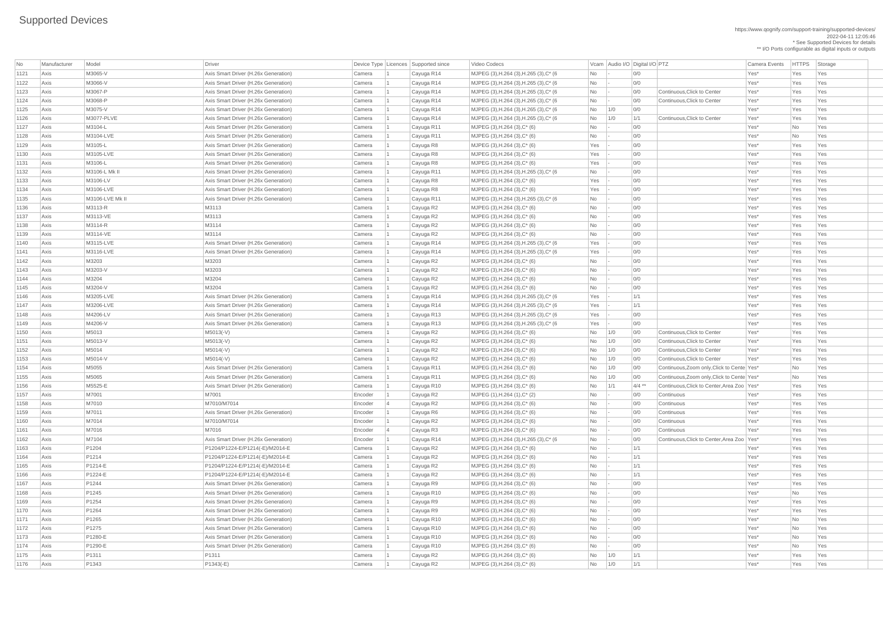# Supported Devices

https://www.qognify.com/support-training/supported-devices/
2022-04-11 12:05:46
* See Supported Devices for details
** I/O Ports configurable as digital inputs or outputs

| No | Manufacturer | Model | Driver | Device Type | Licences | Supported since | Video Codecs | Vcam | Audio I/O | Digital I/O | PTZ | Camera Events | HTTPS | Storage |
|---|---|---|---|---|---|---|---|---|---|---|---|---|---|---|
| 1121 | Axis | M3065-V | Axis Smart Driver (H.26x Generation) | Camera | 1 | Cayuga R14 | MJPEG (3),H.264 (3),H.265 (3),C* (6 | No | - | 0/0 | | Yes* | Yes | Yes |
| 1122 | Axis | M3066-V | Axis Smart Driver (H.26x Generation) | Camera | 1 | Cayuga R14 | MJPEG (3),H.264 (3),H.265 (3),C* (6 | No | - | 0/0 | | Yes* | Yes | Yes |
| 1123 | Axis | M3067-P | Axis Smart Driver (H.26x Generation) | Camera | 1 | Cayuga R14 | MJPEG (3),H.264 (3),H.265 (3),C* (6 | No | - | 0/0 | Continuous,Click to Center | Yes* | Yes | Yes |
| 1124 | Axis | M3068-P | Axis Smart Driver (H.26x Generation) | Camera | 1 | Cayuga R14 | MJPEG (3),H.264 (3),H.265 (3),C* (6 | No | - | 0/0 | Continuous,Click to Center | Yes* | Yes | Yes |
| 1125 | Axis | M3075-V | Axis Smart Driver (H.26x Generation) | Camera | 1 | Cayuga R14 | MJPEG (3),H.264 (3),H.265 (3),C* (6 | No | 1/0 | 0/0 | | Yes* | Yes | Yes |
| 1126 | Axis | M3077-PLVE | Axis Smart Driver (H.26x Generation) | Camera | 1 | Cayuga R14 | MJPEG (3),H.264 (3),H.265 (3),C* (6 | No | 1/0 | 1/1 | Continuous,Click to Center | Yes* | Yes | Yes |
| 1127 | Axis | M3104-L | Axis Smart Driver (H.26x Generation) | Camera | 1 | Cayuga R11 | MJPEG (3),H.264 (3),C* (6) | No | - | 0/0 | | Yes* | No | Yes |
| 1128 | Axis | M3104-LVE | Axis Smart Driver (H.26x Generation) | Camera | 1 | Cayuga R11 | MJPEG (3),H.264 (3),C* (6) | No | - | 0/0 | | Yes* | No | Yes |
| 1129 | Axis | M3105-L | Axis Smart Driver (H.26x Generation) | Camera | 1 | Cayuga R8 | MJPEG (3),H.264 (3),C* (6) | Yes | - | 0/0 | | Yes* | Yes | Yes |
| 1130 | Axis | M3105-LVE | Axis Smart Driver (H.26x Generation) | Camera | 1 | Cayuga R8 | MJPEG (3),H.264 (3),C* (6) | Yes | - | 0/0 | | Yes* | Yes | Yes |
| 1131 | Axis | M3106-L | Axis Smart Driver (H.26x Generation) | Camera | 1 | Cayuga R8 | MJPEG (3),H.264 (3),C* (6) | Yes | - | 0/0 | | Yes* | Yes | Yes |
| 1132 | Axis | M3106-L Mk II | Axis Smart Driver (H.26x Generation) | Camera | 1 | Cayuga R11 | MJPEG (3),H.264 (3),H.265 (3),C* (6 | No | - | 0/0 | | Yes* | Yes | Yes |
| 1133 | Axis | M3106-LV | Axis Smart Driver (H.26x Generation) | Camera | 1 | Cayuga R8 | MJPEG (3),H.264 (3),C* (6) | Yes | - | 0/0 | | Yes* | Yes | Yes |
| 1134 | Axis | M3106-LVE | Axis Smart Driver (H.26x Generation) | Camera | 1 | Cayuga R8 | MJPEG (3),H.264 (3),C* (6) | Yes | - | 0/0 | | Yes* | Yes | Yes |
| 1135 | Axis | M3106-LVE Mk II | Axis Smart Driver (H.26x Generation) | Camera | 1 | Cayuga R11 | MJPEG (3),H.264 (3),H.265 (3),C* (6 | No | - | 0/0 | | Yes* | Yes | Yes |
| 1136 | Axis | M3113-R | M3113 | Camera | 1 | Cayuga R2 | MJPEG (3),H.264 (3),C* (6) | No | - | 0/0 | | Yes* | Yes | Yes |
| 1137 | Axis | M3113-VE | M3113 | Camera | 1 | Cayuga R2 | MJPEG (3),H.264 (3),C* (6) | No | - | 0/0 | | Yes* | Yes | Yes |
| 1138 | Axis | M3114-R | M3114 | Camera | 1 | Cayuga R2 | MJPEG (3),H.264 (3),C* (6) | No | - | 0/0 | | Yes* | Yes | Yes |
| 1139 | Axis | M3114-VE | M3114 | Camera | 1 | Cayuga R2 | MJPEG (3),H.264 (3),C* (6) | No | - | 0/0 | | Yes* | Yes | Yes |
| 1140 | Axis | M3115-LVE | Axis Smart Driver (H.26x Generation) | Camera | 1 | Cayuga R14 | MJPEG (3),H.264 (3),H.265 (3),C* (6 | Yes | - | 0/0 | | Yes* | Yes | Yes |
| 1141 | Axis | M3116-LVE | Axis Smart Driver (H.26x Generation) | Camera | 1 | Cayuga R14 | MJPEG (3),H.264 (3),H.265 (3),C* (6 | Yes | - | 0/0 | | Yes* | Yes | Yes |
| 1142 | Axis | M3203 | M3203 | Camera | 1 | Cayuga R2 | MJPEG (3),H.264 (3),C* (6) | No | - | 0/0 | | Yes* | Yes | Yes |
| 1143 | Axis | M3203-V | M3203 | Camera | 1 | Cayuga R2 | MJPEG (3),H.264 (3),C* (6) | No | - | 0/0 | | Yes* | Yes | Yes |
| 1144 | Axis | M3204 | M3204 | Camera | 1 | Cayuga R2 | MJPEG (3),H.264 (3),C* (6) | No | - | 0/0 | | Yes* | Yes | Yes |
| 1145 | Axis | M3204-V | M3204 | Camera | 1 | Cayuga R2 | MJPEG (3),H.264 (3),C* (6) | No | - | 0/0 | | Yes* | Yes | Yes |
| 1146 | Axis | M3205-LVE | Axis Smart Driver (H.26x Generation) | Camera | 1 | Cayuga R14 | MJPEG (3),H.264 (3),H.265 (3),C* (6 | Yes | - | 1/1 | | Yes* | Yes | Yes |
| 1147 | Axis | M3206-LVE | Axis Smart Driver (H.26x Generation) | Camera | 1 | Cayuga R14 | MJPEG (3),H.264 (3),H.265 (3),C* (6 | Yes | - | 1/1 | | Yes* | Yes | Yes |
| 1148 | Axis | M4206-LV | Axis Smart Driver (H.26x Generation) | Camera | 1 | Cayuga R13 | MJPEG (3),H.264 (3),H.265 (3),C* (6 | Yes | - | 0/0 | | Yes* | Yes | Yes |
| 1149 | Axis | M4206-V | Axis Smart Driver (H.26x Generation) | Camera | 1 | Cayuga R13 | MJPEG (3),H.264 (3),H.265 (3),C* (6 | Yes | - | 0/0 | | Yes* | Yes | Yes |
| 1150 | Axis | M5013 | M5013(-V) | Camera | 1 | Cayuga R2 | MJPEG (3),H.264 (3),C* (6) | No | 1/0 | 0/0 | Continuous,Click to Center | Yes* | Yes | Yes |
| 1151 | Axis | M5013-V | M5013(-V) | Camera | 1 | Cayuga R2 | MJPEG (3),H.264 (3),C* (6) | No | 1/0 | 0/0 | Continuous,Click to Center | Yes* | Yes | Yes |
| 1152 | Axis | M5014 | M5014(-V) | Camera | 1 | Cayuga R2 | MJPEG (3),H.264 (3),C* (6) | No | 1/0 | 0/0 | Continuous,Click to Center | Yes* | Yes | Yes |
| 1153 | Axis | M5014-V | M5014(-V) | Camera | 1 | Cayuga R2 | MJPEG (3),H.264 (3),C* (6) | No | 1/0 | 0/0 | Continuous,Click to Center | Yes* | Yes | Yes |
| 1154 | Axis | M5055 | Axis Smart Driver (H.26x Generation) | Camera | 1 | Cayuga R11 | MJPEG (3),H.264 (3),C* (6) | No | 1/0 | 0/0 | Continuous,Zoom only,Click to Cente | Yes* | No | Yes |
| 1155 | Axis | M5065 | Axis Smart Driver (H.26x Generation) | Camera | 1 | Cayuga R11 | MJPEG (3),H.264 (3),C* (6) | No | 1/0 | 0/0 | Continuous,Zoom only,Click to Cente | Yes* | No | Yes |
| 1156 | Axis | M5525-E | Axis Smart Driver (H.26x Generation) | Camera | 1 | Cayuga R10 | MJPEG (3),H.264 (3),C* (6) | No | 1/1 | 4/4 ** | Continuous,Click to Center,Area Zoo | Yes* | Yes | Yes |
| 1157 | Axis | M7001 | M7001 | Encoder | 1 | Cayuga R2 | MJPEG (1),H.264 (1),C* (2) | No | - | 0/0 | Continuous | Yes* | Yes | Yes |
| 1158 | Axis | M7010 | M7010/M7014 | Encoder | 4 | Cayuga R2 | MJPEG (3),H.264 (3),C* (6) | No | - | 0/0 | Continuous | Yes* | Yes | Yes |
| 1159 | Axis | M7011 | Axis Smart Driver (H.26x Generation) | Encoder | 1 | Cayuga R6 | MJPEG (3),H.264 (3),C* (6) | No | - | 0/0 | Continuous | Yes* | Yes | Yes |
| 1160 | Axis | M7014 | M7010/M7014 | Encoder | 1 | Cayuga R2 | MJPEG (3),H.264 (3),C* (6) | No | - | 0/0 | Continuous | Yes* | Yes | Yes |
| 1161 | Axis | M7016 | M7016 | Encoder | 4 | Cayuga R3 | MJPEG (3),H.264 (3),C* (6) | No | - | 0/0 | Continuous | Yes* | Yes | Yes |
| 1162 | Axis | M7104 | Axis Smart Driver (H.26x Generation) | Encoder | 1 | Cayuga R14 | MJPEG (3),H.264 (3),H.265 (3),C* (6 | No | - | 0/0 | Continuous,Click to Center,Area Zoo | Yes* | Yes | Yes |
| 1163 | Axis | P1204 | P1204/P1224-E/P1214(-E)/M2014-E | Camera | 1 | Cayuga R2 | MJPEG (3),H.264 (3),C* (6) | No | - | 1/1 | | Yes* | Yes | Yes |
| 1164 | Axis | P1214 | P1204/P1224-E/P1214(-E)/M2014-E | Camera | 1 | Cayuga R2 | MJPEG (3),H.264 (3),C* (6) | No | - | 1/1 | | Yes* | Yes | Yes |
| 1165 | Axis | P1214-E | P1204/P1224-E/P1214(-E)/M2014-E | Camera | 1 | Cayuga R2 | MJPEG (3),H.264 (3),C* (6) | No | - | 1/1 | | Yes* | Yes | Yes |
| 1166 | Axis | P1224-E | P1204/P1224-E/P1214(-E)/M2014-E | Camera | 1 | Cayuga R2 | MJPEG (3),H.264 (3),C* (6) | No | - | 1/1 | | Yes* | Yes | Yes |
| 1167 | Axis | P1244 | Axis Smart Driver (H.26x Generation) | Camera | 1 | Cayuga R9 | MJPEG (3),H.264 (3),C* (6) | No | - | 0/0 | | Yes* | Yes | Yes |
| 1168 | Axis | P1245 | Axis Smart Driver (H.26x Generation) | Camera | 1 | Cayuga R10 | MJPEG (3),H.264 (3),C* (6) | No | - | 0/0 | | Yes* | No | Yes |
| 1169 | Axis | P1254 | Axis Smart Driver (H.26x Generation) | Camera | 1 | Cayuga R9 | MJPEG (3),H.264 (3),C* (6) | No | - | 0/0 | | Yes* | Yes | Yes |
| 1170 | Axis | P1264 | Axis Smart Driver (H.26x Generation) | Camera | 1 | Cayuga R9 | MJPEG (3),H.264 (3),C* (6) | No | - | 0/0 | | Yes* | Yes | Yes |
| 1171 | Axis | P1265 | Axis Smart Driver (H.26x Generation) | Camera | 1 | Cayuga R10 | MJPEG (3),H.264 (3),C* (6) | No | - | 0/0 | | Yes* | No | Yes |
| 1172 | Axis | P1275 | Axis Smart Driver (H.26x Generation) | Camera | 1 | Cayuga R10 | MJPEG (3),H.264 (3),C* (6) | No | - | 0/0 | | Yes* | No | Yes |
| 1173 | Axis | P1280-E | Axis Smart Driver (H.26x Generation) | Camera | 1 | Cayuga R10 | MJPEG (3),H.264 (3),C* (6) | No | - | 0/0 | | Yes* | No | Yes |
| 1174 | Axis | P1290-E | Axis Smart Driver (H.26x Generation) | Camera | 1 | Cayuga R10 | MJPEG (3),H.264 (3),C* (6) | No | - | 0/0 | | Yes* | No | Yes |
| 1175 | Axis | P1311 | P1311 | Camera | 1 | Cayuga R2 | MJPEG (3),H.264 (3),C* (6) | No | 1/0 | 1/1 | | Yes* | Yes | Yes |
| 1176 | Axis | P1343 | P1343(-E) | Camera | 1 | Cayuga R2 | MJPEG (3),H.264 (3),C* (6) | No | 1/0 | 1/1 | | Yes* | Yes | Yes |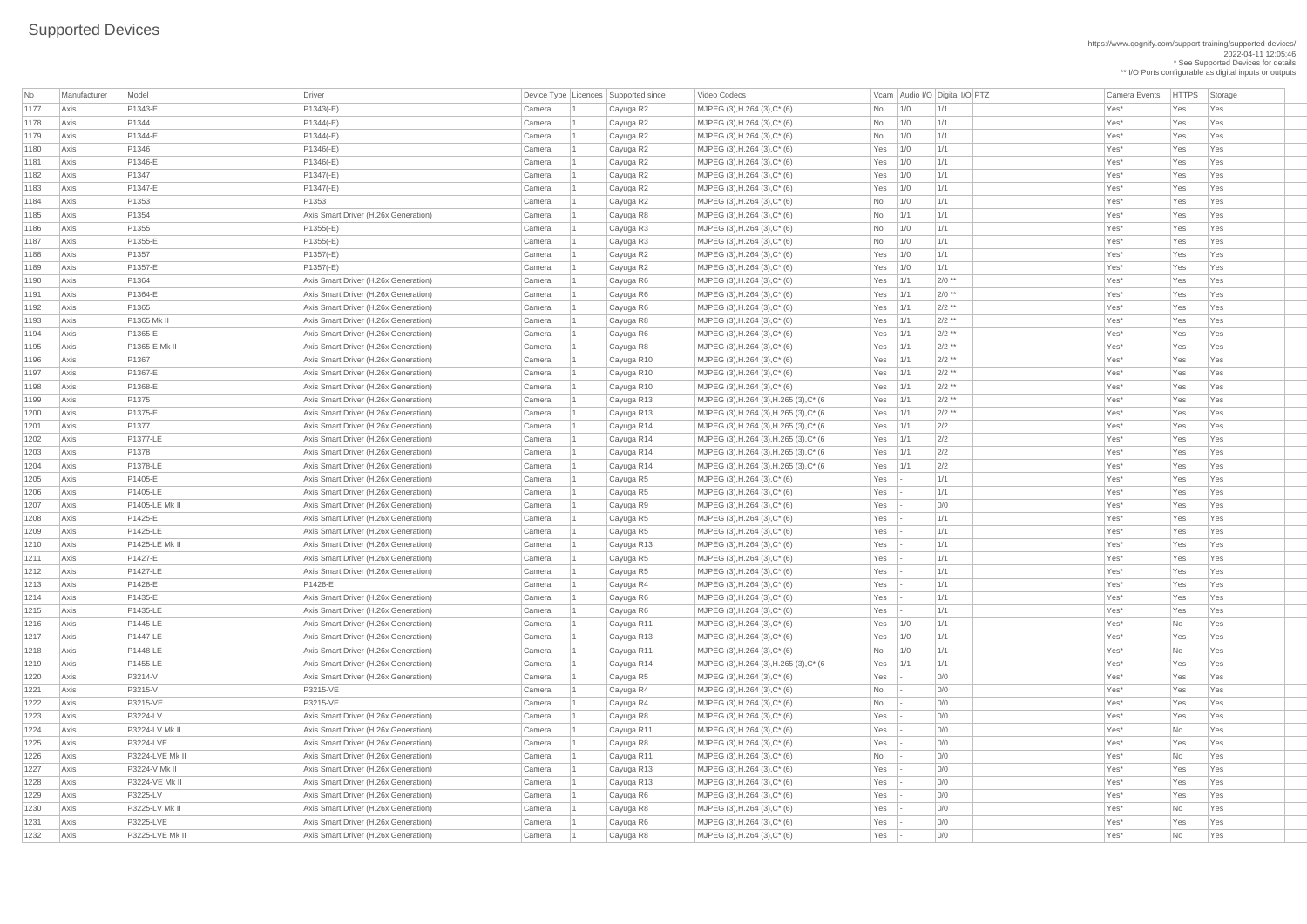# Supported Devices

https://www.qognify.com/support-training/supported-devices/
2022-04-11 12:05:46
* See Supported Devices for details
** I/O Ports configurable as digital inputs or outputs

| No | Manufacturer | Model | Driver | Device Type | Licences | Supported since | Video Codecs | Vcam | Audio I/O | Digital I/O | PTZ | Camera Events | HTTPS | Storage |
|---|---|---|---|---|---|---|---|---|---|---|---|---|---|---|
| 1177 | Axis | P1343-E | P1343(-E) | Camera | 1 | Cayuga R2 | MJPEG (3),H.264 (3),C* (6) | No | 1/0 | 1/1 | | Yes* | Yes | Yes |
| 1178 | Axis | P1344 | P1344(-E) | Camera | 1 | Cayuga R2 | MJPEG (3),H.264 (3),C* (6) | No | 1/0 | 1/1 | | Yes* | Yes | Yes |
| 1179 | Axis | P1344-E | P1344(-E) | Camera | 1 | Cayuga R2 | MJPEG (3),H.264 (3),C* (6) | No | 1/0 | 1/1 | | Yes* | Yes | Yes |
| 1180 | Axis | P1346 | P1346(-E) | Camera | 1 | Cayuga R2 | MJPEG (3),H.264 (3),C* (6) | Yes | 1/0 | 1/1 | | Yes* | Yes | Yes |
| 1181 | Axis | P1346-E | P1346(-E) | Camera | 1 | Cayuga R2 | MJPEG (3),H.264 (3),C* (6) | Yes | 1/0 | 1/1 | | Yes* | Yes | Yes |
| 1182 | Axis | P1347 | P1347(-E) | Camera | 1 | Cayuga R2 | MJPEG (3),H.264 (3),C* (6) | Yes | 1/0 | 1/1 | | Yes* | Yes | Yes |
| 1183 | Axis | P1347-E | P1347(-E) | Camera | 1 | Cayuga R2 | MJPEG (3),H.264 (3),C* (6) | Yes | 1/0 | 1/1 | | Yes* | Yes | Yes |
| 1184 | Axis | P1353 | P1353 | Camera | 1 | Cayuga R2 | MJPEG (3),H.264 (3),C* (6) | No | 1/0 | 1/1 | | Yes* | Yes | Yes |
| 1185 | Axis | P1354 | Axis Smart Driver (H.26x Generation) | Camera | 1 | Cayuga R8 | MJPEG (3),H.264 (3),C* (6) | No | 1/1 | 1/1 | | Yes* | Yes | Yes |
| 1186 | Axis | P1355 | P1355(-E) | Camera | 1 | Cayuga R3 | MJPEG (3),H.264 (3),C* (6) | No | 1/0 | 1/1 | | Yes* | Yes | Yes |
| 1187 | Axis | P1355-E | P1355(-E) | Camera | 1 | Cayuga R3 | MJPEG (3),H.264 (3),C* (6) | No | 1/0 | 1/1 | | Yes* | Yes | Yes |
| 1188 | Axis | P1357 | P1357(-E) | Camera | 1 | Cayuga R2 | MJPEG (3),H.264 (3),C* (6) | Yes | 1/0 | 1/1 | | Yes* | Yes | Yes |
| 1189 | Axis | P1357-E | P1357(-E) | Camera | 1 | Cayuga R2 | MJPEG (3),H.264 (3),C* (6) | Yes | 1/0 | 1/1 | | Yes* | Yes | Yes |
| 1190 | Axis | P1364 | Axis Smart Driver (H.26x Generation) | Camera | 1 | Cayuga R6 | MJPEG (3),H.264 (3),C* (6) | Yes | 1/1 | 2/0 ** | | Yes* | Yes | Yes |
| 1191 | Axis | P1364-E | Axis Smart Driver (H.26x Generation) | Camera | 1 | Cayuga R6 | MJPEG (3),H.264 (3),C* (6) | Yes | 1/1 | 2/0 ** | | Yes* | Yes | Yes |
| 1192 | Axis | P1365 | Axis Smart Driver (H.26x Generation) | Camera | 1 | Cayuga R6 | MJPEG (3),H.264 (3),C* (6) | Yes | 1/1 | 2/2 ** | | Yes* | Yes | Yes |
| 1193 | Axis | P1365 Mk II | Axis Smart Driver (H.26x Generation) | Camera | 1 | Cayuga R8 | MJPEG (3),H.264 (3),C* (6) | Yes | 1/1 | 2/2 ** | | Yes* | Yes | Yes |
| 1194 | Axis | P1365-E | Axis Smart Driver (H.26x Generation) | Camera | 1 | Cayuga R6 | MJPEG (3),H.264 (3),C* (6) | Yes | 1/1 | 2/2 ** | | Yes* | Yes | Yes |
| 1195 | Axis | P1365-E Mk II | Axis Smart Driver (H.26x Generation) | Camera | 1 | Cayuga R8 | MJPEG (3),H.264 (3),C* (6) | Yes | 1/1 | 2/2 ** | | Yes* | Yes | Yes |
| 1196 | Axis | P1367 | Axis Smart Driver (H.26x Generation) | Camera | 1 | Cayuga R10 | MJPEG (3),H.264 (3),C* (6) | Yes | 1/1 | 2/2 ** | | Yes* | Yes | Yes |
| 1197 | Axis | P1367-E | Axis Smart Driver (H.26x Generation) | Camera | 1 | Cayuga R10 | MJPEG (3),H.264 (3),C* (6) | Yes | 1/1 | 2/2 ** | | Yes* | Yes | Yes |
| 1198 | Axis | P1368-E | Axis Smart Driver (H.26x Generation) | Camera | 1 | Cayuga R10 | MJPEG (3),H.264 (3),C* (6) | Yes | 1/1 | 2/2 ** | | Yes* | Yes | Yes |
| 1199 | Axis | P1375 | Axis Smart Driver (H.26x Generation) | Camera | 1 | Cayuga R13 | MJPEG (3),H.264 (3),H.265 (3),C* (6 | Yes | 1/1 | 2/2 ** | | Yes* | Yes | Yes |
| 1200 | Axis | P1375-E | Axis Smart Driver (H.26x Generation) | Camera | 1 | Cayuga R13 | MJPEG (3),H.264 (3),H.265 (3),C* (6 | Yes | 1/1 | 2/2 ** | | Yes* | Yes | Yes |
| 1201 | Axis | P1377 | Axis Smart Driver (H.26x Generation) | Camera | 1 | Cayuga R14 | MJPEG (3),H.264 (3),H.265 (3),C* (6 | Yes | 1/1 | 2/2 | | Yes* | Yes | Yes |
| 1202 | Axis | P1377-LE | Axis Smart Driver (H.26x Generation) | Camera | 1 | Cayuga R14 | MJPEG (3),H.264 (3),H.265 (3),C* (6 | Yes | 1/1 | 2/2 | | Yes* | Yes | Yes |
| 1203 | Axis | P1378 | Axis Smart Driver (H.26x Generation) | Camera | 1 | Cayuga R14 | MJPEG (3),H.264 (3),H.265 (3),C* (6 | Yes | 1/1 | 2/2 | | Yes* | Yes | Yes |
| 1204 | Axis | P1378-LE | Axis Smart Driver (H.26x Generation) | Camera | 1 | Cayuga R14 | MJPEG (3),H.264 (3),H.265 (3),C* (6 | Yes | 1/1 | 2/2 | | Yes* | Yes | Yes |
| 1205 | Axis | P1405-E | Axis Smart Driver (H.26x Generation) | Camera | 1 | Cayuga R5 | MJPEG (3),H.264 (3),C* (6) | Yes | - | 1/1 | | Yes* | Yes | Yes |
| 1206 | Axis | P1405-LE | Axis Smart Driver (H.26x Generation) | Camera | 1 | Cayuga R5 | MJPEG (3),H.264 (3),C* (6) | Yes | - | 1/1 | | Yes* | Yes | Yes |
| 1207 | Axis | P1405-LE Mk II | Axis Smart Driver (H.26x Generation) | Camera | 1 | Cayuga R9 | MJPEG (3),H.264 (3),C* (6) | Yes | - | 0/0 | | Yes* | Yes | Yes |
| 1208 | Axis | P1425-E | Axis Smart Driver (H.26x Generation) | Camera | 1 | Cayuga R5 | MJPEG (3),H.264 (3),C* (6) | Yes | - | 1/1 | | Yes* | Yes | Yes |
| 1209 | Axis | P1425-LE | Axis Smart Driver (H.26x Generation) | Camera | 1 | Cayuga R5 | MJPEG (3),H.264 (3),C* (6) | Yes | - | 1/1 | | Yes* | Yes | Yes |
| 1210 | Axis | P1425-LE Mk II | Axis Smart Driver (H.26x Generation) | Camera | 1 | Cayuga R13 | MJPEG (3),H.264 (3),C* (6) | Yes | - | 1/1 | | Yes* | Yes | Yes |
| 1211 | Axis | P1427-E | Axis Smart Driver (H.26x Generation) | Camera | 1 | Cayuga R5 | MJPEG (3),H.264 (3),C* (6) | Yes | - | 1/1 | | Yes* | Yes | Yes |
| 1212 | Axis | P1427-LE | Axis Smart Driver (H.26x Generation) | Camera | 1 | Cayuga R5 | MJPEG (3),H.264 (3),C* (6) | Yes | - | 1/1 | | Yes* | Yes | Yes |
| 1213 | Axis | P1428-E | P1428-E | Camera | 1 | Cayuga R4 | MJPEG (3),H.264 (3),C* (6) | Yes | - | 1/1 | | Yes* | Yes | Yes |
| 1214 | Axis | P1435-E | Axis Smart Driver (H.26x Generation) | Camera | 1 | Cayuga R6 | MJPEG (3),H.264 (3),C* (6) | Yes | - | 1/1 | | Yes* | Yes | Yes |
| 1215 | Axis | P1435-LE | Axis Smart Driver (H.26x Generation) | Camera | 1 | Cayuga R6 | MJPEG (3),H.264 (3),C* (6) | Yes | - | 1/1 | | Yes* | Yes | Yes |
| 1216 | Axis | P1445-LE | Axis Smart Driver (H.26x Generation) | Camera | 1 | Cayuga R11 | MJPEG (3),H.264 (3),C* (6) | Yes | 1/0 | 1/1 | | Yes* | No | Yes |
| 1217 | Axis | P1447-LE | Axis Smart Driver (H.26x Generation) | Camera | 1 | Cayuga R13 | MJPEG (3),H.264 (3),C* (6) | Yes | 1/0 | 1/1 | | Yes* | Yes | Yes |
| 1218 | Axis | P1448-LE | Axis Smart Driver (H.26x Generation) | Camera | 1 | Cayuga R11 | MJPEG (3),H.264 (3),C* (6) | No | 1/0 | 1/1 | | Yes* | No | Yes |
| 1219 | Axis | P1455-LE | Axis Smart Driver (H.26x Generation) | Camera | 1 | Cayuga R14 | MJPEG (3),H.264 (3),H.265 (3),C* (6 | Yes | 1/1 | 1/1 | | Yes* | Yes | Yes |
| 1220 | Axis | P3214-V | Axis Smart Driver (H.26x Generation) | Camera | 1 | Cayuga R5 | MJPEG (3),H.264 (3),C* (6) | Yes | - | 0/0 | | Yes* | Yes | Yes |
| 1221 | Axis | P3215-V | P3215-VE | Camera | 1 | Cayuga R4 | MJPEG (3),H.264 (3),C* (6) | No | - | 0/0 | | Yes* | Yes | Yes |
| 1222 | Axis | P3215-VE | P3215-VE | Camera | 1 | Cayuga R4 | MJPEG (3),H.264 (3),C* (6) | No | - | 0/0 | | Yes* | Yes | Yes |
| 1223 | Axis | P3224-LV | Axis Smart Driver (H.26x Generation) | Camera | 1 | Cayuga R8 | MJPEG (3),H.264 (3),C* (6) | Yes | - | 0/0 | | Yes* | Yes | Yes |
| 1224 | Axis | P3224-LV Mk II | Axis Smart Driver (H.26x Generation) | Camera | 1 | Cayuga R11 | MJPEG (3),H.264 (3),C* (6) | Yes | - | 0/0 | | Yes* | No | Yes |
| 1225 | Axis | P3224-LVE | Axis Smart Driver (H.26x Generation) | Camera | 1 | Cayuga R8 | MJPEG (3),H.264 (3),C* (6) | Yes | - | 0/0 | | Yes* | Yes | Yes |
| 1226 | Axis | P3224-LVE Mk II | Axis Smart Driver (H.26x Generation) | Camera | 1 | Cayuga R11 | MJPEG (3),H.264 (3),C* (6) | No | - | 0/0 | | Yes* | No | Yes |
| 1227 | Axis | P3224-V Mk II | Axis Smart Driver (H.26x Generation) | Camera | 1 | Cayuga R13 | MJPEG (3),H.264 (3),C* (6) | Yes | - | 0/0 | | Yes* | Yes | Yes |
| 1228 | Axis | P3224-VE Mk II | Axis Smart Driver (H.26x Generation) | Camera | 1 | Cayuga R13 | MJPEG (3),H.264 (3),C* (6) | Yes | - | 0/0 | | Yes* | Yes | Yes |
| 1229 | Axis | P3225-LV | Axis Smart Driver (H.26x Generation) | Camera | 1 | Cayuga R6 | MJPEG (3),H.264 (3),C* (6) | Yes | - | 0/0 | | Yes* | Yes | Yes |
| 1230 | Axis | P3225-LV Mk II | Axis Smart Driver (H.26x Generation) | Camera | 1 | Cayuga R8 | MJPEG (3),H.264 (3),C* (6) | Yes | - | 0/0 | | Yes* | No | Yes |
| 1231 | Axis | P3225-LVE | Axis Smart Driver (H.26x Generation) | Camera | 1 | Cayuga R6 | MJPEG (3),H.264 (3),C* (6) | Yes | - | 0/0 | | Yes* | Yes | Yes |
| 1232 | Axis | P3225-LVE Mk II | Axis Smart Driver (H.26x Generation) | Camera | 1 | Cayuga R8 | MJPEG (3),H.264 (3),C* (6) | Yes | - | 0/0 | | Yes* | No | Yes |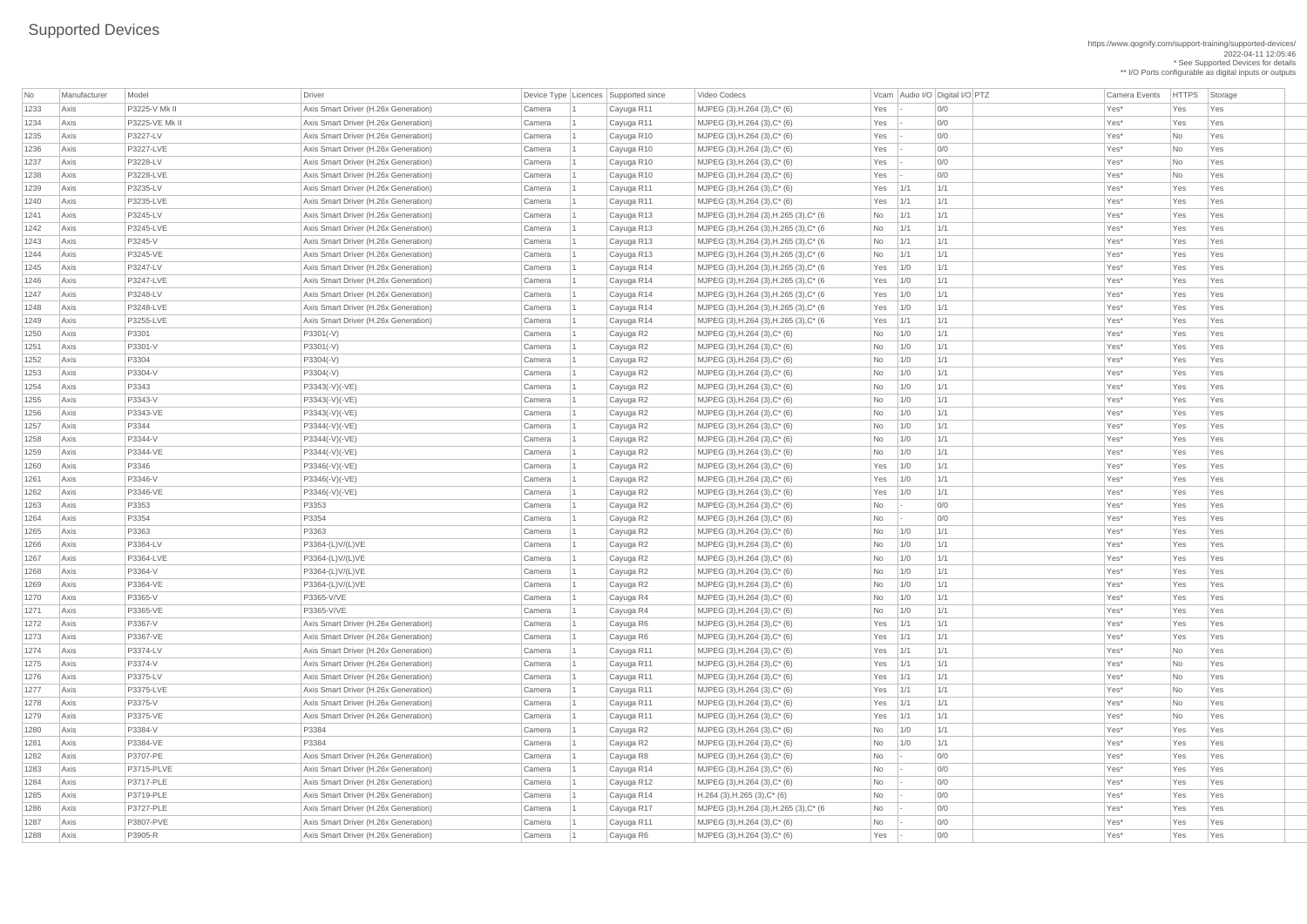# Supported Devices

https://www.qognify.com/support-training/supported-devices/
2022-04-11 12:05:46
* See Supported Devices for details
** I/O Ports configurable as digital inputs or outputs

| No | Manufacturer | Model | Driver | Device Type | Licences | Supported since | Video Codecs | Vcam | Audio I/O | Digital I/O | PTZ | Camera Events | HTTPS | Storage |
|---|---|---|---|---|---|---|---|---|---|---|---|---|---|---|
| 1233 | Axis | P3225-V Mk II | Axis Smart Driver (H.26x Generation) | Camera | 1 | Cayuga R11 | MJPEG (3),H.264 (3),C* (6) | Yes | - | 0/0 | | Yes* | Yes | Yes |
| 1234 | Axis | P3225-VE Mk II | Axis Smart Driver (H.26x Generation) | Camera | 1 | Cayuga R11 | MJPEG (3),H.264 (3),C* (6) | Yes | - | 0/0 | | Yes* | Yes | Yes |
| 1235 | Axis | P3227-LV | Axis Smart Driver (H.26x Generation) | Camera | 1 | Cayuga R10 | MJPEG (3),H.264 (3),C* (6) | Yes | - | 0/0 | | Yes* | No | Yes |
| 1236 | Axis | P3227-LVE | Axis Smart Driver (H.26x Generation) | Camera | 1 | Cayuga R10 | MJPEG (3),H.264 (3),C* (6) | Yes | - | 0/0 | | Yes* | No | Yes |
| 1237 | Axis | P3228-LV | Axis Smart Driver (H.26x Generation) | Camera | 1 | Cayuga R10 | MJPEG (3),H.264 (3),C* (6) | Yes | - | 0/0 | | Yes* | No | Yes |
| 1238 | Axis | P3228-LVE | Axis Smart Driver (H.26x Generation) | Camera | 1 | Cayuga R10 | MJPEG (3),H.264 (3),C* (6) | Yes | - | 0/0 | | Yes* | No | Yes |
| 1239 | Axis | P3235-LV | Axis Smart Driver (H.26x Generation) | Camera | 1 | Cayuga R11 | MJPEG (3),H.264 (3),C* (6) | Yes | 1/1 | 1/1 | | Yes* | Yes | Yes |
| 1240 | Axis | P3235-LVE | Axis Smart Driver (H.26x Generation) | Camera | 1 | Cayuga R11 | MJPEG (3),H.264 (3),C* (6) | Yes | 1/1 | 1/1 | | Yes* | Yes | Yes |
| 1241 | Axis | P3245-LV | Axis Smart Driver (H.26x Generation) | Camera | 1 | Cayuga R13 | MJPEG (3),H.264 (3),H.265 (3),C* (6 | No | 1/1 | 1/1 | | Yes* | Yes | Yes |
| 1242 | Axis | P3245-LVE | Axis Smart Driver (H.26x Generation) | Camera | 1 | Cayuga R13 | MJPEG (3),H.264 (3),H.265 (3),C* (6 | No | 1/1 | 1/1 | | Yes* | Yes | Yes |
| 1243 | Axis | P3245-V | Axis Smart Driver (H.26x Generation) | Camera | 1 | Cayuga R13 | MJPEG (3),H.264 (3),H.265 (3),C* (6 | No | 1/1 | 1/1 | | Yes* | Yes | Yes |
| 1244 | Axis | P3245-VE | Axis Smart Driver (H.26x Generation) | Camera | 1 | Cayuga R13 | MJPEG (3),H.264 (3),H.265 (3),C* (6 | No | 1/1 | 1/1 | | Yes* | Yes | Yes |
| 1245 | Axis | P3247-LV | Axis Smart Driver (H.26x Generation) | Camera | 1 | Cayuga R14 | MJPEG (3),H.264 (3),H.265 (3),C* (6 | Yes | 1/0 | 1/1 | | Yes* | Yes | Yes |
| 1246 | Axis | P3247-LVE | Axis Smart Driver (H.26x Generation) | Camera | 1 | Cayuga R14 | MJPEG (3),H.264 (3),H.265 (3),C* (6 | Yes | 1/0 | 1/1 | | Yes* | Yes | Yes |
| 1247 | Axis | P3248-LV | Axis Smart Driver (H.26x Generation) | Camera | 1 | Cayuga R14 | MJPEG (3),H.264 (3),H.265 (3),C* (6 | Yes | 1/0 | 1/1 | | Yes* | Yes | Yes |
| 1248 | Axis | P3248-LVE | Axis Smart Driver (H.26x Generation) | Camera | 1 | Cayuga R14 | MJPEG (3),H.264 (3),H.265 (3),C* (6 | Yes | 1/0 | 1/1 | | Yes* | Yes | Yes |
| 1249 | Axis | P3255-LVE | Axis Smart Driver (H.26x Generation) | Camera | 1 | Cayuga R14 | MJPEG (3),H.264 (3),H.265 (3),C* (6 | Yes | 1/1 | 1/1 | | Yes* | Yes | Yes |
| 1250 | Axis | P3301 | P3301(-V) | Camera | 1 | Cayuga R2 | MJPEG (3),H.264 (3),C* (6) | No | 1/0 | 1/1 | | Yes* | Yes | Yes |
| 1251 | Axis | P3301-V | P3301(-V) | Camera | 1 | Cayuga R2 | MJPEG (3),H.264 (3),C* (6) | No | 1/0 | 1/1 | | Yes* | Yes | Yes |
| 1252 | Axis | P3304 | P3304(-V) | Camera | 1 | Cayuga R2 | MJPEG (3),H.264 (3),C* (6) | No | 1/0 | 1/1 | | Yes* | Yes | Yes |
| 1253 | Axis | P3304-V | P3304(-V) | Camera | 1 | Cayuga R2 | MJPEG (3),H.264 (3),C* (6) | No | 1/0 | 1/1 | | Yes* | Yes | Yes |
| 1254 | Axis | P3343 | P3343(-V)(-VE) | Camera | 1 | Cayuga R2 | MJPEG (3),H.264 (3),C* (6) | No | 1/0 | 1/1 | | Yes* | Yes | Yes |
| 1255 | Axis | P3343-V | P3343(-V)(-VE) | Camera | 1 | Cayuga R2 | MJPEG (3),H.264 (3),C* (6) | No | 1/0 | 1/1 | | Yes* | Yes | Yes |
| 1256 | Axis | P3343-VE | P3343(-V)(-VE) | Camera | 1 | Cayuga R2 | MJPEG (3),H.264 (3),C* (6) | No | 1/0 | 1/1 | | Yes* | Yes | Yes |
| 1257 | Axis | P3344 | P3344(-V)(-VE) | Camera | 1 | Cayuga R2 | MJPEG (3),H.264 (3),C* (6) | No | 1/0 | 1/1 | | Yes* | Yes | Yes |
| 1258 | Axis | P3344-V | P3344(-V)(-VE) | Camera | 1 | Cayuga R2 | MJPEG (3),H.264 (3),C* (6) | No | 1/0 | 1/1 | | Yes* | Yes | Yes |
| 1259 | Axis | P3344-VE | P3344(-V)(-VE) | Camera | 1 | Cayuga R2 | MJPEG (3),H.264 (3),C* (6) | No | 1/0 | 1/1 | | Yes* | Yes | Yes |
| 1260 | Axis | P3346 | P3346(-V)(-VE) | Camera | 1 | Cayuga R2 | MJPEG (3),H.264 (3),C* (6) | Yes | 1/0 | 1/1 | | Yes* | Yes | Yes |
| 1261 | Axis | P3346-V | P3346(-V)(-VE) | Camera | 1 | Cayuga R2 | MJPEG (3),H.264 (3),C* (6) | Yes | 1/0 | 1/1 | | Yes* | Yes | Yes |
| 1262 | Axis | P3346-VE | P3346(-V)(-VE) | Camera | 1 | Cayuga R2 | MJPEG (3),H.264 (3),C* (6) | Yes | 1/0 | 1/1 | | Yes* | Yes | Yes |
| 1263 | Axis | P3353 | P3353 | Camera | 1 | Cayuga R2 | MJPEG (3),H.264 (3),C* (6) | No | - | 0/0 | | Yes* | Yes | Yes |
| 1264 | Axis | P3354 | P3354 | Camera | 1 | Cayuga R2 | MJPEG (3),H.264 (3),C* (6) | No | - | 0/0 | | Yes* | Yes | Yes |
| 1265 | Axis | P3363 | P3363 | Camera | 1 | Cayuga R2 | MJPEG (3),H.264 (3),C* (6) | No | 1/0 | 1/1 | | Yes* | Yes | Yes |
| 1266 | Axis | P3364-LV | P3364-(L)V/(L)VE | Camera | 1 | Cayuga R2 | MJPEG (3),H.264 (3),C* (6) | No | 1/0 | 1/1 | | Yes* | Yes | Yes |
| 1267 | Axis | P3364-LVE | P3364-(L)V/(L)VE | Camera | 1 | Cayuga R2 | MJPEG (3),H.264 (3),C* (6) | No | 1/0 | 1/1 | | Yes* | Yes | Yes |
| 1268 | Axis | P3364-V | P3364-(L)V/(L)VE | Camera | 1 | Cayuga R2 | MJPEG (3),H.264 (3),C* (6) | No | 1/0 | 1/1 | | Yes* | Yes | Yes |
| 1269 | Axis | P3364-VE | P3364-(L)V/(L)VE | Camera | 1 | Cayuga R2 | MJPEG (3),H.264 (3),C* (6) | No | 1/0 | 1/1 | | Yes* | Yes | Yes |
| 1270 | Axis | P3365-V | P3365-V/VE | Camera | 1 | Cayuga R4 | MJPEG (3),H.264 (3),C* (6) | No | 1/0 | 1/1 | | Yes* | Yes | Yes |
| 1271 | Axis | P3365-VE | P3365-V/VE | Camera | 1 | Cayuga R4 | MJPEG (3),H.264 (3),C* (6) | No | 1/0 | 1/1 | | Yes* | Yes | Yes |
| 1272 | Axis | P3367-V | Axis Smart Driver (H.26x Generation) | Camera | 1 | Cayuga R6 | MJPEG (3),H.264 (3),C* (6) | Yes | 1/1 | 1/1 | | Yes* | Yes | Yes |
| 1273 | Axis | P3367-VE | Axis Smart Driver (H.26x Generation) | Camera | 1 | Cayuga R6 | MJPEG (3),H.264 (3),C* (6) | Yes | 1/1 | 1/1 | | Yes* | Yes | Yes |
| 1274 | Axis | P3374-LV | Axis Smart Driver (H.26x Generation) | Camera | 1 | Cayuga R11 | MJPEG (3),H.264 (3),C* (6) | Yes | 1/1 | 1/1 | | Yes* | No | Yes |
| 1275 | Axis | P3374-V | Axis Smart Driver (H.26x Generation) | Camera | 1 | Cayuga R11 | MJPEG (3),H.264 (3),C* (6) | Yes | 1/1 | 1/1 | | Yes* | No | Yes |
| 1276 | Axis | P3375-LV | Axis Smart Driver (H.26x Generation) | Camera | 1 | Cayuga R11 | MJPEG (3),H.264 (3),C* (6) | Yes | 1/1 | 1/1 | | Yes* | No | Yes |
| 1277 | Axis | P3375-LVE | Axis Smart Driver (H.26x Generation) | Camera | 1 | Cayuga R11 | MJPEG (3),H.264 (3),C* (6) | Yes | 1/1 | 1/1 | | Yes* | No | Yes |
| 1278 | Axis | P3375-V | Axis Smart Driver (H.26x Generation) | Camera | 1 | Cayuga R11 | MJPEG (3),H.264 (3),C* (6) | Yes | 1/1 | 1/1 | | Yes* | No | Yes |
| 1279 | Axis | P3375-VE | Axis Smart Driver (H.26x Generation) | Camera | 1 | Cayuga R11 | MJPEG (3),H.264 (3),C* (6) | Yes | 1/1 | 1/1 | | Yes* | No | Yes |
| 1280 | Axis | P3384-V | P3384 | Camera | 1 | Cayuga R2 | MJPEG (3),H.264 (3),C* (6) | No | 1/0 | 1/1 | | Yes* | Yes | Yes |
| 1281 | Axis | P3384-VE | P3384 | Camera | 1 | Cayuga R2 | MJPEG (3),H.264 (3),C* (6) | No | 1/0 | 1/1 | | Yes* | Yes | Yes |
| 1282 | Axis | P3707-PE | Axis Smart Driver (H.26x Generation) | Camera | 1 | Cayuga R8 | MJPEG (3),H.264 (3),C* (6) | No | - | 0/0 | | Yes* | Yes | Yes |
| 1283 | Axis | P3715-PLVE | Axis Smart Driver (H.26x Generation) | Camera | 1 | Cayuga R14 | MJPEG (3),H.264 (3),C* (6) | No | - | 0/0 | | Yes* | Yes | Yes |
| 1284 | Axis | P3717-PLE | Axis Smart Driver (H.26x Generation) | Camera | 1 | Cayuga R12 | MJPEG (3),H.264 (3),C* (6) | No | - | 0/0 | | Yes* | Yes | Yes |
| 1285 | Axis | P3719-PLE | Axis Smart Driver (H.26x Generation) | Camera | 1 | Cayuga R14 | H.264 (3),H.265 (3),C* (6) | No | - | 0/0 | | Yes* | Yes | Yes |
| 1286 | Axis | P3727-PLE | Axis Smart Driver (H.26x Generation) | Camera | 1 | Cayuga R17 | MJPEG (3),H.264 (3),H.265 (3),C* (6 | No | - | 0/0 | | Yes* | Yes | Yes |
| 1287 | Axis | P3807-PVE | Axis Smart Driver (H.26x Generation) | Camera | 1 | Cayuga R11 | MJPEG (3),H.264 (3),C* (6) | No | - | 0/0 | | Yes* | Yes | Yes |
| 1288 | Axis | P3905-R | Axis Smart Driver (H.26x Generation) | Camera | 1 | Cayuga R6 | MJPEG (3),H.264 (3),C* (6) | Yes | - | 0/0 | | Yes* | Yes | Yes |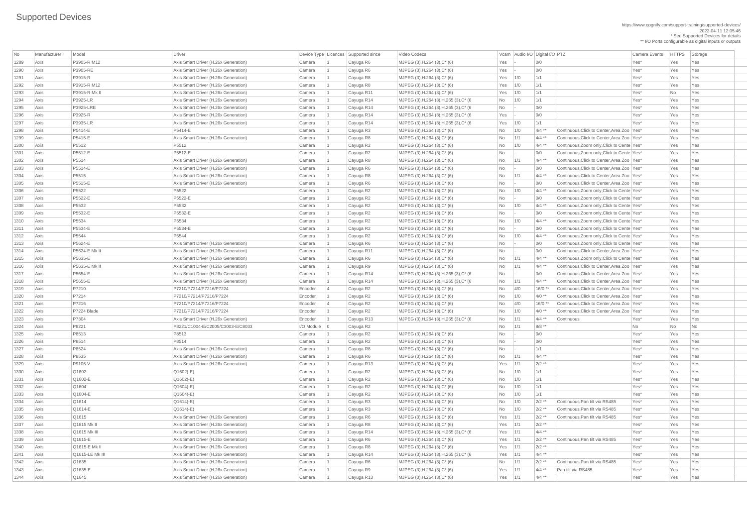# Supported Devices

https://www.qognify.com/support-training/supported-devices/
2022-04-11 12:05:46
* See Supported Devices for details
** I/O Ports configurable as digital inputs or outputs

| No | Manufacturer | Model | Driver | Device Type | Licences | Supported since | Video Codecs | Vcam | Audio I/O | Digital I/O | PTZ | Camera Events | HTTPS | Storage |
|---|---|---|---|---|---|---|---|---|---|---|---|---|---|---|
| 1289 | Axis | P3905-R M12 | Axis Smart Driver (H.26x Generation) | Camera | 1 | Cayuga R6 | MJPEG (3),H.264 (3),C* (6) | Yes | - | 0/0 | | Yes* | Yes | Yes |
| 1290 | Axis | P3905-RE | Axis Smart Driver (H.26x Generation) | Camera | 1 | Cayuga R6 | MJPEG (3),H.264 (3),C* (6) | Yes | - | 0/0 | | Yes* | Yes | Yes |
| 1291 | Axis | P3915-R | Axis Smart Driver (H.26x Generation) | Camera | 1 | Cayuga R8 | MJPEG (3),H.264 (3),C* (6) | Yes | 1/0 | 1/1 | | Yes* | Yes | Yes |
| 1292 | Axis | P3915-R M12 | Axis Smart Driver (H.26x Generation) | Camera | 1 | Cayuga R8 | MJPEG (3),H.264 (3),C* (6) | Yes | 1/0 | 1/1 | | Yes* | Yes | Yes |
| 1293 | Axis | P3915-R Mk II | Axis Smart Driver (H.26x Generation) | Camera | 1 | Cayuga R11 | MJPEG (3),H.264 (3),C* (6) | Yes | 1/0 | 1/1 | | Yes* | No | Yes |
| 1294 | Axis | P3925-LR | Axis Smart Driver (H.26x Generation) | Camera | 1 | Cayuga R14 | MJPEG (3),H.264 (3),H.265 (3),C* (6 | No | 1/0 | 1/1 | | Yes* | Yes | Yes |
| 1295 | Axis | P3925-LRE | Axis Smart Driver (H.26x Generation) | Camera | 1 | Cayuga R14 | MJPEG (3),H.264 (3),H.265 (3),C* (6 | No | - | 0/0 | | Yes* | Yes | Yes |
| 1296 | Axis | P3925-R | Axis Smart Driver (H.26x Generation) | Camera | 1 | Cayuga R14 | MJPEG (3),H.264 (3),H.265 (3),C* (6 | Yes | - | 0/0 | | Yes* | Yes | Yes |
| 1297 | Axis | P3935-LR | Axis Smart Driver (H.26x Generation) | Camera | 1 | Cayuga R14 | MJPEG (3),H.264 (3),H.265 (3),C* (6 | Yes | 1/0 | 1/1 | | Yes* | Yes | Yes |
| 1298 | Axis | P5414-E | P5414-E | Camera | 1 | Cayuga R3 | MJPEG (3),H.264 (3),C* (6) | No | 1/0 | 4/4 ** | Continuous,Click to Center,Area Zoo | Yes* | Yes | Yes |
| 1299 | Axis | P5415-E | Axis Smart Driver (H.26x Generation) | Camera | 1 | Cayuga R8 | MJPEG (3),H.264 (3),C* (6) | No | 1/1 | 4/4 ** | Continuous,Click to Center,Area Zoo | Yes* | Yes | Yes |
| 1300 | Axis | P5512 | P5512 | Camera | 1 | Cayuga R2 | MJPEG (3),H.264 (3),C* (6) | No | 1/0 | 4/4 ** | Continuous,Zoom only,Click to Cente | Yes* | Yes | Yes |
| 1301 | Axis | P5512-E | P5512-E | Camera | 1 | Cayuga R2 | MJPEG (3),H.264 (3),C* (6) | No | - | 0/0 | Continuous,Zoom only,Click to Cente | Yes* | Yes | Yes |
| 1302 | Axis | P5514 | Axis Smart Driver (H.26x Generation) | Camera | 1 | Cayuga R8 | MJPEG (3),H.264 (3),C* (6) | No | 1/1 | 4/4 ** | Continuous,Click to Center,Area Zoo | Yes* | Yes | Yes |
| 1303 | Axis | P5514-E | Axis Smart Driver (H.26x Generation) | Camera | 1 | Cayuga R6 | MJPEG (3),H.264 (3),C* (6) | No | - | 0/0 | Continuous,Click to Center,Area Zoo | Yes* | Yes | Yes |
| 1304 | Axis | P5515 | Axis Smart Driver (H.26x Generation) | Camera | 1 | Cayuga R8 | MJPEG (3),H.264 (3),C* (6) | No | 1/1 | 4/4 ** | Continuous,Click to Center,Area Zoo | Yes* | Yes | Yes |
| 1305 | Axis | P5515-E | Axis Smart Driver (H.26x Generation) | Camera | 1 | Cayuga R6 | MJPEG (3),H.264 (3),C* (6) | No | - | 0/0 | Continuous,Click to Center,Area Zoo | Yes* | Yes | Yes |
| 1306 | Axis | P5522 | P5522 | Camera | 1 | Cayuga R2 | MJPEG (3),H.264 (3),C* (6) | No | 1/0 | 4/4 ** | Continuous,Zoom only,Click to Cente | Yes* | Yes | Yes |
| 1307 | Axis | P5522-E | P5522-E | Camera | 1 | Cayuga R2 | MJPEG (3),H.264 (3),C* (6) | No | - | 0/0 | Continuous,Zoom only,Click to Cente | Yes* | Yes | Yes |
| 1308 | Axis | P5532 | P5532 | Camera | 1 | Cayuga R2 | MJPEG (3),H.264 (3),C* (6) | No | 1/0 | 4/4 ** | Continuous,Zoom only,Click to Cente | Yes* | Yes | Yes |
| 1309 | Axis | P5532-E | P5532-E | Camera | 1 | Cayuga R2 | MJPEG (3),H.264 (3),C* (6) | No | - | 0/0 | Continuous,Zoom only,Click to Cente | Yes* | Yes | Yes |
| 1310 | Axis | P5534 | P5534 | Camera | 1 | Cayuga R2 | MJPEG (3),H.264 (3),C* (6) | No | 1/0 | 4/4 ** | Continuous,Zoom only,Click to Cente | Yes* | Yes | Yes |
| 1311 | Axis | P5534-E | P5534-E | Camera | 1 | Cayuga R2 | MJPEG (3),H.264 (3),C* (6) | No | - | 0/0 | Continuous,Zoom only,Click to Cente | Yes* | Yes | Yes |
| 1312 | Axis | P5544 | P5544 | Camera | 1 | Cayuga R2 | MJPEG (3),H.264 (3),C* (6) | No | 1/0 | 4/4 ** | Continuous,Zoom only,Click to Cente | Yes* | Yes | Yes |
| 1313 | Axis | P5624-E | Axis Smart Driver (H.26x Generation) | Camera | 1 | Cayuga R6 | MJPEG (3),H.264 (3),C* (6) | No | - | 0/0 | Continuous,Zoom only,Click to Cente | Yes* | Yes | Yes |
| 1314 | Axis | P5624-E Mk II | Axis Smart Driver (H.26x Generation) | Camera | 1 | Cayuga R11 | MJPEG (3),H.264 (3),C* (6) | No | - | 0/0 | Continuous,Click to Center,Area Zoo | Yes* | Yes | Yes |
| 1315 | Axis | P5635-E | Axis Smart Driver (H.26x Generation) | Camera | 1 | Cayuga R6 | MJPEG (3),H.264 (3),C* (6) | No | 1/1 | 4/4 ** | Continuous,Zoom only,Click to Cente | Yes* | Yes | Yes |
| 1316 | Axis | P5635-E Mk II | Axis Smart Driver (H.26x Generation) | Camera | 1 | Cayuga R9 | MJPEG (3),H.264 (3),C* (6) | No | 1/1 | 4/4 ** | Continuous,Click to Center,Area Zoo | Yes* | Yes | Yes |
| 1317 | Axis | P5654-E | Axis Smart Driver (H.26x Generation) | Camera | 1 | Cayuga R14 | MJPEG (3),H.264 (3),H.265 (3),C* (6 | No | - | 0/0 | Continuous,Click to Center,Area Zoo | Yes* | Yes | Yes |
| 1318 | Axis | P5655-E | Axis Smart Driver (H.26x Generation) | Camera | 1 | Cayuga R14 | MJPEG (3),H.264 (3),H.265 (3),C* (6 | No | 1/1 | 4/4 ** | Continuous,Click to Center,Area Zoo | Yes* | Yes | Yes |
| 1319 | Axis | P7210 | P7210/P7214/P7216/P7224 | Encoder | 4 | Cayuga R2 | MJPEG (3),H.264 (3),C* (6) | No | 4/0 | 16/0 ** | Continuous,Click to Center,Area Zoo | Yes* | Yes | Yes |
| 1320 | Axis | P7214 | P7210/P7214/P7216/P7224 | Encoder | 1 | Cayuga R2 | MJPEG (3),H.264 (3),C* (6) | No | 1/0 | 4/0 ** | Continuous,Click to Center,Area Zoo | Yes* | Yes | Yes |
| 1321 | Axis | P7216 | P7210/P7214/P7216/P7224 | Encoder | 4 | Cayuga R2 | MJPEG (3),H.264 (3),C* (6) | No | 4/0 | 16/0 ** | Continuous,Click to Center,Area Zoo | Yes* | Yes | Yes |
| 1322 | Axis | P7224 Blade | P7210/P7214/P7216/P7224 | Encoder | 1 | Cayuga R2 | MJPEG (3),H.264 (3),C* (6) | No | 1/0 | 4/0 ** | Continuous,Click to Center,Area Zoo | Yes* | Yes | Yes |
| 1323 | Axis | P7304 | Axis Smart Driver (H.26x Generation) | Encoder | 1 | Cayuga R13 | MJPEG (3),H.264 (3),H.265 (3),C* (6 | No | 1/1 | 4/4 ** | Continuous | Yes* | Yes | Yes |
| 1324 | Axis | P8221 | P8221/C1004-E/C2005/C3003-E/C8033 | I/O Module | 0 | Cayuga R2 | | No | 1/1 | 8/8 ** | | No | No | No |
| 1325 | Axis | P8513 | P8513 | Camera | 1 | Cayuga R2 | MJPEG (3),H.264 (3),C* (6) | No | - | 0/0 | | Yes* | Yes | Yes |
| 1326 | Axis | P8514 | P8514 | Camera | 1 | Cayuga R2 | MJPEG (3),H.264 (3),C* (6) | No | - | 0/0 | | Yes* | Yes | Yes |
| 1327 | Axis | P8524 | Axis Smart Driver (H.26x Generation) | Camera | 1 | Cayuga R8 | MJPEG (3),H.264 (3),C* (6) | No | - | 1/1 | | Yes* | Yes | Yes |
| 1328 | Axis | P8535 | Axis Smart Driver (H.26x Generation) | Camera | 1 | Cayuga R6 | MJPEG (3),H.264 (3),C* (6) | No | 1/1 | 4/4 ** | | Yes* | Yes | Yes |
| 1329 | Axis | P9106-V | Axis Smart Driver (H.26x Generation) | Camera | 1 | Cayuga R13 | MJPEG (3),H.264 (3),C* (6) | Yes | 1/1 | 2/2 ** | | Yes* | Yes | Yes |
| 1330 | Axis | Q1602 | Q1602(-E) | Camera | 1 | Cayuga R2 | MJPEG (3),H.264 (3),C* (6) | No | 1/0 | 1/1 | | Yes* | Yes | Yes |
| 1331 | Axis | Q1602-E | Q1602(-E) | Camera | 1 | Cayuga R2 | MJPEG (3),H.264 (3),C* (6) | No | 1/0 | 1/1 | | Yes* | Yes | Yes |
| 1332 | Axis | Q1604 | Q1604(-E) | Camera | 1 | Cayuga R2 | MJPEG (3),H.264 (3),C* (6) | No | 1/0 | 1/1 | | Yes* | Yes | Yes |
| 1333 | Axis | Q1604-E | Q1604(-E) | Camera | 1 | Cayuga R2 | MJPEG (3),H.264 (3),C* (6) | No | 1/0 | 1/1 | | Yes* | Yes | Yes |
| 1334 | Axis | Q1614 | Q1614(-E) | Camera | 1 | Cayuga R3 | MJPEG (3),H.264 (3),C* (6) | No | 1/0 | 2/2 ** | Continuous,Pan tilt via RS485 | Yes* | Yes | Yes |
| 1335 | Axis | Q1614-E | Q1614(-E) | Camera | 1 | Cayuga R3 | MJPEG (3),H.264 (3),C* (6) | No | 1/0 | 2/2 ** | Continuous,Pan tilt via RS485 | Yes* | Yes | Yes |
| 1336 | Axis | Q1615 | Axis Smart Driver (H.26x Generation) | Camera | 1 | Cayuga R6 | MJPEG (3),H.264 (3),C* (6) | Yes | 1/1 | 2/2 ** | Continuous,Pan tilt via RS485 | Yes* | Yes | Yes |
| 1337 | Axis | Q1615 Mk II | Axis Smart Driver (H.26x Generation) | Camera | 1 | Cayuga R8 | MJPEG (3),H.264 (3),C* (6) | Yes | 1/1 | 2/2 ** | | Yes* | Yes | Yes |
| 1338 | Axis | Q1615 Mk III | Axis Smart Driver (H.26x Generation) | Camera | 1 | Cayuga R14 | MJPEG (3),H.264 (3),H.265 (3),C* (6 | Yes | 1/1 | 4/4 ** | | Yes* | Yes | Yes |
| 1339 | Axis | Q1615-E | Axis Smart Driver (H.26x Generation) | Camera | 1 | Cayuga R6 | MJPEG (3),H.264 (3),C* (6) | Yes | 1/1 | 2/2 ** | Continuous,Pan tilt via RS485 | Yes* | Yes | Yes |
| 1340 | Axis | Q1615-E Mk II | Axis Smart Driver (H.26x Generation) | Camera | 1 | Cayuga R8 | MJPEG (3),H.264 (3),C* (6) | Yes | 1/1 | 2/2 ** | | Yes* | Yes | Yes |
| 1341 | Axis | Q1615-LE Mk III | Axis Smart Driver (H.26x Generation) | Camera | 1 | Cayuga R14 | MJPEG (3),H.264 (3),H.265 (3),C* (6 | Yes | 1/1 | 4/4 ** | | Yes* | Yes | Yes |
| 1342 | Axis | Q1635 | Axis Smart Driver (H.26x Generation) | Camera | 1 | Cayuga R6 | MJPEG (3),H.264 (3),C* (6) | No | 1/1 | 2/2 ** | Continuous,Pan tilt via RS485 | Yes* | Yes | Yes |
| 1343 | Axis | Q1635-E | Axis Smart Driver (H.26x Generation) | Camera | 1 | Cayuga R9 | MJPEG (3),H.264 (3),C* (6) | Yes | 1/1 | 4/4 ** | Pan tilt via RS485 | Yes* | Yes | Yes |
| 1344 | Axis | Q1645 | Axis Smart Driver (H.26x Generation) | Camera | 1 | Cayuga R13 | MJPEG (3),H.264 (3),C* (6) | Yes | 1/1 | 4/4 ** | | Yes* | Yes | Yes |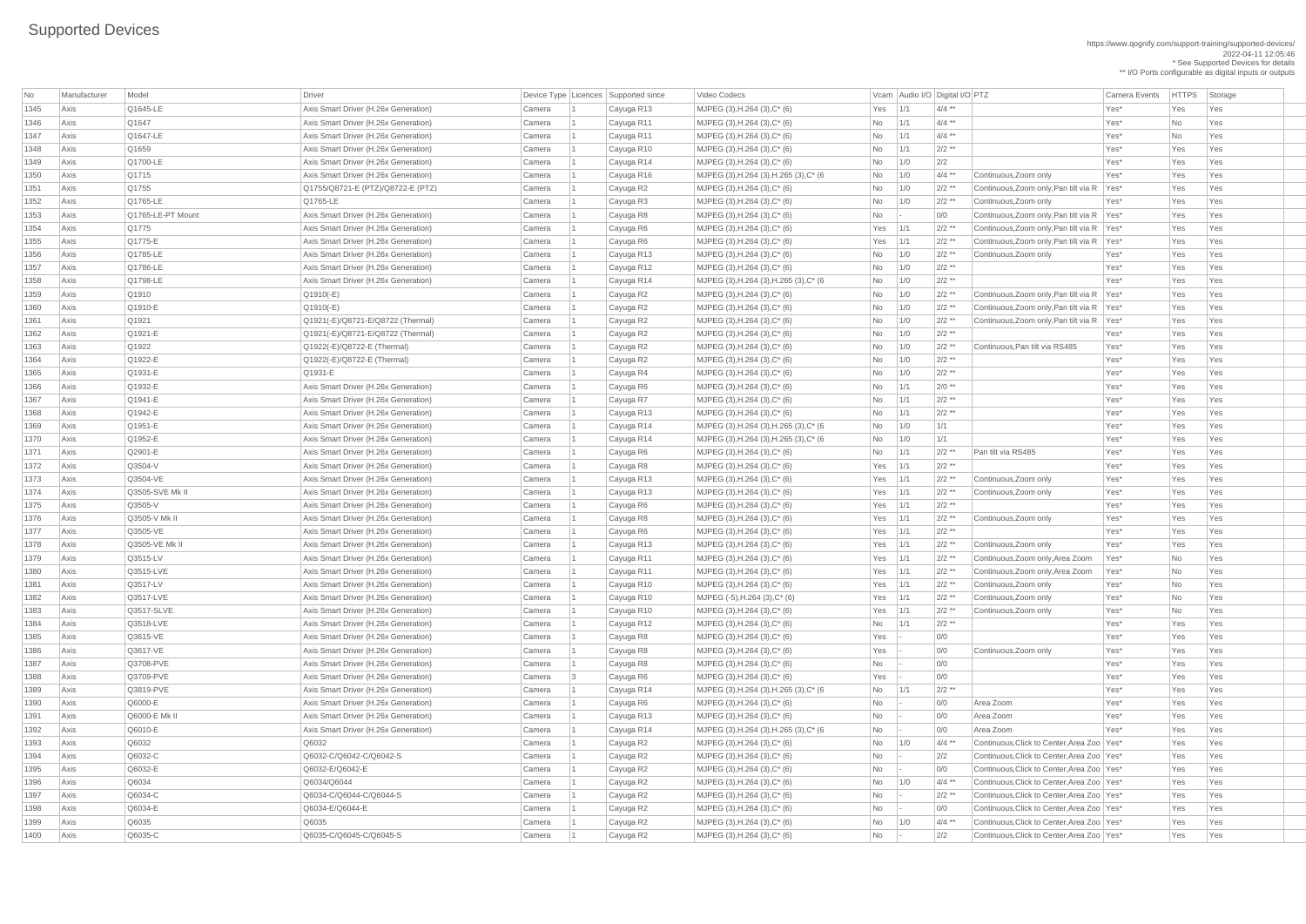# Supported Devices

https://www.qognify.com/support-training/supported-devices/
2022-04-11 12:05:46
* See Supported Devices for details
** I/O Ports configurable as digital inputs or outputs

| No | Manufacturer | Model | Driver | Device Type | Licences | Supported since | Video Codecs | Vcam | Audio I/O | Digital I/O | PTZ | Camera Events | HTTPS | Storage |
|---|---|---|---|---|---|---|---|---|---|---|---|---|---|---|
| 1345 | Axis | Q1645-LE | Axis Smart Driver (H.26x Generation) | Camera | 1 | Cayuga R13 | MJPEG (3),H.264 (3),C* (6) | Yes | 1/1 | 4/4 ** | | Yes* | Yes | Yes |
| 1346 | Axis | Q1647 | Axis Smart Driver (H.26x Generation) | Camera | 1 | Cayuga R11 | MJPEG (3),H.264 (3),C* (6) | No | 1/1 | 4/4 ** | | Yes* | No | Yes |
| 1347 | Axis | Q1647-LE | Axis Smart Driver (H.26x Generation) | Camera | 1 | Cayuga R11 | MJPEG (3),H.264 (3),C* (6) | No | 1/1 | 4/4 ** | | Yes* | No | Yes |
| 1348 | Axis | Q1659 | Axis Smart Driver (H.26x Generation) | Camera | 1 | Cayuga R10 | MJPEG (3),H.264 (3),C* (6) | No | 1/1 | 2/2 ** | | Yes* | Yes | Yes |
| 1349 | Axis | Q1700-LE | Axis Smart Driver (H.26x Generation) | Camera | 1 | Cayuga R14 | MJPEG (3),H.264 (3),C* (6) | No | 1/0 | 2/2 | | Yes* | Yes | Yes |
| 1350 | Axis | Q1715 | Axis Smart Driver (H.26x Generation) | Camera | 1 | Cayuga R16 | MJPEG (3),H.264 (3),H.265 (3),C* (6 | No | 1/0 | 4/4 ** | Continuous,Zoom only | Yes* | Yes | Yes |
| 1351 | Axis | Q1755 | Q1755/Q8721-E (PTZ)/Q8722-E (PTZ) | Camera | 1 | Cayuga R2 | MJPEG (3),H.264 (3),C* (6) | No | 1/0 | 2/2 ** | Continuous,Zoom only,Pan tilt via R | Yes* | Yes | Yes |
| 1352 | Axis | Q1765-LE | Q1765-LE | Camera | 1 | Cayuga R3 | MJPEG (3),H.264 (3),C* (6) | No | 1/0 | 2/2 ** | Continuous,Zoom only | Yes* | Yes | Yes |
| 1353 | Axis | Q1765-LE-PT Mount | Axis Smart Driver (H.26x Generation) | Camera | 1 | Cayuga R8 | MJPEG (3),H.264 (3),C* (6) | No | - | 0/0 | Continuous,Zoom only,Pan tilt via R | Yes* | Yes | Yes |
| 1354 | Axis | Q1775 | Axis Smart Driver (H.26x Generation) | Camera | 1 | Cayuga R6 | MJPEG (3),H.264 (3),C* (6) | Yes | 1/1 | 2/2 ** | Continuous,Zoom only,Pan tilt via R | Yes* | Yes | Yes |
| 1355 | Axis | Q1775-E | Axis Smart Driver (H.26x Generation) | Camera | 1 | Cayuga R6 | MJPEG (3),H.264 (3),C* (6) | Yes | 1/1 | 2/2 ** | Continuous,Zoom only,Pan tilt via R | Yes* | Yes | Yes |
| 1356 | Axis | Q1785-LE | Axis Smart Driver (H.26x Generation) | Camera | 1 | Cayuga R13 | MJPEG (3),H.264 (3),C* (6) | No | 1/0 | 2/2 ** | Continuous,Zoom only | Yes* | Yes | Yes |
| 1357 | Axis | Q1786-LE | Axis Smart Driver (H.26x Generation) | Camera | 1 | Cayuga R12 | MJPEG (3),H.264 (3),C* (6) | No | 1/0 | 2/2 ** | | Yes* | Yes | Yes |
| 1358 | Axis | Q1798-LE | Axis Smart Driver (H.26x Generation) | Camera | 1 | Cayuga R14 | MJPEG (3),H.264 (3),H.265 (3),C* (6 | No | 1/0 | 2/2 ** | | Yes* | Yes | Yes |
| 1359 | Axis | Q1910 | Q1910(-E) | Camera | 1 | Cayuga R2 | MJPEG (3),H.264 (3),C* (6) | No | 1/0 | 2/2 ** | Continuous,Zoom only,Pan tilt via R | Yes* | Yes | Yes |
| 1360 | Axis | Q1910-E | Q1910(-E) | Camera | 1 | Cayuga R2 | MJPEG (3),H.264 (3),C* (6) | No | 1/0 | 2/2 ** | Continuous,Zoom only,Pan tilt via R | Yes* | Yes | Yes |
| 1361 | Axis | Q1921 | Q1921(-E)/Q8721-E/Q8722 (Thermal) | Camera | 1 | Cayuga R2 | MJPEG (3),H.264 (3),C* (6) | No | 1/0 | 2/2 ** | Continuous,Zoom only,Pan tilt via R | Yes* | Yes | Yes |
| 1362 | Axis | Q1921-E | Q1921(-E)/Q8721-E/Q8722 (Thermal) | Camera | 1 | Cayuga R2 | MJPEG (3),H.264 (3),C* (6) | No | 1/0 | 2/2 ** | | Yes* | Yes | Yes |
| 1363 | Axis | Q1922 | Q1922(-E)/Q8722-E (Thermal) | Camera | 1 | Cayuga R2 | MJPEG (3),H.264 (3),C* (6) | No | 1/0 | 2/2 ** | Continuous,Pan tilt via RS485 | Yes* | Yes | Yes |
| 1364 | Axis | Q1922-E | Q1922(-E)/Q8722-E (Thermal) | Camera | 1 | Cayuga R2 | MJPEG (3),H.264 (3),C* (6) | No | 1/0 | 2/2 ** | | Yes* | Yes | Yes |
| 1365 | Axis | Q1931-E | Q1931-E | Camera | 1 | Cayuga R4 | MJPEG (3),H.264 (3),C* (6) | No | 1/0 | 2/2 ** | | Yes* | Yes | Yes |
| 1366 | Axis | Q1932-E | Axis Smart Driver (H.26x Generation) | Camera | 1 | Cayuga R6 | MJPEG (3),H.264 (3),C* (6) | No | 1/1 | 2/0 ** | | Yes* | Yes | Yes |
| 1367 | Axis | Q1941-E | Axis Smart Driver (H.26x Generation) | Camera | 1 | Cayuga R7 | MJPEG (3),H.264 (3),C* (6) | No | 1/1 | 2/2 ** | | Yes* | Yes | Yes |
| 1368 | Axis | Q1942-E | Axis Smart Driver (H.26x Generation) | Camera | 1 | Cayuga R13 | MJPEG (3),H.264 (3),C* (6) | No | 1/1 | 2/2 ** | | Yes* | Yes | Yes |
| 1369 | Axis | Q1951-E | Axis Smart Driver (H.26x Generation) | Camera | 1 | Cayuga R14 | MJPEG (3),H.264 (3),H.265 (3),C* (6 | No | 1/0 | 1/1 | | Yes* | Yes | Yes |
| 1370 | Axis | Q1952-E | Axis Smart Driver (H.26x Generation) | Camera | 1 | Cayuga R14 | MJPEG (3),H.264 (3),H.265 (3),C* (6 | No | 1/0 | 1/1 | | Yes* | Yes | Yes |
| 1371 | Axis | Q2901-E | Axis Smart Driver (H.26x Generation) | Camera | 1 | Cayuga R6 | MJPEG (3),H.264 (3),C* (6) | No | 1/1 | 2/2 ** | Pan tilt via RS485 | Yes* | Yes | Yes |
| 1372 | Axis | Q3504-V | Axis Smart Driver (H.26x Generation) | Camera | 1 | Cayuga R8 | MJPEG (3),H.264 (3),C* (6) | Yes | 1/1 | 2/2 ** | | Yes* | Yes | Yes |
| 1373 | Axis | Q3504-VE | Axis Smart Driver (H.26x Generation) | Camera | 1 | Cayuga R13 | MJPEG (3),H.264 (3),C* (6) | Yes | 1/1 | 2/2 ** | Continuous,Zoom only | Yes* | Yes | Yes |
| 1374 | Axis | Q3505-SVE Mk II | Axis Smart Driver (H.26x Generation) | Camera | 1 | Cayuga R13 | MJPEG (3),H.264 (3),C* (6) | Yes | 1/1 | 2/2 ** | Continuous,Zoom only | Yes* | Yes | Yes |
| 1375 | Axis | Q3505-V | Axis Smart Driver (H.26x Generation) | Camera | 1 | Cayuga R6 | MJPEG (3),H.264 (3),C* (6) | Yes | 1/1 | 2/2 ** | | Yes* | Yes | Yes |
| 1376 | Axis | Q3505-V Mk II | Axis Smart Driver (H.26x Generation) | Camera | 1 | Cayuga R8 | MJPEG (3),H.264 (3),C* (6) | Yes | 1/1 | 2/2 ** | Continuous,Zoom only | Yes* | Yes | Yes |
| 1377 | Axis | Q3505-VE | Axis Smart Driver (H.26x Generation) | Camera | 1 | Cayuga R6 | MJPEG (3),H.264 (3),C* (6) | Yes | 1/1 | 2/2 ** | | Yes* | Yes | Yes |
| 1378 | Axis | Q3505-VE Mk II | Axis Smart Driver (H.26x Generation) | Camera | 1 | Cayuga R13 | MJPEG (3),H.264 (3),C* (6) | Yes | 1/1 | 2/2 ** | Continuous,Zoom only | Yes* | Yes | Yes |
| 1379 | Axis | Q3515-LV | Axis Smart Driver (H.26x Generation) | Camera | 1 | Cayuga R11 | MJPEG (3),H.264 (3),C* (6) | Yes | 1/1 | 2/2 ** | Continuous,Zoom only,Area Zoom | Yes* | No | Yes |
| 1380 | Axis | Q3515-LVE | Axis Smart Driver (H.26x Generation) | Camera | 1 | Cayuga R11 | MJPEG (3),H.264 (3),C* (6) | Yes | 1/1 | 2/2 ** | Continuous,Zoom only,Area Zoom | Yes* | No | Yes |
| 1381 | Axis | Q3517-LV | Axis Smart Driver (H.26x Generation) | Camera | 1 | Cayuga R10 | MJPEG (3),H.264 (3),C* (6) | Yes | 1/1 | 2/2 ** | Continuous,Zoom only | Yes* | No | Yes |
| 1382 | Axis | Q3517-LVE | Axis Smart Driver (H.26x Generation) | Camera | 1 | Cayuga R10 | MJPEG (-5),H.264 (3),C* (6) | Yes | 1/1 | 2/2 ** | Continuous,Zoom only | Yes* | No | Yes |
| 1383 | Axis | Q3517-SLVE | Axis Smart Driver (H.26x Generation) | Camera | 1 | Cayuga R10 | MJPEG (3),H.264 (3),C* (6) | Yes | 1/1 | 2/2 ** | Continuous,Zoom only | Yes* | No | Yes |
| 1384 | Axis | Q3518-LVE | Axis Smart Driver (H.26x Generation) | Camera | 1 | Cayuga R12 | MJPEG (3),H.264 (3),C* (6) | No | 1/1 | 2/2 ** | | Yes* | Yes | Yes |
| 1385 | Axis | Q3615-VE | Axis Smart Driver (H.26x Generation) | Camera | 1 | Cayuga R8 | MJPEG (3),H.264 (3),C* (6) | Yes | - | 0/0 | | Yes* | Yes | Yes |
| 1386 | Axis | Q3617-VE | Axis Smart Driver (H.26x Generation) | Camera | 1 | Cayuga R8 | MJPEG (3),H.264 (3),C* (6) | Yes | - | 0/0 | Continuous,Zoom only | Yes* | Yes | Yes |
| 1387 | Axis | Q3708-PVE | Axis Smart Driver (H.26x Generation) | Camera | 1 | Cayuga R8 | MJPEG (3),H.264 (3),C* (6) | No | - | 0/0 | | Yes* | Yes | Yes |
| 1388 | Axis | Q3709-PVE | Axis Smart Driver (H.26x Generation) | Camera | 3 | Cayuga R6 | MJPEG (3),H.264 (3),C* (6) | Yes | - | 0/0 | | Yes* | Yes | Yes |
| 1389 | Axis | Q3819-PVE | Axis Smart Driver (H.26x Generation) | Camera | 1 | Cayuga R14 | MJPEG (3),H.264 (3),H.265 (3),C* (6 | No | 1/1 | 2/2 ** | | Yes* | Yes | Yes |
| 1390 | Axis | Q6000-E | Axis Smart Driver (H.26x Generation) | Camera | 1 | Cayuga R6 | MJPEG (3),H.264 (3),C* (6) | No | - | 0/0 | Area Zoom | Yes* | Yes | Yes |
| 1391 | Axis | Q6000-E Mk II | Axis Smart Driver (H.26x Generation) | Camera | 1 | Cayuga R13 | MJPEG (3),H.264 (3),C* (6) | No | - | 0/0 | Area Zoom | Yes* | Yes | Yes |
| 1392 | Axis | Q6010-E | Axis Smart Driver (H.26x Generation) | Camera | 1 | Cayuga R14 | MJPEG (3),H.264 (3),H.265 (3),C* (6 | No | - | 0/0 | Area Zoom | Yes* | Yes | Yes |
| 1393 | Axis | Q6032 | Q6032 | Camera | 1 | Cayuga R2 | MJPEG (3),H.264 (3),C* (6) | No | 1/0 | 4/4 ** | Continuous,Click to Center,Area Zoo | Yes* | Yes | Yes |
| 1394 | Axis | Q6032-C | Q6032-C/Q6042-C/Q6042-S | Camera | 1 | Cayuga R2 | MJPEG (3),H.264 (3),C* (6) | No | - | 2/2 | Continuous,Click to Center,Area Zoo | Yes* | Yes | Yes |
| 1395 | Axis | Q6032-E | Q6032-E/Q6042-E | Camera | 1 | Cayuga R2 | MJPEG (3),H.264 (3),C* (6) | No | - | 0/0 | Continuous,Click to Center,Area Zoo | Yes* | Yes | Yes |
| 1396 | Axis | Q6034 | Q6034/Q6044 | Camera | 1 | Cayuga R2 | MJPEG (3),H.264 (3),C* (6) | No | 1/0 | 4/4 ** | Continuous,Click to Center,Area Zoo | Yes* | Yes | Yes |
| 1397 | Axis | Q6034-C | Q6034-C/Q6044-C/Q6044-S | Camera | 1 | Cayuga R2 | MJPEG (3),H.264 (3),C* (6) | No | - | 2/2 ** | Continuous,Click to Center,Area Zoo | Yes* | Yes | Yes |
| 1398 | Axis | Q6034-E | Q6034-E/Q6044-E | Camera | 1 | Cayuga R2 | MJPEG (3),H.264 (3),C* (6) | No | - | 0/0 | Continuous,Click to Center,Area Zoo | Yes* | Yes | Yes |
| 1399 | Axis | Q6035 | Q6035 | Camera | 1 | Cayuga R2 | MJPEG (3),H.264 (3),C* (6) | No | 1/0 | 4/4 ** | Continuous,Click to Center,Area Zoo | Yes* | Yes | Yes |
| 1400 | Axis | Q6035-C | Q6035-C/Q6045-C/Q6045-S | Camera | 1 | Cayuga R2 | MJPEG (3),H.264 (3),C* (6) | No | - | 2/2 | Continuous,Click to Center,Area Zoo | Yes* | Yes | Yes |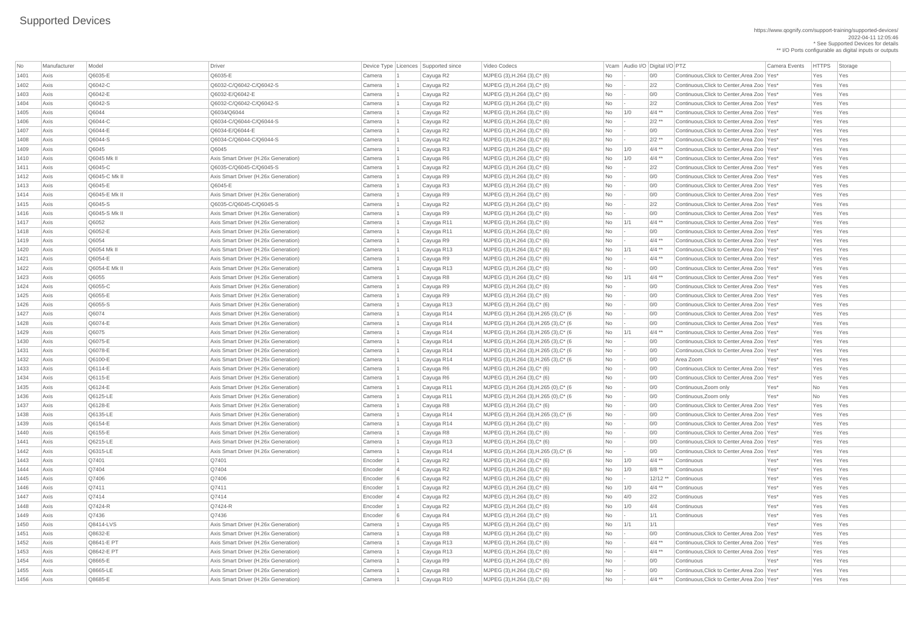# Supported Devices

https://www.qognify.com/support-training/supported-devices/
2022-04-11 12:05:46
* See Supported Devices for details
** I/O Ports configurable as digital inputs or outputs

| No | Manufacturer | Model | Driver | Device Type | Licences | Supported since | Video Codecs | Vcam | Audio I/O | Digital I/O | PTZ | Camera Events | HTTPS | Storage |
|---|---|---|---|---|---|---|---|---|---|---|---|---|---|---|
| 1401 | Axis | Q6035-E | Q6035-E | Camera | 1 | Cayuga R2 | MJPEG (3),H.264 (3),C* (6) | No | - | 0/0 | Continuous,Click to Center,Area Zoo | Yes* | Yes | Yes |
| 1402 | Axis | Q6042-C | Q6032-C/Q6042-C/Q6042-S | Camera | 1 | Cayuga R2 | MJPEG (3),H.264 (3),C* (6) | No | - | 2/2 | Continuous,Click to Center,Area Zoo | Yes* | Yes | Yes |
| 1403 | Axis | Q6042-E | Q6032-E/Q6042-E | Camera | 1 | Cayuga R2 | MJPEG (3),H.264 (3),C* (6) | No | - | 0/0 | Continuous,Click to Center,Area Zoo | Yes* | Yes | Yes |
| 1404 | Axis | Q6042-S | Q6032-C/Q6042-C/Q6042-S | Camera | 1 | Cayuga R2 | MJPEG (3),H.264 (3),C* (6) | No | - | 2/2 | Continuous,Click to Center,Area Zoo | Yes* | Yes | Yes |
| 1405 | Axis | Q6044 | Q6034/Q6044 | Camera | 1 | Cayuga R2 | MJPEG (3),H.264 (3),C* (6) | No | 1/0 | 4/4 ** | Continuous,Click to Center,Area Zoo | Yes* | Yes | Yes |
| 1406 | Axis | Q6044-C | Q6034-C/Q6044-C/Q6044-S | Camera | 1 | Cayuga R2 | MJPEG (3),H.264 (3),C* (6) | No | - | 2/2 ** | Continuous,Click to Center,Area Zoo | Yes* | Yes | Yes |
| 1407 | Axis | Q6044-E | Q6034-E/Q6044-E | Camera | 1 | Cayuga R2 | MJPEG (3),H.264 (3),C* (6) | No | - | 0/0 | Continuous,Click to Center,Area Zoo | Yes* | Yes | Yes |
| 1408 | Axis | Q6044-S | Q6034-C/Q6044-C/Q6044-S | Camera | 1 | Cayuga R2 | MJPEG (3),H.264 (3),C* (6) | No | - | 2/2 ** | Continuous,Click to Center,Area Zoo | Yes* | Yes | Yes |
| 1409 | Axis | Q6045 | Q6045 | Camera | 1 | Cayuga R3 | MJPEG (3),H.264 (3),C* (6) | No | 1/0 | 4/4 ** | Continuous,Click to Center,Area Zoo | Yes* | Yes | Yes |
| 1410 | Axis | Q6045 Mk II | Axis Smart Driver (H.26x Generation) | Camera | 1 | Cayuga R6 | MJPEG (3),H.264 (3),C* (6) | No | 1/0 | 4/4 ** | Continuous,Click to Center,Area Zoo | Yes* | Yes | Yes |
| 1411 | Axis | Q6045-C | Q6035-C/Q6045-C/Q6045-S | Camera | 1 | Cayuga R2 | MJPEG (3),H.264 (3),C* (6) | No | - | 2/2 | Continuous,Click to Center,Area Zoo | Yes* | Yes | Yes |
| 1412 | Axis | Q6045-C Mk II | Axis Smart Driver (H.26x Generation) | Camera | 1 | Cayuga R9 | MJPEG (3),H.264 (3),C* (6) | No | - | 0/0 | Continuous,Click to Center,Area Zoo | Yes* | Yes | Yes |
| 1413 | Axis | Q6045-E | Q6045-E | Camera | 1 | Cayuga R3 | MJPEG (3),H.264 (3),C* (6) | No | - | 0/0 | Continuous,Click to Center,Area Zoo | Yes* | Yes | Yes |
| 1414 | Axis | Q6045-E Mk II | Axis Smart Driver (H.26x Generation) | Camera | 1 | Cayuga R9 | MJPEG (3),H.264 (3),C* (6) | No | - | 0/0 | Continuous,Click to Center,Area Zoo | Yes* | Yes | Yes |
| 1415 | Axis | Q6045-S | Q6035-C/Q6045-C/Q6045-S | Camera | 1 | Cayuga R2 | MJPEG (3),H.264 (3),C* (6) | No | - | 2/2 | Continuous,Click to Center,Area Zoo | Yes* | Yes | Yes |
| 1416 | Axis | Q6045-S Mk II | Axis Smart Driver (H.26x Generation) | Camera | 1 | Cayuga R9 | MJPEG (3),H.264 (3),C* (6) | No | - | 0/0 | Continuous,Click to Center,Area Zoo | Yes* | Yes | Yes |
| 1417 | Axis | Q6052 | Axis Smart Driver (H.26x Generation) | Camera | 1 | Cayuga R11 | MJPEG (3),H.264 (3),C* (6) | No | 1/1 | 4/4 ** | Continuous,Click to Center,Area Zoo | Yes* | Yes | Yes |
| 1418 | Axis | Q6052-E | Axis Smart Driver (H.26x Generation) | Camera | 1 | Cayuga R11 | MJPEG (3),H.264 (3),C* (6) | No | - | 0/0 | Continuous,Click to Center,Area Zoo | Yes* | Yes | Yes |
| 1419 | Axis | Q6054 | Axis Smart Driver (H.26x Generation) | Camera | 1 | Cayuga R9 | MJPEG (3),H.264 (3),C* (6) | No | - | 4/4 ** | Continuous,Click to Center,Area Zoo | Yes* | Yes | Yes |
| 1420 | Axis | Q6054 Mk II | Axis Smart Driver (H.26x Generation) | Camera | 1 | Cayuga R13 | MJPEG (3),H.264 (3),C* (6) | No | 1/1 | 4/4 ** | Continuous,Click to Center,Area Zoo | Yes* | Yes | Yes |
| 1421 | Axis | Q6054-E | Axis Smart Driver (H.26x Generation) | Camera | 1 | Cayuga R9 | MJPEG (3),H.264 (3),C* (6) | No | - | 4/4 ** | Continuous,Click to Center,Area Zoo | Yes* | Yes | Yes |
| 1422 | Axis | Q6054-E Mk II | Axis Smart Driver (H.26x Generation) | Camera | 1 | Cayuga R13 | MJPEG (3),H.264 (3),C* (6) | No | - | 0/0 | Continuous,Click to Center,Area Zoo | Yes* | Yes | Yes |
| 1423 | Axis | Q6055 | Axis Smart Driver (H.26x Generation) | Camera | 1 | Cayuga R8 | MJPEG (3),H.264 (3),C* (6) | No | 1/1 | 4/4 ** | Continuous,Click to Center,Area Zoo | Yes* | Yes | Yes |
| 1424 | Axis | Q6055-C | Axis Smart Driver (H.26x Generation) | Camera | 1 | Cayuga R9 | MJPEG (3),H.264 (3),C* (6) | No | - | 0/0 | Continuous,Click to Center,Area Zoo | Yes* | Yes | Yes |
| 1425 | Axis | Q6055-E | Axis Smart Driver (H.26x Generation) | Camera | 1 | Cayuga R9 | MJPEG (3),H.264 (3),C* (6) | No | - | 0/0 | Continuous,Click to Center,Area Zoo | Yes* | Yes | Yes |
| 1426 | Axis | Q6055-S | Axis Smart Driver (H.26x Generation) | Camera | 1 | Cayuga R13 | MJPEG (3),H.264 (3),C* (6) | No | - | 0/0 | Continuous,Click to Center,Area Zoo | Yes* | Yes | Yes |
| 1427 | Axis | Q6074 | Axis Smart Driver (H.26x Generation) | Camera | 1 | Cayuga R14 | MJPEG (3),H.264 (3),H.265 (3),C* (6 | No | - | 0/0 | Continuous,Click to Center,Area Zoo | Yes* | Yes | Yes |
| 1428 | Axis | Q6074-E | Axis Smart Driver (H.26x Generation) | Camera | 1 | Cayuga R14 | MJPEG (3),H.264 (3),H.265 (3),C* (6 | No | - | 0/0 | Continuous,Click to Center,Area Zoo | Yes* | Yes | Yes |
| 1429 | Axis | Q6075 | Axis Smart Driver (H.26x Generation) | Camera | 1 | Cayuga R14 | MJPEG (3),H.264 (3),H.265 (3),C* (6 | No | 1/1 | 4/4 ** | Continuous,Click to Center,Area Zoo | Yes* | Yes | Yes |
| 1430 | Axis | Q6075-E | Axis Smart Driver (H.26x Generation) | Camera | 1 | Cayuga R14 | MJPEG (3),H.264 (3),H.265 (3),C* (6 | No | - | 0/0 | Continuous,Click to Center,Area Zoo | Yes* | Yes | Yes |
| 1431 | Axis | Q6078-E | Axis Smart Driver (H.26x Generation) | Camera | 1 | Cayuga R14 | MJPEG (3),H.264 (3),H.265 (3),C* (6 | No | - | 0/0 | Continuous,Click to Center,Area Zoo | Yes* | Yes | Yes |
| 1432 | Axis | Q6100-E | Axis Smart Driver (H.26x Generation) | Camera | 1 | Cayuga R14 | MJPEG (3),H.264 (3),H.265 (3),C* (6 | No | - | 0/0 | Area Zoom | Yes* | Yes | Yes |
| 1433 | Axis | Q6114-E | Axis Smart Driver (H.26x Generation) | Camera | 1 | Cayuga R6 | MJPEG (3),H.264 (3),C* (6) | No | - | 0/0 | Continuous,Click to Center,Area Zoo | Yes* | Yes | Yes |
| 1434 | Axis | Q6115-E | Axis Smart Driver (H.26x Generation) | Camera | 1 | Cayuga R6 | MJPEG (3),H.264 (3),C* (6) | No | - | 0/0 | Continuous,Click to Center,Area Zoo | Yes* | Yes | Yes |
| 1435 | Axis | Q6124-E | Axis Smart Driver (H.26x Generation) | Camera | 1 | Cayuga R11 | MJPEG (3),H.264 (3),H.265 (0),C* (6 | No | - | 0/0 | Continuous,Zoom only | Yes* | No | Yes |
| 1436 | Axis | Q6125-LE | Axis Smart Driver (H.26x Generation) | Camera | 1 | Cayuga R11 | MJPEG (3),H.264 (3),H.265 (0),C* (6 | No | - | 0/0 | Continuous,Zoom only | Yes* | No | Yes |
| 1437 | Axis | Q6128-E | Axis Smart Driver (H.26x Generation) | Camera | 1 | Cayuga R8 | MJPEG (3),H.264 (3),C* (6) | No | - | 0/0 | Continuous,Click to Center,Area Zoo | Yes* | Yes | Yes |
| 1438 | Axis | Q6135-LE | Axis Smart Driver (H.26x Generation) | Camera | 1 | Cayuga R14 | MJPEG (3),H.264 (3),H.265 (3),C* (6 | No | - | 0/0 | Continuous,Click to Center,Area Zoo | Yes* | Yes | Yes |
| 1439 | Axis | Q6154-E | Axis Smart Driver (H.26x Generation) | Camera | 1 | Cayuga R14 | MJPEG (3),H.264 (3),C* (6) | No | - | 0/0 | Continuous,Click to Center,Area Zoo | Yes* | Yes | Yes |
| 1440 | Axis | Q6155-E | Axis Smart Driver (H.26x Generation) | Camera | 1 | Cayuga R8 | MJPEG (3),H.264 (3),C* (6) | No | - | 0/0 | Continuous,Click to Center,Area Zoo | Yes* | Yes | Yes |
| 1441 | Axis | Q6215-LE | Axis Smart Driver (H.26x Generation) | Camera | 1 | Cayuga R13 | MJPEG (3),H.264 (3),C* (6) | No | - | 0/0 | Continuous,Click to Center,Area Zoo | Yes* | Yes | Yes |
| 1442 | Axis | Q6315-LE | Axis Smart Driver (H.26x Generation) | Camera | 1 | Cayuga R14 | MJPEG (3),H.264 (3),H.265 (3),C* (6 | No | - | 0/0 | Continuous,Click to Center,Area Zoo | Yes* | Yes | Yes |
| 1443 | Axis | Q7401 | Q7401 | Encoder | 1 | Cayuga R2 | MJPEG (3),H.264 (3),C* (6) | No | 1/0 | 4/4 ** | Continuous | Yes* | Yes | Yes |
| 1444 | Axis | Q7404 | Q7404 | Encoder | 4 | Cayuga R2 | MJPEG (3),H.264 (3),C* (6) | No | 1/0 | 8/8 ** | Continuous | Yes* | Yes | Yes |
| 1445 | Axis | Q7406 | Q7406 | Encoder | 6 | Cayuga R2 | MJPEG (3),H.264 (3),C* (6) | No | - | 12/12 ** | Continuous | Yes* | Yes | Yes |
| 1446 | Axis | Q7411 | Q7411 | Encoder | 1 | Cayuga R2 | MJPEG (3),H.264 (3),C* (6) | No | 1/0 | 4/4 ** | Continuous | Yes* | Yes | Yes |
| 1447 | Axis | Q7414 | Q7414 | Encoder | 4 | Cayuga R2 | MJPEG (3),H.264 (3),C* (6) | No | 4/0 | 2/2 | Continuous | Yes* | Yes | Yes |
| 1448 | Axis | Q7424-R | Q7424-R | Encoder | 1 | Cayuga R2 | MJPEG (3),H.264 (3),C* (6) | No | 1/0 | 4/4 | Continuous | Yes* | Yes | Yes |
| 1449 | Axis | Q7436 | Q7436 | Encoder | 6 | Cayuga R4 | MJPEG (3),H.264 (3),C* (6) | No | - | 1/1 | Continuous | Yes* | Yes | Yes |
| 1450 | Axis | Q8414-LVS | Axis Smart Driver (H.26x Generation) | Camera | 1 | Cayuga R5 | MJPEG (3),H.264 (3),C* (6) | No | 1/1 | 1/1 | | Yes* | Yes | Yes |
| 1451 | Axis | Q8632-E | Axis Smart Driver (H.26x Generation) | Camera | 1 | Cayuga R8 | MJPEG (3),H.264 (3),C* (6) | No | - | 0/0 | Continuous,Click to Center,Area Zoo | Yes* | Yes | Yes |
| 1452 | Axis | Q8641-E PT | Axis Smart Driver (H.26x Generation) | Camera | 1 | Cayuga R13 | MJPEG (3),H.264 (3),C* (6) | No | - | 4/4 ** | Continuous,Click to Center,Area Zoo | Yes* | Yes | Yes |
| 1453 | Axis | Q8642-E PT | Axis Smart Driver (H.26x Generation) | Camera | 1 | Cayuga R13 | MJPEG (3),H.264 (3),C* (6) | No | - | 4/4 ** | Continuous,Click to Center,Area Zoo | Yes* | Yes | Yes |
| 1454 | Axis | Q8665-E | Axis Smart Driver (H.26x Generation) | Camera | 1 | Cayuga R9 | MJPEG (3),H.264 (3),C* (6) | No | - | 0/0 | Continuous | Yes* | Yes | Yes |
| 1455 | Axis | Q8665-LE | Axis Smart Driver (H.26x Generation) | Camera | 1 | Cayuga R8 | MJPEG (3),H.264 (3),C* (6) | No | - | 0/0 | Continuous,Click to Center,Area Zoo | Yes* | Yes | Yes |
| 1456 | Axis | Q8685-E | Axis Smart Driver (H.26x Generation) | Camera | 1 | Cayuga R10 | MJPEG (3),H.264 (3),C* (6) | No | - | 4/4 ** | Continuous,Click to Center,Area Zoo | Yes* | Yes | Yes |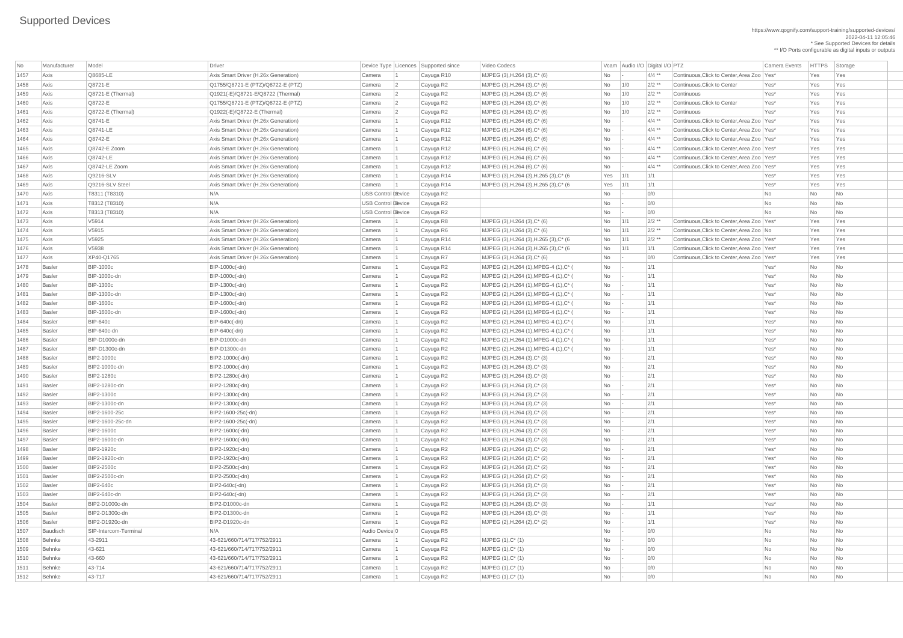# Supported Devices

https://www.qognify.com/support-training/supported-devices/
2022-04-11 12:05:46
* See Supported Devices for details
** I/O Ports configurable as digital inputs or outputs

| No | Manufacturer | Model | Driver | Device Type | Licences | Supported since | Video Codecs | Vcam | Audio I/O | Digital I/O | PTZ | Camera Events | HTTPS | Storage |
|---|---|---|---|---|---|---|---|---|---|---|---|---|---|---|
| 1457 | Axis | Q8685-LE | Axis Smart Driver (H.26x Generation) | Camera | 1 | Cayuga R10 | MJPEG (3),H.264 (3),C* (6) | No | - | 4/4 ** | Continuous,Click to Center,Area Zoo | Yes* | Yes | Yes |
| 1458 | Axis | Q8721-E | Q1755/Q8721-E (PTZ)/Q8722-E (PTZ) | Camera | 2 | Cayuga R2 | MJPEG (3),H.264 (3),C* (6) | No | 1/0 | 2/2 ** | Continuous,Click to Center | Yes* | Yes | Yes |
| 1459 | Axis | Q8721-E (Thermal) | Q1921(-E)/Q8721-E/Q8722 (Thermal) | Camera | 2 | Cayuga R2 | MJPEG (3),H.264 (3),C* (6) | No | 1/0 | 2/2 ** | Continuous | Yes* | Yes | Yes |
| 1460 | Axis | Q8722-E | Q1755/Q8721-E (PTZ)/Q8722-E (PTZ) | Camera | 2 | Cayuga R2 | MJPEG (3),H.264 (3),C* (6) | No | 1/0 | 2/2 ** | Continuous,Click to Center | Yes* | Yes | Yes |
| 1461 | Axis | Q8722-E (Thermal) | Q1922(-E)/Q8722-E (Thermal) | Camera | 2 | Cayuga R2 | MJPEG (3),H.264 (3),C* (6) | No | 1/0 | 2/2 ** | Continuous | Yes* | Yes | Yes |
| 1462 | Axis | Q8741-E | Axis Smart Driver (H.26x Generation) | Camera | 1 | Cayuga R12 | MJPEG (6),H.264 (6),C* (6) | No | - | 4/4 ** | Continuous,Click to Center,Area Zoo | Yes* | Yes | Yes |
| 1463 | Axis | Q8741-LE | Axis Smart Driver (H.26x Generation) | Camera | 1 | Cayuga R12 | MJPEG (6),H.264 (6),C* (6) | No | - | 4/4 ** | Continuous,Click to Center,Area Zoo | Yes* | Yes | Yes |
| 1464 | Axis | Q8742-E | Axis Smart Driver (H.26x Generation) | Camera | 1 | Cayuga R12 | MJPEG (6),H.264 (6),C* (6) | No | - | 4/4 ** | Continuous,Click to Center,Area Zoo | Yes* | Yes | Yes |
| 1465 | Axis | Q8742-E Zoom | Axis Smart Driver (H.26x Generation) | Camera | 1 | Cayuga R12 | MJPEG (6),H.264 (6),C* (6) | No | - | 4/4 ** | Continuous,Click to Center,Area Zoo | Yes* | Yes | Yes |
| 1466 | Axis | Q8742-LE | Axis Smart Driver (H.26x Generation) | Camera | 1 | Cayuga R12 | MJPEG (6),H.264 (6),C* (6) | No | - | 4/4 ** | Continuous,Click to Center,Area Zoo | Yes* | Yes | Yes |
| 1467 | Axis | Q8742-LE Zoom | Axis Smart Driver (H.26x Generation) | Camera | 1 | Cayuga R12 | MJPEG (6),H.264 (6),C* (6) | No | - | 4/4 ** | Continuous,Click to Center,Area Zoo | Yes* | Yes | Yes |
| 1468 | Axis | Q9216-SLV | Axis Smart Driver (H.26x Generation) | Camera | 1 | Cayuga R14 | MJPEG (3),H.264 (3),H.265 (3),C* (6 | Yes | 1/1 | 1/1 | | Yes* | Yes | Yes |
| 1469 | Axis | Q9216-SLV Steel | Axis Smart Driver (H.26x Generation) | Camera | 1 | Cayuga R14 | MJPEG (3),H.264 (3),H.265 (3),C* (6 | Yes | 1/1 | 1/1 | | Yes* | Yes | Yes |
| 1470 | Axis | T8311 (T8310) | N/A | USB Control Device | 0 | Cayuga R2 | | No | - | 0/0 | | No | No | No |
| 1471 | Axis | T8312 (T8310) | N/A | USB Control Device | 0 | Cayuga R2 | | No | - | 0/0 | | No | No | No |
| 1472 | Axis | T8313 (T8310) | N/A | USB Control Device | 0 | Cayuga R2 | | No | - | 0/0 | | No | No | No |
| 1473 | Axis | V5914 | Axis Smart Driver (H.26x Generation) | Camera | 1 | Cayuga R8 | MJPEG (3),H.264 (3),C* (6) | No | 1/1 | 2/2 ** | Continuous,Click to Center,Area Zoo | Yes* | Yes | Yes |
| 1474 | Axis | V5915 | Axis Smart Driver (H.26x Generation) | Camera | 1 | Cayuga R6 | MJPEG (3),H.264 (3),C* (6) | No | 1/1 | 2/2 ** | Continuous,Click to Center,Area Zoo | No | Yes | Yes |
| 1475 | Axis | V5925 | Axis Smart Driver (H.26x Generation) | Camera | 1 | Cayuga R14 | MJPEG (3),H.264 (3),H.265 (3),C* (6 | No | 1/1 | 2/2 ** | Continuous,Click to Center,Area Zoo | Yes* | Yes | Yes |
| 1476 | Axis | V5938 | Axis Smart Driver (H.26x Generation) | Camera | 1 | Cayuga R14 | MJPEG (3),H.264 (3),H.265 (3),C* (6 | No | 1/1 | 1/1 | Continuous,Click to Center,Area Zoo | Yes* | Yes | Yes |
| 1477 | Axis | XP40-Q1765 | Axis Smart Driver (H.26x Generation) | Camera | 1 | Cayuga R7 | MJPEG (3),H.264 (3),C* (6) | No | - | 0/0 | Continuous,Click to Center,Area Zoo | Yes* | Yes | Yes |
| 1478 | Basler | BIP-1000c | BIP-1000c(-dn) | Camera | 1 | Cayuga R2 | MJPEG (2),H.264 (1),MPEG-4 (1),C* ( | No | - | 1/1 | | Yes* | No | No |
| 1479 | Basler | BIP-1000c-dn | BIP-1000c(-dn) | Camera | 1 | Cayuga R2 | MJPEG (2),H.264 (1),MPEG-4 (1),C* ( | No | - | 1/1 | | Yes* | No | No |
| 1480 | Basler | BIP-1300c | BIP-1300c(-dn) | Camera | 1 | Cayuga R2 | MJPEG (2),H.264 (1),MPEG-4 (1),C* ( | No | - | 1/1 | | Yes* | No | No |
| 1481 | Basler | BIP-1300c-dn | BIP-1300c(-dn) | Camera | 1 | Cayuga R2 | MJPEG (2),H.264 (1),MPEG-4 (1),C* ( | No | - | 1/1 | | Yes* | No | No |
| 1482 | Basler | BIP-1600c | BIP-1600c(-dn) | Camera | 1 | Cayuga R2 | MJPEG (2),H.264 (1),MPEG-4 (1),C* ( | No | - | 1/1 | | Yes* | No | No |
| 1483 | Basler | BIP-1600c-dn | BIP-1600c(-dn) | Camera | 1 | Cayuga R2 | MJPEG (2),H.264 (1),MPEG-4 (1),C* ( | No | - | 1/1 | | Yes* | No | No |
| 1484 | Basler | BIP-640c | BIP-640c(-dn) | Camera | 1 | Cayuga R2 | MJPEG (2),H.264 (1),MPEG-4 (1),C* ( | No | - | 1/1 | | Yes* | No | No |
| 1485 | Basler | BIP-640c-dn | BIP-640c(-dn) | Camera | 1 | Cayuga R2 | MJPEG (2),H.264 (1),MPEG-4 (1),C* ( | No | - | 1/1 | | Yes* | No | No |
| 1486 | Basler | BIP-D1000c-dn | BIP-D1000c-dn | Camera | 1 | Cayuga R2 | MJPEG (2),H.264 (1),MPEG-4 (1),C* ( | No | - | 1/1 | | Yes* | No | No |
| 1487 | Basler | BIP-D1300c-dn | BIP-D1300c-dn | Camera | 1 | Cayuga R2 | MJPEG (2),H.264 (1),MPEG-4 (1),C* ( | No | - | 1/1 | | Yes* | No | No |
| 1488 | Basler | BIP2-1000c | BIP2-1000c(-dn) | Camera | 1 | Cayuga R2 | MJPEG (3),H.264 (3),C* (3) | No | - | 2/1 | | Yes* | No | No |
| 1489 | Basler | BIP2-1000c-dn | BIP2-1000c(-dn) | Camera | 1 | Cayuga R2 | MJPEG (3),H.264 (3),C* (3) | No | - | 2/1 | | Yes* | No | No |
| 1490 | Basler | BIP2-1280c | BIP2-1280c(-dn) | Camera | 1 | Cayuga R2 | MJPEG (3),H.264 (3),C* (3) | No | - | 2/1 | | Yes* | No | No |
| 1491 | Basler | BIP2-1280c-dn | BIP2-1280c(-dn) | Camera | 1 | Cayuga R2 | MJPEG (3),H.264 (3),C* (3) | No | - | 2/1 | | Yes* | No | No |
| 1492 | Basler | BIP2-1300c | BIP2-1300c(-dn) | Camera | 1 | Cayuga R2 | MJPEG (3),H.264 (3),C* (3) | No | - | 2/1 | | Yes* | No | No |
| 1493 | Basler | BIP2-1300c-dn | BIP2-1300c(-dn) | Camera | 1 | Cayuga R2 | MJPEG (3),H.264 (3),C* (3) | No | - | 2/1 | | Yes* | No | No |
| 1494 | Basler | BIP2-1600-25c | BIP2-1600-25c(-dn) | Camera | 1 | Cayuga R2 | MJPEG (3),H.264 (3),C* (3) | No | - | 2/1 | | Yes* | No | No |
| 1495 | Basler | BIP2-1600-25c-dn | BIP2-1600-25c(-dn) | Camera | 1 | Cayuga R2 | MJPEG (3),H.264 (3),C* (3) | No | - | 2/1 | | Yes* | No | No |
| 1496 | Basler | BIP2-1600c | BIP2-1600c(-dn) | Camera | 1 | Cayuga R2 | MJPEG (3),H.264 (3),C* (3) | No | - | 2/1 | | Yes* | No | No |
| 1497 | Basler | BIP2-1600c-dn | BIP2-1600c(-dn) | Camera | 1 | Cayuga R2 | MJPEG (3),H.264 (3),C* (3) | No | - | 2/1 | | Yes* | No | No |
| 1498 | Basler | BIP2-1920c | BIP2-1920c(-dn) | Camera | 1 | Cayuga R2 | MJPEG (2),H.264 (2),C* (2) | No | - | 2/1 | | Yes* | No | No |
| 1499 | Basler | BIP2-1920c-dn | BIP2-1920c(-dn) | Camera | 1 | Cayuga R2 | MJPEG (2),H.264 (2),C* (2) | No | - | 2/1 | | Yes* | No | No |
| 1500 | Basler | BIP2-2500c | BIP2-2500c(-dn) | Camera | 1 | Cayuga R2 | MJPEG (2),H.264 (2),C* (2) | No | - | 2/1 | | Yes* | No | No |
| 1501 | Basler | BIP2-2500c-dn | BIP2-2500c(-dn) | Camera | 1 | Cayuga R2 | MJPEG (2),H.264 (2),C* (2) | No | - | 2/1 | | Yes* | No | No |
| 1502 | Basler | BIP2-640c | BIP2-640c(-dn) | Camera | 1 | Cayuga R2 | MJPEG (3),H.264 (3),C* (3) | No | - | 2/1 | | Yes* | No | No |
| 1503 | Basler | BIP2-640c-dn | BIP2-640c(-dn) | Camera | 1 | Cayuga R2 | MJPEG (3),H.264 (3),C* (3) | No | - | 2/1 | | Yes* | No | No |
| 1504 | Basler | BIP2-D1000c-dn | BIP2-D1000c-dn | Camera | 1 | Cayuga R2 | MJPEG (3),H.264 (3),C* (3) | No | - | 1/1 | | Yes* | No | No |
| 1505 | Basler | BIP2-D1300c-dn | BIP2-D1300c-dn | Camera | 1 | Cayuga R2 | MJPEG (3),H.264 (3),C* (3) | No | - | 1/1 | | Yes* | No | No |
| 1506 | Basler | BIP2-D1920c-dn | BIP2-D1920c-dn | Camera | 1 | Cayuga R2 | MJPEG (2),H.264 (2),C* (2) | No | - | 1/1 | | Yes* | No | No |
| 1507 | Baudisch | SIP-Intercom-Terminal | N/A | Audio Device | 0 | Cayuga R5 | | No | - | 0/0 | | No | No | No |
| 1508 | Behnke | 43-2911 | 43-621/660/714/717/752/2911 | Camera | 1 | Cayuga R2 | MJPEG (1),C* (1) | No | - | 0/0 | | No | No | No |
| 1509 | Behnke | 43-621 | 43-621/660/714/717/752/2911 | Camera | 1 | Cayuga R2 | MJPEG (1),C* (1) | No | - | 0/0 | | No | No | No |
| 1510 | Behnke | 43-660 | 43-621/660/714/717/752/2911 | Camera | 1 | Cayuga R2 | MJPEG (1),C* (1) | No | - | 0/0 | | No | No | No |
| 1511 | Behnke | 43-714 | 43-621/660/714/717/752/2911 | Camera | 1 | Cayuga R2 | MJPEG (1),C* (1) | No | - | 0/0 | | No | No | No |
| 1512 | Behnke | 43-717 | 43-621/660/714/717/752/2911 | Camera | 1 | Cayuga R2 | MJPEG (1),C* (1) | No | - | 0/0 | | No | No | No |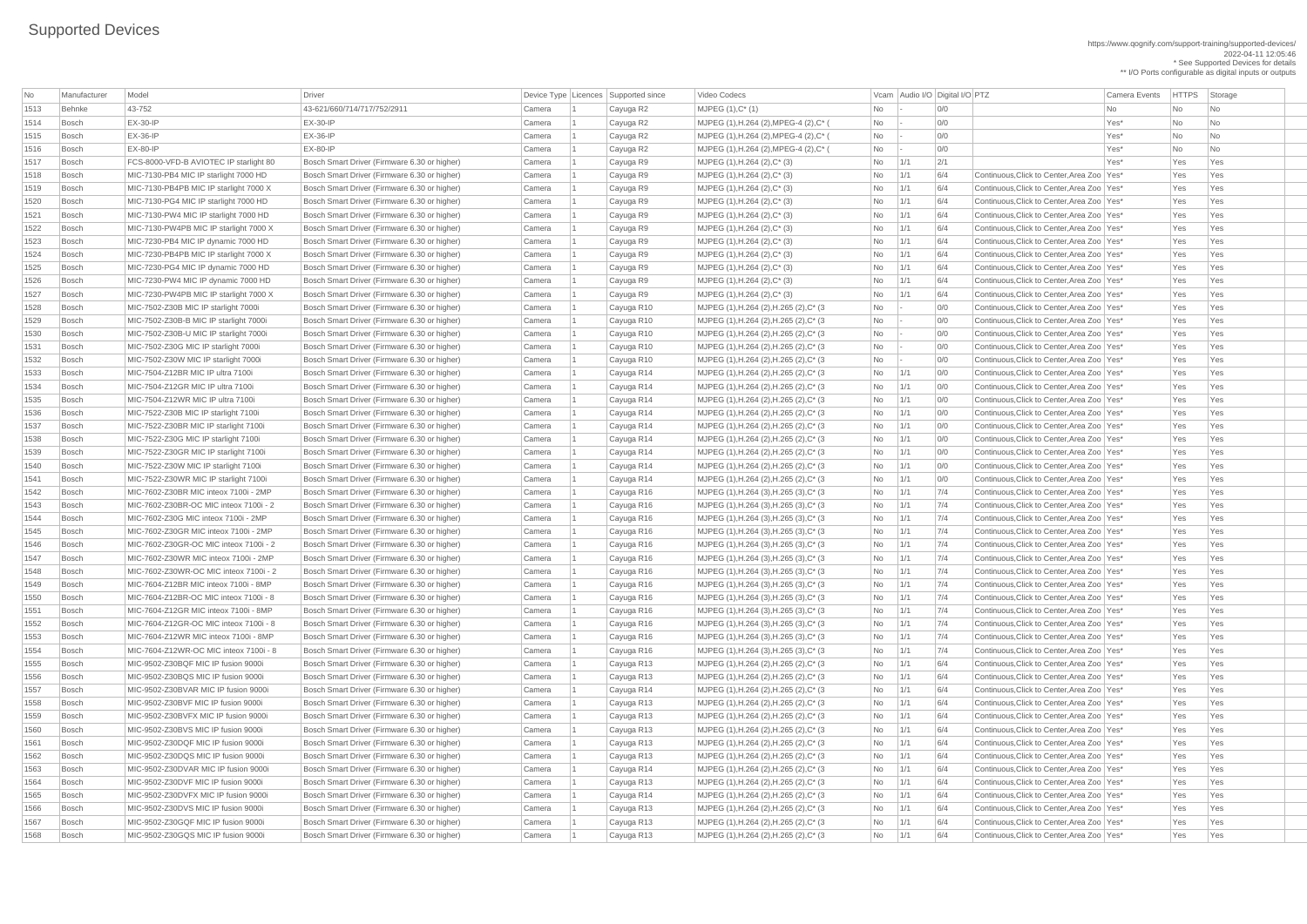# Supported Devices

https://www.qognify.com/support-training/supported-devices/
2022-04-11 12:05:46
* See Supported Devices for details
** I/O Ports configurable as digital inputs or outputs

| No | Manufacturer | Model | Driver | Device Type | Licences | Supported since | Video Codecs | Vcam | Audio I/O | Digital I/O | PTZ | Camera Events | HTTPS | Storage |
|---|---|---|---|---|---|---|---|---|---|---|---|---|---|---|
| 1513 | Behnke | 43-752 | 43-621/660/714/717/752/2911 | Camera | 1 | Cayuga R2 | MJPEG (1),C* (1) | No | - | 0/0 | | No | No | No |
| 1514 | Bosch | EX-30-IP | EX-30-IP | Camera | 1 | Cayuga R2 | MJPEG (1),H.264 (2),MPEG-4 (2),C* ( | No | - | 0/0 | | Yes* | No | No |
| 1515 | Bosch | EX-36-IP | EX-36-IP | Camera | 1 | Cayuga R2 | MJPEG (1),H.264 (2),MPEG-4 (2),C* ( | No | - | 0/0 | | Yes* | No | No |
| 1516 | Bosch | EX-80-IP | EX-80-IP | Camera | 1 | Cayuga R2 | MJPEG (1),H.264 (2),MPEG-4 (2),C* ( | No | - | 0/0 | | Yes* | No | No |
| 1517 | Bosch | FCS-8000-VFD-B AVIOTEC IP starlight 80 | Bosch Smart Driver (Firmware 6.30 or higher) | Camera | 1 | Cayuga R9 | MJPEG (1),H.264 (2),C* (3) | No | 1/1 | 2/1 | | Yes* | Yes | Yes |
| 1518 | Bosch | MIC-7130-PB4 MIC IP starlight 7000 HD | Bosch Smart Driver (Firmware 6.30 or higher) | Camera | 1 | Cayuga R9 | MJPEG (1),H.264 (2),C* (3) | No | 1/1 | 6/4 | Continuous,Click to Center,Area Zoo | Yes* | Yes | Yes |
| 1519 | Bosch | MIC-7130-PB4PB MIC IP starlight 7000 X | Bosch Smart Driver (Firmware 6.30 or higher) | Camera | 1 | Cayuga R9 | MJPEG (1),H.264 (2),C* (3) | No | 1/1 | 6/4 | Continuous,Click to Center,Area Zoo | Yes* | Yes | Yes |
| 1520 | Bosch | MIC-7130-PG4 MIC IP starlight 7000 HD | Bosch Smart Driver (Firmware 6.30 or higher) | Camera | 1 | Cayuga R9 | MJPEG (1),H.264 (2),C* (3) | No | 1/1 | 6/4 | Continuous,Click to Center,Area Zoo | Yes* | Yes | Yes |
| 1521 | Bosch | MIC-7130-PW4 MIC IP starlight 7000 HD | Bosch Smart Driver (Firmware 6.30 or higher) | Camera | 1 | Cayuga R9 | MJPEG (1),H.264 (2),C* (3) | No | 1/1 | 6/4 | Continuous,Click to Center,Area Zoo | Yes* | Yes | Yes |
| 1522 | Bosch | MIC-7130-PW4PB MIC IP starlight 7000 X | Bosch Smart Driver (Firmware 6.30 or higher) | Camera | 1 | Cayuga R9 | MJPEG (1),H.264 (2),C* (3) | No | 1/1 | 6/4 | Continuous,Click to Center,Area Zoo | Yes* | Yes | Yes |
| 1523 | Bosch | MIC-7230-PB4 MIC IP dynamic 7000 HD | Bosch Smart Driver (Firmware 6.30 or higher) | Camera | 1 | Cayuga R9 | MJPEG (1),H.264 (2),C* (3) | No | 1/1 | 6/4 | Continuous,Click to Center,Area Zoo | Yes* | Yes | Yes |
| 1524 | Bosch | MIC-7230-PB4PB MIC IP starlight 7000 X | Bosch Smart Driver (Firmware 6.30 or higher) | Camera | 1 | Cayuga R9 | MJPEG (1),H.264 (2),C* (3) | No | 1/1 | 6/4 | Continuous,Click to Center,Area Zoo | Yes* | Yes | Yes |
| 1525 | Bosch | MIC-7230-PG4 MIC IP dynamic 7000 HD | Bosch Smart Driver (Firmware 6.30 or higher) | Camera | 1 | Cayuga R9 | MJPEG (1),H.264 (2),C* (3) | No | 1/1 | 6/4 | Continuous,Click to Center,Area Zoo | Yes* | Yes | Yes |
| 1526 | Bosch | MIC-7230-PW4 MIC IP dynamic 7000 HD | Bosch Smart Driver (Firmware 6.30 or higher) | Camera | 1 | Cayuga R9 | MJPEG (1),H.264 (2),C* (3) | No | 1/1 | 6/4 | Continuous,Click to Center,Area Zoo | Yes* | Yes | Yes |
| 1527 | Bosch | MIC-7230-PW4PB MIC IP starlight 7000 X | Bosch Smart Driver (Firmware 6.30 or higher) | Camera | 1 | Cayuga R9 | MJPEG (1),H.264 (2),C* (3) | No | 1/1 | 6/4 | Continuous,Click to Center,Area Zoo | Yes* | Yes | Yes |
| 1528 | Bosch | MIC-7502-Z30B MIC IP starlight 7000i | Bosch Smart Driver (Firmware 6.30 or higher) | Camera | 1 | Cayuga R10 | MJPEG (1),H.264 (2),H.265 (2),C* (3 | No | - | 0/0 | Continuous,Click to Center,Area Zoo | Yes* | Yes | Yes |
| 1529 | Bosch | MIC-7502-Z30B-B MIC IP starlight 7000i | Bosch Smart Driver (Firmware 6.30 or higher) | Camera | 1 | Cayuga R10 | MJPEG (1),H.264 (2),H.265 (2),C* (3 | No | - | 0/0 | Continuous,Click to Center,Area Zoo | Yes* | Yes | Yes |
| 1530 | Bosch | MIC-7502-Z30B-U MIC IP starlight 7000i | Bosch Smart Driver (Firmware 6.30 or higher) | Camera | 1 | Cayuga R10 | MJPEG (1),H.264 (2),H.265 (2),C* (3 | No | - | 0/0 | Continuous,Click to Center,Area Zoo | Yes* | Yes | Yes |
| 1531 | Bosch | MIC-7502-Z30G MIC IP starlight 7000i | Bosch Smart Driver (Firmware 6.30 or higher) | Camera | 1 | Cayuga R10 | MJPEG (1),H.264 (2),H.265 (2),C* (3 | No | - | 0/0 | Continuous,Click to Center,Area Zoo | Yes* | Yes | Yes |
| 1532 | Bosch | MIC-7502-Z30W MIC IP starlight 7000i | Bosch Smart Driver (Firmware 6.30 or higher) | Camera | 1 | Cayuga R10 | MJPEG (1),H.264 (2),H.265 (2),C* (3 | No | - | 0/0 | Continuous,Click to Center,Area Zoo | Yes* | Yes | Yes |
| 1533 | Bosch | MIC-7504-Z12BR MIC IP ultra 7100i | Bosch Smart Driver (Firmware 6.30 or higher) | Camera | 1 | Cayuga R14 | MJPEG (1),H.264 (2),H.265 (2),C* (3 | No | 1/1 | 0/0 | Continuous,Click to Center,Area Zoo | Yes* | Yes | Yes |
| 1534 | Bosch | MIC-7504-Z12GR MIC IP ultra 7100i | Bosch Smart Driver (Firmware 6.30 or higher) | Camera | 1 | Cayuga R14 | MJPEG (1),H.264 (2),H.265 (2),C* (3 | No | 1/1 | 0/0 | Continuous,Click to Center,Area Zoo | Yes* | Yes | Yes |
| 1535 | Bosch | MIC-7504-Z12WR MIC IP ultra 7100i | Bosch Smart Driver (Firmware 6.30 or higher) | Camera | 1 | Cayuga R14 | MJPEG (1),H.264 (2),H.265 (2),C* (3 | No | 1/1 | 0/0 | Continuous,Click to Center,Area Zoo | Yes* | Yes | Yes |
| 1536 | Bosch | MIC-7522-Z30B MIC IP starlight 7100i | Bosch Smart Driver (Firmware 6.30 or higher) | Camera | 1 | Cayuga R14 | MJPEG (1),H.264 (2),H.265 (2),C* (3 | No | 1/1 | 0/0 | Continuous,Click to Center,Area Zoo | Yes* | Yes | Yes |
| 1537 | Bosch | MIC-7522-Z30BR MIC IP starlight 7100i | Bosch Smart Driver (Firmware 6.30 or higher) | Camera | 1 | Cayuga R14 | MJPEG (1),H.264 (2),H.265 (2),C* (3 | No | 1/1 | 0/0 | Continuous,Click to Center,Area Zoo | Yes* | Yes | Yes |
| 1538 | Bosch | MIC-7522-Z30G MIC IP starlight 7100i | Bosch Smart Driver (Firmware 6.30 or higher) | Camera | 1 | Cayuga R14 | MJPEG (1),H.264 (2),H.265 (2),C* (3 | No | 1/1 | 0/0 | Continuous,Click to Center,Area Zoo | Yes* | Yes | Yes |
| 1539 | Bosch | MIC-7522-Z30GR MIC IP starlight 7100i | Bosch Smart Driver (Firmware 6.30 or higher) | Camera | 1 | Cayuga R14 | MJPEG (1),H.264 (2),H.265 (2),C* (3 | No | 1/1 | 0/0 | Continuous,Click to Center,Area Zoo | Yes* | Yes | Yes |
| 1540 | Bosch | MIC-7522-Z30W MIC IP starlight 7100i | Bosch Smart Driver (Firmware 6.30 or higher) | Camera | 1 | Cayuga R14 | MJPEG (1),H.264 (2),H.265 (2),C* (3 | No | 1/1 | 0/0 | Continuous,Click to Center,Area Zoo | Yes* | Yes | Yes |
| 1541 | Bosch | MIC-7522-Z30WR MIC IP starlight 7100i | Bosch Smart Driver (Firmware 6.30 or higher) | Camera | 1 | Cayuga R14 | MJPEG (1),H.264 (2),H.265 (2),C* (3 | No | 1/1 | 0/0 | Continuous,Click to Center,Area Zoo | Yes* | Yes | Yes |
| 1542 | Bosch | MIC-7602-Z30BR MIC inteox 7100i - 2MP | Bosch Smart Driver (Firmware 6.30 or higher) | Camera | 1 | Cayuga R16 | MJPEG (1),H.264 (3),H.265 (3),C* (3 | No | 1/1 | 7/4 | Continuous,Click to Center,Area Zoo | Yes* | Yes | Yes |
| 1543 | Bosch | MIC-7602-Z30BR-OC MIC inteox 7100i - 2 | Bosch Smart Driver (Firmware 6.30 or higher) | Camera | 1 | Cayuga R16 | MJPEG (1),H.264 (3),H.265 (3),C* (3 | No | 1/1 | 7/4 | Continuous,Click to Center,Area Zoo | Yes* | Yes | Yes |
| 1544 | Bosch | MIC-7602-Z30G MIC inteox 7100i - 2MP | Bosch Smart Driver (Firmware 6.30 or higher) | Camera | 1 | Cayuga R16 | MJPEG (1),H.264 (3),H.265 (3),C* (3 | No | 1/1 | 7/4 | Continuous,Click to Center,Area Zoo | Yes* | Yes | Yes |
| 1545 | Bosch | MIC-7602-Z30GR MIC inteox 7100i - 2MP | Bosch Smart Driver (Firmware 6.30 or higher) | Camera | 1 | Cayuga R16 | MJPEG (1),H.264 (3),H.265 (3),C* (3 | No | 1/1 | 7/4 | Continuous,Click to Center,Area Zoo | Yes* | Yes | Yes |
| 1546 | Bosch | MIC-7602-Z30GR-OC MIC inteox 7100i - 2 | Bosch Smart Driver (Firmware 6.30 or higher) | Camera | 1 | Cayuga R16 | MJPEG (1),H.264 (3),H.265 (3),C* (3 | No | 1/1 | 7/4 | Continuous,Click to Center,Area Zoo | Yes* | Yes | Yes |
| 1547 | Bosch | MIC-7602-Z30WR MIC inteox 7100i - 2MP | Bosch Smart Driver (Firmware 6.30 or higher) | Camera | 1 | Cayuga R16 | MJPEG (1),H.264 (3),H.265 (3),C* (3 | No | 1/1 | 7/4 | Continuous,Click to Center,Area Zoo | Yes* | Yes | Yes |
| 1548 | Bosch | MIC-7602-Z30WR-OC MIC inteox 7100i - 2 | Bosch Smart Driver (Firmware 6.30 or higher) | Camera | 1 | Cayuga R16 | MJPEG (1),H.264 (3),H.265 (3),C* (3 | No | 1/1 | 7/4 | Continuous,Click to Center,Area Zoo | Yes* | Yes | Yes |
| 1549 | Bosch | MIC-7604-Z12BR MIC inteox 7100i - 8MP | Bosch Smart Driver (Firmware 6.30 or higher) | Camera | 1 | Cayuga R16 | MJPEG (1),H.264 (3),H.265 (3),C* (3 | No | 1/1 | 7/4 | Continuous,Click to Center,Area Zoo | Yes* | Yes | Yes |
| 1550 | Bosch | MIC-7604-Z12BR-OC MIC inteox 7100i - 8 | Bosch Smart Driver (Firmware 6.30 or higher) | Camera | 1 | Cayuga R16 | MJPEG (1),H.264 (3),H.265 (3),C* (3 | No | 1/1 | 7/4 | Continuous,Click to Center,Area Zoo | Yes* | Yes | Yes |
| 1551 | Bosch | MIC-7604-Z12GR MIC inteox 7100i - 8MP | Bosch Smart Driver (Firmware 6.30 or higher) | Camera | 1 | Cayuga R16 | MJPEG (1),H.264 (3),H.265 (3),C* (3 | No | 1/1 | 7/4 | Continuous,Click to Center,Area Zoo | Yes* | Yes | Yes |
| 1552 | Bosch | MIC-7604-Z12GR-OC MIC inteox 7100i - 8 | Bosch Smart Driver (Firmware 6.30 or higher) | Camera | 1 | Cayuga R16 | MJPEG (1),H.264 (3),H.265 (3),C* (3 | No | 1/1 | 7/4 | Continuous,Click to Center,Area Zoo | Yes* | Yes | Yes |
| 1553 | Bosch | MIC-7604-Z12WR MIC inteox 7100i - 8MP | Bosch Smart Driver (Firmware 6.30 or higher) | Camera | 1 | Cayuga R16 | MJPEG (1),H.264 (3),H.265 (3),C* (3 | No | 1/1 | 7/4 | Continuous,Click to Center,Area Zoo | Yes* | Yes | Yes |
| 1554 | Bosch | MIC-7604-Z12WR-OC MIC inteox 7100i - 8 | Bosch Smart Driver (Firmware 6.30 or higher) | Camera | 1 | Cayuga R16 | MJPEG (1),H.264 (3),H.265 (3),C* (3 | No | 1/1 | 7/4 | Continuous,Click to Center,Area Zoo | Yes* | Yes | Yes |
| 1555 | Bosch | MIC-9502-Z30BQF MIC IP fusion 9000i | Bosch Smart Driver (Firmware 6.30 or higher) | Camera | 1 | Cayuga R13 | MJPEG (1),H.264 (2),H.265 (2),C* (3 | No | 1/1 | 6/4 | Continuous,Click to Center,Area Zoo | Yes* | Yes | Yes |
| 1556 | Bosch | MIC-9502-Z30BQS MIC IP fusion 9000i | Bosch Smart Driver (Firmware 6.30 or higher) | Camera | 1 | Cayuga R13 | MJPEG (1),H.264 (2),H.265 (2),C* (3 | No | 1/1 | 6/4 | Continuous,Click to Center,Area Zoo | Yes* | Yes | Yes |
| 1557 | Bosch | MIC-9502-Z30BVAR MIC IP fusion 9000i | Bosch Smart Driver (Firmware 6.30 or higher) | Camera | 1 | Cayuga R14 | MJPEG (1),H.264 (2),H.265 (2),C* (3 | No | 1/1 | 6/4 | Continuous,Click to Center,Area Zoo | Yes* | Yes | Yes |
| 1558 | Bosch | MIC-9502-Z30BVF MIC IP fusion 9000i | Bosch Smart Driver (Firmware 6.30 or higher) | Camera | 1 | Cayuga R13 | MJPEG (1),H.264 (2),H.265 (2),C* (3 | No | 1/1 | 6/4 | Continuous,Click to Center,Area Zoo | Yes* | Yes | Yes |
| 1559 | Bosch | MIC-9502-Z30BVFX MIC IP fusion 9000i | Bosch Smart Driver (Firmware 6.30 or higher) | Camera | 1 | Cayuga R13 | MJPEG (1),H.264 (2),H.265 (2),C* (3 | No | 1/1 | 6/4 | Continuous,Click to Center,Area Zoo | Yes* | Yes | Yes |
| 1560 | Bosch | MIC-9502-Z30BVS MIC IP fusion 9000i | Bosch Smart Driver (Firmware 6.30 or higher) | Camera | 1 | Cayuga R13 | MJPEG (1),H.264 (2),H.265 (2),C* (3 | No | 1/1 | 6/4 | Continuous,Click to Center,Area Zoo | Yes* | Yes | Yes |
| 1561 | Bosch | MIC-9502-Z30DQF MIC IP fusion 9000i | Bosch Smart Driver (Firmware 6.30 or higher) | Camera | 1 | Cayuga R13 | MJPEG (1),H.264 (2),H.265 (2),C* (3 | No | 1/1 | 6/4 | Continuous,Click to Center,Area Zoo | Yes* | Yes | Yes |
| 1562 | Bosch | MIC-9502-Z30DQS MIC IP fusion 9000i | Bosch Smart Driver (Firmware 6.30 or higher) | Camera | 1 | Cayuga R13 | MJPEG (1),H.264 (2),H.265 (2),C* (3 | No | 1/1 | 6/4 | Continuous,Click to Center,Area Zoo | Yes* | Yes | Yes |
| 1563 | Bosch | MIC-9502-Z30DVAR MIC IP fusion 9000i | Bosch Smart Driver (Firmware 6.30 or higher) | Camera | 1 | Cayuga R14 | MJPEG (1),H.264 (2),H.265 (2),C* (3 | No | 1/1 | 6/4 | Continuous,Click to Center,Area Zoo | Yes* | Yes | Yes |
| 1564 | Bosch | MIC-9502-Z30DVF MIC IP fusion 9000i | Bosch Smart Driver (Firmware 6.30 or higher) | Camera | 1 | Cayuga R13 | MJPEG (1),H.264 (2),H.265 (2),C* (3 | No | 1/1 | 6/4 | Continuous,Click to Center,Area Zoo | Yes* | Yes | Yes |
| 1565 | Bosch | MIC-9502-Z30DVFX MIC IP fusion 9000i | Bosch Smart Driver (Firmware 6.30 or higher) | Camera | 1 | Cayuga R14 | MJPEG (1),H.264 (2),H.265 (2),C* (3 | No | 1/1 | 6/4 | Continuous,Click to Center,Area Zoo | Yes* | Yes | Yes |
| 1566 | Bosch | MIC-9502-Z30DVS MIC IP fusion 9000i | Bosch Smart Driver (Firmware 6.30 or higher) | Camera | 1 | Cayuga R13 | MJPEG (1),H.264 (2),H.265 (2),C* (3 | No | 1/1 | 6/4 | Continuous,Click to Center,Area Zoo | Yes* | Yes | Yes |
| 1567 | Bosch | MIC-9502-Z30GQF MIC IP fusion 9000i | Bosch Smart Driver (Firmware 6.30 or higher) | Camera | 1 | Cayuga R13 | MJPEG (1),H.264 (2),H.265 (2),C* (3 | No | 1/1 | 6/4 | Continuous,Click to Center,Area Zoo | Yes* | Yes | Yes |
| 1568 | Bosch | MIC-9502-Z30GQS MIC IP fusion 9000i | Bosch Smart Driver (Firmware 6.30 or higher) | Camera | 1 | Cayuga R13 | MJPEG (1),H.264 (2),H.265 (2),C* (3 | No | 1/1 | 6/4 | Continuous,Click to Center,Area Zoo | Yes* | Yes | Yes |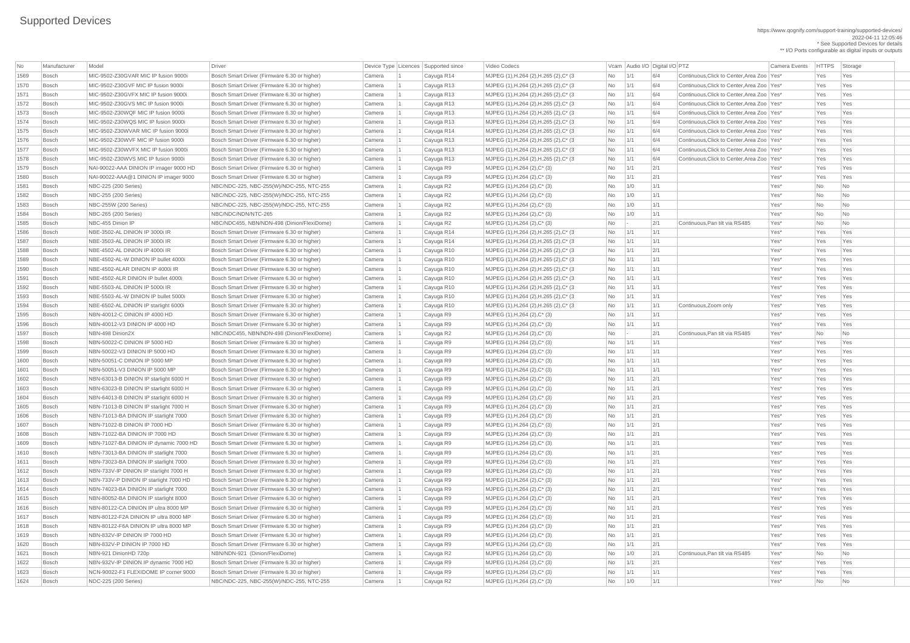# Supported Devices

https://www.qognify.com/support-training/supported-devices/
2022-04-11 12:05:46
* See Supported Devices for details
** I/O Ports configurable as digital inputs or outputs

| No | Manufacturer | Model | Driver | Device Type | Licences | Supported since | Video Codecs | Vcam | Audio I/O | Digital I/O | PTZ | Camera Events | HTTPS | Storage |
|---|---|---|---|---|---|---|---|---|---|---|---|---|---|---|
| 1569 | Bosch | MIC-9502-Z30GVAR MIC IP fusion 9000i | Bosch Smart Driver (Firmware 6.30 or higher) | Camera | 1 | Cayuga R14 | MJPEG (1),H.264 (2),H.265 (2),C* (3 | No | 1/1 | 6/4 | Continuous,Click to Center,Area Zoo | Yes* | Yes | Yes |
| 1570 | Bosch | MIC-9502-Z30GVF MIC IP fusion 9000i | Bosch Smart Driver (Firmware 6.30 or higher) | Camera | 1 | Cayuga R13 | MJPEG (1),H.264 (2),H.265 (2),C* (3 | No | 1/1 | 6/4 | Continuous,Click to Center,Area Zoo | Yes* | Yes | Yes |
| 1571 | Bosch | MIC-9502-Z30GVFX MIC IP fusion 9000i | Bosch Smart Driver (Firmware 6.30 or higher) | Camera | 1 | Cayuga R13 | MJPEG (1),H.264 (2),H.265 (2),C* (3 | No | 1/1 | 6/4 | Continuous,Click to Center,Area Zoo | Yes* | Yes | Yes |
| 1572 | Bosch | MIC-9502-Z30GVS MIC IP fusion 9000i | Bosch Smart Driver (Firmware 6.30 or higher) | Camera | 1 | Cayuga R13 | MJPEG (1),H.264 (2),H.265 (2),C* (3 | No | 1/1 | 6/4 | Continuous,Click to Center,Area Zoo | Yes* | Yes | Yes |
| 1573 | Bosch | MIC-9502-Z30WQF MIC IP fusion 9000i | Bosch Smart Driver (Firmware 6.30 or higher) | Camera | 1 | Cayuga R13 | MJPEG (1),H.264 (2),H.265 (2),C* (3 | No | 1/1 | 6/4 | Continuous,Click to Center,Area Zoo | Yes* | Yes | Yes |
| 1574 | Bosch | MIC-9502-Z30WQS MIC IP fusion 9000i | Bosch Smart Driver (Firmware 6.30 or higher) | Camera | 1 | Cayuga R13 | MJPEG (1),H.264 (2),H.265 (2),C* (3 | No | 1/1 | 6/4 | Continuous,Click to Center,Area Zoo | Yes* | Yes | Yes |
| 1575 | Bosch | MIC-9502-Z30WVAR MIC IP fusion 9000i | Bosch Smart Driver (Firmware 6.30 or higher) | Camera | 1 | Cayuga R14 | MJPEG (1),H.264 (2),H.265 (2),C* (3 | No | 1/1 | 6/4 | Continuous,Click to Center,Area Zoo | Yes* | Yes | Yes |
| 1576 | Bosch | MIC-9502-Z30WVF MIC IP fusion 9000i | Bosch Smart Driver (Firmware 6.30 or higher) | Camera | 1 | Cayuga R13 | MJPEG (1),H.264 (2),H.265 (2),C* (3 | No | 1/1 | 6/4 | Continuous,Click to Center,Area Zoo | Yes* | Yes | Yes |
| 1577 | Bosch | MIC-9502-Z30WVFX MIC IP fusion 9000i | Bosch Smart Driver (Firmware 6.30 or higher) | Camera | 1 | Cayuga R13 | MJPEG (1),H.264 (2),H.265 (2),C* (3 | No | 1/1 | 6/4 | Continuous,Click to Center,Area Zoo | Yes* | Yes | Yes |
| 1578 | Bosch | MIC-9502-Z30WVS MIC IP fusion 9000i | Bosch Smart Driver (Firmware 6.30 or higher) | Camera | 1 | Cayuga R13 | MJPEG (1),H.264 (2),H.265 (2),C* (3 | No | 1/1 | 6/4 | Continuous,Click to Center,Area Zoo | Yes* | Yes | Yes |
| 1579 | Bosch | NAI-90022-AAA DINION IP imager 9000 HD | Bosch Smart Driver (Firmware 6.30 or higher) | Camera | 1 | Cayuga R9 | MJPEG (1),H.264 (2),C* (3) | No | 1/1 | 2/1 | | Yes* | Yes | Yes |
| 1580 | Bosch | NAI-90022-AAA@1 DINION IP imager 9000 | Bosch Smart Driver (Firmware 6.30 or higher) | Camera | 1 | Cayuga R9 | MJPEG (1),H.264 (2),C* (3) | No | 1/1 | 2/1 | | Yes* | Yes | Yes |
| 1581 | Bosch | NBC-225 (200 Series) | NBC/NDC-225, NBC-255(W)/NDC-255, NTC-255 | Camera | 1 | Cayuga R2 | MJPEG (1),H.264 (2),C* (3) | No | 1/0 | 1/1 | | Yes* | No | No |
| 1582 | Bosch | NBC-255 (200 Series) | NBC/NDC-225, NBC-255(W)/NDC-255, NTC-255 | Camera | 1 | Cayuga R2 | MJPEG (1),H.264 (2),C* (3) | No | 1/0 | 1/1 | | Yes* | No | No |
| 1583 | Bosch | NBC-255W (200 Series) | NBC/NDC-225, NBC-255(W)/NDC-255, NTC-255 | Camera | 1 | Cayuga R2 | MJPEG (1),H.264 (2),C* (3) | No | 1/0 | 1/1 | | Yes* | No | No |
| 1584 | Bosch | NBC-265 (200 Series) | NBC/NDC/NDN/NTC-265 | Camera | 1 | Cayuga R2 | MJPEG (1),H.264 (2),C* (3) | No | 1/0 | 1/1 | | Yes* | No | No |
| 1585 | Bosch | NBC-455 Dinion IP | NBC/NDC455, NBN/NDN-498 (Dinion/FlexiDome) | Camera | 1 | Cayuga R2 | MJPEG (1),H.264 (2),C* (3) | No | - | 2/1 | Continuous,Pan tilt via RS485 | Yes* | No | No |
| 1586 | Bosch | NBE-3502-AL DINION IP 3000i IR | Bosch Smart Driver (Firmware 6.30 or higher) | Camera | 1 | Cayuga R14 | MJPEG (1),H.264 (2),H.265 (2),C* (3 | No | 1/1 | 1/1 | | Yes* | Yes | Yes |
| 1587 | Bosch | NBE-3503-AL DINION IP 3000i IR | Bosch Smart Driver (Firmware 6.30 or higher) | Camera | 1 | Cayuga R14 | MJPEG (1),H.264 (2),H.265 (2),C* (3 | No | 1/1 | 1/1 | | Yes* | Yes | Yes |
| 1588 | Bosch | NBE-4502-AL DINION IP 4000i IR | Bosch Smart Driver (Firmware 6.30 or higher) | Camera | 1 | Cayuga R10 | MJPEG (1),H.264 (2),H.265 (2),C* (3 | No | 1/1 | 2/1 | | Yes* | Yes | Yes |
| 1589 | Bosch | NBE-4502-AL-W DINION IP bullet 4000i | Bosch Smart Driver (Firmware 6.30 or higher) | Camera | 1 | Cayuga R10 | MJPEG (1),H.264 (2),H.265 (2),C* (3 | No | 1/1 | 1/1 | | Yes* | Yes | Yes |
| 1590 | Bosch | NBE-4502-ALAR DINION IP 4000i IR | Bosch Smart Driver (Firmware 6.30 or higher) | Camera | 1 | Cayuga R10 | MJPEG (1),H.264 (2),H.265 (2),C* (3 | No | 1/1 | 1/1 | | Yes* | Yes | Yes |
| 1591 | Bosch | NBE-4502-ALR DINION IP bullet 4000i | Bosch Smart Driver (Firmware 6.30 or higher) | Camera | 1 | Cayuga R10 | MJPEG (1),H.264 (2),H.265 (2),C* (3 | No | 1/1 | 1/1 | | Yes* | Yes | Yes |
| 1592 | Bosch | NBE-5503-AL DINION IP 5000i IR | Bosch Smart Driver (Firmware 6.30 or higher) | Camera | 1 | Cayuga R10 | MJPEG (1),H.264 (2),H.265 (2),C* (3 | No | 1/1 | 1/1 | | Yes* | Yes | Yes |
| 1593 | Bosch | NBE-5503-AL-W DINION IP bullet 5000i | Bosch Smart Driver (Firmware 6.30 or higher) | Camera | 1 | Cayuga R10 | MJPEG (1),H.264 (2),H.265 (2),C* (3 | No | 1/1 | 1/1 | | Yes* | Yes | Yes |
| 1594 | Bosch | NBE-6502-AL DINION IP starlight 6000i | Bosch Smart Driver (Firmware 6.30 or higher) | Camera | 1 | Cayuga R10 | MJPEG (1),H.264 (2),H.265 (2),C* (3 | No | 1/1 | 1/1 | Continuous,Zoom only | Yes* | Yes | Yes |
| 1595 | Bosch | NBN-40012-C DINION IP 4000 HD | Bosch Smart Driver (Firmware 6.30 or higher) | Camera | 1 | Cayuga R9 | MJPEG (1),H.264 (2),C* (3) | No | 1/1 | 1/1 | | Yes* | Yes | Yes |
| 1596 | Bosch | NBN-40012-V3 DINION IP 4000 HD | Bosch Smart Driver (Firmware 6.30 or higher) | Camera | 1 | Cayuga R9 | MJPEG (1),H.264 (2),C* (3) | No | 1/1 | 1/1 | | Yes* | Yes | Yes |
| 1597 | Bosch | NBN-498 Dinion2X | NBC/NDC455, NBN/NDN-498 (Dinion/FlexiDome) | Camera | 1 | Cayuga R2 | MJPEG (1),H.264 (2),C* (3) | No | - | 2/1 | Continuous,Pan tilt via RS485 | Yes* | No | No |
| 1598 | Bosch | NBN-50022-C DINION IP 5000 HD | Bosch Smart Driver (Firmware 6.30 or higher) | Camera | 1 | Cayuga R9 | MJPEG (1),H.264 (2),C* (3) | No | 1/1 | 1/1 | | Yes* | Yes | Yes |
| 1599 | Bosch | NBN-50022-V3 DINION IP 5000 HD | Bosch Smart Driver (Firmware 6.30 or higher) | Camera | 1 | Cayuga R9 | MJPEG (1),H.264 (2),C* (3) | No | 1/1 | 1/1 | | Yes* | Yes | Yes |
| 1600 | Bosch | NBN-50051-C DINION IP 5000 MP | Bosch Smart Driver (Firmware 6.30 or higher) | Camera | 1 | Cayuga R9 | MJPEG (1),H.264 (2),C* (3) | No | 1/1 | 1/1 | | Yes* | Yes | Yes |
| 1601 | Bosch | NBN-50051-V3 DINION IP 5000 MP | Bosch Smart Driver (Firmware 6.30 or higher) | Camera | 1 | Cayuga R9 | MJPEG (1),H.264 (2),C* (3) | No | 1/1 | 1/1 | | Yes* | Yes | Yes |
| 1602 | Bosch | NBN-63013-B DINION IP starlight 6000 H | Bosch Smart Driver (Firmware 6.30 or higher) | Camera | 1 | Cayuga R9 | MJPEG (1),H.264 (2),C* (3) | No | 1/1 | 2/1 | | Yes* | Yes | Yes |
| 1603 | Bosch | NBN-63023-B DINION IP starlight 6000 H | Bosch Smart Driver (Firmware 6.30 or higher) | Camera | 1 | Cayuga R9 | MJPEG (1),H.264 (2),C* (3) | No | 1/1 | 2/1 | | Yes* | Yes | Yes |
| 1604 | Bosch | NBN-64013-B DINION IP starlight 6000 H | Bosch Smart Driver (Firmware 6.30 or higher) | Camera | 1 | Cayuga R9 | MJPEG (1),H.264 (2),C* (3) | No | 1/1 | 2/1 | | Yes* | Yes | Yes |
| 1605 | Bosch | NBN-71013-B DINION IP starlight 7000 H | Bosch Smart Driver (Firmware 6.30 or higher) | Camera | 1 | Cayuga R9 | MJPEG (1),H.264 (2),C* (3) | No | 1/1 | 2/1 | | Yes* | Yes | Yes |
| 1606 | Bosch | NBN-71013-BA DINION IP starlight 7000 | Bosch Smart Driver (Firmware 6.30 or higher) | Camera | 1 | Cayuga R9 | MJPEG (1),H.264 (2),C* (3) | No | 1/1 | 2/1 | | Yes* | Yes | Yes |
| 1607 | Bosch | NBN-71022-B DINION IP 7000 HD | Bosch Smart Driver (Firmware 6.30 or higher) | Camera | 1 | Cayuga R9 | MJPEG (1),H.264 (2),C* (3) | No | 1/1 | 2/1 | | Yes* | Yes | Yes |
| 1608 | Bosch | NBN-71022-BA DINION IP 7000 HD | Bosch Smart Driver (Firmware 6.30 or higher) | Camera | 1 | Cayuga R9 | MJPEG (1),H.264 (2),C* (3) | No | 1/1 | 2/1 | | Yes* | Yes | Yes |
| 1609 | Bosch | NBN-71027-BA DINION IP dynamic 7000 HD | Bosch Smart Driver (Firmware 6.30 or higher) | Camera | 1 | Cayuga R9 | MJPEG (1),H.264 (2),C* (3) | No | 1/1 | 2/1 | | Yes* | Yes | Yes |
| 1610 | Bosch | NBN-73013-BA DINION IP starlight 7000 | Bosch Smart Driver (Firmware 6.30 or higher) | Camera | 1 | Cayuga R9 | MJPEG (1),H.264 (2),C* (3) | No | 1/1 | 2/1 | | Yes* | Yes | Yes |
| 1611 | Bosch | NBN-73023-BA DINION IP starlight 7000 | Bosch Smart Driver (Firmware 6.30 or higher) | Camera | 1 | Cayuga R9 | MJPEG (1),H.264 (2),C* (3) | No | 1/1 | 2/1 | | Yes* | Yes | Yes |
| 1612 | Bosch | NBN-733V-IP DINION IP starlight 7000 H | Bosch Smart Driver (Firmware 6.30 or higher) | Camera | 1 | Cayuga R9 | MJPEG (1),H.264 (2),C* (3) | No | 1/1 | 2/1 | | Yes* | Yes | Yes |
| 1613 | Bosch | NBN-733V-P DINION IP starlight 7000 HD | Bosch Smart Driver (Firmware 6.30 or higher) | Camera | 1 | Cayuga R9 | MJPEG (1),H.264 (2),C* (3) | No | 1/1 | 2/1 | | Yes* | Yes | Yes |
| 1614 | Bosch | NBN-74023-BA DINION IP starlight 7000 | Bosch Smart Driver (Firmware 6.30 or higher) | Camera | 1 | Cayuga R9 | MJPEG (1),H.264 (2),C* (3) | No | 1/1 | 2/1 | | Yes* | Yes | Yes |
| 1615 | Bosch | NBN-80052-BA DINION IP starlight 8000 | Bosch Smart Driver (Firmware 6.30 or higher) | Camera | 1 | Cayuga R9 | MJPEG (1),H.264 (2),C* (3) | No | 1/1 | 2/1 | | Yes* | Yes | Yes |
| 1616 | Bosch | NBN-80122-CA DINION IP ultra 8000 MP | Bosch Smart Driver (Firmware 6.30 or higher) | Camera | 1 | Cayuga R9 | MJPEG (1),H.264 (2),C* (3) | No | 1/1 | 2/1 | | Yes* | Yes | Yes |
| 1617 | Bosch | NBN-80122-F2A DINION IP ultra 8000 MP | Bosch Smart Driver (Firmware 6.30 or higher) | Camera | 1 | Cayuga R9 | MJPEG (1),H.264 (2),C* (3) | No | 1/1 | 2/1 | | Yes* | Yes | Yes |
| 1618 | Bosch | NBN-80122-F6A DINION IP ultra 8000 MP | Bosch Smart Driver (Firmware 6.30 or higher) | Camera | 1 | Cayuga R9 | MJPEG (1),H.264 (2),C* (3) | No | 1/1 | 2/1 | | Yes* | Yes | Yes |
| 1619 | Bosch | NBN-832V-IP DINION IP 7000 HD | Bosch Smart Driver (Firmware 6.30 or higher) | Camera | 1 | Cayuga R9 | MJPEG (1),H.264 (2),C* (3) | No | 1/1 | 2/1 | | Yes* | Yes | Yes |
| 1620 | Bosch | NBN-832V-P DINION IP 7000 HD | Bosch Smart Driver (Firmware 6.30 or higher) | Camera | 1 | Cayuga R9 | MJPEG (1),H.264 (2),C* (3) | No | 1/1 | 2/1 | | Yes* | Yes | Yes |
| 1621 | Bosch | NBN-921 DinionHD 720p | NBN/NDN-921 (Dinion/FlexiDome) | Camera | 1 | Cayuga R2 | MJPEG (1),H.264 (2),C* (3) | No | 1/0 | 2/1 | Continuous,Pan tilt via RS485 | Yes* | No | No |
| 1622 | Bosch | NBN-932V-IP DINION IP dynamic 7000 HD | Bosch Smart Driver (Firmware 6.30 or higher) | Camera | 1 | Cayuga R9 | MJPEG (1),H.264 (2),C* (3) | No | 1/1 | 2/1 | | Yes* | Yes | Yes |
| 1623 | Bosch | NCN-90022-F1 FLEXIDOME IP corner 9000 | Bosch Smart Driver (Firmware 6.30 or higher) | Camera | 1 | Cayuga R9 | MJPEG (1),H.264 (2),C* (3) | No | 1/1 | 1/1 | | Yes* | Yes | Yes |
| 1624 | Bosch | NDC-225 (200 Series) | NBC/NDC-225, NBC-255(W)/NDC-255, NTC-255 | Camera | 1 | Cayuga R2 | MJPEG (1),H.264 (2),C* (3) | No | 1/0 | 1/1 | | Yes* | No | No |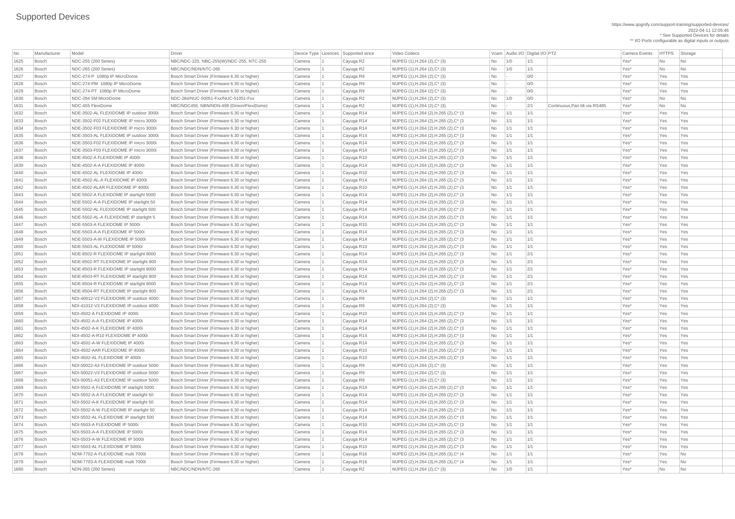# Supported Devices

https://www.qognify.com/support-training/supported-devices/
2022-04-11 12:05:46
\* See Supported Devices for details
\*\* I/O Ports configurable as digital inputs or outputs

| No | Manufacturer | Model | Driver | Device Type | Licences | Supported since | Video Codecs | Vcam | Audio I/O | Digital I/O | PTZ | Camera Events | HTTPS | Storage |
|---|---|---|---|---|---|---|---|---|---|---|---|---|---|---|
| 1625 | Bosch | NDC-255 (200 Series) | NBC/NDC-225, NBC-255(W)/NDC-255, NTC-255 | Camera | 1 | Cayuga R2 | MJPEG (1),H.264 (2),C* (3) | No | 1/0 | 1/1 | | Yes* | No | No |
| 1626 | Bosch | NDC-265 (200 Series) | NBC/NDC/NDN/NTC-265 | Camera | 1 | Cayuga R2 | MJPEG (1),H.264 (2),C* (3) | No | 1/0 | 1/1 | | Yes* | No | No |
| 1627 | Bosch | NDC-274-P 1080p IP MicroDome | Bosch Smart Driver (Firmware 6.30 or higher) | Camera | 1 | Cayuga R9 | MJPEG (1),H.264 (2),C* (3) | No | - | 0/0 | | Yes* | Yes | Yes |
| 1628 | Bosch | NDC-274-PM 1080p IP MicroDome | Bosch Smart Driver (Firmware 6.30 or higher) | Camera | 1 | Cayuga R9 | MJPEG (1),H.264 (2),C* (3) | No | - | 0/0 | | Yes* | Yes | Yes |
| 1629 | Bosch | NDC-274-PT 1080p IP MicroDome | Bosch Smart Driver (Firmware 6.30 or higher) | Camera | 1 | Cayuga R9 | MJPEG (1),H.264 (2),C* (3) | No | - | 0/0 | | Yes* | Yes | Yes |
| 1630 | Bosch | NDC-284 5M MicroDome | NDC-284/NUC-50051-Fxx/NUC-51051-Fxx | Camera | 1 | Cayuga R2 | MJPEG (1),H.264 (2),C* (3) | No | 1/0 | 0/0 | | Yes* | No | No |
| 1631 | Bosch | NDC-455 FlexiDome | NBC/NDC455, NBN/NDN-498 (Dinion/FlexiDome) | Camera | 1 | Cayuga R2 | MJPEG (1),H.264 (2),C* (3) | No | - | 2/1 | Continuous,Pan tilt via RS485 | Yes* | No | No |
| 1632 | Bosch | NDE-3502-AL FLEXIDOME IP outdoor 3000i | Bosch Smart Driver (Firmware 6.30 or higher) | Camera | 1 | Cayuga R14 | MJPEG (1),H.264 (2),H.265 (2),C* (3 | No | 1/1 | 1/1 | | Yes* | Yes | Yes |
| 1633 | Bosch | NDE-3502-F02 FLEXIDOME IP micro 3000i | Bosch Smart Driver (Firmware 6.30 or higher) | Camera | 1 | Cayuga R14 | MJPEG (1),H.264 (2),H.265 (2),C* (3 | No | 1/1 | 1/1 | | Yes* | Yes | Yes |
| 1634 | Bosch | NDE-3502-F03 FLEXIDOME IP micro 3000i | Bosch Smart Driver (Firmware 6.30 or higher) | Camera | 1 | Cayuga R14 | MJPEG (1),H.264 (2),H.265 (2),C* (3 | No | 1/1 | 1/1 | | Yes* | Yes | Yes |
| 1635 | Bosch | NDE-3503-AL FLEXIDOME IP outdoor 3000i | Bosch Smart Driver (Firmware 6.30 or higher) | Camera | 1 | Cayuga R14 | MJPEG (1),H.264 (2),H.265 (2),C* (3 | No | 1/1 | 1/1 | | Yes* | Yes | Yes |
| 1636 | Bosch | NDE-3503-F02 FLEXIDOME IP micro 3000i | Bosch Smart Driver (Firmware 6.30 or higher) | Camera | 1 | Cayuga R14 | MJPEG (1),H.264 (2),H.265 (2),C* (3 | No | 1/1 | 1/1 | | Yes* | Yes | Yes |
| 1637 | Bosch | NDE-3503-F03 FLEXIDOME IP micro 3000i | Bosch Smart Driver (Firmware 6.30 or higher) | Camera | 1 | Cayuga R14 | MJPEG (1),H.264 (2),H.265 (2),C* (3 | No | 1/1 | 1/1 | | Yes* | Yes | Yes |
| 1638 | Bosch | NDE-4502-A FLEXIDOME IP 4000i | Bosch Smart Driver (Firmware 6.30 or higher) | Camera | 1 | Cayuga R10 | MJPEG (1),H.264 (2),H.265 (2),C* (3 | No | 1/1 | 1/1 | | Yes* | Yes | Yes |
| 1639 | Bosch | NDE-4502-A-A FLEXIDOME IP 4000i | Bosch Smart Driver (Firmware 6.30 or higher) | Camera | 1 | Cayuga R14 | MJPEG (1),H.264 (2),H.265 (2),C* (3 | No | 1/1 | 1/1 | | Yes* | Yes | Yes |
| 1640 | Bosch | NDE-4502-AL FLEXIDOME IP 4000i | Bosch Smart Driver (Firmware 6.30 or higher) | Camera | 1 | Cayuga R10 | MJPEG (1),H.264 (2),H.265 (2),C* (3 | No | 1/1 | 1/1 | | Yes* | Yes | Yes |
| 1641 | Bosch | NDE-4502-AL-A FLEXIDOME IP 4000i | Bosch Smart Driver (Firmware 6.30 or higher) | Camera | 1 | Cayuga R14 | MJPEG (1),H.264 (2),H.265 (2),C* (3 | No | 1/1 | 1/1 | | Yes* | Yes | Yes |
| 1642 | Bosch | NDE-4502-ALAR FLEXIDOME IP 4000i | Bosch Smart Driver (Firmware 6.30 or higher) | Camera | 1 | Cayuga R10 | MJPEG (1),H.264 (2),H.265 (2),C* (3 | No | 1/1 | 1/1 | | Yes* | Yes | Yes |
| 1643 | Bosch | NDE-5502-A FLEXIDOME IP starlight 5000 | Bosch Smart Driver (Firmware 6.30 or higher) | Camera | 1 | Cayuga R14 | MJPEG (1),H.264 (2),H.265 (2),C* (3 | No | 1/1 | 1/1 | | Yes* | Yes | Yes |
| 1644 | Bosch | NDE-5502-A-A FLEXIDOME IP starlight 50 | Bosch Smart Driver (Firmware 6.30 or higher) | Camera | 1 | Cayuga R14 | MJPEG (1),H.264 (2),H.265 (2),C* (3 | No | 1/1 | 1/1 | | Yes* | Yes | Yes |
| 1645 | Bosch | NDE-5502-AL FLEXIDOME IP starlight 500 | Bosch Smart Driver (Firmware 6.30 or higher) | Camera | 1 | Cayuga R14 | MJPEG (1),H.264 (2),H.265 (2),C* (3 | No | 1/1 | 1/1 | | Yes* | Yes | Yes |
| 1646 | Bosch | NDE-5502-AL-A FLEXIDOME IP starlight 5 | Bosch Smart Driver (Firmware 6.30 or higher) | Camera | 1 | Cayuga R14 | MJPEG (1),H.264 (2),H.265 (2),C* (3 | No | 1/1 | 1/1 | | Yes* | Yes | Yes |
| 1647 | Bosch | NDE-5503-A FLEXIDOME IP 5000i | Bosch Smart Driver (Firmware 6.30 or higher) | Camera | 1 | Cayuga R10 | MJPEG (1),H.264 (2),H.265 (2),C* (3 | No | 1/1 | 1/1 | | Yes* | Yes | Yes |
| 1648 | Bosch | NDE-5503-A-A FLEXIDOME IP 5000i | Bosch Smart Driver (Firmware 6.30 or higher) | Camera | 1 | Cayuga R14 | MJPEG (1),H.264 (2),H.265 (2),C* (3 | No | 1/1 | 1/1 | | Yes* | Yes | Yes |
| 1649 | Bosch | NDE-5503-A-W FLEXIDOME IP 5000i | Bosch Smart Driver (Firmware 6.30 or higher) | Camera | 1 | Cayuga R14 | MJPEG (1),H.264 (2),H.265 (2),C* (3 | No | 1/1 | 1/1 | | Yes* | Yes | Yes |
| 1650 | Bosch | NDE-5503-AL FLEXIDOME IP 5000i | Bosch Smart Driver (Firmware 6.30 or higher) | Camera | 1 | Cayuga R10 | MJPEG (1),H.264 (2),H.265 (2),C* (3 | No | 1/1 | 1/1 | | Yes* | Yes | Yes |
| 1651 | Bosch | NDE-8502-R FLEXIDOME IP starlight 8000 | Bosch Smart Driver (Firmware 6.30 or higher) | Camera | 1 | Cayuga R14 | MJPEG (1),H.264 (2),H.265 (2),C* (3 | No | 1/1 | 2/1 | | Yes* | Yes | Yes |
| 1652 | Bosch | NDE-8502-RT FLEXIDOME IP starlight 800 | Bosch Smart Driver (Firmware 6.30 or higher) | Camera | 1 | Cayuga R14 | MJPEG (1),H.264 (2),H.265 (2),C* (3 | No | 1/1 | 2/1 | | Yes* | Yes | Yes |
| 1653 | Bosch | NDE-8503-R FLEXIDOME IP starlight 8000 | Bosch Smart Driver (Firmware 6.30 or higher) | Camera | 1 | Cayuga R14 | MJPEG (1),H.264 (2),H.265 (2),C* (3 | No | 1/1 | 2/1 | | Yes* | Yes | Yes |
| 1654 | Bosch | NDE-8503-RT FLEXIDOME IP starlight 800 | Bosch Smart Driver (Firmware 6.30 or higher) | Camera | 1 | Cayuga R14 | MJPEG (1),H.264 (2),H.265 (2),C* (3 | No | 1/1 | 2/1 | | Yes* | Yes | Yes |
| 1655 | Bosch | NDE-8504-R FLEXIDOME IP starlight 8000 | Bosch Smart Driver (Firmware 6.30 or higher) | Camera | 1 | Cayuga R14 | MJPEG (1),H.264 (2),H.265 (2),C* (3 | No | 1/1 | 2/1 | | Yes* | Yes | Yes |
| 1656 | Bosch | NDE-8504-RT FLEXIDOME IP starlight 800 | Bosch Smart Driver (Firmware 6.30 or higher) | Camera | 1 | Cayuga R14 | MJPEG (1),H.264 (2),H.265 (2),C* (3 | No | 1/1 | 2/1 | | Yes* | Yes | Yes |
| 1657 | Bosch | NDI-40012-V3 FLEXIDOME IP outdoor 4000 | Bosch Smart Driver (Firmware 6.30 or higher) | Camera | 1 | Cayuga R9 | MJPEG (1),H.264 (2),C* (3) | No | 1/1 | 1/1 | | Yes* | Yes | Yes |
| 1658 | Bosch | NDI-41012-V3 FLEXIDOME IP outdoor 4000 | Bosch Smart Driver (Firmware 6.30 or higher) | Camera | 1 | Cayuga R9 | MJPEG (1),H.264 (2),C* (3) | No | 1/1 | 1/1 | | Yes* | Yes | Yes |
| 1659 | Bosch | NDI-4502-A FLEXIDOME IP 4000i | Bosch Smart Driver (Firmware 6.30 or higher) | Camera | 1 | Cayuga R10 | MJPEG (1),H.264 (2),H.265 (2),C* (3 | No | 1/1 | 1/1 | | Yes* | Yes | Yes |
| 1660 | Bosch | NDI-4502-A-A FLEXIDOME IP 4000i | Bosch Smart Driver (Firmware 6.30 or higher) | Camera | 1 | Cayuga R14 | MJPEG (1),H.264 (2),H.265 (2),C* (3 | No | 1/1 | 1/1 | | Yes* | Yes | Yes |
| 1661 | Bosch | NDI-4502-A-K FLEXIDOME IP 4000i | Bosch Smart Driver (Firmware 6.30 or higher) | Camera | 1 | Cayuga R14 | MJPEG (1),H.264 (2),H.265 (2),C* (3 | No | 1/1 | 1/1 | | Yes* | Yes | Yes |
| 1662 | Bosch | NDI-4502-A-R10 FLEXIDOME IP 4000i | Bosch Smart Driver (Firmware 6.30 or higher) | Camera | 1 | Cayuga R14 | MJPEG (1),H.264 (2),H.265 (2),C* (3 | No | 1/1 | 1/1 | | Yes* | Yes | Yes |
| 1663 | Bosch | NDI-4502-A-W FLEXIDOME IP 4000i | Bosch Smart Driver (Firmware 6.30 or higher) | Camera | 1 | Cayuga R14 | MJPEG (1),H.264 (2),H.265 (2),C* (3 | No | 1/1 | 1/1 | | Yes* | Yes | Yes |
| 1664 | Bosch | NDI-4502-AAR FLEXIDOME IP 4000i | Bosch Smart Driver (Firmware 6.30 or higher) | Camera | 1 | Cayuga R10 | MJPEG (1),H.264 (2),H.265 (2),C* (3 | No | 1/1 | 1/1 | | Yes* | Yes | Yes |
| 1665 | Bosch | NDI-4502-AL FLEXIDOME IP 4000i | Bosch Smart Driver (Firmware 6.30 or higher) | Camera | 1 | Cayuga R10 | MJPEG (1),H.264 (2),H.265 (2),C* (3 | No | 1/1 | 1/1 | | Yes* | Yes | Yes |
| 1666 | Bosch | NDI-50022-A3 FLEXIDOME IP outdoor 5000 | Bosch Smart Driver (Firmware 6.30 or higher) | Camera | 1 | Cayuga R9 | MJPEG (1),H.264 (2),C* (3) | No | 1/1 | 1/1 | | Yes* | Yes | Yes |
| 1667 | Bosch | NDI-50022-V3 FLEXIDOME IP outdoor 5000 | Bosch Smart Driver (Firmware 6.30 or higher) | Camera | 1 | Cayuga R9 | MJPEG (1),H.264 (2),C* (3) | No | 1/1 | 1/1 | | Yes* | Yes | Yes |
| 1668 | Bosch | NDI-50051-A3 FLEXIDOME IP outdoor 5000 | Bosch Smart Driver (Firmware 6.30 or higher) | Camera | 1 | Cayuga R9 | MJPEG (1),H.264 (2),C* (3) | No | 1/1 | 1/1 | | Yes* | Yes | Yes |
| 1669 | Bosch | NDI-5502-A FLEXIDOME IP starlight 5000 | Bosch Smart Driver (Firmware 6.30 or higher) | Camera | 1 | Cayuga R14 | MJPEG (1),H.264 (2),H.265 (2),C* (3 | No | 1/1 | 1/1 | | Yes* | Yes | Yes |
| 1670 | Bosch | NDI-5502-A-A FLEXIDOME IP starlight 50 | Bosch Smart Driver (Firmware 6.30 or higher) | Camera | 1 | Cayuga R14 | MJPEG (1),H.264 (2),H.265 (2),C* (3 | No | 1/1 | 1/1 | | Yes* | Yes | Yes |
| 1671 | Bosch | NDI-5502-A-K FLEXIDOME IP starlight 50 | Bosch Smart Driver (Firmware 6.30 or higher) | Camera | 1 | Cayuga R14 | MJPEG (1),H.264 (2),H.265 (2),C* (3 | No | 1/1 | 1/1 | | Yes* | Yes | Yes |
| 1672 | Bosch | NDI-5502-A-W FLEXIDOME IP starlight 50 | Bosch Smart Driver (Firmware 6.30 or higher) | Camera | 1 | Cayuga R14 | MJPEG (1),H.264 (2),H.265 (2),C* (3 | No | 1/1 | 1/1 | | Yes* | Yes | Yes |
| 1673 | Bosch | NDI-5502-AL FLEXIDOME IP starlight 500 | Bosch Smart Driver (Firmware 6.30 or higher) | Camera | 1 | Cayuga R14 | MJPEG (1),H.264 (2),H.265 (2),C* (3 | No | 1/1 | 1/1 | | Yes* | Yes | Yes |
| 1674 | Bosch | NDI-5503-A FLEXIDOME IP 5000i | Bosch Smart Driver (Firmware 6.30 or higher) | Camera | 1 | Cayuga R10 | MJPEG (1),H.264 (2),H.265 (2),C* (3 | No | 1/1 | 1/1 | | Yes* | Yes | Yes |
| 1675 | Bosch | NDI-5503-A-A FLEXIDOME IP 5000i | Bosch Smart Driver (Firmware 6.30 or higher) | Camera | 1 | Cayuga R14 | MJPEG (1),H.264 (2),H.265 (2),C* (3 | No | 1/1 | 1/1 | | Yes* | Yes | Yes |
| 1676 | Bosch | NDI-5503-A-W FLEXIDOME IP 5000i | Bosch Smart Driver (Firmware 6.30 or higher) | Camera | 1 | Cayuga R14 | MJPEG (1),H.264 (2),H.265 (2),C* (3 | No | 1/1 | 1/1 | | Yes* | Yes | Yes |
| 1677 | Bosch | NDI-5503-AL FLEXIDOME IP 5000i | Bosch Smart Driver (Firmware 6.30 or higher) | Camera | 1 | Cayuga R10 | MJPEG (1),H.264 (2),H.265 (2),C* (3 | No | 1/1 | 1/1 | | Yes* | Yes | Yes |
| 1678 | Bosch | NDM-7702-A FLEXIDOME multi 7000i | Bosch Smart Driver (Firmware 6.30 or higher) | Camera | 1 | Cayuga R16 | MJPEG (2),H.264 (3),H.265 (3),C* (4 | No | 1/1 | 1/1 | | Yes* | Yes | No |
| 1679 | Bosch | NDM-7703-A FLEXIDOME multi 7000i | Bosch Smart Driver (Firmware 6.30 or higher) | Camera | 1 | Cayuga R16 | MJPEG (2),H.264 (3),H.265 (3),C* (4 | No | 1/1 | 1/1 | | Yes* | Yes | No |
| 1680 | Bosch | NDN-265 (200 Series) | NBC/NDC/NDN/NTC-265 | Camera | 1 | Cayuga R2 | MJPEG (1),H.264 (2),C* (3) | No | 1/0 | 1/1 | | Yes* | No | No |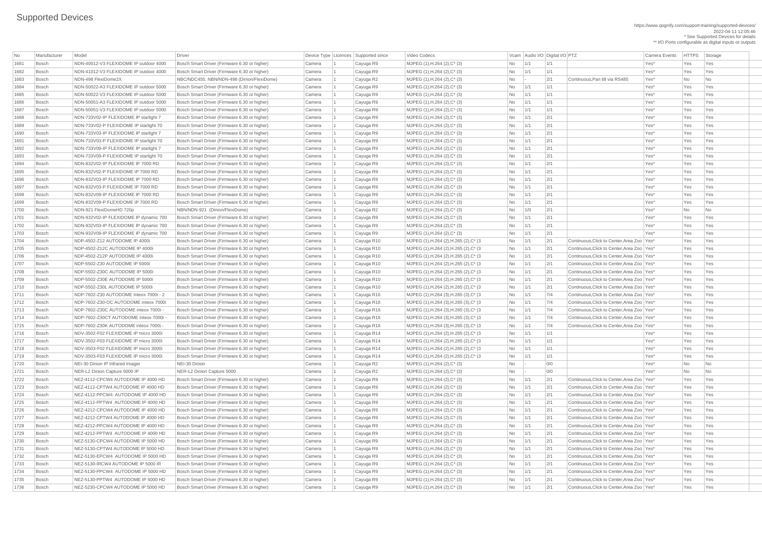# Supported Devices

https://www.qognify.com/support-training/supported-devices/
2022-04-11 12:05:46
* See Supported Devices for details
** I/O Ports configurable as digital inputs or outputs

| No | Manufacturer | Model | Driver | Device Type | Licences | Supported since | Video Codecs | Vcam | Audio I/O | Digital I/O | PTZ | Camera Events | HTTPS | Storage |
|---|---|---|---|---|---|---|---|---|---|---|---|---|---|---|
| 1681 | Bosch | NDN-40012-V3 FLEXIDOME IP outdoor 4000 | Bosch Smart Driver (Firmware 6.30 or higher) | Camera | 1 | Cayuga R9 | MJPEG (1),H.264 (2),C* (3) | No | 1/1 | 1/1 | | Yes* | Yes | Yes |
| 1682 | Bosch | NDN-41012-V3 FLEXIDOME IP outdoor 4000 | Bosch Smart Driver (Firmware 6.30 or higher) | Camera | 1 | Cayuga R9 | MJPEG (1),H.264 (2),C* (3) | No | 1/1 | 1/1 | | Yes* | Yes | Yes |
| 1683 | Bosch | NDN-498 FlexiDome2X | NBC/NDC455, NBN/NDN-498 (Dinion/FlexiDome) | Camera | 1 | Cayuga R2 | MJPEG (1),H.264 (2),C* (3) | No | - | 2/1 | Continuous,Pan tilt via RS485 | Yes* | No | No |
| 1684 | Bosch | NDN-50022-A3 FLEXIDOME IP outdoor 5000 | Bosch Smart Driver (Firmware 6.30 or higher) | Camera | 1 | Cayuga R9 | MJPEG (1),H.264 (2),C* (3) | No | 1/1 | 1/1 | | Yes* | Yes | Yes |
| 1685 | Bosch | NDN-50022-V3 FLEXIDOME IP outdoor 5000 | Bosch Smart Driver (Firmware 6.30 or higher) | Camera | 1 | Cayuga R9 | MJPEG (1),H.264 (2),C* (3) | No | 1/1 | 1/1 | | Yes* | Yes | Yes |
| 1686 | Bosch | NDN-50051-A3 FLEXIDOME IP outdoor 5000 | Bosch Smart Driver (Firmware 6.30 or higher) | Camera | 1 | Cayuga R9 | MJPEG (1),H.264 (2),C* (3) | No | 1/1 | 1/1 | | Yes* | Yes | Yes |
| 1687 | Bosch | NDN-50051-V3 FLEXIDOME IP outdoor 5000 | Bosch Smart Driver (Firmware 6.30 or higher) | Camera | 1 | Cayuga R9 | MJPEG (1),H.264 (2),C* (3) | No | 1/1 | 1/1 | | Yes* | Yes | Yes |
| 1688 | Bosch | NDN-733V02-IP FLEXIDOME IP starlight 7 | Bosch Smart Driver (Firmware 6.30 or higher) | Camera | 1 | Cayuga R9 | MJPEG (1),H.264 (2),C* (3) | No | 1/1 | 2/1 | | Yes* | Yes | Yes |
| 1689 | Bosch | NDN-733V02-P FLEXIDOME IP starlight 70 | Bosch Smart Driver (Firmware 6.30 or higher) | Camera | 1 | Cayuga R9 | MJPEG (1),H.264 (2),C* (3) | No | 1/1 | 2/1 | | Yes* | Yes | Yes |
| 1690 | Bosch | NDN-733V03-IP FLEXIDOME IP starlight 7 | Bosch Smart Driver (Firmware 6.30 or higher) | Camera | 1 | Cayuga R9 | MJPEG (1),H.264 (2),C* (3) | No | 1/1 | 2/1 | | Yes* | Yes | Yes |
| 1691 | Bosch | NDN-733V03-P FLEXIDOME IP starlight 70 | Bosch Smart Driver (Firmware 6.30 or higher) | Camera | 1 | Cayuga R9 | MJPEG (1),H.264 (2),C* (3) | No | 1/1 | 2/1 | | Yes* | Yes | Yes |
| 1692 | Bosch | NDN-733V09-IP FLEXIDOME IP starlight 7 | Bosch Smart Driver (Firmware 6.30 or higher) | Camera | 1 | Cayuga R9 | MJPEG (1),H.264 (2),C* (3) | No | 1/1 | 2/1 | | Yes* | Yes | Yes |
| 1693 | Bosch | NDN-733V09-P FLEXIDOME IP starlight 70 | Bosch Smart Driver (Firmware 6.30 or higher) | Camera | 1 | Cayuga R9 | MJPEG (1),H.264 (2),C* (3) | No | 1/1 | 2/1 | | Yes* | Yes | Yes |
| 1694 | Bosch | NDN-832V02-IP FLEXIDOME IP 7000 RD | Bosch Smart Driver (Firmware 6.30 or higher) | Camera | 1 | Cayuga R9 | MJPEG (1),H.264 (2),C* (3) | No | 1/1 | 2/1 | | Yes* | Yes | Yes |
| 1695 | Bosch | NDN-832V02-P FLEXIDOME IP 7000 RD | Bosch Smart Driver (Firmware 6.30 or higher) | Camera | 1 | Cayuga R9 | MJPEG (1),H.264 (2),C* (3) | No | 1/1 | 2/1 | | Yes* | Yes | Yes |
| 1696 | Bosch | NDN-832V03-IP FLEXIDOME IP 7000 RD | Bosch Smart Driver (Firmware 6.30 or higher) | Camera | 1 | Cayuga R9 | MJPEG (1),H.264 (2),C* (3) | No | 1/1 | 2/1 | | Yes* | Yes | Yes |
| 1697 | Bosch | NDN-832V03-P FLEXIDOME IP 7000 RD | Bosch Smart Driver (Firmware 6.30 or higher) | Camera | 1 | Cayuga R9 | MJPEG (1),H.264 (2),C* (3) | No | 1/1 | 2/1 | | Yes* | Yes | Yes |
| 1698 | Bosch | NDN-832V09-IP FLEXIDOME IP 7000 RD | Bosch Smart Driver (Firmware 6.30 or higher) | Camera | 1 | Cayuga R9 | MJPEG (1),H.264 (2),C* (3) | No | 1/1 | 2/1 | | Yes* | Yes | Yes |
| 1699 | Bosch | NDN-832V09-P FLEXIDOME IP 7000 RD | Bosch Smart Driver (Firmware 6.30 or higher) | Camera | 1 | Cayuga R9 | MJPEG (1),H.264 (2),C* (3) | No | 1/1 | 2/1 | | Yes* | Yes | Yes |
| 1700 | Bosch | NDN-921 FlexiDomeHD 720p | NBN/NDN-921 (Dinion/FlexiDome) | Camera | 1 | Cayuga R2 | MJPEG (1),H.264 (2),C* (3) | No | 1/0 | 2/1 | | Yes* | No | No |
| 1701 | Bosch | NDN-932V02-IP FLEXIDOME IP dynamic 700 | Bosch Smart Driver (Firmware 6.30 or higher) | Camera | 1 | Cayuga R9 | MJPEG (1),H.264 (2),C* (3) | No | 1/1 | 2/1 | | Yes* | Yes | Yes |
| 1702 | Bosch | NDN-932V03-IP FLEXIDOME IP dynamic 700 | Bosch Smart Driver (Firmware 6.30 or higher) | Camera | 1 | Cayuga R9 | MJPEG (1),H.264 (2),C* (3) | No | 1/1 | 2/1 | | Yes* | Yes | Yes |
| 1703 | Bosch | NDN-932V09-IP FLEXIDOME IP dynamic 700 | Bosch Smart Driver (Firmware 6.30 or higher) | Camera | 1 | Cayuga R9 | MJPEG (1),H.264 (2),C* (3) | No | 1/1 | 2/1 | | Yes* | Yes | Yes |
| 1704 | Bosch | NDP-4502-Z12 AUTODOME IP 4000i | Bosch Smart Driver (Firmware 6.30 or higher) | Camera | 1 | Cayuga R10 | MJPEG (1),H.264 (2),H.265 (2),C* (3 | No | 1/1 | 2/1 | Continuous,Click to Center,Area Zoo | Yes* | Yes | Yes |
| 1705 | Bosch | NDP-4502-Z12C AUTODOME IP 4000i | Bosch Smart Driver (Firmware 6.30 or higher) | Camera | 1 | Cayuga R10 | MJPEG (1),H.264 (2),H.265 (2),C* (3 | No | 1/1 | 2/1 | Continuous,Click to Center,Area Zoo | Yes* | Yes | Yes |
| 1706 | Bosch | NDP-4502-Z12P AUTODOME IP 4000i | Bosch Smart Driver (Firmware 6.30 or higher) | Camera | 1 | Cayuga R10 | MJPEG (1),H.264 (2),H.265 (2),C* (3 | No | 1/1 | 2/1 | Continuous,Click to Center,Area Zoo | Yes* | Yes | Yes |
| 1707 | Bosch | NDP-5502-Z30 AUTODOME IP 5000i | Bosch Smart Driver (Firmware 6.30 or higher) | Camera | 1 | Cayuga R10 | MJPEG (1),H.264 (2),H.265 (2),C* (3 | No | 1/1 | 2/1 | Continuous,Click to Center,Area Zoo | Yes* | Yes | Yes |
| 1708 | Bosch | NDP-5502-Z30C AUTODOME IP 5000i | Bosch Smart Driver (Firmware 6.30 or higher) | Camera | 1 | Cayuga R10 | MJPEG (1),H.264 (2),H.265 (2),C* (3 | No | 1/1 | 2/1 | Continuous,Click to Center,Area Zoo | Yes* | Yes | Yes |
| 1709 | Bosch | NDP-5502-Z30E AUTODOME IP 5000i | Bosch Smart Driver (Firmware 6.30 or higher) | Camera | 1 | Cayuga R10 | MJPEG (1),H.264 (2),H.265 (2),C* (3 | No | 1/1 | 2/1 | Continuous,Click to Center,Area Zoo | Yes* | Yes | Yes |
| 1710 | Bosch | NDP-5502-Z30L AUTODOME IP 5000i | Bosch Smart Driver (Firmware 6.30 or higher) | Camera | 1 | Cayuga R10 | MJPEG (1),H.264 (2),H.265 (2),C* (3 | No | 1/1 | 2/1 | Continuous,Click to Center,Area Zoo | Yes* | Yes | Yes |
| 1711 | Bosch | NDP-7602-Z30 AUTODOME Inteox 7000i - 2 | Bosch Smart Driver (Firmware 6.30 or higher) | Camera | 1 | Cayuga R16 | MJPEG (1),H.264 (3),H.265 (3),C* (3 | No | 1/1 | 7/4 | Continuous,Click to Center,Area Zoo | Yes* | Yes | Yes |
| 1712 | Bosch | NDP-7602-Z30-OC AUTODOME inteox 7000i | Bosch Smart Driver (Firmware 6.30 or higher) | Camera | 1 | Cayuga R16 | MJPEG (1),H.264 (3),H.265 (3),C* (3 | No | 1/1 | 7/4 | Continuous,Click to Center,Area Zoo | Yes* | Yes | Yes |
| 1713 | Bosch | NDP-7602-Z30C AUTODOME inteox 7000i - | Bosch Smart Driver (Firmware 6.30 or higher) | Camera | 1 | Cayuga R16 | MJPEG (1),H.264 (3),H.265 (3),C* (3 | No | 1/1 | 7/4 | Continuous,Click to Center,Area Zoo | Yes* | Yes | Yes |
| 1714 | Bosch | NDP-7602-Z30CT AUTODOME inteox 7000i - | Bosch Smart Driver (Firmware 6.30 or higher) | Camera | 1 | Cayuga R16 | MJPEG (1),H.264 (3),H.265 (3),C* (3 | No | 1/1 | 7/4 | Continuous,Click to Center,Area Zoo | Yes* | Yes | Yes |
| 1715 | Bosch | NDP-7602-Z30K AUTODOME inteox 7000i - | Bosch Smart Driver (Firmware 6.30 or higher) | Camera | 1 | Cayuga R16 | MJPEG (1),H.264 (3),H.265 (3),C* (3 | No | 1/1 | 7/4 | Continuous,Click to Center,Area Zoo | Yes* | Yes | Yes |
| 1716 | Bosch | NDV-3502-F02 FLEXIDOME IP micro 3000i | Bosch Smart Driver (Firmware 6.30 or higher) | Camera | 1 | Cayuga R14 | MJPEG (1),H.264 (2),H.265 (2),C* (3 | No | 1/1 | 1/1 | | Yes* | Yes | Yes |
| 1717 | Bosch | NDV-3502-F03 FLEXIDOME IP micro 3000i | Bosch Smart Driver (Firmware 6.30 or higher) | Camera | 1 | Cayuga R14 | MJPEG (1),H.264 (2),H.265 (2),C* (3 | No | 1/1 | 1/1 | | Yes* | Yes | Yes |
| 1718 | Bosch | NDV-3503-F02 FLEXIDOME IP micro 3000i | Bosch Smart Driver (Firmware 6.30 or higher) | Camera | 1 | Cayuga R14 | MJPEG (1),H.264 (2),H.265 (2),C* (3 | No | 1/1 | 1/1 | | Yes* | Yes | Yes |
| 1719 | Bosch | NDV-3503-F03 FLEXIDOME IP micro 3000i | Bosch Smart Driver (Firmware 6.30 or higher) | Camera | 1 | Cayuga R14 | MJPEG (1),H.264 (2),H.265 (2),C* (3 | No | 1/1 | 1/1 | | Yes* | Yes | Yes |
| 1720 | Bosch | NEI-30 Dinion IP Infrared Imager | NEI-30 Dinion | Camera | 1 | Cayuga R2 | MJPEG (1),H.264 (2),C* (3) | No | - | 0/0 | | Yes* | No | No |
| 1721 | Bosch | NER-L2 Dinion Capture 5000 IP | NER-L2 Dinion Capture 5000 | Camera | 1 | Cayuga R2 | MJPEG (1),H.264 (2),C* (3) | No | - | 0/0 | | Yes* | No | No |
| 1722 | Bosch | NEZ-4112-CPCW4 AUTODOME IP 4000 HD | Bosch Smart Driver (Firmware 6.30 or higher) | Camera | 1 | Cayuga R9 | MJPEG (1),H.264 (2),C* (3) | No | 1/1 | 2/1 | Continuous,Click to Center,Area Zoo | Yes* | Yes | Yes |
| 1723 | Bosch | NEZ-4112-CPTW4 AUTODOME IP 4000 HD | Bosch Smart Driver (Firmware 6.30 or higher) | Camera | 1 | Cayuga R9 | MJPEG (1),H.264 (2),C* (3) | No | 1/1 | 2/1 | Continuous,Click to Center,Area Zoo | Yes* | Yes | Yes |
| 1724 | Bosch | NEZ-4112-PPCW4 AUTODOME IP 4000 HD | Bosch Smart Driver (Firmware 6.30 or higher) | Camera | 1 | Cayuga R9 | MJPEG (1),H.264 (2),C* (3) | No | 1/1 | 2/1 | Continuous,Click to Center,Area Zoo | Yes* | Yes | Yes |
| 1725 | Bosch | NEZ-4112-PPTW4 AUTODOME IP 4000 HD | Bosch Smart Driver (Firmware 6.30 or higher) | Camera | 1 | Cayuga R9 | MJPEG (1),H.264 (2),C* (3) | No | 1/1 | 2/1 | Continuous,Click to Center,Area Zoo | Yes* | Yes | Yes |
| 1726 | Bosch | NEZ-4212-CPCW4 AUTODOME IP 4000 HD | Bosch Smart Driver (Firmware 6.30 or higher) | Camera | 1 | Cayuga R9 | MJPEG (1),H.264 (2),C* (3) | No | 1/1 | 2/1 | Continuous,Click to Center,Area Zoo | Yes* | Yes | Yes |
| 1727 | Bosch | NEZ-4212-CPTW4 AUTODOME IP 4000 HD | Bosch Smart Driver (Firmware 6.30 or higher) | Camera | 1 | Cayuga R9 | MJPEG (1),H.264 (2),C* (3) | No | 1/1 | 2/1 | Continuous,Click to Center,Area Zoo | Yes* | Yes | Yes |
| 1728 | Bosch | NEZ-4212-PPCW4 AUTODOME IP 4000 HD | Bosch Smart Driver (Firmware 6.30 or higher) | Camera | 1 | Cayuga R9 | MJPEG (1),H.264 (2),C* (3) | No | 1/1 | 2/1 | Continuous,Click to Center,Area Zoo | Yes* | Yes | Yes |
| 1729 | Bosch | NEZ-4212-PPTW4 AUTODOME IP 4000 HD | Bosch Smart Driver (Firmware 6.30 or higher) | Camera | 1 | Cayuga R9 | MJPEG (1),H.264 (2),C* (3) | No | 1/1 | 2/1 | Continuous,Click to Center,Area Zoo | Yes* | Yes | Yes |
| 1730 | Bosch | NEZ-5130-CPCW4 AUTODOME IP 5000 HD | Bosch Smart Driver (Firmware 6.30 or higher) | Camera | 1 | Cayuga R9 | MJPEG (1),H.264 (2),C* (3) | No | 1/1 | 2/1 | Continuous,Click to Center,Area Zoo | Yes* | Yes | Yes |
| 1731 | Bosch | NEZ-5130-CPTW4 AUTODOME IP 5000 HD | Bosch Smart Driver (Firmware 6.30 or higher) | Camera | 1 | Cayuga R9 | MJPEG (1),H.264 (2),C* (3) | No | 1/1 | 2/1 | Continuous,Click to Center,Area Zoo | Yes* | Yes | Yes |
| 1732 | Bosch | NEZ-5130-EPCW4 AUTODOME IP 5000 HD | Bosch Smart Driver (Firmware 6.30 or higher) | Camera | 1 | Cayuga R9 | MJPEG (1),H.264 (2),C* (3) | No | 1/1 | 2/1 | Continuous,Click to Center,Area Zoo | Yes* | Yes | Yes |
| 1733 | Bosch | NEZ-5130-IRCW4 AUTODOME IP 5000 IR | Bosch Smart Driver (Firmware 6.30 or higher) | Camera | 1 | Cayuga R9 | MJPEG (1),H.264 (2),C* (3) | No | 1/1 | 2/1 | Continuous,Click to Center,Area Zoo | Yes* | Yes | Yes |
| 1734 | Bosch | NEZ-5130-PPCW4 AUTODOME IP 5000 HD | Bosch Smart Driver (Firmware 6.30 or higher) | Camera | 1 | Cayuga R9 | MJPEG (1),H.264 (2),C* (3) | No | 1/1 | 2/1 | Continuous,Click to Center,Area Zoo | Yes* | Yes | Yes |
| 1735 | Bosch | NEZ-5130-PPTW4 AUTODOME IP 5000 HD | Bosch Smart Driver (Firmware 6.30 or higher) | Camera | 1 | Cayuga R9 | MJPEG (1),H.264 (2),C* (3) | No | 1/1 | 2/1 | Continuous,Click to Center,Area Zoo | Yes* | Yes | Yes |
| 1736 | Bosch | NEZ-5230-CPCW4 AUTODOME IP 5000 HD | Bosch Smart Driver (Firmware 6.30 or higher) | Camera | 1 | Cayuga R9 | MJPEG (1),H.264 (2),C* (3) | No | 1/1 | 2/1 | Continuous,Click to Center,Area Zoo | Yes* | Yes | Yes |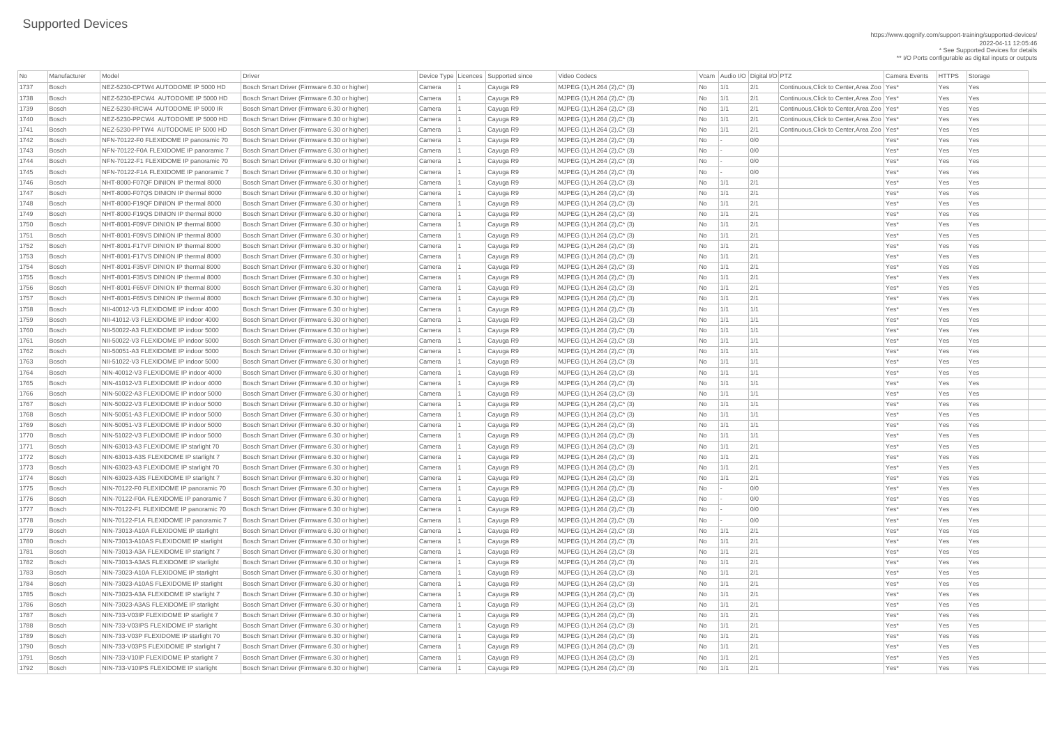# Supported Devices

https://www.qognify.com/support-training/supported-devices/
2022-04-11 12:05:46
* See Supported Devices for details
** I/O Ports configurable as digital inputs or outputs

| No | Manufacturer | Model | Driver | Device Type | Licences | Supported since | Video Codecs | Vcam | Audio I/O | Digital I/O | PTZ | Camera Events | HTTPS | Storage |
|---|---|---|---|---|---|---|---|---|---|---|---|---|---|---|
| 1737 | Bosch | NEZ-5230-CPTW4 AUTODOME IP 5000 HD | Bosch Smart Driver (Firmware 6.30 or higher) | Camera | 1 | Cayuga R9 | MJPEG (1),H.264 (2),C* (3) | No | 1/1 | 2/1 | Continuous,Click to Center,Area Zoo | Yes* | Yes | Yes |
| 1738 | Bosch | NEZ-5230-EPCW4 AUTODOME IP 5000 HD | Bosch Smart Driver (Firmware 6.30 or higher) | Camera | 1 | Cayuga R9 | MJPEG (1),H.264 (2),C* (3) | No | 1/1 | 2/1 | Continuous,Click to Center,Area Zoo | Yes* | Yes | Yes |
| 1739 | Bosch | NEZ-5230-IRCW4 AUTODOME IP 5000 IR | Bosch Smart Driver (Firmware 6.30 or higher) | Camera | 1 | Cayuga R9 | MJPEG (1),H.264 (2),C* (3) | No | 1/1 | 2/1 | Continuous,Click to Center,Area Zoo | Yes* | Yes | Yes |
| 1740 | Bosch | NEZ-5230-PPCW4 AUTODOME IP 5000 HD | Bosch Smart Driver (Firmware 6.30 or higher) | Camera | 1 | Cayuga R9 | MJPEG (1),H.264 (2),C* (3) | No | 1/1 | 2/1 | Continuous,Click to Center,Area Zoo | Yes* | Yes | Yes |
| 1741 | Bosch | NEZ-5230-PPTW4 AUTODOME IP 5000 HD | Bosch Smart Driver (Firmware 6.30 or higher) | Camera | 1 | Cayuga R9 | MJPEG (1),H.264 (2),C* (3) | No | 1/1 | 2/1 | Continuous,Click to Center,Area Zoo | Yes* | Yes | Yes |
| 1742 | Bosch | NFN-70122-F0 FLEXIDOME IP panoramic 70 | Bosch Smart Driver (Firmware 6.30 or higher) | Camera | 1 | Cayuga R9 | MJPEG (1),H.264 (2),C* (3) | No | - | 0/0 | | Yes* | Yes | Yes |
| 1743 | Bosch | NFN-70122-F0A FLEXIDOME IP panoramic 7 | Bosch Smart Driver (Firmware 6.30 or higher) | Camera | 1 | Cayuga R9 | MJPEG (1),H.264 (2),C* (3) | No | - | 0/0 | | Yes* | Yes | Yes |
| 1744 | Bosch | NFN-70122-F1 FLEXIDOME IP panoramic 70 | Bosch Smart Driver (Firmware 6.30 or higher) | Camera | 1 | Cayuga R9 | MJPEG (1),H.264 (2),C* (3) | No | - | 0/0 | | Yes* | Yes | Yes |
| 1745 | Bosch | NFN-70122-F1A FLEXIDOME IP panoramic 7 | Bosch Smart Driver (Firmware 6.30 or higher) | Camera | 1 | Cayuga R9 | MJPEG (1),H.264 (2),C* (3) | No | - | 0/0 | | Yes* | Yes | Yes |
| 1746 | Bosch | NHT-8000-F07QF DINION IP thermal 8000 | Bosch Smart Driver (Firmware 6.30 or higher) | Camera | 1 | Cayuga R9 | MJPEG (1),H.264 (2),C* (3) | No | 1/1 | 2/1 | | Yes* | Yes | Yes |
| 1747 | Bosch | NHT-8000-F07QS DINION IP thermal 8000 | Bosch Smart Driver (Firmware 6.30 or higher) | Camera | 1 | Cayuga R9 | MJPEG (1),H.264 (2),C* (3) | No | 1/1 | 2/1 | | Yes* | Yes | Yes |
| 1748 | Bosch | NHT-8000-F19QF DINION IP thermal 8000 | Bosch Smart Driver (Firmware 6.30 or higher) | Camera | 1 | Cayuga R9 | MJPEG (1),H.264 (2),C* (3) | No | 1/1 | 2/1 | | Yes* | Yes | Yes |
| 1749 | Bosch | NHT-8000-F19QS DINION IP thermal 8000 | Bosch Smart Driver (Firmware 6.30 or higher) | Camera | 1 | Cayuga R9 | MJPEG (1),H.264 (2),C* (3) | No | 1/1 | 2/1 | | Yes* | Yes | Yes |
| 1750 | Bosch | NHT-8001-F09VF DINION IP thermal 8000 | Bosch Smart Driver (Firmware 6.30 or higher) | Camera | 1 | Cayuga R9 | MJPEG (1),H.264 (2),C* (3) | No | 1/1 | 2/1 | | Yes* | Yes | Yes |
| 1751 | Bosch | NHT-8001-F09VS DINION IP thermal 8000 | Bosch Smart Driver (Firmware 6.30 or higher) | Camera | 1 | Cayuga R9 | MJPEG (1),H.264 (2),C* (3) | No | 1/1 | 2/1 | | Yes* | Yes | Yes |
| 1752 | Bosch | NHT-8001-F17VF DINION IP thermal 8000 | Bosch Smart Driver (Firmware 6.30 or higher) | Camera | 1 | Cayuga R9 | MJPEG (1),H.264 (2),C* (3) | No | 1/1 | 2/1 | | Yes* | Yes | Yes |
| 1753 | Bosch | NHT-8001-F17VS DINION IP thermal 8000 | Bosch Smart Driver (Firmware 6.30 or higher) | Camera | 1 | Cayuga R9 | MJPEG (1),H.264 (2),C* (3) | No | 1/1 | 2/1 | | Yes* | Yes | Yes |
| 1754 | Bosch | NHT-8001-F35VF DINION IP thermal 8000 | Bosch Smart Driver (Firmware 6.30 or higher) | Camera | 1 | Cayuga R9 | MJPEG (1),H.264 (2),C* (3) | No | 1/1 | 2/1 | | Yes* | Yes | Yes |
| 1755 | Bosch | NHT-8001-F35VS DINION IP thermal 8000 | Bosch Smart Driver (Firmware 6.30 or higher) | Camera | 1 | Cayuga R9 | MJPEG (1),H.264 (2),C* (3) | No | 1/1 | 2/1 | | Yes* | Yes | Yes |
| 1756 | Bosch | NHT-8001-F65VF DINION IP thermal 8000 | Bosch Smart Driver (Firmware 6.30 or higher) | Camera | 1 | Cayuga R9 | MJPEG (1),H.264 (2),C* (3) | No | 1/1 | 2/1 | | Yes* | Yes | Yes |
| 1757 | Bosch | NHT-8001-F65VS DINION IP thermal 8000 | Bosch Smart Driver (Firmware 6.30 or higher) | Camera | 1 | Cayuga R9 | MJPEG (1),H.264 (2),C* (3) | No | 1/1 | 2/1 | | Yes* | Yes | Yes |
| 1758 | Bosch | NII-40012-V3 FLEXIDOME IP indoor 4000 | Bosch Smart Driver (Firmware 6.30 or higher) | Camera | 1 | Cayuga R9 | MJPEG (1),H.264 (2),C* (3) | No | 1/1 | 1/1 | | Yes* | Yes | Yes |
| 1759 | Bosch | NII-41012-V3 FLEXIDOME IP indoor 4000 | Bosch Smart Driver (Firmware 6.30 or higher) | Camera | 1 | Cayuga R9 | MJPEG (1),H.264 (2),C* (3) | No | 1/1 | 1/1 | | Yes* | Yes | Yes |
| 1760 | Bosch | NII-50022-A3 FLEXIDOME IP indoor 5000 | Bosch Smart Driver (Firmware 6.30 or higher) | Camera | 1 | Cayuga R9 | MJPEG (1),H.264 (2),C* (3) | No | 1/1 | 1/1 | | Yes* | Yes | Yes |
| 1761 | Bosch | NII-50022-V3 FLEXIDOME IP indoor 5000 | Bosch Smart Driver (Firmware 6.30 or higher) | Camera | 1 | Cayuga R9 | MJPEG (1),H.264 (2),C* (3) | No | 1/1 | 1/1 | | Yes* | Yes | Yes |
| 1762 | Bosch | NII-50051-A3 FLEXIDOME IP indoor 5000 | Bosch Smart Driver (Firmware 6.30 or higher) | Camera | 1 | Cayuga R9 | MJPEG (1),H.264 (2),C* (3) | No | 1/1 | 1/1 | | Yes* | Yes | Yes |
| 1763 | Bosch | NII-51022-V3 FLEXIDOME IP indoor 5000 | Bosch Smart Driver (Firmware 6.30 or higher) | Camera | 1 | Cayuga R9 | MJPEG (1),H.264 (2),C* (3) | No | 1/1 | 1/1 | | Yes* | Yes | Yes |
| 1764 | Bosch | NIN-40012-V3 FLEXIDOME IP indoor 4000 | Bosch Smart Driver (Firmware 6.30 or higher) | Camera | 1 | Cayuga R9 | MJPEG (1),H.264 (2),C* (3) | No | 1/1 | 1/1 | | Yes* | Yes | Yes |
| 1765 | Bosch | NIN-41012-V3 FLEXIDOME IP indoor 4000 | Bosch Smart Driver (Firmware 6.30 or higher) | Camera | 1 | Cayuga R9 | MJPEG (1),H.264 (2),C* (3) | No | 1/1 | 1/1 | | Yes* | Yes | Yes |
| 1766 | Bosch | NIN-50022-A3 FLEXIDOME IP indoor 5000 | Bosch Smart Driver (Firmware 6.30 or higher) | Camera | 1 | Cayuga R9 | MJPEG (1),H.264 (2),C* (3) | No | 1/1 | 1/1 | | Yes* | Yes | Yes |
| 1767 | Bosch | NIN-50022-V3 FLEXIDOME IP indoor 5000 | Bosch Smart Driver (Firmware 6.30 or higher) | Camera | 1 | Cayuga R9 | MJPEG (1),H.264 (2),C* (3) | No | 1/1 | 1/1 | | Yes* | Yes | Yes |
| 1768 | Bosch | NIN-50051-A3 FLEXIDOME IP indoor 5000 | Bosch Smart Driver (Firmware 6.30 or higher) | Camera | 1 | Cayuga R9 | MJPEG (1),H.264 (2),C* (3) | No | 1/1 | 1/1 | | Yes* | Yes | Yes |
| 1769 | Bosch | NIN-50051-V3 FLEXIDOME IP indoor 5000 | Bosch Smart Driver (Firmware 6.30 or higher) | Camera | 1 | Cayuga R9 | MJPEG (1),H.264 (2),C* (3) | No | 1/1 | 1/1 | | Yes* | Yes | Yes |
| 1770 | Bosch | NIN-51022-V3 FLEXIDOME IP indoor 5000 | Bosch Smart Driver (Firmware 6.30 or higher) | Camera | 1 | Cayuga R9 | MJPEG (1),H.264 (2),C* (3) | No | 1/1 | 1/1 | | Yes* | Yes | Yes |
| 1771 | Bosch | NIN-63013-A3 FLEXIDOME IP starlight 70 | Bosch Smart Driver (Firmware 6.30 or higher) | Camera | 1 | Cayuga R9 | MJPEG (1),H.264 (2),C* (3) | No | 1/1 | 2/1 | | Yes* | Yes | Yes |
| 1772 | Bosch | NIN-63013-A3S FLEXIDOME IP starlight 7 | Bosch Smart Driver (Firmware 6.30 or higher) | Camera | 1 | Cayuga R9 | MJPEG (1),H.264 (2),C* (3) | No | 1/1 | 2/1 | | Yes* | Yes | Yes |
| 1773 | Bosch | NIN-63023-A3 FLEXIDOME IP starlight 70 | Bosch Smart Driver (Firmware 6.30 or higher) | Camera | 1 | Cayuga R9 | MJPEG (1),H.264 (2),C* (3) | No | 1/1 | 2/1 | | Yes* | Yes | Yes |
| 1774 | Bosch | NIN-63023-A3S FLEXIDOME IP starlight 7 | Bosch Smart Driver (Firmware 6.30 or higher) | Camera | 1 | Cayuga R9 | MJPEG (1),H.264 (2),C* (3) | No | 1/1 | 2/1 | | Yes* | Yes | Yes |
| 1775 | Bosch | NIN-70122-F0 FLEXIDOME IP panoramic 70 | Bosch Smart Driver (Firmware 6.30 or higher) | Camera | 1 | Cayuga R9 | MJPEG (1),H.264 (2),C* (3) | No | - | 0/0 | | Yes* | Yes | Yes |
| 1776 | Bosch | NIN-70122-F0A FLEXIDOME IP panoramic 7 | Bosch Smart Driver (Firmware 6.30 or higher) | Camera | 1 | Cayuga R9 | MJPEG (1),H.264 (2),C* (3) | No | - | 0/0 | | Yes* | Yes | Yes |
| 1777 | Bosch | NIN-70122-F1 FLEXIDOME IP panoramic 70 | Bosch Smart Driver (Firmware 6.30 or higher) | Camera | 1 | Cayuga R9 | MJPEG (1),H.264 (2),C* (3) | No | - | 0/0 | | Yes* | Yes | Yes |
| 1778 | Bosch | NIN-70122-F1A FLEXIDOME IP panoramic 7 | Bosch Smart Driver (Firmware 6.30 or higher) | Camera | 1 | Cayuga R9 | MJPEG (1),H.264 (2),C* (3) | No | - | 0/0 | | Yes* | Yes | Yes |
| 1779 | Bosch | NIN-73013-A10A FLEXIDOME IP starlight | Bosch Smart Driver (Firmware 6.30 or higher) | Camera | 1 | Cayuga R9 | MJPEG (1),H.264 (2),C* (3) | No | 1/1 | 2/1 | | Yes* | Yes | Yes |
| 1780 | Bosch | NIN-73013-A10AS FLEXIDOME IP starlight | Bosch Smart Driver (Firmware 6.30 or higher) | Camera | 1 | Cayuga R9 | MJPEG (1),H.264 (2),C* (3) | No | 1/1 | 2/1 | | Yes* | Yes | Yes |
| 1781 | Bosch | NIN-73013-A3A FLEXIDOME IP starlight 7 | Bosch Smart Driver (Firmware 6.30 or higher) | Camera | 1 | Cayuga R9 | MJPEG (1),H.264 (2),C* (3) | No | 1/1 | 2/1 | | Yes* | Yes | Yes |
| 1782 | Bosch | NIN-73013-A3AS FLEXIDOME IP starlight | Bosch Smart Driver (Firmware 6.30 or higher) | Camera | 1 | Cayuga R9 | MJPEG (1),H.264 (2),C* (3) | No | 1/1 | 2/1 | | Yes* | Yes | Yes |
| 1783 | Bosch | NIN-73023-A10A FLEXIDOME IP starlight | Bosch Smart Driver (Firmware 6.30 or higher) | Camera | 1 | Cayuga R9 | MJPEG (1),H.264 (2),C* (3) | No | 1/1 | 2/1 | | Yes* | Yes | Yes |
| 1784 | Bosch | NIN-73023-A10AS FLEXIDOME IP starlight | Bosch Smart Driver (Firmware 6.30 or higher) | Camera | 1 | Cayuga R9 | MJPEG (1),H.264 (2),C* (3) | No | 1/1 | 2/1 | | Yes* | Yes | Yes |
| 1785 | Bosch | NIN-73023-A3A FLEXIDOME IP starlight 7 | Bosch Smart Driver (Firmware 6.30 or higher) | Camera | 1 | Cayuga R9 | MJPEG (1),H.264 (2),C* (3) | No | 1/1 | 2/1 | | Yes* | Yes | Yes |
| 1786 | Bosch | NIN-73023-A3AS FLEXIDOME IP starlight | Bosch Smart Driver (Firmware 6.30 or higher) | Camera | 1 | Cayuga R9 | MJPEG (1),H.264 (2),C* (3) | No | 1/1 | 2/1 | | Yes* | Yes | Yes |
| 1787 | Bosch | NIN-733-V03IP FLEXIDOME IP starlight 7 | Bosch Smart Driver (Firmware 6.30 or higher) | Camera | 1 | Cayuga R9 | MJPEG (1),H.264 (2),C* (3) | No | 1/1 | 2/1 | | Yes* | Yes | Yes |
| 1788 | Bosch | NIN-733-V03IPS FLEXIDOME IP starlight | Bosch Smart Driver (Firmware 6.30 or higher) | Camera | 1 | Cayuga R9 | MJPEG (1),H.264 (2),C* (3) | No | 1/1 | 2/1 | | Yes* | Yes | Yes |
| 1789 | Bosch | NIN-733-V03P FLEXIDOME IP starlight 70 | Bosch Smart Driver (Firmware 6.30 or higher) | Camera | 1 | Cayuga R9 | MJPEG (1),H.264 (2),C* (3) | No | 1/1 | 2/1 | | Yes* | Yes | Yes |
| 1790 | Bosch | NIN-733-V03PS FLEXIDOME IP starlight 7 | Bosch Smart Driver (Firmware 6.30 or higher) | Camera | 1 | Cayuga R9 | MJPEG (1),H.264 (2),C* (3) | No | 1/1 | 2/1 | | Yes* | Yes | Yes |
| 1791 | Bosch | NIN-733-V10IP FLEXIDOME IP starlight 7 | Bosch Smart Driver (Firmware 6.30 or higher) | Camera | 1 | Cayuga R9 | MJPEG (1),H.264 (2),C* (3) | No | 1/1 | 2/1 | | Yes* | Yes | Yes |
| 1792 | Bosch | NIN-733-V10IPS FLEXIDOME IP starlight | Bosch Smart Driver (Firmware 6.30 or higher) | Camera | 1 | Cayuga R9 | MJPEG (1),H.264 (2),C* (3) | No | 1/1 | 2/1 | | Yes* | Yes | Yes |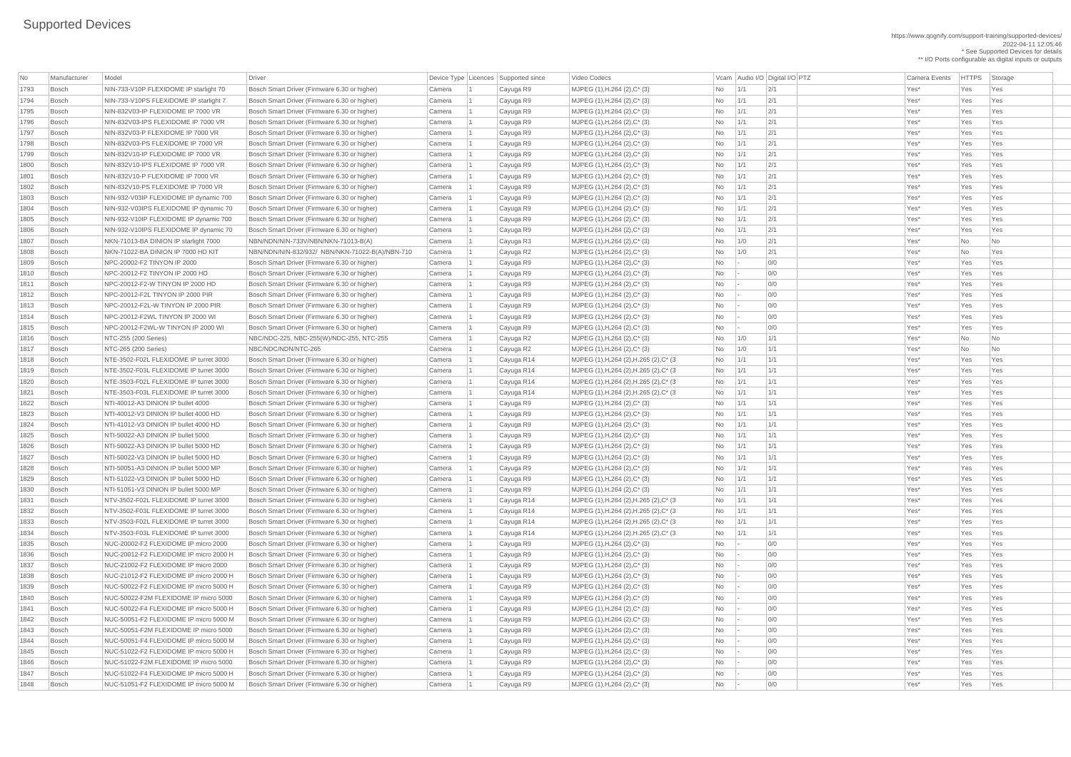# Supported Devices

https://www.qognify.com/support-training/supported-devices/
2022-04-11 12:05:46
* See Supported Devices for details
** I/O Ports configurable as digital inputs or outputs

| No | Manufacturer | Model | Driver | Device Type | Licences | Supported since | Video Codecs | Vcam | Audio I/O | Digital I/O | PTZ | Camera Events | HTTPS | Storage |
|---|---|---|---|---|---|---|---|---|---|---|---|---|---|---|
| 1793 | Bosch | NIN-733-V10P FLEXIDOME IP starlight 70 | Bosch Smart Driver (Firmware 6.30 or higher) | Camera | 1 | Cayuga R9 | MJPEG (1),H.264 (2),C* (3) | No | 1/1 | 2/1 | | Yes* | Yes | Yes |
| 1794 | Bosch | NIN-733-V10PS FLEXIDOME IP starlight 7 | Bosch Smart Driver (Firmware 6.30 or higher) | Camera | 1 | Cayuga R9 | MJPEG (1),H.264 (2),C* (3) | No | 1/1 | 2/1 | | Yes* | Yes | Yes |
| 1795 | Bosch | NIN-832V03-IP FLEXIDOME IP 7000 VR | Bosch Smart Driver (Firmware 6.30 or higher) | Camera | 1 | Cayuga R9 | MJPEG (1),H.264 (2),C* (3) | No | 1/1 | 2/1 | | Yes* | Yes | Yes |
| 1796 | Bosch | NIN-832V03-IPS FLEXIDOME IP 7000 VR | Bosch Smart Driver (Firmware 6.30 or higher) | Camera | 1 | Cayuga R9 | MJPEG (1),H.264 (2),C* (3) | No | 1/1 | 2/1 | | Yes* | Yes | Yes |
| 1797 | Bosch | NIN-832V03-P FLEXIDOME IP 7000 VR | Bosch Smart Driver (Firmware 6.30 or higher) | Camera | 1 | Cayuga R9 | MJPEG (1),H.264 (2),C* (3) | No | 1/1 | 2/1 | | Yes* | Yes | Yes |
| 1798 | Bosch | NIN-832V03-PS FLEXIDOME IP 7000 VR | Bosch Smart Driver (Firmware 6.30 or higher) | Camera | 1 | Cayuga R9 | MJPEG (1),H.264 (2),C* (3) | No | 1/1 | 2/1 | | Yes* | Yes | Yes |
| 1799 | Bosch | NIN-832V10-IP FLEXIDOME IP 7000 VR | Bosch Smart Driver (Firmware 6.30 or higher) | Camera | 1 | Cayuga R9 | MJPEG (1),H.264 (2),C* (3) | No | 1/1 | 2/1 | | Yes* | Yes | Yes |
| 1800 | Bosch | NIN-832V10-IPS FLEXIDOME IP 7000 VR | Bosch Smart Driver (Firmware 6.30 or higher) | Camera | 1 | Cayuga R9 | MJPEG (1),H.264 (2),C* (3) | No | 1/1 | 2/1 | | Yes* | Yes | Yes |
| 1801 | Bosch | NIN-832V10-P FLEXIDOME IP 7000 VR | Bosch Smart Driver (Firmware 6.30 or higher) | Camera | 1 | Cayuga R9 | MJPEG (1),H.264 (2),C* (3) | No | 1/1 | 2/1 | | Yes* | Yes | Yes |
| 1802 | Bosch | NIN-832V10-PS FLEXIDOME IP 7000 VR | Bosch Smart Driver (Firmware 6.30 or higher) | Camera | 1 | Cayuga R9 | MJPEG (1),H.264 (2),C* (3) | No | 1/1 | 2/1 | | Yes* | Yes | Yes |
| 1803 | Bosch | NIN-932-V03IP FLEXIDOME IP dynamic 700 | Bosch Smart Driver (Firmware 6.30 or higher) | Camera | 1 | Cayuga R9 | MJPEG (1),H.264 (2),C* (3) | No | 1/1 | 2/1 | | Yes* | Yes | Yes |
| 1804 | Bosch | NIN-932-V03IPS FLEXIDOME IP dynamic 70 | Bosch Smart Driver (Firmware 6.30 or higher) | Camera | 1 | Cayuga R9 | MJPEG (1),H.264 (2),C* (3) | No | 1/1 | 2/1 | | Yes* | Yes | Yes |
| 1805 | Bosch | NIN-932-V10IP FLEXIDOME IP dynamic 700 | Bosch Smart Driver (Firmware 6.30 or higher) | Camera | 1 | Cayuga R9 | MJPEG (1),H.264 (2),C* (3) | No | 1/1 | 2/1 | | Yes* | Yes | Yes |
| 1806 | Bosch | NIN-932-V10IPS FLEXIDOME IP dynamic 70 | Bosch Smart Driver (Firmware 6.30 or higher) | Camera | 1 | Cayuga R9 | MJPEG (1),H.264 (2),C* (3) | No | 1/1 | 2/1 | | Yes* | Yes | Yes |
| 1807 | Bosch | NKN-71013-BA DINION IP starlight 7000 | NBN/NDN/NIN-733V/NBN/NKN-71013-B(A) | Camera | 1 | Cayuga R3 | MJPEG (1),H.264 (2),C* (3) | No | 1/0 | 2/1 | | Yes* | No | No |
| 1808 | Bosch | NKN-71022-BA DINION IP 7000 HD KIT | NBN/NDN/NIN-832/932/ NBN/NKN-71022-B(A)/NBN-710 | Camera | 1 | Cayuga R2 | MJPEG (1),H.264 (2),C* (3) | No | 1/0 | 2/1 | | Yes* | No | Yes |
| 1809 | Bosch | NPC-20002-F2 TINYON IP 2000 | Bosch Smart Driver (Firmware 6.30 or higher) | Camera | 1 | Cayuga R9 | MJPEG (1),H.264 (2),C* (3) | No | - | 0/0 | | Yes* | Yes | Yes |
| 1810 | Bosch | NPC-20012-F2 TINYON IP 2000 HD | Bosch Smart Driver (Firmware 6.30 or higher) | Camera | 1 | Cayuga R9 | MJPEG (1),H.264 (2),C* (3) | No | - | 0/0 | | Yes* | Yes | Yes |
| 1811 | Bosch | NPC-20012-F2-W TINYON IP 2000 HD | Bosch Smart Driver (Firmware 6.30 or higher) | Camera | 1 | Cayuga R9 | MJPEG (1),H.264 (2),C* (3) | No | - | 0/0 | | Yes* | Yes | Yes |
| 1812 | Bosch | NPC-20012-F2L TINYON IP 2000 PIR | Bosch Smart Driver (Firmware 6.30 or higher) | Camera | 1 | Cayuga R9 | MJPEG (1),H.264 (2),C* (3) | No | - | 0/0 | | Yes* | Yes | Yes |
| 1813 | Bosch | NPC-20012-F2L-W TINYON IP 2000 PIR | Bosch Smart Driver (Firmware 6.30 or higher) | Camera | 1 | Cayuga R9 | MJPEG (1),H.264 (2),C* (3) | No | - | 0/0 | | Yes* | Yes | Yes |
| 1814 | Bosch | NPC-20012-F2WL TINYON IP 2000 WI | Bosch Smart Driver (Firmware 6.30 or higher) | Camera | 1 | Cayuga R9 | MJPEG (1),H.264 (2),C* (3) | No | - | 0/0 | | Yes* | Yes | Yes |
| 1815 | Bosch | NPC-20012-F2WL-W TINYON IP 2000 WI | Bosch Smart Driver (Firmware 6.30 or higher) | Camera | 1 | Cayuga R9 | MJPEG (1),H.264 (2),C* (3) | No | - | 0/0 | | Yes* | Yes | Yes |
| 1816 | Bosch | NTC-255 (200 Series) | NBC/NDC-225, NBC-255(W)/NDC-255, NTC-255 | Camera | 1 | Cayuga R2 | MJPEG (1),H.264 (2),C* (3) | No | 1/0 | 1/1 | | Yes* | No | No |
| 1817 | Bosch | NTC-265 (200 Series) | NBC/NDC/NDN/NTC-265 | Camera | 1 | Cayuga R2 | MJPEG (1),H.264 (2),C* (3) | No | 1/0 | 1/1 | | Yes* | No | No |
| 1818 | Bosch | NTE-3502-F02L FLEXIDOME IP turret 3000 | Bosch Smart Driver (Firmware 6.30 or higher) | Camera | 1 | Cayuga R14 | MJPEG (1),H.264 (2),H.265 (2),C* (3 | No | 1/1 | 1/1 | | Yes* | Yes | Yes |
| 1819 | Bosch | NTE-3502-F03L FLEXIDOME IP turret 3000 | Bosch Smart Driver (Firmware 6.30 or higher) | Camera | 1 | Cayuga R14 | MJPEG (1),H.264 (2),H.265 (2),C* (3 | No | 1/1 | 1/1 | | Yes* | Yes | Yes |
| 1820 | Bosch | NTE-3503-F02L FLEXIDOME IP turret 3000 | Bosch Smart Driver (Firmware 6.30 or higher) | Camera | 1 | Cayuga R14 | MJPEG (1),H.264 (2),H.265 (2),C* (3 | No | 1/1 | 1/1 | | Yes* | Yes | Yes |
| 1821 | Bosch | NTE-3503-F03L FLEXIDOME IP turret 3000 | Bosch Smart Driver (Firmware 6.30 or higher) | Camera | 1 | Cayuga R14 | MJPEG (1),H.264 (2),H.265 (2),C* (3 | No | 1/1 | 1/1 | | Yes* | Yes | Yes |
| 1822 | Bosch | NTI-40012-A3 DINION IP bullet 4000 | Bosch Smart Driver (Firmware 6.30 or higher) | Camera | 1 | Cayuga R9 | MJPEG (1),H.264 (2),C* (3) | No | 1/1 | 1/1 | | Yes* | Yes | Yes |
| 1823 | Bosch | NTI-40012-V3 DINION IP bullet 4000 HD | Bosch Smart Driver (Firmware 6.30 or higher) | Camera | 1 | Cayuga R9 | MJPEG (1),H.264 (2),C* (3) | No | 1/1 | 1/1 | | Yes* | Yes | Yes |
| 1824 | Bosch | NTI-41012-V3 DINION IP bullet 4000 HD | Bosch Smart Driver (Firmware 6.30 or higher) | Camera | 1 | Cayuga R9 | MJPEG (1),H.264 (2),C* (3) | No | 1/1 | 1/1 | | Yes* | Yes | Yes |
| 1825 | Bosch | NTI-50022-A3 DINION IP bullet 5000 | Bosch Smart Driver (Firmware 6.30 or higher) | Camera | 1 | Cayuga R9 | MJPEG (1),H.264 (2),C* (3) | No | 1/1 | 1/1 | | Yes* | Yes | Yes |
| 1826 | Bosch | NTI-50022-A3 DINION IP bullet 5000 HD | Bosch Smart Driver (Firmware 6.30 or higher) | Camera | 1 | Cayuga R9 | MJPEG (1),H.264 (2),C* (3) | No | 1/1 | 1/1 | | Yes* | Yes | Yes |
| 1827 | Bosch | NTI-50022-V3 DINION IP bullet 5000 HD | Bosch Smart Driver (Firmware 6.30 or higher) | Camera | 1 | Cayuga R9 | MJPEG (1),H.264 (2),C* (3) | No | 1/1 | 1/1 | | Yes* | Yes | Yes |
| 1828 | Bosch | NTI-50051-A3 DINION IP bullet 5000 MP | Bosch Smart Driver (Firmware 6.30 or higher) | Camera | 1 | Cayuga R9 | MJPEG (1),H.264 (2),C* (3) | No | 1/1 | 1/1 | | Yes* | Yes | Yes |
| 1829 | Bosch | NTI-51022-V3 DINION IP bullet 5000 HD | Bosch Smart Driver (Firmware 6.30 or higher) | Camera | 1 | Cayuga R9 | MJPEG (1),H.264 (2),C* (3) | No | 1/1 | 1/1 | | Yes* | Yes | Yes |
| 1830 | Bosch | NTI-51051-V3 DINION IP bullet 5000 MP | Bosch Smart Driver (Firmware 6.30 or higher) | Camera | 1 | Cayuga R9 | MJPEG (1),H.264 (2),C* (3) | No | 1/1 | 1/1 | | Yes* | Yes | Yes |
| 1831 | Bosch | NTV-3502-F02L FLEXIDOME IP turret 3000 | Bosch Smart Driver (Firmware 6.30 or higher) | Camera | 1 | Cayuga R14 | MJPEG (1),H.264 (2),H.265 (2),C* (3 | No | 1/1 | 1/1 | | Yes* | Yes | Yes |
| 1832 | Bosch | NTV-3502-F03L FLEXIDOME IP turret 3000 | Bosch Smart Driver (Firmware 6.30 or higher) | Camera | 1 | Cayuga R14 | MJPEG (1),H.264 (2),H.265 (2),C* (3 | No | 1/1 | 1/1 | | Yes* | Yes | Yes |
| 1833 | Bosch | NTV-3503-F02L FLEXIDOME IP turret 3000 | Bosch Smart Driver (Firmware 6.30 or higher) | Camera | 1 | Cayuga R14 | MJPEG (1),H.264 (2),H.265 (2),C* (3 | No | 1/1 | 1/1 | | Yes* | Yes | Yes |
| 1834 | Bosch | NTV-3503-F03L FLEXIDOME IP turret 3000 | Bosch Smart Driver (Firmware 6.30 or higher) | Camera | 1 | Cayuga R14 | MJPEG (1),H.264 (2),H.265 (2),C* (3 | No | 1/1 | 1/1 | | Yes* | Yes | Yes |
| 1835 | Bosch | NUC-20002-F2 FLEXIDOME IP micro 2000 | Bosch Smart Driver (Firmware 6.30 or higher) | Camera | 1 | Cayuga R9 | MJPEG (1),H.264 (2),C* (3) | No | - | 0/0 | | Yes* | Yes | Yes |
| 1836 | Bosch | NUC-20012-F2 FLEXIDOME IP micro 2000 H | Bosch Smart Driver (Firmware 6.30 or higher) | Camera | 1 | Cayuga R9 | MJPEG (1),H.264 (2),C* (3) | No | - | 0/0 | | Yes* | Yes | Yes |
| 1837 | Bosch | NUC-21002-F2 FLEXIDOME IP micro 2000 | Bosch Smart Driver (Firmware 6.30 or higher) | Camera | 1 | Cayuga R9 | MJPEG (1),H.264 (2),C* (3) | No | - | 0/0 | | Yes* | Yes | Yes |
| 1838 | Bosch | NUC-21012-F2 FLEXIDOME IP micro 2000 H | Bosch Smart Driver (Firmware 6.30 or higher) | Camera | 1 | Cayuga R9 | MJPEG (1),H.264 (2),C* (3) | No | - | 0/0 | | Yes* | Yes | Yes |
| 1839 | Bosch | NUC-50022-F2 FLEXIDOME IP micro 5000 H | Bosch Smart Driver (Firmware 6.30 or higher) | Camera | 1 | Cayuga R9 | MJPEG (1),H.264 (2),C* (3) | No | - | 0/0 | | Yes* | Yes | Yes |
| 1840 | Bosch | NUC-50022-F2M FLEXIDOME IP micro 5000 | Bosch Smart Driver (Firmware 6.30 or higher) | Camera | 1 | Cayuga R9 | MJPEG (1),H.264 (2),C* (3) | No | - | 0/0 | | Yes* | Yes | Yes |
| 1841 | Bosch | NUC-50022-F4 FLEXIDOME IP micro 5000 H | Bosch Smart Driver (Firmware 6.30 or higher) | Camera | 1 | Cayuga R9 | MJPEG (1),H.264 (2),C* (3) | No | - | 0/0 | | Yes* | Yes | Yes |
| 1842 | Bosch | NUC-50051-F2 FLEXIDOME IP micro 5000 M | Bosch Smart Driver (Firmware 6.30 or higher) | Camera | 1 | Cayuga R9 | MJPEG (1),H.264 (2),C* (3) | No | - | 0/0 | | Yes* | Yes | Yes |
| 1843 | Bosch | NUC-50051-F2M FLEXIDOME IP micro 5000 | Bosch Smart Driver (Firmware 6.30 or higher) | Camera | 1 | Cayuga R9 | MJPEG (1),H.264 (2),C* (3) | No | - | 0/0 | | Yes* | Yes | Yes |
| 1844 | Bosch | NUC-50051-F4 FLEXIDOME IP micro 5000 M | Bosch Smart Driver (Firmware 6.30 or higher) | Camera | 1 | Cayuga R9 | MJPEG (1),H.264 (2),C* (3) | No | - | 0/0 | | Yes* | Yes | Yes |
| 1845 | Bosch | NUC-51022-F2 FLEXIDOME IP micro 5000 H | Bosch Smart Driver (Firmware 6.30 or higher) | Camera | 1 | Cayuga R9 | MJPEG (1),H.264 (2),C* (3) | No | - | 0/0 | | Yes* | Yes | Yes |
| 1846 | Bosch | NUC-51022-F2M FLEXIDOME IP micro 5000 | Bosch Smart Driver (Firmware 6.30 or higher) | Camera | 1 | Cayuga R9 | MJPEG (1),H.264 (2),C* (3) | No | - | 0/0 | | Yes* | Yes | Yes |
| 1847 | Bosch | NUC-51022-F4 FLEXIDOME IP micro 5000 H | Bosch Smart Driver (Firmware 6.30 or higher) | Camera | 1 | Cayuga R9 | MJPEG (1),H.264 (2),C* (3) | No | - | 0/0 | | Yes* | Yes | Yes |
| 1848 | Bosch | NUC-51051-F2 FLEXIDOME IP micro 5000 M | Bosch Smart Driver (Firmware 6.30 or higher) | Camera | 1 | Cayuga R9 | MJPEG (1),H.264 (2),C* (3) | No | - | 0/0 | | Yes* | Yes | Yes |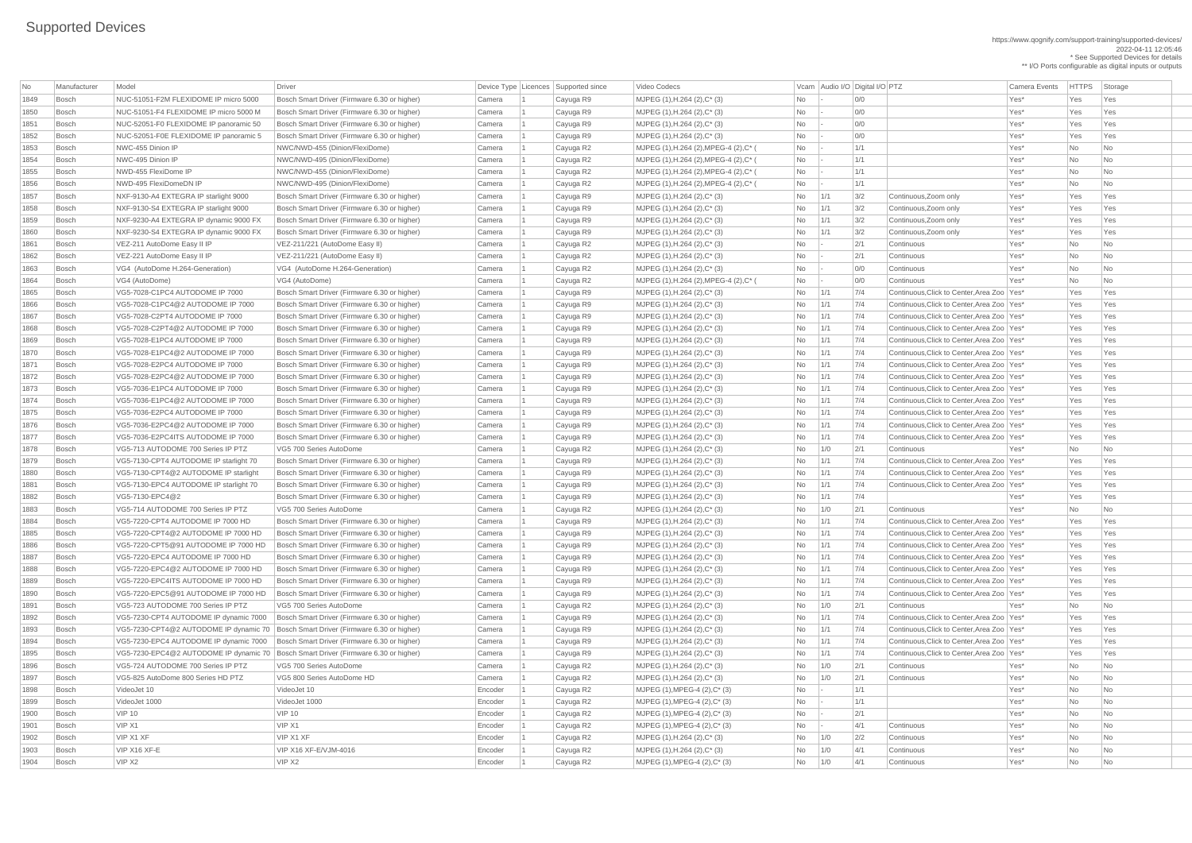# Supported Devices

https://www.qognify.com/support-training/supported-devices/
2022-04-11 12:05:46
* See Supported Devices for details
** I/O Ports configurable as digital inputs or outputs

| No | Manufacturer | Model | Driver | Device Type | Licences | Supported since | Video Codecs | Vcam | Audio I/O | Digital I/O | PTZ | Camera Events | HTTPS | Storage |
|---|---|---|---|---|---|---|---|---|---|---|---|---|---|---|
| 1849 | Bosch | NUC-51051-F2M FLEXIDOME IP micro 5000 | Bosch Smart Driver (Firmware 6.30 or higher) | Camera | 1 | Cayuga R9 | MJPEG (1),H.264 (2),C* (3) | No | - | 0/0 | | Yes* | Yes | Yes |
| 1850 | Bosch | NUC-51051-F4 FLEXIDOME IP micro 5000 M | Bosch Smart Driver (Firmware 6.30 or higher) | Camera | 1 | Cayuga R9 | MJPEG (1),H.264 (2),C* (3) | No | - | 0/0 | | Yes* | Yes | Yes |
| 1851 | Bosch | NUC-52051-F0 FLEXIDOME IP panoramic 50 | Bosch Smart Driver (Firmware 6.30 or higher) | Camera | 1 | Cayuga R9 | MJPEG (1),H.264 (2),C* (3) | No | - | 0/0 | | Yes* | Yes | Yes |
| 1852 | Bosch | NUC-52051-F0E FLEXIDOME IP panoramic 5 | Bosch Smart Driver (Firmware 6.30 or higher) | Camera | 1 | Cayuga R9 | MJPEG (1),H.264 (2),C* (3) | No | - | 0/0 | | Yes* | Yes | Yes |
| 1853 | Bosch | NWC-455 Dinion IP | NWC/NWD-455 (Dinion/FlexiDome) | Camera | 1 | Cayuga R2 | MJPEG (1),H.264 (2),MPEG-4 (2),C* ( | No | - | 1/1 | | Yes* | No | No |
| 1854 | Bosch | NWC-495 Dinion IP | NWC/NWD-495 (Dinion/FlexiDome) | Camera | 1 | Cayuga R2 | MJPEG (1),H.264 (2),MPEG-4 (2),C* ( | No | - | 1/1 | | Yes* | No | No |
| 1855 | Bosch | NWD-455 FlexiDome IP | NWC/NWD-455 (Dinion/FlexiDome) | Camera | 1 | Cayuga R2 | MJPEG (1),H.264 (2),MPEG-4 (2),C* ( | No | - | 1/1 | | Yes* | No | No |
| 1856 | Bosch | NWD-495 FlexiDomeDN IP | NWC/NWD-495 (Dinion/FlexiDome) | Camera | 1 | Cayuga R2 | MJPEG (1),H.264 (2),MPEG-4 (2),C* ( | No | - | 1/1 | | Yes* | No | No |
| 1857 | Bosch | NXF-9130-A4 EXTEGRA IP starlight 9000 | Bosch Smart Driver (Firmware 6.30 or higher) | Camera | 1 | Cayuga R9 | MJPEG (1),H.264 (2),C* (3) | No | 1/1 | 3/2 | Continuous,Zoom only | Yes* | Yes | Yes |
| 1858 | Bosch | NXF-9130-S4 EXTEGRA IP starlight 9000 | Bosch Smart Driver (Firmware 6.30 or higher) | Camera | 1 | Cayuga R9 | MJPEG (1),H.264 (2),C* (3) | No | 1/1 | 3/2 | Continuous,Zoom only | Yes* | Yes | Yes |
| 1859 | Bosch | NXF-9230-A4 EXTEGRA IP dynamic 9000 FX | Bosch Smart Driver (Firmware 6.30 or higher) | Camera | 1 | Cayuga R9 | MJPEG (1),H.264 (2),C* (3) | No | 1/1 | 3/2 | Continuous,Zoom only | Yes* | Yes | Yes |
| 1860 | Bosch | NXF-9230-S4 EXTEGRA IP dynamic 9000 FX | Bosch Smart Driver (Firmware 6.30 or higher) | Camera | 1 | Cayuga R9 | MJPEG (1),H.264 (2),C* (3) | No | 1/1 | 3/2 | Continuous,Zoom only | Yes* | Yes | Yes |
| 1861 | Bosch | VEZ-211 AutoDome Easy II IP | VEZ-211/221 (AutoDome Easy II) | Camera | 1 | Cayuga R2 | MJPEG (1),H.264 (2),C* (3) | No | - | 2/1 | Continuous | Yes* | No | No |
| 1862 | Bosch | VEZ-221 AutoDome Easy II IP | VEZ-211/221 (AutoDome Easy II) | Camera | 1 | Cayuga R2 | MJPEG (1),H.264 (2),C* (3) | No | - | 2/1 | Continuous | Yes* | No | No |
| 1863 | Bosch | VG4 (AutoDome H.264-Generation) | VG4 (AutoDome H.264-Generation) | Camera | 1 | Cayuga R2 | MJPEG (1),H.264 (2),C* (3) | No | - | 0/0 | Continuous | Yes* | No | No |
| 1864 | Bosch | VG4 (AutoDome) | VG4 (AutoDome) | Camera | 1 | Cayuga R2 | MJPEG (1),H.264 (2),MPEG-4 (2),C* ( | No | - | 0/0 | Continuous | Yes* | No | No |
| 1865 | Bosch | VG5-7028-C1PC4 AUTODOME IP 7000 | Bosch Smart Driver (Firmware 6.30 or higher) | Camera | 1 | Cayuga R9 | MJPEG (1),H.264 (2),C* (3) | No | 1/1 | 7/4 | Continuous,Click to Center,Area Zoo | Yes* | Yes | Yes |
| 1866 | Bosch | VG5-7028-C1PC4@2 AUTODOME IP 7000 | Bosch Smart Driver (Firmware 6.30 or higher) | Camera | 1 | Cayuga R9 | MJPEG (1),H.264 (2),C* (3) | No | 1/1 | 7/4 | Continuous,Click to Center,Area Zoo | Yes* | Yes | Yes |
| 1867 | Bosch | VG5-7028-C2PT4 AUTODOME IP 7000 | Bosch Smart Driver (Firmware 6.30 or higher) | Camera | 1 | Cayuga R9 | MJPEG (1),H.264 (2),C* (3) | No | 1/1 | 7/4 | Continuous,Click to Center,Area Zoo | Yes* | Yes | Yes |
| 1868 | Bosch | VG5-7028-C2PT4@2 AUTODOME IP 7000 | Bosch Smart Driver (Firmware 6.30 or higher) | Camera | 1 | Cayuga R9 | MJPEG (1),H.264 (2),C* (3) | No | 1/1 | 7/4 | Continuous,Click to Center,Area Zoo | Yes* | Yes | Yes |
| 1869 | Bosch | VG5-7028-E1PC4 AUTODOME IP 7000 | Bosch Smart Driver (Firmware 6.30 or higher) | Camera | 1 | Cayuga R9 | MJPEG (1),H.264 (2),C* (3) | No | 1/1 | 7/4 | Continuous,Click to Center,Area Zoo | Yes* | Yes | Yes |
| 1870 | Bosch | VG5-7028-E1PC4@2 AUTODOME IP 7000 | Bosch Smart Driver (Firmware 6.30 or higher) | Camera | 1 | Cayuga R9 | MJPEG (1),H.264 (2),C* (3) | No | 1/1 | 7/4 | Continuous,Click to Center,Area Zoo | Yes* | Yes | Yes |
| 1871 | Bosch | VG5-7028-E2PC4 AUTODOME IP 7000 | Bosch Smart Driver (Firmware 6.30 or higher) | Camera | 1 | Cayuga R9 | MJPEG (1),H.264 (2),C* (3) | No | 1/1 | 7/4 | Continuous,Click to Center,Area Zoo | Yes* | Yes | Yes |
| 1872 | Bosch | VG5-7028-E2PC4@2 AUTODOME IP 7000 | Bosch Smart Driver (Firmware 6.30 or higher) | Camera | 1 | Cayuga R9 | MJPEG (1),H.264 (2),C* (3) | No | 1/1 | 7/4 | Continuous,Click to Center,Area Zoo | Yes* | Yes | Yes |
| 1873 | Bosch | VG5-7036-E1PC4 AUTODOME IP 7000 | Bosch Smart Driver (Firmware 6.30 or higher) | Camera | 1 | Cayuga R9 | MJPEG (1),H.264 (2),C* (3) | No | 1/1 | 7/4 | Continuous,Click to Center,Area Zoo | Yes* | Yes | Yes |
| 1874 | Bosch | VG5-7036-E1PC4@2 AUTODOME IP 7000 | Bosch Smart Driver (Firmware 6.30 or higher) | Camera | 1 | Cayuga R9 | MJPEG (1),H.264 (2),C* (3) | No | 1/1 | 7/4 | Continuous,Click to Center,Area Zoo | Yes* | Yes | Yes |
| 1875 | Bosch | VG5-7036-E2PC4 AUTODOME IP 7000 | Bosch Smart Driver (Firmware 6.30 or higher) | Camera | 1 | Cayuga R9 | MJPEG (1),H.264 (2),C* (3) | No | 1/1 | 7/4 | Continuous,Click to Center,Area Zoo | Yes* | Yes | Yes |
| 1876 | Bosch | VG5-7036-E2PC4@2 AUTODOME IP 7000 | Bosch Smart Driver (Firmware 6.30 or higher) | Camera | 1 | Cayuga R9 | MJPEG (1),H.264 (2),C* (3) | No | 1/1 | 7/4 | Continuous,Click to Center,Area Zoo | Yes* | Yes | Yes |
| 1877 | Bosch | VG5-7036-E2PC4ITS AUTODOME IP 7000 | Bosch Smart Driver (Firmware 6.30 or higher) | Camera | 1 | Cayuga R9 | MJPEG (1),H.264 (2),C* (3) | No | 1/1 | 7/4 | Continuous,Click to Center,Area Zoo | Yes* | Yes | Yes |
| 1878 | Bosch | VG5-713 AUTODOME 700 Series IP PTZ | VG5 700 Series AutoDome | Camera | 1 | Cayuga R2 | MJPEG (1),H.264 (2),C* (3) | No | 1/0 | 2/1 | Continuous | Yes* | No | No |
| 1879 | Bosch | VG5-7130-CPT4 AUTODOME IP starlight 70 | Bosch Smart Driver (Firmware 6.30 or higher) | Camera | 1 | Cayuga R9 | MJPEG (1),H.264 (2),C* (3) | No | 1/1 | 7/4 | Continuous,Click to Center,Area Zoo | Yes* | Yes | Yes |
| 1880 | Bosch | VG5-7130-CPT4@2 AUTODOME IP starlight | Bosch Smart Driver (Firmware 6.30 or higher) | Camera | 1 | Cayuga R9 | MJPEG (1),H.264 (2),C* (3) | No | 1/1 | 7/4 | Continuous,Click to Center,Area Zoo | Yes* | Yes | Yes |
| 1881 | Bosch | VG5-7130-EPC4 AUTODOME IP starlight 70 | Bosch Smart Driver (Firmware 6.30 or higher) | Camera | 1 | Cayuga R9 | MJPEG (1),H.264 (2),C* (3) | No | 1/1 | 7/4 | Continuous,Click to Center,Area Zoo | Yes* | Yes | Yes |
| 1882 | Bosch | VG5-7130-EPC4@2 | Bosch Smart Driver (Firmware 6.30 or higher) | Camera | 1 | Cayuga R9 | MJPEG (1),H.264 (2),C* (3) | No | 1/1 | 7/4 | | Yes* | Yes | Yes |
| 1883 | Bosch | VG5-714 AUTODOME 700 Series IP PTZ | VG5 700 Series AutoDome | Camera | 1 | Cayuga R2 | MJPEG (1),H.264 (2),C* (3) | No | 1/0 | 2/1 | Continuous | Yes* | No | No |
| 1884 | Bosch | VG5-7220-CPT4 AUTODOME IP 7000 HD | Bosch Smart Driver (Firmware 6.30 or higher) | Camera | 1 | Cayuga R9 | MJPEG (1),H.264 (2),C* (3) | No | 1/1 | 7/4 | Continuous,Click to Center,Area Zoo | Yes* | Yes | Yes |
| 1885 | Bosch | VG5-7220-CPT4@2 AUTODOME IP 7000 HD | Bosch Smart Driver (Firmware 6.30 or higher) | Camera | 1 | Cayuga R9 | MJPEG (1),H.264 (2),C* (3) | No | 1/1 | 7/4 | Continuous,Click to Center,Area Zoo | Yes* | Yes | Yes |
| 1886 | Bosch | VG5-7220-CPT5@91 AUTODOME IP 7000 HD | Bosch Smart Driver (Firmware 6.30 or higher) | Camera | 1 | Cayuga R9 | MJPEG (1),H.264 (2),C* (3) | No | 1/1 | 7/4 | Continuous,Click to Center,Area Zoo | Yes* | Yes | Yes |
| 1887 | Bosch | VG5-7220-EPC4 AUTODOME IP 7000 HD | Bosch Smart Driver (Firmware 6.30 or higher) | Camera | 1 | Cayuga R9 | MJPEG (1),H.264 (2),C* (3) | No | 1/1 | 7/4 | Continuous,Click to Center,Area Zoo | Yes* | Yes | Yes |
| 1888 | Bosch | VG5-7220-EPC4@2 AUTODOME IP 7000 HD | Bosch Smart Driver (Firmware 6.30 or higher) | Camera | 1 | Cayuga R9 | MJPEG (1),H.264 (2),C* (3) | No | 1/1 | 7/4 | Continuous,Click to Center,Area Zoo | Yes* | Yes | Yes |
| 1889 | Bosch | VG5-7220-EPC4ITS AUTODOME IP 7000 HD | Bosch Smart Driver (Firmware 6.30 or higher) | Camera | 1 | Cayuga R9 | MJPEG (1),H.264 (2),C* (3) | No | 1/1 | 7/4 | Continuous,Click to Center,Area Zoo | Yes* | Yes | Yes |
| 1890 | Bosch | VG5-7220-EPC5@91 AUTODOME IP 7000 HD | Bosch Smart Driver (Firmware 6.30 or higher) | Camera | 1 | Cayuga R9 | MJPEG (1),H.264 (2),C* (3) | No | 1/1 | 7/4 | Continuous,Click to Center,Area Zoo | Yes* | Yes | Yes |
| 1891 | Bosch | VG5-723 AUTODOME 700 Series IP PTZ | VG5 700 Series AutoDome | Camera | 1 | Cayuga R2 | MJPEG (1),H.264 (2),C* (3) | No | 1/0 | 2/1 | Continuous | Yes* | No | No |
| 1892 | Bosch | VG5-7230-CPT4 AUTODOME IP dynamic 7000 | Bosch Smart Driver (Firmware 6.30 or higher) | Camera | 1 | Cayuga R9 | MJPEG (1),H.264 (2),C* (3) | No | 1/1 | 7/4 | Continuous,Click to Center,Area Zoo | Yes* | Yes | Yes |
| 1893 | Bosch | VG5-7230-CPT4@2 AUTODOME IP dynamic 70 | Bosch Smart Driver (Firmware 6.30 or higher) | Camera | 1 | Cayuga R9 | MJPEG (1),H.264 (2),C* (3) | No | 1/1 | 7/4 | Continuous,Click to Center,Area Zoo | Yes* | Yes | Yes |
| 1894 | Bosch | VG5-7230-EPC4 AUTODOME IP dynamic 7000 | Bosch Smart Driver (Firmware 6.30 or higher) | Camera | 1 | Cayuga R9 | MJPEG (1),H.264 (2),C* (3) | No | 1/1 | 7/4 | Continuous,Click to Center,Area Zoo | Yes* | Yes | Yes |
| 1895 | Bosch | VG5-7230-EPC4@2 AUTODOME IP dynamic 70 | Bosch Smart Driver (Firmware 6.30 or higher) | Camera | 1 | Cayuga R9 | MJPEG (1),H.264 (2),C* (3) | No | 1/1 | 7/4 | Continuous,Click to Center,Area Zoo | Yes* | Yes | Yes |
| 1896 | Bosch | VG5-724 AUTODOME 700 Series IP PTZ | VG5 700 Series AutoDome | Camera | 1 | Cayuga R2 | MJPEG (1),H.264 (2),C* (3) | No | 1/0 | 2/1 | Continuous | Yes* | No | No |
| 1897 | Bosch | VG5-825 AutoDome 800 Series HD PTZ | VG5 800 Series AutoDome HD | Camera | 1 | Cayuga R2 | MJPEG (1),H.264 (2),C* (3) | No | 1/0 | 2/1 | Continuous | Yes* | No | No |
| 1898 | Bosch | VideoJet 10 | VideoJet 10 | Encoder | 1 | Cayuga R2 | MJPEG (1),MPEG-4 (2),C* (3) | No | - | 1/1 | | Yes* | No | No |
| 1899 | Bosch | VideoJet 1000 | VideoJet 1000 | Encoder | 1 | Cayuga R2 | MJPEG (1),MPEG-4 (2),C* (3) | No | - | 1/1 | | Yes* | No | No |
| 1900 | Bosch | VIP 10 | VIP 10 | Encoder | 1 | Cayuga R2 | MJPEG (1),MPEG-4 (2),C* (3) | No | - | 2/1 | | Yes* | No | No |
| 1901 | Bosch | VIP X1 | VIP X1 | Encoder | 1 | Cayuga R2 | MJPEG (1),MPEG-4 (2),C* (3) | No | - | 4/1 | Continuous | Yes* | No | No |
| 1902 | Bosch | VIP X1 XF | VIP X1 XF | Encoder | 1 | Cayuga R2 | MJPEG (1),H.264 (2),C* (3) | No | 1/0 | 2/2 | Continuous | Yes* | No | No |
| 1903 | Bosch | VIP X16 XF-E | VIP X16 XF-E/VJM-4016 | Encoder | 1 | Cayuga R2 | MJPEG (1),H.264 (2),C* (3) | No | 1/0 | 4/1 | Continuous | Yes* | No | No |
| 1904 | Bosch | VIP X2 | VIP X2 | Encoder | 1 | Cayuga R2 | MJPEG (1),MPEG-4 (2),C* (3) | No | 1/0 | 4/1 | Continuous | Yes* | No | No |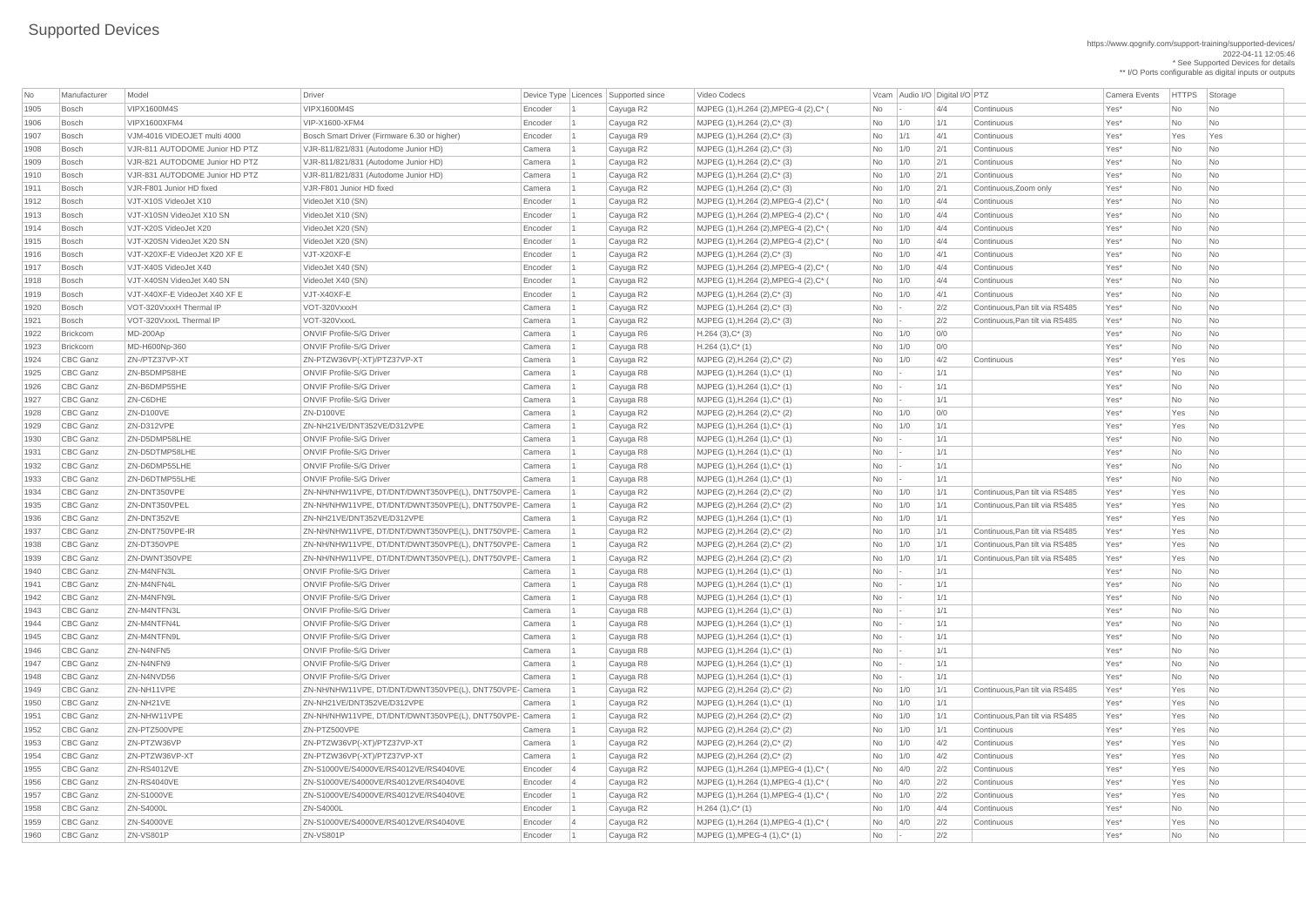# Supported Devices

https://www.qognify.com/support-training/supported-devices/
2022-04-11 12:05:46
* See Supported Devices for details
** I/O Ports configurable as digital inputs or outputs

| No | Manufacturer | Model | Driver | Device Type | Licences | Supported since | Video Codecs | Vcam | Audio I/O | Digital I/O | PTZ | Camera Events | HTTPS | Storage |
|---|---|---|---|---|---|---|---|---|---|---|---|---|---|---|
| 1905 | Bosch | VIPX1600M4S | VIPX1600M4S | Encoder | 1 | Cayuga R2 | MJPEG (1),H.264 (2),MPEG-4 (2),C* ( | No | - | 4/4 | Continuous | Yes* | No | No |
| 1906 | Bosch | VIPX1600XFM4 | VIP-X1600-XFM4 | Encoder | 1 | Cayuga R2 | MJPEG (1),H.264 (2),C* (3) | No | 1/0 | 1/1 | Continuous | Yes* | No | No |
| 1907 | Bosch | VJM-4016 VIDEOJET multi 4000 | Bosch Smart Driver (Firmware 6.30 or higher) | Encoder | 1 | Cayuga R9 | MJPEG (1),H.264 (2),C* (3) | No | 1/1 | 4/1 | Continuous | Yes* | Yes | Yes |
| 1908 | Bosch | VJR-811 AUTODOME Junior HD PTZ | VJR-811/821/831 (Autodome Junior HD) | Camera | 1 | Cayuga R2 | MJPEG (1),H.264 (2),C* (3) | No | 1/0 | 2/1 | Continuous | Yes* | No | No |
| 1909 | Bosch | VJR-821 AUTODOME Junior HD PTZ | VJR-811/821/831 (Autodome Junior HD) | Camera | 1 | Cayuga R2 | MJPEG (1),H.264 (2),C* (3) | No | 1/0 | 2/1 | Continuous | Yes* | No | No |
| 1910 | Bosch | VJR-831 AUTODOME Junior HD PTZ | VJR-811/821/831 (Autodome Junior HD) | Camera | 1 | Cayuga R2 | MJPEG (1),H.264 (2),C* (3) | No | 1/0 | 2/1 | Continuous | Yes* | No | No |
| 1911 | Bosch | VJR-F801 Junior HD fixed | VJR-F801 Junior HD fixed | Camera | 1 | Cayuga R2 | MJPEG (1),H.264 (2),C* (3) | No | 1/0 | 2/1 | Continuous,Zoom only | Yes* | No | No |
| 1912 | Bosch | VJT-X10S VideoJet X10 | VideoJet X10 (SN) | Encoder | 1 | Cayuga R2 | MJPEG (1),H.264 (2),MPEG-4 (2),C* ( | No | 1/0 | 4/4 | Continuous | Yes* | No | No |
| 1913 | Bosch | VJT-X10SN VideoJet X10 SN | VideoJet X10 (SN) | Encoder | 1 | Cayuga R2 | MJPEG (1),H.264 (2),MPEG-4 (2),C* ( | No | 1/0 | 4/4 | Continuous | Yes* | No | No |
| 1914 | Bosch | VJT-X20S VideoJet X20 | VideoJet X20 (SN) | Encoder | 1 | Cayuga R2 | MJPEG (1),H.264 (2),MPEG-4 (2),C* ( | No | 1/0 | 4/4 | Continuous | Yes* | No | No |
| 1915 | Bosch | VJT-X20SN VideoJet X20 SN | VideoJet X20 (SN) | Encoder | 1 | Cayuga R2 | MJPEG (1),H.264 (2),MPEG-4 (2),C* ( | No | 1/0 | 4/4 | Continuous | Yes* | No | No |
| 1916 | Bosch | VJT-X20XF-E VideoJet X20 XF E | VJT-X20XF-E | Encoder | 1 | Cayuga R2 | MJPEG (1),H.264 (2),C* (3) | No | 1/0 | 4/1 | Continuous | Yes* | No | No |
| 1917 | Bosch | VJT-X40S VideoJet X40 | VideoJet X40 (SN) | Encoder | 1 | Cayuga R2 | MJPEG (1),H.264 (2),MPEG-4 (2),C* ( | No | 1/0 | 4/4 | Continuous | Yes* | No | No |
| 1918 | Bosch | VJT-X40SN VideoJet X40 SN | VideoJet X40 (SN) | Encoder | 1 | Cayuga R2 | MJPEG (1),H.264 (2),MPEG-4 (2),C* ( | No | 1/0 | 4/4 | Continuous | Yes* | No | No |
| 1919 | Bosch | VJT-X40XF-E VideoJet X40 XF E | VJT-X40XF-E | Encoder | 1 | Cayuga R2 | MJPEG (1),H.264 (2),C* (3) | No | 1/0 | 4/1 | Continuous | Yes* | No | No |
| 1920 | Bosch | VOT-320VxxxH Thermal IP | VOT-320VxxxH | Camera | 1 | Cayuga R2 | MJPEG (1),H.264 (2),C* (3) | No | - | 2/2 | Continuous,Pan tilt via RS485 | Yes* | No | No |
| 1921 | Bosch | VOT-320VxxxL Thermal IP | VOT-320VxxxL | Camera | 1 | Cayuga R2 | MJPEG (1),H.264 (2),C* (3) | No | - | 2/2 | Continuous,Pan tilt via RS485 | Yes* | No | No |
| 1922 | Brickcom | MD-200Ap | ONVIF Profile-S/G Driver | Camera | 1 | Cayuga R6 | H.264 (3),C* (3) | No | 1/0 | 0/0 | | Yes* | No | No |
| 1923 | Brickcom | MD-H600Np-360 | ONVIF Profile-S/G Driver | Camera | 1 | Cayuga R8 | H.264 (1),C* (1) | No | 1/0 | 0/0 | | Yes* | No | No |
| 1924 | CBC Ganz | ZN-/PTZ37VP-XT | ZN-PTZW36VP(-XT)/PTZ37VP-XT | Camera | 1 | Cayuga R2 | MJPEG (2),H.264 (2),C* (2) | No | 1/0 | 4/2 | Continuous | Yes* | Yes | No |
| 1925 | CBC Ganz | ZN-B5DMP58HE | ONVIF Profile-S/G Driver | Camera | 1 | Cayuga R8 | MJPEG (1),H.264 (1),C* (1) | No | - | 1/1 | | Yes* | No | No |
| 1926 | CBC Ganz | ZN-B6DMP55HE | ONVIF Profile-S/G Driver | Camera | 1 | Cayuga R8 | MJPEG (1),H.264 (1),C* (1) | No | - | 1/1 | | Yes* | No | No |
| 1927 | CBC Ganz | ZN-C6DHE | ONVIF Profile-S/G Driver | Camera | 1 | Cayuga R8 | MJPEG (1),H.264 (1),C* (1) | No | - | 1/1 | | Yes* | No | No |
| 1928 | CBC Ganz | ZN-D100VE | ZN-D100VE | Camera | 1 | Cayuga R2 | MJPEG (2),H.264 (2),C* (2) | No | 1/0 | 0/0 | | Yes* | Yes | No |
| 1929 | CBC Ganz | ZN-D312VPE | ZN-NH21VE/DNT352VE/D312VPE | Camera | 1 | Cayuga R2 | MJPEG (1),H.264 (1),C* (1) | No | 1/0 | 1/1 | | Yes* | Yes | No |
| 1930 | CBC Ganz | ZN-D5DMP58LHE | ONVIF Profile-S/G Driver | Camera | 1 | Cayuga R8 | MJPEG (1),H.264 (1),C* (1) | No | - | 1/1 | | Yes* | No | No |
| 1931 | CBC Ganz | ZN-D5DTMP58LHE | ONVIF Profile-S/G Driver | Camera | 1 | Cayuga R8 | MJPEG (1),H.264 (1),C* (1) | No | - | 1/1 | | Yes* | No | No |
| 1932 | CBC Ganz | ZN-D6DMP55LHE | ONVIF Profile-S/G Driver | Camera | 1 | Cayuga R8 | MJPEG (1),H.264 (1),C* (1) | No | - | 1/1 | | Yes* | No | No |
| 1933 | CBC Ganz | ZN-D6DTMP55LHE | ONVIF Profile-S/G Driver | Camera | 1 | Cayuga R8 | MJPEG (1),H.264 (1),C* (1) | No | - | 1/1 | | Yes* | No | No |
| 1934 | CBC Ganz | ZN-DNT350VPE | ZN-NH/NHW11VPE, DT/DNT/DWNT350VPE(L), DNT750VPE- | Camera | 1 | Cayuga R2 | MJPEG (2),H.264 (2),C* (2) | No | 1/0 | 1/1 | Continuous,Pan tilt via RS485 | Yes* | Yes | No |
| 1935 | CBC Ganz | ZN-DNT350VPEL | ZN-NH/NHW11VPE, DT/DNT/DWNT350VPE(L), DNT750VPE- | Camera | 1 | Cayuga R2 | MJPEG (2),H.264 (2),C* (2) | No | 1/0 | 1/1 | Continuous,Pan tilt via RS485 | Yes* | Yes | No |
| 1936 | CBC Ganz | ZN-DNT352VE | ZN-NH21VE/DNT352VE/D312VPE | Camera | 1 | Cayuga R2 | MJPEG (1),H.264 (1),C* (1) | No | 1/0 | 1/1 | | Yes* | Yes | No |
| 1937 | CBC Ganz | ZN-DNT750VPE-IR | ZN-NH/NHW11VPE, DT/DNT/DWNT350VPE(L), DNT750VPE- | Camera | 1 | Cayuga R2 | MJPEG (2),H.264 (2),C* (2) | No | 1/0 | 1/1 | Continuous,Pan tilt via RS485 | Yes* | Yes | No |
| 1938 | CBC Ganz | ZN-DT350VPE | ZN-NH/NHW11VPE, DT/DNT/DWNT350VPE(L), DNT750VPE- | Camera | 1 | Cayuga R2 | MJPEG (2),H.264 (2),C* (2) | No | 1/0 | 1/1 | Continuous,Pan tilt via RS485 | Yes* | Yes | No |
| 1939 | CBC Ganz | ZN-DWNT350VPE | ZN-NH/NHW11VPE, DT/DNT/DWNT350VPE(L), DNT750VPE- | Camera | 1 | Cayuga R2 | MJPEG (2),H.264 (2),C* (2) | No | 1/0 | 1/1 | Continuous,Pan tilt via RS485 | Yes* | Yes | No |
| 1940 | CBC Ganz | ZN-M4NFN3L | ONVIF Profile-S/G Driver | Camera | 1 | Cayuga R8 | MJPEG (1),H.264 (1),C* (1) | No | - | 1/1 | | Yes* | No | No |
| 1941 | CBC Ganz | ZN-M4NFN4L | ONVIF Profile-S/G Driver | Camera | 1 | Cayuga R8 | MJPEG (1),H.264 (1),C* (1) | No | - | 1/1 | | Yes* | No | No |
| 1942 | CBC Ganz | ZN-M4NFN9L | ONVIF Profile-S/G Driver | Camera | 1 | Cayuga R8 | MJPEG (1),H.264 (1),C* (1) | No | - | 1/1 | | Yes* | No | No |
| 1943 | CBC Ganz | ZN-M4NTFN3L | ONVIF Profile-S/G Driver | Camera | 1 | Cayuga R8 | MJPEG (1),H.264 (1),C* (1) | No | - | 1/1 | | Yes* | No | No |
| 1944 | CBC Ganz | ZN-M4NTFN4L | ONVIF Profile-S/G Driver | Camera | 1 | Cayuga R8 | MJPEG (1),H.264 (1),C* (1) | No | - | 1/1 | | Yes* | No | No |
| 1945 | CBC Ganz | ZN-M4NTFN9L | ONVIF Profile-S/G Driver | Camera | 1 | Cayuga R8 | MJPEG (1),H.264 (1),C* (1) | No | - | 1/1 | | Yes* | No | No |
| 1946 | CBC Ganz | ZN-N4NFN5 | ONVIF Profile-S/G Driver | Camera | 1 | Cayuga R8 | MJPEG (1),H.264 (1),C* (1) | No | - | 1/1 | | Yes* | No | No |
| 1947 | CBC Ganz | ZN-N4NFN9 | ONVIF Profile-S/G Driver | Camera | 1 | Cayuga R8 | MJPEG (1),H.264 (1),C* (1) | No | - | 1/1 | | Yes* | No | No |
| 1948 | CBC Ganz | ZN-N4NVD56 | ONVIF Profile-S/G Driver | Camera | 1 | Cayuga R8 | MJPEG (1),H.264 (1),C* (1) | No | - | 1/1 | | Yes* | No | No |
| 1949 | CBC Ganz | ZN-NH11VPE | ZN-NH/NHW11VPE, DT/DNT/DWNT350VPE(L), DNT750VPE- | Camera | 1 | Cayuga R2 | MJPEG (2),H.264 (2),C* (2) | No | 1/0 | 1/1 | Continuous,Pan tilt via RS485 | Yes* | Yes | No |
| 1950 | CBC Ganz | ZN-NH21VE | ZN-NH21VE/DNT352VE/D312VPE | Camera | 1 | Cayuga R2 | MJPEG (1),H.264 (1),C* (1) | No | 1/0 | 1/1 | | Yes* | Yes | No |
| 1951 | CBC Ganz | ZN-NHW11VPE | ZN-NH/NHW11VPE, DT/DNT/DWNT350VPE(L), DNT750VPE- | Camera | 1 | Cayuga R2 | MJPEG (2),H.264 (2),C* (2) | No | 1/0 | 1/1 | Continuous,Pan tilt via RS485 | Yes* | Yes | No |
| 1952 | CBC Ganz | ZN-PTZ500VPE | ZN-PTZ500VPE | Camera | 1 | Cayuga R2 | MJPEG (2),H.264 (2),C* (2) | No | 1/0 | 1/1 | Continuous | Yes* | Yes | No |
| 1953 | CBC Ganz | ZN-PTZW36VP | ZN-PTZW36VP(-XT)/PTZ37VP-XT | Camera | 1 | Cayuga R2 | MJPEG (2),H.264 (2),C* (2) | No | 1/0 | 4/2 | Continuous | Yes* | Yes | No |
| 1954 | CBC Ganz | ZN-PTZW36VP-XT | ZN-PTZW36VP(-XT)/PTZ37VP-XT | Camera | 1 | Cayuga R2 | MJPEG (2),H.264 (2),C* (2) | No | 1/0 | 4/2 | Continuous | Yes* | Yes | No |
| 1955 | CBC Ganz | ZN-RS4012VE | ZN-S1000VE/S4000VE/RS4012VE/RS4040VE | Encoder | 4 | Cayuga R2 | MJPEG (1),H.264 (1),MPEG-4 (1),C* ( | No | 4/0 | 2/2 | Continuous | Yes* | Yes | No |
| 1956 | CBC Ganz | ZN-RS4040VE | ZN-S1000VE/S4000VE/RS4012VE/RS4040VE | Encoder | 4 | Cayuga R2 | MJPEG (1),H.264 (1),MPEG-4 (1),C* ( | No | 4/0 | 2/2 | Continuous | Yes* | Yes | No |
| 1957 | CBC Ganz | ZN-S1000VE | ZN-S1000VE/S4000VE/RS4012VE/RS4040VE | Encoder | 1 | Cayuga R2 | MJPEG (1),H.264 (1),MPEG-4 (1),C* ( | No | 1/0 | 2/2 | Continuous | Yes* | Yes | No |
| 1958 | CBC Ganz | ZN-S4000L | ZN-S4000L | Encoder | 1 | Cayuga R2 | H.264 (1),C* (1) | No | 1/0 | 4/4 | Continuous | Yes* | No | No |
| 1959 | CBC Ganz | ZN-S4000VE | ZN-S1000VE/S4000VE/RS4012VE/RS4040VE | Encoder | 4 | Cayuga R2 | MJPEG (1),H.264 (1),MPEG-4 (1),C* ( | No | 4/0 | 2/2 | Continuous | Yes* | Yes | No |
| 1960 | CBC Ganz | ZN-VS801P | ZN-VS801P | Encoder | 1 | Cayuga R2 | MJPEG (1),MPEG-4 (1),C* (1) | No | - | 2/2 | | Yes* | No | No |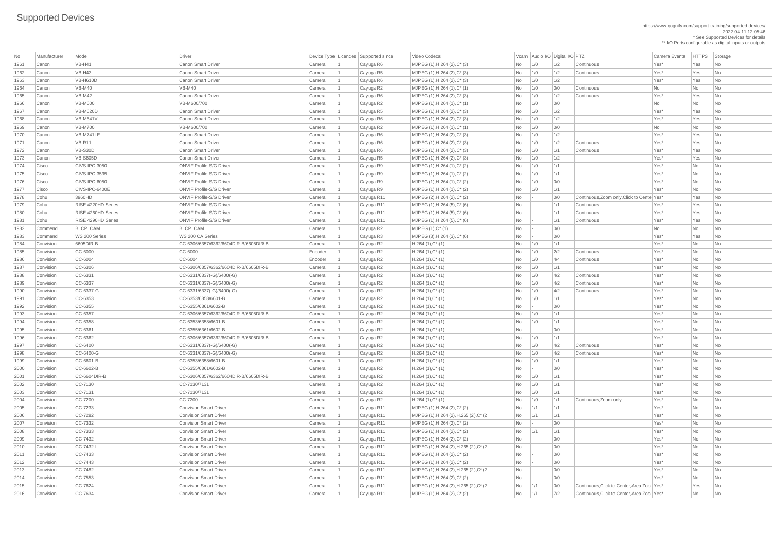# Supported Devices

https://www.qognify.com/support-training/supported-devices/
2022-04-11 12:05:46
* See Supported Devices for details
** I/O Ports configurable as digital inputs or outputs

| No | Manufacturer | Model | Driver | Device Type | Licences | Supported since | Video Codecs | Vcam | Audio I/O | Digital I/O | PTZ | Camera Events | HTTPS | Storage |
|---|---|---|---|---|---|---|---|---|---|---|---|---|---|---|
| 1961 | Canon | VB-H41 | Canon Smart Driver | Camera | 1 | Cayuga R6 | MJPEG (1),H.264 (2),C* (3) | No | 1/0 | 1/2 | Continuous | Yes* | Yes | No |
| 1962 | Canon | VB-H43 | Canon Smart Driver | Camera | 1 | Cayuga R5 | MJPEG (1),H.264 (2),C* (3) | No | 1/0 | 1/2 | Continuous | Yes* | Yes | No |
| 1963 | Canon | VB-H610D | Canon Smart Driver | Camera | 1 | Cayuga R6 | MJPEG (1),H.264 (2),C* (3) | No | 1/0 | 1/2 | | Yes* | Yes | No |
| 1964 | Canon | VB-M40 | VB-M40 | Camera | 1 | Cayuga R2 | MJPEG (1),H.264 (1),C* (1) | No | 1/0 | 0/0 | Continuous | No | No | No |
| 1965 | Canon | VB-M42 | Canon Smart Driver | Camera | 1 | Cayuga R6 | MJPEG (1),H.264 (2),C* (3) | No | 1/0 | 1/2 | Continuous | Yes* | Yes | No |
| 1966 | Canon | VB-M600 | VB-M600/700 | Camera | 1 | Cayuga R2 | MJPEG (1),H.264 (1),C* (1) | No | 1/0 | 0/0 | | No | No | No |
| 1967 | Canon | VB-M620D | Canon Smart Driver | Camera | 1 | Cayuga R5 | MJPEG (1),H.264 (2),C* (3) | No | 1/0 | 1/2 | | Yes* | Yes | No |
| 1968 | Canon | VB-M641V | Canon Smart Driver | Camera | 1 | Cayuga R6 | MJPEG (1),H.264 (2),C* (3) | No | 1/0 | 1/2 | | Yes* | Yes | No |
| 1969 | Canon | VB-M700 | VB-M600/700 | Camera | 1 | Cayuga R2 | MJPEG (1),H.264 (1),C* (1) | No | 1/0 | 0/0 | | No | No | No |
| 1970 | Canon | VB-M741LE | Canon Smart Driver | Camera | 1 | Cayuga R6 | MJPEG (1),H.264 (2),C* (3) | No | 1/0 | 1/2 | | Yes* | Yes | No |
| 1971 | Canon | VB-R11 | Canon Smart Driver | Camera | 1 | Cayuga R6 | MJPEG (1),H.264 (2),C* (3) | No | 1/0 | 1/2 | Continuous | Yes* | Yes | No |
| 1972 | Canon | VB-S30D | Canon Smart Driver | Camera | 1 | Cayuga R6 | MJPEG (1),H.264 (2),C* (3) | No | 1/0 | 1/1 | Continuous | Yes* | Yes | No |
| 1973 | Canon | VB-S805D | Canon Smart Driver | Camera | 1 | Cayuga R5 | MJPEG (1),H.264 (2),C* (3) | No | 1/0 | 1/2 | | Yes* | Yes | No |
| 1974 | Cisco | CIVS-IPC-3050 | ONVIF Profile-S/G Driver | Camera | 1 | Cayuga R9 | MJPEG (1),H.264 (1),C* (2) | No | 1/0 | 1/1 | | Yes* | No | No |
| 1975 | Cisco | CIVS-IPC-3535 | ONVIF Profile-S/G Driver | Camera | 1 | Cayuga R9 | MJPEG (1),H.264 (1),C* (2) | No | 1/0 | 1/1 | | Yes* | No | No |
| 1976 | Cisco | CIVS-IPC-6050 | ONVIF Profile-S/G Driver | Camera | 1 | Cayuga R9 | MJPEG (1),H.264 (1),C* (2) | No | 1/0 | 0/0 | | Yes* | No | No |
| 1977 | Cisco | CIVS-IPC-6400E | ONVIF Profile-S/G Driver | Camera | 1 | Cayuga R9 | MJPEG (1),H.264 (1),C* (2) | No | 1/0 | 1/1 | | Yes* | No | No |
| 1978 | Cohu | 3960HD | ONVIF Profile-S/G Driver | Camera | 1 | Cayuga R11 | MJPEG (2),H.264 (2),C* (2) | No | - | 0/0 | Continuous,Zoom only,Click to Cente | Yes* | Yes | No |
| 1979 | Cohu | RISE 4220HD Series | ONVIF Profile-S/G Driver | Camera | 1 | Cayuga R11 | MJPEG (1),H.264 (5),C* (6) | No | - | 1/1 | Continuous | Yes* | Yes | No |
| 1980 | Cohu | RISE 4260HD Series | ONVIF Profile-S/G Driver | Camera | 1 | Cayuga R11 | MJPEG (1),H.264 (5),C* (6) | No | - | 1/1 | Continuous | Yes* | Yes | No |
| 1981 | Cohu | RISE 4290HD Series | ONVIF Profile-S/G Driver | Camera | 1 | Cayuga R11 | MJPEG (1),H.264 (5),C* (6) | No | - | 1/1 | Continuous | Yes* | Yes | No |
| 1982 | Commend | B_CP_CAM | B_CP_CAM | Camera | 1 | Cayuga R2 | MJPEG (1),C* (1) | No | - | 0/0 | | No | No | No |
| 1983 | Commend | WS 200 Series | WS 200 CA Series | Camera | 1 | Cayuga R3 | MJPEG (3),H.264 (3),C* (6) | No | - | 0/0 | | Yes* | Yes | No |
| 1984 | Convision | 6605DIR-B | CC-6306/6357/6362/6604DIR-B/6605DIR-B | Camera | 1 | Cayuga R2 | H.264 (1),C* (1) | No | 1/0 | 1/1 | | Yes* | No | No |
| 1985 | Convision | CC-6000 | CC-6000 | Encoder | 1 | Cayuga R2 | H.264 (1),C* (1) | No | 1/0 | 2/2 | Continuous | Yes* | No | No |
| 1986 | Convision | CC-6004 | CC-6004 | Encoder | 1 | Cayuga R2 | H.264 (1),C* (1) | No | 1/0 | 4/4 | Continuous | Yes* | No | No |
| 1987 | Convision | CC-6306 | CC-6306/6357/6362/6604DIR-B/6605DIR-B | Camera | 1 | Cayuga R2 | H.264 (1),C* (1) | No | 1/0 | 1/1 | | Yes* | No | No |
| 1988 | Convision | CC-6331 | CC-6331/6337(-G)/6400(-G) | Camera | 1 | Cayuga R2 | H.264 (1),C* (1) | No | 1/0 | 4/2 | Continuous | Yes* | No | No |
| 1989 | Convision | CC-6337 | CC-6331/6337(-G)/6400(-G) | Camera | 1 | Cayuga R2 | H.264 (1),C* (1) | No | 1/0 | 4/2 | Continuous | Yes* | No | No |
| 1990 | Convision | CC-6337-G | CC-6331/6337(-G)/6400(-G) | Camera | 1 | Cayuga R2 | H.264 (1),C* (1) | No | 1/0 | 4/2 | Continuous | Yes* | No | No |
| 1991 | Convision | CC-6353 | CC-6353/6358/6601-B | Camera | 1 | Cayuga R2 | H.264 (1),C* (1) | No | 1/0 | 1/1 | | Yes* | No | No |
| 1992 | Convision | CC-6355 | CC-6355/6361/6602-B | Camera | 1 | Cayuga R2 | H.264 (1),C* (1) | No | - | 0/0 | | Yes* | No | No |
| 1993 | Convision | CC-6357 | CC-6306/6357/6362/6604DIR-B/6605DIR-B | Camera | 1 | Cayuga R2 | H.264 (1),C* (1) | No | 1/0 | 1/1 | | Yes* | No | No |
| 1994 | Convision | CC-6358 | CC-6353/6358/6601-B | Camera | 1 | Cayuga R2 | H.264 (1),C* (1) | No | 1/0 | 1/1 | | Yes* | No | No |
| 1995 | Convision | CC-6361 | CC-6355/6361/6602-B | Camera | 1 | Cayuga R2 | H.264 (1),C* (1) | No | - | 0/0 | | Yes* | No | No |
| 1996 | Convision | CC-6362 | CC-6306/6357/6362/6604DIR-B/6605DIR-B | Camera | 1 | Cayuga R2 | H.264 (1),C* (1) | No | 1/0 | 1/1 | | Yes* | No | No |
| 1997 | Convision | CC-6400 | CC-6331/6337(-G)/6400(-G) | Camera | 1 | Cayuga R2 | H.264 (1),C* (1) | No | 1/0 | 4/2 | Continuous | Yes* | No | No |
| 1998 | Convision | CC-6400-G | CC-6331/6337(-G)/6400(-G) | Camera | 1 | Cayuga R2 | H.264 (1),C* (1) | No | 1/0 | 4/2 | Continuous | Yes* | No | No |
| 1999 | Convision | CC-6601-B | CC-6353/6358/6601-B | Camera | 1 | Cayuga R2 | H.264 (1),C* (1) | No | 1/0 | 1/1 | | Yes* | No | No |
| 2000 | Convision | CC-6602-B | CC-6355/6361/6602-B | Camera | 1 | Cayuga R2 | H.264 (1),C* (1) | No | - | 0/0 | | Yes* | No | No |
| 2001 | Convision | CC-6604DIR-B | CC-6306/6357/6362/6604DIR-B/6605DIR-B | Camera | 1 | Cayuga R2 | H.264 (1),C* (1) | No | 1/0 | 1/1 | | Yes* | No | No |
| 2002 | Convision | CC-7130 | CC-7130/7131 | Camera | 1 | Cayuga R2 | H.264 (1),C* (1) | No | 1/0 | 1/1 | | Yes* | No | No |
| 2003 | Convision | CC-7131 | CC-7130/7131 | Camera | 1 | Cayuga R2 | H.264 (1),C* (1) | No | 1/0 | 1/1 | | Yes* | No | No |
| 2004 | Convision | CC-7200 | CC-7200 | Camera | 1 | Cayuga R2 | H.264 (1),C* (1) | No | 1/0 | 1/1 | Continuous,Zoom only | Yes* | No | No |
| 2005 | Convision | CC-7233 | Convision Smart Driver | Camera | 1 | Cayuga R11 | MJPEG (1),H.264 (2),C* (2) | No | 1/1 | 1/1 | | Yes* | No | No |
| 2006 | Convision | CC-7282 | Convision Smart Driver | Camera | 1 | Cayuga R11 | MJPEG (1),H.264 (2),H.265 (2),C* (2 | No | 1/1 | 1/1 | | Yes* | No | No |
| 2007 | Convision | CC-7332 | Convision Smart Driver | Camera | 1 | Cayuga R11 | MJPEG (1),H.264 (2),C* (2) | No | - | 0/0 | | Yes* | No | No |
| 2008 | Convision | CC-7333 | Convision Smart Driver | Camera | 1 | Cayuga R11 | MJPEG (1),H.264 (2),C* (2) | No | 1/1 | 1/1 | | Yes* | No | No |
| 2009 | Convision | CC-7432 | Convision Smart Driver | Camera | 1 | Cayuga R11 | MJPEG (1),H.264 (2),C* (2) | No | - | 0/0 | | Yes* | No | No |
| 2010 | Convision | CC-7432-L | Convision Smart Driver | Camera | 1 | Cayuga R11 | MJPEG (1),H.264 (2),H.265 (2),C* (2 | No | - | 0/0 | | Yes* | No | No |
| 2011 | Convision | CC-7433 | Convision Smart Driver | Camera | 1 | Cayuga R11 | MJPEG (1),H.264 (2),C* (2) | No | - | 0/0 | | Yes* | No | No |
| 2012 | Convision | CC-7443 | Convision Smart Driver | Camera | 1 | Cayuga R11 | MJPEG (1),H.264 (2),C* (2) | No | - | 0/0 | | Yes* | No | No |
| 2013 | Convision | CC-7482 | Convision Smart Driver | Camera | 1 | Cayuga R11 | MJPEG (1),H.264 (2),H.265 (2),C* (2 | No | - | 0/0 | | Yes* | No | No |
| 2014 | Convision | CC-7553 | Convision Smart Driver | Camera | 1 | Cayuga R11 | MJPEG (1),H.264 (2),C* (2) | No | - | 0/0 | | Yes* | No | No |
| 2015 | Convision | CC-7624 | Convision Smart Driver | Camera | 1 | Cayuga R11 | MJPEG (1),H.264 (2),H.265 (2),C* (2 | No | 1/1 | 0/0 | Continuous,Click to Center,Area Zoo | Yes* | Yes | No |
| 2016 | Convision | CC-7634 | Convision Smart Driver | Camera | 1 | Cayuga R11 | MJPEG (1),H.264 (2),C* (2) | No | 1/1 | 7/2 | Continuous,Click to Center,Area Zoo | Yes* | No | No |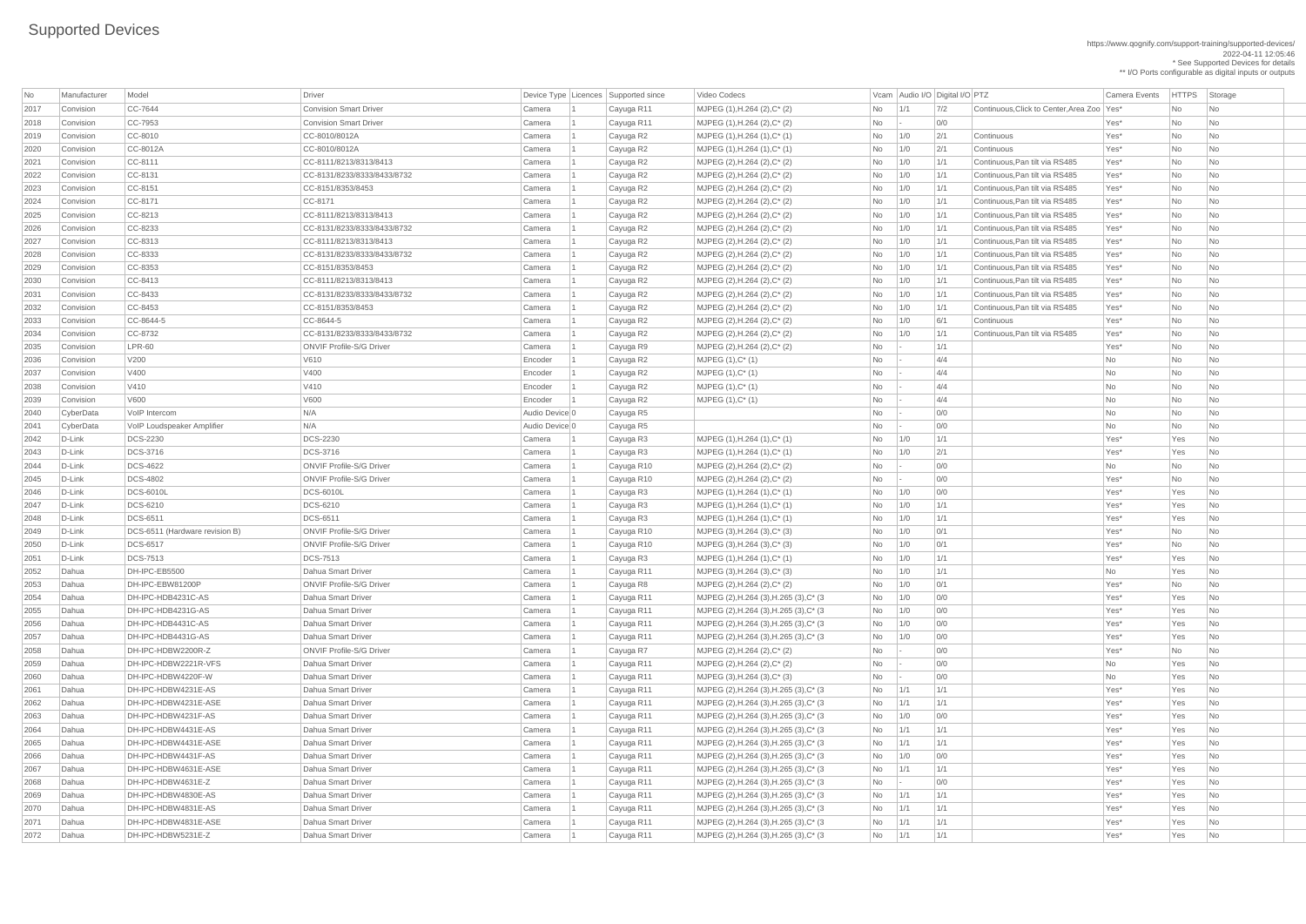# Supported Devices

https://www.qognify.com/support-training/supported-devices/
2022-04-11 12:05:46
* See Supported Devices for details
** I/O Ports configurable as digital inputs or outputs

| No | Manufacturer | Model | Driver | Device Type | Licences | Supported since | Video Codecs | Vcam | Audio I/O | Digital I/O | PTZ | Camera Events | HTTPS | Storage |
|---|---|---|---|---|---|---|---|---|---|---|---|---|---|---|
| 2017 | Convision | CC-7644 | Convision Smart Driver | Camera | 1 | Cayuga R11 | MJPEG (1),H.264 (2),C* (2) | No | 1/1 | 7/2 | Continuous,Click to Center,Area Zoo | Yes* | No | No |
| 2018 | Convision | CC-7953 | Convision Smart Driver | Camera | 1 | Cayuga R11 | MJPEG (1),H.264 (2),C* (2) | No | - | 0/0 | | Yes* | No | No |
| 2019 | Convision | CC-8010 | CC-8010/8012A | Camera | 1 | Cayuga R2 | MJPEG (1),H.264 (1),C* (1) | No | 1/0 | 2/1 | Continuous | Yes* | No | No |
| 2020 | Convision | CC-8012A | CC-8010/8012A | Camera | 1 | Cayuga R2 | MJPEG (1),H.264 (1),C* (1) | No | 1/0 | 2/1 | Continuous | Yes* | No | No |
| 2021 | Convision | CC-8111 | CC-8111/8213/8313/8413 | Camera | 1 | Cayuga R2 | MJPEG (2),H.264 (2),C* (2) | No | 1/0 | 1/1 | Continuous,Pan tilt via RS485 | Yes* | No | No |
| 2022 | Convision | CC-8131 | CC-8131/8233/8333/8433/8732 | Camera | 1 | Cayuga R2 | MJPEG (2),H.264 (2),C* (2) | No | 1/0 | 1/1 | Continuous,Pan tilt via RS485 | Yes* | No | No |
| 2023 | Convision | CC-8151 | CC-8151/8353/8453 | Camera | 1 | Cayuga R2 | MJPEG (2),H.264 (2),C* (2) | No | 1/0 | 1/1 | Continuous,Pan tilt via RS485 | Yes* | No | No |
| 2024 | Convision | CC-8171 | CC-8171 | Camera | 1 | Cayuga R2 | MJPEG (2),H.264 (2),C* (2) | No | 1/0 | 1/1 | Continuous,Pan tilt via RS485 | Yes* | No | No |
| 2025 | Convision | CC-8213 | CC-8111/8213/8313/8413 | Camera | 1 | Cayuga R2 | MJPEG (2),H.264 (2),C* (2) | No | 1/0 | 1/1 | Continuous,Pan tilt via RS485 | Yes* | No | No |
| 2026 | Convision | CC-8233 | CC-8131/8233/8333/8433/8732 | Camera | 1 | Cayuga R2 | MJPEG (2),H.264 (2),C* (2) | No | 1/0 | 1/1 | Continuous,Pan tilt via RS485 | Yes* | No | No |
| 2027 | Convision | CC-8313 | CC-8111/8213/8313/8413 | Camera | 1 | Cayuga R2 | MJPEG (2),H.264 (2),C* (2) | No | 1/0 | 1/1 | Continuous,Pan tilt via RS485 | Yes* | No | No |
| 2028 | Convision | CC-8333 | CC-8131/8233/8333/8433/8732 | Camera | 1 | Cayuga R2 | MJPEG (2),H.264 (2),C* (2) | No | 1/0 | 1/1 | Continuous,Pan tilt via RS485 | Yes* | No | No |
| 2029 | Convision | CC-8353 | CC-8151/8353/8453 | Camera | 1 | Cayuga R2 | MJPEG (2),H.264 (2),C* (2) | No | 1/0 | 1/1 | Continuous,Pan tilt via RS485 | Yes* | No | No |
| 2030 | Convision | CC-8413 | CC-8111/8213/8313/8413 | Camera | 1 | Cayuga R2 | MJPEG (2),H.264 (2),C* (2) | No | 1/0 | 1/1 | Continuous,Pan tilt via RS485 | Yes* | No | No |
| 2031 | Convision | CC-8433 | CC-8131/8233/8333/8433/8732 | Camera | 1 | Cayuga R2 | MJPEG (2),H.264 (2),C* (2) | No | 1/0 | 1/1 | Continuous,Pan tilt via RS485 | Yes* | No | No |
| 2032 | Convision | CC-8453 | CC-8151/8353/8453 | Camera | 1 | Cayuga R2 | MJPEG (2),H.264 (2),C* (2) | No | 1/0 | 1/1 | Continuous,Pan tilt via RS485 | Yes* | No | No |
| 2033 | Convision | CC-8644-5 | CC-8644-5 | Camera | 1 | Cayuga R2 | MJPEG (2),H.264 (2),C* (2) | No | 1/0 | 6/1 | Continuous | Yes* | No | No |
| 2034 | Convision | CC-8732 | CC-8131/8233/8333/8433/8732 | Camera | 1 | Cayuga R2 | MJPEG (2),H.264 (2),C* (2) | No | 1/0 | 1/1 | Continuous,Pan tilt via RS485 | Yes* | No | No |
| 2035 | Convision | LPR-60 | ONVIF Profile-S/G Driver | Camera | 1 | Cayuga R9 | MJPEG (2),H.264 (2),C* (2) | No | - | 1/1 | | Yes* | No | No |
| 2036 | Convision | V200 | V610 | Encoder | 1 | Cayuga R2 | MJPEG (1),C* (1) | No | - | 4/4 | | No | No | No |
| 2037 | Convision | V400 | V400 | Encoder | 1 | Cayuga R2 | MJPEG (1),C* (1) | No | - | 4/4 | | No | No | No |
| 2038 | Convision | V410 | V410 | Encoder | 1 | Cayuga R2 | MJPEG (1),C* (1) | No | - | 4/4 | | No | No | No |
| 2039 | Convision | V600 | V600 | Encoder | 1 | Cayuga R2 | MJPEG (1),C* (1) | No | - | 4/4 | | No | No | No |
| 2040 | CyberData | VoIP Intercom | N/A | Audio Device | 0 | Cayuga R5 | | No | - | 0/0 | | No | No | No |
| 2041 | CyberData | VoIP Loudspeaker Amplifier | N/A | Audio Device | 0 | Cayuga R5 | | No | - | 0/0 | | No | No | No |
| 2042 | D-Link | DCS-2230 | DCS-2230 | Camera | 1 | Cayuga R3 | MJPEG (1),H.264 (1),C* (1) | No | 1/0 | 1/1 | | Yes* | Yes | No |
| 2043 | D-Link | DCS-3716 | DCS-3716 | Camera | 1 | Cayuga R3 | MJPEG (1),H.264 (1),C* (1) | No | 1/0 | 2/1 | | Yes* | Yes | No |
| 2044 | D-Link | DCS-4622 | ONVIF Profile-S/G Driver | Camera | 1 | Cayuga R10 | MJPEG (2),H.264 (2),C* (2) | No | - | 0/0 | | No | No | No |
| 2045 | D-Link | DCS-4802 | ONVIF Profile-S/G Driver | Camera | 1 | Cayuga R10 | MJPEG (2),H.264 (2),C* (2) | No | - | 0/0 | | Yes* | No | No |
| 2046 | D-Link | DCS-6010L | DCS-6010L | Camera | 1 | Cayuga R3 | MJPEG (1),H.264 (1),C* (1) | No | 1/0 | 0/0 | | Yes* | Yes | No |
| 2047 | D-Link | DCS-6210 | DCS-6210 | Camera | 1 | Cayuga R3 | MJPEG (1),H.264 (1),C* (1) | No | 1/0 | 1/1 | | Yes* | Yes | No |
| 2048 | D-Link | DCS-6511 | DCS-6511 | Camera | 1 | Cayuga R3 | MJPEG (1),H.264 (1),C* (1) | No | 1/0 | 1/1 | | Yes* | Yes | No |
| 2049 | D-Link | DCS-6511 (Hardware revision B) | ONVIF Profile-S/G Driver | Camera | 1 | Cayuga R10 | MJPEG (3),H.264 (3),C* (3) | No | 1/0 | 0/1 | | Yes* | No | No |
| 2050 | D-Link | DCS-6517 | ONVIF Profile-S/G Driver | Camera | 1 | Cayuga R10 | MJPEG (3),H.264 (3),C* (3) | No | 1/0 | 0/1 | | Yes* | No | No |
| 2051 | D-Link | DCS-7513 | DCS-7513 | Camera | 1 | Cayuga R3 | MJPEG (1),H.264 (1),C* (1) | No | 1/0 | 1/1 | | Yes* | Yes | No |
| 2052 | Dahua | DH-IPC-EB5500 | Dahua Smart Driver | Camera | 1 | Cayuga R11 | MJPEG (3),H.264 (3),C* (3) | No | 1/0 | 1/1 | | No | Yes | No |
| 2053 | Dahua | DH-IPC-EBW81200P | ONVIF Profile-S/G Driver | Camera | 1 | Cayuga R8 | MJPEG (2),H.264 (2),C* (2) | No | 1/0 | 0/1 | | Yes* | No | No |
| 2054 | Dahua | DH-IPC-HDB4231C-AS | Dahua Smart Driver | Camera | 1 | Cayuga R11 | MJPEG (2),H.264 (3),H.265 (3),C* (3 | No | 1/0 | 0/0 | | Yes* | Yes | No |
| 2055 | Dahua | DH-IPC-HDB4231G-AS | Dahua Smart Driver | Camera | 1 | Cayuga R11 | MJPEG (2),H.264 (3),H.265 (3),C* (3 | No | 1/0 | 0/0 | | Yes* | Yes | No |
| 2056 | Dahua | DH-IPC-HDB4431C-AS | Dahua Smart Driver | Camera | 1 | Cayuga R11 | MJPEG (2),H.264 (3),H.265 (3),C* (3 | No | 1/0 | 0/0 | | Yes* | Yes | No |
| 2057 | Dahua | DH-IPC-HDB4431G-AS | Dahua Smart Driver | Camera | 1 | Cayuga R11 | MJPEG (2),H.264 (3),H.265 (3),C* (3 | No | 1/0 | 0/0 | | Yes* | Yes | No |
| 2058 | Dahua | DH-IPC-HDBW2200R-Z | ONVIF Profile-S/G Driver | Camera | 1 | Cayuga R7 | MJPEG (2),H.264 (2),C* (2) | No | - | 0/0 | | Yes* | No | No |
| 2059 | Dahua | DH-IPC-HDBW2221R-VFS | Dahua Smart Driver | Camera | 1 | Cayuga R11 | MJPEG (2),H.264 (2),C* (2) | No | - | 0/0 | | No | Yes | No |
| 2060 | Dahua | DH-IPC-HDBW4220F-W | Dahua Smart Driver | Camera | 1 | Cayuga R11 | MJPEG (3),H.264 (3),C* (3) | No | - | 0/0 | | No | Yes | No |
| 2061 | Dahua | DH-IPC-HDBW4231E-AS | Dahua Smart Driver | Camera | 1 | Cayuga R11 | MJPEG (2),H.264 (3),H.265 (3),C* (3 | No | 1/1 | 1/1 | | Yes* | Yes | No |
| 2062 | Dahua | DH-IPC-HDBW4231E-ASE | Dahua Smart Driver | Camera | 1 | Cayuga R11 | MJPEG (2),H.264 (3),H.265 (3),C* (3 | No | 1/1 | 1/1 | | Yes* | Yes | No |
| 2063 | Dahua | DH-IPC-HDBW4231F-AS | Dahua Smart Driver | Camera | 1 | Cayuga R11 | MJPEG (2),H.264 (3),H.265 (3),C* (3 | No | 1/0 | 0/0 | | Yes* | Yes | No |
| 2064 | Dahua | DH-IPC-HDBW4431E-AS | Dahua Smart Driver | Camera | 1 | Cayuga R11 | MJPEG (2),H.264 (3),H.265 (3),C* (3 | No | 1/1 | 1/1 | | Yes* | Yes | No |
| 2065 | Dahua | DH-IPC-HDBW4431E-ASE | Dahua Smart Driver | Camera | 1 | Cayuga R11 | MJPEG (2),H.264 (3),H.265 (3),C* (3 | No | 1/1 | 1/1 | | Yes* | Yes | No |
| 2066 | Dahua | DH-IPC-HDBW4431F-AS | Dahua Smart Driver | Camera | 1 | Cayuga R11 | MJPEG (2),H.264 (3),H.265 (3),C* (3 | No | 1/0 | 0/0 | | Yes* | Yes | No |
| 2067 | Dahua | DH-IPC-HDBW4631E-ASE | Dahua Smart Driver | Camera | 1 | Cayuga R11 | MJPEG (2),H.264 (3),H.265 (3),C* (3 | No | 1/1 | 1/1 | | Yes* | Yes | No |
| 2068 | Dahua | DH-IPC-HDBW4631E-Z | Dahua Smart Driver | Camera | 1 | Cayuga R11 | MJPEG (2),H.264 (3),H.265 (3),C* (3 | No | - | 0/0 | | Yes* | Yes | No |
| 2069 | Dahua | DH-IPC-HDBW4830E-AS | Dahua Smart Driver | Camera | 1 | Cayuga R11 | MJPEG (2),H.264 (3),H.265 (3),C* (3 | No | 1/1 | 1/1 | | Yes* | Yes | No |
| 2070 | Dahua | DH-IPC-HDBW4831E-AS | Dahua Smart Driver | Camera | 1 | Cayuga R11 | MJPEG (2),H.264 (3),H.265 (3),C* (3 | No | 1/1 | 1/1 | | Yes* | Yes | No |
| 2071 | Dahua | DH-IPC-HDBW4831E-ASE | Dahua Smart Driver | Camera | 1 | Cayuga R11 | MJPEG (2),H.264 (3),H.265 (3),C* (3 | No | 1/1 | 1/1 | | Yes* | Yes | No |
| 2072 | Dahua | DH-IPC-HDBW5231E-Z | Dahua Smart Driver | Camera | 1 | Cayuga R11 | MJPEG (2),H.264 (3),H.265 (3),C* (3 | No | 1/1 | 1/1 | | Yes* | Yes | No |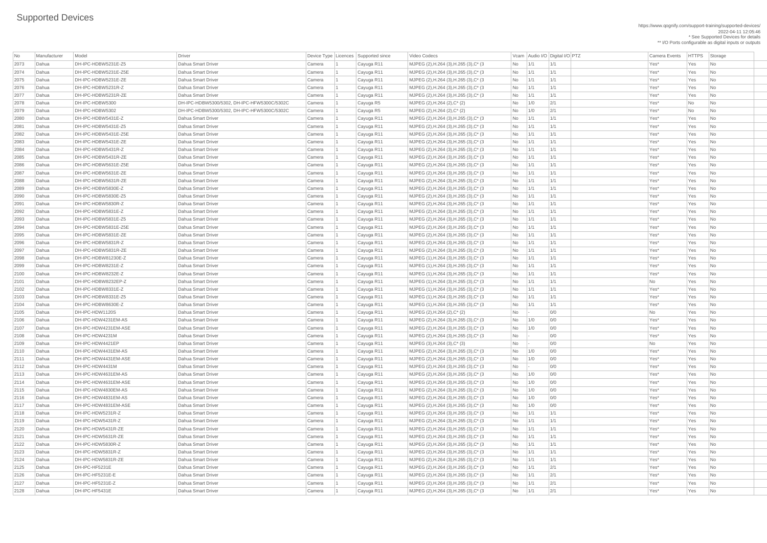# Supported Devices

https://www.qognify.com/support-training/supported-devices/
2022-04-11 12:05:46
* See Supported Devices for details
** I/O Ports configurable as digital inputs or outputs

| No | Manufacturer | Model | Driver | Device Type | Licences | Supported since | Video Codecs | Vcam | Audio I/O | Digital I/O | PTZ | Camera Events | HTTPS | Storage |
|---|---|---|---|---|---|---|---|---|---|---|---|---|---|---|
| 2073 | Dahua | DH-IPC-HDBW5231E-Z5 | Dahua Smart Driver | Camera | 1 | Cayuga R11 | MJPEG (2),H.264 (3),H.265 (3),C* (3 | No | 1/1 | 1/1 | | Yes* | Yes | No |
| 2074 | Dahua | DH-IPC-HDBW5231E-Z5E | Dahua Smart Driver | Camera | 1 | Cayuga R11 | MJPEG (2),H.264 (3),H.265 (3),C* (3 | No | 1/1 | 1/1 | | Yes* | Yes | No |
| 2075 | Dahua | DH-IPC-HDBW5231E-ZE | Dahua Smart Driver | Camera | 1 | Cayuga R11 | MJPEG (2),H.264 (3),H.265 (3),C* (3 | No | 1/1 | 1/1 | | Yes* | Yes | No |
| 2076 | Dahua | DH-IPC-HDBW5231R-Z | Dahua Smart Driver | Camera | 1 | Cayuga R11 | MJPEG (2),H.264 (3),H.265 (3),C* (3 | No | 1/1 | 1/1 | | Yes* | Yes | No |
| 2077 | Dahua | DH-IPC-HDBW5231R-ZE | Dahua Smart Driver | Camera | 1 | Cayuga R11 | MJPEG (2),H.264 (3),H.265 (3),C* (3 | No | 1/1 | 1/1 | | Yes* | Yes | No |
| 2078 | Dahua | DH-IPC-HDBW5300 | DH-IPC-HDBW5300/5302, DH-IPC-HFW5300C/5302C | Camera | 1 | Cayuga R5 | MJPEG (2),H.264 (2),C* (2) | No | 1/0 | 2/1 | | Yes* | No | No |
| 2079 | Dahua | DH-IPC-HDBW5302 | DH-IPC-HDBW5300/5302, DH-IPC-HFW5300C/5302C | Camera | 1 | Cayuga R5 | MJPEG (2),H.264 (2),C* (2) | No | 1/0 | 2/1 | | Yes* | No | No |
| 2080 | Dahua | DH-IPC-HDBW5431E-Z | Dahua Smart Driver | Camera | 1 | Cayuga R11 | MJPEG (2),H.264 (3),H.265 (3),C* (3 | No | 1/1 | 1/1 | | Yes* | Yes | No |
| 2081 | Dahua | DH-IPC-HDBW5431E-Z5 | Dahua Smart Driver | Camera | 1 | Cayuga R11 | MJPEG (2),H.264 (3),H.265 (3),C* (3 | No | 1/1 | 1/1 | | Yes* | Yes | No |
| 2082 | Dahua | DH-IPC-HDBW5431E-Z5E | Dahua Smart Driver | Camera | 1 | Cayuga R11 | MJPEG (2),H.264 (3),H.265 (3),C* (3 | No | 1/1 | 1/1 | | Yes* | Yes | No |
| 2083 | Dahua | DH-IPC-HDBW5431E-ZE | Dahua Smart Driver | Camera | 1 | Cayuga R11 | MJPEG (2),H.264 (3),H.265 (3),C* (3 | No | 1/1 | 1/1 | | Yes* | Yes | No |
| 2084 | Dahua | DH-IPC-HDBW5431R-Z | Dahua Smart Driver | Camera | 1 | Cayuga R11 | MJPEG (2),H.264 (3),H.265 (3),C* (3 | No | 1/1 | 1/1 | | Yes* | Yes | No |
| 2085 | Dahua | DH-IPC-HDBW5431R-ZE | Dahua Smart Driver | Camera | 1 | Cayuga R11 | MJPEG (2),H.264 (3),H.265 (3),C* (3 | No | 1/1 | 1/1 | | Yes* | Yes | No |
| 2086 | Dahua | DH-IPC-HDBW5631E-Z5E | Dahua Smart Driver | Camera | 1 | Cayuga R11 | MJPEG (2),H.264 (3),H.265 (3),C* (3 | No | 1/1 | 1/1 | | Yes* | Yes | No |
| 2087 | Dahua | DH-IPC-HDBW5631E-ZE | Dahua Smart Driver | Camera | 1 | Cayuga R11 | MJPEG (2),H.264 (3),H.265 (3),C* (3 | No | 1/1 | 1/1 | | Yes* | Yes | No |
| 2088 | Dahua | DH-IPC-HDBW5631R-ZE | Dahua Smart Driver | Camera | 1 | Cayuga R11 | MJPEG (2),H.264 (3),H.265 (3),C* (3 | No | 1/1 | 1/1 | | Yes* | Yes | No |
| 2089 | Dahua | DH-IPC-HDBW5830E-Z | Dahua Smart Driver | Camera | 1 | Cayuga R11 | MJPEG (2),H.264 (3),H.265 (3),C* (3 | No | 1/1 | 1/1 | | Yes* | Yes | No |
| 2090 | Dahua | DH-IPC-HDBW5830E-Z5 | Dahua Smart Driver | Camera | 1 | Cayuga R11 | MJPEG (2),H.264 (3),H.265 (3),C* (3 | No | 1/1 | 1/1 | | Yes* | Yes | No |
| 2091 | Dahua | DH-IPC-HDBW5830R-Z | Dahua Smart Driver | Camera | 1 | Cayuga R11 | MJPEG (2),H.264 (3),H.265 (3),C* (3 | No | 1/1 | 1/1 | | Yes* | Yes | No |
| 2092 | Dahua | DH-IPC-HDBW5831E-Z | Dahua Smart Driver | Camera | 1 | Cayuga R11 | MJPEG (2),H.264 (3),H.265 (3),C* (3 | No | 1/1 | 1/1 | | Yes* | Yes | No |
| 2093 | Dahua | DH-IPC-HDBW5831E-Z5 | Dahua Smart Driver | Camera | 1 | Cayuga R11 | MJPEG (2),H.264 (3),H.265 (3),C* (3 | No | 1/1 | 1/1 | | Yes* | Yes | No |
| 2094 | Dahua | DH-IPC-HDBW5831E-Z5E | Dahua Smart Driver | Camera | 1 | Cayuga R11 | MJPEG (2),H.264 (3),H.265 (3),C* (3 | No | 1/1 | 1/1 | | Yes* | Yes | No |
| 2095 | Dahua | DH-IPC-HDBW5831E-ZE | Dahua Smart Driver | Camera | 1 | Cayuga R11 | MJPEG (2),H.264 (3),H.265 (3),C* (3 | No | 1/1 | 1/1 | | Yes* | Yes | No |
| 2096 | Dahua | DH-IPC-HDBW5831R-Z | Dahua Smart Driver | Camera | 1 | Cayuga R11 | MJPEG (2),H.264 (3),H.265 (3),C* (3 | No | 1/1 | 1/1 | | Yes* | Yes | No |
| 2097 | Dahua | DH-IPC-HDBW5831R-ZE | Dahua Smart Driver | Camera | 1 | Cayuga R11 | MJPEG (2),H.264 (3),H.265 (3),C* (3 | No | 1/1 | 1/1 | | Yes* | Yes | No |
| 2098 | Dahua | DH-IPC-HDBW81230E-Z | Dahua Smart Driver | Camera | 1 | Cayuga R11 | MJPEG (1),H.264 (3),H.265 (3),C* (3 | No | 1/1 | 1/1 | | Yes* | Yes | No |
| 2099 | Dahua | DH-IPC-HDBW8231E-Z | Dahua Smart Driver | Camera | 1 | Cayuga R11 | MJPEG (1),H.264 (3),H.265 (3),C* (3 | No | 1/1 | 1/1 | | Yes* | Yes | No |
| 2100 | Dahua | DH-IPC-HDBW8232E-Z | Dahua Smart Driver | Camera | 1 | Cayuga R11 | MJPEG (1),H.264 (3),H.265 (3),C* (3 | No | 1/1 | 1/1 | | Yes* | Yes | No |
| 2101 | Dahua | DH-IPC-HDBW8232EP-Z | Dahua Smart Driver | Camera | 1 | Cayuga R11 | MJPEG (1),H.264 (3),H.265 (3),C* (3 | No | 1/1 | 1/1 | | No | Yes | No |
| 2102 | Dahua | DH-IPC-HDBW8331E-Z | Dahua Smart Driver | Camera | 1 | Cayuga R11 | MJPEG (1),H.264 (3),H.265 (3),C* (3 | No | 1/1 | 1/1 | | Yes* | Yes | No |
| 2103 | Dahua | DH-IPC-HDBW8331E-Z5 | Dahua Smart Driver | Camera | 1 | Cayuga R11 | MJPEG (1),H.264 (3),H.265 (3),C* (3 | No | 1/1 | 1/1 | | Yes* | Yes | No |
| 2104 | Dahua | DH-IPC-HDBW8630E-Z | Dahua Smart Driver | Camera | 1 | Cayuga R11 | MJPEG (1),H.264 (3),H.265 (3),C* (3 | No | 1/1 | 1/1 | | Yes* | Yes | No |
| 2105 | Dahua | DH-IPC-HDW1120S | Dahua Smart Driver | Camera | 1 | Cayuga R11 | MJPEG (2),H.264 (2),C* (2) | No | - | 0/0 | | No | Yes | No |
| 2106 | Dahua | DH-IPC-HDW4231EM-AS | Dahua Smart Driver | Camera | 1 | Cayuga R11 | MJPEG (2),H.264 (3),H.265 (3),C* (3 | No | 1/0 | 0/0 | | Yes* | Yes | No |
| 2107 | Dahua | DH-IPC-HDW4231EM-ASE | Dahua Smart Driver | Camera | 1 | Cayuga R11 | MJPEG (2),H.264 (3),H.265 (3),C* (3 | No | 1/0 | 0/0 | | Yes* | Yes | No |
| 2108 | Dahua | DH-IPC-HDW4231M | Dahua Smart Driver | Camera | 1 | Cayuga R11 | MJPEG (2),H.264 (3),H.265 (3),C* (3 | No | - | 0/0 | | Yes* | Yes | No |
| 2109 | Dahua | DH-IPC-HDW4421EP | Dahua Smart Driver | Camera | 1 | Cayuga R11 | MJPEG (3),H.264 (3),C* (3) | No | - | 0/0 | | No | Yes | No |
| 2110 | Dahua | DH-IPC-HDW4431EM-AS | Dahua Smart Driver | Camera | 1 | Cayuga R11 | MJPEG (2),H.264 (3),H.265 (3),C* (3 | No | 1/0 | 0/0 | | Yes* | Yes | No |
| 2111 | Dahua | DH-IPC-HDW4431EM-ASE | Dahua Smart Driver | Camera | 1 | Cayuga R11 | MJPEG (2),H.264 (3),H.265 (3),C* (3 | No | 1/0 | 0/0 | | Yes* | Yes | No |
| 2112 | Dahua | DH-IPC-HDW4431M | Dahua Smart Driver | Camera | 1 | Cayuga R11 | MJPEG (2),H.264 (3),H.265 (3),C* (3 | No | - | 0/0 | | Yes* | Yes | No |
| 2113 | Dahua | DH-IPC-HDW4631EM-AS | Dahua Smart Driver | Camera | 1 | Cayuga R11 | MJPEG (2),H.264 (3),H.265 (3),C* (3 | No | 1/0 | 0/0 | | Yes* | Yes | No |
| 2114 | Dahua | DH-IPC-HDW4631EM-ASE | Dahua Smart Driver | Camera | 1 | Cayuga R11 | MJPEG (2),H.264 (3),H.265 (3),C* (3 | No | 1/0 | 0/0 | | Yes* | Yes | No |
| 2115 | Dahua | DH-IPC-HDW4830EM-AS | Dahua Smart Driver | Camera | 1 | Cayuga R11 | MJPEG (2),H.264 (3),H.265 (3),C* (3 | No | 1/0 | 0/0 | | Yes* | Yes | No |
| 2116 | Dahua | DH-IPC-HDW4831EM-AS | Dahua Smart Driver | Camera | 1 | Cayuga R11 | MJPEG (2),H.264 (3),H.265 (3),C* (3 | No | 1/0 | 0/0 | | Yes* | Yes | No |
| 2117 | Dahua | DH-IPC-HDW4831EM-ASE | Dahua Smart Driver | Camera | 1 | Cayuga R11 | MJPEG (2),H.264 (3),H.265 (3),C* (3 | No | 1/0 | 0/0 | | Yes* | Yes | No |
| 2118 | Dahua | DH-IPC-HDW5231R-Z | Dahua Smart Driver | Camera | 1 | Cayuga R11 | MJPEG (2),H.264 (3),H.265 (3),C* (3 | No | 1/1 | 1/1 | | Yes* | Yes | No |
| 2119 | Dahua | DH-IPC-HDW5431R-Z | Dahua Smart Driver | Camera | 1 | Cayuga R11 | MJPEG (2),H.264 (3),H.265 (3),C* (3 | No | 1/1 | 1/1 | | Yes* | Yes | No |
| 2120 | Dahua | DH-IPC-HDW5431R-ZE | Dahua Smart Driver | Camera | 1 | Cayuga R11 | MJPEG (2),H.264 (3),H.265 (3),C* (3 | No | 1/1 | 1/1 | | Yes* | Yes | No |
| 2121 | Dahua | DH-IPC-HDW5631R-ZE | Dahua Smart Driver | Camera | 1 | Cayuga R11 | MJPEG (2),H.264 (3),H.265 (3),C* (3 | No | 1/1 | 1/1 | | Yes* | Yes | No |
| 2122 | Dahua | DH-IPC-HDW5830R-Z | Dahua Smart Driver | Camera | 1 | Cayuga R11 | MJPEG (2),H.264 (3),H.265 (3),C* (3 | No | 1/1 | 1/1 | | Yes* | Yes | No |
| 2123 | Dahua | DH-IPC-HDW5831R-Z | Dahua Smart Driver | Camera | 1 | Cayuga R11 | MJPEG (2),H.264 (3),H.265 (3),C* (3 | No | 1/1 | 1/1 | | Yes* | Yes | No |
| 2124 | Dahua | DH-IPC-HDW5831R-ZE | Dahua Smart Driver | Camera | 1 | Cayuga R11 | MJPEG (2),H.264 (3),H.265 (3),C* (3 | No | 1/1 | 1/1 | | Yes* | Yes | No |
| 2125 | Dahua | DH-IPC-HF5231E | Dahua Smart Driver | Camera | 1 | Cayuga R11 | MJPEG (2),H.264 (3),H.265 (3),C* (3 | No | 1/1 | 2/1 | | Yes* | Yes | No |
| 2126 | Dahua | DH-IPC-HF5231E-E | Dahua Smart Driver | Camera | 1 | Cayuga R11 | MJPEG (2),H.264 (3),H.265 (3),C* (3 | No | 1/1 | 2/1 | | Yes* | Yes | No |
| 2127 | Dahua | DH-IPC-HF5231E-Z | Dahua Smart Driver | Camera | 1 | Cayuga R11 | MJPEG (2),H.264 (3),H.265 (3),C* (3 | No | 1/1 | 2/1 | | Yes* | Yes | No |
| 2128 | Dahua | DH-IPC-HF5431E | Dahua Smart Driver | Camera | 1 | Cayuga R11 | MJPEG (2),H.264 (3),H.265 (3),C* (3 | No | 1/1 | 2/1 | | Yes* | Yes | No |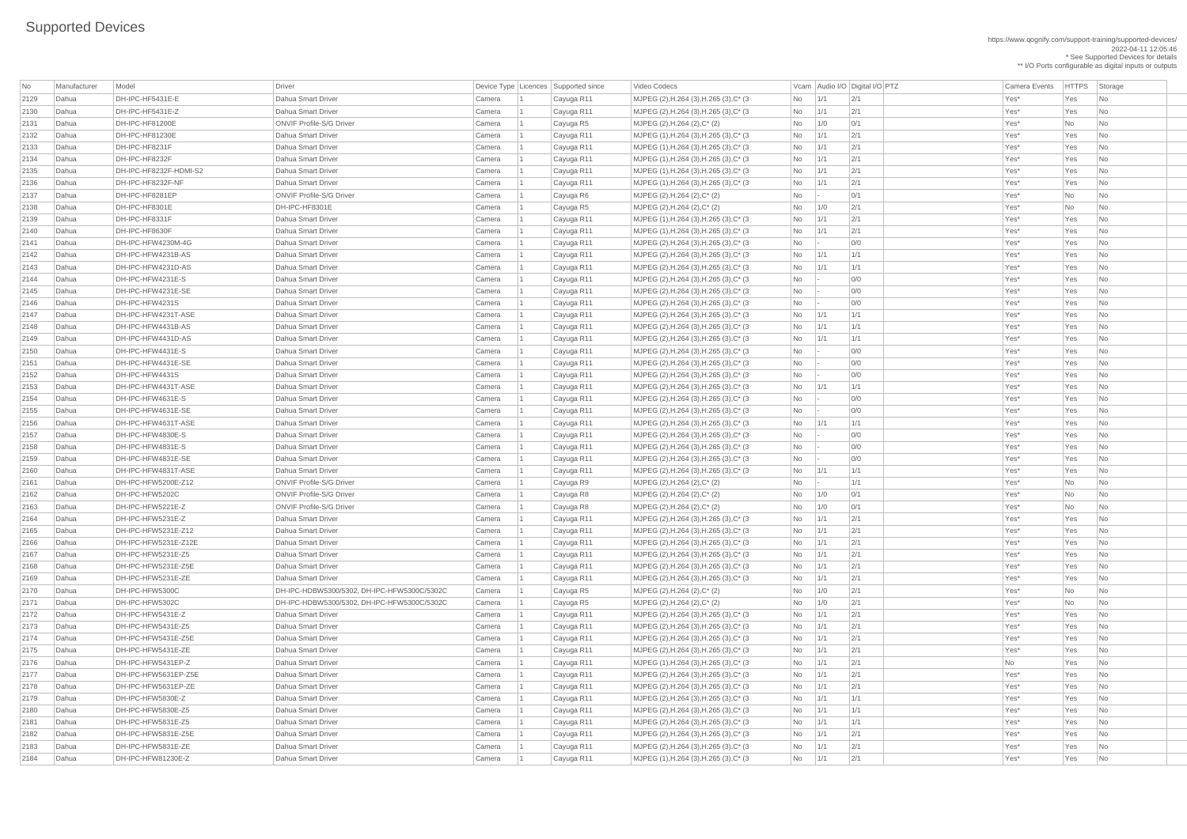# Supported Devices

https://www.qognify.com/support-training/supported-devices/
2022-04-11 12:05:46
* See Supported Devices for details
** I/O Ports configurable as digital inputs or outputs

| No | Manufacturer | Model | Driver | Device Type | Licences | Supported since | Video Codecs | Vcam | Audio I/O | Digital I/O | PTZ | Camera Events | HTTPS | Storage |
|---|---|---|---|---|---|---|---|---|---|---|---|---|---|---|
| 2129 | Dahua | DH-IPC-HF5431E-E | Dahua Smart Driver | Camera | 1 | Cayuga R11 | MJPEG (2),H.264 (3),H.265 (3),C* (3 | No | 1/1 | 2/1 | | Yes* | Yes | No |
| 2130 | Dahua | DH-IPC-HF5431E-Z | Dahua Smart Driver | Camera | 1 | Cayuga R11 | MJPEG (2),H.264 (3),H.265 (3),C* (3 | No | 1/1 | 2/1 | | Yes* | Yes | No |
| 2131 | Dahua | DH-IPC-HF81200E | ONVIF Profile-S/G Driver | Camera | 1 | Cayuga R5 | MJPEG (2),H.264 (2),C* (2) | No | 1/0 | 0/1 | | Yes* | No | No |
| 2132 | Dahua | DH-IPC-HF81230E | Dahua Smart Driver | Camera | 1 | Cayuga R11 | MJPEG (1),H.264 (3),H.265 (3),C* (3 | No | 1/1 | 2/1 | | Yes* | Yes | No |
| 2133 | Dahua | DH-IPC-HF8231F | Dahua Smart Driver | Camera | 1 | Cayuga R11 | MJPEG (1),H.264 (3),H.265 (3),C* (3 | No | 1/1 | 2/1 | | Yes* | Yes | No |
| 2134 | Dahua | DH-IPC-HF8232F | Dahua Smart Driver | Camera | 1 | Cayuga R11 | MJPEG (1),H.264 (3),H.265 (3),C* (3 | No | 1/1 | 2/1 | | Yes* | Yes | No |
| 2135 | Dahua | DH-IPC-HF8232F-HDMI-S2 | Dahua Smart Driver | Camera | 1 | Cayuga R11 | MJPEG (1),H.264 (3),H.265 (3),C* (3 | No | 1/1 | 2/1 | | Yes* | Yes | No |
| 2136 | Dahua | DH-IPC-HF8232F-NF | Dahua Smart Driver | Camera | 1 | Cayuga R11 | MJPEG (1),H.264 (3),H.265 (3),C* (3 | No | 1/1 | 2/1 | | Yes* | Yes | No |
| 2137 | Dahua | DH-IPC-HF8281EP | ONVIF Profile-S/G Driver | Camera | 1 | Cayuga R6 | MJPEG (2),H.264 (2),C* (2) | No | - | 0/1 | | Yes* | No | No |
| 2138 | Dahua | DH-IPC-HF8301E | DH-IPC-HF8301E | Camera | 1 | Cayuga R5 | MJPEG (2),H.264 (2),C* (2) | No | 1/0 | 2/1 | | Yes* | No | No |
| 2139 | Dahua | DH-IPC-HF8331F | Dahua Smart Driver | Camera | 1 | Cayuga R11 | MJPEG (1),H.264 (3),H.265 (3),C* (3 | No | 1/1 | 2/1 | | Yes* | Yes | No |
| 2140 | Dahua | DH-IPC-HF8630F | Dahua Smart Driver | Camera | 1 | Cayuga R11 | MJPEG (1),H.264 (3),H.265 (3),C* (3 | No | 1/1 | 2/1 | | Yes* | Yes | No |
| 2141 | Dahua | DH-IPC-HFW4230M-4G | Dahua Smart Driver | Camera | 1 | Cayuga R11 | MJPEG (2),H.264 (3),H.265 (3),C* (3 | No | - | 0/0 | | Yes* | Yes | No |
| 2142 | Dahua | DH-IPC-HFW4231B-AS | Dahua Smart Driver | Camera | 1 | Cayuga R11 | MJPEG (2),H.264 (3),H.265 (3),C* (3 | No | 1/1 | 1/1 | | Yes* | Yes | No |
| 2143 | Dahua | DH-IPC-HFW4231D-AS | Dahua Smart Driver | Camera | 1 | Cayuga R11 | MJPEG (2),H.264 (3),H.265 (3),C* (3 | No | 1/1 | 1/1 | | Yes* | Yes | No |
| 2144 | Dahua | DH-IPC-HFW4231E-S | Dahua Smart Driver | Camera | 1 | Cayuga R11 | MJPEG (2),H.264 (3),H.265 (3),C* (3 | No | - | 0/0 | | Yes* | Yes | No |
| 2145 | Dahua | DH-IPC-HFW4231E-SE | Dahua Smart Driver | Camera | 1 | Cayuga R11 | MJPEG (2),H.264 (3),H.265 (3),C* (3 | No | - | 0/0 | | Yes* | Yes | No |
| 2146 | Dahua | DH-IPC-HFW4231S | Dahua Smart Driver | Camera | 1 | Cayuga R11 | MJPEG (2),H.264 (3),H.265 (3),C* (3 | No | - | 0/0 | | Yes* | Yes | No |
| 2147 | Dahua | DH-IPC-HFW4231T-ASE | Dahua Smart Driver | Camera | 1 | Cayuga R11 | MJPEG (2),H.264 (3),H.265 (3),C* (3 | No | 1/1 | 1/1 | | Yes* | Yes | No |
| 2148 | Dahua | DH-IPC-HFW4431B-AS | Dahua Smart Driver | Camera | 1 | Cayuga R11 | MJPEG (2),H.264 (3),H.265 (3),C* (3 | No | 1/1 | 1/1 | | Yes* | Yes | No |
| 2149 | Dahua | DH-IPC-HFW4431D-AS | Dahua Smart Driver | Camera | 1 | Cayuga R11 | MJPEG (2),H.264 (3),H.265 (3),C* (3 | No | 1/1 | 1/1 | | Yes* | Yes | No |
| 2150 | Dahua | DH-IPC-HFW4431E-S | Dahua Smart Driver | Camera | 1 | Cayuga R11 | MJPEG (2),H.264 (3),H.265 (3),C* (3 | No | - | 0/0 | | Yes* | Yes | No |
| 2151 | Dahua | DH-IPC-HFW4431E-SE | Dahua Smart Driver | Camera | 1 | Cayuga R11 | MJPEG (2),H.264 (3),H.265 (3),C* (3 | No | - | 0/0 | | Yes* | Yes | No |
| 2152 | Dahua | DH-IPC-HFW4431S | Dahua Smart Driver | Camera | 1 | Cayuga R11 | MJPEG (2),H.264 (3),H.265 (3),C* (3 | No | - | 0/0 | | Yes* | Yes | No |
| 2153 | Dahua | DH-IPC-HFW4431T-ASE | Dahua Smart Driver | Camera | 1 | Cayuga R11 | MJPEG (2),H.264 (3),H.265 (3),C* (3 | No | 1/1 | 1/1 | | Yes* | Yes | No |
| 2154 | Dahua | DH-IPC-HFW4631E-S | Dahua Smart Driver | Camera | 1 | Cayuga R11 | MJPEG (2),H.264 (3),H.265 (3),C* (3 | No | - | 0/0 | | Yes* | Yes | No |
| 2155 | Dahua | DH-IPC-HFW4631E-SE | Dahua Smart Driver | Camera | 1 | Cayuga R11 | MJPEG (2),H.264 (3),H.265 (3),C* (3 | No | - | 0/0 | | Yes* | Yes | No |
| 2156 | Dahua | DH-IPC-HFW4631T-ASE | Dahua Smart Driver | Camera | 1 | Cayuga R11 | MJPEG (2),H.264 (3),H.265 (3),C* (3 | No | 1/1 | 1/1 | | Yes* | Yes | No |
| 2157 | Dahua | DH-IPC-HFW4830E-S | Dahua Smart Driver | Camera | 1 | Cayuga R11 | MJPEG (2),H.264 (3),H.265 (3),C* (3 | No | - | 0/0 | | Yes* | Yes | No |
| 2158 | Dahua | DH-IPC-HFW4831E-S | Dahua Smart Driver | Camera | 1 | Cayuga R11 | MJPEG (2),H.264 (3),H.265 (3),C* (3 | No | - | 0/0 | | Yes* | Yes | No |
| 2159 | Dahua | DH-IPC-HFW4831E-SE | Dahua Smart Driver | Camera | 1 | Cayuga R11 | MJPEG (2),H.264 (3),H.265 (3),C* (3 | No | - | 0/0 | | Yes* | Yes | No |
| 2160 | Dahua | DH-IPC-HFW4831T-ASE | Dahua Smart Driver | Camera | 1 | Cayuga R11 | MJPEG (2),H.264 (3),H.265 (3),C* (3 | No | 1/1 | 1/1 | | Yes* | Yes | No |
| 2161 | Dahua | DH-IPC-HFW5200E-Z12 | ONVIF Profile-S/G Driver | Camera | 1 | Cayuga R9 | MJPEG (2),H.264 (2),C* (2) | No | - | 1/1 | | Yes* | No | No |
| 2162 | Dahua | DH-IPC-HFW5202C | ONVIF Profile-S/G Driver | Camera | 1 | Cayuga R8 | MJPEG (2),H.264 (2),C* (2) | No | 1/0 | 0/1 | | Yes* | No | No |
| 2163 | Dahua | DH-IPC-HFW5221E-Z | ONVIF Profile-S/G Driver | Camera | 1 | Cayuga R8 | MJPEG (2),H.264 (2),C* (2) | No | 1/0 | 0/1 | | Yes* | No | No |
| 2164 | Dahua | DH-IPC-HFW5231E-Z | Dahua Smart Driver | Camera | 1 | Cayuga R11 | MJPEG (2),H.264 (3),H.265 (3),C* (3 | No | 1/1 | 2/1 | | Yes* | Yes | No |
| 2165 | Dahua | DH-IPC-HFW5231E-Z12 | Dahua Smart Driver | Camera | 1 | Cayuga R11 | MJPEG (2),H.264 (3),H.265 (3),C* (3 | No | 1/1 | 2/1 | | Yes* | Yes | No |
| 2166 | Dahua | DH-IPC-HFW5231E-Z12E | Dahua Smart Driver | Camera | 1 | Cayuga R11 | MJPEG (2),H.264 (3),H.265 (3),C* (3 | No | 1/1 | 2/1 | | Yes* | Yes | No |
| 2167 | Dahua | DH-IPC-HFW5231E-Z5 | Dahua Smart Driver | Camera | 1 | Cayuga R11 | MJPEG (2),H.264 (3),H.265 (3),C* (3 | No | 1/1 | 2/1 | | Yes* | Yes | No |
| 2168 | Dahua | DH-IPC-HFW5231E-Z5E | Dahua Smart Driver | Camera | 1 | Cayuga R11 | MJPEG (2),H.264 (3),H.265 (3),C* (3 | No | 1/1 | 2/1 | | Yes* | Yes | No |
| 2169 | Dahua | DH-IPC-HFW5231E-ZE | Dahua Smart Driver | Camera | 1 | Cayuga R11 | MJPEG (2),H.264 (3),H.265 (3),C* (3 | No | 1/1 | 2/1 | | Yes* | Yes | No |
| 2170 | Dahua | DH-IPC-HFW5300C | DH-IPC-HDBW5300/5302, DH-IPC-HFW5300C/5302C | Camera | 1 | Cayuga R5 | MJPEG (2),H.264 (2),C* (2) | No | 1/0 | 2/1 | | Yes* | No | No |
| 2171 | Dahua | DH-IPC-HFW5302C | DH-IPC-HDBW5300/5302, DH-IPC-HFW5300C/5302C | Camera | 1 | Cayuga R5 | MJPEG (2),H.264 (2),C* (2) | No | 1/0 | 2/1 | | Yes* | No | No |
| 2172 | Dahua | DH-IPC-HFW5431E-Z | Dahua Smart Driver | Camera | 1 | Cayuga R11 | MJPEG (2),H.264 (3),H.265 (3),C* (3 | No | 1/1 | 2/1 | | Yes* | Yes | No |
| 2173 | Dahua | DH-IPC-HFW5431E-Z5 | Dahua Smart Driver | Camera | 1 | Cayuga R11 | MJPEG (2),H.264 (3),H.265 (3),C* (3 | No | 1/1 | 2/1 | | Yes* | Yes | No |
| 2174 | Dahua | DH-IPC-HFW5431E-Z5E | Dahua Smart Driver | Camera | 1 | Cayuga R11 | MJPEG (2),H.264 (3),H.265 (3),C* (3 | No | 1/1 | 2/1 | | Yes* | Yes | No |
| 2175 | Dahua | DH-IPC-HFW5431E-ZE | Dahua Smart Driver | Camera | 1 | Cayuga R11 | MJPEG (2),H.264 (3),H.265 (3),C* (3 | No | 1/1 | 2/1 | | Yes* | Yes | No |
| 2176 | Dahua | DH-IPC-HFW5431EP-Z | Dahua Smart Driver | Camera | 1 | Cayuga R11 | MJPEG (1),H.264 (3),H.265 (3),C* (3 | No | 1/1 | 2/1 | | No | Yes | No |
| 2177 | Dahua | DH-IPC-HFW5631EP-Z5E | Dahua Smart Driver | Camera | 1 | Cayuga R11 | MJPEG (2),H.264 (3),H.265 (3),C* (3 | No | 1/1 | 2/1 | | Yes* | Yes | No |
| 2178 | Dahua | DH-IPC-HFW5631EP-ZE | Dahua Smart Driver | Camera | 1 | Cayuga R11 | MJPEG (2),H.264 (3),H.265 (3),C* (3 | No | 1/1 | 2/1 | | Yes* | Yes | No |
| 2179 | Dahua | DH-IPC-HFW5830E-Z | Dahua Smart Driver | Camera | 1 | Cayuga R11 | MJPEG (2),H.264 (3),H.265 (3),C* (3 | No | 1/1 | 1/1 | | Yes* | Yes | No |
| 2180 | Dahua | DH-IPC-HFW5830E-Z5 | Dahua Smart Driver | Camera | 1 | Cayuga R11 | MJPEG (2),H.264 (3),H.265 (3),C* (3 | No | 1/1 | 1/1 | | Yes* | Yes | No |
| 2181 | Dahua | DH-IPC-HFW5831E-Z5 | Dahua Smart Driver | Camera | 1 | Cayuga R11 | MJPEG (2),H.264 (3),H.265 (3),C* (3 | No | 1/1 | 1/1 | | Yes* | Yes | No |
| 2182 | Dahua | DH-IPC-HFW5831E-Z5E | Dahua Smart Driver | Camera | 1 | Cayuga R11 | MJPEG (2),H.264 (3),H.265 (3),C* (3 | No | 1/1 | 2/1 | | Yes* | Yes | No |
| 2183 | Dahua | DH-IPC-HFW5831E-ZE | Dahua Smart Driver | Camera | 1 | Cayuga R11 | MJPEG (2),H.264 (3),H.265 (3),C* (3 | No | 1/1 | 2/1 | | Yes* | Yes | No |
| 2184 | Dahua | DH-IPC-HFW81230E-Z | Dahua Smart Driver | Camera | 1 | Cayuga R11 | MJPEG (1),H.264 (3),H.265 (3),C* (3 | No | 1/1 | 2/1 | | Yes* | Yes | No |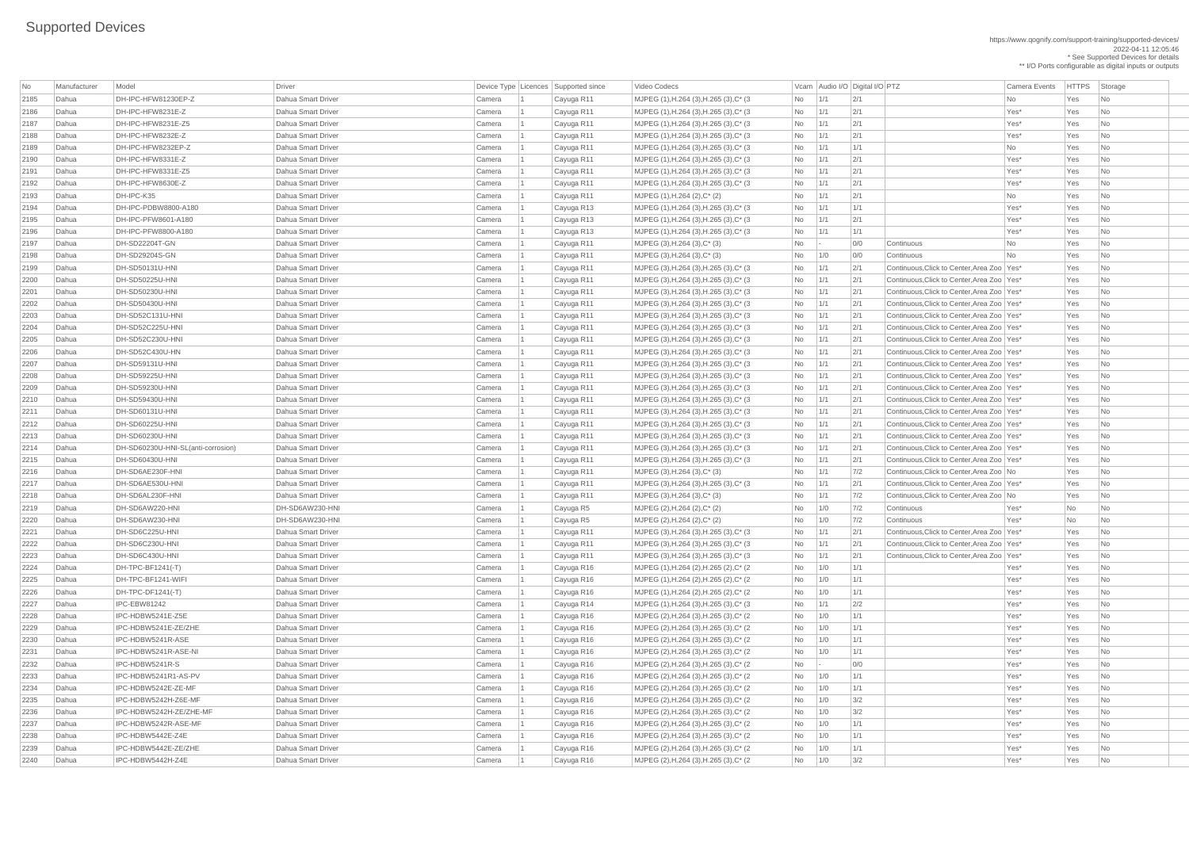# Supported Devices

https://www.qognify.com/support-training/supported-devices/
2022-04-11 12:05:46
* See Supported Devices for details
** I/O Ports configurable as digital inputs or outputs

| No | Manufacturer | Model | Driver | Device Type | Licences | Supported since | Video Codecs | Vcam | Audio I/O | Digital I/O | PTZ | Camera Events | HTTPS | Storage |
|---|---|---|---|---|---|---|---|---|---|---|---|---|---|---|
| 2185 | Dahua | DH-IPC-HFW81230EP-Z | Dahua Smart Driver | Camera | 1 | Cayuga R11 | MJPEG (1),H.264 (3),H.265 (3),C* (3 | No | 1/1 | 2/1 | | No | Yes | No |
| 2186 | Dahua | DH-IPC-HFW8231E-Z | Dahua Smart Driver | Camera | 1 | Cayuga R11 | MJPEG (1),H.264 (3),H.265 (3),C* (3 | No | 1/1 | 2/1 | | Yes* | Yes | No |
| 2187 | Dahua | DH-IPC-HFW8231E-Z5 | Dahua Smart Driver | Camera | 1 | Cayuga R11 | MJPEG (1),H.264 (3),H.265 (3),C* (3 | No | 1/1 | 2/1 | | Yes* | Yes | No |
| 2188 | Dahua | DH-IPC-HFW8232E-Z | Dahua Smart Driver | Camera | 1 | Cayuga R11 | MJPEG (1),H.264 (3),H.265 (3),C* (3 | No | 1/1 | 2/1 | | Yes* | Yes | No |
| 2189 | Dahua | DH-IPC-HFW8232EP-Z | Dahua Smart Driver | Camera | 1 | Cayuga R11 | MJPEG (1),H.264 (3),H.265 (3),C* (3 | No | 1/1 | 1/1 | | No | Yes | No |
| 2190 | Dahua | DH-IPC-HFW8331E-Z | Dahua Smart Driver | Camera | 1 | Cayuga R11 | MJPEG (1),H.264 (3),H.265 (3),C* (3 | No | 1/1 | 2/1 | | Yes* | Yes | No |
| 2191 | Dahua | DH-IPC-HFW8331E-Z5 | Dahua Smart Driver | Camera | 1 | Cayuga R11 | MJPEG (1),H.264 (3),H.265 (3),C* (3 | No | 1/1 | 2/1 | | Yes* | Yes | No |
| 2192 | Dahua | DH-IPC-HFW8630E-Z | Dahua Smart Driver | Camera | 1 | Cayuga R11 | MJPEG (1),H.264 (3),H.265 (3),C* (3 | No | 1/1 | 2/1 | | Yes* | Yes | No |
| 2193 | Dahua | DH-IPC-K35 | Dahua Smart Driver | Camera | 1 | Cayuga R11 | MJPEG (1),H.264 (2),C* (2) | No | 1/1 | 2/1 | | No | Yes | No |
| 2194 | Dahua | DH-IPC-PDBW8800-A180 | Dahua Smart Driver | Camera | 1 | Cayuga R13 | MJPEG (1),H.264 (3),H.265 (3),C* (3 | No | 1/1 | 1/1 | | Yes* | Yes | No |
| 2195 | Dahua | DH-IPC-PFW8601-A180 | Dahua Smart Driver | Camera | 1 | Cayuga R13 | MJPEG (1),H.264 (3),H.265 (3),C* (3 | No | 1/1 | 2/1 | | Yes* | Yes | No |
| 2196 | Dahua | DH-IPC-PFW8800-A180 | Dahua Smart Driver | Camera | 1 | Cayuga R13 | MJPEG (1),H.264 (3),H.265 (3),C* (3 | No | 1/1 | 1/1 | | Yes* | Yes | No |
| 2197 | Dahua | DH-SD22204T-GN | Dahua Smart Driver | Camera | 1 | Cayuga R11 | MJPEG (3),H.264 (3),C* (3) | No | - | 0/0 | Continuous | No | Yes | No |
| 2198 | Dahua | DH-SD29204S-GN | Dahua Smart Driver | Camera | 1 | Cayuga R11 | MJPEG (3),H.264 (3),C* (3) | No | 1/0 | 0/0 | Continuous | No | Yes | No |
| 2199 | Dahua | DH-SD50131U-HNI | Dahua Smart Driver | Camera | 1 | Cayuga R11 | MJPEG (3),H.264 (3),H.265 (3),C* (3 | No | 1/1 | 2/1 | Continuous,Click to Center,Area Zoo | Yes* | Yes | No |
| 2200 | Dahua | DH-SD50225U-HNI | Dahua Smart Driver | Camera | 1 | Cayuga R11 | MJPEG (3),H.264 (3),H.265 (3),C* (3 | No | 1/1 | 2/1 | Continuous,Click to Center,Area Zoo | Yes* | Yes | No |
| 2201 | Dahua | DH-SD50230U-HNI | Dahua Smart Driver | Camera | 1 | Cayuga R11 | MJPEG (3),H.264 (3),H.265 (3),C* (3 | No | 1/1 | 2/1 | Continuous,Click to Center,Area Zoo | Yes* | Yes | No |
| 2202 | Dahua | DH-SD50430U-HNI | Dahua Smart Driver | Camera | 1 | Cayuga R11 | MJPEG (3),H.264 (3),H.265 (3),C* (3 | No | 1/1 | 2/1 | Continuous,Click to Center,Area Zoo | Yes* | Yes | No |
| 2203 | Dahua | DH-SD52C131U-HNI | Dahua Smart Driver | Camera | 1 | Cayuga R11 | MJPEG (3),H.264 (3),H.265 (3),C* (3 | No | 1/1 | 2/1 | Continuous,Click to Center,Area Zoo | Yes* | Yes | No |
| 2204 | Dahua | DH-SD52C225U-HNI | Dahua Smart Driver | Camera | 1 | Cayuga R11 | MJPEG (3),H.264 (3),H.265 (3),C* (3 | No | 1/1 | 2/1 | Continuous,Click to Center,Area Zoo | Yes* | Yes | No |
| 2205 | Dahua | DH-SD52C230U-HNI | Dahua Smart Driver | Camera | 1 | Cayuga R11 | MJPEG (3),H.264 (3),H.265 (3),C* (3 | No | 1/1 | 2/1 | Continuous,Click to Center,Area Zoo | Yes* | Yes | No |
| 2206 | Dahua | DH-SD52C430U-HN | Dahua Smart Driver | Camera | 1 | Cayuga R11 | MJPEG (3),H.264 (3),H.265 (3),C* (3 | No | 1/1 | 2/1 | Continuous,Click to Center,Area Zoo | Yes* | Yes | No |
| 2207 | Dahua | DH-SD59131U-HNI | Dahua Smart Driver | Camera | 1 | Cayuga R11 | MJPEG (3),H.264 (3),H.265 (3),C* (3 | No | 1/1 | 2/1 | Continuous,Click to Center,Area Zoo | Yes* | Yes | No |
| 2208 | Dahua | DH-SD59225U-HNI | Dahua Smart Driver | Camera | 1 | Cayuga R11 | MJPEG (3),H.264 (3),H.265 (3),C* (3 | No | 1/1 | 2/1 | Continuous,Click to Center,Area Zoo | Yes* | Yes | No |
| 2209 | Dahua | DH-SD59230U-HNI | Dahua Smart Driver | Camera | 1 | Cayuga R11 | MJPEG (3),H.264 (3),H.265 (3),C* (3 | No | 1/1 | 2/1 | Continuous,Click to Center,Area Zoo | Yes* | Yes | No |
| 2210 | Dahua | DH-SD59430U-HNI | Dahua Smart Driver | Camera | 1 | Cayuga R11 | MJPEG (3),H.264 (3),H.265 (3),C* (3 | No | 1/1 | 2/1 | Continuous,Click to Center,Area Zoo | Yes* | Yes | No |
| 2211 | Dahua | DH-SD60131U-HNI | Dahua Smart Driver | Camera | 1 | Cayuga R11 | MJPEG (3),H.264 (3),H.265 (3),C* (3 | No | 1/1 | 2/1 | Continuous,Click to Center,Area Zoo | Yes* | Yes | No |
| 2212 | Dahua | DH-SD60225U-HNI | Dahua Smart Driver | Camera | 1 | Cayuga R11 | MJPEG (3),H.264 (3),H.265 (3),C* (3 | No | 1/1 | 2/1 | Continuous,Click to Center,Area Zoo | Yes* | Yes | No |
| 2213 | Dahua | DH-SD60230U-HNI | Dahua Smart Driver | Camera | 1 | Cayuga R11 | MJPEG (3),H.264 (3),H.265 (3),C* (3 | No | 1/1 | 2/1 | Continuous,Click to Center,Area Zoo | Yes* | Yes | No |
| 2214 | Dahua | DH-SD60230U-HNI-SL(anti-corrosion) | Dahua Smart Driver | Camera | 1 | Cayuga R11 | MJPEG (3),H.264 (3),H.265 (3),C* (3 | No | 1/1 | 2/1 | Continuous,Click to Center,Area Zoo | Yes* | Yes | No |
| 2215 | Dahua | DH-SD60430U-HNI | Dahua Smart Driver | Camera | 1 | Cayuga R11 | MJPEG (3),H.264 (3),H.265 (3),C* (3 | No | 1/1 | 2/1 | Continuous,Click to Center,Area Zoo | Yes* | Yes | No |
| 2216 | Dahua | DH-SD6AE230F-HNI | Dahua Smart Driver | Camera | 1 | Cayuga R11 | MJPEG (3),H.264 (3),C* (3) | No | 1/1 | 7/2 | Continuous,Click to Center,Area Zoo | No | Yes | No |
| 2217 | Dahua | DH-SD6AE530U-HNI | Dahua Smart Driver | Camera | 1 | Cayuga R11 | MJPEG (3),H.264 (3),H.265 (3),C* (3 | No | 1/1 | 2/1 | Continuous,Click to Center,Area Zoo | Yes* | Yes | No |
| 2218 | Dahua | DH-SD6AL230F-HNI | Dahua Smart Driver | Camera | 1 | Cayuga R11 | MJPEG (3),H.264 (3),C* (3) | No | 1/1 | 7/2 | Continuous,Click to Center,Area Zoo | No | Yes | No |
| 2219 | Dahua | DH-SD6AW220-HNI | DH-SD6AW230-HNI | Camera | 1 | Cayuga R5 | MJPEG (2),H.264 (2),C* (2) | No | 1/0 | 7/2 | Continuous | Yes* | No | No |
| 2220 | Dahua | DH-SD6AW230-HNI | DH-SD6AW230-HNI | Camera | 1 | Cayuga R5 | MJPEG (2),H.264 (2),C* (2) | No | 1/0 | 7/2 | Continuous | Yes* | No | No |
| 2221 | Dahua | DH-SD6C225U-HNI | Dahua Smart Driver | Camera | 1 | Cayuga R11 | MJPEG (3),H.264 (3),H.265 (3),C* (3 | No | 1/1 | 2/1 | Continuous,Click to Center,Area Zoo | Yes* | Yes | No |
| 2222 | Dahua | DH-SD6C230U-HNI | Dahua Smart Driver | Camera | 1 | Cayuga R11 | MJPEG (3),H.264 (3),H.265 (3),C* (3 | No | 1/1 | 2/1 | Continuous,Click to Center,Area Zoo | Yes* | Yes | No |
| 2223 | Dahua | DH-SD6C430U-HNI | Dahua Smart Driver | Camera | 1 | Cayuga R11 | MJPEG (3),H.264 (3),H.265 (3),C* (3 | No | 1/1 | 2/1 | Continuous,Click to Center,Area Zoo | Yes* | Yes | No |
| 2224 | Dahua | DH-TPC-BF1241(-T) | Dahua Smart Driver | Camera | 1 | Cayuga R16 | MJPEG (1),H.264 (2),H.265 (2),C* (2 | No | 1/0 | 1/1 | | Yes* | Yes | No |
| 2225 | Dahua | DH-TPC-BF1241-WIFI | Dahua Smart Driver | Camera | 1 | Cayuga R16 | MJPEG (1),H.264 (2),H.265 (2),C* (2 | No | 1/0 | 1/1 | | Yes* | Yes | No |
| 2226 | Dahua | DH-TPC-DF1241(-T) | Dahua Smart Driver | Camera | 1 | Cayuga R16 | MJPEG (1),H.264 (2),H.265 (2),C* (2 | No | 1/0 | 1/1 | | Yes* | Yes | No |
| 2227 | Dahua | IPC-EBW81242 | Dahua Smart Driver | Camera | 1 | Cayuga R14 | MJPEG (1),H.264 (3),H.265 (3),C* (3 | No | 1/1 | 2/2 | | Yes* | Yes | No |
| 2228 | Dahua | IPC-HDBW5241E-Z5E | Dahua Smart Driver | Camera | 1 | Cayuga R16 | MJPEG (2),H.264 (3),H.265 (3),C* (2 | No | 1/0 | 1/1 | | Yes* | Yes | No |
| 2229 | Dahua | IPC-HDBW5241E-ZE/ZHE | Dahua Smart Driver | Camera | 1 | Cayuga R16 | MJPEG (2),H.264 (3),H.265 (3),C* (2 | No | 1/0 | 1/1 | | Yes* | Yes | No |
| 2230 | Dahua | IPC-HDBW5241R-ASE | Dahua Smart Driver | Camera | 1 | Cayuga R16 | MJPEG (2),H.264 (3),H.265 (3),C* (2 | No | 1/0 | 1/1 | | Yes* | Yes | No |
| 2231 | Dahua | IPC-HDBW5241R-ASE-NI | Dahua Smart Driver | Camera | 1 | Cayuga R16 | MJPEG (2),H.264 (3),H.265 (3),C* (2 | No | 1/0 | 1/1 | | Yes* | Yes | No |
| 2232 | Dahua | IPC-HDBW5241R-S | Dahua Smart Driver | Camera | 1 | Cayuga R16 | MJPEG (2),H.264 (3),H.265 (3),C* (2 | No | - | 0/0 | | Yes* | Yes | No |
| 2233 | Dahua | IPC-HDBW5241R1-AS-PV | Dahua Smart Driver | Camera | 1 | Cayuga R16 | MJPEG (2),H.264 (3),H.265 (3),C* (2 | No | 1/0 | 1/1 | | Yes* | Yes | No |
| 2234 | Dahua | IPC-HDBW5242E-ZE-MF | Dahua Smart Driver | Camera | 1 | Cayuga R16 | MJPEG (2),H.264 (3),H.265 (3),C* (2 | No | 1/0 | 1/1 | | Yes* | Yes | No |
| 2235 | Dahua | IPC-HDBW5242H-Z6E-MF | Dahua Smart Driver | Camera | 1 | Cayuga R16 | MJPEG (2),H.264 (3),H.265 (3),C* (2 | No | 1/0 | 3/2 | | Yes* | Yes | No |
| 2236 | Dahua | IPC-HDBW5242H-ZE/ZHE-MF | Dahua Smart Driver | Camera | 1 | Cayuga R16 | MJPEG (2),H.264 (3),H.265 (3),C* (2 | No | 1/0 | 3/2 | | Yes* | Yes | No |
| 2237 | Dahua | IPC-HDBW5242R-ASE-MF | Dahua Smart Driver | Camera | 1 | Cayuga R16 | MJPEG (2),H.264 (3),H.265 (3),C* (2 | No | 1/0 | 1/1 | | Yes* | Yes | No |
| 2238 | Dahua | IPC-HDBW5442E-Z4E | Dahua Smart Driver | Camera | 1 | Cayuga R16 | MJPEG (2),H.264 (3),H.265 (3),C* (2 | No | 1/0 | 1/1 | | Yes* | Yes | No |
| 2239 | Dahua | IPC-HDBW5442E-ZE/ZHE | Dahua Smart Driver | Camera | 1 | Cayuga R16 | MJPEG (2),H.264 (3),H.265 (3),C* (2 | No | 1/0 | 1/1 | | Yes* | Yes | No |
| 2240 | Dahua | IPC-HDBW5442H-Z4E | Dahua Smart Driver | Camera | 1 | Cayuga R16 | MJPEG (2),H.264 (3),H.265 (3),C* (2 | No | 1/0 | 3/2 | | Yes* | Yes | No |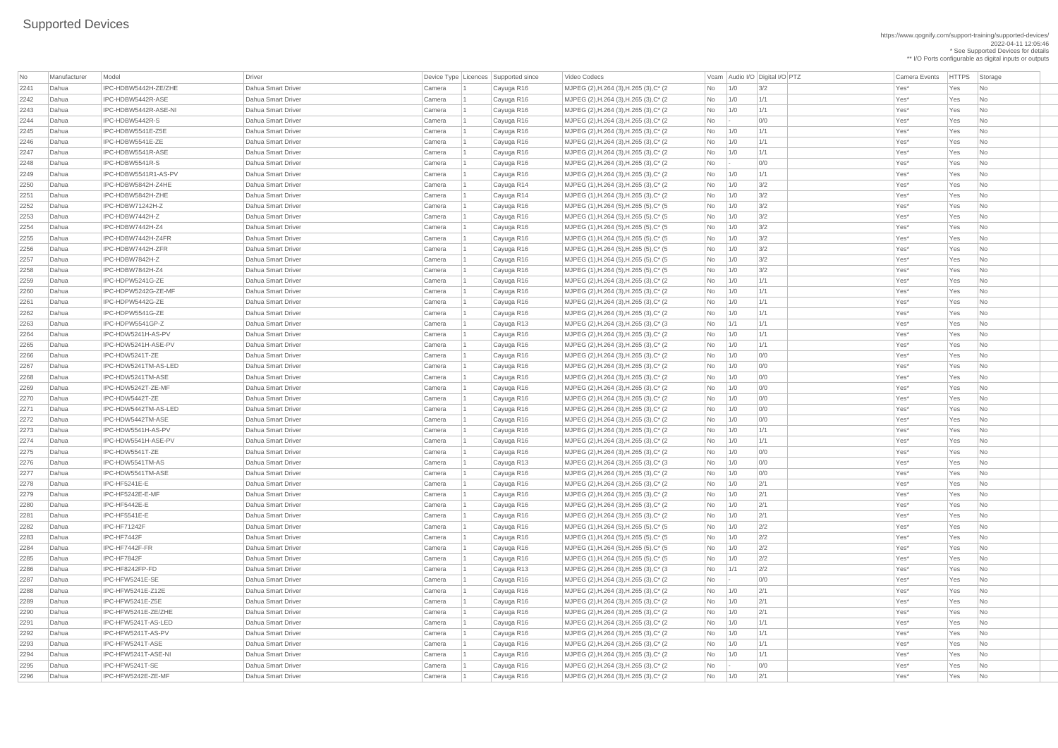# Supported Devices

https://www.qognify.com/support-training/supported-devices/
2022-04-11 12:05:46
* See Supported Devices for details
** I/O Ports configurable as digital inputs or outputs

| No | Manufacturer | Model | Driver | Device Type | Licences | Supported since | Video Codecs | Vcam | Audio I/O | Digital I/O | PTZ | Camera Events | HTTPS | Storage |
|---|---|---|---|---|---|---|---|---|---|---|---|---|---|---|
| 2241 | Dahua | IPC-HDBW5442H-ZE/ZHE | Dahua Smart Driver | Camera | 1 | Cayuga R16 | MJPEG (2),H.264 (3),H.265 (3),C* (2 | No | 1/0 | 3/2 | | Yes* | Yes | No |
| 2242 | Dahua | IPC-HDBW5442R-ASE | Dahua Smart Driver | Camera | 1 | Cayuga R16 | MJPEG (2),H.264 (3),H.265 (3),C* (2 | No | 1/0 | 1/1 | | Yes* | Yes | No |
| 2243 | Dahua | IPC-HDBW5442R-ASE-NI | Dahua Smart Driver | Camera | 1 | Cayuga R16 | MJPEG (2),H.264 (3),H.265 (3),C* (2 | No | 1/0 | 1/1 | | Yes* | Yes | No |
| 2244 | Dahua | IPC-HDBW5442R-S | Dahua Smart Driver | Camera | 1 | Cayuga R16 | MJPEG (2),H.264 (3),H.265 (3),C* (2 | No | - | 0/0 | | Yes* | Yes | No |
| 2245 | Dahua | IPC-HDBW5541E-Z5E | Dahua Smart Driver | Camera | 1 | Cayuga R16 | MJPEG (2),H.264 (3),H.265 (3),C* (2 | No | 1/0 | 1/1 | | Yes* | Yes | No |
| 2246 | Dahua | IPC-HDBW5541E-ZE | Dahua Smart Driver | Camera | 1 | Cayuga R16 | MJPEG (2),H.264 (3),H.265 (3),C* (2 | No | 1/0 | 1/1 | | Yes* | Yes | No |
| 2247 | Dahua | IPC-HDBW5541R-ASE | Dahua Smart Driver | Camera | 1 | Cayuga R16 | MJPEG (2),H.264 (3),H.265 (3),C* (2 | No | 1/0 | 1/1 | | Yes* | Yes | No |
| 2248 | Dahua | IPC-HDBW5541R-S | Dahua Smart Driver | Camera | 1 | Cayuga R16 | MJPEG (2),H.264 (3),H.265 (3),C* (2 | No | - | 0/0 | | Yes* | Yes | No |
| 2249 | Dahua | IPC-HDBW5541R1-AS-PV | Dahua Smart Driver | Camera | 1 | Cayuga R16 | MJPEG (2),H.264 (3),H.265 (3),C* (2 | No | 1/0 | 1/1 | | Yes* | Yes | No |
| 2250 | Dahua | IPC-HDBW5842H-Z4HE | Dahua Smart Driver | Camera | 1 | Cayuga R14 | MJPEG (1),H.264 (3),H.265 (3),C* (2 | No | 1/0 | 3/2 | | Yes* | Yes | No |
| 2251 | Dahua | IPC-HDBW5842H-ZHE | Dahua Smart Driver | Camera | 1 | Cayuga R14 | MJPEG (1),H.264 (3),H.265 (3),C* (2 | No | 1/0 | 3/2 | | Yes* | Yes | No |
| 2252 | Dahua | IPC-HDBW71242H-Z | Dahua Smart Driver | Camera | 1 | Cayuga R16 | MJPEG (1),H.264 (5),H.265 (5),C* (5 | No | 1/0 | 3/2 | | Yes* | Yes | No |
| 2253 | Dahua | IPC-HDBW7442H-Z | Dahua Smart Driver | Camera | 1 | Cayuga R16 | MJPEG (1),H.264 (5),H.265 (5),C* (5 | No | 1/0 | 3/2 | | Yes* | Yes | No |
| 2254 | Dahua | IPC-HDBW7442H-Z4 | Dahua Smart Driver | Camera | 1 | Cayuga R16 | MJPEG (1),H.264 (5),H.265 (5),C* (5 | No | 1/0 | 3/2 | | Yes* | Yes | No |
| 2255 | Dahua | IPC-HDBW7442H-Z4FR | Dahua Smart Driver | Camera | 1 | Cayuga R16 | MJPEG (1),H.264 (5),H.265 (5),C* (5 | No | 1/0 | 3/2 | | Yes* | Yes | No |
| 2256 | Dahua | IPC-HDBW7442H-ZFR | Dahua Smart Driver | Camera | 1 | Cayuga R16 | MJPEG (1),H.264 (5),H.265 (5),C* (5 | No | 1/0 | 3/2 | | Yes* | Yes | No |
| 2257 | Dahua | IPC-HDBW7842H-Z | Dahua Smart Driver | Camera | 1 | Cayuga R16 | MJPEG (1),H.264 (5),H.265 (5),C* (5 | No | 1/0 | 3/2 | | Yes* | Yes | No |
| 2258 | Dahua | IPC-HDBW7842H-Z4 | Dahua Smart Driver | Camera | 1 | Cayuga R16 | MJPEG (1),H.264 (5),H.265 (5),C* (5 | No | 1/0 | 3/2 | | Yes* | Yes | No |
| 2259 | Dahua | IPC-HDPW5241G-ZE | Dahua Smart Driver | Camera | 1 | Cayuga R16 | MJPEG (2),H.264 (3),H.265 (3),C* (2 | No | 1/0 | 1/1 | | Yes* | Yes | No |
| 2260 | Dahua | IPC-HDPW5242G-ZE-MF | Dahua Smart Driver | Camera | 1 | Cayuga R16 | MJPEG (2),H.264 (3),H.265 (3),C* (2 | No | 1/0 | 1/1 | | Yes* | Yes | No |
| 2261 | Dahua | IPC-HDPW5442G-ZE | Dahua Smart Driver | Camera | 1 | Cayuga R16 | MJPEG (2),H.264 (3),H.265 (3),C* (2 | No | 1/0 | 1/1 | | Yes* | Yes | No |
| 2262 | Dahua | IPC-HDPW5541G-ZE | Dahua Smart Driver | Camera | 1 | Cayuga R16 | MJPEG (2),H.264 (3),H.265 (3),C* (2 | No | 1/0 | 1/1 | | Yes* | Yes | No |
| 2263 | Dahua | IPC-HDPW5541GP-Z | Dahua Smart Driver | Camera | 1 | Cayuga R13 | MJPEG (2),H.264 (3),H.265 (3),C* (3 | No | 1/1 | 1/1 | | Yes* | Yes | No |
| 2264 | Dahua | IPC-HDW5241H-AS-PV | Dahua Smart Driver | Camera | 1 | Cayuga R16 | MJPEG (2),H.264 (3),H.265 (3),C* (2 | No | 1/0 | 1/1 | | Yes* | Yes | No |
| 2265 | Dahua | IPC-HDW5241H-ASE-PV | Dahua Smart Driver | Camera | 1 | Cayuga R16 | MJPEG (2),H.264 (3),H.265 (3),C* (2 | No | 1/0 | 1/1 | | Yes* | Yes | No |
| 2266 | Dahua | IPC-HDW5241T-ZE | Dahua Smart Driver | Camera | 1 | Cayuga R16 | MJPEG (2),H.264 (3),H.265 (3),C* (2 | No | 1/0 | 0/0 | | Yes* | Yes | No |
| 2267 | Dahua | IPC-HDW5241TM-AS-LED | Dahua Smart Driver | Camera | 1 | Cayuga R16 | MJPEG (2),H.264 (3),H.265 (3),C* (2 | No | 1/0 | 0/0 | | Yes* | Yes | No |
| 2268 | Dahua | IPC-HDW5241TM-ASE | Dahua Smart Driver | Camera | 1 | Cayuga R16 | MJPEG (2),H.264 (3),H.265 (3),C* (2 | No | 1/0 | 0/0 | | Yes* | Yes | No |
| 2269 | Dahua | IPC-HDW5242T-ZE-MF | Dahua Smart Driver | Camera | 1 | Cayuga R16 | MJPEG (2),H.264 (3),H.265 (3),C* (2 | No | 1/0 | 0/0 | | Yes* | Yes | No |
| 2270 | Dahua | IPC-HDW5442T-ZE | Dahua Smart Driver | Camera | 1 | Cayuga R16 | MJPEG (2),H.264 (3),H.265 (3),C* (2 | No | 1/0 | 0/0 | | Yes* | Yes | No |
| 2271 | Dahua | IPC-HDW5442TM-AS-LED | Dahua Smart Driver | Camera | 1 | Cayuga R16 | MJPEG (2),H.264 (3),H.265 (3),C* (2 | No | 1/0 | 0/0 | | Yes* | Yes | No |
| 2272 | Dahua | IPC-HDW5442TM-ASE | Dahua Smart Driver | Camera | 1 | Cayuga R16 | MJPEG (2),H.264 (3),H.265 (3),C* (2 | No | 1/0 | 0/0 | | Yes* | Yes | No |
| 2273 | Dahua | IPC-HDW5541H-AS-PV | Dahua Smart Driver | Camera | 1 | Cayuga R16 | MJPEG (2),H.264 (3),H.265 (3),C* (2 | No | 1/0 | 1/1 | | Yes* | Yes | No |
| 2274 | Dahua | IPC-HDW5541H-ASE-PV | Dahua Smart Driver | Camera | 1 | Cayuga R16 | MJPEG (2),H.264 (3),H.265 (3),C* (2 | No | 1/0 | 1/1 | | Yes* | Yes | No |
| 2275 | Dahua | IPC-HDW5541T-ZE | Dahua Smart Driver | Camera | 1 | Cayuga R16 | MJPEG (2),H.264 (3),H.265 (3),C* (2 | No | 1/0 | 0/0 | | Yes* | Yes | No |
| 2276 | Dahua | IPC-HDW5541TM-AS | Dahua Smart Driver | Camera | 1 | Cayuga R13 | MJPEG (2),H.264 (3),H.265 (3),C* (3 | No | 1/0 | 0/0 | | Yes* | Yes | No |
| 2277 | Dahua | IPC-HDW5541TM-ASE | Dahua Smart Driver | Camera | 1 | Cayuga R16 | MJPEG (2),H.264 (3),H.265 (3),C* (2 | No | 1/0 | 0/0 | | Yes* | Yes | No |
| 2278 | Dahua | IPC-HF5241E-E | Dahua Smart Driver | Camera | 1 | Cayuga R16 | MJPEG (2),H.264 (3),H.265 (3),C* (2 | No | 1/0 | 2/1 | | Yes* | Yes | No |
| 2279 | Dahua | IPC-HF5242E-E-MF | Dahua Smart Driver | Camera | 1 | Cayuga R16 | MJPEG (2),H.264 (3),H.265 (3),C* (2 | No | 1/0 | 2/1 | | Yes* | Yes | No |
| 2280 | Dahua | IPC-HF5442E-E | Dahua Smart Driver | Camera | 1 | Cayuga R16 | MJPEG (2),H.264 (3),H.265 (3),C* (2 | No | 1/0 | 2/1 | | Yes* | Yes | No |
| 2281 | Dahua | IPC-HF5541E-E | Dahua Smart Driver | Camera | 1 | Cayuga R16 | MJPEG (2),H.264 (3),H.265 (3),C* (2 | No | 1/0 | 2/1 | | Yes* | Yes | No |
| 2282 | Dahua | IPC-HF71242F | Dahua Smart Driver | Camera | 1 | Cayuga R16 | MJPEG (1),H.264 (5),H.265 (5),C* (5 | No | 1/0 | 2/2 | | Yes* | Yes | No |
| 2283 | Dahua | IPC-HF7442F | Dahua Smart Driver | Camera | 1 | Cayuga R16 | MJPEG (1),H.264 (5),H.265 (5),C* (5 | No | 1/0 | 2/2 | | Yes* | Yes | No |
| 2284 | Dahua | IPC-HF7442F-FR | Dahua Smart Driver | Camera | 1 | Cayuga R16 | MJPEG (1),H.264 (5),H.265 (5),C* (5 | No | 1/0 | 2/2 | | Yes* | Yes | No |
| 2285 | Dahua | IPC-HF7842F | Dahua Smart Driver | Camera | 1 | Cayuga R16 | MJPEG (1),H.264 (5),H.265 (5),C* (5 | No | 1/0 | 2/2 | | Yes* | Yes | No |
| 2286 | Dahua | IPC-HF8242FP-FD | Dahua Smart Driver | Camera | 1 | Cayuga R13 | MJPEG (2),H.264 (3),H.265 (3),C* (3 | No | 1/1 | 2/2 | | Yes* | Yes | No |
| 2287 | Dahua | IPC-HFW5241E-SE | Dahua Smart Driver | Camera | 1 | Cayuga R16 | MJPEG (2),H.264 (3),H.265 (3),C* (2 | No | - | 0/0 | | Yes* | Yes | No |
| 2288 | Dahua | IPC-HFW5241E-Z12E | Dahua Smart Driver | Camera | 1 | Cayuga R16 | MJPEG (2),H.264 (3),H.265 (3),C* (2 | No | 1/0 | 2/1 | | Yes* | Yes | No |
| 2289 | Dahua | IPC-HFW5241E-Z5E | Dahua Smart Driver | Camera | 1 | Cayuga R16 | MJPEG (2),H.264 (3),H.265 (3),C* (2 | No | 1/0 | 2/1 | | Yes* | Yes | No |
| 2290 | Dahua | IPC-HFW5241E-ZE/ZHE | Dahua Smart Driver | Camera | 1 | Cayuga R16 | MJPEG (2),H.264 (3),H.265 (3),C* (2 | No | 1/0 | 2/1 | | Yes* | Yes | No |
| 2291 | Dahua | IPC-HFW5241T-AS-LED | Dahua Smart Driver | Camera | 1 | Cayuga R16 | MJPEG (2),H.264 (3),H.265 (3),C* (2 | No | 1/0 | 1/1 | | Yes* | Yes | No |
| 2292 | Dahua | IPC-HFW5241T-AS-PV | Dahua Smart Driver | Camera | 1 | Cayuga R16 | MJPEG (2),H.264 (3),H.265 (3),C* (2 | No | 1/0 | 1/1 | | Yes* | Yes | No |
| 2293 | Dahua | IPC-HFW5241T-ASE | Dahua Smart Driver | Camera | 1 | Cayuga R16 | MJPEG (2),H.264 (3),H.265 (3),C* (2 | No | 1/0 | 1/1 | | Yes* | Yes | No |
| 2294 | Dahua | IPC-HFW5241T-ASE-NI | Dahua Smart Driver | Camera | 1 | Cayuga R16 | MJPEG (2),H.264 (3),H.265 (3),C* (2 | No | 1/0 | 1/1 | | Yes* | Yes | No |
| 2295 | Dahua | IPC-HFW5241T-SE | Dahua Smart Driver | Camera | 1 | Cayuga R16 | MJPEG (2),H.264 (3),H.265 (3),C* (2 | No | - | 0/0 | | Yes* | Yes | No |
| 2296 | Dahua | IPC-HFW5242E-ZE-MF | Dahua Smart Driver | Camera | 1 | Cayuga R16 | MJPEG (2),H.264 (3),H.265 (3),C* (2 | No | 1/0 | 2/1 | | Yes* | Yes | No |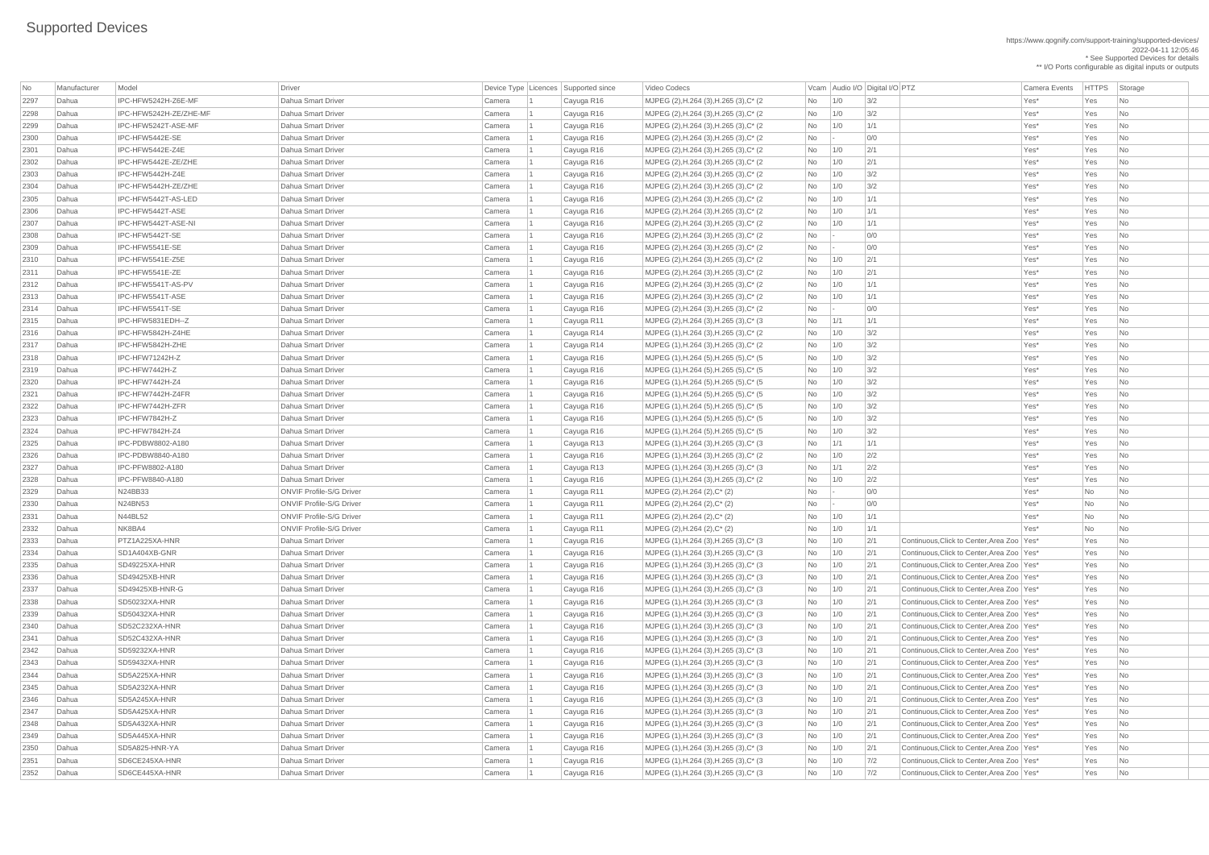# Supported Devices

https://www.qognify.com/support-training/supported-devices/
2022-04-11 12:05:46
* See Supported Devices for details
** I/O Ports configurable as digital inputs or outputs

| No | Manufacturer | Model | Driver | Device Type | Licences | Supported since | Video Codecs | Vcam | Audio I/O | Digital I/O | PTZ | Camera Events | HTTPS | Storage |
|---|---|---|---|---|---|---|---|---|---|---|---|---|---|---|
| 2297 | Dahua | IPC-HFW5242H-Z6E-MF | Dahua Smart Driver | Camera | 1 | Cayuga R16 | MJPEG (2),H.264 (3),H.265 (3),C* (2 | No | 1/0 | 3/2 | | Yes* | Yes | No |
| 2298 | Dahua | IPC-HFW5242H-ZE/ZHE-MF | Dahua Smart Driver | Camera | 1 | Cayuga R16 | MJPEG (2),H.264 (3),H.265 (3),C* (2 | No | 1/0 | 3/2 | | Yes* | Yes | No |
| 2299 | Dahua | IPC-HFW5242T-ASE-MF | Dahua Smart Driver | Camera | 1 | Cayuga R16 | MJPEG (2),H.264 (3),H.265 (3),C* (2 | No | 1/0 | 1/1 | | Yes* | Yes | No |
| 2300 | Dahua | IPC-HFW5442E-SE | Dahua Smart Driver | Camera | 1 | Cayuga R16 | MJPEG (2),H.264 (3),H.265 (3),C* (2 | No | - | 0/0 | | Yes* | Yes | No |
| 2301 | Dahua | IPC-HFW5442E-Z4E | Dahua Smart Driver | Camera | 1 | Cayuga R16 | MJPEG (2),H.264 (3),H.265 (3),C* (2 | No | 1/0 | 2/1 | | Yes* | Yes | No |
| 2302 | Dahua | IPC-HFW5442E-ZE/ZHE | Dahua Smart Driver | Camera | 1 | Cayuga R16 | MJPEG (2),H.264 (3),H.265 (3),C* (2 | No | 1/0 | 2/1 | | Yes* | Yes | No |
| 2303 | Dahua | IPC-HFW5442H-Z4E | Dahua Smart Driver | Camera | 1 | Cayuga R16 | MJPEG (2),H.264 (3),H.265 (3),C* (2 | No | 1/0 | 3/2 | | Yes* | Yes | No |
| 2304 | Dahua | IPC-HFW5442H-ZE/ZHE | Dahua Smart Driver | Camera | 1 | Cayuga R16 | MJPEG (2),H.264 (3),H.265 (3),C* (2 | No | 1/0 | 3/2 | | Yes* | Yes | No |
| 2305 | Dahua | IPC-HFW5442T-AS-LED | Dahua Smart Driver | Camera | 1 | Cayuga R16 | MJPEG (2),H.264 (3),H.265 (3),C* (2 | No | 1/0 | 1/1 | | Yes* | Yes | No |
| 2306 | Dahua | IPC-HFW5442T-ASE | Dahua Smart Driver | Camera | 1 | Cayuga R16 | MJPEG (2),H.264 (3),H.265 (3),C* (2 | No | 1/0 | 1/1 | | Yes* | Yes | No |
| 2307 | Dahua | IPC-HFW5442T-ASE-NI | Dahua Smart Driver | Camera | 1 | Cayuga R16 | MJPEG (2),H.264 (3),H.265 (3),C* (2 | No | 1/0 | 1/1 | | Yes* | Yes | No |
| 2308 | Dahua | IPC-HFW5442T-SE | Dahua Smart Driver | Camera | 1 | Cayuga R16 | MJPEG (2),H.264 (3),H.265 (3),C* (2 | No | - | 0/0 | | Yes* | Yes | No |
| 2309 | Dahua | IPC-HFW5541E-SE | Dahua Smart Driver | Camera | 1 | Cayuga R16 | MJPEG (2),H.264 (3),H.265 (3),C* (2 | No | - | 0/0 | | Yes* | Yes | No |
| 2310 | Dahua | IPC-HFW5541E-Z5E | Dahua Smart Driver | Camera | 1 | Cayuga R16 | MJPEG (2),H.264 (3),H.265 (3),C* (2 | No | 1/0 | 2/1 | | Yes* | Yes | No |
| 2311 | Dahua | IPC-HFW5541E-ZE | Dahua Smart Driver | Camera | 1 | Cayuga R16 | MJPEG (2),H.264 (3),H.265 (3),C* (2 | No | 1/0 | 2/1 | | Yes* | Yes | No |
| 2312 | Dahua | IPC-HFW5541T-AS-PV | Dahua Smart Driver | Camera | 1 | Cayuga R16 | MJPEG (2),H.264 (3),H.265 (3),C* (2 | No | 1/0 | 1/1 | | Yes* | Yes | No |
| 2313 | Dahua | IPC-HFW5541T-ASE | Dahua Smart Driver | Camera | 1 | Cayuga R16 | MJPEG (2),H.264 (3),H.265 (3),C* (2 | No | 1/0 | 1/1 | | Yes* | Yes | No |
| 2314 | Dahua | IPC-HFW5541T-SE | Dahua Smart Driver | Camera | 1 | Cayuga R16 | MJPEG (2),H.264 (3),H.265 (3),C* (2 | No | - | 0/0 | | Yes* | Yes | No |
| 2315 | Dahua | IPC-HFW5831EDH--Z | Dahua Smart Driver | Camera | 1 | Cayuga R11 | MJPEG (2),H.264 (3),H.265 (3),C* (3 | No | 1/1 | 1/1 | | Yes* | Yes | No |
| 2316 | Dahua | IPC-HFW5842H-Z4HE | Dahua Smart Driver | Camera | 1 | Cayuga R14 | MJPEG (1),H.264 (3),H.265 (3),C* (2 | No | 1/0 | 3/2 | | Yes* | Yes | No |
| 2317 | Dahua | IPC-HFW5842H-ZHE | Dahua Smart Driver | Camera | 1 | Cayuga R14 | MJPEG (1),H.264 (3),H.265 (3),C* (2 | No | 1/0 | 3/2 | | Yes* | Yes | No |
| 2318 | Dahua | IPC-HFW71242H-Z | Dahua Smart Driver | Camera | 1 | Cayuga R16 | MJPEG (1),H.264 (5),H.265 (5),C* (5 | No | 1/0 | 3/2 | | Yes* | Yes | No |
| 2319 | Dahua | IPC-HFW7442H-Z | Dahua Smart Driver | Camera | 1 | Cayuga R16 | MJPEG (1),H.264 (5),H.265 (5),C* (5 | No | 1/0 | 3/2 | | Yes* | Yes | No |
| 2320 | Dahua | IPC-HFW7442H-Z4 | Dahua Smart Driver | Camera | 1 | Cayuga R16 | MJPEG (1),H.264 (5),H.265 (5),C* (5 | No | 1/0 | 3/2 | | Yes* | Yes | No |
| 2321 | Dahua | IPC-HFW7442H-Z4FR | Dahua Smart Driver | Camera | 1 | Cayuga R16 | MJPEG (1),H.264 (5),H.265 (5),C* (5 | No | 1/0 | 3/2 | | Yes* | Yes | No |
| 2322 | Dahua | IPC-HFW7442H-ZFR | Dahua Smart Driver | Camera | 1 | Cayuga R16 | MJPEG (1),H.264 (5),H.265 (5),C* (5 | No | 1/0 | 3/2 | | Yes* | Yes | No |
| 2323 | Dahua | IPC-HFW7842H-Z | Dahua Smart Driver | Camera | 1 | Cayuga R16 | MJPEG (1),H.264 (5),H.265 (5),C* (5 | No | 1/0 | 3/2 | | Yes* | Yes | No |
| 2324 | Dahua | IPC-HFW7842H-Z4 | Dahua Smart Driver | Camera | 1 | Cayuga R16 | MJPEG (1),H.264 (5),H.265 (5),C* (5 | No | 1/0 | 3/2 | | Yes* | Yes | No |
| 2325 | Dahua | IPC-PDBW8802-A180 | Dahua Smart Driver | Camera | 1 | Cayuga R13 | MJPEG (1),H.264 (3),H.265 (3),C* (3 | No | 1/1 | 1/1 | | Yes* | Yes | No |
| 2326 | Dahua | IPC-PDBW8840-A180 | Dahua Smart Driver | Camera | 1 | Cayuga R16 | MJPEG (1),H.264 (3),H.265 (3),C* (2 | No | 1/0 | 2/2 | | Yes* | Yes | No |
| 2327 | Dahua | IPC-PFW8802-A180 | Dahua Smart Driver | Camera | 1 | Cayuga R13 | MJPEG (1),H.264 (3),H.265 (3),C* (3 | No | 1/1 | 2/2 | | Yes* | Yes | No |
| 2328 | Dahua | IPC-PFW8840-A180 | Dahua Smart Driver | Camera | 1 | Cayuga R16 | MJPEG (1),H.264 (3),H.265 (3),C* (2 | No | 1/0 | 2/2 | | Yes* | Yes | No |
| 2329 | Dahua | N24BB33 | ONVIF Profile-S/G Driver | Camera | 1 | Cayuga R11 | MJPEG (2),H.264 (2),C* (2) | No | - | 0/0 | | Yes* | No | No |
| 2330 | Dahua | N24BN53 | ONVIF Profile-S/G Driver | Camera | 1 | Cayuga R11 | MJPEG (2),H.264 (2),C* (2) | No | - | 0/0 | | Yes* | No | No |
| 2331 | Dahua | N44BL52 | ONVIF Profile-S/G Driver | Camera | 1 | Cayuga R11 | MJPEG (2),H.264 (2),C* (2) | No | 1/0 | 1/1 | | Yes* | No | No |
| 2332 | Dahua | NK8BA4 | ONVIF Profile-S/G Driver | Camera | 1 | Cayuga R11 | MJPEG (2),H.264 (2),C* (2) | No | 1/0 | 1/1 | | Yes* | No | No |
| 2333 | Dahua | PTZ1A225XA-HNR | Dahua Smart Driver | Camera | 1 | Cayuga R16 | MJPEG (1),H.264 (3),H.265 (3),C* (3 | No | 1/0 | 2/1 | Continuous,Click to Center,Area Zoo | Yes* | Yes | No |
| 2334 | Dahua | SD1A404XB-GNR | Dahua Smart Driver | Camera | 1 | Cayuga R16 | MJPEG (1),H.264 (3),H.265 (3),C* (3 | No | 1/0 | 2/1 | Continuous,Click to Center,Area Zoo | Yes* | Yes | No |
| 2335 | Dahua | SD49225XA-HNR | Dahua Smart Driver | Camera | 1 | Cayuga R16 | MJPEG (1),H.264 (3),H.265 (3),C* (3 | No | 1/0 | 2/1 | Continuous,Click to Center,Area Zoo | Yes* | Yes | No |
| 2336 | Dahua | SD49425XB-HNR | Dahua Smart Driver | Camera | 1 | Cayuga R16 | MJPEG (1),H.264 (3),H.265 (3),C* (3 | No | 1/0 | 2/1 | Continuous,Click to Center,Area Zoo | Yes* | Yes | No |
| 2337 | Dahua | SD49425XB-HNR-G | Dahua Smart Driver | Camera | 1 | Cayuga R16 | MJPEG (1),H.264 (3),H.265 (3),C* (3 | No | 1/0 | 2/1 | Continuous,Click to Center,Area Zoo | Yes* | Yes | No |
| 2338 | Dahua | SD50232XA-HNR | Dahua Smart Driver | Camera | 1 | Cayuga R16 | MJPEG (1),H.264 (3),H.265 (3),C* (3 | No | 1/0 | 2/1 | Continuous,Click to Center,Area Zoo | Yes* | Yes | No |
| 2339 | Dahua | SD50432XA-HNR | Dahua Smart Driver | Camera | 1 | Cayuga R16 | MJPEG (1),H.264 (3),H.265 (3),C* (3 | No | 1/0 | 2/1 | Continuous,Click to Center,Area Zoo | Yes* | Yes | No |
| 2340 | Dahua | SD52C232XA-HNR | Dahua Smart Driver | Camera | 1 | Cayuga R16 | MJPEG (1),H.264 (3),H.265 (3),C* (3 | No | 1/0 | 2/1 | Continuous,Click to Center,Area Zoo | Yes* | Yes | No |
| 2341 | Dahua | SD52C432XA-HNR | Dahua Smart Driver | Camera | 1 | Cayuga R16 | MJPEG (1),H.264 (3),H.265 (3),C* (3 | No | 1/0 | 2/1 | Continuous,Click to Center,Area Zoo | Yes* | Yes | No |
| 2342 | Dahua | SD59232XA-HNR | Dahua Smart Driver | Camera | 1 | Cayuga R16 | MJPEG (1),H.264 (3),H.265 (3),C* (3 | No | 1/0 | 2/1 | Continuous,Click to Center,Area Zoo | Yes* | Yes | No |
| 2343 | Dahua | SD59432XA-HNR | Dahua Smart Driver | Camera | 1 | Cayuga R16 | MJPEG (1),H.264 (3),H.265 (3),C* (3 | No | 1/0 | 2/1 | Continuous,Click to Center,Area Zoo | Yes* | Yes | No |
| 2344 | Dahua | SD5A225XA-HNR | Dahua Smart Driver | Camera | 1 | Cayuga R16 | MJPEG (1),H.264 (3),H.265 (3),C* (3 | No | 1/0 | 2/1 | Continuous,Click to Center,Area Zoo | Yes* | Yes | No |
| 2345 | Dahua | SD5A232XA-HNR | Dahua Smart Driver | Camera | 1 | Cayuga R16 | MJPEG (1),H.264 (3),H.265 (3),C* (3 | No | 1/0 | 2/1 | Continuous,Click to Center,Area Zoo | Yes* | Yes | No |
| 2346 | Dahua | SD5A245XA-HNR | Dahua Smart Driver | Camera | 1 | Cayuga R16 | MJPEG (1),H.264 (3),H.265 (3),C* (3 | No | 1/0 | 2/1 | Continuous,Click to Center,Area Zoo | Yes* | Yes | No |
| 2347 | Dahua | SD5A425XA-HNR | Dahua Smart Driver | Camera | 1 | Cayuga R16 | MJPEG (1),H.264 (3),H.265 (3),C* (3 | No | 1/0 | 2/1 | Continuous,Click to Center,Area Zoo | Yes* | Yes | No |
| 2348 | Dahua | SD5A432XA-HNR | Dahua Smart Driver | Camera | 1 | Cayuga R16 | MJPEG (1),H.264 (3),H.265 (3),C* (3 | No | 1/0 | 2/1 | Continuous,Click to Center,Area Zoo | Yes* | Yes | No |
| 2349 | Dahua | SD5A445XA-HNR | Dahua Smart Driver | Camera | 1 | Cayuga R16 | MJPEG (1),H.264 (3),H.265 (3),C* (3 | No | 1/0 | 2/1 | Continuous,Click to Center,Area Zoo | Yes* | Yes | No |
| 2350 | Dahua | SD5A825-HNR-YA | Dahua Smart Driver | Camera | 1 | Cayuga R16 | MJPEG (1),H.264 (3),H.265 (3),C* (3 | No | 1/0 | 2/1 | Continuous,Click to Center,Area Zoo | Yes* | Yes | No |
| 2351 | Dahua | SD6CE245XA-HNR | Dahua Smart Driver | Camera | 1 | Cayuga R16 | MJPEG (1),H.264 (3),H.265 (3),C* (3 | No | 1/0 | 7/2 | Continuous,Click to Center,Area Zoo | Yes* | Yes | No |
| 2352 | Dahua | SD6CE445XA-HNR | Dahua Smart Driver | Camera | 1 | Cayuga R16 | MJPEG (1),H.264 (3),H.265 (3),C* (3 | No | 1/0 | 7/2 | Continuous,Click to Center,Area Zoo | Yes* | Yes | No |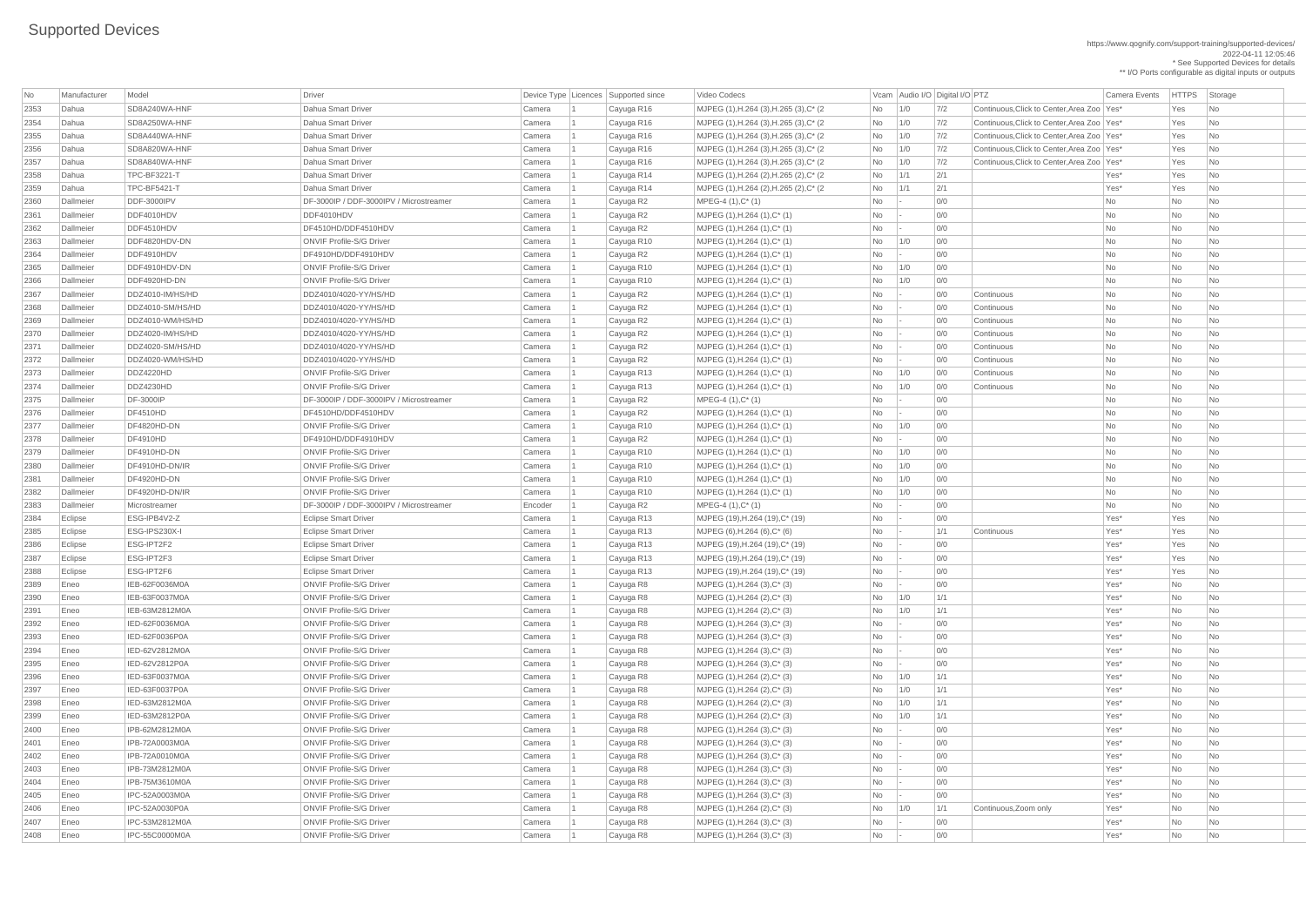# Supported Devices

https://www.qognify.com/support-training/supported-devices/
2022-04-11 12:05:46
* See Supported Devices for details
** I/O Ports configurable as digital inputs or outputs

| No | Manufacturer | Model | Driver | Device Type | Licences | Supported since | Video Codecs | Vcam | Audio I/O | Digital I/O | PTZ | Camera Events | HTTPS | Storage |
|---|---|---|---|---|---|---|---|---|---|---|---|---|---|---|
| 2353 | Dahua | SD8A240WA-HNF | Dahua Smart Driver | Camera | 1 | Cayuga R16 | MJPEG (1),H.264 (3),H.265 (3),C* (2 | No | 1/0 | 7/2 | Continuous,Click to Center,Area Zoo | Yes* | Yes | No |
| 2354 | Dahua | SD8A250WA-HNF | Dahua Smart Driver | Camera | 1 | Cayuga R16 | MJPEG (1),H.264 (3),H.265 (3),C* (2 | No | 1/0 | 7/2 | Continuous,Click to Center,Area Zoo | Yes* | Yes | No |
| 2355 | Dahua | SD8A440WA-HNF | Dahua Smart Driver | Camera | 1 | Cayuga R16 | MJPEG (1),H.264 (3),H.265 (3),C* (2 | No | 1/0 | 7/2 | Continuous,Click to Center,Area Zoo | Yes* | Yes | No |
| 2356 | Dahua | SD8A820WA-HNF | Dahua Smart Driver | Camera | 1 | Cayuga R16 | MJPEG (1),H.264 (3),H.265 (3),C* (2 | No | 1/0 | 7/2 | Continuous,Click to Center,Area Zoo | Yes* | Yes | No |
| 2357 | Dahua | SD8A840WA-HNF | Dahua Smart Driver | Camera | 1 | Cayuga R16 | MJPEG (1),H.264 (3),H.265 (3),C* (2 | No | 1/0 | 7/2 | Continuous,Click to Center,Area Zoo | Yes* | Yes | No |
| 2358 | Dahua | TPC-BF3221-T | Dahua Smart Driver | Camera | 1 | Cayuga R14 | MJPEG (1),H.264 (2),H.265 (2),C* (2 | No | 1/1 | 2/1 | | Yes* | Yes | No |
| 2359 | Dahua | TPC-BF5421-T | Dahua Smart Driver | Camera | 1 | Cayuga R14 | MJPEG (1),H.264 (2),H.265 (2),C* (2 | No | 1/1 | 2/1 | | Yes* | Yes | No |
| 2360 | Dallmeier | DDF-3000IPV | DF-3000IP / DDF-3000IPV / Microstreamer | Camera | 1 | Cayuga R2 | MPEG-4 (1),C* (1) | No | - | 0/0 | | No | No | No |
| 2361 | Dallmeier | DDF4010HDV | DDF4010HDV | Camera | 1 | Cayuga R2 | MJPEG (1),H.264 (1),C* (1) | No | - | 0/0 | | No | No | No |
| 2362 | Dallmeier | DDF4510HDV | DF4510HD/DDF4510HDV | Camera | 1 | Cayuga R2 | MJPEG (1),H.264 (1),C* (1) | No | - | 0/0 | | No | No | No |
| 2363 | Dallmeier | DDF4820HDV-DN | ONVIF Profile-S/G Driver | Camera | 1 | Cayuga R10 | MJPEG (1),H.264 (1),C* (1) | No | 1/0 | 0/0 | | No | No | No |
| 2364 | Dallmeier | DDF4910HDV | DF4910HD/DDF4910HDV | Camera | 1 | Cayuga R2 | MJPEG (1),H.264 (1),C* (1) | No | - | 0/0 | | No | No | No |
| 2365 | Dallmeier | DDF4910HDV-DN | ONVIF Profile-S/G Driver | Camera | 1 | Cayuga R10 | MJPEG (1),H.264 (1),C* (1) | No | 1/0 | 0/0 | | No | No | No |
| 2366 | Dallmeier | DDF4920HD-DN | ONVIF Profile-S/G Driver | Camera | 1 | Cayuga R10 | MJPEG (1),H.264 (1),C* (1) | No | 1/0 | 0/0 | | No | No | No |
| 2367 | Dallmeier | DDZ4010-IM/HS/HD | DDZ4010/4020-YY/HS/HD | Camera | 1 | Cayuga R2 | MJPEG (1),H.264 (1),C* (1) | No | - | 0/0 | Continuous | No | No | No |
| 2368 | Dallmeier | DDZ4010-SM/HS/HD | DDZ4010/4020-YY/HS/HD | Camera | 1 | Cayuga R2 | MJPEG (1),H.264 (1),C* (1) | No | - | 0/0 | Continuous | No | No | No |
| 2369 | Dallmeier | DDZ4010-WM/HS/HD | DDZ4010/4020-YY/HS/HD | Camera | 1 | Cayuga R2 | MJPEG (1),H.264 (1),C* (1) | No | - | 0/0 | Continuous | No | No | No |
| 2370 | Dallmeier | DDZ4020-IM/HS/HD | DDZ4010/4020-YY/HS/HD | Camera | 1 | Cayuga R2 | MJPEG (1),H.264 (1),C* (1) | No | - | 0/0 | Continuous | No | No | No |
| 2371 | Dallmeier | DDZ4020-SM/HS/HD | DDZ4010/4020-YY/HS/HD | Camera | 1 | Cayuga R2 | MJPEG (1),H.264 (1),C* (1) | No | - | 0/0 | Continuous | No | No | No |
| 2372 | Dallmeier | DDZ4020-WM/HS/HD | DDZ4010/4020-YY/HS/HD | Camera | 1 | Cayuga R2 | MJPEG (1),H.264 (1),C* (1) | No | - | 0/0 | Continuous | No | No | No |
| 2373 | Dallmeier | DDZ4220HD | ONVIF Profile-S/G Driver | Camera | 1 | Cayuga R13 | MJPEG (1),H.264 (1),C* (1) | No | 1/0 | 0/0 | Continuous | No | No | No |
| 2374 | Dallmeier | DDZ4230HD | ONVIF Profile-S/G Driver | Camera | 1 | Cayuga R13 | MJPEG (1),H.264 (1),C* (1) | No | 1/0 | 0/0 | Continuous | No | No | No |
| 2375 | Dallmeier | DF-3000IP | DF-3000IP / DDF-3000IPV / Microstreamer | Camera | 1 | Cayuga R2 | MPEG-4 (1),C* (1) | No | - | 0/0 | | No | No | No |
| 2376 | Dallmeier | DF4510HD | DF4510HD/DDF4510HDV | Camera | 1 | Cayuga R2 | MJPEG (1),H.264 (1),C* (1) | No | - | 0/0 | | No | No | No |
| 2377 | Dallmeier | DF4820HD-DN | ONVIF Profile-S/G Driver | Camera | 1 | Cayuga R10 | MJPEG (1),H.264 (1),C* (1) | No | 1/0 | 0/0 | | No | No | No |
| 2378 | Dallmeier | DF4910HD | DF4910HD/DDF4910HDV | Camera | 1 | Cayuga R2 | MJPEG (1),H.264 (1),C* (1) | No | - | 0/0 | | No | No | No |
| 2379 | Dallmeier | DF4910HD-DN | ONVIF Profile-S/G Driver | Camera | 1 | Cayuga R10 | MJPEG (1),H.264 (1),C* (1) | No | 1/0 | 0/0 | | No | No | No |
| 2380 | Dallmeier | DF4910HD-DN/IR | ONVIF Profile-S/G Driver | Camera | 1 | Cayuga R10 | MJPEG (1),H.264 (1),C* (1) | No | 1/0 | 0/0 | | No | No | No |
| 2381 | Dallmeier | DF4920HD-DN | ONVIF Profile-S/G Driver | Camera | 1 | Cayuga R10 | MJPEG (1),H.264 (1),C* (1) | No | 1/0 | 0/0 | | No | No | No |
| 2382 | Dallmeier | DF4920HD-DN/IR | ONVIF Profile-S/G Driver | Camera | 1 | Cayuga R10 | MJPEG (1),H.264 (1),C* (1) | No | 1/0 | 0/0 | | No | No | No |
| 2383 | Dallmeier | Microstreamer | DF-3000IP / DDF-3000IPV / Microstreamer | Encoder | 1 | Cayuga R2 | MPEG-4 (1),C* (1) | No | - | 0/0 | | No | No | No |
| 2384 | Eclipse | ESG-IPB4V2-Z | Eclipse Smart Driver | Camera | 1 | Cayuga R13 | MJPEG (19),H.264 (19),C* (19) | No | - | 0/0 | | Yes* | Yes | No |
| 2385 | Eclipse | ESG-IPS230X-I | Eclipse Smart Driver | Camera | 1 | Cayuga R13 | MJPEG (6),H.264 (6),C* (6) | No | - | 1/1 | Continuous | Yes* | Yes | No |
| 2386 | Eclipse | ESG-IPT2F2 | Eclipse Smart Driver | Camera | 1 | Cayuga R13 | MJPEG (19),H.264 (19),C* (19) | No | - | 0/0 | | Yes* | Yes | No |
| 2387 | Eclipse | ESG-IPT2F3 | Eclipse Smart Driver | Camera | 1 | Cayuga R13 | MJPEG (19),H.264 (19),C* (19) | No | - | 0/0 | | Yes* | Yes | No |
| 2388 | Eclipse | ESG-IPT2F6 | Eclipse Smart Driver | Camera | 1 | Cayuga R13 | MJPEG (19),H.264 (19),C* (19) | No | - | 0/0 | | Yes* | Yes | No |
| 2389 | Eneo | IEB-62F0036M0A | ONVIF Profile-S/G Driver | Camera | 1 | Cayuga R8 | MJPEG (1),H.264 (3),C* (3) | No | - | 0/0 | | Yes* | No | No |
| 2390 | Eneo | IEB-63F0037M0A | ONVIF Profile-S/G Driver | Camera | 1 | Cayuga R8 | MJPEG (1),H.264 (2),C* (3) | No | 1/0 | 1/1 | | Yes* | No | No |
| 2391 | Eneo | IEB-63M2812M0A | ONVIF Profile-S/G Driver | Camera | 1 | Cayuga R8 | MJPEG (1),H.264 (2),C* (3) | No | 1/0 | 1/1 | | Yes* | No | No |
| 2392 | Eneo | IED-62F0036M0A | ONVIF Profile-S/G Driver | Camera | 1 | Cayuga R8 | MJPEG (1),H.264 (3),C* (3) | No | - | 0/0 | | Yes* | No | No |
| 2393 | Eneo | IED-62F0036P0A | ONVIF Profile-S/G Driver | Camera | 1 | Cayuga R8 | MJPEG (1),H.264 (3),C* (3) | No | - | 0/0 | | Yes* | No | No |
| 2394 | Eneo | IED-62V2812M0A | ONVIF Profile-S/G Driver | Camera | 1 | Cayuga R8 | MJPEG (1),H.264 (3),C* (3) | No | - | 0/0 | | Yes* | No | No |
| 2395 | Eneo | IED-62V2812P0A | ONVIF Profile-S/G Driver | Camera | 1 | Cayuga R8 | MJPEG (1),H.264 (3),C* (3) | No | - | 0/0 | | Yes* | No | No |
| 2396 | Eneo | IED-63F0037M0A | ONVIF Profile-S/G Driver | Camera | 1 | Cayuga R8 | MJPEG (1),H.264 (2),C* (3) | No | 1/0 | 1/1 | | Yes* | No | No |
| 2397 | Eneo | IED-63F0037P0A | ONVIF Profile-S/G Driver | Camera | 1 | Cayuga R8 | MJPEG (1),H.264 (2),C* (3) | No | 1/0 | 1/1 | | Yes* | No | No |
| 2398 | Eneo | IED-63M2812M0A | ONVIF Profile-S/G Driver | Camera | 1 | Cayuga R8 | MJPEG (1),H.264 (2),C* (3) | No | 1/0 | 1/1 | | Yes* | No | No |
| 2399 | Eneo | IED-63M2812P0A | ONVIF Profile-S/G Driver | Camera | 1 | Cayuga R8 | MJPEG (1),H.264 (2),C* (3) | No | 1/0 | 1/1 | | Yes* | No | No |
| 2400 | Eneo | IPB-62M2812M0A | ONVIF Profile-S/G Driver | Camera | 1 | Cayuga R8 | MJPEG (1),H.264 (3),C* (3) | No | - | 0/0 | | Yes* | No | No |
| 2401 | Eneo | IPB-72A0003M0A | ONVIF Profile-S/G Driver | Camera | 1 | Cayuga R8 | MJPEG (1),H.264 (3),C* (3) | No | - | 0/0 | | Yes* | No | No |
| 2402 | Eneo | IPB-72A0010M0A | ONVIF Profile-S/G Driver | Camera | 1 | Cayuga R8 | MJPEG (1),H.264 (3),C* (3) | No | - | 0/0 | | Yes* | No | No |
| 2403 | Eneo | IPB-73M2812M0A | ONVIF Profile-S/G Driver | Camera | 1 | Cayuga R8 | MJPEG (1),H.264 (3),C* (3) | No | - | 0/0 | | Yes* | No | No |
| 2404 | Eneo | IPB-75M3610M0A | ONVIF Profile-S/G Driver | Camera | 1 | Cayuga R8 | MJPEG (1),H.264 (3),C* (3) | No | - | 0/0 | | Yes* | No | No |
| 2405 | Eneo | IPC-52A0003M0A | ONVIF Profile-S/G Driver | Camera | 1 | Cayuga R8 | MJPEG (1),H.264 (3),C* (3) | No | - | 0/0 | | Yes* | No | No |
| 2406 | Eneo | IPC-52A0030P0A | ONVIF Profile-S/G Driver | Camera | 1 | Cayuga R8 | MJPEG (1),H.264 (2),C* (3) | No | 1/0 | 1/1 | Continuous,Zoom only | Yes* | No | No |
| 2407 | Eneo | IPC-53M2812M0A | ONVIF Profile-S/G Driver | Camera | 1 | Cayuga R8 | MJPEG (1),H.264 (3),C* (3) | No | - | 0/0 | | Yes* | No | No |
| 2408 | Eneo | IPC-55C0000M0A | ONVIF Profile-S/G Driver | Camera | 1 | Cayuga R8 | MJPEG (1),H.264 (3),C* (3) | No | - | 0/0 | | Yes* | No | No |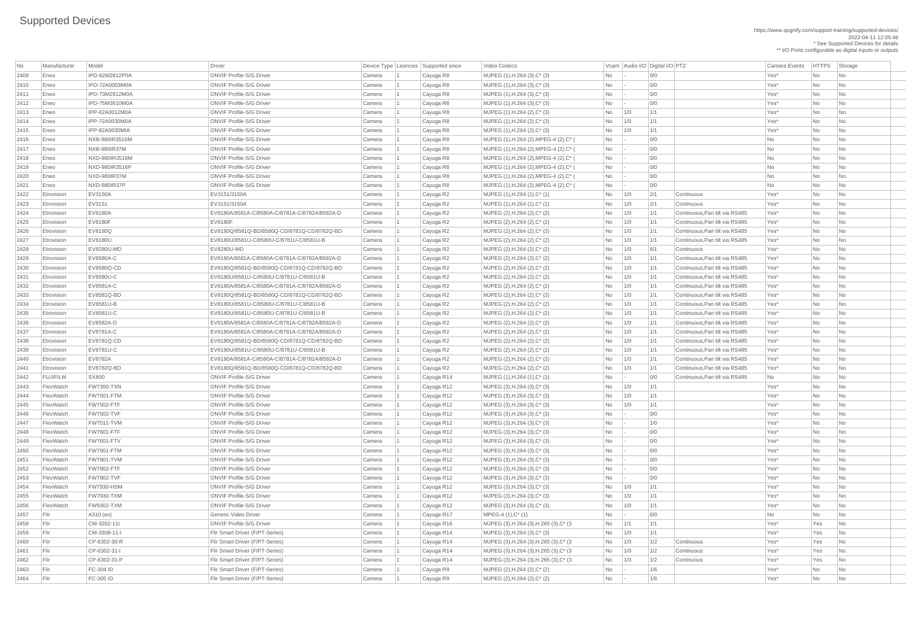# Supported Devices

https://www.qognify.com/support-training/supported-devices/
2022-04-11 12:05:46
* See Supported Devices for details
** I/O Ports configurable as digital inputs or outputs

| No | Manufacturer | Model | Driver | Device Type | Licences | Supported since | Video Codecs | Vcam | Audio I/O | Digital I/O | PTZ | Camera Events | HTTPS | Storage |
|---|---|---|---|---|---|---|---|---|---|---|---|---|---|---|
| 2409 | Eneo | IPD-62M2812P0A | ONVIF Profile-S/G Driver | Camera | 1 | Cayuga R8 | MJPEG (1),H.264 (3),C* (3) | No | - | 0/0 | | Yes* | No | No |
| 2410 | Eneo | IPD-72A0003M0A | ONVIF Profile-S/G Driver | Camera | 1 | Cayuga R8 | MJPEG (1),H.264 (3),C* (3) | No | - | 0/0 | | Yes* | No | No |
| 2411 | Eneo | IPD-73M2812M0A | ONVIF Profile-S/G Driver | Camera | 1 | Cayuga R8 | MJPEG (1),H.264 (3),C* (3) | No | - | 0/0 | | Yes* | No | No |
| 2412 | Eneo | IPD-75M3610M0A | ONVIF Profile-S/G Driver | Camera | 1 | Cayuga R8 | MJPEG (1),H.264 (3),C* (3) | No | - | 0/0 | | Yes* | No | No |
| 2413 | Eneo | IPP-62A0012M0A | ONVIF Profile-S/G Driver | Camera | 1 | Cayuga R8 | MJPEG (1),H.264 (2),C* (3) | No | 1/0 | 1/1 | | Yes* | No | No |
| 2414 | Eneo | IPP-72A0030M0A | ONVIF Profile-S/G Driver | Camera | 1 | Cayuga R8 | MJPEG (1),H.264 (3),C* (3) | No | 1/0 | 1/1 | | Yes* | No | No |
| 2415 | Eneo | IPP-82A0030MIA | ONVIF Profile-S/G Driver | Camera | 1 | Cayuga R8 | MJPEG (1),H.264 (2),C* (3) | No | 1/0 | 1/1 | | Yes* | No | No |
| 2416 | Eneo | NXB-980IR3516M | ONVIF Profile-S/G Driver | Camera | 1 | Cayuga R8 | MJPEG (1),H.264 (2),MPEG-4 (2),C* ( | No | - | 0/0 | | No | No | No |
| 2417 | Eneo | NXB-980IR37M | ONVIF Profile-S/G Driver | Camera | 1 | Cayuga R8 | MJPEG (1),H.264 (2),MPEG-4 (2),C* ( | No | - | 0/0 | | No | No | No |
| 2418 | Eneo | NXD-980IR3516M | ONVIF Profile-S/G Driver | Camera | 1 | Cayuga R8 | MJPEG (1),H.264 (2),MPEG-4 (2),C* ( | No | - | 0/0 | | No | No | No |
| 2419 | Eneo | NXD-980IR3516P | ONVIF Profile-S/G Driver | Camera | 1 | Cayuga R8 | MJPEG (1),H.264 (2),MPEG-4 (2),C* ( | No | - | 0/0 | | No | No | No |
| 2420 | Eneo | NXD-980IR37M | ONVIF Profile-S/G Driver | Camera | 1 | Cayuga R8 | MJPEG (1),H.264 (2),MPEG-4 (2),C* ( | No | - | 0/0 | | No | No | No |
| 2421 | Eneo | NXD-980IR37P | ONVIF Profile-S/G Driver | Camera | 1 | Cayuga R8 | MJPEG (1),H.264 (2),MPEG-4 (2),C* ( | No | - | 0/0 | | No | No | No |
| 2422 | Etrovision | EV3150A | EV3151/3150A | Camera | 1 | Cayuga R2 | MJPEG (1),H.264 (1),C* (1) | No | 1/0 | 2/1 | Continuous | Yes* | No | No |
| 2423 | Etrovision | EV3151 | EV3151/3150A | Camera | 1 | Cayuga R2 | MJPEG (1),H.264 (1),C* (1) | No | 1/0 | 2/1 | Continuous | Yes* | No | No |
| 2424 | Etrovision | EV8180A | EV8180A/8581A-C/8580A-C/8781A-C/8782A/8582A-D | Camera | 1 | Cayuga R2 | MJPEG (2),H.264 (2),C* (2) | No | 1/0 | 1/1 | Continuous,Pan tilt via RS485 | Yes* | No | No |
| 2425 | Etrovision | EV8180F | EV8180F | Camera | 1 | Cayuga R2 | MJPEG (2),H.264 (2),C* (2) | No | 1/0 | 1/1 | Continuous,Pan tilt via RS485 | Yes* | No | No |
| 2426 | Etrovision | EV8180Q | EV8180Q/8581Q-BD/8580Q-CD/8781Q-CD/8782Q-BD | Camera | 1 | Cayuga R2 | MJPEG (2),H.264 (2),C* (2) | No | 1/0 | 1/1 | Continuous,Pan tilt via RS485 | Yes* | No | No |
| 2427 | Etrovision | EV8180U | EV8180U/8581U-C/8580U-C/8781U-C/8581U-B | Camera | 1 | Cayuga R2 | MJPEG (2),H.264 (2),C* (2) | No | 1/0 | 1/1 | Continuous,Pan tilt via RS485 | Yes* | No | No |
| 2428 | Etrovision | EV8280U-MD | EV8280U-MD | Camera | 1 | Cayuga R2 | MJPEG (2),H.264 (2),C* (2) | No | 1/0 | 6/1 | Continuous | Yes* | No | No |
| 2429 | Etrovision | EV8580A-C | EV8180A/8581A-C/8580A-C/8781A-C/8782A/8582A-D | Camera | 1 | Cayuga R2 | MJPEG (2),H.264 (2),C* (2) | No | 1/0 | 1/1 | Continuous,Pan tilt via RS485 | Yes* | No | No |
| 2430 | Etrovision | EV8580Q-CD | EV8180Q/8581Q-BD/8580Q-CD/8781Q-CD/8782Q-BD | Camera | 1 | Cayuga R2 | MJPEG (2),H.264 (2),C* (2) | No | 1/0 | 1/1 | Continuous,Pan tilt via RS485 | Yes* | No | No |
| 2431 | Etrovision | EV8580U-C | EV8180U/8581U-C/8580U-C/8781U-C/8581U-B | Camera | 1 | Cayuga R2 | MJPEG (2),H.264 (2),C* (2) | No | 1/0 | 1/1 | Continuous,Pan tilt via RS485 | Yes* | No | No |
| 2432 | Etrovision | EV8581A-C | EV8180A/8581A-C/8580A-C/8781A-C/8782A/8582A-D | Camera | 1 | Cayuga R2 | MJPEG (2),H.264 (2),C* (2) | No | 1/0 | 1/1 | Continuous,Pan tilt via RS485 | Yes* | No | No |
| 2433 | Etrovision | EV8581Q-BD | EV8180Q/8581Q-BD/8580Q-CD/8781Q-CD/8782Q-BD | Camera | 1 | Cayuga R2 | MJPEG (2),H.264 (2),C* (2) | No | 1/0 | 1/1 | Continuous,Pan tilt via RS485 | Yes* | No | No |
| 2434 | Etrovision | EV8581U-B | EV8180U/8581U-C/8580U-C/8781U-C/8581U-B | Camera | 1 | Cayuga R2 | MJPEG (2),H.264 (2),C* (2) | No | 1/0 | 1/1 | Continuous,Pan tilt via RS485 | Yes* | No | No |
| 2435 | Etrovision | EV8581U-C | EV8180U/8581U-C/8580U-C/8781U-C/8581U-B | Camera | 1 | Cayuga R2 | MJPEG (2),H.264 (2),C* (2) | No | 1/0 | 1/1 | Continuous,Pan tilt via RS485 | Yes* | No | No |
| 2436 | Etrovision | EV8582A-D | EV8180A/8581A-C/8580A-C/8781A-C/8782A/8582A-D | Camera | 1 | Cayuga R2 | MJPEG (2),H.264 (2),C* (2) | No | 1/0 | 1/1 | Continuous,Pan tilt via RS485 | Yes* | No | No |
| 2437 | Etrovision | EV8781A-C | EV8180A/8581A-C/8580A-C/8781A-C/8782A/8582A-D | Camera | 1 | Cayuga R2 | MJPEG (2),H.264 (2),C* (2) | No | 1/0 | 1/1 | Continuous,Pan tilt via RS485 | Yes* | No | No |
| 2438 | Etrovision | EV8781Q-CD | EV8180Q/8581Q-BD/8580Q-CD/8781Q-CD/8782Q-BD | Camera | 1 | Cayuga R2 | MJPEG (2),H.264 (2),C* (2) | No | 1/0 | 1/1 | Continuous,Pan tilt via RS485 | Yes* | No | No |
| 2439 | Etrovision | EV8781U-C | EV8180U/8581U-C/8580U-C/8781U-C/8581U-B | Camera | 1 | Cayuga R2 | MJPEG (2),H.264 (2),C* (2) | No | 1/0 | 1/1 | Continuous,Pan tilt via RS485 | Yes* | No | No |
| 2440 | Etrovision | EV8782A | EV8180A/8581A-C/8580A-C/8781A-C/8782A/8582A-D | Camera | 1 | Cayuga R2 | MJPEG (2),H.264 (2),C* (2) | No | 1/0 | 1/1 | Continuous,Pan tilt via RS485 | Yes* | No | No |
| 2441 | Etrovision | EV8782Q-BD | EV8180Q/8581Q-BD/8580Q-CD/8781Q-CD/8782Q-BD | Camera | 1 | Cayuga R2 | MJPEG (2),H.264 (2),C* (2) | No | 1/0 | 1/1 | Continuous,Pan tilt via RS485 | Yes* | No | No |
| 2442 | FUJIFILM | SX800 | ONVIF Profile-S/G Driver | Camera | 1 | Cayuga R14 | MJPEG (1),H.264 (1),C* (1) | No | - | 0/0 | Continuous,Pan tilt via RS485 | No | No | No |
| 2443 | FlexWatch | FW7300-TXN | ONVIF Profile-S/G Driver | Camera | 1 | Cayuga R12 | MJPEG (3),H.264 (3),C* (3) | No | 1/0 | 1/1 | | Yes* | No | No |
| 2444 | FlexWatch | FW7501-FTM | ONVIF Profile-S/G Driver | Camera | 1 | Cayuga R12 | MJPEG (3),H.264 (3),C* (3) | No | 1/0 | 1/1 | | Yes* | No | No |
| 2445 | FlexWatch | FW7502-FTF | ONVIF Profile-S/G Driver | Camera | 1 | Cayuga R12 | MJPEG (3),H.264 (3),C* (3) | No | 1/0 | 1/1 | | Yes* | No | No |
| 2446 | FlexWatch | FW7502-TVF | ONVIF Profile-S/G Driver | Camera | 1 | Cayuga R12 | MJPEG (3),H.264 (3),C* (3) | No | - | 0/0 | | Yes* | No | No |
| 2447 | FlexWatch | FW7511-TVM | ONVIF Profile-S/G Driver | Camera | 1 | Cayuga R12 | MJPEG (3),H.264 (3),C* (3) | No | - | 1/0 | | Yes* | No | No |
| 2448 | FlexWatch | FW7601-FTF | ONVIF Profile-S/G Driver | Camera | 1 | Cayuga R12 | MJPEG (3),H.264 (3),C* (3) | No | - | 0/0 | | Yes* | No | No |
| 2449 | FlexWatch | FW7601-FTV | ONVIF Profile-S/G Driver | Camera | 1 | Cayuga R12 | MJPEG (3),H.264 (3),C* (3) | No | - | 0/0 | | Yes* | No | No |
| 2450 | FlexWatch | FW7901-FTM | ONVIF Profile-S/G Driver | Camera | 1 | Cayuga R12 | MJPEG (3),H.264 (3),C* (3) | No | - | 0/0 | | Yes* | No | No |
| 2451 | FlexWatch | FW7901-TVM | ONVIF Profile-S/G Driver | Camera | 1 | Cayuga R12 | MJPEG (3),H.264 (3),C* (3) | No | - | 0/0 | | Yes* | No | No |
| 2452 | FlexWatch | FW7902-FTF | ONVIF Profile-S/G Driver | Camera | 1 | Cayuga R12 | MJPEG (3),H.264 (3),C* (3) | No | - | 0/0 | | Yes* | No | No |
| 2453 | FlexWatch | FW7902-TVF | ONVIF Profile-S/G Driver | Camera | 1 | Cayuga R12 | MJPEG (3),H.264 (3),C* (3) | No | - | 0/0 | | Yes* | No | No |
| 2454 | FlexWatch | FW7930-HSM | ONVIF Profile-S/G Driver | Camera | 1 | Cayuga R12 | MJPEG (3),H.264 (3),C* (3) | No | 1/0 | 1/1 | | Yes* | No | No |
| 2455 | FlexWatch | FW7930-TXM | ONVIF Profile-S/G Driver | Camera | 1 | Cayuga R12 | MJPEG (3),H.264 (3),C* (3) | No | 1/0 | 1/1 | | Yes* | No | No |
| 2456 | FlexWatch | FW9302-TXM | ONVIF Profile-S/G Driver | Camera | 1 | Cayuga R12 | MJPEG (3),H.264 (3),C* (3) | No | 1/0 | 1/1 | | Yes* | No | No |
| 2457 | Flir | A310 (ex) | Generic Video Driver | Camera | 1 | Cayuga R17 | MPEG-4 (1),C* (1) | No | - | 0/0 | | No | No | No |
| 2458 | Flir | CM-3202-11I | ONVIF Profile-S/G Driver | Camera | 1 | Cayuga R16 | MJPEG (3),H.264 (3),H.265 (3),C* (3 | No | 1/1 | 1/1 | | Yes* | Yes | No |
| 2459 | Flir | CM-3308-11-I | Flir Smart Driver (F/PT-Series) | Camera | 1 | Cayuga R14 | MJPEG (3),H.264 (3),C* (3) | No | 1/0 | 1/1 | | Yes* | Yes | No |
| 2460 | Flir | CP-6302-30-R | Flir Smart Driver (F/PT-Series) | Camera | 1 | Cayuga R14 | MJPEG (3),H.264 (3),H.265 (3),C* (3 | No | 1/0 | 1/2 | Continuous | Yes* | Yes | No |
| 2461 | Flir | CP-6302-31-I | Flir Smart Driver (F/PT-Series) | Camera | 1 | Cayuga R14 | MJPEG (3),H.264 (3),H.265 (3),C* (3 | No | 1/0 | 1/2 | Continuous | Yes* | Yes | No |
| 2462 | Flir | CP-6302-31-P | Flir Smart Driver (F/PT-Series) | Camera | 1 | Cayuga R14 | MJPEG (3),H.264 (3),H.265 (3),C* (3 | No | 1/0 | 1/2 | Continuous | Yes* | Yes | No |
| 2463 | Flir | FC-304 ID | Flir Smart Driver (F/PT-Series) | Camera | 1 | Cayuga R9 | MJPEG (2),H.264 (2),C* (2) | No | - | 1/6 | | Yes* | No | No |
| 2464 | Flir | FC-305 ID | Flir Smart Driver (F/PT-Series) | Camera | 1 | Cayuga R9 | MJPEG (2),H.264 (2),C* (2) | No | - | 1/6 | | Yes* | No | No |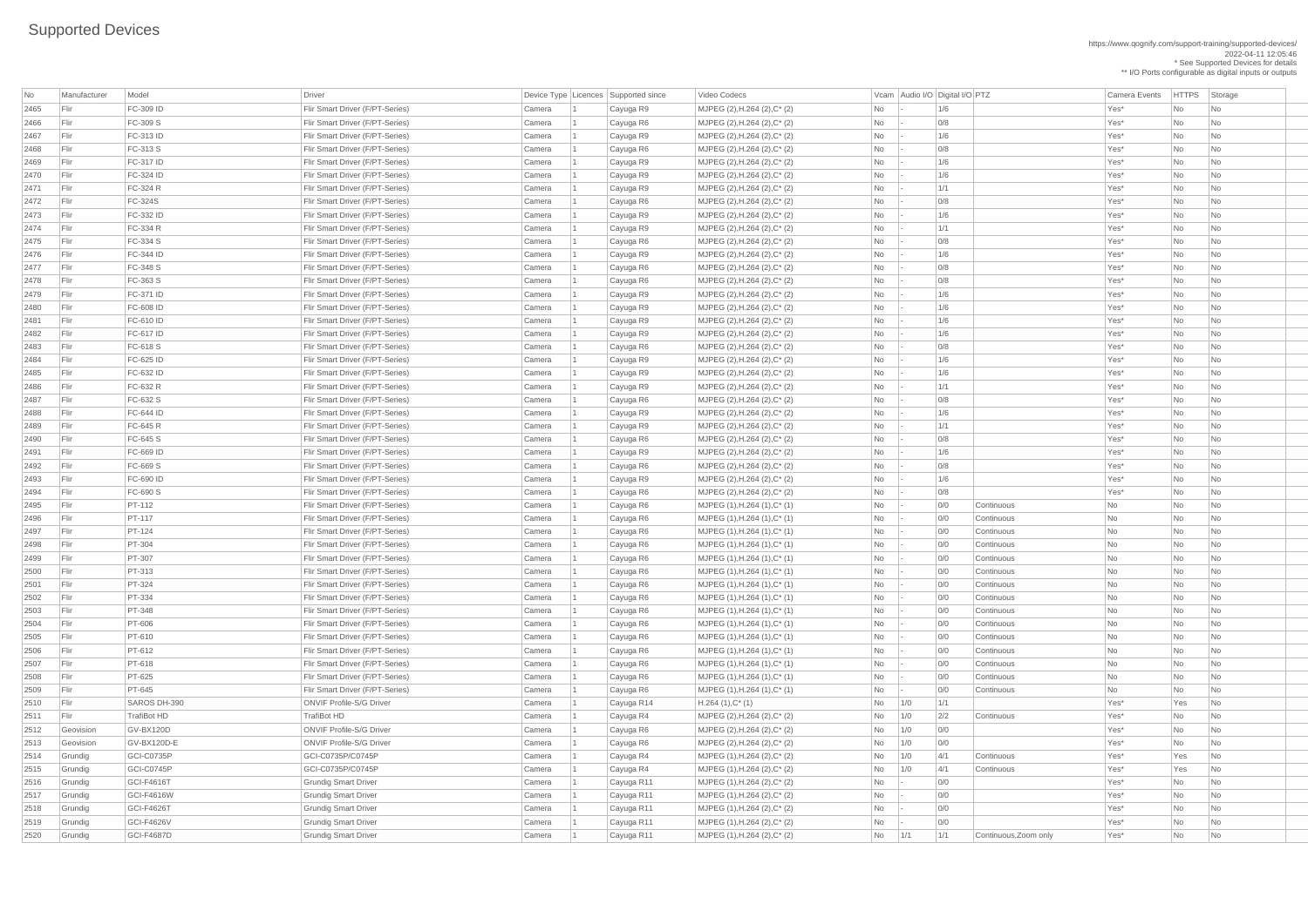# Supported Devices

https://www.qognify.com/support-training/supported-devices/
2022-04-11 12:05:46
* See Supported Devices for details
** I/O Ports configurable as digital inputs or outputs

| No | Manufacturer | Model | Driver | Device Type | Licences | Supported since | Video Codecs | Vcam | Audio I/O | Digital I/O | PTZ | Camera Events | HTTPS | Storage |
|---|---|---|---|---|---|---|---|---|---|---|---|---|---|---|
| 2465 | Flir | FC-309 ID | Flir Smart Driver (F/PT-Series) | Camera | 1 | Cayuga R9 | MJPEG (2),H.264 (2),C* (2) | No | - | 1/6 | | Yes* | No | No |
| 2466 | Flir | FC-309 S | Flir Smart Driver (F/PT-Series) | Camera | 1 | Cayuga R6 | MJPEG (2),H.264 (2),C* (2) | No | - | 0/8 | | Yes* | No | No |
| 2467 | Flir | FC-313 ID | Flir Smart Driver (F/PT-Series) | Camera | 1 | Cayuga R9 | MJPEG (2),H.264 (2),C* (2) | No | - | 1/6 | | Yes* | No | No |
| 2468 | Flir | FC-313 S | Flir Smart Driver (F/PT-Series) | Camera | 1 | Cayuga R6 | MJPEG (2),H.264 (2),C* (2) | No | - | 0/8 | | Yes* | No | No |
| 2469 | Flir | FC-317 ID | Flir Smart Driver (F/PT-Series) | Camera | 1 | Cayuga R9 | MJPEG (2),H.264 (2),C* (2) | No | - | 1/6 | | Yes* | No | No |
| 2470 | Flir | FC-324 ID | Flir Smart Driver (F/PT-Series) | Camera | 1 | Cayuga R9 | MJPEG (2),H.264 (2),C* (2) | No | - | 1/6 | | Yes* | No | No |
| 2471 | Flir | FC-324 R | Flir Smart Driver (F/PT-Series) | Camera | 1 | Cayuga R9 | MJPEG (2),H.264 (2),C* (2) | No | - | 1/1 | | Yes* | No | No |
| 2472 | Flir | FC-324S | Flir Smart Driver (F/PT-Series) | Camera | 1 | Cayuga R6 | MJPEG (2),H.264 (2),C* (2) | No | - | 0/8 | | Yes* | No | No |
| 2473 | Flir | FC-332 ID | Flir Smart Driver (F/PT-Series) | Camera | 1 | Cayuga R9 | MJPEG (2),H.264 (2),C* (2) | No | - | 1/6 | | Yes* | No | No |
| 2474 | Flir | FC-334 R | Flir Smart Driver (F/PT-Series) | Camera | 1 | Cayuga R9 | MJPEG (2),H.264 (2),C* (2) | No | - | 1/1 | | Yes* | No | No |
| 2475 | Flir | FC-334 S | Flir Smart Driver (F/PT-Series) | Camera | 1 | Cayuga R6 | MJPEG (2),H.264 (2),C* (2) | No | - | 0/8 | | Yes* | No | No |
| 2476 | Flir | FC-344 ID | Flir Smart Driver (F/PT-Series) | Camera | 1 | Cayuga R9 | MJPEG (2),H.264 (2),C* (2) | No | - | 1/6 | | Yes* | No | No |
| 2477 | Flir | FC-348 S | Flir Smart Driver (F/PT-Series) | Camera | 1 | Cayuga R6 | MJPEG (2),H.264 (2),C* (2) | No | - | 0/8 | | Yes* | No | No |
| 2478 | Flir | FC-363 S | Flir Smart Driver (F/PT-Series) | Camera | 1 | Cayuga R6 | MJPEG (2),H.264 (2),C* (2) | No | - | 0/8 | | Yes* | No | No |
| 2479 | Flir | FC-371 ID | Flir Smart Driver (F/PT-Series) | Camera | 1 | Cayuga R9 | MJPEG (2),H.264 (2),C* (2) | No | - | 1/6 | | Yes* | No | No |
| 2480 | Flir | FC-608 ID | Flir Smart Driver (F/PT-Series) | Camera | 1 | Cayuga R9 | MJPEG (2),H.264 (2),C* (2) | No | - | 1/6 | | Yes* | No | No |
| 2481 | Flir | FC-610 ID | Flir Smart Driver (F/PT-Series) | Camera | 1 | Cayuga R9 | MJPEG (2),H.264 (2),C* (2) | No | - | 1/6 | | Yes* | No | No |
| 2482 | Flir | FC-617 ID | Flir Smart Driver (F/PT-Series) | Camera | 1 | Cayuga R9 | MJPEG (2),H.264 (2),C* (2) | No | - | 1/6 | | Yes* | No | No |
| 2483 | Flir | FC-618 S | Flir Smart Driver (F/PT-Series) | Camera | 1 | Cayuga R6 | MJPEG (2),H.264 (2),C* (2) | No | - | 0/8 | | Yes* | No | No |
| 2484 | Flir | FC-625 ID | Flir Smart Driver (F/PT-Series) | Camera | 1 | Cayuga R9 | MJPEG (2),H.264 (2),C* (2) | No | - | 1/6 | | Yes* | No | No |
| 2485 | Flir | FC-632 ID | Flir Smart Driver (F/PT-Series) | Camera | 1 | Cayuga R9 | MJPEG (2),H.264 (2),C* (2) | No | - | 1/6 | | Yes* | No | No |
| 2486 | Flir | FC-632 R | Flir Smart Driver (F/PT-Series) | Camera | 1 | Cayuga R9 | MJPEG (2),H.264 (2),C* (2) | No | - | 1/1 | | Yes* | No | No |
| 2487 | Flir | FC-632 S | Flir Smart Driver (F/PT-Series) | Camera | 1 | Cayuga R6 | MJPEG (2),H.264 (2),C* (2) | No | - | 0/8 | | Yes* | No | No |
| 2488 | Flir | FC-644 ID | Flir Smart Driver (F/PT-Series) | Camera | 1 | Cayuga R9 | MJPEG (2),H.264 (2),C* (2) | No | - | 1/6 | | Yes* | No | No |
| 2489 | Flir | FC-645 R | Flir Smart Driver (F/PT-Series) | Camera | 1 | Cayuga R9 | MJPEG (2),H.264 (2),C* (2) | No | - | 1/1 | | Yes* | No | No |
| 2490 | Flir | FC-645 S | Flir Smart Driver (F/PT-Series) | Camera | 1 | Cayuga R6 | MJPEG (2),H.264 (2),C* (2) | No | - | 0/8 | | Yes* | No | No |
| 2491 | Flir | FC-669 ID | Flir Smart Driver (F/PT-Series) | Camera | 1 | Cayuga R9 | MJPEG (2),H.264 (2),C* (2) | No | - | 1/6 | | Yes* | No | No |
| 2492 | Flir | FC-669 S | Flir Smart Driver (F/PT-Series) | Camera | 1 | Cayuga R6 | MJPEG (2),H.264 (2),C* (2) | No | - | 0/8 | | Yes* | No | No |
| 2493 | Flir | FC-690 ID | Flir Smart Driver (F/PT-Series) | Camera | 1 | Cayuga R9 | MJPEG (2),H.264 (2),C* (2) | No | - | 1/6 | | Yes* | No | No |
| 2494 | Flir | FC-690 S | Flir Smart Driver (F/PT-Series) | Camera | 1 | Cayuga R6 | MJPEG (2),H.264 (2),C* (2) | No | - | 0/8 | | Yes* | No | No |
| 2495 | Flir | PT-112 | Flir Smart Driver (F/PT-Series) | Camera | 1 | Cayuga R6 | MJPEG (1),H.264 (1),C* (1) | No | - | 0/0 | Continuous | No | No | No |
| 2496 | Flir | PT-117 | Flir Smart Driver (F/PT-Series) | Camera | 1 | Cayuga R6 | MJPEG (1),H.264 (1),C* (1) | No | - | 0/0 | Continuous | No | No | No |
| 2497 | Flir | PT-124 | Flir Smart Driver (F/PT-Series) | Camera | 1 | Cayuga R6 | MJPEG (1),H.264 (1),C* (1) | No | - | 0/0 | Continuous | No | No | No |
| 2498 | Flir | PT-304 | Flir Smart Driver (F/PT-Series) | Camera | 1 | Cayuga R6 | MJPEG (1),H.264 (1),C* (1) | No | - | 0/0 | Continuous | No | No | No |
| 2499 | Flir | PT-307 | Flir Smart Driver (F/PT-Series) | Camera | 1 | Cayuga R6 | MJPEG (1),H.264 (1),C* (1) | No | - | 0/0 | Continuous | No | No | No |
| 2500 | Flir | PT-313 | Flir Smart Driver (F/PT-Series) | Camera | 1 | Cayuga R6 | MJPEG (1),H.264 (1),C* (1) | No | - | 0/0 | Continuous | No | No | No |
| 2501 | Flir | PT-324 | Flir Smart Driver (F/PT-Series) | Camera | 1 | Cayuga R6 | MJPEG (1),H.264 (1),C* (1) | No | - | 0/0 | Continuous | No | No | No |
| 2502 | Flir | PT-334 | Flir Smart Driver (F/PT-Series) | Camera | 1 | Cayuga R6 | MJPEG (1),H.264 (1),C* (1) | No | - | 0/0 | Continuous | No | No | No |
| 2503 | Flir | PT-348 | Flir Smart Driver (F/PT-Series) | Camera | 1 | Cayuga R6 | MJPEG (1),H.264 (1),C* (1) | No | - | 0/0 | Continuous | No | No | No |
| 2504 | Flir | PT-606 | Flir Smart Driver (F/PT-Series) | Camera | 1 | Cayuga R6 | MJPEG (1),H.264 (1),C* (1) | No | - | 0/0 | Continuous | No | No | No |
| 2505 | Flir | PT-610 | Flir Smart Driver (F/PT-Series) | Camera | 1 | Cayuga R6 | MJPEG (1),H.264 (1),C* (1) | No | - | 0/0 | Continuous | No | No | No |
| 2506 | Flir | PT-612 | Flir Smart Driver (F/PT-Series) | Camera | 1 | Cayuga R6 | MJPEG (1),H.264 (1),C* (1) | No | - | 0/0 | Continuous | No | No | No |
| 2507 | Flir | PT-618 | Flir Smart Driver (F/PT-Series) | Camera | 1 | Cayuga R6 | MJPEG (1),H.264 (1),C* (1) | No | - | 0/0 | Continuous | No | No | No |
| 2508 | Flir | PT-625 | Flir Smart Driver (F/PT-Series) | Camera | 1 | Cayuga R6 | MJPEG (1),H.264 (1),C* (1) | No | - | 0/0 | Continuous | No | No | No |
| 2509 | Flir | PT-645 | Flir Smart Driver (F/PT-Series) | Camera | 1 | Cayuga R6 | MJPEG (1),H.264 (1),C* (1) | No | - | 0/0 | Continuous | No | No | No |
| 2510 | Flir | SAROS DH-390 | ONVIF Profile-S/G Driver | Camera | 1 | Cayuga R14 | H.264 (1),C* (1) | No | 1/0 | 1/1 | | Yes* | Yes | No |
| 2511 | Flir | TrafiBot HD | TrafiBot HD | Camera | 1 | Cayuga R4 | MJPEG (2),H.264 (2),C* (2) | No | 1/0 | 2/2 | Continuous | Yes* | No | No |
| 2512 | Geovision | GV-BX120D | ONVIF Profile-S/G Driver | Camera | 1 | Cayuga R6 | MJPEG (2),H.264 (2),C* (2) | No | 1/0 | 0/0 | | Yes* | No | No |
| 2513 | Geovision | GV-BX120D-E | ONVIF Profile-S/G Driver | Camera | 1 | Cayuga R6 | MJPEG (2),H.264 (2),C* (2) | No | 1/0 | 0/0 | | Yes* | No | No |
| 2514 | Grundig | GCI-C0735P | GCI-C0735P/C0745P | Camera | 1 | Cayuga R4 | MJPEG (1),H.264 (2),C* (2) | No | 1/0 | 4/1 | Continuous | Yes* | Yes | No |
| 2515 | Grundig | GCI-C0745P | GCI-C0735P/C0745P | Camera | 1 | Cayuga R4 | MJPEG (1),H.264 (2),C* (2) | No | 1/0 | 4/1 | Continuous | Yes* | Yes | No |
| 2516 | Grundig | GCI-F4616T | Grundig Smart Driver | Camera | 1 | Cayuga R11 | MJPEG (1),H.264 (2),C* (2) | No | - | 0/0 | | Yes* | No | No |
| 2517 | Grundig | GCI-F4616W | Grundig Smart Driver | Camera | 1 | Cayuga R11 | MJPEG (1),H.264 (2),C* (2) | No | - | 0/0 | | Yes* | No | No |
| 2518 | Grundig | GCI-F4626T | Grundig Smart Driver | Camera | 1 | Cayuga R11 | MJPEG (1),H.264 (2),C* (2) | No | - | 0/0 | | Yes* | No | No |
| 2519 | Grundig | GCI-F4626V | Grundig Smart Driver | Camera | 1 | Cayuga R11 | MJPEG (1),H.264 (2),C* (2) | No | - | 0/0 | | Yes* | No | No |
| 2520 | Grundig | GCI-F4687D | Grundig Smart Driver | Camera | 1 | Cayuga R11 | MJPEG (1),H.264 (2),C* (2) | No | 1/1 | 1/1 | Continuous,Zoom only | Yes* | No | No |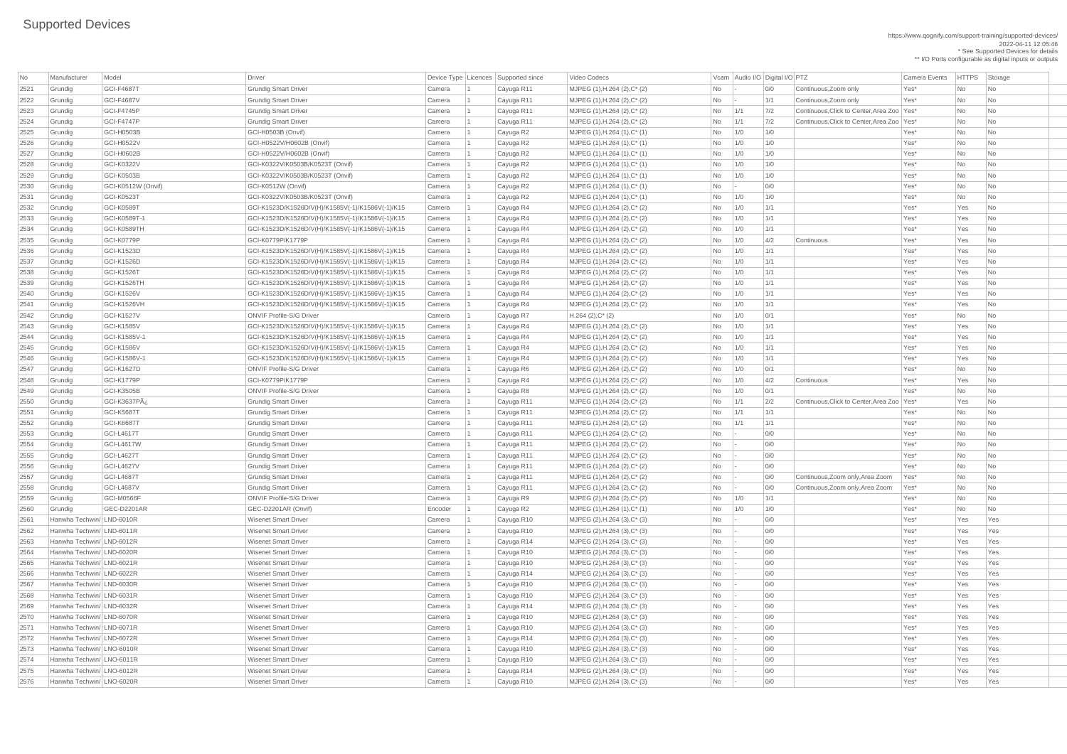# Supported Devices

https://www.qognify.com/support-training/supported-devices/
2022-04-11 12:05:46
* See Supported Devices for details
** I/O Ports configurable as digital inputs or outputs

| No | Manufacturer | Model | Driver | Device Type | Licences | Supported since | Video Codecs | Vcam | Audio I/O | Digital I/O | PTZ | Camera Events | HTTPS | Storage |
|---|---|---|---|---|---|---|---|---|---|---|---|---|---|---|
| 2521 | Grundig | GCI-F4687T | Grundig Smart Driver | Camera | 1 | Cayuga R11 | MJPEG (1),H.264 (2),C* (2) | No | - | 0/0 | Continuous,Zoom only | Yes* | No | No |
| 2522 | Grundig | GCI-F4687V | Grundig Smart Driver | Camera | 1 | Cayuga R11 | MJPEG (1),H.264 (2),C* (2) | No | - | 1/1 | Continuous,Zoom only | Yes* | No | No |
| 2523 | Grundig | GCI-F4745P | Grundig Smart Driver | Camera | 1 | Cayuga R11 | MJPEG (1),H.264 (2),C* (2) | No | 1/1 | 7/2 | Continuous,Click to Center,Area Zoo | Yes* | No | No |
| 2524 | Grundig | GCI-F4747P | Grundig Smart Driver | Camera | 1 | Cayuga R11 | MJPEG (1),H.264 (2),C* (2) | No | 1/1 | 7/2 | Continuous,Click to Center,Area Zoo | Yes* | No | No |
| 2525 | Grundig | GCI-H0503B | GCI-H0503B (Onvif) | Camera | 1 | Cayuga R2 | MJPEG (1),H.264 (1),C* (1) | No | 1/0 | 1/0 | | Yes* | No | No |
| 2526 | Grundig | GCI-H0522V | GCI-H0522V/H0602B (Onvif) | Camera | 1 | Cayuga R2 | MJPEG (1),H.264 (1),C* (1) | No | 1/0 | 1/0 | | Yes* | No | No |
| 2527 | Grundig | GCI-H0602B | GCI-H0522V/H0602B (Onvif) | Camera | 1 | Cayuga R2 | MJPEG (1),H.264 (1),C* (1) | No | 1/0 | 1/0 | | Yes* | No | No |
| 2528 | Grundig | GCI-K0322V | GCI-K0322V/K0503B/K0523T (Onvif) | Camera | 1 | Cayuga R2 | MJPEG (1),H.264 (1),C* (1) | No | 1/0 | 1/0 | | Yes* | No | No |
| 2529 | Grundig | GCI-K0503B | GCI-K0322V/K0503B/K0523T (Onvif) | Camera | 1 | Cayuga R2 | MJPEG (1),H.264 (1),C* (1) | No | 1/0 | 1/0 | | Yes* | No | No |
| 2530 | Grundig | GCI-K0512W (Onvif) | GCI-K0512W (Onvif) | Camera | 1 | Cayuga R2 | MJPEG (1),H.264 (1),C* (1) | No | - | 0/0 | | Yes* | No | No |
| 2531 | Grundig | GCI-K0523T | GCI-K0322V/K0503B/K0523T (Onvif) | Camera | 1 | Cayuga R2 | MJPEG (1),H.264 (1),C* (1) | No | 1/0 | 1/0 | | Yes* | No | No |
| 2532 | Grundig | GCI-K0589T | GCI-K1523D/K1526D/V(H)/K1585V(-1)/K1586V(-1)/K15 | Camera | 1 | Cayuga R4 | MJPEG (1),H.264 (2),C* (2) | No | 1/0 | 1/1 | | Yes* | Yes | No |
| 2533 | Grundig | GCI-K0589T-1 | GCI-K1523D/K1526D/V(H)/K1585V(-1)/K1586V(-1)/K15 | Camera | 1 | Cayuga R4 | MJPEG (1),H.264 (2),C* (2) | No | 1/0 | 1/1 | | Yes* | Yes | No |
| 2534 | Grundig | GCI-K0589TH | GCI-K1523D/K1526D/V(H)/K1585V(-1)/K1586V(-1)/K15 | Camera | 1 | Cayuga R4 | MJPEG (1),H.264 (2),C* (2) | No | 1/0 | 1/1 | | Yes* | Yes | No |
| 2535 | Grundig | GCI-K0779P | GCI-K0779P/K1779P | Camera | 1 | Cayuga R4 | MJPEG (1),H.264 (2),C* (2) | No | 1/0 | 4/2 | Continuous | Yes* | Yes | No |
| 2536 | Grundig | GCI-K1523D | GCI-K1523D/K1526D/V(H)/K1585V(-1)/K1586V(-1)/K15 | Camera | 1 | Cayuga R4 | MJPEG (1),H.264 (2),C* (2) | No | 1/0 | 1/1 | | Yes* | Yes | No |
| 2537 | Grundig | GCI-K1526D | GCI-K1523D/K1526D/V(H)/K1585V(-1)/K1586V(-1)/K15 | Camera | 1 | Cayuga R4 | MJPEG (1),H.264 (2),C* (2) | No | 1/0 | 1/1 | | Yes* | Yes | No |
| 2538 | Grundig | GCI-K1526T | GCI-K1523D/K1526D/V(H)/K1585V(-1)/K1586V(-1)/K15 | Camera | 1 | Cayuga R4 | MJPEG (1),H.264 (2),C* (2) | No | 1/0 | 1/1 | | Yes* | Yes | No |
| 2539 | Grundig | GCI-K1526TH | GCI-K1523D/K1526D/V(H)/K1585V(-1)/K1586V(-1)/K15 | Camera | 1 | Cayuga R4 | MJPEG (1),H.264 (2),C* (2) | No | 1/0 | 1/1 | | Yes* | Yes | No |
| 2540 | Grundig | GCI-K1526V | GCI-K1523D/K1526D/V(H)/K1585V(-1)/K1586V(-1)/K15 | Camera | 1 | Cayuga R4 | MJPEG (1),H.264 (2),C* (2) | No | 1/0 | 1/1 | | Yes* | Yes | No |
| 2541 | Grundig | GCI-K1526VH | GCI-K1523D/K1526D/V(H)/K1585V(-1)/K1586V(-1)/K15 | Camera | 1 | Cayuga R4 | MJPEG (1),H.264 (2),C* (2) | No | 1/0 | 1/1 | | Yes* | Yes | No |
| 2542 | Grundig | GCI-K1527V | ONVIF Profile-S/G Driver | Camera | 1 | Cayuga R7 | H.264 (2),C* (2) | No | 1/0 | 0/1 | | Yes* | No | No |
| 2543 | Grundig | GCI-K1585V | GCI-K1523D/K1526D/V(H)/K1585V(-1)/K1586V(-1)/K15 | Camera | 1 | Cayuga R4 | MJPEG (1),H.264 (2),C* (2) | No | 1/0 | 1/1 | | Yes* | Yes | No |
| 2544 | Grundig | GCI-K1585V-1 | GCI-K1523D/K1526D/V(H)/K1585V(-1)/K1586V(-1)/K15 | Camera | 1 | Cayuga R4 | MJPEG (1),H.264 (2),C* (2) | No | 1/0 | 1/1 | | Yes* | Yes | No |
| 2545 | Grundig | GCI-K1586V | GCI-K1523D/K1526D/V(H)/K1585V(-1)/K1586V(-1)/K15 | Camera | 1 | Cayuga R4 | MJPEG (1),H.264 (2),C* (2) | No | 1/0 | 1/1 | | Yes* | Yes | No |
| 2546 | Grundig | GCI-K1586V-1 | GCI-K1523D/K1526D/V(H)/K1585V(-1)/K1586V(-1)/K15 | Camera | 1 | Cayuga R4 | MJPEG (1),H.264 (2),C* (2) | No | 1/0 | 1/1 | | Yes* | Yes | No |
| 2547 | Grundig | GCI-K1627D | ONVIF Profile-S/G Driver | Camera | 1 | Cayuga R6 | MJPEG (2),H.264 (2),C* (2) | No | 1/0 | 0/1 | | Yes* | No | No |
| 2548 | Grundig | GCI-K1779P | GCI-K0779P/K1779P | Camera | 1 | Cayuga R4 | MJPEG (1),H.264 (2),C* (2) | No | 1/0 | 4/2 | Continuous | Yes* | Yes | No |
| 2549 | Grundig | GCI-K3505B | ONVIF Profile-S/G Driver | Camera | 1 | Cayuga R8 | MJPEG (1),H.264 (2),C* (2) | No | 1/0 | 0/1 | | Yes* | No | No |
| 2550 | Grundig | GCI-K3637PÂ¿ | Grundig Smart Driver | Camera | 1 | Cayuga R11 | MJPEG (1),H.264 (2),C* (2) | No | 1/1 | 2/2 | Continuous,Click to Center,Area Zoo | Yes* | Yes | No |
| 2551 | Grundig | GCI-K5687T | Grundig Smart Driver | Camera | 1 | Cayuga R11 | MJPEG (1),H.264 (2),C* (2) | No | 1/1 | 1/1 | | Yes* | No | No |
| 2552 | Grundig | GCI-K6687T | Grundig Smart Driver | Camera | 1 | Cayuga R11 | MJPEG (1),H.264 (2),C* (2) | No | 1/1 | 1/1 | | Yes* | No | No |
| 2553 | Grundig | GCI-L4617T | Grundig Smart Driver | Camera | 1 | Cayuga R11 | MJPEG (1),H.264 (2),C* (2) | No | - | 0/0 | | Yes* | No | No |
| 2554 | Grundig | GCI-L4617W | Grundig Smart Driver | Camera | 1 | Cayuga R11 | MJPEG (1),H.264 (2),C* (2) | No | - | 0/0 | | Yes* | No | No |
| 2555 | Grundig | GCI-L4627T | Grundig Smart Driver | Camera | 1 | Cayuga R11 | MJPEG (1),H.264 (2),C* (2) | No | - | 0/0 | | Yes* | No | No |
| 2556 | Grundig | GCI-L4627V | Grundig Smart Driver | Camera | 1 | Cayuga R11 | MJPEG (1),H.264 (2),C* (2) | No | - | 0/0 | | Yes* | No | No |
| 2557 | Grundig | GCI-L4687T | Grundig Smart Driver | Camera | 1 | Cayuga R11 | MJPEG (1),H.264 (2),C* (2) | No | - | 0/0 | Continuous,Zoom only,Area Zoom | Yes* | No | No |
| 2558 | Grundig | GCI-L4687V | Grundig Smart Driver | Camera | 1 | Cayuga R11 | MJPEG (1),H.264 (2),C* (2) | No | - | 0/0 | Continuous,Zoom only,Area Zoom | Yes* | No | No |
| 2559 | Grundig | GCI-M0566F | ONVIF Profile-S/G Driver | Camera | 1 | Cayuga R9 | MJPEG (2),H.264 (2),C* (2) | No | 1/0 | 1/1 | | Yes* | No | No |
| 2560 | Grundig | GEC-D2201AR | GEC-D2201AR (Onvif) | Encoder | 1 | Cayuga R2 | MJPEG (1),H.264 (1),C* (1) | No | 1/0 | 1/0 | | Yes* | No | No |
| 2561 | Hanwha Techwin/ | LND-6010R | Wisenet Smart Driver | Camera | 1 | Cayuga R10 | MJPEG (2),H.264 (3),C* (3) | No | - | 0/0 | | Yes* | Yes | Yes |
| 2562 | Hanwha Techwin/ | LND-6011R | Wisenet Smart Driver | Camera | 1 | Cayuga R10 | MJPEG (2),H.264 (3),C* (3) | No | - | 0/0 | | Yes* | Yes | Yes |
| 2563 | Hanwha Techwin/ | LND-6012R | Wisenet Smart Driver | Camera | 1 | Cayuga R14 | MJPEG (2),H.264 (3),C* (3) | No | - | 0/0 | | Yes* | Yes | Yes |
| 2564 | Hanwha Techwin/ | LND-6020R | Wisenet Smart Driver | Camera | 1 | Cayuga R10 | MJPEG (2),H.264 (3),C* (3) | No | - | 0/0 | | Yes* | Yes | Yes |
| 2565 | Hanwha Techwin/ | LND-6021R | Wisenet Smart Driver | Camera | 1 | Cayuga R10 | MJPEG (2),H.264 (3),C* (3) | No | - | 0/0 | | Yes* | Yes | Yes |
| 2566 | Hanwha Techwin/ | LND-6022R | Wisenet Smart Driver | Camera | 1 | Cayuga R14 | MJPEG (2),H.264 (3),C* (3) | No | - | 0/0 | | Yes* | Yes | Yes |
| 2567 | Hanwha Techwin/ | LND-6030R | Wisenet Smart Driver | Camera | 1 | Cayuga R10 | MJPEG (2),H.264 (3),C* (3) | No | - | 0/0 | | Yes* | Yes | Yes |
| 2568 | Hanwha Techwin/ | LND-6031R | Wisenet Smart Driver | Camera | 1 | Cayuga R10 | MJPEG (2),H.264 (3),C* (3) | No | - | 0/0 | | Yes* | Yes | Yes |
| 2569 | Hanwha Techwin/ | LND-6032R | Wisenet Smart Driver | Camera | 1 | Cayuga R14 | MJPEG (2),H.264 (3),C* (3) | No | - | 0/0 | | Yes* | Yes | Yes |
| 2570 | Hanwha Techwin/ | LND-6070R | Wisenet Smart Driver | Camera | 1 | Cayuga R10 | MJPEG (2),H.264 (3),C* (3) | No | - | 0/0 | | Yes* | Yes | Yes |
| 2571 | Hanwha Techwin/ | LND-6071R | Wisenet Smart Driver | Camera | 1 | Cayuga R10 | MJPEG (2),H.264 (3),C* (3) | No | - | 0/0 | | Yes* | Yes | Yes |
| 2572 | Hanwha Techwin/ | LND-6072R | Wisenet Smart Driver | Camera | 1 | Cayuga R14 | MJPEG (2),H.264 (3),C* (3) | No | - | 0/0 | | Yes* | Yes | Yes |
| 2573 | Hanwha Techwin/ | LNO-6010R | Wisenet Smart Driver | Camera | 1 | Cayuga R10 | MJPEG (2),H.264 (3),C* (3) | No | - | 0/0 | | Yes* | Yes | Yes |
| 2574 | Hanwha Techwin/ | LNO-6011R | Wisenet Smart Driver | Camera | 1 | Cayuga R10 | MJPEG (2),H.264 (3),C* (3) | No | - | 0/0 | | Yes* | Yes | Yes |
| 2575 | Hanwha Techwin/ | LNO-6012R | Wisenet Smart Driver | Camera | 1 | Cayuga R14 | MJPEG (2),H.264 (3),C* (3) | No | - | 0/0 | | Yes* | Yes | Yes |
| 2576 | Hanwha Techwin/ | LNO-6020R | Wisenet Smart Driver | Camera | 1 | Cayuga R10 | MJPEG (2),H.264 (3),C* (3) | No | - | 0/0 | | Yes* | Yes | Yes |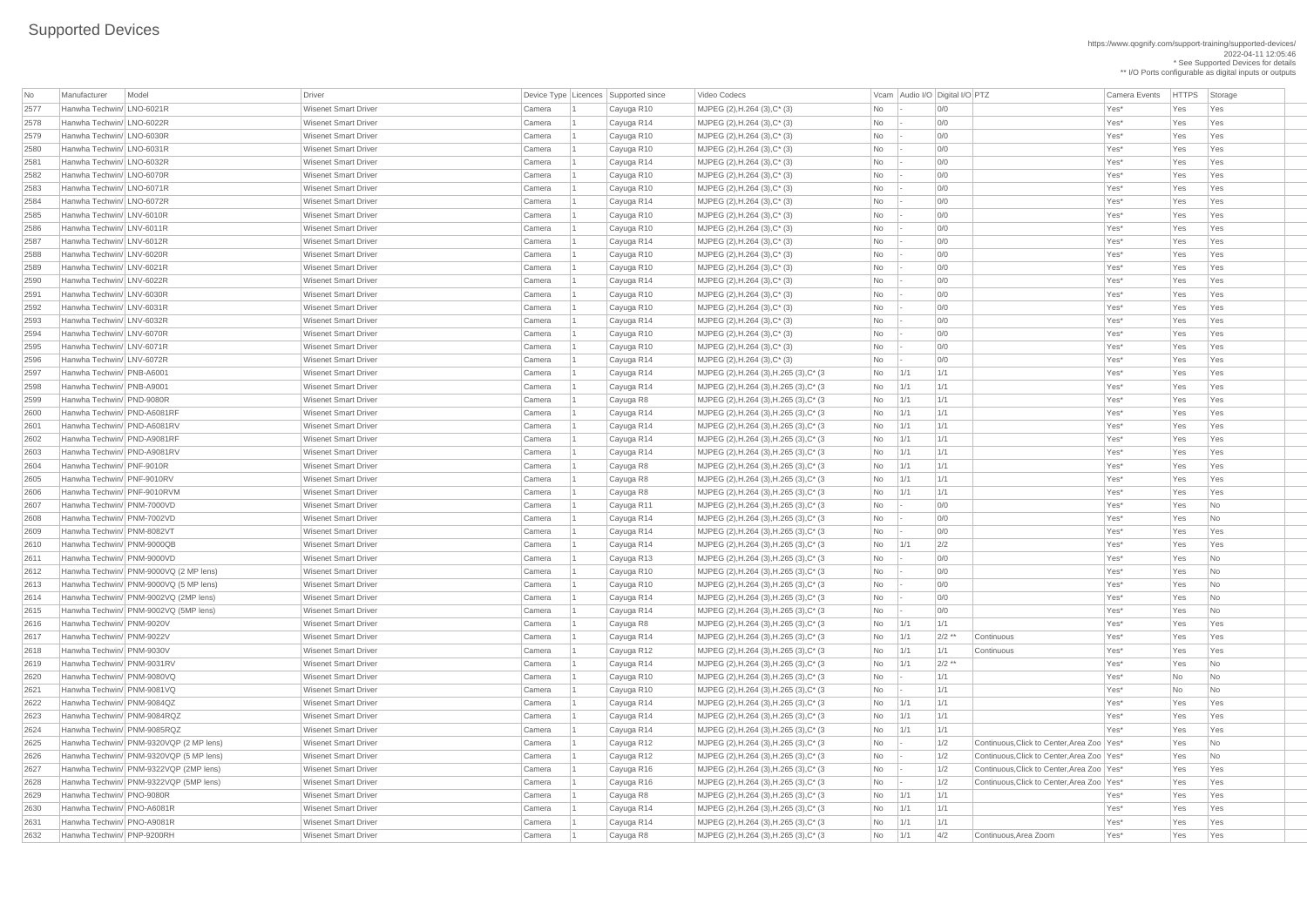# Supported Devices

https://www.qognify.com/support-training/supported-devices/
2022-04-11 12:05:46
* See Supported Devices for details
** I/O Ports configurable as digital inputs or outputs

| No | Manufacturer | Model | Driver | Device Type | Licences | Supported since | Video Codecs | Vcam | Audio I/O | Digital I/O | PTZ | Camera Events | HTTPS | Storage |
|---|---|---|---|---|---|---|---|---|---|---|---|---|---|---|
| 2577 | Hanwha Techwin/ | LNO-6021R | Wisenet Smart Driver | Camera | 1 | Cayuga R10 | MJPEG (2),H.264 (3),C* (3) | No | - | 0/0 | | Yes* | Yes | Yes |
| 2578 | Hanwha Techwin/ | LNO-6022R | Wisenet Smart Driver | Camera | 1 | Cayuga R14 | MJPEG (2),H.264 (3),C* (3) | No | - | 0/0 | | Yes* | Yes | Yes |
| 2579 | Hanwha Techwin/ | LNO-6030R | Wisenet Smart Driver | Camera | 1 | Cayuga R10 | MJPEG (2),H.264 (3),C* (3) | No | - | 0/0 | | Yes* | Yes | Yes |
| 2580 | Hanwha Techwin/ | LNO-6031R | Wisenet Smart Driver | Camera | 1 | Cayuga R10 | MJPEG (2),H.264 (3),C* (3) | No | - | 0/0 | | Yes* | Yes | Yes |
| 2581 | Hanwha Techwin/ | LNO-6032R | Wisenet Smart Driver | Camera | 1 | Cayuga R14 | MJPEG (2),H.264 (3),C* (3) | No | - | 0/0 | | Yes* | Yes | Yes |
| 2582 | Hanwha Techwin/ | LNO-6070R | Wisenet Smart Driver | Camera | 1 | Cayuga R10 | MJPEG (2),H.264 (3),C* (3) | No | - | 0/0 | | Yes* | Yes | Yes |
| 2583 | Hanwha Techwin/ | LNO-6071R | Wisenet Smart Driver | Camera | 1 | Cayuga R10 | MJPEG (2),H.264 (3),C* (3) | No | - | 0/0 | | Yes* | Yes | Yes |
| 2584 | Hanwha Techwin/ | LNO-6072R | Wisenet Smart Driver | Camera | 1 | Cayuga R14 | MJPEG (2),H.264 (3),C* (3) | No | - | 0/0 | | Yes* | Yes | Yes |
| 2585 | Hanwha Techwin/ | LNV-6010R | Wisenet Smart Driver | Camera | 1 | Cayuga R10 | MJPEG (2),H.264 (3),C* (3) | No | - | 0/0 | | Yes* | Yes | Yes |
| 2586 | Hanwha Techwin/ | LNV-6011R | Wisenet Smart Driver | Camera | 1 | Cayuga R10 | MJPEG (2),H.264 (3),C* (3) | No | - | 0/0 | | Yes* | Yes | Yes |
| 2587 | Hanwha Techwin/ | LNV-6012R | Wisenet Smart Driver | Camera | 1 | Cayuga R14 | MJPEG (2),H.264 (3),C* (3) | No | - | 0/0 | | Yes* | Yes | Yes |
| 2588 | Hanwha Techwin/ | LNV-6020R | Wisenet Smart Driver | Camera | 1 | Cayuga R10 | MJPEG (2),H.264 (3),C* (3) | No | - | 0/0 | | Yes* | Yes | Yes |
| 2589 | Hanwha Techwin/ | LNV-6021R | Wisenet Smart Driver | Camera | 1 | Cayuga R10 | MJPEG (2),H.264 (3),C* (3) | No | - | 0/0 | | Yes* | Yes | Yes |
| 2590 | Hanwha Techwin/ | LNV-6022R | Wisenet Smart Driver | Camera | 1 | Cayuga R14 | MJPEG (2),H.264 (3),C* (3) | No | - | 0/0 | | Yes* | Yes | Yes |
| 2591 | Hanwha Techwin/ | LNV-6030R | Wisenet Smart Driver | Camera | 1 | Cayuga R10 | MJPEG (2),H.264 (3),C* (3) | No | - | 0/0 | | Yes* | Yes | Yes |
| 2592 | Hanwha Techwin/ | LNV-6031R | Wisenet Smart Driver | Camera | 1 | Cayuga R10 | MJPEG (2),H.264 (3),C* (3) | No | - | 0/0 | | Yes* | Yes | Yes |
| 2593 | Hanwha Techwin/ | LNV-6032R | Wisenet Smart Driver | Camera | 1 | Cayuga R14 | MJPEG (2),H.264 (3),C* (3) | No | - | 0/0 | | Yes* | Yes | Yes |
| 2594 | Hanwha Techwin/ | LNV-6070R | Wisenet Smart Driver | Camera | 1 | Cayuga R10 | MJPEG (2),H.264 (3),C* (3) | No | - | 0/0 | | Yes* | Yes | Yes |
| 2595 | Hanwha Techwin/ | LNV-6071R | Wisenet Smart Driver | Camera | 1 | Cayuga R10 | MJPEG (2),H.264 (3),C* (3) | No | - | 0/0 | | Yes* | Yes | Yes |
| 2596 | Hanwha Techwin/ | LNV-6072R | Wisenet Smart Driver | Camera | 1 | Cayuga R14 | MJPEG (2),H.264 (3),C* (3) | No | - | 0/0 | | Yes* | Yes | Yes |
| 2597 | Hanwha Techwin/ | PNB-A6001 | Wisenet Smart Driver | Camera | 1 | Cayuga R14 | MJPEG (2),H.264 (3),H.265 (3),C* (3 | No | 1/1 | 1/1 | | Yes* | Yes | Yes |
| 2598 | Hanwha Techwin/ | PNB-A9001 | Wisenet Smart Driver | Camera | 1 | Cayuga R14 | MJPEG (2),H.264 (3),H.265 (3),C* (3 | No | 1/1 | 1/1 | | Yes* | Yes | Yes |
| 2599 | Hanwha Techwin/ | PND-9080R | Wisenet Smart Driver | Camera | 1 | Cayuga R8 | MJPEG (2),H.264 (3),H.265 (3),C* (3 | No | 1/1 | 1/1 | | Yes* | Yes | Yes |
| 2600 | Hanwha Techwin/ | PND-A6081RF | Wisenet Smart Driver | Camera | 1 | Cayuga R14 | MJPEG (2),H.264 (3),H.265 (3),C* (3 | No | 1/1 | 1/1 | | Yes* | Yes | Yes |
| 2601 | Hanwha Techwin/ | PND-A6081RV | Wisenet Smart Driver | Camera | 1 | Cayuga R14 | MJPEG (2),H.264 (3),H.265 (3),C* (3 | No | 1/1 | 1/1 | | Yes* | Yes | Yes |
| 2602 | Hanwha Techwin/ | PND-A9081RF | Wisenet Smart Driver | Camera | 1 | Cayuga R14 | MJPEG (2),H.264 (3),H.265 (3),C* (3 | No | 1/1 | 1/1 | | Yes* | Yes | Yes |
| 2603 | Hanwha Techwin/ | PND-A9081RV | Wisenet Smart Driver | Camera | 1 | Cayuga R14 | MJPEG (2),H.264 (3),H.265 (3),C* (3 | No | 1/1 | 1/1 | | Yes* | Yes | Yes |
| 2604 | Hanwha Techwin/ | PNF-9010R | Wisenet Smart Driver | Camera | 1 | Cayuga R8 | MJPEG (2),H.264 (3),H.265 (3),C* (3 | No | 1/1 | 1/1 | | Yes* | Yes | Yes |
| 2605 | Hanwha Techwin/ | PNF-9010RV | Wisenet Smart Driver | Camera | 1 | Cayuga R8 | MJPEG (2),H.264 (3),H.265 (3),C* (3 | No | 1/1 | 1/1 | | Yes* | Yes | Yes |
| 2606 | Hanwha Techwin/ | PNF-9010RVM | Wisenet Smart Driver | Camera | 1 | Cayuga R8 | MJPEG (2),H.264 (3),H.265 (3),C* (3 | No | 1/1 | 1/1 | | Yes* | Yes | Yes |
| 2607 | Hanwha Techwin/ | PNM-7000VD | Wisenet Smart Driver | Camera | 1 | Cayuga R11 | MJPEG (2),H.264 (3),H.265 (3),C* (3 | No | - | 0/0 | | Yes* | Yes | No |
| 2608 | Hanwha Techwin/ | PNM-7002VD | Wisenet Smart Driver | Camera | 1 | Cayuga R14 | MJPEG (2),H.264 (3),H.265 (3),C* (3 | No | - | 0/0 | | Yes* | Yes | No |
| 2609 | Hanwha Techwin/ | PNM-8082VT | Wisenet Smart Driver | Camera | 1 | Cayuga R14 | MJPEG (2),H.264 (3),H.265 (3),C* (3 | No | - | 0/0 | | Yes* | Yes | Yes |
| 2610 | Hanwha Techwin/ | PNM-9000QB | Wisenet Smart Driver | Camera | 1 | Cayuga R14 | MJPEG (2),H.264 (3),H.265 (3),C* (3 | No | 1/1 | 2/2 | | Yes* | Yes | Yes |
| 2611 | Hanwha Techwin/ | PNM-9000VD | Wisenet Smart Driver | Camera | 1 | Cayuga R13 | MJPEG (2),H.264 (3),H.265 (3),C* (3 | No | - | 0/0 | | Yes* | Yes | No |
| 2612 | Hanwha Techwin/ | PNM-9000VQ (2 MP lens) | Wisenet Smart Driver | Camera | 1 | Cayuga R10 | MJPEG (2),H.264 (3),H.265 (3),C* (3 | No | - | 0/0 | | Yes* | Yes | No |
| 2613 | Hanwha Techwin/ | PNM-9000VQ (5 MP lens) | Wisenet Smart Driver | Camera | 1 | Cayuga R10 | MJPEG (2),H.264 (3),H.265 (3),C* (3 | No | - | 0/0 | | Yes* | Yes | No |
| 2614 | Hanwha Techwin/ | PNM-9002VQ (2MP lens) | Wisenet Smart Driver | Camera | 1 | Cayuga R14 | MJPEG (2),H.264 (3),H.265 (3),C* (3 | No | - | 0/0 | | Yes* | Yes | No |
| 2615 | Hanwha Techwin/ | PNM-9002VQ (5MP lens) | Wisenet Smart Driver | Camera | 1 | Cayuga R14 | MJPEG (2),H.264 (3),H.265 (3),C* (3 | No | - | 0/0 | | Yes* | Yes | No |
| 2616 | Hanwha Techwin/ | PNM-9020V | Wisenet Smart Driver | Camera | 1 | Cayuga R8 | MJPEG (2),H.264 (3),H.265 (3),C* (3 | No | 1/1 | 1/1 | | Yes* | Yes | Yes |
| 2617 | Hanwha Techwin/ | PNM-9022V | Wisenet Smart Driver | Camera | 1 | Cayuga R14 | MJPEG (2),H.264 (3),H.265 (3),C* (3 | No | 1/1 | 2/2 ** | Continuous | Yes* | Yes | Yes |
| 2618 | Hanwha Techwin/ | PNM-9030V | Wisenet Smart Driver | Camera | 1 | Cayuga R12 | MJPEG (2),H.264 (3),H.265 (3),C* (3 | No | 1/1 | 1/1 | Continuous | Yes* | Yes | Yes |
| 2619 | Hanwha Techwin/ | PNM-9031RV | Wisenet Smart Driver | Camera | 1 | Cayuga R14 | MJPEG (2),H.264 (3),H.265 (3),C* (3 | No | 1/1 | 2/2 ** | | Yes* | Yes | No |
| 2620 | Hanwha Techwin/ | PNM-9080VQ | Wisenet Smart Driver | Camera | 1 | Cayuga R10 | MJPEG (2),H.264 (3),H.265 (3),C* (3 | No | - | 1/1 | | Yes* | No | No |
| 2621 | Hanwha Techwin/ | PNM-9081VQ | Wisenet Smart Driver | Camera | 1 | Cayuga R10 | MJPEG (2),H.264 (3),H.265 (3),C* (3 | No | - | 1/1 | | Yes* | No | No |
| 2622 | Hanwha Techwin/ | PNM-9084QZ | Wisenet Smart Driver | Camera | 1 | Cayuga R14 | MJPEG (2),H.264 (3),H.265 (3),C* (3 | No | 1/1 | 1/1 | | Yes* | Yes | Yes |
| 2623 | Hanwha Techwin/ | PNM-9084RQZ | Wisenet Smart Driver | Camera | 1 | Cayuga R14 | MJPEG (2),H.264 (3),H.265 (3),C* (3 | No | 1/1 | 1/1 | | Yes* | Yes | Yes |
| 2624 | Hanwha Techwin/ | PNM-9085RQZ | Wisenet Smart Driver | Camera | 1 | Cayuga R14 | MJPEG (2),H.264 (3),H.265 (3),C* (3 | No | 1/1 | 1/1 | | Yes* | Yes | Yes |
| 2625 | Hanwha Techwin/ | PNM-9320VQP (2 MP lens) | Wisenet Smart Driver | Camera | 1 | Cayuga R12 | MJPEG (2),H.264 (3),H.265 (3),C* (3 | No | - | 1/2 | Continuous,Click to Center,Area Zoo | Yes* | Yes | No |
| 2626 | Hanwha Techwin/ | PNM-9320VQP (5 MP lens) | Wisenet Smart Driver | Camera | 1 | Cayuga R12 | MJPEG (2),H.264 (3),H.265 (3),C* (3 | No | - | 1/2 | Continuous,Click to Center,Area Zoo | Yes* | Yes | No |
| 2627 | Hanwha Techwin/ | PNM-9322VQP (2MP lens) | Wisenet Smart Driver | Camera | 1 | Cayuga R16 | MJPEG (2),H.264 (3),H.265 (3),C* (3 | No | - | 1/2 | Continuous,Click to Center,Area Zoo | Yes* | Yes | Yes |
| 2628 | Hanwha Techwin/ | PNM-9322VQP (5MP lens) | Wisenet Smart Driver | Camera | 1 | Cayuga R16 | MJPEG (2),H.264 (3),H.265 (3),C* (3 | No | - | 1/2 | Continuous,Click to Center,Area Zoo | Yes* | Yes | Yes |
| 2629 | Hanwha Techwin/ | PNO-9080R | Wisenet Smart Driver | Camera | 1 | Cayuga R8 | MJPEG (2),H.264 (3),H.265 (3),C* (3 | No | 1/1 | 1/1 | | Yes* | Yes | Yes |
| 2630 | Hanwha Techwin/ | PNO-A6081R | Wisenet Smart Driver | Camera | 1 | Cayuga R14 | MJPEG (2),H.264 (3),H.265 (3),C* (3 | No | 1/1 | 1/1 | | Yes* | Yes | Yes |
| 2631 | Hanwha Techwin/ | PNO-A9081R | Wisenet Smart Driver | Camera | 1 | Cayuga R14 | MJPEG (2),H.264 (3),H.265 (3),C* (3 | No | 1/1 | 1/1 | | Yes* | Yes | Yes |
| 2632 | Hanwha Techwin/ | PNP-9200RH | Wisenet Smart Driver | Camera | 1 | Cayuga R8 | MJPEG (2),H.264 (3),H.265 (3),C* (3 | No | 1/1 | 4/2 | Continuous,Area Zoom | Yes* | Yes | Yes |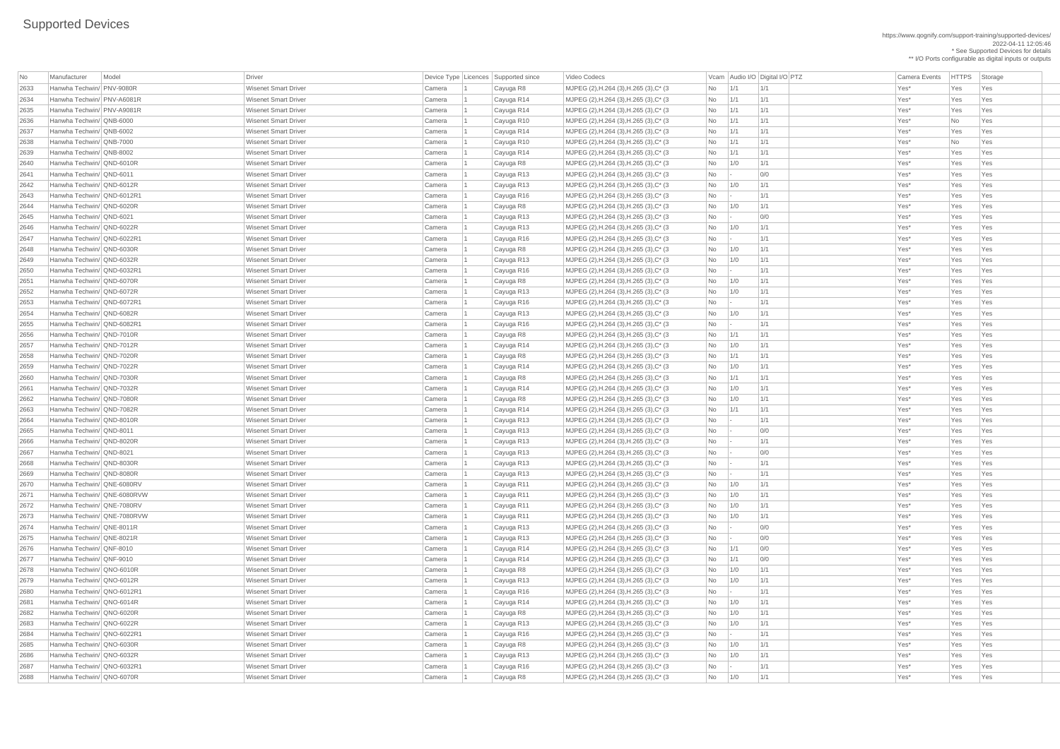# Supported Devices

https://www.qognify.com/support-training/supported-devices/
2022-04-11 12:05:46
* See Supported Devices for details
** I/O Ports configurable as digital inputs or outputs

| No | Manufacturer | Model | Driver | Device Type | Licences | Supported since | Video Codecs | Vcam | Audio I/O | Digital I/O | PTZ | Camera Events | HTTPS | Storage |
|---|---|---|---|---|---|---|---|---|---|---|---|---|---|---|
| 2633 | Hanwha Techwin/ | PNV-9080R | Wisenet Smart Driver | Camera | 1 | Cayuga R8 | MJPEG (2),H.264 (3),H.265 (3),C* (3 | No | 1/1 | 1/1 | | Yes* | Yes | Yes |
| 2634 | Hanwha Techwin/ | PNV-A6081R | Wisenet Smart Driver | Camera | 1 | Cayuga R14 | MJPEG (2),H.264 (3),H.265 (3),C* (3 | No | 1/1 | 1/1 | | Yes* | Yes | Yes |
| 2635 | Hanwha Techwin/ | PNV-A9081R | Wisenet Smart Driver | Camera | 1 | Cayuga R14 | MJPEG (2),H.264 (3),H.265 (3),C* (3 | No | 1/1 | 1/1 | | Yes* | Yes | Yes |
| 2636 | Hanwha Techwin/ | QNB-6000 | Wisenet Smart Driver | Camera | 1 | Cayuga R10 | MJPEG (2),H.264 (3),H.265 (3),C* (3 | No | 1/1 | 1/1 | | Yes* | No | Yes |
| 2637 | Hanwha Techwin/ | QNB-6002 | Wisenet Smart Driver | Camera | 1 | Cayuga R14 | MJPEG (2),H.264 (3),H.265 (3),C* (3 | No | 1/1 | 1/1 | | Yes* | Yes | Yes |
| 2638 | Hanwha Techwin/ | QNB-7000 | Wisenet Smart Driver | Camera | 1 | Cayuga R10 | MJPEG (2),H.264 (3),H.265 (3),C* (3 | No | 1/1 | 1/1 | | Yes* | No | Yes |
| 2639 | Hanwha Techwin/ | QNB-8002 | Wisenet Smart Driver | Camera | 1 | Cayuga R14 | MJPEG (2),H.264 (3),H.265 (3),C* (3 | No | 1/1 | 1/1 | | Yes* | Yes | Yes |
| 2640 | Hanwha Techwin/ | QND-6010R | Wisenet Smart Driver | Camera | 1 | Cayuga R8 | MJPEG (2),H.264 (3),H.265 (3),C* (3 | No | 1/0 | 1/1 | | Yes* | Yes | Yes |
| 2641 | Hanwha Techwin/ | QND-6011 | Wisenet Smart Driver | Camera | 1 | Cayuga R13 | MJPEG (2),H.264 (3),H.265 (3),C* (3 | No | - | 0/0 | | Yes* | Yes | Yes |
| 2642 | Hanwha Techwin/ | QND-6012R | Wisenet Smart Driver | Camera | 1 | Cayuga R13 | MJPEG (2),H.264 (3),H.265 (3),C* (3 | No | 1/0 | 1/1 | | Yes* | Yes | Yes |
| 2643 | Hanwha Techwin/ | QND-6012R1 | Wisenet Smart Driver | Camera | 1 | Cayuga R16 | MJPEG (2),H.264 (3),H.265 (3),C* (3 | No | - | 1/1 | | Yes* | Yes | Yes |
| 2644 | Hanwha Techwin/ | QND-6020R | Wisenet Smart Driver | Camera | 1 | Cayuga R8 | MJPEG (2),H.264 (3),H.265 (3),C* (3 | No | 1/0 | 1/1 | | Yes* | Yes | Yes |
| 2645 | Hanwha Techwin/ | QND-6021 | Wisenet Smart Driver | Camera | 1 | Cayuga R13 | MJPEG (2),H.264 (3),H.265 (3),C* (3 | No | - | 0/0 | | Yes* | Yes | Yes |
| 2646 | Hanwha Techwin/ | QND-6022R | Wisenet Smart Driver | Camera | 1 | Cayuga R13 | MJPEG (2),H.264 (3),H.265 (3),C* (3 | No | 1/0 | 1/1 | | Yes* | Yes | Yes |
| 2647 | Hanwha Techwin/ | QND-6022R1 | Wisenet Smart Driver | Camera | 1 | Cayuga R16 | MJPEG (2),H.264 (3),H.265 (3),C* (3 | No | - | 1/1 | | Yes* | Yes | Yes |
| 2648 | Hanwha Techwin/ | QND-6030R | Wisenet Smart Driver | Camera | 1 | Cayuga R8 | MJPEG (2),H.264 (3),H.265 (3),C* (3 | No | 1/0 | 1/1 | | Yes* | Yes | Yes |
| 2649 | Hanwha Techwin/ | QND-6032R | Wisenet Smart Driver | Camera | 1 | Cayuga R13 | MJPEG (2),H.264 (3),H.265 (3),C* (3 | No | 1/0 | 1/1 | | Yes* | Yes | Yes |
| 2650 | Hanwha Techwin/ | QND-6032R1 | Wisenet Smart Driver | Camera | 1 | Cayuga R16 | MJPEG (2),H.264 (3),H.265 (3),C* (3 | No | - | 1/1 | | Yes* | Yes | Yes |
| 2651 | Hanwha Techwin/ | QND-6070R | Wisenet Smart Driver | Camera | 1 | Cayuga R8 | MJPEG (2),H.264 (3),H.265 (3),C* (3 | No | 1/0 | 1/1 | | Yes* | Yes | Yes |
| 2652 | Hanwha Techwin/ | QND-6072R | Wisenet Smart Driver | Camera | 1 | Cayuga R13 | MJPEG (2),H.264 (3),H.265 (3),C* (3 | No | 1/0 | 1/1 | | Yes* | Yes | Yes |
| 2653 | Hanwha Techwin/ | QND-6072R1 | Wisenet Smart Driver | Camera | 1 | Cayuga R16 | MJPEG (2),H.264 (3),H.265 (3),C* (3 | No | - | 1/1 | | Yes* | Yes | Yes |
| 2654 | Hanwha Techwin/ | QND-6082R | Wisenet Smart Driver | Camera | 1 | Cayuga R13 | MJPEG (2),H.264 (3),H.265 (3),C* (3 | No | 1/0 | 1/1 | | Yes* | Yes | Yes |
| 2655 | Hanwha Techwin/ | QND-6082R1 | Wisenet Smart Driver | Camera | 1 | Cayuga R16 | MJPEG (2),H.264 (3),H.265 (3),C* (3 | No | - | 1/1 | | Yes* | Yes | Yes |
| 2656 | Hanwha Techwin/ | QND-7010R | Wisenet Smart Driver | Camera | 1 | Cayuga R8 | MJPEG (2),H.264 (3),H.265 (3),C* (3 | No | 1/1 | 1/1 | | Yes* | Yes | Yes |
| 2657 | Hanwha Techwin/ | QND-7012R | Wisenet Smart Driver | Camera | 1 | Cayuga R14 | MJPEG (2),H.264 (3),H.265 (3),C* (3 | No | 1/0 | 1/1 | | Yes* | Yes | Yes |
| 2658 | Hanwha Techwin/ | QND-7020R | Wisenet Smart Driver | Camera | 1 | Cayuga R8 | MJPEG (2),H.264 (3),H.265 (3),C* (3 | No | 1/1 | 1/1 | | Yes* | Yes | Yes |
| 2659 | Hanwha Techwin/ | QND-7022R | Wisenet Smart Driver | Camera | 1 | Cayuga R14 | MJPEG (2),H.264 (3),H.265 (3),C* (3 | No | 1/0 | 1/1 | | Yes* | Yes | Yes |
| 2660 | Hanwha Techwin/ | QND-7030R | Wisenet Smart Driver | Camera | 1 | Cayuga R8 | MJPEG (2),H.264 (3),H.265 (3),C* (3 | No | 1/1 | 1/1 | | Yes* | Yes | Yes |
| 2661 | Hanwha Techwin/ | QND-7032R | Wisenet Smart Driver | Camera | 1 | Cayuga R14 | MJPEG (2),H.264 (3),H.265 (3),C* (3 | No | 1/0 | 1/1 | | Yes* | Yes | Yes |
| 2662 | Hanwha Techwin/ | QND-7080R | Wisenet Smart Driver | Camera | 1 | Cayuga R8 | MJPEG (2),H.264 (3),H.265 (3),C* (3 | No | 1/0 | 1/1 | | Yes* | Yes | Yes |
| 2663 | Hanwha Techwin/ | QND-7082R | Wisenet Smart Driver | Camera | 1 | Cayuga R14 | MJPEG (2),H.264 (3),H.265 (3),C* (3 | No | 1/1 | 1/1 | | Yes* | Yes | Yes |
| 2664 | Hanwha Techwin/ | QND-8010R | Wisenet Smart Driver | Camera | 1 | Cayuga R13 | MJPEG (2),H.264 (3),H.265 (3),C* (3 | No | - | 1/1 | | Yes* | Yes | Yes |
| 2665 | Hanwha Techwin/ | QND-8011 | Wisenet Smart Driver | Camera | 1 | Cayuga R13 | MJPEG (2),H.264 (3),H.265 (3),C* (3 | No | - | 0/0 | | Yes* | Yes | Yes |
| 2666 | Hanwha Techwin/ | QND-8020R | Wisenet Smart Driver | Camera | 1 | Cayuga R13 | MJPEG (2),H.264 (3),H.265 (3),C* (3 | No | - | 1/1 | | Yes* | Yes | Yes |
| 2667 | Hanwha Techwin/ | QND-8021 | Wisenet Smart Driver | Camera | 1 | Cayuga R13 | MJPEG (2),H.264 (3),H.265 (3),C* (3 | No | - | 0/0 | | Yes* | Yes | Yes |
| 2668 | Hanwha Techwin/ | QND-8030R | Wisenet Smart Driver | Camera | 1 | Cayuga R13 | MJPEG (2),H.264 (3),H.265 (3),C* (3 | No | - | 1/1 | | Yes* | Yes | Yes |
| 2669 | Hanwha Techwin/ | QND-8080R | Wisenet Smart Driver | Camera | 1 | Cayuga R13 | MJPEG (2),H.264 (3),H.265 (3),C* (3 | No | - | 1/1 | | Yes* | Yes | Yes |
| 2670 | Hanwha Techwin/ | QNE-6080RV | Wisenet Smart Driver | Camera | 1 | Cayuga R11 | MJPEG (2),H.264 (3),H.265 (3),C* (3 | No | 1/0 | 1/1 | | Yes* | Yes | Yes |
| 2671 | Hanwha Techwin/ | QNE-6080RVW | Wisenet Smart Driver | Camera | 1 | Cayuga R11 | MJPEG (2),H.264 (3),H.265 (3),C* (3 | No | 1/0 | 1/1 | | Yes* | Yes | Yes |
| 2672 | Hanwha Techwin/ | QNE-7080RV | Wisenet Smart Driver | Camera | 1 | Cayuga R11 | MJPEG (2),H.264 (3),H.265 (3),C* (3 | No | 1/0 | 1/1 | | Yes* | Yes | Yes |
| 2673 | Hanwha Techwin/ | QNE-7080RVW | Wisenet Smart Driver | Camera | 1 | Cayuga R11 | MJPEG (2),H.264 (3),H.265 (3),C* (3 | No | 1/0 | 1/1 | | Yes* | Yes | Yes |
| 2674 | Hanwha Techwin/ | QNE-8011R | Wisenet Smart Driver | Camera | 1 | Cayuga R13 | MJPEG (2),H.264 (3),H.265 (3),C* (3 | No | - | 0/0 | | Yes* | Yes | Yes |
| 2675 | Hanwha Techwin/ | QNE-8021R | Wisenet Smart Driver | Camera | 1 | Cayuga R13 | MJPEG (2),H.264 (3),H.265 (3),C* (3 | No | - | 0/0 | | Yes* | Yes | Yes |
| 2676 | Hanwha Techwin/ | QNF-8010 | Wisenet Smart Driver | Camera | 1 | Cayuga R14 | MJPEG (2),H.264 (3),H.265 (3),C* (3 | No | 1/1 | 0/0 | | Yes* | Yes | Yes |
| 2677 | Hanwha Techwin/ | QNF-9010 | Wisenet Smart Driver | Camera | 1 | Cayuga R14 | MJPEG (2),H.264 (3),H.265 (3),C* (3 | No | 1/1 | 0/0 | | Yes* | Yes | Yes |
| 2678 | Hanwha Techwin/ | QNO-6010R | Wisenet Smart Driver | Camera | 1 | Cayuga R8 | MJPEG (2),H.264 (3),H.265 (3),C* (3 | No | 1/0 | 1/1 | | Yes* | Yes | Yes |
| 2679 | Hanwha Techwin/ | QNO-6012R | Wisenet Smart Driver | Camera | 1 | Cayuga R13 | MJPEG (2),H.264 (3),H.265 (3),C* (3 | No | 1/0 | 1/1 | | Yes* | Yes | Yes |
| 2680 | Hanwha Techwin/ | QNO-6012R1 | Wisenet Smart Driver | Camera | 1 | Cayuga R16 | MJPEG (2),H.264 (3),H.265 (3),C* (3 | No | - | 1/1 | | Yes* | Yes | Yes |
| 2681 | Hanwha Techwin/ | QNO-6014R | Wisenet Smart Driver | Camera | 1 | Cayuga R14 | MJPEG (2),H.264 (3),H.265 (3),C* (3 | No | 1/0 | 1/1 | | Yes* | Yes | Yes |
| 2682 | Hanwha Techwin/ | QNO-6020R | Wisenet Smart Driver | Camera | 1 | Cayuga R8 | MJPEG (2),H.264 (3),H.265 (3),C* (3 | No | 1/0 | 1/1 | | Yes* | Yes | Yes |
| 2683 | Hanwha Techwin/ | QNO-6022R | Wisenet Smart Driver | Camera | 1 | Cayuga R13 | MJPEG (2),H.264 (3),H.265 (3),C* (3 | No | 1/0 | 1/1 | | Yes* | Yes | Yes |
| 2684 | Hanwha Techwin/ | QNO-6022R1 | Wisenet Smart Driver | Camera | 1 | Cayuga R16 | MJPEG (2),H.264 (3),H.265 (3),C* (3 | No | - | 1/1 | | Yes* | Yes | Yes |
| 2685 | Hanwha Techwin/ | QNO-6030R | Wisenet Smart Driver | Camera | 1 | Cayuga R8 | MJPEG (2),H.264 (3),H.265 (3),C* (3 | No | 1/0 | 1/1 | | Yes* | Yes | Yes |
| 2686 | Hanwha Techwin/ | QNO-6032R | Wisenet Smart Driver | Camera | 1 | Cayuga R13 | MJPEG (2),H.264 (3),H.265 (3),C* (3 | No | 1/0 | 1/1 | | Yes* | Yes | Yes |
| 2687 | Hanwha Techwin/ | QNO-6032R1 | Wisenet Smart Driver | Camera | 1 | Cayuga R16 | MJPEG (2),H.264 (3),H.265 (3),C* (3 | No | - | 1/1 | | Yes* | Yes | Yes |
| 2688 | Hanwha Techwin/ | QNO-6070R | Wisenet Smart Driver | Camera | 1 | Cayuga R8 | MJPEG (2),H.264 (3),H.265 (3),C* (3 | No | 1/0 | 1/1 | | Yes* | Yes | Yes |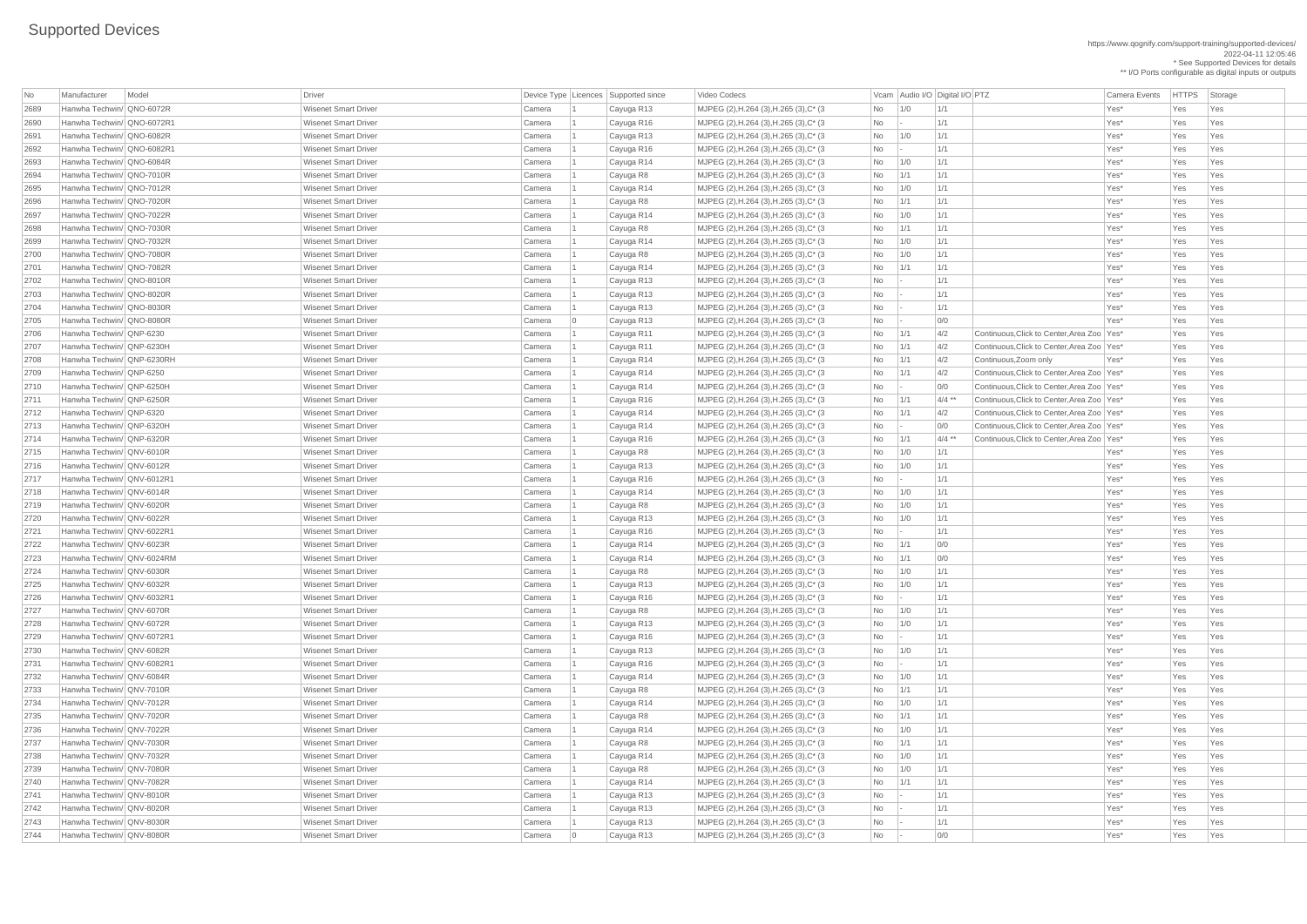# Supported Devices

https://www.qognify.com/support-training/supported-devices/
2022-04-11 12:05:46
* See Supported Devices for details
** I/O Ports configurable as digital inputs or outputs

| No | Manufacturer | Model | Driver | Device Type | Licences | Supported since | Video Codecs | Vcam | Audio I/O | Digital I/O | PTZ | Camera Events | HTTPS | Storage |
|---|---|---|---|---|---|---|---|---|---|---|---|---|---|---|
| 2689 | Hanwha Techwin/ | QNO-6072R | Wisenet Smart Driver | Camera | 1 | Cayuga R13 | MJPEG (2),H.264 (3),H.265 (3),C* (3 | No | 1/0 | 1/1 | | Yes* | Yes | Yes |
| 2690 | Hanwha Techwin/ | QNO-6072R1 | Wisenet Smart Driver | Camera | 1 | Cayuga R16 | MJPEG (2),H.264 (3),H.265 (3),C* (3 | No | - | 1/1 | | Yes* | Yes | Yes |
| 2691 | Hanwha Techwin/ | QNO-6082R | Wisenet Smart Driver | Camera | 1 | Cayuga R13 | MJPEG (2),H.264 (3),H.265 (3),C* (3 | No | 1/0 | 1/1 | | Yes* | Yes | Yes |
| 2692 | Hanwha Techwin/ | QNO-6082R1 | Wisenet Smart Driver | Camera | 1 | Cayuga R16 | MJPEG (2),H.264 (3),H.265 (3),C* (3 | No | - | 1/1 | | Yes* | Yes | Yes |
| 2693 | Hanwha Techwin/ | QNO-6084R | Wisenet Smart Driver | Camera | 1 | Cayuga R14 | MJPEG (2),H.264 (3),H.265 (3),C* (3 | No | 1/0 | 1/1 | | Yes* | Yes | Yes |
| 2694 | Hanwha Techwin/ | QNO-7010R | Wisenet Smart Driver | Camera | 1 | Cayuga R8 | MJPEG (2),H.264 (3),H.265 (3),C* (3 | No | 1/1 | 1/1 | | Yes* | Yes | Yes |
| 2695 | Hanwha Techwin/ | QNO-7012R | Wisenet Smart Driver | Camera | 1 | Cayuga R14 | MJPEG (2),H.264 (3),H.265 (3),C* (3 | No | 1/0 | 1/1 | | Yes* | Yes | Yes |
| 2696 | Hanwha Techwin/ | QNO-7020R | Wisenet Smart Driver | Camera | 1 | Cayuga R8 | MJPEG (2),H.264 (3),H.265 (3),C* (3 | No | 1/1 | 1/1 | | Yes* | Yes | Yes |
| 2697 | Hanwha Techwin/ | QNO-7022R | Wisenet Smart Driver | Camera | 1 | Cayuga R14 | MJPEG (2),H.264 (3),H.265 (3),C* (3 | No | 1/0 | 1/1 | | Yes* | Yes | Yes |
| 2698 | Hanwha Techwin/ | QNO-7030R | Wisenet Smart Driver | Camera | 1 | Cayuga R8 | MJPEG (2),H.264 (3),H.265 (3),C* (3 | No | 1/1 | 1/1 | | Yes* | Yes | Yes |
| 2699 | Hanwha Techwin/ | QNO-7032R | Wisenet Smart Driver | Camera | 1 | Cayuga R14 | MJPEG (2),H.264 (3),H.265 (3),C* (3 | No | 1/0 | 1/1 | | Yes* | Yes | Yes |
| 2700 | Hanwha Techwin/ | QNO-7080R | Wisenet Smart Driver | Camera | 1 | Cayuga R8 | MJPEG (2),H.264 (3),H.265 (3),C* (3 | No | 1/0 | 1/1 | | Yes* | Yes | Yes |
| 2701 | Hanwha Techwin/ | QNO-7082R | Wisenet Smart Driver | Camera | 1 | Cayuga R14 | MJPEG (2),H.264 (3),H.265 (3),C* (3 | No | 1/1 | 1/1 | | Yes* | Yes | Yes |
| 2702 | Hanwha Techwin/ | QNO-8010R | Wisenet Smart Driver | Camera | 1 | Cayuga R13 | MJPEG (2),H.264 (3),H.265 (3),C* (3 | No | - | 1/1 | | Yes* | Yes | Yes |
| 2703 | Hanwha Techwin/ | QNO-8020R | Wisenet Smart Driver | Camera | 1 | Cayuga R13 | MJPEG (2),H.264 (3),H.265 (3),C* (3 | No | - | 1/1 | | Yes* | Yes | Yes |
| 2704 | Hanwha Techwin/ | QNO-8030R | Wisenet Smart Driver | Camera | 1 | Cayuga R13 | MJPEG (2),H.264 (3),H.265 (3),C* (3 | No | - | 1/1 | | Yes* | Yes | Yes |
| 2705 | Hanwha Techwin/ | QNO-8080R | Wisenet Smart Driver | Camera | 0 | Cayuga R13 | MJPEG (2),H.264 (3),H.265 (3),C* (3 | No | - | 0/0 | | Yes* | Yes | Yes |
| 2706 | Hanwha Techwin/ | QNP-6230 | Wisenet Smart Driver | Camera | 1 | Cayuga R11 | MJPEG (2),H.264 (3),H.265 (3),C* (3 | No | 1/1 | 4/2 | Continuous,Click to Center,Area Zoo | Yes* | Yes | Yes |
| 2707 | Hanwha Techwin/ | QNP-6230H | Wisenet Smart Driver | Camera | 1 | Cayuga R11 | MJPEG (2),H.264 (3),H.265 (3),C* (3 | No | 1/1 | 4/2 | Continuous,Click to Center,Area Zoo | Yes* | Yes | Yes |
| 2708 | Hanwha Techwin/ | QNP-6230RH | Wisenet Smart Driver | Camera | 1 | Cayuga R14 | MJPEG (2),H.264 (3),H.265 (3),C* (3 | No | 1/1 | 4/2 | Continuous,Zoom only | Yes* | Yes | Yes |
| 2709 | Hanwha Techwin/ | QNP-6250 | Wisenet Smart Driver | Camera | 1 | Cayuga R14 | MJPEG (2),H.264 (3),H.265 (3),C* (3 | No | 1/1 | 4/2 | Continuous,Click to Center,Area Zoo | Yes* | Yes | Yes |
| 2710 | Hanwha Techwin/ | QNP-6250H | Wisenet Smart Driver | Camera | 1 | Cayuga R14 | MJPEG (2),H.264 (3),H.265 (3),C* (3 | No | - | 0/0 | Continuous,Click to Center,Area Zoo | Yes* | Yes | Yes |
| 2711 | Hanwha Techwin/ | QNP-6250R | Wisenet Smart Driver | Camera | 1 | Cayuga R16 | MJPEG (2),H.264 (3),H.265 (3),C* (3 | No | 1/1 | 4/4 ** | Continuous,Click to Center,Area Zoo | Yes* | Yes | Yes |
| 2712 | Hanwha Techwin/ | QNP-6320 | Wisenet Smart Driver | Camera | 1 | Cayuga R14 | MJPEG (2),H.264 (3),H.265 (3),C* (3 | No | 1/1 | 4/2 | Continuous,Click to Center,Area Zoo | Yes* | Yes | Yes |
| 2713 | Hanwha Techwin/ | QNP-6320H | Wisenet Smart Driver | Camera | 1 | Cayuga R14 | MJPEG (2),H.264 (3),H.265 (3),C* (3 | No | - | 0/0 | Continuous,Click to Center,Area Zoo | Yes* | Yes | Yes |
| 2714 | Hanwha Techwin/ | QNP-6320R | Wisenet Smart Driver | Camera | 1 | Cayuga R16 | MJPEG (2),H.264 (3),H.265 (3),C* (3 | No | 1/1 | 4/4 ** | Continuous,Click to Center,Area Zoo | Yes* | Yes | Yes |
| 2715 | Hanwha Techwin/ | QNV-6010R | Wisenet Smart Driver | Camera | 1 | Cayuga R8 | MJPEG (2),H.264 (3),H.265 (3),C* (3 | No | 1/0 | 1/1 | | Yes* | Yes | Yes |
| 2716 | Hanwha Techwin/ | QNV-6012R | Wisenet Smart Driver | Camera | 1 | Cayuga R13 | MJPEG (2),H.264 (3),H.265 (3),C* (3 | No | 1/0 | 1/1 | | Yes* | Yes | Yes |
| 2717 | Hanwha Techwin/ | QNV-6012R1 | Wisenet Smart Driver | Camera | 1 | Cayuga R16 | MJPEG (2),H.264 (3),H.265 (3),C* (3 | No | - | 1/1 | | Yes* | Yes | Yes |
| 2718 | Hanwha Techwin/ | QNV-6014R | Wisenet Smart Driver | Camera | 1 | Cayuga R14 | MJPEG (2),H.264 (3),H.265 (3),C* (3 | No | 1/0 | 1/1 | | Yes* | Yes | Yes |
| 2719 | Hanwha Techwin/ | QNV-6020R | Wisenet Smart Driver | Camera | 1 | Cayuga R8 | MJPEG (2),H.264 (3),H.265 (3),C* (3 | No | 1/0 | 1/1 | | Yes* | Yes | Yes |
| 2720 | Hanwha Techwin/ | QNV-6022R | Wisenet Smart Driver | Camera | 1 | Cayuga R13 | MJPEG (2),H.264 (3),H.265 (3),C* (3 | No | 1/0 | 1/1 | | Yes* | Yes | Yes |
| 2721 | Hanwha Techwin/ | QNV-6022R1 | Wisenet Smart Driver | Camera | 1 | Cayuga R16 | MJPEG (2),H.264 (3),H.265 (3),C* (3 | No | - | 1/1 | | Yes* | Yes | Yes |
| 2722 | Hanwha Techwin/ | QNV-6023R | Wisenet Smart Driver | Camera | 1 | Cayuga R14 | MJPEG (2),H.264 (3),H.265 (3),C* (3 | No | 1/1 | 0/0 | | Yes* | Yes | Yes |
| 2723 | Hanwha Techwin/ | QNV-6024RM | Wisenet Smart Driver | Camera | 1 | Cayuga R14 | MJPEG (2),H.264 (3),H.265 (3),C* (3 | No | 1/1 | 0/0 | | Yes* | Yes | Yes |
| 2724 | Hanwha Techwin/ | QNV-6030R | Wisenet Smart Driver | Camera | 1 | Cayuga R8 | MJPEG (2),H.264 (3),H.265 (3),C* (3 | No | 1/0 | 1/1 | | Yes* | Yes | Yes |
| 2725 | Hanwha Techwin/ | QNV-6032R | Wisenet Smart Driver | Camera | 1 | Cayuga R13 | MJPEG (2),H.264 (3),H.265 (3),C* (3 | No | 1/0 | 1/1 | | Yes* | Yes | Yes |
| 2726 | Hanwha Techwin/ | QNV-6032R1 | Wisenet Smart Driver | Camera | 1 | Cayuga R16 | MJPEG (2),H.264 (3),H.265 (3),C* (3 | No | - | 1/1 | | Yes* | Yes | Yes |
| 2727 | Hanwha Techwin/ | QNV-6070R | Wisenet Smart Driver | Camera | 1 | Cayuga R8 | MJPEG (2),H.264 (3),H.265 (3),C* (3 | No | 1/0 | 1/1 | | Yes* | Yes | Yes |
| 2728 | Hanwha Techwin/ | QNV-6072R | Wisenet Smart Driver | Camera | 1 | Cayuga R13 | MJPEG (2),H.264 (3),H.265 (3),C* (3 | No | 1/0 | 1/1 | | Yes* | Yes | Yes |
| 2729 | Hanwha Techwin/ | QNV-6072R1 | Wisenet Smart Driver | Camera | 1 | Cayuga R16 | MJPEG (2),H.264 (3),H.265 (3),C* (3 | No | - | 1/1 | | Yes* | Yes | Yes |
| 2730 | Hanwha Techwin/ | QNV-6082R | Wisenet Smart Driver | Camera | 1 | Cayuga R13 | MJPEG (2),H.264 (3),H.265 (3),C* (3 | No | 1/0 | 1/1 | | Yes* | Yes | Yes |
| 2731 | Hanwha Techwin/ | QNV-6082R1 | Wisenet Smart Driver | Camera | 1 | Cayuga R16 | MJPEG (2),H.264 (3),H.265 (3),C* (3 | No | - | 1/1 | | Yes* | Yes | Yes |
| 2732 | Hanwha Techwin/ | QNV-6084R | Wisenet Smart Driver | Camera | 1 | Cayuga R14 | MJPEG (2),H.264 (3),H.265 (3),C* (3 | No | 1/0 | 1/1 | | Yes* | Yes | Yes |
| 2733 | Hanwha Techwin/ | QNV-7010R | Wisenet Smart Driver | Camera | 1 | Cayuga R8 | MJPEG (2),H.264 (3),H.265 (3),C* (3 | No | 1/1 | 1/1 | | Yes* | Yes | Yes |
| 2734 | Hanwha Techwin/ | QNV-7012R | Wisenet Smart Driver | Camera | 1 | Cayuga R14 | MJPEG (2),H.264 (3),H.265 (3),C* (3 | No | 1/0 | 1/1 | | Yes* | Yes | Yes |
| 2735 | Hanwha Techwin/ | QNV-7020R | Wisenet Smart Driver | Camera | 1 | Cayuga R8 | MJPEG (2),H.264 (3),H.265 (3),C* (3 | No | 1/1 | 1/1 | | Yes* | Yes | Yes |
| 2736 | Hanwha Techwin/ | QNV-7022R | Wisenet Smart Driver | Camera | 1 | Cayuga R14 | MJPEG (2),H.264 (3),H.265 (3),C* (3 | No | 1/0 | 1/1 | | Yes* | Yes | Yes |
| 2737 | Hanwha Techwin/ | QNV-7030R | Wisenet Smart Driver | Camera | 1 | Cayuga R8 | MJPEG (2),H.264 (3),H.265 (3),C* (3 | No | 1/1 | 1/1 | | Yes* | Yes | Yes |
| 2738 | Hanwha Techwin/ | QNV-7032R | Wisenet Smart Driver | Camera | 1 | Cayuga R14 | MJPEG (2),H.264 (3),H.265 (3),C* (3 | No | 1/0 | 1/1 | | Yes* | Yes | Yes |
| 2739 | Hanwha Techwin/ | QNV-7080R | Wisenet Smart Driver | Camera | 1 | Cayuga R8 | MJPEG (2),H.264 (3),H.265 (3),C* (3 | No | 1/0 | 1/1 | | Yes* | Yes | Yes |
| 2740 | Hanwha Techwin/ | QNV-7082R | Wisenet Smart Driver | Camera | 1 | Cayuga R14 | MJPEG (2),H.264 (3),H.265 (3),C* (3 | No | 1/1 | 1/1 | | Yes* | Yes | Yes |
| 2741 | Hanwha Techwin/ | QNV-8010R | Wisenet Smart Driver | Camera | 1 | Cayuga R13 | MJPEG (2),H.264 (3),H.265 (3),C* (3 | No | - | 1/1 | | Yes* | Yes | Yes |
| 2742 | Hanwha Techwin/ | QNV-8020R | Wisenet Smart Driver | Camera | 1 | Cayuga R13 | MJPEG (2),H.264 (3),H.265 (3),C* (3 | No | - | 1/1 | | Yes* | Yes | Yes |
| 2743 | Hanwha Techwin/ | QNV-8030R | Wisenet Smart Driver | Camera | 1 | Cayuga R13 | MJPEG (2),H.264 (3),H.265 (3),C* (3 | No | - | 1/1 | | Yes* | Yes | Yes |
| 2744 | Hanwha Techwin/ | QNV-8080R | Wisenet Smart Driver | Camera | 0 | Cayuga R13 | MJPEG (2),H.264 (3),H.265 (3),C* (3 | No | - | 0/0 | | Yes* | Yes | Yes |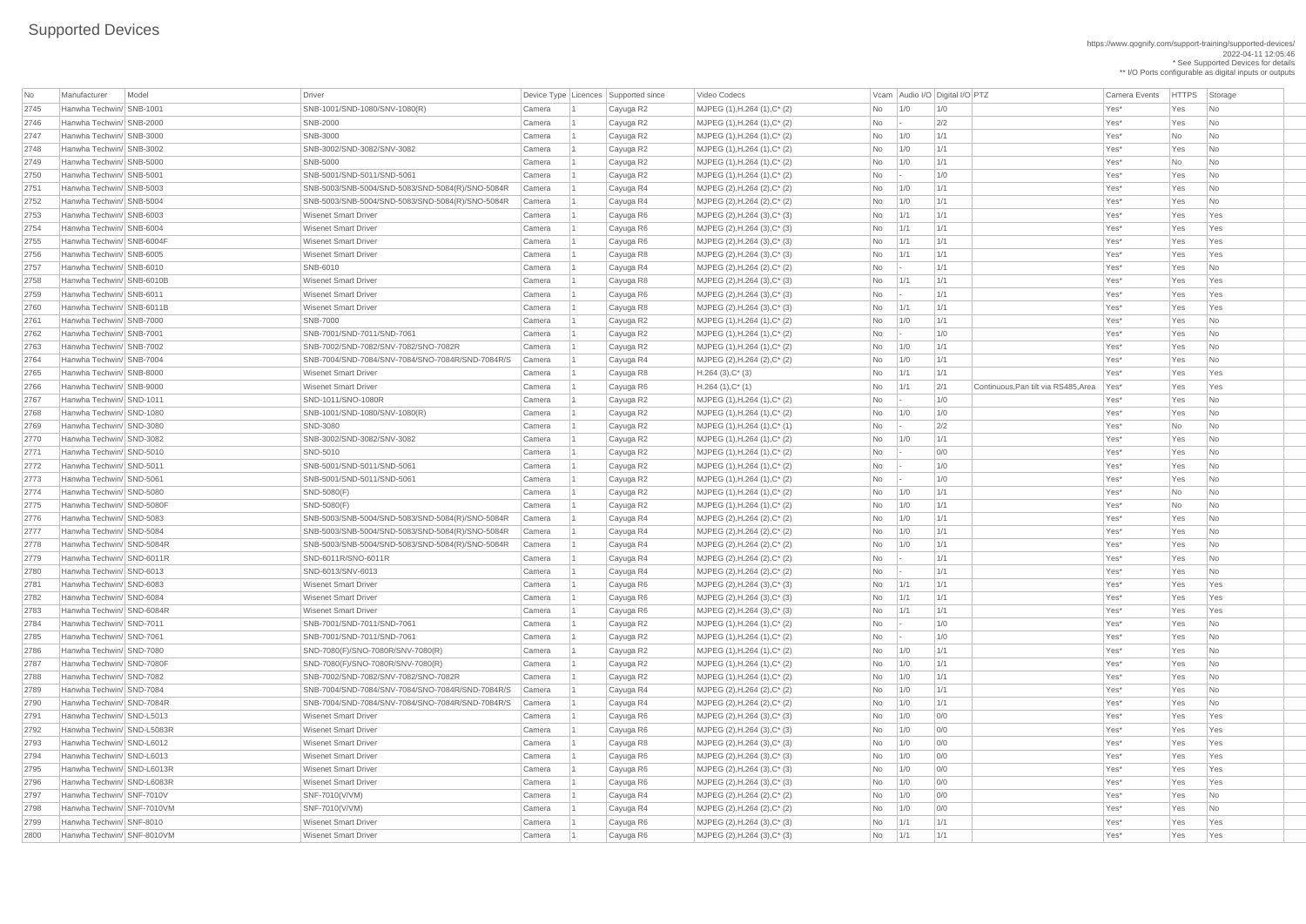# Supported Devices

https://www.qognify.com/support-training/supported-devices/
2022-04-11 12:05:46
* See Supported Devices for details
** I/O Ports configurable as digital inputs or outputs

| No | Manufacturer | Model | Driver | Device Type | Licences | Supported since | Video Codecs | Vcam | Audio I/O | Digital I/O | PTZ | Camera Events | HTTPS | Storage |
|---|---|---|---|---|---|---|---|---|---|---|---|---|---|---|
| 2745 | Hanwha Techwin/ | SNB-1001 | SNB-1001/SND-1080/SNV-1080(R) | Camera | 1 | Cayuga R2 | MJPEG (1),H.264 (1),C* (2) | No | 1/0 | 1/0 | | Yes* | Yes | No |
| 2746 | Hanwha Techwin/ | SNB-2000 | SNB-2000 | Camera | 1 | Cayuga R2 | MJPEG (1),H.264 (1),C* (2) | No | - | 2/2 | | Yes* | Yes | No |
| 2747 | Hanwha Techwin/ | SNB-3000 | SNB-3000 | Camera | 1 | Cayuga R2 | MJPEG (1),H.264 (1),C* (2) | No | 1/0 | 1/1 | | Yes* | No | No |
| 2748 | Hanwha Techwin/ | SNB-3002 | SNB-3002/SND-3082/SNV-3082 | Camera | 1 | Cayuga R2 | MJPEG (1),H.264 (1),C* (2) | No | 1/0 | 1/1 | | Yes* | Yes | No |
| 2749 | Hanwha Techwin/ | SNB-5000 | SNB-5000 | Camera | 1 | Cayuga R2 | MJPEG (1),H.264 (1),C* (2) | No | 1/0 | 1/1 | | Yes* | No | No |
| 2750 | Hanwha Techwin/ | SNB-5001 | SNB-5001/SND-5011/SND-5061 | Camera | 1 | Cayuga R2 | MJPEG (1),H.264 (1),C* (2) | No | - | 1/0 | | Yes* | Yes | No |
| 2751 | Hanwha Techwin/ | SNB-5003 | SNB-5003/SNB-5004/SND-5083/SND-5084(R)/SNO-5084R | Camera | 1 | Cayuga R4 | MJPEG (2),H.264 (2),C* (2) | No | 1/0 | 1/1 | | Yes* | Yes | No |
| 2752 | Hanwha Techwin/ | SNB-5004 | SNB-5003/SNB-5004/SND-5083/SND-5084(R)/SNO-5084R | Camera | 1 | Cayuga R4 | MJPEG (2),H.264 (2),C* (2) | No | 1/0 | 1/1 | | Yes* | Yes | No |
| 2753 | Hanwha Techwin/ | SNB-6003 | Wisenet Smart Driver | Camera | 1 | Cayuga R6 | MJPEG (2),H.264 (3),C* (3) | No | 1/1 | 1/1 | | Yes* | Yes | Yes |
| 2754 | Hanwha Techwin/ | SNB-6004 | Wisenet Smart Driver | Camera | 1 | Cayuga R6 | MJPEG (2),H.264 (3),C* (3) | No | 1/1 | 1/1 | | Yes* | Yes | Yes |
| 2755 | Hanwha Techwin/ | SNB-6004F | Wisenet Smart Driver | Camera | 1 | Cayuga R6 | MJPEG (2),H.264 (3),C* (3) | No | 1/1 | 1/1 | | Yes* | Yes | Yes |
| 2756 | Hanwha Techwin/ | SNB-6005 | Wisenet Smart Driver | Camera | 1 | Cayuga R8 | MJPEG (2),H.264 (3),C* (3) | No | 1/1 | 1/1 | | Yes* | Yes | Yes |
| 2757 | Hanwha Techwin/ | SNB-6010 | SNB-6010 | Camera | 1 | Cayuga R4 | MJPEG (2),H.264 (2),C* (2) | No | - | 1/1 | | Yes* | Yes | No |
| 2758 | Hanwha Techwin/ | SNB-6010B | Wisenet Smart Driver | Camera | 1 | Cayuga R8 | MJPEG (2),H.264 (3),C* (3) | No | 1/1 | 1/1 | | Yes* | Yes | Yes |
| 2759 | Hanwha Techwin/ | SNB-6011 | Wisenet Smart Driver | Camera | 1 | Cayuga R6 | MJPEG (2),H.264 (3),C* (3) | No | - | 1/1 | | Yes* | Yes | Yes |
| 2760 | Hanwha Techwin/ | SNB-6011B | Wisenet Smart Driver | Camera | 1 | Cayuga R8 | MJPEG (2),H.264 (3),C* (3) | No | 1/1 | 1/1 | | Yes* | Yes | Yes |
| 2761 | Hanwha Techwin/ | SNB-7000 | SNB-7000 | Camera | 1 | Cayuga R2 | MJPEG (1),H.264 (1),C* (2) | No | 1/0 | 1/1 | | Yes* | Yes | No |
| 2762 | Hanwha Techwin/ | SNB-7001 | SNB-7001/SND-7011/SND-7061 | Camera | 1 | Cayuga R2 | MJPEG (1),H.264 (1),C* (2) | No | - | 1/0 | | Yes* | Yes | No |
| 2763 | Hanwha Techwin/ | SNB-7002 | SNB-7002/SND-7082/SNV-7082/SNO-7082R | Camera | 1 | Cayuga R2 | MJPEG (1),H.264 (1),C* (2) | No | 1/0 | 1/1 | | Yes* | Yes | No |
| 2764 | Hanwha Techwin/ | SNB-7004 | SNB-7004/SND-7084/SNV-7084/SNO-7084R/SND-7084R/S | Camera | 1 | Cayuga R4 | MJPEG (2),H.264 (2),C* (2) | No | 1/0 | 1/1 | | Yes* | Yes | No |
| 2765 | Hanwha Techwin/ | SNB-8000 | Wisenet Smart Driver | Camera | 1 | Cayuga R8 | H.264 (3),C* (3) | No | 1/1 | 1/1 | | Yes* | Yes | Yes |
| 2766 | Hanwha Techwin/ | SNB-9000 | Wisenet Smart Driver | Camera | 1 | Cayuga R6 | H.264 (1),C* (1) | No | 1/1 | 2/1 | Continuous,Pan tilt via RS485,Area | Yes* | Yes | Yes |
| 2767 | Hanwha Techwin/ | SND-1011 | SND-1011/SNO-1080R | Camera | 1 | Cayuga R2 | MJPEG (1),H.264 (1),C* (2) | No | - | 1/0 | | Yes* | Yes | No |
| 2768 | Hanwha Techwin/ | SND-1080 | SNB-1001/SND-1080/SNV-1080(R) | Camera | 1 | Cayuga R2 | MJPEG (1),H.264 (1),C* (2) | No | 1/0 | 1/0 | | Yes* | Yes | No |
| 2769 | Hanwha Techwin/ | SND-3080 | SND-3080 | Camera | 1 | Cayuga R2 | MJPEG (1),H.264 (1),C* (1) | No | - | 2/2 | | Yes* | No | No |
| 2770 | Hanwha Techwin/ | SND-3082 | SNB-3002/SND-3082/SNV-3082 | Camera | 1 | Cayuga R2 | MJPEG (1),H.264 (1),C* (2) | No | 1/0 | 1/1 | | Yes* | Yes | No |
| 2771 | Hanwha Techwin/ | SND-5010 | SND-5010 | Camera | 1 | Cayuga R2 | MJPEG (1),H.264 (1),C* (2) | No | - | 0/0 | | Yes* | Yes | No |
| 2772 | Hanwha Techwin/ | SND-5011 | SNB-5001/SND-5011/SND-5061 | Camera | 1 | Cayuga R2 | MJPEG (1),H.264 (1),C* (2) | No | - | 1/0 | | Yes* | Yes | No |
| 2773 | Hanwha Techwin/ | SND-5061 | SNB-5001/SND-5011/SND-5061 | Camera | 1 | Cayuga R2 | MJPEG (1),H.264 (1),C* (2) | No | - | 1/0 | | Yes* | Yes | No |
| 2774 | Hanwha Techwin/ | SND-5080 | SND-5080(F) | Camera | 1 | Cayuga R2 | MJPEG (1),H.264 (1),C* (2) | No | 1/0 | 1/1 | | Yes* | No | No |
| 2775 | Hanwha Techwin/ | SND-5080F | SND-5080(F) | Camera | 1 | Cayuga R2 | MJPEG (1),H.264 (1),C* (2) | No | 1/0 | 1/1 | | Yes* | No | No |
| 2776 | Hanwha Techwin/ | SND-5083 | SNB-5003/SNB-5004/SND-5083/SND-5084(R)/SNO-5084R | Camera | 1 | Cayuga R4 | MJPEG (2),H.264 (2),C* (2) | No | 1/0 | 1/1 | | Yes* | Yes | No |
| 2777 | Hanwha Techwin/ | SND-5084 | SNB-5003/SNB-5004/SND-5083/SND-5084(R)/SNO-5084R | Camera | 1 | Cayuga R4 | MJPEG (2),H.264 (2),C* (2) | No | 1/0 | 1/1 | | Yes* | Yes | No |
| 2778 | Hanwha Techwin/ | SND-5084R | SNB-5003/SNB-5004/SND-5083/SND-5084(R)/SNO-5084R | Camera | 1 | Cayuga R4 | MJPEG (2),H.264 (2),C* (2) | No | 1/0 | 1/1 | | Yes* | Yes | No |
| 2779 | Hanwha Techwin/ | SND-6011R | SND-6011R/SNO-6011R | Camera | 1 | Cayuga R4 | MJPEG (2),H.264 (2),C* (2) | No | - | 1/1 | | Yes* | Yes | No |
| 2780 | Hanwha Techwin/ | SND-6013 | SND-6013/SNV-6013 | Camera | 1 | Cayuga R4 | MJPEG (2),H.264 (2),C* (2) | No | - | 1/1 | | Yes* | Yes | No |
| 2781 | Hanwha Techwin/ | SND-6083 | Wisenet Smart Driver | Camera | 1 | Cayuga R6 | MJPEG (2),H.264 (3),C* (3) | No | 1/1 | 1/1 | | Yes* | Yes | Yes |
| 2782 | Hanwha Techwin/ | SND-6084 | Wisenet Smart Driver | Camera | 1 | Cayuga R6 | MJPEG (2),H.264 (3),C* (3) | No | 1/1 | 1/1 | | Yes* | Yes | Yes |
| 2783 | Hanwha Techwin/ | SND-6084R | Wisenet Smart Driver | Camera | 1 | Cayuga R6 | MJPEG (2),H.264 (3),C* (3) | No | 1/1 | 1/1 | | Yes* | Yes | Yes |
| 2784 | Hanwha Techwin/ | SND-7011 | SNB-7001/SND-7011/SND-7061 | Camera | 1 | Cayuga R2 | MJPEG (1),H.264 (1),C* (2) | No | - | 1/0 | | Yes* | Yes | No |
| 2785 | Hanwha Techwin/ | SND-7061 | SNB-7001/SND-7011/SND-7061 | Camera | 1 | Cayuga R2 | MJPEG (1),H.264 (1),C* (2) | No | - | 1/0 | | Yes* | Yes | No |
| 2786 | Hanwha Techwin/ | SND-7080 | SND-7080(F)/SNO-7080R/SNV-7080(R) | Camera | 1 | Cayuga R2 | MJPEG (1),H.264 (1),C* (2) | No | 1/0 | 1/1 | | Yes* | Yes | No |
| 2787 | Hanwha Techwin/ | SND-7080F | SND-7080(F)/SNO-7080R/SNV-7080(R) | Camera | 1 | Cayuga R2 | MJPEG (1),H.264 (1),C* (2) | No | 1/0 | 1/1 | | Yes* | Yes | No |
| 2788 | Hanwha Techwin/ | SND-7082 | SNB-7002/SND-7082/SNV-7082/SNO-7082R | Camera | 1 | Cayuga R2 | MJPEG (1),H.264 (1),C* (2) | No | 1/0 | 1/1 | | Yes* | Yes | No |
| 2789 | Hanwha Techwin/ | SND-7084 | SNB-7004/SND-7084/SNV-7084/SNO-7084R/SND-7084R/S | Camera | 1 | Cayuga R4 | MJPEG (2),H.264 (2),C* (2) | No | 1/0 | 1/1 | | Yes* | Yes | No |
| 2790 | Hanwha Techwin/ | SND-7084R | SNB-7004/SND-7084/SNV-7084/SNO-7084R/SND-7084R/S | Camera | 1 | Cayuga R4 | MJPEG (2),H.264 (2),C* (2) | No | 1/0 | 1/1 | | Yes* | Yes | No |
| 2791 | Hanwha Techwin/ | SND-L5013 | Wisenet Smart Driver | Camera | 1 | Cayuga R6 | MJPEG (2),H.264 (3),C* (3) | No | 1/0 | 0/0 | | Yes* | Yes | Yes |
| 2792 | Hanwha Techwin/ | SND-L5083R | Wisenet Smart Driver | Camera | 1 | Cayuga R6 | MJPEG (2),H.264 (3),C* (3) | No | 1/0 | 0/0 | | Yes* | Yes | Yes |
| 2793 | Hanwha Techwin/ | SND-L6012 | Wisenet Smart Driver | Camera | 1 | Cayuga R8 | MJPEG (2),H.264 (3),C* (3) | No | 1/0 | 0/0 | | Yes* | Yes | Yes |
| 2794 | Hanwha Techwin/ | SND-L6013 | Wisenet Smart Driver | Camera | 1 | Cayuga R6 | MJPEG (2),H.264 (3),C* (3) | No | 1/0 | 0/0 | | Yes* | Yes | Yes |
| 2795 | Hanwha Techwin/ | SND-L6013R | Wisenet Smart Driver | Camera | 1 | Cayuga R6 | MJPEG (2),H.264 (3),C* (3) | No | 1/0 | 0/0 | | Yes* | Yes | Yes |
| 2796 | Hanwha Techwin/ | SND-L6083R | Wisenet Smart Driver | Camera | 1 | Cayuga R6 | MJPEG (2),H.264 (3),C* (3) | No | 1/0 | 0/0 | | Yes* | Yes | Yes |
| 2797 | Hanwha Techwin/ | SNF-7010V | SNF-7010(V/VM) | Camera | 1 | Cayuga R4 | MJPEG (2),H.264 (2),C* (2) | No | 1/0 | 0/0 | | Yes* | Yes | No |
| 2798 | Hanwha Techwin/ | SNF-7010VM | SNF-7010(V/VM) | Camera | 1 | Cayuga R4 | MJPEG (2),H.264 (2),C* (2) | No | 1/0 | 0/0 | | Yes* | Yes | No |
| 2799 | Hanwha Techwin/ | SNF-8010 | Wisenet Smart Driver | Camera | 1 | Cayuga R6 | MJPEG (2),H.264 (3),C* (3) | No | 1/1 | 1/1 | | Yes* | Yes | Yes |
| 2800 | Hanwha Techwin/ | SNF-8010VM | Wisenet Smart Driver | Camera | 1 | Cayuga R6 | MJPEG (2),H.264 (3),C* (3) | No | 1/1 | 1/1 | | Yes* | Yes | Yes |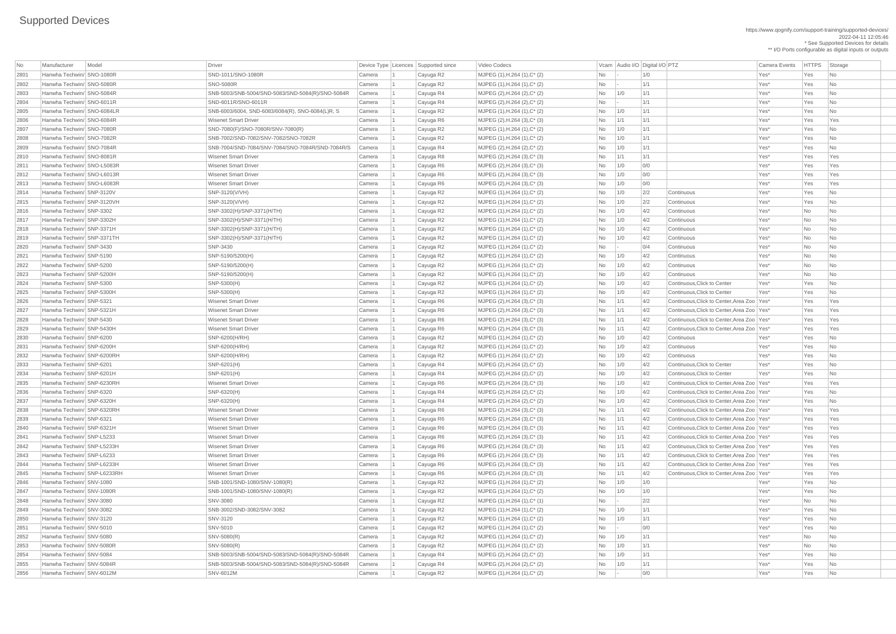# Supported Devices

https://www.qognify.com/support-training/supported-devices/
2022-04-11 12:05:46
* See Supported Devices for details
** I/O Ports configurable as digital inputs or outputs

| No | Manufacturer | Model | Driver | Device Type | Licences | Supported since | Video Codecs | Vcam | Audio I/O | Digital I/O | PTZ | Camera Events | HTTPS | Storage |
|---|---|---|---|---|---|---|---|---|---|---|---|---|---|---|
| 2801 | Hanwha Techwin/ | SNO-1080R | SND-1011/SNO-1080R | Camera | 1 | Cayuga R2 | MJPEG (1),H.264 (1),C* (2) | No | - | 1/0 | | Yes* | Yes | No |
| 2802 | Hanwha Techwin/ | SNO-5080R | SNO-5080R | Camera | 1 | Cayuga R2 | MJPEG (1),H.264 (1),C* (2) | No | - | 1/1 | | Yes* | Yes | No |
| 2803 | Hanwha Techwin/ | SNO-5084R | SNB-5003/SNB-5004/SND-5083/SND-5084(R)/SNO-5084R | Camera | 1 | Cayuga R4 | MJPEG (2),H.264 (2),C* (2) | No | 1/0 | 1/1 | | Yes* | Yes | No |
| 2804 | Hanwha Techwin/ | SNO-6011R | SND-6011R/SNO-6011R | Camera | 1 | Cayuga R4 | MJPEG (2),H.264 (2),C* (2) | No | - | 1/1 | | Yes* | Yes | No |
| 2805 | Hanwha Techwin/ | SNO-6084LR | SNB-6003/6004, SND-6083/6084(R), SNO-6084(L)R, S | Camera | 1 | Cayuga R2 | MJPEG (1),H.264 (1),C* (2) | No | 1/0 | 1/1 | | Yes* | Yes | No |
| 2806 | Hanwha Techwin/ | SNO-6084R | Wisenet Smart Driver | Camera | 1 | Cayuga R6 | MJPEG (2),H.264 (3),C* (3) | No | 1/1 | 1/1 | | Yes* | Yes | Yes |
| 2807 | Hanwha Techwin/ | SNO-7080R | SND-7080(F)/SNO-7080R/SNV-7080(R) | Camera | 1 | Cayuga R2 | MJPEG (1),H.264 (1),C* (2) | No | 1/0 | 1/1 | | Yes* | Yes | No |
| 2808 | Hanwha Techwin/ | SNO-7082R | SNB-7002/SND-7082/SNV-7082/SNO-7082R | Camera | 1 | Cayuga R2 | MJPEG (1),H.264 (1),C* (2) | No | 1/0 | 1/1 | | Yes* | Yes | No |
| 2809 | Hanwha Techwin/ | SNO-7084R | SNB-7004/SND-7084/SNV-7084/SNO-7084R/SND-7084R/S | Camera | 1 | Cayuga R4 | MJPEG (2),H.264 (2),C* (2) | No | 1/0 | 1/1 | | Yes* | Yes | No |
| 2810 | Hanwha Techwin/ | SNO-8081R | Wisenet Smart Driver | Camera | 1 | Cayuga R8 | MJPEG (2),H.264 (3),C* (3) | No | 1/1 | 1/1 | | Yes* | Yes | Yes |
| 2811 | Hanwha Techwin/ | SNO-L5083R | Wisenet Smart Driver | Camera | 1 | Cayuga R6 | MJPEG (2),H.264 (3),C* (3) | No | 1/0 | 0/0 | | Yes* | Yes | Yes |
| 2812 | Hanwha Techwin/ | SNO-L6013R | Wisenet Smart Driver | Camera | 1 | Cayuga R6 | MJPEG (2),H.264 (3),C* (3) | No | 1/0 | 0/0 | | Yes* | Yes | Yes |
| 2813 | Hanwha Techwin/ | SNO-L6083R | Wisenet Smart Driver | Camera | 1 | Cayuga R6 | MJPEG (2),H.264 (3),C* (3) | No | 1/0 | 0/0 | | Yes* | Yes | Yes |
| 2814 | Hanwha Techwin/ | SNP-3120V | SNP-3120(V/VH) | Camera | 1 | Cayuga R2 | MJPEG (1),H.264 (1),C* (2) | No | 1/0 | 2/2 | Continuous | Yes* | Yes | No |
| 2815 | Hanwha Techwin/ | SNP-3120VH | SNP-3120(V/VH) | Camera | 1 | Cayuga R2 | MJPEG (1),H.264 (1),C* (2) | No | 1/0 | 2/2 | Continuous | Yes* | Yes | No |
| 2816 | Hanwha Techwin/ | SNP-3302 | SNP-3302(H)/SNP-3371(H/TH) | Camera | 1 | Cayuga R2 | MJPEG (1),H.264 (1),C* (2) | No | 1/0 | 4/2 | Continuous | Yes* | No | No |
| 2817 | Hanwha Techwin/ | SNP-3302H | SNP-3302(H)/SNP-3371(H/TH) | Camera | 1 | Cayuga R2 | MJPEG (1),H.264 (1),C* (2) | No | 1/0 | 4/2 | Continuous | Yes* | No | No |
| 2818 | Hanwha Techwin/ | SNP-3371H | SNP-3302(H)/SNP-3371(H/TH) | Camera | 1 | Cayuga R2 | MJPEG (1),H.264 (1),C* (2) | No | 1/0 | 4/2 | Continuous | Yes* | No | No |
| 2819 | Hanwha Techwin/ | SNP-3371TH | SNP-3302(H)/SNP-3371(H/TH) | Camera | 1 | Cayuga R2 | MJPEG (1),H.264 (1),C* (2) | No | 1/0 | 4/2 | Continuous | Yes* | No | No |
| 2820 | Hanwha Techwin/ | SNP-3430 | SNP-3430 | Camera | 1 | Cayuga R2 | MJPEG (1),H.264 (1),C* (2) | No | - | 0/4 | Continuous | Yes* | No | No |
| 2821 | Hanwha Techwin/ | SNP-5190 | SNP-5190/5200(H) | Camera | 1 | Cayuga R2 | MJPEG (1),H.264 (1),C* (2) | No | 1/0 | 4/2 | Continuous | Yes* | No | No |
| 2822 | Hanwha Techwin/ | SNP-5200 | SNP-5190/5200(H) | Camera | 1 | Cayuga R2 | MJPEG (1),H.264 (1),C* (2) | No | 1/0 | 4/2 | Continuous | Yes* | No | No |
| 2823 | Hanwha Techwin/ | SNP-5200H | SNP-5190/5200(H) | Camera | 1 | Cayuga R2 | MJPEG (1),H.264 (1),C* (2) | No | 1/0 | 4/2 | Continuous | Yes* | No | No |
| 2824 | Hanwha Techwin/ | SNP-5300 | SNP-5300(H) | Camera | 1 | Cayuga R2 | MJPEG (1),H.264 (1),C* (2) | No | 1/0 | 4/2 | Continuous,Click to Center | Yes* | Yes | No |
| 2825 | Hanwha Techwin/ | SNP-5300H | SNP-5300(H) | Camera | 1 | Cayuga R2 | MJPEG (1),H.264 (1),C* (2) | No | 1/0 | 4/2 | Continuous,Click to Center | Yes* | Yes | No |
| 2826 | Hanwha Techwin/ | SNP-5321 | Wisenet Smart Driver | Camera | 1 | Cayuga R6 | MJPEG (2),H.264 (3),C* (3) | No | 1/1 | 4/2 | Continuous,Click to Center,Area Zoo | Yes* | Yes | Yes |
| 2827 | Hanwha Techwin/ | SNP-5321H | Wisenet Smart Driver | Camera | 1 | Cayuga R6 | MJPEG (2),H.264 (3),C* (3) | No | 1/1 | 4/2 | Continuous,Click to Center,Area Zoo | Yes* | Yes | Yes |
| 2828 | Hanwha Techwin/ | SNP-5430 | Wisenet Smart Driver | Camera | 1 | Cayuga R6 | MJPEG (2),H.264 (3),C* (3) | No | 1/1 | 4/2 | Continuous,Click to Center,Area Zoo | Yes* | Yes | Yes |
| 2829 | Hanwha Techwin/ | SNP-5430H | Wisenet Smart Driver | Camera | 1 | Cayuga R6 | MJPEG (2),H.264 (3),C* (3) | No | 1/1 | 4/2 | Continuous,Click to Center,Area Zoo | Yes* | Yes | Yes |
| 2830 | Hanwha Techwin/ | SNP-6200 | SNP-6200(H/RH) | Camera | 1 | Cayuga R2 | MJPEG (1),H.264 (1),C* (2) | No | 1/0 | 4/2 | Continuous | Yes* | Yes | No |
| 2831 | Hanwha Techwin/ | SNP-6200H | SNP-6200(H/RH) | Camera | 1 | Cayuga R2 | MJPEG (1),H.264 (1),C* (2) | No | 1/0 | 4/2 | Continuous | Yes* | Yes | No |
| 2832 | Hanwha Techwin/ | SNP-6200RH | SNP-6200(H/RH) | Camera | 1 | Cayuga R2 | MJPEG (1),H.264 (1),C* (2) | No | 1/0 | 4/2 | Continuous | Yes* | Yes | No |
| 2833 | Hanwha Techwin/ | SNP-6201 | SNP-6201(H) | Camera | 1 | Cayuga R4 | MJPEG (2),H.264 (2),C* (2) | No | 1/0 | 4/2 | Continuous,Click to Center | Yes* | Yes | No |
| 2834 | Hanwha Techwin/ | SNP-6201H | SNP-6201(H) | Camera | 1 | Cayuga R4 | MJPEG (2),H.264 (2),C* (2) | No | 1/0 | 4/2 | Continuous,Click to Center | Yes* | Yes | No |
| 2835 | Hanwha Techwin/ | SNP-6230RH | Wisenet Smart Driver | Camera | 1 | Cayuga R6 | MJPEG (2),H.264 (3),C* (3) | No | 1/0 | 4/2 | Continuous,Click to Center,Area Zoo | Yes* | Yes | Yes |
| 2836 | Hanwha Techwin/ | SNP-6320 | SNP-6320(H) | Camera | 1 | Cayuga R4 | MJPEG (2),H.264 (2),C* (2) | No | 1/0 | 4/2 | Continuous,Click to Center,Area Zoo | Yes* | Yes | No |
| 2837 | Hanwha Techwin/ | SNP-6320H | SNP-6320(H) | Camera | 1 | Cayuga R4 | MJPEG (2),H.264 (2),C* (2) | No | 1/0 | 4/2 | Continuous,Click to Center,Area Zoo | Yes* | Yes | No |
| 2838 | Hanwha Techwin/ | SNP-6320RH | Wisenet Smart Driver | Camera | 1 | Cayuga R6 | MJPEG (2),H.264 (3),C* (3) | No | 1/1 | 4/2 | Continuous,Click to Center,Area Zoo | Yes* | Yes | Yes |
| 2839 | Hanwha Techwin/ | SNP-6321 | Wisenet Smart Driver | Camera | 1 | Cayuga R6 | MJPEG (2),H.264 (3),C* (3) | No | 1/1 | 4/2 | Continuous,Click to Center,Area Zoo | Yes* | Yes | Yes |
| 2840 | Hanwha Techwin/ | SNP-6321H | Wisenet Smart Driver | Camera | 1 | Cayuga R6 | MJPEG (2),H.264 (3),C* (3) | No | 1/1 | 4/2 | Continuous,Click to Center,Area Zoo | Yes* | Yes | Yes |
| 2841 | Hanwha Techwin/ | SNP-L5233 | Wisenet Smart Driver | Camera | 1 | Cayuga R6 | MJPEG (2),H.264 (3),C* (3) | No | 1/1 | 4/2 | Continuous,Click to Center,Area Zoo | Yes* | Yes | Yes |
| 2842 | Hanwha Techwin/ | SNP-L5233H | Wisenet Smart Driver | Camera | 1 | Cayuga R6 | MJPEG (2),H.264 (3),C* (3) | No | 1/1 | 4/2 | Continuous,Click to Center,Area Zoo | Yes* | Yes | Yes |
| 2843 | Hanwha Techwin/ | SNP-L6233 | Wisenet Smart Driver | Camera | 1 | Cayuga R6 | MJPEG (2),H.264 (3),C* (3) | No | 1/1 | 4/2 | Continuous,Click to Center,Area Zoo | Yes* | Yes | Yes |
| 2844 | Hanwha Techwin/ | SNP-L6233H | Wisenet Smart Driver | Camera | 1 | Cayuga R6 | MJPEG (2),H.264 (3),C* (3) | No | 1/1 | 4/2 | Continuous,Click to Center,Area Zoo | Yes* | Yes | Yes |
| 2845 | Hanwha Techwin/ | SNP-L6233RH | Wisenet Smart Driver | Camera | 1 | Cayuga R6 | MJPEG (2),H.264 (3),C* (3) | No | 1/1 | 4/2 | Continuous,Click to Center,Area Zoo | Yes* | Yes | Yes |
| 2846 | Hanwha Techwin/ | SNV-1080 | SNB-1001/SND-1080/SNV-1080(R) | Camera | 1 | Cayuga R2 | MJPEG (1),H.264 (1),C* (2) | No | 1/0 | 1/0 | | Yes* | Yes | No |
| 2847 | Hanwha Techwin/ | SNV-1080R | SNB-1001/SND-1080/SNV-1080(R) | Camera | 1 | Cayuga R2 | MJPEG (1),H.264 (1),C* (2) | No | 1/0 | 1/0 | | Yes* | Yes | No |
| 2848 | Hanwha Techwin/ | SNV-3080 | SNV-3080 | Camera | 1 | Cayuga R2 | MJPEG (1),H.264 (1),C* (1) | No | - | 2/2 | | Yes* | No | No |
| 2849 | Hanwha Techwin/ | SNV-3082 | SNB-3002/SND-3082/SNV-3082 | Camera | 1 | Cayuga R2 | MJPEG (1),H.264 (1),C* (2) | No | 1/0 | 1/1 | | Yes* | Yes | No |
| 2850 | Hanwha Techwin/ | SNV-3120 | SNV-3120 | Camera | 1 | Cayuga R2 | MJPEG (1),H.264 (1),C* (2) | No | 1/0 | 1/1 | | Yes* | Yes | No |
| 2851 | Hanwha Techwin/ | SNV-5010 | SNV-5010 | Camera | 1 | Cayuga R2 | MJPEG (1),H.264 (1),C* (2) | No | - | 0/0 | | Yes* | Yes | No |
| 2852 | Hanwha Techwin/ | SNV-5080 | SNV-5080(R) | Camera | 1 | Cayuga R2 | MJPEG (1),H.264 (1),C* (2) | No | 1/0 | 1/1 | | Yes* | No | No |
| 2853 | Hanwha Techwin/ | SNV-5080R | SNV-5080(R) | Camera | 1 | Cayuga R2 | MJPEG (1),H.264 (1),C* (2) | No | 1/0 | 1/1 | | Yes* | No | No |
| 2854 | Hanwha Techwin/ | SNV-5084 | SNB-5003/SNB-5004/SND-5083/SND-5084(R)/SNO-5084R | Camera | 1 | Cayuga R4 | MJPEG (2),H.264 (2),C* (2) | No | 1/0 | 1/1 | | Yes* | Yes | No |
| 2855 | Hanwha Techwin/ | SNV-5084R | SNB-5003/SNB-5004/SND-5083/SND-5084(R)/SNO-5084R | Camera | 1 | Cayuga R4 | MJPEG (2),H.264 (2),C* (2) | No | 1/0 | 1/1 | | Yes* | Yes | No |
| 2856 | Hanwha Techwin/ | SNV-6012M | SNV-6012M | Camera | 1 | Cayuga R2 | MJPEG (1),H.264 (1),C* (2) | No | - | 0/0 | | Yes* | Yes | No |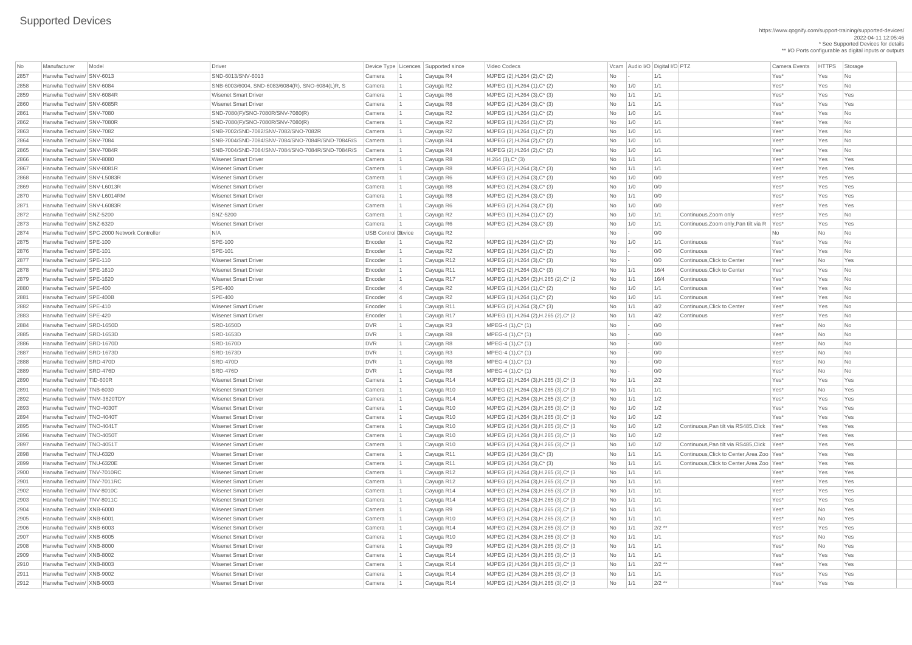# Supported Devices

https://www.qognify.com/support-training/supported-devices/
2022-04-11 12:05:46
* See Supported Devices for details
** I/O Ports configurable as digital inputs or outputs

| No | Manufacturer | Model | Driver | Device Type | Licences | Supported since | Video Codecs | Vcam | Audio I/O | Digital I/O | PTZ | Camera Events | HTTPS | Storage |
|---|---|---|---|---|---|---|---|---|---|---|---|---|---|---|
| 2857 | Hanwha Techwin/ | SNV-6013 | SND-6013/SNV-6013 | Camera | 1 | Cayuga R4 | MJPEG (2),H.264 (2),C* (2) | No | - | 1/1 | | Yes* | Yes | No |
| 2858 | Hanwha Techwin/ | SNV-6084 | SNB-6003/6004, SND-6083/6084(R), SNO-6084(L)R, S | Camera | 1 | Cayuga R2 | MJPEG (1),H.264 (1),C* (2) | No | 1/0 | 1/1 | | Yes* | Yes | No |
| 2859 | Hanwha Techwin/ | SNV-6084R | Wisenet Smart Driver | Camera | 1 | Cayuga R6 | MJPEG (2),H.264 (3),C* (3) | No | 1/1 | 1/1 | | Yes* | Yes | Yes |
| 2860 | Hanwha Techwin/ | SNV-6085R | Wisenet Smart Driver | Camera | 1 | Cayuga R8 | MJPEG (2),H.264 (3),C* (3) | No | 1/1 | 1/1 | | Yes* | Yes | Yes |
| 2861 | Hanwha Techwin/ | SNV-7080 | SND-7080(F)/SNO-7080R/SNV-7080(R) | Camera | 1 | Cayuga R2 | MJPEG (1),H.264 (1),C* (2) | No | 1/0 | 1/1 | | Yes* | Yes | No |
| 2862 | Hanwha Techwin/ | SNV-7080R | SND-7080(F)/SNO-7080R/SNV-7080(R) | Camera | 1 | Cayuga R2 | MJPEG (1),H.264 (1),C* (2) | No | 1/0 | 1/1 | | Yes* | Yes | No |
| 2863 | Hanwha Techwin/ | SNV-7082 | SNB-7002/SND-7082/SNV-7082/SNO-7082R | Camera | 1 | Cayuga R2 | MJPEG (1),H.264 (1),C* (2) | No | 1/0 | 1/1 | | Yes* | Yes | No |
| 2864 | Hanwha Techwin/ | SNV-7084 | SNB-7004/SND-7084/SNV-7084/SNO-7084R/SND-7084R/S | Camera | 1 | Cayuga R4 | MJPEG (2),H.264 (2),C* (2) | No | 1/0 | 1/1 | | Yes* | Yes | No |
| 2865 | Hanwha Techwin/ | SNV-7084R | SNB-7004/SND-7084/SNV-7084/SNO-7084R/SND-7084R/S | Camera | 1 | Cayuga R4 | MJPEG (2),H.264 (2),C* (2) | No | 1/0 | 1/1 | | Yes* | Yes | No |
| 2866 | Hanwha Techwin/ | SNV-8080 | Wisenet Smart Driver | Camera | 1 | Cayuga R8 | H.264 (3),C* (3) | No | 1/1 | 1/1 | | Yes* | Yes | Yes |
| 2867 | Hanwha Techwin/ | SNV-8081R | Wisenet Smart Driver | Camera | 1 | Cayuga R8 | MJPEG (2),H.264 (3),C* (3) | No | 1/1 | 1/1 | | Yes* | Yes | Yes |
| 2868 | Hanwha Techwin/ | SNV-L5083R | Wisenet Smart Driver | Camera | 1 | Cayuga R6 | MJPEG (2),H.264 (3),C* (3) | No | 1/0 | 0/0 | | Yes* | Yes | Yes |
| 2869 | Hanwha Techwin/ | SNV-L6013R | Wisenet Smart Driver | Camera | 1 | Cayuga R8 | MJPEG (2),H.264 (3),C* (3) | No | 1/0 | 0/0 | | Yes* | Yes | Yes |
| 2870 | Hanwha Techwin/ | SNV-L6014RM | Wisenet Smart Driver | Camera | 1 | Cayuga R8 | MJPEG (2),H.264 (3),C* (3) | No | 1/1 | 0/0 | | Yes* | Yes | Yes |
| 2871 | Hanwha Techwin/ | SNV-L6083R | Wisenet Smart Driver | Camera | 1 | Cayuga R6 | MJPEG (2),H.264 (3),C* (3) | No | 1/0 | 0/0 | | Yes* | Yes | Yes |
| 2872 | Hanwha Techwin/ | SNZ-5200 | SNZ-5200 | Camera | 1 | Cayuga R2 | MJPEG (1),H.264 (1),C* (2) | No | 1/0 | 1/1 | Continuous,Zoom only | Yes* | Yes | No |
| 2873 | Hanwha Techwin/ | SNZ-6320 | Wisenet Smart Driver | Camera | 1 | Cayuga R6 | MJPEG (2),H.264 (3),C* (3) | No | 1/0 | 1/1 | Continuous,Zoom only,Pan tilt via R | Yes* | Yes | Yes |
| 2874 | Hanwha Techwin/ | SPC-2000 Network Controller | N/A | USB Control Device | 1 | Cayuga R2 | | No | - | 0/0 | | No | No | No |
| 2875 | Hanwha Techwin/ | SPE-100 | SPE-100 | Encoder | 1 | Cayuga R2 | MJPEG (1),H.264 (1),C* (2) | No | 1/0 | 1/1 | Continuous | Yes* | Yes | No |
| 2876 | Hanwha Techwin/ | SPE-101 | SPE-101 | Encoder | 1 | Cayuga R2 | MJPEG (1),H.264 (1),C* (2) | No | - | 0/0 | Continuous | Yes* | Yes | No |
| 2877 | Hanwha Techwin/ | SPE-110 | Wisenet Smart Driver | Encoder | 1 | Cayuga R12 | MJPEG (2),H.264 (3),C* (3) | No | - | 0/0 | Continuous,Click to Center | Yes* | No | Yes |
| 2878 | Hanwha Techwin/ | SPE-1610 | Wisenet Smart Driver | Encoder | 1 | Cayuga R11 | MJPEG (2),H.264 (3),C* (3) | No | 1/1 | 16/4 | Continuous,Click to Center | Yes* | Yes | No |
| 2879 | Hanwha Techwin/ | SPE-1620 | Wisenet Smart Driver | Encoder | 1 | Cayuga R17 | MJPEG (1),H.264 (2),H.265 (2),C* (2 | No | 1/1 | 16/4 | Continuous | Yes* | Yes | No |
| 2880 | Hanwha Techwin/ | SPE-400 | SPE-400 | Encoder | 4 | Cayuga R2 | MJPEG (1),H.264 (1),C* (2) | No | 1/0 | 1/1 | Continuous | Yes* | Yes | No |
| 2881 | Hanwha Techwin/ | SPE-400B | SPE-400 | Encoder | 4 | Cayuga R2 | MJPEG (1),H.264 (1),C* (2) | No | 1/0 | 1/1 | Continuous | Yes* | Yes | No |
| 2882 | Hanwha Techwin/ | SPE-410 | Wisenet Smart Driver | Encoder | 1 | Cayuga R11 | MJPEG (2),H.264 (3),C* (3) | No | 1/1 | 4/2 | Continuous,Click to Center | Yes* | Yes | No |
| 2883 | Hanwha Techwin/ | SPE-420 | Wisenet Smart Driver | Encoder | 1 | Cayuga R17 | MJPEG (1),H.264 (2),H.265 (2),C* (2 | No | 1/1 | 4/2 | Continuous | Yes* | Yes | No |
| 2884 | Hanwha Techwin/ | SRD-1650D | SRD-1650D | DVR | 1 | Cayuga R3 | MPEG-4 (1),C* (1) | No | - | 0/0 | | Yes* | No | No |
| 2885 | Hanwha Techwin/ | SRD-1653D | SRD-1653D | DVR | 1 | Cayuga R8 | MPEG-4 (1),C* (1) | No | - | 0/0 | | Yes* | No | No |
| 2886 | Hanwha Techwin/ | SRD-1670D | SRD-1670D | DVR | 1 | Cayuga R8 | MPEG-4 (1),C* (1) | No | - | 0/0 | | Yes* | No | No |
| 2887 | Hanwha Techwin/ | SRD-1673D | SRD-1673D | DVR | 1 | Cayuga R3 | MPEG-4 (1),C* (1) | No | - | 0/0 | | Yes* | No | No |
| 2888 | Hanwha Techwin/ | SRD-470D | SRD-470D | DVR | 1 | Cayuga R8 | MPEG-4 (1),C* (1) | No | - | 0/0 | | Yes* | No | No |
| 2889 | Hanwha Techwin/ | SRD-476D | SRD-476D | DVR | 1 | Cayuga R8 | MPEG-4 (1),C* (1) | No | - | 0/0 | | Yes* | No | No |
| 2890 | Hanwha Techwin/ | TID-600R | Wisenet Smart Driver | Camera | 1 | Cayuga R14 | MJPEG (2),H.264 (3),H.265 (3),C* (3 | No | 1/1 | 2/2 | | Yes* | Yes | Yes |
| 2891 | Hanwha Techwin/ | TNB-6030 | Wisenet Smart Driver | Camera | 1 | Cayuga R10 | MJPEG (2),H.264 (3),H.265 (3),C* (3 | No | 1/1 | 1/1 | | Yes* | No | Yes |
| 2892 | Hanwha Techwin/ | TNM-3620TDY | Wisenet Smart Driver | Camera | 1 | Cayuga R14 | MJPEG (2),H.264 (3),H.265 (3),C* (3 | No | 1/1 | 1/2 | | Yes* | Yes | Yes |
| 2893 | Hanwha Techwin/ | TNO-4030T | Wisenet Smart Driver | Camera | 1 | Cayuga R10 | MJPEG (2),H.264 (3),H.265 (3),C* (3 | No | 1/0 | 1/2 | | Yes* | Yes | Yes |
| 2894 | Hanwha Techwin/ | TNO-4040T | Wisenet Smart Driver | Camera | 1 | Cayuga R10 | MJPEG (2),H.264 (3),H.265 (3),C* (3 | No | 1/0 | 1/2 | | Yes* | Yes | Yes |
| 2895 | Hanwha Techwin/ | TNO-4041T | Wisenet Smart Driver | Camera | 1 | Cayuga R10 | MJPEG (2),H.264 (3),H.265 (3),C* (3 | No | 1/0 | 1/2 | Continuous,Pan tilt via RS485,Click | Yes* | Yes | Yes |
| 2896 | Hanwha Techwin/ | TNO-4050T | Wisenet Smart Driver | Camera | 1 | Cayuga R10 | MJPEG (2),H.264 (3),H.265 (3),C* (3 | No | 1/0 | 1/2 | | Yes* | Yes | Yes |
| 2897 | Hanwha Techwin/ | TNO-4051T | Wisenet Smart Driver | Camera | 1 | Cayuga R10 | MJPEG (2),H.264 (3),H.265 (3),C* (3 | No | 1/0 | 1/2 | Continuous,Pan tilt via RS485,Click | Yes* | Yes | Yes |
| 2898 | Hanwha Techwin/ | TNU-6320 | Wisenet Smart Driver | Camera | 1 | Cayuga R11 | MJPEG (2),H.264 (3),C* (3) | No | 1/1 | 1/1 | Continuous,Click to Center,Area Zoo | Yes* | Yes | Yes |
| 2899 | Hanwha Techwin/ | TNU-6320E | Wisenet Smart Driver | Camera | 1 | Cayuga R11 | MJPEG (2),H.264 (3),C* (3) | No | 1/1 | 1/1 | Continuous,Click to Center,Area Zoo | Yes* | Yes | Yes |
| 2900 | Hanwha Techwin/ | TNV-7010RC | Wisenet Smart Driver | Camera | 1 | Cayuga R12 | MJPEG (2),H.264 (3),H.265 (3),C* (3 | No | 1/1 | 1/1 | | Yes* | Yes | Yes |
| 2901 | Hanwha Techwin/ | TNV-7011RC | Wisenet Smart Driver | Camera | 1 | Cayuga R12 | MJPEG (2),H.264 (3),H.265 (3),C* (3 | No | 1/1 | 1/1 | | Yes* | Yes | Yes |
| 2902 | Hanwha Techwin/ | TNV-8010C | Wisenet Smart Driver | Camera | 1 | Cayuga R14 | MJPEG (2),H.264 (3),H.265 (3),C* (3 | No | 1/1 | 1/1 | | Yes* | Yes | Yes |
| 2903 | Hanwha Techwin/ | TNV-8011C | Wisenet Smart Driver | Camera | 1 | Cayuga R14 | MJPEG (2),H.264 (3),H.265 (3),C* (3 | No | 1/1 | 1/1 | | Yes* | Yes | Yes |
| 2904 | Hanwha Techwin/ | XNB-6000 | Wisenet Smart Driver | Camera | 1 | Cayuga R9 | MJPEG (2),H.264 (3),H.265 (3),C* (3 | No | 1/1 | 1/1 | | Yes* | No | Yes |
| 2905 | Hanwha Techwin/ | XNB-6001 | Wisenet Smart Driver | Camera | 1 | Cayuga R10 | MJPEG (2),H.264 (3),H.265 (3),C* (3 | No | 1/1 | 1/1 | | Yes* | No | Yes |
| 2906 | Hanwha Techwin/ | XNB-6003 | Wisenet Smart Driver | Camera | 1 | Cayuga R14 | MJPEG (2),H.264 (3),H.265 (3),C* (3 | No | 1/1 | 2/2 ** | | Yes* | Yes | Yes |
| 2907 | Hanwha Techwin/ | XNB-6005 | Wisenet Smart Driver | Camera | 1 | Cayuga R10 | MJPEG (2),H.264 (3),H.265 (3),C* (3 | No | 1/1 | 1/1 | | Yes* | No | Yes |
| 2908 | Hanwha Techwin/ | XNB-8000 | Wisenet Smart Driver | Camera | 1 | Cayuga R9 | MJPEG (2),H.264 (3),H.265 (3),C* (3 | No | 1/1 | 1/1 | | Yes* | No | Yes |
| 2909 | Hanwha Techwin/ | XNB-8002 | Wisenet Smart Driver | Camera | 1 | Cayuga R14 | MJPEG (2),H.264 (3),H.265 (3),C* (3 | No | 1/1 | 1/1 | | Yes* | Yes | Yes |
| 2910 | Hanwha Techwin/ | XNB-8003 | Wisenet Smart Driver | Camera | 1 | Cayuga R14 | MJPEG (2),H.264 (3),H.265 (3),C* (3 | No | 1/1 | 2/2 ** | | Yes* | Yes | Yes |
| 2911 | Hanwha Techwin/ | XNB-9002 | Wisenet Smart Driver | Camera | 1 | Cayuga R14 | MJPEG (2),H.264 (3),H.265 (3),C* (3 | No | 1/1 | 1/1 | | Yes* | Yes | Yes |
| 2912 | Hanwha Techwin/ | XNB-9003 | Wisenet Smart Driver | Camera | 1 | Cayuga R14 | MJPEG (2),H.264 (3),H.265 (3),C* (3 | No | 1/1 | 2/2 ** | | Yes* | Yes | Yes |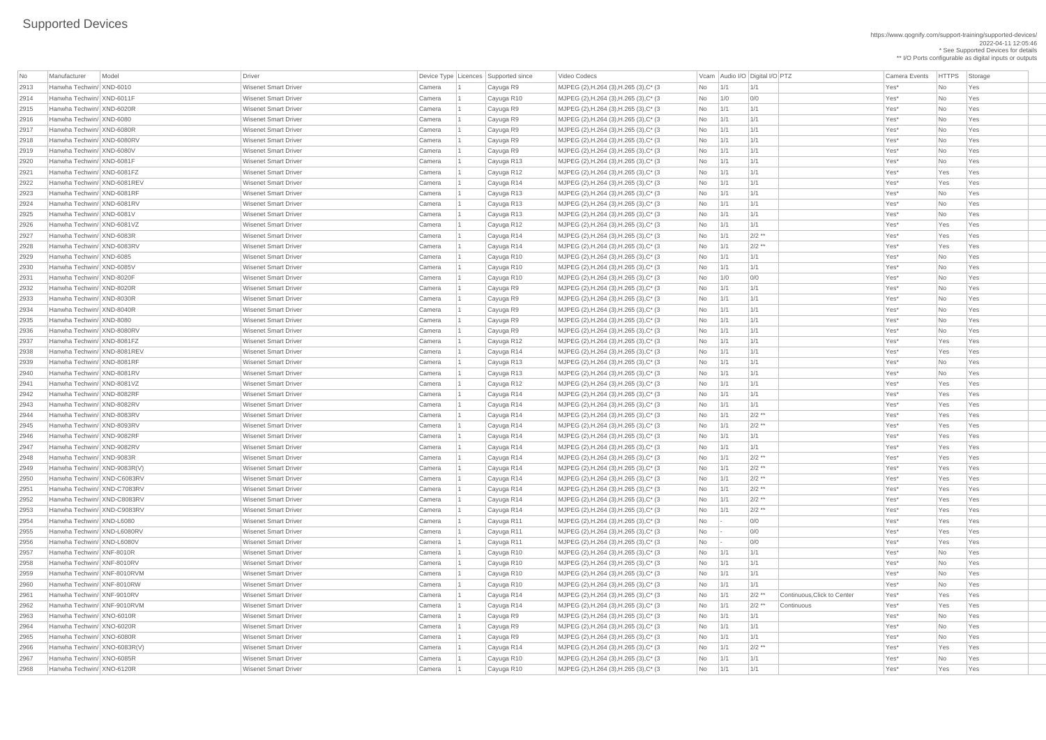# Supported Devices

https://www.qognify.com/support-training/supported-devices/
2022-04-11 12:05:46
* See Supported Devices for details
** I/O Ports configurable as digital inputs or outputs

| No | Manufacturer | Model | Driver | Device Type | Licences | Supported since | Video Codecs | Vcam | Audio I/O | Digital I/O | PTZ | Camera Events | HTTPS | Storage |
|---|---|---|---|---|---|---|---|---|---|---|---|---|---|---|
| 2913 | Hanwha Techwin/ | XND-6010 | Wisenet Smart Driver | Camera | 1 | Cayuga R9 | MJPEG (2),H.264 (3),H.265 (3),C* (3 | No | 1/1 | 1/1 | | Yes* | No | Yes |
| 2914 | Hanwha Techwin/ | XND-6011F | Wisenet Smart Driver | Camera | 1 | Cayuga R10 | MJPEG (2),H.264 (3),H.265 (3),C* (3 | No | 1/0 | 0/0 | | Yes* | No | Yes |
| 2915 | Hanwha Techwin/ | XND-6020R | Wisenet Smart Driver | Camera | 1 | Cayuga R9 | MJPEG (2),H.264 (3),H.265 (3),C* (3 | No | 1/1 | 1/1 | | Yes* | No | Yes |
| 2916 | Hanwha Techwin/ | XND-6080 | Wisenet Smart Driver | Camera | 1 | Cayuga R9 | MJPEG (2),H.264 (3),H.265 (3),C* (3 | No | 1/1 | 1/1 | | Yes* | No | Yes |
| 2917 | Hanwha Techwin/ | XND-6080R | Wisenet Smart Driver | Camera | 1 | Cayuga R9 | MJPEG (2),H.264 (3),H.265 (3),C* (3 | No | 1/1 | 1/1 | | Yes* | No | Yes |
| 2918 | Hanwha Techwin/ | XND-6080RV | Wisenet Smart Driver | Camera | 1 | Cayuga R9 | MJPEG (2),H.264 (3),H.265 (3),C* (3 | No | 1/1 | 1/1 | | Yes* | No | Yes |
| 2919 | Hanwha Techwin/ | XND-6080V | Wisenet Smart Driver | Camera | 1 | Cayuga R9 | MJPEG (2),H.264 (3),H.265 (3),C* (3 | No | 1/1 | 1/1 | | Yes* | No | Yes |
| 2920 | Hanwha Techwin/ | XND-6081F | Wisenet Smart Driver | Camera | 1 | Cayuga R13 | MJPEG (2),H.264 (3),H.265 (3),C* (3 | No | 1/1 | 1/1 | | Yes* | No | Yes |
| 2921 | Hanwha Techwin/ | XND-6081FZ | Wisenet Smart Driver | Camera | 1 | Cayuga R12 | MJPEG (2),H.264 (3),H.265 (3),C* (3 | No | 1/1 | 1/1 | | Yes* | Yes | Yes |
| 2922 | Hanwha Techwin/ | XND-6081REV | Wisenet Smart Driver | Camera | 1 | Cayuga R14 | MJPEG (2),H.264 (3),H.265 (3),C* (3 | No | 1/1 | 1/1 | | Yes* | Yes | Yes |
| 2923 | Hanwha Techwin/ | XND-6081RF | Wisenet Smart Driver | Camera | 1 | Cayuga R13 | MJPEG (2),H.264 (3),H.265 (3),C* (3 | No | 1/1 | 1/1 | | Yes* | No | Yes |
| 2924 | Hanwha Techwin/ | XND-6081RV | Wisenet Smart Driver | Camera | 1 | Cayuga R13 | MJPEG (2),H.264 (3),H.265 (3),C* (3 | No | 1/1 | 1/1 | | Yes* | No | Yes |
| 2925 | Hanwha Techwin/ | XND-6081V | Wisenet Smart Driver | Camera | 1 | Cayuga R13 | MJPEG (2),H.264 (3),H.265 (3),C* (3 | No | 1/1 | 1/1 | | Yes* | No | Yes |
| 2926 | Hanwha Techwin/ | XND-6081VZ | Wisenet Smart Driver | Camera | 1 | Cayuga R12 | MJPEG (2),H.264 (3),H.265 (3),C* (3 | No | 1/1 | 1/1 | | Yes* | Yes | Yes |
| 2927 | Hanwha Techwin/ | XND-6083R | Wisenet Smart Driver | Camera | 1 | Cayuga R14 | MJPEG (2),H.264 (3),H.265 (3),C* (3 | No | 1/1 | 2/2 ** | | Yes* | Yes | Yes |
| 2928 | Hanwha Techwin/ | XND-6083RV | Wisenet Smart Driver | Camera | 1 | Cayuga R14 | MJPEG (2),H.264 (3),H.265 (3),C* (3 | No | 1/1 | 2/2 ** | | Yes* | Yes | Yes |
| 2929 | Hanwha Techwin/ | XND-6085 | Wisenet Smart Driver | Camera | 1 | Cayuga R10 | MJPEG (2),H.264 (3),H.265 (3),C* (3 | No | 1/1 | 1/1 | | Yes* | No | Yes |
| 2930 | Hanwha Techwin/ | XND-6085V | Wisenet Smart Driver | Camera | 1 | Cayuga R10 | MJPEG (2),H.264 (3),H.265 (3),C* (3 | No | 1/1 | 1/1 | | Yes* | No | Yes |
| 2931 | Hanwha Techwin/ | XND-8020F | Wisenet Smart Driver | Camera | 1 | Cayuga R10 | MJPEG (2),H.264 (3),H.265 (3),C* (3 | No | 1/0 | 0/0 | | Yes* | No | Yes |
| 2932 | Hanwha Techwin/ | XND-8020R | Wisenet Smart Driver | Camera | 1 | Cayuga R9 | MJPEG (2),H.264 (3),H.265 (3),C* (3 | No | 1/1 | 1/1 | | Yes* | No | Yes |
| 2933 | Hanwha Techwin/ | XND-8030R | Wisenet Smart Driver | Camera | 1 | Cayuga R9 | MJPEG (2),H.264 (3),H.265 (3),C* (3 | No | 1/1 | 1/1 | | Yes* | No | Yes |
| 2934 | Hanwha Techwin/ | XND-8040R | Wisenet Smart Driver | Camera | 1 | Cayuga R9 | MJPEG (2),H.264 (3),H.265 (3),C* (3 | No | 1/1 | 1/1 | | Yes* | No | Yes |
| 2935 | Hanwha Techwin/ | XND-8080 | Wisenet Smart Driver | Camera | 1 | Cayuga R9 | MJPEG (2),H.264 (3),H.265 (3),C* (3 | No | 1/1 | 1/1 | | Yes* | No | Yes |
| 2936 | Hanwha Techwin/ | XND-8080RV | Wisenet Smart Driver | Camera | 1 | Cayuga R9 | MJPEG (2),H.264 (3),H.265 (3),C* (3 | No | 1/1 | 1/1 | | Yes* | No | Yes |
| 2937 | Hanwha Techwin/ | XND-8081FZ | Wisenet Smart Driver | Camera | 1 | Cayuga R12 | MJPEG (2),H.264 (3),H.265 (3),C* (3 | No | 1/1 | 1/1 | | Yes* | Yes | Yes |
| 2938 | Hanwha Techwin/ | XND-8081REV | Wisenet Smart Driver | Camera | 1 | Cayuga R14 | MJPEG (2),H.264 (3),H.265 (3),C* (3 | No | 1/1 | 1/1 | | Yes* | Yes | Yes |
| 2939 | Hanwha Techwin/ | XND-8081RF | Wisenet Smart Driver | Camera | 1 | Cayuga R13 | MJPEG (2),H.264 (3),H.265 (3),C* (3 | No | 1/1 | 1/1 | | Yes* | No | Yes |
| 2940 | Hanwha Techwin/ | XND-8081RV | Wisenet Smart Driver | Camera | 1 | Cayuga R13 | MJPEG (2),H.264 (3),H.265 (3),C* (3 | No | 1/1 | 1/1 | | Yes* | No | Yes |
| 2941 | Hanwha Techwin/ | XND-8081VZ | Wisenet Smart Driver | Camera | 1 | Cayuga R12 | MJPEG (2),H.264 (3),H.265 (3),C* (3 | No | 1/1 | 1/1 | | Yes* | Yes | Yes |
| 2942 | Hanwha Techwin/ | XND-8082RF | Wisenet Smart Driver | Camera | 1 | Cayuga R14 | MJPEG (2),H.264 (3),H.265 (3),C* (3 | No | 1/1 | 1/1 | | Yes* | Yes | Yes |
| 2943 | Hanwha Techwin/ | XND-8082RV | Wisenet Smart Driver | Camera | 1 | Cayuga R14 | MJPEG (2),H.264 (3),H.265 (3),C* (3 | No | 1/1 | 1/1 | | Yes* | Yes | Yes |
| 2944 | Hanwha Techwin/ | XND-8083RV | Wisenet Smart Driver | Camera | 1 | Cayuga R14 | MJPEG (2),H.264 (3),H.265 (3),C* (3 | No | 1/1 | 2/2 ** | | Yes* | Yes | Yes |
| 2945 | Hanwha Techwin/ | XND-8093RV | Wisenet Smart Driver | Camera | 1 | Cayuga R14 | MJPEG (2),H.264 (3),H.265 (3),C* (3 | No | 1/1 | 2/2 ** | | Yes* | Yes | Yes |
| 2946 | Hanwha Techwin/ | XND-9082RF | Wisenet Smart Driver | Camera | 1 | Cayuga R14 | MJPEG (2),H.264 (3),H.265 (3),C* (3 | No | 1/1 | 1/1 | | Yes* | Yes | Yes |
| 2947 | Hanwha Techwin/ | XND-9082RV | Wisenet Smart Driver | Camera | 1 | Cayuga R14 | MJPEG (2),H.264 (3),H.265 (3),C* (3 | No | 1/1 | 1/1 | | Yes* | Yes | Yes |
| 2948 | Hanwha Techwin/ | XND-9083R | Wisenet Smart Driver | Camera | 1 | Cayuga R14 | MJPEG (2),H.264 (3),H.265 (3),C* (3 | No | 1/1 | 2/2 ** | | Yes* | Yes | Yes |
| 2949 | Hanwha Techwin/ | XND-9083R(V) | Wisenet Smart Driver | Camera | 1 | Cayuga R14 | MJPEG (2),H.264 (3),H.265 (3),C* (3 | No | 1/1 | 2/2 ** | | Yes* | Yes | Yes |
| 2950 | Hanwha Techwin/ | XND-C6083RV | Wisenet Smart Driver | Camera | 1 | Cayuga R14 | MJPEG (2),H.264 (3),H.265 (3),C* (3 | No | 1/1 | 2/2 ** | | Yes* | Yes | Yes |
| 2951 | Hanwha Techwin/ | XND-C7083RV | Wisenet Smart Driver | Camera | 1 | Cayuga R14 | MJPEG (2),H.264 (3),H.265 (3),C* (3 | No | 1/1 | 2/2 ** | | Yes* | Yes | Yes |
| 2952 | Hanwha Techwin/ | XND-C8083RV | Wisenet Smart Driver | Camera | 1 | Cayuga R14 | MJPEG (2),H.264 (3),H.265 (3),C* (3 | No | 1/1 | 2/2 ** | | Yes* | Yes | Yes |
| 2953 | Hanwha Techwin/ | XND-C9083RV | Wisenet Smart Driver | Camera | 1 | Cayuga R14 | MJPEG (2),H.264 (3),H.265 (3),C* (3 | No | 1/1 | 2/2 ** | | Yes* | Yes | Yes |
| 2954 | Hanwha Techwin/ | XND-L6080 | Wisenet Smart Driver | Camera | 1 | Cayuga R11 | MJPEG (2),H.264 (3),H.265 (3),C* (3 | No | - | 0/0 | | Yes* | Yes | Yes |
| 2955 | Hanwha Techwin/ | XND-L6080RV | Wisenet Smart Driver | Camera | 1 | Cayuga R11 | MJPEG (2),H.264 (3),H.265 (3),C* (3 | No | - | 0/0 | | Yes* | Yes | Yes |
| 2956 | Hanwha Techwin/ | XND-L6080V | Wisenet Smart Driver | Camera | 1 | Cayuga R11 | MJPEG (2),H.264 (3),H.265 (3),C* (3 | No | - | 0/0 | | Yes* | Yes | Yes |
| 2957 | Hanwha Techwin/ | XNF-8010R | Wisenet Smart Driver | Camera | 1 | Cayuga R10 | MJPEG (2),H.264 (3),H.265 (3),C* (3 | No | 1/1 | 1/1 | | Yes* | No | Yes |
| 2958 | Hanwha Techwin/ | XNF-8010RV | Wisenet Smart Driver | Camera | 1 | Cayuga R10 | MJPEG (2),H.264 (3),H.265 (3),C* (3 | No | 1/1 | 1/1 | | Yes* | No | Yes |
| 2959 | Hanwha Techwin/ | XNF-8010RVM | Wisenet Smart Driver | Camera | 1 | Cayuga R10 | MJPEG (2),H.264 (3),H.265 (3),C* (3 | No | 1/1 | 1/1 | | Yes* | No | Yes |
| 2960 | Hanwha Techwin/ | XNF-8010RW | Wisenet Smart Driver | Camera | 1 | Cayuga R10 | MJPEG (2),H.264 (3),H.265 (3),C* (3 | No | 1/1 | 1/1 | | Yes* | No | Yes |
| 2961 | Hanwha Techwin/ | XNF-9010RV | Wisenet Smart Driver | Camera | 1 | Cayuga R14 | MJPEG (2),H.264 (3),H.265 (3),C* (3 | No | 1/1 | 2/2 ** | Continuous,Click to Center | Yes* | Yes | Yes |
| 2962 | Hanwha Techwin/ | XNF-9010RVM | Wisenet Smart Driver | Camera | 1 | Cayuga R14 | MJPEG (2),H.264 (3),H.265 (3),C* (3 | No | 1/1 | 2/2 ** | Continuous | Yes* | Yes | Yes |
| 2963 | Hanwha Techwin/ | XNO-6010R | Wisenet Smart Driver | Camera | 1 | Cayuga R9 | MJPEG (2),H.264 (3),H.265 (3),C* (3 | No | 1/1 | 1/1 | | Yes* | No | Yes |
| 2964 | Hanwha Techwin/ | XNO-6020R | Wisenet Smart Driver | Camera | 1 | Cayuga R9 | MJPEG (2),H.264 (3),H.265 (3),C* (3 | No | 1/1 | 1/1 | | Yes* | No | Yes |
| 2965 | Hanwha Techwin/ | XNO-6080R | Wisenet Smart Driver | Camera | 1 | Cayuga R9 | MJPEG (2),H.264 (3),H.265 (3),C* (3 | No | 1/1 | 1/1 | | Yes* | No | Yes |
| 2966 | Hanwha Techwin/ | XNO-6083R(V) | Wisenet Smart Driver | Camera | 1 | Cayuga R14 | MJPEG (2),H.264 (3),H.265 (3),C* (3 | No | 1/1 | 2/2 ** | | Yes* | Yes | Yes |
| 2967 | Hanwha Techwin/ | XNO-6085R | Wisenet Smart Driver | Camera | 1 | Cayuga R10 | MJPEG (2),H.264 (3),H.265 (3),C* (3 | No | 1/1 | 1/1 | | Yes* | No | Yes |
| 2968 | Hanwha Techwin/ | XNO-6120R | Wisenet Smart Driver | Camera | 1 | Cayuga R10 | MJPEG (2),H.264 (3),H.265 (3),C* (3 | No | 1/1 | 1/1 | | Yes* | Yes | Yes |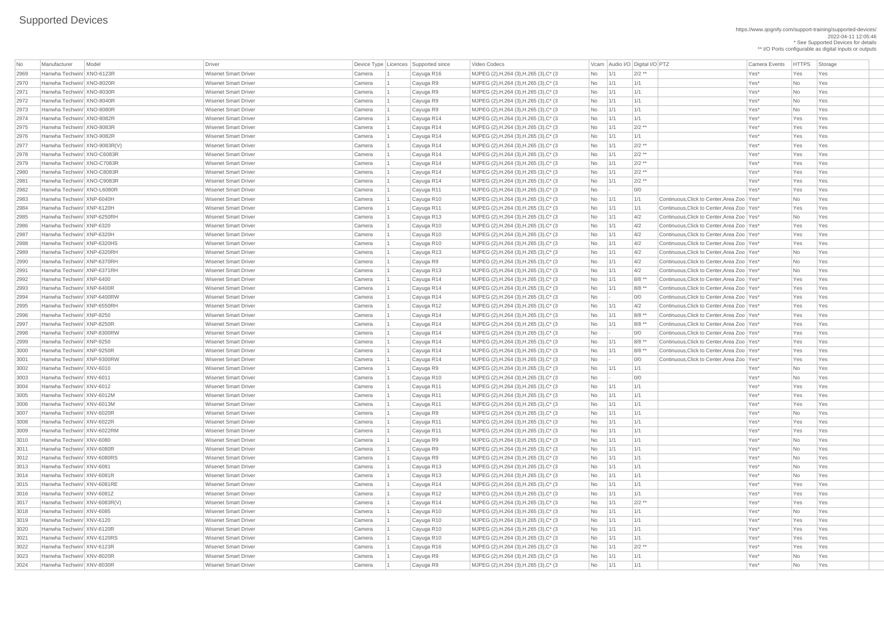# Supported Devices

https://www.qognify.com/support-training/supported-devices/
2022-04-11 12:05:46
* See Supported Devices for details
** I/O Ports configurable as digital inputs or outputs

| No | Manufacturer | Model | Driver | Device Type | Licences | Supported since | Video Codecs | Vcam | Audio I/O | Digital I/O | PTZ | Camera Events | HTTPS | Storage |
|---|---|---|---|---|---|---|---|---|---|---|---|---|---|---|
| 2969 | Hanwha Techwin/ | XNO-6123R | Wisenet Smart Driver | Camera | 1 | Cayuga R16 | MJPEG (2),H.264 (3),H.265 (3),C* (3 | No | 1/1 | 2/2 ** | | Yes* | Yes | Yes |
| 2970 | Hanwha Techwin/ | XNO-8020R | Wisenet Smart Driver | Camera | 1 | Cayuga R9 | MJPEG (2),H.264 (3),H.265 (3),C* (3 | No | 1/1 | 1/1 | | Yes* | No | Yes |
| 2971 | Hanwha Techwin/ | XNO-8030R | Wisenet Smart Driver | Camera | 1 | Cayuga R9 | MJPEG (2),H.264 (3),H.265 (3),C* (3 | No | 1/1 | 1/1 | | Yes* | No | Yes |
| 2972 | Hanwha Techwin/ | XNO-8040R | Wisenet Smart Driver | Camera | 1 | Cayuga R9 | MJPEG (2),H.264 (3),H.265 (3),C* (3 | No | 1/1 | 1/1 | | Yes* | No | Yes |
| 2973 | Hanwha Techwin/ | XNO-8080R | Wisenet Smart Driver | Camera | 1 | Cayuga R9 | MJPEG (2),H.264 (3),H.265 (3),C* (3 | No | 1/1 | 1/1 | | Yes* | No | Yes |
| 2974 | Hanwha Techwin/ | XNO-8082R | Wisenet Smart Driver | Camera | 1 | Cayuga R14 | MJPEG (2),H.264 (3),H.265 (3),C* (3 | No | 1/1 | 1/1 | | Yes* | Yes | Yes |
| 2975 | Hanwha Techwin/ | XNO-8083R | Wisenet Smart Driver | Camera | 1 | Cayuga R14 | MJPEG (2),H.264 (3),H.265 (3),C* (3 | No | 1/1 | 2/2 ** | | Yes* | Yes | Yes |
| 2976 | Hanwha Techwin/ | XNO-9082R | Wisenet Smart Driver | Camera | 1 | Cayuga R14 | MJPEG (2),H.264 (3),H.265 (3),C* (3 | No | 1/1 | 1/1 | | Yes* | Yes | Yes |
| 2977 | Hanwha Techwin/ | XNO-9083R(V) | Wisenet Smart Driver | Camera | 1 | Cayuga R14 | MJPEG (2),H.264 (3),H.265 (3),C* (3 | No | 1/1 | 2/2 ** | | Yes* | Yes | Yes |
| 2978 | Hanwha Techwin/ | XNO-C6083R | Wisenet Smart Driver | Camera | 1 | Cayuga R14 | MJPEG (2),H.264 (3),H.265 (3),C* (3 | No | 1/1 | 2/2 ** | | Yes* | Yes | Yes |
| 2979 | Hanwha Techwin/ | XNO-C7083R | Wisenet Smart Driver | Camera | 1 | Cayuga R14 | MJPEG (2),H.264 (3),H.265 (3),C* (3 | No | 1/1 | 2/2 ** | | Yes* | Yes | Yes |
| 2980 | Hanwha Techwin/ | XNO-C8083R | Wisenet Smart Driver | Camera | 1 | Cayuga R14 | MJPEG (2),H.264 (3),H.265 (3),C* (3 | No | 1/1 | 2/2 ** | | Yes* | Yes | Yes |
| 2981 | Hanwha Techwin/ | XNO-C9083R | Wisenet Smart Driver | Camera | 1 | Cayuga R14 | MJPEG (2),H.264 (3),H.265 (3),C* (3 | No | 1/1 | 2/2 ** | | Yes* | Yes | Yes |
| 2982 | Hanwha Techwin/ | XNO-L6080R | Wisenet Smart Driver | Camera | 1 | Cayuga R11 | MJPEG (2),H.264 (3),H.265 (3),C* (3 | No | - | 0/0 | | Yes* | Yes | Yes |
| 2983 | Hanwha Techwin/ | XNP-6040H | Wisenet Smart Driver | Camera | 1 | Cayuga R10 | MJPEG (2),H.264 (3),H.265 (3),C* (3 | No | 1/1 | 1/1 | Continuous,Click to Center,Area Zoo | Yes* | No | Yes |
| 2984 | Hanwha Techwin/ | XNP-6120H | Wisenet Smart Driver | Camera | 1 | Cayuga R11 | MJPEG (2),H.264 (3),H.265 (3),C* (3 | No | 1/1 | 1/1 | Continuous,Click to Center,Area Zoo | Yes* | Yes | Yes |
| 2985 | Hanwha Techwin/ | XNP-6250RH | Wisenet Smart Driver | Camera | 1 | Cayuga R13 | MJPEG (2),H.264 (3),H.265 (3),C* (3 | No | 1/1 | 4/2 | Continuous,Click to Center,Area Zoo | Yes* | No | Yes |
| 2986 | Hanwha Techwin/ | XNP-6320 | Wisenet Smart Driver | Camera | 1 | Cayuga R10 | MJPEG (2),H.264 (3),H.265 (3),C* (3 | No | 1/1 | 4/2 | Continuous,Click to Center,Area Zoo | Yes* | Yes | Yes |
| 2987 | Hanwha Techwin/ | XNP-6320H | Wisenet Smart Driver | Camera | 1 | Cayuga R10 | MJPEG (2),H.264 (3),H.265 (3),C* (3 | No | 1/1 | 4/2 | Continuous,Click to Center,Area Zoo | Yes* | Yes | Yes |
| 2988 | Hanwha Techwin/ | XNP-6320HS | Wisenet Smart Driver | Camera | 1 | Cayuga R10 | MJPEG (2),H.264 (3),H.265 (3),C* (3 | No | 1/1 | 4/2 | Continuous,Click to Center,Area Zoo | Yes* | Yes | Yes |
| 2989 | Hanwha Techwin/ | XNP-6320RH | Wisenet Smart Driver | Camera | 1 | Cayuga R13 | MJPEG (2),H.264 (3),H.265 (3),C* (3 | No | 1/1 | 4/2 | Continuous,Click to Center,Area Zoo | Yes* | No | Yes |
| 2990 | Hanwha Techwin/ | XNP-6370RH | Wisenet Smart Driver | Camera | 1 | Cayuga R9 | MJPEG (2),H.264 (3),H.265 (3),C* (3 | No | 1/1 | 4/2 | Continuous,Click to Center,Area Zoo | Yes* | No | Yes |
| 2991 | Hanwha Techwin/ | XNP-6371RH | Wisenet Smart Driver | Camera | 1 | Cayuga R13 | MJPEG (2),H.264 (3),H.265 (3),C* (3 | No | 1/1 | 4/2 | Continuous,Click to Center,Area Zoo | Yes* | No | Yes |
| 2992 | Hanwha Techwin/ | XNP-6400 | Wisenet Smart Driver | Camera | 1 | Cayuga R14 | MJPEG (2),H.264 (3),H.265 (3),C* (3 | No | 1/1 | 8/8 ** | Continuous,Click to Center,Area Zoo | Yes* | Yes | Yes |
| 2993 | Hanwha Techwin/ | XNP-6400R | Wisenet Smart Driver | Camera | 1 | Cayuga R14 | MJPEG (2),H.264 (3),H.265 (3),C* (3 | No | 1/1 | 8/8 ** | Continuous,Click to Center,Area Zoo | Yes* | Yes | Yes |
| 2994 | Hanwha Techwin/ | XNP-6400RW | Wisenet Smart Driver | Camera | 1 | Cayuga R14 | MJPEG (2),H.264 (3),H.265 (3),C* (3 | No | - | 0/0 | Continuous,Click to Center,Area Zoo | Yes* | Yes | Yes |
| 2995 | Hanwha Techwin/ | XNP-6550RH | Wisenet Smart Driver | Camera | 1 | Cayuga R12 | MJPEG (2),H.264 (3),H.265 (3),C* (3 | No | 1/1 | 4/2 | Continuous,Click to Center,Area Zoo | Yes* | Yes | Yes |
| 2996 | Hanwha Techwin/ | XNP-8250 | Wisenet Smart Driver | Camera | 1 | Cayuga R14 | MJPEG (2),H.264 (3),H.265 (3),C* (3 | No | 1/1 | 8/8 ** | Continuous,Click to Center,Area Zoo | Yes* | Yes | Yes |
| 2997 | Hanwha Techwin/ | XNP-8250R | Wisenet Smart Driver | Camera | 1 | Cayuga R14 | MJPEG (2),H.264 (3),H.265 (3),C* (3 | No | 1/1 | 8/8 ** | Continuous,Click to Center,Area Zoo | Yes* | Yes | Yes |
| 2998 | Hanwha Techwin/ | XNP-8300RW | Wisenet Smart Driver | Camera | 1 | Cayuga R14 | MJPEG (2),H.264 (3),H.265 (3),C* (3 | No | - | 0/0 | Continuous,Click to Center,Area Zoo | Yes* | Yes | Yes |
| 2999 | Hanwha Techwin/ | XNP-9250 | Wisenet Smart Driver | Camera | 1 | Cayuga R14 | MJPEG (2),H.264 (3),H.265 (3),C* (3 | No | 1/1 | 8/8 ** | Continuous,Click to Center,Area Zoo | Yes* | Yes | Yes |
| 3000 | Hanwha Techwin/ | XNP-9250R | Wisenet Smart Driver | Camera | 1 | Cayuga R14 | MJPEG (2),H.264 (3),H.265 (3),C* (3 | No | 1/1 | 8/8 ** | Continuous,Click to Center,Area Zoo | Yes* | Yes | Yes |
| 3001 | Hanwha Techwin/ | XNP-9300RW | Wisenet Smart Driver | Camera | 1 | Cayuga R14 | MJPEG (2),H.264 (3),H.265 (3),C* (3 | No | - | 0/0 | Continuous,Click to Center,Area Zoo | Yes* | Yes | Yes |
| 3002 | Hanwha Techwin/ | XNV-6010 | Wisenet Smart Driver | Camera | 1 | Cayuga R9 | MJPEG (2),H.264 (3),H.265 (3),C* (3 | No | 1/1 | 1/1 | | Yes* | No | Yes |
| 3003 | Hanwha Techwin/ | XNV-6011 | Wisenet Smart Driver | Camera | 1 | Cayuga R10 | MJPEG (2),H.264 (3),H.265 (3),C* (3 | No | - | 0/0 | | Yes* | No | Yes |
| 3004 | Hanwha Techwin/ | XNV-6012 | Wisenet Smart Driver | Camera | 1 | Cayuga R11 | MJPEG (2),H.264 (3),H.265 (3),C* (3 | No | 1/1 | 1/1 | | Yes* | Yes | Yes |
| 3005 | Hanwha Techwin/ | XNV-6012M | Wisenet Smart Driver | Camera | 1 | Cayuga R11 | MJPEG (2),H.264 (3),H.265 (3),C* (3 | No | 1/1 | 1/1 | | Yes* | Yes | Yes |
| 3006 | Hanwha Techwin/ | XNV-6013M | Wisenet Smart Driver | Camera | 1 | Cayuga R11 | MJPEG (2),H.264 (3),H.265 (3),C* (3 | No | 1/1 | 1/1 | | Yes* | Yes | Yes |
| 3007 | Hanwha Techwin/ | XNV-6020R | Wisenet Smart Driver | Camera | 1 | Cayuga R9 | MJPEG (2),H.264 (3),H.265 (3),C* (3 | No | 1/1 | 1/1 | | Yes* | No | Yes |
| 3008 | Hanwha Techwin/ | XNV-6022R | Wisenet Smart Driver | Camera | 1 | Cayuga R11 | MJPEG (2),H.264 (3),H.265 (3),C* (3 | No | 1/1 | 1/1 | | Yes* | Yes | Yes |
| 3009 | Hanwha Techwin/ | XNV-6022RM | Wisenet Smart Driver | Camera | 1 | Cayuga R11 | MJPEG (2),H.264 (3),H.265 (3),C* (3 | No | 1/1 | 1/1 | | Yes* | Yes | Yes |
| 3010 | Hanwha Techwin/ | XNV-6080 | Wisenet Smart Driver | Camera | 1 | Cayuga R9 | MJPEG (2),H.264 (3),H.265 (3),C* (3 | No | 1/1 | 1/1 | | Yes* | No | Yes |
| 3011 | Hanwha Techwin/ | XNV-6080R | Wisenet Smart Driver | Camera | 1 | Cayuga R9 | MJPEG (2),H.264 (3),H.265 (3),C* (3 | No | 1/1 | 1/1 | | Yes* | No | Yes |
| 3012 | Hanwha Techwin/ | XNV-6080RS | Wisenet Smart Driver | Camera | 1 | Cayuga R9 | MJPEG (2),H.264 (3),H.265 (3),C* (3 | No | 1/1 | 1/1 | | Yes* | No | Yes |
| 3013 | Hanwha Techwin/ | XNV-6081 | Wisenet Smart Driver | Camera | 1 | Cayuga R13 | MJPEG (2),H.264 (3),H.265 (3),C* (3 | No | 1/1 | 1/1 | | Yes* | No | Yes |
| 3014 | Hanwha Techwin/ | XNV-6081R | Wisenet Smart Driver | Camera | 1 | Cayuga R13 | MJPEG (2),H.264 (3),H.265 (3),C* (3 | No | 1/1 | 1/1 | | Yes* | No | Yes |
| 3015 | Hanwha Techwin/ | XNV-6081RE | Wisenet Smart Driver | Camera | 1 | Cayuga R14 | MJPEG (2),H.264 (3),H.265 (3),C* (3 | No | 1/1 | 1/1 | | Yes* | Yes | Yes |
| 3016 | Hanwha Techwin/ | XNV-6081Z | Wisenet Smart Driver | Camera | 1 | Cayuga R12 | MJPEG (2),H.264 (3),H.265 (3),C* (3 | No | 1/1 | 1/1 | | Yes* | Yes | Yes |
| 3017 | Hanwha Techwin/ | XNV-6083R(V) | Wisenet Smart Driver | Camera | 1 | Cayuga R14 | MJPEG (2),H.264 (3),H.265 (3),C* (3 | No | 1/1 | 2/2 ** | | Yes* | Yes | Yes |
| 3018 | Hanwha Techwin/ | XNV-6085 | Wisenet Smart Driver | Camera | 1 | Cayuga R10 | MJPEG (2),H.264 (3),H.265 (3),C* (3 | No | 1/1 | 1/1 | | Yes* | No | Yes |
| 3019 | Hanwha Techwin/ | XNV-6120 | Wisenet Smart Driver | Camera | 1 | Cayuga R10 | MJPEG (2),H.264 (3),H.265 (3),C* (3 | No | 1/1 | 1/1 | | Yes* | Yes | Yes |
| 3020 | Hanwha Techwin/ | XNV-6120R | Wisenet Smart Driver | Camera | 1 | Cayuga R10 | MJPEG (2),H.264 (3),H.265 (3),C* (3 | No | 1/1 | 1/1 | | Yes* | Yes | Yes |
| 3021 | Hanwha Techwin/ | XNV-6120RS | Wisenet Smart Driver | Camera | 1 | Cayuga R10 | MJPEG (2),H.264 (3),H.265 (3),C* (3 | No | 1/1 | 1/1 | | Yes* | Yes | Yes |
| 3022 | Hanwha Techwin/ | XNV-6123R | Wisenet Smart Driver | Camera | 1 | Cayuga R16 | MJPEG (2),H.264 (3),H.265 (3),C* (3 | No | 1/1 | 2/2 ** | | Yes* | Yes | Yes |
| 3023 | Hanwha Techwin/ | XNV-8020R | Wisenet Smart Driver | Camera | 1 | Cayuga R9 | MJPEG (2),H.264 (3),H.265 (3),C* (3 | No | 1/1 | 1/1 | | Yes* | No | Yes |
| 3024 | Hanwha Techwin/ | XNV-8030R | Wisenet Smart Driver | Camera | 1 | Cayuga R9 | MJPEG (2),H.264 (3),H.265 (3),C* (3 | No | 1/1 | 1/1 | | Yes* | No | Yes |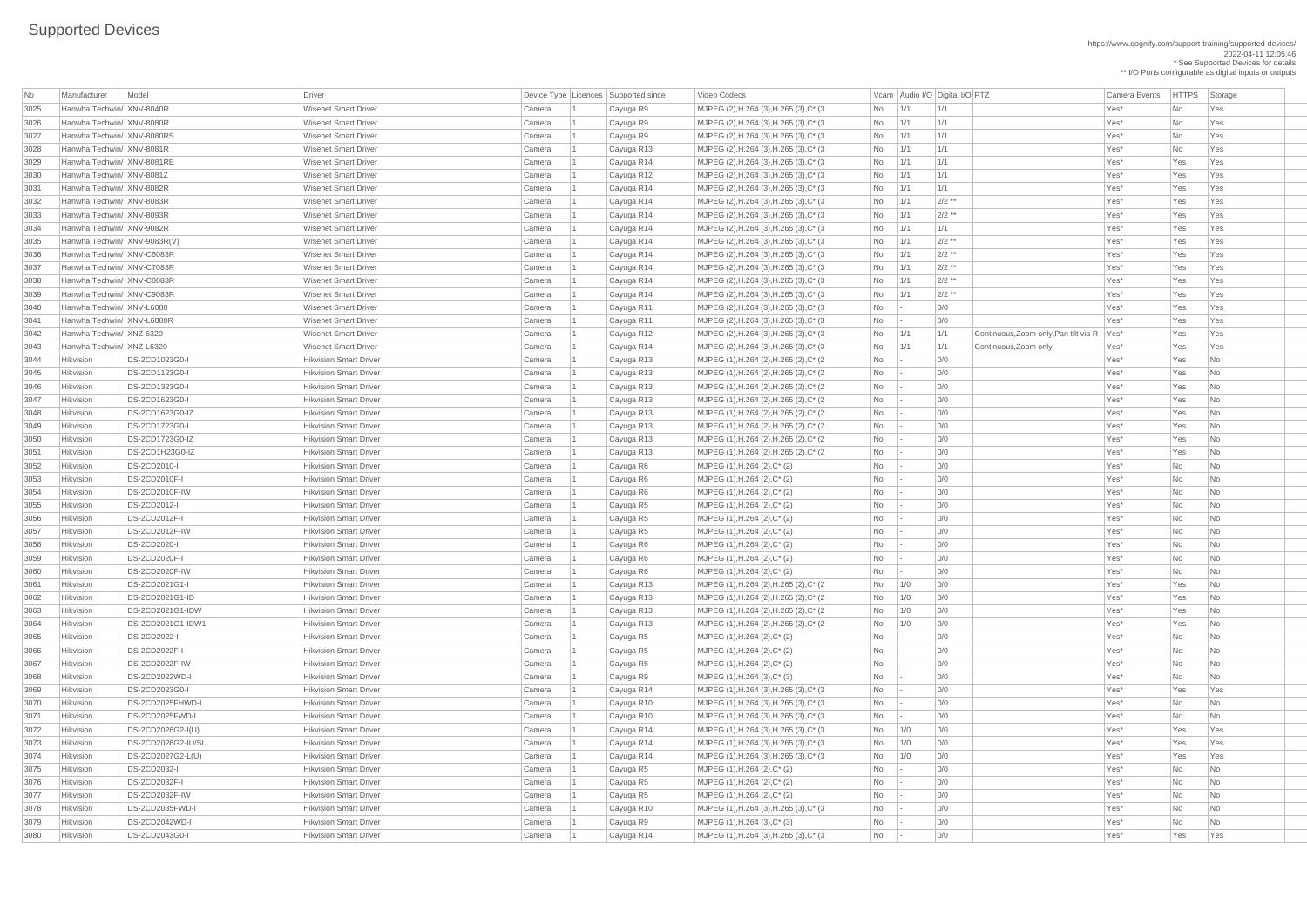# Supported Devices

https://www.qognify.com/support-training/supported-devices/
2022-04-11 12:05:46
* See Supported Devices for details
** I/O Ports configurable as digital inputs or outputs

| No | Manufacturer | Model | Driver | Device Type | Licences | Supported since | Video Codecs | Vcam | Audio I/O | Digital I/O | PTZ | Camera Events | HTTPS | Storage |
|---|---|---|---|---|---|---|---|---|---|---|---|---|---|---|
| 3025 | Hanwha Techwin/ | XNV-8040R | Wisenet Smart Driver | Camera | 1 | Cayuga R9 | MJPEG (2),H.264 (3),H.265 (3),C* (3 | No | 1/1 | 1/1 | | Yes* | No | Yes |
| 3026 | Hanwha Techwin/ | XNV-8080R | Wisenet Smart Driver | Camera | 1 | Cayuga R9 | MJPEG (2),H.264 (3),H.265 (3),C* (3 | No | 1/1 | 1/1 | | Yes* | No | Yes |
| 3027 | Hanwha Techwin/ | XNV-8080RS | Wisenet Smart Driver | Camera | 1 | Cayuga R9 | MJPEG (2),H.264 (3),H.265 (3),C* (3 | No | 1/1 | 1/1 | | Yes* | No | Yes |
| 3028 | Hanwha Techwin/ | XNV-8081R | Wisenet Smart Driver | Camera | 1 | Cayuga R13 | MJPEG (2),H.264 (3),H.265 (3),C* (3 | No | 1/1 | 1/1 | | Yes* | No | Yes |
| 3029 | Hanwha Techwin/ | XNV-8081RE | Wisenet Smart Driver | Camera | 1 | Cayuga R14 | MJPEG (2),H.264 (3),H.265 (3),C* (3 | No | 1/1 | 1/1 | | Yes* | Yes | Yes |
| 3030 | Hanwha Techwin/ | XNV-8081Z | Wisenet Smart Driver | Camera | 1 | Cayuga R12 | MJPEG (2),H.264 (3),H.265 (3),C* (3 | No | 1/1 | 1/1 | | Yes* | Yes | Yes |
| 3031 | Hanwha Techwin/ | XNV-8082R | Wisenet Smart Driver | Camera | 1 | Cayuga R14 | MJPEG (2),H.264 (3),H.265 (3),C* (3 | No | 1/1 | 1/1 | | Yes* | Yes | Yes |
| 3032 | Hanwha Techwin/ | XNV-8083R | Wisenet Smart Driver | Camera | 1 | Cayuga R14 | MJPEG (2),H.264 (3),H.265 (3),C* (3 | No | 1/1 | 2/2 ** | | Yes* | Yes | Yes |
| 3033 | Hanwha Techwin/ | XNV-8093R | Wisenet Smart Driver | Camera | 1 | Cayuga R14 | MJPEG (2),H.264 (3),H.265 (3),C* (3 | No | 1/1 | 2/2 ** | | Yes* | Yes | Yes |
| 3034 | Hanwha Techwin/ | XNV-9082R | Wisenet Smart Driver | Camera | 1 | Cayuga R14 | MJPEG (2),H.264 (3),H.265 (3),C* (3 | No | 1/1 | 1/1 | | Yes* | Yes | Yes |
| 3035 | Hanwha Techwin/ | XNV-9083R(V) | Wisenet Smart Driver | Camera | 1 | Cayuga R14 | MJPEG (2),H.264 (3),H.265 (3),C* (3 | No | 1/1 | 2/2 ** | | Yes* | Yes | Yes |
| 3036 | Hanwha Techwin/ | XNV-C6083R | Wisenet Smart Driver | Camera | 1 | Cayuga R14 | MJPEG (2),H.264 (3),H.265 (3),C* (3 | No | 1/1 | 2/2 ** | | Yes* | Yes | Yes |
| 3037 | Hanwha Techwin/ | XNV-C7083R | Wisenet Smart Driver | Camera | 1 | Cayuga R14 | MJPEG (2),H.264 (3),H.265 (3),C* (3 | No | 1/1 | 2/2 ** | | Yes* | Yes | Yes |
| 3038 | Hanwha Techwin/ | XNV-C8083R | Wisenet Smart Driver | Camera | 1 | Cayuga R14 | MJPEG (2),H.264 (3),H.265 (3),C* (3 | No | 1/1 | 2/2 ** | | Yes* | Yes | Yes |
| 3039 | Hanwha Techwin/ | XNV-C9083R | Wisenet Smart Driver | Camera | 1 | Cayuga R14 | MJPEG (2),H.264 (3),H.265 (3),C* (3 | No | 1/1 | 2/2 ** | | Yes* | Yes | Yes |
| 3040 | Hanwha Techwin/ | XNV-L6080 | Wisenet Smart Driver | Camera | 1 | Cayuga R11 | MJPEG (2),H.264 (3),H.265 (3),C* (3 | No | - | 0/0 | | Yes* | Yes | Yes |
| 3041 | Hanwha Techwin/ | XNV-L6080R | Wisenet Smart Driver | Camera | 1 | Cayuga R11 | MJPEG (2),H.264 (3),H.265 (3),C* (3 | No | - | 0/0 | | Yes* | Yes | Yes |
| 3042 | Hanwha Techwin/ | XNZ-6320 | Wisenet Smart Driver | Camera | 1 | Cayuga R12 | MJPEG (2),H.264 (3),H.265 (3),C* (3 | No | 1/1 | 1/1 | Continuous,Zoom only,Pan tilt via R | Yes* | Yes | Yes |
| 3043 | Hanwha Techwin/ | XNZ-L6320 | Wisenet Smart Driver | Camera | 1 | Cayuga R14 | MJPEG (2),H.264 (3),H.265 (3),C* (3 | No | 1/1 | 1/1 | Continuous,Zoom only | Yes* | Yes | Yes |
| 3044 | Hikvision | DS-2CD1023G0-I | Hikvision Smart Driver | Camera | 1 | Cayuga R13 | MJPEG (1),H.264 (2),H.265 (2),C* (2 | No | - | 0/0 | | Yes* | Yes | No |
| 3045 | Hikvision | DS-2CD1123G0-I | Hikvision Smart Driver | Camera | 1 | Cayuga R13 | MJPEG (1),H.264 (2),H.265 (2),C* (2 | No | - | 0/0 | | Yes* | Yes | No |
| 3046 | Hikvision | DS-2CD1323G0-I | Hikvision Smart Driver | Camera | 1 | Cayuga R13 | MJPEG (1),H.264 (2),H.265 (2),C* (2 | No | - | 0/0 | | Yes* | Yes | No |
| 3047 | Hikvision | DS-2CD1623G0-I | Hikvision Smart Driver | Camera | 1 | Cayuga R13 | MJPEG (1),H.264 (2),H.265 (2),C* (2 | No | - | 0/0 | | Yes* | Yes | No |
| 3048 | Hikvision | DS-2CD1623G0-IZ | Hikvision Smart Driver | Camera | 1 | Cayuga R13 | MJPEG (1),H.264 (2),H.265 (2),C* (2 | No | - | 0/0 | | Yes* | Yes | No |
| 3049 | Hikvision | DS-2CD1723G0-I | Hikvision Smart Driver | Camera | 1 | Cayuga R13 | MJPEG (1),H.264 (2),H.265 (2),C* (2 | No | - | 0/0 | | Yes* | Yes | No |
| 3050 | Hikvision | DS-2CD1723G0-IZ | Hikvision Smart Driver | Camera | 1 | Cayuga R13 | MJPEG (1),H.264 (2),H.265 (2),C* (2 | No | - | 0/0 | | Yes* | Yes | No |
| 3051 | Hikvision | DS-2CD1H23G0-IZ | Hikvision Smart Driver | Camera | 1 | Cayuga R13 | MJPEG (1),H.264 (2),H.265 (2),C* (2 | No | - | 0/0 | | Yes* | Yes | No |
| 3052 | Hikvision | DS-2CD2010-I | Hikvision Smart Driver | Camera | 1 | Cayuga R6 | MJPEG (1),H.264 (2),C* (2) | No | - | 0/0 | | Yes* | No | No |
| 3053 | Hikvision | DS-2CD2010F-I | Hikvision Smart Driver | Camera | 1 | Cayuga R6 | MJPEG (1),H.264 (2),C* (2) | No | - | 0/0 | | Yes* | No | No |
| 3054 | Hikvision | DS-2CD2010F-IW | Hikvision Smart Driver | Camera | 1 | Cayuga R6 | MJPEG (1),H.264 (2),C* (2) | No | - | 0/0 | | Yes* | No | No |
| 3055 | Hikvision | DS-2CD2012-I | Hikvision Smart Driver | Camera | 1 | Cayuga R5 | MJPEG (1),H.264 (2),C* (2) | No | - | 0/0 | | Yes* | No | No |
| 3056 | Hikvision | DS-2CD2012F-I | Hikvision Smart Driver | Camera | 1 | Cayuga R5 | MJPEG (1),H.264 (2),C* (2) | No | - | 0/0 | | Yes* | No | No |
| 3057 | Hikvision | DS-2CD2012F-IW | Hikvision Smart Driver | Camera | 1 | Cayuga R5 | MJPEG (1),H.264 (2),C* (2) | No | - | 0/0 | | Yes* | No | No |
| 3058 | Hikvision | DS-2CD2020-I | Hikvision Smart Driver | Camera | 1 | Cayuga R6 | MJPEG (1),H.264 (2),C* (2) | No | - | 0/0 | | Yes* | No | No |
| 3059 | Hikvision | DS-2CD2020F-I | Hikvision Smart Driver | Camera | 1 | Cayuga R6 | MJPEG (1),H.264 (2),C* (2) | No | - | 0/0 | | Yes* | No | No |
| 3060 | Hikvision | DS-2CD2020F-IW | Hikvision Smart Driver | Camera | 1 | Cayuga R6 | MJPEG (1),H.264 (2),C* (2) | No | - | 0/0 | | Yes* | No | No |
| 3061 | Hikvision | DS-2CD2021G1-I | Hikvision Smart Driver | Camera | 1 | Cayuga R13 | MJPEG (1),H.264 (2),H.265 (2),C* (2 | No | 1/0 | 0/0 | | Yes* | Yes | No |
| 3062 | Hikvision | DS-2CD2021G1-ID | Hikvision Smart Driver | Camera | 1 | Cayuga R13 | MJPEG (1),H.264 (2),H.265 (2),C* (2 | No | 1/0 | 0/0 | | Yes* | Yes | No |
| 3063 | Hikvision | DS-2CD2021G1-IDW | Hikvision Smart Driver | Camera | 1 | Cayuga R13 | MJPEG (1),H.264 (2),H.265 (2),C* (2 | No | 1/0 | 0/0 | | Yes* | Yes | No |
| 3064 | Hikvision | DS-2CD2021G1-IDW1 | Hikvision Smart Driver | Camera | 1 | Cayuga R13 | MJPEG (1),H.264 (2),H.265 (2),C* (2 | No | 1/0 | 0/0 | | Yes* | Yes | No |
| 3065 | Hikvision | DS-2CD2022-I | Hikvision Smart Driver | Camera | 1 | Cayuga R5 | MJPEG (1),H.264 (2),C* (2) | No | - | 0/0 | | Yes* | No | No |
| 3066 | Hikvision | DS-2CD2022F-I | Hikvision Smart Driver | Camera | 1 | Cayuga R5 | MJPEG (1),H.264 (2),C* (2) | No | - | 0/0 | | Yes* | No | No |
| 3067 | Hikvision | DS-2CD2022F-IW | Hikvision Smart Driver | Camera | 1 | Cayuga R5 | MJPEG (1),H.264 (2),C* (2) | No | - | 0/0 | | Yes* | No | No |
| 3068 | Hikvision | DS-2CD2022WD-I | Hikvision Smart Driver | Camera | 1 | Cayuga R9 | MJPEG (1),H.264 (3),C* (3) | No | - | 0/0 | | Yes* | No | No |
| 3069 | Hikvision | DS-2CD2023G0-I | Hikvision Smart Driver | Camera | 1 | Cayuga R14 | MJPEG (1),H.264 (3),H.265 (3),C* (3 | No | - | 0/0 | | Yes* | Yes | Yes |
| 3070 | Hikvision | DS-2CD2025FHWD-I | Hikvision Smart Driver | Camera | 1 | Cayuga R10 | MJPEG (1),H.264 (3),H.265 (3),C* (3 | No | - | 0/0 | | Yes* | No | No |
| 3071 | Hikvision | DS-2CD2025FWD-I | Hikvision Smart Driver | Camera | 1 | Cayuga R10 | MJPEG (1),H.264 (3),H.265 (3),C* (3 | No | - | 0/0 | | Yes* | No | No |
| 3072 | Hikvision | DS-2CD2026G2-I(U) | Hikvision Smart Driver | Camera | 1 | Cayuga R14 | MJPEG (1),H.264 (3),H.265 (3),C* (3 | No | 1/0 | 0/0 | | Yes* | Yes | Yes |
| 3073 | Hikvision | DS-2CD2026G2-IU/SL | Hikvision Smart Driver | Camera | 1 | Cayuga R14 | MJPEG (1),H.264 (3),H.265 (3),C* (3 | No | 1/0 | 0/0 | | Yes* | Yes | Yes |
| 3074 | Hikvision | DS-2CD2027G2-L(U) | Hikvision Smart Driver | Camera | 1 | Cayuga R14 | MJPEG (1),H.264 (3),H.265 (3),C* (3 | No | 1/0 | 0/0 | | Yes* | Yes | Yes |
| 3075 | Hikvision | DS-2CD2032-I | Hikvision Smart Driver | Camera | 1 | Cayuga R5 | MJPEG (1),H.264 (2),C* (2) | No | - | 0/0 | | Yes* | No | No |
| 3076 | Hikvision | DS-2CD2032F-I | Hikvision Smart Driver | Camera | 1 | Cayuga R5 | MJPEG (1),H.264 (2),C* (2) | No | - | 0/0 | | Yes* | No | No |
| 3077 | Hikvision | DS-2CD2032F-IW | Hikvision Smart Driver | Camera | 1 | Cayuga R5 | MJPEG (1),H.264 (2),C* (2) | No | - | 0/0 | | Yes* | No | No |
| 3078 | Hikvision | DS-2CD2035FWD-I | Hikvision Smart Driver | Camera | 1 | Cayuga R10 | MJPEG (1),H.264 (3),H.265 (3),C* (3 | No | - | 0/0 | | Yes* | No | No |
| 3079 | Hikvision | DS-2CD2042WD-I | Hikvision Smart Driver | Camera | 1 | Cayuga R9 | MJPEG (1),H.264 (3),C* (3) | No | - | 0/0 | | Yes* | No | No |
| 3080 | Hikvision | DS-2CD2043G0-I | Hikvision Smart Driver | Camera | 1 | Cayuga R14 | MJPEG (1),H.264 (3),H.265 (3),C* (3 | No | - | 0/0 | | Yes* | Yes | Yes |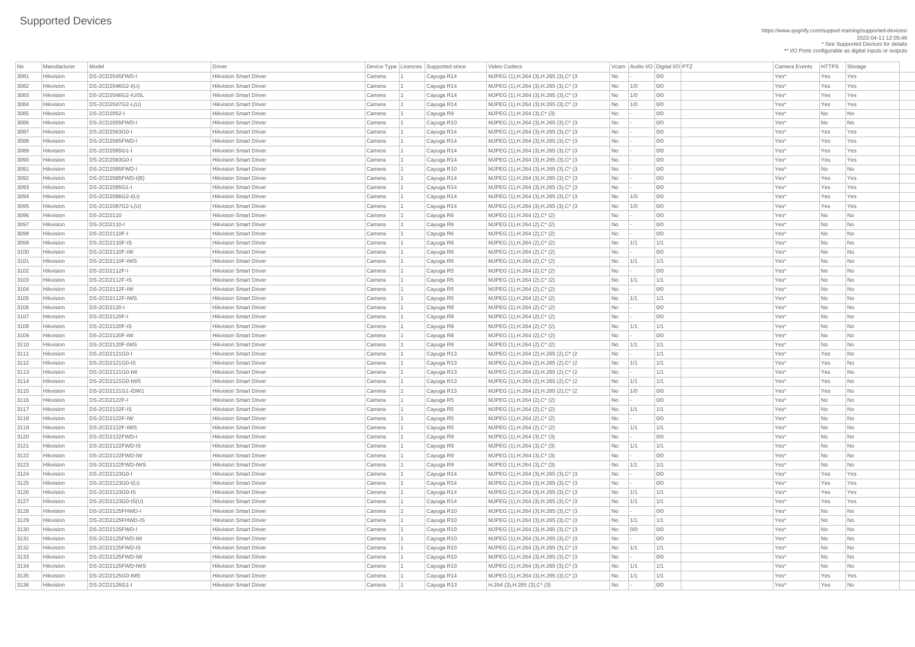# Supported Devices

https://www.qognify.com/support-training/supported-devices/
2022-04-11 12:05:46
* See Supported Devices for details
** I/O Ports configurable as digital inputs or outputs

| No | Manufacturer | Model | Driver | Device Type | Licences | Supported since | Video Codecs | Vcam | Audio I/O | Digital I/O | PTZ | Camera Events | HTTPS | Storage |
|---|---|---|---|---|---|---|---|---|---|---|---|---|---|---|
| 3081 | Hikvision | DS-2CD2045FWD-I | Hikvision Smart Driver | Camera | 1 | Cayuga R14 | MJPEG (1),H.264 (3),H.265 (3),C* (3 | No | - | 0/0 | | Yes* | Yes | Yes |
| 3082 | Hikvision | DS-2CD2046G2-I(U) | Hikvision Smart Driver | Camera | 1 | Cayuga R14 | MJPEG (1),H.264 (3),H.265 (3),C* (3 | No | 1/0 | 0/0 | | Yes* | Yes | Yes |
| 3083 | Hikvision | DS-2CD2046G2-IU/SL | Hikvision Smart Driver | Camera | 1 | Cayuga R14 | MJPEG (1),H.264 (3),H.265 (3),C* (3 | No | 1/0 | 0/0 | | Yes* | Yes | Yes |
| 3084 | Hikvision | DS-2CD2047G2-L(U) | Hikvision Smart Driver | Camera | 1 | Cayuga R14 | MJPEG (1),H.264 (3),H.265 (3),C* (3 | No | 1/0 | 0/0 | | Yes* | Yes | Yes |
| 3085 | Hikvision | DS-2CD2052-I | Hikvision Smart Driver | Camera | 1 | Cayuga R9 | MJPEG (1),H.264 (3),C* (3) | No | - | 0/0 | | Yes* | No | No |
| 3086 | Hikvision | DS-2CD2055FWD-I | Hikvision Smart Driver | Camera | 1 | Cayuga R10 | MJPEG (1),H.264 (3),H.265 (3),C* (3 | No | - | 0/0 | | Yes* | No | No |
| 3087 | Hikvision | DS-2CD2063G0-I | Hikvision Smart Driver | Camera | 1 | Cayuga R14 | MJPEG (1),H.264 (3),H.265 (3),C* (3 | No | - | 0/0 | | Yes* | Yes | Yes |
| 3088 | Hikvision | DS-2CD2065FWD-I | Hikvision Smart Driver | Camera | 1 | Cayuga R14 | MJPEG (1),H.264 (3),H.265 (3),C* (3 | No | - | 0/0 | | Yes* | Yes | Yes |
| 3089 | Hikvision | DS-2CD2065G1-I | Hikvision Smart Driver | Camera | 1 | Cayuga R14 | MJPEG (1),H.264 (3),H.265 (3),C* (3 | No | - | 0/0 | | Yes* | Yes | Yes |
| 3090 | Hikvision | DS-2CD2083G0-I | Hikvision Smart Driver | Camera | 1 | Cayuga R14 | MJPEG (1),H.264 (3),H.265 (3),C* (3 | No | - | 0/0 | | Yes* | Yes | Yes |
| 3091 | Hikvision | DS-2CD2085FWD-I | Hikvision Smart Driver | Camera | 1 | Cayuga R10 | MJPEG (1),H.264 (3),H.265 (3),C* (3 | No | - | 0/0 | | Yes* | No | No |
| 3092 | Hikvision | DS-2CD2085FWD-I(B) | Hikvision Smart Driver | Camera | 1 | Cayuga R14 | MJPEG (1),H.264 (3),H.265 (3),C* (3 | No | - | 0/0 | | Yes* | Yes | Yes |
| 3093 | Hikvision | DS-2CD2085G1-I | Hikvision Smart Driver | Camera | 1 | Cayuga R14 | MJPEG (1),H.264 (3),H.265 (3),C* (3 | No | - | 0/0 | | Yes* | Yes | Yes |
| 3094 | Hikvision | DS-2CD2086G2-I(U) | Hikvision Smart Driver | Camera | 1 | Cayuga R14 | MJPEG (1),H.264 (3),H.265 (3),C* (3 | No | 1/0 | 0/0 | | Yes* | Yes | Yes |
| 3095 | Hikvision | DS-2CD2087G2-L(U) | Hikvision Smart Driver | Camera | 1 | Cayuga R14 | MJPEG (1),H.264 (3),H.265 (3),C* (3 | No | 1/0 | 0/0 | | Yes* | Yes | Yes |
| 3096 | Hikvision | DS-2CD2110 | Hikvision Smart Driver | Camera | 1 | Cayuga R6 | MJPEG (1),H.264 (2),C* (2) | No | - | 0/0 | | Yes* | No | No |
| 3097 | Hikvision | DS-2CD2110-I | Hikvision Smart Driver | Camera | 1 | Cayuga R6 | MJPEG (1),H.264 (2),C* (2) | No | - | 0/0 | | Yes* | No | No |
| 3098 | Hikvision | DS-2CD2110F-I | Hikvision Smart Driver | Camera | 1 | Cayuga R6 | MJPEG (1),H.264 (2),C* (2) | No | - | 0/0 | | Yes* | No | No |
| 3099 | Hikvision | DS-2CD2110F-IS | Hikvision Smart Driver | Camera | 1 | Cayuga R6 | MJPEG (1),H.264 (2),C* (2) | No | 1/1 | 1/1 | | Yes* | No | No |
| 3100 | Hikvision | DS-2CD2110F-IW | Hikvision Smart Driver | Camera | 1 | Cayuga R6 | MJPEG (1),H.264 (2),C* (2) | No | - | 0/0 | | Yes* | No | No |
| 3101 | Hikvision | DS-2CD2110F-IWS | Hikvision Smart Driver | Camera | 1 | Cayuga R6 | MJPEG (1),H.264 (2),C* (2) | No | 1/1 | 1/1 | | Yes* | No | No |
| 3102 | Hikvision | DS-2CD2112F-I | Hikvision Smart Driver | Camera | 1 | Cayuga R5 | MJPEG (1),H.264 (2),C* (2) | No | - | 0/0 | | Yes* | No | No |
| 3103 | Hikvision | DS-2CD2112F-IS | Hikvision Smart Driver | Camera | 1 | Cayuga R5 | MJPEG (1),H.264 (2),C* (2) | No | 1/1 | 1/1 | | Yes* | No | No |
| 3104 | Hikvision | DS-2CD2112F-IW | Hikvision Smart Driver | Camera | 1 | Cayuga R5 | MJPEG (1),H.264 (2),C* (2) | No | - | 0/0 | | Yes* | No | No |
| 3105 | Hikvision | DS-2CD2112F-IWS | Hikvision Smart Driver | Camera | 1 | Cayuga R5 | MJPEG (1),H.264 (2),C* (2) | No | 1/1 | 1/1 | | Yes* | No | No |
| 3106 | Hikvision | DS-2CD2120-I | Hikvision Smart Driver | Camera | 1 | Cayuga R8 | MJPEG (1),H.264 (2),C* (2) | No | - | 0/0 | | Yes* | No | No |
| 3107 | Hikvision | DS-2CD2120F-I | Hikvision Smart Driver | Camera | 1 | Cayuga R8 | MJPEG (1),H.264 (2),C* (2) | No | - | 0/0 | | Yes* | No | No |
| 3108 | Hikvision | DS-2CD2120F-IS | Hikvision Smart Driver | Camera | 1 | Cayuga R8 | MJPEG (1),H.264 (2),C* (2) | No | 1/1 | 1/1 | | Yes* | No | No |
| 3109 | Hikvision | DS-2CD2120F-IW | Hikvision Smart Driver | Camera | 1 | Cayuga R8 | MJPEG (1),H.264 (2),C* (2) | No | - | 0/0 | | Yes* | No | No |
| 3110 | Hikvision | DS-2CD2120F-IWS | Hikvision Smart Driver | Camera | 1 | Cayuga R8 | MJPEG (1),H.264 (2),C* (2) | No | 1/1 | 1/1 | | Yes* | No | No |
| 3111 | Hikvision | DS-2CD2121G0-I | Hikvision Smart Driver | Camera | 1 | Cayuga R13 | MJPEG (1),H.264 (2),H.265 (2),C* (2 | No | - | 1/1 | | Yes* | Yes | No |
| 3112 | Hikvision | DS-2CD2121G0-IS | Hikvision Smart Driver | Camera | 1 | Cayuga R13 | MJPEG (1),H.264 (2),H.265 (2),C* (2 | No | 1/1 | 1/1 | | Yes* | Yes | No |
| 3113 | Hikvision | DS-2CD2121G0-IW | Hikvision Smart Driver | Camera | 1 | Cayuga R13 | MJPEG (1),H.264 (2),H.265 (2),C* (2 | No | - | 1/1 | | Yes* | Yes | No |
| 3114 | Hikvision | DS-2CD2121G0-IWS | Hikvision Smart Driver | Camera | 1 | Cayuga R13 | MJPEG (1),H.264 (2),H.265 (2),C* (2 | No | 1/1 | 1/1 | | Yes* | Yes | No |
| 3115 | Hikvision | DS-2CD2121G1-IDW1 | Hikvision Smart Driver | Camera | 1 | Cayuga R13 | MJPEG (1),H.264 (2),H.265 (2),C* (2 | No | 1/0 | 0/0 | | Yes* | Yes | No |
| 3116 | Hikvision | DS-2CD2122F-I | Hikvision Smart Driver | Camera | 1 | Cayuga R5 | MJPEG (1),H.264 (2),C* (2) | No | - | 0/0 | | Yes* | No | No |
| 3117 | Hikvision | DS-2CD2122F-IS | Hikvision Smart Driver | Camera | 1 | Cayuga R5 | MJPEG (1),H.264 (2),C* (2) | No | 1/1 | 1/1 | | Yes* | No | No |
| 3118 | Hikvision | DS-2CD2122F-IW | Hikvision Smart Driver | Camera | 1 | Cayuga R5 | MJPEG (1),H.264 (2),C* (2) | No | - | 0/0 | | Yes* | No | No |
| 3119 | Hikvision | DS-2CD2122F-IWS | Hikvision Smart Driver | Camera | 1 | Cayuga R5 | MJPEG (1),H.264 (2),C* (2) | No | 1/1 | 1/1 | | Yes* | No | No |
| 3120 | Hikvision | DS-2CD2122FWD-I | Hikvision Smart Driver | Camera | 1 | Cayuga R9 | MJPEG (1),H.264 (3),C* (3) | No | - | 0/0 | | Yes* | No | No |
| 3121 | Hikvision | DS-2CD2122FWD-IS | Hikvision Smart Driver | Camera | 1 | Cayuga R9 | MJPEG (1),H.264 (3),C* (3) | No | 1/1 | 1/1 | | Yes* | No | No |
| 3122 | Hikvision | DS-2CD2122FWD-IW | Hikvision Smart Driver | Camera | 1 | Cayuga R9 | MJPEG (1),H.264 (3),C* (3) | No | - | 0/0 | | Yes* | No | No |
| 3123 | Hikvision | DS-2CD2122FWD-IWS | Hikvision Smart Driver | Camera | 1 | Cayuga R9 | MJPEG (1),H.264 (3),C* (3) | No | 1/1 | 1/1 | | Yes* | No | No |
| 3124 | Hikvision | DS-2CD2123G0-I | Hikvision Smart Driver | Camera | 1 | Cayuga R14 | MJPEG (1),H.264 (3),H.265 (3),C* (3 | No | - | 0/0 | | Yes* | Yes | Yes |
| 3125 | Hikvision | DS-2CD2123G0-I(U) | Hikvision Smart Driver | Camera | 1 | Cayuga R14 | MJPEG (1),H.264 (3),H.265 (3),C* (3 | No | - | 0/0 | | Yes* | Yes | Yes |
| 3126 | Hikvision | DS-2CD2123G0-IS | Hikvision Smart Driver | Camera | 1 | Cayuga R14 | MJPEG (1),H.264 (3),H.265 (3),C* (3 | No | 1/1 | 1/1 | | Yes* | Yes | Yes |
| 3127 | Hikvision | DS-2CD2123G0-IS(U) | Hikvision Smart Driver | Camera | 1 | Cayuga R14 | MJPEG (1),H.264 (3),H.265 (3),C* (3 | No | 1/1 | 1/1 | | Yes* | Yes | Yes |
| 3128 | Hikvision | DS-2CD2125FHWD-I | Hikvision Smart Driver | Camera | 1 | Cayuga R10 | MJPEG (1),H.264 (3),H.265 (3),C* (3 | No | - | 0/0 | | Yes* | No | No |
| 3129 | Hikvision | DS-2CD2125FHWD-IS | Hikvision Smart Driver | Camera | 1 | Cayuga R10 | MJPEG (1),H.264 (3),H.265 (3),C* (3 | No | 1/1 | 1/1 | | Yes* | No | No |
| 3130 | Hikvision | DS-2CD2125FWD-I | Hikvision Smart Driver | Camera | 1 | Cayuga R10 | MJPEG (1),H.264 (3),H.265 (3),C* (3 | No | 0/0 | 0/0 | | Yes* | No | No |
| 3131 | Hikvision | DS-2CD2125FWD-IM | Hikvision Smart Driver | Camera | 1 | Cayuga R10 | MJPEG (1),H.264 (3),H.265 (3),C* (3 | No | - | 0/0 | | Yes* | No | No |
| 3132 | Hikvision | DS-2CD2125FWD-IS | Hikvision Smart Driver | Camera | 1 | Cayuga R10 | MJPEG (1),H.264 (3),H.265 (3),C* (3 | No | 1/1 | 1/1 | | Yes* | No | No |
| 3133 | Hikvision | DS-2CD2125FWD-IW | Hikvision Smart Driver | Camera | 1 | Cayuga R10 | MJPEG (1),H.264 (3),H.265 (3),C* (3 | No | - | 0/0 | | Yes* | No | No |
| 3134 | Hikvision | DS-2CD2125FWD-IWS | Hikvision Smart Driver | Camera | 1 | Cayuga R10 | MJPEG (1),H.264 (3),H.265 (3),C* (3 | No | 1/1 | 1/1 | | Yes* | No | No |
| 3135 | Hikvision | DS-2CD2125G0-IMS | Hikvision Smart Driver | Camera | 1 | Cayuga R14 | MJPEG (1),H.264 (3),H.265 (3),C* (3 | No | 1/1 | 1/1 | | Yes* | Yes | Yes |
| 3136 | Hikvision | DS-2CD2126G1-I | Hikvision Smart Driver | Camera | 1 | Cayuga R13 | H.264 (3),H.265 (3),C* (3) | No | - | 0/0 | | Yes* | Yes | No |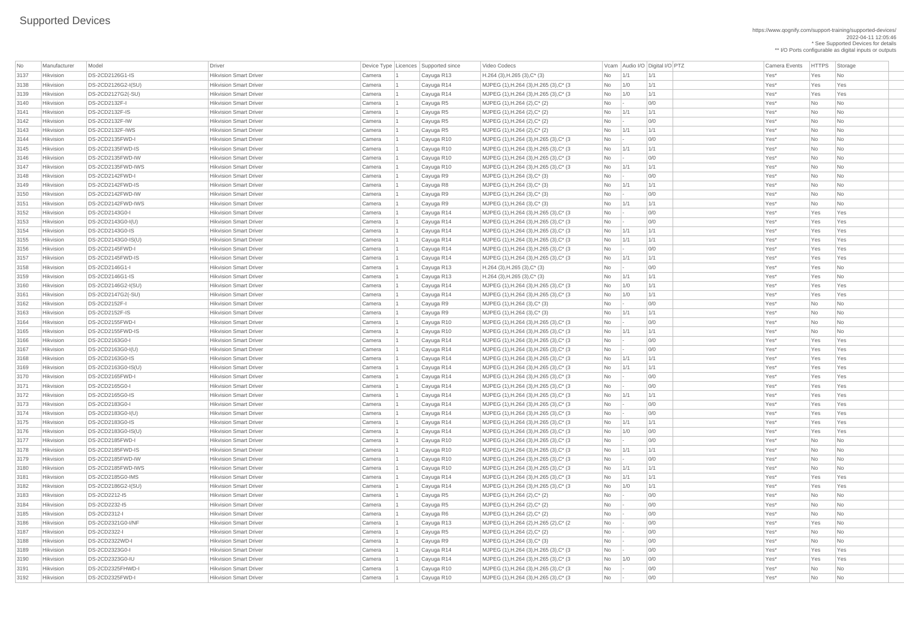# Supported Devices

https://www.qognify.com/support-training/supported-devices/
2022-04-11 12:05:46
* See Supported Devices for details
** I/O Ports configurable as digital inputs or outputs

| No | Manufacturer | Model | Driver | Device Type | Licences | Supported since | Video Codecs | Vcam | Audio I/O | Digital I/O | PTZ | Camera Events | HTTPS | Storage |
|---|---|---|---|---|---|---|---|---|---|---|---|---|---|---|
| 3137 | Hikvision | DS-2CD2126G1-IS | Hikvision Smart Driver | Camera | 1 | Cayuga R13 | H.264 (3),H.265 (3),C* (3) | No | 1/1 | 1/1 | | Yes* | Yes | No |
| 3138 | Hikvision | DS-2CD2126G2-I(SU) | Hikvision Smart Driver | Camera | 1 | Cayuga R14 | MJPEG (1),H.264 (3),H.265 (3),C* (3 | No | 1/0 | 1/1 | | Yes* | Yes | Yes |
| 3139 | Hikvision | DS-2CD2127G2(-SU) | Hikvision Smart Driver | Camera | 1 | Cayuga R14 | MJPEG (1),H.264 (3),H.265 (3),C* (3 | No | 1/0 | 1/1 | | Yes* | Yes | Yes |
| 3140 | Hikvision | DS-2CD2132F-I | Hikvision Smart Driver | Camera | 1 | Cayuga R5 | MJPEG (1),H.264 (2),C* (2) | No | - | 0/0 | | Yes* | No | No |
| 3141 | Hikvision | DS-2CD2132F-IS | Hikvision Smart Driver | Camera | 1 | Cayuga R5 | MJPEG (1),H.264 (2),C* (2) | No | 1/1 | 1/1 | | Yes* | No | No |
| 3142 | Hikvision | DS-2CD2132F-IW | Hikvision Smart Driver | Camera | 1 | Cayuga R5 | MJPEG (1),H.264 (2),C* (2) | No | - | 0/0 | | Yes* | No | No |
| 3143 | Hikvision | DS-2CD2132F-IWS | Hikvision Smart Driver | Camera | 1 | Cayuga R5 | MJPEG (1),H.264 (2),C* (2) | No | 1/1 | 1/1 | | Yes* | No | No |
| 3144 | Hikvision | DS-2CD2135FWD-I | Hikvision Smart Driver | Camera | 1 | Cayuga R10 | MJPEG (1),H.264 (3),H.265 (3),C* (3 | No | - | 0/0 | | Yes* | No | No |
| 3145 | Hikvision | DS-2CD2135FWD-IS | Hikvision Smart Driver | Camera | 1 | Cayuga R10 | MJPEG (1),H.264 (3),H.265 (3),C* (3 | No | 1/1 | 1/1 | | Yes* | No | No |
| 3146 | Hikvision | DS-2CD2135FWD-IW | Hikvision Smart Driver | Camera | 1 | Cayuga R10 | MJPEG (1),H.264 (3),H.265 (3),C* (3 | No | - | 0/0 | | Yes* | No | No |
| 3147 | Hikvision | DS-2CD2135FWD-IWS | Hikvision Smart Driver | Camera | 1 | Cayuga R10 | MJPEG (1),H.264 (3),H.265 (3),C* (3 | No | 1/1 | 1/1 | | Yes* | No | No |
| 3148 | Hikvision | DS-2CD2142FWD-I | Hikvision Smart Driver | Camera | 1 | Cayuga R9 | MJPEG (1),H.264 (3),C* (3) | No | - | 0/0 | | Yes* | No | No |
| 3149 | Hikvision | DS-2CD2142FWD-IS | Hikvision Smart Driver | Camera | 1 | Cayuga R8 | MJPEG (1),H.264 (3),C* (3) | No | 1/1 | 1/1 | | Yes* | No | No |
| 3150 | Hikvision | DS-2CD2142FWD-IW | Hikvision Smart Driver | Camera | 1 | Cayuga R9 | MJPEG (1),H.264 (3),C* (3) | No | - | 0/0 | | Yes* | No | No |
| 3151 | Hikvision | DS-2CD2142FWD-IWS | Hikvision Smart Driver | Camera | 1 | Cayuga R9 | MJPEG (1),H.264 (3),C* (3) | No | 1/1 | 1/1 | | Yes* | No | No |
| 3152 | Hikvision | DS-2CD2143G0-I | Hikvision Smart Driver | Camera | 1 | Cayuga R14 | MJPEG (1),H.264 (3),H.265 (3),C* (3 | No | - | 0/0 | | Yes* | Yes | Yes |
| 3153 | Hikvision | DS-2CD2143G0-I(U) | Hikvision Smart Driver | Camera | 1 | Cayuga R14 | MJPEG (1),H.264 (3),H.265 (3),C* (3 | No | - | 0/0 | | Yes* | Yes | Yes |
| 3154 | Hikvision | DS-2CD2143G0-IS | Hikvision Smart Driver | Camera | 1 | Cayuga R14 | MJPEG (1),H.264 (3),H.265 (3),C* (3 | No | 1/1 | 1/1 | | Yes* | Yes | Yes |
| 3155 | Hikvision | DS-2CD2143G0-IS(U) | Hikvision Smart Driver | Camera | 1 | Cayuga R14 | MJPEG (1),H.264 (3),H.265 (3),C* (3 | No | 1/1 | 1/1 | | Yes* | Yes | Yes |
| 3156 | Hikvision | DS-2CD2145FWD-I | Hikvision Smart Driver | Camera | 1 | Cayuga R14 | MJPEG (1),H.264 (3),H.265 (3),C* (3 | No | - | 0/0 | | Yes* | Yes | Yes |
| 3157 | Hikvision | DS-2CD2145FWD-IS | Hikvision Smart Driver | Camera | 1 | Cayuga R14 | MJPEG (1),H.264 (3),H.265 (3),C* (3 | No | 1/1 | 1/1 | | Yes* | Yes | Yes |
| 3158 | Hikvision | DS-2CD2146G1-I | Hikvision Smart Driver | Camera | 1 | Cayuga R13 | H.264 (3),H.265 (3),C* (3) | No | - | 0/0 | | Yes* | Yes | No |
| 3159 | Hikvision | DS-2CD2146G1-IS | Hikvision Smart Driver | Camera | 1 | Cayuga R13 | H.264 (3),H.265 (3),C* (3) | No | 1/1 | 1/1 | | Yes* | Yes | No |
| 3160 | Hikvision | DS-2CD2146G2-I(SU) | Hikvision Smart Driver | Camera | 1 | Cayuga R14 | MJPEG (1),H.264 (3),H.265 (3),C* (3 | No | 1/0 | 1/1 | | Yes* | Yes | Yes |
| 3161 | Hikvision | DS-2CD2147G2(-SU) | Hikvision Smart Driver | Camera | 1 | Cayuga R14 | MJPEG (1),H.264 (3),H.265 (3),C* (3 | No | 1/0 | 1/1 | | Yes* | Yes | Yes |
| 3162 | Hikvision | DS-2CD2152F-I | Hikvision Smart Driver | Camera | 1 | Cayuga R9 | MJPEG (1),H.264 (3),C* (3) | No | - | 0/0 | | Yes* | No | No |
| 3163 | Hikvision | DS-2CD2152F-IS | Hikvision Smart Driver | Camera | 1 | Cayuga R9 | MJPEG (1),H.264 (3),C* (3) | No | 1/1 | 1/1 | | Yes* | No | No |
| 3164 | Hikvision | DS-2CD2155FWD-I | Hikvision Smart Driver | Camera | 1 | Cayuga R10 | MJPEG (1),H.264 (3),H.265 (3),C* (3 | No | - | 0/0 | | Yes* | No | No |
| 3165 | Hikvision | DS-2CD2155FWD-IS | Hikvision Smart Driver | Camera | 1 | Cayuga R10 | MJPEG (1),H.264 (3),H.265 (3),C* (3 | No | 1/1 | 1/1 | | Yes* | No | No |
| 3166 | Hikvision | DS-2CD2163G0-I | Hikvision Smart Driver | Camera | 1 | Cayuga R14 | MJPEG (1),H.264 (3),H.265 (3),C* (3 | No | - | 0/0 | | Yes* | Yes | Yes |
| 3167 | Hikvision | DS-2CD2163G0-I(U) | Hikvision Smart Driver | Camera | 1 | Cayuga R14 | MJPEG (1),H.264 (3),H.265 (3),C* (3 | No | - | 0/0 | | Yes* | Yes | Yes |
| 3168 | Hikvision | DS-2CD2163G0-IS | Hikvision Smart Driver | Camera | 1 | Cayuga R14 | MJPEG (1),H.264 (3),H.265 (3),C* (3 | No | 1/1 | 1/1 | | Yes* | Yes | Yes |
| 3169 | Hikvision | DS-2CD2163G0-IS(U) | Hikvision Smart Driver | Camera | 1 | Cayuga R14 | MJPEG (1),H.264 (3),H.265 (3),C* (3 | No | 1/1 | 1/1 | | Yes* | Yes | Yes |
| 3170 | Hikvision | DS-2CD2165FWD-I | Hikvision Smart Driver | Camera | 1 | Cayuga R14 | MJPEG (1),H.264 (3),H.265 (3),C* (3 | No | - | 0/0 | | Yes* | Yes | Yes |
| 3171 | Hikvision | DS-2CD2165G0-I | Hikvision Smart Driver | Camera | 1 | Cayuga R14 | MJPEG (1),H.264 (3),H.265 (3),C* (3 | No | - | 0/0 | | Yes* | Yes | Yes |
| 3172 | Hikvision | DS-2CD2165G0-IS | Hikvision Smart Driver | Camera | 1 | Cayuga R14 | MJPEG (1),H.264 (3),H.265 (3),C* (3 | No | 1/1 | 1/1 | | Yes* | Yes | Yes |
| 3173 | Hikvision | DS-2CD2183G0-I | Hikvision Smart Driver | Camera | 1 | Cayuga R14 | MJPEG (1),H.264 (3),H.265 (3),C* (3 | No | - | 0/0 | | Yes* | Yes | Yes |
| 3174 | Hikvision | DS-2CD2183G0-I(U) | Hikvision Smart Driver | Camera | 1 | Cayuga R14 | MJPEG (1),H.264 (3),H.265 (3),C* (3 | No | - | 0/0 | | Yes* | Yes | Yes |
| 3175 | Hikvision | DS-2CD2183G0-IS | Hikvision Smart Driver | Camera | 1 | Cayuga R14 | MJPEG (1),H.264 (3),H.265 (3),C* (3 | No | 1/1 | 1/1 | | Yes* | Yes | Yes |
| 3176 | Hikvision | DS-2CD2183G0-IS(U) | Hikvision Smart Driver | Camera | 1 | Cayuga R14 | MJPEG (1),H.264 (3),H.265 (3),C* (3 | No | 1/0 | 0/0 | | Yes* | Yes | Yes |
| 3177 | Hikvision | DS-2CD2185FWD-I | Hikvision Smart Driver | Camera | 1 | Cayuga R10 | MJPEG (1),H.264 (3),H.265 (3),C* (3 | No | - | 0/0 | | Yes* | No | No |
| 3178 | Hikvision | DS-2CD2185FWD-IS | Hikvision Smart Driver | Camera | 1 | Cayuga R10 | MJPEG (1),H.264 (3),H.265 (3),C* (3 | No | 1/1 | 1/1 | | Yes* | No | No |
| 3179 | Hikvision | DS-2CD2185FWD-IW | Hikvision Smart Driver | Camera | 1 | Cayuga R10 | MJPEG (1),H.264 (3),H.265 (3),C* (3 | No | - | 0/0 | | Yes* | No | No |
| 3180 | Hikvision | DS-2CD2185FWD-IWS | Hikvision Smart Driver | Camera | 1 | Cayuga R10 | MJPEG (1),H.264 (3),H.265 (3),C* (3 | No | 1/1 | 1/1 | | Yes* | No | No |
| 3181 | Hikvision | DS-2CD2185G0-IMS | Hikvision Smart Driver | Camera | 1 | Cayuga R14 | MJPEG (1),H.264 (3),H.265 (3),C* (3 | No | 1/1 | 1/1 | | Yes* | Yes | Yes |
| 3182 | Hikvision | DS-2CD2186G2-I(SU) | Hikvision Smart Driver | Camera | 1 | Cayuga R14 | MJPEG (1),H.264 (3),H.265 (3),C* (3 | No | 1/0 | 1/1 | | Yes* | Yes | Yes |
| 3183 | Hikvision | DS-2CD2212-I5 | Hikvision Smart Driver | Camera | 1 | Cayuga R5 | MJPEG (1),H.264 (2),C* (2) | No | - | 0/0 | | Yes* | No | No |
| 3184 | Hikvision | DS-2CD2232-I5 | Hikvision Smart Driver | Camera | 1 | Cayuga R5 | MJPEG (1),H.264 (2),C* (2) | No | - | 0/0 | | Yes* | No | No |
| 3185 | Hikvision | DS-2CD2312-I | Hikvision Smart Driver | Camera | 1 | Cayuga R6 | MJPEG (1),H.264 (2),C* (2) | No | - | 0/0 | | Yes* | No | No |
| 3186 | Hikvision | DS-2CD2321G0-I/NF | Hikvision Smart Driver | Camera | 1 | Cayuga R13 | MJPEG (1),H.264 (2),H.265 (2),C* (2 | No | - | 0/0 | | Yes* | Yes | No |
| 3187 | Hikvision | DS-2CD2322-I | Hikvision Smart Driver | Camera | 1 | Cayuga R5 | MJPEG (1),H.264 (2),C* (2) | No | - | 0/0 | | Yes* | No | No |
| 3188 | Hikvision | DS-2CD2322WD-I | Hikvision Smart Driver | Camera | 1 | Cayuga R9 | MJPEG (1),H.264 (3),C* (3) | No | - | 0/0 | | Yes* | No | No |
| 3189 | Hikvision | DS-2CD2323G0-I | Hikvision Smart Driver | Camera | 1 | Cayuga R14 | MJPEG (1),H.264 (3),H.265 (3),C* (3 | No | - | 0/0 | | Yes* | Yes | Yes |
| 3190 | Hikvision | DS-2CD2323G0-IU | Hikvision Smart Driver | Camera | 1 | Cayuga R14 | MJPEG (1),H.264 (3),H.265 (3),C* (3 | No | 1/0 | 0/0 | | Yes* | Yes | Yes |
| 3191 | Hikvision | DS-2CD2325FHWD-I | Hikvision Smart Driver | Camera | 1 | Cayuga R10 | MJPEG (1),H.264 (3),H.265 (3),C* (3 | No | - | 0/0 | | Yes* | No | No |
| 3192 | Hikvision | DS-2CD2325FWD-I | Hikvision Smart Driver | Camera | 1 | Cayuga R10 | MJPEG (1),H.264 (3),H.265 (3),C* (3 | No | - | 0/0 | | Yes* | No | No |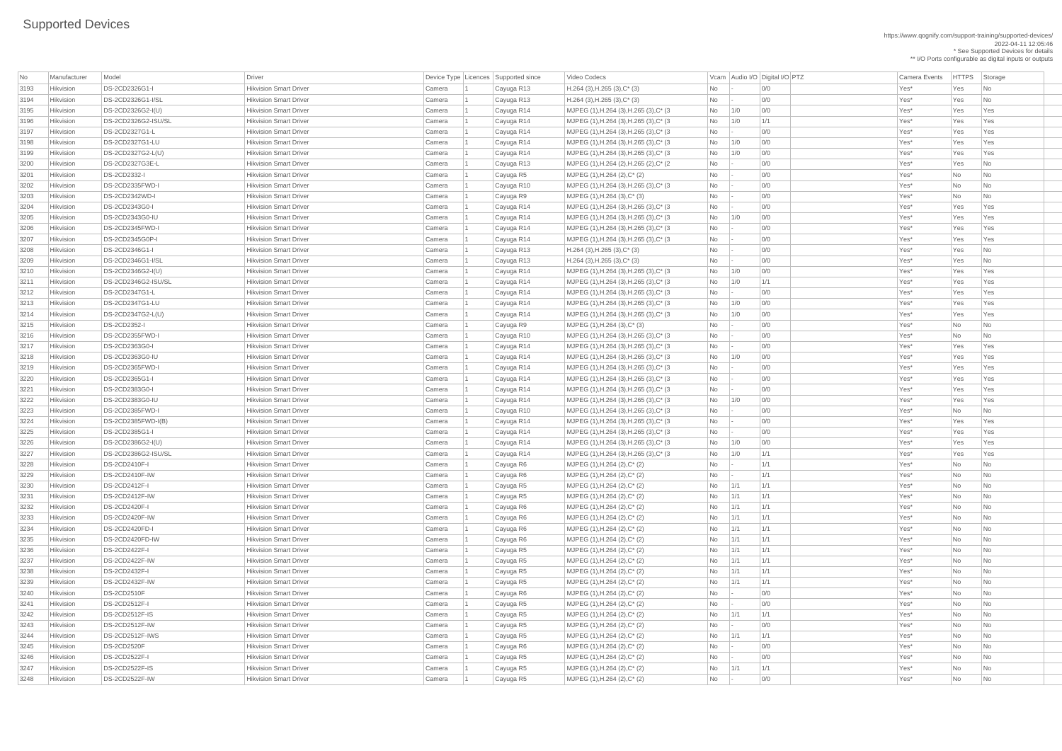# Supported Devices

https://www.qognify.com/support-training/supported-devices/
2022-04-11 12:05:46
* See Supported Devices for details
** I/O Ports configurable as digital inputs or outputs

| No | Manufacturer | Model | Driver | Device Type | Licences | Supported since | Video Codecs | Vcam | Audio I/O | Digital I/O | PTZ | Camera Events | HTTPS | Storage |
|---|---|---|---|---|---|---|---|---|---|---|---|---|---|---|
| 3193 | Hikvision | DS-2CD2326G1-I | Hikvision Smart Driver | Camera | 1 | Cayuga R13 | H.264 (3),H.265 (3),C* (3) | No | - | 0/0 | | Yes* | Yes | No |
| 3194 | Hikvision | DS-2CD2326G1-I/SL | Hikvision Smart Driver | Camera | 1 | Cayuga R13 | H.264 (3),H.265 (3),C* (3) | No | - | 0/0 | | Yes* | Yes | No |
| 3195 | Hikvision | DS-2CD2326G2-I(U) | Hikvision Smart Driver | Camera | 1 | Cayuga R14 | MJPEG (1),H.264 (3),H.265 (3),C* (3 | No | 1/0 | 0/0 | | Yes* | Yes | Yes |
| 3196 | Hikvision | DS-2CD2326G2-ISU/SL | Hikvision Smart Driver | Camera | 1 | Cayuga R14 | MJPEG (1),H.264 (3),H.265 (3),C* (3 | No | 1/0 | 1/1 | | Yes* | Yes | Yes |
| 3197 | Hikvision | DS-2CD2327G1-L | Hikvision Smart Driver | Camera | 1 | Cayuga R14 | MJPEG (1),H.264 (3),H.265 (3),C* (3 | No | - | 0/0 | | Yes* | Yes | Yes |
| 3198 | Hikvision | DS-2CD2327G1-LU | Hikvision Smart Driver | Camera | 1 | Cayuga R14 | MJPEG (1),H.264 (3),H.265 (3),C* (3 | No | 1/0 | 0/0 | | Yes* | Yes | Yes |
| 3199 | Hikvision | DS-2CD2327G2-L(U) | Hikvision Smart Driver | Camera | 1 | Cayuga R14 | MJPEG (1),H.264 (3),H.265 (3),C* (3 | No | 1/0 | 0/0 | | Yes* | Yes | Yes |
| 3200 | Hikvision | DS-2CD2327G3E-L | Hikvision Smart Driver | Camera | 1 | Cayuga R13 | MJPEG (1),H.264 (2),H.265 (2),C* (2 | No | - | 0/0 | | Yes* | Yes | No |
| 3201 | Hikvision | DS-2CD2332-I | Hikvision Smart Driver | Camera | 1 | Cayuga R5 | MJPEG (1),H.264 (2),C* (2) | No | - | 0/0 | | Yes* | No | No |
| 3202 | Hikvision | DS-2CD2335FWD-I | Hikvision Smart Driver | Camera | 1 | Cayuga R10 | MJPEG (1),H.264 (3),H.265 (3),C* (3 | No | - | 0/0 | | Yes* | No | No |
| 3203 | Hikvision | DS-2CD2342WD-I | Hikvision Smart Driver | Camera | 1 | Cayuga R9 | MJPEG (1),H.264 (3),C* (3) | No | - | 0/0 | | Yes* | No | No |
| 3204 | Hikvision | DS-2CD2343G0-I | Hikvision Smart Driver | Camera | 1 | Cayuga R14 | MJPEG (1),H.264 (3),H.265 (3),C* (3 | No | - | 0/0 | | Yes* | Yes | Yes |
| 3205 | Hikvision | DS-2CD2343G0-IU | Hikvision Smart Driver | Camera | 1 | Cayuga R14 | MJPEG (1),H.264 (3),H.265 (3),C* (3 | No | 1/0 | 0/0 | | Yes* | Yes | Yes |
| 3206 | Hikvision | DS-2CD2345FWD-I | Hikvision Smart Driver | Camera | 1 | Cayuga R14 | MJPEG (1),H.264 (3),H.265 (3),C* (3 | No | - | 0/0 | | Yes* | Yes | Yes |
| 3207 | Hikvision | DS-2CD2345G0P-I | Hikvision Smart Driver | Camera | 1 | Cayuga R14 | MJPEG (1),H.264 (3),H.265 (3),C* (3 | No | - | 0/0 | | Yes* | Yes | Yes |
| 3208 | Hikvision | DS-2CD2346G1-I | Hikvision Smart Driver | Camera | 1 | Cayuga R13 | H.264 (3),H.265 (3),C* (3) | No | - | 0/0 | | Yes* | Yes | No |
| 3209 | Hikvision | DS-2CD2346G1-I/SL | Hikvision Smart Driver | Camera | 1 | Cayuga R13 | H.264 (3),H.265 (3),C* (3) | No | - | 0/0 | | Yes* | Yes | No |
| 3210 | Hikvision | DS-2CD2346G2-I(U) | Hikvision Smart Driver | Camera | 1 | Cayuga R14 | MJPEG (1),H.264 (3),H.265 (3),C* (3 | No | 1/0 | 0/0 | | Yes* | Yes | Yes |
| 3211 | Hikvision | DS-2CD2346G2-ISU/SL | Hikvision Smart Driver | Camera | 1 | Cayuga R14 | MJPEG (1),H.264 (3),H.265 (3),C* (3 | No | 1/0 | 1/1 | | Yes* | Yes | Yes |
| 3212 | Hikvision | DS-2CD2347G1-L | Hikvision Smart Driver | Camera | 1 | Cayuga R14 | MJPEG (1),H.264 (3),H.265 (3),C* (3 | No | - | 0/0 | | Yes* | Yes | Yes |
| 3213 | Hikvision | DS-2CD2347G1-LU | Hikvision Smart Driver | Camera | 1 | Cayuga R14 | MJPEG (1),H.264 (3),H.265 (3),C* (3 | No | 1/0 | 0/0 | | Yes* | Yes | Yes |
| 3214 | Hikvision | DS-2CD2347G2-L(U) | Hikvision Smart Driver | Camera | 1 | Cayuga R14 | MJPEG (1),H.264 (3),H.265 (3),C* (3 | No | 1/0 | 0/0 | | Yes* | Yes | Yes |
| 3215 | Hikvision | DS-2CD2352-I | Hikvision Smart Driver | Camera | 1 | Cayuga R9 | MJPEG (1),H.264 (3),C* (3) | No | - | 0/0 | | Yes* | No | No |
| 3216 | Hikvision | DS-2CD2355FWD-I | Hikvision Smart Driver | Camera | 1 | Cayuga R10 | MJPEG (1),H.264 (3),H.265 (3),C* (3 | No | - | 0/0 | | Yes* | No | No |
| 3217 | Hikvision | DS-2CD2363G0-I | Hikvision Smart Driver | Camera | 1 | Cayuga R14 | MJPEG (1),H.264 (3),H.265 (3),C* (3 | No | - | 0/0 | | Yes* | Yes | Yes |
| 3218 | Hikvision | DS-2CD2363G0-IU | Hikvision Smart Driver | Camera | 1 | Cayuga R14 | MJPEG (1),H.264 (3),H.265 (3),C* (3 | No | 1/0 | 0/0 | | Yes* | Yes | Yes |
| 3219 | Hikvision | DS-2CD2365FWD-I | Hikvision Smart Driver | Camera | 1 | Cayuga R14 | MJPEG (1),H.264 (3),H.265 (3),C* (3 | No | - | 0/0 | | Yes* | Yes | Yes |
| 3220 | Hikvision | DS-2CD2365G1-I | Hikvision Smart Driver | Camera | 1 | Cayuga R14 | MJPEG (1),H.264 (3),H.265 (3),C* (3 | No | - | 0/0 | | Yes* | Yes | Yes |
| 3221 | Hikvision | DS-2CD2383G0-I | Hikvision Smart Driver | Camera | 1 | Cayuga R14 | MJPEG (1),H.264 (3),H.265 (3),C* (3 | No | - | 0/0 | | Yes* | Yes | Yes |
| 3222 | Hikvision | DS-2CD2383G0-IU | Hikvision Smart Driver | Camera | 1 | Cayuga R14 | MJPEG (1),H.264 (3),H.265 (3),C* (3 | No | 1/0 | 0/0 | | Yes* | Yes | Yes |
| 3223 | Hikvision | DS-2CD2385FWD-I | Hikvision Smart Driver | Camera | 1 | Cayuga R10 | MJPEG (1),H.264 (3),H.265 (3),C* (3 | No | - | 0/0 | | Yes* | No | No |
| 3224 | Hikvision | DS-2CD2385FWD-I(B) | Hikvision Smart Driver | Camera | 1 | Cayuga R14 | MJPEG (1),H.264 (3),H.265 (3),C* (3 | No | - | 0/0 | | Yes* | Yes | Yes |
| 3225 | Hikvision | DS-2CD2385G1-I | Hikvision Smart Driver | Camera | 1 | Cayuga R14 | MJPEG (1),H.264 (3),H.265 (3),C* (3 | No | - | 0/0 | | Yes* | Yes | Yes |
| 3226 | Hikvision | DS-2CD2386G2-I(U) | Hikvision Smart Driver | Camera | 1 | Cayuga R14 | MJPEG (1),H.264 (3),H.265 (3),C* (3 | No | 1/0 | 0/0 | | Yes* | Yes | Yes |
| 3227 | Hikvision | DS-2CD2386G2-ISU/SL | Hikvision Smart Driver | Camera | 1 | Cayuga R14 | MJPEG (1),H.264 (3),H.265 (3),C* (3 | No | 1/0 | 1/1 | | Yes* | Yes | Yes |
| 3228 | Hikvision | DS-2CD2410F-I | Hikvision Smart Driver | Camera | 1 | Cayuga R6 | MJPEG (1),H.264 (2),C* (2) | No | - | 1/1 | | Yes* | No | No |
| 3229 | Hikvision | DS-2CD2410F-IW | Hikvision Smart Driver | Camera | 1 | Cayuga R6 | MJPEG (1),H.264 (2),C* (2) | No | - | 1/1 | | Yes* | No | No |
| 3230 | Hikvision | DS-2CD2412F-I | Hikvision Smart Driver | Camera | 1 | Cayuga R5 | MJPEG (1),H.264 (2),C* (2) | No | 1/1 | 1/1 | | Yes* | No | No |
| 3231 | Hikvision | DS-2CD2412F-IW | Hikvision Smart Driver | Camera | 1 | Cayuga R5 | MJPEG (1),H.264 (2),C* (2) | No | 1/1 | 1/1 | | Yes* | No | No |
| 3232 | Hikvision | DS-2CD2420F-I | Hikvision Smart Driver | Camera | 1 | Cayuga R6 | MJPEG (1),H.264 (2),C* (2) | No | 1/1 | 1/1 | | Yes* | No | No |
| 3233 | Hikvision | DS-2CD2420F-IW | Hikvision Smart Driver | Camera | 1 | Cayuga R6 | MJPEG (1),H.264 (2),C* (2) | No | 1/1 | 1/1 | | Yes* | No | No |
| 3234 | Hikvision | DS-2CD2420FD-I | Hikvision Smart Driver | Camera | 1 | Cayuga R6 | MJPEG (1),H.264 (2),C* (2) | No | 1/1 | 1/1 | | Yes* | No | No |
| 3235 | Hikvision | DS-2CD2420FD-IW | Hikvision Smart Driver | Camera | 1 | Cayuga R6 | MJPEG (1),H.264 (2),C* (2) | No | 1/1 | 1/1 | | Yes* | No | No |
| 3236 | Hikvision | DS-2CD2422F-I | Hikvision Smart Driver | Camera | 1 | Cayuga R5 | MJPEG (1),H.264 (2),C* (2) | No | 1/1 | 1/1 | | Yes* | No | No |
| 3237 | Hikvision | DS-2CD2422F-IW | Hikvision Smart Driver | Camera | 1 | Cayuga R5 | MJPEG (1),H.264 (2),C* (2) | No | 1/1 | 1/1 | | Yes* | No | No |
| 3238 | Hikvision | DS-2CD2432F-I | Hikvision Smart Driver | Camera | 1 | Cayuga R5 | MJPEG (1),H.264 (2),C* (2) | No | 1/1 | 1/1 | | Yes* | No | No |
| 3239 | Hikvision | DS-2CD2432F-IW | Hikvision Smart Driver | Camera | 1 | Cayuga R5 | MJPEG (1),H.264 (2),C* (2) | No | 1/1 | 1/1 | | Yes* | No | No |
| 3240 | Hikvision | DS-2CD2510F | Hikvision Smart Driver | Camera | 1 | Cayuga R6 | MJPEG (1),H.264 (2),C* (2) | No | - | 0/0 | | Yes* | No | No |
| 3241 | Hikvision | DS-2CD2512F-I | Hikvision Smart Driver | Camera | 1 | Cayuga R5 | MJPEG (1),H.264 (2),C* (2) | No | - | 0/0 | | Yes* | No | No |
| 3242 | Hikvision | DS-2CD2512F-IS | Hikvision Smart Driver | Camera | 1 | Cayuga R5 | MJPEG (1),H.264 (2),C* (2) | No | 1/1 | 1/1 | | Yes* | No | No |
| 3243 | Hikvision | DS-2CD2512F-IW | Hikvision Smart Driver | Camera | 1 | Cayuga R5 | MJPEG (1),H.264 (2),C* (2) | No | - | 0/0 | | Yes* | No | No |
| 3244 | Hikvision | DS-2CD2512F-IWS | Hikvision Smart Driver | Camera | 1 | Cayuga R5 | MJPEG (1),H.264 (2),C* (2) | No | 1/1 | 1/1 | | Yes* | No | No |
| 3245 | Hikvision | DS-2CD2520F | Hikvision Smart Driver | Camera | 1 | Cayuga R6 | MJPEG (1),H.264 (2),C* (2) | No | - | 0/0 | | Yes* | No | No |
| 3246 | Hikvision | DS-2CD2522F-I | Hikvision Smart Driver | Camera | 1 | Cayuga R5 | MJPEG (1),H.264 (2),C* (2) | No | - | 0/0 | | Yes* | No | No |
| 3247 | Hikvision | DS-2CD2522F-IS | Hikvision Smart Driver | Camera | 1 | Cayuga R5 | MJPEG (1),H.264 (2),C* (2) | No | 1/1 | 1/1 | | Yes* | No | No |
| 3248 | Hikvision | DS-2CD2522F-IW | Hikvision Smart Driver | Camera | 1 | Cayuga R5 | MJPEG (1),H.264 (2),C* (2) | No | - | 0/0 | | Yes* | No | No |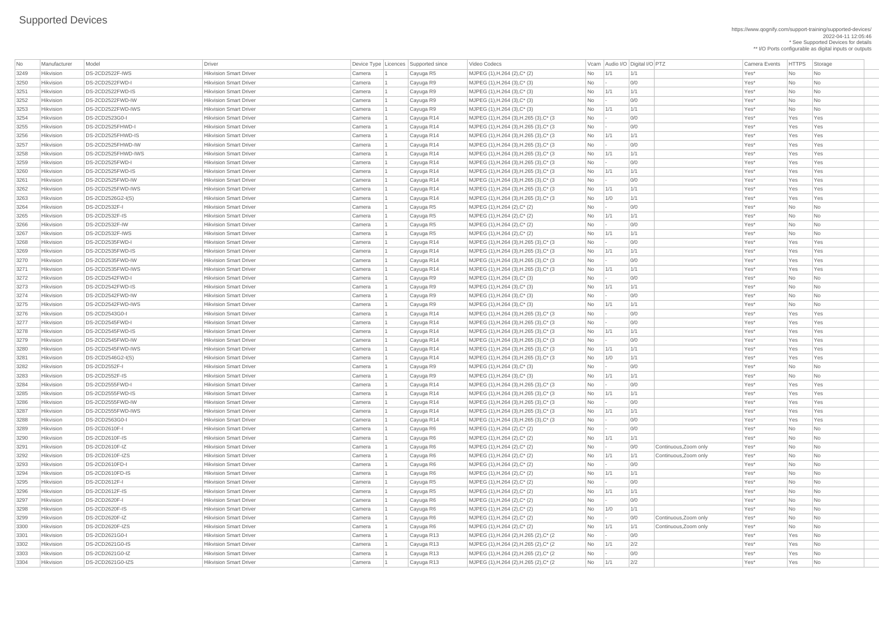# Supported Devices

https://www.qognify.com/support-training/supported-devices/
2022-04-11 12:05:46
* See Supported Devices for details
** I/O Ports configurable as digital inputs or outputs

| No | Manufacturer | Model | Driver | Device Type | Licences | Supported since | Video Codecs | Vcam | Audio I/O | Digital I/O | PTZ | Camera Events | HTTPS | Storage |
|---|---|---|---|---|---|---|---|---|---|---|---|---|---|---|
| 3249 | Hikvision | DS-2CD2522F-IWS | Hikvision Smart Driver | Camera | 1 | Cayuga R5 | MJPEG (1),H.264 (2),C* (2) | No | 1/1 | 1/1 | | Yes* | No | No |
| 3250 | Hikvision | DS-2CD2522FWD-I | Hikvision Smart Driver | Camera | 1 | Cayuga R9 | MJPEG (1),H.264 (3),C* (3) | No | - | 0/0 | | Yes* | No | No |
| 3251 | Hikvision | DS-2CD2522FWD-IS | Hikvision Smart Driver | Camera | 1 | Cayuga R9 | MJPEG (1),H.264 (3),C* (3) | No | 1/1 | 1/1 | | Yes* | No | No |
| 3252 | Hikvision | DS-2CD2522FWD-IW | Hikvision Smart Driver | Camera | 1 | Cayuga R9 | MJPEG (1),H.264 (3),C* (3) | No | - | 0/0 | | Yes* | No | No |
| 3253 | Hikvision | DS-2CD2522FWD-IWS | Hikvision Smart Driver | Camera | 1 | Cayuga R9 | MJPEG (1),H.264 (3),C* (3) | No | 1/1 | 1/1 | | Yes* | No | No |
| 3254 | Hikvision | DS-2CD2523G0-I | Hikvision Smart Driver | Camera | 1 | Cayuga R14 | MJPEG (1),H.264 (3),H.265 (3),C* (3 | No | - | 0/0 | | Yes* | Yes | Yes |
| 3255 | Hikvision | DS-2CD2525FHWD-I | Hikvision Smart Driver | Camera | 1 | Cayuga R14 | MJPEG (1),H.264 (3),H.265 (3),C* (3 | No | - | 0/0 | | Yes* | Yes | Yes |
| 3256 | Hikvision | DS-2CD2525FHWD-IS | Hikvision Smart Driver | Camera | 1 | Cayuga R14 | MJPEG (1),H.264 (3),H.265 (3),C* (3 | No | 1/1 | 1/1 | | Yes* | Yes | Yes |
| 3257 | Hikvision | DS-2CD2525FHWD-IW | Hikvision Smart Driver | Camera | 1 | Cayuga R14 | MJPEG (1),H.264 (3),H.265 (3),C* (3 | No | - | 0/0 | | Yes* | Yes | Yes |
| 3258 | Hikvision | DS-2CD2525FHWD-IWS | Hikvision Smart Driver | Camera | 1 | Cayuga R14 | MJPEG (1),H.264 (3),H.265 (3),C* (3 | No | 1/1 | 1/1 | | Yes* | Yes | Yes |
| 3259 | Hikvision | DS-2CD2525FWD-I | Hikvision Smart Driver | Camera | 1 | Cayuga R14 | MJPEG (1),H.264 (3),H.265 (3),C* (3 | No | - | 0/0 | | Yes* | Yes | Yes |
| 3260 | Hikvision | DS-2CD2525FWD-IS | Hikvision Smart Driver | Camera | 1 | Cayuga R14 | MJPEG (1),H.264 (3),H.265 (3),C* (3 | No | 1/1 | 1/1 | | Yes* | Yes | Yes |
| 3261 | Hikvision | DS-2CD2525FWD-IW | Hikvision Smart Driver | Camera | 1 | Cayuga R14 | MJPEG (1),H.264 (3),H.265 (3),C* (3 | No | - | 0/0 | | Yes* | Yes | Yes |
| 3262 | Hikvision | DS-2CD2525FWD-IWS | Hikvision Smart Driver | Camera | 1 | Cayuga R14 | MJPEG (1),H.264 (3),H.265 (3),C* (3 | No | 1/1 | 1/1 | | Yes* | Yes | Yes |
| 3263 | Hikvision | DS-2CD2526G2-I(S) | Hikvision Smart Driver | Camera | 1 | Cayuga R14 | MJPEG (1),H.264 (3),H.265 (3),C* (3 | No | 1/0 | 1/1 | | Yes* | Yes | Yes |
| 3264 | Hikvision | DS-2CD2532F-I | Hikvision Smart Driver | Camera | 1 | Cayuga R5 | MJPEG (1),H.264 (2),C* (2) | No | - | 0/0 | | Yes* | No | No |
| 3265 | Hikvision | DS-2CD2532F-IS | Hikvision Smart Driver | Camera | 1 | Cayuga R5 | MJPEG (1),H.264 (2),C* (2) | No | 1/1 | 1/1 | | Yes* | No | No |
| 3266 | Hikvision | DS-2CD2532F-IW | Hikvision Smart Driver | Camera | 1 | Cayuga R5 | MJPEG (1),H.264 (2),C* (2) | No | - | 0/0 | | Yes* | No | No |
| 3267 | Hikvision | DS-2CD2532F-IWS | Hikvision Smart Driver | Camera | 1 | Cayuga R5 | MJPEG (1),H.264 (2),C* (2) | No | 1/1 | 1/1 | | Yes* | No | No |
| 3268 | Hikvision | DS-2CD2535FWD-I | Hikvision Smart Driver | Camera | 1 | Cayuga R14 | MJPEG (1),H.264 (3),H.265 (3),C* (3 | No | - | 0/0 | | Yes* | Yes | Yes |
| 3269 | Hikvision | DS-2CD2535FWD-IS | Hikvision Smart Driver | Camera | 1 | Cayuga R14 | MJPEG (1),H.264 (3),H.265 (3),C* (3 | No | 1/1 | 1/1 | | Yes* | Yes | Yes |
| 3270 | Hikvision | DS-2CD2535FWD-IW | Hikvision Smart Driver | Camera | 1 | Cayuga R14 | MJPEG (1),H.264 (3),H.265 (3),C* (3 | No | - | 0/0 | | Yes* | Yes | Yes |
| 3271 | Hikvision | DS-2CD2535FWD-IWS | Hikvision Smart Driver | Camera | 1 | Cayuga R14 | MJPEG (1),H.264 (3),H.265 (3),C* (3 | No | 1/1 | 1/1 | | Yes* | Yes | Yes |
| 3272 | Hikvision | DS-2CD2542FWD-I | Hikvision Smart Driver | Camera | 1 | Cayuga R9 | MJPEG (1),H.264 (3),C* (3) | No | - | 0/0 | | Yes* | No | No |
| 3273 | Hikvision | DS-2CD2542FWD-IS | Hikvision Smart Driver | Camera | 1 | Cayuga R9 | MJPEG (1),H.264 (3),C* (3) | No | 1/1 | 1/1 | | Yes* | No | No |
| 3274 | Hikvision | DS-2CD2542FWD-IW | Hikvision Smart Driver | Camera | 1 | Cayuga R9 | MJPEG (1),H.264 (3),C* (3) | No | - | 0/0 | | Yes* | No | No |
| 3275 | Hikvision | DS-2CD2542FWD-IWS | Hikvision Smart Driver | Camera | 1 | Cayuga R9 | MJPEG (1),H.264 (3),C* (3) | No | 1/1 | 1/1 | | Yes* | No | No |
| 3276 | Hikvision | DS-2CD2543G0-I | Hikvision Smart Driver | Camera | 1 | Cayuga R14 | MJPEG (1),H.264 (3),H.265 (3),C* (3 | No | - | 0/0 | | Yes* | Yes | Yes |
| 3277 | Hikvision | DS-2CD2545FWD-I | Hikvision Smart Driver | Camera | 1 | Cayuga R14 | MJPEG (1),H.264 (3),H.265 (3),C* (3 | No | - | 0/0 | | Yes* | Yes | Yes |
| 3278 | Hikvision | DS-2CD2545FWD-IS | Hikvision Smart Driver | Camera | 1 | Cayuga R14 | MJPEG (1),H.264 (3),H.265 (3),C* (3 | No | 1/1 | 1/1 | | Yes* | Yes | Yes |
| 3279 | Hikvision | DS-2CD2545FWD-IW | Hikvision Smart Driver | Camera | 1 | Cayuga R14 | MJPEG (1),H.264 (3),H.265 (3),C* (3 | No | - | 0/0 | | Yes* | Yes | Yes |
| 3280 | Hikvision | DS-2CD2545FWD-IWS | Hikvision Smart Driver | Camera | 1 | Cayuga R14 | MJPEG (1),H.264 (3),H.265 (3),C* (3 | No | 1/1 | 1/1 | | Yes* | Yes | Yes |
| 3281 | Hikvision | DS-2CD2546G2-I(S) | Hikvision Smart Driver | Camera | 1 | Cayuga R14 | MJPEG (1),H.264 (3),H.265 (3),C* (3 | No | 1/0 | 1/1 | | Yes* | Yes | Yes |
| 3282 | Hikvision | DS-2CD2552F-I | Hikvision Smart Driver | Camera | 1 | Cayuga R9 | MJPEG (1),H.264 (3),C* (3) | No | - | 0/0 | | Yes* | No | No |
| 3283 | Hikvision | DS-2CD2552F-IS | Hikvision Smart Driver | Camera | 1 | Cayuga R9 | MJPEG (1),H.264 (3),C* (3) | No | 1/1 | 1/1 | | Yes* | No | No |
| 3284 | Hikvision | DS-2CD2555FWD-I | Hikvision Smart Driver | Camera | 1 | Cayuga R14 | MJPEG (1),H.264 (3),H.265 (3),C* (3 | No | - | 0/0 | | Yes* | Yes | Yes |
| 3285 | Hikvision | DS-2CD2555FWD-IS | Hikvision Smart Driver | Camera | 1 | Cayuga R14 | MJPEG (1),H.264 (3),H.265 (3),C* (3 | No | 1/1 | 1/1 | | Yes* | Yes | Yes |
| 3286 | Hikvision | DS-2CD2555FWD-IW | Hikvision Smart Driver | Camera | 1 | Cayuga R14 | MJPEG (1),H.264 (3),H.265 (3),C* (3 | No | - | 0/0 | | Yes* | Yes | Yes |
| 3287 | Hikvision | DS-2CD2555FWD-IWS | Hikvision Smart Driver | Camera | 1 | Cayuga R14 | MJPEG (1),H.264 (3),H.265 (3),C* (3 | No | 1/1 | 1/1 | | Yes* | Yes | Yes |
| 3288 | Hikvision | DS-2CD2563G0-I | Hikvision Smart Driver | Camera | 1 | Cayuga R14 | MJPEG (1),H.264 (3),H.265 (3),C* (3 | No | - | 0/0 | | Yes* | Yes | Yes |
| 3289 | Hikvision | DS-2CD2610F-I | Hikvision Smart Driver | Camera | 1 | Cayuga R6 | MJPEG (1),H.264 (2),C* (2) | No | - | 0/0 | | Yes* | No | No |
| 3290 | Hikvision | DS-2CD2610F-IS | Hikvision Smart Driver | Camera | 1 | Cayuga R6 | MJPEG (1),H.264 (2),C* (2) | No | 1/1 | 1/1 | | Yes* | No | No |
| 3291 | Hikvision | DS-2CD2610F-IZ | Hikvision Smart Driver | Camera | 1 | Cayuga R6 | MJPEG (1),H.264 (2),C* (2) | No | - | 0/0 | Continuous,Zoom only | Yes* | No | No |
| 3292 | Hikvision | DS-2CD2610F-IZS | Hikvision Smart Driver | Camera | 1 | Cayuga R6 | MJPEG (1),H.264 (2),C* (2) | No | 1/1 | 1/1 | Continuous,Zoom only | Yes* | No | No |
| 3293 | Hikvision | DS-2CD2610FD-I | Hikvision Smart Driver | Camera | 1 | Cayuga R6 | MJPEG (1),H.264 (2),C* (2) | No | - | 0/0 | | Yes* | No | No |
| 3294 | Hikvision | DS-2CD2610FD-IS | Hikvision Smart Driver | Camera | 1 | Cayuga R6 | MJPEG (1),H.264 (2),C* (2) | No | 1/1 | 1/1 | | Yes* | No | No |
| 3295 | Hikvision | DS-2CD2612F-I | Hikvision Smart Driver | Camera | 1 | Cayuga R5 | MJPEG (1),H.264 (2),C* (2) | No | - | 0/0 | | Yes* | No | No |
| 3296 | Hikvision | DS-2CD2612F-IS | Hikvision Smart Driver | Camera | 1 | Cayuga R5 | MJPEG (1),H.264 (2),C* (2) | No | 1/1 | 1/1 | | Yes* | No | No |
| 3297 | Hikvision | DS-2CD2620F-I | Hikvision Smart Driver | Camera | 1 | Cayuga R6 | MJPEG (1),H.264 (2),C* (2) | No | - | 0/0 | | Yes* | No | No |
| 3298 | Hikvision | DS-2CD2620F-IS | Hikvision Smart Driver | Camera | 1 | Cayuga R6 | MJPEG (1),H.264 (2),C* (2) | No | 1/0 | 1/1 | | Yes* | No | No |
| 3299 | Hikvision | DS-2CD2620F-IZ | Hikvision Smart Driver | Camera | 1 | Cayuga R6 | MJPEG (1),H.264 (2),C* (2) | No | - | 0/0 | Continuous,Zoom only | Yes* | No | No |
| 3300 | Hikvision | DS-2CD2620F-IZS | Hikvision Smart Driver | Camera | 1 | Cayuga R6 | MJPEG (1),H.264 (2),C* (2) | No | 1/1 | 1/1 | Continuous,Zoom only | Yes* | No | No |
| 3301 | Hikvision | DS-2CD2621G0-I | Hikvision Smart Driver | Camera | 1 | Cayuga R13 | MJPEG (1),H.264 (2),H.265 (2),C* (2 | No | - | 0/0 | | Yes* | Yes | No |
| 3302 | Hikvision | DS-2CD2621G0-IS | Hikvision Smart Driver | Camera | 1 | Cayuga R13 | MJPEG (1),H.264 (2),H.265 (2),C* (2 | No | 1/1 | 2/2 | | Yes* | Yes | No |
| 3303 | Hikvision | DS-2CD2621G0-IZ | Hikvision Smart Driver | Camera | 1 | Cayuga R13 | MJPEG (1),H.264 (2),H.265 (2),C* (2 | No | - | 0/0 | | Yes* | Yes | No |
| 3304 | Hikvision | DS-2CD2621G0-IZS | Hikvision Smart Driver | Camera | 1 | Cayuga R13 | MJPEG (1),H.264 (2),H.265 (2),C* (2 | No | 1/1 | 2/2 | | Yes* | Yes | No |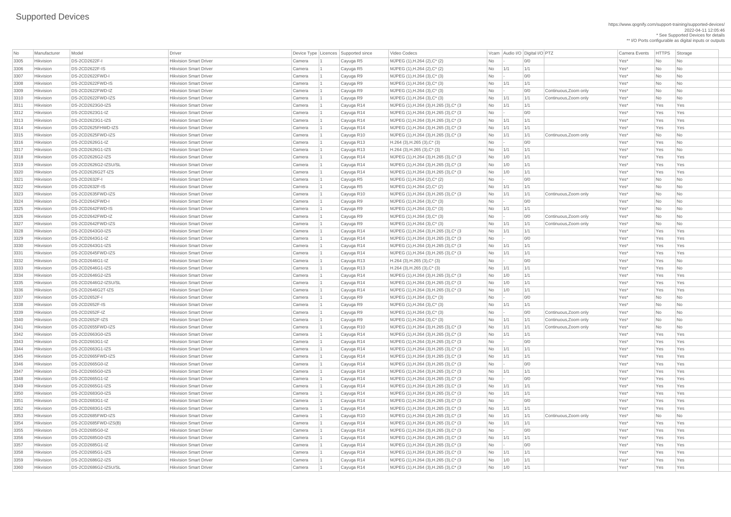# Supported Devices

https://www.qognify.com/support-training/supported-devices/
2022-04-11 12:05:46
* See Supported Devices for details
** I/O Ports configurable as digital inputs or outputs

| No | Manufacturer | Model | Driver | Device Type | Licences | Supported since | Video Codecs | Vcam | Audio I/O | Digital I/O | PTZ | Camera Events | HTTPS | Storage |
|---|---|---|---|---|---|---|---|---|---|---|---|---|---|---|
| 3305 | Hikvision | DS-2CD2622F-I | Hikvision Smart Driver | Camera | 1 | Cayuga R5 | MJPEG (1),H.264 (2),C* (2) | No | - | 0/0 | | Yes* | No | No |
| 3306 | Hikvision | DS-2CD2622F-IS | Hikvision Smart Driver | Camera | 1 | Cayuga R5 | MJPEG (1),H.264 (2),C* (2) | No | 1/1 | 1/1 | | Yes* | No | No |
| 3307 | Hikvision | DS-2CD2622FWD-I | Hikvision Smart Driver | Camera | 1 | Cayuga R9 | MJPEG (1),H.264 (3),C* (3) | No | - | 0/0 | | Yes* | No | No |
| 3308 | Hikvision | DS-2CD2622FWD-IS | Hikvision Smart Driver | Camera | 1 | Cayuga R9 | MJPEG (1),H.264 (3),C* (3) | No | 1/1 | 1/1 | | Yes* | No | No |
| 3309 | Hikvision | DS-2CD2622FWD-IZ | Hikvision Smart Driver | Camera | 1 | Cayuga R9 | MJPEG (1),H.264 (3),C* (3) | No | - | 0/0 | Continuous,Zoom only | Yes* | No | No |
| 3310 | Hikvision | DS-2CD2622FWD-IZS | Hikvision Smart Driver | Camera | 1 | Cayuga R9 | MJPEG (1),H.264 (3),C* (3) | No | 1/1 | 1/1 | Continuous,Zoom only | Yes* | No | No |
| 3311 | Hikvision | DS-2CD2623G0-IZS | Hikvision Smart Driver | Camera | 1 | Cayuga R14 | MJPEG (1),H.264 (3),H.265 (3),C* (3 | No | 1/1 | 1/1 | | Yes* | Yes | Yes |
| 3312 | Hikvision | DS-2CD2623G1-IZ | Hikvision Smart Driver | Camera | 1 | Cayuga R14 | MJPEG (1),H.264 (3),H.265 (3),C* (3 | No | - | 0/0 | | Yes* | Yes | Yes |
| 3313 | Hikvision | DS-2CD2623G1-IZS | Hikvision Smart Driver | Camera | 1 | Cayuga R14 | MJPEG (1),H.264 (3),H.265 (3),C* (3 | No | 1/1 | 1/1 | | Yes* | Yes | Yes |
| 3314 | Hikvision | DS-2CD2625FHWD-IZS | Hikvision Smart Driver | Camera | 1 | Cayuga R14 | MJPEG (1),H.264 (3),H.265 (3),C* (3 | No | 1/1 | 1/1 | | Yes* | Yes | Yes |
| 3315 | Hikvision | DS-2CD2625FWD-IZS | Hikvision Smart Driver | Camera | 1 | Cayuga R10 | MJPEG (1),H.264 (3),H.265 (3),C* (3 | No | 1/1 | 1/1 | Continuous,Zoom only | Yes* | No | No |
| 3316 | Hikvision | DS-2CD2626G1-IZ | Hikvision Smart Driver | Camera | 1 | Cayuga R13 | H.264 (3),H.265 (3),C* (3) | No | - | 0/0 | | Yes* | Yes | No |
| 3317 | Hikvision | DS-2CD2626G1-IZS | Hikvision Smart Driver | Camera | 1 | Cayuga R13 | H.264 (3),H.265 (3),C* (3) | No | 1/1 | 1/1 | | Yes* | Yes | No |
| 3318 | Hikvision | DS-2CD2626G2-IZS | Hikvision Smart Driver | Camera | 1 | Cayuga R14 | MJPEG (1),H.264 (3),H.265 (3),C* (3 | No | 1/0 | 1/1 | | Yes* | Yes | Yes |
| 3319 | Hikvision | DS-2CD2626G2-IZSU/SL | Hikvision Smart Driver | Camera | 1 | Cayuga R14 | MJPEG (1),H.264 (3),H.265 (3),C* (3 | No | 1/0 | 1/1 | | Yes* | Yes | Yes |
| 3320 | Hikvision | DS-2CD2626G2T-IZS | Hikvision Smart Driver | Camera | 1 | Cayuga R14 | MJPEG (1),H.264 (3),H.265 (3),C* (3 | No | 1/0 | 1/1 | | Yes* | Yes | Yes |
| 3321 | Hikvision | DS-2CD2632F-I | Hikvision Smart Driver | Camera | 1 | Cayuga R5 | MJPEG (1),H.264 (2),C* (2) | No | - | 0/0 | | Yes* | No | No |
| 3322 | Hikvision | DS-2CD2632F-IS | Hikvision Smart Driver | Camera | 1 | Cayuga R5 | MJPEG (1),H.264 (2),C* (2) | No | 1/1 | 1/1 | | Yes* | No | No |
| 3323 | Hikvision | DS-2CD2635FWD-IZS | Hikvision Smart Driver | Camera | 1 | Cayuga R10 | MJPEG (1),H.264 (3),H.265 (3),C* (3 | No | 1/1 | 1/1 | Continuous,Zoom only | Yes* | No | No |
| 3324 | Hikvision | DS-2CD2642FWD-I | Hikvision Smart Driver | Camera | 1 | Cayuga R9 | MJPEG (1),H.264 (3),C* (3) | No | - | 0/0 | | Yes* | No | No |
| 3325 | Hikvision | DS-2CD2642FWD-IS | Hikvision Smart Driver | Camera | 1 | Cayuga R9 | MJPEG (1),H.264 (3),C* (3) | No | 1/1 | 1/1 | | Yes* | No | No |
| 3326 | Hikvision | DS-2CD2642FWD-IZ | Hikvision Smart Driver | Camera | 1 | Cayuga R9 | MJPEG (1),H.264 (3),C* (3) | No | - | 0/0 | Continuous,Zoom only | Yes* | No | No |
| 3327 | Hikvision | DS-2CD2642FWD-IZS | Hikvision Smart Driver | Camera | 1 | Cayuga R9 | MJPEG (1),H.264 (3),C* (3) | No | 1/1 | 1/1 | Continuous,Zoom only | Yes* | No | No |
| 3328 | Hikvision | DS-2CD2643G0-IZS | Hikvision Smart Driver | Camera | 1 | Cayuga R14 | MJPEG (1),H.264 (3),H.265 (3),C* (3 | No | 1/1 | 1/1 | | Yes* | Yes | Yes |
| 3329 | Hikvision | DS-2CD2643G1-IZ | Hikvision Smart Driver | Camera | 1 | Cayuga R14 | MJPEG (1),H.264 (3),H.265 (3),C* (3 | No | - | 0/0 | | Yes* | Yes | Yes |
| 3330 | Hikvision | DS-2CD2643G1-IZS | Hikvision Smart Driver | Camera | 1 | Cayuga R14 | MJPEG (1),H.264 (3),H.265 (3),C* (3 | No | 1/1 | 1/1 | | Yes* | Yes | Yes |
| 3331 | Hikvision | DS-2CD2645FWD-IZS | Hikvision Smart Driver | Camera | 1 | Cayuga R14 | MJPEG (1),H.264 (3),H.265 (3),C* (3 | No | 1/1 | 1/1 | | Yes* | Yes | Yes |
| 3332 | Hikvision | DS-2CD2646G1-IZ | Hikvision Smart Driver | Camera | 1 | Cayuga R13 | H.264 (3),H.265 (3),C* (3) | No | - | 0/0 | | Yes* | Yes | No |
| 3333 | Hikvision | DS-2CD2646G1-IZS | Hikvision Smart Driver | Camera | 1 | Cayuga R13 | H.264 (3),H.265 (3),C* (3) | No | 1/1 | 1/1 | | Yes* | Yes | No |
| 3334 | Hikvision | DS-2CD2646G2-IZS | Hikvision Smart Driver | Camera | 1 | Cayuga R14 | MJPEG (1),H.264 (3),H.265 (3),C* (3 | No | 1/0 | 1/1 | | Yes* | Yes | Yes |
| 3335 | Hikvision | DS-2CD2646G2-IZSU/SL | Hikvision Smart Driver | Camera | 1 | Cayuga R14 | MJPEG (1),H.264 (3),H.265 (3),C* (3 | No | 1/0 | 1/1 | | Yes* | Yes | Yes |
| 3336 | Hikvision | DS-2CD2646G2T-IZS | Hikvision Smart Driver | Camera | 1 | Cayuga R14 | MJPEG (1),H.264 (3),H.265 (3),C* (3 | No | 1/0 | 1/1 | | Yes* | Yes | Yes |
| 3337 | Hikvision | DS-2CD2652F-I | Hikvision Smart Driver | Camera | 1 | Cayuga R9 | MJPEG (1),H.264 (3),C* (3) | No | - | 0/0 | | Yes* | No | No |
| 3338 | Hikvision | DS-2CD2652F-IS | Hikvision Smart Driver | Camera | 1 | Cayuga R9 | MJPEG (1),H.264 (3),C* (3) | No | 1/1 | 1/1 | | Yes* | No | No |
| 3339 | Hikvision | DS-2CD2652F-IZ | Hikvision Smart Driver | Camera | 1 | Cayuga R9 | MJPEG (1),H.264 (3),C* (3) | No | - | 0/0 | Continuous,Zoom only | Yes* | No | No |
| 3340 | Hikvision | DS-2CD2652F-IZS | Hikvision Smart Driver | Camera | 1 | Cayuga R9 | MJPEG (1),H.264 (3),C* (3) | No | 1/1 | 1/1 | Continuous,Zoom only | Yes* | No | No |
| 3341 | Hikvision | DS-2CD2655FWD-IZS | Hikvision Smart Driver | Camera | 1 | Cayuga R10 | MJPEG (1),H.264 (3),H.265 (3),C* (3 | No | 1/1 | 1/1 | Continuous,Zoom only | Yes* | No | No |
| 3342 | Hikvision | DS-2CD2663G0-IZS | Hikvision Smart Driver | Camera | 1 | Cayuga R14 | MJPEG (1),H.264 (3),H.265 (3),C* (3 | No | 1/1 | 1/1 | | Yes* | Yes | Yes |
| 3343 | Hikvision | DS-2CD2663G1-IZ | Hikvision Smart Driver | Camera | 1 | Cayuga R14 | MJPEG (1),H.264 (3),H.265 (3),C* (3 | No | - | 0/0 | | Yes* | Yes | Yes |
| 3344 | Hikvision | DS-2CD2663G1-IZS | Hikvision Smart Driver | Camera | 1 | Cayuga R14 | MJPEG (1),H.264 (3),H.265 (3),C* (3 | No | 1/1 | 1/1 | | Yes* | Yes | Yes |
| 3345 | Hikvision | DS-2CD2665FWD-IZS | Hikvision Smart Driver | Camera | 1 | Cayuga R14 | MJPEG (1),H.264 (3),H.265 (3),C* (3 | No | 1/1 | 1/1 | | Yes* | Yes | Yes |
| 3346 | Hikvision | DS-2CD2665G0-IZ | Hikvision Smart Driver | Camera | 1 | Cayuga R14 | MJPEG (1),H.264 (3),H.265 (3),C* (3 | No | - | 0/0 | | Yes* | Yes | Yes |
| 3347 | Hikvision | DS-2CD2665G0-IZS | Hikvision Smart Driver | Camera | 1 | Cayuga R14 | MJPEG (1),H.264 (3),H.265 (3),C* (3 | No | 1/1 | 1/1 | | Yes* | Yes | Yes |
| 3348 | Hikvision | DS-2CD2665G1-IZ | Hikvision Smart Driver | Camera | 1 | Cayuga R14 | MJPEG (1),H.264 (3),H.265 (3),C* (3 | No | - | 0/0 | | Yes* | Yes | Yes |
| 3349 | Hikvision | DS-2CD2665G1-IZS | Hikvision Smart Driver | Camera | 1 | Cayuga R14 | MJPEG (1),H.264 (3),H.265 (3),C* (3 | No | 1/1 | 1/1 | | Yes* | Yes | Yes |
| 3350 | Hikvision | DS-2CD2683G0-IZS | Hikvision Smart Driver | Camera | 1 | Cayuga R14 | MJPEG (1),H.264 (3),H.265 (3),C* (3 | No | 1/1 | 1/1 | | Yes* | Yes | Yes |
| 3351 | Hikvision | DS-2CD2683G1-IZ | Hikvision Smart Driver | Camera | 1 | Cayuga R14 | MJPEG (1),H.264 (3),H.265 (3),C* (3 | No | - | 0/0 | | Yes* | Yes | Yes |
| 3352 | Hikvision | DS-2CD2683G1-IZS | Hikvision Smart Driver | Camera | 1 | Cayuga R14 | MJPEG (1),H.264 (3),H.265 (3),C* (3 | No | 1/1 | 1/1 | | Yes* | Yes | Yes |
| 3353 | Hikvision | DS-2CD2685FWD-IZS | Hikvision Smart Driver | Camera | 1 | Cayuga R10 | MJPEG (1),H.264 (3),H.265 (3),C* (3 | No | 1/1 | 1/1 | Continuous,Zoom only | Yes* | No | No |
| 3354 | Hikvision | DS-2CD2685FWD-IZS(B) | Hikvision Smart Driver | Camera | 1 | Cayuga R14 | MJPEG (1),H.264 (3),H.265 (3),C* (3 | No | 1/1 | 1/1 | | Yes* | Yes | Yes |
| 3355 | Hikvision | DS-2CD2685G0-IZ | Hikvision Smart Driver | Camera | 1 | Cayuga R14 | MJPEG (1),H.264 (3),H.265 (3),C* (3 | No | - | 0/0 | | Yes* | Yes | Yes |
| 3356 | Hikvision | DS-2CD2685G0-IZS | Hikvision Smart Driver | Camera | 1 | Cayuga R14 | MJPEG (1),H.264 (3),H.265 (3),C* (3 | No | 1/1 | 1/1 | | Yes* | Yes | Yes |
| 3357 | Hikvision | DS-2CD2685G1-IZ | Hikvision Smart Driver | Camera | 1 | Cayuga R14 | MJPEG (1),H.264 (3),H.265 (3),C* (3 | No | - | 0/0 | | Yes* | Yes | Yes |
| 3358 | Hikvision | DS-2CD2685G1-IZS | Hikvision Smart Driver | Camera | 1 | Cayuga R14 | MJPEG (1),H.264 (3),H.265 (3),C* (3 | No | 1/1 | 1/1 | | Yes* | Yes | Yes |
| 3359 | Hikvision | DS-2CD2686G2-IZS | Hikvision Smart Driver | Camera | 1 | Cayuga R14 | MJPEG (1),H.264 (3),H.265 (3),C* (3 | No | 1/0 | 1/1 | | Yes* | Yes | Yes |
| 3360 | Hikvision | DS-2CD2686G2-IZSU/SL | Hikvision Smart Driver | Camera | 1 | Cayuga R14 | MJPEG (1),H.264 (3),H.265 (3),C* (3 | No | 1/0 | 1/1 | | Yes* | Yes | Yes |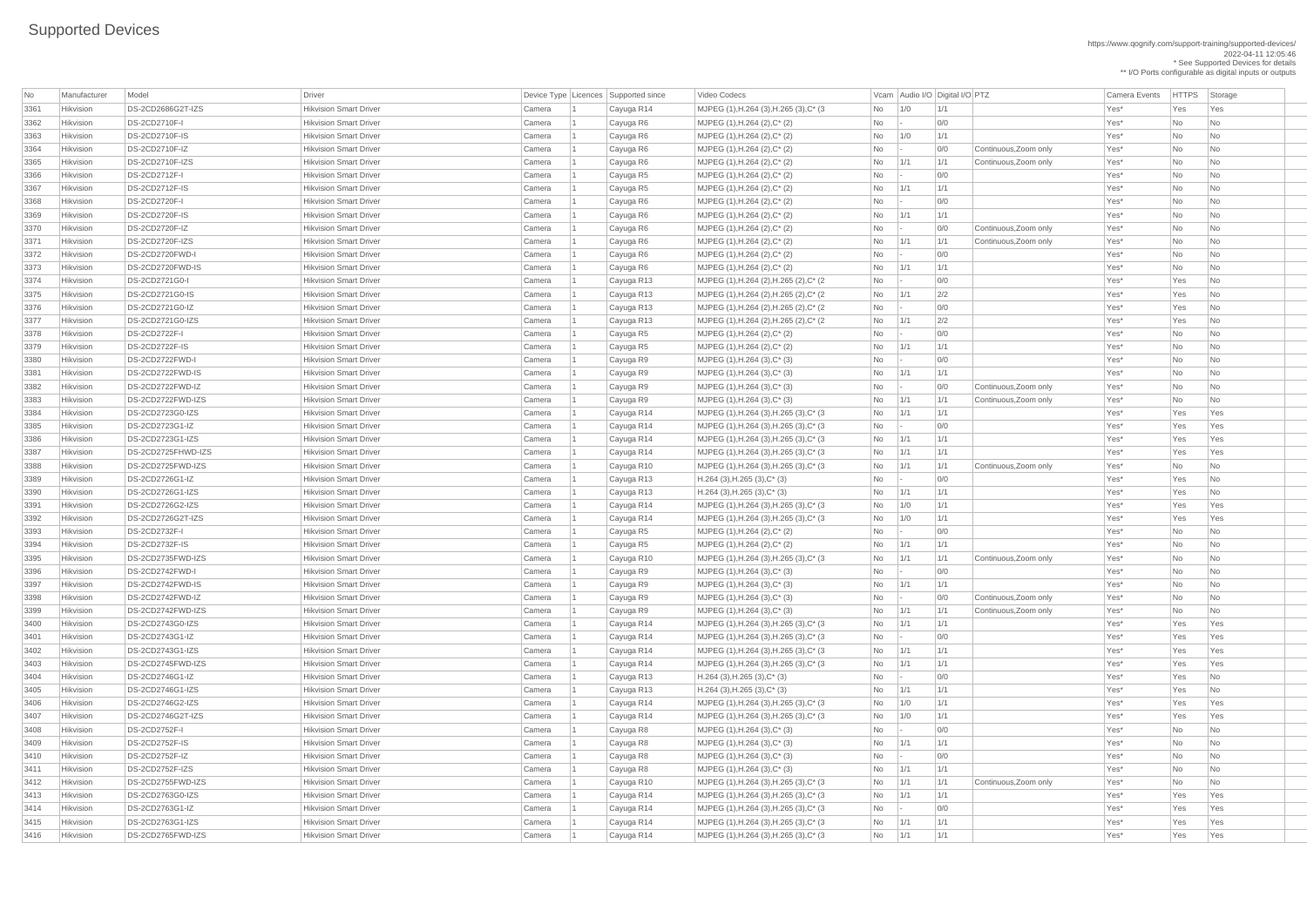# Supported Devices

https://www.qognify.com/support-training/supported-devices/
2022-04-11 12:05:46
* See Supported Devices for details
** I/O Ports configurable as digital inputs or outputs

| No | Manufacturer | Model | Driver | Device Type | Licences | Supported since | Video Codecs | Vcam | Audio I/O | Digital I/O | PTZ | Camera Events | HTTPS | Storage |
|---|---|---|---|---|---|---|---|---|---|---|---|---|---|---|
| 3361 | Hikvision | DS-2CD2686G2T-IZS | Hikvision Smart Driver | Camera | 1 | Cayuga R14 | MJPEG (1),H.264 (3),H.265 (3),C* (3 | No | 1/0 | 1/1 | | Yes* | Yes | Yes |
| 3362 | Hikvision | DS-2CD2710F-I | Hikvision Smart Driver | Camera | 1 | Cayuga R6 | MJPEG (1),H.264 (2),C* (2) | No | - | 0/0 | | Yes* | No | No |
| 3363 | Hikvision | DS-2CD2710F-IS | Hikvision Smart Driver | Camera | 1 | Cayuga R6 | MJPEG (1),H.264 (2),C* (2) | No | 1/0 | 1/1 | | Yes* | No | No |
| 3364 | Hikvision | DS-2CD2710F-IZ | Hikvision Smart Driver | Camera | 1 | Cayuga R6 | MJPEG (1),H.264 (2),C* (2) | No | - | 0/0 | Continuous,Zoom only | Yes* | No | No |
| 3365 | Hikvision | DS-2CD2710F-IZS | Hikvision Smart Driver | Camera | 1 | Cayuga R6 | MJPEG (1),H.264 (2),C* (2) | No | 1/1 | 1/1 | Continuous,Zoom only | Yes* | No | No |
| 3366 | Hikvision | DS-2CD2712F-I | Hikvision Smart Driver | Camera | 1 | Cayuga R5 | MJPEG (1),H.264 (2),C* (2) | No | - | 0/0 | | Yes* | No | No |
| 3367 | Hikvision | DS-2CD2712F-IS | Hikvision Smart Driver | Camera | 1 | Cayuga R5 | MJPEG (1),H.264 (2),C* (2) | No | 1/1 | 1/1 | | Yes* | No | No |
| 3368 | Hikvision | DS-2CD2720F-I | Hikvision Smart Driver | Camera | 1 | Cayuga R6 | MJPEG (1),H.264 (2),C* (2) | No | - | 0/0 | | Yes* | No | No |
| 3369 | Hikvision | DS-2CD2720F-IS | Hikvision Smart Driver | Camera | 1 | Cayuga R6 | MJPEG (1),H.264 (2),C* (2) | No | 1/1 | 1/1 | | Yes* | No | No |
| 3370 | Hikvision | DS-2CD2720F-IZ | Hikvision Smart Driver | Camera | 1 | Cayuga R6 | MJPEG (1),H.264 (2),C* (2) | No | - | 0/0 | Continuous,Zoom only | Yes* | No | No |
| 3371 | Hikvision | DS-2CD2720F-IZS | Hikvision Smart Driver | Camera | 1 | Cayuga R6 | MJPEG (1),H.264 (2),C* (2) | No | 1/1 | 1/1 | Continuous,Zoom only | Yes* | No | No |
| 3372 | Hikvision | DS-2CD2720FWD-I | Hikvision Smart Driver | Camera | 1 | Cayuga R6 | MJPEG (1),H.264 (2),C* (2) | No | - | 0/0 | | Yes* | No | No |
| 3373 | Hikvision | DS-2CD2720FWD-IS | Hikvision Smart Driver | Camera | 1 | Cayuga R6 | MJPEG (1),H.264 (2),C* (2) | No | 1/1 | 1/1 | | Yes* | No | No |
| 3374 | Hikvision | DS-2CD2721G0-I | Hikvision Smart Driver | Camera | 1 | Cayuga R13 | MJPEG (1),H.264 (2),H.265 (2),C* (2 | No | - | 0/0 | | Yes* | Yes | No |
| 3375 | Hikvision | DS-2CD2721G0-IS | Hikvision Smart Driver | Camera | 1 | Cayuga R13 | MJPEG (1),H.264 (2),H.265 (2),C* (2 | No | 1/1 | 2/2 | | Yes* | Yes | No |
| 3376 | Hikvision | DS-2CD2721G0-IZ | Hikvision Smart Driver | Camera | 1 | Cayuga R13 | MJPEG (1),H.264 (2),H.265 (2),C* (2 | No | - | 0/0 | | Yes* | Yes | No |
| 3377 | Hikvision | DS-2CD2721G0-IZS | Hikvision Smart Driver | Camera | 1 | Cayuga R13 | MJPEG (1),H.264 (2),H.265 (2),C* (2 | No | 1/1 | 2/2 | | Yes* | Yes | No |
| 3378 | Hikvision | DS-2CD2722F-I | Hikvision Smart Driver | Camera | 1 | Cayuga R5 | MJPEG (1),H.264 (2),C* (2) | No | - | 0/0 | | Yes* | No | No |
| 3379 | Hikvision | DS-2CD2722F-IS | Hikvision Smart Driver | Camera | 1 | Cayuga R5 | MJPEG (1),H.264 (2),C* (2) | No | 1/1 | 1/1 | | Yes* | No | No |
| 3380 | Hikvision | DS-2CD2722FWD-I | Hikvision Smart Driver | Camera | 1 | Cayuga R9 | MJPEG (1),H.264 (3),C* (3) | No | - | 0/0 | | Yes* | No | No |
| 3381 | Hikvision | DS-2CD2722FWD-IS | Hikvision Smart Driver | Camera | 1 | Cayuga R9 | MJPEG (1),H.264 (3),C* (3) | No | 1/1 | 1/1 | | Yes* | No | No |
| 3382 | Hikvision | DS-2CD2722FWD-IZ | Hikvision Smart Driver | Camera | 1 | Cayuga R9 | MJPEG (1),H.264 (3),C* (3) | No | - | 0/0 | Continuous,Zoom only | Yes* | No | No |
| 3383 | Hikvision | DS-2CD2722FWD-IZS | Hikvision Smart Driver | Camera | 1 | Cayuga R9 | MJPEG (1),H.264 (3),C* (3) | No | 1/1 | 1/1 | Continuous,Zoom only | Yes* | No | No |
| 3384 | Hikvision | DS-2CD2723G0-IZS | Hikvision Smart Driver | Camera | 1 | Cayuga R14 | MJPEG (1),H.264 (3),H.265 (3),C* (3 | No | 1/1 | 1/1 | | Yes* | Yes | Yes |
| 3385 | Hikvision | DS-2CD2723G1-IZ | Hikvision Smart Driver | Camera | 1 | Cayuga R14 | MJPEG (1),H.264 (3),H.265 (3),C* (3 | No | - | 0/0 | | Yes* | Yes | Yes |
| 3386 | Hikvision | DS-2CD2723G1-IZS | Hikvision Smart Driver | Camera | 1 | Cayuga R14 | MJPEG (1),H.264 (3),H.265 (3),C* (3 | No | 1/1 | 1/1 | | Yes* | Yes | Yes |
| 3387 | Hikvision | DS-2CD2725FHWD-IZS | Hikvision Smart Driver | Camera | 1 | Cayuga R14 | MJPEG (1),H.264 (3),H.265 (3),C* (3 | No | 1/1 | 1/1 | | Yes* | Yes | Yes |
| 3388 | Hikvision | DS-2CD2725FWD-IZS | Hikvision Smart Driver | Camera | 1 | Cayuga R10 | MJPEG (1),H.264 (3),H.265 (3),C* (3 | No | 1/1 | 1/1 | Continuous,Zoom only | Yes* | No | No |
| 3389 | Hikvision | DS-2CD2726G1-IZ | Hikvision Smart Driver | Camera | 1 | Cayuga R13 | H.264 (3),H.265 (3),C* (3) | No | - | 0/0 | | Yes* | Yes | No |
| 3390 | Hikvision | DS-2CD2726G1-IZS | Hikvision Smart Driver | Camera | 1 | Cayuga R13 | H.264 (3),H.265 (3),C* (3) | No | 1/1 | 1/1 | | Yes* | Yes | No |
| 3391 | Hikvision | DS-2CD2726G2-IZS | Hikvision Smart Driver | Camera | 1 | Cayuga R14 | MJPEG (1),H.264 (3),H.265 (3),C* (3 | No | 1/0 | 1/1 | | Yes* | Yes | Yes |
| 3392 | Hikvision | DS-2CD2726G2T-IZS | Hikvision Smart Driver | Camera | 1 | Cayuga R14 | MJPEG (1),H.264 (3),H.265 (3),C* (3 | No | 1/0 | 1/1 | | Yes* | Yes | Yes |
| 3393 | Hikvision | DS-2CD2732F-I | Hikvision Smart Driver | Camera | 1 | Cayuga R5 | MJPEG (1),H.264 (2),C* (2) | No | - | 0/0 | | Yes* | No | No |
| 3394 | Hikvision | DS-2CD2732F-IS | Hikvision Smart Driver | Camera | 1 | Cayuga R5 | MJPEG (1),H.264 (2),C* (2) | No | 1/1 | 1/1 | | Yes* | No | No |
| 3395 | Hikvision | DS-2CD2735FWD-IZS | Hikvision Smart Driver | Camera | 1 | Cayuga R10 | MJPEG (1),H.264 (3),H.265 (3),C* (3 | No | 1/1 | 1/1 | Continuous,Zoom only | Yes* | No | No |
| 3396 | Hikvision | DS-2CD2742FWD-I | Hikvision Smart Driver | Camera | 1 | Cayuga R9 | MJPEG (1),H.264 (3),C* (3) | No | - | 0/0 | | Yes* | No | No |
| 3397 | Hikvision | DS-2CD2742FWD-IS | Hikvision Smart Driver | Camera | 1 | Cayuga R9 | MJPEG (1),H.264 (3),C* (3) | No | 1/1 | 1/1 | | Yes* | No | No |
| 3398 | Hikvision | DS-2CD2742FWD-IZ | Hikvision Smart Driver | Camera | 1 | Cayuga R9 | MJPEG (1),H.264 (3),C* (3) | No | - | 0/0 | Continuous,Zoom only | Yes* | No | No |
| 3399 | Hikvision | DS-2CD2742FWD-IZS | Hikvision Smart Driver | Camera | 1 | Cayuga R9 | MJPEG (1),H.264 (3),C* (3) | No | 1/1 | 1/1 | Continuous,Zoom only | Yes* | No | No |
| 3400 | Hikvision | DS-2CD2743G0-IZS | Hikvision Smart Driver | Camera | 1 | Cayuga R14 | MJPEG (1),H.264 (3),H.265 (3),C* (3 | No | 1/1 | 1/1 | | Yes* | Yes | Yes |
| 3401 | Hikvision | DS-2CD2743G1-IZ | Hikvision Smart Driver | Camera | 1 | Cayuga R14 | MJPEG (1),H.264 (3),H.265 (3),C* (3 | No | - | 0/0 | | Yes* | Yes | Yes |
| 3402 | Hikvision | DS-2CD2743G1-IZS | Hikvision Smart Driver | Camera | 1 | Cayuga R14 | MJPEG (1),H.264 (3),H.265 (3),C* (3 | No | 1/1 | 1/1 | | Yes* | Yes | Yes |
| 3403 | Hikvision | DS-2CD2745FWD-IZS | Hikvision Smart Driver | Camera | 1 | Cayuga R14 | MJPEG (1),H.264 (3),H.265 (3),C* (3 | No | 1/1 | 1/1 | | Yes* | Yes | Yes |
| 3404 | Hikvision | DS-2CD2746G1-IZ | Hikvision Smart Driver | Camera | 1 | Cayuga R13 | H.264 (3),H.265 (3),C* (3) | No | - | 0/0 | | Yes* | Yes | No |
| 3405 | Hikvision | DS-2CD2746G1-IZS | Hikvision Smart Driver | Camera | 1 | Cayuga R13 | H.264 (3),H.265 (3),C* (3) | No | 1/1 | 1/1 | | Yes* | Yes | No |
| 3406 | Hikvision | DS-2CD2746G2-IZS | Hikvision Smart Driver | Camera | 1 | Cayuga R14 | MJPEG (1),H.264 (3),H.265 (3),C* (3 | No | 1/0 | 1/1 | | Yes* | Yes | Yes |
| 3407 | Hikvision | DS-2CD2746G2T-IZS | Hikvision Smart Driver | Camera | 1 | Cayuga R14 | MJPEG (1),H.264 (3),H.265 (3),C* (3 | No | 1/0 | 1/1 | | Yes* | Yes | Yes |
| 3408 | Hikvision | DS-2CD2752F-I | Hikvision Smart Driver | Camera | 1 | Cayuga R8 | MJPEG (1),H.264 (3),C* (3) | No | - | 0/0 | | Yes* | No | No |
| 3409 | Hikvision | DS-2CD2752F-IS | Hikvision Smart Driver | Camera | 1 | Cayuga R8 | MJPEG (1),H.264 (3),C* (3) | No | 1/1 | 1/1 | | Yes* | No | No |
| 3410 | Hikvision | DS-2CD2752F-IZ | Hikvision Smart Driver | Camera | 1 | Cayuga R8 | MJPEG (1),H.264 (3),C* (3) | No | - | 0/0 | | Yes* | No | No |
| 3411 | Hikvision | DS-2CD2752F-IZS | Hikvision Smart Driver | Camera | 1 | Cayuga R8 | MJPEG (1),H.264 (3),C* (3) | No | 1/1 | 1/1 | | Yes* | No | No |
| 3412 | Hikvision | DS-2CD2755FWD-IZS | Hikvision Smart Driver | Camera | 1 | Cayuga R10 | MJPEG (1),H.264 (3),H.265 (3),C* (3 | No | 1/1 | 1/1 | Continuous,Zoom only | Yes* | No | No |
| 3413 | Hikvision | DS-2CD2763G0-IZS | Hikvision Smart Driver | Camera | 1 | Cayuga R14 | MJPEG (1),H.264 (3),H.265 (3),C* (3 | No | 1/1 | 1/1 | | Yes* | Yes | Yes |
| 3414 | Hikvision | DS-2CD2763G1-IZ | Hikvision Smart Driver | Camera | 1 | Cayuga R14 | MJPEG (1),H.264 (3),H.265 (3),C* (3 | No | - | 0/0 | | Yes* | Yes | Yes |
| 3415 | Hikvision | DS-2CD2763G1-IZS | Hikvision Smart Driver | Camera | 1 | Cayuga R14 | MJPEG (1),H.264 (3),H.265 (3),C* (3 | No | 1/1 | 1/1 | | Yes* | Yes | Yes |
| 3416 | Hikvision | DS-2CD2765FWD-IZS | Hikvision Smart Driver | Camera | 1 | Cayuga R14 | MJPEG (1),H.264 (3),H.265 (3),C* (3 | No | 1/1 | 1/1 | | Yes* | Yes | Yes |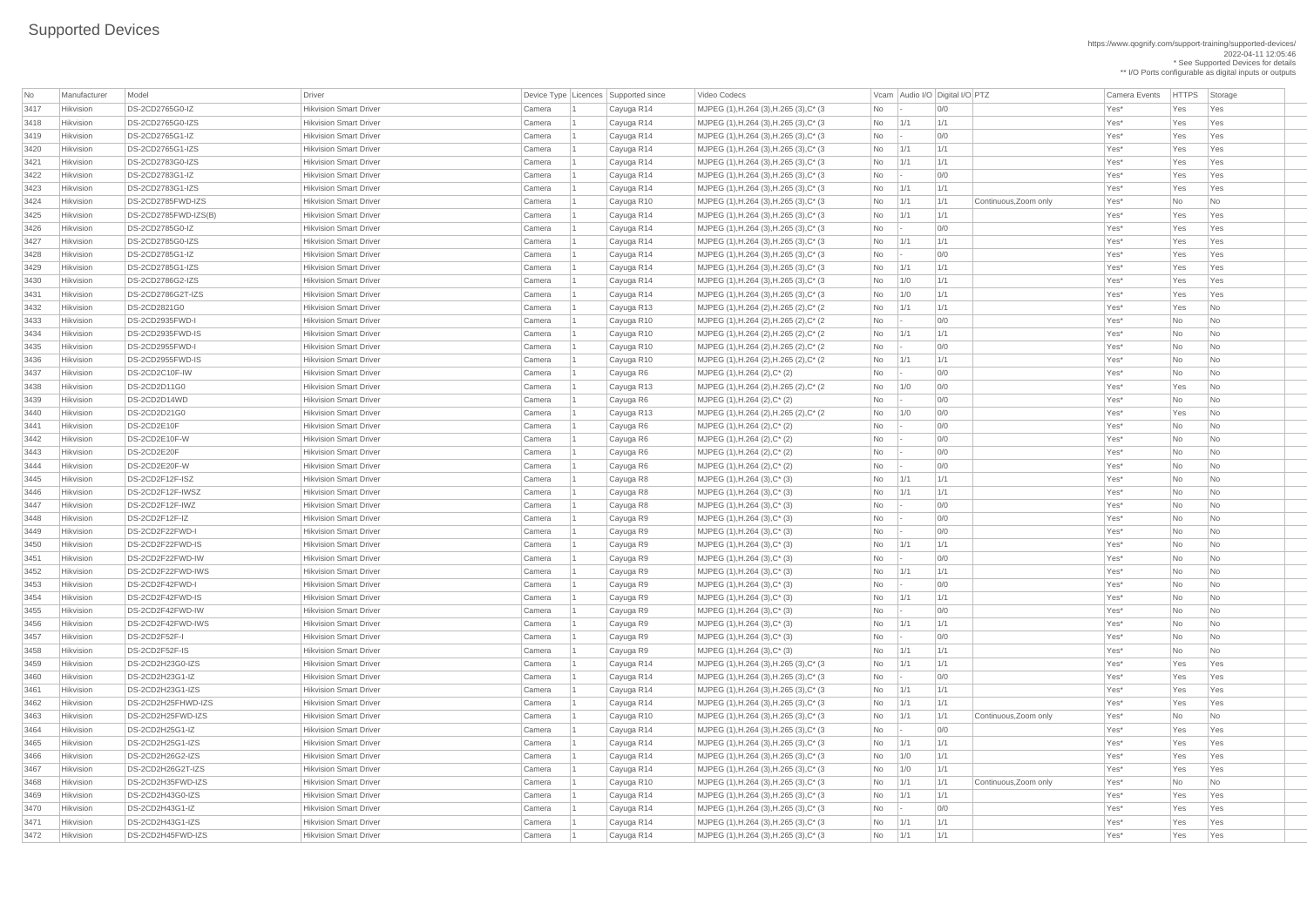# Supported Devices

https://www.qognify.com/support-training/supported-devices/
2022-04-11 12:05:46
* See Supported Devices for details
** I/O Ports configurable as digital inputs or outputs

| No | Manufacturer | Model | Driver | Device Type | Licences | Supported since | Video Codecs | Vcam | Audio I/O | Digital I/O | PTZ | Camera Events | HTTPS | Storage |
|---|---|---|---|---|---|---|---|---|---|---|---|---|---|---|
| 3417 | Hikvision | DS-2CD2765G0-IZ | Hikvision Smart Driver | Camera | 1 | Cayuga R14 | MJPEG (1),H.264 (3),H.265 (3),C* (3 | No | - | 0/0 | | Yes* | Yes | Yes |
| 3418 | Hikvision | DS-2CD2765G0-IZS | Hikvision Smart Driver | Camera | 1 | Cayuga R14 | MJPEG (1),H.264 (3),H.265 (3),C* (3 | No | 1/1 | 1/1 | | Yes* | Yes | Yes |
| 3419 | Hikvision | DS-2CD2765G1-IZ | Hikvision Smart Driver | Camera | 1 | Cayuga R14 | MJPEG (1),H.264 (3),H.265 (3),C* (3 | No | - | 0/0 | | Yes* | Yes | Yes |
| 3420 | Hikvision | DS-2CD2765G1-IZS | Hikvision Smart Driver | Camera | 1 | Cayuga R14 | MJPEG (1),H.264 (3),H.265 (3),C* (3 | No | 1/1 | 1/1 | | Yes* | Yes | Yes |
| 3421 | Hikvision | DS-2CD2783G0-IZS | Hikvision Smart Driver | Camera | 1 | Cayuga R14 | MJPEG (1),H.264 (3),H.265 (3),C* (3 | No | 1/1 | 1/1 | | Yes* | Yes | Yes |
| 3422 | Hikvision | DS-2CD2783G1-IZ | Hikvision Smart Driver | Camera | 1 | Cayuga R14 | MJPEG (1),H.264 (3),H.265 (3),C* (3 | No | - | 0/0 | | Yes* | Yes | Yes |
| 3423 | Hikvision | DS-2CD2783G1-IZS | Hikvision Smart Driver | Camera | 1 | Cayuga R14 | MJPEG (1),H.264 (3),H.265 (3),C* (3 | No | 1/1 | 1/1 | | Yes* | Yes | Yes |
| 3424 | Hikvision | DS-2CD2785FWD-IZS | Hikvision Smart Driver | Camera | 1 | Cayuga R10 | MJPEG (1),H.264 (3),H.265 (3),C* (3 | No | 1/1 | 1/1 | Continuous,Zoom only | Yes* | No | No |
| 3425 | Hikvision | DS-2CD2785FWD-IZS(B) | Hikvision Smart Driver | Camera | 1 | Cayuga R14 | MJPEG (1),H.264 (3),H.265 (3),C* (3 | No | 1/1 | 1/1 | | Yes* | Yes | Yes |
| 3426 | Hikvision | DS-2CD2785G0-IZ | Hikvision Smart Driver | Camera | 1 | Cayuga R14 | MJPEG (1),H.264 (3),H.265 (3),C* (3 | No | - | 0/0 | | Yes* | Yes | Yes |
| 3427 | Hikvision | DS-2CD2785G0-IZS | Hikvision Smart Driver | Camera | 1 | Cayuga R14 | MJPEG (1),H.264 (3),H.265 (3),C* (3 | No | 1/1 | 1/1 | | Yes* | Yes | Yes |
| 3428 | Hikvision | DS-2CD2785G1-IZ | Hikvision Smart Driver | Camera | 1 | Cayuga R14 | MJPEG (1),H.264 (3),H.265 (3),C* (3 | No | - | 0/0 | | Yes* | Yes | Yes |
| 3429 | Hikvision | DS-2CD2785G1-IZS | Hikvision Smart Driver | Camera | 1 | Cayuga R14 | MJPEG (1),H.264 (3),H.265 (3),C* (3 | No | 1/1 | 1/1 | | Yes* | Yes | Yes |
| 3430 | Hikvision | DS-2CD2786G2-IZS | Hikvision Smart Driver | Camera | 1 | Cayuga R14 | MJPEG (1),H.264 (3),H.265 (3),C* (3 | No | 1/0 | 1/1 | | Yes* | Yes | Yes |
| 3431 | Hikvision | DS-2CD2786G2T-IZS | Hikvision Smart Driver | Camera | 1 | Cayuga R14 | MJPEG (1),H.264 (3),H.265 (3),C* (3 | No | 1/0 | 1/1 | | Yes* | Yes | Yes |
| 3432 | Hikvision | DS-2CD2821G0 | Hikvision Smart Driver | Camera | 1 | Cayuga R13 | MJPEG (1),H.264 (2),H.265 (2),C* (2 | No | 1/1 | 1/1 | | Yes* | Yes | No |
| 3433 | Hikvision | DS-2CD2935FWD-I | Hikvision Smart Driver | Camera | 1 | Cayuga R10 | MJPEG (1),H.264 (2),H.265 (2),C* (2 | No | - | 0/0 | | Yes* | No | No |
| 3434 | Hikvision | DS-2CD2935FWD-IS | Hikvision Smart Driver | Camera | 1 | Cayuga R10 | MJPEG (1),H.264 (2),H.265 (2),C* (2 | No | 1/1 | 1/1 | | Yes* | No | No |
| 3435 | Hikvision | DS-2CD2955FWD-I | Hikvision Smart Driver | Camera | 1 | Cayuga R10 | MJPEG (1),H.264 (2),H.265 (2),C* (2 | No | - | 0/0 | | Yes* | No | No |
| 3436 | Hikvision | DS-2CD2955FWD-IS | Hikvision Smart Driver | Camera | 1 | Cayuga R10 | MJPEG (1),H.264 (2),H.265 (2),C* (2 | No | 1/1 | 1/1 | | Yes* | No | No |
| 3437 | Hikvision | DS-2CD2C10F-IW | Hikvision Smart Driver | Camera | 1 | Cayuga R6 | MJPEG (1),H.264 (2),C* (2) | No | - | 0/0 | | Yes* | No | No |
| 3438 | Hikvision | DS-2CD2D11G0 | Hikvision Smart Driver | Camera | 1 | Cayuga R13 | MJPEG (1),H.264 (2),H.265 (2),C* (2 | No | 1/0 | 0/0 | | Yes* | Yes | No |
| 3439 | Hikvision | DS-2CD2D14WD | Hikvision Smart Driver | Camera | 1 | Cayuga R6 | MJPEG (1),H.264 (2),C* (2) | No | - | 0/0 | | Yes* | No | No |
| 3440 | Hikvision | DS-2CD2D21G0 | Hikvision Smart Driver | Camera | 1 | Cayuga R13 | MJPEG (1),H.264 (2),H.265 (2),C* (2 | No | 1/0 | 0/0 | | Yes* | Yes | No |
| 3441 | Hikvision | DS-2CD2E10F | Hikvision Smart Driver | Camera | 1 | Cayuga R6 | MJPEG (1),H.264 (2),C* (2) | No | - | 0/0 | | Yes* | No | No |
| 3442 | Hikvision | DS-2CD2E10F-W | Hikvision Smart Driver | Camera | 1 | Cayuga R6 | MJPEG (1),H.264 (2),C* (2) | No | - | 0/0 | | Yes* | No | No |
| 3443 | Hikvision | DS-2CD2E20F | Hikvision Smart Driver | Camera | 1 | Cayuga R6 | MJPEG (1),H.264 (2),C* (2) | No | - | 0/0 | | Yes* | No | No |
| 3444 | Hikvision | DS-2CD2E20F-W | Hikvision Smart Driver | Camera | 1 | Cayuga R6 | MJPEG (1),H.264 (2),C* (2) | No | - | 0/0 | | Yes* | No | No |
| 3445 | Hikvision | DS-2CD2F12F-ISZ | Hikvision Smart Driver | Camera | 1 | Cayuga R8 | MJPEG (1),H.264 (3),C* (3) | No | 1/1 | 1/1 | | Yes* | No | No |
| 3446 | Hikvision | DS-2CD2F12F-IWSZ | Hikvision Smart Driver | Camera | 1 | Cayuga R8 | MJPEG (1),H.264 (3),C* (3) | No | 1/1 | 1/1 | | Yes* | No | No |
| 3447 | Hikvision | DS-2CD2F12F-IWZ | Hikvision Smart Driver | Camera | 1 | Cayuga R8 | MJPEG (1),H.264 (3),C* (3) | No | - | 0/0 | | Yes* | No | No |
| 3448 | Hikvision | DS-2CD2F12F-IZ | Hikvision Smart Driver | Camera | 1 | Cayuga R9 | MJPEG (1),H.264 (3),C* (3) | No | - | 0/0 | | Yes* | No | No |
| 3449 | Hikvision | DS-2CD2F22FWD-I | Hikvision Smart Driver | Camera | 1 | Cayuga R9 | MJPEG (1),H.264 (3),C* (3) | No | - | 0/0 | | Yes* | No | No |
| 3450 | Hikvision | DS-2CD2F22FWD-IS | Hikvision Smart Driver | Camera | 1 | Cayuga R9 | MJPEG (1),H.264 (3),C* (3) | No | 1/1 | 1/1 | | Yes* | No | No |
| 3451 | Hikvision | DS-2CD2F22FWD-IW | Hikvision Smart Driver | Camera | 1 | Cayuga R9 | MJPEG (1),H.264 (3),C* (3) | No | - | 0/0 | | Yes* | No | No |
| 3452 | Hikvision | DS-2CD2F22FWD-IWS | Hikvision Smart Driver | Camera | 1 | Cayuga R9 | MJPEG (1),H.264 (3),C* (3) | No | 1/1 | 1/1 | | Yes* | No | No |
| 3453 | Hikvision | DS-2CD2F42FWD-I | Hikvision Smart Driver | Camera | 1 | Cayuga R9 | MJPEG (1),H.264 (3),C* (3) | No | - | 0/0 | | Yes* | No | No |
| 3454 | Hikvision | DS-2CD2F42FWD-IS | Hikvision Smart Driver | Camera | 1 | Cayuga R9 | MJPEG (1),H.264 (3),C* (3) | No | 1/1 | 1/1 | | Yes* | No | No |
| 3455 | Hikvision | DS-2CD2F42FWD-IW | Hikvision Smart Driver | Camera | 1 | Cayuga R9 | MJPEG (1),H.264 (3),C* (3) | No | - | 0/0 | | Yes* | No | No |
| 3456 | Hikvision | DS-2CD2F42FWD-IWS | Hikvision Smart Driver | Camera | 1 | Cayuga R9 | MJPEG (1),H.264 (3),C* (3) | No | 1/1 | 1/1 | | Yes* | No | No |
| 3457 | Hikvision | DS-2CD2F52F-I | Hikvision Smart Driver | Camera | 1 | Cayuga R9 | MJPEG (1),H.264 (3),C* (3) | No | - | 0/0 | | Yes* | No | No |
| 3458 | Hikvision | DS-2CD2F52F-IS | Hikvision Smart Driver | Camera | 1 | Cayuga R9 | MJPEG (1),H.264 (3),C* (3) | No | 1/1 | 1/1 | | Yes* | No | No |
| 3459 | Hikvision | DS-2CD2H23G0-IZS | Hikvision Smart Driver | Camera | 1 | Cayuga R14 | MJPEG (1),H.264 (3),H.265 (3),C* (3 | No | 1/1 | 1/1 | | Yes* | Yes | Yes |
| 3460 | Hikvision | DS-2CD2H23G1-IZ | Hikvision Smart Driver | Camera | 1 | Cayuga R14 | MJPEG (1),H.264 (3),H.265 (3),C* (3 | No | - | 0/0 | | Yes* | Yes | Yes |
| 3461 | Hikvision | DS-2CD2H23G1-IZS | Hikvision Smart Driver | Camera | 1 | Cayuga R14 | MJPEG (1),H.264 (3),H.265 (3),C* (3 | No | 1/1 | 1/1 | | Yes* | Yes | Yes |
| 3462 | Hikvision | DS-2CD2H25FHWD-IZS | Hikvision Smart Driver | Camera | 1 | Cayuga R14 | MJPEG (1),H.264 (3),H.265 (3),C* (3 | No | 1/1 | 1/1 | | Yes* | Yes | Yes |
| 3463 | Hikvision | DS-2CD2H25FWD-IZS | Hikvision Smart Driver | Camera | 1 | Cayuga R10 | MJPEG (1),H.264 (3),H.265 (3),C* (3 | No | 1/1 | 1/1 | Continuous,Zoom only | Yes* | No | No |
| 3464 | Hikvision | DS-2CD2H25G1-IZ | Hikvision Smart Driver | Camera | 1 | Cayuga R14 | MJPEG (1),H.264 (3),H.265 (3),C* (3 | No | - | 0/0 | | Yes* | Yes | Yes |
| 3465 | Hikvision | DS-2CD2H25G1-IZS | Hikvision Smart Driver | Camera | 1 | Cayuga R14 | MJPEG (1),H.264 (3),H.265 (3),C* (3 | No | 1/1 | 1/1 | | Yes* | Yes | Yes |
| 3466 | Hikvision | DS-2CD2H26G2-IZS | Hikvision Smart Driver | Camera | 1 | Cayuga R14 | MJPEG (1),H.264 (3),H.265 (3),C* (3 | No | 1/0 | 1/1 | | Yes* | Yes | Yes |
| 3467 | Hikvision | DS-2CD2H26G2T-IZS | Hikvision Smart Driver | Camera | 1 | Cayuga R14 | MJPEG (1),H.264 (3),H.265 (3),C* (3 | No | 1/0 | 1/1 | | Yes* | Yes | Yes |
| 3468 | Hikvision | DS-2CD2H35FWD-IZS | Hikvision Smart Driver | Camera | 1 | Cayuga R10 | MJPEG (1),H.264 (3),H.265 (3),C* (3 | No | 1/1 | 1/1 | Continuous,Zoom only | Yes* | No | No |
| 3469 | Hikvision | DS-2CD2H43G0-IZS | Hikvision Smart Driver | Camera | 1 | Cayuga R14 | MJPEG (1),H.264 (3),H.265 (3),C* (3 | No | 1/1 | 1/1 | | Yes* | Yes | Yes |
| 3470 | Hikvision | DS-2CD2H43G1-IZ | Hikvision Smart Driver | Camera | 1 | Cayuga R14 | MJPEG (1),H.264 (3),H.265 (3),C* (3 | No | - | 0/0 | | Yes* | Yes | Yes |
| 3471 | Hikvision | DS-2CD2H43G1-IZS | Hikvision Smart Driver | Camera | 1 | Cayuga R14 | MJPEG (1),H.264 (3),H.265 (3),C* (3 | No | 1/1 | 1/1 | | Yes* | Yes | Yes |
| 3472 | Hikvision | DS-2CD2H45FWD-IZS | Hikvision Smart Driver | Camera | 1 | Cayuga R14 | MJPEG (1),H.264 (3),H.265 (3),C* (3 | No | 1/1 | 1/1 | | Yes* | Yes | Yes |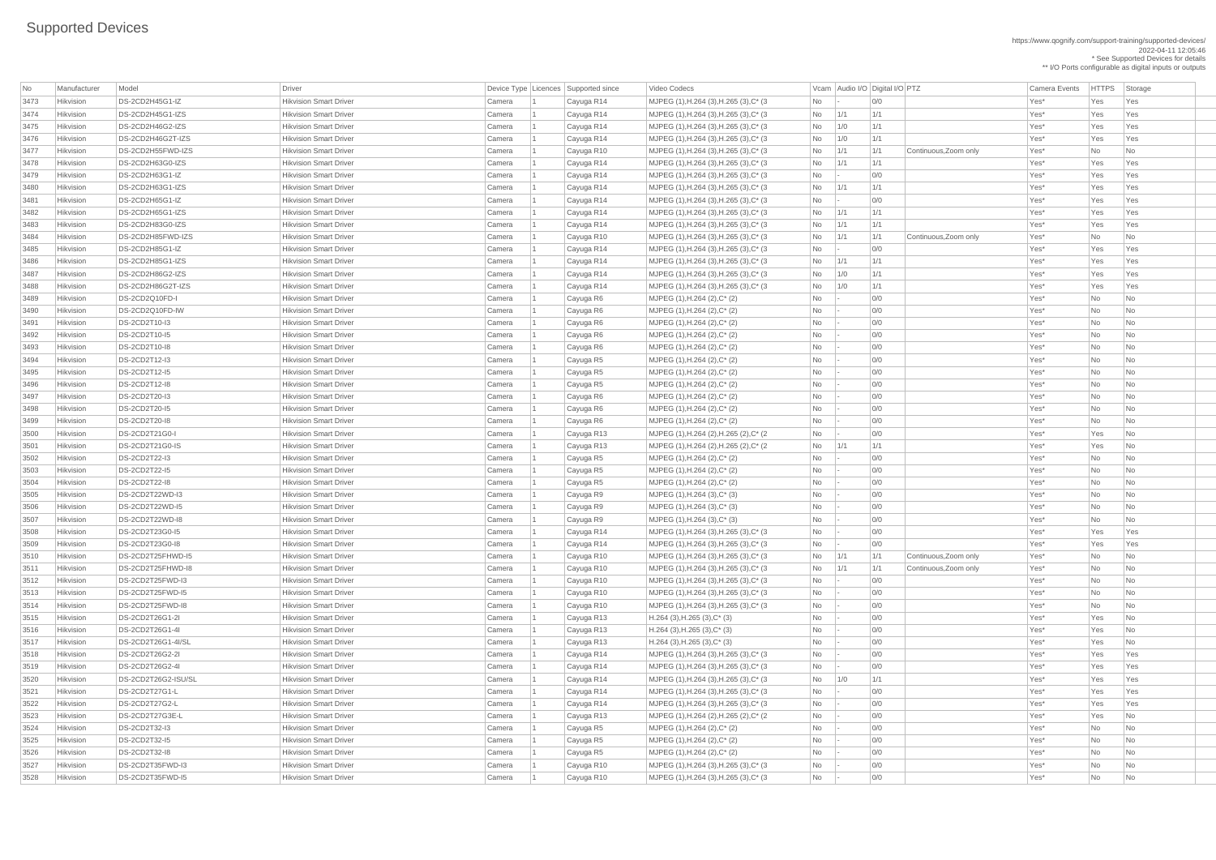# Supported Devices

https://www.qognify.com/support-training/supported-devices/
2022-04-11 12:05:46
* See Supported Devices for details
** I/O Ports configurable as digital inputs or outputs

| No | Manufacturer | Model | Driver | Device Type | Licences | Supported since | Video Codecs | Vcam | Audio I/O | Digital I/O | PTZ | Camera Events | HTTPS | Storage |
|---|---|---|---|---|---|---|---|---|---|---|---|---|---|---|
| 3473 | Hikvision | DS-2CD2H45G1-IZ | Hikvision Smart Driver | Camera | 1 | Cayuga R14 | MJPEG (1),H.264 (3),H.265 (3),C* (3 | No | - | 0/0 | | Yes* | Yes | Yes |
| 3474 | Hikvision | DS-2CD2H45G1-IZS | Hikvision Smart Driver | Camera | 1 | Cayuga R14 | MJPEG (1),H.264 (3),H.265 (3),C* (3 | No | 1/1 | 1/1 | | Yes* | Yes | Yes |
| 3475 | Hikvision | DS-2CD2H46G2-IZS | Hikvision Smart Driver | Camera | 1 | Cayuga R14 | MJPEG (1),H.264 (3),H.265 (3),C* (3 | No | 1/0 | 1/1 | | Yes* | Yes | Yes |
| 3476 | Hikvision | DS-2CD2H46G2T-IZS | Hikvision Smart Driver | Camera | 1 | Cayuga R14 | MJPEG (1),H.264 (3),H.265 (3),C* (3 | No | 1/0 | 1/1 | | Yes* | Yes | Yes |
| 3477 | Hikvision | DS-2CD2H55FWD-IZS | Hikvision Smart Driver | Camera | 1 | Cayuga R10 | MJPEG (1),H.264 (3),H.265 (3),C* (3 | No | 1/1 | 1/1 | Continuous,Zoom only | Yes* | No | No |
| 3478 | Hikvision | DS-2CD2H63G0-IZS | Hikvision Smart Driver | Camera | 1 | Cayuga R14 | MJPEG (1),H.264 (3),H.265 (3),C* (3 | No | 1/1 | 1/1 | | Yes* | Yes | Yes |
| 3479 | Hikvision | DS-2CD2H63G1-IZ | Hikvision Smart Driver | Camera | 1 | Cayuga R14 | MJPEG (1),H.264 (3),H.265 (3),C* (3 | No | - | 0/0 | | Yes* | Yes | Yes |
| 3480 | Hikvision | DS-2CD2H63G1-IZS | Hikvision Smart Driver | Camera | 1 | Cayuga R14 | MJPEG (1),H.264 (3),H.265 (3),C* (3 | No | 1/1 | 1/1 | | Yes* | Yes | Yes |
| 3481 | Hikvision | DS-2CD2H65G1-IZ | Hikvision Smart Driver | Camera | 1 | Cayuga R14 | MJPEG (1),H.264 (3),H.265 (3),C* (3 | No | - | 0/0 | | Yes* | Yes | Yes |
| 3482 | Hikvision | DS-2CD2H65G1-IZS | Hikvision Smart Driver | Camera | 1 | Cayuga R14 | MJPEG (1),H.264 (3),H.265 (3),C* (3 | No | 1/1 | 1/1 | | Yes* | Yes | Yes |
| 3483 | Hikvision | DS-2CD2H83G0-IZS | Hikvision Smart Driver | Camera | 1 | Cayuga R14 | MJPEG (1),H.264 (3),H.265 (3),C* (3 | No | 1/1 | 1/1 | | Yes* | Yes | Yes |
| 3484 | Hikvision | DS-2CD2H85FWD-IZS | Hikvision Smart Driver | Camera | 1 | Cayuga R10 | MJPEG (1),H.264 (3),H.265 (3),C* (3 | No | 1/1 | 1/1 | Continuous,Zoom only | Yes* | No | No |
| 3485 | Hikvision | DS-2CD2H85G1-IZ | Hikvision Smart Driver | Camera | 1 | Cayuga R14 | MJPEG (1),H.264 (3),H.265 (3),C* (3 | No | - | 0/0 | | Yes* | Yes | Yes |
| 3486 | Hikvision | DS-2CD2H85G1-IZS | Hikvision Smart Driver | Camera | 1 | Cayuga R14 | MJPEG (1),H.264 (3),H.265 (3),C* (3 | No | 1/1 | 1/1 | | Yes* | Yes | Yes |
| 3487 | Hikvision | DS-2CD2H86G2-IZS | Hikvision Smart Driver | Camera | 1 | Cayuga R14 | MJPEG (1),H.264 (3),H.265 (3),C* (3 | No | 1/0 | 1/1 | | Yes* | Yes | Yes |
| 3488 | Hikvision | DS-2CD2H86G2T-IZS | Hikvision Smart Driver | Camera | 1 | Cayuga R14 | MJPEG (1),H.264 (3),H.265 (3),C* (3 | No | 1/0 | 1/1 | | Yes* | Yes | Yes |
| 3489 | Hikvision | DS-2CD2Q10FD-I | Hikvision Smart Driver | Camera | 1 | Cayuga R6 | MJPEG (1),H.264 (2),C* (2) | No | - | 0/0 | | Yes* | No | No |
| 3490 | Hikvision | DS-2CD2Q10FD-IW | Hikvision Smart Driver | Camera | 1 | Cayuga R6 | MJPEG (1),H.264 (2),C* (2) | No | - | 0/0 | | Yes* | No | No |
| 3491 | Hikvision | DS-2CD2T10-I3 | Hikvision Smart Driver | Camera | 1 | Cayuga R6 | MJPEG (1),H.264 (2),C* (2) | No | - | 0/0 | | Yes* | No | No |
| 3492 | Hikvision | DS-2CD2T10-I5 | Hikvision Smart Driver | Camera | 1 | Cayuga R6 | MJPEG (1),H.264 (2),C* (2) | No | - | 0/0 | | Yes* | No | No |
| 3493 | Hikvision | DS-2CD2T10-I8 | Hikvision Smart Driver | Camera | 1 | Cayuga R6 | MJPEG (1),H.264 (2),C* (2) | No | - | 0/0 | | Yes* | No | No |
| 3494 | Hikvision | DS-2CD2T12-I3 | Hikvision Smart Driver | Camera | 1 | Cayuga R5 | MJPEG (1),H.264 (2),C* (2) | No | - | 0/0 | | Yes* | No | No |
| 3495 | Hikvision | DS-2CD2T12-I5 | Hikvision Smart Driver | Camera | 1 | Cayuga R5 | MJPEG (1),H.264 (2),C* (2) | No | - | 0/0 | | Yes* | No | No |
| 3496 | Hikvision | DS-2CD2T12-I8 | Hikvision Smart Driver | Camera | 1 | Cayuga R5 | MJPEG (1),H.264 (2),C* (2) | No | - | 0/0 | | Yes* | No | No |
| 3497 | Hikvision | DS-2CD2T20-I3 | Hikvision Smart Driver | Camera | 1 | Cayuga R6 | MJPEG (1),H.264 (2),C* (2) | No | - | 0/0 | | Yes* | No | No |
| 3498 | Hikvision | DS-2CD2T20-I5 | Hikvision Smart Driver | Camera | 1 | Cayuga R6 | MJPEG (1),H.264 (2),C* (2) | No | - | 0/0 | | Yes* | No | No |
| 3499 | Hikvision | DS-2CD2T20-I8 | Hikvision Smart Driver | Camera | 1 | Cayuga R6 | MJPEG (1),H.264 (2),C* (2) | No | - | 0/0 | | Yes* | No | No |
| 3500 | Hikvision | DS-2CD2T21G0-I | Hikvision Smart Driver | Camera | 1 | Cayuga R13 | MJPEG (1),H.264 (2),H.265 (2),C* (2 | No | - | 0/0 | | Yes* | Yes | No |
| 3501 | Hikvision | DS-2CD2T21G0-IS | Hikvision Smart Driver | Camera | 1 | Cayuga R13 | MJPEG (1),H.264 (2),H.265 (2),C* (2 | No | 1/1 | 1/1 | | Yes* | Yes | No |
| 3502 | Hikvision | DS-2CD2T22-I3 | Hikvision Smart Driver | Camera | 1 | Cayuga R5 | MJPEG (1),H.264 (2),C* (2) | No | - | 0/0 | | Yes* | No | No |
| 3503 | Hikvision | DS-2CD2T22-I5 | Hikvision Smart Driver | Camera | 1 | Cayuga R5 | MJPEG (1),H.264 (2),C* (2) | No | - | 0/0 | | Yes* | No | No |
| 3504 | Hikvision | DS-2CD2T22-I8 | Hikvision Smart Driver | Camera | 1 | Cayuga R5 | MJPEG (1),H.264 (2),C* (2) | No | - | 0/0 | | Yes* | No | No |
| 3505 | Hikvision | DS-2CD2T22WD-I3 | Hikvision Smart Driver | Camera | 1 | Cayuga R9 | MJPEG (1),H.264 (3),C* (3) | No | - | 0/0 | | Yes* | No | No |
| 3506 | Hikvision | DS-2CD2T22WD-I5 | Hikvision Smart Driver | Camera | 1 | Cayuga R9 | MJPEG (1),H.264 (3),C* (3) | No | - | 0/0 | | Yes* | No | No |
| 3507 | Hikvision | DS-2CD2T22WD-I8 | Hikvision Smart Driver | Camera | 1 | Cayuga R9 | MJPEG (1),H.264 (3),C* (3) | No | - | 0/0 | | Yes* | No | No |
| 3508 | Hikvision | DS-2CD2T23G0-I5 | Hikvision Smart Driver | Camera | 1 | Cayuga R14 | MJPEG (1),H.264 (3),H.265 (3),C* (3 | No | - | 0/0 | | Yes* | Yes | Yes |
| 3509 | Hikvision | DS-2CD2T23G0-I8 | Hikvision Smart Driver | Camera | 1 | Cayuga R14 | MJPEG (1),H.264 (3),H.265 (3),C* (3 | No | - | 0/0 | | Yes* | Yes | Yes |
| 3510 | Hikvision | DS-2CD2T25FHWD-I5 | Hikvision Smart Driver | Camera | 1 | Cayuga R10 | MJPEG (1),H.264 (3),H.265 (3),C* (3 | No | 1/1 | 1/1 | Continuous,Zoom only | Yes* | No | No |
| 3511 | Hikvision | DS-2CD2T25FHWD-I8 | Hikvision Smart Driver | Camera | 1 | Cayuga R10 | MJPEG (1),H.264 (3),H.265 (3),C* (3 | No | 1/1 | 1/1 | Continuous,Zoom only | Yes* | No | No |
| 3512 | Hikvision | DS-2CD2T25FWD-I3 | Hikvision Smart Driver | Camera | 1 | Cayuga R10 | MJPEG (1),H.264 (3),H.265 (3),C* (3 | No | - | 0/0 | | Yes* | No | No |
| 3513 | Hikvision | DS-2CD2T25FWD-I5 | Hikvision Smart Driver | Camera | 1 | Cayuga R10 | MJPEG (1),H.264 (3),H.265 (3),C* (3 | No | - | 0/0 | | Yes* | No | No |
| 3514 | Hikvision | DS-2CD2T25FWD-I8 | Hikvision Smart Driver | Camera | 1 | Cayuga R10 | MJPEG (1),H.264 (3),H.265 (3),C* (3 | No | - | 0/0 | | Yes* | No | No |
| 3515 | Hikvision | DS-2CD2T26G1-2I | Hikvision Smart Driver | Camera | 1 | Cayuga R13 | H.264 (3),H.265 (3),C* (3) | No | - | 0/0 | | Yes* | Yes | No |
| 3516 | Hikvision | DS-2CD2T26G1-4I | Hikvision Smart Driver | Camera | 1 | Cayuga R13 | H.264 (3),H.265 (3),C* (3) | No | - | 0/0 | | Yes* | Yes | No |
| 3517 | Hikvision | DS-2CD2T26G1-4I/SL | Hikvision Smart Driver | Camera | 1 | Cayuga R13 | H.264 (3),H.265 (3),C* (3) | No | - | 0/0 | | Yes* | Yes | No |
| 3518 | Hikvision | DS-2CD2T26G2-2I | Hikvision Smart Driver | Camera | 1 | Cayuga R14 | MJPEG (1),H.264 (3),H.265 (3),C* (3 | No | - | 0/0 | | Yes* | Yes | Yes |
| 3519 | Hikvision | DS-2CD2T26G2-4I | Hikvision Smart Driver | Camera | 1 | Cayuga R14 | MJPEG (1),H.264 (3),H.265 (3),C* (3 | No | - | 0/0 | | Yes* | Yes | Yes |
| 3520 | Hikvision | DS-2CD2T26G2-ISU/SL | Hikvision Smart Driver | Camera | 1 | Cayuga R14 | MJPEG (1),H.264 (3),H.265 (3),C* (3 | No | 1/0 | 1/1 | | Yes* | Yes | Yes |
| 3521 | Hikvision | DS-2CD2T27G1-L | Hikvision Smart Driver | Camera | 1 | Cayuga R14 | MJPEG (1),H.264 (3),H.265 (3),C* (3 | No | - | 0/0 | | Yes* | Yes | Yes |
| 3522 | Hikvision | DS-2CD2T27G2-L | Hikvision Smart Driver | Camera | 1 | Cayuga R14 | MJPEG (1),H.264 (3),H.265 (3),C* (3 | No | - | 0/0 | | Yes* | Yes | Yes |
| 3523 | Hikvision | DS-2CD2T27G3E-L | Hikvision Smart Driver | Camera | 1 | Cayuga R13 | MJPEG (1),H.264 (2),H.265 (2),C* (2 | No | - | 0/0 | | Yes* | Yes | No |
| 3524 | Hikvision | DS-2CD2T32-I3 | Hikvision Smart Driver | Camera | 1 | Cayuga R5 | MJPEG (1),H.264 (2),C* (2) | No | - | 0/0 | | Yes* | No | No |
| 3525 | Hikvision | DS-2CD2T32-I5 | Hikvision Smart Driver | Camera | 1 | Cayuga R5 | MJPEG (1),H.264 (2),C* (2) | No | - | 0/0 | | Yes* | No | No |
| 3526 | Hikvision | DS-2CD2T32-I8 | Hikvision Smart Driver | Camera | 1 | Cayuga R5 | MJPEG (1),H.264 (2),C* (2) | No | - | 0/0 | | Yes* | No | No |
| 3527 | Hikvision | DS-2CD2T35FWD-I3 | Hikvision Smart Driver | Camera | 1 | Cayuga R10 | MJPEG (1),H.264 (3),H.265 (3),C* (3 | No | - | 0/0 | | Yes* | No | No |
| 3528 | Hikvision | DS-2CD2T35FWD-I5 | Hikvision Smart Driver | Camera | 1 | Cayuga R10 | MJPEG (1),H.264 (3),H.265 (3),C* (3 | No | - | 0/0 | | Yes* | No | No |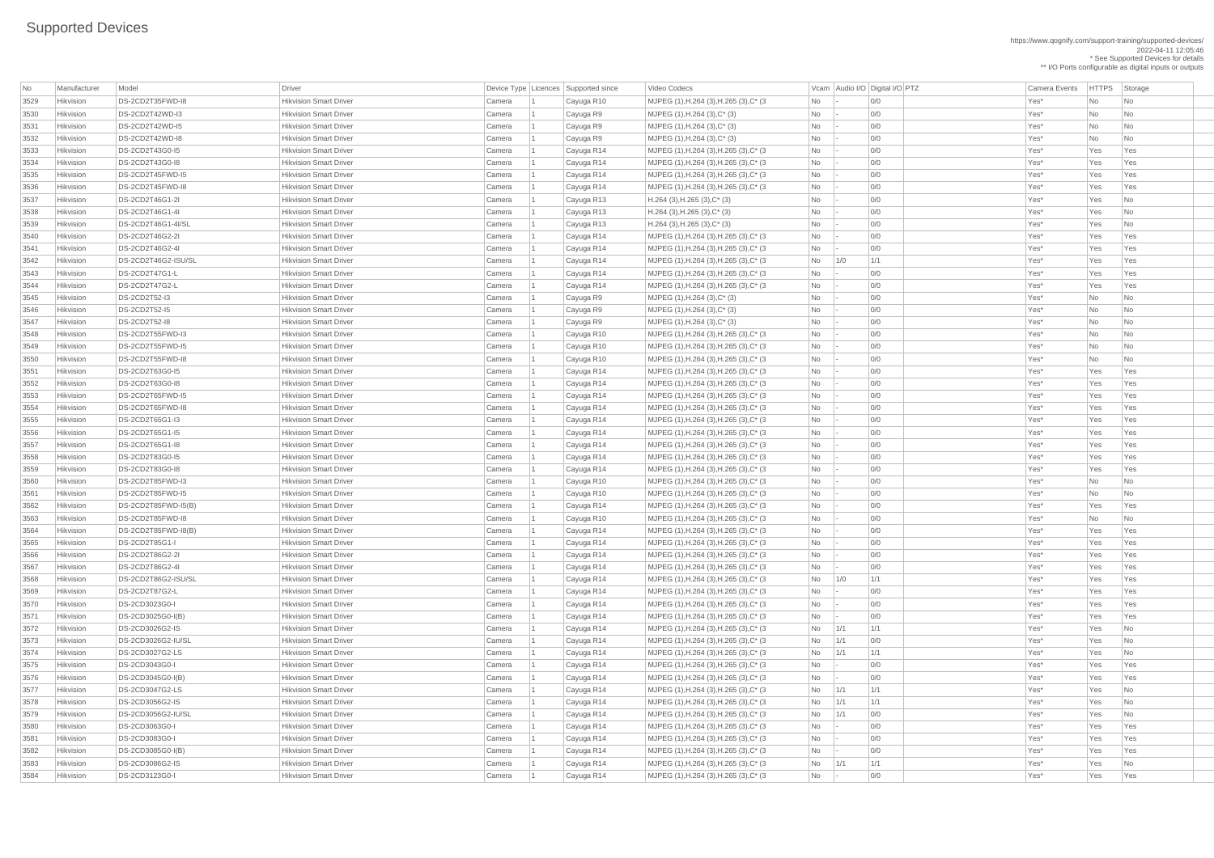# Supported Devices

https://www.qognify.com/support-training/supported-devices/
2022-04-11 12:05:46
* See Supported Devices for details
** I/O Ports configurable as digital inputs or outputs

| No | Manufacturer | Model | Driver | Device Type | Licences | Supported since | Video Codecs | Vcam | Audio I/O | Digital I/O | PTZ | Camera Events | HTTPS | Storage |
|---|---|---|---|---|---|---|---|---|---|---|---|---|---|---|
| 3529 | Hikvision | DS-2CD2T35FWD-I8 | Hikvision Smart Driver | Camera | 1 | Cayuga R10 | MJPEG (1),H.264 (3),H.265 (3),C* (3 | No | - | 0/0 | | Yes* | No | No |
| 3530 | Hikvision | DS-2CD2T42WD-I3 | Hikvision Smart Driver | Camera | 1 | Cayuga R9 | MJPEG (1),H.264 (3),C* (3) | No | - | 0/0 | | Yes* | No | No |
| 3531 | Hikvision | DS-2CD2T42WD-I5 | Hikvision Smart Driver | Camera | 1 | Cayuga R9 | MJPEG (1),H.264 (3),C* (3) | No | - | 0/0 | | Yes* | No | No |
| 3532 | Hikvision | DS-2CD2T42WD-I8 | Hikvision Smart Driver | Camera | 1 | Cayuga R9 | MJPEG (1),H.264 (3),C* (3) | No | - | 0/0 | | Yes* | No | No |
| 3533 | Hikvision | DS-2CD2T43G0-I5 | Hikvision Smart Driver | Camera | 1 | Cayuga R14 | MJPEG (1),H.264 (3),H.265 (3),C* (3 | No | - | 0/0 | | Yes* | Yes | Yes |
| 3534 | Hikvision | DS-2CD2T43G0-I8 | Hikvision Smart Driver | Camera | 1 | Cayuga R14 | MJPEG (1),H.264 (3),H.265 (3),C* (3 | No | - | 0/0 | | Yes* | Yes | Yes |
| 3535 | Hikvision | DS-2CD2T45FWD-I5 | Hikvision Smart Driver | Camera | 1 | Cayuga R14 | MJPEG (1),H.264 (3),H.265 (3),C* (3 | No | - | 0/0 | | Yes* | Yes | Yes |
| 3536 | Hikvision | DS-2CD2T45FWD-I8 | Hikvision Smart Driver | Camera | 1 | Cayuga R14 | MJPEG (1),H.264 (3),H.265 (3),C* (3 | No | - | 0/0 | | Yes* | Yes | Yes |
| 3537 | Hikvision | DS-2CD2T46G1-2I | Hikvision Smart Driver | Camera | 1 | Cayuga R13 | H.264 (3),H.265 (3),C* (3) | No | - | 0/0 | | Yes* | Yes | No |
| 3538 | Hikvision | DS-2CD2T46G1-4I | Hikvision Smart Driver | Camera | 1 | Cayuga R13 | H.264 (3),H.265 (3),C* (3) | No | - | 0/0 | | Yes* | Yes | No |
| 3539 | Hikvision | DS-2CD2T46G1-4I/SL | Hikvision Smart Driver | Camera | 1 | Cayuga R13 | H.264 (3),H.265 (3),C* (3) | No | - | 0/0 | | Yes* | Yes | No |
| 3540 | Hikvision | DS-2CD2T46G2-2I | Hikvision Smart Driver | Camera | 1 | Cayuga R14 | MJPEG (1),H.264 (3),H.265 (3),C* (3 | No | - | 0/0 | | Yes* | Yes | Yes |
| 3541 | Hikvision | DS-2CD2T46G2-4I | Hikvision Smart Driver | Camera | 1 | Cayuga R14 | MJPEG (1),H.264 (3),H.265 (3),C* (3 | No | - | 0/0 | | Yes* | Yes | Yes |
| 3542 | Hikvision | DS-2CD2T46G2-ISU/SL | Hikvision Smart Driver | Camera | 1 | Cayuga R14 | MJPEG (1),H.264 (3),H.265 (3),C* (3 | No | 1/0 | 1/1 | | Yes* | Yes | Yes |
| 3543 | Hikvision | DS-2CD2T47G1-L | Hikvision Smart Driver | Camera | 1 | Cayuga R14 | MJPEG (1),H.264 (3),H.265 (3),C* (3 | No | - | 0/0 | | Yes* | Yes | Yes |
| 3544 | Hikvision | DS-2CD2T47G2-L | Hikvision Smart Driver | Camera | 1 | Cayuga R14 | MJPEG (1),H.264 (3),H.265 (3),C* (3 | No | - | 0/0 | | Yes* | Yes | Yes |
| 3545 | Hikvision | DS-2CD2T52-I3 | Hikvision Smart Driver | Camera | 1 | Cayuga R9 | MJPEG (1),H.264 (3),C* (3) | No | - | 0/0 | | Yes* | No | No |
| 3546 | Hikvision | DS-2CD2T52-I5 | Hikvision Smart Driver | Camera | 1 | Cayuga R9 | MJPEG (1),H.264 (3),C* (3) | No | - | 0/0 | | Yes* | No | No |
| 3547 | Hikvision | DS-2CD2T52-I8 | Hikvision Smart Driver | Camera | 1 | Cayuga R9 | MJPEG (1),H.264 (3),C* (3) | No | - | 0/0 | | Yes* | No | No |
| 3548 | Hikvision | DS-2CD2T55FWD-I3 | Hikvision Smart Driver | Camera | 1 | Cayuga R10 | MJPEG (1),H.264 (3),H.265 (3),C* (3 | No | - | 0/0 | | Yes* | No | No |
| 3549 | Hikvision | DS-2CD2T55FWD-I5 | Hikvision Smart Driver | Camera | 1 | Cayuga R10 | MJPEG (1),H.264 (3),H.265 (3),C* (3 | No | - | 0/0 | | Yes* | No | No |
| 3550 | Hikvision | DS-2CD2T55FWD-I8 | Hikvision Smart Driver | Camera | 1 | Cayuga R10 | MJPEG (1),H.264 (3),H.265 (3),C* (3 | No | - | 0/0 | | Yes* | No | No |
| 3551 | Hikvision | DS-2CD2T63G0-I5 | Hikvision Smart Driver | Camera | 1 | Cayuga R14 | MJPEG (1),H.264 (3),H.265 (3),C* (3 | No | - | 0/0 | | Yes* | Yes | Yes |
| 3552 | Hikvision | DS-2CD2T63G0-I8 | Hikvision Smart Driver | Camera | 1 | Cayuga R14 | MJPEG (1),H.264 (3),H.265 (3),C* (3 | No | - | 0/0 | | Yes* | Yes | Yes |
| 3553 | Hikvision | DS-2CD2T65FWD-I5 | Hikvision Smart Driver | Camera | 1 | Cayuga R14 | MJPEG (1),H.264 (3),H.265 (3),C* (3 | No | - | 0/0 | | Yes* | Yes | Yes |
| 3554 | Hikvision | DS-2CD2T65FWD-I8 | Hikvision Smart Driver | Camera | 1 | Cayuga R14 | MJPEG (1),H.264 (3),H.265 (3),C* (3 | No | - | 0/0 | | Yes* | Yes | Yes |
| 3555 | Hikvision | DS-2CD2T65G1-I3 | Hikvision Smart Driver | Camera | 1 | Cayuga R14 | MJPEG (1),H.264 (3),H.265 (3),C* (3 | No | - | 0/0 | | Yes* | Yes | Yes |
| 3556 | Hikvision | DS-2CD2T65G1-I5 | Hikvision Smart Driver | Camera | 1 | Cayuga R14 | MJPEG (1),H.264 (3),H.265 (3),C* (3 | No | - | 0/0 | | Yes* | Yes | Yes |
| 3557 | Hikvision | DS-2CD2T65G1-I8 | Hikvision Smart Driver | Camera | 1 | Cayuga R14 | MJPEG (1),H.264 (3),H.265 (3),C* (3 | No | - | 0/0 | | Yes* | Yes | Yes |
| 3558 | Hikvision | DS-2CD2T83G0-I5 | Hikvision Smart Driver | Camera | 1 | Cayuga R14 | MJPEG (1),H.264 (3),H.265 (3),C* (3 | No | - | 0/0 | | Yes* | Yes | Yes |
| 3559 | Hikvision | DS-2CD2T83G0-I8 | Hikvision Smart Driver | Camera | 1 | Cayuga R14 | MJPEG (1),H.264 (3),H.265 (3),C* (3 | No | - | 0/0 | | Yes* | Yes | Yes |
| 3560 | Hikvision | DS-2CD2T85FWD-I3 | Hikvision Smart Driver | Camera | 1 | Cayuga R10 | MJPEG (1),H.264 (3),H.265 (3),C* (3 | No | - | 0/0 | | Yes* | No | No |
| 3561 | Hikvision | DS-2CD2T85FWD-I5 | Hikvision Smart Driver | Camera | 1 | Cayuga R10 | MJPEG (1),H.264 (3),H.265 (3),C* (3 | No | - | 0/0 | | Yes* | No | No |
| 3562 | Hikvision | DS-2CD2T85FWD-I5(B) | Hikvision Smart Driver | Camera | 1 | Cayuga R14 | MJPEG (1),H.264 (3),H.265 (3),C* (3 | No | - | 0/0 | | Yes* | Yes | Yes |
| 3563 | Hikvision | DS-2CD2T85FWD-I8 | Hikvision Smart Driver | Camera | 1 | Cayuga R10 | MJPEG (1),H.264 (3),H.265 (3),C* (3 | No | - | 0/0 | | Yes* | No | No |
| 3564 | Hikvision | DS-2CD2T85FWD-I8(B) | Hikvision Smart Driver | Camera | 1 | Cayuga R14 | MJPEG (1),H.264 (3),H.265 (3),C* (3 | No | - | 0/0 | | Yes* | Yes | Yes |
| 3565 | Hikvision | DS-2CD2T85G1-I | Hikvision Smart Driver | Camera | 1 | Cayuga R14 | MJPEG (1),H.264 (3),H.265 (3),C* (3 | No | - | 0/0 | | Yes* | Yes | Yes |
| 3566 | Hikvision | DS-2CD2T86G2-2I | Hikvision Smart Driver | Camera | 1 | Cayuga R14 | MJPEG (1),H.264 (3),H.265 (3),C* (3 | No | - | 0/0 | | Yes* | Yes | Yes |
| 3567 | Hikvision | DS-2CD2T86G2-4I | Hikvision Smart Driver | Camera | 1 | Cayuga R14 | MJPEG (1),H.264 (3),H.265 (3),C* (3 | No | - | 0/0 | | Yes* | Yes | Yes |
| 3568 | Hikvision | DS-2CD2T86G2-ISU/SL | Hikvision Smart Driver | Camera | 1 | Cayuga R14 | MJPEG (1),H.264 (3),H.265 (3),C* (3 | No | 1/0 | 1/1 | | Yes* | Yes | Yes |
| 3569 | Hikvision | DS-2CD2T87G2-L | Hikvision Smart Driver | Camera | 1 | Cayuga R14 | MJPEG (1),H.264 (3),H.265 (3),C* (3 | No | - | 0/0 | | Yes* | Yes | Yes |
| 3570 | Hikvision | DS-2CD3023G0-I | Hikvision Smart Driver | Camera | 1 | Cayuga R14 | MJPEG (1),H.264 (3),H.265 (3),C* (3 | No | - | 0/0 | | Yes* | Yes | Yes |
| 3571 | Hikvision | DS-2CD3025G0-I(B) | Hikvision Smart Driver | Camera | 1 | Cayuga R14 | MJPEG (1),H.264 (3),H.265 (3),C* (3 | No | - | 0/0 | | Yes* | Yes | Yes |
| 3572 | Hikvision | DS-2CD3026G2-IS | Hikvision Smart Driver | Camera | 1 | Cayuga R14 | MJPEG (1),H.264 (3),H.265 (3),C* (3 | No | 1/1 | 1/1 | | Yes* | Yes | No |
| 3573 | Hikvision | DS-2CD3026G2-IU/SL | Hikvision Smart Driver | Camera | 1 | Cayuga R14 | MJPEG (1),H.264 (3),H.265 (3),C* (3 | No | 1/1 | 0/0 | | Yes* | Yes | No |
| 3574 | Hikvision | DS-2CD3027G2-LS | Hikvision Smart Driver | Camera | 1 | Cayuga R14 | MJPEG (1),H.264 (3),H.265 (3),C* (3 | No | 1/1 | 1/1 | | Yes* | Yes | No |
| 3575 | Hikvision | DS-2CD3043G0-I | Hikvision Smart Driver | Camera | 1 | Cayuga R14 | MJPEG (1),H.264 (3),H.265 (3),C* (3 | No | - | 0/0 | | Yes* | Yes | Yes |
| 3576 | Hikvision | DS-2CD3045G0-I(B) | Hikvision Smart Driver | Camera | 1 | Cayuga R14 | MJPEG (1),H.264 (3),H.265 (3),C* (3 | No | - | 0/0 | | Yes* | Yes | Yes |
| 3577 | Hikvision | DS-2CD3047G2-LS | Hikvision Smart Driver | Camera | 1 | Cayuga R14 | MJPEG (1),H.264 (3),H.265 (3),C* (3 | No | 1/1 | 1/1 | | Yes* | Yes | No |
| 3578 | Hikvision | DS-2CD3056G2-IS | Hikvision Smart Driver | Camera | 1 | Cayuga R14 | MJPEG (1),H.264 (3),H.265 (3),C* (3 | No | 1/1 | 1/1 | | Yes* | Yes | No |
| 3579 | Hikvision | DS-2CD3056G2-IU/SL | Hikvision Smart Driver | Camera | 1 | Cayuga R14 | MJPEG (1),H.264 (3),H.265 (3),C* (3 | No | 1/1 | 0/0 | | Yes* | Yes | No |
| 3580 | Hikvision | DS-2CD3063G0-I | Hikvision Smart Driver | Camera | 1 | Cayuga R14 | MJPEG (1),H.264 (3),H.265 (3),C* (3 | No | - | 0/0 | | Yes* | Yes | Yes |
| 3581 | Hikvision | DS-2CD3083G0-I | Hikvision Smart Driver | Camera | 1 | Cayuga R14 | MJPEG (1),H.264 (3),H.265 (3),C* (3 | No | - | 0/0 | | Yes* | Yes | Yes |
| 3582 | Hikvision | DS-2CD3085G0-I(B) | Hikvision Smart Driver | Camera | 1 | Cayuga R14 | MJPEG (1),H.264 (3),H.265 (3),C* (3 | No | - | 0/0 | | Yes* | Yes | Yes |
| 3583 | Hikvision | DS-2CD3086G2-IS | Hikvision Smart Driver | Camera | 1 | Cayuga R14 | MJPEG (1),H.264 (3),H.265 (3),C* (3 | No | 1/1 | 1/1 | | Yes* | Yes | No |
| 3584 | Hikvision | DS-2CD3123G0-I | Hikvision Smart Driver | Camera | 1 | Cayuga R14 | MJPEG (1),H.264 (3),H.265 (3),C* (3 | No | - | 0/0 | | Yes* | Yes | Yes |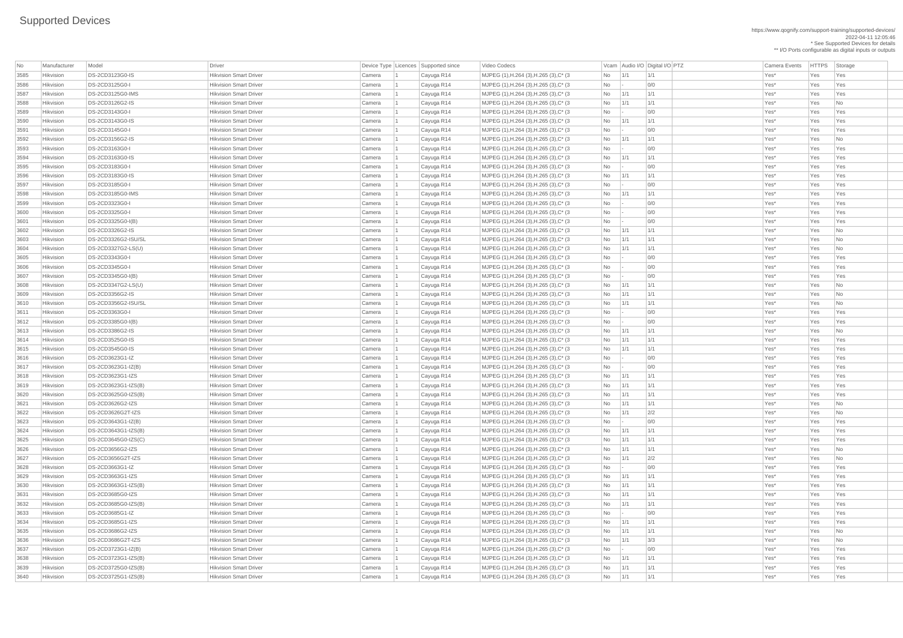# Supported Devices

https://www.qognify.com/support-training/supported-devices/
2022-04-11 12:05:46
* See Supported Devices for details
** I/O Ports configurable as digital inputs or outputs

| No | Manufacturer | Model | Driver | Device Type | Licences | Supported since | Video Codecs | Vcam | Audio I/O | Digital I/O | PTZ | Camera Events | HTTPS | Storage |
|---|---|---|---|---|---|---|---|---|---|---|---|---|---|---|
| 3585 | Hikvision | DS-2CD3123G0-IS | Hikvision Smart Driver | Camera | 1 | Cayuga R14 | MJPEG (1),H.264 (3),H.265 (3),C* (3 | No | 1/1 | 1/1 | | Yes* | Yes | Yes |
| 3586 | Hikvision | DS-2CD3125G0-I | Hikvision Smart Driver | Camera | 1 | Cayuga R14 | MJPEG (1),H.264 (3),H.265 (3),C* (3 | No | - | 0/0 | | Yes* | Yes | Yes |
| 3587 | Hikvision | DS-2CD3125G0-IMS | Hikvision Smart Driver | Camera | 1 | Cayuga R14 | MJPEG (1),H.264 (3),H.265 (3),C* (3 | No | 1/1 | 1/1 | | Yes* | Yes | Yes |
| 3588 | Hikvision | DS-2CD3126G2-IS | Hikvision Smart Driver | Camera | 1 | Cayuga R14 | MJPEG (1),H.264 (3),H.265 (3),C* (3 | No | 1/1 | 1/1 | | Yes* | Yes | No |
| 3589 | Hikvision | DS-2CD3143G0-I | Hikvision Smart Driver | Camera | 1 | Cayuga R14 | MJPEG (1),H.264 (3),H.265 (3),C* (3 | No | - | 0/0 | | Yes* | Yes | Yes |
| 3590 | Hikvision | DS-2CD3143G0-IS | Hikvision Smart Driver | Camera | 1 | Cayuga R14 | MJPEG (1),H.264 (3),H.265 (3),C* (3 | No | 1/1 | 1/1 | | Yes* | Yes | Yes |
| 3591 | Hikvision | DS-2CD3145G0-I | Hikvision Smart Driver | Camera | 1 | Cayuga R14 | MJPEG (1),H.264 (3),H.265 (3),C* (3 | No | - | 0/0 | | Yes* | Yes | Yes |
| 3592 | Hikvision | DS-2CD3156G2-IS | Hikvision Smart Driver | Camera | 1 | Cayuga R14 | MJPEG (1),H.264 (3),H.265 (3),C* (3 | No | 1/1 | 1/1 | | Yes* | Yes | No |
| 3593 | Hikvision | DS-2CD3163G0-I | Hikvision Smart Driver | Camera | 1 | Cayuga R14 | MJPEG (1),H.264 (3),H.265 (3),C* (3 | No | - | 0/0 | | Yes* | Yes | Yes |
| 3594 | Hikvision | DS-2CD3163G0-IS | Hikvision Smart Driver | Camera | 1 | Cayuga R14 | MJPEG (1),H.264 (3),H.265 (3),C* (3 | No | 1/1 | 1/1 | | Yes* | Yes | Yes |
| 3595 | Hikvision | DS-2CD3183G0-I | Hikvision Smart Driver | Camera | 1 | Cayuga R14 | MJPEG (1),H.264 (3),H.265 (3),C* (3 | No | - | 0/0 | | Yes* | Yes | Yes |
| 3596 | Hikvision | DS-2CD3183G0-IS | Hikvision Smart Driver | Camera | 1 | Cayuga R14 | MJPEG (1),H.264 (3),H.265 (3),C* (3 | No | 1/1 | 1/1 | | Yes* | Yes | Yes |
| 3597 | Hikvision | DS-2CD3185G0-I | Hikvision Smart Driver | Camera | 1 | Cayuga R14 | MJPEG (1),H.264 (3),H.265 (3),C* (3 | No | - | 0/0 | | Yes* | Yes | Yes |
| 3598 | Hikvision | DS-2CD3185G0-IMS | Hikvision Smart Driver | Camera | 1 | Cayuga R14 | MJPEG (1),H.264 (3),H.265 (3),C* (3 | No | 1/1 | 1/1 | | Yes* | Yes | Yes |
| 3599 | Hikvision | DS-2CD3323G0-I | Hikvision Smart Driver | Camera | 1 | Cayuga R14 | MJPEG (1),H.264 (3),H.265 (3),C* (3 | No | - | 0/0 | | Yes* | Yes | Yes |
| 3600 | Hikvision | DS-2CD3325G0-I | Hikvision Smart Driver | Camera | 1 | Cayuga R14 | MJPEG (1),H.264 (3),H.265 (3),C* (3 | No | - | 0/0 | | Yes* | Yes | Yes |
| 3601 | Hikvision | DS-2CD3325G0-I(B) | Hikvision Smart Driver | Camera | 1 | Cayuga R14 | MJPEG (1),H.264 (3),H.265 (3),C* (3 | No | - | 0/0 | | Yes* | Yes | Yes |
| 3602 | Hikvision | DS-2CD3326G2-IS | Hikvision Smart Driver | Camera | 1 | Cayuga R14 | MJPEG (1),H.264 (3),H.265 (3),C* (3 | No | 1/1 | 1/1 | | Yes* | Yes | No |
| 3603 | Hikvision | DS-2CD3326G2-ISU/SL | Hikvision Smart Driver | Camera | 1 | Cayuga R14 | MJPEG (1),H.264 (3),H.265 (3),C* (3 | No | 1/1 | 1/1 | | Yes* | Yes | No |
| 3604 | Hikvision | DS-2CD3327G2-LS(U) | Hikvision Smart Driver | Camera | 1 | Cayuga R14 | MJPEG (1),H.264 (3),H.265 (3),C* (3 | No | 1/1 | 1/1 | | Yes* | Yes | No |
| 3605 | Hikvision | DS-2CD3343G0-I | Hikvision Smart Driver | Camera | 1 | Cayuga R14 | MJPEG (1),H.264 (3),H.265 (3),C* (3 | No | - | 0/0 | | Yes* | Yes | Yes |
| 3606 | Hikvision | DS-2CD3345G0-I | Hikvision Smart Driver | Camera | 1 | Cayuga R14 | MJPEG (1),H.264 (3),H.265 (3),C* (3 | No | - | 0/0 | | Yes* | Yes | Yes |
| 3607 | Hikvision | DS-2CD3345G0-I(B) | Hikvision Smart Driver | Camera | 1 | Cayuga R14 | MJPEG (1),H.264 (3),H.265 (3),C* (3 | No | - | 0/0 | | Yes* | Yes | Yes |
| 3608 | Hikvision | DS-2CD3347G2-LS(U) | Hikvision Smart Driver | Camera | 1 | Cayuga R14 | MJPEG (1),H.264 (3),H.265 (3),C* (3 | No | 1/1 | 1/1 | | Yes* | Yes | No |
| 3609 | Hikvision | DS-2CD3356G2-IS | Hikvision Smart Driver | Camera | 1 | Cayuga R14 | MJPEG (1),H.264 (3),H.265 (3),C* (3 | No | 1/1 | 1/1 | | Yes* | Yes | No |
| 3610 | Hikvision | DS-2CD3356G2-ISU/SL | Hikvision Smart Driver | Camera | 1 | Cayuga R14 | MJPEG (1),H.264 (3),H.265 (3),C* (3 | No | 1/1 | 1/1 | | Yes* | Yes | No |
| 3611 | Hikvision | DS-2CD3363G0-I | Hikvision Smart Driver | Camera | 1 | Cayuga R14 | MJPEG (1),H.264 (3),H.265 (3),C* (3 | No | - | 0/0 | | Yes* | Yes | Yes |
| 3612 | Hikvision | DS-2CD3385G0-I(B) | Hikvision Smart Driver | Camera | 1 | Cayuga R14 | MJPEG (1),H.264 (3),H.265 (3),C* (3 | No | - | 0/0 | | Yes* | Yes | Yes |
| 3613 | Hikvision | DS-2CD3386G2-IS | Hikvision Smart Driver | Camera | 1 | Cayuga R14 | MJPEG (1),H.264 (3),H.265 (3),C* (3 | No | 1/1 | 1/1 | | Yes* | Yes | No |
| 3614 | Hikvision | DS-2CD3525G0-IS | Hikvision Smart Driver | Camera | 1 | Cayuga R14 | MJPEG (1),H.264 (3),H.265 (3),C* (3 | No | 1/1 | 1/1 | | Yes* | Yes | Yes |
| 3615 | Hikvision | DS-2CD3545G0-IS | Hikvision Smart Driver | Camera | 1 | Cayuga R14 | MJPEG (1),H.264 (3),H.265 (3),C* (3 | No | 1/1 | 1/1 | | Yes* | Yes | Yes |
| 3616 | Hikvision | DS-2CD3623G1-IZ | Hikvision Smart Driver | Camera | 1 | Cayuga R14 | MJPEG (1),H.264 (3),H.265 (3),C* (3 | No | - | 0/0 | | Yes* | Yes | Yes |
| 3617 | Hikvision | DS-2CD3623G1-IZ(B) | Hikvision Smart Driver | Camera | 1 | Cayuga R14 | MJPEG (1),H.264 (3),H.265 (3),C* (3 | No | - | 0/0 | | Yes* | Yes | Yes |
| 3618 | Hikvision | DS-2CD3623G1-IZS | Hikvision Smart Driver | Camera | 1 | Cayuga R14 | MJPEG (1),H.264 (3),H.265 (3),C* (3 | No | 1/1 | 1/1 | | Yes* | Yes | Yes |
| 3619 | Hikvision | DS-2CD3623G1-IZS(B) | Hikvision Smart Driver | Camera | 1 | Cayuga R14 | MJPEG (1),H.264 (3),H.265 (3),C* (3 | No | 1/1 | 1/1 | | Yes* | Yes | Yes |
| 3620 | Hikvision | DS-2CD3625G0-IZS(B) | Hikvision Smart Driver | Camera | 1 | Cayuga R14 | MJPEG (1),H.264 (3),H.265 (3),C* (3 | No | 1/1 | 1/1 | | Yes* | Yes | Yes |
| 3621 | Hikvision | DS-2CD3626G2-IZS | Hikvision Smart Driver | Camera | 1 | Cayuga R14 | MJPEG (1),H.264 (3),H.265 (3),C* (3 | No | 1/1 | 1/1 | | Yes* | Yes | No |
| 3622 | Hikvision | DS-2CD3626G2T-IZS | Hikvision Smart Driver | Camera | 1 | Cayuga R14 | MJPEG (1),H.264 (3),H.265 (3),C* (3 | No | 1/1 | 2/2 | | Yes* | Yes | No |
| 3623 | Hikvision | DS-2CD3643G1-IZ(B) | Hikvision Smart Driver | Camera | 1 | Cayuga R14 | MJPEG (1),H.264 (3),H.265 (3),C* (3 | No | - | 0/0 | | Yes* | Yes | Yes |
| 3624 | Hikvision | DS-2CD3643G1-IZS(B) | Hikvision Smart Driver | Camera | 1 | Cayuga R14 | MJPEG (1),H.264 (3),H.265 (3),C* (3 | No | 1/1 | 1/1 | | Yes* | Yes | Yes |
| 3625 | Hikvision | DS-2CD3645G0-IZS(C) | Hikvision Smart Driver | Camera | 1 | Cayuga R14 | MJPEG (1),H.264 (3),H.265 (3),C* (3 | No | 1/1 | 1/1 | | Yes* | Yes | Yes |
| 3626 | Hikvision | DS-2CD3656G2-IZS | Hikvision Smart Driver | Camera | 1 | Cayuga R14 | MJPEG (1),H.264 (3),H.265 (3),C* (3 | No | 1/1 | 1/1 | | Yes* | Yes | No |
| 3627 | Hikvision | DS-2CD3656G2T-IZS | Hikvision Smart Driver | Camera | 1 | Cayuga R14 | MJPEG (1),H.264 (3),H.265 (3),C* (3 | No | 1/1 | 2/2 | | Yes* | Yes | No |
| 3628 | Hikvision | DS-2CD3663G1-IZ | Hikvision Smart Driver | Camera | 1 | Cayuga R14 | MJPEG (1),H.264 (3),H.265 (3),C* (3 | No | - | 0/0 | | Yes* | Yes | Yes |
| 3629 | Hikvision | DS-2CD3663G1-IZS | Hikvision Smart Driver | Camera | 1 | Cayuga R14 | MJPEG (1),H.264 (3),H.265 (3),C* (3 | No | 1/1 | 1/1 | | Yes* | Yes | Yes |
| 3630 | Hikvision | DS-2CD3663G1-IZS(B) | Hikvision Smart Driver | Camera | 1 | Cayuga R14 | MJPEG (1),H.264 (3),H.265 (3),C* (3 | No | 1/1 | 1/1 | | Yes* | Yes | Yes |
| 3631 | Hikvision | DS-2CD3685G0-IZS | Hikvision Smart Driver | Camera | 1 | Cayuga R14 | MJPEG (1),H.264 (3),H.265 (3),C* (3 | No | 1/1 | 1/1 | | Yes* | Yes | Yes |
| 3632 | Hikvision | DS-2CD3685G0-IZS(B) | Hikvision Smart Driver | Camera | 1 | Cayuga R14 | MJPEG (1),H.264 (3),H.265 (3),C* (3 | No | 1/1 | 1/1 | | Yes* | Yes | Yes |
| 3633 | Hikvision | DS-2CD3685G1-IZ | Hikvision Smart Driver | Camera | 1 | Cayuga R14 | MJPEG (1),H.264 (3),H.265 (3),C* (3 | No | - | 0/0 | | Yes* | Yes | Yes |
| 3634 | Hikvision | DS-2CD3685G1-IZS | Hikvision Smart Driver | Camera | 1 | Cayuga R14 | MJPEG (1),H.264 (3),H.265 (3),C* (3 | No | 1/1 | 1/1 | | Yes* | Yes | Yes |
| 3635 | Hikvision | DS-2CD3686G2-IZS | Hikvision Smart Driver | Camera | 1 | Cayuga R14 | MJPEG (1),H.264 (3),H.265 (3),C* (3 | No | 1/1 | 1/1 | | Yes* | Yes | No |
| 3636 | Hikvision | DS-2CD3686G2T-IZS | Hikvision Smart Driver | Camera | 1 | Cayuga R14 | MJPEG (1),H.264 (3),H.265 (3),C* (3 | No | 1/1 | 3/3 | | Yes* | Yes | No |
| 3637 | Hikvision | DS-2CD3723G1-IZ(B) | Hikvision Smart Driver | Camera | 1 | Cayuga R14 | MJPEG (1),H.264 (3),H.265 (3),C* (3 | No | - | 0/0 | | Yes* | Yes | Yes |
| 3638 | Hikvision | DS-2CD3723G1-IZS(B) | Hikvision Smart Driver | Camera | 1 | Cayuga R14 | MJPEG (1),H.264 (3),H.265 (3),C* (3 | No | 1/1 | 1/1 | | Yes* | Yes | Yes |
| 3639 | Hikvision | DS-2CD3725G0-IZS(B) | Hikvision Smart Driver | Camera | 1 | Cayuga R14 | MJPEG (1),H.264 (3),H.265 (3),C* (3 | No | 1/1 | 1/1 | | Yes* | Yes | Yes |
| 3640 | Hikvision | DS-2CD3725G1-IZS(B) | Hikvision Smart Driver | Camera | 1 | Cayuga R14 | MJPEG (1),H.264 (3),H.265 (3),C* (3 | No | 1/1 | 1/1 | | Yes* | Yes | Yes |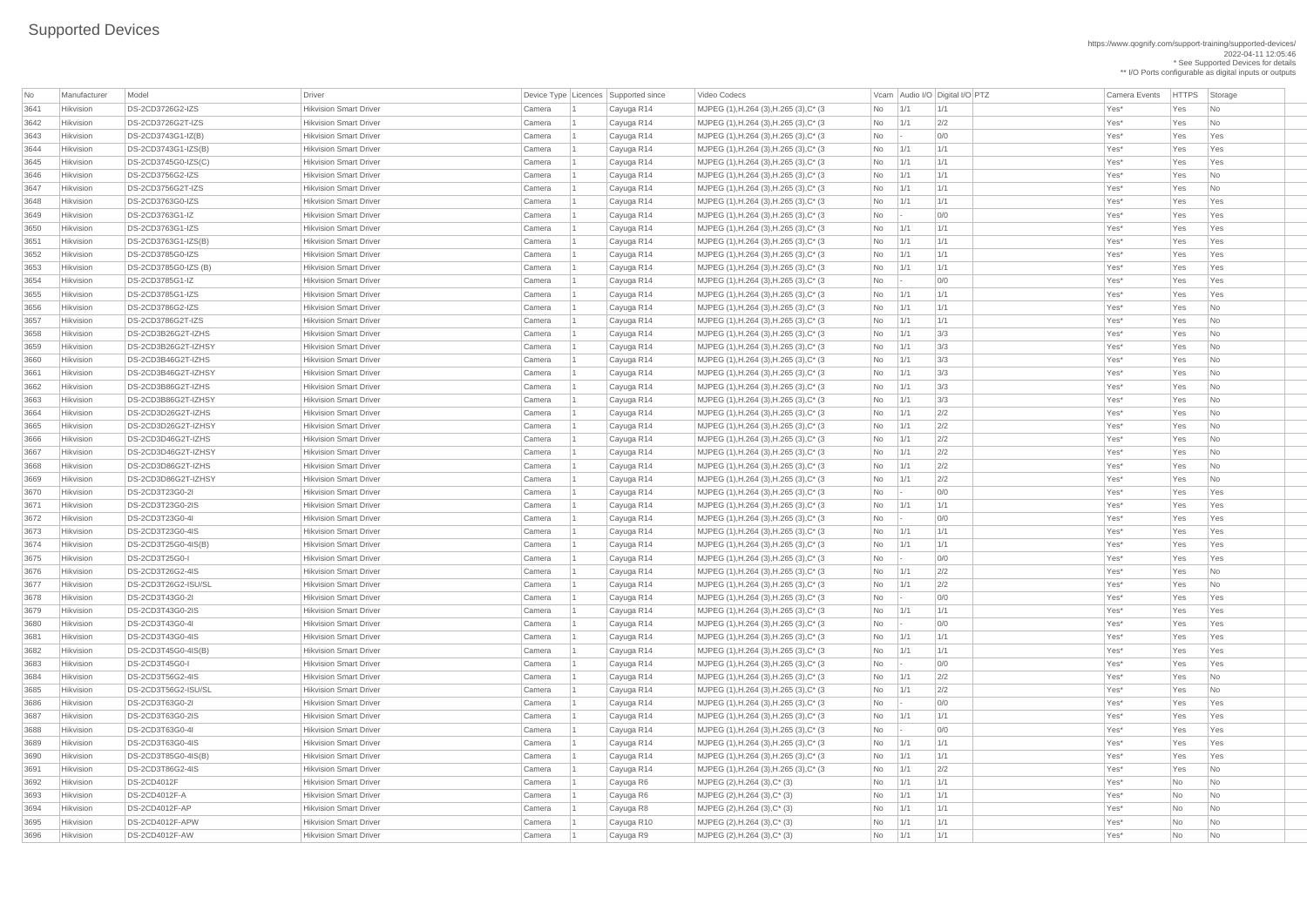# Supported Devices

https://www.qognify.com/support-training/supported-devices/
2022-04-11 12:05:46
* See Supported Devices for details
** I/O Ports configurable as digital inputs or outputs

| No | Manufacturer | Model | Driver | Device Type | Licences | Supported since | Video Codecs | Vcam | Audio I/O | Digital I/O | PTZ | Camera Events | HTTPS | Storage |
|---|---|---|---|---|---|---|---|---|---|---|---|---|---|---|
| 3641 | Hikvision | DS-2CD3726G2-IZS | Hikvision Smart Driver | Camera | 1 | Cayuga R14 | MJPEG (1),H.264 (3),H.265 (3),C* (3 | No | 1/1 | 1/1 | | Yes* | Yes | No |
| 3642 | Hikvision | DS-2CD3726G2T-IZS | Hikvision Smart Driver | Camera | 1 | Cayuga R14 | MJPEG (1),H.264 (3),H.265 (3),C* (3 | No | 1/1 | 2/2 | | Yes* | Yes | No |
| 3643 | Hikvision | DS-2CD3743G1-IZ(B) | Hikvision Smart Driver | Camera | 1 | Cayuga R14 | MJPEG (1),H.264 (3),H.265 (3),C* (3 | No | - | 0/0 | | Yes* | Yes | Yes |
| 3644 | Hikvision | DS-2CD3743G1-IZS(B) | Hikvision Smart Driver | Camera | 1 | Cayuga R14 | MJPEG (1),H.264 (3),H.265 (3),C* (3 | No | 1/1 | 1/1 | | Yes* | Yes | Yes |
| 3645 | Hikvision | DS-2CD3745G0-IZS(C) | Hikvision Smart Driver | Camera | 1 | Cayuga R14 | MJPEG (1),H.264 (3),H.265 (3),C* (3 | No | 1/1 | 1/1 | | Yes* | Yes | Yes |
| 3646 | Hikvision | DS-2CD3756G2-IZS | Hikvision Smart Driver | Camera | 1 | Cayuga R14 | MJPEG (1),H.264 (3),H.265 (3),C* (3 | No | 1/1 | 1/1 | | Yes* | Yes | No |
| 3647 | Hikvision | DS-2CD3756G2T-IZS | Hikvision Smart Driver | Camera | 1 | Cayuga R14 | MJPEG (1),H.264 (3),H.265 (3),C* (3 | No | 1/1 | 1/1 | | Yes* | Yes | No |
| 3648 | Hikvision | DS-2CD3763G0-IZS | Hikvision Smart Driver | Camera | 1 | Cayuga R14 | MJPEG (1),H.264 (3),H.265 (3),C* (3 | No | 1/1 | 1/1 | | Yes* | Yes | Yes |
| 3649 | Hikvision | DS-2CD3763G1-IZ | Hikvision Smart Driver | Camera | 1 | Cayuga R14 | MJPEG (1),H.264 (3),H.265 (3),C* (3 | No | - | 0/0 | | Yes* | Yes | Yes |
| 3650 | Hikvision | DS-2CD3763G1-IZS | Hikvision Smart Driver | Camera | 1 | Cayuga R14 | MJPEG (1),H.264 (3),H.265 (3),C* (3 | No | 1/1 | 1/1 | | Yes* | Yes | Yes |
| 3651 | Hikvision | DS-2CD3763G1-IZS(B) | Hikvision Smart Driver | Camera | 1 | Cayuga R14 | MJPEG (1),H.264 (3),H.265 (3),C* (3 | No | 1/1 | 1/1 | | Yes* | Yes | Yes |
| 3652 | Hikvision | DS-2CD3785G0-IZS | Hikvision Smart Driver | Camera | 1 | Cayuga R14 | MJPEG (1),H.264 (3),H.265 (3),C* (3 | No | 1/1 | 1/1 | | Yes* | Yes | Yes |
| 3653 | Hikvision | DS-2CD3785G0-IZS (B) | Hikvision Smart Driver | Camera | 1 | Cayuga R14 | MJPEG (1),H.264 (3),H.265 (3),C* (3 | No | 1/1 | 1/1 | | Yes* | Yes | Yes |
| 3654 | Hikvision | DS-2CD3785G1-IZ | Hikvision Smart Driver | Camera | 1 | Cayuga R14 | MJPEG (1),H.264 (3),H.265 (3),C* (3 | No | - | 0/0 | | Yes* | Yes | Yes |
| 3655 | Hikvision | DS-2CD3785G1-IZS | Hikvision Smart Driver | Camera | 1 | Cayuga R14 | MJPEG (1),H.264 (3),H.265 (3),C* (3 | No | 1/1 | 1/1 | | Yes* | Yes | Yes |
| 3656 | Hikvision | DS-2CD3786G2-IZS | Hikvision Smart Driver | Camera | 1 | Cayuga R14 | MJPEG (1),H.264 (3),H.265 (3),C* (3 | No | 1/1 | 1/1 | | Yes* | Yes | No |
| 3657 | Hikvision | DS-2CD3786G2T-IZS | Hikvision Smart Driver | Camera | 1 | Cayuga R14 | MJPEG (1),H.264 (3),H.265 (3),C* (3 | No | 1/1 | 1/1 | | Yes* | Yes | No |
| 3658 | Hikvision | DS-2CD3B26G2T-IZHS | Hikvision Smart Driver | Camera | 1 | Cayuga R14 | MJPEG (1),H.264 (3),H.265 (3),C* (3 | No | 1/1 | 3/3 | | Yes* | Yes | No |
| 3659 | Hikvision | DS-2CD3B26G2T-IZHSY | Hikvision Smart Driver | Camera | 1 | Cayuga R14 | MJPEG (1),H.264 (3),H.265 (3),C* (3 | No | 1/1 | 3/3 | | Yes* | Yes | No |
| 3660 | Hikvision | DS-2CD3B46G2T-IZHS | Hikvision Smart Driver | Camera | 1 | Cayuga R14 | MJPEG (1),H.264 (3),H.265 (3),C* (3 | No | 1/1 | 3/3 | | Yes* | Yes | No |
| 3661 | Hikvision | DS-2CD3B46G2T-IZHSY | Hikvision Smart Driver | Camera | 1 | Cayuga R14 | MJPEG (1),H.264 (3),H.265 (3),C* (3 | No | 1/1 | 3/3 | | Yes* | Yes | No |
| 3662 | Hikvision | DS-2CD3B86G2T-IZHS | Hikvision Smart Driver | Camera | 1 | Cayuga R14 | MJPEG (1),H.264 (3),H.265 (3),C* (3 | No | 1/1 | 3/3 | | Yes* | Yes | No |
| 3663 | Hikvision | DS-2CD3B86G2T-IZHSY | Hikvision Smart Driver | Camera | 1 | Cayuga R14 | MJPEG (1),H.264 (3),H.265 (3),C* (3 | No | 1/1 | 3/3 | | Yes* | Yes | No |
| 3664 | Hikvision | DS-2CD3D26G2T-IZHS | Hikvision Smart Driver | Camera | 1 | Cayuga R14 | MJPEG (1),H.264 (3),H.265 (3),C* (3 | No | 1/1 | 2/2 | | Yes* | Yes | No |
| 3665 | Hikvision | DS-2CD3D26G2T-IZHSY | Hikvision Smart Driver | Camera | 1 | Cayuga R14 | MJPEG (1),H.264 (3),H.265 (3),C* (3 | No | 1/1 | 2/2 | | Yes* | Yes | No |
| 3666 | Hikvision | DS-2CD3D46G2T-IZHS | Hikvision Smart Driver | Camera | 1 | Cayuga R14 | MJPEG (1),H.264 (3),H.265 (3),C* (3 | No | 1/1 | 2/2 | | Yes* | Yes | No |
| 3667 | Hikvision | DS-2CD3D46G2T-IZHSY | Hikvision Smart Driver | Camera | 1 | Cayuga R14 | MJPEG (1),H.264 (3),H.265 (3),C* (3 | No | 1/1 | 2/2 | | Yes* | Yes | No |
| 3668 | Hikvision | DS-2CD3D86G2T-IZHS | Hikvision Smart Driver | Camera | 1 | Cayuga R14 | MJPEG (1),H.264 (3),H.265 (3),C* (3 | No | 1/1 | 2/2 | | Yes* | Yes | No |
| 3669 | Hikvision | DS-2CD3D86G2T-IZHSY | Hikvision Smart Driver | Camera | 1 | Cayuga R14 | MJPEG (1),H.264 (3),H.265 (3),C* (3 | No | 1/1 | 2/2 | | Yes* | Yes | No |
| 3670 | Hikvision | DS-2CD3T23G0-2I | Hikvision Smart Driver | Camera | 1 | Cayuga R14 | MJPEG (1),H.264 (3),H.265 (3),C* (3 | No | - | 0/0 | | Yes* | Yes | Yes |
| 3671 | Hikvision | DS-2CD3T23G0-2IS | Hikvision Smart Driver | Camera | 1 | Cayuga R14 | MJPEG (1),H.264 (3),H.265 (3),C* (3 | No | 1/1 | 1/1 | | Yes* | Yes | Yes |
| 3672 | Hikvision | DS-2CD3T23G0-4I | Hikvision Smart Driver | Camera | 1 | Cayuga R14 | MJPEG (1),H.264 (3),H.265 (3),C* (3 | No | - | 0/0 | | Yes* | Yes | Yes |
| 3673 | Hikvision | DS-2CD3T23G0-4IS | Hikvision Smart Driver | Camera | 1 | Cayuga R14 | MJPEG (1),H.264 (3),H.265 (3),C* (3 | No | 1/1 | 1/1 | | Yes* | Yes | Yes |
| 3674 | Hikvision | DS-2CD3T25G0-4IS(B) | Hikvision Smart Driver | Camera | 1 | Cayuga R14 | MJPEG (1),H.264 (3),H.265 (3),C* (3 | No | 1/1 | 1/1 | | Yes* | Yes | Yes |
| 3675 | Hikvision | DS-2CD3T25G0-I | Hikvision Smart Driver | Camera | 1 | Cayuga R14 | MJPEG (1),H.264 (3),H.265 (3),C* (3 | No | - | 0/0 | | Yes* | Yes | Yes |
| 3676 | Hikvision | DS-2CD3T26G2-4IS | Hikvision Smart Driver | Camera | 1 | Cayuga R14 | MJPEG (1),H.264 (3),H.265 (3),C* (3 | No | 1/1 | 2/2 | | Yes* | Yes | No |
| 3677 | Hikvision | DS-2CD3T26G2-ISU/SL | Hikvision Smart Driver | Camera | 1 | Cayuga R14 | MJPEG (1),H.264 (3),H.265 (3),C* (3 | No | 1/1 | 2/2 | | Yes* | Yes | No |
| 3678 | Hikvision | DS-2CD3T43G0-2I | Hikvision Smart Driver | Camera | 1 | Cayuga R14 | MJPEG (1),H.264 (3),H.265 (3),C* (3 | No | - | 0/0 | | Yes* | Yes | Yes |
| 3679 | Hikvision | DS-2CD3T43G0-2IS | Hikvision Smart Driver | Camera | 1 | Cayuga R14 | MJPEG (1),H.264 (3),H.265 (3),C* (3 | No | 1/1 | 1/1 | | Yes* | Yes | Yes |
| 3680 | Hikvision | DS-2CD3T43G0-4I | Hikvision Smart Driver | Camera | 1 | Cayuga R14 | MJPEG (1),H.264 (3),H.265 (3),C* (3 | No | - | 0/0 | | Yes* | Yes | Yes |
| 3681 | Hikvision | DS-2CD3T43G0-4IS | Hikvision Smart Driver | Camera | 1 | Cayuga R14 | MJPEG (1),H.264 (3),H.265 (3),C* (3 | No | 1/1 | 1/1 | | Yes* | Yes | Yes |
| 3682 | Hikvision | DS-2CD3T45G0-4IS(B) | Hikvision Smart Driver | Camera | 1 | Cayuga R14 | MJPEG (1),H.264 (3),H.265 (3),C* (3 | No | 1/1 | 1/1 | | Yes* | Yes | Yes |
| 3683 | Hikvision | DS-2CD3T45G0-I | Hikvision Smart Driver | Camera | 1 | Cayuga R14 | MJPEG (1),H.264 (3),H.265 (3),C* (3 | No | - | 0/0 | | Yes* | Yes | Yes |
| 3684 | Hikvision | DS-2CD3T56G2-4IS | Hikvision Smart Driver | Camera | 1 | Cayuga R14 | MJPEG (1),H.264 (3),H.265 (3),C* (3 | No | 1/1 | 2/2 | | Yes* | Yes | No |
| 3685 | Hikvision | DS-2CD3T56G2-ISU/SL | Hikvision Smart Driver | Camera | 1 | Cayuga R14 | MJPEG (1),H.264 (3),H.265 (3),C* (3 | No | 1/1 | 2/2 | | Yes* | Yes | No |
| 3686 | Hikvision | DS-2CD3T63G0-2I | Hikvision Smart Driver | Camera | 1 | Cayuga R14 | MJPEG (1),H.264 (3),H.265 (3),C* (3 | No | - | 0/0 | | Yes* | Yes | Yes |
| 3687 | Hikvision | DS-2CD3T63G0-2IS | Hikvision Smart Driver | Camera | 1 | Cayuga R14 | MJPEG (1),H.264 (3),H.265 (3),C* (3 | No | 1/1 | 1/1 | | Yes* | Yes | Yes |
| 3688 | Hikvision | DS-2CD3T63G0-4I | Hikvision Smart Driver | Camera | 1 | Cayuga R14 | MJPEG (1),H.264 (3),H.265 (3),C* (3 | No | - | 0/0 | | Yes* | Yes | Yes |
| 3689 | Hikvision | DS-2CD3T63G0-4IS | Hikvision Smart Driver | Camera | 1 | Cayuga R14 | MJPEG (1),H.264 (3),H.265 (3),C* (3 | No | 1/1 | 1/1 | | Yes* | Yes | Yes |
| 3690 | Hikvision | DS-2CD3T85G0-4IS(B) | Hikvision Smart Driver | Camera | 1 | Cayuga R14 | MJPEG (1),H.264 (3),H.265 (3),C* (3 | No | 1/1 | 1/1 | | Yes* | Yes | Yes |
| 3691 | Hikvision | DS-2CD3T86G2-4IS | Hikvision Smart Driver | Camera | 1 | Cayuga R14 | MJPEG (1),H.264 (3),H.265 (3),C* (3 | No | 1/1 | 2/2 | | Yes* | Yes | No |
| 3692 | Hikvision | DS-2CD4012F | Hikvision Smart Driver | Camera | 1 | Cayuga R6 | MJPEG (2),H.264 (3),C* (3) | No | 1/1 | 1/1 | | Yes* | No | No |
| 3693 | Hikvision | DS-2CD4012F-A | Hikvision Smart Driver | Camera | 1 | Cayuga R6 | MJPEG (2),H.264 (3),C* (3) | No | 1/1 | 1/1 | | Yes* | No | No |
| 3694 | Hikvision | DS-2CD4012F-AP | Hikvision Smart Driver | Camera | 1 | Cayuga R8 | MJPEG (2),H.264 (3),C* (3) | No | 1/1 | 1/1 | | Yes* | No | No |
| 3695 | Hikvision | DS-2CD4012F-APW | Hikvision Smart Driver | Camera | 1 | Cayuga R10 | MJPEG (2),H.264 (3),C* (3) | No | 1/1 | 1/1 | | Yes* | No | No |
| 3696 | Hikvision | DS-2CD4012F-AW | Hikvision Smart Driver | Camera | 1 | Cayuga R9 | MJPEG (2),H.264 (3),C* (3) | No | 1/1 | 1/1 | | Yes* | No | No |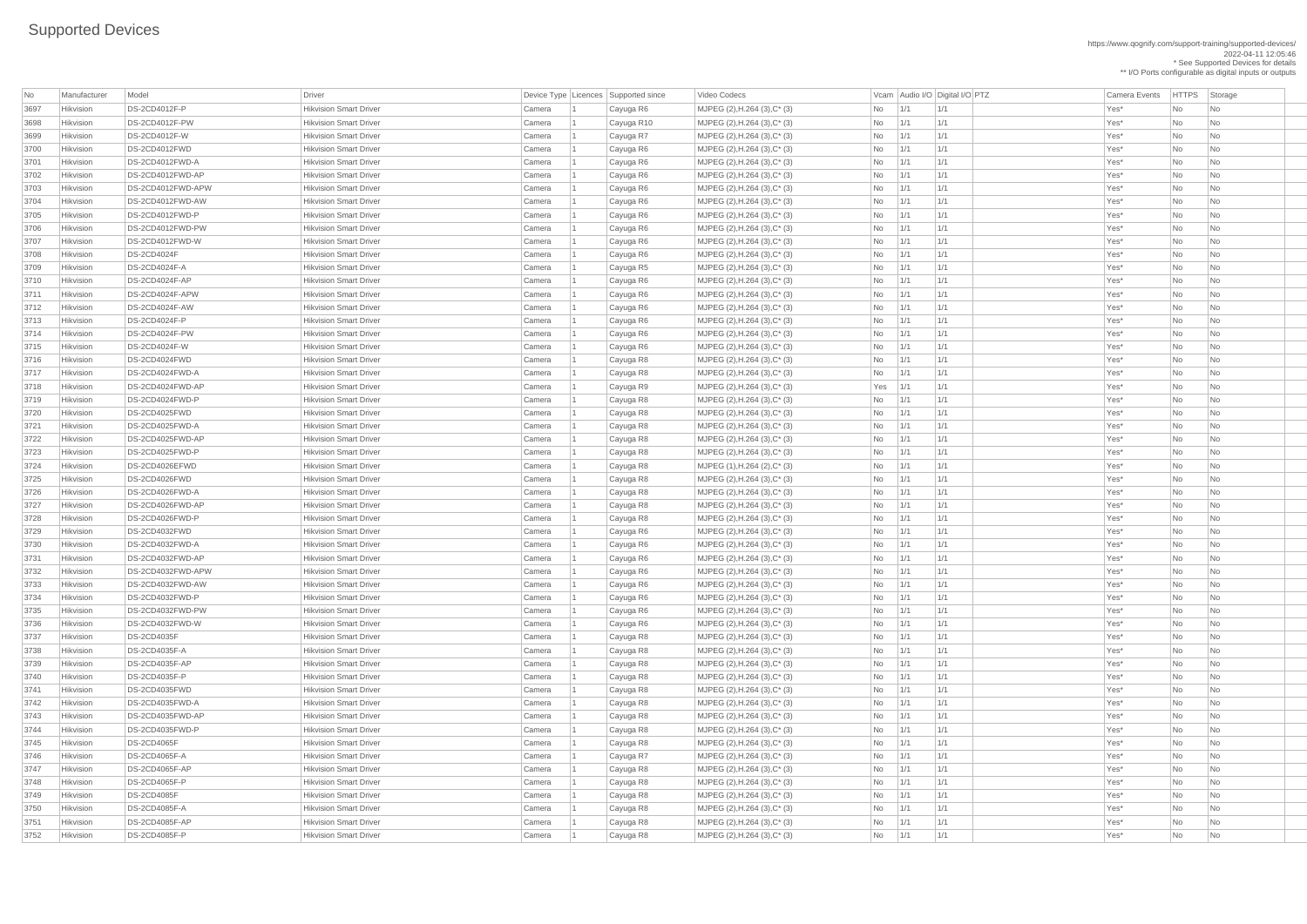# Supported Devices

https://www.qognify.com/support-training/supported-devices/
2022-04-11 12:05:46
* See Supported Devices for details
** I/O Ports configurable as digital inputs or outputs

| No | Manufacturer | Model | Driver | Device Type | Licences | Supported since | Video Codecs | Vcam | Audio I/O | Digital I/O | PTZ | Camera Events | HTTPS | Storage |
|---|---|---|---|---|---|---|---|---|---|---|---|---|---|---|
| 3697 | Hikvision | DS-2CD4012F-P | Hikvision Smart Driver | Camera | 1 | Cayuga R6 | MJPEG (2),H.264 (3),C* (3) | No | 1/1 | 1/1 | | Yes* | No | No |
| 3698 | Hikvision | DS-2CD4012F-PW | Hikvision Smart Driver | Camera | 1 | Cayuga R10 | MJPEG (2),H.264 (3),C* (3) | No | 1/1 | 1/1 | | Yes* | No | No |
| 3699 | Hikvision | DS-2CD4012F-W | Hikvision Smart Driver | Camera | 1 | Cayuga R7 | MJPEG (2),H.264 (3),C* (3) | No | 1/1 | 1/1 | | Yes* | No | No |
| 3700 | Hikvision | DS-2CD4012FWD | Hikvision Smart Driver | Camera | 1 | Cayuga R6 | MJPEG (2),H.264 (3),C* (3) | No | 1/1 | 1/1 | | Yes* | No | No |
| 3701 | Hikvision | DS-2CD4012FWD-A | Hikvision Smart Driver | Camera | 1 | Cayuga R6 | MJPEG (2),H.264 (3),C* (3) | No | 1/1 | 1/1 | | Yes* | No | No |
| 3702 | Hikvision | DS-2CD4012FWD-AP | Hikvision Smart Driver | Camera | 1 | Cayuga R6 | MJPEG (2),H.264 (3),C* (3) | No | 1/1 | 1/1 | | Yes* | No | No |
| 3703 | Hikvision | DS-2CD4012FWD-APW | Hikvision Smart Driver | Camera | 1 | Cayuga R6 | MJPEG (2),H.264 (3),C* (3) | No | 1/1 | 1/1 | | Yes* | No | No |
| 3704 | Hikvision | DS-2CD4012FWD-AW | Hikvision Smart Driver | Camera | 1 | Cayuga R6 | MJPEG (2),H.264 (3),C* (3) | No | 1/1 | 1/1 | | Yes* | No | No |
| 3705 | Hikvision | DS-2CD4012FWD-P | Hikvision Smart Driver | Camera | 1 | Cayuga R6 | MJPEG (2),H.264 (3),C* (3) | No | 1/1 | 1/1 | | Yes* | No | No |
| 3706 | Hikvision | DS-2CD4012FWD-PW | Hikvision Smart Driver | Camera | 1 | Cayuga R6 | MJPEG (2),H.264 (3),C* (3) | No | 1/1 | 1/1 | | Yes* | No | No |
| 3707 | Hikvision | DS-2CD4012FWD-W | Hikvision Smart Driver | Camera | 1 | Cayuga R6 | MJPEG (2),H.264 (3),C* (3) | No | 1/1 | 1/1 | | Yes* | No | No |
| 3708 | Hikvision | DS-2CD4024F | Hikvision Smart Driver | Camera | 1 | Cayuga R6 | MJPEG (2),H.264 (3),C* (3) | No | 1/1 | 1/1 | | Yes* | No | No |
| 3709 | Hikvision | DS-2CD4024F-A | Hikvision Smart Driver | Camera | 1 | Cayuga R5 | MJPEG (2),H.264 (3),C* (3) | No | 1/1 | 1/1 | | Yes* | No | No |
| 3710 | Hikvision | DS-2CD4024F-AP | Hikvision Smart Driver | Camera | 1 | Cayuga R6 | MJPEG (2),H.264 (3),C* (3) | No | 1/1 | 1/1 | | Yes* | No | No |
| 3711 | Hikvision | DS-2CD4024F-APW | Hikvision Smart Driver | Camera | 1 | Cayuga R6 | MJPEG (2),H.264 (3),C* (3) | No | 1/1 | 1/1 | | Yes* | No | No |
| 3712 | Hikvision | DS-2CD4024F-AW | Hikvision Smart Driver | Camera | 1 | Cayuga R6 | MJPEG (2),H.264 (3),C* (3) | No | 1/1 | 1/1 | | Yes* | No | No |
| 3713 | Hikvision | DS-2CD4024F-P | Hikvision Smart Driver | Camera | 1 | Cayuga R6 | MJPEG (2),H.264 (3),C* (3) | No | 1/1 | 1/1 | | Yes* | No | No |
| 3714 | Hikvision | DS-2CD4024F-PW | Hikvision Smart Driver | Camera | 1 | Cayuga R6 | MJPEG (2),H.264 (3),C* (3) | No | 1/1 | 1/1 | | Yes* | No | No |
| 3715 | Hikvision | DS-2CD4024F-W | Hikvision Smart Driver | Camera | 1 | Cayuga R6 | MJPEG (2),H.264 (3),C* (3) | No | 1/1 | 1/1 | | Yes* | No | No |
| 3716 | Hikvision | DS-2CD4024FWD | Hikvision Smart Driver | Camera | 1 | Cayuga R8 | MJPEG (2),H.264 (3),C* (3) | No | 1/1 | 1/1 | | Yes* | No | No |
| 3717 | Hikvision | DS-2CD4024FWD-A | Hikvision Smart Driver | Camera | 1 | Cayuga R8 | MJPEG (2),H.264 (3),C* (3) | No | 1/1 | 1/1 | | Yes* | No | No |
| 3718 | Hikvision | DS-2CD4024FWD-AP | Hikvision Smart Driver | Camera | 1 | Cayuga R9 | MJPEG (2),H.264 (3),C* (3) | Yes | 1/1 | 1/1 | | Yes* | No | No |
| 3719 | Hikvision | DS-2CD4024FWD-P | Hikvision Smart Driver | Camera | 1 | Cayuga R8 | MJPEG (2),H.264 (3),C* (3) | No | 1/1 | 1/1 | | Yes* | No | No |
| 3720 | Hikvision | DS-2CD4025FWD | Hikvision Smart Driver | Camera | 1 | Cayuga R8 | MJPEG (2),H.264 (3),C* (3) | No | 1/1 | 1/1 | | Yes* | No | No |
| 3721 | Hikvision | DS-2CD4025FWD-A | Hikvision Smart Driver | Camera | 1 | Cayuga R8 | MJPEG (2),H.264 (3),C* (3) | No | 1/1 | 1/1 | | Yes* | No | No |
| 3722 | Hikvision | DS-2CD4025FWD-AP | Hikvision Smart Driver | Camera | 1 | Cayuga R8 | MJPEG (2),H.264 (3),C* (3) | No | 1/1 | 1/1 | | Yes* | No | No |
| 3723 | Hikvision | DS-2CD4025FWD-P | Hikvision Smart Driver | Camera | 1 | Cayuga R8 | MJPEG (2),H.264 (3),C* (3) | No | 1/1 | 1/1 | | Yes* | No | No |
| 3724 | Hikvision | DS-2CD4026EFWD | Hikvision Smart Driver | Camera | 1 | Cayuga R8 | MJPEG (1),H.264 (2),C* (2) | No | 1/1 | 1/1 | | Yes* | No | No |
| 3725 | Hikvision | DS-2CD4026FWD | Hikvision Smart Driver | Camera | 1 | Cayuga R8 | MJPEG (2),H.264 (3),C* (3) | No | 1/1 | 1/1 | | Yes* | No | No |
| 3726 | Hikvision | DS-2CD4026FWD-A | Hikvision Smart Driver | Camera | 1 | Cayuga R8 | MJPEG (2),H.264 (3),C* (3) | No | 1/1 | 1/1 | | Yes* | No | No |
| 3727 | Hikvision | DS-2CD4026FWD-AP | Hikvision Smart Driver | Camera | 1 | Cayuga R8 | MJPEG (2),H.264 (3),C* (3) | No | 1/1 | 1/1 | | Yes* | No | No |
| 3728 | Hikvision | DS-2CD4026FWD-P | Hikvision Smart Driver | Camera | 1 | Cayuga R8 | MJPEG (2),H.264 (3),C* (3) | No | 1/1 | 1/1 | | Yes* | No | No |
| 3729 | Hikvision | DS-2CD4032FWD | Hikvision Smart Driver | Camera | 1 | Cayuga R6 | MJPEG (2),H.264 (3),C* (3) | No | 1/1 | 1/1 | | Yes* | No | No |
| 3730 | Hikvision | DS-2CD4032FWD-A | Hikvision Smart Driver | Camera | 1 | Cayuga R6 | MJPEG (2),H.264 (3),C* (3) | No | 1/1 | 1/1 | | Yes* | No | No |
| 3731 | Hikvision | DS-2CD4032FWD-AP | Hikvision Smart Driver | Camera | 1 | Cayuga R6 | MJPEG (2),H.264 (3),C* (3) | No | 1/1 | 1/1 | | Yes* | No | No |
| 3732 | Hikvision | DS-2CD4032FWD-APW | Hikvision Smart Driver | Camera | 1 | Cayuga R6 | MJPEG (2),H.264 (3),C* (3) | No | 1/1 | 1/1 | | Yes* | No | No |
| 3733 | Hikvision | DS-2CD4032FWD-AW | Hikvision Smart Driver | Camera | 1 | Cayuga R6 | MJPEG (2),H.264 (3),C* (3) | No | 1/1 | 1/1 | | Yes* | No | No |
| 3734 | Hikvision | DS-2CD4032FWD-P | Hikvision Smart Driver | Camera | 1 | Cayuga R6 | MJPEG (2),H.264 (3),C* (3) | No | 1/1 | 1/1 | | Yes* | No | No |
| 3735 | Hikvision | DS-2CD4032FWD-PW | Hikvision Smart Driver | Camera | 1 | Cayuga R6 | MJPEG (2),H.264 (3),C* (3) | No | 1/1 | 1/1 | | Yes* | No | No |
| 3736 | Hikvision | DS-2CD4032FWD-W | Hikvision Smart Driver | Camera | 1 | Cayuga R6 | MJPEG (2),H.264 (3),C* (3) | No | 1/1 | 1/1 | | Yes* | No | No |
| 3737 | Hikvision | DS-2CD4035F | Hikvision Smart Driver | Camera | 1 | Cayuga R8 | MJPEG (2),H.264 (3),C* (3) | No | 1/1 | 1/1 | | Yes* | No | No |
| 3738 | Hikvision | DS-2CD4035F-A | Hikvision Smart Driver | Camera | 1 | Cayuga R8 | MJPEG (2),H.264 (3),C* (3) | No | 1/1 | 1/1 | | Yes* | No | No |
| 3739 | Hikvision | DS-2CD4035F-AP | Hikvision Smart Driver | Camera | 1 | Cayuga R8 | MJPEG (2),H.264 (3),C* (3) | No | 1/1 | 1/1 | | Yes* | No | No |
| 3740 | Hikvision | DS-2CD4035F-P | Hikvision Smart Driver | Camera | 1 | Cayuga R8 | MJPEG (2),H.264 (3),C* (3) | No | 1/1 | 1/1 | | Yes* | No | No |
| 3741 | Hikvision | DS-2CD4035FWD | Hikvision Smart Driver | Camera | 1 | Cayuga R8 | MJPEG (2),H.264 (3),C* (3) | No | 1/1 | 1/1 | | Yes* | No | No |
| 3742 | Hikvision | DS-2CD4035FWD-A | Hikvision Smart Driver | Camera | 1 | Cayuga R8 | MJPEG (2),H.264 (3),C* (3) | No | 1/1 | 1/1 | | Yes* | No | No |
| 3743 | Hikvision | DS-2CD4035FWD-AP | Hikvision Smart Driver | Camera | 1 | Cayuga R8 | MJPEG (2),H.264 (3),C* (3) | No | 1/1 | 1/1 | | Yes* | No | No |
| 3744 | Hikvision | DS-2CD4035FWD-P | Hikvision Smart Driver | Camera | 1 | Cayuga R8 | MJPEG (2),H.264 (3),C* (3) | No | 1/1 | 1/1 | | Yes* | No | No |
| 3745 | Hikvision | DS-2CD4065F | Hikvision Smart Driver | Camera | 1 | Cayuga R8 | MJPEG (2),H.264 (3),C* (3) | No | 1/1 | 1/1 | | Yes* | No | No |
| 3746 | Hikvision | DS-2CD4065F-A | Hikvision Smart Driver | Camera | 1 | Cayuga R7 | MJPEG (2),H.264 (3),C* (3) | No | 1/1 | 1/1 | | Yes* | No | No |
| 3747 | Hikvision | DS-2CD4065F-AP | Hikvision Smart Driver | Camera | 1 | Cayuga R8 | MJPEG (2),H.264 (3),C* (3) | No | 1/1 | 1/1 | | Yes* | No | No |
| 3748 | Hikvision | DS-2CD4065F-P | Hikvision Smart Driver | Camera | 1 | Cayuga R8 | MJPEG (2),H.264 (3),C* (3) | No | 1/1 | 1/1 | | Yes* | No | No |
| 3749 | Hikvision | DS-2CD4085F | Hikvision Smart Driver | Camera | 1 | Cayuga R8 | MJPEG (2),H.264 (3),C* (3) | No | 1/1 | 1/1 | | Yes* | No | No |
| 3750 | Hikvision | DS-2CD4085F-A | Hikvision Smart Driver | Camera | 1 | Cayuga R8 | MJPEG (2),H.264 (3),C* (3) | No | 1/1 | 1/1 | | Yes* | No | No |
| 3751 | Hikvision | DS-2CD4085F-AP | Hikvision Smart Driver | Camera | 1 | Cayuga R8 | MJPEG (2),H.264 (3),C* (3) | No | 1/1 | 1/1 | | Yes* | No | No |
| 3752 | Hikvision | DS-2CD4085F-P | Hikvision Smart Driver | Camera | 1 | Cayuga R8 | MJPEG (2),H.264 (3),C* (3) | No | 1/1 | 1/1 | | Yes* | No | No |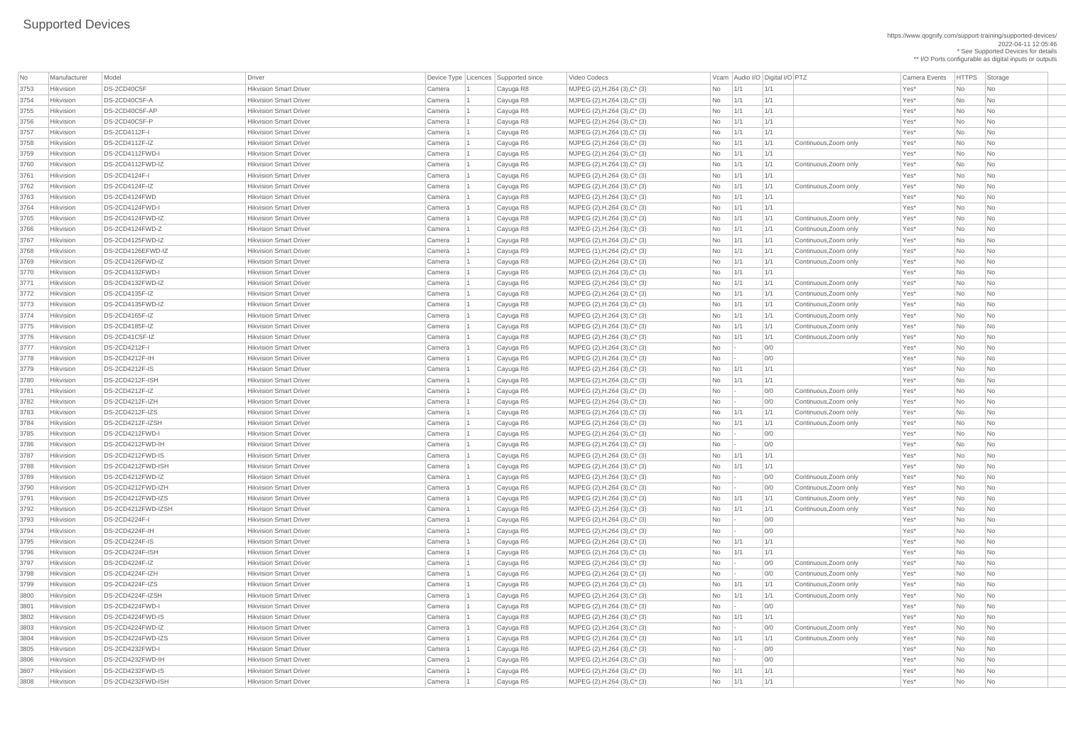# Supported Devices

https://www.qognify.com/support-training/supported-devices/
2022-04-11 12:05:46
* See Supported Devices for details
** I/O Ports configurable as digital inputs or outputs

| No | Manufacturer | Model | Driver | Device Type | Licences | Supported since | Video Codecs | Vcam | Audio I/O | Digital I/O | PTZ | Camera Events | HTTPS | Storage |
|---|---|---|---|---|---|---|---|---|---|---|---|---|---|---|
| 3753 | Hikvision | DS-2CD40C5F | Hikvision Smart Driver | Camera | 1 | Cayuga R8 | MJPEG (2),H.264 (3),C* (3) | No | 1/1 | 1/1 | | Yes* | No | No |
| 3754 | Hikvision | DS-2CD40C5F-A | Hikvision Smart Driver | Camera | 1 | Cayuga R8 | MJPEG (2),H.264 (3),C* (3) | No | 1/1 | 1/1 | | Yes* | No | No |
| 3755 | Hikvision | DS-2CD40C5F-AP | Hikvision Smart Driver | Camera | 1 | Cayuga R8 | MJPEG (2),H.264 (3),C* (3) | No | 1/1 | 1/1 | | Yes* | No | No |
| 3756 | Hikvision | DS-2CD40C5F-P | Hikvision Smart Driver | Camera | 1 | Cayuga R8 | MJPEG (2),H.264 (3),C* (3) | No | 1/1 | 1/1 | | Yes* | No | No |
| 3757 | Hikvision | DS-2CD4112F-I | Hikvision Smart Driver | Camera | 1 | Cayuga R6 | MJPEG (2),H.264 (3),C* (3) | No | 1/1 | 1/1 | | Yes* | No | No |
| 3758 | Hikvision | DS-2CD4112F-IZ | Hikvision Smart Driver | Camera | 1 | Cayuga R6 | MJPEG (2),H.264 (3),C* (3) | No | 1/1 | 1/1 | Continuous,Zoom only | Yes* | No | No |
| 3759 | Hikvision | DS-2CD4112FWD-I | Hikvision Smart Driver | Camera | 1 | Cayuga R6 | MJPEG (2),H.264 (3),C* (3) | No | 1/1 | 1/1 | | Yes* | No | No |
| 3760 | Hikvision | DS-2CD4112FWD-IZ | Hikvision Smart Driver | Camera | 1 | Cayuga R6 | MJPEG (2),H.264 (3),C* (3) | No | 1/1 | 1/1 | Continuous,Zoom only | Yes* | No | No |
| 3761 | Hikvision | DS-2CD4124F-I | Hikvision Smart Driver | Camera | 1 | Cayuga R6 | MJPEG (2),H.264 (3),C* (3) | No | 1/1 | 1/1 | | Yes* | No | No |
| 3762 | Hikvision | DS-2CD4124F-IZ | Hikvision Smart Driver | Camera | 1 | Cayuga R6 | MJPEG (2),H.264 (3),C* (3) | No | 1/1 | 1/1 | Continuous,Zoom only | Yes* | No | No |
| 3763 | Hikvision | DS-2CD4124FWD | Hikvision Smart Driver | Camera | 1 | Cayuga R8 | MJPEG (2),H.264 (3),C* (3) | No | 1/1 | 1/1 | | Yes* | No | No |
| 3764 | Hikvision | DS-2CD4124FWD-I | Hikvision Smart Driver | Camera | 1 | Cayuga R8 | MJPEG (2),H.264 (3),C* (3) | No | 1/1 | 1/1 | | Yes* | No | No |
| 3765 | Hikvision | DS-2CD4124FWD-IZ | Hikvision Smart Driver | Camera | 1 | Cayuga R8 | MJPEG (2),H.264 (3),C* (3) | No | 1/1 | 1/1 | Continuous,Zoom only | Yes* | No | No |
| 3766 | Hikvision | DS-2CD4124FWD-Z | Hikvision Smart Driver | Camera | 1 | Cayuga R8 | MJPEG (2),H.264 (3),C* (3) | No | 1/1 | 1/1 | Continuous,Zoom only | Yes* | No | No |
| 3767 | Hikvision | DS-2CD4125FWD-IZ | Hikvision Smart Driver | Camera | 1 | Cayuga R8 | MJPEG (2),H.264 (3),C* (3) | No | 1/1 | 1/1 | Continuous,Zoom only | Yes* | No | No |
| 3768 | Hikvision | DS-2CD4126EFWD-IZ | Hikvision Smart Driver | Camera | 1 | Cayuga R9 | MJPEG (1),H.264 (2),C* (3) | No | 1/1 | 1/1 | Continuous,Zoom only | Yes* | No | No |
| 3769 | Hikvision | DS-2CD4126FWD-IZ | Hikvision Smart Driver | Camera | 1 | Cayuga R8 | MJPEG (2),H.264 (3),C* (3) | No | 1/1 | 1/1 | Continuous,Zoom only | Yes* | No | No |
| 3770 | Hikvision | DS-2CD4132FWD-I | Hikvision Smart Driver | Camera | 1 | Cayuga R6 | MJPEG (2),H.264 (3),C* (3) | No | 1/1 | 1/1 | | Yes* | No | No |
| 3771 | Hikvision | DS-2CD4132FWD-IZ | Hikvision Smart Driver | Camera | 1 | Cayuga R6 | MJPEG (2),H.264 (3),C* (3) | No | 1/1 | 1/1 | Continuous,Zoom only | Yes* | No | No |
| 3772 | Hikvision | DS-2CD4135F-IZ | Hikvision Smart Driver | Camera | 1 | Cayuga R8 | MJPEG (2),H.264 (3),C* (3) | No | 1/1 | 1/1 | Continuous,Zoom only | Yes* | No | No |
| 3773 | Hikvision | DS-2CD4135FWD-IZ | Hikvision Smart Driver | Camera | 1 | Cayuga R8 | MJPEG (2),H.264 (3),C* (3) | No | 1/1 | 1/1 | Continuous,Zoom only | Yes* | No | No |
| 3774 | Hikvision | DS-2CD4165F-IZ | Hikvision Smart Driver | Camera | 1 | Cayuga R8 | MJPEG (2),H.264 (3),C* (3) | No | 1/1 | 1/1 | Continuous,Zoom only | Yes* | No | No |
| 3775 | Hikvision | DS-2CD4185F-IZ | Hikvision Smart Driver | Camera | 1 | Cayuga R8 | MJPEG (2),H.264 (3),C* (3) | No | 1/1 | 1/1 | Continuous,Zoom only | Yes* | No | No |
| 3776 | Hikvision | DS-2CD41C5F-IZ | Hikvision Smart Driver | Camera | 1 | Cayuga R8 | MJPEG (2),H.264 (3),C* (3) | No | 1/1 | 1/1 | Continuous,Zoom only | Yes* | No | No |
| 3777 | Hikvision | DS-2CD4212F-I | Hikvision Smart Driver | Camera | 1 | Cayuga R6 | MJPEG (2),H.264 (3),C* (3) | No | - | 0/0 | | Yes* | No | No |
| 3778 | Hikvision | DS-2CD4212F-IH | Hikvision Smart Driver | Camera | 1 | Cayuga R6 | MJPEG (2),H.264 (3),C* (3) | No | - | 0/0 | | Yes* | No | No |
| 3779 | Hikvision | DS-2CD4212F-IS | Hikvision Smart Driver | Camera | 1 | Cayuga R6 | MJPEG (2),H.264 (3),C* (3) | No | 1/1 | 1/1 | | Yes* | No | No |
| 3780 | Hikvision | DS-2CD4212F-ISH | Hikvision Smart Driver | Camera | 1 | Cayuga R6 | MJPEG (2),H.264 (3),C* (3) | No | 1/1 | 1/1 | | Yes* | No | No |
| 3781 | Hikvision | DS-2CD4212F-IZ | Hikvision Smart Driver | Camera | 1 | Cayuga R6 | MJPEG (2),H.264 (3),C* (3) | No | - | 0/0 | Continuous,Zoom only | Yes* | No | No |
| 3782 | Hikvision | DS-2CD4212F-IZH | Hikvision Smart Driver | Camera | 1 | Cayuga R6 | MJPEG (2),H.264 (3),C* (3) | No | - | 0/0 | Continuous,Zoom only | Yes* | No | No |
| 3783 | Hikvision | DS-2CD4212F-IZS | Hikvision Smart Driver | Camera | 1 | Cayuga R6 | MJPEG (2),H.264 (3),C* (3) | No | 1/1 | 1/1 | Continuous,Zoom only | Yes* | No | No |
| 3784 | Hikvision | DS-2CD4212F-IZSH | Hikvision Smart Driver | Camera | 1 | Cayuga R6 | MJPEG (2),H.264 (3),C* (3) | No | 1/1 | 1/1 | Continuous,Zoom only | Yes* | No | No |
| 3785 | Hikvision | DS-2CD4212FWD-I | Hikvision Smart Driver | Camera | 1 | Cayuga R6 | MJPEG (2),H.264 (3),C* (3) | No | - | 0/0 | | Yes* | No | No |
| 3786 | Hikvision | DS-2CD4212FWD-IH | Hikvision Smart Driver | Camera | 1 | Cayuga R6 | MJPEG (2),H.264 (3),C* (3) | No | - | 0/0 | | Yes* | No | No |
| 3787 | Hikvision | DS-2CD4212FWD-IS | Hikvision Smart Driver | Camera | 1 | Cayuga R6 | MJPEG (2),H.264 (3),C* (3) | No | 1/1 | 1/1 | | Yes* | No | No |
| 3788 | Hikvision | DS-2CD4212FWD-ISH | Hikvision Smart Driver | Camera | 1 | Cayuga R6 | MJPEG (2),H.264 (3),C* (3) | No | 1/1 | 1/1 | | Yes* | No | No |
| 3789 | Hikvision | DS-2CD4212FWD-IZ | Hikvision Smart Driver | Camera | 1 | Cayuga R6 | MJPEG (2),H.264 (3),C* (3) | No | - | 0/0 | Continuous,Zoom only | Yes* | No | No |
| 3790 | Hikvision | DS-2CD4212FWD-IZH | Hikvision Smart Driver | Camera | 1 | Cayuga R6 | MJPEG (2),H.264 (3),C* (3) | No | - | 0/0 | Continuous,Zoom only | Yes* | No | No |
| 3791 | Hikvision | DS-2CD4212FWD-IZS | Hikvision Smart Driver | Camera | 1 | Cayuga R6 | MJPEG (2),H.264 (3),C* (3) | No | 1/1 | 1/1 | Continuous,Zoom only | Yes* | No | No |
| 3792 | Hikvision | DS-2CD4212FWD-IZSH | Hikvision Smart Driver | Camera | 1 | Cayuga R6 | MJPEG (2),H.264 (3),C* (3) | No | 1/1 | 1/1 | Continuous,Zoom only | Yes* | No | No |
| 3793 | Hikvision | DS-2CD4224F-I | Hikvision Smart Driver | Camera | 1 | Cayuga R6 | MJPEG (2),H.264 (3),C* (3) | No | - | 0/0 | | Yes* | No | No |
| 3794 | Hikvision | DS-2CD4224F-IH | Hikvision Smart Driver | Camera | 1 | Cayuga R6 | MJPEG (2),H.264 (3),C* (3) | No | - | 0/0 | | Yes* | No | No |
| 3795 | Hikvision | DS-2CD4224F-IS | Hikvision Smart Driver | Camera | 1 | Cayuga R6 | MJPEG (2),H.264 (3),C* (3) | No | 1/1 | 1/1 | | Yes* | No | No |
| 3796 | Hikvision | DS-2CD4224F-ISH | Hikvision Smart Driver | Camera | 1 | Cayuga R6 | MJPEG (2),H.264 (3),C* (3) | No | 1/1 | 1/1 | | Yes* | No | No |
| 3797 | Hikvision | DS-2CD4224F-IZ | Hikvision Smart Driver | Camera | 1 | Cayuga R6 | MJPEG (2),H.264 (3),C* (3) | No | - | 0/0 | Continuous,Zoom only | Yes* | No | No |
| 3798 | Hikvision | DS-2CD4224F-IZH | Hikvision Smart Driver | Camera | 1 | Cayuga R6 | MJPEG (2),H.264 (3),C* (3) | No | - | 0/0 | Continuous,Zoom only | Yes* | No | No |
| 3799 | Hikvision | DS-2CD4224F-IZS | Hikvision Smart Driver | Camera | 1 | Cayuga R6 | MJPEG (2),H.264 (3),C* (3) | No | 1/1 | 1/1 | Continuous,Zoom only | Yes* | No | No |
| 3800 | Hikvision | DS-2CD4224F-IZSH | Hikvision Smart Driver | Camera | 1 | Cayuga R6 | MJPEG (2),H.264 (3),C* (3) | No | 1/1 | 1/1 | Continuous,Zoom only | Yes* | No | No |
| 3801 | Hikvision | DS-2CD4224FWD-I | Hikvision Smart Driver | Camera | 1 | Cayuga R8 | MJPEG (2),H.264 (3),C* (3) | No | - | 0/0 | | Yes* | No | No |
| 3802 | Hikvision | DS-2CD4224FWD-IS | Hikvision Smart Driver | Camera | 1 | Cayuga R8 | MJPEG (2),H.264 (3),C* (3) | No | 1/1 | 1/1 | | Yes* | No | No |
| 3803 | Hikvision | DS-2CD4224FWD-IZ | Hikvision Smart Driver | Camera | 1 | Cayuga R8 | MJPEG (2),H.264 (3),C* (3) | No | - | 0/0 | Continuous,Zoom only | Yes* | No | No |
| 3804 | Hikvision | DS-2CD4224FWD-IZS | Hikvision Smart Driver | Camera | 1 | Cayuga R8 | MJPEG (2),H.264 (3),C* (3) | No | 1/1 | 1/1 | Continuous,Zoom only | Yes* | No | No |
| 3805 | Hikvision | DS-2CD4232FWD-I | Hikvision Smart Driver | Camera | 1 | Cayuga R6 | MJPEG (2),H.264 (3),C* (3) | No | - | 0/0 | | Yes* | No | No |
| 3806 | Hikvision | DS-2CD4232FWD-IH | Hikvision Smart Driver | Camera | 1 | Cayuga R6 | MJPEG (2),H.264 (3),C* (3) | No | - | 0/0 | | Yes* | No | No |
| 3807 | Hikvision | DS-2CD4232FWD-IS | Hikvision Smart Driver | Camera | 1 | Cayuga R6 | MJPEG (2),H.264 (3),C* (3) | No | 1/1 | 1/1 | | Yes* | No | No |
| 3808 | Hikvision | DS-2CD4232FWD-ISH | Hikvision Smart Driver | Camera | 1 | Cayuga R6 | MJPEG (2),H.264 (3),C* (3) | No | 1/1 | 1/1 | | Yes* | No | No |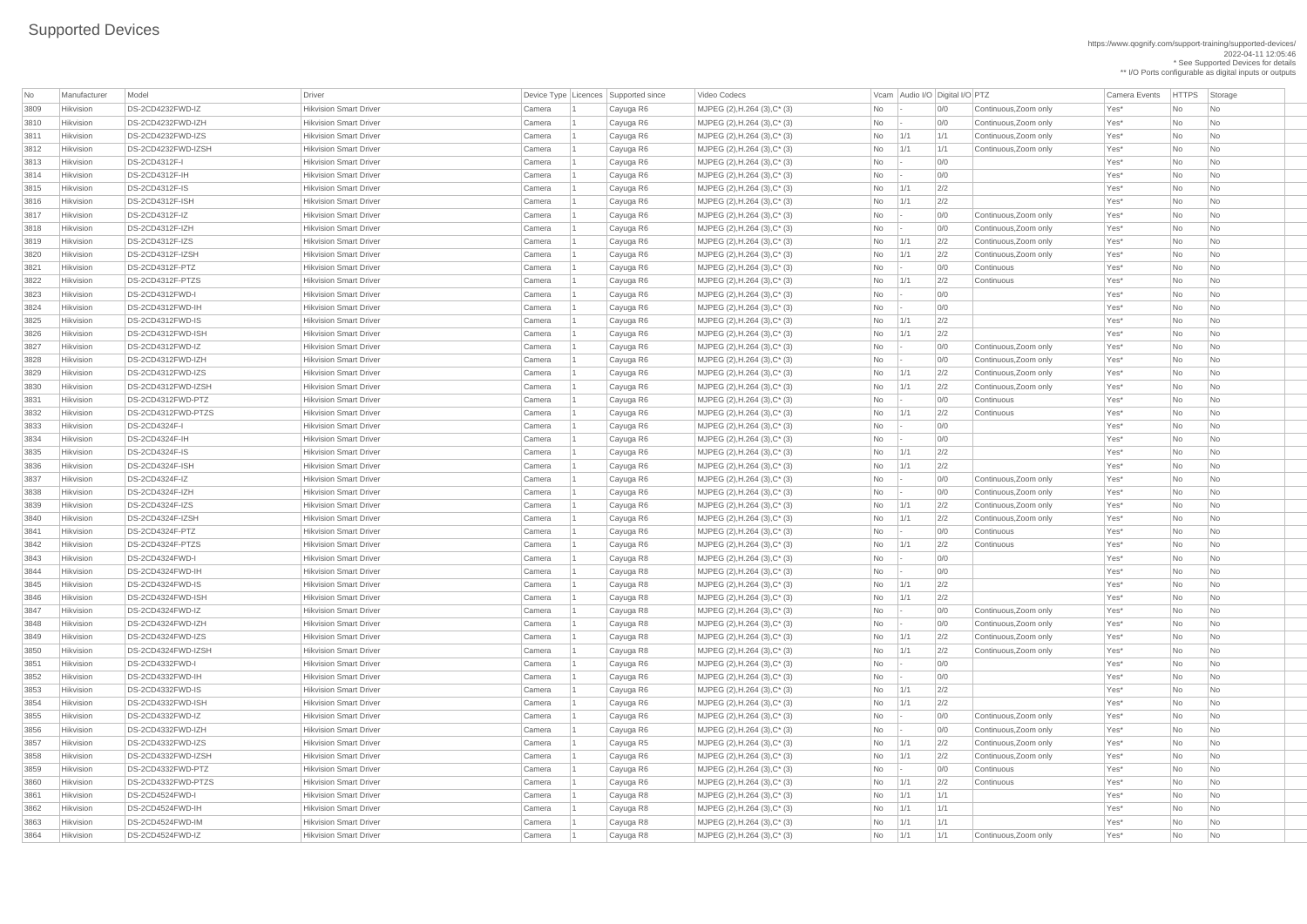# Supported Devices

https://www.qognify.com/support-training/supported-devices/
2022-04-11 12:05:46
* See Supported Devices for details
** I/O Ports configurable as digital inputs or outputs

| No | Manufacturer | Model | Driver | Device Type | Licences | Supported since | Video Codecs | Vcam | Audio I/O | Digital I/O | PTZ | Camera Events | HTTPS | Storage |
|---|---|---|---|---|---|---|---|---|---|---|---|---|---|---|
| 3809 | Hikvision | DS-2CD2232FWD-IZ | Hikvision Smart Driver | Camera | 1 | Cayuga R6 | MJPEG (2),H.264 (3),C* (3) | No | - | 0/0 | Continuous,Zoom only | Yes* | No | No |
| 3810 | Hikvision | DS-2CD2232FWD-IZH | Hikvision Smart Driver | Camera | 1 | Cayuga R6 | MJPEG (2),H.264 (3),C* (3) | No | - | 0/0 | Continuous,Zoom only | Yes* | No | No |
| 3811 | Hikvision | DS-2CD2232FWD-IZS | Hikvision Smart Driver | Camera | 1 | Cayuga R6 | MJPEG (2),H.264 (3),C* (3) | No | 1/1 | 1/1 | Continuous,Zoom only | Yes* | No | No |
| 3812 | Hikvision | DS-2CD2232FWD-IZSH | Hikvision Smart Driver | Camera | 1 | Cayuga R6 | MJPEG (2),H.264 (3),C* (3) | No | 1/1 | 1/1 | Continuous,Zoom only | Yes* | No | No |
| 3813 | Hikvision | DS-2CD4312F-I | Hikvision Smart Driver | Camera | 1 | Cayuga R6 | MJPEG (2),H.264 (3),C* (3) | No | - | 0/0 | | Yes* | No | No |
| 3814 | Hikvision | DS-2CD4312F-IH | Hikvision Smart Driver | Camera | 1 | Cayuga R6 | MJPEG (2),H.264 (3),C* (3) | No | - | 0/0 | | Yes* | No | No |
| 3815 | Hikvision | DS-2CD4312F-IS | Hikvision Smart Driver | Camera | 1 | Cayuga R6 | MJPEG (2),H.264 (3),C* (3) | No | 1/1 | 2/2 | | Yes* | No | No |
| 3816 | Hikvision | DS-2CD4312F-ISH | Hikvision Smart Driver | Camera | 1 | Cayuga R6 | MJPEG (2),H.264 (3),C* (3) | No | 1/1 | 2/2 | | Yes* | No | No |
| 3817 | Hikvision | DS-2CD4312F-IZ | Hikvision Smart Driver | Camera | 1 | Cayuga R6 | MJPEG (2),H.264 (3),C* (3) | No | - | 0/0 | Continuous,Zoom only | Yes* | No | No |
| 3818 | Hikvision | DS-2CD4312F-IZH | Hikvision Smart Driver | Camera | 1 | Cayuga R6 | MJPEG (2),H.264 (3),C* (3) | No | - | 0/0 | Continuous,Zoom only | Yes* | No | No |
| 3819 | Hikvision | DS-2CD4312F-IZS | Hikvision Smart Driver | Camera | 1 | Cayuga R6 | MJPEG (2),H.264 (3),C* (3) | No | 1/1 | 2/2 | Continuous,Zoom only | Yes* | No | No |
| 3820 | Hikvision | DS-2CD4312F-IZSH | Hikvision Smart Driver | Camera | 1 | Cayuga R6 | MJPEG (2),H.264 (3),C* (3) | No | 1/1 | 2/2 | Continuous,Zoom only | Yes* | No | No |
| 3821 | Hikvision | DS-2CD4312F-PTZ | Hikvision Smart Driver | Camera | 1 | Cayuga R6 | MJPEG (2),H.264 (3),C* (3) | No | - | 0/0 | Continuous | Yes* | No | No |
| 3822 | Hikvision | DS-2CD4312F-PTZS | Hikvision Smart Driver | Camera | 1 | Cayuga R6 | MJPEG (2),H.264 (3),C* (3) | No | 1/1 | 2/2 | Continuous | Yes* | No | No |
| 3823 | Hikvision | DS-2CD4312FWD-I | Hikvision Smart Driver | Camera | 1 | Cayuga R6 | MJPEG (2),H.264 (3),C* (3) | No | - | 0/0 | | Yes* | No | No |
| 3824 | Hikvision | DS-2CD4312FWD-IH | Hikvision Smart Driver | Camera | 1 | Cayuga R6 | MJPEG (2),H.264 (3),C* (3) | No | - | 0/0 | | Yes* | No | No |
| 3825 | Hikvision | DS-2CD4312FWD-IS | Hikvision Smart Driver | Camera | 1 | Cayuga R6 | MJPEG (2),H.264 (3),C* (3) | No | 1/1 | 2/2 | | Yes* | No | No |
| 3826 | Hikvision | DS-2CD4312FWD-ISH | Hikvision Smart Driver | Camera | 1 | Cayuga R6 | MJPEG (2),H.264 (3),C* (3) | No | 1/1 | 2/2 | | Yes* | No | No |
| 3827 | Hikvision | DS-2CD4312FWD-IZ | Hikvision Smart Driver | Camera | 1 | Cayuga R6 | MJPEG (2),H.264 (3),C* (3) | No | - | 0/0 | Continuous,Zoom only | Yes* | No | No |
| 3828 | Hikvision | DS-2CD4312FWD-IZH | Hikvision Smart Driver | Camera | 1 | Cayuga R6 | MJPEG (2),H.264 (3),C* (3) | No | - | 0/0 | Continuous,Zoom only | Yes* | No | No |
| 3829 | Hikvision | DS-2CD4312FWD-IZS | Hikvision Smart Driver | Camera | 1 | Cayuga R6 | MJPEG (2),H.264 (3),C* (3) | No | 1/1 | 2/2 | Continuous,Zoom only | Yes* | No | No |
| 3830 | Hikvision | DS-2CD4312FWD-IZSH | Hikvision Smart Driver | Camera | 1 | Cayuga R6 | MJPEG (2),H.264 (3),C* (3) | No | 1/1 | 2/2 | Continuous,Zoom only | Yes* | No | No |
| 3831 | Hikvision | DS-2CD4312FWD-PTZ | Hikvision Smart Driver | Camera | 1 | Cayuga R6 | MJPEG (2),H.264 (3),C* (3) | No | - | 0/0 | Continuous | Yes* | No | No |
| 3832 | Hikvision | DS-2CD4312FWD-PTZS | Hikvision Smart Driver | Camera | 1 | Cayuga R6 | MJPEG (2),H.264 (3),C* (3) | No | 1/1 | 2/2 | Continuous | Yes* | No | No |
| 3833 | Hikvision | DS-2CD4324F-I | Hikvision Smart Driver | Camera | 1 | Cayuga R6 | MJPEG (2),H.264 (3),C* (3) | No | - | 0/0 | | Yes* | No | No |
| 3834 | Hikvision | DS-2CD4324F-IH | Hikvision Smart Driver | Camera | 1 | Cayuga R6 | MJPEG (2),H.264 (3),C* (3) | No | - | 0/0 | | Yes* | No | No |
| 3835 | Hikvision | DS-2CD4324F-IS | Hikvision Smart Driver | Camera | 1 | Cayuga R6 | MJPEG (2),H.264 (3),C* (3) | No | 1/1 | 2/2 | | Yes* | No | No |
| 3836 | Hikvision | DS-2CD4324F-ISH | Hikvision Smart Driver | Camera | 1 | Cayuga R6 | MJPEG (2),H.264 (3),C* (3) | No | 1/1 | 2/2 | | Yes* | No | No |
| 3837 | Hikvision | DS-2CD4324F-IZ | Hikvision Smart Driver | Camera | 1 | Cayuga R6 | MJPEG (2),H.264 (3),C* (3) | No | - | 0/0 | Continuous,Zoom only | Yes* | No | No |
| 3838 | Hikvision | DS-2CD4324F-IZH | Hikvision Smart Driver | Camera | 1 | Cayuga R6 | MJPEG (2),H.264 (3),C* (3) | No | - | 0/0 | Continuous,Zoom only | Yes* | No | No |
| 3839 | Hikvision | DS-2CD4324F-IZS | Hikvision Smart Driver | Camera | 1 | Cayuga R6 | MJPEG (2),H.264 (3),C* (3) | No | 1/1 | 2/2 | Continuous,Zoom only | Yes* | No | No |
| 3840 | Hikvision | DS-2CD4324F-IZSH | Hikvision Smart Driver | Camera | 1 | Cayuga R6 | MJPEG (2),H.264 (3),C* (3) | No | 1/1 | 2/2 | Continuous,Zoom only | Yes* | No | No |
| 3841 | Hikvision | DS-2CD4324F-PTZ | Hikvision Smart Driver | Camera | 1 | Cayuga R6 | MJPEG (2),H.264 (3),C* (3) | No | - | 0/0 | Continuous | Yes* | No | No |
| 3842 | Hikvision | DS-2CD4324F-PTZS | Hikvision Smart Driver | Camera | 1 | Cayuga R6 | MJPEG (2),H.264 (3),C* (3) | No | 1/1 | 2/2 | Continuous | Yes* | No | No |
| 3843 | Hikvision | DS-2CD4324FWD-I | Hikvision Smart Driver | Camera | 1 | Cayuga R8 | MJPEG (2),H.264 (3),C* (3) | No | - | 0/0 | | Yes* | No | No |
| 3844 | Hikvision | DS-2CD4324FWD-IH | Hikvision Smart Driver | Camera | 1 | Cayuga R8 | MJPEG (2),H.264 (3),C* (3) | No | - | 0/0 | | Yes* | No | No |
| 3845 | Hikvision | DS-2CD4324FWD-IS | Hikvision Smart Driver | Camera | 1 | Cayuga R8 | MJPEG (2),H.264 (3),C* (3) | No | 1/1 | 2/2 | | Yes* | No | No |
| 3846 | Hikvision | DS-2CD4324FWD-ISH | Hikvision Smart Driver | Camera | 1 | Cayuga R8 | MJPEG (2),H.264 (3),C* (3) | No | 1/1 | 2/2 | | Yes* | No | No |
| 3847 | Hikvision | DS-2CD4324FWD-IZ | Hikvision Smart Driver | Camera | 1 | Cayuga R8 | MJPEG (2),H.264 (3),C* (3) | No | - | 0/0 | Continuous,Zoom only | Yes* | No | No |
| 3848 | Hikvision | DS-2CD4324FWD-IZH | Hikvision Smart Driver | Camera | 1 | Cayuga R8 | MJPEG (2),H.264 (3),C* (3) | No | - | 0/0 | Continuous,Zoom only | Yes* | No | No |
| 3849 | Hikvision | DS-2CD4324FWD-IZS | Hikvision Smart Driver | Camera | 1 | Cayuga R8 | MJPEG (2),H.264 (3),C* (3) | No | 1/1 | 2/2 | Continuous,Zoom only | Yes* | No | No |
| 3850 | Hikvision | DS-2CD4324FWD-IZSH | Hikvision Smart Driver | Camera | 1 | Cayuga R8 | MJPEG (2),H.264 (3),C* (3) | No | 1/1 | 2/2 | Continuous,Zoom only | Yes* | No | No |
| 3851 | Hikvision | DS-2CD4332FWD-I | Hikvision Smart Driver | Camera | 1 | Cayuga R6 | MJPEG (2),H.264 (3),C* (3) | No | - | 0/0 | | Yes* | No | No |
| 3852 | Hikvision | DS-2CD4332FWD-IH | Hikvision Smart Driver | Camera | 1 | Cayuga R6 | MJPEG (2),H.264 (3),C* (3) | No | - | 0/0 | | Yes* | No | No |
| 3853 | Hikvision | DS-2CD4332FWD-IS | Hikvision Smart Driver | Camera | 1 | Cayuga R6 | MJPEG (2),H.264 (3),C* (3) | No | 1/1 | 2/2 | | Yes* | No | No |
| 3854 | Hikvision | DS-2CD4332FWD-ISH | Hikvision Smart Driver | Camera | 1 | Cayuga R6 | MJPEG (2),H.264 (3),C* (3) | No | 1/1 | 2/2 | | Yes* | No | No |
| 3855 | Hikvision | DS-2CD4332FWD-IZ | Hikvision Smart Driver | Camera | 1 | Cayuga R6 | MJPEG (2),H.264 (3),C* (3) | No | - | 0/0 | Continuous,Zoom only | Yes* | No | No |
| 3856 | Hikvision | DS-2CD4332FWD-IZH | Hikvision Smart Driver | Camera | 1 | Cayuga R6 | MJPEG (2),H.264 (3),C* (3) | No | - | 0/0 | Continuous,Zoom only | Yes* | No | No |
| 3857 | Hikvision | DS-2CD4332FWD-IZS | Hikvision Smart Driver | Camera | 1 | Cayuga R5 | MJPEG (2),H.264 (3),C* (3) | No | 1/1 | 2/2 | Continuous,Zoom only | Yes* | No | No |
| 3858 | Hikvision | DS-2CD4332FWD-IZSH | Hikvision Smart Driver | Camera | 1 | Cayuga R6 | MJPEG (2),H.264 (3),C* (3) | No | 1/1 | 2/2 | Continuous,Zoom only | Yes* | No | No |
| 3859 | Hikvision | DS-2CD4332FWD-PTZ | Hikvision Smart Driver | Camera | 1 | Cayuga R6 | MJPEG (2),H.264 (3),C* (3) | No | - | 0/0 | Continuous | Yes* | No | No |
| 3860 | Hikvision | DS-2CD4332FWD-PTZS | Hikvision Smart Driver | Camera | 1 | Cayuga R6 | MJPEG (2),H.264 (3),C* (3) | No | 1/1 | 2/2 | Continuous | Yes* | No | No |
| 3861 | Hikvision | DS-2CD4524FWD-I | Hikvision Smart Driver | Camera | 1 | Cayuga R8 | MJPEG (2),H.264 (3),C* (3) | No | 1/1 | 1/1 | | Yes* | No | No |
| 3862 | Hikvision | DS-2CD4524FWD-IH | Hikvision Smart Driver | Camera | 1 | Cayuga R8 | MJPEG (2),H.264 (3),C* (3) | No | 1/1 | 1/1 | | Yes* | No | No |
| 3863 | Hikvision | DS-2CD4524FWD-IM | Hikvision Smart Driver | Camera | 1 | Cayuga R8 | MJPEG (2),H.264 (3),C* (3) | No | 1/1 | 1/1 | | Yes* | No | No |
| 3864 | Hikvision | DS-2CD4524FWD-IZ | Hikvision Smart Driver | Camera | 1 | Cayuga R8 | MJPEG (2),H.264 (3),C* (3) | No | 1/1 | 1/1 | Continuous,Zoom only | Yes* | No | No |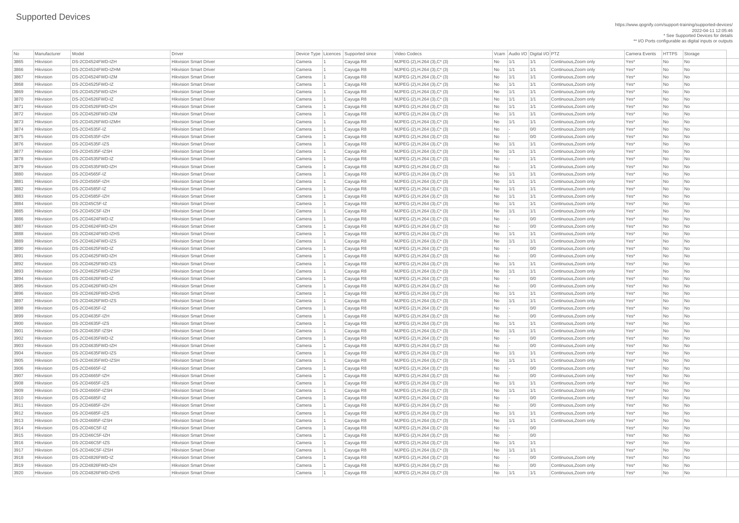# Supported Devices

https://www.qognify.com/support-training/supported-devices/
2022-04-11 12:05:46
* See Supported Devices for details
** I/O Ports configurable as digital inputs or outputs

| No | Manufacturer | Model | Driver | Device Type | Licences | Supported since | Video Codecs | Vcam | Audio I/O | Digital I/O | PTZ | Camera Events | HTTPS | Storage |
|---|---|---|---|---|---|---|---|---|---|---|---|---|---|---|
| 3865 | Hikvision | DS-2CD4524FWD-IZH | Hikvision Smart Driver | Camera | 1 | Cayuga R8 | MJPEG (2),H.264 (3),C* (3) | No | 1/1 | 1/1 | Continuous,Zoom only | Yes* | No | No |
| 3866 | Hikvision | DS-2CD4524FWD-IZHM | Hikvision Smart Driver | Camera | 1 | Cayuga R8 | MJPEG (2),H.264 (3),C* (3) | No | 1/1 | 1/1 | Continuous,Zoom only | Yes* | No | No |
| 3867 | Hikvision | DS-2CD4524FWD-IZM | Hikvision Smart Driver | Camera | 1 | Cayuga R8 | MJPEG (2),H.264 (3),C* (3) | No | 1/1 | 1/1 | Continuous,Zoom only | Yes* | No | No |
| 3868 | Hikvision | DS-2CD4525FWD-IZ | Hikvision Smart Driver | Camera | 1 | Cayuga R8 | MJPEG (2),H.264 (3),C* (3) | No | 1/1 | 1/1 | Continuous,Zoom only | Yes* | No | No |
| 3869 | Hikvision | DS-2CD4525FWD-IZH | Hikvision Smart Driver | Camera | 1 | Cayuga R8 | MJPEG (2),H.264 (3),C* (3) | No | 1/1 | 1/1 | Continuous,Zoom only | Yes* | No | No |
| 3870 | Hikvision | DS-2CD4526FWD-IZ | Hikvision Smart Driver | Camera | 1 | Cayuga R8 | MJPEG (2),H.264 (3),C* (3) | No | 1/1 | 1/1 | Continuous,Zoom only | Yes* | No | No |
| 3871 | Hikvision | DS-2CD4526FWD-IZH | Hikvision Smart Driver | Camera | 1 | Cayuga R8 | MJPEG (2),H.264 (3),C* (3) | No | 1/1 | 1/1 | Continuous,Zoom only | Yes* | No | No |
| 3872 | Hikvision | DS-2CD4526FWD-IZM | Hikvision Smart Driver | Camera | 1 | Cayuga R8 | MJPEG (2),H.264 (3),C* (3) | No | 1/1 | 1/1 | Continuous,Zoom only | Yes* | No | No |
| 3873 | Hikvision | DS-2CD4526FWD-IZMH | Hikvision Smart Driver | Camera | 1 | Cayuga R8 | MJPEG (2),H.264 (3),C* (3) | No | 1/1 | 1/1 | Continuous,Zoom only | Yes* | No | No |
| 3874 | Hikvision | DS-2CD4535F-IZ | Hikvision Smart Driver | Camera | 1 | Cayuga R8 | MJPEG (2),H.264 (3),C* (3) | No | - | 0/0 | Continuous,Zoom only | Yes* | No | No |
| 3875 | Hikvision | DS-2CD4535F-IZH | Hikvision Smart Driver | Camera | 1 | Cayuga R8 | MJPEG (2),H.264 (3),C* (3) | No | - | 0/0 | Continuous,Zoom only | Yes* | No | No |
| 3876 | Hikvision | DS-2CD4535F-IZS | Hikvision Smart Driver | Camera | 1 | Cayuga R8 | MJPEG (2),H.264 (3),C* (3) | No | 1/1 | 1/1 | Continuous,Zoom only | Yes* | No | No |
| 3877 | Hikvision | DS-2CD4535F-IZSH | Hikvision Smart Driver | Camera | 1 | Cayuga R8 | MJPEG (2),H.264 (3),C* (3) | No | 1/1 | 1/1 | Continuous,Zoom only | Yes* | No | No |
| 3878 | Hikvision | DS-2CD4535FWD-IZ | Hikvision Smart Driver | Camera | 1 | Cayuga R8 | MJPEG (2),H.264 (3),C* (3) | No | - | 1/1 | Continuous,Zoom only | Yes* | No | No |
| 3879 | Hikvision | DS-2CD4535FWD-IZH | Hikvision Smart Driver | Camera | 1 | Cayuga R8 | MJPEG (2),H.264 (3),C* (3) | No | - | 1/1 | Continuous,Zoom only | Yes* | No | No |
| 3880 | Hikvision | DS-2CD4565F-IZ | Hikvision Smart Driver | Camera | 1 | Cayuga R8 | MJPEG (2),H.264 (3),C* (3) | No | 1/1 | 1/1 | Continuous,Zoom only | Yes* | No | No |
| 3881 | Hikvision | DS-2CD4565F-IZH | Hikvision Smart Driver | Camera | 1 | Cayuga R8 | MJPEG (2),H.264 (3),C* (3) | No | 1/1 | 1/1 | Continuous,Zoom only | Yes* | No | No |
| 3882 | Hikvision | DS-2CD4585F-IZ | Hikvision Smart Driver | Camera | 1 | Cayuga R8 | MJPEG (2),H.264 (3),C* (3) | No | 1/1 | 1/1 | Continuous,Zoom only | Yes* | No | No |
| 3883 | Hikvision | DS-2CD4585F-IZH | Hikvision Smart Driver | Camera | 1 | Cayuga R8 | MJPEG (2),H.264 (3),C* (3) | No | 1/1 | 1/1 | Continuous,Zoom only | Yes* | No | No |
| 3884 | Hikvision | DS-2CD45C5F-IZ | Hikvision Smart Driver | Camera | 1 | Cayuga R8 | MJPEG (2),H.264 (3),C* (3) | No | 1/1 | 1/1 | Continuous,Zoom only | Yes* | No | No |
| 3885 | Hikvision | DS-2CD45C5F-IZH | Hikvision Smart Driver | Camera | 1 | Cayuga R8 | MJPEG (2),H.264 (3),C* (3) | No | 1/1 | 1/1 | Continuous,Zoom only | Yes* | No | No |
| 3886 | Hikvision | DS-2CD4624FWD-IZ | Hikvision Smart Driver | Camera | 1 | Cayuga R8 | MJPEG (2),H.264 (3),C* (3) | No | - | 0/0 | Continuous,Zoom only | Yes* | No | No |
| 3887 | Hikvision | DS-2CD4624FWD-IZH | Hikvision Smart Driver | Camera | 1 | Cayuga R8 | MJPEG (2),H.264 (3),C* (3) | No | - | 0/0 | Continuous,Zoom only | Yes* | No | No |
| 3888 | Hikvision | DS-2CD4624FWD-IZHS | Hikvision Smart Driver | Camera | 1 | Cayuga R8 | MJPEG (2),H.264 (3),C* (3) | No | 1/1 | 1/1 | Continuous,Zoom only | Yes* | No | No |
| 3889 | Hikvision | DS-2CD4624FWD-IZS | Hikvision Smart Driver | Camera | 1 | Cayuga R8 | MJPEG (2),H.264 (3),C* (3) | No | 1/1 | 1/1 | Continuous,Zoom only | Yes* | No | No |
| 3890 | Hikvision | DS-2CD4625FWD-IZ | Hikvision Smart Driver | Camera | 1 | Cayuga R8 | MJPEG (2),H.264 (3),C* (3) | No | - | 0/0 | Continuous,Zoom only | Yes* | No | No |
| 3891 | Hikvision | DS-2CD4625FWD-IZH | Hikvision Smart Driver | Camera | 1 | Cayuga R8 | MJPEG (2),H.264 (3),C* (3) | No | - | 0/0 | Continuous,Zoom only | Yes* | No | No |
| 3892 | Hikvision | DS-2CD4625FWD-IZS | Hikvision Smart Driver | Camera | 1 | Cayuga R8 | MJPEG (2),H.264 (3),C* (3) | No | 1/1 | 1/1 | Continuous,Zoom only | Yes* | No | No |
| 3893 | Hikvision | DS-2CD4625FWD-IZSH | Hikvision Smart Driver | Camera | 1 | Cayuga R8 | MJPEG (2),H.264 (3),C* (3) | No | 1/1 | 1/1 | Continuous,Zoom only | Yes* | No | No |
| 3894 | Hikvision | DS-2CD4626FWD-IZ | Hikvision Smart Driver | Camera | 1 | Cayuga R8 | MJPEG (2),H.264 (3),C* (3) | No | - | 0/0 | Continuous,Zoom only | Yes* | No | No |
| 3895 | Hikvision | DS-2CD4626FWD-IZH | Hikvision Smart Driver | Camera | 1 | Cayuga R8 | MJPEG (2),H.264 (3),C* (3) | No | - | 0/0 | Continuous,Zoom only | Yes* | No | No |
| 3896 | Hikvision | DS-2CD4626FWD-IZHS | Hikvision Smart Driver | Camera | 1 | Cayuga R8 | MJPEG (2),H.264 (3),C* (3) | No | 1/1 | 1/1 | Continuous,Zoom only | Yes* | No | No |
| 3897 | Hikvision | DS-2CD4626FWD-IZS | Hikvision Smart Driver | Camera | 1 | Cayuga R8 | MJPEG (2),H.264 (3),C* (3) | No | 1/1 | 1/1 | Continuous,Zoom only | Yes* | No | No |
| 3898 | Hikvision | DS-2CD4635F-IZ | Hikvision Smart Driver | Camera | 1 | Cayuga R8 | MJPEG (2),H.264 (3),C* (3) | No | - | 0/0 | Continuous,Zoom only | Yes* | No | No |
| 3899 | Hikvision | DS-2CD4635F-IZH | Hikvision Smart Driver | Camera | 1 | Cayuga R8 | MJPEG (2),H.264 (3),C* (3) | No | - | 0/0 | Continuous,Zoom only | Yes* | No | No |
| 3900 | Hikvision | DS-2CD4635F-IZS | Hikvision Smart Driver | Camera | 1 | Cayuga R8 | MJPEG (2),H.264 (3),C* (3) | No | 1/1 | 1/1 | Continuous,Zoom only | Yes* | No | No |
| 3901 | Hikvision | DS-2CD4635F-IZSH | Hikvision Smart Driver | Camera | 1 | Cayuga R8 | MJPEG (2),H.264 (3),C* (3) | No | 1/1 | 1/1 | Continuous,Zoom only | Yes* | No | No |
| 3902 | Hikvision | DS-2CD4635FWD-IZ | Hikvision Smart Driver | Camera | 1 | Cayuga R8 | MJPEG (2),H.264 (3),C* (3) | No | - | 0/0 | Continuous,Zoom only | Yes* | No | No |
| 3903 | Hikvision | DS-2CD4635FWD-IZH | Hikvision Smart Driver | Camera | 1 | Cayuga R8 | MJPEG (2),H.264 (3),C* (3) | No | - | 0/0 | Continuous,Zoom only | Yes* | No | No |
| 3904 | Hikvision | DS-2CD4635FWD-IZS | Hikvision Smart Driver | Camera | 1 | Cayuga R8 | MJPEG (2),H.264 (3),C* (3) | No | 1/1 | 1/1 | Continuous,Zoom only | Yes* | No | No |
| 3905 | Hikvision | DS-2CD4635FWD-IZSH | Hikvision Smart Driver | Camera | 1 | Cayuga R8 | MJPEG (2),H.264 (3),C* (3) | No | 1/1 | 1/1 | Continuous,Zoom only | Yes* | No | No |
| 3906 | Hikvision | DS-2CD4665F-IZ | Hikvision Smart Driver | Camera | 1 | Cayuga R8 | MJPEG (2),H.264 (3),C* (3) | No | - | 0/0 | Continuous,Zoom only | Yes* | No | No |
| 3907 | Hikvision | DS-2CD4665F-IZH | Hikvision Smart Driver | Camera | 1 | Cayuga R8 | MJPEG (2),H.264 (3),C* (3) | No | - | 0/0 | Continuous,Zoom only | Yes* | No | No |
| 3908 | Hikvision | DS-2CD4665F-IZS | Hikvision Smart Driver | Camera | 1 | Cayuga R8 | MJPEG (2),H.264 (3),C* (3) | No | 1/1 | 1/1 | Continuous,Zoom only | Yes* | No | No |
| 3909 | Hikvision | DS-2CD4665F-IZSH | Hikvision Smart Driver | Camera | 1 | Cayuga R8 | MJPEG (2),H.264 (3),C* (3) | No | 1/1 | 1/1 | Continuous,Zoom only | Yes* | No | No |
| 3910 | Hikvision | DS-2CD4685F-IZ | Hikvision Smart Driver | Camera | 1 | Cayuga R8 | MJPEG (2),H.264 (3),C* (3) | No | - | 0/0 | Continuous,Zoom only | Yes* | No | No |
| 3911 | Hikvision | DS-2CD4685F-IZH | Hikvision Smart Driver | Camera | 1 | Cayuga R8 | MJPEG (2),H.264 (3),C* (3) | No | - | 0/0 | Continuous,Zoom only | Yes* | No | No |
| 3912 | Hikvision | DS-2CD4685F-IZS | Hikvision Smart Driver | Camera | 1 | Cayuga R8 | MJPEG (2),H.264 (3),C* (3) | No | 1/1 | 1/1 | Continuous,Zoom only | Yes* | No | No |
| 3913 | Hikvision | DS-2CD4685F-IZSH | Hikvision Smart Driver | Camera | 1 | Cayuga R8 | MJPEG (2),H.264 (3),C* (3) | No | 1/1 | 1/1 | Continuous,Zoom only | Yes* | No | No |
| 3914 | Hikvision | DS-2CD46C5F-IZ | Hikvision Smart Driver | Camera | 1 | Cayuga R8 | MJPEG (2),H.264 (3),C* (3) | No | - | 0/0 | | Yes* | No | No |
| 3915 | Hikvision | DS-2CD46C5F-IZH | Hikvision Smart Driver | Camera | 1 | Cayuga R8 | MJPEG (2),H.264 (3),C* (3) | No | - | 0/0 | | Yes* | No | No |
| 3916 | Hikvision | DS-2CD46C5F-IZS | Hikvision Smart Driver | Camera | 1 | Cayuga R8 | MJPEG (2),H.264 (3),C* (3) | No | 1/1 | 1/1 | | Yes* | No | No |
| 3917 | Hikvision | DS-2CD46C5F-IZSH | Hikvision Smart Driver | Camera | 1 | Cayuga R8 | MJPEG (2),H.264 (3),C* (3) | No | 1/1 | 1/1 | | Yes* | No | No |
| 3918 | Hikvision | DS-2CD4826FWD-IZ | Hikvision Smart Driver | Camera | 1 | Cayuga R8 | MJPEG (2),H.264 (3),C* (3) | No | - | 0/0 | Continuous,Zoom only | Yes* | No | No |
| 3919 | Hikvision | DS-2CD4826FWD-IZH | Hikvision Smart Driver | Camera | 1 | Cayuga R8 | MJPEG (2),H.264 (3),C* (3) | No | - | 0/0 | Continuous,Zoom only | Yes* | No | No |
| 3920 | Hikvision | DS-2CD4826FWD-IZHS | Hikvision Smart Driver | Camera | 1 | Cayuga R8 | MJPEG (2),H.264 (3),C* (3) | No | 1/1 | 1/1 | Continuous,Zoom only | Yes* | No | No |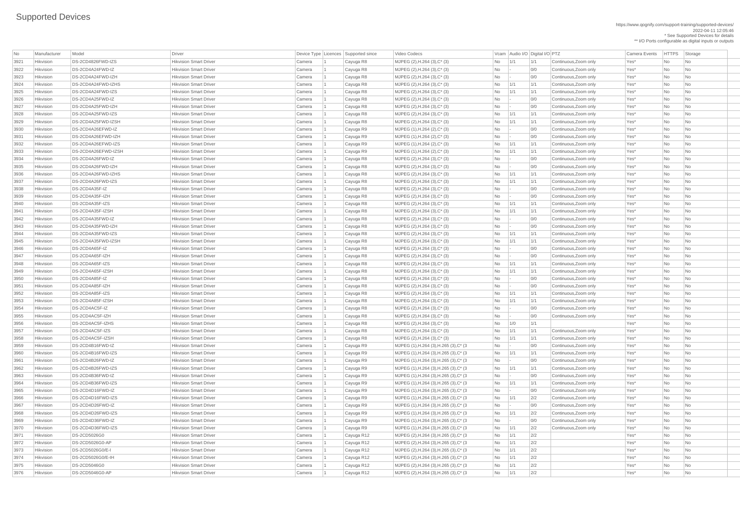# Supported Devices

https://www.qognify.com/support-training/supported-devices/
2022-04-11 12:05:46
* See Supported Devices for details
** I/O Ports configurable as digital inputs or outputs

| No | Manufacturer | Model | Driver | Device Type | Licences | Supported since | Video Codecs | Vcam | Audio I/O | Digital I/O | PTZ | Camera Events | HTTPS | Storage |
|---|---|---|---|---|---|---|---|---|---|---|---|---|---|---|
| 3921 | Hikvision | DS-2CD4826FWD-IZS | Hikvision Smart Driver | Camera | 1 | Cayuga R8 | MJPEG (2),H.264 (3),C* (3) | No | 1/1 | 1/1 | Continuous,Zoom only | Yes* | No | No |
| 3922 | Hikvision | DS-2CD4A24FWD-IZ | Hikvision Smart Driver | Camera | 1 | Cayuga R8 | MJPEG (2),H.264 (3),C* (3) | No | - | 0/0 | Continuous,Zoom only | Yes* | No | No |
| 3923 | Hikvision | DS-2CD4A24FWD-IZH | Hikvision Smart Driver | Camera | 1 | Cayuga R8 | MJPEG (2),H.264 (3),C* (3) | No | - | 0/0 | Continuous,Zoom only | Yes* | No | No |
| 3924 | Hikvision | DS-2CD4A24FWD-IZHS | Hikvision Smart Driver | Camera | 1 | Cayuga R8 | MJPEG (2),H.264 (3),C* (3) | No | 1/1 | 1/1 | Continuous,Zoom only | Yes* | No | No |
| 3925 | Hikvision | DS-2CD4A24FWD-IZS | Hikvision Smart Driver | Camera | 1 | Cayuga R8 | MJPEG (2),H.264 (3),C* (3) | No | 1/1 | 1/1 | Continuous,Zoom only | Yes* | No | No |
| 3926 | Hikvision | DS-2CD4A25FWD-IZ | Hikvision Smart Driver | Camera | 1 | Cayuga R8 | MJPEG (2),H.264 (3),C* (3) | No | - | 0/0 | Continuous,Zoom only | Yes* | No | No |
| 3927 | Hikvision | DS-2CD4A25FWD-IZH | Hikvision Smart Driver | Camera | 1 | Cayuga R8 | MJPEG (2),H.264 (3),C* (3) | No | - | 0/0 | Continuous,Zoom only | Yes* | No | No |
| 3928 | Hikvision | DS-2CD4A25FWD-IZS | Hikvision Smart Driver | Camera | 1 | Cayuga R8 | MJPEG (2),H.264 (3),C* (3) | No | 1/1 | 1/1 | Continuous,Zoom only | Yes* | No | No |
| 3929 | Hikvision | DS-2CD4A25FWD-IZSH | Hikvision Smart Driver | Camera | 1 | Cayuga R8 | MJPEG (2),H.264 (3),C* (3) | No | 1/1 | 1/1 | Continuous,Zoom only | Yes* | No | No |
| 3930 | Hikvision | DS-2CD4A26EFWD-IZ | Hikvision Smart Driver | Camera | 1 | Cayuga R9 | MJPEG (1),H.264 (2),C* (3) | No | - | 0/0 | Continuous,Zoom only | Yes* | No | No |
| 3931 | Hikvision | DS-2CD4A26EFWD-IZH | Hikvision Smart Driver | Camera | 1 | Cayuga R9 | MJPEG (1),H.264 (2),C* (3) | No | - | 0/0 | Continuous,Zoom only | Yes* | No | No |
| 3932 | Hikvision | DS-2CD4A26EFWD-IZS | Hikvision Smart Driver | Camera | 1 | Cayuga R9 | MJPEG (1),H.264 (2),C* (3) | No | 1/1 | 1/1 | Continuous,Zoom only | Yes* | No | No |
| 3933 | Hikvision | DS-2CD4A26EFWD-IZSH | Hikvision Smart Driver | Camera | 1 | Cayuga R9 | MJPEG (1),H.264 (2),C* (3) | No | 1/1 | 1/1 | Continuous,Zoom only | Yes* | No | No |
| 3934 | Hikvision | DS-2CD4A26FWD-IZ | Hikvision Smart Driver | Camera | 1 | Cayuga R8 | MJPEG (2),H.264 (3),C* (3) | No | - | 0/0 | Continuous,Zoom only | Yes* | No | No |
| 3935 | Hikvision | DS-2CD4A26FWD-IZH | Hikvision Smart Driver | Camera | 1 | Cayuga R8 | MJPEG (2),H.264 (3),C* (3) | No | - | 0/0 | Continuous,Zoom only | Yes* | No | No |
| 3936 | Hikvision | DS-2CD4A26FWD-IZHS | Hikvision Smart Driver | Camera | 1 | Cayuga R8 | MJPEG (2),H.264 (3),C* (3) | No | 1/1 | 1/1 | Continuous,Zoom only | Yes* | No | No |
| 3937 | Hikvision | DS-2CD4A26FWD-IZS | Hikvision Smart Driver | Camera | 1 | Cayuga R8 | MJPEG (2),H.264 (3),C* (3) | No | 1/1 | 1/1 | Continuous,Zoom only | Yes* | No | No |
| 3938 | Hikvision | DS-2CD4A35F-IZ | Hikvision Smart Driver | Camera | 1 | Cayuga R8 | MJPEG (2),H.264 (3),C* (3) | No | - | 0/0 | Continuous,Zoom only | Yes* | No | No |
| 3939 | Hikvision | DS-2CD4A35F-IZH | Hikvision Smart Driver | Camera | 1 | Cayuga R8 | MJPEG (2),H.264 (3),C* (3) | No | - | 0/0 | Continuous,Zoom only | Yes* | No | No |
| 3940 | Hikvision | DS-2CD4A35F-IZS | Hikvision Smart Driver | Camera | 1 | Cayuga R8 | MJPEG (2),H.264 (3),C* (3) | No | 1/1 | 1/1 | Continuous,Zoom only | Yes* | No | No |
| 3941 | Hikvision | DS-2CD4A35F-IZSH | Hikvision Smart Driver | Camera | 1 | Cayuga R8 | MJPEG (2),H.264 (3),C* (3) | No | 1/1 | 1/1 | Continuous,Zoom only | Yes* | No | No |
| 3942 | Hikvision | DS-2CD4A35FWD-IZ | Hikvision Smart Driver | Camera | 1 | Cayuga R8 | MJPEG (2),H.264 (3),C* (3) | No | - | 0/0 | Continuous,Zoom only | Yes* | No | No |
| 3943 | Hikvision | DS-2CD4A35FWD-IZH | Hikvision Smart Driver | Camera | 1 | Cayuga R8 | MJPEG (2),H.264 (3),C* (3) | No | - | 0/0 | Continuous,Zoom only | Yes* | No | No |
| 3944 | Hikvision | DS-2CD4A35FWD-IZS | Hikvision Smart Driver | Camera | 1 | Cayuga R8 | MJPEG (2),H.264 (3),C* (3) | No | 1/1 | 1/1 | Continuous,Zoom only | Yes* | No | No |
| 3945 | Hikvision | DS-2CD4A35FWD-IZSH | Hikvision Smart Driver | Camera | 1 | Cayuga R8 | MJPEG (2),H.264 (3),C* (3) | No | 1/1 | 1/1 | Continuous,Zoom only | Yes* | No | No |
| 3946 | Hikvision | DS-2CD4A65F-IZ | Hikvision Smart Driver | Camera | 1 | Cayuga R8 | MJPEG (2),H.264 (3),C* (3) | No | - | 0/0 | Continuous,Zoom only | Yes* | No | No |
| 3947 | Hikvision | DS-2CD4A65F-IZH | Hikvision Smart Driver | Camera | 1 | Cayuga R8 | MJPEG (2),H.264 (3),C* (3) | No | - | 0/0 | Continuous,Zoom only | Yes* | No | No |
| 3948 | Hikvision | DS-2CD4A65F-IZS | Hikvision Smart Driver | Camera | 1 | Cayuga R8 | MJPEG (2),H.264 (3),C* (3) | No | 1/1 | 1/1 | Continuous,Zoom only | Yes* | No | No |
| 3949 | Hikvision | DS-2CD4A65F-IZSH | Hikvision Smart Driver | Camera | 1 | Cayuga R8 | MJPEG (2),H.264 (3),C* (3) | No | 1/1 | 1/1 | Continuous,Zoom only | Yes* | No | No |
| 3950 | Hikvision | DS-2CD4A85F-IZ | Hikvision Smart Driver | Camera | 1 | Cayuga R8 | MJPEG (2),H.264 (3),C* (3) | No | - | 0/0 | Continuous,Zoom only | Yes* | No | No |
| 3951 | Hikvision | DS-2CD4A85F-IZH | Hikvision Smart Driver | Camera | 1 | Cayuga R8 | MJPEG (2),H.264 (3),C* (3) | No | - | 0/0 | Continuous,Zoom only | Yes* | No | No |
| 3952 | Hikvision | DS-2CD4A85F-IZS | Hikvision Smart Driver | Camera | 1 | Cayuga R8 | MJPEG (2),H.264 (3),C* (3) | No | 1/1 | 1/1 | Continuous,Zoom only | Yes* | No | No |
| 3953 | Hikvision | DS-2CD4A85F-IZSH | Hikvision Smart Driver | Camera | 1 | Cayuga R8 | MJPEG (2),H.264 (3),C* (3) | No | 1/1 | 1/1 | Continuous,Zoom only | Yes* | No | No |
| 3954 | Hikvision | DS-2CD4AC5F-IZ | Hikvision Smart Driver | Camera | 1 | Cayuga R8 | MJPEG (2),H.264 (3),C* (3) | No | - | 0/0 | Continuous,Zoom only | Yes* | No | No |
| 3955 | Hikvision | DS-2CD4AC5F-IZH | Hikvision Smart Driver | Camera | 1 | Cayuga R8 | MJPEG (2),H.264 (3),C* (3) | No | - | 0/0 | Continuous,Zoom only | Yes* | No | No |
| 3956 | Hikvision | DS-2CD4AC5F-IZHS | Hikvision Smart Driver | Camera | 1 | Cayuga R8 | MJPEG (2),H.264 (3),C* (3) | No | 1/0 | 1/1 | | Yes* | No | No |
| 3957 | Hikvision | DS-2CD4AC5F-IZS | Hikvision Smart Driver | Camera | 1 | Cayuga R8 | MJPEG (2),H.264 (3),C* (3) | No | 1/1 | 1/1 | Continuous,Zoom only | Yes* | No | No |
| 3958 | Hikvision | DS-2CD4AC5F-IZSH | Hikvision Smart Driver | Camera | 1 | Cayuga R8 | MJPEG (2),H.264 (3),C* (3) | No | 1/1 | 1/1 | Continuous,Zoom only | Yes* | No | No |
| 3959 | Hikvision | DS-2CD4B16FWD-IZ | Hikvision Smart Driver | Camera | 1 | Cayuga R9 | MJPEG (1),H.264 (3),H.265 (3),C* (3 | No | - | 0/0 | Continuous,Zoom only | Yes* | No | No |
| 3960 | Hikvision | DS-2CD4B16FWD-IZS | Hikvision Smart Driver | Camera | 1 | Cayuga R9 | MJPEG (1),H.264 (3),H.265 (3),C* (3 | No | 1/1 | 1/1 | Continuous,Zoom only | Yes* | No | No |
| 3961 | Hikvision | DS-2CD4B26FWD-IZ | Hikvision Smart Driver | Camera | 1 | Cayuga R9 | MJPEG (1),H.264 (3),H.265 (3),C* (3 | No | - | 0/0 | Continuous,Zoom only | Yes* | No | No |
| 3962 | Hikvision | DS-2CD4B26FWD-IZS | Hikvision Smart Driver | Camera | 1 | Cayuga R9 | MJPEG (1),H.264 (3),H.265 (3),C* (3 | No | 1/1 | 1/1 | Continuous,Zoom only | Yes* | No | No |
| 3963 | Hikvision | DS-2CD4B36FWD-IZ | Hikvision Smart Driver | Camera | 1 | Cayuga R9 | MJPEG (1),H.264 (3),H.265 (3),C* (3 | No | - | 0/0 | Continuous,Zoom only | Yes* | No | No |
| 3964 | Hikvision | DS-2CD4B36FWD-IZS | Hikvision Smart Driver | Camera | 1 | Cayuga R9 | MJPEG (1),H.264 (3),H.265 (3),C* (3 | No | 1/1 | 1/1 | Continuous,Zoom only | Yes* | No | No |
| 3965 | Hikvision | DS-2CD4D16FWD-IZ | Hikvision Smart Driver | Camera | 1 | Cayuga R9 | MJPEG (1),H.264 (3),H.265 (3),C* (3 | No | - | 0/0 | Continuous,Zoom only | Yes* | No | No |
| 3966 | Hikvision | DS-2CD4D16FWD-IZS | Hikvision Smart Driver | Camera | 1 | Cayuga R9 | MJPEG (1),H.264 (3),H.265 (3),C* (3 | No | 1/1 | 2/2 | Continuous,Zoom only | Yes* | No | No |
| 3967 | Hikvision | DS-2CD4D26FWD-IZ | Hikvision Smart Driver | Camera | 1 | Cayuga R9 | MJPEG (1),H.264 (3),H.265 (3),C* (3 | No | - | 0/0 | Continuous,Zoom only | Yes* | No | No |
| 3968 | Hikvision | DS-2CD4D26FWD-IZS | Hikvision Smart Driver | Camera | 1 | Cayuga R9 | MJPEG (1),H.264 (3),H.265 (3),C* (3 | No | 1/1 | 2/2 | Continuous,Zoom only | Yes* | No | No |
| 3969 | Hikvision | DS-2CD4D36FWD-IZ | Hikvision Smart Driver | Camera | 1 | Cayuga R9 | MJPEG (1),H.264 (3),H.265 (3),C* (3 | No | - | 0/0 | Continuous,Zoom only | Yes* | No | No |
| 3970 | Hikvision | DS-2CD4D36FWD-IZS | Hikvision Smart Driver | Camera | 1 | Cayuga R9 | MJPEG (1),H.264 (3),H.265 (3),C* (3 | No | 1/1 | 2/2 | Continuous,Zoom only | Yes* | No | No |
| 3971 | Hikvision | DS-2CD5026G0 | Hikvision Smart Driver | Camera | 1 | Cayuga R12 | MJPEG (2),H.264 (3),H.265 (3),C* (3 | No | 1/1 | 2/2 | | Yes* | No | No |
| 3972 | Hikvision | DS-2CD5026G0-AP | Hikvision Smart Driver | Camera | 1 | Cayuga R12 | MJPEG (2),H.264 (3),H.265 (3),C* (3 | No | 1/1 | 2/2 | | Yes* | No | No |
| 3973 | Hikvision | DS-2CD5026G0/E-I | Hikvision Smart Driver | Camera | 1 | Cayuga R12 | MJPEG (2),H.264 (3),H.265 (3),C* (3 | No | 1/1 | 2/2 | | Yes* | No | No |
| 3974 | Hikvision | DS-2CD5026G0/E-IH | Hikvision Smart Driver | Camera | 1 | Cayuga R12 | MJPEG (2),H.264 (3),H.265 (3),C* (3 | No | 1/1 | 2/2 | | Yes* | No | No |
| 3975 | Hikvision | DS-2CD5046G0 | Hikvision Smart Driver | Camera | 1 | Cayuga R12 | MJPEG (2),H.264 (3),H.265 (3),C* (3 | No | 1/1 | 2/2 | | Yes* | No | No |
| 3976 | Hikvision | DS-2CD5046G0-AP | Hikvision Smart Driver | Camera | 1 | Cayuga R12 | MJPEG (2),H.264 (3),H.265 (3),C* (3 | No | 1/1 | 2/2 | | Yes* | No | No |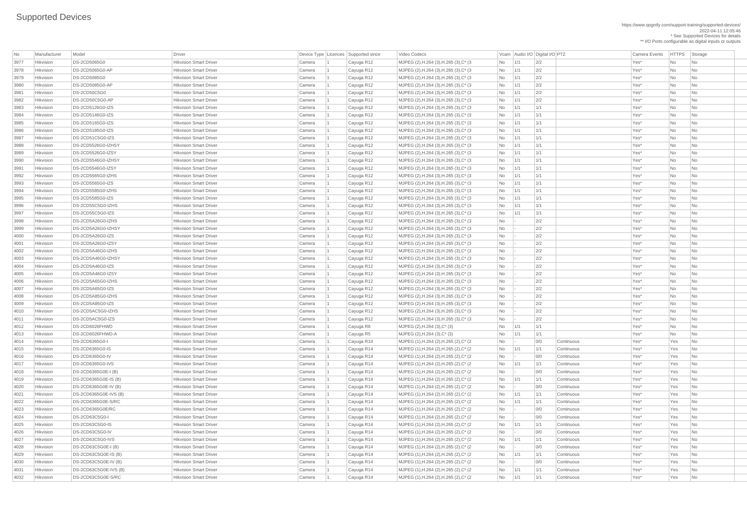# Supported Devices

https://www.qognify.com/support-training/supported-devices/
2022-04-11 12:05:46
* See Supported Devices for details
** I/O Ports configurable as digital inputs or outputs

| No | Manufacturer | Model | Driver | Device Type | Licences | Supported since | Video Codecs | Vcam | Audio I/O | Digital I/O | PTZ | Camera Events | HTTPS | Storage |
|---|---|---|---|---|---|---|---|---|---|---|---|---|---|---|
| 3977 | Hikvision | DS-2CD5065G0 | Hikvision Smart Driver | Camera | 1 | Cayuga R12 | MJPEG (2),H.264 (3),H.265 (3),C* (3 | No | 1/1 | 2/2 | | Yes* | No | No |
| 3978 | Hikvision | DS-2CD5065G0-AP | Hikvision Smart Driver | Camera | 1 | Cayuga R12 | MJPEG (2),H.264 (3),H.265 (3),C* (3 | No | 1/1 | 2/2 | | Yes* | No | No |
| 3979 | Hikvision | DS-2CD5085G0 | Hikvision Smart Driver | Camera | 1 | Cayuga R12 | MJPEG (2),H.264 (3),H.265 (3),C* (3 | No | 1/1 | 2/2 | | Yes* | No | No |
| 3980 | Hikvision | DS-2CD5085G0-AP | Hikvision Smart Driver | Camera | 1 | Cayuga R12 | MJPEG (2),H.264 (3),H.265 (3),C* (3 | No | 1/1 | 2/2 | | Yes* | No | No |
| 3981 | Hikvision | DS-2CD50C5G0 | Hikvision Smart Driver | Camera | 1 | Cayuga R12 | MJPEG (2),H.264 (3),H.265 (3),C* (3 | No | 1/1 | 2/2 | | Yes* | No | No |
| 3982 | Hikvision | DS-2CD50C5G0-AP | Hikvision Smart Driver | Camera | 1 | Cayuga R12 | MJPEG (2),H.264 (3),H.265 (3),C* (3 | No | 1/1 | 2/2 | | Yes* | No | No |
| 3983 | Hikvision | DS-2CD5126G0-IZS | Hikvision Smart Driver | Camera | 1 | Cayuga R12 | MJPEG (2),H.264 (3),H.265 (3),C* (3 | No | 1/1 | 1/1 | | Yes* | No | No |
| 3984 | Hikvision | DS-2CD5146G0-IZS | Hikvision Smart Driver | Camera | 1 | Cayuga R12 | MJPEG (2),H.264 (3),H.265 (3),C* (3 | No | 1/1 | 1/1 | | Yes* | No | No |
| 3985 | Hikvision | DS-2CD5165G0-IZS | Hikvision Smart Driver | Camera | 1 | Cayuga R12 | MJPEG (2),H.264 (3),H.265 (3),C* (3 | No | 1/1 | 1/1 | | Yes* | No | No |
| 3986 | Hikvision | DS-2CD5185G0-IZS | Hikvision Smart Driver | Camera | 1 | Cayuga R12 | MJPEG (2),H.264 (3),H.265 (3),C* (3 | No | 1/1 | 1/1 | | Yes* | No | No |
| 3987 | Hikvision | DS-2CD51C5G0-IZS | Hikvision Smart Driver | Camera | 1 | Cayuga R12 | MJPEG (2),H.264 (3),H.265 (3),C* (3 | No | 1/1 | 1/1 | | Yes* | No | No |
| 3988 | Hikvision | DS-2CD5526G0-IZHSY | Hikvision Smart Driver | Camera | 1 | Cayuga R12 | MJPEG (2),H.264 (3),H.265 (3),C* (3 | No | 1/1 | 1/1 | | Yes* | No | No |
| 3989 | Hikvision | DS-2CD5526G0-IZSY | Hikvision Smart Driver | Camera | 1 | Cayuga R12 | MJPEG (2),H.264 (3),H.265 (3),C* (3 | No | 1/1 | 1/1 | | Yes* | No | No |
| 3990 | Hikvision | DS-2CD5546G0-IZHSY | Hikvision Smart Driver | Camera | 1 | Cayuga R12 | MJPEG (2),H.264 (3),H.265 (3),C* (3 | No | 1/1 | 1/1 | | Yes* | No | No |
| 3991 | Hikvision | DS-2CD5546G0-IZSY | Hikvision Smart Driver | Camera | 1 | Cayuga R12 | MJPEG (2),H.264 (3),H.265 (3),C* (3 | No | 1/1 | 1/1 | | Yes* | No | No |
| 3992 | Hikvision | DS-2CD5565G0-IZHS | Hikvision Smart Driver | Camera | 1 | Cayuga R12 | MJPEG (2),H.264 (3),H.265 (3),C* (3 | No | 1/1 | 1/1 | | Yes* | No | No |
| 3993 | Hikvision | DS-2CD5565G0-IZS | Hikvision Smart Driver | Camera | 1 | Cayuga R12 | MJPEG (2),H.264 (3),H.265 (3),C* (3 | No | 1/1 | 1/1 | | Yes* | No | No |
| 3994 | Hikvision | DS-2CD5585G0-IZHS | Hikvision Smart Driver | Camera | 1 | Cayuga R12 | MJPEG (2),H.264 (3),H.265 (3),C* (3 | No | 1/1 | 1/1 | | Yes* | No | No |
| 3995 | Hikvision | DS-2CD5585G0-IZS | Hikvision Smart Driver | Camera | 1 | Cayuga R12 | MJPEG (2),H.264 (3),H.265 (3),C* (3 | No | 1/1 | 1/1 | | Yes* | No | No |
| 3996 | Hikvision | DS-2CD55C5G0-IZHS | Hikvision Smart Driver | Camera | 1 | Cayuga R12 | MJPEG (2),H.264 (3),H.265 (3),C* (3 | No | 1/1 | 1/1 | | Yes* | No | No |
| 3997 | Hikvision | DS-2CD55C5G0-IZS | Hikvision Smart Driver | Camera | 1 | Cayuga R12 | MJPEG (2),H.264 (3),H.265 (3),C* (3 | No | 1/1 | 1/1 | | Yes* | No | No |
| 3998 | Hikvision | DS-2CD5A26G0-IZHS | Hikvision Smart Driver | Camera | 1 | Cayuga R12 | MJPEG (2),H.264 (3),H.265 (3),C* (3 | No | - | 2/2 | | Yes* | No | No |
| 3999 | Hikvision | DS-2CD5A26G0-IZHSY | Hikvision Smart Driver | Camera | 1 | Cayuga R12 | MJPEG (2),H.264 (3),H.265 (3),C* (3 | No | - | 2/2 | | Yes* | No | No |
| 4000 | Hikvision | DS-2CD5A26G0-IZS | Hikvision Smart Driver | Camera | 1 | Cayuga R12 | MJPEG (2),H.264 (3),H.265 (3),C* (3 | No | - | 2/2 | | Yes* | No | No |
| 4001 | Hikvision | DS-2CD5A26G0-IZSY | Hikvision Smart Driver | Camera | 1 | Cayuga R12 | MJPEG (2),H.264 (3),H.265 (3),C* (3 | No | - | 2/2 | | Yes* | No | No |
| 4002 | Hikvision | DS-2CD5A46G0-IZHS | Hikvision Smart Driver | Camera | 1 | Cayuga R12 | MJPEG (2),H.264 (3),H.265 (3),C* (3 | No | - | 2/2 | | Yes* | No | No |
| 4003 | Hikvision | DS-2CD5A46G0-IZHSY | Hikvision Smart Driver | Camera | 1 | Cayuga R12 | MJPEG (2),H.264 (3),H.265 (3),C* (3 | No | - | 2/2 | | Yes* | No | No |
| 4004 | Hikvision | DS-2CD5A46G0-IZS | Hikvision Smart Driver | Camera | 1 | Cayuga R12 | MJPEG (2),H.264 (3),H.265 (3),C* (3 | No | - | 2/2 | | Yes* | No | No |
| 4005 | Hikvision | DS-2CD5A46G0-IZSY | Hikvision Smart Driver | Camera | 1 | Cayuga R12 | MJPEG (2),H.264 (3),H.265 (3),C* (3 | No | - | 2/2 | | Yes* | No | No |
| 4006 | Hikvision | DS-2CD5A65G0-IZHS | Hikvision Smart Driver | Camera | 1 | Cayuga R12 | MJPEG (2),H.264 (3),H.265 (3),C* (3 | No | - | 2/2 | | Yes* | No | No |
| 4007 | Hikvision | DS-2CD5A65G0-IZS | Hikvision Smart Driver | Camera | 1 | Cayuga R12 | MJPEG (2),H.264 (3),H.265 (3),C* (3 | No | - | 2/2 | | Yes* | No | No |
| 4008 | Hikvision | DS-2CD5A85G0-IZHS | Hikvision Smart Driver | Camera | 1 | Cayuga R12 | MJPEG (2),H.264 (3),H.265 (3),C* (3 | No | - | 2/2 | | Yes* | No | No |
| 4009 | Hikvision | DS-2CD5A85G0-IZS | Hikvision Smart Driver | Camera | 1 | Cayuga R12 | MJPEG (2),H.264 (3),H.265 (3),C* (3 | No | - | 2/2 | | Yes* | No | No |
| 4010 | Hikvision | DS-2CD5AC5G0-IZHS | Hikvision Smart Driver | Camera | 1 | Cayuga R12 | MJPEG (2),H.264 (3),H.265 (3),C* (3 | No | - | 2/2 | | Yes* | No | No |
| 4011 | Hikvision | DS-2CD5AC5G0-IZS | Hikvision Smart Driver | Camera | 1 | Cayuga R12 | MJPEG (2),H.264 (3),H.265 (3),C* (3 | No | - | 2/2 | | Yes* | No | No |
| 4012 | Hikvision | DS-2CD6026FHWD | Hikvision Smart Driver | Camera | 1 | Cayuga R8 | MJPEG (2),H.264 (3),C* (3) | No | 1/1 | 1/1 | | Yes* | No | No |
| 4013 | Hikvision | DS-2CD6026FHWD-A | Hikvision Smart Driver | Camera | 1 | Cayuga R5 | MJPEG (2),H.264 (3),C* (3) | No | 1/1 | 1/1 | | Yes* | No | No |
| 4014 | Hikvision | DS-2CD6365G0-I | Hikvision Smart Driver | Camera | 1 | Cayuga R14 | MJPEG (1),H.264 (2),H.265 (2),C* (2 | No | - | 0/0 | Continuous | Yes* | Yes | No |
| 4015 | Hikvision | DS-2CD6365G0-IS | Hikvision Smart Driver | Camera | 1 | Cayuga R14 | MJPEG (1),H.264 (2),H.265 (2),C* (2 | No | 1/1 | 1/1 | Continuous | Yes* | Yes | No |
| 4016 | Hikvision | DS-2CD6365G0-IV | Hikvision Smart Driver | Camera | 1 | Cayuga R14 | MJPEG (1),H.264 (2),H.265 (2),C* (2 | No | - | 0/0 | Continuous | Yes* | Yes | No |
| 4017 | Hikvision | DS-2CD6365G0-IVS | Hikvision Smart Driver | Camera | 1 | Cayuga R14 | MJPEG (1),H.264 (2),H.265 (2),C* (2 | No | 1/1 | 1/1 | Continuous | Yes* | Yes | No |
| 4018 | Hikvision | DS-2CD6365G0E-I (B) | Hikvision Smart Driver | Camera | 1 | Cayuga R14 | MJPEG (1),H.264 (2),H.265 (2),C* (2 | No | - | 0/0 | Continuous | Yes* | Yes | No |
| 4019 | Hikvision | DS-2CD6365G0E-IS (B) | Hikvision Smart Driver | Camera | 1 | Cayuga R14 | MJPEG (1),H.264 (2),H.265 (2),C* (2 | No | 1/1 | 1/1 | Continuous | Yes* | Yes | No |
| 4020 | Hikvision | DS-2CD6365G0E-IV (B) | Hikvision Smart Driver | Camera | 1 | Cayuga R14 | MJPEG (1),H.264 (2),H.265 (2),C* (2 | No | - | 0/0 | Continuous | Yes* | Yes | No |
| 4021 | Hikvision | DS-2CD6365G0E-IVS (B) | Hikvision Smart Driver | Camera | 1 | Cayuga R14 | MJPEG (1),H.264 (2),H.265 (2),C* (2 | No | 1/1 | 1/1 | Continuous | Yes* | Yes | No |
| 4022 | Hikvision | DS-2CD6365G0E-S/RC | Hikvision Smart Driver | Camera | 1 | Cayuga R14 | MJPEG (1),H.264 (2),H.265 (2),C* (2 | No | 1/1 | 1/1 | Continuous | Yes* | Yes | No |
| 4023 | Hikvision | DS-2CD6365G0E/RC | Hikvision Smart Driver | Camera | 1 | Cayuga R14 | MJPEG (1),H.264 (2),H.265 (2),C* (2 | No | - | 0/0 | Continuous | Yes* | Yes | No |
| 4024 | Hikvision | DS-2CD63C5G0-I | Hikvision Smart Driver | Camera | 1 | Cayuga R14 | MJPEG (1),H.264 (2),H.265 (2),C* (2 | No | - | 0/0 | Continuous | Yes* | Yes | No |
| 4025 | Hikvision | DS-2CD63C5G0-IS | Hikvision Smart Driver | Camera | 1 | Cayuga R14 | MJPEG (1),H.264 (2),H.265 (2),C* (2 | No | 1/1 | 1/1 | Continuous | Yes* | Yes | No |
| 4026 | Hikvision | DS-2CD63C5G0-IV | Hikvision Smart Driver | Camera | 1 | Cayuga R14 | MJPEG (1),H.264 (2),H.265 (2),C* (2 | No | - | 0/0 | Continuous | Yes* | Yes | No |
| 4027 | Hikvision | DS-2CD63C5G0-IVS | Hikvision Smart Driver | Camera | 1 | Cayuga R14 | MJPEG (1),H.264 (2),H.265 (2),C* (2 | No | 1/1 | 1/1 | Continuous | Yes* | Yes | No |
| 4028 | Hikvision | DS-2CD63C5G0E-I (B) | Hikvision Smart Driver | Camera | 1 | Cayuga R14 | MJPEG (1),H.264 (2),H.265 (2),C* (2 | No | - | 0/0 | Continuous | Yes* | Yes | No |
| 4029 | Hikvision | DS-2CD63C5G0E-IS (B) | Hikvision Smart Driver | Camera | 1 | Cayuga R14 | MJPEG (1),H.264 (2),H.265 (2),C* (2 | No | 1/1 | 1/1 | Continuous | Yes* | Yes | No |
| 4030 | Hikvision | DS-2CD63C5G0E-IV (B) | Hikvision Smart Driver | Camera | 1 | Cayuga R14 | MJPEG (1),H.264 (2),H.265 (2),C* (2 | No | - | 0/0 | Continuous | Yes* | Yes | No |
| 4031 | Hikvision | DS-2CD63C5G0E-IVS (B) | Hikvision Smart Driver | Camera | 1 | Cayuga R14 | MJPEG (1),H.264 (2),H.265 (2),C* (2 | No | 1/1 | 1/1 | Continuous | Yes* | Yes | No |
| 4032 | Hikvision | DS-2CD63C5G0E-S/RC | Hikvision Smart Driver | Camera | 1 | Cayuga R14 | MJPEG (1),H.264 (2),H.265 (2),C* (2 | No | 1/1 | 1/1 | Continuous | Yes* | Yes | No |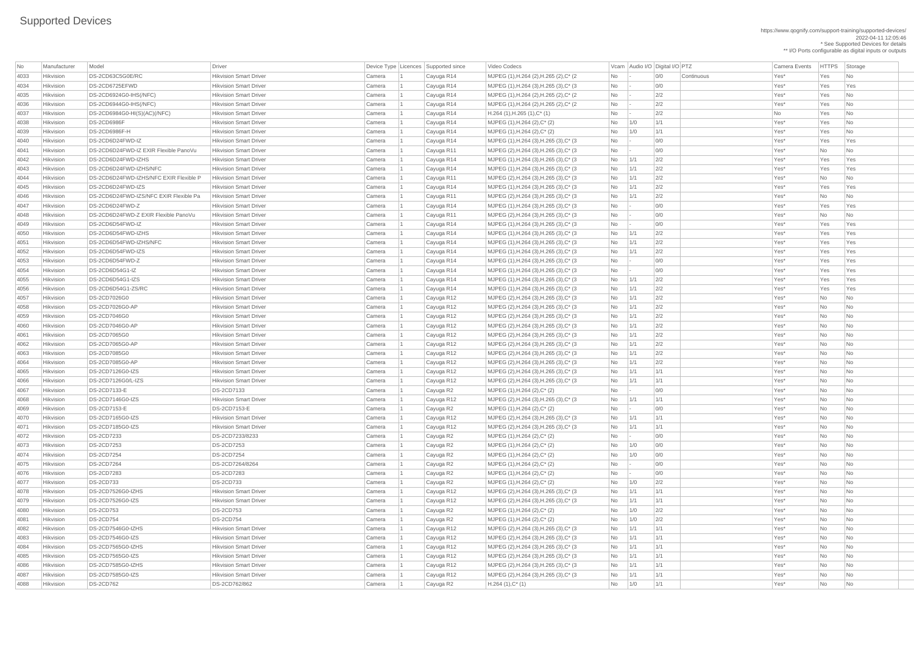# Supported Devices

https://www.qognify.com/support-training/supported-devices/
2022-04-11 12:05:46
* See Supported Devices for details
** I/O Ports configurable as digital inputs or outputs

| No | Manufacturer | Model | Driver | Device Type | Licences | Supported since | Video Codecs | Vcam | Audio I/O | Digital I/O | PTZ | Camera Events | HTTPS | Storage |
|---|---|---|---|---|---|---|---|---|---|---|---|---|---|---|
| 4033 | Hikvision | DS-2CD63C5G0E/RC | Hikvision Smart Driver | Camera | 1 | Cayuga R14 | MJPEG (1),H.264 (2),H.265 (2),C* (2 | No | - | 0/0 | Continuous | Yes* | Yes | No |
| 4034 | Hikvision | DS-2CD6725EFWD | Hikvision Smart Driver | Camera | 1 | Cayuga R14 | MJPEG (1),H.264 (3),H.265 (3),C* (3 | No | - | 0/0 | | Yes* | Yes | Yes |
| 4035 | Hikvision | DS-2CD6924G0-IHS(/NFC) | Hikvision Smart Driver | Camera | 1 | Cayuga R14 | MJPEG (1),H.264 (2),H.265 (2),C* (2 | No | - | 2/2 | | Yes* | Yes | No |
| 4036 | Hikvision | DS-2CD6944G0-IHS(/NFC) | Hikvision Smart Driver | Camera | 1 | Cayuga R14 | MJPEG (1),H.264 (2),H.265 (2),C* (2 | No | - | 2/2 | | Yes* | Yes | No |
| 4037 | Hikvision | DS-2CD6984G0-HI(S)(AC)(/NFC) | Hikvision Smart Driver | Camera | 1 | Cayuga R14 | H.264 (1),H.265 (1),C* (1) | No | - | 2/2 | | No | Yes | No |
| 4038 | Hikvision | DS-2CD6986F | Hikvision Smart Driver | Camera | 1 | Cayuga R14 | MJPEG (1),H.264 (2),C* (2) | No | 1/0 | 1/1 | | Yes* | Yes | No |
| 4039 | Hikvision | DS-2CD6986F-H | Hikvision Smart Driver | Camera | 1 | Cayuga R14 | MJPEG (1),H.264 (2),C* (2) | No | 1/0 | 1/1 | | Yes* | Yes | No |
| 4040 | Hikvision | DS-2CD6D24FWD-IZ | Hikvision Smart Driver | Camera | 1 | Cayuga R14 | MJPEG (1),H.264 (3),H.265 (3),C* (3 | No | - | 0/0 | | Yes* | Yes | Yes |
| 4041 | Hikvision | DS-2CD6D24FWD-IZ EXIR Flexible PanoVu | Hikvision Smart Driver | Camera | 1 | Cayuga R11 | MJPEG (2),H.264 (3),H.265 (3),C* (3 | No | - | 0/0 | | Yes* | No | No |
| 4042 | Hikvision | DS-2CD6D24FWD-IZHS | Hikvision Smart Driver | Camera | 1 | Cayuga R14 | MJPEG (1),H.264 (3),H.265 (3),C* (3 | No | 1/1 | 2/2 | | Yes* | Yes | Yes |
| 4043 | Hikvision | DS-2CD6D24FWD-IZHS/NFC | Hikvision Smart Driver | Camera | 1 | Cayuga R14 | MJPEG (1),H.264 (3),H.265 (3),C* (3 | No | 1/1 | 2/2 | | Yes* | Yes | Yes |
| 4044 | Hikvision | DS-2CD6D24FWD-IZHS/NFC EXIR Flexible P | Hikvision Smart Driver | Camera | 1 | Cayuga R11 | MJPEG (2),H.264 (3),H.265 (3),C* (3 | No | 1/1 | 2/2 | | Yes* | No | No |
| 4045 | Hikvision | DS-2CD6D24FWD-IZS | Hikvision Smart Driver | Camera | 1 | Cayuga R14 | MJPEG (1),H.264 (3),H.265 (3),C* (3 | No | 1/1 | 2/2 | | Yes* | Yes | Yes |
| 4046 | Hikvision | DS-2CD6D24FWD-IZS/NFC EXIR Flexible Pa | Hikvision Smart Driver | Camera | 1 | Cayuga R11 | MJPEG (2),H.264 (3),H.265 (3),C* (3 | No | 1/1 | 2/2 | | Yes* | No | No |
| 4047 | Hikvision | DS-2CD6D24FWD-Z | Hikvision Smart Driver | Camera | 1 | Cayuga R14 | MJPEG (1),H.264 (3),H.265 (3),C* (3 | No | - | 0/0 | | Yes* | Yes | Yes |
| 4048 | Hikvision | DS-2CD6D24FWD-Z EXIR Flexible PanoVu | Hikvision Smart Driver | Camera | 1 | Cayuga R11 | MJPEG (2),H.264 (3),H.265 (3),C* (3 | No | - | 0/0 | | Yes* | No | No |
| 4049 | Hikvision | DS-2CD6D54FWD-IZ | Hikvision Smart Driver | Camera | 1 | Cayuga R14 | MJPEG (1),H.264 (3),H.265 (3),C* (3 | No | - | 0/0 | | Yes* | Yes | Yes |
| 4050 | Hikvision | DS-2CD6D54FWD-IZHS | Hikvision Smart Driver | Camera | 1 | Cayuga R14 | MJPEG (1),H.264 (3),H.265 (3),C* (3 | No | 1/1 | 2/2 | | Yes* | Yes | Yes |
| 4051 | Hikvision | DS-2CD6D54FWD-IZHS/NFC | Hikvision Smart Driver | Camera | 1 | Cayuga R14 | MJPEG (1),H.264 (3),H.265 (3),C* (3 | No | 1/1 | 2/2 | | Yes* | Yes | Yes |
| 4052 | Hikvision | DS-2CD6D54FWD-IZS | Hikvision Smart Driver | Camera | 1 | Cayuga R14 | MJPEG (1),H.264 (3),H.265 (3),C* (3 | No | 1/1 | 2/2 | | Yes* | Yes | Yes |
| 4053 | Hikvision | DS-2CD6D54FWD-Z | Hikvision Smart Driver | Camera | 1 | Cayuga R14 | MJPEG (1),H.264 (3),H.265 (3),C* (3 | No | - | 0/0 | | Yes* | Yes | Yes |
| 4054 | Hikvision | DS-2CD6D54G1-IZ | Hikvision Smart Driver | Camera | 1 | Cayuga R14 | MJPEG (1),H.264 (3),H.265 (3),C* (3 | No | - | 0/0 | | Yes* | Yes | Yes |
| 4055 | Hikvision | DS-2CD6D54G1-IZS | Hikvision Smart Driver | Camera | 1 | Cayuga R14 | MJPEG (1),H.264 (3),H.265 (3),C* (3 | No | 1/1 | 2/2 | | Yes* | Yes | Yes |
| 4056 | Hikvision | DS-2CD6D54G1-ZS/RC | Hikvision Smart Driver | Camera | 1 | Cayuga R14 | MJPEG (1),H.264 (3),H.265 (3),C* (3 | No | 1/1 | 2/2 | | Yes* | Yes | Yes |
| 4057 | Hikvision | DS-2CD7026G0 | Hikvision Smart Driver | Camera | 1 | Cayuga R12 | MJPEG (2),H.264 (3),H.265 (3),C* (3 | No | 1/1 | 2/2 | | Yes* | No | No |
| 4058 | Hikvision | DS-2CD7026G0-AP | Hikvision Smart Driver | Camera | 1 | Cayuga R12 | MJPEG (2),H.264 (3),H.265 (3),C* (3 | No | 1/1 | 2/2 | | Yes* | No | No |
| 4059 | Hikvision | DS-2CD7046G0 | Hikvision Smart Driver | Camera | 1 | Cayuga R12 | MJPEG (2),H.264 (3),H.265 (3),C* (3 | No | 1/1 | 2/2 | | Yes* | No | No |
| 4060 | Hikvision | DS-2CD7046G0-AP | Hikvision Smart Driver | Camera | 1 | Cayuga R12 | MJPEG (2),H.264 (3),H.265 (3),C* (3 | No | 1/1 | 2/2 | | Yes* | No | No |
| 4061 | Hikvision | DS-2CD7065G0 | Hikvision Smart Driver | Camera | 1 | Cayuga R12 | MJPEG (2),H.264 (3),H.265 (3),C* (3 | No | 1/1 | 2/2 | | Yes* | No | No |
| 4062 | Hikvision | DS-2CD7065G0-AP | Hikvision Smart Driver | Camera | 1 | Cayuga R12 | MJPEG (2),H.264 (3),H.265 (3),C* (3 | No | 1/1 | 2/2 | | Yes* | No | No |
| 4063 | Hikvision | DS-2CD7085G0 | Hikvision Smart Driver | Camera | 1 | Cayuga R12 | MJPEG (2),H.264 (3),H.265 (3),C* (3 | No | 1/1 | 2/2 | | Yes* | No | No |
| 4064 | Hikvision | DS-2CD7085G0-AP | Hikvision Smart Driver | Camera | 1 | Cayuga R12 | MJPEG (2),H.264 (3),H.265 (3),C* (3 | No | 1/1 | 2/2 | | Yes* | No | No |
| 4065 | Hikvision | DS-2CD7126G0-IZS | Hikvision Smart Driver | Camera | 1 | Cayuga R12 | MJPEG (2),H.264 (3),H.265 (3),C* (3 | No | 1/1 | 1/1 | | Yes* | No | No |
| 4066 | Hikvision | DS-2CD7126G0/L-IZS | Hikvision Smart Driver | Camera | 1 | Cayuga R12 | MJPEG (2),H.264 (3),H.265 (3),C* (3 | No | 1/1 | 1/1 | | Yes* | No | No |
| 4067 | Hikvision | DS-2CD7133-E | DS-2CD7133 | Camera | 1 | Cayuga R2 | MJPEG (1),H.264 (2),C* (2) | No | - | 0/0 | | Yes* | No | No |
| 4068 | Hikvision | DS-2CD7146G0-IZS | Hikvision Smart Driver | Camera | 1 | Cayuga R12 | MJPEG (2),H.264 (3),H.265 (3),C* (3 | No | 1/1 | 1/1 | | Yes* | No | No |
| 4069 | Hikvision | DS-2CD7153-E | DS-2CD7153-E | Camera | 1 | Cayuga R2 | MJPEG (1),H.264 (2),C* (2) | No | - | 0/0 | | Yes* | No | No |
| 4070 | Hikvision | DS-2CD7165G0-IZS | Hikvision Smart Driver | Camera | 1 | Cayuga R12 | MJPEG (2),H.264 (3),H.265 (3),C* (3 | No | 1/1 | 1/1 | | Yes* | No | No |
| 4071 | Hikvision | DS-2CD7185G0-IZS | Hikvision Smart Driver | Camera | 1 | Cayuga R12 | MJPEG (2),H.264 (3),H.265 (3),C* (3 | No | 1/1 | 1/1 | | Yes* | No | No |
| 4072 | Hikvision | DS-2CD7233 | DS-2CD7233/8233 | Camera | 1 | Cayuga R2 | MJPEG (1),H.264 (2),C* (2) | No | - | 0/0 | | Yes* | No | No |
| 4073 | Hikvision | DS-2CD7253 | DS-2CD7253 | Camera | 1 | Cayuga R2 | MJPEG (1),H.264 (2),C* (2) | No | 1/0 | 0/0 | | Yes* | No | No |
| 4074 | Hikvision | DS-2CD7254 | DS-2CD7254 | Camera | 1 | Cayuga R2 | MJPEG (1),H.264 (2),C* (2) | No | 1/0 | 0/0 | | Yes* | No | No |
| 4075 | Hikvision | DS-2CD7264 | DS-2CD7264/8264 | Camera | 1 | Cayuga R2 | MJPEG (1),H.264 (2),C* (2) | No | - | 0/0 | | Yes* | No | No |
| 4076 | Hikvision | DS-2CD7283 | DS-2CD7283 | Camera | 1 | Cayuga R2 | MJPEG (1),H.264 (2),C* (2) | No | - | 0/0 | | Yes* | No | No |
| 4077 | Hikvision | DS-2CD733 | DS-2CD733 | Camera | 1 | Cayuga R2 | MJPEG (1),H.264 (2),C* (2) | No | 1/0 | 2/2 | | Yes* | No | No |
| 4078 | Hikvision | DS-2CD7526G0-IZHS | Hikvision Smart Driver | Camera | 1 | Cayuga R12 | MJPEG (2),H.264 (3),H.265 (3),C* (3 | No | 1/1 | 1/1 | | Yes* | No | No |
| 4079 | Hikvision | DS-2CD7526G0-IZS | Hikvision Smart Driver | Camera | 1 | Cayuga R12 | MJPEG (2),H.264 (3),H.265 (3),C* (3 | No | 1/1 | 1/1 | | Yes* | No | No |
| 4080 | Hikvision | DS-2CD753 | DS-2CD753 | Camera | 1 | Cayuga R2 | MJPEG (1),H.264 (2),C* (2) | No | 1/0 | 2/2 | | Yes* | No | No |
| 4081 | Hikvision | DS-2CD754 | DS-2CD754 | Camera | 1 | Cayuga R2 | MJPEG (1),H.264 (2),C* (2) | No | 1/0 | 2/2 | | Yes* | No | No |
| 4082 | Hikvision | DS-2CD7546G0-IZHS | Hikvision Smart Driver | Camera | 1 | Cayuga R12 | MJPEG (2),H.264 (3),H.265 (3),C* (3 | No | 1/1 | 1/1 | | Yes* | No | No |
| 4083 | Hikvision | DS-2CD7546G0-IZS | Hikvision Smart Driver | Camera | 1 | Cayuga R12 | MJPEG (2),H.264 (3),H.265 (3),C* (3 | No | 1/1 | 1/1 | | Yes* | No | No |
| 4084 | Hikvision | DS-2CD7565G0-IZHS | Hikvision Smart Driver | Camera | 1 | Cayuga R12 | MJPEG (2),H.264 (3),H.265 (3),C* (3 | No | 1/1 | 1/1 | | Yes* | No | No |
| 4085 | Hikvision | DS-2CD7565G0-IZS | Hikvision Smart Driver | Camera | 1 | Cayuga R12 | MJPEG (2),H.264 (3),H.265 (3),C* (3 | No | 1/1 | 1/1 | | Yes* | No | No |
| 4086 | Hikvision | DS-2CD7585G0-IZHS | Hikvision Smart Driver | Camera | 1 | Cayuga R12 | MJPEG (2),H.264 (3),H.265 (3),C* (3 | No | 1/1 | 1/1 | | Yes* | No | No |
| 4087 | Hikvision | DS-2CD7585G0-IZS | Hikvision Smart Driver | Camera | 1 | Cayuga R12 | MJPEG (2),H.264 (3),H.265 (3),C* (3 | No | 1/1 | 1/1 | | Yes* | No | No |
| 4088 | Hikvision | DS-2CD762 | DS-2CD762/862 | Camera | 1 | Cayuga R2 | H.264 (1),C* (1) | No | 1/0 | 1/1 | | Yes* | No | No |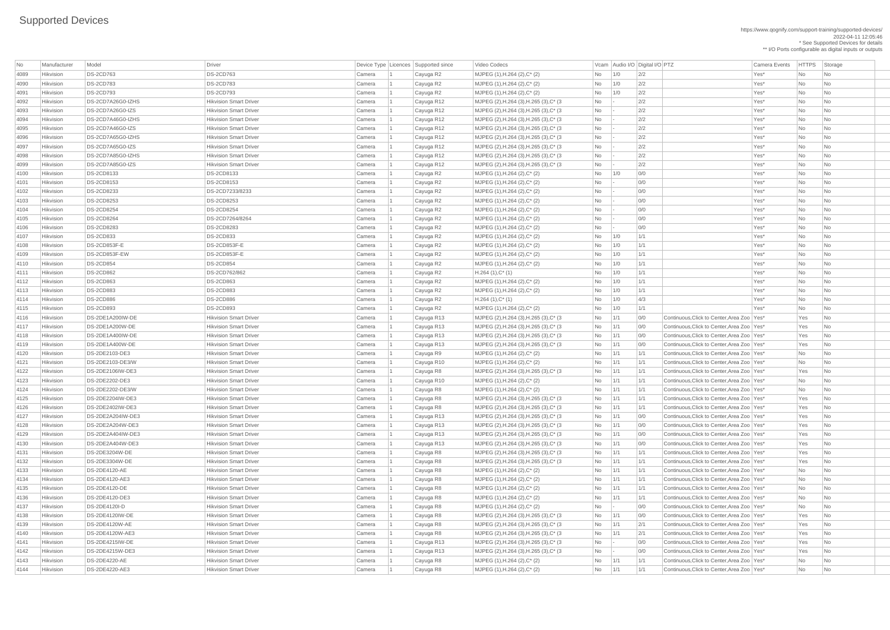# Supported Devices

https://www.qognify.com/support-training/supported-devices/
2022-04-11 12:05:46
* See Supported Devices for details
** I/O Ports configurable as digital inputs or outputs

| No | Manufacturer | Model | Driver | Device Type | Licences | Supported since | Video Codecs | Vcam | Audio I/O | Digital I/O | PTZ | Camera Events | HTTPS | Storage |
|---|---|---|---|---|---|---|---|---|---|---|---|---|---|---|
| 4089 | Hikvision | DS-2CD763 | DS-2CD763 | Camera | 1 | Cayuga R2 | MJPEG (1),H.264 (2),C* (2) | No | 1/0 | 2/2 | | Yes* | No | No |
| 4090 | Hikvision | DS-2CD783 | DS-2CD783 | Camera | 1 | Cayuga R2 | MJPEG (1),H.264 (2),C* (2) | No | 1/0 | 2/2 | | Yes* | No | No |
| 4091 | Hikvision | DS-2CD793 | DS-2CD793 | Camera | 1 | Cayuga R2 | MJPEG (1),H.264 (2),C* (2) | No | 1/0 | 2/2 | | Yes* | No | No |
| 4092 | Hikvision | DS-2CD7A26G0-IZHS | Hikvision Smart Driver | Camera | 1 | Cayuga R12 | MJPEG (2),H.264 (3),H.265 (3),C* (3 | No | - | 2/2 | | Yes* | No | No |
| 4093 | Hikvision | DS-2CD7A26G0-IZS | Hikvision Smart Driver | Camera | 1 | Cayuga R12 | MJPEG (2),H.264 (3),H.265 (3),C* (3 | No | - | 2/2 | | Yes* | No | No |
| 4094 | Hikvision | DS-2CD7A46G0-IZHS | Hikvision Smart Driver | Camera | 1 | Cayuga R12 | MJPEG (2),H.264 (3),H.265 (3),C* (3 | No | - | 2/2 | | Yes* | No | No |
| 4095 | Hikvision | DS-2CD7A46G0-IZS | Hikvision Smart Driver | Camera | 1 | Cayuga R12 | MJPEG (2),H.264 (3),H.265 (3),C* (3 | No | - | 2/2 | | Yes* | No | No |
| 4096 | Hikvision | DS-2CD7A65G0-IZHS | Hikvision Smart Driver | Camera | 1 | Cayuga R12 | MJPEG (2),H.264 (3),H.265 (3),C* (3 | No | - | 2/2 | | Yes* | No | No |
| 4097 | Hikvision | DS-2CD7A65G0-IZS | Hikvision Smart Driver | Camera | 1 | Cayuga R12 | MJPEG (2),H.264 (3),H.265 (3),C* (3 | No | - | 2/2 | | Yes* | No | No |
| 4098 | Hikvision | DS-2CD7A85G0-IZHS | Hikvision Smart Driver | Camera | 1 | Cayuga R12 | MJPEG (2),H.264 (3),H.265 (3),C* (3 | No | - | 2/2 | | Yes* | No | No |
| 4099 | Hikvision | DS-2CD7A85G0-IZS | Hikvision Smart Driver | Camera | 1 | Cayuga R12 | MJPEG (2),H.264 (3),H.265 (3),C* (3 | No | - | 2/2 | | Yes* | No | No |
| 4100 | Hikvision | DS-2CD8133 | DS-2CD8133 | Camera | 1 | Cayuga R2 | MJPEG (1),H.264 (2),C* (2) | No | 1/0 | 0/0 | | Yes* | No | No |
| 4101 | Hikvision | DS-2CD8153 | DS-2CD8153 | Camera | 1 | Cayuga R2 | MJPEG (1),H.264 (2),C* (2) | No | - | 0/0 | | Yes* | No | No |
| 4102 | Hikvision | DS-2CD8233 | DS-2CD7233/8233 | Camera | 1 | Cayuga R2 | MJPEG (1),H.264 (2),C* (2) | No | - | 0/0 | | Yes* | No | No |
| 4103 | Hikvision | DS-2CD8253 | DS-2CD8253 | Camera | 1 | Cayuga R2 | MJPEG (1),H.264 (2),C* (2) | No | - | 0/0 | | Yes* | No | No |
| 4104 | Hikvision | DS-2CD8254 | DS-2CD8254 | Camera | 1 | Cayuga R2 | MJPEG (1),H.264 (2),C* (2) | No | - | 0/0 | | Yes* | No | No |
| 4105 | Hikvision | DS-2CD8264 | DS-2CD7264/8264 | Camera | 1 | Cayuga R2 | MJPEG (1),H.264 (2),C* (2) | No | - | 0/0 | | Yes* | No | No |
| 4106 | Hikvision | DS-2CD8283 | DS-2CD8283 | Camera | 1 | Cayuga R2 | MJPEG (1),H.264 (2),C* (2) | No | - | 0/0 | | Yes* | No | No |
| 4107 | Hikvision | DS-2CD833 | DS-2CD833 | Camera | 1 | Cayuga R2 | MJPEG (1),H.264 (2),C* (2) | No | 1/0 | 1/1 | | Yes* | No | No |
| 4108 | Hikvision | DS-2CD853F-E | DS-2CD853F-E | Camera | 1 | Cayuga R2 | MJPEG (1),H.264 (2),C* (2) | No | 1/0 | 1/1 | | Yes* | No | No |
| 4109 | Hikvision | DS-2CD853F-EW | DS-2CD853F-E | Camera | 1 | Cayuga R2 | MJPEG (1),H.264 (2),C* (2) | No | 1/0 | 1/1 | | Yes* | No | No |
| 4110 | Hikvision | DS-2CD854 | DS-2CD854 | Camera | 1 | Cayuga R2 | MJPEG (1),H.264 (2),C* (2) | No | 1/0 | 1/1 | | Yes* | No | No |
| 4111 | Hikvision | DS-2CD862 | DS-2CD762/862 | Camera | 1 | Cayuga R2 | H.264 (1),C* (1) | No | 1/0 | 1/1 | | Yes* | No | No |
| 4112 | Hikvision | DS-2CD863 | DS-2CD863 | Camera | 1 | Cayuga R2 | MJPEG (1),H.264 (2),C* (2) | No | 1/0 | 1/1 | | Yes* | No | No |
| 4113 | Hikvision | DS-2CD883 | DS-2CD883 | Camera | 1 | Cayuga R2 | MJPEG (1),H.264 (2),C* (2) | No | 1/0 | 1/1 | | Yes* | No | No |
| 4114 | Hikvision | DS-2CD886 | DS-2CD886 | Camera | 1 | Cayuga R2 | H.264 (1),C* (1) | No | 1/0 | 4/3 | | Yes* | No | No |
| 4115 | Hikvision | DS-2CD893 | DS-2CD893 | Camera | 1 | Cayuga R2 | MJPEG (1),H.264 (2),C* (2) | No | 1/0 | 1/1 | | Yes* | No | No |
| 4116 | Hikvision | DS-2DE1A200IW-DE | Hikvision Smart Driver | Camera | 1 | Cayuga R13 | MJPEG (2),H.264 (3),H.265 (3),C* (3 | No | 1/1 | 0/0 | Continuous,Click to Center,Area Zoo | Yes* | Yes | No |
| 4117 | Hikvision | DS-2DE1A200W-DE | Hikvision Smart Driver | Camera | 1 | Cayuga R13 | MJPEG (2),H.264 (3),H.265 (3),C* (3 | No | 1/1 | 0/0 | Continuous,Click to Center,Area Zoo | Yes* | Yes | No |
| 4118 | Hikvision | DS-2DE1A400IW-DE | Hikvision Smart Driver | Camera | 1 | Cayuga R13 | MJPEG (2),H.264 (3),H.265 (3),C* (3 | No | 1/1 | 0/0 | Continuous,Click to Center,Area Zoo | Yes* | Yes | No |
| 4119 | Hikvision | DS-2DE1A400W-DE | Hikvision Smart Driver | Camera | 1 | Cayuga R13 | MJPEG (2),H.264 (3),H.265 (3),C* (3 | No | 1/1 | 0/0 | Continuous,Click to Center,Area Zoo | Yes* | Yes | No |
| 4120 | Hikvision | DS-2DE2103-DE3 | Hikvision Smart Driver | Camera | 1 | Cayuga R9 | MJPEG (1),H.264 (2),C* (2) | No | 1/1 | 1/1 | Continuous,Click to Center,Area Zoo | Yes* | No | No |
| 4121 | Hikvision | DS-2DE2103-DE3/W | Hikvision Smart Driver | Camera | 1 | Cayuga R10 | MJPEG (1),H.264 (2),C* (2) | No | 1/1 | 1/1 | Continuous,Click to Center,Area Zoo | Yes* | No | No |
| 4122 | Hikvision | DS-2DE2106IW-DE3 | Hikvision Smart Driver | Camera | 1 | Cayuga R8 | MJPEG (2),H.264 (3),H.265 (3),C* (3 | No | 1/1 | 1/1 | Continuous,Click to Center,Area Zoo | Yes* | Yes | No |
| 4123 | Hikvision | DS-2DE2202-DE3 | Hikvision Smart Driver | Camera | 1 | Cayuga R10 | MJPEG (1),H.264 (2),C* (2) | No | 1/1 | 1/1 | Continuous,Click to Center,Area Zoo | Yes* | No | No |
| 4124 | Hikvision | DS-2DE2202-DE3/W | Hikvision Smart Driver | Camera | 1 | Cayuga R8 | MJPEG (1),H.264 (2),C* (2) | No | 1/1 | 1/1 | Continuous,Click to Center,Area Zoo | Yes* | No | No |
| 4125 | Hikvision | DS-2DE2204IW-DE3 | Hikvision Smart Driver | Camera | 1 | Cayuga R8 | MJPEG (2),H.264 (3),H.265 (3),C* (3 | No | 1/1 | 1/1 | Continuous,Click to Center,Area Zoo | Yes* | Yes | No |
| 4126 | Hikvision | DS-2DE2402IW-DE3 | Hikvision Smart Driver | Camera | 1 | Cayuga R8 | MJPEG (2),H.264 (3),H.265 (3),C* (3 | No | 1/1 | 1/1 | Continuous,Click to Center,Area Zoo | Yes* | Yes | No |
| 4127 | Hikvision | DS-2DE2A204IW-DE3 | Hikvision Smart Driver | Camera | 1 | Cayuga R13 | MJPEG (2),H.264 (3),H.265 (3),C* (3 | No | 1/1 | 0/0 | Continuous,Click to Center,Area Zoo | Yes* | Yes | No |
| 4128 | Hikvision | DS-2DE2A204W-DE3 | Hikvision Smart Driver | Camera | 1 | Cayuga R13 | MJPEG (2),H.264 (3),H.265 (3),C* (3 | No | 1/1 | 0/0 | Continuous,Click to Center,Area Zoo | Yes* | Yes | No |
| 4129 | Hikvision | DS-2DE2A404IW-DE3 | Hikvision Smart Driver | Camera | 1 | Cayuga R13 | MJPEG (2),H.264 (3),H.265 (3),C* (3 | No | 1/1 | 0/0 | Continuous,Click to Center,Area Zoo | Yes* | Yes | No |
| 4130 | Hikvision | DS-2DE2A404W-DE3 | Hikvision Smart Driver | Camera | 1 | Cayuga R13 | MJPEG (2),H.264 (3),H.265 (3),C* (3 | No | 1/1 | 0/0 | Continuous,Click to Center,Area Zoo | Yes* | Yes | No |
| 4131 | Hikvision | DS-2DE3204W-DE | Hikvision Smart Driver | Camera | 1 | Cayuga R8 | MJPEG (2),H.264 (3),H.265 (3),C* (3 | No | 1/1 | 1/1 | Continuous,Click to Center,Area Zoo | Yes* | Yes | No |
| 4132 | Hikvision | DS-2DE3304W-DE | Hikvision Smart Driver | Camera | 1 | Cayuga R8 | MJPEG (2),H.264 (3),H.265 (3),C* (3 | No | 1/1 | 1/1 | Continuous,Click to Center,Area Zoo | Yes* | Yes | No |
| 4133 | Hikvision | DS-2DE4120-AE | Hikvision Smart Driver | Camera | 1 | Cayuga R8 | MJPEG (1),H.264 (2),C* (2) | No | 1/1 | 1/1 | Continuous,Click to Center,Area Zoo | Yes* | No | No |
| 4134 | Hikvision | DS-2DE4120-AE3 | Hikvision Smart Driver | Camera | 1 | Cayuga R8 | MJPEG (1),H.264 (2),C* (2) | No | 1/1 | 1/1 | Continuous,Click to Center,Area Zoo | Yes* | No | No |
| 4135 | Hikvision | DS-2DE4120-DE | Hikvision Smart Driver | Camera | 1 | Cayuga R8 | MJPEG (1),H.264 (2),C* (2) | No | 1/1 | 1/1 | Continuous,Click to Center,Area Zoo | Yes* | No | No |
| 4136 | Hikvision | DS-2DE4120-DE3 | Hikvision Smart Driver | Camera | 1 | Cayuga R8 | MJPEG (1),H.264 (2),C* (2) | No | 1/1 | 1/1 | Continuous,Click to Center,Area Zoo | Yes* | No | No |
| 4137 | Hikvision | DS-2DE4120I-D | Hikvision Smart Driver | Camera | 1 | Cayuga R8 | MJPEG (1),H.264 (2),C* (2) | No | - | 0/0 | Continuous,Click to Center,Area Zoo | Yes* | No | No |
| 4138 | Hikvision | DS-2DE4120IW-DE | Hikvision Smart Driver | Camera | 1 | Cayuga R8 | MJPEG (2),H.264 (3),H.265 (3),C* (3 | No | 1/1 | 0/0 | Continuous,Click to Center,Area Zoo | Yes* | Yes | No |
| 4139 | Hikvision | DS-2DE4120W-AE | Hikvision Smart Driver | Camera | 1 | Cayuga R8 | MJPEG (2),H.264 (3),H.265 (3),C* (3 | No | 1/1 | 2/1 | Continuous,Click to Center,Area Zoo | Yes* | Yes | No |
| 4140 | Hikvision | DS-2DE4120W-AE3 | Hikvision Smart Driver | Camera | 1 | Cayuga R8 | MJPEG (2),H.264 (3),H.265 (3),C* (3 | No | 1/1 | 2/1 | Continuous,Click to Center,Area Zoo | Yes* | Yes | No |
| 4141 | Hikvision | DS-2DE4215IW-DE | Hikvision Smart Driver | Camera | 1 | Cayuga R13 | MJPEG (2),H.264 (3),H.265 (3),C* (3 | No | - | 0/0 | Continuous,Click to Center,Area Zoo | Yes* | Yes | No |
| 4142 | Hikvision | DS-2DE4215W-DE3 | Hikvision Smart Driver | Camera | 1 | Cayuga R13 | MJPEG (2),H.264 (3),H.265 (3),C* (3 | No | - | 0/0 | Continuous,Click to Center,Area Zoo | Yes* | Yes | No |
| 4143 | Hikvision | DS-2DE4220-AE | Hikvision Smart Driver | Camera | 1 | Cayuga R8 | MJPEG (1),H.264 (2),C* (2) | No | 1/1 | 1/1 | Continuous,Click to Center,Area Zoo | Yes* | No | No |
| 4144 | Hikvision | DS-2DE4220-AE3 | Hikvision Smart Driver | Camera | 1 | Cayuga R8 | MJPEG (1),H.264 (2),C* (2) | No | 1/1 | 1/1 | Continuous,Click to Center,Area Zoo | Yes* | No | No |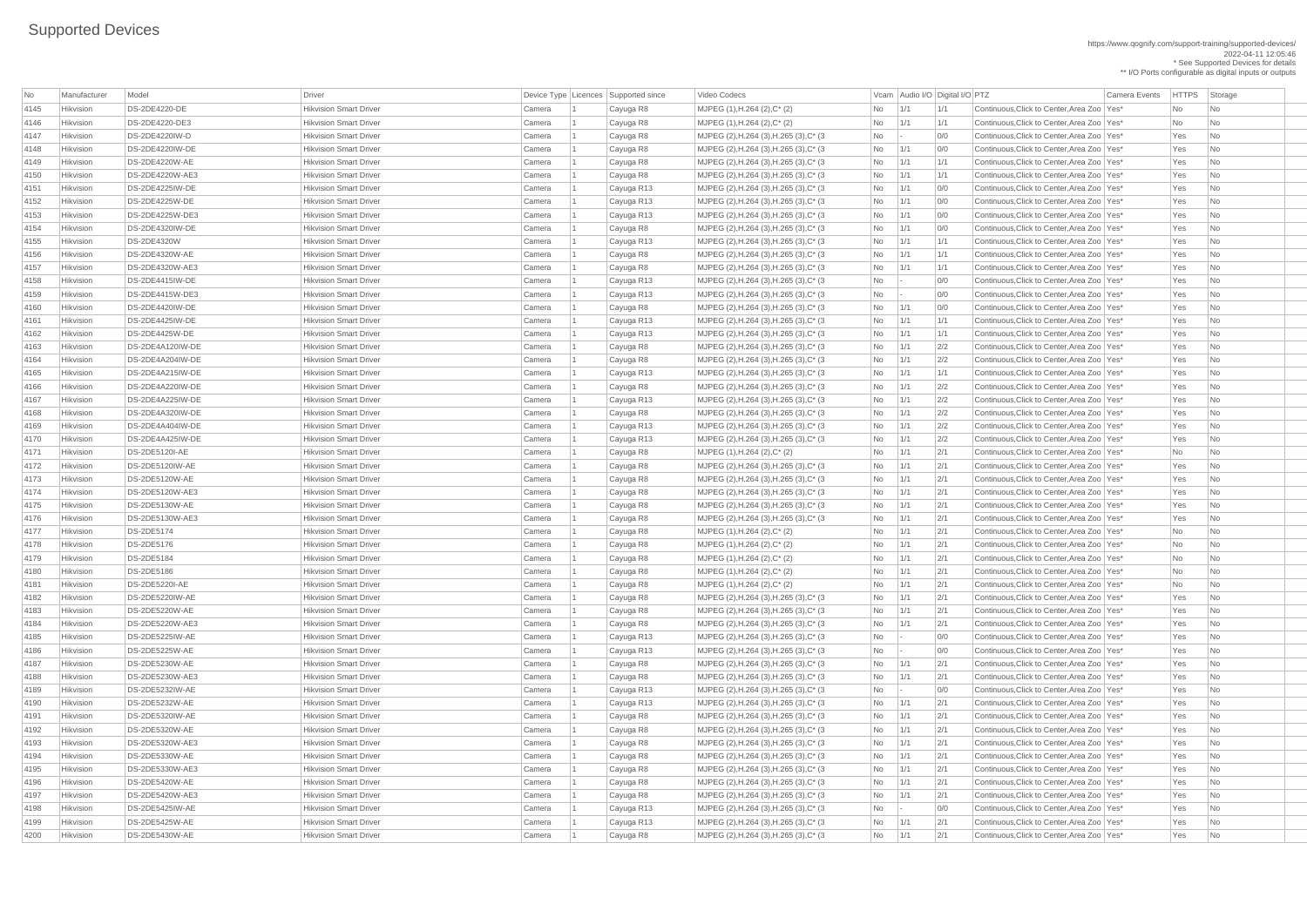# Supported Devices

https://www.qognify.com/support-training/supported-devices/
2022-04-11 12:05:46
* See Supported Devices for details
** I/O Ports configurable as digital inputs or outputs

| No | Manufacturer | Model | Driver | Device Type | Licences | Supported since | Video Codecs | Vcam | Audio I/O | Digital I/O | PTZ | Camera Events | HTTPS | Storage |
|---|---|---|---|---|---|---|---|---|---|---|---|---|---|---|
| 4145 | Hikvision | DS-2DE4220-DE | Hikvision Smart Driver | Camera | 1 | Cayuga R8 | MJPEG (1),H.264 (2),C* (2) | No | 1/1 | 1/1 | Continuous,Click to Center,Area Zoo | Yes* | No | No |
| 4146 | Hikvision | DS-2DE4220-DE3 | Hikvision Smart Driver | Camera | 1 | Cayuga R8 | MJPEG (1),H.264 (2),C* (2) | No | 1/1 | 1/1 | Continuous,Click to Center,Area Zoo | Yes* | No | No |
| 4147 | Hikvision | DS-2DE4220IW-D | Hikvision Smart Driver | Camera | 1 | Cayuga R8 | MJPEG (2),H.264 (3),H.265 (3),C* (3 | No | - | 0/0 | Continuous,Click to Center,Area Zoo | Yes* | Yes | No |
| 4148 | Hikvision | DS-2DE4220IW-DE | Hikvision Smart Driver | Camera | 1 | Cayuga R8 | MJPEG (2),H.264 (3),H.265 (3),C* (3 | No | 1/1 | 0/0 | Continuous,Click to Center,Area Zoo | Yes* | Yes | No |
| 4149 | Hikvision | DS-2DE4220W-AE | Hikvision Smart Driver | Camera | 1 | Cayuga R8 | MJPEG (2),H.264 (3),H.265 (3),C* (3 | No | 1/1 | 1/1 | Continuous,Click to Center,Area Zoo | Yes* | Yes | No |
| 4150 | Hikvision | DS-2DE4220W-AE3 | Hikvision Smart Driver | Camera | 1 | Cayuga R8 | MJPEG (2),H.264 (3),H.265 (3),C* (3 | No | 1/1 | 1/1 | Continuous,Click to Center,Area Zoo | Yes* | Yes | No |
| 4151 | Hikvision | DS-2DE4225IW-DE | Hikvision Smart Driver | Camera | 1 | Cayuga R13 | MJPEG (2),H.264 (3),H.265 (3),C* (3 | No | 1/1 | 0/0 | Continuous,Click to Center,Area Zoo | Yes* | Yes | No |
| 4152 | Hikvision | DS-2DE4225W-DE | Hikvision Smart Driver | Camera | 1 | Cayuga R13 | MJPEG (2),H.264 (3),H.265 (3),C* (3 | No | 1/1 | 0/0 | Continuous,Click to Center,Area Zoo | Yes* | Yes | No |
| 4153 | Hikvision | DS-2DE4225W-DE3 | Hikvision Smart Driver | Camera | 1 | Cayuga R13 | MJPEG (2),H.264 (3),H.265 (3),C* (3 | No | 1/1 | 0/0 | Continuous,Click to Center,Area Zoo | Yes* | Yes | No |
| 4154 | Hikvision | DS-2DE4320IW-DE | Hikvision Smart Driver | Camera | 1 | Cayuga R8 | MJPEG (2),H.264 (3),H.265 (3),C* (3 | No | 1/1 | 0/0 | Continuous,Click to Center,Area Zoo | Yes* | Yes | No |
| 4155 | Hikvision | DS-2DE4320W | Hikvision Smart Driver | Camera | 1 | Cayuga R13 | MJPEG (2),H.264 (3),H.265 (3),C* (3 | No | 1/1 | 1/1 | Continuous,Click to Center,Area Zoo | Yes* | Yes | No |
| 4156 | Hikvision | DS-2DE4320W-AE | Hikvision Smart Driver | Camera | 1 | Cayuga R8 | MJPEG (2),H.264 (3),H.265 (3),C* (3 | No | 1/1 | 1/1 | Continuous,Click to Center,Area Zoo | Yes* | Yes | No |
| 4157 | Hikvision | DS-2DE4320W-AE3 | Hikvision Smart Driver | Camera | 1 | Cayuga R8 | MJPEG (2),H.264 (3),H.265 (3),C* (3 | No | 1/1 | 1/1 | Continuous,Click to Center,Area Zoo | Yes* | Yes | No |
| 4158 | Hikvision | DS-2DE4415IW-DE | Hikvision Smart Driver | Camera | 1 | Cayuga R13 | MJPEG (2),H.264 (3),H.265 (3),C* (3 | No | - | 0/0 | Continuous,Click to Center,Area Zoo | Yes* | Yes | No |
| 4159 | Hikvision | DS-2DE4415W-DE3 | Hikvision Smart Driver | Camera | 1 | Cayuga R13 | MJPEG (2),H.264 (3),H.265 (3),C* (3 | No | - | 0/0 | Continuous,Click to Center,Area Zoo | Yes* | Yes | No |
| 4160 | Hikvision | DS-2DE4420IW-DE | Hikvision Smart Driver | Camera | 1 | Cayuga R8 | MJPEG (2),H.264 (3),H.265 (3),C* (3 | No | 1/1 | 0/0 | Continuous,Click to Center,Area Zoo | Yes* | Yes | No |
| 4161 | Hikvision | DS-2DE4425IW-DE | Hikvision Smart Driver | Camera | 1 | Cayuga R13 | MJPEG (2),H.264 (3),H.265 (3),C* (3 | No | 1/1 | 1/1 | Continuous,Click to Center,Area Zoo | Yes* | Yes | No |
| 4162 | Hikvision | DS-2DE4425W-DE | Hikvision Smart Driver | Camera | 1 | Cayuga R13 | MJPEG (2),H.264 (3),H.265 (3),C* (3 | No | 1/1 | 1/1 | Continuous,Click to Center,Area Zoo | Yes* | Yes | No |
| 4163 | Hikvision | DS-2DE4A120IW-DE | Hikvision Smart Driver | Camera | 1 | Cayuga R8 | MJPEG (2),H.264 (3),H.265 (3),C* (3 | No | 1/1 | 2/2 | Continuous,Click to Center,Area Zoo | Yes* | Yes | No |
| 4164 | Hikvision | DS-2DE4A204IW-DE | Hikvision Smart Driver | Camera | 1 | Cayuga R8 | MJPEG (2),H.264 (3),H.265 (3),C* (3 | No | 1/1 | 2/2 | Continuous,Click to Center,Area Zoo | Yes* | Yes | No |
| 4165 | Hikvision | DS-2DE4A215IW-DE | Hikvision Smart Driver | Camera | 1 | Cayuga R13 | MJPEG (2),H.264 (3),H.265 (3),C* (3 | No | 1/1 | 1/1 | Continuous,Click to Center,Area Zoo | Yes* | Yes | No |
| 4166 | Hikvision | DS-2DE4A220IW-DE | Hikvision Smart Driver | Camera | 1 | Cayuga R8 | MJPEG (2),H.264 (3),H.265 (3),C* (3 | No | 1/1 | 2/2 | Continuous,Click to Center,Area Zoo | Yes* | Yes | No |
| 4167 | Hikvision | DS-2DE4A225IW-DE | Hikvision Smart Driver | Camera | 1 | Cayuga R13 | MJPEG (2),H.264 (3),H.265 (3),C* (3 | No | 1/1 | 2/2 | Continuous,Click to Center,Area Zoo | Yes* | Yes | No |
| 4168 | Hikvision | DS-2DE4A320IW-DE | Hikvision Smart Driver | Camera | 1 | Cayuga R8 | MJPEG (2),H.264 (3),H.265 (3),C* (3 | No | 1/1 | 2/2 | Continuous,Click to Center,Area Zoo | Yes* | Yes | No |
| 4169 | Hikvision | DS-2DE4A404IW-DE | Hikvision Smart Driver | Camera | 1 | Cayuga R13 | MJPEG (2),H.264 (3),H.265 (3),C* (3 | No | 1/1 | 2/2 | Continuous,Click to Center,Area Zoo | Yes* | Yes | No |
| 4170 | Hikvision | DS-2DE4A425IW-DE | Hikvision Smart Driver | Camera | 1 | Cayuga R13 | MJPEG (2),H.264 (3),H.265 (3),C* (3 | No | 1/1 | 2/2 | Continuous,Click to Center,Area Zoo | Yes* | Yes | No |
| 4171 | Hikvision | DS-2DE5120I-AE | Hikvision Smart Driver | Camera | 1 | Cayuga R8 | MJPEG (1),H.264 (2),C* (2) | No | 1/1 | 2/1 | Continuous,Click to Center,Area Zoo | Yes* | No | No |
| 4172 | Hikvision | DS-2DE5120IW-AE | Hikvision Smart Driver | Camera | 1 | Cayuga R8 | MJPEG (2),H.264 (3),H.265 (3),C* (3 | No | 1/1 | 2/1 | Continuous,Click to Center,Area Zoo | Yes* | Yes | No |
| 4173 | Hikvision | DS-2DE5120W-AE | Hikvision Smart Driver | Camera | 1 | Cayuga R8 | MJPEG (2),H.264 (3),H.265 (3),C* (3 | No | 1/1 | 2/1 | Continuous,Click to Center,Area Zoo | Yes* | Yes | No |
| 4174 | Hikvision | DS-2DE5120W-AE3 | Hikvision Smart Driver | Camera | 1 | Cayuga R8 | MJPEG (2),H.264 (3),H.265 (3),C* (3 | No | 1/1 | 2/1 | Continuous,Click to Center,Area Zoo | Yes* | Yes | No |
| 4175 | Hikvision | DS-2DE5130W-AE | Hikvision Smart Driver | Camera | 1 | Cayuga R8 | MJPEG (2),H.264 (3),H.265 (3),C* (3 | No | 1/1 | 2/1 | Continuous,Click to Center,Area Zoo | Yes* | Yes | No |
| 4176 | Hikvision | DS-2DE5130W-AE3 | Hikvision Smart Driver | Camera | 1 | Cayuga R8 | MJPEG (2),H.264 (3),H.265 (3),C* (3 | No | 1/1 | 2/1 | Continuous,Click to Center,Area Zoo | Yes* | Yes | No |
| 4177 | Hikvision | DS-2DE5174 | Hikvision Smart Driver | Camera | 1 | Cayuga R8 | MJPEG (1),H.264 (2),C* (2) | No | 1/1 | 2/1 | Continuous,Click to Center,Area Zoo | Yes* | No | No |
| 4178 | Hikvision | DS-2DE5176 | Hikvision Smart Driver | Camera | 1 | Cayuga R8 | MJPEG (1),H.264 (2),C* (2) | No | 1/1 | 2/1 | Continuous,Click to Center,Area Zoo | Yes* | No | No |
| 4179 | Hikvision | DS-2DE5184 | Hikvision Smart Driver | Camera | 1 | Cayuga R8 | MJPEG (1),H.264 (2),C* (2) | No | 1/1 | 2/1 | Continuous,Click to Center,Area Zoo | Yes* | No | No |
| 4180 | Hikvision | DS-2DE5186 | Hikvision Smart Driver | Camera | 1 | Cayuga R8 | MJPEG (1),H.264 (2),C* (2) | No | 1/1 | 2/1 | Continuous,Click to Center,Area Zoo | Yes* | No | No |
| 4181 | Hikvision | DS-2DE5220I-AE | Hikvision Smart Driver | Camera | 1 | Cayuga R8 | MJPEG (1),H.264 (2),C* (2) | No | 1/1 | 2/1 | Continuous,Click to Center,Area Zoo | Yes* | No | No |
| 4182 | Hikvision | DS-2DE5220IW-AE | Hikvision Smart Driver | Camera | 1 | Cayuga R8 | MJPEG (2),H.264 (3),H.265 (3),C* (3 | No | 1/1 | 2/1 | Continuous,Click to Center,Area Zoo | Yes* | Yes | No |
| 4183 | Hikvision | DS-2DE5220W-AE | Hikvision Smart Driver | Camera | 1 | Cayuga R8 | MJPEG (2),H.264 (3),H.265 (3),C* (3 | No | 1/1 | 2/1 | Continuous,Click to Center,Area Zoo | Yes* | Yes | No |
| 4184 | Hikvision | DS-2DE5220W-AE3 | Hikvision Smart Driver | Camera | 1 | Cayuga R8 | MJPEG (2),H.264 (3),H.265 (3),C* (3 | No | 1/1 | 2/1 | Continuous,Click to Center,Area Zoo | Yes* | Yes | No |
| 4185 | Hikvision | DS-2DE5225IW-AE | Hikvision Smart Driver | Camera | 1 | Cayuga R13 | MJPEG (2),H.264 (3),H.265 (3),C* (3 | No | - | 0/0 | Continuous,Click to Center,Area Zoo | Yes* | Yes | No |
| 4186 | Hikvision | DS-2DE5225W-AE | Hikvision Smart Driver | Camera | 1 | Cayuga R13 | MJPEG (2),H.264 (3),H.265 (3),C* (3 | No | - | 0/0 | Continuous,Click to Center,Area Zoo | Yes* | Yes | No |
| 4187 | Hikvision | DS-2DE5230W-AE | Hikvision Smart Driver | Camera | 1 | Cayuga R8 | MJPEG (2),H.264 (3),H.265 (3),C* (3 | No | 1/1 | 2/1 | Continuous,Click to Center,Area Zoo | Yes* | Yes | No |
| 4188 | Hikvision | DS-2DE5230W-AE3 | Hikvision Smart Driver | Camera | 1 | Cayuga R8 | MJPEG (2),H.264 (3),H.265 (3),C* (3 | No | 1/1 | 2/1 | Continuous,Click to Center,Area Zoo | Yes* | Yes | No |
| 4189 | Hikvision | DS-2DE5232IW-AE | Hikvision Smart Driver | Camera | 1 | Cayuga R13 | MJPEG (2),H.264 (3),H.265 (3),C* (3 | No | - | 0/0 | Continuous,Click to Center,Area Zoo | Yes* | Yes | No |
| 4190 | Hikvision | DS-2DE5232W-AE | Hikvision Smart Driver | Camera | 1 | Cayuga R13 | MJPEG (2),H.264 (3),H.265 (3),C* (3 | No | 1/1 | 2/1 | Continuous,Click to Center,Area Zoo | Yes* | Yes | No |
| 4191 | Hikvision | DS-2DE5320IW-AE | Hikvision Smart Driver | Camera | 1 | Cayuga R8 | MJPEG (2),H.264 (3),H.265 (3),C* (3 | No | 1/1 | 2/1 | Continuous,Click to Center,Area Zoo | Yes* | Yes | No |
| 4192 | Hikvision | DS-2DE5320W-AE | Hikvision Smart Driver | Camera | 1 | Cayuga R8 | MJPEG (2),H.264 (3),H.265 (3),C* (3 | No | 1/1 | 2/1 | Continuous,Click to Center,Area Zoo | Yes* | Yes | No |
| 4193 | Hikvision | DS-2DE5320W-AE3 | Hikvision Smart Driver | Camera | 1 | Cayuga R8 | MJPEG (2),H.264 (3),H.265 (3),C* (3 | No | 1/1 | 2/1 | Continuous,Click to Center,Area Zoo | Yes* | Yes | No |
| 4194 | Hikvision | DS-2DE5330W-AE | Hikvision Smart Driver | Camera | 1 | Cayuga R8 | MJPEG (2),H.264 (3),H.265 (3),C* (3 | No | 1/1 | 2/1 | Continuous,Click to Center,Area Zoo | Yes* | Yes | No |
| 4195 | Hikvision | DS-2DE5330W-AE3 | Hikvision Smart Driver | Camera | 1 | Cayuga R8 | MJPEG (2),H.264 (3),H.265 (3),C* (3 | No | 1/1 | 2/1 | Continuous,Click to Center,Area Zoo | Yes* | Yes | No |
| 4196 | Hikvision | DS-2DE5420W-AE | Hikvision Smart Driver | Camera | 1 | Cayuga R8 | MJPEG (2),H.264 (3),H.265 (3),C* (3 | No | 1/1 | 2/1 | Continuous,Click to Center,Area Zoo | Yes* | Yes | No |
| 4197 | Hikvision | DS-2DE5420W-AE3 | Hikvision Smart Driver | Camera | 1 | Cayuga R8 | MJPEG (2),H.264 (3),H.265 (3),C* (3 | No | 1/1 | 2/1 | Continuous,Click to Center,Area Zoo | Yes* | Yes | No |
| 4198 | Hikvision | DS-2DE5425IW-AE | Hikvision Smart Driver | Camera | 1 | Cayuga R13 | MJPEG (2),H.264 (3),H.265 (3),C* (3 | No | - | 0/0 | Continuous,Click to Center,Area Zoo | Yes* | Yes | No |
| 4199 | Hikvision | DS-2DE5425W-AE | Hikvision Smart Driver | Camera | 1 | Cayuga R13 | MJPEG (2),H.264 (3),H.265 (3),C* (3 | No | 1/1 | 2/1 | Continuous,Click to Center,Area Zoo | Yes* | Yes | No |
| 4200 | Hikvision | DS-2DE5430W-AE | Hikvision Smart Driver | Camera | 1 | Cayuga R8 | MJPEG (2),H.264 (3),H.265 (3),C* (3 | No | 1/1 | 2/1 | Continuous,Click to Center,Area Zoo | Yes* | Yes | No |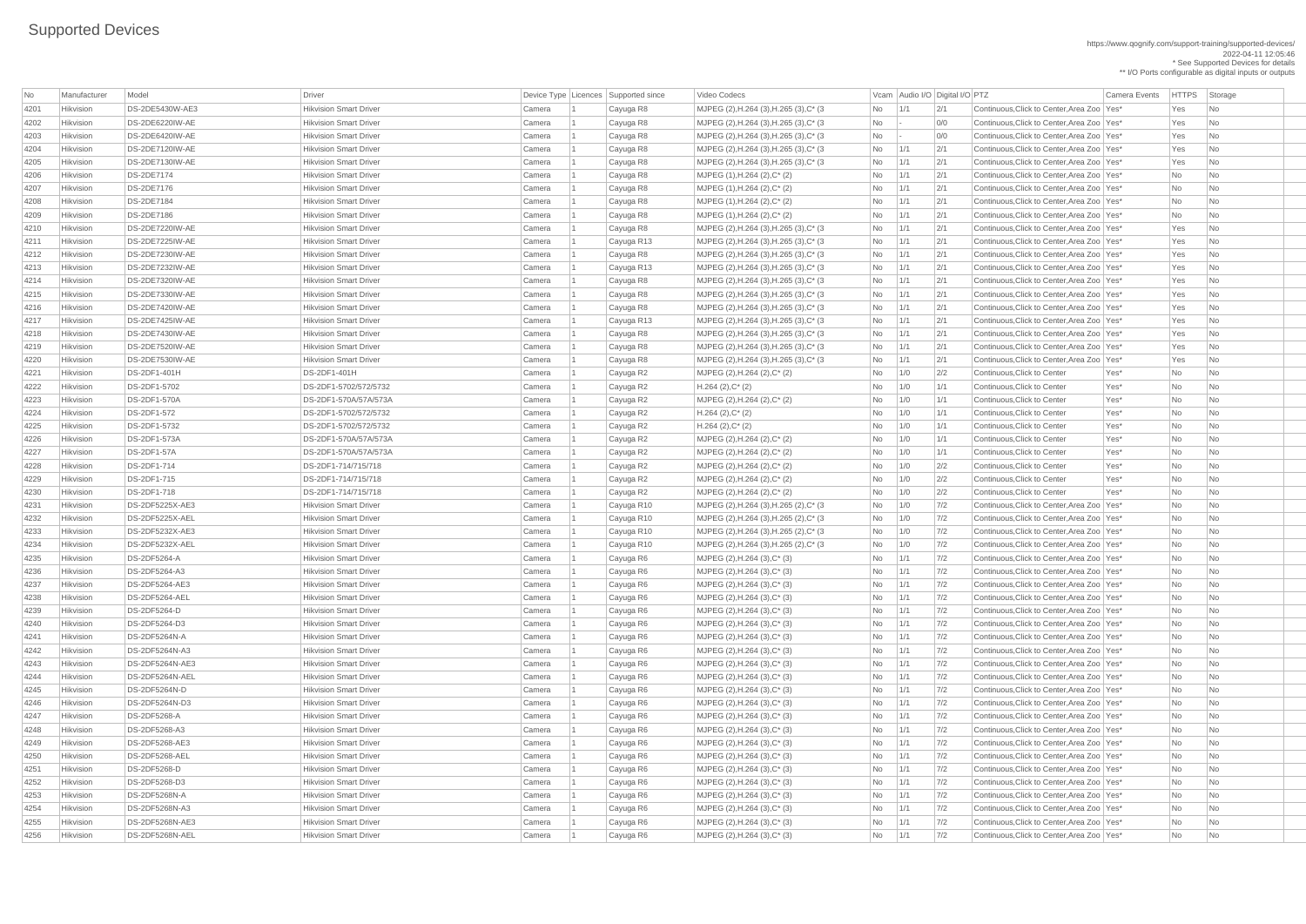# Supported Devices

https://www.qognify.com/support-training/supported-devices/
2022-04-11 12:05:46
* See Supported Devices for details
** I/O Ports configurable as digital inputs or outputs

| No | Manufacturer | Model | Driver | Device Type | Licences | Supported since | Video Codecs | Vcam | Audio I/O | Digital I/O | PTZ | Camera Events | HTTPS | Storage |
|---|---|---|---|---|---|---|---|---|---|---|---|---|---|---|
| 4201 | Hikvision | DS-2DE5430W-AE3 | Hikvision Smart Driver | Camera | 1 | Cayuga R8 | MJPEG (2),H.264 (3),H.265 (3),C* (3 | No | 1/1 | 2/1 | Continuous,Click to Center,Area Zoo | Yes* | Yes | No |
| 4202 | Hikvision | DS-2DE6220IW-AE | Hikvision Smart Driver | Camera | 1 | Cayuga R8 | MJPEG (2),H.264 (3),H.265 (3),C* (3 | No | - | 0/0 | Continuous,Click to Center,Area Zoo | Yes* | Yes | No |
| 4203 | Hikvision | DS-2DE6420IW-AE | Hikvision Smart Driver | Camera | 1 | Cayuga R8 | MJPEG (2),H.264 (3),H.265 (3),C* (3 | No | - | 0/0 | Continuous,Click to Center,Area Zoo | Yes* | Yes | No |
| 4204 | Hikvision | DS-2DE7120IW-AE | Hikvision Smart Driver | Camera | 1 | Cayuga R8 | MJPEG (2),H.264 (3),H.265 (3),C* (3 | No | 1/1 | 2/1 | Continuous,Click to Center,Area Zoo | Yes* | Yes | No |
| 4205 | Hikvision | DS-2DE7130IW-AE | Hikvision Smart Driver | Camera | 1 | Cayuga R8 | MJPEG (2),H.264 (3),H.265 (3),C* (3 | No | 1/1 | 2/1 | Continuous,Click to Center,Area Zoo | Yes* | Yes | No |
| 4206 | Hikvision | DS-2DE7174 | Hikvision Smart Driver | Camera | 1 | Cayuga R8 | MJPEG (1),H.264 (2),C* (2) | No | 1/1 | 2/1 | Continuous,Click to Center,Area Zoo | Yes* | No | No |
| 4207 | Hikvision | DS-2DE7176 | Hikvision Smart Driver | Camera | 1 | Cayuga R8 | MJPEG (1),H.264 (2),C* (2) | No | 1/1 | 2/1 | Continuous,Click to Center,Area Zoo | Yes* | No | No |
| 4208 | Hikvision | DS-2DE7184 | Hikvision Smart Driver | Camera | 1 | Cayuga R8 | MJPEG (1),H.264 (2),C* (2) | No | 1/1 | 2/1 | Continuous,Click to Center,Area Zoo | Yes* | No | No |
| 4209 | Hikvision | DS-2DE7186 | Hikvision Smart Driver | Camera | 1 | Cayuga R8 | MJPEG (1),H.264 (2),C* (2) | No | 1/1 | 2/1 | Continuous,Click to Center,Area Zoo | Yes* | No | No |
| 4210 | Hikvision | DS-2DE7220IW-AE | Hikvision Smart Driver | Camera | 1 | Cayuga R8 | MJPEG (2),H.264 (3),H.265 (3),C* (3 | No | 1/1 | 2/1 | Continuous,Click to Center,Area Zoo | Yes* | Yes | No |
| 4211 | Hikvision | DS-2DE7225IW-AE | Hikvision Smart Driver | Camera | 1 | Cayuga R13 | MJPEG (2),H.264 (3),H.265 (3),C* (3 | No | 1/1 | 2/1 | Continuous,Click to Center,Area Zoo | Yes* | Yes | No |
| 4212 | Hikvision | DS-2DE7230IW-AE | Hikvision Smart Driver | Camera | 1 | Cayuga R8 | MJPEG (2),H.264 (3),H.265 (3),C* (3 | No | 1/1 | 2/1 | Continuous,Click to Center,Area Zoo | Yes* | Yes | No |
| 4213 | Hikvision | DS-2DE7232IW-AE | Hikvision Smart Driver | Camera | 1 | Cayuga R13 | MJPEG (2),H.264 (3),H.265 (3),C* (3 | No | 1/1 | 2/1 | Continuous,Click to Center,Area Zoo | Yes* | Yes | No |
| 4214 | Hikvision | DS-2DE7320IW-AE | Hikvision Smart Driver | Camera | 1 | Cayuga R8 | MJPEG (2),H.264 (3),H.265 (3),C* (3 | No | 1/1 | 2/1 | Continuous,Click to Center,Area Zoo | Yes* | Yes | No |
| 4215 | Hikvision | DS-2DE7330IW-AE | Hikvision Smart Driver | Camera | 1 | Cayuga R8 | MJPEG (2),H.264 (3),H.265 (3),C* (3 | No | 1/1 | 2/1 | Continuous,Click to Center,Area Zoo | Yes* | Yes | No |
| 4216 | Hikvision | DS-2DE7420IW-AE | Hikvision Smart Driver | Camera | 1 | Cayuga R8 | MJPEG (2),H.264 (3),H.265 (3),C* (3 | No | 1/1 | 2/1 | Continuous,Click to Center,Area Zoo | Yes* | Yes | No |
| 4217 | Hikvision | DS-2DE7425IW-AE | Hikvision Smart Driver | Camera | 1 | Cayuga R13 | MJPEG (2),H.264 (3),H.265 (3),C* (3 | No | 1/1 | 2/1 | Continuous,Click to Center,Area Zoo | Yes* | Yes | No |
| 4218 | Hikvision | DS-2DE7430IW-AE | Hikvision Smart Driver | Camera | 1 | Cayuga R8 | MJPEG (2),H.264 (3),H.265 (3),C* (3 | No | 1/1 | 2/1 | Continuous,Click to Center,Area Zoo | Yes* | Yes | No |
| 4219 | Hikvision | DS-2DE7520IW-AE | Hikvision Smart Driver | Camera | 1 | Cayuga R8 | MJPEG (2),H.264 (3),H.265 (3),C* (3 | No | 1/1 | 2/1 | Continuous,Click to Center,Area Zoo | Yes* | Yes | No |
| 4220 | Hikvision | DS-2DE7530IW-AE | Hikvision Smart Driver | Camera | 1 | Cayuga R8 | MJPEG (2),H.264 (3),H.265 (3),C* (3 | No | 1/1 | 2/1 | Continuous,Click to Center,Area Zoo | Yes* | Yes | No |
| 4221 | Hikvision | DS-2DF1-401H | DS-2DF1-401H | Camera | 1 | Cayuga R2 | MJPEG (2),H.264 (2),C* (2) | No | 1/0 | 2/2 | Continuous,Click to Center | Yes* | No | No |
| 4222 | Hikvision | DS-2DF1-5702 | DS-2DF1-5702/572/5732 | Camera | 1 | Cayuga R2 | H.264 (2),C* (2) | No | 1/0 | 1/1 | Continuous,Click to Center | Yes* | No | No |
| 4223 | Hikvision | DS-2DF1-570A | DS-2DF1-570A/57A/573A | Camera | 1 | Cayuga R2 | MJPEG (2),H.264 (2),C* (2) | No | 1/0 | 1/1 | Continuous,Click to Center | Yes* | No | No |
| 4224 | Hikvision | DS-2DF1-572 | DS-2DF1-5702/572/5732 | Camera | 1 | Cayuga R2 | H.264 (2),C* (2) | No | 1/0 | 1/1 | Continuous,Click to Center | Yes* | No | No |
| 4225 | Hikvision | DS-2DF1-5732 | DS-2DF1-5702/572/5732 | Camera | 1 | Cayuga R2 | H.264 (2),C* (2) | No | 1/0 | 1/1 | Continuous,Click to Center | Yes* | No | No |
| 4226 | Hikvision | DS-2DF1-573A | DS-2DF1-570A/57A/573A | Camera | 1 | Cayuga R2 | MJPEG (2),H.264 (2),C* (2) | No | 1/0 | 1/1 | Continuous,Click to Center | Yes* | No | No |
| 4227 | Hikvision | DS-2DF1-57A | DS-2DF1-570A/57A/573A | Camera | 1 | Cayuga R2 | MJPEG (2),H.264 (2),C* (2) | No | 1/0 | 1/1 | Continuous,Click to Center | Yes* | No | No |
| 4228 | Hikvision | DS-2DF1-714 | DS-2DF1-714/715/718 | Camera | 1 | Cayuga R2 | MJPEG (2),H.264 (2),C* (2) | No | 1/0 | 2/2 | Continuous,Click to Center | Yes* | No | No |
| 4229 | Hikvision | DS-2DF1-715 | DS-2DF1-714/715/718 | Camera | 1 | Cayuga R2 | MJPEG (2),H.264 (2),C* (2) | No | 1/0 | 2/2 | Continuous,Click to Center | Yes* | No | No |
| 4230 | Hikvision | DS-2DF1-718 | DS-2DF1-714/715/718 | Camera | 1 | Cayuga R2 | MJPEG (2),H.264 (2),C* (2) | No | 1/0 | 2/2 | Continuous,Click to Center | Yes* | No | No |
| 4231 | Hikvision | DS-2DF5225X-AE3 | Hikvision Smart Driver | Camera | 1 | Cayuga R10 | MJPEG (2),H.264 (3),H.265 (2),C* (3 | No | 1/0 | 7/2 | Continuous,Click to Center,Area Zoo | Yes* | No | No |
| 4232 | Hikvision | DS-2DF5225X-AEL | Hikvision Smart Driver | Camera | 1 | Cayuga R10 | MJPEG (2),H.264 (3),H.265 (2),C* (3 | No | 1/0 | 7/2 | Continuous,Click to Center,Area Zoo | Yes* | No | No |
| 4233 | Hikvision | DS-2DF5232X-AE3 | Hikvision Smart Driver | Camera | 1 | Cayuga R10 | MJPEG (2),H.264 (3),H.265 (2),C* (3 | No | 1/0 | 7/2 | Continuous,Click to Center,Area Zoo | Yes* | No | No |
| 4234 | Hikvision | DS-2DF5232X-AEL | Hikvision Smart Driver | Camera | 1 | Cayuga R10 | MJPEG (2),H.264 (3),H.265 (2),C* (3 | No | 1/0 | 7/2 | Continuous,Click to Center,Area Zoo | Yes* | No | No |
| 4235 | Hikvision | DS-2DF5264-A | Hikvision Smart Driver | Camera | 1 | Cayuga R6 | MJPEG (2),H.264 (3),C* (3) | No | 1/1 | 7/2 | Continuous,Click to Center,Area Zoo | Yes* | No | No |
| 4236 | Hikvision | DS-2DF5264-A3 | Hikvision Smart Driver | Camera | 1 | Cayuga R6 | MJPEG (2),H.264 (3),C* (3) | No | 1/1 | 7/2 | Continuous,Click to Center,Area Zoo | Yes* | No | No |
| 4237 | Hikvision | DS-2DF5264-AE3 | Hikvision Smart Driver | Camera | 1 | Cayuga R6 | MJPEG (2),H.264 (3),C* (3) | No | 1/1 | 7/2 | Continuous,Click to Center,Area Zoo | Yes* | No | No |
| 4238 | Hikvision | DS-2DF5264-AEL | Hikvision Smart Driver | Camera | 1 | Cayuga R6 | MJPEG (2),H.264 (3),C* (3) | No | 1/1 | 7/2 | Continuous,Click to Center,Area Zoo | Yes* | No | No |
| 4239 | Hikvision | DS-2DF5264-D | Hikvision Smart Driver | Camera | 1 | Cayuga R6 | MJPEG (2),H.264 (3),C* (3) | No | 1/1 | 7/2 | Continuous,Click to Center,Area Zoo | Yes* | No | No |
| 4240 | Hikvision | DS-2DF5264-D3 | Hikvision Smart Driver | Camera | 1 | Cayuga R6 | MJPEG (2),H.264 (3),C* (3) | No | 1/1 | 7/2 | Continuous,Click to Center,Area Zoo | Yes* | No | No |
| 4241 | Hikvision | DS-2DF5264N-A | Hikvision Smart Driver | Camera | 1 | Cayuga R6 | MJPEG (2),H.264 (3),C* (3) | No | 1/1 | 7/2 | Continuous,Click to Center,Area Zoo | Yes* | No | No |
| 4242 | Hikvision | DS-2DF5264N-A3 | Hikvision Smart Driver | Camera | 1 | Cayuga R6 | MJPEG (2),H.264 (3),C* (3) | No | 1/1 | 7/2 | Continuous,Click to Center,Area Zoo | Yes* | No | No |
| 4243 | Hikvision | DS-2DF5264N-AE3 | Hikvision Smart Driver | Camera | 1 | Cayuga R6 | MJPEG (2),H.264 (3),C* (3) | No | 1/1 | 7/2 | Continuous,Click to Center,Area Zoo | Yes* | No | No |
| 4244 | Hikvision | DS-2DF5264N-AEL | Hikvision Smart Driver | Camera | 1 | Cayuga R6 | MJPEG (2),H.264 (3),C* (3) | No | 1/1 | 7/2 | Continuous,Click to Center,Area Zoo | Yes* | No | No |
| 4245 | Hikvision | DS-2DF5264N-D | Hikvision Smart Driver | Camera | 1 | Cayuga R6 | MJPEG (2),H.264 (3),C* (3) | No | 1/1 | 7/2 | Continuous,Click to Center,Area Zoo | Yes* | No | No |
| 4246 | Hikvision | DS-2DF5264N-D3 | Hikvision Smart Driver | Camera | 1 | Cayuga R6 | MJPEG (2),H.264 (3),C* (3) | No | 1/1 | 7/2 | Continuous,Click to Center,Area Zoo | Yes* | No | No |
| 4247 | Hikvision | DS-2DF5268-A | Hikvision Smart Driver | Camera | 1 | Cayuga R6 | MJPEG (2),H.264 (3),C* (3) | No | 1/1 | 7/2 | Continuous,Click to Center,Area Zoo | Yes* | No | No |
| 4248 | Hikvision | DS-2DF5268-A3 | Hikvision Smart Driver | Camera | 1 | Cayuga R6 | MJPEG (2),H.264 (3),C* (3) | No | 1/1 | 7/2 | Continuous,Click to Center,Area Zoo | Yes* | No | No |
| 4249 | Hikvision | DS-2DF5268-AE3 | Hikvision Smart Driver | Camera | 1 | Cayuga R6 | MJPEG (2),H.264 (3),C* (3) | No | 1/1 | 7/2 | Continuous,Click to Center,Area Zoo | Yes* | No | No |
| 4250 | Hikvision | DS-2DF5268-AEL | Hikvision Smart Driver | Camera | 1 | Cayuga R6 | MJPEG (2),H.264 (3),C* (3) | No | 1/1 | 7/2 | Continuous,Click to Center,Area Zoo | Yes* | No | No |
| 4251 | Hikvision | DS-2DF5268-D | Hikvision Smart Driver | Camera | 1 | Cayuga R6 | MJPEG (2),H.264 (3),C* (3) | No | 1/1 | 7/2 | Continuous,Click to Center,Area Zoo | Yes* | No | No |
| 4252 | Hikvision | DS-2DF5268-D3 | Hikvision Smart Driver | Camera | 1 | Cayuga R6 | MJPEG (2),H.264 (3),C* (3) | No | 1/1 | 7/2 | Continuous,Click to Center,Area Zoo | Yes* | No | No |
| 4253 | Hikvision | DS-2DF5268N-A | Hikvision Smart Driver | Camera | 1 | Cayuga R6 | MJPEG (2),H.264 (3),C* (3) | No | 1/1 | 7/2 | Continuous,Click to Center,Area Zoo | Yes* | No | No |
| 4254 | Hikvision | DS-2DF5268N-A3 | Hikvision Smart Driver | Camera | 1 | Cayuga R6 | MJPEG (2),H.264 (3),C* (3) | No | 1/1 | 7/2 | Continuous,Click to Center,Area Zoo | Yes* | No | No |
| 4255 | Hikvision | DS-2DF5268N-AE3 | Hikvision Smart Driver | Camera | 1 | Cayuga R6 | MJPEG (2),H.264 (3),C* (3) | No | 1/1 | 7/2 | Continuous,Click to Center,Area Zoo | Yes* | No | No |
| 4256 | Hikvision | DS-2DF5268N-AEL | Hikvision Smart Driver | Camera | 1 | Cayuga R6 | MJPEG (2),H.264 (3),C* (3) | No | 1/1 | 7/2 | Continuous,Click to Center,Area Zoo | Yes* | No | No |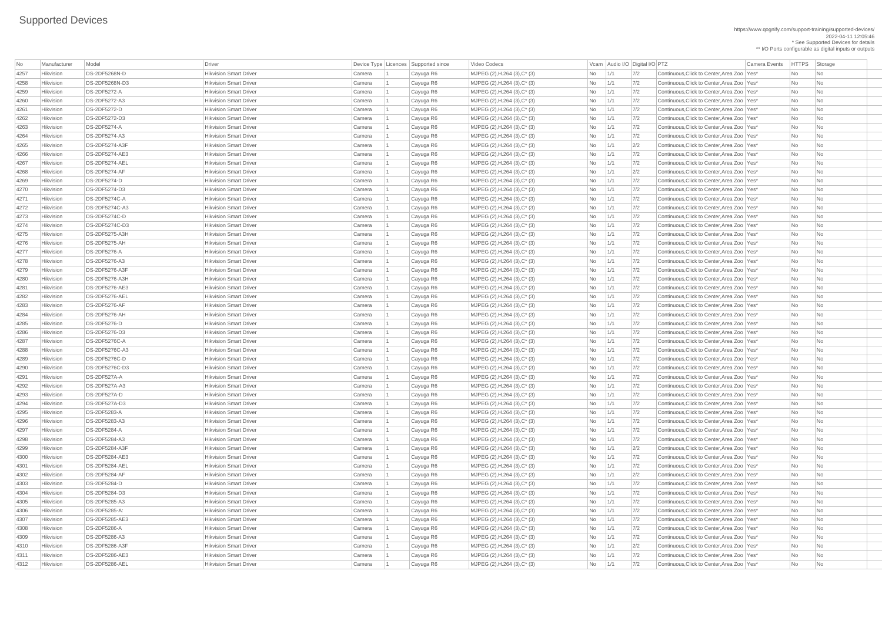# Supported Devices

https://www.qognify.com/support-training/supported-devices/
2022-04-11 12:05:46
* See Supported Devices for details
** I/O Ports configurable as digital inputs or outputs

| No | Manufacturer | Model | Driver | Device Type | Licences | Supported since | Video Codecs | Vcam | Audio I/O | Digital I/O | PTZ | Camera Events | HTTPS | Storage |
|---|---|---|---|---|---|---|---|---|---|---|---|---|---|---|
| 4257 | Hikvision | DS-2DF5268N-D | Hikvision Smart Driver | Camera | 1 | Cayuga R6 | MJPEG (2),H.264 (3),C* (3) | No | 1/1 | 7/2 | Continuous,Click to Center,Area Zoo | Yes* | No | No |
| 4258 | Hikvision | DS-2DF5268N-D3 | Hikvision Smart Driver | Camera | 1 | Cayuga R6 | MJPEG (2),H.264 (3),C* (3) | No | 1/1 | 7/2 | Continuous,Click to Center,Area Zoo | Yes* | No | No |
| 4259 | Hikvision | DS-2DF5272-A | Hikvision Smart Driver | Camera | 1 | Cayuga R6 | MJPEG (2),H.264 (3),C* (3) | No | 1/1 | 7/2 | Continuous,Click to Center,Area Zoo | Yes* | No | No |
| 4260 | Hikvision | DS-2DF5272-A3 | Hikvision Smart Driver | Camera | 1 | Cayuga R6 | MJPEG (2),H.264 (3),C* (3) | No | 1/1 | 7/2 | Continuous,Click to Center,Area Zoo | Yes* | No | No |
| 4261 | Hikvision | DS-2DF5272-D | Hikvision Smart Driver | Camera | 1 | Cayuga R6 | MJPEG (2),H.264 (3),C* (3) | No | 1/1 | 7/2 | Continuous,Click to Center,Area Zoo | Yes* | No | No |
| 4262 | Hikvision | DS-2DF5272-D3 | Hikvision Smart Driver | Camera | 1 | Cayuga R6 | MJPEG (2),H.264 (3),C* (3) | No | 1/1 | 7/2 | Continuous,Click to Center,Area Zoo | Yes* | No | No |
| 4263 | Hikvision | DS-2DF5274-A | Hikvision Smart Driver | Camera | 1 | Cayuga R6 | MJPEG (2),H.264 (3),C* (3) | No | 1/1 | 7/2 | Continuous,Click to Center,Area Zoo | Yes* | No | No |
| 4264 | Hikvision | DS-2DF5274-A3 | Hikvision Smart Driver | Camera | 1 | Cayuga R6 | MJPEG (2),H.264 (3),C* (3) | No | 1/1 | 7/2 | Continuous,Click to Center,Area Zoo | Yes* | No | No |
| 4265 | Hikvision | DS-2DF5274-A3F | Hikvision Smart Driver | Camera | 1 | Cayuga R6 | MJPEG (2),H.264 (3),C* (3) | No | 1/1 | 2/2 | Continuous,Click to Center,Area Zoo | Yes* | No | No |
| 4266 | Hikvision | DS-2DF5274-AE3 | Hikvision Smart Driver | Camera | 1 | Cayuga R6 | MJPEG (2),H.264 (3),C* (3) | No | 1/1 | 7/2 | Continuous,Click to Center,Area Zoo | Yes* | No | No |
| 4267 | Hikvision | DS-2DF5274-AEL | Hikvision Smart Driver | Camera | 1 | Cayuga R6 | MJPEG (2),H.264 (3),C* (3) | No | 1/1 | 7/2 | Continuous,Click to Center,Area Zoo | Yes* | No | No |
| 4268 | Hikvision | DS-2DF5274-AF | Hikvision Smart Driver | Camera | 1 | Cayuga R6 | MJPEG (2),H.264 (3),C* (3) | No | 1/1 | 2/2 | Continuous,Click to Center,Area Zoo | Yes* | No | No |
| 4269 | Hikvision | DS-2DF5274-D | Hikvision Smart Driver | Camera | 1 | Cayuga R6 | MJPEG (2),H.264 (3),C* (3) | No | 1/1 | 7/2 | Continuous,Click to Center,Area Zoo | Yes* | No | No |
| 4270 | Hikvision | DS-2DF5274-D3 | Hikvision Smart Driver | Camera | 1 | Cayuga R6 | MJPEG (2),H.264 (3),C* (3) | No | 1/1 | 7/2 | Continuous,Click to Center,Area Zoo | Yes* | No | No |
| 4271 | Hikvision | DS-2DF5274C-A | Hikvision Smart Driver | Camera | 1 | Cayuga R6 | MJPEG (2),H.264 (3),C* (3) | No | 1/1 | 7/2 | Continuous,Click to Center,Area Zoo | Yes* | No | No |
| 4272 | Hikvision | DS-2DF5274C-A3 | Hikvision Smart Driver | Camera | 1 | Cayuga R6 | MJPEG (2),H.264 (3),C* (3) | No | 1/1 | 7/2 | Continuous,Click to Center,Area Zoo | Yes* | No | No |
| 4273 | Hikvision | DS-2DF5274C-D | Hikvision Smart Driver | Camera | 1 | Cayuga R6 | MJPEG (2),H.264 (3),C* (3) | No | 1/1 | 7/2 | Continuous,Click to Center,Area Zoo | Yes* | No | No |
| 4274 | Hikvision | DS-2DF5274C-D3 | Hikvision Smart Driver | Camera | 1 | Cayuga R6 | MJPEG (2),H.264 (3),C* (3) | No | 1/1 | 7/2 | Continuous,Click to Center,Area Zoo | Yes* | No | No |
| 4275 | Hikvision | DS-2DF5275-A3H | Hikvision Smart Driver | Camera | 1 | Cayuga R6 | MJPEG (2),H.264 (3),C* (3) | No | 1/1 | 7/2 | Continuous,Click to Center,Area Zoo | Yes* | No | No |
| 4276 | Hikvision | DS-2DF5275-AH | Hikvision Smart Driver | Camera | 1 | Cayuga R6 | MJPEG (2),H.264 (3),C* (3) | No | 1/1 | 7/2 | Continuous,Click to Center,Area Zoo | Yes* | No | No |
| 4277 | Hikvision | DS-2DF5276-A | Hikvision Smart Driver | Camera | 1 | Cayuga R6 | MJPEG (2),H.264 (3),C* (3) | No | 1/1 | 7/2 | Continuous,Click to Center,Area Zoo | Yes* | No | No |
| 4278 | Hikvision | DS-2DF5276-A3 | Hikvision Smart Driver | Camera | 1 | Cayuga R6 | MJPEG (2),H.264 (3),C* (3) | No | 1/1 | 7/2 | Continuous,Click to Center,Area Zoo | Yes* | No | No |
| 4279 | Hikvision | DS-2DF5276-A3F | Hikvision Smart Driver | Camera | 1 | Cayuga R6 | MJPEG (2),H.264 (3),C* (3) | No | 1/1 | 7/2 | Continuous,Click to Center,Area Zoo | Yes* | No | No |
| 4280 | Hikvision | DS-2DF5276-A3H | Hikvision Smart Driver | Camera | 1 | Cayuga R6 | MJPEG (2),H.264 (3),C* (3) | No | 1/1 | 7/2 | Continuous,Click to Center,Area Zoo | Yes* | No | No |
| 4281 | Hikvision | DS-2DF5276-AE3 | Hikvision Smart Driver | Camera | 1 | Cayuga R6 | MJPEG (2),H.264 (3),C* (3) | No | 1/1 | 7/2 | Continuous,Click to Center,Area Zoo | Yes* | No | No |
| 4282 | Hikvision | DS-2DF5276-AEL | Hikvision Smart Driver | Camera | 1 | Cayuga R6 | MJPEG (2),H.264 (3),C* (3) | No | 1/1 | 7/2 | Continuous,Click to Center,Area Zoo | Yes* | No | No |
| 4283 | Hikvision | DS-2DF5276-AF | Hikvision Smart Driver | Camera | 1 | Cayuga R6 | MJPEG (2),H.264 (3),C* (3) | No | 1/1 | 7/2 | Continuous,Click to Center,Area Zoo | Yes* | No | No |
| 4284 | Hikvision | DS-2DF5276-AH | Hikvision Smart Driver | Camera | 1 | Cayuga R6 | MJPEG (2),H.264 (3),C* (3) | No | 1/1 | 7/2 | Continuous,Click to Center,Area Zoo | Yes* | No | No |
| 4285 | Hikvision | DS-2DF5276-D | Hikvision Smart Driver | Camera | 1 | Cayuga R6 | MJPEG (2),H.264 (3),C* (3) | No | 1/1 | 7/2 | Continuous,Click to Center,Area Zoo | Yes* | No | No |
| 4286 | Hikvision | DS-2DF5276-D3 | Hikvision Smart Driver | Camera | 1 | Cayuga R6 | MJPEG (2),H.264 (3),C* (3) | No | 1/1 | 7/2 | Continuous,Click to Center,Area Zoo | Yes* | No | No |
| 4287 | Hikvision | DS-2DF5276C-A | Hikvision Smart Driver | Camera | 1 | Cayuga R6 | MJPEG (2),H.264 (3),C* (3) | No | 1/1 | 7/2 | Continuous,Click to Center,Area Zoo | Yes* | No | No |
| 4288 | Hikvision | DS-2DF5276C-A3 | Hikvision Smart Driver | Camera | 1 | Cayuga R6 | MJPEG (2),H.264 (3),C* (3) | No | 1/1 | 7/2 | Continuous,Click to Center,Area Zoo | Yes* | No | No |
| 4289 | Hikvision | DS-2DF5276C-D | Hikvision Smart Driver | Camera | 1 | Cayuga R6 | MJPEG (2),H.264 (3),C* (3) | No | 1/1 | 7/2 | Continuous,Click to Center,Area Zoo | Yes* | No | No |
| 4290 | Hikvision | DS-2DF5276C-D3 | Hikvision Smart Driver | Camera | 1 | Cayuga R6 | MJPEG (2),H.264 (3),C* (3) | No | 1/1 | 7/2 | Continuous,Click to Center,Area Zoo | Yes* | No | No |
| 4291 | Hikvision | DS-2DF527A-A | Hikvision Smart Driver | Camera | 1 | Cayuga R6 | MJPEG (2),H.264 (3),C* (3) | No | 1/1 | 7/2 | Continuous,Click to Center,Area Zoo | Yes* | No | No |
| 4292 | Hikvision | DS-2DF527A-A3 | Hikvision Smart Driver | Camera | 1 | Cayuga R6 | MJPEG (2),H.264 (3),C* (3) | No | 1/1 | 7/2 | Continuous,Click to Center,Area Zoo | Yes* | No | No |
| 4293 | Hikvision | DS-2DF527A-D | Hikvision Smart Driver | Camera | 1 | Cayuga R6 | MJPEG (2),H.264 (3),C* (3) | No | 1/1 | 7/2 | Continuous,Click to Center,Area Zoo | Yes* | No | No |
| 4294 | Hikvision | DS-2DF527A-D3 | Hikvision Smart Driver | Camera | 1 | Cayuga R6 | MJPEG (2),H.264 (3),C* (3) | No | 1/1 | 7/2 | Continuous,Click to Center,Area Zoo | Yes* | No | No |
| 4295 | Hikvision | DS-2DF5283-A | Hikvision Smart Driver | Camera | 1 | Cayuga R6 | MJPEG (2),H.264 (3),C* (3) | No | 1/1 | 7/2 | Continuous,Click to Center,Area Zoo | Yes* | No | No |
| 4296 | Hikvision | DS-2DF5283-A3 | Hikvision Smart Driver | Camera | 1 | Cayuga R6 | MJPEG (2),H.264 (3),C* (3) | No | 1/1 | 7/2 | Continuous,Click to Center,Area Zoo | Yes* | No | No |
| 4297 | Hikvision | DS-2DF5284-A | Hikvision Smart Driver | Camera | 1 | Cayuga R6 | MJPEG (2),H.264 (3),C* (3) | No | 1/1 | 7/2 | Continuous,Click to Center,Area Zoo | Yes* | No | No |
| 4298 | Hikvision | DS-2DF5284-A3 | Hikvision Smart Driver | Camera | 1 | Cayuga R6 | MJPEG (2),H.264 (3),C* (3) | No | 1/1 | 7/2 | Continuous,Click to Center,Area Zoo | Yes* | No | No |
| 4299 | Hikvision | DS-2DF5284-A3F | Hikvision Smart Driver | Camera | 1 | Cayuga R6 | MJPEG (2),H.264 (3),C* (3) | No | 1/1 | 2/2 | Continuous,Click to Center,Area Zoo | Yes* | No | No |
| 4300 | Hikvision | DS-2DF5284-AE3 | Hikvision Smart Driver | Camera | 1 | Cayuga R6 | MJPEG (2),H.264 (3),C* (3) | No | 1/1 | 7/2 | Continuous,Click to Center,Area Zoo | Yes* | No | No |
| 4301 | Hikvision | DS-2DF5284-AEL | Hikvision Smart Driver | Camera | 1 | Cayuga R6 | MJPEG (2),H.264 (3),C* (3) | No | 1/1 | 7/2 | Continuous,Click to Center,Area Zoo | Yes* | No | No |
| 4302 | Hikvision | DS-2DF5284-AF | Hikvision Smart Driver | Camera | 1 | Cayuga R6 | MJPEG (2),H.264 (3),C* (3) | No | 1/1 | 2/2 | Continuous,Click to Center,Area Zoo | Yes* | No | No |
| 4303 | Hikvision | DS-2DF5284-D | Hikvision Smart Driver | Camera | 1 | Cayuga R6 | MJPEG (2),H.264 (3),C* (3) | No | 1/1 | 7/2 | Continuous,Click to Center,Area Zoo | Yes* | No | No |
| 4304 | Hikvision | DS-2DF5284-D3 | Hikvision Smart Driver | Camera | 1 | Cayuga R6 | MJPEG (2),H.264 (3),C* (3) | No | 1/1 | 7/2 | Continuous,Click to Center,Area Zoo | Yes* | No | No |
| 4305 | Hikvision | DS-2DF5285-A3 | Hikvision Smart Driver | Camera | 1 | Cayuga R6 | MJPEG (2),H.264 (3),C* (3) | No | 1/1 | 7/2 | Continuous,Click to Center,Area Zoo | Yes* | No | No |
| 4306 | Hikvision | DS-2DF5285-A: | Hikvision Smart Driver | Camera | 1 | Cayuga R6 | MJPEG (2),H.264 (3),C* (3) | No | 1/1 | 7/2 | Continuous,Click to Center,Area Zoo | Yes* | No | No |
| 4307 | Hikvision | DS-2DF5285-AE3 | Hikvision Smart Driver | Camera | 1 | Cayuga R6 | MJPEG (2),H.264 (3),C* (3) | No | 1/1 | 7/2 | Continuous,Click to Center,Area Zoo | Yes* | No | No |
| 4308 | Hikvision | DS-2DF5286-A | Hikvision Smart Driver | Camera | 1 | Cayuga R6 | MJPEG (2),H.264 (3),C* (3) | No | 1/1 | 7/2 | Continuous,Click to Center,Area Zoo | Yes* | No | No |
| 4309 | Hikvision | DS-2DF5286-A3 | Hikvision Smart Driver | Camera | 1 | Cayuga R6 | MJPEG (2),H.264 (3),C* (3) | No | 1/1 | 7/2 | Continuous,Click to Center,Area Zoo | Yes* | No | No |
| 4310 | Hikvision | DS-2DF5286-A3F | Hikvision Smart Driver | Camera | 1 | Cayuga R6 | MJPEG (2),H.264 (3),C* (3) | No | 1/1 | 2/2 | Continuous,Click to Center,Area Zoo | Yes* | No | No |
| 4311 | Hikvision | DS-2DF5286-AE3 | Hikvision Smart Driver | Camera | 1 | Cayuga R6 | MJPEG (2),H.264 (3),C* (3) | No | 1/1 | 7/2 | Continuous,Click to Center,Area Zoo | Yes* | No | No |
| 4312 | Hikvision | DS-2DF5286-AEL | Hikvision Smart Driver | Camera | 1 | Cayuga R6 | MJPEG (2),H.264 (3),C* (3) | No | 1/1 | 7/2 | Continuous,Click to Center,Area Zoo | Yes* | No | No |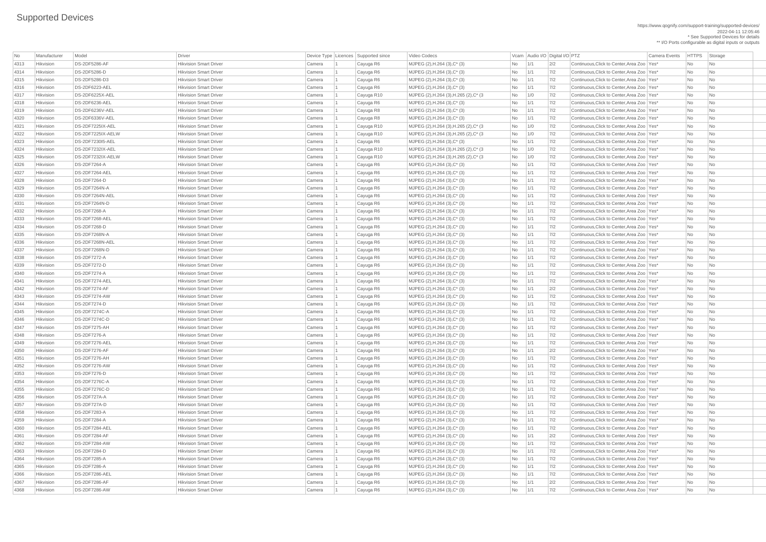# Supported Devices

https://www.qognify.com/support-training/supported-devices/
2022-04-11 12:05:46
* See Supported Devices for details
** I/O Ports configurable as digital inputs or outputs

| No | Manufacturer | Model | Driver | Device Type | Licences | Supported since | Video Codecs | Vcam | Audio I/O | Digital I/O | PTZ | Camera Events | HTTPS | Storage |
|---|---|---|---|---|---|---|---|---|---|---|---|---|---|---|
| 4313 | Hikvision | DS-2DF5286-AF | Hikvision Smart Driver | Camera | 1 | Cayuga R6 | MJPEG (2),H.264 (3),C* (3) | No | 1/1 | 2/2 | Continuous,Click to Center,Area Zoo | Yes* | No | No |
| 4314 | Hikvision | DS-2DF5286-D | Hikvision Smart Driver | Camera | 1 | Cayuga R6 | MJPEG (2),H.264 (3),C* (3) | No | 1/1 | 7/2 | Continuous,Click to Center,Area Zoo | Yes* | No | No |
| 4315 | Hikvision | DS-2DF5286-D3 | Hikvision Smart Driver | Camera | 1 | Cayuga R6 | MJPEG (2),H.264 (3),C* (3) | No | 1/1 | 7/2 | Continuous,Click to Center,Area Zoo | Yes* | No | No |
| 4316 | Hikvision | DS-2DF6223-AEL | Hikvision Smart Driver | Camera | 1 | Cayuga R6 | MJPEG (2),H.264 (3),C* (3) | No | 1/1 | 7/2 | Continuous,Click to Center,Area Zoo | Yes* | No | No |
| 4317 | Hikvision | DS-2DF6225X-AEL | Hikvision Smart Driver | Camera | 1 | Cayuga R10 | MJPEG (2),H.264 (3),H.265 (2),C* (3 | No | 1/0 | 7/2 | Continuous,Click to Center,Area Zoo | Yes* | No | No |
| 4318 | Hikvision | DS-2DF6236-AEL | Hikvision Smart Driver | Camera | 1 | Cayuga R6 | MJPEG (2),H.264 (3),C* (3) | No | 1/1 | 7/2 | Continuous,Click to Center,Area Zoo | Yes* | No | No |
| 4319 | Hikvision | DS-2DF6236V-AEL | Hikvision Smart Driver | Camera | 1 | Cayuga R8 | MJPEG (2),H.264 (3),C* (3) | No | 1/1 | 7/2 | Continuous,Click to Center,Area Zoo | Yes* | No | No |
| 4320 | Hikvision | DS-2DF6336V-AEL | Hikvision Smart Driver | Camera | 1 | Cayuga R8 | MJPEG (2),H.264 (3),C* (3) | No | 1/1 | 7/2 | Continuous,Click to Center,Area Zoo | Yes* | No | No |
| 4321 | Hikvision | DS-2DF7225IX-AEL | Hikvision Smart Driver | Camera | 1 | Cayuga R10 | MJPEG (2),H.264 (3),H.265 (2),C* (3 | No | 1/0 | 7/2 | Continuous,Click to Center,Area Zoo | Yes* | No | No |
| 4322 | Hikvision | DS-2DF7225IX-AELW | Hikvision Smart Driver | Camera | 1 | Cayuga R10 | MJPEG (2),H.264 (3),H.265 (2),C* (3 | No | 1/0 | 7/2 | Continuous,Click to Center,Area Zoo | Yes* | No | No |
| 4323 | Hikvision | DS-2DF7230I5-AEL | Hikvision Smart Driver | Camera | 1 | Cayuga R6 | MJPEG (2),H.264 (3),C* (3) | No | 1/1 | 7/2 | Continuous,Click to Center,Area Zoo | Yes* | No | No |
| 4324 | Hikvision | DS-2DF7232IX-AEL | Hikvision Smart Driver | Camera | 1 | Cayuga R10 | MJPEG (2),H.264 (3),H.265 (2),C* (3 | No | 1/0 | 7/2 | Continuous,Click to Center,Area Zoo | Yes* | No | No |
| 4325 | Hikvision | DS-2DF7232IX-AELW | Hikvision Smart Driver | Camera | 1 | Cayuga R10 | MJPEG (2),H.264 (3),H.265 (2),C* (3 | No | 1/0 | 7/2 | Continuous,Click to Center,Area Zoo | Yes* | No | No |
| 4326 | Hikvision | DS-2DF7264-A | Hikvision Smart Driver | Camera | 1 | Cayuga R6 | MJPEG (2),H.264 (3),C* (3) | No | 1/1 | 7/2 | Continuous,Click to Center,Area Zoo | Yes* | No | No |
| 4327 | Hikvision | DS-2DF7264-AEL | Hikvision Smart Driver | Camera | 1 | Cayuga R6 | MJPEG (2),H.264 (3),C* (3) | No | 1/1 | 7/2 | Continuous,Click to Center,Area Zoo | Yes* | No | No |
| 4328 | Hikvision | DS-2DF7264-D | Hikvision Smart Driver | Camera | 1 | Cayuga R6 | MJPEG (2),H.264 (3),C* (3) | No | 1/1 | 7/2 | Continuous,Click to Center,Area Zoo | Yes* | No | No |
| 4329 | Hikvision | DS-2DF7264N-A | Hikvision Smart Driver | Camera | 1 | Cayuga R6 | MJPEG (2),H.264 (3),C* (3) | No | 1/1 | 7/2 | Continuous,Click to Center,Area Zoo | Yes* | No | No |
| 4330 | Hikvision | DS-2DF7264N-AEL | Hikvision Smart Driver | Camera | 1 | Cayuga R6 | MJPEG (2),H.264 (3),C* (3) | No | 1/1 | 7/2 | Continuous,Click to Center,Area Zoo | Yes* | No | No |
| 4331 | Hikvision | DS-2DF7264N-D | Hikvision Smart Driver | Camera | 1 | Cayuga R6 | MJPEG (2),H.264 (3),C* (3) | No | 1/1 | 7/2 | Continuous,Click to Center,Area Zoo | Yes* | No | No |
| 4332 | Hikvision | DS-2DF7268-A | Hikvision Smart Driver | Camera | 1 | Cayuga R6 | MJPEG (2),H.264 (3),C* (3) | No | 1/1 | 7/2 | Continuous,Click to Center,Area Zoo | Yes* | No | No |
| 4333 | Hikvision | DS-2DF7268-AEL | Hikvision Smart Driver | Camera | 1 | Cayuga R6 | MJPEG (2),H.264 (3),C* (3) | No | 1/1 | 7/2 | Continuous,Click to Center,Area Zoo | Yes* | No | No |
| 4334 | Hikvision | DS-2DF7268-D | Hikvision Smart Driver | Camera | 1 | Cayuga R6 | MJPEG (2),H.264 (3),C* (3) | No | 1/1 | 7/2 | Continuous,Click to Center,Area Zoo | Yes* | No | No |
| 4335 | Hikvision | DS-2DF7268N-A | Hikvision Smart Driver | Camera | 1 | Cayuga R6 | MJPEG (2),H.264 (3),C* (3) | No | 1/1 | 7/2 | Continuous,Click to Center,Area Zoo | Yes* | No | No |
| 4336 | Hikvision | DS-2DF7268N-AEL | Hikvision Smart Driver | Camera | 1 | Cayuga R6 | MJPEG (2),H.264 (3),C* (3) | No | 1/1 | 7/2 | Continuous,Click to Center,Area Zoo | Yes* | No | No |
| 4337 | Hikvision | DS-2DF7268N-D | Hikvision Smart Driver | Camera | 1 | Cayuga R6 | MJPEG (2),H.264 (3),C* (3) | No | 1/1 | 7/2 | Continuous,Click to Center,Area Zoo | Yes* | No | No |
| 4338 | Hikvision | DS-2DF7272-A | Hikvision Smart Driver | Camera | 1 | Cayuga R6 | MJPEG (2),H.264 (3),C* (3) | No | 1/1 | 7/2 | Continuous,Click to Center,Area Zoo | Yes* | No | No |
| 4339 | Hikvision | DS-2DF7272-D | Hikvision Smart Driver | Camera | 1 | Cayuga R6 | MJPEG (2),H.264 (3),C* (3) | No | 1/1 | 7/2 | Continuous,Click to Center,Area Zoo | Yes* | No | No |
| 4340 | Hikvision | DS-2DF7274-A | Hikvision Smart Driver | Camera | 1 | Cayuga R6 | MJPEG (2),H.264 (3),C* (3) | No | 1/1 | 7/2 | Continuous,Click to Center,Area Zoo | Yes* | No | No |
| 4341 | Hikvision | DS-2DF7274-AEL | Hikvision Smart Driver | Camera | 1 | Cayuga R6 | MJPEG (2),H.264 (3),C* (3) | No | 1/1 | 7/2 | Continuous,Click to Center,Area Zoo | Yes* | No | No |
| 4342 | Hikvision | DS-2DF7274-AF | Hikvision Smart Driver | Camera | 1 | Cayuga R6 | MJPEG (2),H.264 (3),C* (3) | No | 1/1 | 2/2 | Continuous,Click to Center,Area Zoo | Yes* | No | No |
| 4343 | Hikvision | DS-2DF7274-AW | Hikvision Smart Driver | Camera | 1 | Cayuga R6 | MJPEG (2),H.264 (3),C* (3) | No | 1/1 | 7/2 | Continuous,Click to Center,Area Zoo | Yes* | No | No |
| 4344 | Hikvision | DS-2DF7274-D | Hikvision Smart Driver | Camera | 1 | Cayuga R6 | MJPEG (2),H.264 (3),C* (3) | No | 1/1 | 7/2 | Continuous,Click to Center,Area Zoo | Yes* | No | No |
| 4345 | Hikvision | DS-2DF7274C-A | Hikvision Smart Driver | Camera | 1 | Cayuga R6 | MJPEG (2),H.264 (3),C* (3) | No | 1/1 | 7/2 | Continuous,Click to Center,Area Zoo | Yes* | No | No |
| 4346 | Hikvision | DS-2DF7274C-D | Hikvision Smart Driver | Camera | 1 | Cayuga R6 | MJPEG (2),H.264 (3),C* (3) | No | 1/1 | 7/2 | Continuous,Click to Center,Area Zoo | Yes* | No | No |
| 4347 | Hikvision | DS-2DF7275-AH | Hikvision Smart Driver | Camera | 1 | Cayuga R6 | MJPEG (2),H.264 (3),C* (3) | No | 1/1 | 7/2 | Continuous,Click to Center,Area Zoo | Yes* | No | No |
| 4348 | Hikvision | DS-2DF7276-A | Hikvision Smart Driver | Camera | 1 | Cayuga R6 | MJPEG (2),H.264 (3),C* (3) | No | 1/1 | 7/2 | Continuous,Click to Center,Area Zoo | Yes* | No | No |
| 4349 | Hikvision | DS-2DF7276-AEL | Hikvision Smart Driver | Camera | 1 | Cayuga R6 | MJPEG (2),H.264 (3),C* (3) | No | 1/1 | 7/2 | Continuous,Click to Center,Area Zoo | Yes* | No | No |
| 4350 | Hikvision | DS-2DF7276-AF | Hikvision Smart Driver | Camera | 1 | Cayuga R6 | MJPEG (2),H.264 (3),C* (3) | No | 1/1 | 2/2 | Continuous,Click to Center,Area Zoo | Yes* | No | No |
| 4351 | Hikvision | DS-2DF7276-AH | Hikvision Smart Driver | Camera | 1 | Cayuga R6 | MJPEG (2),H.264 (3),C* (3) | No | 1/1 | 7/2 | Continuous,Click to Center,Area Zoo | Yes* | No | No |
| 4352 | Hikvision | DS-2DF7276-AW | Hikvision Smart Driver | Camera | 1 | Cayuga R6 | MJPEG (2),H.264 (3),C* (3) | No | 1/1 | 7/2 | Continuous,Click to Center,Area Zoo | Yes* | No | No |
| 4353 | Hikvision | DS-2DF7276-D | Hikvision Smart Driver | Camera | 1 | Cayuga R6 | MJPEG (2),H.264 (3),C* (3) | No | 1/1 | 7/2 | Continuous,Click to Center,Area Zoo | Yes* | No | No |
| 4354 | Hikvision | DS-2DF7276C-A | Hikvision Smart Driver | Camera | 1 | Cayuga R6 | MJPEG (2),H.264 (3),C* (3) | No | 1/1 | 7/2 | Continuous,Click to Center,Area Zoo | Yes* | No | No |
| 4355 | Hikvision | DS-2DF7276C-D | Hikvision Smart Driver | Camera | 1 | Cayuga R6 | MJPEG (2),H.264 (3),C* (3) | No | 1/1 | 7/2 | Continuous,Click to Center,Area Zoo | Yes* | No | No |
| 4356 | Hikvision | DS-2DF727A-A | Hikvision Smart Driver | Camera | 1 | Cayuga R6 | MJPEG (2),H.264 (3),C* (3) | No | 1/1 | 7/2 | Continuous,Click to Center,Area Zoo | Yes* | No | No |
| 4357 | Hikvision | DS-2DF727A-D | Hikvision Smart Driver | Camera | 1 | Cayuga R6 | MJPEG (2),H.264 (3),C* (3) | No | 1/1 | 7/2 | Continuous,Click to Center,Area Zoo | Yes* | No | No |
| 4358 | Hikvision | DS-2DF7283-A | Hikvision Smart Driver | Camera | 1 | Cayuga R6 | MJPEG (2),H.264 (3),C* (3) | No | 1/1 | 7/2 | Continuous,Click to Center,Area Zoo | Yes* | No | No |
| 4359 | Hikvision | DS-2DF7284-A | Hikvision Smart Driver | Camera | 1 | Cayuga R6 | MJPEG (2),H.264 (3),C* (3) | No | 1/1 | 7/2 | Continuous,Click to Center,Area Zoo | Yes* | No | No |
| 4360 | Hikvision | DS-2DF7284-AEL | Hikvision Smart Driver | Camera | 1 | Cayuga R6 | MJPEG (2),H.264 (3),C* (3) | No | 1/1 | 7/2 | Continuous,Click to Center,Area Zoo | Yes* | No | No |
| 4361 | Hikvision | DS-2DF7284-AF | Hikvision Smart Driver | Camera | 1 | Cayuga R6 | MJPEG (2),H.264 (3),C* (3) | No | 1/1 | 2/2 | Continuous,Click to Center,Area Zoo | Yes* | No | No |
| 4362 | Hikvision | DS-2DF7284-AW | Hikvision Smart Driver | Camera | 1 | Cayuga R6 | MJPEG (2),H.264 (3),C* (3) | No | 1/1 | 7/2 | Continuous,Click to Center,Area Zoo | Yes* | No | No |
| 4363 | Hikvision | DS-2DF7284-D | Hikvision Smart Driver | Camera | 1 | Cayuga R6 | MJPEG (2),H.264 (3),C* (3) | No | 1/1 | 7/2 | Continuous,Click to Center,Area Zoo | Yes* | No | No |
| 4364 | Hikvision | DS-2DF7285-A | Hikvision Smart Driver | Camera | 1 | Cayuga R6 | MJPEG (2),H.264 (3),C* (3) | No | 1/1 | 7/2 | Continuous,Click to Center,Area Zoo | Yes* | No | No |
| 4365 | Hikvision | DS-2DF7286-A | Hikvision Smart Driver | Camera | 1 | Cayuga R6 | MJPEG (2),H.264 (3),C* (3) | No | 1/1 | 7/2 | Continuous,Click to Center,Area Zoo | Yes* | No | No |
| 4366 | Hikvision | DS-2DF7286-AEL | Hikvision Smart Driver | Camera | 1 | Cayuga R6 | MJPEG (2),H.264 (3),C* (3) | No | 1/1 | 7/2 | Continuous,Click to Center,Area Zoo | Yes* | No | No |
| 4367 | Hikvision | DS-2DF7286-AF | Hikvision Smart Driver | Camera | 1 | Cayuga R6 | MJPEG (2),H.264 (3),C* (3) | No | 1/1 | 2/2 | Continuous,Click to Center,Area Zoo | Yes* | No | No |
| 4368 | Hikvision | DS-2DF7286-AW | Hikvision Smart Driver | Camera | 1 | Cayuga R6 | MJPEG (2),H.264 (3),C* (3) | No | 1/1 | 7/2 | Continuous,Click to Center,Area Zoo | Yes* | No | No |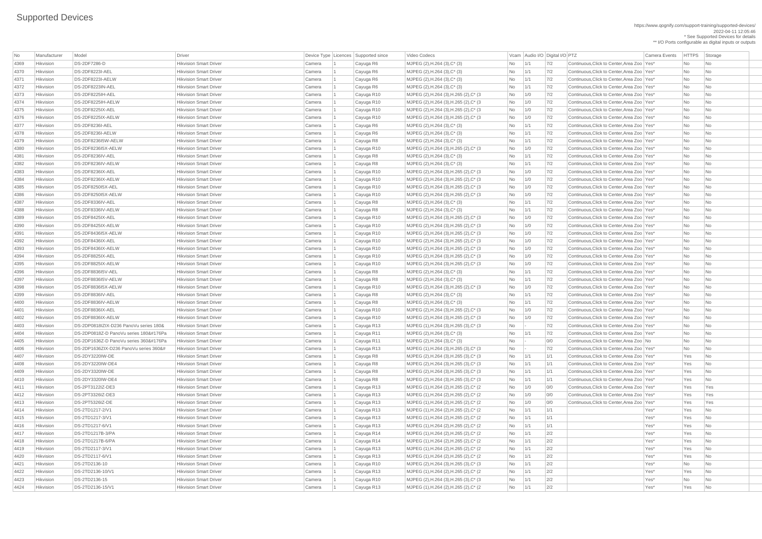# Supported Devices

https://www.qognify.com/support-training/supported-devices/
2022-04-11 12:05:46
* See Supported Devices for details
** I/O Ports configurable as digital inputs or outputs

| No | Manufacturer | Model | Driver | Device Type | Licences | Supported since | Video Codecs | Vcam | Audio I/O | Digital I/O | PTZ | Camera Events | HTTPS | Storage |
|---|---|---|---|---|---|---|---|---|---|---|---|---|---|---|
| 4369 | Hikvision | DS-2DF7286-D | Hikvision Smart Driver | Camera | 1 | Cayuga R6 | MJPEG (2),H.264 (3),C* (3) | No | 1/1 | 7/2 | Continuous,Click to Center,Area Zoo | Yes* | No | No |
| 4370 | Hikvision | DS-2DF8223I-AEL | Hikvision Smart Driver | Camera | 1 | Cayuga R6 | MJPEG (2),H.264 (3),C* (3) | No | 1/1 | 7/2 | Continuous,Click to Center,Area Zoo | Yes* | No | No |
| 4371 | Hikvision | DS-2DF8223I-AELW | Hikvision Smart Driver | Camera | 1 | Cayuga R6 | MJPEG (2),H.264 (3),C* (3) | No | 1/1 | 7/2 | Continuous,Click to Center,Area Zoo | Yes* | No | No |
| 4372 | Hikvision | DS-2DF8223IN-AEL | Hikvision Smart Driver | Camera | 1 | Cayuga R6 | MJPEG (2),H.264 (3),C* (3) | No | 1/1 | 7/2 | Continuous,Click to Center,Area Zoo | Yes* | No | No |
| 4373 | Hikvision | DS-2DF8225IH-AEL | Hikvision Smart Driver | Camera | 1 | Cayuga R10 | MJPEG (2),H.264 (3),H.265 (2),C* (3 | No | 1/0 | 7/2 | Continuous,Click to Center,Area Zoo | Yes* | No | No |
| 4374 | Hikvision | DS-2DF8225IH-AELW | Hikvision Smart Driver | Camera | 1 | Cayuga R10 | MJPEG (2),H.264 (3),H.265 (2),C* (3 | No | 1/0 | 7/2 | Continuous,Click to Center,Area Zoo | Yes* | No | No |
| 4375 | Hikvision | DS-2DF8225IX-AEL | Hikvision Smart Driver | Camera | 1 | Cayuga R10 | MJPEG (2),H.264 (3),H.265 (2),C* (3 | No | 1/0 | 7/2 | Continuous,Click to Center,Area Zoo | Yes* | No | No |
| 4376 | Hikvision | DS-2DF8225IX-AELW | Hikvision Smart Driver | Camera | 1 | Cayuga R10 | MJPEG (2),H.264 (3),H.265 (2),C* (3 | No | 1/0 | 7/2 | Continuous,Click to Center,Area Zoo | Yes* | No | No |
| 4377 | Hikvision | DS-2DF8236I-AEL | Hikvision Smart Driver | Camera | 1 | Cayuga R6 | MJPEG (2),H.264 (3),C* (3) | No | 1/1 | 7/2 | Continuous,Click to Center,Area Zoo | Yes* | No | No |
| 4378 | Hikvision | DS-2DF8236I-AELW | Hikvision Smart Driver | Camera | 1 | Cayuga R6 | MJPEG (2),H.264 (3),C* (3) | No | 1/1 | 7/2 | Continuous,Click to Center,Area Zoo | Yes* | No | No |
| 4379 | Hikvision | DS-2DF8236I5W-AELW | Hikvision Smart Driver | Camera | 1 | Cayuga R8 | MJPEG (2),H.264 (3),C* (3) | No | 1/1 | 7/2 | Continuous,Click to Center,Area Zoo | Yes* | No | No |
| 4380 | Hikvision | DS-2DF8236I5X-AELW | Hikvision Smart Driver | Camera | 1 | Cayuga R10 | MJPEG (2),H.264 (3),H.265 (2),C* (3 | No | 1/0 | 7/2 | Continuous,Click to Center,Area Zoo | Yes* | No | No |
| 4381 | Hikvision | DS-2DF8236IV-AEL | Hikvision Smart Driver | Camera | 1 | Cayuga R8 | MJPEG (2),H.264 (3),C* (3) | No | 1/1 | 7/2 | Continuous,Click to Center,Area Zoo | Yes* | No | No |
| 4382 | Hikvision | DS-2DF8236IV-AELW | Hikvision Smart Driver | Camera | 1 | Cayuga R8 | MJPEG (2),H.264 (3),C* (3) | No | 1/1 | 7/2 | Continuous,Click to Center,Area Zoo | Yes* | No | No |
| 4383 | Hikvision | DS-2DF8236IX-AEL | Hikvision Smart Driver | Camera | 1 | Cayuga R10 | MJPEG (2),H.264 (3),H.265 (2),C* (3 | No | 1/0 | 7/2 | Continuous,Click to Center,Area Zoo | Yes* | No | No |
| 4384 | Hikvision | DS-2DF8236IX-AELW | Hikvision Smart Driver | Camera | 1 | Cayuga R10 | MJPEG (2),H.264 (3),H.265 (2),C* (3 | No | 1/0 | 7/2 | Continuous,Click to Center,Area Zoo | Yes* | No | No |
| 4385 | Hikvision | DS-2DF8250I5X-AEL | Hikvision Smart Driver | Camera | 1 | Cayuga R10 | MJPEG (2),H.264 (3),H.265 (2),C* (3 | No | 1/0 | 7/2 | Continuous,Click to Center,Area Zoo | Yes* | No | No |
| 4386 | Hikvision | DS-2DF8250I5X-AELW | Hikvision Smart Driver | Camera | 1 | Cayuga R10 | MJPEG (2),H.264 (3),H.265 (2),C* (3 | No | 1/0 | 7/2 | Continuous,Click to Center,Area Zoo | Yes* | No | No |
| 4387 | Hikvision | DS-2DF8336IV-AEL | Hikvision Smart Driver | Camera | 1 | Cayuga R8 | MJPEG (2),H.264 (3),C* (3) | No | 1/1 | 7/2 | Continuous,Click to Center,Area Zoo | Yes* | No | No |
| 4388 | Hikvision | DS-2DF8336IV-AELW | Hikvision Smart Driver | Camera | 1 | Cayuga R8 | MJPEG (2),H.264 (3),C* (3) | No | 1/1 | 7/2 | Continuous,Click to Center,Area Zoo | Yes* | No | No |
| 4389 | Hikvision | DS-2DF8425IX-AEL | Hikvision Smart Driver | Camera | 1 | Cayuga R10 | MJPEG (2),H.264 (3),H.265 (2),C* (3 | No | 1/0 | 7/2 | Continuous,Click to Center,Area Zoo | Yes* | No | No |
| 4390 | Hikvision | DS-2DF8425IX-AELW | Hikvision Smart Driver | Camera | 1 | Cayuga R10 | MJPEG (2),H.264 (3),H.265 (2),C* (3 | No | 1/0 | 7/2 | Continuous,Click to Center,Area Zoo | Yes* | No | No |
| 4391 | Hikvision | DS-2DF8436I5X-AELW | Hikvision Smart Driver | Camera | 1 | Cayuga R10 | MJPEG (2),H.264 (3),H.265 (2),C* (3 | No | 1/0 | 7/2 | Continuous,Click to Center,Area Zoo | Yes* | No | No |
| 4392 | Hikvision | DS-2DF8436IX-AEL | Hikvision Smart Driver | Camera | 1 | Cayuga R10 | MJPEG (2),H.264 (3),H.265 (2),C* (3 | No | 1/0 | 7/2 | Continuous,Click to Center,Area Zoo | Yes* | No | No |
| 4393 | Hikvision | DS-2DF8436IX-AELW | Hikvision Smart Driver | Camera | 1 | Cayuga R10 | MJPEG (2),H.264 (3),H.265 (2),C* (3 | No | 1/0 | 7/2 | Continuous,Click to Center,Area Zoo | Yes* | No | No |
| 4394 | Hikvision | DS-2DF8825IX-AEL | Hikvision Smart Driver | Camera | 1 | Cayuga R10 | MJPEG (2),H.264 (3),H.265 (2),C* (3 | No | 1/0 | 7/2 | Continuous,Click to Center,Area Zoo | Yes* | No | No |
| 4395 | Hikvision | DS-2DF8825IX-AELW | Hikvision Smart Driver | Camera | 1 | Cayuga R10 | MJPEG (2),H.264 (3),H.265 (2),C* (3 | No | 1/0 | 7/2 | Continuous,Click to Center,Area Zoo | Yes* | No | No |
| 4396 | Hikvision | DS-2DF8836I5V-AEL | Hikvision Smart Driver | Camera | 1 | Cayuga R8 | MJPEG (2),H.264 (3),C* (3) | No | 1/1 | 7/2 | Continuous,Click to Center,Area Zoo | Yes* | No | No |
| 4397 | Hikvision | DS-2DF8836I5V-AELW | Hikvision Smart Driver | Camera | 1 | Cayuga R8 | MJPEG (2),H.264 (3),C* (3) | No | 1/1 | 7/2 | Continuous,Click to Center,Area Zoo | Yes* | No | No |
| 4398 | Hikvision | DS-2DF8836I5X-AELW | Hikvision Smart Driver | Camera | 1 | Cayuga R10 | MJPEG (2),H.264 (3),H.265 (2),C* (3 | No | 1/0 | 7/2 | Continuous,Click to Center,Area Zoo | Yes* | No | No |
| 4399 | Hikvision | DS-2DF8836IV-AEL | Hikvision Smart Driver | Camera | 1 | Cayuga R8 | MJPEG (2),H.264 (3),C* (3) | No | 1/1 | 7/2 | Continuous,Click to Center,Area Zoo | Yes* | No | No |
| 4400 | Hikvision | DS-2DF8836IV-AELW | Hikvision Smart Driver | Camera | 1 | Cayuga R8 | MJPEG (2),H.264 (3),C* (3) | No | 1/1 | 7/2 | Continuous,Click to Center,Area Zoo | Yes* | No | No |
| 4401 | Hikvision | DS-2DF8836IX-AEL | Hikvision Smart Driver | Camera | 1 | Cayuga R10 | MJPEG (2),H.264 (3),H.265 (2),C* (3 | No | 1/0 | 7/2 | Continuous,Click to Center,Area Zoo | Yes* | No | No |
| 4402 | Hikvision | DS-2DF8836IX-AELW | Hikvision Smart Driver | Camera | 1 | Cayuga R10 | MJPEG (2),H.264 (3),H.265 (2),C* (3 | No | 1/0 | 7/2 | Continuous,Click to Center,Area Zoo | Yes* | No | No |
| 4403 | Hikvision | DS-2DP0818IZIX-D236 PanoVu series 180& | Hikvision Smart Driver | Camera | 1 | Cayuga R13 | MJPEG (1),H.264 (3),H.265 (3),C* (3 | No | - | 7/2 | Continuous,Click to Center,Area Zoo | Yes* | No | No |
| 4404 | Hikvision | DS-2DP0818Z-D PanoVu series 180&#176Pa | Hikvision Smart Driver | Camera | 1 | Cayuga R11 | MJPEG (2),H.264 (3),C* (3) | No | 1/1 | 7/2 | Continuous,Click to Center,Area Zoo | Yes* | No | No |
| 4405 | Hikvision | DS-2DP1636Z-D PanoVu series 360&#176Pa | Hikvision Smart Driver | Camera | 1 | Cayuga R11 | MJPEG (2),H.264 (3),C* (3) | No | - | 0/0 | Continuous,Click to Center,Area Zoo | No | No | No |
| 4406 | Hikvision | DS-2DP1636ZIX-D236 PanoVu series 360&# | Hikvision Smart Driver | Camera | 1 | Cayuga R13 | MJPEG (1),H.264 (3),H.265 (3),C* (3 | No | - | 7/2 | Continuous,Click to Center,Area Zoo | Yes* | No | No |
| 4407 | Hikvision | DS-2DY3220IW-DE | Hikvision Smart Driver | Camera | 1 | Cayuga R8 | MJPEG (2),H.264 (3),H.265 (3),C* (3 | No | 1/1 | 1/1 | Continuous,Click to Center,Area Zoo | Yes* | Yes | No |
| 4408 | Hikvision | DS-2DY3220IW-DE4 | Hikvision Smart Driver | Camera | 1 | Cayuga R8 | MJPEG (2),H.264 (3),H.265 (3),C* (3 | No | 1/1 | 1/1 | Continuous,Click to Center,Area Zoo | Yes* | Yes | No |
| 4409 | Hikvision | DS-2DY3320IW-DE | Hikvision Smart Driver | Camera | 1 | Cayuga R8 | MJPEG (2),H.264 (3),H.265 (3),C* (3 | No | 1/1 | 1/1 | Continuous,Click to Center,Area Zoo | Yes* | Yes | No |
| 4410 | Hikvision | DS-2DY3320IW-DE4 | Hikvision Smart Driver | Camera | 1 | Cayuga R8 | MJPEG (2),H.264 (3),H.265 (3),C* (3 | No | 1/1 | 1/1 | Continuous,Click to Center,Area Zoo | Yes* | Yes | No |
| 4411 | Hikvision | DS-2PT3122IZ-DE3 | Hikvision Smart Driver | Camera | 1 | Cayuga R13 | MJPEG (1),H.264 (2),H.265 (2),C* (2 | No | 1/0 | 0/0 | Continuous,Click to Center,Area Zoo | Yes* | Yes | Yes |
| 4412 | Hikvision | DS-2PT3326IZ-DE3 | Hikvision Smart Driver | Camera | 1 | Cayuga R13 | MJPEG (1),H.264 (2),H.265 (2),C* (2 | No | 1/0 | 0/0 | Continuous,Click to Center,Area Zoo | Yes* | Yes | Yes |
| 4413 | Hikvision | DS-2PT5326IZ-DE | Hikvision Smart Driver | Camera | 1 | Cayuga R13 | MJPEG (1),H.264 (2),H.265 (2),C* (2 | No | 1/0 | 0/0 | Continuous,Click to Center,Area Zoo | Yes* | Yes | Yes |
| 4414 | Hikvision | DS-2TD1217-2/V1 | Hikvision Smart Driver | Camera | 1 | Cayuga R13 | MJPEG (1),H.264 (2),H.265 (2),C* (2 | No | 1/1 | 1/1 | | Yes* | Yes | No |
| 4415 | Hikvision | DS-2TD1217-3/V1 | Hikvision Smart Driver | Camera | 1 | Cayuga R13 | MJPEG (1),H.264 (2),H.265 (2),C* (2 | No | 1/1 | 1/1 | | Yes* | Yes | No |
| 4416 | Hikvision | DS-2TD1217-6/V1 | Hikvision Smart Driver | Camera | 1 | Cayuga R13 | MJPEG (1),H.264 (2),H.265 (2),C* (2 | No | 1/1 | 1/1 | | Yes* | Yes | No |
| 4417 | Hikvision | DS-2TD1217B-3/PA | Hikvision Smart Driver | Camera | 1 | Cayuga R14 | MJPEG (1),H.264 (2),H.265 (2),C* (2 | No | 1/1 | 2/2 | | Yes* | Yes | No |
| 4418 | Hikvision | DS-2TD1217B-6/PA | Hikvision Smart Driver | Camera | 1 | Cayuga R14 | MJPEG (1),H.264 (2),H.265 (2),C* (2 | No | 1/1 | 2/2 | | Yes* | Yes | No |
| 4419 | Hikvision | DS-2TD2117-3/V1 | Hikvision Smart Driver | Camera | 1 | Cayuga R13 | MJPEG (1),H.264 (2),H.265 (2),C* (2 | No | 1/1 | 2/2 | | Yes* | Yes | No |
| 4420 | Hikvision | DS-2TD2117-6/V1 | Hikvision Smart Driver | Camera | 1 | Cayuga R13 | MJPEG (1),H.264 (2),H.265 (2),C* (2 | No | 1/1 | 2/2 | | Yes* | Yes | No |
| 4421 | Hikvision | DS-2TD2136-10 | Hikvision Smart Driver | Camera | 1 | Cayuga R10 | MJPEG (2),H.264 (3),H.265 (3),C* (3 | No | 1/1 | 2/2 | | Yes* | No | No |
| 4422 | Hikvision | DS-2TD2136-10/V1 | Hikvision Smart Driver | Camera | 1 | Cayuga R13 | MJPEG (1),H.264 (2),H.265 (2),C* (2 | No | 1/1 | 2/2 | | Yes* | Yes | No |
| 4423 | Hikvision | DS-2TD2136-15 | Hikvision Smart Driver | Camera | 1 | Cayuga R10 | MJPEG (2),H.264 (3),H.265 (3),C* (3 | No | 1/1 | 2/2 | | Yes* | No | No |
| 4424 | Hikvision | DS-2TD2136-15/V1 | Hikvision Smart Driver | Camera | 1 | Cayuga R13 | MJPEG (1),H.264 (2),H.265 (2),C* (2 | No | 1/1 | 2/2 | | Yes* | Yes | No |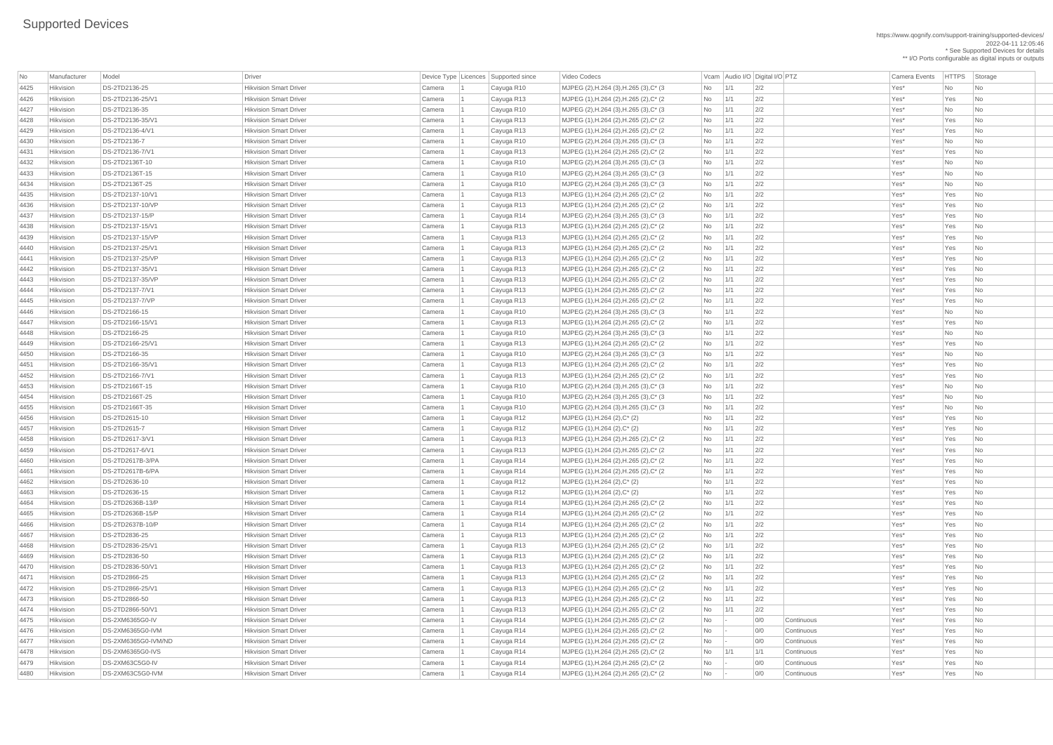# Supported Devices

https://www.qognify.com/support-training/supported-devices/
2022-04-11 12:05:46
* See Supported Devices for details
** I/O Ports configurable as digital inputs or outputs

| No | Manufacturer | Model | Driver | Device Type | Licences | Supported since | Video Codecs | Vcam | Audio I/O | Digital I/O | PTZ | Camera Events | HTTPS | Storage |
|---|---|---|---|---|---|---|---|---|---|---|---|---|---|---|
| 4425 | Hikvision | DS-2TD2136-25 | Hikvision Smart Driver | Camera | 1 | Cayuga R10 | MJPEG (2),H.264 (3),H.265 (3),C* (3 | No | 1/1 | 2/2 | | Yes* | No | No |
| 4426 | Hikvision | DS-2TD2136-25/V1 | Hikvision Smart Driver | Camera | 1 | Cayuga R13 | MJPEG (1),H.264 (2),H.265 (2),C* (2 | No | 1/1 | 2/2 | | Yes* | Yes | No |
| 4427 | Hikvision | DS-2TD2136-35 | Hikvision Smart Driver | Camera | 1 | Cayuga R10 | MJPEG (2),H.264 (3),H.265 (3),C* (3 | No | 1/1 | 2/2 | | Yes* | No | No |
| 4428 | Hikvision | DS-2TD2136-35/V1 | Hikvision Smart Driver | Camera | 1 | Cayuga R13 | MJPEG (1),H.264 (2),H.265 (2),C* (2 | No | 1/1 | 2/2 | | Yes* | Yes | No |
| 4429 | Hikvision | DS-2TD2136-4/V1 | Hikvision Smart Driver | Camera | 1 | Cayuga R13 | MJPEG (1),H.264 (2),H.265 (2),C* (2 | No | 1/1 | 2/2 | | Yes* | Yes | No |
| 4430 | Hikvision | DS-2TD2136-7 | Hikvision Smart Driver | Camera | 1 | Cayuga R10 | MJPEG (2),H.264 (3),H.265 (3),C* (3 | No | 1/1 | 2/2 | | Yes* | No | No |
| 4431 | Hikvision | DS-2TD2136-7/V1 | Hikvision Smart Driver | Camera | 1 | Cayuga R13 | MJPEG (1),H.264 (2),H.265 (2),C* (2 | No | 1/1 | 2/2 | | Yes* | Yes | No |
| 4432 | Hikvision | DS-2TD2136T-10 | Hikvision Smart Driver | Camera | 1 | Cayuga R10 | MJPEG (2),H.264 (3),H.265 (3),C* (3 | No | 1/1 | 2/2 | | Yes* | No | No |
| 4433 | Hikvision | DS-2TD2136T-15 | Hikvision Smart Driver | Camera | 1 | Cayuga R10 | MJPEG (2),H.264 (3),H.265 (3),C* (3 | No | 1/1 | 2/2 | | Yes* | No | No |
| 4434 | Hikvision | DS-2TD2136T-25 | Hikvision Smart Driver | Camera | 1 | Cayuga R10 | MJPEG (2),H.264 (3),H.265 (3),C* (3 | No | 1/1 | 2/2 | | Yes* | No | No |
| 4435 | Hikvision | DS-2TD2137-10/V1 | Hikvision Smart Driver | Camera | 1 | Cayuga R13 | MJPEG (1),H.264 (2),H.265 (2),C* (2 | No | 1/1 | 2/2 | | Yes* | Yes | No |
| 4436 | Hikvision | DS-2TD2137-10/VP | Hikvision Smart Driver | Camera | 1 | Cayuga R13 | MJPEG (1),H.264 (2),H.265 (2),C* (2 | No | 1/1 | 2/2 | | Yes* | Yes | No |
| 4437 | Hikvision | DS-2TD2137-15/P | Hikvision Smart Driver | Camera | 1 | Cayuga R14 | MJPEG (2),H.264 (3),H.265 (3),C* (3 | No | 1/1 | 2/2 | | Yes* | Yes | No |
| 4438 | Hikvision | DS-2TD2137-15/V1 | Hikvision Smart Driver | Camera | 1 | Cayuga R13 | MJPEG (1),H.264 (2),H.265 (2),C* (2 | No | 1/1 | 2/2 | | Yes* | Yes | No |
| 4439 | Hikvision | DS-2TD2137-15/VP | Hikvision Smart Driver | Camera | 1 | Cayuga R13 | MJPEG (1),H.264 (2),H.265 (2),C* (2 | No | 1/1 | 2/2 | | Yes* | Yes | No |
| 4440 | Hikvision | DS-2TD2137-25/V1 | Hikvision Smart Driver | Camera | 1 | Cayuga R13 | MJPEG (1),H.264 (2),H.265 (2),C* (2 | No | 1/1 | 2/2 | | Yes* | Yes | No |
| 4441 | Hikvision | DS-2TD2137-25/VP | Hikvision Smart Driver | Camera | 1 | Cayuga R13 | MJPEG (1),H.264 (2),H.265 (2),C* (2 | No | 1/1 | 2/2 | | Yes* | Yes | No |
| 4442 | Hikvision | DS-2TD2137-35/V1 | Hikvision Smart Driver | Camera | 1 | Cayuga R13 | MJPEG (1),H.264 (2),H.265 (2),C* (2 | No | 1/1 | 2/2 | | Yes* | Yes | No |
| 4443 | Hikvision | DS-2TD2137-35/VP | Hikvision Smart Driver | Camera | 1 | Cayuga R13 | MJPEG (1),H.264 (2),H.265 (2),C* (2 | No | 1/1 | 2/2 | | Yes* | Yes | No |
| 4444 | Hikvision | DS-2TD2137-7/V1 | Hikvision Smart Driver | Camera | 1 | Cayuga R13 | MJPEG (1),H.264 (2),H.265 (2),C* (2 | No | 1/1 | 2/2 | | Yes* | Yes | No |
| 4445 | Hikvision | DS-2TD2137-7/VP | Hikvision Smart Driver | Camera | 1 | Cayuga R13 | MJPEG (1),H.264 (2),H.265 (2),C* (2 | No | 1/1 | 2/2 | | Yes* | Yes | No |
| 4446 | Hikvision | DS-2TD2166-15 | Hikvision Smart Driver | Camera | 1 | Cayuga R10 | MJPEG (2),H.264 (3),H.265 (3),C* (3 | No | 1/1 | 2/2 | | Yes* | No | No |
| 4447 | Hikvision | DS-2TD2166-15/V1 | Hikvision Smart Driver | Camera | 1 | Cayuga R13 | MJPEG (1),H.264 (2),H.265 (2),C* (2 | No | 1/1 | 2/2 | | Yes* | Yes | No |
| 4448 | Hikvision | DS-2TD2166-25 | Hikvision Smart Driver | Camera | 1 | Cayuga R10 | MJPEG (2),H.264 (3),H.265 (3),C* (3 | No | 1/1 | 2/2 | | Yes* | No | No |
| 4449 | Hikvision | DS-2TD2166-25/V1 | Hikvision Smart Driver | Camera | 1 | Cayuga R13 | MJPEG (1),H.264 (2),H.265 (2),C* (2 | No | 1/1 | 2/2 | | Yes* | Yes | No |
| 4450 | Hikvision | DS-2TD2166-35 | Hikvision Smart Driver | Camera | 1 | Cayuga R10 | MJPEG (2),H.264 (3),H.265 (3),C* (3 | No | 1/1 | 2/2 | | Yes* | No | No |
| 4451 | Hikvision | DS-2TD2166-35/V1 | Hikvision Smart Driver | Camera | 1 | Cayuga R13 | MJPEG (1),H.264 (2),H.265 (2),C* (2 | No | 1/1 | 2/2 | | Yes* | Yes | No |
| 4452 | Hikvision | DS-2TD2166-7/V1 | Hikvision Smart Driver | Camera | 1 | Cayuga R13 | MJPEG (1),H.264 (2),H.265 (2),C* (2 | No | 1/1 | 2/2 | | Yes* | Yes | No |
| 4453 | Hikvision | DS-2TD2166T-15 | Hikvision Smart Driver | Camera | 1 | Cayuga R10 | MJPEG (2),H.264 (3),H.265 (3),C* (3 | No | 1/1 | 2/2 | | Yes* | No | No |
| 4454 | Hikvision | DS-2TD2166T-25 | Hikvision Smart Driver | Camera | 1 | Cayuga R10 | MJPEG (2),H.264 (3),H.265 (3),C* (3 | No | 1/1 | 2/2 | | Yes* | No | No |
| 4455 | Hikvision | DS-2TD2166T-35 | Hikvision Smart Driver | Camera | 1 | Cayuga R10 | MJPEG (2),H.264 (3),H.265 (3),C* (3 | No | 1/1 | 2/2 | | Yes* | No | No |
| 4456 | Hikvision | DS-2TD2615-10 | Hikvision Smart Driver | Camera | 1 | Cayuga R12 | MJPEG (1),H.264 (2),C* (2) | No | 1/1 | 2/2 | | Yes* | Yes | No |
| 4457 | Hikvision | DS-2TD2615-7 | Hikvision Smart Driver | Camera | 1 | Cayuga R12 | MJPEG (1),H.264 (2),C* (2) | No | 1/1 | 2/2 | | Yes* | Yes | No |
| 4458 | Hikvision | DS-2TD2617-3/V1 | Hikvision Smart Driver | Camera | 1 | Cayuga R13 | MJPEG (1),H.264 (2),H.265 (2),C* (2 | No | 1/1 | 2/2 | | Yes* | Yes | No |
| 4459 | Hikvision | DS-2TD2617-6/V1 | Hikvision Smart Driver | Camera | 1 | Cayuga R13 | MJPEG (1),H.264 (2),H.265 (2),C* (2 | No | 1/1 | 2/2 | | Yes* | Yes | No |
| 4460 | Hikvision | DS-2TD2617B-3/PA | Hikvision Smart Driver | Camera | 1 | Cayuga R14 | MJPEG (1),H.264 (2),H.265 (2),C* (2 | No | 1/1 | 2/2 | | Yes* | Yes | No |
| 4461 | Hikvision | DS-2TD2617B-6/PA | Hikvision Smart Driver | Camera | 1 | Cayuga R14 | MJPEG (1),H.264 (2),H.265 (2),C* (2 | No | 1/1 | 2/2 | | Yes* | Yes | No |
| 4462 | Hikvision | DS-2TD2636-10 | Hikvision Smart Driver | Camera | 1 | Cayuga R12 | MJPEG (1),H.264 (2),C* (2) | No | 1/1 | 2/2 | | Yes* | Yes | No |
| 4463 | Hikvision | DS-2TD2636-15 | Hikvision Smart Driver | Camera | 1 | Cayuga R12 | MJPEG (1),H.264 (2),C* (2) | No | 1/1 | 2/2 | | Yes* | Yes | No |
| 4464 | Hikvision | DS-2TD2636B-13/P | Hikvision Smart Driver | Camera | 1 | Cayuga R14 | MJPEG (1),H.264 (2),H.265 (2),C* (2 | No | 1/1 | 2/2 | | Yes* | Yes | No |
| 4465 | Hikvision | DS-2TD2636B-15/P | Hikvision Smart Driver | Camera | 1 | Cayuga R14 | MJPEG (1),H.264 (2),H.265 (2),C* (2 | No | 1/1 | 2/2 | | Yes* | Yes | No |
| 4466 | Hikvision | DS-2TD2637B-10/P | Hikvision Smart Driver | Camera | 1 | Cayuga R14 | MJPEG (1),H.264 (2),H.265 (2),C* (2 | No | 1/1 | 2/2 | | Yes* | Yes | No |
| 4467 | Hikvision | DS-2TD2836-25 | Hikvision Smart Driver | Camera | 1 | Cayuga R13 | MJPEG (1),H.264 (2),H.265 (2),C* (2 | No | 1/1 | 2/2 | | Yes* | Yes | No |
| 4468 | Hikvision | DS-2TD2836-25/V1 | Hikvision Smart Driver | Camera | 1 | Cayuga R13 | MJPEG (1),H.264 (2),H.265 (2),C* (2 | No | 1/1 | 2/2 | | Yes* | Yes | No |
| 4469 | Hikvision | DS-2TD2836-50 | Hikvision Smart Driver | Camera | 1 | Cayuga R13 | MJPEG (1),H.264 (2),H.265 (2),C* (2 | No | 1/1 | 2/2 | | Yes* | Yes | No |
| 4470 | Hikvision | DS-2TD2836-50/V1 | Hikvision Smart Driver | Camera | 1 | Cayuga R13 | MJPEG (1),H.264 (2),H.265 (2),C* (2 | No | 1/1 | 2/2 | | Yes* | Yes | No |
| 4471 | Hikvision | DS-2TD2866-25 | Hikvision Smart Driver | Camera | 1 | Cayuga R13 | MJPEG (1),H.264 (2),H.265 (2),C* (2 | No | 1/1 | 2/2 | | Yes* | Yes | No |
| 4472 | Hikvision | DS-2TD2866-25/V1 | Hikvision Smart Driver | Camera | 1 | Cayuga R13 | MJPEG (1),H.264 (2),H.265 (2),C* (2 | No | 1/1 | 2/2 | | Yes* | Yes | No |
| 4473 | Hikvision | DS-2TD2866-50 | Hikvision Smart Driver | Camera | 1 | Cayuga R13 | MJPEG (1),H.264 (2),H.265 (2),C* (2 | No | 1/1 | 2/2 | | Yes* | Yes | No |
| 4474 | Hikvision | DS-2TD2866-50/V1 | Hikvision Smart Driver | Camera | 1 | Cayuga R13 | MJPEG (1),H.264 (2),H.265 (2),C* (2 | No | 1/1 | 2/2 | | Yes* | Yes | No |
| 4475 | Hikvision | DS-2XM6365G0-IV | Hikvision Smart Driver | Camera | 1 | Cayuga R14 | MJPEG (1),H.264 (2),H.265 (2),C* (2 | No | - | 0/0 | Continuous | Yes* | Yes | No |
| 4476 | Hikvision | DS-2XM6365G0-IVM | Hikvision Smart Driver | Camera | 1 | Cayuga R14 | MJPEG (1),H.264 (2),H.265 (2),C* (2 | No | - | 0/0 | Continuous | Yes* | Yes | No |
| 4477 | Hikvision | DS-2XM6365G0-IVM/ND | Hikvision Smart Driver | Camera | 1 | Cayuga R14 | MJPEG (1),H.264 (2),H.265 (2),C* (2 | No | - | 0/0 | Continuous | Yes* | Yes | No |
| 4478 | Hikvision | DS-2XM6365G0-IVS | Hikvision Smart Driver | Camera | 1 | Cayuga R14 | MJPEG (1),H.264 (2),H.265 (2),C* (2 | No | 1/1 | 1/1 | Continuous | Yes* | Yes | No |
| 4479 | Hikvision | DS-2XM63C5G0-IV | Hikvision Smart Driver | Camera | 1 | Cayuga R14 | MJPEG (1),H.264 (2),H.265 (2),C* (2 | No | - | 0/0 | Continuous | Yes* | Yes | No |
| 4480 | Hikvision | DS-2XM63C5G0-IVM | Hikvision Smart Driver | Camera | 1 | Cayuga R14 | MJPEG (1),H.264 (2),H.265 (2),C* (2 | No | - | 0/0 | Continuous | Yes* | Yes | No |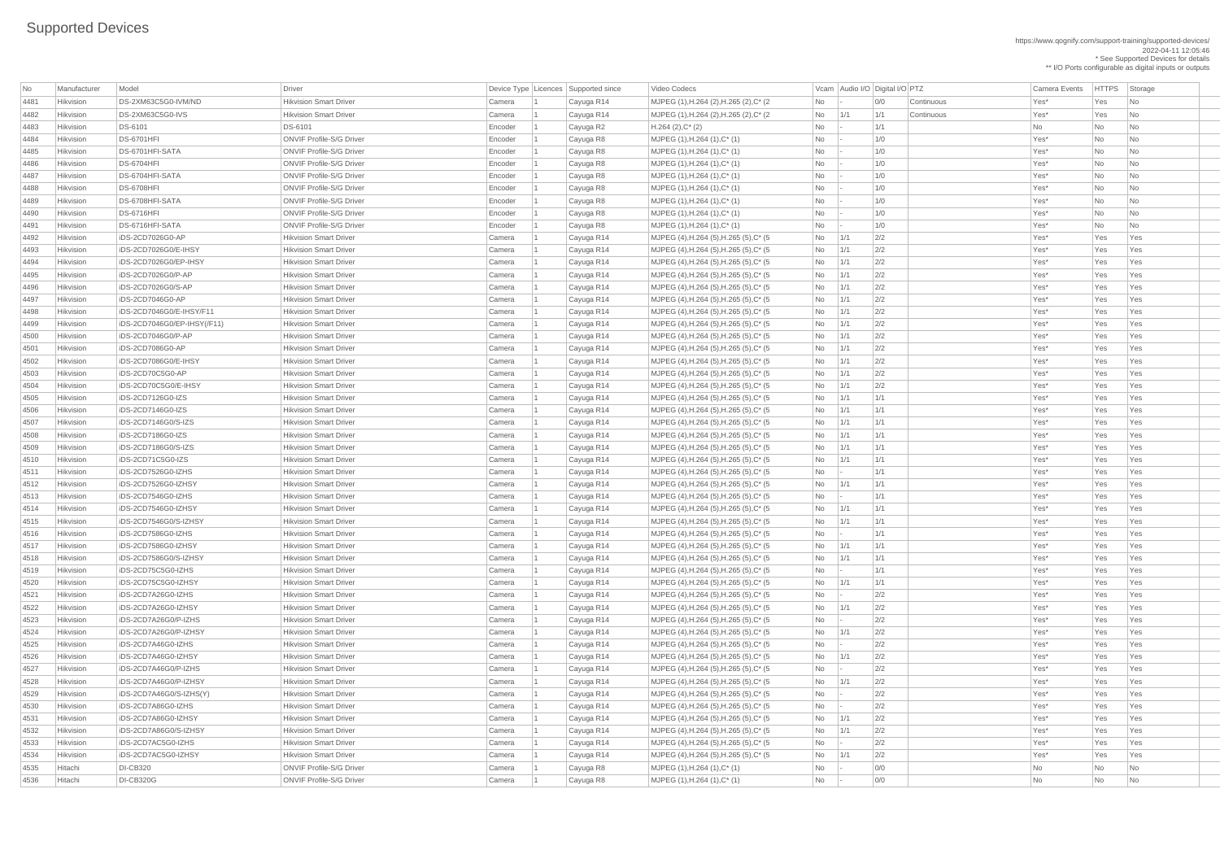# Supported Devices

https://www.qognify.com/support-training/supported-devices/
2022-04-11 12:05:46
* See Supported Devices for details
** I/O Ports configurable as digital inputs or outputs

| No | Manufacturer | Model | Driver | Device Type | Licences | Supported since | Video Codecs | Vcam | Audio I/O | Digital I/O | PTZ | Camera Events | HTTPS | Storage |
|---|---|---|---|---|---|---|---|---|---|---|---|---|---|---|
| 4481 | Hikvision | DS-2XM63C5G0-IVM/ND | Hikvision Smart Driver | Camera | 1 | Cayuga R14 | MJPEG (1),H.264 (2),H.265 (2),C* (2 | No | - | 0/0 | Continuous | Yes* | Yes | No |
| 4482 | Hikvision | DS-2XM63C5G0-IVS | Hikvision Smart Driver | Camera | 1 | Cayuga R14 | MJPEG (1),H.264 (2),H.265 (2),C* (2 | No | 1/1 | 1/1 | Continuous | Yes* | Yes | No |
| 4483 | Hikvision | DS-6101 | DS-6101 | Encoder | 1 | Cayuga R2 | H.264 (2),C* (2) | No | - | 1/1 | | No | No | No |
| 4484 | Hikvision | DS-6701HFI | ONVIF Profile-S/G Driver | Encoder | 1 | Cayuga R8 | MJPEG (1),H.264 (1),C* (1) | No | - | 1/0 | | Yes* | No | No |
| 4485 | Hikvision | DS-6701HFI-SATA | ONVIF Profile-S/G Driver | Encoder | 1 | Cayuga R8 | MJPEG (1),H.264 (1),C* (1) | No | - | 1/0 | | Yes* | No | No |
| 4486 | Hikvision | DS-6704HFI | ONVIF Profile-S/G Driver | Encoder | 1 | Cayuga R8 | MJPEG (1),H.264 (1),C* (1) | No | - | 1/0 | | Yes* | No | No |
| 4487 | Hikvision | DS-6704HFI-SATA | ONVIF Profile-S/G Driver | Encoder | 1 | Cayuga R8 | MJPEG (1),H.264 (1),C* (1) | No | - | 1/0 | | Yes* | No | No |
| 4488 | Hikvision | DS-6708HFI | ONVIF Profile-S/G Driver | Encoder | 1 | Cayuga R8 | MJPEG (1),H.264 (1),C* (1) | No | - | 1/0 | | Yes* | No | No |
| 4489 | Hikvision | DS-6708HFI-SATA | ONVIF Profile-S/G Driver | Encoder | 1 | Cayuga R8 | MJPEG (1),H.264 (1),C* (1) | No | - | 1/0 | | Yes* | No | No |
| 4490 | Hikvision | DS-6716HFI | ONVIF Profile-S/G Driver | Encoder | 1 | Cayuga R8 | MJPEG (1),H.264 (1),C* (1) | No | - | 1/0 | | Yes* | No | No |
| 4491 | Hikvision | DS-6716HFI-SATA | ONVIF Profile-S/G Driver | Encoder | 1 | Cayuga R8 | MJPEG (1),H.264 (1),C* (1) | No | - | 1/0 | | Yes* | No | No |
| 4492 | Hikvision | iDS-2CD7026G0-AP | Hikvision Smart Driver | Camera | 1 | Cayuga R14 | MJPEG (4),H.264 (5),H.265 (5),C* (5 | No | 1/1 | 2/2 | | Yes* | Yes | Yes |
| 4493 | Hikvision | iDS-2CD7026G0/E-IHSY | Hikvision Smart Driver | Camera | 1 | Cayuga R14 | MJPEG (4),H.264 (5),H.265 (5),C* (5 | No | 1/1 | 2/2 | | Yes* | Yes | Yes |
| 4494 | Hikvision | iDS-2CD7026G0/EP-IHSY | Hikvision Smart Driver | Camera | 1 | Cayuga R14 | MJPEG (4),H.264 (5),H.265 (5),C* (5 | No | 1/1 | 2/2 | | Yes* | Yes | Yes |
| 4495 | Hikvision | iDS-2CD7026G0/P-AP | Hikvision Smart Driver | Camera | 1 | Cayuga R14 | MJPEG (4),H.264 (5),H.265 (5),C* (5 | No | 1/1 | 2/2 | | Yes* | Yes | Yes |
| 4496 | Hikvision | iDS-2CD7026G0/S-AP | Hikvision Smart Driver | Camera | 1 | Cayuga R14 | MJPEG (4),H.264 (5),H.265 (5),C* (5 | No | 1/1 | 2/2 | | Yes* | Yes | Yes |
| 4497 | Hikvision | iDS-2CD7046G0-AP | Hikvision Smart Driver | Camera | 1 | Cayuga R14 | MJPEG (4),H.264 (5),H.265 (5),C* (5 | No | 1/1 | 2/2 | | Yes* | Yes | Yes |
| 4498 | Hikvision | iDS-2CD7046G0/E-IHSY/F11 | Hikvision Smart Driver | Camera | 1 | Cayuga R14 | MJPEG (4),H.264 (5),H.265 (5),C* (5 | No | 1/1 | 2/2 | | Yes* | Yes | Yes |
| 4499 | Hikvision | iDS-2CD7046G0/EP-IHSY(/F11) | Hikvision Smart Driver | Camera | 1 | Cayuga R14 | MJPEG (4),H.264 (5),H.265 (5),C* (5 | No | 1/1 | 2/2 | | Yes* | Yes | Yes |
| 4500 | Hikvision | iDS-2CD7046G0/P-AP | Hikvision Smart Driver | Camera | 1 | Cayuga R14 | MJPEG (4),H.264 (5),H.265 (5),C* (5 | No | 1/1 | 2/2 | | Yes* | Yes | Yes |
| 4501 | Hikvision | iDS-2CD7086G0-AP | Hikvision Smart Driver | Camera | 1 | Cayuga R14 | MJPEG (4),H.264 (5),H.265 (5),C* (5 | No | 1/1 | 2/2 | | Yes* | Yes | Yes |
| 4502 | Hikvision | iDS-2CD7086G0/E-IHSY | Hikvision Smart Driver | Camera | 1 | Cayuga R14 | MJPEG (4),H.264 (5),H.265 (5),C* (5 | No | 1/1 | 2/2 | | Yes* | Yes | Yes |
| 4503 | Hikvision | iDS-2CD70C5G0-AP | Hikvision Smart Driver | Camera | 1 | Cayuga R14 | MJPEG (4),H.264 (5),H.265 (5),C* (5 | No | 1/1 | 2/2 | | Yes* | Yes | Yes |
| 4504 | Hikvision | iDS-2CD70C5G0/E-IHSY | Hikvision Smart Driver | Camera | 1 | Cayuga R14 | MJPEG (4),H.264 (5),H.265 (5),C* (5 | No | 1/1 | 2/2 | | Yes* | Yes | Yes |
| 4505 | Hikvision | iDS-2CD7126G0-IZS | Hikvision Smart Driver | Camera | 1 | Cayuga R14 | MJPEG (4),H.264 (5),H.265 (5),C* (5 | No | 1/1 | 1/1 | | Yes* | Yes | Yes |
| 4506 | Hikvision | iDS-2CD7146G0-IZS | Hikvision Smart Driver | Camera | 1 | Cayuga R14 | MJPEG (4),H.264 (5),H.265 (5),C* (5 | No | 1/1 | 1/1 | | Yes* | Yes | Yes |
| 4507 | Hikvision | iDS-2CD7146G0/S-IZS | Hikvision Smart Driver | Camera | 1 | Cayuga R14 | MJPEG (4),H.264 (5),H.265 (5),C* (5 | No | 1/1 | 1/1 | | Yes* | Yes | Yes |
| 4508 | Hikvision | iDS-2CD7186G0-IZS | Hikvision Smart Driver | Camera | 1 | Cayuga R14 | MJPEG (4),H.264 (5),H.265 (5),C* (5 | No | 1/1 | 1/1 | | Yes* | Yes | Yes |
| 4509 | Hikvision | iDS-2CD7186G0/S-IZS | Hikvision Smart Driver | Camera | 1 | Cayuga R14 | MJPEG (4),H.264 (5),H.265 (5),C* (5 | No | 1/1 | 1/1 | | Yes* | Yes | Yes |
| 4510 | Hikvision | iDS-2CD71C5G0-IZS | Hikvision Smart Driver | Camera | 1 | Cayuga R14 | MJPEG (4),H.264 (5),H.265 (5),C* (5 | No | 1/1 | 1/1 | | Yes* | Yes | Yes |
| 4511 | Hikvision | iDS-2CD7526G0-IZHS | Hikvision Smart Driver | Camera | 1 | Cayuga R14 | MJPEG (4),H.264 (5),H.265 (5),C* (5 | No | - | 1/1 | | Yes* | Yes | Yes |
| 4512 | Hikvision | iDS-2CD7526G0-IZHSY | Hikvision Smart Driver | Camera | 1 | Cayuga R14 | MJPEG (4),H.264 (5),H.265 (5),C* (5 | No | 1/1 | 1/1 | | Yes* | Yes | Yes |
| 4513 | Hikvision | iDS-2CD7546G0-IZHS | Hikvision Smart Driver | Camera | 1 | Cayuga R14 | MJPEG (4),H.264 (5),H.265 (5),C* (5 | No | - | 1/1 | | Yes* | Yes | Yes |
| 4514 | Hikvision | iDS-2CD7546G0-IZHSY | Hikvision Smart Driver | Camera | 1 | Cayuga R14 | MJPEG (4),H.264 (5),H.265 (5),C* (5 | No | 1/1 | 1/1 | | Yes* | Yes | Yes |
| 4515 | Hikvision | iDS-2CD7546G0/S-IZHSY | Hikvision Smart Driver | Camera | 1 | Cayuga R14 | MJPEG (4),H.264 (5),H.265 (5),C* (5 | No | 1/1 | 1/1 | | Yes* | Yes | Yes |
| 4516 | Hikvision | iDS-2CD7586G0-IZHS | Hikvision Smart Driver | Camera | 1 | Cayuga R14 | MJPEG (4),H.264 (5),H.265 (5),C* (5 | No | - | 1/1 | | Yes* | Yes | Yes |
| 4517 | Hikvision | iDS-2CD7586G0-IZHSY | Hikvision Smart Driver | Camera | 1 | Cayuga R14 | MJPEG (4),H.264 (5),H.265 (5),C* (5 | No | 1/1 | 1/1 | | Yes* | Yes | Yes |
| 4518 | Hikvision | iDS-2CD7586G0/S-IZHSY | Hikvision Smart Driver | Camera | 1 | Cayuga R14 | MJPEG (4),H.264 (5),H.265 (5),C* (5 | No | 1/1 | 1/1 | | Yes* | Yes | Yes |
| 4519 | Hikvision | iDS-2CD75C5G0-IZHS | Hikvision Smart Driver | Camera | 1 | Cayuga R14 | MJPEG (4),H.264 (5),H.265 (5),C* (5 | No | - | 1/1 | | Yes* | Yes | Yes |
| 4520 | Hikvision | iDS-2CD75C5G0-IZHSY | Hikvision Smart Driver | Camera | 1 | Cayuga R14 | MJPEG (4),H.264 (5),H.265 (5),C* (5 | No | 1/1 | 1/1 | | Yes* | Yes | Yes |
| 4521 | Hikvision | iDS-2CD7A26G0-IZHS | Hikvision Smart Driver | Camera | 1 | Cayuga R14 | MJPEG (4),H.264 (5),H.265 (5),C* (5 | No | - | 2/2 | | Yes* | Yes | Yes |
| 4522 | Hikvision | iDS-2CD7A26G0-IZHSY | Hikvision Smart Driver | Camera | 1 | Cayuga R14 | MJPEG (4),H.264 (5),H.265 (5),C* (5 | No | 1/1 | 2/2 | | Yes* | Yes | Yes |
| 4523 | Hikvision | iDS-2CD7A26G0/P-IZHS | Hikvision Smart Driver | Camera | 1 | Cayuga R14 | MJPEG (4),H.264 (5),H.265 (5),C* (5 | No | - | 2/2 | | Yes* | Yes | Yes |
| 4524 | Hikvision | iDS-2CD7A26G0/P-IZHSY | Hikvision Smart Driver | Camera | 1 | Cayuga R14 | MJPEG (4),H.264 (5),H.265 (5),C* (5 | No | 1/1 | 2/2 | | Yes* | Yes | Yes |
| 4525 | Hikvision | iDS-2CD7A46G0-IZHS | Hikvision Smart Driver | Camera | 1 | Cayuga R14 | MJPEG (4),H.264 (5),H.265 (5),C* (5 | No | - | 2/2 | | Yes* | Yes | Yes |
| 4526 | Hikvision | iDS-2CD7A46G0-IZHSY | Hikvision Smart Driver | Camera | 1 | Cayuga R14 | MJPEG (4),H.264 (5),H.265 (5),C* (5 | No | 1/1 | 2/2 | | Yes* | Yes | Yes |
| 4527 | Hikvision | iDS-2CD7A46G0/P-IZHS | Hikvision Smart Driver | Camera | 1 | Cayuga R14 | MJPEG (4),H.264 (5),H.265 (5),C* (5 | No | - | 2/2 | | Yes* | Yes | Yes |
| 4528 | Hikvision | iDS-2CD7A46G0/P-IZHSY | Hikvision Smart Driver | Camera | 1 | Cayuga R14 | MJPEG (4),H.264 (5),H.265 (5),C* (5 | No | 1/1 | 2/2 | | Yes* | Yes | Yes |
| 4529 | Hikvision | iDS-2CD7A46G0/S-IZHS(Y) | Hikvision Smart Driver | Camera | 1 | Cayuga R14 | MJPEG (4),H.264 (5),H.265 (5),C* (5 | No | - | 2/2 | | Yes* | Yes | Yes |
| 4530 | Hikvision | iDS-2CD7A86G0-IZHS | Hikvision Smart Driver | Camera | 1 | Cayuga R14 | MJPEG (4),H.264 (5),H.265 (5),C* (5 | No | - | 2/2 | | Yes* | Yes | Yes |
| 4531 | Hikvision | iDS-2CD7A86G0-IZHSY | Hikvision Smart Driver | Camera | 1 | Cayuga R14 | MJPEG (4),H.264 (5),H.265 (5),C* (5 | No | 1/1 | 2/2 | | Yes* | Yes | Yes |
| 4532 | Hikvision | iDS-2CD7A86G0/S-IZHSY | Hikvision Smart Driver | Camera | 1 | Cayuga R14 | MJPEG (4),H.264 (5),H.265 (5),C* (5 | No | 1/1 | 2/2 | | Yes* | Yes | Yes |
| 4533 | Hikvision | iDS-2CD7AC5G0-IZHS | Hikvision Smart Driver | Camera | 1 | Cayuga R14 | MJPEG (4),H.264 (5),H.265 (5),C* (5 | No | - | 2/2 | | Yes* | Yes | Yes |
| 4534 | Hikvision | iDS-2CD7AC5G0-IZHSY | Hikvision Smart Driver | Camera | 1 | Cayuga R14 | MJPEG (4),H.264 (5),H.265 (5),C* (5 | No | 1/1 | 2/2 | | Yes* | Yes | Yes |
| 4535 | Hitachi | DI-CB320 | ONVIF Profile-S/G Driver | Camera | 1 | Cayuga R8 | MJPEG (1),H.264 (1),C* (1) | No | - | 0/0 | | No | No | No |
| 4536 | Hitachi | DI-CB320G | ONVIF Profile-S/G Driver | Camera | 1 | Cayuga R8 | MJPEG (1),H.264 (1),C* (1) | No | - | 0/0 | | No | No | No |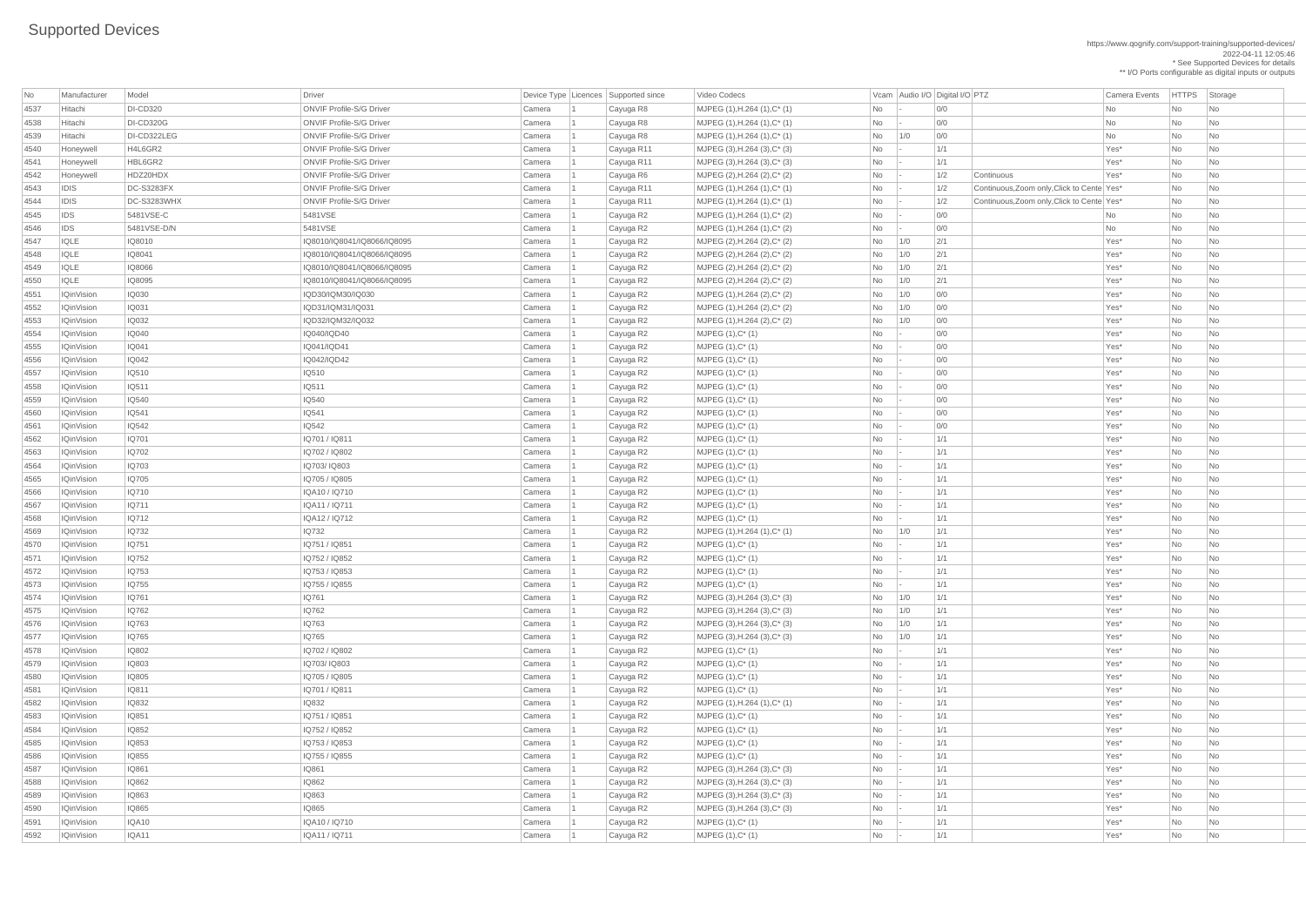# Supported Devices

https://www.qognify.com/support-training/supported-devices/
2022-04-11 12:05:46
* See Supported Devices for details
** I/O Ports configurable as digital inputs or outputs

| No | Manufacturer | Model | Driver | Device Type | Licences | Supported since | Video Codecs | Vcam | Audio I/O | Digital I/O | PTZ | Camera Events | HTTPS | Storage |
|---|---|---|---|---|---|---|---|---|---|---|---|---|---|---|
| 4537 | Hitachi | DI-CD320 | ONVIF Profile-S/G Driver | Camera | 1 | Cayuga R8 | MJPEG (1),H.264 (1),C* (1) | No | - | 0/0 | | No | No | No |
| 4538 | Hitachi | DI-CD320G | ONVIF Profile-S/G Driver | Camera | 1 | Cayuga R8 | MJPEG (1),H.264 (1),C* (1) | No | - | 0/0 | | No | No | No |
| 4539 | Hitachi | DI-CD322LEG | ONVIF Profile-S/G Driver | Camera | 1 | Cayuga R8 | MJPEG (1),H.264 (1),C* (1) | No | 1/0 | 0/0 | | No | No | No |
| 4540 | Honeywell | H4L6GR2 | ONVIF Profile-S/G Driver | Camera | 1 | Cayuga R11 | MJPEG (3),H.264 (3),C* (3) | No | - | 1/1 | | Yes* | No | No |
| 4541 | Honeywell | HBL6GR2 | ONVIF Profile-S/G Driver | Camera | 1 | Cayuga R11 | MJPEG (3),H.264 (3),C* (3) | No | - | 1/1 | | Yes* | No | No |
| 4542 | Honeywell | HDZ20HDX | ONVIF Profile-S/G Driver | Camera | 1 | Cayuga R6 | MJPEG (2),H.264 (2),C* (2) | No | - | 1/2 | Continuous | Yes* | No | No |
| 4543 | IDIS | DC-S3283FX | ONVIF Profile-S/G Driver | Camera | 1 | Cayuga R11 | MJPEG (1),H.264 (1),C* (1) | No | - | 1/2 | Continuous,Zoom only,Click to Cente | Yes* | No | No |
| 4544 | IDIS | DC-S3283WHX | ONVIF Profile-S/G Driver | Camera | 1 | Cayuga R11 | MJPEG (1),H.264 (1),C* (1) | No | - | 1/2 | Continuous,Zoom only,Click to Cente | Yes* | No | No |
| 4545 | IDS | 5481VSE-C | 5481VSE | Camera | 1 | Cayuga R2 | MJPEG (1),H.264 (1),C* (2) | No | - | 0/0 | | No | No | No |
| 4546 | IDS | 5481VSE-D/N | 5481VSE | Camera | 1 | Cayuga R2 | MJPEG (1),H.264 (1),C* (2) | No | - | 0/0 | | No | No | No |
| 4547 | IQLE | IQ8010 | IQ8010/IQ8041/IQ8066/IQ8095 | Camera | 1 | Cayuga R2 | MJPEG (2),H.264 (2),C* (2) | No | 1/0 | 2/1 | | Yes* | No | No |
| 4548 | IQLE | IQ8041 | IQ8010/IQ8041/IQ8066/IQ8095 | Camera | 1 | Cayuga R2 | MJPEG (2),H.264 (2),C* (2) | No | 1/0 | 2/1 | | Yes* | No | No |
| 4549 | IQLE | IQ8066 | IQ8010/IQ8041/IQ8066/IQ8095 | Camera | 1 | Cayuga R2 | MJPEG (2),H.264 (2),C* (2) | No | 1/0 | 2/1 | | Yes* | No | No |
| 4550 | IQLE | IQ8095 | IQ8010/IQ8041/IQ8066/IQ8095 | Camera | 1 | Cayuga R2 | MJPEG (2),H.264 (2),C* (2) | No | 1/0 | 2/1 | | Yes* | No | No |
| 4551 | IQinVision | IQ030 | IQD30/IQM30/IQ030 | Camera | 1 | Cayuga R2 | MJPEG (1),H.264 (2),C* (2) | No | 1/0 | 0/0 | | Yes* | No | No |
| 4552 | IQinVision | IQ031 | IQD31/IQM31/IQ031 | Camera | 1 | Cayuga R2 | MJPEG (1),H.264 (2),C* (2) | No | 1/0 | 0/0 | | Yes* | No | No |
| 4553 | IQinVision | IQ032 | IQD32/IQM32/IQ032 | Camera | 1 | Cayuga R2 | MJPEG (1),H.264 (2),C* (2) | No | 1/0 | 0/0 | | Yes* | No | No |
| 4554 | IQinVision | IQ040 | IQ040/IQD40 | Camera | 1 | Cayuga R2 | MJPEG (1),C* (1) | No | - | 0/0 | | Yes* | No | No |
| 4555 | IQinVision | IQ041 | IQ041/IQD41 | Camera | 1 | Cayuga R2 | MJPEG (1),C* (1) | No | - | 0/0 | | Yes* | No | No |
| 4556 | IQinVision | IQ042 | IQ042/IQD42 | Camera | 1 | Cayuga R2 | MJPEG (1),C* (1) | No | - | 0/0 | | Yes* | No | No |
| 4557 | IQinVision | IQ510 | IQ510 | Camera | 1 | Cayuga R2 | MJPEG (1),C* (1) | No | - | 0/0 | | Yes* | No | No |
| 4558 | IQinVision | IQ511 | IQ511 | Camera | 1 | Cayuga R2 | MJPEG (1),C* (1) | No | - | 0/0 | | Yes* | No | No |
| 4559 | IQinVision | IQ540 | IQ540 | Camera | 1 | Cayuga R2 | MJPEG (1),C* (1) | No | - | 0/0 | | Yes* | No | No |
| 4560 | IQinVision | IQ541 | IQ541 | Camera | 1 | Cayuga R2 | MJPEG (1),C* (1) | No | - | 0/0 | | Yes* | No | No |
| 4561 | IQinVision | IQ542 | IQ542 | Camera | 1 | Cayuga R2 | MJPEG (1),C* (1) | No | - | 0/0 | | Yes* | No | No |
| 4562 | IQinVision | IQ701 | IQ701 / IQ811 | Camera | 1 | Cayuga R2 | MJPEG (1),C* (1) | No | - | 1/1 | | Yes* | No | No |
| 4563 | IQinVision | IQ702 | IQ702 / IQ802 | Camera | 1 | Cayuga R2 | MJPEG (1),C* (1) | No | - | 1/1 | | Yes* | No | No |
| 4564 | IQinVision | IQ703 | IQ703/ IQ803 | Camera | 1 | Cayuga R2 | MJPEG (1),C* (1) | No | - | 1/1 | | Yes* | No | No |
| 4565 | IQinVision | IQ705 | IQ705 / IQ805 | Camera | 1 | Cayuga R2 | MJPEG (1),C* (1) | No | - | 1/1 | | Yes* | No | No |
| 4566 | IQinVision | IQ710 | IQA10 / IQ710 | Camera | 1 | Cayuga R2 | MJPEG (1),C* (1) | No | - | 1/1 | | Yes* | No | No |
| 4567 | IQinVision | IQ711 | IQA11 / IQ711 | Camera | 1 | Cayuga R2 | MJPEG (1),C* (1) | No | - | 1/1 | | Yes* | No | No |
| 4568 | IQinVision | IQ712 | IQA12 / IQ712 | Camera | 1 | Cayuga R2 | MJPEG (1),C* (1) | No | - | 1/1 | | Yes* | No | No |
| 4569 | IQinVision | IQ732 | IQ732 | Camera | 1 | Cayuga R2 | MJPEG (1),H.264 (1),C* (1) | No | 1/0 | 1/1 | | Yes* | No | No |
| 4570 | IQinVision | IQ751 | IQ751 / IQ851 | Camera | 1 | Cayuga R2 | MJPEG (1),C* (1) | No | - | 1/1 | | Yes* | No | No |
| 4571 | IQinVision | IQ752 | IQ752 / IQ852 | Camera | 1 | Cayuga R2 | MJPEG (1),C* (1) | No | - | 1/1 | | Yes* | No | No |
| 4572 | IQinVision | IQ753 | IQ753 / IQ853 | Camera | 1 | Cayuga R2 | MJPEG (1),C* (1) | No | - | 1/1 | | Yes* | No | No |
| 4573 | IQinVision | IQ755 | IQ755 / IQ855 | Camera | 1 | Cayuga R2 | MJPEG (1),C* (1) | No | - | 1/1 | | Yes* | No | No |
| 4574 | IQinVision | IQ761 | IQ761 | Camera | 1 | Cayuga R2 | MJPEG (3),H.264 (3),C* (3) | No | 1/0 | 1/1 | | Yes* | No | No |
| 4575 | IQinVision | IQ762 | IQ762 | Camera | 1 | Cayuga R2 | MJPEG (3),H.264 (3),C* (3) | No | 1/0 | 1/1 | | Yes* | No | No |
| 4576 | IQinVision | IQ763 | IQ763 | Camera | 1 | Cayuga R2 | MJPEG (3),H.264 (3),C* (3) | No | 1/0 | 1/1 | | Yes* | No | No |
| 4577 | IQinVision | IQ765 | IQ765 | Camera | 1 | Cayuga R2 | MJPEG (3),H.264 (3),C* (3) | No | 1/0 | 1/1 | | Yes* | No | No |
| 4578 | IQinVision | IQ802 | IQ702 / IQ802 | Camera | 1 | Cayuga R2 | MJPEG (1),C* (1) | No | - | 1/1 | | Yes* | No | No |
| 4579 | IQinVision | IQ803 | IQ703/ IQ803 | Camera | 1 | Cayuga R2 | MJPEG (1),C* (1) | No | - | 1/1 | | Yes* | No | No |
| 4580 | IQinVision | IQ805 | IQ705 / IQ805 | Camera | 1 | Cayuga R2 | MJPEG (1),C* (1) | No | - | 1/1 | | Yes* | No | No |
| 4581 | IQinVision | IQ811 | IQ701 / IQ811 | Camera | 1 | Cayuga R2 | MJPEG (1),C* (1) | No | - | 1/1 | | Yes* | No | No |
| 4582 | IQinVision | IQ832 | IQ832 | Camera | 1 | Cayuga R2 | MJPEG (1),H.264 (1),C* (1) | No | - | 1/1 | | Yes* | No | No |
| 4583 | IQinVision | IQ851 | IQ751 / IQ851 | Camera | 1 | Cayuga R2 | MJPEG (1),C* (1) | No | - | 1/1 | | Yes* | No | No |
| 4584 | IQinVision | IQ852 | IQ752 / IQ852 | Camera | 1 | Cayuga R2 | MJPEG (1),C* (1) | No | - | 1/1 | | Yes* | No | No |
| 4585 | IQinVision | IQ853 | IQ753 / IQ853 | Camera | 1 | Cayuga R2 | MJPEG (1),C* (1) | No | - | 1/1 | | Yes* | No | No |
| 4586 | IQinVision | IQ855 | IQ755 / IQ855 | Camera | 1 | Cayuga R2 | MJPEG (1),C* (1) | No | - | 1/1 | | Yes* | No | No |
| 4587 | IQinVision | IQ861 | IQ861 | Camera | 1 | Cayuga R2 | MJPEG (3),H.264 (3),C* (3) | No | - | 1/1 | | Yes* | No | No |
| 4588 | IQinVision | IQ862 | IQ862 | Camera | 1 | Cayuga R2 | MJPEG (3),H.264 (3),C* (3) | No | - | 1/1 | | Yes* | No | No |
| 4589 | IQinVision | IQ863 | IQ863 | Camera | 1 | Cayuga R2 | MJPEG (3),H.264 (3),C* (3) | No | - | 1/1 | | Yes* | No | No |
| 4590 | IQinVision | IQ865 | IQ865 | Camera | 1 | Cayuga R2 | MJPEG (3),H.264 (3),C* (3) | No | - | 1/1 | | Yes* | No | No |
| 4591 | IQinVision | IQA10 | IQA10 / IQ710 | Camera | 1 | Cayuga R2 | MJPEG (1),C* (1) | No | - | 1/1 | | Yes* | No | No |
| 4592 | IQinVision | IQA11 | IQA11 / IQ711 | Camera | 1 | Cayuga R2 | MJPEG (1),C* (1) | No | - | 1/1 | | Yes* | No | No |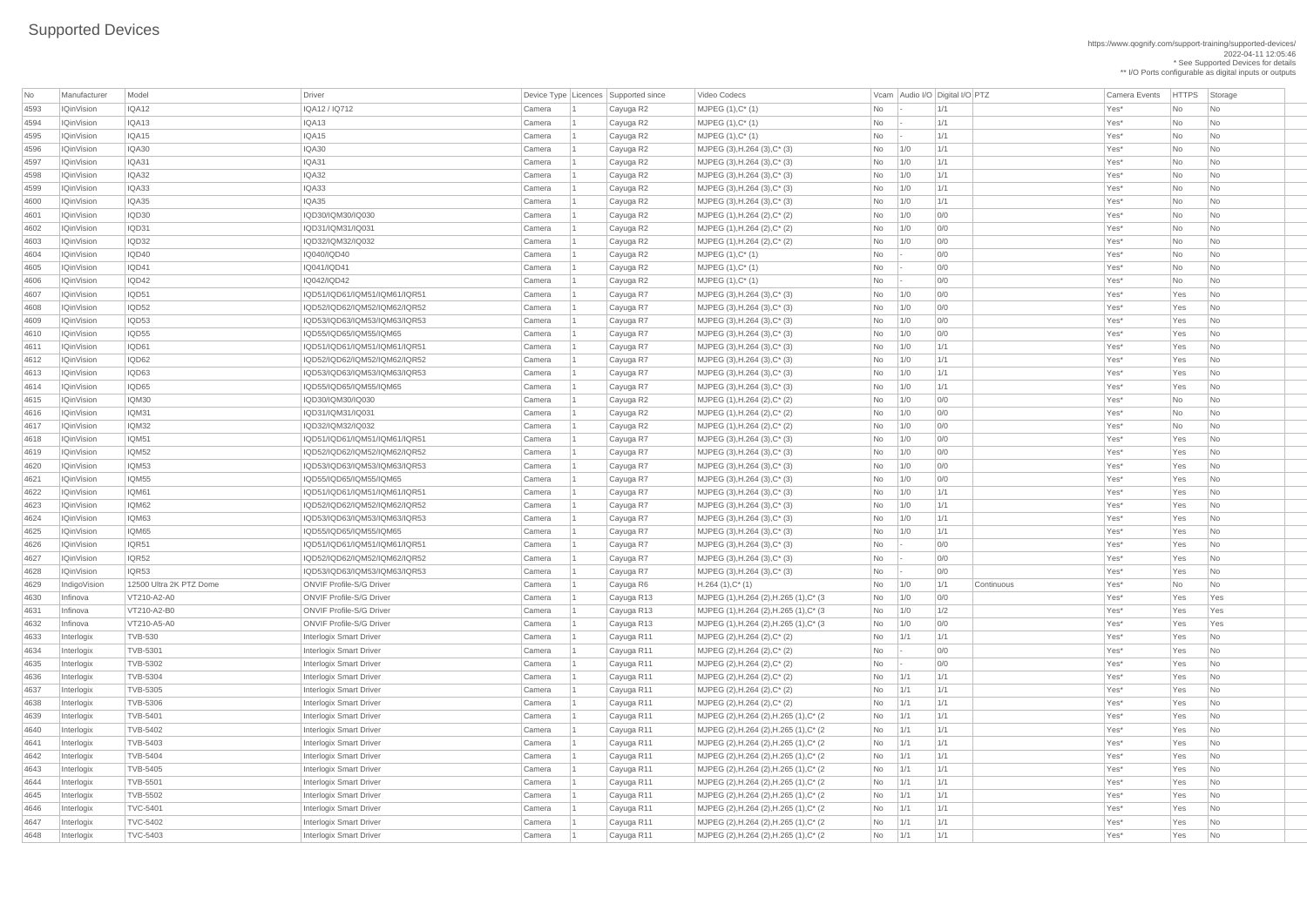# Supported Devices

https://www.qognify.com/support-training/supported-devices/
2022-04-11 12:05:46
* See Supported Devices for details
** I/O Ports configurable as digital inputs or outputs

| No | Manufacturer | Model | Driver | Device Type | Licences | Supported since | Video Codecs | Vcam | Audio I/O | Digital I/O | PTZ | Camera Events | HTTPS | Storage |
|---|---|---|---|---|---|---|---|---|---|---|---|---|---|---|
| 4593 | IQinVision | IQA12 | IQA12 / IQ712 | Camera | 1 | Cayuga R2 | MJPEG (1),C* (1) | No | - | 1/1 | | Yes* | No | No |
| 4594 | IQinVision | IQA13 | IQA13 | Camera | 1 | Cayuga R2 | MJPEG (1),C* (1) | No | - | 1/1 | | Yes* | No | No |
| 4595 | IQinVision | IQA15 | IQA15 | Camera | 1 | Cayuga R2 | MJPEG (1),C* (1) | No | - | 1/1 | | Yes* | No | No |
| 4596 | IQinVision | IQA30 | IQA30 | Camera | 1 | Cayuga R2 | MJPEG (3),H.264 (3),C* (3) | No | 1/0 | 1/1 | | Yes* | No | No |
| 4597 | IQinVision | IQA31 | IQA31 | Camera | 1 | Cayuga R2 | MJPEG (3),H.264 (3),C* (3) | No | 1/0 | 1/1 | | Yes* | No | No |
| 4598 | IQinVision | IQA32 | IQA32 | Camera | 1 | Cayuga R2 | MJPEG (3),H.264 (3),C* (3) | No | 1/0 | 1/1 | | Yes* | No | No |
| 4599 | IQinVision | IQA33 | IQA33 | Camera | 1 | Cayuga R2 | MJPEG (3),H.264 (3),C* (3) | No | 1/0 | 1/1 | | Yes* | No | No |
| 4600 | IQinVision | IQA35 | IQA35 | Camera | 1 | Cayuga R2 | MJPEG (3),H.264 (3),C* (3) | No | 1/0 | 1/1 | | Yes* | No | No |
| 4601 | IQinVision | IQD30 | IQD30/IQM30/IQ030 | Camera | 1 | Cayuga R2 | MJPEG (1),H.264 (2),C* (2) | No | 1/0 | 0/0 | | Yes* | No | No |
| 4602 | IQinVision | IQD31 | IQD31/IQM31/IQ031 | Camera | 1 | Cayuga R2 | MJPEG (1),H.264 (2),C* (2) | No | 1/0 | 0/0 | | Yes* | No | No |
| 4603 | IQinVision | IQD32 | IQD32/IQM32/IQ032 | Camera | 1 | Cayuga R2 | MJPEG (1),H.264 (2),C* (2) | No | 1/0 | 0/0 | | Yes* | No | No |
| 4604 | IQinVision | IQD40 | IQ040/IQD40 | Camera | 1 | Cayuga R2 | MJPEG (1),C* (1) | No | - | 0/0 | | Yes* | No | No |
| 4605 | IQinVision | IQD41 | IQ041/IQD41 | Camera | 1 | Cayuga R2 | MJPEG (1),C* (1) | No | - | 0/0 | | Yes* | No | No |
| 4606 | IQinVision | IQD42 | IQ042/IQD42 | Camera | 1 | Cayuga R2 | MJPEG (1),C* (1) | No | - | 0/0 | | Yes* | No | No |
| 4607 | IQinVision | IQD51 | IQD51/IQD61/IQM51/IQM61/IQR51 | Camera | 1 | Cayuga R7 | MJPEG (3),H.264 (3),C* (3) | No | 1/0 | 0/0 | | Yes* | Yes | No |
| 4608 | IQinVision | IQD52 | IQD52/IQD62/IQM52/IQM62/IQR52 | Camera | 1 | Cayuga R7 | MJPEG (3),H.264 (3),C* (3) | No | 1/0 | 0/0 | | Yes* | Yes | No |
| 4609 | IQinVision | IQD53 | IQD53/IQD63/IQM53/IQM63/IQR53 | Camera | 1 | Cayuga R7 | MJPEG (3),H.264 (3),C* (3) | No | 1/0 | 0/0 | | Yes* | Yes | No |
| 4610 | IQinVision | IQD55 | IQD55/IQD65/IQM55/IQM65 | Camera | 1 | Cayuga R7 | MJPEG (3),H.264 (3),C* (3) | No | 1/0 | 0/0 | | Yes* | Yes | No |
| 4611 | IQinVision | IQD61 | IQD51/IQD61/IQM51/IQM61/IQR51 | Camera | 1 | Cayuga R7 | MJPEG (3),H.264 (3),C* (3) | No | 1/0 | 1/1 | | Yes* | Yes | No |
| 4612 | IQinVision | IQD62 | IQD52/IQD62/IQM52/IQM62/IQR52 | Camera | 1 | Cayuga R7 | MJPEG (3),H.264 (3),C* (3) | No | 1/0 | 1/1 | | Yes* | Yes | No |
| 4613 | IQinVision | IQD63 | IQD53/IQD63/IQM53/IQM63/IQR53 | Camera | 1 | Cayuga R7 | MJPEG (3),H.264 (3),C* (3) | No | 1/0 | 1/1 | | Yes* | Yes | No |
| 4614 | IQinVision | IQD65 | IQD55/IQD65/IQM55/IQM65 | Camera | 1 | Cayuga R7 | MJPEG (3),H.264 (3),C* (3) | No | 1/0 | 1/1 | | Yes* | Yes | No |
| 4615 | IQinVision | IQM30 | IQD30/IQM30/IQ030 | Camera | 1 | Cayuga R2 | MJPEG (1),H.264 (2),C* (2) | No | 1/0 | 0/0 | | Yes* | No | No |
| 4616 | IQinVision | IQM31 | IQD31/IQM31/IQ031 | Camera | 1 | Cayuga R2 | MJPEG (1),H.264 (2),C* (2) | No | 1/0 | 0/0 | | Yes* | No | No |
| 4617 | IQinVision | IQM32 | IQD32/IQM32/IQ032 | Camera | 1 | Cayuga R2 | MJPEG (1),H.264 (2),C* (2) | No | 1/0 | 0/0 | | Yes* | No | No |
| 4618 | IQinVision | IQM51 | IQD51/IQD61/IQM51/IQM61/IQR51 | Camera | 1 | Cayuga R7 | MJPEG (3),H.264 (3),C* (3) | No | 1/0 | 0/0 | | Yes* | Yes | No |
| 4619 | IQinVision | IQM52 | IQD52/IQD62/IQM52/IQM62/IQR52 | Camera | 1 | Cayuga R7 | MJPEG (3),H.264 (3),C* (3) | No | 1/0 | 0/0 | | Yes* | Yes | No |
| 4620 | IQinVision | IQM53 | IQD53/IQD63/IQM53/IQM63/IQR53 | Camera | 1 | Cayuga R7 | MJPEG (3),H.264 (3),C* (3) | No | 1/0 | 0/0 | | Yes* | Yes | No |
| 4621 | IQinVision | IQM55 | IQD55/IQD65/IQM55/IQM65 | Camera | 1 | Cayuga R7 | MJPEG (3),H.264 (3),C* (3) | No | 1/0 | 0/0 | | Yes* | Yes | No |
| 4622 | IQinVision | IQM61 | IQD51/IQD61/IQM51/IQM61/IQR51 | Camera | 1 | Cayuga R7 | MJPEG (3),H.264 (3),C* (3) | No | 1/0 | 1/1 | | Yes* | Yes | No |
| 4623 | IQinVision | IQM62 | IQD52/IQD62/IQM52/IQM62/IQR52 | Camera | 1 | Cayuga R7 | MJPEG (3),H.264 (3),C* (3) | No | 1/0 | 1/1 | | Yes* | Yes | No |
| 4624 | IQinVision | IQM63 | IQD53/IQD63/IQM53/IQM63/IQR53 | Camera | 1 | Cayuga R7 | MJPEG (3),H.264 (3),C* (3) | No | 1/0 | 1/1 | | Yes* | Yes | No |
| 4625 | IQinVision | IQM65 | IQD55/IQD65/IQM55/IQM65 | Camera | 1 | Cayuga R7 | MJPEG (3),H.264 (3),C* (3) | No | 1/0 | 1/1 | | Yes* | Yes | No |
| 4626 | IQinVision | IQR51 | IQD51/IQD61/IQM51/IQM61/IQR51 | Camera | 1 | Cayuga R7 | MJPEG (3),H.264 (3),C* (3) | No | - | 0/0 | | Yes* | Yes | No |
| 4627 | IQinVision | IQR52 | IQD52/IQD62/IQM52/IQM62/IQR52 | Camera | 1 | Cayuga R7 | MJPEG (3),H.264 (3),C* (3) | No | - | 0/0 | | Yes* | Yes | No |
| 4628 | IQinVision | IQR53 | IQD53/IQD63/IQM53/IQM63/IQR53 | Camera | 1 | Cayuga R7 | MJPEG (3),H.264 (3),C* (3) | No | - | 0/0 | | Yes* | Yes | No |
| 4629 | IndigoVision | 12500 Ultra 2K PTZ Dome | ONVIF Profile-S/G Driver | Camera | 1 | Cayuga R6 | H.264 (1),C* (1) | No | 1/0 | 1/1 | Continuous | Yes* | No | No |
| 4630 | Infinova | VT210-A2-A0 | ONVIF Profile-S/G Driver | Camera | 1 | Cayuga R13 | MJPEG (1),H.264 (2),H.265 (1),C* (3 | No | 1/0 | 0/0 | | Yes* | Yes | Yes |
| 4631 | Infinova | VT210-A2-B0 | ONVIF Profile-S/G Driver | Camera | 1 | Cayuga R13 | MJPEG (1),H.264 (2),H.265 (1),C* (3 | No | 1/0 | 1/2 | | Yes* | Yes | Yes |
| 4632 | Infinova | VT210-A5-A0 | ONVIF Profile-S/G Driver | Camera | 1 | Cayuga R13 | MJPEG (1),H.264 (2),H.265 (1),C* (3 | No | 1/0 | 0/0 | | Yes* | Yes | Yes |
| 4633 | Interlogix | TVB-530 | Interlogix Smart Driver | Camera | 1 | Cayuga R11 | MJPEG (2),H.264 (2),C* (2) | No | 1/1 | 1/1 | | Yes* | Yes | No |
| 4634 | Interlogix | TVB-5301 | Interlogix Smart Driver | Camera | 1 | Cayuga R11 | MJPEG (2),H.264 (2),C* (2) | No | - | 0/0 | | Yes* | Yes | No |
| 4635 | Interlogix | TVB-5302 | Interlogix Smart Driver | Camera | 1 | Cayuga R11 | MJPEG (2),H.264 (2),C* (2) | No | - | 0/0 | | Yes* | Yes | No |
| 4636 | Interlogix | TVB-5304 | Interlogix Smart Driver | Camera | 1 | Cayuga R11 | MJPEG (2),H.264 (2),C* (2) | No | 1/1 | 1/1 | | Yes* | Yes | No |
| 4637 | Interlogix | TVB-5305 | Interlogix Smart Driver | Camera | 1 | Cayuga R11 | MJPEG (2),H.264 (2),C* (2) | No | 1/1 | 1/1 | | Yes* | Yes | No |
| 4638 | Interlogix | TVB-5306 | Interlogix Smart Driver | Camera | 1 | Cayuga R11 | MJPEG (2),H.264 (2),C* (2) | No | 1/1 | 1/1 | | Yes* | Yes | No |
| 4639 | Interlogix | TVB-5401 | Interlogix Smart Driver | Camera | 1 | Cayuga R11 | MJPEG (2),H.264 (2),H.265 (1),C* (2 | No | 1/1 | 1/1 | | Yes* | Yes | No |
| 4640 | Interlogix | TVB-5402 | Interlogix Smart Driver | Camera | 1 | Cayuga R11 | MJPEG (2),H.264 (2),H.265 (1),C* (2 | No | 1/1 | 1/1 | | Yes* | Yes | No |
| 4641 | Interlogix | TVB-5403 | Interlogix Smart Driver | Camera | 1 | Cayuga R11 | MJPEG (2),H.264 (2),H.265 (1),C* (2 | No | 1/1 | 1/1 | | Yes* | Yes | No |
| 4642 | Interlogix | TVB-5404 | Interlogix Smart Driver | Camera | 1 | Cayuga R11 | MJPEG (2),H.264 (2),H.265 (1),C* (2 | No | 1/1 | 1/1 | | Yes* | Yes | No |
| 4643 | Interlogix | TVB-5405 | Interlogix Smart Driver | Camera | 1 | Cayuga R11 | MJPEG (2),H.264 (2),H.265 (1),C* (2 | No | 1/1 | 1/1 | | Yes* | Yes | No |
| 4644 | Interlogix | TVB-5501 | Interlogix Smart Driver | Camera | 1 | Cayuga R11 | MJPEG (2),H.264 (2),H.265 (1),C* (2 | No | 1/1 | 1/1 | | Yes* | Yes | No |
| 4645 | Interlogix | TVB-5502 | Interlogix Smart Driver | Camera | 1 | Cayuga R11 | MJPEG (2),H.264 (2),H.265 (1),C* (2 | No | 1/1 | 1/1 | | Yes* | Yes | No |
| 4646 | Interlogix | TVC-5401 | Interlogix Smart Driver | Camera | 1 | Cayuga R11 | MJPEG (2),H.264 (2),H.265 (1),C* (2 | No | 1/1 | 1/1 | | Yes* | Yes | No |
| 4647 | Interlogix | TVC-5402 | Interlogix Smart Driver | Camera | 1 | Cayuga R11 | MJPEG (2),H.264 (2),H.265 (1),C* (2 | No | 1/1 | 1/1 | | Yes* | Yes | No |
| 4648 | Interlogix | TVC-5403 | Interlogix Smart Driver | Camera | 1 | Cayuga R11 | MJPEG (2),H.264 (2),H.265 (1),C* (2 | No | 1/1 | 1/1 | | Yes* | Yes | No |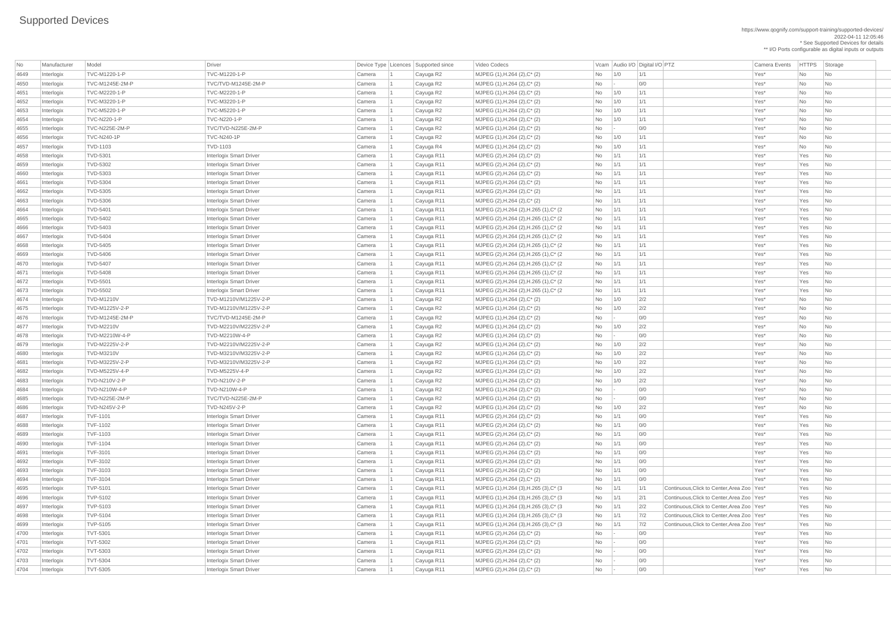# Supported Devices

https://www.qognify.com/support-training/supported-devices/
2022-04-11 12:05:46
* See Supported Devices for details
** I/O Ports configurable as digital inputs or outputs

| No | Manufacturer | Model | Driver | Device Type | Licences | Supported since | Video Codecs | Vcam | Audio I/O | Digital I/O | PTZ | Camera Events | HTTPS | Storage |
|---|---|---|---|---|---|---|---|---|---|---|---|---|---|---|
| 4649 | Interlogix | TVC-M1220-1-P | TVC-M1220-1-P | Camera | 1 | Cayuga R2 | MJPEG (1),H.264 (2),C* (2) | No | 1/0 | 1/1 | | Yes* | No | No |
| 4650 | Interlogix | TVC-M1245E-2M-P | TVC/TVD-M1245E-2M-P | Camera | 1 | Cayuga R2 | MJPEG (1),H.264 (2),C* (2) | No | - | 0/0 | | Yes* | No | No |
| 4651 | Interlogix | TVC-M2220-1-P | TVC-M2220-1-P | Camera | 1 | Cayuga R2 | MJPEG (1),H.264 (2),C* (2) | No | 1/0 | 1/1 | | Yes* | No | No |
| 4652 | Interlogix | TVC-M3220-1-P | TVC-M3220-1-P | Camera | 1 | Cayuga R2 | MJPEG (1),H.264 (2),C* (2) | No | 1/0 | 1/1 | | Yes* | No | No |
| 4653 | Interlogix | TVC-M5220-1-P | TVC-M5220-1-P | Camera | 1 | Cayuga R2 | MJPEG (1),H.264 (2),C* (2) | No | 1/0 | 1/1 | | Yes* | No | No |
| 4654 | Interlogix | TVC-N220-1-P | TVC-N220-1-P | Camera | 1 | Cayuga R2 | MJPEG (1),H.264 (2),C* (2) | No | 1/0 | 1/1 | | Yes* | No | No |
| 4655 | Interlogix | TVC-N225E-2M-P | TVC/TVD-N225E-2M-P | Camera | 1 | Cayuga R2 | MJPEG (1),H.264 (2),C* (2) | No | - | 0/0 | | Yes* | No | No |
| 4656 | Interlogix | TVC-N240-1P | TVC-N240-1P | Camera | 1 | Cayuga R2 | MJPEG (1),H.264 (2),C* (2) | No | 1/0 | 1/1 | | Yes* | No | No |
| 4657 | Interlogix | TVD-1103 | TVD-1103 | Camera | 1 | Cayuga R4 | MJPEG (1),H.264 (2),C* (2) | No | 1/0 | 1/1 | | Yes* | No | No |
| 4658 | Interlogix | TVD-5301 | Interlogix Smart Driver | Camera | 1 | Cayuga R11 | MJPEG (2),H.264 (2),C* (2) | No | 1/1 | 1/1 | | Yes* | Yes | No |
| 4659 | Interlogix | TVD-5302 | Interlogix Smart Driver | Camera | 1 | Cayuga R11 | MJPEG (2),H.264 (2),C* (2) | No | 1/1 | 1/1 | | Yes* | Yes | No |
| 4660 | Interlogix | TVD-5303 | Interlogix Smart Driver | Camera | 1 | Cayuga R11 | MJPEG (2),H.264 (2),C* (2) | No | 1/1 | 1/1 | | Yes* | Yes | No |
| 4661 | Interlogix | TVD-5304 | Interlogix Smart Driver | Camera | 1 | Cayuga R11 | MJPEG (2),H.264 (2),C* (2) | No | 1/1 | 1/1 | | Yes* | Yes | No |
| 4662 | Interlogix | TVD-5305 | Interlogix Smart Driver | Camera | 1 | Cayuga R11 | MJPEG (2),H.264 (2),C* (2) | No | 1/1 | 1/1 | | Yes* | Yes | No |
| 4663 | Interlogix | TVD-5306 | Interlogix Smart Driver | Camera | 1 | Cayuga R11 | MJPEG (2),H.264 (2),C* (2) | No | 1/1 | 1/1 | | Yes* | Yes | No |
| 4664 | Interlogix | TVD-5401 | Interlogix Smart Driver | Camera | 1 | Cayuga R11 | MJPEG (2),H.264 (2),H.265 (1),C* (2 | No | 1/1 | 1/1 | | Yes* | Yes | No |
| 4665 | Interlogix | TVD-5402 | Interlogix Smart Driver | Camera | 1 | Cayuga R11 | MJPEG (2),H.264 (2),H.265 (1),C* (2 | No | 1/1 | 1/1 | | Yes* | Yes | No |
| 4666 | Interlogix | TVD-5403 | Interlogix Smart Driver | Camera | 1 | Cayuga R11 | MJPEG (2),H.264 (2),H.265 (1),C* (2 | No | 1/1 | 1/1 | | Yes* | Yes | No |
| 4667 | Interlogix | TVD-5404 | Interlogix Smart Driver | Camera | 1 | Cayuga R11 | MJPEG (2),H.264 (2),H.265 (1),C* (2 | No | 1/1 | 1/1 | | Yes* | Yes | No |
| 4668 | Interlogix | TVD-5405 | Interlogix Smart Driver | Camera | 1 | Cayuga R11 | MJPEG (2),H.264 (2),H.265 (1),C* (2 | No | 1/1 | 1/1 | | Yes* | Yes | No |
| 4669 | Interlogix | TVD-5406 | Interlogix Smart Driver | Camera | 1 | Cayuga R11 | MJPEG (2),H.264 (2),H.265 (1),C* (2 | No | 1/1 | 1/1 | | Yes* | Yes | No |
| 4670 | Interlogix | TVD-5407 | Interlogix Smart Driver | Camera | 1 | Cayuga R11 | MJPEG (2),H.264 (2),H.265 (1),C* (2 | No | 1/1 | 1/1 | | Yes* | Yes | No |
| 4671 | Interlogix | TVD-5408 | Interlogix Smart Driver | Camera | 1 | Cayuga R11 | MJPEG (2),H.264 (2),H.265 (1),C* (2 | No | 1/1 | 1/1 | | Yes* | Yes | No |
| 4672 | Interlogix | TVD-5501 | Interlogix Smart Driver | Camera | 1 | Cayuga R11 | MJPEG (2),H.264 (2),H.265 (1),C* (2 | No | 1/1 | 1/1 | | Yes* | Yes | No |
| 4673 | Interlogix | TVD-5502 | Interlogix Smart Driver | Camera | 1 | Cayuga R11 | MJPEG (2),H.264 (2),H.265 (1),C* (2 | No | 1/1 | 1/1 | | Yes* | Yes | No |
| 4674 | Interlogix | TVD-M1210V | TVD-M1210V/M1225V-2-P | Camera | 1 | Cayuga R2 | MJPEG (1),H.264 (2),C* (2) | No | 1/0 | 2/2 | | Yes* | No | No |
| 4675 | Interlogix | TVD-M1225V-2-P | TVD-M1210V/M1225V-2-P | Camera | 1 | Cayuga R2 | MJPEG (1),H.264 (2),C* (2) | No | 1/0 | 2/2 | | Yes* | No | No |
| 4676 | Interlogix | TVD-M1245E-2M-P | TVC/TVD-M1245E-2M-P | Camera | 1 | Cayuga R2 | MJPEG (1),H.264 (2),C* (2) | No | - | 0/0 | | Yes* | No | No |
| 4677 | Interlogix | TVD-M2210V | TVD-M2210V/M2225V-2-P | Camera | 1 | Cayuga R2 | MJPEG (1),H.264 (2),C* (2) | No | 1/0 | 2/2 | | Yes* | No | No |
| 4678 | Interlogix | TVD-M2210W-4-P | TVD-M2210W-4-P | Camera | 1 | Cayuga R2 | MJPEG (1),H.264 (2),C* (2) | No | - | 0/0 | | Yes* | No | No |
| 4679 | Interlogix | TVD-M2225V-2-P | TVD-M2210V/M2225V-2-P | Camera | 1 | Cayuga R2 | MJPEG (1),H.264 (2),C* (2) | No | 1/0 | 2/2 | | Yes* | No | No |
| 4680 | Interlogix | TVD-M3210V | TVD-M3210V/M3225V-2-P | Camera | 1 | Cayuga R2 | MJPEG (1),H.264 (2),C* (2) | No | 1/0 | 2/2 | | Yes* | No | No |
| 4681 | Interlogix | TVD-M3225V-2-P | TVD-M3210V/M3225V-2-P | Camera | 1 | Cayuga R2 | MJPEG (1),H.264 (2),C* (2) | No | 1/0 | 2/2 | | Yes* | No | No |
| 4682 | Interlogix | TVD-M5225V-4-P | TVD-M5225V-4-P | Camera | 1 | Cayuga R2 | MJPEG (1),H.264 (2),C* (2) | No | 1/0 | 2/2 | | Yes* | No | No |
| 4683 | Interlogix | TVD-N210V-2-P | TVD-N210V-2-P | Camera | 1 | Cayuga R2 | MJPEG (1),H.264 (2),C* (2) | No | 1/0 | 2/2 | | Yes* | No | No |
| 4684 | Interlogix | TVD-N210W-4-P | TVD-N210W-4-P | Camera | 1 | Cayuga R2 | MJPEG (1),H.264 (2),C* (2) | No | - | 0/0 | | Yes* | No | No |
| 4685 | Interlogix | TVD-N225E-2M-P | TVC/TVD-N225E-2M-P | Camera | 1 | Cayuga R2 | MJPEG (1),H.264 (2),C* (2) | No | - | 0/0 | | Yes* | No | No |
| 4686 | Interlogix | TVD-N245V-2-P | TVD-N245V-2-P | Camera | 1 | Cayuga R2 | MJPEG (1),H.264 (2),C* (2) | No | 1/0 | 2/2 | | Yes* | No | No |
| 4687 | Interlogix | TVF-1101 | Interlogix Smart Driver | Camera | 1 | Cayuga R11 | MJPEG (2),H.264 (2),C* (2) | No | 1/1 | 0/0 | | Yes* | Yes | No |
| 4688 | Interlogix | TVF-1102 | Interlogix Smart Driver | Camera | 1 | Cayuga R11 | MJPEG (2),H.264 (2),C* (2) | No | 1/1 | 0/0 | | Yes* | Yes | No |
| 4689 | Interlogix | TVF-1103 | Interlogix Smart Driver | Camera | 1 | Cayuga R11 | MJPEG (2),H.264 (2),C* (2) | No | 1/1 | 0/0 | | Yes* | Yes | No |
| 4690 | Interlogix | TVF-1104 | Interlogix Smart Driver | Camera | 1 | Cayuga R11 | MJPEG (2),H.264 (2),C* (2) | No | 1/1 | 0/0 | | Yes* | Yes | No |
| 4691 | Interlogix | TVF-3101 | Interlogix Smart Driver | Camera | 1 | Cayuga R11 | MJPEG (2),H.264 (2),C* (2) | No | 1/1 | 0/0 | | Yes* | Yes | No |
| 4692 | Interlogix | TVF-3102 | Interlogix Smart Driver | Camera | 1 | Cayuga R11 | MJPEG (2),H.264 (2),C* (2) | No | 1/1 | 0/0 | | Yes* | Yes | No |
| 4693 | Interlogix | TVF-3103 | Interlogix Smart Driver | Camera | 1 | Cayuga R11 | MJPEG (2),H.264 (2),C* (2) | No | 1/1 | 0/0 | | Yes* | Yes | No |
| 4694 | Interlogix | TVF-3104 | Interlogix Smart Driver | Camera | 1 | Cayuga R11 | MJPEG (2),H.264 (2),C* (2) | No | 1/1 | 0/0 | | Yes* | Yes | No |
| 4695 | Interlogix | TVP-5101 | Interlogix Smart Driver | Camera | 1 | Cayuga R11 | MJPEG (1),H.264 (3),H.265 (3),C* (3 | No | 1/1 | 1/1 | Continuous,Click to Center,Area Zoo | Yes* | Yes | No |
| 4696 | Interlogix | TVP-5102 | Interlogix Smart Driver | Camera | 1 | Cayuga R11 | MJPEG (1),H.264 (3),H.265 (3),C* (3 | No | 1/1 | 2/1 | Continuous,Click to Center,Area Zoo | Yes* | Yes | No |
| 4697 | Interlogix | TVP-5103 | Interlogix Smart Driver | Camera | 1 | Cayuga R11 | MJPEG (1),H.264 (3),H.265 (3),C* (3 | No | 1/1 | 2/2 | Continuous,Click to Center,Area Zoo | Yes* | Yes | No |
| 4698 | Interlogix | TVP-5104 | Interlogix Smart Driver | Camera | 1 | Cayuga R11 | MJPEG (1),H.264 (3),H.265 (3),C* (3 | No | 1/1 | 7/2 | Continuous,Click to Center,Area Zoo | Yes* | Yes | No |
| 4699 | Interlogix | TVP-5105 | Interlogix Smart Driver | Camera | 1 | Cayuga R11 | MJPEG (1),H.264 (3),H.265 (3),C* (3 | No | 1/1 | 7/2 | Continuous,Click to Center,Area Zoo | Yes* | Yes | No |
| 4700 | Interlogix | TVT-5301 | Interlogix Smart Driver | Camera | 1 | Cayuga R11 | MJPEG (2),H.264 (2),C* (2) | No | - | 0/0 | | Yes* | Yes | No |
| 4701 | Interlogix | TVT-5302 | Interlogix Smart Driver | Camera | 1 | Cayuga R11 | MJPEG (2),H.264 (2),C* (2) | No | - | 0/0 | | Yes* | Yes | No |
| 4702 | Interlogix | TVT-5303 | Interlogix Smart Driver | Camera | 1 | Cayuga R11 | MJPEG (2),H.264 (2),C* (2) | No | - | 0/0 | | Yes* | Yes | No |
| 4703 | Interlogix | TVT-5304 | Interlogix Smart Driver | Camera | 1 | Cayuga R11 | MJPEG (2),H.264 (2),C* (2) | No | - | 0/0 | | Yes* | Yes | No |
| 4704 | Interlogix | TVT-5305 | Interlogix Smart Driver | Camera | 1 | Cayuga R11 | MJPEG (2),H.264 (2),C* (2) | No | - | 0/0 | | Yes* | Yes | No |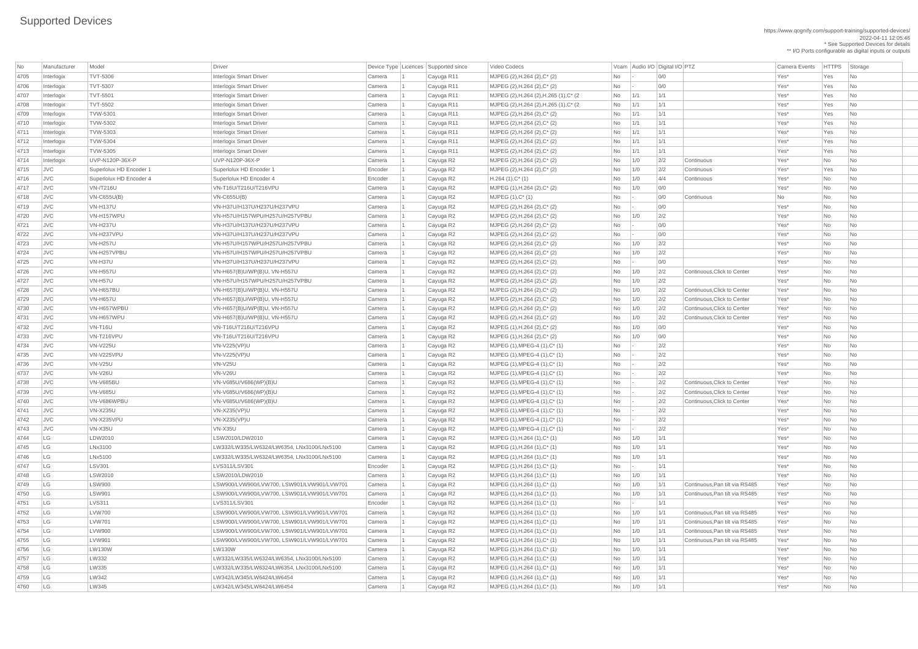# Supported Devices

https://www.qognify.com/support-training/supported-devices/
2022-04-11 12:05:46
* See Supported Devices for details
** I/O Ports configurable as digital inputs or outputs

| No | Manufacturer | Model | Driver | Device Type | Licences | Supported since | Video Codecs | Vcam | Audio I/O | Digital I/O | PTZ | Camera Events | HTTPS | Storage |
|---|---|---|---|---|---|---|---|---|---|---|---|---|---|---|
| 4705 | Interlogix | TVT-5306 | Interlogix Smart Driver | Camera | 1 | Cayuga R11 | MJPEG (2),H.264 (2),C* (2) | No | - | 0/0 | | Yes* | Yes | No |
| 4706 | Interlogix | TVT-5307 | Interlogix Smart Driver | Camera | 1 | Cayuga R11 | MJPEG (2),H.264 (2),C* (2) | No | - | 0/0 | | Yes* | Yes | No |
| 4707 | Interlogix | TVT-5501 | Interlogix Smart Driver | Camera | 1 | Cayuga R11 | MJPEG (2),H.264 (2),H.265 (1),C* (2 | No | 1/1 | 1/1 | | Yes* | Yes | No |
| 4708 | Interlogix | TVT-5502 | Interlogix Smart Driver | Camera | 1 | Cayuga R11 | MJPEG (2),H.264 (2),H.265 (1),C* (2 | No | 1/1 | 1/1 | | Yes* | Yes | No |
| 4709 | Interlogix | TVW-5301 | Interlogix Smart Driver | Camera | 1 | Cayuga R11 | MJPEG (2),H.264 (2),C* (2) | No | 1/1 | 1/1 | | Yes* | Yes | No |
| 4710 | Interlogix | TVW-5302 | Interlogix Smart Driver | Camera | 1 | Cayuga R11 | MJPEG (2),H.264 (2),C* (2) | No | 1/1 | 1/1 | | Yes* | Yes | No |
| 4711 | Interlogix | TVW-5303 | Interlogix Smart Driver | Camera | 1 | Cayuga R11 | MJPEG (2),H.264 (2),C* (2) | No | 1/1 | 1/1 | | Yes* | Yes | No |
| 4712 | Interlogix | TVW-5304 | Interlogix Smart Driver | Camera | 1 | Cayuga R11 | MJPEG (2),H.264 (2),C* (2) | No | 1/1 | 1/1 | | Yes* | Yes | No |
| 4713 | Interlogix | TVW-5305 | Interlogix Smart Driver | Camera | 1 | Cayuga R11 | MJPEG (2),H.264 (2),C* (2) | No | 1/1 | 1/1 | | Yes* | Yes | No |
| 4714 | Interlogix | UVP-N120P-36X-P | UVP-N120P-36X-P | Camera | 1 | Cayuga R2 | MJPEG (2),H.264 (2),C* (2) | No | 1/0 | 2/2 | Continuous | Yes* | No | No |
| 4715 | JVC | Superlolux HD Encoder 1 | Superlolux HD Encoder 1 | Encoder | 1 | Cayuga R2 | MJPEG (2),H.264 (2),C* (2) | No | 1/0 | 2/2 | Continuous | Yes* | Yes | No |
| 4716 | JVC | Superlolux HD Encoder 4 | Superlolux HD Encoder 4 | Encoder | 1 | Cayuga R2 | H.264 (1),C* (1) | No | 1/0 | 4/4 | Continuous | Yes* | No | No |
| 4717 | JVC | VN-/T216U | VN-T16U/T216U/T216VPU | Camera | 1 | Cayuga R2 | MJPEG (1),H.264 (2),C* (2) | No | 1/0 | 0/0 | | Yes* | No | No |
| 4718 | JVC | VN-C655U(B) | VN-C655U(B) | Camera | 1 | Cayuga R2 | MJPEG (1),C* (1) | No | - | 0/0 | Continuous | No | No | No |
| 4719 | JVC | VN-H137U | VN-H37U/H137U/H237U/H237VPU | Camera | 1 | Cayuga R2 | MJPEG (2),H.264 (2),C* (2) | No | - | 0/0 | | Yes* | No | No |
| 4720 | JVC | VN-H157WPU | VN-H57U/H157WPU/H257U/H257VPBU | Camera | 1 | Cayuga R2 | MJPEG (2),H.264 (2),C* (2) | No | 1/0 | 2/2 | | Yes* | No | No |
| 4721 | JVC | VN-H237U | VN-H37U/H137U/H237U/H237VPU | Camera | 1 | Cayuga R2 | MJPEG (2),H.264 (2),C* (2) | No | - | 0/0 | | Yes* | No | No |
| 4722 | JVC | VN-H237VPU | VN-H37U/H137U/H237U/H237VPU | Camera | 1 | Cayuga R2 | MJPEG (2),H.264 (2),C* (2) | No | - | 0/0 | | Yes* | No | No |
| 4723 | JVC | VN-H257U | VN-H57U/H157WPU/H257U/H257VPBU | Camera | 1 | Cayuga R2 | MJPEG (2),H.264 (2),C* (2) | No | 1/0 | 2/2 | | Yes* | No | No |
| 4724 | JVC | VN-H257VPBU | VN-H57U/H157WPU/H257U/H257VPBU | Camera | 1 | Cayuga R2 | MJPEG (2),H.264 (2),C* (2) | No | 1/0 | 2/2 | | Yes* | No | No |
| 4725 | JVC | VN-H37U | VN-H37U/H137U/H237U/H237VPU | Camera | 1 | Cayuga R2 | MJPEG (2),H.264 (2),C* (2) | No | - | 0/0 | | Yes* | No | No |
| 4726 | JVC | VN-H557U | VN-H657(B)U/WP(B)U, VN-H557U | Camera | 1 | Cayuga R2 | MJPEG (2),H.264 (2),C* (2) | No | 1/0 | 2/2 | Continuous,Click to Center | Yes* | No | No |
| 4727 | JVC | VN-H57U | VN-H57U/H157WPU/H257U/H257VPBU | Camera | 1 | Cayuga R2 | MJPEG (2),H.264 (2),C* (2) | No | 1/0 | 2/2 | | Yes* | No | No |
| 4728 | JVC | VN-H657BU | VN-H657(B)U/WP(B)U, VN-H557U | Camera | 1 | Cayuga R2 | MJPEG (2),H.264 (2),C* (2) | No | 1/0 | 2/2 | Continuous,Click to Center | Yes* | No | No |
| 4729 | JVC | VN-H657U | VN-H657(B)U/WP(B)U, VN-H557U | Camera | 1 | Cayuga R2 | MJPEG (2),H.264 (2),C* (2) | No | 1/0 | 2/2 | Continuous,Click to Center | Yes* | No | No |
| 4730 | JVC | VN-H657WPBU | VN-H657(B)U/WP(B)U, VN-H557U | Camera | 1 | Cayuga R2 | MJPEG (2),H.264 (2),C* (2) | No | 1/0 | 2/2 | Continuous,Click to Center | Yes* | No | No |
| 4731 | JVC | VN-H657WPU | VN-H657(B)U/WP(B)U, VN-H557U | Camera | 1 | Cayuga R2 | MJPEG (2),H.264 (2),C* (2) | No | 1/0 | 2/2 | Continuous,Click to Center | Yes* | No | No |
| 4732 | JVC | VN-T16U | VN-T16U/T216U/T216VPU | Camera | 1 | Cayuga R2 | MJPEG (1),H.264 (2),C* (2) | No | 1/0 | 0/0 | | Yes* | No | No |
| 4733 | JVC | VN-T216VPU | VN-T16U/T216U/T216VPU | Camera | 1 | Cayuga R2 | MJPEG (1),H.264 (2),C* (2) | No | 1/0 | 0/0 | | Yes* | No | No |
| 4734 | JVC | VN-V225U | VN-V225(VP)U | Camera | 1 | Cayuga R2 | MJPEG (1),MPEG-4 (1),C* (1) | No | - | 2/2 | | Yes* | No | No |
| 4735 | JVC | VN-V225VPU | VN-V225(VP)U | Camera | 1 | Cayuga R2 | MJPEG (1),MPEG-4 (1),C* (1) | No | - | 2/2 | | Yes* | No | No |
| 4736 | JVC | VN-V25U | VN-V25U | Camera | 1 | Cayuga R2 | MJPEG (1),MPEG-4 (1),C* (1) | No | - | 2/2 | | Yes* | No | No |
| 4737 | JVC | VN-V26U | VN-V26U | Camera | 1 | Cayuga R2 | MJPEG (1),MPEG-4 (1),C* (1) | No | - | 2/2 | | Yes* | No | No |
| 4738 | JVC | VN-V685BU | VN-V685U/V686(WP)(B)U | Camera | 1 | Cayuga R2 | MJPEG (1),MPEG-4 (1),C* (1) | No | - | 2/2 | Continuous,Click to Center | Yes* | No | No |
| 4739 | JVC | VN-V685U | VN-V685U/V686(WP)(B)U | Camera | 1 | Cayuga R2 | MJPEG (1),MPEG-4 (1),C* (1) | No | - | 2/2 | Continuous,Click to Center | Yes* | No | No |
| 4740 | JVC | VN-V686WPBU | VN-V685U/V686(WP)(B)U | Camera | 1 | Cayuga R2 | MJPEG (1),MPEG-4 (1),C* (1) | No | - | 2/2 | Continuous,Click to Center | Yes* | No | No |
| 4741 | JVC | VN-X235U | VN-X235(VP)U | Camera | 1 | Cayuga R2 | MJPEG (1),MPEG-4 (1),C* (1) | No | - | 2/2 | | Yes* | No | No |
| 4742 | JVC | VN-X235VPU | VN-X235(VP)U | Camera | 1 | Cayuga R2 | MJPEG (1),MPEG-4 (1),C* (1) | No | - | 2/2 | | Yes* | No | No |
| 4743 | JVC | VN-X35U | VN-X35U | Camera | 1 | Cayuga R2 | MJPEG (1),MPEG-4 (1),C* (1) | No | - | 2/2 | | Yes* | No | No |
| 4744 | LG | LDW2010 | LSW2010/LDW2010 | Camera | 1 | Cayuga R2 | MJPEG (1),H.264 (1),C* (1) | No | 1/0 | 1/1 | | Yes* | No | No |
| 4745 | LG | LNx3100 | LW332/LW335/LW6324/LW6354, LNx3100/LNx5100 | Camera | 1 | Cayuga R2 | MJPEG (1),H.264 (1),C* (1) | No | 1/0 | 1/1 | | Yes* | No | No |
| 4746 | LG | LNx5100 | LW332/LW335/LW6324/LW6354, LNx3100/LNx5100 | Camera | 1 | Cayuga R2 | MJPEG (1),H.264 (1),C* (1) | No | 1/0 | 1/1 | | Yes* | No | No |
| 4747 | LG | LSV301 | LVS311/LSV301 | Encoder | 1 | Cayuga R2 | MJPEG (1),H.264 (1),C* (1) | No | - | 1/1 | | Yes* | No | No |
| 4748 | LG | LSW2010 | LSW2010/LDW2010 | Camera | 1 | Cayuga R2 | MJPEG (1),H.264 (1),C* (1) | No | 1/0 | 1/1 | | Yes* | No | No |
| 4749 | LG | LSW900 | LSW900/LVW900/LVW700, LSW901/LVW901/LVW701 | Camera | 1 | Cayuga R2 | MJPEG (1),H.264 (1),C* (1) | No | 1/0 | 1/1 | Continuous,Pan tilt via RS485 | Yes* | No | No |
| 4750 | LG | LSW901 | LSW900/LVW900/LVW700, LSW901/LVW901/LVW701 | Camera | 1 | Cayuga R2 | MJPEG (1),H.264 (1),C* (1) | No | 1/0 | 1/1 | Continuous,Pan tilt via RS485 | Yes* | No | No |
| 4751 | LG | LVS311 | LVS311/LSV301 | Encoder | 1 | Cayuga R2 | MJPEG (1),H.264 (1),C* (1) | No | - | 1/1 | | Yes* | No | No |
| 4752 | LG | LVW700 | LSW900/LVW900/LVW700, LSW901/LVW901/LVW701 | Camera | 1 | Cayuga R2 | MJPEG (1),H.264 (1),C* (1) | No | 1/0 | 1/1 | Continuous,Pan tilt via RS485 | Yes* | No | No |
| 4753 | LG | LVW701 | LSW900/LVW900/LVW700, LSW901/LVW901/LVW701 | Camera | 1 | Cayuga R2 | MJPEG (1),H.264 (1),C* (1) | No | 1/0 | 1/1 | Continuous,Pan tilt via RS485 | Yes* | No | No |
| 4754 | LG | LVW900 | LSW900/LVW900/LVW700, LSW901/LVW901/LVW701 | Camera | 1 | Cayuga R2 | MJPEG (1),H.264 (1),C* (1) | No | 1/0 | 1/1 | Continuous,Pan tilt via RS485 | Yes* | No | No |
| 4755 | LG | LVW901 | LSW900/LVW900/LVW700, LSW901/LVW901/LVW701 | Camera | 1 | Cayuga R2 | MJPEG (1),H.264 (1),C* (1) | No | 1/0 | 1/1 | Continuous,Pan tilt via RS485 | Yes* | No | No |
| 4756 | LG | LW130W | LW130W | Camera | 1 | Cayuga R2 | MJPEG (1),H.264 (1),C* (1) | No | 1/0 | 1/1 | | Yes* | No | No |
| 4757 | LG | LW332 | LW332/LW335/LW6324/LW6354, LNx3100/LNx5100 | Camera | 1 | Cayuga R2 | MJPEG (1),H.264 (1),C* (1) | No | 1/0 | 1/1 | | Yes* | No | No |
| 4758 | LG | LW335 | LW332/LW335/LW6324/LW6354, LNx3100/LNx5100 | Camera | 1 | Cayuga R2 | MJPEG (1),H.264 (1),C* (1) | No | 1/0 | 1/1 | | Yes* | No | No |
| 4759 | LG | LW342 | LW342/LW345/LW6424/LW6454 | Camera | 1 | Cayuga R2 | MJPEG (1),H.264 (1),C* (1) | No | 1/0 | 1/1 | | Yes* | No | No |
| 4760 | LG | LW345 | LW342/LW345/LW6424/LW6454 | Camera | 1 | Cayuga R2 | MJPEG (1),H.264 (1),C* (1) | No | 1/0 | 1/1 | | Yes* | No | No |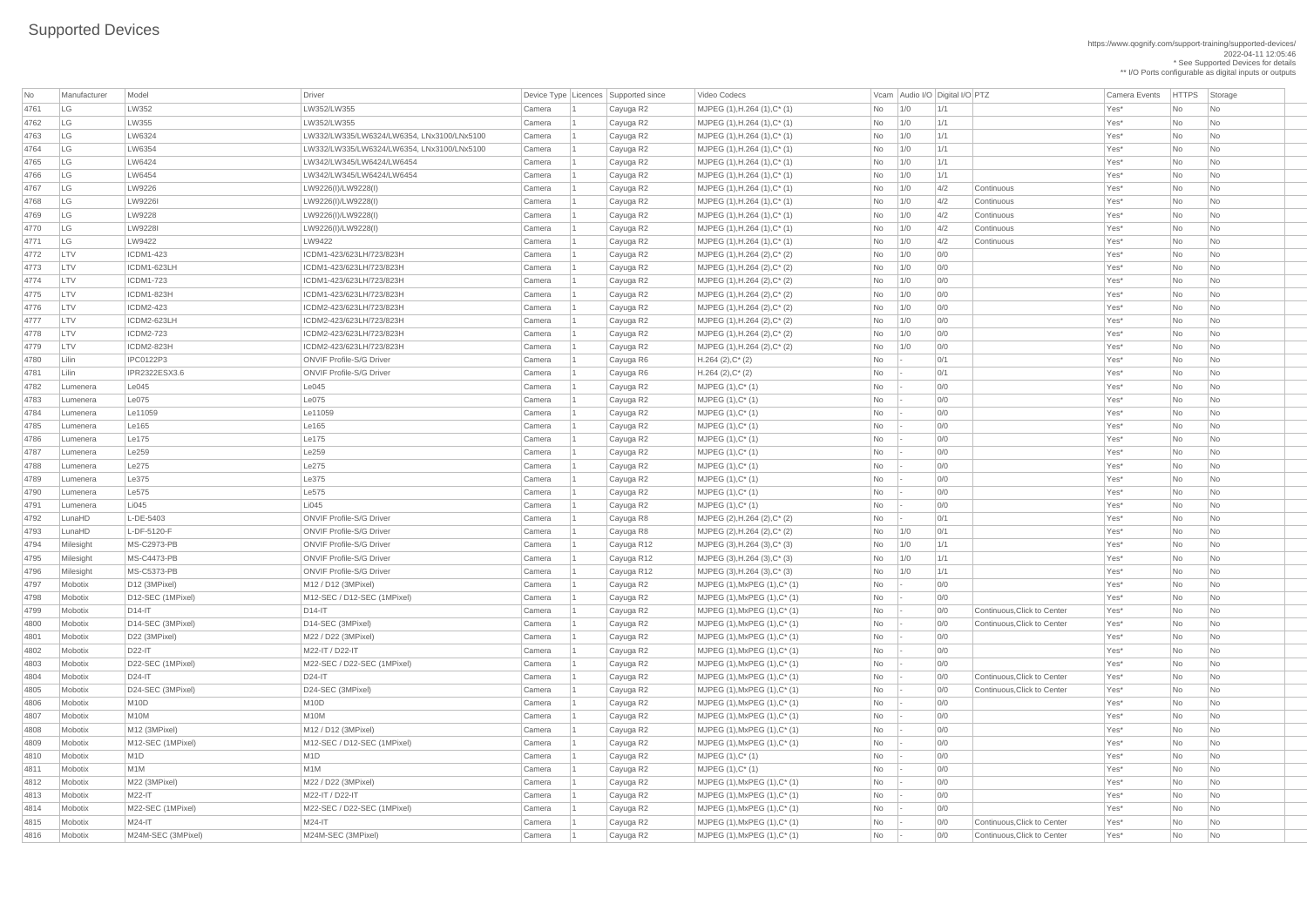# Supported Devices

https://www.qognify.com/support-training/supported-devices/
2022-04-11 12:05:46
* See Supported Devices for details
** I/O Ports configurable as digital inputs or outputs

| No | Manufacturer | Model | Driver | Device Type | Licences | Supported since | Video Codecs | Vcam | Audio I/O | Digital I/O | PTZ | Camera Events | HTTPS | Storage |
|---|---|---|---|---|---|---|---|---|---|---|---|---|---|---|
| 4761 | LG | LW352 | LW352/LW355 | Camera | 1 | Cayuga R2 | MJPEG (1),H.264 (1),C* (1) | No | 1/0 | 1/1 | | Yes* | No | No |
| 4762 | LG | LW355 | LW352/LW355 | Camera | 1 | Cayuga R2 | MJPEG (1),H.264 (1),C* (1) | No | 1/0 | 1/1 | | Yes* | No | No |
| 4763 | LG | LW6324 | LW332/LW335/LW6324/LW6354, LNx3100/LNx5100 | Camera | 1 | Cayuga R2 | MJPEG (1),H.264 (1),C* (1) | No | 1/0 | 1/1 | | Yes* | No | No |
| 4764 | LG | LW6354 | LW332/LW335/LW6324/LW6354, LNx3100/LNx5100 | Camera | 1 | Cayuga R2 | MJPEG (1),H.264 (1),C* (1) | No | 1/0 | 1/1 | | Yes* | No | No |
| 4765 | LG | LW6424 | LW342/LW345/LW6424/LW6454 | Camera | 1 | Cayuga R2 | MJPEG (1),H.264 (1),C* (1) | No | 1/0 | 1/1 | | Yes* | No | No |
| 4766 | LG | LW6454 | LW342/LW345/LW6424/LW6454 | Camera | 1 | Cayuga R2 | MJPEG (1),H.264 (1),C* (1) | No | 1/0 | 1/1 | | Yes* | No | No |
| 4767 | LG | LW9226 | LW9226(I)/LW9228(I) | Camera | 1 | Cayuga R2 | MJPEG (1),H.264 (1),C* (1) | No | 1/0 | 4/2 | Continuous | Yes* | No | No |
| 4768 | LG | LW9226I | LW9226(I)/LW9228(I) | Camera | 1 | Cayuga R2 | MJPEG (1),H.264 (1),C* (1) | No | 1/0 | 4/2 | Continuous | Yes* | No | No |
| 4769 | LG | LW9228 | LW9226(I)/LW9228(I) | Camera | 1 | Cayuga R2 | MJPEG (1),H.264 (1),C* (1) | No | 1/0 | 4/2 | Continuous | Yes* | No | No |
| 4770 | LG | LW9228I | LW9226(I)/LW9228(I) | Camera | 1 | Cayuga R2 | MJPEG (1),H.264 (1),C* (1) | No | 1/0 | 4/2 | Continuous | Yes* | No | No |
| 4771 | LG | LW9422 | LW9422 | Camera | 1 | Cayuga R2 | MJPEG (1),H.264 (1),C* (1) | No | 1/0 | 4/2 | Continuous | Yes* | No | No |
| 4772 | LTV | ICDM1-423 | ICDM1-423/623LH/723/823H | Camera | 1 | Cayuga R2 | MJPEG (1),H.264 (2),C* (2) | No | 1/0 | 0/0 | | Yes* | No | No |
| 4773 | LTV | ICDM1-623LH | ICDM1-423/623LH/723/823H | Camera | 1 | Cayuga R2 | MJPEG (1),H.264 (2),C* (2) | No | 1/0 | 0/0 | | Yes* | No | No |
| 4774 | LTV | ICDM1-723 | ICDM1-423/623LH/723/823H | Camera | 1 | Cayuga R2 | MJPEG (1),H.264 (2),C* (2) | No | 1/0 | 0/0 | | Yes* | No | No |
| 4775 | LTV | ICDM1-823H | ICDM1-423/623LH/723/823H | Camera | 1 | Cayuga R2 | MJPEG (1),H.264 (2),C* (2) | No | 1/0 | 0/0 | | Yes* | No | No |
| 4776 | LTV | ICDM2-423 | ICDM2-423/623LH/723/823H | Camera | 1 | Cayuga R2 | MJPEG (1),H.264 (2),C* (2) | No | 1/0 | 0/0 | | Yes* | No | No |
| 4777 | LTV | ICDM2-623LH | ICDM2-423/623LH/723/823H | Camera | 1 | Cayuga R2 | MJPEG (1),H.264 (2),C* (2) | No | 1/0 | 0/0 | | Yes* | No | No |
| 4778 | LTV | ICDM2-723 | ICDM2-423/623LH/723/823H | Camera | 1 | Cayuga R2 | MJPEG (1),H.264 (2),C* (2) | No | 1/0 | 0/0 | | Yes* | No | No |
| 4779 | LTV | ICDM2-823H | ICDM2-423/623LH/723/823H | Camera | 1 | Cayuga R2 | MJPEG (1),H.264 (2),C* (2) | No | 1/0 | 0/0 | | Yes* | No | No |
| 4780 | Lilin | IPC0122P3 | ONVIF Profile-S/G Driver | Camera | 1 | Cayuga R6 | H.264 (2),C* (2) | No | - | 0/1 | | Yes* | No | No |
| 4781 | Lilin | IPR2322ESX3.6 | ONVIF Profile-S/G Driver | Camera | 1 | Cayuga R6 | H.264 (2),C* (2) | No | - | 0/1 | | Yes* | No | No |
| 4782 | Lumenera | Le045 | Le045 | Camera | 1 | Cayuga R2 | MJPEG (1),C* (1) | No | - | 0/0 | | Yes* | No | No |
| 4783 | Lumenera | Le075 | Le075 | Camera | 1 | Cayuga R2 | MJPEG (1),C* (1) | No | - | 0/0 | | Yes* | No | No |
| 4784 | Lumenera | Le11059 | Le11059 | Camera | 1 | Cayuga R2 | MJPEG (1),C* (1) | No | - | 0/0 | | Yes* | No | No |
| 4785 | Lumenera | Le165 | Le165 | Camera | 1 | Cayuga R2 | MJPEG (1),C* (1) | No | - | 0/0 | | Yes* | No | No |
| 4786 | Lumenera | Le175 | Le175 | Camera | 1 | Cayuga R2 | MJPEG (1),C* (1) | No | - | 0/0 | | Yes* | No | No |
| 4787 | Lumenera | Le259 | Le259 | Camera | 1 | Cayuga R2 | MJPEG (1),C* (1) | No | - | 0/0 | | Yes* | No | No |
| 4788 | Lumenera | Le275 | Le275 | Camera | 1 | Cayuga R2 | MJPEG (1),C* (1) | No | - | 0/0 | | Yes* | No | No |
| 4789 | Lumenera | Le375 | Le375 | Camera | 1 | Cayuga R2 | MJPEG (1),C* (1) | No | - | 0/0 | | Yes* | No | No |
| 4790 | Lumenera | Le575 | Le575 | Camera | 1 | Cayuga R2 | MJPEG (1),C* (1) | No | - | 0/0 | | Yes* | No | No |
| 4791 | Lumenera | Li045 | Li045 | Camera | 1 | Cayuga R2 | MJPEG (1),C* (1) | No | - | 0/0 | | Yes* | No | No |
| 4792 | LunaHD | L-DE-5403 | ONVIF Profile-S/G Driver | Camera | 1 | Cayuga R8 | MJPEG (2),H.264 (2),C* (2) | No | - | 0/1 | | Yes* | No | No |
| 4793 | LunaHD | L-DF-5120-F | ONVIF Profile-S/G Driver | Camera | 1 | Cayuga R8 | MJPEG (2),H.264 (2),C* (2) | No | 1/0 | 0/1 | | Yes* | No | No |
| 4794 | Milesight | MS-C2973-PB | ONVIF Profile-S/G Driver | Camera | 1 | Cayuga R12 | MJPEG (3),H.264 (3),C* (3) | No | 1/0 | 1/1 | | Yes* | No | No |
| 4795 | Milesight | MS-C4473-PB | ONVIF Profile-S/G Driver | Camera | 1 | Cayuga R12 | MJPEG (3),H.264 (3),C* (3) | No | 1/0 | 1/1 | | Yes* | No | No |
| 4796 | Milesight | MS-C5373-PB | ONVIF Profile-S/G Driver | Camera | 1 | Cayuga R12 | MJPEG (3),H.264 (3),C* (3) | No | 1/0 | 1/1 | | Yes* | No | No |
| 4797 | Mobotix | D12 (3MPixel) | M12 / D12 (3MPixel) | Camera | 1 | Cayuga R2 | MJPEG (1),MxPEG (1),C* (1) | No | - | 0/0 | | Yes* | No | No |
| 4798 | Mobotix | D12-SEC (1MPixel) | M12-SEC / D12-SEC (1MPixel) | Camera | 1 | Cayuga R2 | MJPEG (1),MxPEG (1),C* (1) | No | - | 0/0 | | Yes* | No | No |
| 4799 | Mobotix | D14-IT | D14-IT | Camera | 1 | Cayuga R2 | MJPEG (1),MxPEG (1),C* (1) | No | - | 0/0 | Continuous,Click to Center | Yes* | No | No |
| 4800 | Mobotix | D14-SEC (3MPixel) | D14-SEC (3MPixel) | Camera | 1 | Cayuga R2 | MJPEG (1),MxPEG (1),C* (1) | No | - | 0/0 | Continuous,Click to Center | Yes* | No | No |
| 4801 | Mobotix | D22 (3MPixel) | M22 / D22 (3MPixel) | Camera | 1 | Cayuga R2 | MJPEG (1),MxPEG (1),C* (1) | No | - | 0/0 | | Yes* | No | No |
| 4802 | Mobotix | D22-IT | M22-IT / D22-IT | Camera | 1 | Cayuga R2 | MJPEG (1),MxPEG (1),C* (1) | No | - | 0/0 | | Yes* | No | No |
| 4803 | Mobotix | D22-SEC (1MPixel) | M22-SEC / D22-SEC (1MPixel) | Camera | 1 | Cayuga R2 | MJPEG (1),MxPEG (1),C* (1) | No | - | 0/0 | | Yes* | No | No |
| 4804 | Mobotix | D24-IT | D24-IT | Camera | 1 | Cayuga R2 | MJPEG (1),MxPEG (1),C* (1) | No | - | 0/0 | Continuous,Click to Center | Yes* | No | No |
| 4805 | Mobotix | D24-SEC (3MPixel) | D24-SEC (3MPixel) | Camera | 1 | Cayuga R2 | MJPEG (1),MxPEG (1),C* (1) | No | - | 0/0 | Continuous,Click to Center | Yes* | No | No |
| 4806 | Mobotix | M10D | M10D | Camera | 1 | Cayuga R2 | MJPEG (1),MxPEG (1),C* (1) | No | - | 0/0 | | Yes* | No | No |
| 4807 | Mobotix | M10M | M10M | Camera | 1 | Cayuga R2 | MJPEG (1),MxPEG (1),C* (1) | No | - | 0/0 | | Yes* | No | No |
| 4808 | Mobotix | M12 (3MPixel) | M12 / D12 (3MPixel) | Camera | 1 | Cayuga R2 | MJPEG (1),MxPEG (1),C* (1) | No | - | 0/0 | | Yes* | No | No |
| 4809 | Mobotix | M12-SEC (1MPixel) | M12-SEC / D12-SEC (1MPixel) | Camera | 1 | Cayuga R2 | MJPEG (1),MxPEG (1),C* (1) | No | - | 0/0 | | Yes* | No | No |
| 4810 | Mobotix | M1D | M1D | Camera | 1 | Cayuga R2 | MJPEG (1),C* (1) | No | - | 0/0 | | Yes* | No | No |
| 4811 | Mobotix | M1M | M1M | Camera | 1 | Cayuga R2 | MJPEG (1),C* (1) | No | - | 0/0 | | Yes* | No | No |
| 4812 | Mobotix | M22 (3MPixel) | M22 / D22 (3MPixel) | Camera | 1 | Cayuga R2 | MJPEG (1),MxPEG (1),C* (1) | No | - | 0/0 | | Yes* | No | No |
| 4813 | Mobotix | M22-IT | M22-IT / D22-IT | Camera | 1 | Cayuga R2 | MJPEG (1),MxPEG (1),C* (1) | No | - | 0/0 | | Yes* | No | No |
| 4814 | Mobotix | M22-SEC (1MPixel) | M22-SEC / D22-SEC (1MPixel) | Camera | 1 | Cayuga R2 | MJPEG (1),MxPEG (1),C* (1) | No | - | 0/0 | | Yes* | No | No |
| 4815 | Mobotix | M24-IT | M24-IT | Camera | 1 | Cayuga R2 | MJPEG (1),MxPEG (1),C* (1) | No | - | 0/0 | Continuous,Click to Center | Yes* | No | No |
| 4816 | Mobotix | M24M-SEC (3MPixel) | M24M-SEC (3MPixel) | Camera | 1 | Cayuga R2 | MJPEG (1),MxPEG (1),C* (1) | No | - | 0/0 | Continuous,Click to Center | Yes* | No | No |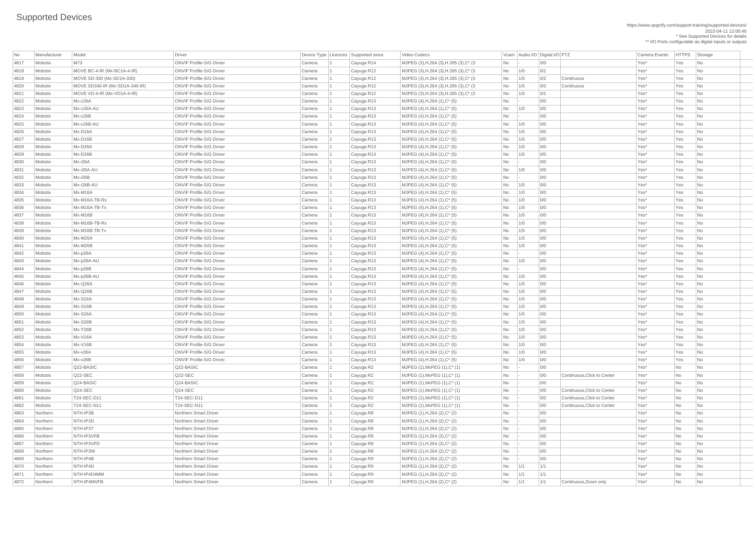# Supported Devices

https://www.qognify.com/support-training/supported-devices/
2022-04-11 12:05:46
* See Supported Devices for details
** I/O Ports configurable as digital inputs or outputs

| No | Manufacturer | Model | Driver | Device Type | Licences | Supported since | Video Codecs | Vcam | Audio I/O | Digital I/O | PTZ | Camera Events | HTTPS | Storage |
|---|---|---|---|---|---|---|---|---|---|---|---|---|---|---|
| 4817 | Mobotix | M73 | ONVIF Profile-S/G Driver | Camera | 1 | Cayuga R14 | MJPEG (3),H.264 (3),H.265 (3),C* (3 | No | - | 0/0 | | Yes* | Yes | No |
| 4818 | Mobotix | MOVE BC-4-IR (Mx-BC1A-4-IR) | ONVIF Profile-S/G Driver | Camera | 1 | Cayuga R12 | MJPEG (3),H.264 (3),H.265 (3),C* (3 | No | 1/0 | 0/1 | | Yes* | Yes | No |
| 4819 | Mobotix | MOVE SD-330 (Mx-SD1A-330) | ONVIF Profile-S/G Driver | Camera | 1 | Cayuga R12 | MJPEG (3),H.264 (3),H.265 (3),C* (3 | No | 1/0 | 0/2 | Continuous | Yes* | Yes | No |
| 4820 | Mobotix | MOVE SD340-IR (Mx-SD1A-340-IR) | ONVIF Profile-S/G Driver | Camera | 1 | Cayuga R12 | MJPEG (3),H.264 (3),H.265 (3),C* (3 | No | 1/0 | 0/2 | Continuous | Yes* | Yes | No |
| 4821 | Mobotix | MOVE VD-4-IR (Mx-VD1A-4-IR) | ONVIF Profile-S/G Driver | Camera | 1 | Cayuga R12 | MJPEG (3),H.264 (3),H.265 (3),C* (3 | No | 1/0 | 0/1 | | Yes* | Yes | No |
| 4822 | Mobotix | Mx-c26A | ONVIF Profile-S/G Driver | Camera | 1 | Cayuga R13 | MJPEG (4),H.264 (1),C* (5) | No | - | 0/0 | | Yes* | Yes | No |
| 4823 | Mobotix | Mx-c26A-AU | ONVIF Profile-S/G Driver | Camera | 1 | Cayuga R13 | MJPEG (4),H.264 (1),C* (5) | No | 1/0 | 0/0 | | Yes* | Yes | No |
| 4824 | Mobotix | Mx-c26B | ONVIF Profile-S/G Driver | Camera | 1 | Cayuga R13 | MJPEG (4),H.264 (1),C* (5) | No | - | 0/0 | | Yes* | Yes | No |
| 4825 | Mobotix | Mx-c26B-AU | ONVIF Profile-S/G Driver | Camera | 1 | Cayuga R13 | MJPEG (4),H.264 (1),C* (5) | No | 1/0 | 0/0 | | Yes* | Yes | No |
| 4826 | Mobotix | Mx-D16A | ONVIF Profile-S/G Driver | Camera | 1 | Cayuga R13 | MJPEG (4),H.264 (1),C* (5) | No | 1/0 | 0/0 | | Yes* | Yes | No |
| 4827 | Mobotix | Mx-D16B | ONVIF Profile-S/G Driver | Camera | 1 | Cayuga R13 | MJPEG (4),H.264 (1),C* (5) | No | 1/0 | 0/0 | | Yes* | Yes | No |
| 4828 | Mobotix | Mx-D26A | ONVIF Profile-S/G Driver | Camera | 1 | Cayuga R13 | MJPEG (4),H.264 (1),C* (5) | No | 1/0 | 0/0 | | Yes* | Yes | No |
| 4829 | Mobotix | Mx-D26B | ONVIF Profile-S/G Driver | Camera | 1 | Cayuga R13 | MJPEG (4),H.264 (1),C* (5) | No | 1/0 | 0/0 | | Yes* | Yes | No |
| 4830 | Mobotix | Mx-i26A | ONVIF Profile-S/G Driver | Camera | 1 | Cayuga R13 | MJPEG (4),H.264 (1),C* (5) | No | - | 0/0 | | Yes* | Yes | No |
| 4831 | Mobotix | Mx-i26A-AU | ONVIF Profile-S/G Driver | Camera | 1 | Cayuga R13 | MJPEG (4),H.264 (1),C* (5) | No | 1/0 | 0/0 | | Yes* | Yes | No |
| 4832 | Mobotix | Mx-i26B | ONVIF Profile-S/G Driver | Camera | 1 | Cayuga R13 | MJPEG (4),H.264 (1),C* (5) | No | - | 0/0 | | Yes* | Yes | No |
| 4833 | Mobotix | Mx-i26B-AU | ONVIF Profile-S/G Driver | Camera | 1 | Cayuga R13 | MJPEG (4),H.264 (1),C* (5) | No | 1/0 | 0/0 | | Yes* | Yes | No |
| 4834 | Mobotix | Mx-M16A | ONVIF Profile-S/G Driver | Camera | 1 | Cayuga R13 | MJPEG (4),H.264 (1),C* (5) | No | 1/0 | 0/0 | | Yes* | Yes | No |
| 4835 | Mobotix | Mx-M16A-TB-Rx | ONVIF Profile-S/G Driver | Camera | 1 | Cayuga R13 | MJPEG (4),H.264 (1),C* (5) | No | 1/0 | 0/0 | | Yes* | Yes | No |
| 4836 | Mobotix | Mx-M16A-TB-Tx | ONVIF Profile-S/G Driver | Camera | 1 | Cayuga R13 | MJPEG (4),H.264 (1),C* (5) | No | 1/0 | 0/0 | | Yes* | Yes | No |
| 4837 | Mobotix | Mx-M16B | ONVIF Profile-S/G Driver | Camera | 1 | Cayuga R13 | MJPEG (4),H.264 (1),C* (5) | No | 1/0 | 0/0 | | Yes* | Yes | No |
| 4838 | Mobotix | Mx-M16B-TB-Rx | ONVIF Profile-S/G Driver | Camera | 1 | Cayuga R13 | MJPEG (4),H.264 (1),C* (5) | No | 1/0 | 0/0 | | Yes* | Yes | No |
| 4839 | Mobotix | Mx-M16B-TB-Tx | ONVIF Profile-S/G Driver | Camera | 1 | Cayuga R13 | MJPEG (4),H.264 (1),C* (5) | No | 1/0 | 0/0 | | Yes* | Yes | No |
| 4840 | Mobotix | Mx-M26A | ONVIF Profile-S/G Driver | Camera | 1 | Cayuga R13 | MJPEG (4),H.264 (1),C* (5) | No | 1/0 | 0/0 | | Yes* | Yes | No |
| 4841 | Mobotix | Mx-M26B | ONVIF Profile-S/G Driver | Camera | 1 | Cayuga R13 | MJPEG (4),H.264 (1),C* (5) | No | 1/0 | 0/0 | | Yes* | Yes | No |
| 4842 | Mobotix | Mx-p26A | ONVIF Profile-S/G Driver | Camera | 1 | Cayuga R13 | MJPEG (4),H.264 (1),C* (5) | No | - | 0/0 | | Yes* | Yes | No |
| 4843 | Mobotix | Mx-p26A-AU | ONVIF Profile-S/G Driver | Camera | 1 | Cayuga R13 | MJPEG (4),H.264 (1),C* (5) | No | 1/0 | 0/0 | | Yes* | Yes | No |
| 4844 | Mobotix | Mx-p26B | ONVIF Profile-S/G Driver | Camera | 1 | Cayuga R13 | MJPEG (4),H.264 (1),C* (5) | No | - | 0/0 | | Yes* | Yes | No |
| 4845 | Mobotix | Mx-p26B-AU | ONVIF Profile-S/G Driver | Camera | 1 | Cayuga R13 | MJPEG (4),H.264 (1),C* (5) | No | 1/0 | 0/0 | | Yes* | Yes | No |
| 4846 | Mobotix | Mx-Q26A | ONVIF Profile-S/G Driver | Camera | 1 | Cayuga R13 | MJPEG (4),H.264 (1),C* (5) | No | 1/0 | 0/0 | | Yes* | Yes | No |
| 4847 | Mobotix | Mx-Q26B | ONVIF Profile-S/G Driver | Camera | 1 | Cayuga R13 | MJPEG (4),H.264 (1),C* (5) | No | 1/0 | 0/0 | | Yes* | Yes | No |
| 4848 | Mobotix | Mx-S16A | ONVIF Profile-S/G Driver | Camera | 1 | Cayuga R13 | MJPEG (4),H.264 (1),C* (5) | No | 1/0 | 0/0 | | Yes* | Yes | No |
| 4849 | Mobotix | Mx-S16B | ONVIF Profile-S/G Driver | Camera | 1 | Cayuga R13 | MJPEG (4),H.264 (1),C* (5) | No | 1/0 | 0/0 | | Yes* | Yes | No |
| 4850 | Mobotix | Mx-S26A | ONVIF Profile-S/G Driver | Camera | 1 | Cayuga R13 | MJPEG (4),H.264 (1),C* (5) | No | 1/0 | 0/0 | | Yes* | Yes | No |
| 4851 | Mobotix | Mx-S26B | ONVIF Profile-S/G Driver | Camera | 1 | Cayuga R13 | MJPEG (4),H.264 (1),C* (5) | No | 1/0 | 0/0 | | Yes* | Yes | No |
| 4852 | Mobotix | Mx-T26B | ONVIF Profile-S/G Driver | Camera | 1 | Cayuga R13 | MJPEG (4),H.264 (1),C* (5) | No | 1/0 | 0/0 | | Yes* | Yes | No |
| 4853 | Mobotix | Mx-V16A | ONVIF Profile-S/G Driver | Camera | 1 | Cayuga R13 | MJPEG (4),H.264 (1),C* (5) | No | 1/0 | 0/0 | | Yes* | Yes | No |
| 4854 | Mobotix | Mx-V16B | ONVIF Profile-S/G Driver | Camera | 1 | Cayuga R13 | MJPEG (4),H.264 (1),C* (5) | No | 1/0 | 0/0 | | Yes* | Yes | No |
| 4855 | Mobotix | Mx-v26A | ONVIF Profile-S/G Driver | Camera | 1 | Cayuga R13 | MJPEG (4),H.264 (1),C* (5) | No | 1/0 | 0/0 | | Yes* | Yes | No |
| 4856 | Mobotix | Mx-v26B | ONVIF Profile-S/G Driver | Camera | 1 | Cayuga R13 | MJPEG (4),H.264 (1),C* (5) | No | 1/0 | 0/0 | | Yes* | Yes | No |
| 4857 | Mobotix | Q22-BASIC | Q22-BASIC | Camera | 1 | Cayuga R2 | MJPEG (1),MxPEG (1),C* (1) | No | - | 0/0 | | Yes* | No | No |
| 4858 | Mobotix | Q22-SEC | Q22-SEC | Camera | 1 | Cayuga R2 | MJPEG (1),MxPEG (1),C* (1) | No | - | 0/0 | Continuous,Click to Center | Yes* | No | No |
| 4859 | Mobotix | Q24-BASIC | Q24-BASIC | Camera | 1 | Cayuga R2 | MJPEG (1),MxPEG (1),C* (1) | No | - | 0/0 | | Yes* | No | No |
| 4860 | Mobotix | Q24-SEC | Q24-SEC | Camera | 1 | Cayuga R2 | MJPEG (1),MxPEG (1),C* (1) | No | - | 0/0 | Continuous,Click to Center | Yes* | No | No |
| 4861 | Mobotix | T24-SEC-D11 | T24-SEC-D11 | Camera | 1 | Cayuga R2 | MJPEG (1),MxPEG (1),C* (1) | No | - | 0/0 | Continuous,Click to Center | Yes* | No | No |
| 4862 | Mobotix | T24-SEC-N11 | T24-SEC-N11 | Camera | 1 | Cayuga R2 | MJPEG (1),MxPEG (1),C* (1) | No | - | 0/0 | Continuous,Click to Center | Yes* | No | No |
| 4863 | Northern | NTH-IP3B | Northern Smart Driver | Camera | 1 | Cayuga R8 | MJPEG (1),H.264 (2),C* (2) | No | - | 0/0 | | Yes* | No | No |
| 4864 | Northern | NTH-IP3D | Northern Smart Driver | Camera | 1 | Cayuga R8 | MJPEG (1),H.264 (2),C* (2) | No | - | 0/0 | | Yes* | No | No |
| 4865 | Northern | NTH-IP3T | Northern Smart Driver | Camera | 1 | Cayuga R8 | MJPEG (1),H.264 (2),C* (2) | No | - | 0/0 | | Yes* | No | No |
| 4866 | Northern | NTH-IP3VFB | Northern Smart Driver | Camera | 1 | Cayuga R8 | MJPEG (1),H.264 (2),C* (2) | No | - | 0/0 | | Yes* | No | No |
| 4867 | Northern | NTH-IP3VFD | Northern Smart Driver | Camera | 1 | Cayuga R8 | MJPEG (1),H.264 (2),C* (2) | No | - | 0/0 | | Yes* | No | No |
| 4868 | Northern | NTH-IP3W | Northern Smart Driver | Camera | 1 | Cayuga R8 | MJPEG (1),H.264 (2),C* (2) | No | - | 0/0 | | Yes* | No | No |
| 4869 | Northern | NTH-IP4B | Northern Smart Driver | Camera | 1 | Cayuga R9 | MJPEG (1),H.264 (2),C* (2) | No | - | 0/0 | | Yes* | No | No |
| 4870 | Northern | NTH-IP4D | Northern Smart Driver | Camera | 1 | Cayuga R9 | MJPEG (1),H.264 (2),C* (2) | No | 1/1 | 1/1 | | Yes* | No | No |
| 4871 | Northern | NTH-IP4D4MM | Northern Smart Driver | Camera | 1 | Cayuga R9 | MJPEG (1),H.264 (2),C* (2) | No | 1/1 | 1/1 | | Yes* | No | No |
| 4872 | Northern | NTH-IP4MVFB | Northern Smart Driver | Camera | 1 | Cayuga R9 | MJPEG (1),H.264 (2),C* (2) | No | 1/1 | 1/1 | Continuous,Zoom only | Yes* | No | No |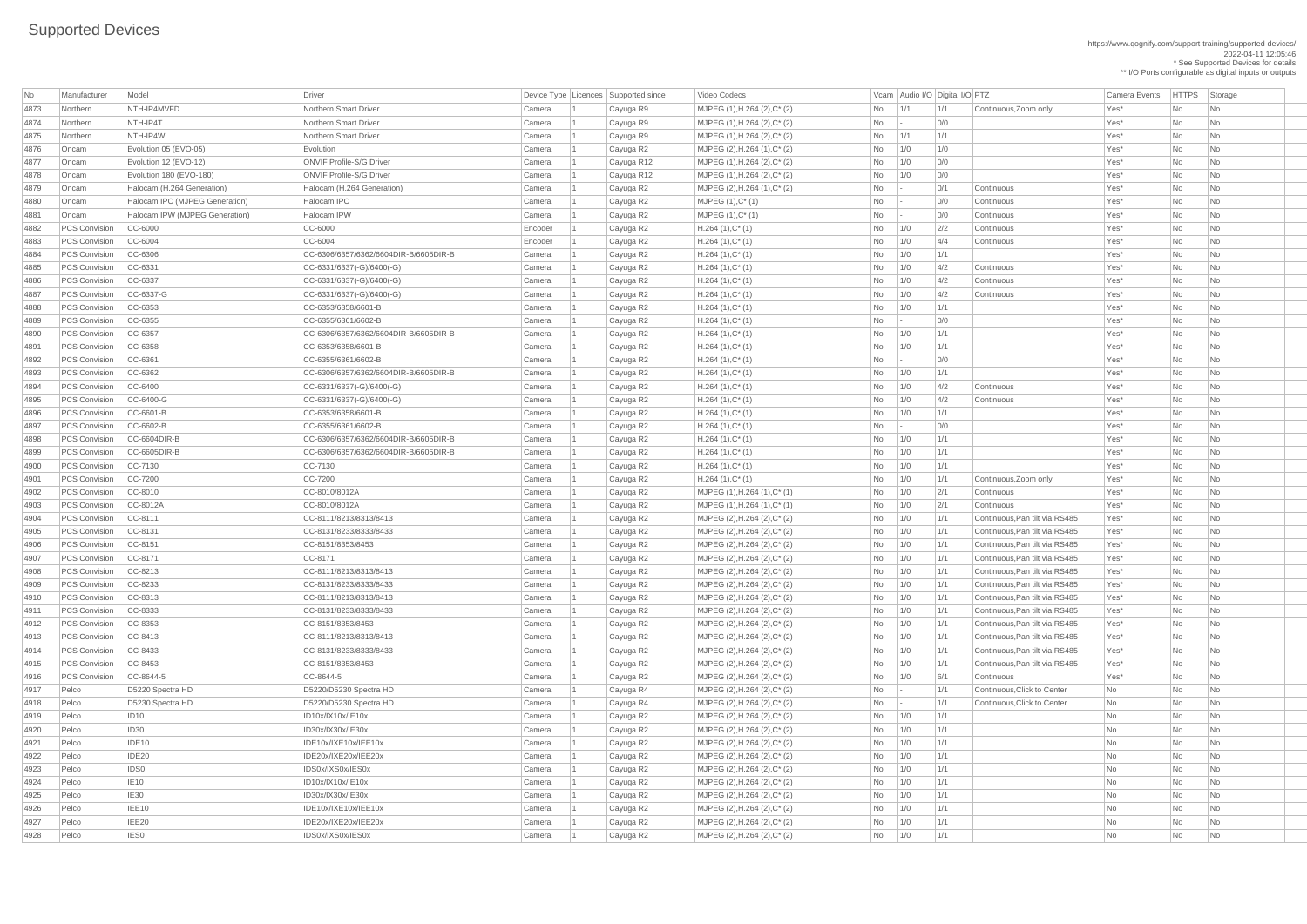# Supported Devices

https://www.qognify.com/support-training/supported-devices/
2022-04-11 12:05:46
* See Supported Devices for details
** I/O Ports configurable as digital inputs or outputs

| No | Manufacturer | Model | Driver | Device Type | Licences | Supported since | Video Codecs | Vcam | Audio I/O | Digital I/O | PTZ | Camera Events | HTTPS | Storage |
|---|---|---|---|---|---|---|---|---|---|---|---|---|---|---|
| 4873 | Northern | NTH-IP4MVFD | Northern Smart Driver | Camera | 1 | Cayuga R9 | MJPEG (1),H.264 (2),C* (2) | No | 1/1 | 1/1 | Continuous,Zoom only | Yes* | No | No |
| 4874 | Northern | NTH-IP4T | Northern Smart Driver | Camera | 1 | Cayuga R9 | MJPEG (1),H.264 (2),C* (2) | No | - | 0/0 | | Yes* | No | No |
| 4875 | Northern | NTH-IP4W | Northern Smart Driver | Camera | 1 | Cayuga R9 | MJPEG (1),H.264 (2),C* (2) | No | 1/1 | 1/1 | | Yes* | No | No |
| 4876 | Oncam | Evolution 05 (EVO-05) | Evolution | Camera | 1 | Cayuga R2 | MJPEG (2),H.264 (1),C* (2) | No | 1/0 | 1/0 | | Yes* | No | No |
| 4877 | Oncam | Evolution 12 (EVO-12) | ONVIF Profile-S/G Driver | Camera | 1 | Cayuga R12 | MJPEG (1),H.264 (2),C* (2) | No | 1/0 | 0/0 | | Yes* | No | No |
| 4878 | Oncam | Evolution 180 (EVO-180) | ONVIF Profile-S/G Driver | Camera | 1 | Cayuga R12 | MJPEG (1),H.264 (2),C* (2) | No | 1/0 | 0/0 | | Yes* | No | No |
| 4879 | Oncam | Halocam (H.264 Generation) | Halocam (H.264 Generation) | Camera | 1 | Cayuga R2 | MJPEG (2),H.264 (1),C* (2) | No | - | 0/1 | Continuous | Yes* | No | No |
| 4880 | Oncam | Halocam IPC (MJPEG Generation) | Halocam IPC | Camera | 1 | Cayuga R2 | MJPEG (1),C* (1) | No | - | 0/0 | Continuous | Yes* | No | No |
| 4881 | Oncam | Halocam IPW (MJPEG Generation) | Halocam IPW | Camera | 1 | Cayuga R2 | MJPEG (1),C* (1) | No | - | 0/0 | Continuous | Yes* | No | No |
| 4882 | PCS Convision | CC-6000 | CC-6000 | Encoder | 1 | Cayuga R2 | H.264 (1),C* (1) | No | 1/0 | 2/2 | Continuous | Yes* | No | No |
| 4883 | PCS Convision | CC-6004 | CC-6004 | Encoder | 1 | Cayuga R2 | H.264 (1),C* (1) | No | 1/0 | 4/4 | Continuous | Yes* | No | No |
| 4884 | PCS Convision | CC-6306 | CC-6306/6357/6362/6604DIR-B/6605DIR-B | Camera | 1 | Cayuga R2 | H.264 (1),C* (1) | No | 1/0 | 1/1 | | Yes* | No | No |
| 4885 | PCS Convision | CC-6331 | CC-6331/6337(-G)/6400(-G) | Camera | 1 | Cayuga R2 | H.264 (1),C* (1) | No | 1/0 | 4/2 | Continuous | Yes* | No | No |
| 4886 | PCS Convision | CC-6337 | CC-6331/6337(-G)/6400(-G) | Camera | 1 | Cayuga R2 | H.264 (1),C* (1) | No | 1/0 | 4/2 | Continuous | Yes* | No | No |
| 4887 | PCS Convision | CC-6337-G | CC-6331/6337(-G)/6400(-G) | Camera | 1 | Cayuga R2 | H.264 (1),C* (1) | No | 1/0 | 4/2 | Continuous | Yes* | No | No |
| 4888 | PCS Convision | CC-6353 | CC-6353/6358/6601-B | Camera | 1 | Cayuga R2 | H.264 (1),C* (1) | No | 1/0 | 1/1 | | Yes* | No | No |
| 4889 | PCS Convision | CC-6355 | CC-6355/6361/6602-B | Camera | 1 | Cayuga R2 | H.264 (1),C* (1) | No | - | 0/0 | | Yes* | No | No |
| 4890 | PCS Convision | CC-6357 | CC-6306/6357/6362/6604DIR-B/6605DIR-B | Camera | 1 | Cayuga R2 | H.264 (1),C* (1) | No | 1/0 | 1/1 | | Yes* | No | No |
| 4891 | PCS Convision | CC-6358 | CC-6353/6358/6601-B | Camera | 1 | Cayuga R2 | H.264 (1),C* (1) | No | 1/0 | 1/1 | | Yes* | No | No |
| 4892 | PCS Convision | CC-6361 | CC-6355/6361/6602-B | Camera | 1 | Cayuga R2 | H.264 (1),C* (1) | No | - | 0/0 | | Yes* | No | No |
| 4893 | PCS Convision | CC-6362 | CC-6306/6357/6362/6604DIR-B/6605DIR-B | Camera | 1 | Cayuga R2 | H.264 (1),C* (1) | No | 1/0 | 1/1 | | Yes* | No | No |
| 4894 | PCS Convision | CC-6400 | CC-6331/6337(-G)/6400(-G) | Camera | 1 | Cayuga R2 | H.264 (1),C* (1) | No | 1/0 | 4/2 | Continuous | Yes* | No | No |
| 4895 | PCS Convision | CC-6400-G | CC-6331/6337(-G)/6400(-G) | Camera | 1 | Cayuga R2 | H.264 (1),C* (1) | No | 1/0 | 4/2 | Continuous | Yes* | No | No |
| 4896 | PCS Convision | CC-6601-B | CC-6353/6358/6601-B | Camera | 1 | Cayuga R2 | H.264 (1),C* (1) | No | 1/0 | 1/1 | | Yes* | No | No |
| 4897 | PCS Convision | CC-6602-B | CC-6355/6361/6602-B | Camera | 1 | Cayuga R2 | H.264 (1),C* (1) | No | - | 0/0 | | Yes* | No | No |
| 4898 | PCS Convision | CC-6604DIR-B | CC-6306/6357/6362/6604DIR-B/6605DIR-B | Camera | 1 | Cayuga R2 | H.264 (1),C* (1) | No | 1/0 | 1/1 | | Yes* | No | No |
| 4899 | PCS Convision | CC-6605DIR-B | CC-6306/6357/6362/6604DIR-B/6605DIR-B | Camera | 1 | Cayuga R2 | H.264 (1),C* (1) | No | 1/0 | 1/1 | | Yes* | No | No |
| 4900 | PCS Convision | CC-7130 | CC-7130 | Camera | 1 | Cayuga R2 | H.264 (1),C* (1) | No | 1/0 | 1/1 | | Yes* | No | No |
| 4901 | PCS Convision | CC-7200 | CC-7200 | Camera | 1 | Cayuga R2 | H.264 (1),C* (1) | No | 1/0 | 1/1 | Continuous,Zoom only | Yes* | No | No |
| 4902 | PCS Convision | CC-8010 | CC-8010/8012A | Camera | 1 | Cayuga R2 | MJPEG (1),H.264 (1),C* (1) | No | 1/0 | 2/1 | Continuous | Yes* | No | No |
| 4903 | PCS Convision | CC-8012A | CC-8010/8012A | Camera | 1 | Cayuga R2 | MJPEG (1),H.264 (1),C* (1) | No | 1/0 | 2/1 | Continuous | Yes* | No | No |
| 4904 | PCS Convision | CC-8111 | CC-8111/8213/8313/8413 | Camera | 1 | Cayuga R2 | MJPEG (2),H.264 (2),C* (2) | No | 1/0 | 1/1 | Continuous,Pan tilt via RS485 | Yes* | No | No |
| 4905 | PCS Convision | CC-8131 | CC-8131/8233/8333/8433 | Camera | 1 | Cayuga R2 | MJPEG (2),H.264 (2),C* (2) | No | 1/0 | 1/1 | Continuous,Pan tilt via RS485 | Yes* | No | No |
| 4906 | PCS Convision | CC-8151 | CC-8151/8353/8453 | Camera | 1 | Cayuga R2 | MJPEG (2),H.264 (2),C* (2) | No | 1/0 | 1/1 | Continuous,Pan tilt via RS485 | Yes* | No | No |
| 4907 | PCS Convision | CC-8171 | CC-8171 | Camera | 1 | Cayuga R2 | MJPEG (2),H.264 (2),C* (2) | No | 1/0 | 1/1 | Continuous,Pan tilt via RS485 | Yes* | No | No |
| 4908 | PCS Convision | CC-8213 | CC-8111/8213/8313/8413 | Camera | 1 | Cayuga R2 | MJPEG (2),H.264 (2),C* (2) | No | 1/0 | 1/1 | Continuous,Pan tilt via RS485 | Yes* | No | No |
| 4909 | PCS Convision | CC-8233 | CC-8131/8233/8333/8433 | Camera | 1 | Cayuga R2 | MJPEG (2),H.264 (2),C* (2) | No | 1/0 | 1/1 | Continuous,Pan tilt via RS485 | Yes* | No | No |
| 4910 | PCS Convision | CC-8313 | CC-8111/8213/8313/8413 | Camera | 1 | Cayuga R2 | MJPEG (2),H.264 (2),C* (2) | No | 1/0 | 1/1 | Continuous,Pan tilt via RS485 | Yes* | No | No |
| 4911 | PCS Convision | CC-8333 | CC-8131/8233/8333/8433 | Camera | 1 | Cayuga R2 | MJPEG (2),H.264 (2),C* (2) | No | 1/0 | 1/1 | Continuous,Pan tilt via RS485 | Yes* | No | No |
| 4912 | PCS Convision | CC-8353 | CC-8151/8353/8453 | Camera | 1 | Cayuga R2 | MJPEG (2),H.264 (2),C* (2) | No | 1/0 | 1/1 | Continuous,Pan tilt via RS485 | Yes* | No | No |
| 4913 | PCS Convision | CC-8413 | CC-8111/8213/8313/8413 | Camera | 1 | Cayuga R2 | MJPEG (2),H.264 (2),C* (2) | No | 1/0 | 1/1 | Continuous,Pan tilt via RS485 | Yes* | No | No |
| 4914 | PCS Convision | CC-8433 | CC-8131/8233/8333/8433 | Camera | 1 | Cayuga R2 | MJPEG (2),H.264 (2),C* (2) | No | 1/0 | 1/1 | Continuous,Pan tilt via RS485 | Yes* | No | No |
| 4915 | PCS Convision | CC-8453 | CC-8151/8353/8453 | Camera | 1 | Cayuga R2 | MJPEG (2),H.264 (2),C* (2) | No | 1/0 | 1/1 | Continuous,Pan tilt via RS485 | Yes* | No | No |
| 4916 | PCS Convision | CC-8644-5 | CC-8644-5 | Camera | 1 | Cayuga R2 | MJPEG (2),H.264 (2),C* (2) | No | 1/0 | 6/1 | Continuous | Yes* | No | No |
| 4917 | Pelco | D5220 Spectra HD | D5220/D5230 Spectra HD | Camera | 1 | Cayuga R4 | MJPEG (2),H.264 (2),C* (2) | No | - | 1/1 | Continuous,Click to Center | No | No | No |
| 4918 | Pelco | D5230 Spectra HD | D5220/D5230 Spectra HD | Camera | 1 | Cayuga R4 | MJPEG (2),H.264 (2),C* (2) | No | - | 1/1 | Continuous,Click to Center | No | No | No |
| 4919 | Pelco | ID10 | ID10x/IX10x/IE10x | Camera | 1 | Cayuga R2 | MJPEG (2),H.264 (2),C* (2) | No | 1/0 | 1/1 | | No | No | No |
| 4920 | Pelco | ID30 | ID30x/IX30x/IE30x | Camera | 1 | Cayuga R2 | MJPEG (2),H.264 (2),C* (2) | No | 1/0 | 1/1 | | No | No | No |
| 4921 | Pelco | IDE10 | IDE10x/IXE10x/IEE10x | Camera | 1 | Cayuga R2 | MJPEG (2),H.264 (2),C* (2) | No | 1/0 | 1/1 | | No | No | No |
| 4922 | Pelco | IDE20 | IDE20x/IXE20x/IEE20x | Camera | 1 | Cayuga R2 | MJPEG (2),H.264 (2),C* (2) | No | 1/0 | 1/1 | | No | No | No |
| 4923 | Pelco | IDS0 | IDS0x/IXS0x/IES0x | Camera | 1 | Cayuga R2 | MJPEG (2),H.264 (2),C* (2) | No | 1/0 | 1/1 | | No | No | No |
| 4924 | Pelco | IE10 | ID10x/IX10x/IE10x | Camera | 1 | Cayuga R2 | MJPEG (2),H.264 (2),C* (2) | No | 1/0 | 1/1 | | No | No | No |
| 4925 | Pelco | IE30 | ID30x/IX30x/IE30x | Camera | 1 | Cayuga R2 | MJPEG (2),H.264 (2),C* (2) | No | 1/0 | 1/1 | | No | No | No |
| 4926 | Pelco | IEE10 | IDE10x/IXE10x/IEE10x | Camera | 1 | Cayuga R2 | MJPEG (2),H.264 (2),C* (2) | No | 1/0 | 1/1 | | No | No | No |
| 4927 | Pelco | IEE20 | IDE20x/IXE20x/IEE20x | Camera | 1 | Cayuga R2 | MJPEG (2),H.264 (2),C* (2) | No | 1/0 | 1/1 | | No | No | No |
| 4928 | Pelco | IES0 | IDS0x/IXS0x/IES0x | Camera | 1 | Cayuga R2 | MJPEG (2),H.264 (2),C* (2) | No | 1/0 | 1/1 | | No | No | No |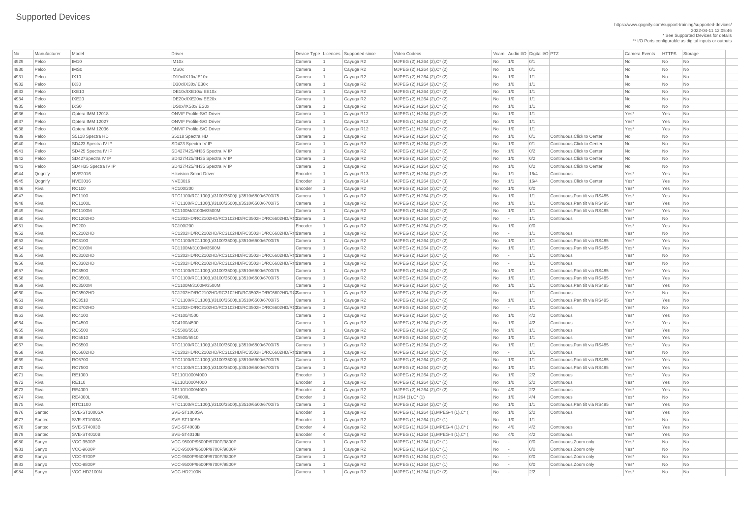# Supported Devices

https://www.qognify.com/support-training/supported-devices/
2022-04-11 12:05:46
* See Supported Devices for details
** I/O Ports configurable as digital inputs or outputs

| No | Manufacturer | Model | Driver | Device Type | Licences | Supported since | Video Codecs | Vcam | Audio I/O | Digital I/O | PTZ | Camera Events | HTTPS | Storage |
|---|---|---|---|---|---|---|---|---|---|---|---|---|---|---|
| 4929 | Pelco | IM10 | IM10x | Camera | 1 | Cayuga R2 | MJPEG (2),H.264 (2),C* (2) | No | 1/0 | 0/1 | | No | No | No |
| 4930 | Pelco | IMS0 | IMS0x | Camera | 1 | Cayuga R2 | MJPEG (2),H.264 (2),C* (2) | No | 1/0 | 0/1 | | No | No | No |
| 4931 | Pelco | IX10 | ID10x/IX10x/IE10x | Camera | 1 | Cayuga R2 | MJPEG (2),H.264 (2),C* (2) | No | 1/0 | 1/1 | | No | No | No |
| 4932 | Pelco | IX30 | ID30x/IX30x/IE30x | Camera | 1 | Cayuga R2 | MJPEG (2),H.264 (2),C* (2) | No | 1/0 | 1/1 | | No | No | No |
| 4933 | Pelco | IXE10 | IDE10x/IXE10x/IEE10x | Camera | 1 | Cayuga R2 | MJPEG (2),H.264 (2),C* (2) | No | 1/0 | 1/1 | | No | No | No |
| 4934 | Pelco | IXE20 | IDE20x/IXE20x/IEE20x | Camera | 1 | Cayuga R2 | MJPEG (2),H.264 (2),C* (2) | No | 1/0 | 1/1 | | No | No | No |
| 4935 | Pelco | IXS0 | IDS0x/IXS0x/IES0x | Camera | 1 | Cayuga R2 | MJPEG (2),H.264 (2),C* (2) | No | 1/0 | 1/1 | | No | No | No |
| 4936 | Pelco | Optera IMM 12018 | ONVIF Profile-S/G Driver | Camera | 1 | Cayuga R12 | MJPEG (1),H.264 (2),C* (2) | No | 1/0 | 1/1 | | Yes* | Yes | No |
| 4937 | Pelco | Optera IMM 12027 | ONVIF Profile-S/G Driver | Camera | 1 | Cayuga R12 | MJPEG (1),H.264 (2),C* (2) | No | 1/0 | 1/1 | | Yes* | Yes | No |
| 4938 | Pelco | Optera IMM 12036 | ONVIF Profile-S/G Driver | Camera | 1 | Cayuga R12 | MJPEG (1),H.264 (2),C* (2) | No | 1/0 | 1/1 | | Yes* | Yes | No |
| 4939 | Pelco | S5118 Spectra HD | S5118 Spectra HD | Camera | 1 | Cayuga R2 | MJPEG (2),H.264 (2),C* (2) | No | 1/0 | 0/1 | Continuous,Click to Center | No | No | No |
| 4940 | Pelco | SD423 Spectra IV IP | SD423 Spectra IV IP | Camera | 1 | Cayuga R2 | MJPEG (2),H.264 (2),C* (2) | No | 1/0 | 0/1 | Continuous,Click to Center | No | No | No |
| 4941 | Pelco | SD425 Spectra IV IP | SD427/425/4H35 Spectra IV IP | Camera | 1 | Cayuga R2 | MJPEG (2),H.264 (2),C* (2) | No | 1/0 | 0/2 | Continuous,Click to Center | No | No | No |
| 4942 | Pelco | SD427Spectra IV IP | SD427/425/4H35 Spectra IV IP | Camera | 1 | Cayuga R2 | MJPEG (2),H.264 (2),C* (2) | No | 1/0 | 0/2 | Continuous,Click to Center | No | No | No |
| 4943 | Pelco | SD4H35 Spectra IV IP | SD427/425/4H35 Spectra IV IP | Camera | 1 | Cayuga R2 | MJPEG (2),H.264 (2),C* (2) | No | 1/0 | 0/2 | Continuous,Click to Center | No | No | No |
| 4944 | Qognify | NVE2016 | Hikvision Smart Driver | Encoder | 1 | Cayuga R13 | MJPEG (2),H.264 (2),C* (2) | No | 1/1 | 16/4 | Continuous | Yes* | Yes | No |
| 4945 | Qognify | NVE3016 | NVE3016 | Encoder | 1 | Cayuga R14 | MJPEG (2),H.264 (3),C* (3) | No | 1/1 | 16/4 | Continuous,Click to Center | Yes* | Yes | No |
| 4946 | Riva | RC100 | RC100/200 | Encoder | 1 | Cayuga R2 | MJPEG (2),H.264 (2),C* (2) | No | 1/0 | 0/0 | | Yes* | Yes | No |
| 4947 | Riva | RC1100 | RTC1100/RC1100(L)/3100/3500(L)/3510/6500/6700/75 | Camera | 1 | Cayuga R2 | MJPEG (2),H.264 (2),C* (2) | No | 1/0 | 1/1 | Continuous,Pan tilt via RS485 | Yes* | Yes | No |
| 4948 | Riva | RC1100L | RTC1100/RC1100(L)/3100/3500(L)/3510/6500/6700/75 | Camera | 1 | Cayuga R2 | MJPEG (2),H.264 (2),C* (2) | No | 1/0 | 1/1 | Continuous,Pan tilt via RS485 | Yes* | Yes | No |
| 4949 | Riva | RC1100M | RC1100M/3100M/3500M | Camera | 1 | Cayuga R2 | MJPEG (2),H.264 (2),C* (2) | No | 1/0 | 1/1 | Continuous,Pan tilt via RS485 | Yes* | Yes | No |
| 4950 | Riva | RC1202HD | RC1202HD/RC2102HD/RC3102HD/RC3502HD/RC6602HD/RC8 | Camera | 1 | Cayuga R2 | MJPEG (2),H.264 (2),C* (2) | No | - | 1/1 | Continuous | Yes* | No | No |
| 4951 | Riva | RC200 | RC100/200 | Encoder | 1 | Cayuga R2 | MJPEG (2),H.264 (2),C* (2) | No | 1/0 | 0/0 | | Yes* | Yes | No |
| 4952 | Riva | RC2102HD | RC1202HD/RC2102HD/RC3102HD/RC3502HD/RC6602HD/RC8 | Camera | 1 | Cayuga R2 | MJPEG (2),H.264 (2),C* (2) | No | - | 1/1 | Continuous | Yes* | No | No |
| 4953 | Riva | RC3100 | RTC1100/RC1100(L)/3100/3500(L)/3510/6500/6700/75 | Camera | 1 | Cayuga R2 | MJPEG (2),H.264 (2),C* (2) | No | 1/0 | 1/1 | Continuous,Pan tilt via RS485 | Yes* | Yes | No |
| 4954 | Riva | RC3100M | RC1100M/3100M/3500M | Camera | 1 | Cayuga R2 | MJPEG (2),H.264 (2),C* (2) | No | 1/0 | 1/1 | Continuous,Pan tilt via RS485 | Yes* | Yes | No |
| 4955 | Riva | RC3102HD | RC1202HD/RC2102HD/RC3102HD/RC3502HD/RC6602HD/RC8 | Camera | 1 | Cayuga R2 | MJPEG (2),H.264 (2),C* (2) | No | - | 1/1 | Continuous | Yes* | No | No |
| 4956 | Riva | RC3302HD | RC1202HD/RC2102HD/RC3102HD/RC3502HD/RC6602HD/RC8 | Camera | 1 | Cayuga R2 | MJPEG (2),H.264 (2),C* (2) | No | - | 1/1 | Continuous | Yes* | No | No |
| 4957 | Riva | RC3500 | RTC1100/RC1100(L)/3100/3500(L)/3510/6500/6700/75 | Camera | 1 | Cayuga R2 | MJPEG (2),H.264 (2),C* (2) | No | 1/0 | 1/1 | Continuous,Pan tilt via RS485 | Yes* | Yes | No |
| 4958 | Riva | RC3500L | RTC1100/RC1100(L)/3100/3500(L)/3510/6500/6700/75 | Camera | 1 | Cayuga R2 | MJPEG (2),H.264 (2),C* (2) | No | 1/0 | 1/1 | Continuous,Pan tilt via RS485 | Yes* | Yes | No |
| 4959 | Riva | RC3500M | RC1100M/3100M/3500M | Camera | 1 | Cayuga R2 | MJPEG (2),H.264 (2),C* (2) | No | 1/0 | 1/1 | Continuous,Pan tilt via RS485 | Yes* | Yes | No |
| 4960 | Riva | RC3502HD | RC1202HD/RC2102HD/RC3102HD/RC3502HD/RC6602HD/RC8 | Camera | 1 | Cayuga R2 | MJPEG (2),H.264 (2),C* (2) | No | - | 1/1 | Continuous | Yes* | No | No |
| 4961 | Riva | RC3510 | RTC1100/RC1100(L)/3100/3500(L)/3510/6500/6700/75 | Camera | 1 | Cayuga R2 | MJPEG (2),H.264 (2),C* (2) | No | 1/0 | 1/1 | Continuous,Pan tilt via RS485 | Yes* | Yes | No |
| 4962 | Riva | RC3702HD | RC1202HD/RC2102HD/RC3102HD/RC3502HD/RC6602HD/RC8 | Camera | 1 | Cayuga R2 | MJPEG (2),H.264 (2),C* (2) | No | - | 1/1 | Continuous | Yes* | No | No |
| 4963 | Riva | RC4100 | RC4100/4500 | Camera | 1 | Cayuga R2 | MJPEG (2),H.264 (2),C* (2) | No | 1/0 | 4/2 | Continuous | Yes* | Yes | No |
| 4964 | Riva | RC4500 | RC4100/4500 | Camera | 1 | Cayuga R2 | MJPEG (2),H.264 (2),C* (2) | No | 1/0 | 4/2 | Continuous | Yes* | Yes | No |
| 4965 | Riva | RC5500 | RC5500/5510 | Camera | 1 | Cayuga R2 | MJPEG (2),H.264 (2),C* (2) | No | 1/0 | 1/1 | Continuous | Yes* | Yes | No |
| 4966 | Riva | RC5510 | RC5500/5510 | Camera | 1 | Cayuga R2 | MJPEG (2),H.264 (2),C* (2) | No | 1/0 | 1/1 | Continuous | Yes* | Yes | No |
| 4967 | Riva | RC6500 | RTC1100/RC1100(L)/3100/3500(L)/3510/6500/6700/75 | Camera | 1 | Cayuga R2 | MJPEG (2),H.264 (2),C* (2) | No | 1/0 | 1/1 | Continuous,Pan tilt via RS485 | Yes* | Yes | No |
| 4968 | Riva | RC6602HD | RC1202HD/RC2102HD/RC3102HD/RC3502HD/RC6602HD/RC8 | Camera | 1 | Cayuga R2 | MJPEG (2),H.264 (2),C* (2) | No | - | 1/1 | Continuous | Yes* | No | No |
| 4969 | Riva | RC6700 | RTC1100/RC1100(L)/3100/3500(L)/3510/6500/6700/75 | Camera | 1 | Cayuga R2 | MJPEG (2),H.264 (2),C* (2) | No | 1/0 | 1/1 | Continuous,Pan tilt via RS485 | Yes* | Yes | No |
| 4970 | Riva | RC7500 | RTC1100/RC1100(L)/3100/3500(L)/3510/6500/6700/75 | Camera | 1 | Cayuga R2 | MJPEG (2),H.264 (2),C* (2) | No | 1/0 | 1/1 | Continuous,Pan tilt via RS485 | Yes* | Yes | No |
| 4971 | Riva | RE1000 | RE110/1000/4000 | Encoder | 1 | Cayuga R2 | MJPEG (2),H.264 (2),C* (2) | No | 1/0 | 2/2 | Continuous | Yes* | Yes | No |
| 4972 | Riva | RE110 | RE110/1000/4000 | Encoder | 1 | Cayuga R2 | MJPEG (2),H.264 (2),C* (2) | No | 1/0 | 2/2 | Continuous | Yes* | Yes | No |
| 4973 | Riva | RE4000 | RE110/1000/4000 | Encoder | 4 | Cayuga R2 | MJPEG (2),H.264 (2),C* (2) | No | 4/0 | 2/2 | Continuous | Yes* | Yes | No |
| 4974 | Riva | RE4000L | RE4000L | Encoder | 1 | Cayuga R2 | H.264 (1),C* (1) | No | 1/0 | 4/4 | Continuous | Yes* | No | No |
| 4975 | Riva | RTC1100 | RTC1100/RC1100(L)/3100/3500(L)/3510/6500/6700/75 | Camera | 1 | Cayuga R2 | MJPEG (2),H.264 (2),C* (2) | No | 1/0 | 1/1 | Continuous,Pan tilt via RS485 | Yes* | Yes | No |
| 4976 | Santec | SVE-ST1000SA | SVE-ST1000SA | Encoder | 1 | Cayuga R2 | MJPEG (1),H.264 (1),MPEG-4 (1),C* ( | No | 1/0 | 2/2 | Continuous | Yes* | Yes | No |
| 4977 | Santec | SVE-ST100SA | SVE-ST100SA | Encoder | 1 | Cayuga R2 | MJPEG (1),H.264 (1),C* (1) | No | 1/0 | 1/1 | | Yes* | No | No |
| 4978 | Santec | SVE-ST4003B | SVE-ST4003B | Encoder | 4 | Cayuga R2 | MJPEG (1),H.264 (1),MPEG-4 (1),C* ( | No | 4/0 | 4/2 | Continuous | Yes* | Yes | No |
| 4979 | Santec | SVE-ST4010B | SVE-ST4010B | Encoder | 4 | Cayuga R2 | MJPEG (1),H.264 (1),MPEG-4 (1),C* ( | No | 4/0 | 4/2 | Continuous | Yes* | Yes | No |
| 4980 | Sanyo | VCC-9500P | VCC-9500P/9600P/9700P/9800P | Camera | 1 | Cayuga R2 | MJPEG (1),H.264 (1),C* (1) | No | - | 0/0 | Continuous,Zoom only | Yes* | No | No |
| 4981 | Sanyo | VCC-9600P | VCC-9500P/9600P/9700P/9800P | Camera | 1 | Cayuga R2 | MJPEG (1),H.264 (1),C* (1) | No | - | 0/0 | Continuous,Zoom only | Yes* | No | No |
| 4982 | Sanyo | VCC-9700P | VCC-9500P/9600P/9700P/9800P | Camera | 1 | Cayuga R2 | MJPEG (1),H.264 (1),C* (1) | No | - | 0/0 | Continuous,Zoom only | Yes* | No | No |
| 4983 | Sanyo | VCC-9800P | VCC-9500P/9600P/9700P/9800P | Camera | 1 | Cayuga R2 | MJPEG (1),H.264 (1),C* (1) | No | - | 0/0 | Continuous,Zoom only | Yes* | No | No |
| 4984 | Sanyo | VCC-HD2100N | VCC-HD2100N | Camera | 1 | Cayuga R2 | MJPEG (1),H.264 (1),C* (2) | No | - | 2/2 | | Yes* | No | No |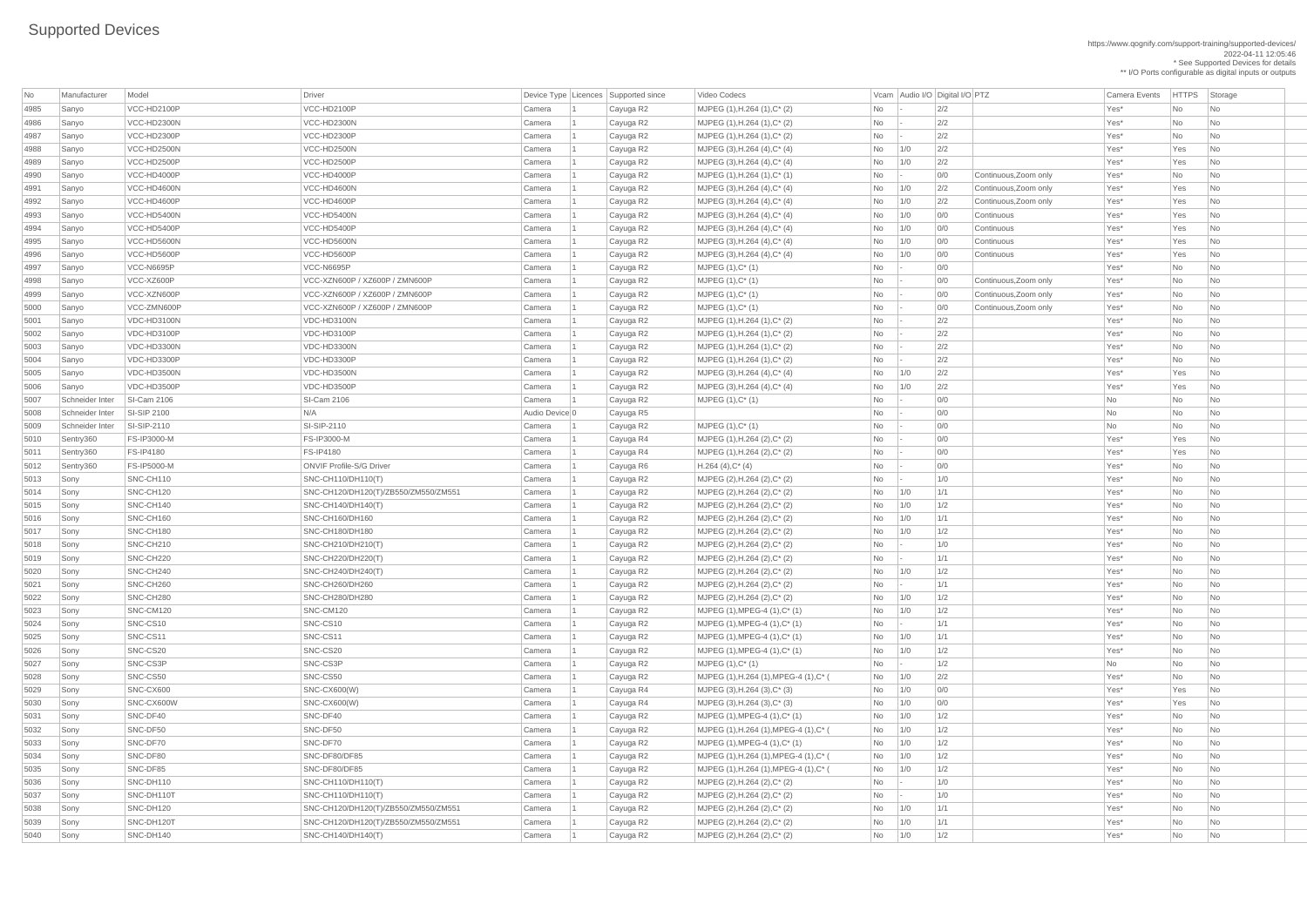# Supported Devices

https://www.qognify.com/support-training/supported-devices/
2022-04-11 12:05:46
* See Supported Devices for details
** I/O Ports configurable as digital inputs or outputs

| No | Manufacturer | Model | Driver | Device Type | Licences | Supported since | Video Codecs | Vcam | Audio I/O | Digital I/O | PTZ | Camera Events | HTTPS | Storage |
|---|---|---|---|---|---|---|---|---|---|---|---|---|---|---|
| 4985 | Sanyo | VCC-HD2100P | VCC-HD2100P | Camera | 1 | Cayuga R2 | MJPEG (1),H.264 (1),C* (2) | No | - | 2/2 | | Yes* | No | No |
| 4986 | Sanyo | VCC-HD2300N | VCC-HD2300N | Camera | 1 | Cayuga R2 | MJPEG (1),H.264 (1),C* (2) | No | - | 2/2 | | Yes* | No | No |
| 4987 | Sanyo | VCC-HD2300P | VCC-HD2300P | Camera | 1 | Cayuga R2 | MJPEG (1),H.264 (1),C* (2) | No | - | 2/2 | | Yes* | No | No |
| 4988 | Sanyo | VCC-HD2500N | VCC-HD2500N | Camera | 1 | Cayuga R2 | MJPEG (3),H.264 (4),C* (4) | No | 1/0 | 2/2 | | Yes* | Yes | No |
| 4989 | Sanyo | VCC-HD2500P | VCC-HD2500P | Camera | 1 | Cayuga R2 | MJPEG (3),H.264 (4),C* (4) | No | 1/0 | 2/2 | | Yes* | Yes | No |
| 4990 | Sanyo | VCC-HD4000P | VCC-HD4000P | Camera | 1 | Cayuga R2 | MJPEG (1),H.264 (1),C* (1) | No | - | 0/0 | Continuous,Zoom only | Yes* | No | No |
| 4991 | Sanyo | VCC-HD4600N | VCC-HD4600N | Camera | 1 | Cayuga R2 | MJPEG (3),H.264 (4),C* (4) | No | 1/0 | 2/2 | Continuous,Zoom only | Yes* | Yes | No |
| 4992 | Sanyo | VCC-HD4600P | VCC-HD4600P | Camera | 1 | Cayuga R2 | MJPEG (3),H.264 (4),C* (4) | No | 1/0 | 2/2 | Continuous,Zoom only | Yes* | Yes | No |
| 4993 | Sanyo | VCC-HD5400N | VCC-HD5400N | Camera | 1 | Cayuga R2 | MJPEG (3),H.264 (4),C* (4) | No | 1/0 | 0/0 | Continuous | Yes* | Yes | No |
| 4994 | Sanyo | VCC-HD5400P | VCC-HD5400P | Camera | 1 | Cayuga R2 | MJPEG (3),H.264 (4),C* (4) | No | 1/0 | 0/0 | Continuous | Yes* | Yes | No |
| 4995 | Sanyo | VCC-HD5600N | VCC-HD5600N | Camera | 1 | Cayuga R2 | MJPEG (3),H.264 (4),C* (4) | No | 1/0 | 0/0 | Continuous | Yes* | Yes | No |
| 4996 | Sanyo | VCC-HD5600P | VCC-HD5600P | Camera | 1 | Cayuga R2 | MJPEG (3),H.264 (4),C* (4) | No | 1/0 | 0/0 | Continuous | Yes* | Yes | No |
| 4997 | Sanyo | VCC-N6695P | VCC-N6695P | Camera | 1 | Cayuga R2 | MJPEG (1),C* (1) | No | - | 0/0 | | Yes* | No | No |
| 4998 | Sanyo | VCC-XZ600P | VCC-XZN600P / XZ600P / ZMN600P | Camera | 1 | Cayuga R2 | MJPEG (1),C* (1) | No | - | 0/0 | Continuous,Zoom only | Yes* | No | No |
| 4999 | Sanyo | VCC-XZN600P | VCC-XZN600P / XZ600P / ZMN600P | Camera | 1 | Cayuga R2 | MJPEG (1),C* (1) | No | - | 0/0 | Continuous,Zoom only | Yes* | No | No |
| 5000 | Sanyo | VCC-ZMN600P | VCC-XZN600P / XZ600P / ZMN600P | Camera | 1 | Cayuga R2 | MJPEG (1),C* (1) | No | - | 0/0 | Continuous,Zoom only | Yes* | No | No |
| 5001 | Sanyo | VDC-HD3100N | VDC-HD3100N | Camera | 1 | Cayuga R2 | MJPEG (1),H.264 (1),C* (2) | No | - | 2/2 | | Yes* | No | No |
| 5002 | Sanyo | VDC-HD3100P | VDC-HD3100P | Camera | 1 | Cayuga R2 | MJPEG (1),H.264 (1),C* (2) | No | - | 2/2 | | Yes* | No | No |
| 5003 | Sanyo | VDC-HD3300N | VDC-HD3300N | Camera | 1 | Cayuga R2 | MJPEG (1),H.264 (1),C* (2) | No | - | 2/2 | | Yes* | No | No |
| 5004 | Sanyo | VDC-HD3300P | VDC-HD3300P | Camera | 1 | Cayuga R2 | MJPEG (1),H.264 (1),C* (2) | No | - | 2/2 | | Yes* | No | No |
| 5005 | Sanyo | VDC-HD3500N | VDC-HD3500N | Camera | 1 | Cayuga R2 | MJPEG (3),H.264 (4),C* (4) | No | 1/0 | 2/2 | | Yes* | Yes | No |
| 5006 | Sanyo | VDC-HD3500P | VDC-HD3500P | Camera | 1 | Cayuga R2 | MJPEG (3),H.264 (4),C* (4) | No | 1/0 | 2/2 | | Yes* | Yes | No |
| 5007 | Schneider Inter | SI-Cam 2106 | SI-Cam 2106 | Camera | 1 | Cayuga R2 | MJPEG (1),C* (1) | No | - | 0/0 | | No | No | No |
| 5008 | Schneider Inter | SI-SIP 2100 | N/A | Audio Device | 0 | Cayuga R5 | | No | - | 0/0 | | No | No | No |
| 5009 | Schneider Inter | SI-SIP-2110 | SI-SIP-2110 | Camera | 1 | Cayuga R2 | MJPEG (1),C* (1) | No | - | 0/0 | | No | No | No |
| 5010 | Sentry360 | FS-IP3000-M | FS-IP3000-M | Camera | 1 | Cayuga R4 | MJPEG (1),H.264 (2),C* (2) | No | - | 0/0 | | Yes* | Yes | No |
| 5011 | Sentry360 | FS-IP4180 | FS-IP4180 | Camera | 1 | Cayuga R4 | MJPEG (1),H.264 (2),C* (2) | No | - | 0/0 | | Yes* | Yes | No |
| 5012 | Sentry360 | FS-IP5000-M | ONVIF Profile-S/G Driver | Camera | 1 | Cayuga R6 | H.264 (4),C* (4) | No | - | 0/0 | | Yes* | No | No |
| 5013 | Sony | SNC-CH110 | SNC-CH110/DH110(T) | Camera | 1 | Cayuga R2 | MJPEG (2),H.264 (2),C* (2) | No | - | 1/0 | | Yes* | No | No |
| 5014 | Sony | SNC-CH120 | SNC-CH120/DH120(T)/ZB550/ZM550/ZM551 | Camera | 1 | Cayuga R2 | MJPEG (2),H.264 (2),C* (2) | No | 1/0 | 1/1 | | Yes* | No | No |
| 5015 | Sony | SNC-CH140 | SNC-CH140/DH140(T) | Camera | 1 | Cayuga R2 | MJPEG (2),H.264 (2),C* (2) | No | 1/0 | 1/2 | | Yes* | No | No |
| 5016 | Sony | SNC-CH160 | SNC-CH160/DH160 | Camera | 1 | Cayuga R2 | MJPEG (2),H.264 (2),C* (2) | No | 1/0 | 1/1 | | Yes* | No | No |
| 5017 | Sony | SNC-CH180 | SNC-CH180/DH180 | Camera | 1 | Cayuga R2 | MJPEG (2),H.264 (2),C* (2) | No | 1/0 | 1/2 | | Yes* | No | No |
| 5018 | Sony | SNC-CH210 | SNC-CH210/DH210(T) | Camera | 1 | Cayuga R2 | MJPEG (2),H.264 (2),C* (2) | No | - | 1/0 | | Yes* | No | No |
| 5019 | Sony | SNC-CH220 | SNC-CH220/DH220(T) | Camera | 1 | Cayuga R2 | MJPEG (2),H.264 (2),C* (2) | No | - | 1/1 | | Yes* | No | No |
| 5020 | Sony | SNC-CH240 | SNC-CH240/DH240(T) | Camera | 1 | Cayuga R2 | MJPEG (2),H.264 (2),C* (2) | No | 1/0 | 1/2 | | Yes* | No | No |
| 5021 | Sony | SNC-CH260 | SNC-CH260/DH260 | Camera | 1 | Cayuga R2 | MJPEG (2),H.264 (2),C* (2) | No | - | 1/1 | | Yes* | No | No |
| 5022 | Sony | SNC-CH280 | SNC-CH280/DH280 | Camera | 1 | Cayuga R2 | MJPEG (2),H.264 (2),C* (2) | No | 1/0 | 1/2 | | Yes* | No | No |
| 5023 | Sony | SNC-CM120 | SNC-CM120 | Camera | 1 | Cayuga R2 | MJPEG (1),MPEG-4 (1),C* (1) | No | 1/0 | 1/2 | | Yes* | No | No |
| 5024 | Sony | SNC-CS10 | SNC-CS10 | Camera | 1 | Cayuga R2 | MJPEG (1),MPEG-4 (1),C* (1) | No | - | 1/1 | | Yes* | No | No |
| 5025 | Sony | SNC-CS11 | SNC-CS11 | Camera | 1 | Cayuga R2 | MJPEG (1),MPEG-4 (1),C* (1) | No | 1/0 | 1/1 | | Yes* | No | No |
| 5026 | Sony | SNC-CS20 | SNC-CS20 | Camera | 1 | Cayuga R2 | MJPEG (1),MPEG-4 (1),C* (1) | No | 1/0 | 1/2 | | Yes* | No | No |
| 5027 | Sony | SNC-CS3P | SNC-CS3P | Camera | 1 | Cayuga R2 | MJPEG (1),C* (1) | No | - | 1/2 | | No | No | No |
| 5028 | Sony | SNC-CS50 | SNC-CS50 | Camera | 1 | Cayuga R2 | MJPEG (1),H.264 (1),MPEG-4 (1),C* ( | No | 1/0 | 2/2 | | Yes* | No | No |
| 5029 | Sony | SNC-CX600 | SNC-CX600(W) | Camera | 1 | Cayuga R4 | MJPEG (3),H.264 (3),C* (3) | No | 1/0 | 0/0 | | Yes* | Yes | No |
| 5030 | Sony | SNC-CX600W | SNC-CX600(W) | Camera | 1 | Cayuga R4 | MJPEG (3),H.264 (3),C* (3) | No | 1/0 | 0/0 | | Yes* | Yes | No |
| 5031 | Sony | SNC-DF40 | SNC-DF40 | Camera | 1 | Cayuga R2 | MJPEG (1),MPEG-4 (1),C* (1) | No | 1/0 | 1/2 | | Yes* | No | No |
| 5032 | Sony | SNC-DF50 | SNC-DF50 | Camera | 1 | Cayuga R2 | MJPEG (1),H.264 (1),MPEG-4 (1),C* ( | No | 1/0 | 1/2 | | Yes* | No | No |
| 5033 | Sony | SNC-DF70 | SNC-DF70 | Camera | 1 | Cayuga R2 | MJPEG (1),MPEG-4 (1),C* (1) | No | 1/0 | 1/2 | | Yes* | No | No |
| 5034 | Sony | SNC-DF80 | SNC-DF80/DF85 | Camera | 1 | Cayuga R2 | MJPEG (1),H.264 (1),MPEG-4 (1),C* ( | No | 1/0 | 1/2 | | Yes* | No | No |
| 5035 | Sony | SNC-DF85 | SNC-DF80/DF85 | Camera | 1 | Cayuga R2 | MJPEG (1),H.264 (1),MPEG-4 (1),C* ( | No | 1/0 | 1/2 | | Yes* | No | No |
| 5036 | Sony | SNC-DH110 | SNC-CH110/DH110(T) | Camera | 1 | Cayuga R2 | MJPEG (2),H.264 (2),C* (2) | No | - | 1/0 | | Yes* | No | No |
| 5037 | Sony | SNC-DH110T | SNC-CH110/DH110(T) | Camera | 1 | Cayuga R2 | MJPEG (2),H.264 (2),C* (2) | No | - | 1/0 | | Yes* | No | No |
| 5038 | Sony | SNC-DH120 | SNC-CH120/DH120(T)/ZB550/ZM550/ZM551 | Camera | 1 | Cayuga R2 | MJPEG (2),H.264 (2),C* (2) | No | 1/0 | 1/1 | | Yes* | No | No |
| 5039 | Sony | SNC-DH120T | SNC-CH120/DH120(T)/ZB550/ZM550/ZM551 | Camera | 1 | Cayuga R2 | MJPEG (2),H.264 (2),C* (2) | No | 1/0 | 1/1 | | Yes* | No | No |
| 5040 | Sony | SNC-DH140 | SNC-CH140/DH140(T) | Camera | 1 | Cayuga R2 | MJPEG (2),H.264 (2),C* (2) | No | 1/0 | 1/2 | | Yes* | No | No |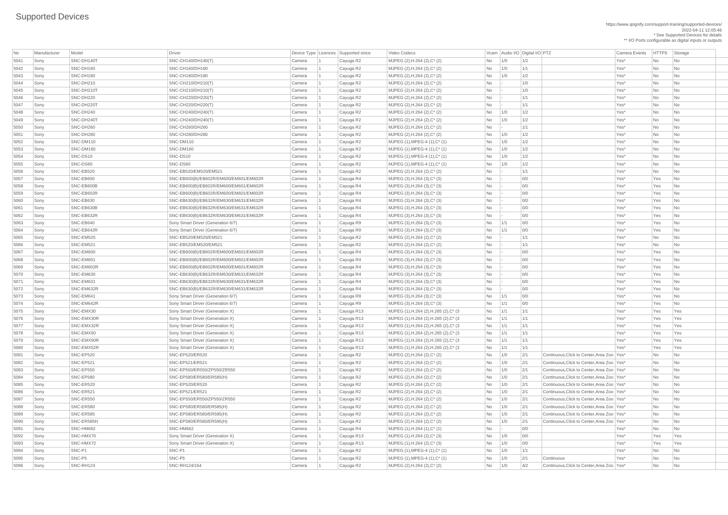# Supported Devices

https://www.qognify.com/support-training/supported-devices/
2022-04-11 12:05:46
* See Supported Devices for details
** I/O Ports configurable as digital inputs or outputs

| No | Manufacturer | Model | Driver | Device Type | Licences | Supported since | Video Codecs | Vcam | Audio I/O | Digital I/O | PTZ | Camera Events | HTTPS | Storage |
|---|---|---|---|---|---|---|---|---|---|---|---|---|---|---|
| 5041 | Sony | SNC-DH140T | SNC-CH140/DH140(T) | Camera | 1 | Cayuga R2 | MJPEG (2),H.264 (2),C* (2) | No | 1/0 | 1/2 | | Yes* | No | No |
| 5042 | Sony | SNC-DH160 | SNC-CH160/DH160 | Camera | 1 | Cayuga R2 | MJPEG (2),H.264 (2),C* (2) | No | 1/0 | 1/1 | | Yes* | No | No |
| 5043 | Sony | SNC-DH180 | SNC-CH180/DH180 | Camera | 1 | Cayuga R2 | MJPEG (2),H.264 (2),C* (2) | No | 1/0 | 1/2 | | Yes* | No | No |
| 5044 | Sony | SNC-DH210 | SNC-CH210/DH210(T) | Camera | 1 | Cayuga R2 | MJPEG (2),H.264 (2),C* (2) | No | - | 1/0 | | Yes* | No | No |
| 5045 | Sony | SNC-DH210T | SNC-CH210/DH210(T) | Camera | 1 | Cayuga R2 | MJPEG (2),H.264 (2),C* (2) | No | - | 1/0 | | Yes* | No | No |
| 5046 | Sony | SNC-DH220 | SNC-CH220/DH220(T) | Camera | 1 | Cayuga R2 | MJPEG (2),H.264 (2),C* (2) | No | - | 1/1 | | Yes* | No | No |
| 5047 | Sony | SNC-DH220T | SNC-CH220/DH220(T) | Camera | 1 | Cayuga R2 | MJPEG (2),H.264 (2),C* (2) | No | - | 1/1 | | Yes* | No | No |
| 5048 | Sony | SNC-DH240 | SNC-CH240/DH240(T) | Camera | 1 | Cayuga R2 | MJPEG (2),H.264 (2),C* (2) | No | 1/0 | 1/2 | | Yes* | No | No |
| 5049 | Sony | SNC-DH240T | SNC-CH240/DH240(T) | Camera | 1 | Cayuga R2 | MJPEG (2),H.264 (2),C* (2) | No | 1/0 | 1/2 | | Yes* | No | No |
| 5050 | Sony | SNC-DH260 | SNC-CH260/DH260 | Camera | 1 | Cayuga R2 | MJPEG (2),H.264 (2),C* (2) | No | - | 1/1 | | Yes* | No | No |
| 5051 | Sony | SNC-DH280 | SNC-CH280/DH280 | Camera | 1 | Cayuga R2 | MJPEG (2),H.264 (2),C* (2) | No | 1/0 | 1/2 | | Yes* | No | No |
| 5052 | Sony | SNC-DM110 | SNC-DM110 | Camera | 1 | Cayuga R2 | MJPEG (1),MPEG-4 (1),C* (1) | No | 1/0 | 1/2 | | Yes* | No | No |
| 5053 | Sony | SNC-DM160 | SNC-DM160 | Camera | 1 | Cayuga R2 | MJPEG (1),MPEG-4 (1),C* (1) | No | 1/0 | 1/2 | | Yes* | No | No |
| 5054 | Sony | SNC-DS10 | SNC-DS10 | Camera | 1 | Cayuga R2 | MJPEG (1),MPEG-4 (1),C* (1) | No | 1/0 | 1/2 | | Yes* | No | No |
| 5055 | Sony | SNC-DS60 | SNC-DS60 | Camera | 1 | Cayuga R2 | MJPEG (1),MPEG-4 (1),C* (1) | No | 1/0 | 1/2 | | Yes* | No | No |
| 5056 | Sony | SNC-EB520 | SNC-EB520/EM520/EM521 | Camera | 1 | Cayuga R2 | MJPEG (2),H.264 (2),C* (2) | No | - | 1/1 | | Yes* | No | No |
| 5057 | Sony | SNC-EB600 | SNC-EB600(B)/EB602R/EM600/EM601/EM602R | Camera | 1 | Cayuga R4 | MJPEG (3),H.264 (3),C* (3) | No | - | 0/0 | | Yes* | Yes | No |
| 5058 | Sony | SNC-EB600B | SNC-EB600(B)/EB602R/EM600/EM601/EM602R | Camera | 1 | Cayuga R4 | MJPEG (3),H.264 (3),C* (3) | No | - | 0/0 | | Yes* | Yes | No |
| 5059 | Sony | SNC-EB602R | SNC-EB600(B)/EB602R/EM600/EM601/EM602R | Camera | 1 | Cayuga R4 | MJPEG (3),H.264 (3),C* (3) | No | - | 0/0 | | Yes* | Yes | No |
| 5060 | Sony | SNC-EB630 | SNC-EB630(B)/EB632R/EM630/EM631/EM632R | Camera | 1 | Cayuga R4 | MJPEG (3),H.264 (3),C* (3) | No | - | 0/0 | | Yes* | Yes | No |
| 5061 | Sony | SNC-EB630B | SNC-EB630(B)/EB632R/EM630/EM631/EM632R | Camera | 1 | Cayuga R4 | MJPEG (3),H.264 (3),C* (3) | No | - | 0/0 | | Yes* | Yes | No |
| 5062 | Sony | SNC-EB632R | SNC-EB630(B)/EB632R/EM630/EM631/EM632R | Camera | 1 | Cayuga R4 | MJPEG (3),H.264 (3),C* (3) | No | - | 0/0 | | Yes* | Yes | No |
| 5063 | Sony | SNC-EB640 | Sony Smart Driver (Generation 6/7) | Camera | 1 | Cayuga R9 | MJPEG (3),H.264 (3),C* (3) | No | 1/1 | 0/0 | | Yes* | Yes | No |
| 5064 | Sony | SNC-EB642R | Sony Smart Driver (Generation 6/7) | Camera | 1 | Cayuga R9 | MJPEG (3),H.264 (3),C* (3) | No | 1/1 | 0/0 | | Yes* | Yes | No |
| 5065 | Sony | SNC-EM520 | SNC-EB520/EM520/EM521 | Camera | 1 | Cayuga R2 | MJPEG (2),H.264 (2),C* (2) | No | - | 1/1 | | Yes* | No | No |
| 5066 | Sony | SNC-EM521 | SNC-EB520/EM520/EM521 | Camera | 1 | Cayuga R2 | MJPEG (2),H.264 (2),C* (2) | No | - | 1/1 | | Yes* | No | No |
| 5067 | Sony | SNC-EM600 | SNC-EB600(B)/EB602R/EM600/EM601/EM602R | Camera | 1 | Cayuga R4 | MJPEG (3),H.264 (3),C* (3) | No | - | 0/0 | | Yes* | Yes | No |
| 5068 | Sony | SNC-EM601 | SNC-EB600(B)/EB602R/EM600/EM601/EM602R | Camera | 1 | Cayuga R4 | MJPEG (3),H.264 (3),C* (3) | No | - | 0/0 | | Yes* | Yes | No |
| 5069 | Sony | SNC-EM602R | SNC-EB600(B)/EB602R/EM600/EM601/EM602R | Camera | 1 | Cayuga R4 | MJPEG (3),H.264 (3),C* (3) | No | - | 0/0 | | Yes* | Yes | No |
| 5070 | Sony | SNC-EM630 | SNC-EB630(B)/EB632R/EM630/EM631/EM632R | Camera | 1 | Cayuga R4 | MJPEG (3),H.264 (3),C* (3) | No | - | 0/0 | | Yes* | Yes | No |
| 5071 | Sony | SNC-EM631 | SNC-EB630(B)/EB632R/EM630/EM631/EM632R | Camera | 1 | Cayuga R4 | MJPEG (3),H.264 (3),C* (3) | No | - | 0/0 | | Yes* | Yes | No |
| 5072 | Sony | SNC-EM632R | SNC-EB630(B)/EB632R/EM630/EM631/EM632R | Camera | 1 | Cayuga R4 | MJPEG (3),H.264 (3),C* (3) | No | - | 0/0 | | Yes* | Yes | No |
| 5073 | Sony | SNC-EM641 | Sony Smart Driver (Generation 6/7) | Camera | 1 | Cayuga R9 | MJPEG (3),H.264 (3),C* (3) | No | 1/1 | 0/0 | | Yes* | Yes | No |
| 5074 | Sony | SNC-EM642R | Sony Smart Driver (Generation 6/7) | Camera | 1 | Cayuga R9 | MJPEG (3),H.264 (3),C* (3) | No | 1/1 | 0/0 | | Yes* | Yes | No |
| 5075 | Sony | SNC-EMX30 | Sony Smart Driver (Generation X) | Camera | 1 | Cayuga R13 | MJPEG (1),H.264 (2),H.265 (2),C* (3 | No | 1/1 | 1/1 | | Yes* | Yes | Yes |
| 5076 | Sony | SNC-EMX30R | Sony Smart Driver (Generation X) | Camera | 1 | Cayuga R13 | MJPEG (1),H.264 (2),H.265 (2),C* (3 | No | 1/1 | 1/1 | | Yes* | Yes | Yes |
| 5077 | Sony | SNC-EMX32R | Sony Smart Driver (Generation X) | Camera | 1 | Cayuga R13 | MJPEG (1),H.264 (2),H.265 (2),C* (3 | No | 1/1 | 1/1 | | Yes* | Yes | Yes |
| 5078 | Sony | SNC-EMX50 | Sony Smart Driver (Generation X) | Camera | 1 | Cayuga R13 | MJPEG (1),H.264 (2),H.265 (2),C* (3 | No | 1/1 | 1/1 | | Yes* | Yes | Yes |
| 5079 | Sony | SNC-EMX50R | Sony Smart Driver (Generation X) | Camera | 1 | Cayuga R13 | MJPEG (1),H.264 (2),H.265 (2),C* (3 | No | 1/1 | 1/1 | | Yes* | Yes | Yes |
| 5080 | Sony | SNC-EMX52R | Sony Smart Driver (Generation X) | Camera | 1 | Cayuga R13 | MJPEG (1),H.264 (2),H.265 (2),C* (3 | No | 1/1 | 1/1 | | Yes* | Yes | Yes |
| 5081 | Sony | SNC-EP520 | SNC-EP520/ER520 | Camera | 1 | Cayuga R2 | MJPEG (2),H.264 (2),C* (2) | No | 1/0 | 2/1 | Continuous,Click to Center,Area Zoo | Yes* | No | No |
| 5082 | Sony | SNC-EP521 | SNC-EP521/ER521 | Camera | 1 | Cayuga R2 | MJPEG (2),H.264 (2),C* (2) | No | 1/0 | 2/1 | Continuous,Click to Center,Area Zoo | Yes* | No | No |
| 5083 | Sony | SNC-EP550 | SNC-EP550/ER550/ZP550/ZR550 | Camera | 1 | Cayuga R2 | MJPEG (2),H.264 (2),C* (2) | No | 1/0 | 2/1 | Continuous,Click to Center,Area Zoo | Yes* | No | No |
| 5084 | Sony | SNC-EP580 | SNC-EP580/ER580/ER585(H) | Camera | 1 | Cayuga R2 | MJPEG (2),H.264 (2),C* (2) | No | 1/0 | 2/1 | Continuous,Click to Center,Area Zoo | Yes* | No | No |
| 5085 | Sony | SNC-ER520 | SNC-EP520/ER520 | Camera | 1 | Cayuga R2 | MJPEG (2),H.264 (2),C* (2) | No | 1/0 | 2/1 | Continuous,Click to Center,Area Zoo | Yes* | No | No |
| 5086 | Sony | SNC-ER521 | SNC-EP521/ER521 | Camera | 1 | Cayuga R2 | MJPEG (2),H.264 (2),C* (2) | No | 1/0 | 2/1 | Continuous,Click to Center,Area Zoo | Yes* | No | No |
| 5087 | Sony | SNC-ER550 | SNC-EP550/ER550/ZP550/ZR550 | Camera | 1 | Cayuga R2 | MJPEG (2),H.264 (2),C* (2) | No | 1/0 | 2/1 | Continuous,Click to Center,Area Zoo | Yes* | No | No |
| 5088 | Sony | SNC-ER580 | SNC-EP580/ER580/ER585(H) | Camera | 1 | Cayuga R2 | MJPEG (2),H.264 (2),C* (2) | No | 1/0 | 2/1 | Continuous,Click to Center,Area Zoo | Yes* | No | No |
| 5089 | Sony | SNC-ER585 | SNC-EP580/ER580/ER585(H) | Camera | 1 | Cayuga R2 | MJPEG (2),H.264 (2),C* (2) | No | 1/0 | 2/1 | Continuous,Click to Center,Area Zoo | Yes* | No | No |
| 5090 | Sony | SNC-ER585H | SNC-EP580/ER580/ER585(H) | Camera | 1 | Cayuga R2 | MJPEG (2),H.264 (2),C* (2) | No | 1/0 | 2/1 | Continuous,Click to Center,Area Zoo | Yes* | No | No |
| 5091 | Sony | SNC-HM662 | SNC-HM662 | Camera | 1 | Cayuga R4 | MJPEG (1),H.264 (1),C* (1) | No | - | 0/0 | | Yes* | No | No |
| 5092 | Sony | SNC-HMX70 | Sony Smart Driver (Generation X) | Camera | 1 | Cayuga R13 | MJPEG (1),H.264 (2),C* (3) | No | 1/0 | 0/0 | | Yes* | Yes | Yes |
| 5093 | Sony | SNC-HMX72 | Sony Smart Driver (Generation X) | Camera | 1 | Cayuga R13 | MJPEG (1),H.264 (2),C* (3) | No | 1/0 | 0/0 | | Yes* | Yes | Yes |
| 5094 | Sony | SNC-P1 | SNC-P1 | Camera | 1 | Cayuga R2 | MJPEG (1),MPEG-4 (1),C* (1) | No | 1/0 | 1/1 | | Yes* | No | No |
| 5095 | Sony | SNC-P5 | SNC-P5 | Camera | 1 | Cayuga R2 | MJPEG (1),MPEG-4 (1),C* (1) | No | 1/0 | 2/1 | Continuous | Yes* | No | No |
| 5096 | Sony | SNC-RH124 | SNC-RH124/164 | Camera | 1 | Cayuga R2 | MJPEG (2),H.264 (2),C* (2) | No | 1/0 | 4/2 | Continuous,Click to Center,Area Zoo | Yes* | No | No |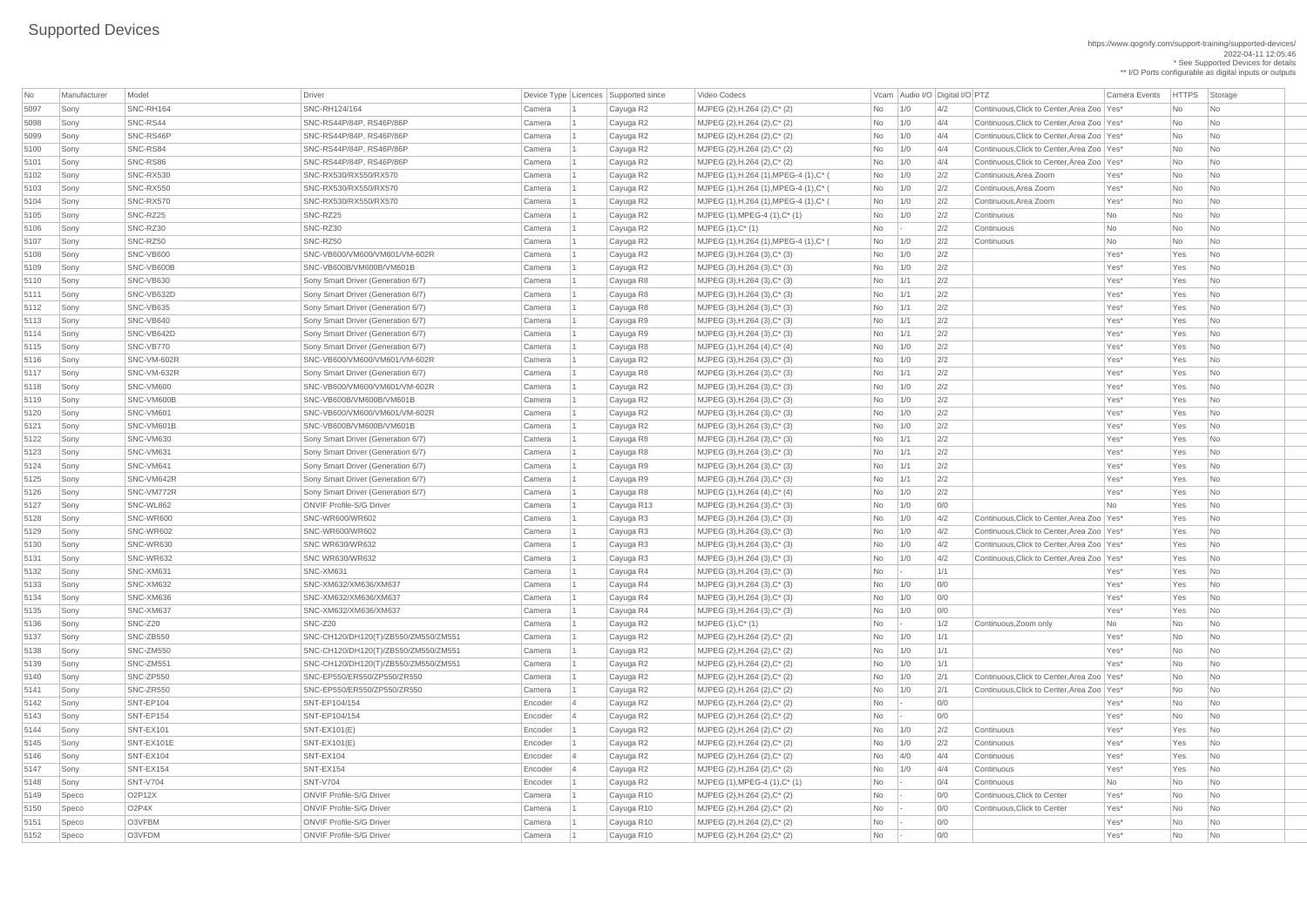# Supported Devices

https://www.qognify.com/support-training/supported-devices/
2022-04-11 12:05:46
* See Supported Devices for details
** I/O Ports configurable as digital inputs or outputs

| No | Manufacturer | Model | Driver | Device Type | Licences | Supported since | Video Codecs | Vcam | Audio I/O | Digital I/O | PTZ | Camera Events | HTTPS | Storage |
|---|---|---|---|---|---|---|---|---|---|---|---|---|---|---|
| 5097 | Sony | SNC-RH164 | SNC-RH124/164 | Camera | 1 | Cayuga R2 | MJPEG (2),H.264 (2),C* (2) | No | 1/0 | 4/2 | Continuous,Click to Center,Area Zoo | Yes* | No | No |
| 5098 | Sony | SNC-RS44 | SNC-RS44P/84P, RS46P/86P | Camera | 1 | Cayuga R2 | MJPEG (2),H.264 (2),C* (2) | No | 1/0 | 4/4 | Continuous,Click to Center,Area Zoo | Yes* | No | No |
| 5099 | Sony | SNC-RS46P | SNC-RS44P/84P, RS46P/86P | Camera | 1 | Cayuga R2 | MJPEG (2),H.264 (2),C* (2) | No | 1/0 | 4/4 | Continuous,Click to Center,Area Zoo | Yes* | No | No |
| 5100 | Sony | SNC-RS84 | SNC-RS44P/84P, RS46P/86P | Camera | 1 | Cayuga R2 | MJPEG (2),H.264 (2),C* (2) | No | 1/0 | 4/4 | Continuous,Click to Center,Area Zoo | Yes* | No | No |
| 5101 | Sony | SNC-RS86 | SNC-RS44P/84P, RS46P/86P | Camera | 1 | Cayuga R2 | MJPEG (2),H.264 (2),C* (2) | No | 1/0 | 4/4 | Continuous,Click to Center,Area Zoo | Yes* | No | No |
| 5102 | Sony | SNC-RX530 | SNC-RX530/RX550/RX570 | Camera | 1 | Cayuga R2 | MJPEG (1),H.264 (1),MPEG-4 (1),C* ( | No | 1/0 | 2/2 | Continuous,Area Zoom | Yes* | No | No |
| 5103 | Sony | SNC-RX550 | SNC-RX530/RX550/RX570 | Camera | 1 | Cayuga R2 | MJPEG (1),H.264 (1),MPEG-4 (1),C* ( | No | 1/0 | 2/2 | Continuous,Area Zoom | Yes* | No | No |
| 5104 | Sony | SNC-RX570 | SNC-RX530/RX550/RX570 | Camera | 1 | Cayuga R2 | MJPEG (1),H.264 (1),MPEG-4 (1),C* ( | No | 1/0 | 2/2 | Continuous,Area Zoom | Yes* | No | No |
| 5105 | Sony | SNC-RZ25 | SNC-RZ25 | Camera | 1 | Cayuga R2 | MJPEG (1),MPEG-4 (1),C* (1) | No | 1/0 | 2/2 | Continuous | No | No | No |
| 5106 | Sony | SNC-RZ30 | SNC-RZ30 | Camera | 1 | Cayuga R2 | MJPEG (1),C* (1) | No | - | 2/2 | Continuous | No | No | No |
| 5107 | Sony | SNC-RZ50 | SNC-RZ50 | Camera | 1 | Cayuga R2 | MJPEG (1),H.264 (1),MPEG-4 (1),C* ( | No | 1/0 | 2/2 | Continuous | No | No | No |
| 5108 | Sony | SNC-VB600 | SNC-VB600/VM600/VM601/VM-602R | Camera | 1 | Cayuga R2 | MJPEG (3),H.264 (3),C* (3) | No | 1/0 | 2/2 | | Yes* | Yes | No |
| 5109 | Sony | SNC-VB600B | SNC-VB600B/VM600B/VM601B | Camera | 1 | Cayuga R2 | MJPEG (3),H.264 (3),C* (3) | No | 1/0 | 2/2 | | Yes* | Yes | No |
| 5110 | Sony | SNC-VB630 | Sony Smart Driver (Generation 6/7) | Camera | 1 | Cayuga R8 | MJPEG (3),H.264 (3),C* (3) | No | 1/1 | 2/2 | | Yes* | Yes | No |
| 5111 | Sony | SNC-VB632D | Sony Smart Driver (Generation 6/7) | Camera | 1 | Cayuga R8 | MJPEG (3),H.264 (3),C* (3) | No | 1/1 | 2/2 | | Yes* | Yes | No |
| 5112 | Sony | SNC-VB635 | Sony Smart Driver (Generation 6/7) | Camera | 1 | Cayuga R8 | MJPEG (3),H.264 (3),C* (3) | No | 1/1 | 2/2 | | Yes* | Yes | No |
| 5113 | Sony | SNC-VB640 | Sony Smart Driver (Generation 6/7) | Camera | 1 | Cayuga R9 | MJPEG (3),H.264 (3),C* (3) | No | 1/1 | 2/2 | | Yes* | Yes | No |
| 5114 | Sony | SNC-VB642D | Sony Smart Driver (Generation 6/7) | Camera | 1 | Cayuga R9 | MJPEG (3),H.264 (3),C* (3) | No | 1/1 | 2/2 | | Yes* | Yes | No |
| 5115 | Sony | SNC-VB770 | Sony Smart Driver (Generation 6/7) | Camera | 1 | Cayuga R8 | MJPEG (1),H.264 (4),C* (4) | No | 1/0 | 2/2 | | Yes* | Yes | No |
| 5116 | Sony | SNC-VM-602R | SNC-VB600/VM600/VM601/VM-602R | Camera | 1 | Cayuga R2 | MJPEG (3),H.264 (3),C* (3) | No | 1/0 | 2/2 | | Yes* | Yes | No |
| 5117 | Sony | SNC-VM-632R | Sony Smart Driver (Generation 6/7) | Camera | 1 | Cayuga R8 | MJPEG (3),H.264 (3),C* (3) | No | 1/1 | 2/2 | | Yes* | Yes | No |
| 5118 | Sony | SNC-VM600 | SNC-VB600/VM600/VM601/VM-602R | Camera | 1 | Cayuga R2 | MJPEG (3),H.264 (3),C* (3) | No | 1/0 | 2/2 | | Yes* | Yes | No |
| 5119 | Sony | SNC-VM600B | SNC-VB600B/VM600B/VM601B | Camera | 1 | Cayuga R2 | MJPEG (3),H.264 (3),C* (3) | No | 1/0 | 2/2 | | Yes* | Yes | No |
| 5120 | Sony | SNC-VM601 | SNC-VB600/VM600/VM601/VM-602R | Camera | 1 | Cayuga R2 | MJPEG (3),H.264 (3),C* (3) | No | 1/0 | 2/2 | | Yes* | Yes | No |
| 5121 | Sony | SNC-VM601B | SNC-VB600B/VM600B/VM601B | Camera | 1 | Cayuga R2 | MJPEG (3),H.264 (3),C* (3) | No | 1/0 | 2/2 | | Yes* | Yes | No |
| 5122 | Sony | SNC-VM630 | Sony Smart Driver (Generation 6/7) | Camera | 1 | Cayuga R8 | MJPEG (3),H.264 (3),C* (3) | No | 1/1 | 2/2 | | Yes* | Yes | No |
| 5123 | Sony | SNC-VM631 | Sony Smart Driver (Generation 6/7) | Camera | 1 | Cayuga R8 | MJPEG (3),H.264 (3),C* (3) | No | 1/1 | 2/2 | | Yes* | Yes | No |
| 5124 | Sony | SNC-VM641 | Sony Smart Driver (Generation 6/7) | Camera | 1 | Cayuga R9 | MJPEG (3),H.264 (3),C* (3) | No | 1/1 | 2/2 | | Yes* | Yes | No |
| 5125 | Sony | SNC-VM642R | Sony Smart Driver (Generation 6/7) | Camera | 1 | Cayuga R9 | MJPEG (3),H.264 (3),C* (3) | No | 1/1 | 2/2 | | Yes* | Yes | No |
| 5126 | Sony | SNC-VM772R | Sony Smart Driver (Generation 6/7) | Camera | 1 | Cayuga R8 | MJPEG (1),H.264 (4),C* (4) | No | 1/0 | 2/2 | | Yes* | Yes | No |
| 5127 | Sony | SNC-WL862 | ONVIF Profile-S/G Driver | Camera | 1 | Cayuga R13 | MJPEG (3),H.264 (3),C* (3) | No | 1/0 | 0/0 | | No | Yes | No |
| 5128 | Sony | SNC-WR600 | SNC-WR600/WR602 | Camera | 1 | Cayuga R3 | MJPEG (3),H.264 (3),C* (3) | No | 1/0 | 4/2 | Continuous,Click to Center,Area Zoo | Yes* | Yes | No |
| 5129 | Sony | SNC-WR602 | SNC-WR600/WR602 | Camera | 1 | Cayuga R3 | MJPEG (3),H.264 (3),C* (3) | No | 1/0 | 4/2 | Continuous,Click to Center,Area Zoo | Yes* | Yes | No |
| 5130 | Sony | SNC-WR630 | SNC WR630/WR632 | Camera | 1 | Cayuga R3 | MJPEG (3),H.264 (3),C* (3) | No | 1/0 | 4/2 | Continuous,Click to Center,Area Zoo | Yes* | Yes | No |
| 5131 | Sony | SNC-WR632 | SNC WR630/WR632 | Camera | 1 | Cayuga R3 | MJPEG (3),H.264 (3),C* (3) | No | 1/0 | 4/2 | Continuous,Click to Center,Area Zoo | Yes* | Yes | No |
| 5132 | Sony | SNC-XM631 | SNC-XM631 | Camera | 1 | Cayuga R4 | MJPEG (3),H.264 (3),C* (3) | No | - | 1/1 | | Yes* | Yes | No |
| 5133 | Sony | SNC-XM632 | SNC-XM632/XM636/XM637 | Camera | 1 | Cayuga R4 | MJPEG (3),H.264 (3),C* (3) | No | 1/0 | 0/0 | | Yes* | Yes | No |
| 5134 | Sony | SNC-XM636 | SNC-XM632/XM636/XM637 | Camera | 1 | Cayuga R4 | MJPEG (3),H.264 (3),C* (3) | No | 1/0 | 0/0 | | Yes* | Yes | No |
| 5135 | Sony | SNC-XM637 | SNC-XM632/XM636/XM637 | Camera | 1 | Cayuga R4 | MJPEG (3),H.264 (3),C* (3) | No | 1/0 | 0/0 | | Yes* | Yes | No |
| 5136 | Sony | SNC-Z20 | SNC-Z20 | Camera | 1 | Cayuga R2 | MJPEG (1),C* (1) | No | - | 1/2 | Continuous,Zoom only | No | No | No |
| 5137 | Sony | SNC-ZB550 | SNC-CH120/DH120(T)/ZB550/ZM550/ZM551 | Camera | 1 | Cayuga R2 | MJPEG (2),H.264 (2),C* (2) | No | 1/0 | 1/1 | | Yes* | No | No |
| 5138 | Sony | SNC-ZM550 | SNC-CH120/DH120(T)/ZB550/ZM550/ZM551 | Camera | 1 | Cayuga R2 | MJPEG (2),H.264 (2),C* (2) | No | 1/0 | 1/1 | | Yes* | No | No |
| 5139 | Sony | SNC-ZM551 | SNC-CH120/DH120(T)/ZB550/ZM550/ZM551 | Camera | 1 | Cayuga R2 | MJPEG (2),H.264 (2),C* (2) | No | 1/0 | 1/1 | | Yes* | No | No |
| 5140 | Sony | SNC-ZP550 | SNC-EP550/ER550/ZP550/ZR550 | Camera | 1 | Cayuga R2 | MJPEG (2),H.264 (2),C* (2) | No | 1/0 | 2/1 | Continuous,Click to Center,Area Zoo | Yes* | No | No |
| 5141 | Sony | SNC-ZR550 | SNC-EP550/ER550/ZP550/ZR550 | Camera | 1 | Cayuga R2 | MJPEG (2),H.264 (2),C* (2) | No | 1/0 | 2/1 | Continuous,Click to Center,Area Zoo | Yes* | No | No |
| 5142 | Sony | SNT-EP104 | SNT-EP104/154 | Encoder | 4 | Cayuga R2 | MJPEG (2),H.264 (2),C* (2) | No | - | 0/0 | | Yes* | No | No |
| 5143 | Sony | SNT-EP154 | SNT-EP104/154 | Encoder | 4 | Cayuga R2 | MJPEG (2),H.264 (2),C* (2) | No | - | 0/0 | | Yes* | No | No |
| 5144 | Sony | SNT-EX101 | SNT-EX101(E) | Encoder | 1 | Cayuga R2 | MJPEG (2),H.264 (2),C* (2) | No | 1/0 | 2/2 | Continuous | Yes* | Yes | No |
| 5145 | Sony | SNT-EX101E | SNT-EX101(E) | Encoder | 1 | Cayuga R2 | MJPEG (2),H.264 (2),C* (2) | No | 1/0 | 2/2 | Continuous | Yes* | Yes | No |
| 5146 | Sony | SNT-EX104 | SNT-EX104 | Encoder | 4 | Cayuga R2 | MJPEG (2),H.264 (2),C* (2) | No | 4/0 | 4/4 | Continuous | Yes* | Yes | No |
| 5147 | Sony | SNT-EX154 | SNT-EX154 | Encoder | 4 | Cayuga R2 | MJPEG (2),H.264 (2),C* (2) | No | 1/0 | 4/4 | Continuous | Yes* | Yes | No |
| 5148 | Sony | SNT-V704 | SNT-V704 | Encoder | 1 | Cayuga R2 | MJPEG (1),MPEG-4 (1),C* (1) | No | - | 0/4 | Continuous | No | No | No |
| 5149 | Speco | O2P12X | ONVIF Profile-S/G Driver | Camera | 1 | Cayuga R10 | MJPEG (2),H.264 (2),C* (2) | No | - | 0/0 | Continuous,Click to Center | Yes* | No | No |
| 5150 | Speco | O2P4X | ONVIF Profile-S/G Driver | Camera | 1 | Cayuga R10 | MJPEG (2),H.264 (2),C* (2) | No | - | 0/0 | Continuous,Click to Center | Yes* | No | No |
| 5151 | Speco | O3VFBM | ONVIF Profile-S/G Driver | Camera | 1 | Cayuga R10 | MJPEG (2),H.264 (2),C* (2) | No | - | 0/0 | | Yes* | No | No |
| 5152 | Speco | O3VFDM | ONVIF Profile-S/G Driver | Camera | 1 | Cayuga R10 | MJPEG (2),H.264 (2),C* (2) | No | - | 0/0 | | Yes* | No | No |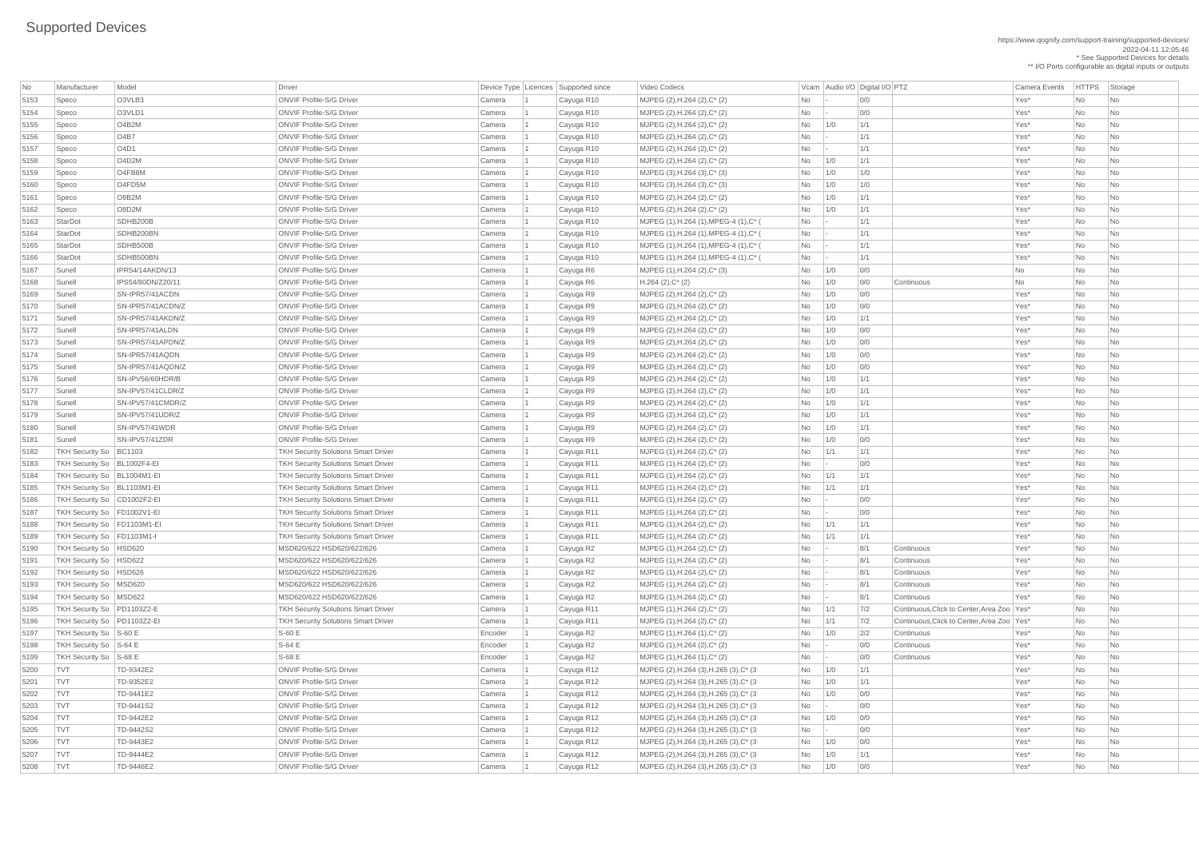# Supported Devices

https://www.qognify.com/support-training/supported-devices/
2022-04-11 12:05:46
* See Supported Devices for details
** I/O Ports configurable as digital inputs or outputs

| No | Manufacturer | Model | Driver | Device Type | Licences | Supported since | Video Codecs | Vcam | Audio I/O | Digital I/O | PTZ | Camera Events | HTTPS | Storage |
|---|---|---|---|---|---|---|---|---|---|---|---|---|---|---|
| 5153 | Speco | O3VLB3 | ONVIF Profile-S/G Driver | Camera | 1 | Cayuga R10 | MJPEG (2),H.264 (2),C* (2) | No | - | 0/0 | | Yes* | No | No |
| 5154 | Speco | O3VLD1 | ONVIF Profile-S/G Driver | Camera | 1 | Cayuga R10 | MJPEG (2),H.264 (2),C* (2) | No | - | 0/0 | | Yes* | No | No |
| 5155 | Speco | O4B2M | ONVIF Profile-S/G Driver | Camera | 1 | Cayuga R10 | MJPEG (2),H.264 (2),C* (2) | No | 1/0 | 1/1 | | Yes* | No | No |
| 5156 | Speco | O4B7 | ONVIF Profile-S/G Driver | Camera | 1 | Cayuga R10 | MJPEG (2),H.264 (2),C* (2) | No | - | 1/1 | | Yes* | No | No |
| 5157 | Speco | O4D1 | ONVIF Profile-S/G Driver | Camera | 1 | Cayuga R10 | MJPEG (2),H.264 (2),C* (2) | No | - | 1/1 | | Yes* | No | No |
| 5158 | Speco | O4D2M | ONVIF Profile-S/G Driver | Camera | 1 | Cayuga R10 | MJPEG (2),H.264 (2),C* (2) | No | 1/0 | 1/1 | | Yes* | No | No |
| 5159 | Speco | O4FB8M | ONVIF Profile-S/G Driver | Camera | 1 | Cayuga R10 | MJPEG (3),H.264 (3),C* (3) | No | 1/0 | 1/0 | | Yes* | No | No |
| 5160 | Speco | O4FD5M | ONVIF Profile-S/G Driver | Camera | 1 | Cayuga R10 | MJPEG (3),H.264 (3),C* (3) | No | 1/0 | 1/0 | | Yes* | No | No |
| 5161 | Speco | O8B2M | ONVIF Profile-S/G Driver | Camera | 1 | Cayuga R10 | MJPEG (2),H.264 (2),C* (2) | No | 1/0 | 1/1 | | Yes* | No | No |
| 5162 | Speco | O8D2M | ONVIF Profile-S/G Driver | Camera | 1 | Cayuga R10 | MJPEG (2),H.264 (2),C* (2) | No | 1/0 | 1/1 | | Yes* | No | No |
| 5163 | StarDot | SDHB200B | ONVIF Profile-S/G Driver | Camera | 1 | Cayuga R10 | MJPEG (1),H.264 (1),MPEG-4 (1),C* ( | No | - | 1/1 | | Yes* | No | No |
| 5164 | StarDot | SDHB200BN | ONVIF Profile-S/G Driver | Camera | 1 | Cayuga R10 | MJPEG (1),H.264 (1),MPEG-4 (1),C* ( | No | - | 1/1 | | Yes* | No | No |
| 5165 | StarDot | SDHB500B | ONVIF Profile-S/G Driver | Camera | 1 | Cayuga R10 | MJPEG (1),H.264 (1),MPEG-4 (1),C* ( | No | - | 1/1 | | Yes* | No | No |
| 5166 | StarDot | SDHB500BN | ONVIF Profile-S/G Driver | Camera | 1 | Cayuga R10 | MJPEG (1),H.264 (1),MPEG-4 (1),C* ( | No | - | 1/1 | | Yes* | No | No |
| 5167 | Sunell | IPR54/14AKDN/13 | ONVIF Profile-S/G Driver | Camera | 1 | Cayuga R6 | MJPEG (2),H.264 (2),C* (3) | No | 1/0 | 0/0 | | No | No | No |
| 5168 | Sunell | IPS54/80DN/Z20/11 | ONVIF Profile-S/G Driver | Camera | 1 | Cayuga R6 | H.264 (2),C* (2) | No | 1/0 | 0/0 | Continuous | No | No | No |
| 5169 | Sunell | SN-IPR57/41ACDN | ONVIF Profile-S/G Driver | Camera | 1 | Cayuga R9 | MJPEG (2),H.264 (2),C* (2) | No | 1/0 | 0/0 | | Yes* | No | No |
| 5170 | Sunell | SN-IPR57/41ACDN/Z | ONVIF Profile-S/G Driver | Camera | 1 | Cayuga R9 | MJPEG (2),H.264 (2),C* (2) | No | 1/0 | 0/0 | | Yes* | No | No |
| 5171 | Sunell | SN-IPR57/41AKDN/Z | ONVIF Profile-S/G Driver | Camera | 1 | Cayuga R9 | MJPEG (2),H.264 (2),C* (2) | No | 1/0 | 1/1 | | Yes* | No | No |
| 5172 | Sunell | SN-IPR57/41ALDN | ONVIF Profile-S/G Driver | Camera | 1 | Cayuga R9 | MJPEG (2),H.264 (2),C* (2) | No | 1/0 | 0/0 | | Yes* | No | No |
| 5173 | Sunell | SN-IPR57/41APDN/Z | ONVIF Profile-S/G Driver | Camera | 1 | Cayuga R9 | MJPEG (2),H.264 (2),C* (2) | No | 1/0 | 0/0 | | Yes* | No | No |
| 5174 | Sunell | SN-IPR57/41AQDN | ONVIF Profile-S/G Driver | Camera | 1 | Cayuga R9 | MJPEG (2),H.264 (2),C* (2) | No | 1/0 | 0/0 | | Yes* | No | No |
| 5175 | Sunell | SN-IPR57/41AQDN/Z | ONVIF Profile-S/G Driver | Camera | 1 | Cayuga R9 | MJPEG (2),H.264 (2),C* (2) | No | 1/0 | 0/0 | | Yes* | No | No |
| 5176 | Sunell | SN-IPV56/60HDR/B | ONVIF Profile-S/G Driver | Camera | 1 | Cayuga R9 | MJPEG (2),H.264 (2),C* (2) | No | 1/0 | 1/1 | | Yes* | No | No |
| 5177 | Sunell | SN-IPV57/41CLDR/Z | ONVIF Profile-S/G Driver | Camera | 1 | Cayuga R9 | MJPEG (2),H.264 (2),C* (2) | No | 1/0 | 1/1 | | Yes* | No | No |
| 5178 | Sunell | SN-IPV57/41CMDR/Z | ONVIF Profile-S/G Driver | Camera | 1 | Cayuga R9 | MJPEG (2),H.264 (2),C* (2) | No | 1/0 | 1/1 | | Yes* | No | No |
| 5179 | Sunell | SN-IPV57/41UDR/Z | ONVIF Profile-S/G Driver | Camera | 1 | Cayuga R9 | MJPEG (2),H.264 (2),C* (2) | No | 1/0 | 1/1 | | Yes* | No | No |
| 5180 | Sunell | SN-IPV57/41WDR | ONVIF Profile-S/G Driver | Camera | 1 | Cayuga R9 | MJPEG (2),H.264 (2),C* (2) | No | 1/0 | 1/1 | | Yes* | No | No |
| 5181 | Sunell | SN-IPV57/41ZDR | ONVIF Profile-S/G Driver | Camera | 1 | Cayuga R9 | MJPEG (2),H.264 (2),C* (2) | No | 1/0 | 0/0 | | Yes* | No | No |
| 5182 | TKH Security So | BC1103 | TKH Security Solutions Smart Driver | Camera | 1 | Cayuga R11 | MJPEG (1),H.264 (2),C* (2) | No | 1/1 | 1/1 | | Yes* | No | No |
| 5183 | TKH Security So | BL1002F4-EI | TKH Security Solutions Smart Driver | Camera | 1 | Cayuga R11 | MJPEG (1),H.264 (2),C* (2) | No | - | 0/0 | | Yes* | No | No |
| 5184 | TKH Security So | BL1004M1-EI | TKH Security Solutions Smart Driver | Camera | 1 | Cayuga R11 | MJPEG (1),H.264 (2),C* (2) | No | 1/1 | 1/1 | | Yes* | No | No |
| 5185 | TKH Security So | BL1103M1-EI | TKH Security Solutions Smart Driver | Camera | 1 | Cayuga R11 | MJPEG (1),H.264 (2),C* (2) | No | 1/1 | 1/1 | | Yes* | No | No |
| 5186 | TKH Security So | CD1002F2-EI | TKH Security Solutions Smart Driver | Camera | 1 | Cayuga R11 | MJPEG (1),H.264 (2),C* (2) | No | - | 0/0 | | Yes* | No | No |
| 5187 | TKH Security So | FD1002V1-EI | TKH Security Solutions Smart Driver | Camera | 1 | Cayuga R11 | MJPEG (1),H.264 (2),C* (2) | No | - | 0/0 | | Yes* | No | No |
| 5188 | TKH Security So | FD1103M1-EI | TKH Security Solutions Smart Driver | Camera | 1 | Cayuga R11 | MJPEG (1),H.264 (2),C* (2) | No | 1/1 | 1/1 | | Yes* | No | No |
| 5189 | TKH Security So | FD1103M1-I | TKH Security Solutions Smart Driver | Camera | 1 | Cayuga R11 | MJPEG (1),H.264 (2),C* (2) | No | 1/1 | 1/1 | | Yes* | No | No |
| 5190 | TKH Security So | HSD620 | MSD620/622 HSD620/622/626 | Camera | 1 | Cayuga R2 | MJPEG (1),H.264 (2),C* (2) | No | - | 8/1 | Continuous | Yes* | No | No |
| 5191 | TKH Security So | HSD622 | MSD620/622 HSD620/622/626 | Camera | 1 | Cayuga R2 | MJPEG (1),H.264 (2),C* (2) | No | - | 8/1 | Continuous | Yes* | No | No |
| 5192 | TKH Security So | HSD626 | MSD620/622 HSD620/622/626 | Camera | 1 | Cayuga R2 | MJPEG (1),H.264 (2),C* (2) | No | - | 8/1 | Continuous | Yes* | No | No |
| 5193 | TKH Security So | MSD620 | MSD620/622 HSD620/622/626 | Camera | 1 | Cayuga R2 | MJPEG (1),H.264 (2),C* (2) | No | - | 8/1 | Continuous | Yes* | No | No |
| 5194 | TKH Security So | MSD622 | MSD620/622 HSD620/622/626 | Camera | 1 | Cayuga R2 | MJPEG (1),H.264 (2),C* (2) | No | - | 8/1 | Continuous | Yes* | No | No |
| 5195 | TKH Security So | PD1103Z2-E | TKH Security Solutions Smart Driver | Camera | 1 | Cayuga R11 | MJPEG (1),H.264 (2),C* (2) | No | 1/1 | 7/2 | Continuous,Click to Center,Area Zoo | Yes* | No | No |
| 5196 | TKH Security So | PD1103Z2-EI | TKH Security Solutions Smart Driver | Camera | 1 | Cayuga R11 | MJPEG (1),H.264 (2),C* (2) | No | 1/1 | 7/2 | Continuous,Click to Center,Area Zoo | Yes* | No | No |
| 5197 | TKH Security So | S-60 E | S-60 E | Encoder | 1 | Cayuga R2 | MJPEG (1),H.264 (1),C* (2) | No | 1/0 | 2/2 | Continuous | Yes* | No | No |
| 5198 | TKH Security So | S-64 E | S-64 E | Encoder | 1 | Cayuga R2 | MJPEG (1),H.264 (2),C* (2) | No | - | 0/0 | Continuous | Yes* | No | No |
| 5199 | TKH Security So | S-68 E | S-68 E | Encoder | 1 | Cayuga R2 | MJPEG (1),H.264 (1),C* (2) | No | - | 0/0 | Continuous | Yes* | No | No |
| 5200 | TVT | TD-9342E2 | ONVIF Profile-S/G Driver | Camera | 1 | Cayuga R12 | MJPEG (2),H.264 (3),H.265 (3),C* (3 | No | 1/0 | 1/1 | | Yes* | No | No |
| 5201 | TVT | TD-9352E2 | ONVIF Profile-S/G Driver | Camera | 1 | Cayuga R12 | MJPEG (2),H.264 (3),H.265 (3),C* (3 | No | 1/0 | 1/1 | | Yes* | No | No |
| 5202 | TVT | TD-9441E2 | ONVIF Profile-S/G Driver | Camera | 1 | Cayuga R12 | MJPEG (2),H.264 (3),H.265 (3),C* (3 | No | 1/0 | 0/0 | | Yes* | No | No |
| 5203 | TVT | TD-9441S2 | ONVIF Profile-S/G Driver | Camera | 1 | Cayuga R12 | MJPEG (2),H.264 (3),H.265 (3),C* (3 | No | - | 0/0 | | Yes* | No | No |
| 5204 | TVT | TD-9442E2 | ONVIF Profile-S/G Driver | Camera | 1 | Cayuga R12 | MJPEG (2),H.264 (3),H.265 (3),C* (3 | No | 1/0 | 0/0 | | Yes* | No | No |
| 5205 | TVT | TD-9442S2 | ONVIF Profile-S/G Driver | Camera | 1 | Cayuga R12 | MJPEG (2),H.264 (3),H.265 (3),C* (3 | No | - | 0/0 | | Yes* | No | No |
| 5206 | TVT | TD-9443E2 | ONVIF Profile-S/G Driver | Camera | 1 | Cayuga R12 | MJPEG (2),H.264 (3),H.265 (3),C* (3 | No | 1/0 | 0/0 | | Yes* | No | No |
| 5207 | TVT | TD-9444E2 | ONVIF Profile-S/G Driver | Camera | 1 | Cayuga R12 | MJPEG (2),H.264 (3),H.265 (3),C* (3 | No | 1/0 | 1/1 | | Yes* | No | No |
| 5208 | TVT | TD-9446E2 | ONVIF Profile-S/G Driver | Camera | 1 | Cayuga R12 | MJPEG (2),H.264 (3),H.265 (3),C* (3 | No | 1/0 | 0/0 | | Yes* | No | No |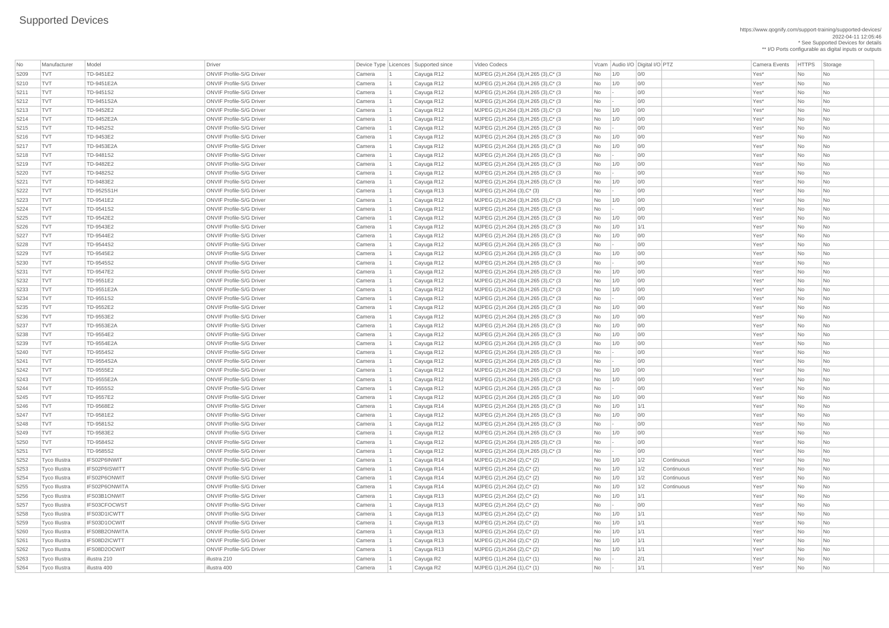# Supported Devices

https://www.qognify.com/support-training/supported-devices/
2022-04-11 12:05:46
* See Supported Devices for details
** I/O Ports configurable as digital inputs or outputs

| No | Manufacturer | Model | Driver | Device Type | Licences | Supported since | Video Codecs | Vcam | Audio I/O | Digital I/O | PTZ | Camera Events | HTTPS | Storage |
|---|---|---|---|---|---|---|---|---|---|---|---|---|---|---|
| 5209 | TVT | TD-9451E2 | ONVIF Profile-S/G Driver | Camera | 1 | Cayuga R12 | MJPEG (2),H.264 (3),H.265 (3),C* (3 | No | 1/0 | 0/0 | | Yes* | No | No |
| 5210 | TVT | TD-9451E2A | ONVIF Profile-S/G Driver | Camera | 1 | Cayuga R12 | MJPEG (2),H.264 (3),H.265 (3),C* (3 | No | 1/0 | 0/0 | | Yes* | No | No |
| 5211 | TVT | TD-9451S2 | ONVIF Profile-S/G Driver | Camera | 1 | Cayuga R12 | MJPEG (2),H.264 (3),H.265 (3),C* (3 | No | - | 0/0 | | Yes* | No | No |
| 5212 | TVT | TD-9451S2A | ONVIF Profile-S/G Driver | Camera | 1 | Cayuga R12 | MJPEG (2),H.264 (3),H.265 (3),C* (3 | No | - | 0/0 | | Yes* | No | No |
| 5213 | TVT | TD-9452E2 | ONVIF Profile-S/G Driver | Camera | 1 | Cayuga R12 | MJPEG (2),H.264 (3),H.265 (3),C* (3 | No | 1/0 | 0/0 | | Yes* | No | No |
| 5214 | TVT | TD-9452E2A | ONVIF Profile-S/G Driver | Camera | 1 | Cayuga R12 | MJPEG (2),H.264 (3),H.265 (3),C* (3 | No | 1/0 | 0/0 | | Yes* | No | No |
| 5215 | TVT | TD-9452S2 | ONVIF Profile-S/G Driver | Camera | 1 | Cayuga R12 | MJPEG (2),H.264 (3),H.265 (3),C* (3 | No | - | 0/0 | | Yes* | No | No |
| 5216 | TVT | TD-9453E2 | ONVIF Profile-S/G Driver | Camera | 1 | Cayuga R12 | MJPEG (2),H.264 (3),H.265 (3),C* (3 | No | 1/0 | 0/0 | | Yes* | No | No |
| 5217 | TVT | TD-9453E2A | ONVIF Profile-S/G Driver | Camera | 1 | Cayuga R12 | MJPEG (2),H.264 (3),H.265 (3),C* (3 | No | 1/0 | 0/0 | | Yes* | No | No |
| 5218 | TVT | TD-9481S2 | ONVIF Profile-S/G Driver | Camera | 1 | Cayuga R12 | MJPEG (2),H.264 (3),H.265 (3),C* (3 | No | - | 0/0 | | Yes* | No | No |
| 5219 | TVT | TD-9482E2 | ONVIF Profile-S/G Driver | Camera | 1 | Cayuga R12 | MJPEG (2),H.264 (3),H.265 (3),C* (3 | No | 1/0 | 0/0 | | Yes* | No | No |
| 5220 | TVT | TD-9482S2 | ONVIF Profile-S/G Driver | Camera | 1 | Cayuga R12 | MJPEG (2),H.264 (3),H.265 (3),C* (3 | No | - | 0/0 | | Yes* | No | No |
| 5221 | TVT | TD-9483E2 | ONVIF Profile-S/G Driver | Camera | 1 | Cayuga R12 | MJPEG (2),H.264 (3),H.265 (3),C* (3 | No | 1/0 | 0/0 | | Yes* | No | No |
| 5222 | TVT | TD-9525S1H | ONVIF Profile-S/G Driver | Camera | 1 | Cayuga R13 | MJPEG (2),H.264 (3),C* (3) | No | - | 0/0 | | Yes* | No | No |
| 5223 | TVT | TD-9541E2 | ONVIF Profile-S/G Driver | Camera | 1 | Cayuga R12 | MJPEG (2),H.264 (3),H.265 (3),C* (3 | No | 1/0 | 0/0 | | Yes* | No | No |
| 5224 | TVT | TD-9541S2 | ONVIF Profile-S/G Driver | Camera | 1 | Cayuga R12 | MJPEG (2),H.264 (3),H.265 (3),C* (3 | No | - | 0/0 | | Yes* | No | No |
| 5225 | TVT | TD-9542E2 | ONVIF Profile-S/G Driver | Camera | 1 | Cayuga R12 | MJPEG (2),H.264 (3),H.265 (3),C* (3 | No | 1/0 | 0/0 | | Yes* | No | No |
| 5226 | TVT | TD-9543E2 | ONVIF Profile-S/G Driver | Camera | 1 | Cayuga R12 | MJPEG (2),H.264 (3),H.265 (3),C* (3 | No | 1/0 | 1/1 | | Yes* | No | No |
| 5227 | TVT | TD-9544E2 | ONVIF Profile-S/G Driver | Camera | 1 | Cayuga R12 | MJPEG (2),H.264 (3),H.265 (3),C* (3 | No | 1/0 | 0/0 | | Yes* | No | No |
| 5228 | TVT | TD-9544S2 | ONVIF Profile-S/G Driver | Camera | 1 | Cayuga R12 | MJPEG (2),H.264 (3),H.265 (3),C* (3 | No | - | 0/0 | | Yes* | No | No |
| 5229 | TVT | TD-9545E2 | ONVIF Profile-S/G Driver | Camera | 1 | Cayuga R12 | MJPEG (2),H.264 (3),H.265 (3),C* (3 | No | 1/0 | 0/0 | | Yes* | No | No |
| 5230 | TVT | TD-9545S2 | ONVIF Profile-S/G Driver | Camera | 1 | Cayuga R12 | MJPEG (2),H.264 (3),H.265 (3),C* (3 | No | - | 0/0 | | Yes* | No | No |
| 5231 | TVT | TD-9547E2 | ONVIF Profile-S/G Driver | Camera | 1 | Cayuga R12 | MJPEG (2),H.264 (3),H.265 (3),C* (3 | No | 1/0 | 0/0 | | Yes* | No | No |
| 5232 | TVT | TD-9551E2 | ONVIF Profile-S/G Driver | Camera | 1 | Cayuga R12 | MJPEG (2),H.264 (3),H.265 (3),C* (3 | No | 1/0 | 0/0 | | Yes* | No | No |
| 5233 | TVT | TD-9551E2A | ONVIF Profile-S/G Driver | Camera | 1 | Cayuga R12 | MJPEG (2),H.264 (3),H.265 (3),C* (3 | No | 1/0 | 0/0 | | Yes* | No | No |
| 5234 | TVT | TD-9551S2 | ONVIF Profile-S/G Driver | Camera | 1 | Cayuga R12 | MJPEG (2),H.264 (3),H.265 (3),C* (3 | No | - | 0/0 | | Yes* | No | No |
| 5235 | TVT | TD-9552E2 | ONVIF Profile-S/G Driver | Camera | 1 | Cayuga R12 | MJPEG (2),H.264 (3),H.265 (3),C* (3 | No | 1/0 | 0/0 | | Yes* | No | No |
| 5236 | TVT | TD-9553E2 | ONVIF Profile-S/G Driver | Camera | 1 | Cayuga R12 | MJPEG (2),H.264 (3),H.265 (3),C* (3 | No | 1/0 | 0/0 | | Yes* | No | No |
| 5237 | TVT | TD-9553E2A | ONVIF Profile-S/G Driver | Camera | 1 | Cayuga R12 | MJPEG (2),H.264 (3),H.265 (3),C* (3 | No | 1/0 | 0/0 | | Yes* | No | No |
| 5238 | TVT | TD-9554E2 | ONVIF Profile-S/G Driver | Camera | 1 | Cayuga R12 | MJPEG (2),H.264 (3),H.265 (3),C* (3 | No | 1/0 | 0/0 | | Yes* | No | No |
| 5239 | TVT | TD-9554E2A | ONVIF Profile-S/G Driver | Camera | 1 | Cayuga R12 | MJPEG (2),H.264 (3),H.265 (3),C* (3 | No | 1/0 | 0/0 | | Yes* | No | No |
| 5240 | TVT | TD-9554S2 | ONVIF Profile-S/G Driver | Camera | 1 | Cayuga R12 | MJPEG (2),H.264 (3),H.265 (3),C* (3 | No | - | 0/0 | | Yes* | No | No |
| 5241 | TVT | TD-9554S2A | ONVIF Profile-S/G Driver | Camera | 1 | Cayuga R12 | MJPEG (2),H.264 (3),H.265 (3),C* (3 | No | - | 0/0 | | Yes* | No | No |
| 5242 | TVT | TD-9555E2 | ONVIF Profile-S/G Driver | Camera | 1 | Cayuga R12 | MJPEG (2),H.264 (3),H.265 (3),C* (3 | No | 1/0 | 0/0 | | Yes* | No | No |
| 5243 | TVT | TD-9555E2A | ONVIF Profile-S/G Driver | Camera | 1 | Cayuga R12 | MJPEG (2),H.264 (3),H.265 (3),C* (3 | No | 1/0 | 0/0 | | Yes* | No | No |
| 5244 | TVT | TD-9555S2 | ONVIF Profile-S/G Driver | Camera | 1 | Cayuga R12 | MJPEG (2),H.264 (3),H.265 (3),C* (3 | No | - | 0/0 | | Yes* | No | No |
| 5245 | TVT | TD-9557E2 | ONVIF Profile-S/G Driver | Camera | 1 | Cayuga R12 | MJPEG (2),H.264 (3),H.265 (3),C* (3 | No | 1/0 | 0/0 | | Yes* | No | No |
| 5246 | TVT | TD-9568E2 | ONVIF Profile-S/G Driver | Camera | 1 | Cayuga R14 | MJPEG (2),H.264 (3),H.265 (3),C* (3 | No | 1/0 | 1/1 | | Yes* | No | No |
| 5247 | TVT | TD-9581E2 | ONVIF Profile-S/G Driver | Camera | 1 | Cayuga R12 | MJPEG (2),H.264 (3),H.265 (3),C* (3 | No | 1/0 | 0/0 | | Yes* | No | No |
| 5248 | TVT | TD-9581S2 | ONVIF Profile-S/G Driver | Camera | 1 | Cayuga R12 | MJPEG (2),H.264 (3),H.265 (3),C* (3 | No | - | 0/0 | | Yes* | No | No |
| 5249 | TVT | TD-9583E2 | ONVIF Profile-S/G Driver | Camera | 1 | Cayuga R12 | MJPEG (2),H.264 (3),H.265 (3),C* (3 | No | 1/0 | 0/0 | | Yes* | No | No |
| 5250 | TVT | TD-9584S2 | ONVIF Profile-S/G Driver | Camera | 1 | Cayuga R12 | MJPEG (2),H.264 (3),H.265 (3),C* (3 | No | - | 0/0 | | Yes* | No | No |
| 5251 | TVT | TD-9585S2 | ONVIF Profile-S/G Driver | Camera | 1 | Cayuga R12 | MJPEG (2),H.264 (3),H.265 (3),C* (3 | No | - | 0/0 | | Yes* | No | No |
| 5252 | Tyco Illustra | IFS02P6INWIT | ONVIF Profile-S/G Driver | Camera | 1 | Cayuga R14 | MJPEG (2),H.264 (2),C* (2) | No | 1/0 | 1/2 | Continuous | Yes* | No | No |
| 5253 | Tyco Illustra | IFS02P6ISWITT | ONVIF Profile-S/G Driver | Camera | 1 | Cayuga R14 | MJPEG (2),H.264 (2),C* (2) | No | 1/0 | 1/2 | Continuous | Yes* | No | No |
| 5254 | Tyco Illustra | IFS02P6ONWIT | ONVIF Profile-S/G Driver | Camera | 1 | Cayuga R14 | MJPEG (2),H.264 (2),C* (2) | No | 1/0 | 1/2 | Continuous | Yes* | No | No |
| 5255 | Tyco Illustra | IFS02P6ONWITA | ONVIF Profile-S/G Driver | Camera | 1 | Cayuga R14 | MJPEG (2),H.264 (2),C* (2) | No | 1/0 | 1/2 | Continuous | Yes* | No | No |
| 5256 | Tyco Illustra | IFS03B1ONWIT | ONVIF Profile-S/G Driver | Camera | 1 | Cayuga R13 | MJPEG (2),H.264 (2),C* (2) | No | 1/0 | 1/1 | | Yes* | No | No |
| 5257 | Tyco Illustra | IFS03CFOCWST | ONVIF Profile-S/G Driver | Camera | 1 | Cayuga R13 | MJPEG (2),H.264 (2),C* (2) | No | - | 0/0 | | Yes* | No | No |
| 5258 | Tyco Illustra | IFS03D1ICWTT | ONVIF Profile-S/G Driver | Camera | 1 | Cayuga R13 | MJPEG (2),H.264 (2),C* (2) | No | 1/0 | 1/1 | | Yes* | No | No |
| 5259 | Tyco Illustra | IFS03D1OCWIT | ONVIF Profile-S/G Driver | Camera | 1 | Cayuga R13 | MJPEG (2),H.264 (2),C* (2) | No | 1/0 | 1/1 | | Yes* | No | No |
| 5260 | Tyco Illustra | IFS08B2ONWITA | ONVIF Profile-S/G Driver | Camera | 1 | Cayuga R13 | MJPEG (2),H.264 (2),C* (2) | No | 1/0 | 1/1 | | Yes* | No | No |
| 5261 | Tyco Illustra | IFS08D2ICWTT | ONVIF Profile-S/G Driver | Camera | 1 | Cayuga R13 | MJPEG (2),H.264 (2),C* (2) | No | 1/0 | 1/1 | | Yes* | No | No |
| 5262 | Tyco Illustra | IFS08D2OCWIT | ONVIF Profile-S/G Driver | Camera | 1 | Cayuga R13 | MJPEG (2),H.264 (2),C* (2) | No | 1/0 | 1/1 | | Yes* | No | No |
| 5263 | Tyco Illustra | illustra 210 | illustra 210 | Camera | 1 | Cayuga R2 | MJPEG (1),H.264 (1),C* (1) | No | - | 2/1 | | Yes* | No | No |
| 5264 | Tyco Illustra | illustra 400 | illustra 400 | Camera | 1 | Cayuga R2 | MJPEG (1),H.264 (1),C* (1) | No | - | 1/1 | | Yes* | No | No |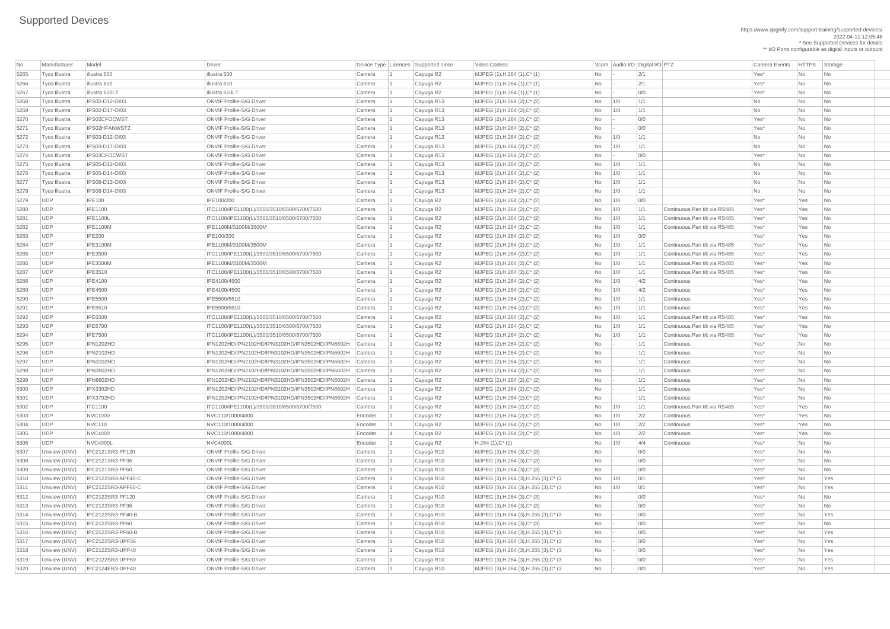# Supported Devices

https://www.qognify.com/support-training/supported-devices/
2022-04-11 12:05:46
* See Supported Devices for details
** I/O Ports configurable as digital inputs or outputs

| No | Manufacturer | Model | Driver | Device Type | Licences | Supported since | Video Codecs | Vcam | Audio I/O | Digital I/O | PTZ | Camera Events | HTTPS | Storage |
|---|---|---|---|---|---|---|---|---|---|---|---|---|---|---|
| 5265 | Tyco Illustra | illustra 600 | illustra 600 | Camera | 1 | Cayuga R2 | MJPEG (1),H.264 (1),C* (1) | No | - | 2/1 | | Yes* | No | No |
| 5266 | Tyco Illustra | illustra 610 | illustra 610 | Camera | 1 | Cayuga R2 | MJPEG (1),H.264 (1),C* (1) | No | - | 2/1 | | Yes* | No | No |
| 5267 | Tyco Illustra | illustra 610LT | illustra 610LT | Camera | 1 | Cayuga R2 | MJPEG (1),H.264 (1),C* (1) | No | - | 0/0 | | Yes* | No | No |
| 5268 | Tyco Illustra | IPS02-D12-OI03 | ONVIF Profile-S/G Driver | Camera | 1 | Cayuga R13 | MJPEG (2),H.264 (2),C* (2) | No | 1/0 | 1/1 | | No | No | No |
| 5269 | Tyco Illustra | IPS02-D17-OI03 | ONVIF Profile-S/G Driver | Camera | 1 | Cayuga R13 | MJPEG (2),H.264 (2),C* (2) | No | 1/0 | 1/1 | | No | No | No |
| 5270 | Tyco Illustra | IPS02CFOCWST | ONVIF Profile-S/G Driver | Camera | 1 | Cayuga R13 | MJPEG (2),H.264 (2),C* (2) | No | - | 0/0 | | Yes* | No | No |
| 5271 | Tyco Illustra | IPS02HFANWST2 | ONVIF Profile-S/G Driver | Camera | 1 | Cayuga R13 | MJPEG (2),H.264 (2),C* (2) | No | - | 0/0 | | Yes* | No | No |
| 5272 | Tyco Illustra | IPS03-D12-OI03 | ONVIF Profile-S/G Driver | Camera | 1 | Cayuga R13 | MJPEG (2),H.264 (2),C* (2) | No | 1/0 | 1/1 | | No | No | No |
| 5273 | Tyco Illustra | IPS03-D17-OI03 | ONVIF Profile-S/G Driver | Camera | 1 | Cayuga R13 | MJPEG (2),H.264 (2),C* (2) | No | 1/0 | 1/1 | | No | No | No |
| 5274 | Tyco Illustra | IPS03CFOCWST | ONVIF Profile-S/G Driver | Camera | 1 | Cayuga R13 | MJPEG (2),H.264 (2),C* (2) | No | - | 0/0 | | Yes* | No | No |
| 5275 | Tyco Illustra | IPS05-D12-OI03 | ONVIF Profile-S/G Driver | Camera | 1 | Cayuga R13 | MJPEG (2),H.264 (2),C* (2) | No | 1/0 | 1/1 | | No | No | No |
| 5276 | Tyco Illustra | IPS05-D14-OI03 | ONVIF Profile-S/G Driver | Camera | 1 | Cayuga R13 | MJPEG (2),H.264 (2),C* (2) | No | 1/0 | 1/1 | | No | No | No |
| 5277 | Tyco Illustra | IPS08-D13-OI03 | ONVIF Profile-S/G Driver | Camera | 1 | Cayuga R13 | MJPEG (2),H.264 (2),C* (2) | No | 1/0 | 1/1 | | No | No | No |
| 5278 | Tyco Illustra | IPS08-D14-OI03 | ONVIF Profile-S/G Driver | Camera | 1 | Cayuga R13 | MJPEG (2),H.264 (2),C* (2) | No | 1/0 | 1/1 | | No | No | No |
| 5279 | UDP | IPE100 | IPE100/200 | Camera | 1 | Cayuga R2 | MJPEG (2),H.264 (2),C* (2) | No | 1/0 | 0/0 | | Yes* | Yes | No |
| 5280 | UDP | IPE1100 | ITC1100/IPE1100(L)/3500/3510/6500/6700/7500 | Camera | 1 | Cayuga R2 | MJPEG (2),H.264 (2),C* (2) | No | 1/0 | 1/1 | Continuous,Pan tilt via RS485 | Yes* | Yes | No |
| 5281 | UDP | IPE1100L | ITC1100/IPE1100(L)/3500/3510/6500/6700/7500 | Camera | 1 | Cayuga R2 | MJPEG (2),H.264 (2),C* (2) | No | 1/0 | 1/1 | Continuous,Pan tilt via RS485 | Yes* | Yes | No |
| 5282 | UDP | IPE1100M | IPE1100M/3100M/3500M | Camera | 1 | Cayuga R2 | MJPEG (2),H.264 (2),C* (2) | No | 1/0 | 1/1 | Continuous,Pan tilt via RS485 | Yes* | Yes | No |
| 5283 | UDP | IPE200 | IPE100/200 | Camera | 1 | Cayuga R2 | MJPEG (2),H.264 (2),C* (2) | No | 1/0 | 0/0 | | Yes* | Yes | No |
| 5284 | UDP | IPE3100M | IPE1100M/3100M/3500M | Camera | 1 | Cayuga R2 | MJPEG (2),H.264 (2),C* (2) | No | 1/0 | 1/1 | Continuous,Pan tilt via RS485 | Yes* | Yes | No |
| 5285 | UDP | IPE3500 | ITC1100/IPE1100(L)/3500/3510/6500/6700/7500 | Camera | 1 | Cayuga R2 | MJPEG (2),H.264 (2),C* (2) | No | 1/0 | 1/1 | Continuous,Pan tilt via RS485 | Yes* | Yes | No |
| 5286 | UDP | IPE3500M | IPE1100M/3100M/3500M | Camera | 1 | Cayuga R2 | MJPEG (2),H.264 (2),C* (2) | No | 1/0 | 1/1 | Continuous,Pan tilt via RS485 | Yes* | Yes | No |
| 5287 | UDP | IPE3510 | ITC1100/IPE1100(L)/3500/3510/6500/6700/7500 | Camera | 1 | Cayuga R2 | MJPEG (2),H.264 (2),C* (2) | No | 1/0 | 1/1 | Continuous,Pan tilt via RS485 | Yes* | Yes | No |
| 5288 | UDP | IPE4100 | IPE4100/4500 | Camera | 1 | Cayuga R2 | MJPEG (2),H.264 (2),C* (2) | No | 1/0 | 4/2 | Continuous | Yes* | Yes | No |
| 5289 | UDP | IPE4500 | IPE4100/4500 | Camera | 1 | Cayuga R2 | MJPEG (2),H.264 (2),C* (2) | No | 1/0 | 4/2 | Continuous | Yes* | Yes | No |
| 5290 | UDP | IPE5500 | IPE5500/5510 | Camera | 1 | Cayuga R2 | MJPEG (2),H.264 (2),C* (2) | No | 1/0 | 1/1 | Continuous | Yes* | Yes | No |
| 5291 | UDP | IPE5510 | IPE5500/5510 | Camera | 1 | Cayuga R2 | MJPEG (2),H.264 (2),C* (2) | No | 1/0 | 1/1 | Continuous | Yes* | Yes | No |
| 5292 | UDP | IPE6500 | ITC1100/IPE1100(L)/3500/3510/6500/6700/7500 | Camera | 1 | Cayuga R2 | MJPEG (2),H.264 (2),C* (2) | No | 1/0 | 1/1 | Continuous,Pan tilt via RS485 | Yes* | Yes | No |
| 5293 | UDP | IPE6700 | ITC1100/IPE1100(L)/3500/3510/6500/6700/7500 | Camera | 1 | Cayuga R2 | MJPEG (2),H.264 (2),C* (2) | No | 1/0 | 1/1 | Continuous,Pan tilt via RS485 | Yes* | Yes | No |
| 5294 | UDP | IPE7500 | ITC1100/IPE1100(L)/3500/3510/6500/6700/7500 | Camera | 1 | Cayuga R2 | MJPEG (2),H.264 (2),C* (2) | No | 1/0 | 1/1 | Continuous,Pan tilt via RS485 | Yes* | Yes | No |
| 5295 | UDP | IPN1202HD | IPN1202HD/IPN2102HD/IPN3102HD/IPN3502HD/IPN6602H | Camera | 1 | Cayuga R2 | MJPEG (2),H.264 (2),C* (2) | No | - | 1/1 | Continuous | Yes* | No | No |
| 5296 | UDP | IPN2102HD | IPN1202HD/IPN2102HD/IPN3102HD/IPN3502HD/IPN6602H | Camera | 1 | Cayuga R2 | MJPEG (2),H.264 (2),C* (2) | No | - | 1/1 | Continuous | Yes* | No | No |
| 5297 | UDP | IPN3102HD | IPN1202HD/IPN2102HD/IPN3102HD/IPN3502HD/IPN6602H | Camera | 1 | Cayuga R2 | MJPEG (2),H.264 (2),C* (2) | No | - | 1/1 | Continuous | Yes* | No | No |
| 5298 | UDP | IPN3502HD | IPN1202HD/IPN2102HD/IPN3102HD/IPN3502HD/IPN6602H | Camera | 1 | Cayuga R2 | MJPEG (2),H.264 (2),C* (2) | No | - | 1/1 | Continuous | Yes* | No | No |
| 5299 | UDP | IPN6602HD | IPN1202HD/IPN2102HD/IPN3102HD/IPN3502HD/IPN6602H | Camera | 1 | Cayuga R2 | MJPEG (2),H.264 (2),C* (2) | No | - | 1/1 | Continuous | Yes* | No | No |
| 5300 | UDP | IPX3302HD | IPN1202HD/IPN2102HD/IPN3102HD/IPN3502HD/IPN6602H | Camera | 1 | Cayuga R2 | MJPEG (2),H.264 (2),C* (2) | No | - | 1/1 | Continuous | Yes* | No | No |
| 5301 | UDP | IPX3702HD | IPN1202HD/IPN2102HD/IPN3102HD/IPN3502HD/IPN6602H | Camera | 1 | Cayuga R2 | MJPEG (2),H.264 (2),C* (2) | No | - | 1/1 | Continuous | Yes* | No | No |
| 5302 | UDP | ITC1100 | ITC1100/IPE1100(L)/3500/3510/6500/6700/7500 | Camera | 1 | Cayuga R2 | MJPEG (2),H.264 (2),C* (2) | No | 1/0 | 1/1 | Continuous,Pan tilt via RS485 | Yes* | Yes | No |
| 5303 | UDP | NVC1000 | NVC110/1000/4000 | Encoder | 1 | Cayuga R2 | MJPEG (2),H.264 (2),C* (2) | No | 1/0 | 2/2 | Continuous | Yes* | Yes | No |
| 5304 | UDP | NVC110 | NVC110/1000/4000 | Encoder | 1 | Cayuga R2 | MJPEG (2),H.264 (2),C* (2) | No | 1/0 | 2/2 | Continuous | Yes* | Yes | No |
| 5305 | UDP | NVC4000 | NVC110/1000/4000 | Encoder | 4 | Cayuga R2 | MJPEG (2),H.264 (2),C* (2) | No | 4/0 | 2/2 | Continuous | Yes* | Yes | No |
| 5306 | UDP | NVC4000L | NVC4000L | Encoder | 1 | Cayuga R2 | H.264 (1),C* (1) | No | 1/0 | 4/4 | Continuous | Yes* | No | No |
| 5307 | Uniview (UNV) | IPC2121SR3-PF120 | ONVIF Profile-S/G Driver | Camera | 1 | Cayuga R10 | MJPEG (3),H.264 (3),C* (3) | No | - | 0/0 | | Yes* | No | No |
| 5308 | Uniview (UNV) | IPC2121SR3-PF36 | ONVIF Profile-S/G Driver | Camera | 1 | Cayuga R10 | MJPEG (3),H.264 (3),C* (3) | No | - | 0/0 | | Yes* | No | No |
| 5309 | Uniview (UNV) | IPC2121SR3-PF60 | ONVIF Profile-S/G Driver | Camera | 1 | Cayuga R10 | MJPEG (3),H.264 (3),C* (3) | No | - | 0/0 | | Yes* | No | No |
| 5310 | Uniview (UNV) | IPC2122SR3-APF40-C | ONVIF Profile-S/G Driver | Camera | 1 | Cayuga R10 | MJPEG (3),H.264 (3),H.265 (3),C* (3 | No | 1/0 | 0/1 | | Yes* | No | Yes |
| 5311 | Uniview (UNV) | IPC2122SR3-APF60-C | ONVIF Profile-S/G Driver | Camera | 1 | Cayuga R10 | MJPEG (3),H.264 (3),H.265 (3),C* (3 | No | 1/0 | 0/1 | | Yes* | No | Yes |
| 5312 | Uniview (UNV) | IPC2122SR3-PF120 | ONVIF Profile-S/G Driver | Camera | 1 | Cayuga R10 | MJPEG (3),H.264 (3),C* (3) | No | - | 0/0 | | Yes* | No | No |
| 5313 | Uniview (UNV) | IPC2122SR3-PF36 | ONVIF Profile-S/G Driver | Camera | 1 | Cayuga R10 | MJPEG (3),H.264 (3),C* (3) | No | - | 0/0 | | Yes* | No | No |
| 5314 | Uniview (UNV) | IPC2122SR3-PF40-B | ONVIF Profile-S/G Driver | Camera | 1 | Cayuga R10 | MJPEG (3),H.264 (3),H.265 (3),C* (3 | No | - | 0/0 | | Yes* | No | Yes |
| 5315 | Uniview (UNV) | IPC2122SR3-PF60 | ONVIF Profile-S/G Driver | Camera | 1 | Cayuga R10 | MJPEG (3),H.264 (3),C* (3) | No | - | 0/0 | | Yes* | No | No |
| 5316 | Uniview (UNV) | IPC2122SR3-PF60-B | ONVIF Profile-S/G Driver | Camera | 1 | Cayuga R10 | MJPEG (3),H.264 (3),H.265 (3),C* (3 | No | - | 0/0 | | Yes* | No | Yes |
| 5317 | Uniview (UNV) | IPC2122SR3-UPF36 | ONVIF Profile-S/G Driver | Camera | 1 | Cayuga R10 | MJPEG (3),H.264 (3),H.265 (3),C* (3 | No | - | 0/0 | | Yes* | No | Yes |
| 5318 | Uniview (UNV) | IPC2122SR3-UPF40 | ONVIF Profile-S/G Driver | Camera | 1 | Cayuga R10 | MJPEG (3),H.264 (3),H.265 (3),C* (3 | No | - | 0/0 | | Yes* | No | Yes |
| 5319 | Uniview (UNV) | IPC2122SR3-UPF60 | ONVIF Profile-S/G Driver | Camera | 1 | Cayuga R10 | MJPEG (3),H.264 (3),H.265 (3),C* (3 | No | - | 0/0 | | Yes* | No | Yes |
| 5320 | Uniview (UNV) | IPC2124ER3-DPF40 | ONVIF Profile-S/G Driver | Camera | 1 | Cayuga R10 | MJPEG (3),H.264 (3),H.265 (3),C* (3 | No | - | 0/0 | | Yes* | No | Yes |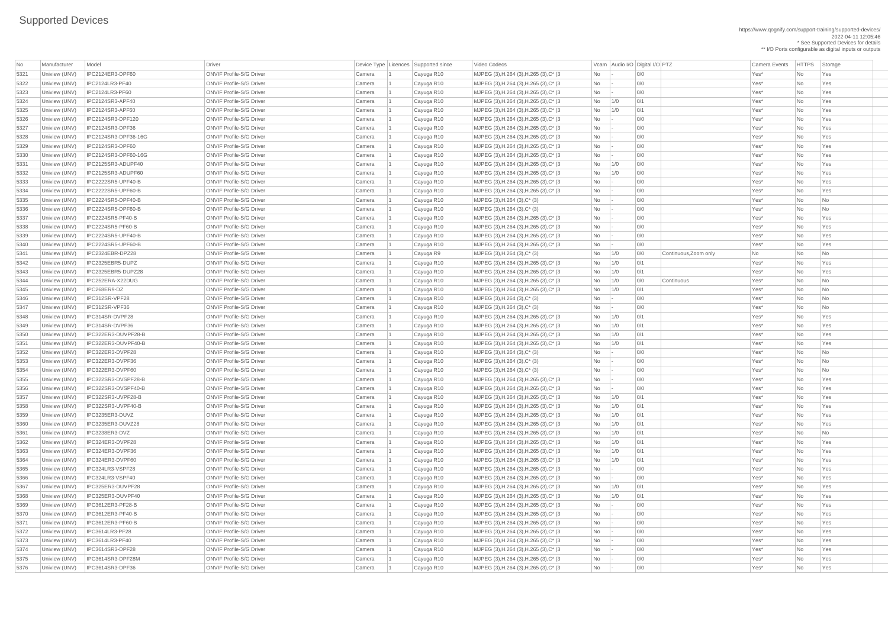# Supported Devices

https://www.qognify.com/support-training/supported-devices/
2022-04-11 12:05:46
* See Supported Devices for details
** I/O Ports configurable as digital inputs or outputs

| No | Manufacturer | Model | Driver | Device Type | Licences | Supported since | Video Codecs | Vcam | Audio I/O | Digital I/O | PTZ | Camera Events | HTTPS | Storage |
|---|---|---|---|---|---|---|---|---|---|---|---|---|---|---|
| 5321 | Uniview (UNV) | IPC2124ER3-DPF60 | ONVIF Profile-S/G Driver | Camera | 1 | Cayuga R10 | MJPEG (3),H.264 (3),H.265 (3),C* (3 | No | - | 0/0 | | Yes* | No | Yes |
| 5322 | Uniview (UNV) | IPC2124LR3-PF40 | ONVIF Profile-S/G Driver | Camera | 1 | Cayuga R10 | MJPEG (3),H.264 (3),H.265 (3),C* (3 | No | - | 0/0 | | Yes* | No | Yes |
| 5323 | Uniview (UNV) | IPC2124LR3-PF60 | ONVIF Profile-S/G Driver | Camera | 1 | Cayuga R10 | MJPEG (3),H.264 (3),H.265 (3),C* (3 | No | - | 0/0 | | Yes* | No | Yes |
| 5324 | Uniview (UNV) | IPC2124SR3-APF40 | ONVIF Profile-S/G Driver | Camera | 1 | Cayuga R10 | MJPEG (3),H.264 (3),H.265 (3),C* (3 | No | 1/0 | 0/1 | | Yes* | No | Yes |
| 5325 | Uniview (UNV) | IPC2124SR3-APF60 | ONVIF Profile-S/G Driver | Camera | 1 | Cayuga R10 | MJPEG (3),H.264 (3),H.265 (3),C* (3 | No | 1/0 | 0/1 | | Yes* | No | Yes |
| 5326 | Uniview (UNV) | IPC2124SR3-DPF120 | ONVIF Profile-S/G Driver | Camera | 1 | Cayuga R10 | MJPEG (3),H.264 (3),H.265 (3),C* (3 | No | - | 0/0 | | Yes* | No | Yes |
| 5327 | Uniview (UNV) | IPC2124SR3-DPF36 | ONVIF Profile-S/G Driver | Camera | 1 | Cayuga R10 | MJPEG (3),H.264 (3),H.265 (3),C* (3 | No | - | 0/0 | | Yes* | No | Yes |
| 5328 | Uniview (UNV) | IPC2124SR3-DPF36-16G | ONVIF Profile-S/G Driver | Camera | 1 | Cayuga R10 | MJPEG (3),H.264 (3),H.265 (3),C* (3 | No | - | 0/0 | | Yes* | No | Yes |
| 5329 | Uniview (UNV) | IPC2124SR3-DPF60 | ONVIF Profile-S/G Driver | Camera | 1 | Cayuga R10 | MJPEG (3),H.264 (3),H.265 (3),C* (3 | No | - | 0/0 | | Yes* | No | Yes |
| 5330 | Uniview (UNV) | IPC2124SR3-DPF60-16G | ONVIF Profile-S/G Driver | Camera | 1 | Cayuga R10 | MJPEG (3),H.264 (3),H.265 (3),C* (3 | No | - | 0/0 | | Yes* | No | Yes |
| 5331 | Uniview (UNV) | IPC2125SR3-ADUPF40 | ONVIF Profile-S/G Driver | Camera | 1 | Cayuga R10 | MJPEG (3),H.264 (3),H.265 (3),C* (3 | No | 1/0 | 0/0 | | Yes* | No | Yes |
| 5332 | Uniview (UNV) | IPC2125SR3-ADUPF60 | ONVIF Profile-S/G Driver | Camera | 1 | Cayuga R10 | MJPEG (3),H.264 (3),H.265 (3),C* (3 | No | 1/0 | 0/0 | | Yes* | No | Yes |
| 5333 | Uniview (UNV) | IPC2222SR5-UPF40-B | ONVIF Profile-S/G Driver | Camera | 1 | Cayuga R10 | MJPEG (3),H.264 (3),H.265 (3),C* (3 | No | - | 0/0 | | Yes* | No | Yes |
| 5334 | Uniview (UNV) | IPC2222SR5-UPF60-B | ONVIF Profile-S/G Driver | Camera | 1 | Cayuga R10 | MJPEG (3),H.264 (3),H.265 (3),C* (3 | No | - | 0/0 | | Yes* | No | Yes |
| 5335 | Uniview (UNV) | IPC2224SR5-DPF40-B | ONVIF Profile-S/G Driver | Camera | 1 | Cayuga R10 | MJPEG (3),H.264 (3),C* (3) | No | - | 0/0 | | Yes* | No | No |
| 5336 | Uniview (UNV) | IPC2224SR5-DPF60-B | ONVIF Profile-S/G Driver | Camera | 1 | Cayuga R10 | MJPEG (3),H.264 (3),C* (3) | No | - | 0/0 | | Yes* | No | No |
| 5337 | Uniview (UNV) | IPC2224SR5-PF40-B | ONVIF Profile-S/G Driver | Camera | 1 | Cayuga R10 | MJPEG (3),H.264 (3),H.265 (3),C* (3 | No | - | 0/0 | | Yes* | No | Yes |
| 5338 | Uniview (UNV) | IPC2224SR5-PF60-B | ONVIF Profile-S/G Driver | Camera | 1 | Cayuga R10 | MJPEG (3),H.264 (3),H.265 (3),C* (3 | No | - | 0/0 | | Yes* | No | Yes |
| 5339 | Uniview (UNV) | IPC2224SR5-UPF40-B | ONVIF Profile-S/G Driver | Camera | 1 | Cayuga R10 | MJPEG (3),H.264 (3),H.265 (3),C* (3 | No | - | 0/0 | | Yes* | No | Yes |
| 5340 | Uniview (UNV) | IPC2224SR5-UPF60-B | ONVIF Profile-S/G Driver | Camera | 1 | Cayuga R10 | MJPEG (3),H.264 (3),H.265 (3),C* (3 | No | - | 0/0 | | Yes* | No | Yes |
| 5341 | Uniview (UNV) | IPC2324EBR-DPZ28 | ONVIF Profile-S/G Driver | Camera | 1 | Cayuga R9 | MJPEG (3),H.264 (3),C* (3) | No | 1/0 | 0/0 | Continuous,Zoom only | No | No | No |
| 5342 | Uniview (UNV) | IPC2325EBR5-DUPZ | ONVIF Profile-S/G Driver | Camera | 1 | Cayuga R10 | MJPEG (3),H.264 (3),H.265 (3),C* (3 | No | 1/0 | 0/1 | | Yes* | No | Yes |
| 5343 | Uniview (UNV) | IPC2325EBR5-DUPZ28 | ONVIF Profile-S/G Driver | Camera | 1 | Cayuga R10 | MJPEG (3),H.264 (3),H.265 (3),C* (3 | No | 1/0 | 0/1 | | Yes* | No | Yes |
| 5344 | Uniview (UNV) | IPC252ERA-X22DUG | ONVIF Profile-S/G Driver | Camera | 1 | Cayuga R10 | MJPEG (3),H.264 (3),H.265 (3),C* (3 | No | 1/0 | 0/0 | Continuous | Yes* | No | No |
| 5345 | Uniview (UNV) | IPC268ER9-DZ | ONVIF Profile-S/G Driver | Camera | 1 | Cayuga R10 | MJPEG (3),H.264 (3),H.265 (3),C* (3 | No | 1/0 | 0/1 | | Yes* | No | No |
| 5346 | Uniview (UNV) | IPC312SR-VPF28 | ONVIF Profile-S/G Driver | Camera | 1 | Cayuga R10 | MJPEG (3),H.264 (3),C* (3) | No | - | 0/0 | | Yes* | No | No |
| 5347 | Uniview (UNV) | IPC312SR-VPF36 | ONVIF Profile-S/G Driver | Camera | 1 | Cayuga R10 | MJPEG (3),H.264 (3),C* (3) | No | - | 0/0 | | Yes* | No | No |
| 5348 | Uniview (UNV) | IPC314SR-DVPF28 | ONVIF Profile-S/G Driver | Camera | 1 | Cayuga R10 | MJPEG (3),H.264 (3),H.265 (3),C* (3 | No | 1/0 | 0/1 | | Yes* | No | Yes |
| 5349 | Uniview (UNV) | IPC314SR-DVPF36 | ONVIF Profile-S/G Driver | Camera | 1 | Cayuga R10 | MJPEG (3),H.264 (3),H.265 (3),C* (3 | No | 1/0 | 0/1 | | Yes* | No | Yes |
| 5350 | Uniview (UNV) | IPC322ER3-DUVPF28-B | ONVIF Profile-S/G Driver | Camera | 1 | Cayuga R10 | MJPEG (3),H.264 (3),H.265 (3),C* (3 | No | 1/0 | 0/1 | | Yes* | No | Yes |
| 5351 | Uniview (UNV) | IPC322ER3-DUVPF40-B | ONVIF Profile-S/G Driver | Camera | 1 | Cayuga R10 | MJPEG (3),H.264 (3),H.265 (3),C* (3 | No | 1/0 | 0/1 | | Yes* | No | Yes |
| 5352 | Uniview (UNV) | IPC322ER3-DVPF28 | ONVIF Profile-S/G Driver | Camera | 1 | Cayuga R10 | MJPEG (3),H.264 (3),C* (3) | No | - | 0/0 | | Yes* | No | No |
| 5353 | Uniview (UNV) | IPC322ER3-DVPF36 | ONVIF Profile-S/G Driver | Camera | 1 | Cayuga R10 | MJPEG (3),H.264 (3),C* (3) | No | - | 0/0 | | Yes* | No | No |
| 5354 | Uniview (UNV) | IPC322ER3-DVPF60 | ONVIF Profile-S/G Driver | Camera | 1 | Cayuga R10 | MJPEG (3),H.264 (3),C* (3) | No | - | 0/0 | | Yes* | No | No |
| 5355 | Uniview (UNV) | IPC322SR3-DVSPF28-B | ONVIF Profile-S/G Driver | Camera | 1 | Cayuga R10 | MJPEG (3),H.264 (3),H.265 (3),C* (3 | No | - | 0/0 | | Yes* | No | Yes |
| 5356 | Uniview (UNV) | IPC322SR3-DVSPF40-B | ONVIF Profile-S/G Driver | Camera | 1 | Cayuga R10 | MJPEG (3),H.264 (3),H.265 (3),C* (3 | No | - | 0/0 | | Yes* | No | Yes |
| 5357 | Uniview (UNV) | IPC322SR3-UVPF28-B | ONVIF Profile-S/G Driver | Camera | 1 | Cayuga R10 | MJPEG (3),H.264 (3),H.265 (3),C* (3 | No | 1/0 | 0/1 | | Yes* | No | Yes |
| 5358 | Uniview (UNV) | IPC322SR3-UVPF40-B | ONVIF Profile-S/G Driver | Camera | 1 | Cayuga R10 | MJPEG (3),H.264 (3),H.265 (3),C* (3 | No | 1/0 | 0/1 | | Yes* | No | Yes |
| 5359 | Uniview (UNV) | IPC3235ER3-DUVZ | ONVIF Profile-S/G Driver | Camera | 1 | Cayuga R10 | MJPEG (3),H.264 (3),H.265 (3),C* (3 | No | 1/0 | 0/1 | | Yes* | No | Yes |
| 5360 | Uniview (UNV) | IPC3235ER3-DUVZ28 | ONVIF Profile-S/G Driver | Camera | 1 | Cayuga R10 | MJPEG (3),H.264 (3),H.265 (3),C* (3 | No | 1/0 | 0/1 | | Yes* | No | Yes |
| 5361 | Uniview (UNV) | IPC3238ER3-DVZ | ONVIF Profile-S/G Driver | Camera | 1 | Cayuga R10 | MJPEG (3),H.264 (3),H.265 (3),C* (3 | No | 1/0 | 0/1 | | Yes* | No | No |
| 5362 | Uniview (UNV) | IPC324ER3-DVPF28 | ONVIF Profile-S/G Driver | Camera | 1 | Cayuga R10 | MJPEG (3),H.264 (3),H.265 (3),C* (3 | No | 1/0 | 0/1 | | Yes* | No | Yes |
| 5363 | Uniview (UNV) | IPC324ER3-DVPF36 | ONVIF Profile-S/G Driver | Camera | 1 | Cayuga R10 | MJPEG (3),H.264 (3),H.265 (3),C* (3 | No | 1/0 | 0/1 | | Yes* | No | Yes |
| 5364 | Uniview (UNV) | IPC324ER3-DVPF60 | ONVIF Profile-S/G Driver | Camera | 1 | Cayuga R10 | MJPEG (3),H.264 (3),H.265 (3),C* (3 | No | 1/0 | 0/1 | | Yes* | No | Yes |
| 5365 | Uniview (UNV) | IPC324LR3-VSPF28 | ONVIF Profile-S/G Driver | Camera | 1 | Cayuga R10 | MJPEG (3),H.264 (3),H.265 (3),C* (3 | No | - | 0/0 | | Yes* | No | Yes |
| 5366 | Uniview (UNV) | IPC324LR3-VSPF40 | ONVIF Profile-S/G Driver | Camera | 1 | Cayuga R10 | MJPEG (3),H.264 (3),H.265 (3),C* (3 | No | - | 0/0 | | Yes* | No | Yes |
| 5367 | Uniview (UNV) | IPC325ER3-DUVPF28 | ONVIF Profile-S/G Driver | Camera | 1 | Cayuga R10 | MJPEG (3),H.264 (3),H.265 (3),C* (3 | No | 1/0 | 0/1 | | Yes* | No | Yes |
| 5368 | Uniview (UNV) | IPC325ER3-DUVPF40 | ONVIF Profile-S/G Driver | Camera | 1 | Cayuga R10 | MJPEG (3),H.264 (3),H.265 (3),C* (3 | No | 1/0 | 0/1 | | Yes* | No | Yes |
| 5369 | Uniview (UNV) | IPC3612ER3-PF28-B | ONVIF Profile-S/G Driver | Camera | 1 | Cayuga R10 | MJPEG (3),H.264 (3),H.265 (3),C* (3 | No | - | 0/0 | | Yes* | No | Yes |
| 5370 | Uniview (UNV) | IPC3612ER3-PF40-B | ONVIF Profile-S/G Driver | Camera | 1 | Cayuga R10 | MJPEG (3),H.264 (3),H.265 (3),C* (3 | No | - | 0/0 | | Yes* | No | Yes |
| 5371 | Uniview (UNV) | IPC3612ER3-PF60-B | ONVIF Profile-S/G Driver | Camera | 1 | Cayuga R10 | MJPEG (3),H.264 (3),H.265 (3),C* (3 | No | - | 0/0 | | Yes* | No | Yes |
| 5372 | Uniview (UNV) | IPC3614LR3-PF28 | ONVIF Profile-S/G Driver | Camera | 1 | Cayuga R10 | MJPEG (3),H.264 (3),H.265 (3),C* (3 | No | - | 0/0 | | Yes* | No | Yes |
| 5373 | Uniview (UNV) | IPC3614LR3-PF40 | ONVIF Profile-S/G Driver | Camera | 1 | Cayuga R10 | MJPEG (3),H.264 (3),H.265 (3),C* (3 | No | - | 0/0 | | Yes* | No | Yes |
| 5374 | Uniview (UNV) | IPC3614SR3-DPF28 | ONVIF Profile-S/G Driver | Camera | 1 | Cayuga R10 | MJPEG (3),H.264 (3),H.265 (3),C* (3 | No | - | 0/0 | | Yes* | No | Yes |
| 5375 | Uniview (UNV) | IPC3614SR3-DPF28M | ONVIF Profile-S/G Driver | Camera | 1 | Cayuga R10 | MJPEG (3),H.264 (3),H.265 (3),C* (3 | No | - | 0/0 | | Yes* | No | Yes |
| 5376 | Uniview (UNV) | IPC3614SR3-DPF36 | ONVIF Profile-S/G Driver | Camera | 1 | Cayuga R10 | MJPEG (3),H.264 (3),H.265 (3),C* (3 | No | - | 0/0 | | Yes* | No | Yes |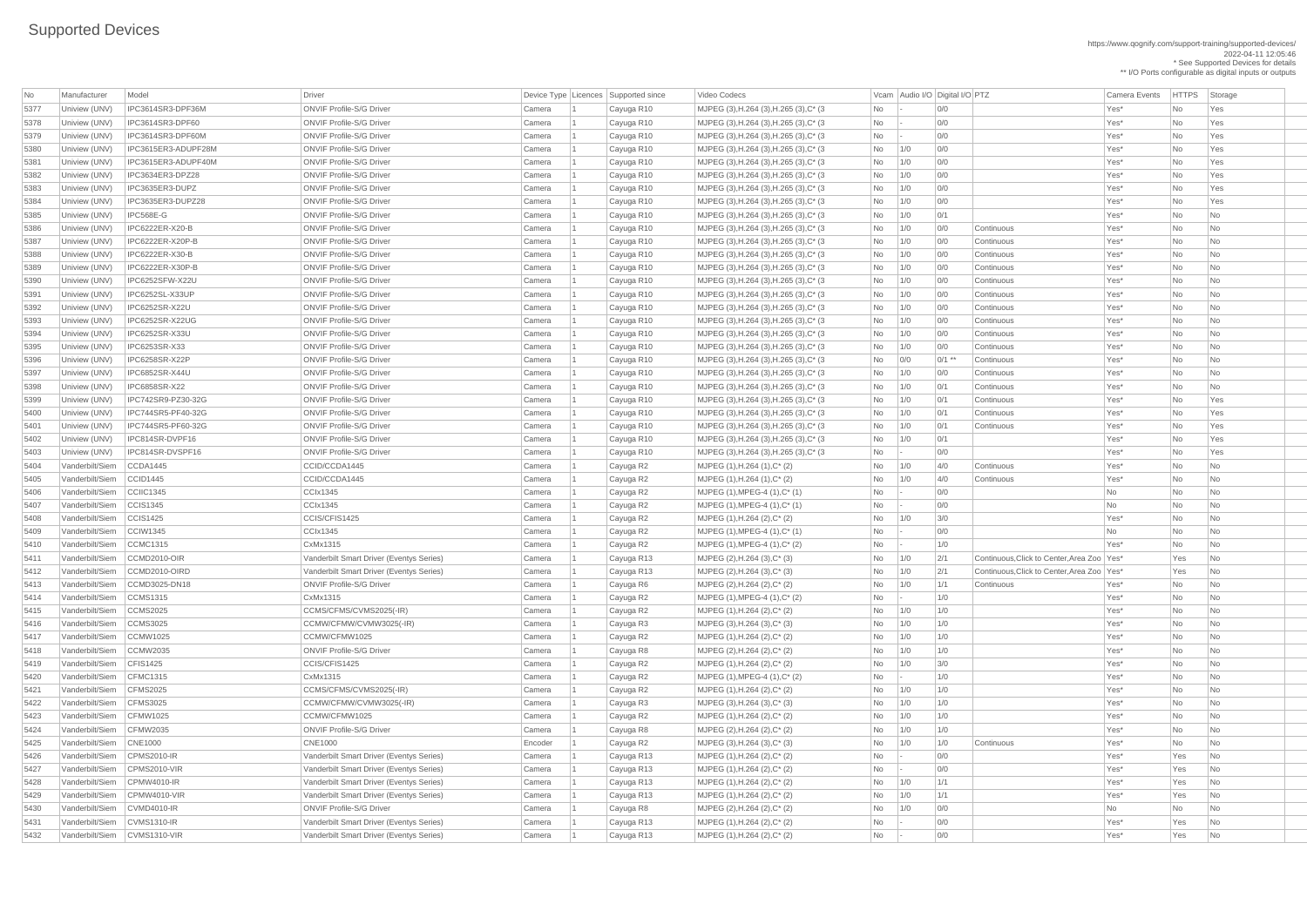# Supported Devices

https://www.qognify.com/support-training/supported-devices/
2022-04-11 12:05:46
* See Supported Devices for details
** I/O Ports configurable as digital inputs or outputs

| No | Manufacturer | Model | Driver | Device Type | Licences | Supported since | Video Codecs | Vcam | Audio I/O | Digital I/O | PTZ | Camera Events | HTTPS | Storage |
|---|---|---|---|---|---|---|---|---|---|---|---|---|---|---|
| 5377 | Uniview (UNV) | IPC3614SR3-DPF36M | ONVIF Profile-S/G Driver | Camera | 1 | Cayuga R10 | MJPEG (3),H.264 (3),H.265 (3),C* (3 | No | - | 0/0 | | Yes* | No | Yes |
| 5378 | Uniview (UNV) | IPC3614SR3-DPF60 | ONVIF Profile-S/G Driver | Camera | 1 | Cayuga R10 | MJPEG (3),H.264 (3),H.265 (3),C* (3 | No | - | 0/0 | | Yes* | No | Yes |
| 5379 | Uniview (UNV) | IPC3614SR3-DPF60M | ONVIF Profile-S/G Driver | Camera | 1 | Cayuga R10 | MJPEG (3),H.264 (3),H.265 (3),C* (3 | No | - | 0/0 | | Yes* | No | Yes |
| 5380 | Uniview (UNV) | IPC3615ER3-ADUPF28M | ONVIF Profile-S/G Driver | Camera | 1 | Cayuga R10 | MJPEG (3),H.264 (3),H.265 (3),C* (3 | No | 1/0 | 0/0 | | Yes* | No | Yes |
| 5381 | Uniview (UNV) | IPC3615ER3-ADUPF40M | ONVIF Profile-S/G Driver | Camera | 1 | Cayuga R10 | MJPEG (3),H.264 (3),H.265 (3),C* (3 | No | 1/0 | 0/0 | | Yes* | No | Yes |
| 5382 | Uniview (UNV) | IPC3634ER3-DPZ28 | ONVIF Profile-S/G Driver | Camera | 1 | Cayuga R10 | MJPEG (3),H.264 (3),H.265 (3),C* (3 | No | 1/0 | 0/0 | | Yes* | No | Yes |
| 5383 | Uniview (UNV) | IPC3635ER3-DUPZ | ONVIF Profile-S/G Driver | Camera | 1 | Cayuga R10 | MJPEG (3),H.264 (3),H.265 (3),C* (3 | No | 1/0 | 0/0 | | Yes* | No | Yes |
| 5384 | Uniview (UNV) | IPC3635ER3-DUPZ28 | ONVIF Profile-S/G Driver | Camera | 1 | Cayuga R10 | MJPEG (3),H.264 (3),H.265 (3),C* (3 | No | 1/0 | 0/0 | | Yes* | No | Yes |
| 5385 | Uniview (UNV) | IPC568E-G | ONVIF Profile-S/G Driver | Camera | 1 | Cayuga R10 | MJPEG (3),H.264 (3),H.265 (3),C* (3 | No | 1/0 | 0/1 | | Yes* | No | No |
| 5386 | Uniview (UNV) | IPC6222ER-X20-B | ONVIF Profile-S/G Driver | Camera | 1 | Cayuga R10 | MJPEG (3),H.264 (3),H.265 (3),C* (3 | No | 1/0 | 0/0 | Continuous | Yes* | No | No |
| 5387 | Uniview (UNV) | IPC6222ER-X20P-B | ONVIF Profile-S/G Driver | Camera | 1 | Cayuga R10 | MJPEG (3),H.264 (3),H.265 (3),C* (3 | No | 1/0 | 0/0 | Continuous | Yes* | No | No |
| 5388 | Uniview (UNV) | IPC6222ER-X30-B | ONVIF Profile-S/G Driver | Camera | 1 | Cayuga R10 | MJPEG (3),H.264 (3),H.265 (3),C* (3 | No | 1/0 | 0/0 | Continuous | Yes* | No | No |
| 5389 | Uniview (UNV) | IPC6222ER-X30P-B | ONVIF Profile-S/G Driver | Camera | 1 | Cayuga R10 | MJPEG (3),H.264 (3),H.265 (3),C* (3 | No | 1/0 | 0/0 | Continuous | Yes* | No | No |
| 5390 | Uniview (UNV) | IPC6252SFW-X22U | ONVIF Profile-S/G Driver | Camera | 1 | Cayuga R10 | MJPEG (3),H.264 (3),H.265 (3),C* (3 | No | 1/0 | 0/0 | Continuous | Yes* | No | No |
| 5391 | Uniview (UNV) | IPC6252SL-X33UP | ONVIF Profile-S/G Driver | Camera | 1 | Cayuga R10 | MJPEG (3),H.264 (3),H.265 (3),C* (3 | No | 1/0 | 0/0 | Continuous | Yes* | No | No |
| 5392 | Uniview (UNV) | IPC6252SR-X22U | ONVIF Profile-S/G Driver | Camera | 1 | Cayuga R10 | MJPEG (3),H.264 (3),H.265 (3),C* (3 | No | 1/0 | 0/0 | Continuous | Yes* | No | No |
| 5393 | Uniview (UNV) | IPC6252SR-X22UG | ONVIF Profile-S/G Driver | Camera | 1 | Cayuga R10 | MJPEG (3),H.264 (3),H.265 (3),C* (3 | No | 1/0 | 0/0 | Continuous | Yes* | No | No |
| 5394 | Uniview (UNV) | IPC6252SR-X33U | ONVIF Profile-S/G Driver | Camera | 1 | Cayuga R10 | MJPEG (3),H.264 (3),H.265 (3),C* (3 | No | 1/0 | 0/0 | Continuous | Yes* | No | No |
| 5395 | Uniview (UNV) | IPC6253SR-X33 | ONVIF Profile-S/G Driver | Camera | 1 | Cayuga R10 | MJPEG (3),H.264 (3),H.265 (3),C* (3 | No | 1/0 | 0/0 | Continuous | Yes* | No | No |
| 5396 | Uniview (UNV) | IPC6258SR-X22P | ONVIF Profile-S/G Driver | Camera | 1 | Cayuga R10 | MJPEG (3),H.264 (3),H.265 (3),C* (3 | No | 0/0 | 0/1 ** | Continuous | Yes* | No | No |
| 5397 | Uniview (UNV) | IPC6852SR-X44U | ONVIF Profile-S/G Driver | Camera | 1 | Cayuga R10 | MJPEG (3),H.264 (3),H.265 (3),C* (3 | No | 1/0 | 0/0 | Continuous | Yes* | No | No |
| 5398 | Uniview (UNV) | IPC6858SR-X22 | ONVIF Profile-S/G Driver | Camera | 1 | Cayuga R10 | MJPEG (3),H.264 (3),H.265 (3),C* (3 | No | 1/0 | 0/1 | Continuous | Yes* | No | No |
| 5399 | Uniview (UNV) | IPC742SR9-PZ30-32G | ONVIF Profile-S/G Driver | Camera | 1 | Cayuga R10 | MJPEG (3),H.264 (3),H.265 (3),C* (3 | No | 1/0 | 0/1 | Continuous | Yes* | No | Yes |
| 5400 | Uniview (UNV) | IPC744SR5-PF40-32G | ONVIF Profile-S/G Driver | Camera | 1 | Cayuga R10 | MJPEG (3),H.264 (3),H.265 (3),C* (3 | No | 1/0 | 0/1 | Continuous | Yes* | No | Yes |
| 5401 | Uniview (UNV) | IPC744SR5-PF60-32G | ONVIF Profile-S/G Driver | Camera | 1 | Cayuga R10 | MJPEG (3),H.264 (3),H.265 (3),C* (3 | No | 1/0 | 0/1 | Continuous | Yes* | No | Yes |
| 5402 | Uniview (UNV) | IPC814SR-DVPF16 | ONVIF Profile-S/G Driver | Camera | 1 | Cayuga R10 | MJPEG (3),H.264 (3),H.265 (3),C* (3 | No | 1/0 | 0/1 | | Yes* | No | Yes |
| 5403 | Uniview (UNV) | IPC814SR-DVSPF16 | ONVIF Profile-S/G Driver | Camera | 1 | Cayuga R10 | MJPEG (3),H.264 (3),H.265 (3),C* (3 | No | - | 0/0 | | Yes* | No | Yes |
| 5404 | Vanderbilt/Siem | CCDA1445 | CCID/CCDA1445 | Camera | 1 | Cayuga R2 | MJPEG (1),H.264 (1),C* (2) | No | 1/0 | 4/0 | Continuous | Yes* | No | No |
| 5405 | Vanderbilt/Siem | CCID1445 | CCID/CCDA1445 | Camera | 1 | Cayuga R2 | MJPEG (1),H.264 (1),C* (2) | No | 1/0 | 4/0 | Continuous | Yes* | No | No |
| 5406 | Vanderbilt/Siem | CCIIC1345 | CCIx1345 | Camera | 1 | Cayuga R2 | MJPEG (1),MPEG-4 (1),C* (1) | No | - | 0/0 | | No | No | No |
| 5407 | Vanderbilt/Siem | CCIS1345 | CCIx1345 | Camera | 1 | Cayuga R2 | MJPEG (1),MPEG-4 (1),C* (1) | No | - | 0/0 | | No | No | No |
| 5408 | Vanderbilt/Siem | CCIS1425 | CCIS/CFIS1425 | Camera | 1 | Cayuga R2 | MJPEG (1),H.264 (2),C* (2) | No | 1/0 | 3/0 | | Yes* | No | No |
| 5409 | Vanderbilt/Siem | CCIW1345 | CCIx1345 | Camera | 1 | Cayuga R2 | MJPEG (1),MPEG-4 (1),C* (1) | No | - | 0/0 | | No | No | No |
| 5410 | Vanderbilt/Siem | CCMC1315 | CxMx1315 | Camera | 1 | Cayuga R2 | MJPEG (1),MPEG-4 (1),C* (2) | No | - | 1/0 | | Yes* | No | No |
| 5411 | Vanderbilt/Siem | CCMD2010-OIR | Vanderbilt Smart Driver (Eventys Series) | Camera | 1 | Cayuga R13 | MJPEG (2),H.264 (3),C* (3) | No | 1/0 | 2/1 | Continuous,Click to Center,Area Zoo | Yes* | Yes | No |
| 5412 | Vanderbilt/Siem | CCMD2010-OIRD | Vanderbilt Smart Driver (Eventys Series) | Camera | 1 | Cayuga R13 | MJPEG (2),H.264 (3),C* (3) | No | 1/0 | 2/1 | Continuous,Click to Center,Area Zoo | Yes* | Yes | No |
| 5413 | Vanderbilt/Siem | CCMD3025-DN18 | ONVIF Profile-S/G Driver | Camera | 1 | Cayuga R6 | MJPEG (2),H.264 (2),C* (2) | No | 1/0 | 1/1 | Continuous | Yes* | No | No |
| 5414 | Vanderbilt/Siem | CCMS1315 | CxMx1315 | Camera | 1 | Cayuga R2 | MJPEG (1),MPEG-4 (1),C* (2) | No | - | 1/0 | | Yes* | No | No |
| 5415 | Vanderbilt/Siem | CCMS2025 | CCMS/CFMS/CVMS2025(-IR) | Camera | 1 | Cayuga R2 | MJPEG (1),H.264 (2),C* (2) | No | 1/0 | 1/0 | | Yes* | No | No |
| 5416 | Vanderbilt/Siem | CCMS3025 | CCMW/CFMW/CVMW3025(-IR) | Camera | 1 | Cayuga R3 | MJPEG (3),H.264 (3),C* (3) | No | 1/0 | 1/0 | | Yes* | No | No |
| 5417 | Vanderbilt/Siem | CCMW1025 | CCMW/CFMW1025 | Camera | 1 | Cayuga R2 | MJPEG (1),H.264 (2),C* (2) | No | 1/0 | 1/0 | | Yes* | No | No |
| 5418 | Vanderbilt/Siem | CCMW2035 | ONVIF Profile-S/G Driver | Camera | 1 | Cayuga R8 | MJPEG (2),H.264 (2),C* (2) | No | 1/0 | 1/0 | | Yes* | No | No |
| 5419 | Vanderbilt/Siem | CFIS1425 | CCIS/CFIS1425 | Camera | 1 | Cayuga R2 | MJPEG (1),H.264 (2),C* (2) | No | 1/0 | 3/0 | | Yes* | No | No |
| 5420 | Vanderbilt/Siem | CFMC1315 | CxMx1315 | Camera | 1 | Cayuga R2 | MJPEG (1),MPEG-4 (1),C* (2) | No | - | 1/0 | | Yes* | No | No |
| 5421 | Vanderbilt/Siem | CFMS2025 | CCMS/CFMS/CVMS2025(-IR) | Camera | 1 | Cayuga R2 | MJPEG (1),H.264 (2),C* (2) | No | 1/0 | 1/0 | | Yes* | No | No |
| 5422 | Vanderbilt/Siem | CFMS3025 | CCMW/CFMW/CVMW3025(-IR) | Camera | 1 | Cayuga R3 | MJPEG (3),H.264 (3),C* (3) | No | 1/0 | 1/0 | | Yes* | No | No |
| 5423 | Vanderbilt/Siem | CFMW1025 | CCMW/CFMW1025 | Camera | 1 | Cayuga R2 | MJPEG (1),H.264 (2),C* (2) | No | 1/0 | 1/0 | | Yes* | No | No |
| 5424 | Vanderbilt/Siem | CFMW2035 | ONVIF Profile-S/G Driver | Camera | 1 | Cayuga R8 | MJPEG (2),H.264 (2),C* (2) | No | 1/0 | 1/0 | | Yes* | No | No |
| 5425 | Vanderbilt/Siem | CNE1000 | CNE1000 | Encoder | 1 | Cayuga R2 | MJPEG (3),H.264 (3),C* (3) | No | 1/0 | 1/0 | Continuous | Yes* | No | No |
| 5426 | Vanderbilt/Siem | CPMS2010-IR | Vanderbilt Smart Driver (Eventys Series) | Camera | 1 | Cayuga R13 | MJPEG (1),H.264 (2),C* (2) | No | - | 0/0 | | Yes* | Yes | No |
| 5427 | Vanderbilt/Siem | CPMS2010-VIR | Vanderbilt Smart Driver (Eventys Series) | Camera | 1 | Cayuga R13 | MJPEG (1),H.264 (2),C* (2) | No | - | 0/0 | | Yes* | Yes | No |
| 5428 | Vanderbilt/Siem | CPMW4010-IR | Vanderbilt Smart Driver (Eventys Series) | Camera | 1 | Cayuga R13 | MJPEG (1),H.264 (2),C* (2) | No | 1/0 | 1/1 | | Yes* | Yes | No |
| 5429 | Vanderbilt/Siem | CPMW4010-VIR | Vanderbilt Smart Driver (Eventys Series) | Camera | 1 | Cayuga R13 | MJPEG (1),H.264 (2),C* (2) | No | 1/0 | 1/1 | | Yes* | Yes | No |
| 5430 | Vanderbilt/Siem | CVMD4010-IR | ONVIF Profile-S/G Driver | Camera | 1 | Cayuga R8 | MJPEG (2),H.264 (2),C* (2) | No | 1/0 | 0/0 | | No | No | No |
| 5431 | Vanderbilt/Siem | CVMS1310-IR | Vanderbilt Smart Driver (Eventys Series) | Camera | 1 | Cayuga R13 | MJPEG (1),H.264 (2),C* (2) | No | - | 0/0 | | Yes* | Yes | No |
| 5432 | Vanderbilt/Siem | CVMS1310-VIR | Vanderbilt Smart Driver (Eventys Series) | Camera | 1 | Cayuga R13 | MJPEG (1),H.264 (2),C* (2) | No | - | 0/0 | | Yes* | Yes | No |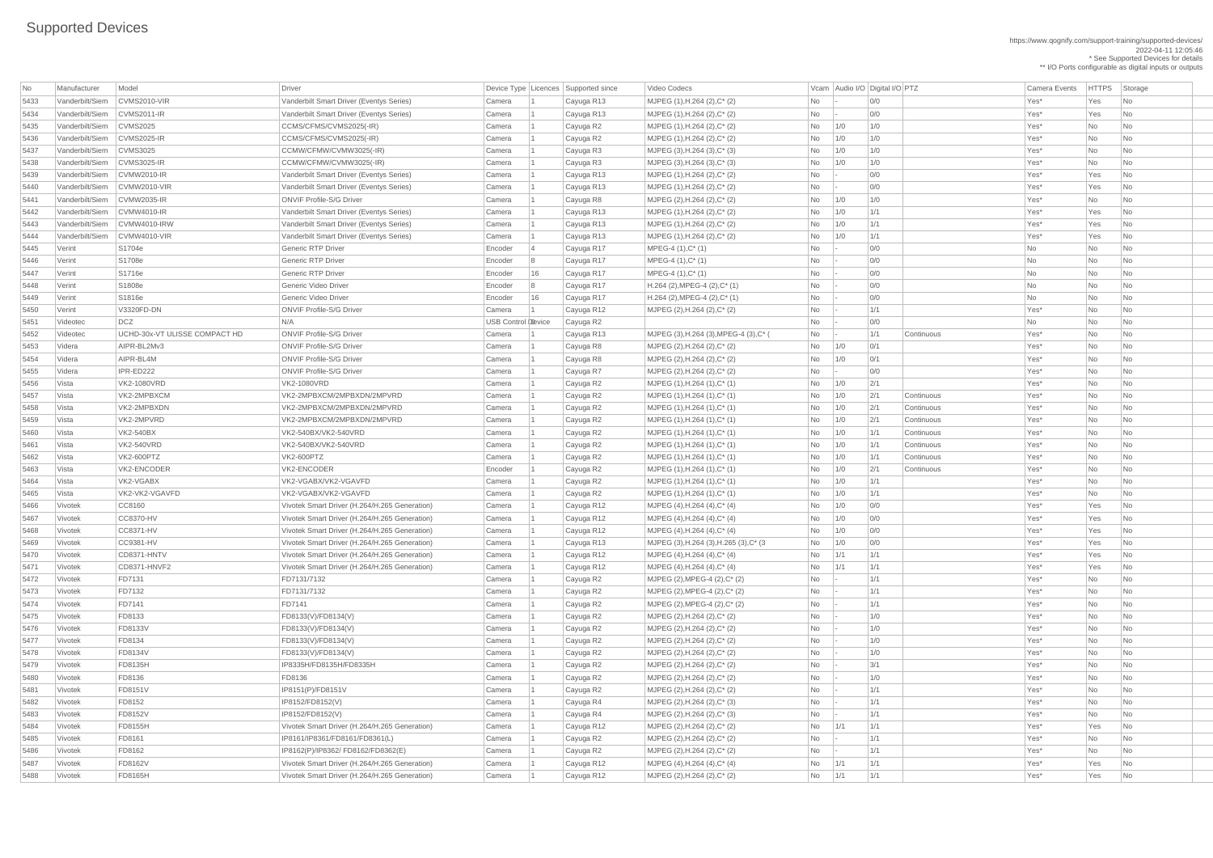# Supported Devices

https://www.qognify.com/support-training/supported-devices/
2022-04-11 12:05:46
* See Supported Devices for details
** I/O Ports configurable as digital inputs or outputs

| No | Manufacturer | Model | Driver | Device Type | Licences | Supported since | Video Codecs | Vcam | Audio I/O | Digital I/O | PTZ | Camera Events | HTTPS | Storage |
|---|---|---|---|---|---|---|---|---|---|---|---|---|---|---|
| 5433 | Vanderbilt/Siem | CVMS2010-VIR | Vanderbilt Smart Driver (Eventys Series) | Camera | 1 | Cayuga R13 | MJPEG (1),H.264 (2),C* (2) | No | - | 0/0 | | Yes* | Yes | No |
| 5434 | Vanderbilt/Siem | CVMS2011-IR | Vanderbilt Smart Driver (Eventys Series) | Camera | 1 | Cayuga R13 | MJPEG (1),H.264 (2),C* (2) | No | - | 0/0 | | Yes* | Yes | No |
| 5435 | Vanderbilt/Siem | CVMS2025 | CCMS/CFMS/CVMS2025(-IR) | Camera | 1 | Cayuga R2 | MJPEG (1),H.264 (2),C* (2) | No | 1/0 | 1/0 | | Yes* | No | No |
| 5436 | Vanderbilt/Siem | CVMS2025-IR | CCMS/CFMS/CVMS2025(-IR) | Camera | 1 | Cayuga R2 | MJPEG (1),H.264 (2),C* (2) | No | 1/0 | 1/0 | | Yes* | No | No |
| 5437 | Vanderbilt/Siem | CVMS3025 | CCMW/CFMW/CVMW3025(-IR) | Camera | 1 | Cayuga R3 | MJPEG (3),H.264 (3),C* (3) | No | 1/0 | 1/0 | | Yes* | No | No |
| 5438 | Vanderbilt/Siem | CVMS3025-IR | CCMW/CFMW/CVMW3025(-IR) | Camera | 1 | Cayuga R3 | MJPEG (3),H.264 (3),C* (3) | No | 1/0 | 1/0 | | Yes* | No | No |
| 5439 | Vanderbilt/Siem | CVMW2010-IR | Vanderbilt Smart Driver (Eventys Series) | Camera | 1 | Cayuga R13 | MJPEG (1),H.264 (2),C* (2) | No | - | 0/0 | | Yes* | Yes | No |
| 5440 | Vanderbilt/Siem | CVMW2010-VIR | Vanderbilt Smart Driver (Eventys Series) | Camera | 1 | Cayuga R13 | MJPEG (1),H.264 (2),C* (2) | No | - | 0/0 | | Yes* | Yes | No |
| 5441 | Vanderbilt/Siem | CVMW2035-IR | ONVIF Profile-S/G Driver | Camera | 1 | Cayuga R8 | MJPEG (2),H.264 (2),C* (2) | No | 1/0 | 1/0 | | Yes* | No | No |
| 5442 | Vanderbilt/Siem | CVMW4010-IR | Vanderbilt Smart Driver (Eventys Series) | Camera | 1 | Cayuga R13 | MJPEG (1),H.264 (2),C* (2) | No | 1/0 | 1/1 | | Yes* | Yes | No |
| 5443 | Vanderbilt/Siem | CVMW4010-IRW | Vanderbilt Smart Driver (Eventys Series) | Camera | 1 | Cayuga R13 | MJPEG (1),H.264 (2),C* (2) | No | 1/0 | 1/1 | | Yes* | Yes | No |
| 5444 | Vanderbilt/Siem | CVMW4010-VIR | Vanderbilt Smart Driver (Eventys Series) | Camera | 1 | Cayuga R13 | MJPEG (1),H.264 (2),C* (2) | No | 1/0 | 1/1 | | Yes* | Yes | No |
| 5445 | Verint | S1704e | Generic RTP Driver | Encoder | 4 | Cayuga R17 | MPEG-4 (1),C* (1) | No | - | 0/0 | | No | No | No |
| 5446 | Verint | S1708e | Generic RTP Driver | Encoder | 8 | Cayuga R17 | MPEG-4 (1),C* (1) | No | - | 0/0 | | No | No | No |
| 5447 | Verint | S1716e | Generic RTP Driver | Encoder | 16 | Cayuga R17 | MPEG-4 (1),C* (1) | No | - | 0/0 | | No | No | No |
| 5448 | Verint | S1808e | Generic Video Driver | Encoder | 8 | Cayuga R17 | H.264 (2),MPEG-4 (2),C* (1) | No | - | 0/0 | | No | No | No |
| 5449 | Verint | S1816e | Generic Video Driver | Encoder | 16 | Cayuga R17 | H.264 (2),MPEG-4 (2),C* (1) | No | - | 0/0 | | No | No | No |
| 5450 | Verint | V3320FD-DN | ONVIF Profile-S/G Driver | Camera | 1 | Cayuga R12 | MJPEG (2),H.264 (2),C* (2) | No | - | 1/1 | | Yes* | No | No |
| 5451 | Videotec | DCZ | N/A | USB Control Device | 0 | Cayuga R2 | | No | - | 0/0 | | No | No | No |
| 5452 | Videotec | UCHD-30x-VT ULISSE COMPACT HD | ONVIF Profile-S/G Driver | Camera | 1 | Cayuga R13 | MJPEG (3),H.264 (3),MPEG-4 (3),C* ( | No | - | 1/1 | Continuous | Yes* | No | No |
| 5453 | Videra | AIPR-BL2Mv3 | ONVIF Profile-S/G Driver | Camera | 1 | Cayuga R8 | MJPEG (2),H.264 (2),C* (2) | No | 1/0 | 0/1 | | Yes* | No | No |
| 5454 | Videra | AIPR-BL4M | ONVIF Profile-S/G Driver | Camera | 1 | Cayuga R8 | MJPEG (2),H.264 (2),C* (2) | No | 1/0 | 0/1 | | Yes* | No | No |
| 5455 | Videra | IPR-ED222 | ONVIF Profile-S/G Driver | Camera | 1 | Cayuga R7 | MJPEG (2),H.264 (2),C* (2) | No | - | 0/0 | | Yes* | No | No |
| 5456 | Vista | VK2-1080VRD | VK2-1080VRD | Camera | 1 | Cayuga R2 | MJPEG (1),H.264 (1),C* (1) | No | 1/0 | 2/1 | | Yes* | No | No |
| 5457 | Vista | VK2-2MPBXCM | VK2-2MPBXCM/2MPBXDN/2MPVRD | Camera | 1 | Cayuga R2 | MJPEG (1),H.264 (1),C* (1) | No | 1/0 | 2/1 | Continuous | Yes* | No | No |
| 5458 | Vista | VK2-2MPBXDN | VK2-2MPBXCM/2MPBXDN/2MPVRD | Camera | 1 | Cayuga R2 | MJPEG (1),H.264 (1),C* (1) | No | 1/0 | 2/1 | Continuous | Yes* | No | No |
| 5459 | Vista | VK2-2MPVRD | VK2-2MPBXCM/2MPBXDN/2MPVRD | Camera | 1 | Cayuga R2 | MJPEG (1),H.264 (1),C* (1) | No | 1/0 | 2/1 | Continuous | Yes* | No | No |
| 5460 | Vista | VK2-540BX | VK2-540BX/VK2-540VRD | Camera | 1 | Cayuga R2 | MJPEG (1),H.264 (1),C* (1) | No | 1/0 | 1/1 | Continuous | Yes* | No | No |
| 5461 | Vista | VK2-540VRD | VK2-540BX/VK2-540VRD | Camera | 1 | Cayuga R2 | MJPEG (1),H.264 (1),C* (1) | No | 1/0 | 1/1 | Continuous | Yes* | No | No |
| 5462 | Vista | VK2-600PTZ | VK2-600PTZ | Camera | 1 | Cayuga R2 | MJPEG (1),H.264 (1),C* (1) | No | 1/0 | 1/1 | Continuous | Yes* | No | No |
| 5463 | Vista | VK2-ENCODER | VK2-ENCODER | Encoder | 1 | Cayuga R2 | MJPEG (1),H.264 (1),C* (1) | No | 1/0 | 2/1 | Continuous | Yes* | No | No |
| 5464 | Vista | VK2-VGABX | VK2-VGABX/VK2-VGAVFD | Camera | 1 | Cayuga R2 | MJPEG (1),H.264 (1),C* (1) | No | 1/0 | 1/1 | | Yes* | No | No |
| 5465 | Vista | VK2-VK2-VGAVFD | VK2-VGABX/VK2-VGAVFD | Camera | 1 | Cayuga R2 | MJPEG (1),H.264 (1),C* (1) | No | 1/0 | 1/1 | | Yes* | No | No |
| 5466 | Vivotek | CC8160 | Vivotek Smart Driver (H.264/H.265 Generation) | Camera | 1 | Cayuga R12 | MJPEG (4),H.264 (4),C* (4) | No | 1/0 | 0/0 | | Yes* | Yes | No |
| 5467 | Vivotek | CC8370-HV | Vivotek Smart Driver (H.264/H.265 Generation) | Camera | 1 | Cayuga R12 | MJPEG (4),H.264 (4),C* (4) | No | 1/0 | 0/0 | | Yes* | Yes | No |
| 5468 | Vivotek | CC8371-HV | Vivotek Smart Driver (H.264/H.265 Generation) | Camera | 1 | Cayuga R12 | MJPEG (4),H.264 (4),C* (4) | No | 1/0 | 0/0 | | Yes* | Yes | No |
| 5469 | Vivotek | CC9381-HV | Vivotek Smart Driver (H.264/H.265 Generation) | Camera | 1 | Cayuga R13 | MJPEG (3),H.264 (3),H.265 (3),C* (3 | No | 1/0 | 0/0 | | Yes* | Yes | No |
| 5470 | Vivotek | CD8371-HNTV | Vivotek Smart Driver (H.264/H.265 Generation) | Camera | 1 | Cayuga R12 | MJPEG (4),H.264 (4),C* (4) | No | 1/1 | 1/1 | | Yes* | Yes | No |
| 5471 | Vivotek | CD8371-HNVF2 | Vivotek Smart Driver (H.264/H.265 Generation) | Camera | 1 | Cayuga R12 | MJPEG (4),H.264 (4),C* (4) | No | 1/1 | 1/1 | | Yes* | Yes | No |
| 5472 | Vivotek | FD7131 | FD7131/7132 | Camera | 1 | Cayuga R2 | MJPEG (2),MPEG-4 (2),C* (2) | No | - | 1/1 | | Yes* | No | No |
| 5473 | Vivotek | FD7132 | FD7131/7132 | Camera | 1 | Cayuga R2 | MJPEG (2),MPEG-4 (2),C* (2) | No | - | 1/1 | | Yes* | No | No |
| 5474 | Vivotek | FD7141 | FD7141 | Camera | 1 | Cayuga R2 | MJPEG (2),MPEG-4 (2),C* (2) | No | - | 1/1 | | Yes* | No | No |
| 5475 | Vivotek | FD8133 | FD8133(V)/FD8134(V) | Camera | 1 | Cayuga R2 | MJPEG (2),H.264 (2),C* (2) | No | - | 1/0 | | Yes* | No | No |
| 5476 | Vivotek | FD8133V | FD8133(V)/FD8134(V) | Camera | 1 | Cayuga R2 | MJPEG (2),H.264 (2),C* (2) | No | - | 1/0 | | Yes* | No | No |
| 5477 | Vivotek | FD8134 | FD8133(V)/FD8134(V) | Camera | 1 | Cayuga R2 | MJPEG (2),H.264 (2),C* (2) | No | - | 1/0 | | Yes* | No | No |
| 5478 | Vivotek | FD8134V | FD8133(V)/FD8134(V) | Camera | 1 | Cayuga R2 | MJPEG (2),H.264 (2),C* (2) | No | - | 1/0 | | Yes* | No | No |
| 5479 | Vivotek | FD8135H | IP8335H/FD8135H/FD8335H | Camera | 1 | Cayuga R2 | MJPEG (2),H.264 (2),C* (2) | No | - | 3/1 | | Yes* | No | No |
| 5480 | Vivotek | FD8136 | FD8136 | Camera | 1 | Cayuga R2 | MJPEG (2),H.264 (2),C* (2) | No | - | 1/0 | | Yes* | No | No |
| 5481 | Vivotek | FD8151V | IP8151(P)/FD8151V | Camera | 1 | Cayuga R2 | MJPEG (2),H.264 (2),C* (2) | No | - | 1/1 | | Yes* | No | No |
| 5482 | Vivotek | FD8152 | IP8152/FD8152(V) | Camera | 1 | Cayuga R4 | MJPEG (2),H.264 (2),C* (3) | No | - | 1/1 | | Yes* | No | No |
| 5483 | Vivotek | FD8152V | IP8152/FD8152(V) | Camera | 1 | Cayuga R4 | MJPEG (2),H.264 (2),C* (3) | No | - | 1/1 | | Yes* | No | No |
| 5484 | Vivotek | FD8155H | Vivotek Smart Driver (H.264/H.265 Generation) | Camera | 1 | Cayuga R12 | MJPEG (2),H.264 (2),C* (2) | No | 1/1 | 1/1 | | Yes* | Yes | No |
| 5485 | Vivotek | FD8161 | IP8161/IP8361/FD8161/FD8361(L) | Camera | 1 | Cayuga R2 | MJPEG (2),H.264 (2),C* (2) | No | - | 1/1 | | Yes* | No | No |
| 5486 | Vivotek | FD8162 | IP8162(P)/IP8362/ FD8162/FD8362(E) | Camera | 1 | Cayuga R2 | MJPEG (2),H.264 (2),C* (2) | No | - | 1/1 | | Yes* | No | No |
| 5487 | Vivotek | FD8162V | Vivotek Smart Driver (H.264/H.265 Generation) | Camera | 1 | Cayuga R12 | MJPEG (4),H.264 (4),C* (4) | No | 1/1 | 1/1 | | Yes* | Yes | No |
| 5488 | Vivotek | FD8165H | Vivotek Smart Driver (H.264/H.265 Generation) | Camera | 1 | Cayuga R12 | MJPEG (2),H.264 (2),C* (2) | No | 1/1 | 1/1 | | Yes* | Yes | No |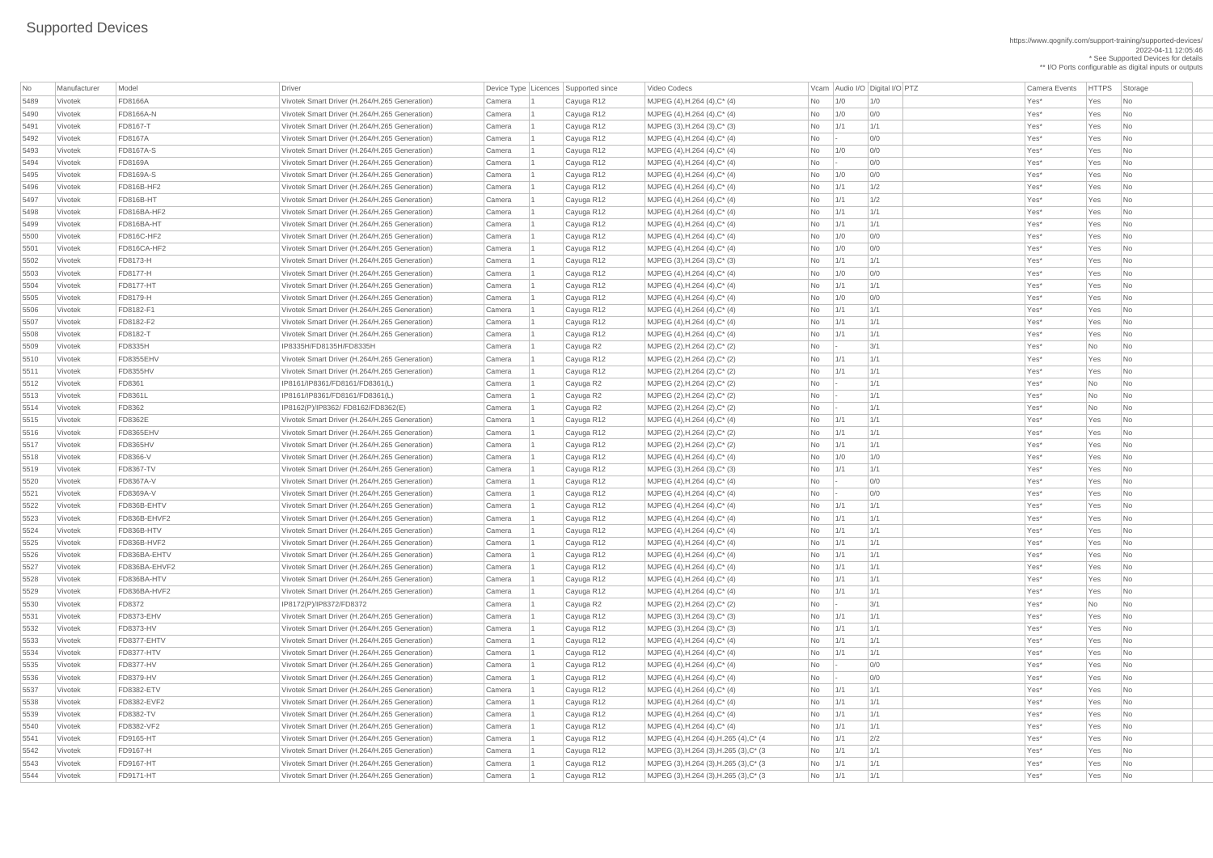# Supported Devices

https://www.qognify.com/support-training/supported-devices/
2022-04-11 12:05:46
* See Supported Devices for details
** I/O Ports configurable as digital inputs or outputs

| No | Manufacturer | Model | Driver | Device Type | Licences | Supported since | Video Codecs | Vcam | Audio I/O | Digital I/O | PTZ | Camera Events | HTTPS | Storage |
|---|---|---|---|---|---|---|---|---|---|---|---|---|---|---|
| 5489 | Vivotek | FD8166A | Vivotek Smart Driver (H.264/H.265 Generation) | Camera | 1 | Cayuga R12 | MJPEG (4),H.264 (4),C* (4) | No | 1/0 | 1/0 | | Yes* | Yes | No |
| 5490 | Vivotek | FD8166A-N | Vivotek Smart Driver (H.264/H.265 Generation) | Camera | 1 | Cayuga R12 | MJPEG (4),H.264 (4),C* (4) | No | 1/0 | 0/0 | | Yes* | Yes | No |
| 5491 | Vivotek | FD8167-T | Vivotek Smart Driver (H.264/H.265 Generation) | Camera | 1 | Cayuga R12 | MJPEG (3),H.264 (3),C* (3) | No | 1/1 | 1/1 | | Yes* | Yes | No |
| 5492 | Vivotek | FD8167A | Vivotek Smart Driver (H.264/H.265 Generation) | Camera | 1 | Cayuga R12 | MJPEG (4),H.264 (4),C* (4) | No | - | 0/0 | | Yes* | Yes | No |
| 5493 | Vivotek | FD8167A-S | Vivotek Smart Driver (H.264/H.265 Generation) | Camera | 1 | Cayuga R12 | MJPEG (4),H.264 (4),C* (4) | No | 1/0 | 0/0 | | Yes* | Yes | No |
| 5494 | Vivotek | FD8169A | Vivotek Smart Driver (H.264/H.265 Generation) | Camera | 1 | Cayuga R12 | MJPEG (4),H.264 (4),C* (4) | No | - | 0/0 | | Yes* | Yes | No |
| 5495 | Vivotek | FD8169A-S | Vivotek Smart Driver (H.264/H.265 Generation) | Camera | 1 | Cayuga R12 | MJPEG (4),H.264 (4),C* (4) | No | 1/0 | 0/0 | | Yes* | Yes | No |
| 5496 | Vivotek | FD816B-HF2 | Vivotek Smart Driver (H.264/H.265 Generation) | Camera | 1 | Cayuga R12 | MJPEG (4),H.264 (4),C* (4) | No | 1/1 | 1/2 | | Yes* | Yes | No |
| 5497 | Vivotek | FD816B-HT | Vivotek Smart Driver (H.264/H.265 Generation) | Camera | 1 | Cayuga R12 | MJPEG (4),H.264 (4),C* (4) | No | 1/1 | 1/2 | | Yes* | Yes | No |
| 5498 | Vivotek | FD816BA-HF2 | Vivotek Smart Driver (H.264/H.265 Generation) | Camera | 1 | Cayuga R12 | MJPEG (4),H.264 (4),C* (4) | No | 1/1 | 1/1 | | Yes* | Yes | No |
| 5499 | Vivotek | FD816BA-HT | Vivotek Smart Driver (H.264/H.265 Generation) | Camera | 1 | Cayuga R12 | MJPEG (4),H.264 (4),C* (4) | No | 1/1 | 1/1 | | Yes* | Yes | No |
| 5500 | Vivotek | FD816C-HF2 | Vivotek Smart Driver (H.264/H.265 Generation) | Camera | 1 | Cayuga R12 | MJPEG (4),H.264 (4),C* (4) | No | 1/0 | 0/0 | | Yes* | Yes | No |
| 5501 | Vivotek | FD816CA-HF2 | Vivotek Smart Driver (H.264/H.265 Generation) | Camera | 1 | Cayuga R12 | MJPEG (4),H.264 (4),C* (4) | No | 1/0 | 0/0 | | Yes* | Yes | No |
| 5502 | Vivotek | FD8173-H | Vivotek Smart Driver (H.264/H.265 Generation) | Camera | 1 | Cayuga R12 | MJPEG (3),H.264 (3),C* (3) | No | 1/1 | 1/1 | | Yes* | Yes | No |
| 5503 | Vivotek | FD8177-H | Vivotek Smart Driver (H.264/H.265 Generation) | Camera | 1 | Cayuga R12 | MJPEG (4),H.264 (4),C* (4) | No | 1/0 | 0/0 | | Yes* | Yes | No |
| 5504 | Vivotek | FD8177-HT | Vivotek Smart Driver (H.264/H.265 Generation) | Camera | 1 | Cayuga R12 | MJPEG (4),H.264 (4),C* (4) | No | 1/1 | 1/1 | | Yes* | Yes | No |
| 5505 | Vivotek | FD8179-H | Vivotek Smart Driver (H.264/H.265 Generation) | Camera | 1 | Cayuga R12 | MJPEG (4),H.264 (4),C* (4) | No | 1/0 | 0/0 | | Yes* | Yes | No |
| 5506 | Vivotek | FD8182-F1 | Vivotek Smart Driver (H.264/H.265 Generation) | Camera | 1 | Cayuga R12 | MJPEG (4),H.264 (4),C* (4) | No | 1/1 | 1/1 | | Yes* | Yes | No |
| 5507 | Vivotek | FD8182-F2 | Vivotek Smart Driver (H.264/H.265 Generation) | Camera | 1 | Cayuga R12 | MJPEG (4),H.264 (4),C* (4) | No | 1/1 | 1/1 | | Yes* | Yes | No |
| 5508 | Vivotek | FD8182-T | Vivotek Smart Driver (H.264/H.265 Generation) | Camera | 1 | Cayuga R12 | MJPEG (4),H.264 (4),C* (4) | No | 1/1 | 1/1 | | Yes* | Yes | No |
| 5509 | Vivotek | FD8335H | IP8335H/FD8135H/FD8335H | Camera | 1 | Cayuga R2 | MJPEG (2),H.264 (2),C* (2) | No | - | 3/1 | | Yes* | No | No |
| 5510 | Vivotek | FD8355EHV | Vivotek Smart Driver (H.264/H.265 Generation) | Camera | 1 | Cayuga R12 | MJPEG (2),H.264 (2),C* (2) | No | 1/1 | 1/1 | | Yes* | Yes | No |
| 5511 | Vivotek | FD8355HV | Vivotek Smart Driver (H.264/H.265 Generation) | Camera | 1 | Cayuga R12 | MJPEG (2),H.264 (2),C* (2) | No | 1/1 | 1/1 | | Yes* | Yes | No |
| 5512 | Vivotek | FD8361 | IP8161/IP8361/FD8161/FD8361(L) | Camera | 1 | Cayuga R2 | MJPEG (2),H.264 (2),C* (2) | No | - | 1/1 | | Yes* | No | No |
| 5513 | Vivotek | FD8361L | IP8161/IP8361/FD8161/FD8361(L) | Camera | 1 | Cayuga R2 | MJPEG (2),H.264 (2),C* (2) | No | - | 1/1 | | Yes* | No | No |
| 5514 | Vivotek | FD8362 | IP8162(P)/IP8362/ FD8162/FD8362(E) | Camera | 1 | Cayuga R2 | MJPEG (2),H.264 (2),C* (2) | No | - | 1/1 | | Yes* | No | No |
| 5515 | Vivotek | FD8362E | Vivotek Smart Driver (H.264/H.265 Generation) | Camera | 1 | Cayuga R12 | MJPEG (4),H.264 (4),C* (4) | No | 1/1 | 1/1 | | Yes* | Yes | No |
| 5516 | Vivotek | FD8365EHV | Vivotek Smart Driver (H.264/H.265 Generation) | Camera | 1 | Cayuga R12 | MJPEG (2),H.264 (2),C* (2) | No | 1/1 | 1/1 | | Yes* | Yes | No |
| 5517 | Vivotek | FD8365HV | Vivotek Smart Driver (H.264/H.265 Generation) | Camera | 1 | Cayuga R12 | MJPEG (2),H.264 (2),C* (2) | No | 1/1 | 1/1 | | Yes* | Yes | No |
| 5518 | Vivotek | FD8366-V | Vivotek Smart Driver (H.264/H.265 Generation) | Camera | 1 | Cayuga R12 | MJPEG (4),H.264 (4),C* (4) | No | 1/0 | 1/0 | | Yes* | Yes | No |
| 5519 | Vivotek | FD8367-TV | Vivotek Smart Driver (H.264/H.265 Generation) | Camera | 1 | Cayuga R12 | MJPEG (3),H.264 (3),C* (3) | No | 1/1 | 1/1 | | Yes* | Yes | No |
| 5520 | Vivotek | FD8367A-V | Vivotek Smart Driver (H.264/H.265 Generation) | Camera | 1 | Cayuga R12 | MJPEG (4),H.264 (4),C* (4) | No | - | 0/0 | | Yes* | Yes | No |
| 5521 | Vivotek | FD8369A-V | Vivotek Smart Driver (H.264/H.265 Generation) | Camera | 1 | Cayuga R12 | MJPEG (4),H.264 (4),C* (4) | No | - | 0/0 | | Yes* | Yes | No |
| 5522 | Vivotek | FD836B-EHTV | Vivotek Smart Driver (H.264/H.265 Generation) | Camera | 1 | Cayuga R12 | MJPEG (4),H.264 (4),C* (4) | No | 1/1 | 1/1 | | Yes* | Yes | No |
| 5523 | Vivotek | FD836B-EHVF2 | Vivotek Smart Driver (H.264/H.265 Generation) | Camera | 1 | Cayuga R12 | MJPEG (4),H.264 (4),C* (4) | No | 1/1 | 1/1 | | Yes* | Yes | No |
| 5524 | Vivotek | FD836B-HTV | Vivotek Smart Driver (H.264/H.265 Generation) | Camera | 1 | Cayuga R12 | MJPEG (4),H.264 (4),C* (4) | No | 1/1 | 1/1 | | Yes* | Yes | No |
| 5525 | Vivotek | FD836B-HVF2 | Vivotek Smart Driver (H.264/H.265 Generation) | Camera | 1 | Cayuga R12 | MJPEG (4),H.264 (4),C* (4) | No | 1/1 | 1/1 | | Yes* | Yes | No |
| 5526 | Vivotek | FD836BA-EHTV | Vivotek Smart Driver (H.264/H.265 Generation) | Camera | 1 | Cayuga R12 | MJPEG (4),H.264 (4),C* (4) | No | 1/1 | 1/1 | | Yes* | Yes | No |
| 5527 | Vivotek | FD836BA-EHVF2 | Vivotek Smart Driver (H.264/H.265 Generation) | Camera | 1 | Cayuga R12 | MJPEG (4),H.264 (4),C* (4) | No | 1/1 | 1/1 | | Yes* | Yes | No |
| 5528 | Vivotek | FD836BA-HTV | Vivotek Smart Driver (H.264/H.265 Generation) | Camera | 1 | Cayuga R12 | MJPEG (4),H.264 (4),C* (4) | No | 1/1 | 1/1 | | Yes* | Yes | No |
| 5529 | Vivotek | FD836BA-HVF2 | Vivotek Smart Driver (H.264/H.265 Generation) | Camera | 1 | Cayuga R12 | MJPEG (4),H.264 (4),C* (4) | No | 1/1 | 1/1 | | Yes* | Yes | No |
| 5530 | Vivotek | FD8372 | IP8172(P)/IP8372/FD8372 | Camera | 1 | Cayuga R2 | MJPEG (2),H.264 (2),C* (2) | No | - | 3/1 | | Yes* | No | No |
| 5531 | Vivotek | FD8373-EHV | Vivotek Smart Driver (H.264/H.265 Generation) | Camera | 1 | Cayuga R12 | MJPEG (3),H.264 (3),C* (3) | No | 1/1 | 1/1 | | Yes* | Yes | No |
| 5532 | Vivotek | FD8373-HV | Vivotek Smart Driver (H.264/H.265 Generation) | Camera | 1 | Cayuga R12 | MJPEG (3),H.264 (3),C* (3) | No | 1/1 | 1/1 | | Yes* | Yes | No |
| 5533 | Vivotek | FD8377-EHTV | Vivotek Smart Driver (H.264/H.265 Generation) | Camera | 1 | Cayuga R12 | MJPEG (4),H.264 (4),C* (4) | No | 1/1 | 1/1 | | Yes* | Yes | No |
| 5534 | Vivotek | FD8377-HTV | Vivotek Smart Driver (H.264/H.265 Generation) | Camera | 1 | Cayuga R12 | MJPEG (4),H.264 (4),C* (4) | No | 1/1 | 1/1 | | Yes* | Yes | No |
| 5535 | Vivotek | FD8377-HV | Vivotek Smart Driver (H.264/H.265 Generation) | Camera | 1 | Cayuga R12 | MJPEG (4),H.264 (4),C* (4) | No | - | 0/0 | | Yes* | Yes | No |
| 5536 | Vivotek | FD8379-HV | Vivotek Smart Driver (H.264/H.265 Generation) | Camera | 1 | Cayuga R12 | MJPEG (4),H.264 (4),C* (4) | No | - | 0/0 | | Yes* | Yes | No |
| 5537 | Vivotek | FD8382-ETV | Vivotek Smart Driver (H.264/H.265 Generation) | Camera | 1 | Cayuga R12 | MJPEG (4),H.264 (4),C* (4) | No | 1/1 | 1/1 | | Yes* | Yes | No |
| 5538 | Vivotek | FD8382-EVF2 | Vivotek Smart Driver (H.264/H.265 Generation) | Camera | 1 | Cayuga R12 | MJPEG (4),H.264 (4),C* (4) | No | 1/1 | 1/1 | | Yes* | Yes | No |
| 5539 | Vivotek | FD8382-TV | Vivotek Smart Driver (H.264/H.265 Generation) | Camera | 1 | Cayuga R12 | MJPEG (4),H.264 (4),C* (4) | No | 1/1 | 1/1 | | Yes* | Yes | No |
| 5540 | Vivotek | FD8382-VF2 | Vivotek Smart Driver (H.264/H.265 Generation) | Camera | 1 | Cayuga R12 | MJPEG (4),H.264 (4),C* (4) | No | 1/1 | 1/1 | | Yes* | Yes | No |
| 5541 | Vivotek | FD9165-HT | Vivotek Smart Driver (H.264/H.265 Generation) | Camera | 1 | Cayuga R12 | MJPEG (4),H.264 (4),H.265 (4),C* (4 | No | 1/1 | 2/2 | | Yes* | Yes | No |
| 5542 | Vivotek | FD9167-H | Vivotek Smart Driver (H.264/H.265 Generation) | Camera | 1 | Cayuga R12 | MJPEG (3),H.264 (3),H.265 (3),C* (3 | No | 1/1 | 1/1 | | Yes* | Yes | No |
| 5543 | Vivotek | FD9167-HT | Vivotek Smart Driver (H.264/H.265 Generation) | Camera | 1 | Cayuga R12 | MJPEG (3),H.264 (3),H.265 (3),C* (3 | No | 1/1 | 1/1 | | Yes* | Yes | No |
| 5544 | Vivotek | FD9171-HT | Vivotek Smart Driver (H.264/H.265 Generation) | Camera | 1 | Cayuga R12 | MJPEG (3),H.264 (3),H.265 (3),C* (3 | No | 1/1 | 1/1 | | Yes* | Yes | No |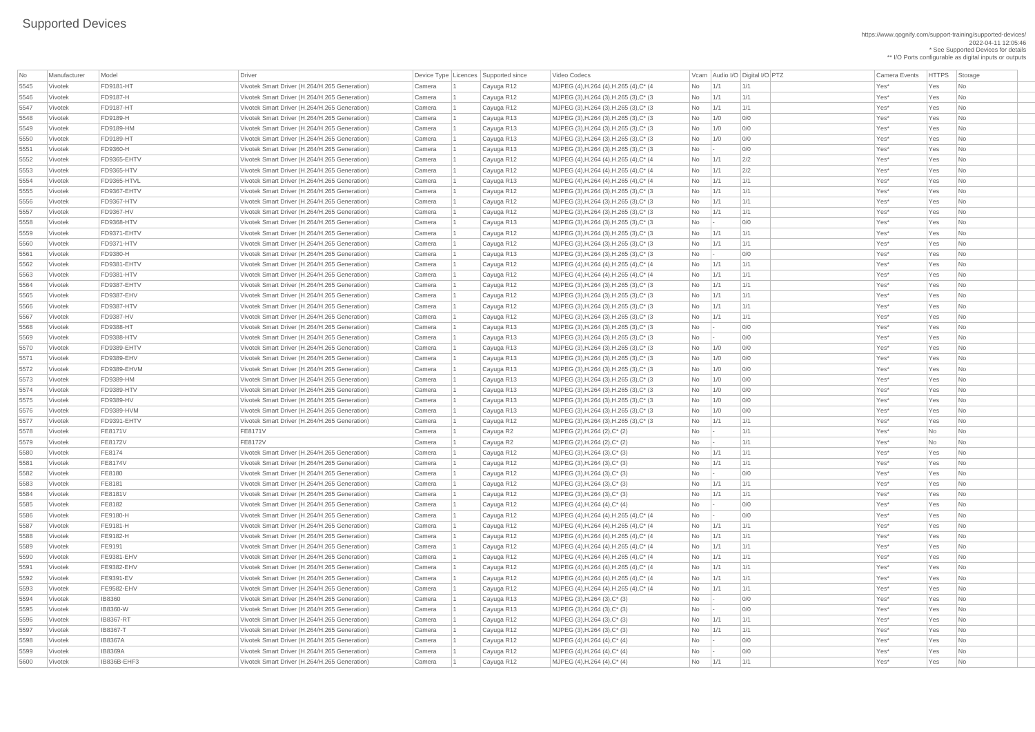# Supported Devices

https://www.qognify.com/support-training/supported-devices/
2022-04-11 12:05:46
* See Supported Devices for details
** I/O Ports configurable as digital inputs or outputs

| No | Manufacturer | Model | Driver | Device Type | Licences | Supported since | Video Codecs | Vcam | Audio I/O | Digital I/O | PTZ | Camera Events | HTTPS | Storage |
|---|---|---|---|---|---|---|---|---|---|---|---|---|---|---|
| 5545 | Vivotek | FD9181-HT | Vivotek Smart Driver (H.264/H.265 Generation) | Camera | 1 | Cayuga R12 | MJPEG (4),H.264 (4),H.265 (4),C* (4 | No | 1/1 | 1/1 | | Yes* | Yes | No |
| 5546 | Vivotek | FD9187-H | Vivotek Smart Driver (H.264/H.265 Generation) | Camera | 1 | Cayuga R12 | MJPEG (3),H.264 (3),H.265 (3),C* (3 | No | 1/1 | 1/1 | | Yes* | Yes | No |
| 5547 | Vivotek | FD9187-HT | Vivotek Smart Driver (H.264/H.265 Generation) | Camera | 1 | Cayuga R12 | MJPEG (3),H.264 (3),H.265 (3),C* (3 | No | 1/1 | 1/1 | | Yes* | Yes | No |
| 5548 | Vivotek | FD9189-H | Vivotek Smart Driver (H.264/H.265 Generation) | Camera | 1 | Cayuga R13 | MJPEG (3),H.264 (3),H.265 (3),C* (3 | No | 1/0 | 0/0 | | Yes* | Yes | No |
| 5549 | Vivotek | FD9189-HM | Vivotek Smart Driver (H.264/H.265 Generation) | Camera | 1 | Cayuga R13 | MJPEG (3),H.264 (3),H.265 (3),C* (3 | No | 1/0 | 0/0 | | Yes* | Yes | No |
| 5550 | Vivotek | FD9189-HT | Vivotek Smart Driver (H.264/H.265 Generation) | Camera | 1 | Cayuga R13 | MJPEG (3),H.264 (3),H.265 (3),C* (3 | No | 1/0 | 0/0 | | Yes* | Yes | No |
| 5551 | Vivotek | FD9360-H | Vivotek Smart Driver (H.264/H.265 Generation) | Camera | 1 | Cayuga R13 | MJPEG (3),H.264 (3),H.265 (3),C* (3 | No | - | 0/0 | | Yes* | Yes | No |
| 5552 | Vivotek | FD9365-EHTV | Vivotek Smart Driver (H.264/H.265 Generation) | Camera | 1 | Cayuga R12 | MJPEG (4),H.264 (4),H.265 (4),C* (4 | No | 1/1 | 2/2 | | Yes* | Yes | No |
| 5553 | Vivotek | FD9365-HTV | Vivotek Smart Driver (H.264/H.265 Generation) | Camera | 1 | Cayuga R12 | MJPEG (4),H.264 (4),H.265 (4),C* (4 | No | 1/1 | 2/2 | | Yes* | Yes | No |
| 5554 | Vivotek | FD9365-HTVL | Vivotek Smart Driver (H.264/H.265 Generation) | Camera | 1 | Cayuga R13 | MJPEG (4),H.264 (4),H.265 (4),C* (4 | No | 1/1 | 1/1 | | Yes* | Yes | No |
| 5555 | Vivotek | FD9367-EHTV | Vivotek Smart Driver (H.264/H.265 Generation) | Camera | 1 | Cayuga R12 | MJPEG (3),H.264 (3),H.265 (3),C* (3 | No | 1/1 | 1/1 | | Yes* | Yes | No |
| 5556 | Vivotek | FD9367-HTV | Vivotek Smart Driver (H.264/H.265 Generation) | Camera | 1 | Cayuga R12 | MJPEG (3),H.264 (3),H.265 (3),C* (3 | No | 1/1 | 1/1 | | Yes* | Yes | No |
| 5557 | Vivotek | FD9367-HV | Vivotek Smart Driver (H.264/H.265 Generation) | Camera | 1 | Cayuga R12 | MJPEG (3),H.264 (3),H.265 (3),C* (3 | No | 1/1 | 1/1 | | Yes* | Yes | No |
| 5558 | Vivotek | FD9368-HTV | Vivotek Smart Driver (H.264/H.265 Generation) | Camera | 1 | Cayuga R13 | MJPEG (3),H.264 (3),H.265 (3),C* (3 | No | - | 0/0 | | Yes* | Yes | No |
| 5559 | Vivotek | FD9371-EHTV | Vivotek Smart Driver (H.264/H.265 Generation) | Camera | 1 | Cayuga R12 | MJPEG (3),H.264 (3),H.265 (3),C* (3 | No | 1/1 | 1/1 | | Yes* | Yes | No |
| 5560 | Vivotek | FD9371-HTV | Vivotek Smart Driver (H.264/H.265 Generation) | Camera | 1 | Cayuga R12 | MJPEG (3),H.264 (3),H.265 (3),C* (3 | No | 1/1 | 1/1 | | Yes* | Yes | No |
| 5561 | Vivotek | FD9380-H | Vivotek Smart Driver (H.264/H.265 Generation) | Camera | 1 | Cayuga R13 | MJPEG (3),H.264 (3),H.265 (3),C* (3 | No | - | 0/0 | | Yes* | Yes | No |
| 5562 | Vivotek | FD9381-EHTV | Vivotek Smart Driver (H.264/H.265 Generation) | Camera | 1 | Cayuga R12 | MJPEG (4),H.264 (4),H.265 (4),C* (4 | No | 1/1 | 1/1 | | Yes* | Yes | No |
| 5563 | Vivotek | FD9381-HTV | Vivotek Smart Driver (H.264/H.265 Generation) | Camera | 1 | Cayuga R12 | MJPEG (4),H.264 (4),H.265 (4),C* (4 | No | 1/1 | 1/1 | | Yes* | Yes | No |
| 5564 | Vivotek | FD9387-EHTV | Vivotek Smart Driver (H.264/H.265 Generation) | Camera | 1 | Cayuga R12 | MJPEG (3),H.264 (3),H.265 (3),C* (3 | No | 1/1 | 1/1 | | Yes* | Yes | No |
| 5565 | Vivotek | FD9387-EHV | Vivotek Smart Driver (H.264/H.265 Generation) | Camera | 1 | Cayuga R12 | MJPEG (3),H.264 (3),H.265 (3),C* (3 | No | 1/1 | 1/1 | | Yes* | Yes | No |
| 5566 | Vivotek | FD9387-HTV | Vivotek Smart Driver (H.264/H.265 Generation) | Camera | 1 | Cayuga R12 | MJPEG (3),H.264 (3),H.265 (3),C* (3 | No | 1/1 | 1/1 | | Yes* | Yes | No |
| 5567 | Vivotek | FD9387-HV | Vivotek Smart Driver (H.264/H.265 Generation) | Camera | 1 | Cayuga R12 | MJPEG (3),H.264 (3),H.265 (3),C* (3 | No | 1/1 | 1/1 | | Yes* | Yes | No |
| 5568 | Vivotek | FD9388-HT | Vivotek Smart Driver (H.264/H.265 Generation) | Camera | 1 | Cayuga R13 | MJPEG (3),H.264 (3),H.265 (3),C* (3 | No | - | 0/0 | | Yes* | Yes | No |
| 5569 | Vivotek | FD9388-HTV | Vivotek Smart Driver (H.264/H.265 Generation) | Camera | 1 | Cayuga R13 | MJPEG (3),H.264 (3),H.265 (3),C* (3 | No | - | 0/0 | | Yes* | Yes | No |
| 5570 | Vivotek | FD9389-EHTV | Vivotek Smart Driver (H.264/H.265 Generation) | Camera | 1 | Cayuga R13 | MJPEG (3),H.264 (3),H.265 (3),C* (3 | No | 1/0 | 0/0 | | Yes* | Yes | No |
| 5571 | Vivotek | FD9389-EHV | Vivotek Smart Driver (H.264/H.265 Generation) | Camera | 1 | Cayuga R13 | MJPEG (3),H.264 (3),H.265 (3),C* (3 | No | 1/0 | 0/0 | | Yes* | Yes | No |
| 5572 | Vivotek | FD9389-EHVM | Vivotek Smart Driver (H.264/H.265 Generation) | Camera | 1 | Cayuga R13 | MJPEG (3),H.264 (3),H.265 (3),C* (3 | No | 1/0 | 0/0 | | Yes* | Yes | No |
| 5573 | Vivotek | FD9389-HM | Vivotek Smart Driver (H.264/H.265 Generation) | Camera | 1 | Cayuga R13 | MJPEG (3),H.264 (3),H.265 (3),C* (3 | No | 1/0 | 0/0 | | Yes* | Yes | No |
| 5574 | Vivotek | FD9389-HTV | Vivotek Smart Driver (H.264/H.265 Generation) | Camera | 1 | Cayuga R13 | MJPEG (3),H.264 (3),H.265 (3),C* (3 | No | 1/0 | 0/0 | | Yes* | Yes | No |
| 5575 | Vivotek | FD9389-HV | Vivotek Smart Driver (H.264/H.265 Generation) | Camera | 1 | Cayuga R13 | MJPEG (3),H.264 (3),H.265 (3),C* (3 | No | 1/0 | 0/0 | | Yes* | Yes | No |
| 5576 | Vivotek | FD9389-HVM | Vivotek Smart Driver (H.264/H.265 Generation) | Camera | 1 | Cayuga R13 | MJPEG (3),H.264 (3),H.265 (3),C* (3 | No | 1/0 | 0/0 | | Yes* | Yes | No |
| 5577 | Vivotek | FD9391-EHTV | Vivotek Smart Driver (H.264/H.265 Generation) | Camera | 1 | Cayuga R12 | MJPEG (3),H.264 (3),H.265 (3),C* (3 | No | 1/1 | 1/1 | | Yes* | Yes | No |
| 5578 | Vivotek | FE8171V | FE8171V | Camera | 1 | Cayuga R2 | MJPEG (2),H.264 (2),C* (2) | No | - | 1/1 | | Yes* | No | No |
| 5579 | Vivotek | FE8172V | FE8172V | Camera | 1 | Cayuga R2 | MJPEG (2),H.264 (2),C* (2) | No | - | 1/1 | | Yes* | No | No |
| 5580 | Vivotek | FE8174 | Vivotek Smart Driver (H.264/H.265 Generation) | Camera | 1 | Cayuga R12 | MJPEG (3),H.264 (3),C* (3) | No | 1/1 | 1/1 | | Yes* | Yes | No |
| 5581 | Vivotek | FE8174V | Vivotek Smart Driver (H.264/H.265 Generation) | Camera | 1 | Cayuga R12 | MJPEG (3),H.264 (3),C* (3) | No | 1/1 | 1/1 | | Yes* | Yes | No |
| 5582 | Vivotek | FE8180 | Vivotek Smart Driver (H.264/H.265 Generation) | Camera | 1 | Cayuga R12 | MJPEG (3),H.264 (3),C* (3) | No | - | 0/0 | | Yes* | Yes | No |
| 5583 | Vivotek | FE8181 | Vivotek Smart Driver (H.264/H.265 Generation) | Camera | 1 | Cayuga R12 | MJPEG (3),H.264 (3),C* (3) | No | 1/1 | 1/1 | | Yes* | Yes | No |
| 5584 | Vivotek | FE8181V | Vivotek Smart Driver (H.264/H.265 Generation) | Camera | 1 | Cayuga R12 | MJPEG (3),H.264 (3),C* (3) | No | 1/1 | 1/1 | | Yes* | Yes | No |
| 5585 | Vivotek | FE8182 | Vivotek Smart Driver (H.264/H.265 Generation) | Camera | 1 | Cayuga R12 | MJPEG (4),H.264 (4),C* (4) | No | - | 0/0 | | Yes* | Yes | No |
| 5586 | Vivotek | FE9180-H | Vivotek Smart Driver (H.264/H.265 Generation) | Camera | 1 | Cayuga R12 | MJPEG (4),H.264 (4),H.265 (4),C* (4 | No | - | 0/0 | | Yes* | Yes | No |
| 5587 | Vivotek | FE9181-H | Vivotek Smart Driver (H.264/H.265 Generation) | Camera | 1 | Cayuga R12 | MJPEG (4),H.264 (4),H.265 (4),C* (4 | No | 1/1 | 1/1 | | Yes* | Yes | No |
| 5588 | Vivotek | FE9182-H | Vivotek Smart Driver (H.264/H.265 Generation) | Camera | 1 | Cayuga R12 | MJPEG (4),H.264 (4),H.265 (4),C* (4 | No | 1/1 | 1/1 | | Yes* | Yes | No |
| 5589 | Vivotek | FE9191 | Vivotek Smart Driver (H.264/H.265 Generation) | Camera | 1 | Cayuga R12 | MJPEG (4),H.264 (4),H.265 (4),C* (4 | No | 1/1 | 1/1 | | Yes* | Yes | No |
| 5590 | Vivotek | FE9381-EHV | Vivotek Smart Driver (H.264/H.265 Generation) | Camera | 1 | Cayuga R12 | MJPEG (4),H.264 (4),H.265 (4),C* (4 | No | 1/1 | 1/1 | | Yes* | Yes | No |
| 5591 | Vivotek | FE9382-EHV | Vivotek Smart Driver (H.264/H.265 Generation) | Camera | 1 | Cayuga R12 | MJPEG (4),H.264 (4),H.265 (4),C* (4 | No | 1/1 | 1/1 | | Yes* | Yes | No |
| 5592 | Vivotek | FE9391-EV | Vivotek Smart Driver (H.264/H.265 Generation) | Camera | 1 | Cayuga R12 | MJPEG (4),H.264 (4),H.265 (4),C* (4 | No | 1/1 | 1/1 | | Yes* | Yes | No |
| 5593 | Vivotek | FE9582-EHV | Vivotek Smart Driver (H.264/H.265 Generation) | Camera | 1 | Cayuga R12 | MJPEG (4),H.264 (4),H.265 (4),C* (4 | No | 1/1 | 1/1 | | Yes* | Yes | No |
| 5594 | Vivotek | IB8360 | Vivotek Smart Driver (H.264/H.265 Generation) | Camera | 1 | Cayuga R13 | MJPEG (3),H.264 (3),C* (3) | No | - | 0/0 | | Yes* | Yes | No |
| 5595 | Vivotek | IB8360-W | Vivotek Smart Driver (H.264/H.265 Generation) | Camera | 1 | Cayuga R13 | MJPEG (3),H.264 (3),C* (3) | No | - | 0/0 | | Yes* | Yes | No |
| 5596 | Vivotek | IB8367-RT | Vivotek Smart Driver (H.264/H.265 Generation) | Camera | 1 | Cayuga R12 | MJPEG (3),H.264 (3),C* (3) | No | 1/1 | 1/1 | | Yes* | Yes | No |
| 5597 | Vivotek | IB8367-T | Vivotek Smart Driver (H.264/H.265 Generation) | Camera | 1 | Cayuga R12 | MJPEG (3),H.264 (3),C* (3) | No | 1/1 | 1/1 | | Yes* | Yes | No |
| 5598 | Vivotek | IB8367A | Vivotek Smart Driver (H.264/H.265 Generation) | Camera | 1 | Cayuga R12 | MJPEG (4),H.264 (4),C* (4) | No | - | 0/0 | | Yes* | Yes | No |
| 5599 | Vivotek | IB8369A | Vivotek Smart Driver (H.264/H.265 Generation) | Camera | 1 | Cayuga R12 | MJPEG (4),H.264 (4),C* (4) | No | - | 0/0 | | Yes* | Yes | No |
| 5600 | Vivotek | IB836B-EHF3 | Vivotek Smart Driver (H.264/H.265 Generation) | Camera | 1 | Cayuga R12 | MJPEG (4),H.264 (4),C* (4) | No | 1/1 | 1/1 | | Yes* | Yes | No |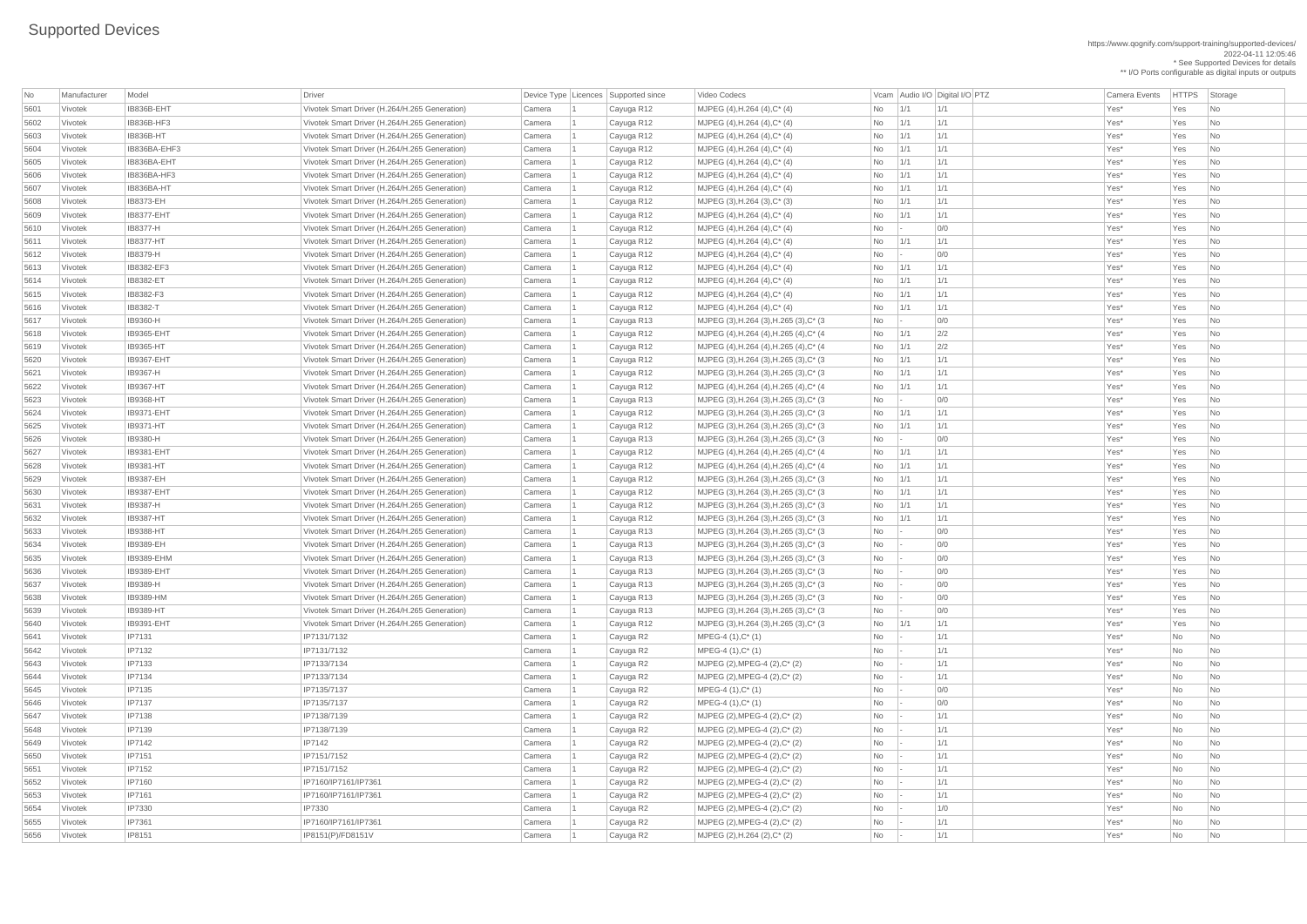# Supported Devices

https://www.qognify.com/support-training/supported-devices/
2022-04-11 12:05:46
* See Supported Devices for details
** I/O Ports configurable as digital inputs or outputs

| No | Manufacturer | Model | Driver | Device Type | Licences | Supported since | Video Codecs | Vcam | Audio I/O | Digital I/O | PTZ | Camera Events | HTTPS | Storage |
|---|---|---|---|---|---|---|---|---|---|---|---|---|---|---|
| 5601 | Vivotek | IB836B-EHT | Vivotek Smart Driver (H.264/H.265 Generation) | Camera | 1 | Cayuga R12 | MJPEG (4),H.264 (4),C* (4) | No | 1/1 | 1/1 | | Yes* | Yes | No |
| 5602 | Vivotek | IB836B-HF3 | Vivotek Smart Driver (H.264/H.265 Generation) | Camera | 1 | Cayuga R12 | MJPEG (4),H.264 (4),C* (4) | No | 1/1 | 1/1 | | Yes* | Yes | No |
| 5603 | Vivotek | IB836B-HT | Vivotek Smart Driver (H.264/H.265 Generation) | Camera | 1 | Cayuga R12 | MJPEG (4),H.264 (4),C* (4) | No | 1/1 | 1/1 | | Yes* | Yes | No |
| 5604 | Vivotek | IB836BA-EHF3 | Vivotek Smart Driver (H.264/H.265 Generation) | Camera | 1 | Cayuga R12 | MJPEG (4),H.264 (4),C* (4) | No | 1/1 | 1/1 | | Yes* | Yes | No |
| 5605 | Vivotek | IB836BA-EHT | Vivotek Smart Driver (H.264/H.265 Generation) | Camera | 1 | Cayuga R12 | MJPEG (4),H.264 (4),C* (4) | No | 1/1 | 1/1 | | Yes* | Yes | No |
| 5606 | Vivotek | IB836BA-HF3 | Vivotek Smart Driver (H.264/H.265 Generation) | Camera | 1 | Cayuga R12 | MJPEG (4),H.264 (4),C* (4) | No | 1/1 | 1/1 | | Yes* | Yes | No |
| 5607 | Vivotek | IB836BA-HT | Vivotek Smart Driver (H.264/H.265 Generation) | Camera | 1 | Cayuga R12 | MJPEG (4),H.264 (4),C* (4) | No | 1/1 | 1/1 | | Yes* | Yes | No |
| 5608 | Vivotek | IB8373-EH | Vivotek Smart Driver (H.264/H.265 Generation) | Camera | 1 | Cayuga R12 | MJPEG (3),H.264 (3),C* (3) | No | 1/1 | 1/1 | | Yes* | Yes | No |
| 5609 | Vivotek | IB8377-EHT | Vivotek Smart Driver (H.264/H.265 Generation) | Camera | 1 | Cayuga R12 | MJPEG (4),H.264 (4),C* (4) | No | 1/1 | 1/1 | | Yes* | Yes | No |
| 5610 | Vivotek | IB8377-H | Vivotek Smart Driver (H.264/H.265 Generation) | Camera | 1 | Cayuga R12 | MJPEG (4),H.264 (4),C* (4) | No | - | 0/0 | | Yes* | Yes | No |
| 5611 | Vivotek | IB8377-HT | Vivotek Smart Driver (H.264/H.265 Generation) | Camera | 1 | Cayuga R12 | MJPEG (4),H.264 (4),C* (4) | No | 1/1 | 1/1 | | Yes* | Yes | No |
| 5612 | Vivotek | IB8379-H | Vivotek Smart Driver (H.264/H.265 Generation) | Camera | 1 | Cayuga R12 | MJPEG (4),H.264 (4),C* (4) | No | - | 0/0 | | Yes* | Yes | No |
| 5613 | Vivotek | IB8382-EF3 | Vivotek Smart Driver (H.264/H.265 Generation) | Camera | 1 | Cayuga R12 | MJPEG (4),H.264 (4),C* (4) | No | 1/1 | 1/1 | | Yes* | Yes | No |
| 5614 | Vivotek | IB8382-ET | Vivotek Smart Driver (H.264/H.265 Generation) | Camera | 1 | Cayuga R12 | MJPEG (4),H.264 (4),C* (4) | No | 1/1 | 1/1 | | Yes* | Yes | No |
| 5615 | Vivotek | IB8382-F3 | Vivotek Smart Driver (H.264/H.265 Generation) | Camera | 1 | Cayuga R12 | MJPEG (4),H.264 (4),C* (4) | No | 1/1 | 1/1 | | Yes* | Yes | No |
| 5616 | Vivotek | IB8382-T | Vivotek Smart Driver (H.264/H.265 Generation) | Camera | 1 | Cayuga R12 | MJPEG (4),H.264 (4),C* (4) | No | 1/1 | 1/1 | | Yes* | Yes | No |
| 5617 | Vivotek | IB9360-H | Vivotek Smart Driver (H.264/H.265 Generation) | Camera | 1 | Cayuga R13 | MJPEG (3),H.264 (3),H.265 (3),C* (3 | No | - | 0/0 | | Yes* | Yes | No |
| 5618 | Vivotek | IB9365-EHT | Vivotek Smart Driver (H.264/H.265 Generation) | Camera | 1 | Cayuga R12 | MJPEG (4),H.264 (4),H.265 (4),C* (4 | No | 1/1 | 2/2 | | Yes* | Yes | No |
| 5619 | Vivotek | IB9365-HT | Vivotek Smart Driver (H.264/H.265 Generation) | Camera | 1 | Cayuga R12 | MJPEG (4),H.264 (4),H.265 (4),C* (4 | No | 1/1 | 2/2 | | Yes* | Yes | No |
| 5620 | Vivotek | IB9367-EHT | Vivotek Smart Driver (H.264/H.265 Generation) | Camera | 1 | Cayuga R12 | MJPEG (3),H.264 (3),H.265 (3),C* (3 | No | 1/1 | 1/1 | | Yes* | Yes | No |
| 5621 | Vivotek | IB9367-H | Vivotek Smart Driver (H.264/H.265 Generation) | Camera | 1 | Cayuga R12 | MJPEG (3),H.264 (3),H.265 (3),C* (3 | No | 1/1 | 1/1 | | Yes* | Yes | No |
| 5622 | Vivotek | IB9367-HT | Vivotek Smart Driver (H.264/H.265 Generation) | Camera | 1 | Cayuga R12 | MJPEG (4),H.264 (4),H.265 (4),C* (4 | No | 1/1 | 1/1 | | Yes* | Yes | No |
| 5623 | Vivotek | IB9368-HT | Vivotek Smart Driver (H.264/H.265 Generation) | Camera | 1 | Cayuga R13 | MJPEG (3),H.264 (3),H.265 (3),C* (3 | No | - | 0/0 | | Yes* | Yes | No |
| 5624 | Vivotek | IB9371-EHT | Vivotek Smart Driver (H.264/H.265 Generation) | Camera | 1 | Cayuga R12 | MJPEG (3),H.264 (3),H.265 (3),C* (3 | No | 1/1 | 1/1 | | Yes* | Yes | No |
| 5625 | Vivotek | IB9371-HT | Vivotek Smart Driver (H.264/H.265 Generation) | Camera | 1 | Cayuga R12 | MJPEG (3),H.264 (3),H.265 (3),C* (3 | No | 1/1 | 1/1 | | Yes* | Yes | No |
| 5626 | Vivotek | IB9380-H | Vivotek Smart Driver (H.264/H.265 Generation) | Camera | 1 | Cayuga R13 | MJPEG (3),H.264 (3),H.265 (3),C* (3 | No | - | 0/0 | | Yes* | Yes | No |
| 5627 | Vivotek | IB9381-EHT | Vivotek Smart Driver (H.264/H.265 Generation) | Camera | 1 | Cayuga R12 | MJPEG (4),H.264 (4),H.265 (4),C* (4 | No | 1/1 | 1/1 | | Yes* | Yes | No |
| 5628 | Vivotek | IB9381-HT | Vivotek Smart Driver (H.264/H.265 Generation) | Camera | 1 | Cayuga R12 | MJPEG (4),H.264 (4),H.265 (4),C* (4 | No | 1/1 | 1/1 | | Yes* | Yes | No |
| 5629 | Vivotek | IB9387-EH | Vivotek Smart Driver (H.264/H.265 Generation) | Camera | 1 | Cayuga R12 | MJPEG (3),H.264 (3),H.265 (3),C* (3 | No | 1/1 | 1/1 | | Yes* | Yes | No |
| 5630 | Vivotek | IB9387-EHT | Vivotek Smart Driver (H.264/H.265 Generation) | Camera | 1 | Cayuga R12 | MJPEG (3),H.264 (3),H.265 (3),C* (3 | No | 1/1 | 1/1 | | Yes* | Yes | No |
| 5631 | Vivotek | IB9387-H | Vivotek Smart Driver (H.264/H.265 Generation) | Camera | 1 | Cayuga R12 | MJPEG (3),H.264 (3),H.265 (3),C* (3 | No | 1/1 | 1/1 | | Yes* | Yes | No |
| 5632 | Vivotek | IB9387-HT | Vivotek Smart Driver (H.264/H.265 Generation) | Camera | 1 | Cayuga R12 | MJPEG (3),H.264 (3),H.265 (3),C* (3 | No | 1/1 | 1/1 | | Yes* | Yes | No |
| 5633 | Vivotek | IB9388-HT | Vivotek Smart Driver (H.264/H.265 Generation) | Camera | 1 | Cayuga R13 | MJPEG (3),H.264 (3),H.265 (3),C* (3 | No | - | 0/0 | | Yes* | Yes | No |
| 5634 | Vivotek | IB9389-EH | Vivotek Smart Driver (H.264/H.265 Generation) | Camera | 1 | Cayuga R13 | MJPEG (3),H.264 (3),H.265 (3),C* (3 | No | - | 0/0 | | Yes* | Yes | No |
| 5635 | Vivotek | IB9389-EHM | Vivotek Smart Driver (H.264/H.265 Generation) | Camera | 1 | Cayuga R13 | MJPEG (3),H.264 (3),H.265 (3),C* (3 | No | - | 0/0 | | Yes* | Yes | No |
| 5636 | Vivotek | IB9389-EHT | Vivotek Smart Driver (H.264/H.265 Generation) | Camera | 1 | Cayuga R13 | MJPEG (3),H.264 (3),H.265 (3),C* (3 | No | - | 0/0 | | Yes* | Yes | No |
| 5637 | Vivotek | IB9389-H | Vivotek Smart Driver (H.264/H.265 Generation) | Camera | 1 | Cayuga R13 | MJPEG (3),H.264 (3),H.265 (3),C* (3 | No | - | 0/0 | | Yes* | Yes | No |
| 5638 | Vivotek | IB9389-HM | Vivotek Smart Driver (H.264/H.265 Generation) | Camera | 1 | Cayuga R13 | MJPEG (3),H.264 (3),H.265 (3),C* (3 | No | - | 0/0 | | Yes* | Yes | No |
| 5639 | Vivotek | IB9389-HT | Vivotek Smart Driver (H.264/H.265 Generation) | Camera | 1 | Cayuga R13 | MJPEG (3),H.264 (3),H.265 (3),C* (3 | No | - | 0/0 | | Yes* | Yes | No |
| 5640 | Vivotek | IB9391-EHT | Vivotek Smart Driver (H.264/H.265 Generation) | Camera | 1 | Cayuga R12 | MJPEG (3),H.264 (3),H.265 (3),C* (3 | No | 1/1 | 1/1 | | Yes* | Yes | No |
| 5641 | Vivotek | IP7131 | IP7131/7132 | Camera | 1 | Cayuga R2 | MPEG-4 (1),C* (1) | No | - | 1/1 | | Yes* | No | No |
| 5642 | Vivotek | IP7132 | IP7131/7132 | Camera | 1 | Cayuga R2 | MPEG-4 (1),C* (1) | No | - | 1/1 | | Yes* | No | No |
| 5643 | Vivotek | IP7133 | IP7133/7134 | Camera | 1 | Cayuga R2 | MJPEG (2),MPEG-4 (2),C* (2) | No | - | 1/1 | | Yes* | No | No |
| 5644 | Vivotek | IP7134 | IP7133/7134 | Camera | 1 | Cayuga R2 | MJPEG (2),MPEG-4 (2),C* (2) | No | - | 1/1 | | Yes* | No | No |
| 5645 | Vivotek | IP7135 | IP7135/7137 | Camera | 1 | Cayuga R2 | MPEG-4 (1),C* (1) | No | - | 0/0 | | Yes* | No | No |
| 5646 | Vivotek | IP7137 | IP7135/7137 | Camera | 1 | Cayuga R2 | MPEG-4 (1),C* (1) | No | - | 0/0 | | Yes* | No | No |
| 5647 | Vivotek | IP7138 | IP7138/7139 | Camera | 1 | Cayuga R2 | MJPEG (2),MPEG-4 (2),C* (2) | No | - | 1/1 | | Yes* | No | No |
| 5648 | Vivotek | IP7139 | IP7138/7139 | Camera | 1 | Cayuga R2 | MJPEG (2),MPEG-4 (2),C* (2) | No | - | 1/1 | | Yes* | No | No |
| 5649 | Vivotek | IP7142 | IP7142 | Camera | 1 | Cayuga R2 | MJPEG (2),MPEG-4 (2),C* (2) | No | - | 1/1 | | Yes* | No | No |
| 5650 | Vivotek | IP7151 | IP7151/7152 | Camera | 1 | Cayuga R2 | MJPEG (2),MPEG-4 (2),C* (2) | No | - | 1/1 | | Yes* | No | No |
| 5651 | Vivotek | IP7152 | IP7151/7152 | Camera | 1 | Cayuga R2 | MJPEG (2),MPEG-4 (2),C* (2) | No | - | 1/1 | | Yes* | No | No |
| 5652 | Vivotek | IP7160 | IP7160/IP7161/IP7361 | Camera | 1 | Cayuga R2 | MJPEG (2),MPEG-4 (2),C* (2) | No | - | 1/1 | | Yes* | No | No |
| 5653 | Vivotek | IP7161 | IP7160/IP7161/IP7361 | Camera | 1 | Cayuga R2 | MJPEG (2),MPEG-4 (2),C* (2) | No | - | 1/1 | | Yes* | No | No |
| 5654 | Vivotek | IP7330 | IP7330 | Camera | 1 | Cayuga R2 | MJPEG (2),MPEG-4 (2),C* (2) | No | - | 1/0 | | Yes* | No | No |
| 5655 | Vivotek | IP7361 | IP7160/IP7161/IP7361 | Camera | 1 | Cayuga R2 | MJPEG (2),MPEG-4 (2),C* (2) | No | - | 1/1 | | Yes* | No | No |
| 5656 | Vivotek | IP8151 | IP8151(P)/FD8151V | Camera | 1 | Cayuga R2 | MJPEG (2),H.264 (2),C* (2) | No | - | 1/1 | | Yes* | No | No |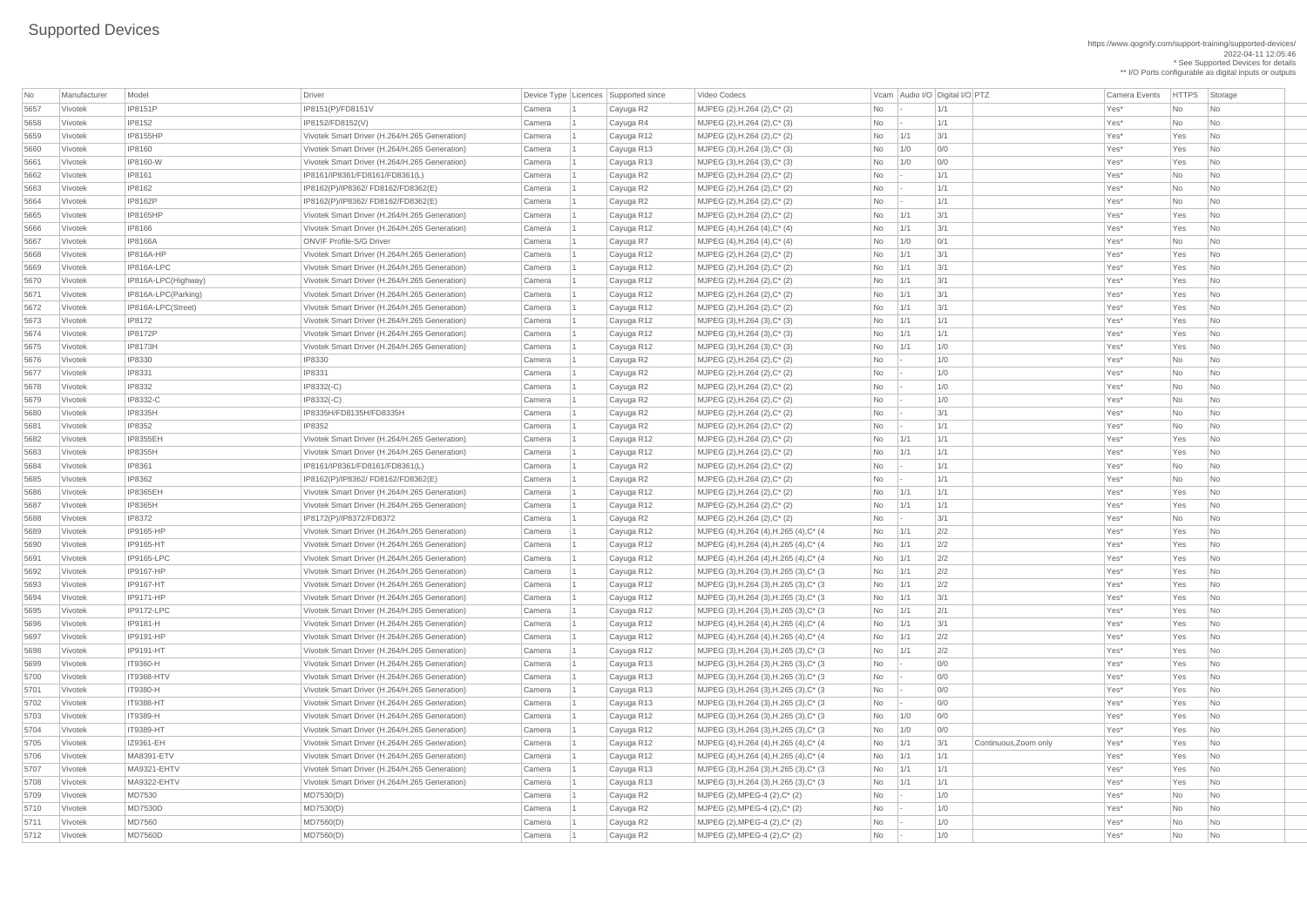# Supported Devices

https://www.qognify.com/support-training/supported-devices/
2022-04-11 12:05:46
* See Supported Devices for details
** I/O Ports configurable as digital inputs or outputs

| No | Manufacturer | Model | Driver | Device Type | Licences | Supported since | Video Codecs | Vcam | Audio I/O | Digital I/O | PTZ | Camera Events | HTTPS | Storage |
|---|---|---|---|---|---|---|---|---|---|---|---|---|---|---|
| 5657 | Vivotek | IP8151P | IP8151(P)/FD8151V | Camera | 1 | Cayuga R2 | MJPEG (2),H.264 (2),C* (2) | No | - | 1/1 | | Yes* | No | No |
| 5658 | Vivotek | IP8152 | IP8152/FD8152(V) | Camera | 1 | Cayuga R4 | MJPEG (2),H.264 (2),C* (3) | No | - | 1/1 | | Yes* | No | No |
| 5659 | Vivotek | IP8155HP | Vivotek Smart Driver (H.264/H.265 Generation) | Camera | 1 | Cayuga R12 | MJPEG (2),H.264 (2),C* (2) | No | 1/1 | 3/1 | | Yes* | Yes | No |
| 5660 | Vivotek | IP8160 | Vivotek Smart Driver (H.264/H.265 Generation) | Camera | 1 | Cayuga R13 | MJPEG (3),H.264 (3),C* (3) | No | 1/0 | 0/0 | | Yes* | Yes | No |
| 5661 | Vivotek | IP8160-W | Vivotek Smart Driver (H.264/H.265 Generation) | Camera | 1 | Cayuga R13 | MJPEG (3),H.264 (3),C* (3) | No | 1/0 | 0/0 | | Yes* | Yes | No |
| 5662 | Vivotek | IP8161 | IP8161/IP8361/FD8161/FD8361(L) | Camera | 1 | Cayuga R2 | MJPEG (2),H.264 (2),C* (2) | No | - | 1/1 | | Yes* | No | No |
| 5663 | Vivotek | IP8162 | IP8162(P)/IP8362/ FD8162/FD8362(E) | Camera | 1 | Cayuga R2 | MJPEG (2),H.264 (2),C* (2) | No | - | 1/1 | | Yes* | No | No |
| 5664 | Vivotek | IP8162P | IP8162(P)/IP8362/ FD8162/FD8362(E) | Camera | 1 | Cayuga R2 | MJPEG (2),H.264 (2),C* (2) | No | - | 1/1 | | Yes* | No | No |
| 5665 | Vivotek | IP8165HP | Vivotek Smart Driver (H.264/H.265 Generation) | Camera | 1 | Cayuga R12 | MJPEG (2),H.264 (2),C* (2) | No | 1/1 | 3/1 | | Yes* | Yes | No |
| 5666 | Vivotek | IP8166 | Vivotek Smart Driver (H.264/H.265 Generation) | Camera | 1 | Cayuga R12 | MJPEG (4),H.264 (4),C* (4) | No | 1/1 | 3/1 | | Yes* | Yes | No |
| 5667 | Vivotek | IP8166A | ONVIF Profile-S/G Driver | Camera | 1 | Cayuga R7 | MJPEG (4),H.264 (4),C* (4) | No | 1/0 | 0/1 | | Yes* | No | No |
| 5668 | Vivotek | IP816A-HP | Vivotek Smart Driver (H.264/H.265 Generation) | Camera | 1 | Cayuga R12 | MJPEG (2),H.264 (2),C* (2) | No | 1/1 | 3/1 | | Yes* | Yes | No |
| 5669 | Vivotek | IP816A-LPC | Vivotek Smart Driver (H.264/H.265 Generation) | Camera | 1 | Cayuga R12 | MJPEG (2),H.264 (2),C* (2) | No | 1/1 | 3/1 | | Yes* | Yes | No |
| 5670 | Vivotek | IP816A-LPC(Highway) | Vivotek Smart Driver (H.264/H.265 Generation) | Camera | 1 | Cayuga R12 | MJPEG (2),H.264 (2),C* (2) | No | 1/1 | 3/1 | | Yes* | Yes | No |
| 5671 | Vivotek | IP816A-LPC(Parking) | Vivotek Smart Driver (H.264/H.265 Generation) | Camera | 1 | Cayuga R12 | MJPEG (2),H.264 (2),C* (2) | No | 1/1 | 3/1 | | Yes* | Yes | No |
| 5672 | Vivotek | IP816A-LPC(Street) | Vivotek Smart Driver (H.264/H.265 Generation) | Camera | 1 | Cayuga R12 | MJPEG (2),H.264 (2),C* (2) | No | 1/1 | 3/1 | | Yes* | Yes | No |
| 5673 | Vivotek | IP8172 | Vivotek Smart Driver (H.264/H.265 Generation) | Camera | 1 | Cayuga R12 | MJPEG (3),H.264 (3),C* (3) | No | 1/1 | 1/1 | | Yes* | Yes | No |
| 5674 | Vivotek | IP8172P | Vivotek Smart Driver (H.264/H.265 Generation) | Camera | 1 | Cayuga R12 | MJPEG (3),H.264 (3),C* (3) | No | 1/1 | 1/1 | | Yes* | Yes | No |
| 5675 | Vivotek | IP8173H | Vivotek Smart Driver (H.264/H.265 Generation) | Camera | 1 | Cayuga R12 | MJPEG (3),H.264 (3),C* (3) | No | 1/1 | 1/0 | | Yes* | Yes | No |
| 5676 | Vivotek | IP8330 | IP8330 | Camera | 1 | Cayuga R2 | MJPEG (2),H.264 (2),C* (2) | No | - | 1/0 | | Yes* | No | No |
| 5677 | Vivotek | IP8331 | IP8331 | Camera | 1 | Cayuga R2 | MJPEG (2),H.264 (2),C* (2) | No | - | 1/0 | | Yes* | No | No |
| 5678 | Vivotek | IP8332 | IP8332(-C) | Camera | 1 | Cayuga R2 | MJPEG (2),H.264 (2),C* (2) | No | - | 1/0 | | Yes* | No | No |
| 5679 | Vivotek | IP8332-C | IP8332(-C) | Camera | 1 | Cayuga R2 | MJPEG (2),H.264 (2),C* (2) | No | - | 1/0 | | Yes* | No | No |
| 5680 | Vivotek | IP8335H | IP8335H/FD8135H/FD8335H | Camera | 1 | Cayuga R2 | MJPEG (2),H.264 (2),C* (2) | No | - | 3/1 | | Yes* | No | No |
| 5681 | Vivotek | IP8352 | IP8352 | Camera | 1 | Cayuga R2 | MJPEG (2),H.264 (2),C* (2) | No | - | 1/1 | | Yes* | No | No |
| 5682 | Vivotek | IP8355EH | Vivotek Smart Driver (H.264/H.265 Generation) | Camera | 1 | Cayuga R12 | MJPEG (2),H.264 (2),C* (2) | No | 1/1 | 1/1 | | Yes* | Yes | No |
| 5683 | Vivotek | IP8355H | Vivotek Smart Driver (H.264/H.265 Generation) | Camera | 1 | Cayuga R12 | MJPEG (2),H.264 (2),C* (2) | No | 1/1 | 1/1 | | Yes* | Yes | No |
| 5684 | Vivotek | IP8361 | IP8161/IP8361/FD8161/FD8361(L) | Camera | 1 | Cayuga R2 | MJPEG (2),H.264 (2),C* (2) | No | - | 1/1 | | Yes* | No | No |
| 5685 | Vivotek | IP8362 | IP8162(P)/IP8362/ FD8162/FD8362(E) | Camera | 1 | Cayuga R2 | MJPEG (2),H.264 (2),C* (2) | No | - | 1/1 | | Yes* | No | No |
| 5686 | Vivotek | IP8365EH | Vivotek Smart Driver (H.264/H.265 Generation) | Camera | 1 | Cayuga R12 | MJPEG (2),H.264 (2),C* (2) | No | 1/1 | 1/1 | | Yes* | Yes | No |
| 5687 | Vivotek | IP8365H | Vivotek Smart Driver (H.264/H.265 Generation) | Camera | 1 | Cayuga R12 | MJPEG (2),H.264 (2),C* (2) | No | 1/1 | 1/1 | | Yes* | Yes | No |
| 5688 | Vivotek | IP8372 | IP8172(P)/IP8372/FD8372 | Camera | 1 | Cayuga R2 | MJPEG (2),H.264 (2),C* (2) | No | - | 3/1 | | Yes* | No | No |
| 5689 | Vivotek | IP9165-HP | Vivotek Smart Driver (H.264/H.265 Generation) | Camera | 1 | Cayuga R12 | MJPEG (4),H.264 (4),H.265 (4),C* (4 | No | 1/1 | 2/2 | | Yes* | Yes | No |
| 5690 | Vivotek | IP9165-HT | Vivotek Smart Driver (H.264/H.265 Generation) | Camera | 1 | Cayuga R12 | MJPEG (4),H.264 (4),H.265 (4),C* (4 | No | 1/1 | 2/2 | | Yes* | Yes | No |
| 5691 | Vivotek | IP9165-LPC | Vivotek Smart Driver (H.264/H.265 Generation) | Camera | 1 | Cayuga R12 | MJPEG (4),H.264 (4),H.265 (4),C* (4 | No | 1/1 | 2/2 | | Yes* | Yes | No |
| 5692 | Vivotek | IP9167-HP | Vivotek Smart Driver (H.264/H.265 Generation) | Camera | 1 | Cayuga R12 | MJPEG (3),H.264 (3),H.265 (3),C* (3 | No | 1/1 | 2/2 | | Yes* | Yes | No |
| 5693 | Vivotek | IP9167-HT | Vivotek Smart Driver (H.264/H.265 Generation) | Camera | 1 | Cayuga R12 | MJPEG (3),H.264 (3),H.265 (3),C* (3 | No | 1/1 | 2/2 | | Yes* | Yes | No |
| 5694 | Vivotek | IP9171-HP | Vivotek Smart Driver (H.264/H.265 Generation) | Camera | 1 | Cayuga R12 | MJPEG (3),H.264 (3),H.265 (3),C* (3 | No | 1/1 | 3/1 | | Yes* | Yes | No |
| 5695 | Vivotek | IP9172-LPC | Vivotek Smart Driver (H.264/H.265 Generation) | Camera | 1 | Cayuga R12 | MJPEG (3),H.264 (3),H.265 (3),C* (3 | No | 1/1 | 2/1 | | Yes* | Yes | No |
| 5696 | Vivotek | IP9181-H | Vivotek Smart Driver (H.264/H.265 Generation) | Camera | 1 | Cayuga R12 | MJPEG (4),H.264 (4),H.265 (4),C* (4 | No | 1/1 | 3/1 | | Yes* | Yes | No |
| 5697 | Vivotek | IP9191-HP | Vivotek Smart Driver (H.264/H.265 Generation) | Camera | 1 | Cayuga R12 | MJPEG (4),H.264 (4),H.265 (4),C* (4 | No | 1/1 | 2/2 | | Yes* | Yes | No |
| 5698 | Vivotek | IP9191-HT | Vivotek Smart Driver (H.264/H.265 Generation) | Camera | 1 | Cayuga R12 | MJPEG (3),H.264 (3),H.265 (3),C* (3 | No | 1/1 | 2/2 | | Yes* | Yes | No |
| 5699 | Vivotek | IT9360-H | Vivotek Smart Driver (H.264/H.265 Generation) | Camera | 1 | Cayuga R13 | MJPEG (3),H.264 (3),H.265 (3),C* (3 | No | - | 0/0 | | Yes* | Yes | No |
| 5700 | Vivotek | IT9368-HTV | Vivotek Smart Driver (H.264/H.265 Generation) | Camera | 1 | Cayuga R13 | MJPEG (3),H.264 (3),H.265 (3),C* (3 | No | - | 0/0 | | Yes* | Yes | No |
| 5701 | Vivotek | IT9380-H | Vivotek Smart Driver (H.264/H.265 Generation) | Camera | 1 | Cayuga R13 | MJPEG (3),H.264 (3),H.265 (3),C* (3 | No | - | 0/0 | | Yes* | Yes | No |
| 5702 | Vivotek | IT9388-HT | Vivotek Smart Driver (H.264/H.265 Generation) | Camera | 1 | Cayuga R13 | MJPEG (3),H.264 (3),H.265 (3),C* (3 | No | - | 0/0 | | Yes* | Yes | No |
| 5703 | Vivotek | IT9389-H | Vivotek Smart Driver (H.264/H.265 Generation) | Camera | 1 | Cayuga R12 | MJPEG (3),H.264 (3),H.265 (3),C* (3 | No | 1/0 | 0/0 | | Yes* | Yes | No |
| 5704 | Vivotek | IT9389-HT | Vivotek Smart Driver (H.264/H.265 Generation) | Camera | 1 | Cayuga R12 | MJPEG (3),H.264 (3),H.265 (3),C* (3 | No | 1/0 | 0/0 | | Yes* | Yes | No |
| 5705 | Vivotek | IZ9361-EH | Vivotek Smart Driver (H.264/H.265 Generation) | Camera | 1 | Cayuga R12 | MJPEG (4),H.264 (4),H.265 (4),C* (4 | No | 1/1 | 3/1 | Continuous,Zoom only | Yes* | Yes | No |
| 5706 | Vivotek | MA8391-ETV | Vivotek Smart Driver (H.264/H.265 Generation) | Camera | 1 | Cayuga R12 | MJPEG (4),H.264 (4),H.265 (4),C* (4 | No | 1/1 | 1/1 | | Yes* | Yes | No |
| 5707 | Vivotek | MA9321-EHTV | Vivotek Smart Driver (H.264/H.265 Generation) | Camera | 1 | Cayuga R13 | MJPEG (3),H.264 (3),H.265 (3),C* (3 | No | 1/1 | 1/1 | | Yes* | Yes | No |
| 5708 | Vivotek | MA9322-EHTV | Vivotek Smart Driver (H.264/H.265 Generation) | Camera | 1 | Cayuga R13 | MJPEG (3),H.264 (3),H.265 (3),C* (3 | No | 1/1 | 1/1 | | Yes* | Yes | No |
| 5709 | Vivotek | MD7530 | MD7530(D) | Camera | 1 | Cayuga R2 | MJPEG (2),MPEG-4 (2),C* (2) | No | - | 1/0 | | Yes* | No | No |
| 5710 | Vivotek | MD7530D | MD7530(D) | Camera | 1 | Cayuga R2 | MJPEG (2),MPEG-4 (2),C* (2) | No | - | 1/0 | | Yes* | No | No |
| 5711 | Vivotek | MD7560 | MD7560(D) | Camera | 1 | Cayuga R2 | MJPEG (2),MPEG-4 (2),C* (2) | No | - | 1/0 | | Yes* | No | No |
| 5712 | Vivotek | MD7560D | MD7560(D) | Camera | 1 | Cayuga R2 | MJPEG (2),MPEG-4 (2),C* (2) | No | - | 1/0 | | Yes* | No | No |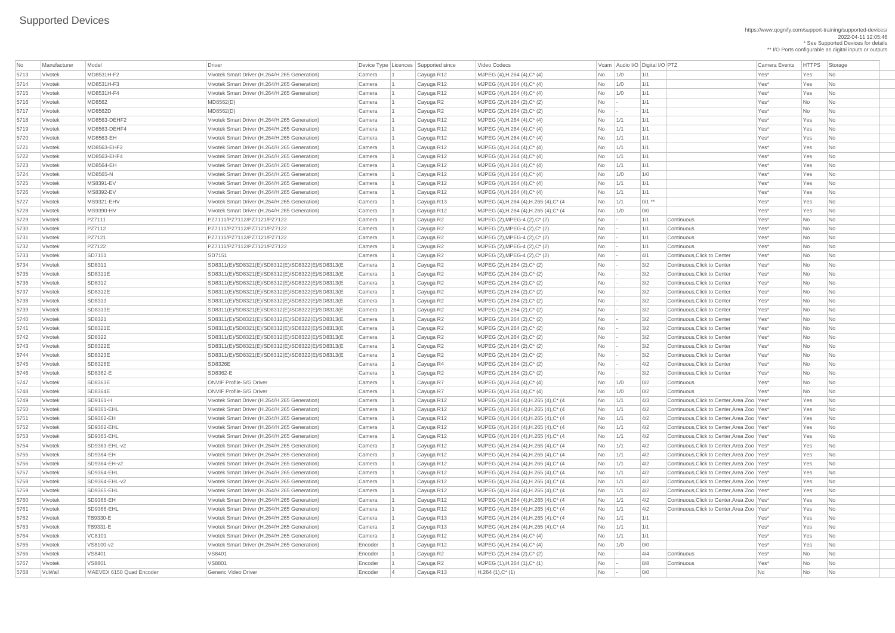# Supported Devices

https://www.qognify.com/support-training/supported-devices/
2022-04-11 12:05:46
* See Supported Devices for details
** I/O Ports configurable as digital inputs or outputs

| No | Manufacturer | Model | Driver | Device Type | Licences | Supported since | Video Codecs | Vcam | Audio I/O | Digital I/O | PTZ | Camera Events | HTTPS | Storage |
|---|---|---|---|---|---|---|---|---|---|---|---|---|---|---|
| 5713 | Vivotek | MD8531H-F2 | Vivotek Smart Driver (H.264/H.265 Generation) | Camera | 1 | Cayuga R12 | MJPEG (4),H.264 (4),C* (4) | No | 1/0 | 1/1 | | Yes* | Yes | No |
| 5714 | Vivotek | MD8531H-F3 | Vivotek Smart Driver (H.264/H.265 Generation) | Camera | 1 | Cayuga R12 | MJPEG (4),H.264 (4),C* (4) | No | 1/0 | 1/1 | | Yes* | Yes | No |
| 5715 | Vivotek | MD8531H-F4 | Vivotek Smart Driver (H.264/H.265 Generation) | Camera | 1 | Cayuga R12 | MJPEG (4),H.264 (4),C* (4) | No | 1/0 | 1/1 | | Yes* | Yes | No |
| 5716 | Vivotek | MD8562 | MD8562(D) | Camera | 1 | Cayuga R2 | MJPEG (2),H.264 (2),C* (2) | No | - | 1/1 | | Yes* | No | No |
| 5717 | Vivotek | MD8562D | MD8562(D) | Camera | 1 | Cayuga R2 | MJPEG (2),H.264 (2),C* (2) | No | - | 1/1 | | Yes* | No | No |
| 5718 | Vivotek | MD8563-DEHF2 | Vivotek Smart Driver (H.264/H.265 Generation) | Camera | 1 | Cayuga R12 | MJPEG (4),H.264 (4),C* (4) | No | 1/1 | 1/1 | | Yes* | Yes | No |
| 5719 | Vivotek | MD8563-DEHF4 | Vivotek Smart Driver (H.264/H.265 Generation) | Camera | 1 | Cayuga R12 | MJPEG (4),H.264 (4),C* (4) | No | 1/1 | 1/1 | | Yes* | Yes | No |
| 5720 | Vivotek | MD8563-EH | Vivotek Smart Driver (H.264/H.265 Generation) | Camera | 1 | Cayuga R12 | MJPEG (4),H.264 (4),C* (4) | No | 1/1 | 1/1 | | Yes* | Yes | No |
| 5721 | Vivotek | MD8563-EHF2 | Vivotek Smart Driver (H.264/H.265 Generation) | Camera | 1 | Cayuga R12 | MJPEG (4),H.264 (4),C* (4) | No | 1/1 | 1/1 | | Yes* | Yes | No |
| 5722 | Vivotek | MD8563-EHF4 | Vivotek Smart Driver (H.264/H.265 Generation) | Camera | 1 | Cayuga R12 | MJPEG (4),H.264 (4),C* (4) | No | 1/1 | 1/1 | | Yes* | Yes | No |
| 5723 | Vivotek | MD8564-EH | Vivotek Smart Driver (H.264/H.265 Generation) | Camera | 1 | Cayuga R12 | MJPEG (4),H.264 (4),C* (4) | No | 1/1 | 1/1 | | Yes* | Yes | No |
| 5724 | Vivotek | MD8565-N | Vivotek Smart Driver (H.264/H.265 Generation) | Camera | 1 | Cayuga R12 | MJPEG (4),H.264 (4),C* (4) | No | 1/0 | 1/0 | | Yes* | Yes | No |
| 5725 | Vivotek | MS8391-EV | Vivotek Smart Driver (H.264/H.265 Generation) | Camera | 1 | Cayuga R12 | MJPEG (4),H.264 (4),C* (4) | No | 1/1 | 1/1 | | Yes* | Yes | No |
| 5726 | Vivotek | MS8392-EV | Vivotek Smart Driver (H.264/H.265 Generation) | Camera | 1 | Cayuga R12 | MJPEG (4),H.264 (4),C* (4) | No | 1/1 | 1/1 | | Yes* | Yes | No |
| 5727 | Vivotek | MS9321-EHV | Vivotek Smart Driver (H.264/H.265 Generation) | Camera | 1 | Cayuga R13 | MJPEG (4),H.264 (4),H.265 (4),C* (4 | No | 1/1 | 0/1 ** | | Yes* | Yes | No |
| 5728 | Vivotek | MS9390-HV | Vivotek Smart Driver (H.264/H.265 Generation) | Camera | 1 | Cayuga R12 | MJPEG (4),H.264 (4),H.265 (4),C* (4 | No | 1/0 | 0/0 | | Yes* | Yes | No |
| 5729 | Vivotek | PZ7111 | PZ7111/PZ7112/PZ7121/PZ7122 | Camera | 1 | Cayuga R2 | MJPEG (2),MPEG-4 (2),C* (2) | No | - | 1/1 | Continuous | Yes* | No | No |
| 5730 | Vivotek | PZ7112 | PZ7111/PZ7112/PZ7121/PZ7122 | Camera | 1 | Cayuga R2 | MJPEG (2),MPEG-4 (2),C* (2) | No | - | 1/1 | Continuous | Yes* | No | No |
| 5731 | Vivotek | PZ7121 | PZ7111/PZ7112/PZ7121/PZ7122 | Camera | 1 | Cayuga R2 | MJPEG (2),MPEG-4 (2),C* (2) | No | - | 1/1 | Continuous | Yes* | No | No |
| 5732 | Vivotek | PZ7122 | PZ7111/PZ7112/PZ7121/PZ7122 | Camera | 1 | Cayuga R2 | MJPEG (2),MPEG-4 (2),C* (2) | No | - | 1/1 | Continuous | Yes* | No | No |
| 5733 | Vivotek | SD7151 | SD7151 | Camera | 1 | Cayuga R2 | MJPEG (2),MPEG-4 (2),C* (2) | No | - | 4/1 | Continuous,Click to Center | Yes* | No | No |
| 5734 | Vivotek | SD8311 | SD8311(E)/SD8321(E)/SD8312(E)/SD8322(E)/SD8313(E | Camera | 1 | Cayuga R2 | MJPEG (2),H.264 (2),C* (2) | No | - | 3/2 | Continuous,Click to Center | Yes* | No | No |
| 5735 | Vivotek | SD8311E | SD8311(E)/SD8321(E)/SD8312(E)/SD8322(E)/SD8313(E | Camera | 1 | Cayuga R2 | MJPEG (2),H.264 (2),C* (2) | No | - | 3/2 | Continuous,Click to Center | Yes* | No | No |
| 5736 | Vivotek | SD8312 | SD8311(E)/SD8321(E)/SD8312(E)/SD8322(E)/SD8313(E | Camera | 1 | Cayuga R2 | MJPEG (2),H.264 (2),C* (2) | No | - | 3/2 | Continuous,Click to Center | Yes* | No | No |
| 5737 | Vivotek | SD8312E | SD8311(E)/SD8321(E)/SD8312(E)/SD8322(E)/SD8313(E | Camera | 1 | Cayuga R2 | MJPEG (2),H.264 (2),C* (2) | No | - | 3/2 | Continuous,Click to Center | Yes* | No | No |
| 5738 | Vivotek | SD8313 | SD8311(E)/SD8321(E)/SD8312(E)/SD8322(E)/SD8313(E | Camera | 1 | Cayuga R2 | MJPEG (2),H.264 (2),C* (2) | No | - | 3/2 | Continuous,Click to Center | Yes* | No | No |
| 5739 | Vivotek | SD8313E | SD8311(E)/SD8321(E)/SD8312(E)/SD8322(E)/SD8313(E | Camera | 1 | Cayuga R2 | MJPEG (2),H.264 (2),C* (2) | No | - | 3/2 | Continuous,Click to Center | Yes* | No | No |
| 5740 | Vivotek | SD8321 | SD8311(E)/SD8321(E)/SD8312(E)/SD8322(E)/SD8313(E | Camera | 1 | Cayuga R2 | MJPEG (2),H.264 (2),C* (2) | No | - | 3/2 | Continuous,Click to Center | Yes* | No | No |
| 5741 | Vivotek | SD8321E | SD8311(E)/SD8321(E)/SD8312(E)/SD8322(E)/SD8313(E | Camera | 1 | Cayuga R2 | MJPEG (2),H.264 (2),C* (2) | No | - | 3/2 | Continuous,Click to Center | Yes* | No | No |
| 5742 | Vivotek | SD8322 | SD8311(E)/SD8321(E)/SD8312(E)/SD8322(E)/SD8313(E | Camera | 1 | Cayuga R2 | MJPEG (2),H.264 (2),C* (2) | No | - | 3/2 | Continuous,Click to Center | Yes* | No | No |
| 5743 | Vivotek | SD8322E | SD8311(E)/SD8321(E)/SD8312(E)/SD8322(E)/SD8313(E | Camera | 1 | Cayuga R2 | MJPEG (2),H.264 (2),C* (2) | No | - | 3/2 | Continuous,Click to Center | Yes* | No | No |
| 5744 | Vivotek | SD8323E | SD8311(E)/SD8321(E)/SD8312(E)/SD8322(E)/SD8313(E | Camera | 1 | Cayuga R2 | MJPEG (2),H.264 (2),C* (2) | No | - | 3/2 | Continuous,Click to Center | Yes* | No | No |
| 5745 | Vivotek | SD8326E | SD8326E | Camera | 1 | Cayuga R4 | MJPEG (2),H.264 (2),C* (2) | No | - | 4/2 | Continuous,Click to Center | Yes* | No | No |
| 5746 | Vivotek | SD8362-E | SD8362-E | Camera | 1 | Cayuga R2 | MJPEG (2),H.264 (2),C* (2) | No | - | 3/2 | Continuous,Click to Center | Yes* | No | No |
| 5747 | Vivotek | SD8363E | ONVIF Profile-S/G Driver | Camera | 1 | Cayuga R7 | MJPEG (4),H.264 (4),C* (4) | No | 1/0 | 0/2 | Continuous | Yes* | No | No |
| 5748 | Vivotek | SD8364E | ONVIF Profile-S/G Driver | Camera | 1 | Cayuga R7 | MJPEG (4),H.264 (4),C* (4) | No | 1/0 | 0/2 | Continuous | Yes* | No | No |
| 5749 | Vivotek | SD9161-H | Vivotek Smart Driver (H.264/H.265 Generation) | Camera | 1 | Cayuga R12 | MJPEG (4),H.264 (4),H.265 (4),C* (4 | No | 1/1 | 4/3 | Continuous,Click to Center,Area Zoo | Yes* | Yes | No |
| 5750 | Vivotek | SD9361-EHL | Vivotek Smart Driver (H.264/H.265 Generation) | Camera | 1 | Cayuga R12 | MJPEG (4),H.264 (4),H.265 (4),C* (4 | No | 1/1 | 4/2 | Continuous,Click to Center,Area Zoo | Yes* | Yes | No |
| 5751 | Vivotek | SD9362-EH | Vivotek Smart Driver (H.264/H.265 Generation) | Camera | 1 | Cayuga R12 | MJPEG (4),H.264 (4),H.265 (4),C* (4 | No | 1/1 | 4/2 | Continuous,Click to Center,Area Zoo | Yes* | Yes | No |
| 5752 | Vivotek | SD9362-EHL | Vivotek Smart Driver (H.264/H.265 Generation) | Camera | 1 | Cayuga R12 | MJPEG (4),H.264 (4),H.265 (4),C* (4 | No | 1/1 | 4/2 | Continuous,Click to Center,Area Zoo | Yes* | Yes | No |
| 5753 | Vivotek | SD9363-EHL | Vivotek Smart Driver (H.264/H.265 Generation) | Camera | 1 | Cayuga R12 | MJPEG (4),H.264 (4),H.265 (4),C* (4 | No | 1/1 | 4/2 | Continuous,Click to Center,Area Zoo | Yes* | Yes | No |
| 5754 | Vivotek | SD9363-EHL-v2 | Vivotek Smart Driver (H.264/H.265 Generation) | Camera | 1 | Cayuga R12 | MJPEG (4),H.264 (4),H.265 (4),C* (4 | No | 1/1 | 4/2 | Continuous,Click to Center,Area Zoo | Yes* | Yes | No |
| 5755 | Vivotek | SD9364-EH | Vivotek Smart Driver (H.264/H.265 Generation) | Camera | 1 | Cayuga R12 | MJPEG (4),H.264 (4),H.265 (4),C* (4 | No | 1/1 | 4/2 | Continuous,Click to Center,Area Zoo | Yes* | Yes | No |
| 5756 | Vivotek | SD9364-EH-v2 | Vivotek Smart Driver (H.264/H.265 Generation) | Camera | 1 | Cayuga R12 | MJPEG (4),H.264 (4),H.265 (4),C* (4 | No | 1/1 | 4/2 | Continuous,Click to Center,Area Zoo | Yes* | Yes | No |
| 5757 | Vivotek | SD9364-EHL | Vivotek Smart Driver (H.264/H.265 Generation) | Camera | 1 | Cayuga R12 | MJPEG (4),H.264 (4),H.265 (4),C* (4 | No | 1/1 | 4/2 | Continuous,Click to Center,Area Zoo | Yes* | Yes | No |
| 5758 | Vivotek | SD9364-EHL-v2 | Vivotek Smart Driver (H.264/H.265 Generation) | Camera | 1 | Cayuga R12 | MJPEG (4),H.264 (4),H.265 (4),C* (4 | No | 1/1 | 4/2 | Continuous,Click to Center,Area Zoo | Yes* | Yes | No |
| 5759 | Vivotek | SD9365-EHL | Vivotek Smart Driver (H.264/H.265 Generation) | Camera | 1 | Cayuga R12 | MJPEG (4),H.264 (4),H.265 (4),C* (4 | No | 1/1 | 4/2 | Continuous,Click to Center,Area Zoo | Yes* | Yes | No |
| 5760 | Vivotek | SD9366-EH | Vivotek Smart Driver (H.264/H.265 Generation) | Camera | 1 | Cayuga R12 | MJPEG (4),H.264 (4),H.265 (4),C* (4 | No | 1/1 | 4/2 | Continuous,Click to Center,Area Zoo | Yes* | Yes | No |
| 5761 | Vivotek | SD9366-EHL | Vivotek Smart Driver (H.264/H.265 Generation) | Camera | 1 | Cayuga R12 | MJPEG (4),H.264 (4),H.265 (4),C* (4 | No | 1/1 | 4/2 | Continuous,Click to Center,Area Zoo | Yes* | Yes | No |
| 5762 | Vivotek | TB9330-E | Vivotek Smart Driver (H.264/H.265 Generation) | Camera | 1 | Cayuga R13 | MJPEG (4),H.264 (4),H.265 (4),C* (4 | No | 1/1 | 1/1 | | Yes* | Yes | No |
| 5763 | Vivotek | TB9331-E | Vivotek Smart Driver (H.264/H.265 Generation) | Camera | 1 | Cayuga R13 | MJPEG (4),H.264 (4),H.265 (4),C* (4 | No | 1/1 | 1/1 | | Yes* | Yes | No |
| 5764 | Vivotek | VC8101 | Vivotek Smart Driver (H.264/H.265 Generation) | Camera | 1 | Cayuga R12 | MJPEG (4),H.264 (4),C* (4) | No | 1/1 | 1/1 | | Yes* | Yes | No |
| 5765 | Vivotek | VS8100-v2 | Vivotek Smart Driver (H.264/H.265 Generation) | Encoder | 1 | Cayuga R12 | MJPEG (4),H.264 (4),C* (4) | No | 1/0 | 0/0 | | Yes* | Yes | No |
| 5766 | Vivotek | VS8401 | VS8401 | Encoder | 1 | Cayuga R2 | MJPEG (2),H.264 (2),C* (2) | No | - | 4/4 | Continuous | Yes* | No | No |
| 5767 | Vivotek | VS8801 | VS8801 | Encoder | 1 | Cayuga R2 | MJPEG (1),H.264 (1),C* (1) | No | - | 8/8 | Continuous | Yes* | No | No |
| 5768 | VuWall | MAEVEX 6150 Quad Encoder | Generic Video Driver | Encoder | 4 | Cayuga R13 | H.264 (1),C* (1) | No | - | 0/0 | | No | No | No |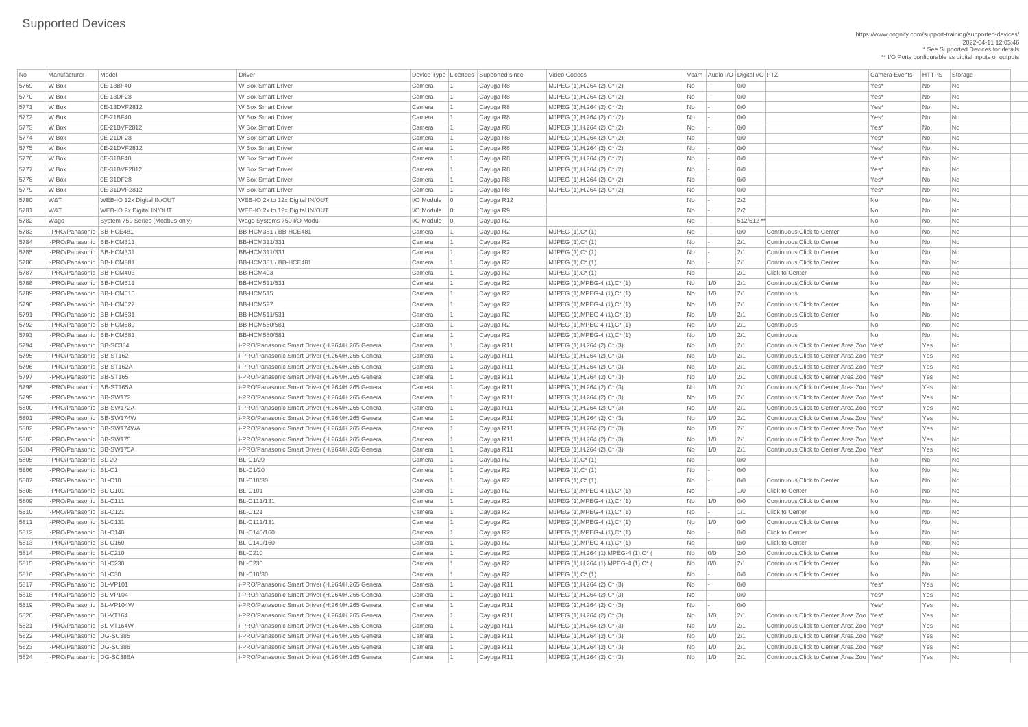# Supported Devices

https://www.qognify.com/support-training/supported-devices/
2022-04-11 12:05:46
* See Supported Devices for details
** I/O Ports configurable as digital inputs or outputs

| No | Manufacturer | Model | Driver | Device Type | Licences | Supported since | Video Codecs | Vcam | Audio I/O | Digital I/O | PTZ | Camera Events | HTTPS | Storage |
|---|---|---|---|---|---|---|---|---|---|---|---|---|---|---|
| 5769 | W Box | 0E-13BF40 | W Box Smart Driver | Camera | 1 | Cayuga R8 | MJPEG (1),H.264 (2),C* (2) | No | - | 0/0 | | Yes* | No | No |
| 5770 | W Box | 0E-13DF28 | W Box Smart Driver | Camera | 1 | Cayuga R8 | MJPEG (1),H.264 (2),C* (2) | No | - | 0/0 | | Yes* | No | No |
| 5771 | W Box | 0E-13DVF2812 | W Box Smart Driver | Camera | 1 | Cayuga R8 | MJPEG (1),H.264 (2),C* (2) | No | - | 0/0 | | Yes* | No | No |
| 5772 | W Box | 0E-21BF40 | W Box Smart Driver | Camera | 1 | Cayuga R8 | MJPEG (1),H.264 (2),C* (2) | No | - | 0/0 | | Yes* | No | No |
| 5773 | W Box | 0E-21BVF2812 | W Box Smart Driver | Camera | 1 | Cayuga R8 | MJPEG (1),H.264 (2),C* (2) | No | - | 0/0 | | Yes* | No | No |
| 5774 | W Box | 0E-21DF28 | W Box Smart Driver | Camera | 1 | Cayuga R8 | MJPEG (1),H.264 (2),C* (2) | No | - | 0/0 | | Yes* | No | No |
| 5775 | W Box | 0E-21DVF2812 | W Box Smart Driver | Camera | 1 | Cayuga R8 | MJPEG (1),H.264 (2),C* (2) | No | - | 0/0 | | Yes* | No | No |
| 5776 | W Box | 0E-31BF40 | W Box Smart Driver | Camera | 1 | Cayuga R8 | MJPEG (1),H.264 (2),C* (2) | No | - | 0/0 | | Yes* | No | No |
| 5777 | W Box | 0E-31BVF2812 | W Box Smart Driver | Camera | 1 | Cayuga R8 | MJPEG (1),H.264 (2),C* (2) | No | - | 0/0 | | Yes* | No | No |
| 5778 | W Box | 0E-31DF28 | W Box Smart Driver | Camera | 1 | Cayuga R8 | MJPEG (1),H.264 (2),C* (2) | No | - | 0/0 | | Yes* | No | No |
| 5779 | W Box | 0E-31DVF2812 | W Box Smart Driver | Camera | 1 | Cayuga R8 | MJPEG (1),H.264 (2),C* (2) | No | - | 0/0 | | Yes* | No | No |
| 5780 | W&T | WEB-IO 12x Digital IN/OUT | WEB-IO 2x to 12x Digital IN/OUT | I/O Module | 0 | Cayuga R12 | | No | - | 2/2 | | No | No | No |
| 5781 | W&T | WEB-IO 2x Digital IN/OUT | WEB-IO 2x to 12x Digital IN/OUT | I/O Module | 0 | Cayuga R9 | | No | - | 2/2 | | No | No | No |
| 5782 | Wago | System 750 Series (Modbus only) | Wago Systems 750 I/O Modul | I/O Module | 0 | Cayuga R2 | | No | - | 512/512 ** | | No | No | No |
| 5783 | i-PRO/Panasonic | BB-HCE481 | BB-HCM381 / BB-HCE481 | Camera | 1 | Cayuga R2 | MJPEG (1),C* (1) | No | - | 0/0 | Continuous,Click to Center | No | No | No |
| 5784 | i-PRO/Panasonic | BB-HCM311 | BB-HCM311/331 | Camera | 1 | Cayuga R2 | MJPEG (1),C* (1) | No | - | 2/1 | Continuous,Click to Center | No | No | No |
| 5785 | i-PRO/Panasonic | BB-HCM331 | BB-HCM311/331 | Camera | 1 | Cayuga R2 | MJPEG (1),C* (1) | No | - | 2/1 | Continuous,Click to Center | No | No | No |
| 5786 | i-PRO/Panasonic | BB-HCM381 | BB-HCM381 / BB-HCE481 | Camera | 1 | Cayuga R2 | MJPEG (1),C* (1) | No | - | 2/1 | Continuous,Click to Center | No | No | No |
| 5787 | i-PRO/Panasonic | BB-HCM403 | BB-HCM403 | Camera | 1 | Cayuga R2 | MJPEG (1),C* (1) | No | - | 2/1 | Click to Center | No | No | No |
| 5788 | i-PRO/Panasonic | BB-HCM511 | BB-HCM511/531 | Camera | 1 | Cayuga R2 | MJPEG (1),MPEG-4 (1),C* (1) | No | 1/0 | 2/1 | Continuous,Click to Center | No | No | No |
| 5789 | i-PRO/Panasonic | BB-HCM515 | BB-HCM515 | Camera | 1 | Cayuga R2 | MJPEG (1),MPEG-4 (1),C* (1) | No | 1/0 | 2/1 | Continuous | No | No | No |
| 5790 | i-PRO/Panasonic | BB-HCM527 | BB-HCM527 | Camera | 1 | Cayuga R2 | MJPEG (1),MPEG-4 (1),C* (1) | No | 1/0 | 2/1 | Continuous,Click to Center | No | No | No |
| 5791 | i-PRO/Panasonic | BB-HCM531 | BB-HCM511/531 | Camera | 1 | Cayuga R2 | MJPEG (1),MPEG-4 (1),C* (1) | No | 1/0 | 2/1 | Continuous,Click to Center | No | No | No |
| 5792 | i-PRO/Panasonic | BB-HCM580 | BB-HCM580/581 | Camera | 1 | Cayuga R2 | MJPEG (1),MPEG-4 (1),C* (1) | No | 1/0 | 2/1 | Continuous | No | No | No |
| 5793 | i-PRO/Panasonic | BB-HCM581 | BB-HCM580/581 | Camera | 1 | Cayuga R2 | MJPEG (1),MPEG-4 (1),C* (1) | No | 1/0 | 2/1 | Continuous | No | No | No |
| 5794 | i-PRO/Panasonic | BB-SC384 | i-PRO/Panasonic Smart Driver (H.264/H.265 Genera | Camera | 1 | Cayuga R11 | MJPEG (1),H.264 (2),C* (3) | No | 1/0 | 2/1 | Continuous,Click to Center,Area Zoo | Yes* | Yes | No |
| 5795 | i-PRO/Panasonic | BB-ST162 | i-PRO/Panasonic Smart Driver (H.264/H.265 Genera | Camera | 1 | Cayuga R11 | MJPEG (1),H.264 (2),C* (3) | No | 1/0 | 2/1 | Continuous,Click to Center,Area Zoo | Yes* | Yes | No |
| 5796 | i-PRO/Panasonic | BB-ST162A | i-PRO/Panasonic Smart Driver (H.264/H.265 Genera | Camera | 1 | Cayuga R11 | MJPEG (1),H.264 (2),C* (3) | No | 1/0 | 2/1 | Continuous,Click to Center,Area Zoo | Yes* | Yes | No |
| 5797 | i-PRO/Panasonic | BB-ST165 | i-PRO/Panasonic Smart Driver (H.264/H.265 Genera | Camera | 1 | Cayuga R11 | MJPEG (1),H.264 (2),C* (3) | No | 1/0 | 2/1 | Continuous,Click to Center,Area Zoo | Yes* | Yes | No |
| 5798 | i-PRO/Panasonic | BB-ST165A | i-PRO/Panasonic Smart Driver (H.264/H.265 Genera | Camera | 1 | Cayuga R11 | MJPEG (1),H.264 (2),C* (3) | No | 1/0 | 2/1 | Continuous,Click to Center,Area Zoo | Yes* | Yes | No |
| 5799 | i-PRO/Panasonic | BB-SW172 | i-PRO/Panasonic Smart Driver (H.264/H.265 Genera | Camera | 1 | Cayuga R11 | MJPEG (1),H.264 (2),C* (3) | No | 1/0 | 2/1 | Continuous,Click to Center,Area Zoo | Yes* | Yes | No |
| 5800 | i-PRO/Panasonic | BB-SW172A | i-PRO/Panasonic Smart Driver (H.264/H.265 Genera | Camera | 1 | Cayuga R11 | MJPEG (1),H.264 (2),C* (3) | No | 1/0 | 2/1 | Continuous,Click to Center,Area Zoo | Yes* | Yes | No |
| 5801 | i-PRO/Panasonic | BB-SW174W | i-PRO/Panasonic Smart Driver (H.264/H.265 Genera | Camera | 1 | Cayuga R11 | MJPEG (1),H.264 (2),C* (3) | No | 1/0 | 2/1 | Continuous,Click to Center,Area Zoo | Yes* | Yes | No |
| 5802 | i-PRO/Panasonic | BB-SW174WA | i-PRO/Panasonic Smart Driver (H.264/H.265 Genera | Camera | 1 | Cayuga R11 | MJPEG (1),H.264 (2),C* (3) | No | 1/0 | 2/1 | Continuous,Click to Center,Area Zoo | Yes* | Yes | No |
| 5803 | i-PRO/Panasonic | BB-SW175 | i-PRO/Panasonic Smart Driver (H.264/H.265 Genera | Camera | 1 | Cayuga R11 | MJPEG (1),H.264 (2),C* (3) | No | 1/0 | 2/1 | Continuous,Click to Center,Area Zoo | Yes* | Yes | No |
| 5804 | i-PRO/Panasonic | BB-SW175A | i-PRO/Panasonic Smart Driver (H.264/H.265 Genera | Camera | 1 | Cayuga R11 | MJPEG (1),H.264 (2),C* (3) | No | 1/0 | 2/1 | Continuous,Click to Center,Area Zoo | Yes* | Yes | No |
| 5805 | i-PRO/Panasonic | BL-20 | BL-C1/20 | Camera | 1 | Cayuga R2 | MJPEG (1),C* (1) | No | - | 0/0 | | No | No | No |
| 5806 | i-PRO/Panasonic | BL-C1 | BL-C1/20 | Camera | 1 | Cayuga R2 | MJPEG (1),C* (1) | No | - | 0/0 | | No | No | No |
| 5807 | i-PRO/Panasonic | BL-C10 | BL-C10/30 | Camera | 1 | Cayuga R2 | MJPEG (1),C* (1) | No | - | 0/0 | Continuous,Click to Center | No | No | No |
| 5808 | i-PRO/Panasonic | BL-C101 | BL-C101 | Camera | 1 | Cayuga R2 | MJPEG (1),MPEG-4 (1),C* (1) | No | - | 1/0 | Click to Center | No | No | No |
| 5809 | i-PRO/Panasonic | BL-C111 | BL-C111/131 | Camera | 1 | Cayuga R2 | MJPEG (1),MPEG-4 (1),C* (1) | No | 1/0 | 0/0 | Continuous,Click to Center | No | No | No |
| 5810 | i-PRO/Panasonic | BL-C121 | BL-C121 | Camera | 1 | Cayuga R2 | MJPEG (1),MPEG-4 (1),C* (1) | No | - | 1/1 | Click to Center | No | No | No |
| 5811 | i-PRO/Panasonic | BL-C131 | BL-C111/131 | Camera | 1 | Cayuga R2 | MJPEG (1),MPEG-4 (1),C* (1) | No | 1/0 | 0/0 | Continuous,Click to Center | No | No | No |
| 5812 | i-PRO/Panasonic | BL-C140 | BL-C140/160 | Camera | 1 | Cayuga R2 | MJPEG (1),MPEG-4 (1),C* (1) | No | - | 0/0 | Click to Center | No | No | No |
| 5813 | i-PRO/Panasonic | BL-C160 | BL-C140/160 | Camera | 1 | Cayuga R2 | MJPEG (1),MPEG-4 (1),C* (1) | No | - | 0/0 | Click to Center | No | No | No |
| 5814 | i-PRO/Panasonic | BL-C210 | BL-C210 | Camera | 1 | Cayuga R2 | MJPEG (1),H.264 (1),MPEG-4 (1),C* ( | No | 0/0 | 2/0 | Continuous,Click to Center | No | No | No |
| 5815 | i-PRO/Panasonic | BL-C230 | BL-C230 | Camera | 1 | Cayuga R2 | MJPEG (1),H.264 (1),MPEG-4 (1),C* ( | No | 0/0 | 2/1 | Continuous,Click to Center | No | No | No |
| 5816 | i-PRO/Panasonic | BL-C30 | BL-C10/30 | Camera | 1 | Cayuga R2 | MJPEG (1),C* (1) | No | - | 0/0 | Continuous,Click to Center | No | No | No |
| 5817 | i-PRO/Panasonic | BL-VP101 | i-PRO/Panasonic Smart Driver (H.264/H.265 Genera | Camera | 1 | Cayuga R11 | MJPEG (1),H.264 (2),C* (3) | No | - | 0/0 | | Yes* | Yes | No |
| 5818 | i-PRO/Panasonic | BL-VP104 | i-PRO/Panasonic Smart Driver (H.264/H.265 Genera | Camera | 1 | Cayuga R11 | MJPEG (1),H.264 (2),C* (3) | No | - | 0/0 | | Yes* | Yes | No |
| 5819 | i-PRO/Panasonic | BL-VP104W | i-PRO/Panasonic Smart Driver (H.264/H.265 Genera | Camera | 1 | Cayuga R11 | MJPEG (1),H.264 (2),C* (3) | No | - | 0/0 | | Yes* | Yes | No |
| 5820 | i-PRO/Panasonic | BL-VT164 | i-PRO/Panasonic Smart Driver (H.264/H.265 Genera | Camera | 1 | Cayuga R11 | MJPEG (1),H.264 (2),C* (3) | No | 1/0 | 2/1 | Continuous,Click to Center,Area Zoo | Yes* | Yes | No |
| 5821 | i-PRO/Panasonic | BL-VT164W | i-PRO/Panasonic Smart Driver (H.264/H.265 Genera | Camera | 1 | Cayuga R11 | MJPEG (1),H.264 (2),C* (3) | No | 1/0 | 2/1 | Continuous,Click to Center,Area Zoo | Yes* | Yes | No |
| 5822 | i-PRO/Panasonic | DG-SC385 | i-PRO/Panasonic Smart Driver (H.264/H.265 Genera | Camera | 1 | Cayuga R11 | MJPEG (1),H.264 (2),C* (3) | No | 1/0 | 2/1 | Continuous,Click to Center,Area Zoo | Yes* | Yes | No |
| 5823 | i-PRO/Panasonic | DG-SC386 | i-PRO/Panasonic Smart Driver (H.264/H.265 Genera | Camera | 1 | Cayuga R11 | MJPEG (1),H.264 (2),C* (3) | No | 1/0 | 2/1 | Continuous,Click to Center,Area Zoo | Yes* | Yes | No |
| 5824 | i-PRO/Panasonic | DG-SC386A | i-PRO/Panasonic Smart Driver (H.264/H.265 Genera | Camera | 1 | Cayuga R11 | MJPEG (1),H.264 (2),C* (3) | No | 1/0 | 2/1 | Continuous,Click to Center,Area Zoo | Yes* | Yes | No |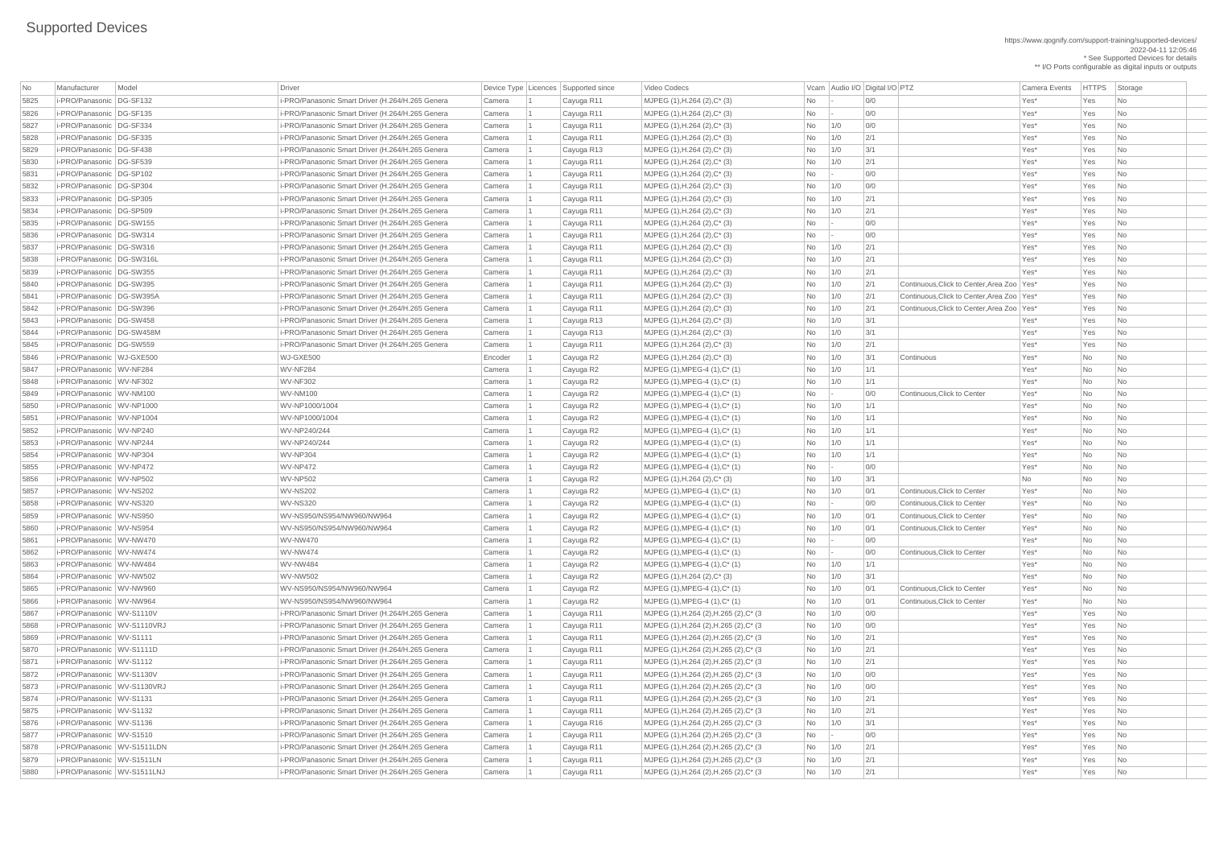# Supported Devices

https://www.qognify.com/support-training/supported-devices/
2022-04-11 12:05:46
* See Supported Devices for details
** I/O Ports configurable as digital inputs or outputs

| No | Manufacturer | Model | Driver | Device Type | Licences | Supported since | Video Codecs | Vcam | Audio I/O | Digital I/O | PTZ | Camera Events | HTTPS | Storage |
|---|---|---|---|---|---|---|---|---|---|---|---|---|---|---|
| 5825 | i-PRO/Panasonic | DG-SF132 | i-PRO/Panasonic Smart Driver (H.264/H.265 Genera | Camera | 1 | Cayuga R11 | MJPEG (1),H.264 (2),C* (3) | No | - | 0/0 | | Yes* | Yes | No |
| 5826 | i-PRO/Panasonic | DG-SF135 | i-PRO/Panasonic Smart Driver (H.264/H.265 Genera | Camera | 1 | Cayuga R11 | MJPEG (1),H.264 (2),C* (3) | No | - | 0/0 | | Yes* | Yes | No |
| 5827 | i-PRO/Panasonic | DG-SF334 | i-PRO/Panasonic Smart Driver (H.264/H.265 Genera | Camera | 1 | Cayuga R11 | MJPEG (1),H.264 (2),C* (3) | No | 1/0 | 0/0 | | Yes* | Yes | No |
| 5828 | i-PRO/Panasonic | DG-SF335 | i-PRO/Panasonic Smart Driver (H.264/H.265 Genera | Camera | 1 | Cayuga R11 | MJPEG (1),H.264 (2),C* (3) | No | 1/0 | 2/1 | | Yes* | Yes | No |
| 5829 | i-PRO/Panasonic | DG-SF438 | i-PRO/Panasonic Smart Driver (H.264/H.265 Genera | Camera | 1 | Cayuga R13 | MJPEG (1),H.264 (2),C* (3) | No | 1/0 | 3/1 | | Yes* | Yes | No |
| 5830 | i-PRO/Panasonic | DG-SF539 | i-PRO/Panasonic Smart Driver (H.264/H.265 Genera | Camera | 1 | Cayuga R11 | MJPEG (1),H.264 (2),C* (3) | No | 1/0 | 2/1 | | Yes* | Yes | No |
| 5831 | i-PRO/Panasonic | DG-SP102 | i-PRO/Panasonic Smart Driver (H.264/H.265 Genera | Camera | 1 | Cayuga R11 | MJPEG (1),H.264 (2),C* (3) | No | - | 0/0 | | Yes* | Yes | No |
| 5832 | i-PRO/Panasonic | DG-SP304 | i-PRO/Panasonic Smart Driver (H.264/H.265 Genera | Camera | 1 | Cayuga R11 | MJPEG (1),H.264 (2),C* (3) | No | 1/0 | 0/0 | | Yes* | Yes | No |
| 5833 | i-PRO/Panasonic | DG-SP305 | i-PRO/Panasonic Smart Driver (H.264/H.265 Genera | Camera | 1 | Cayuga R11 | MJPEG (1),H.264 (2),C* (3) | No | 1/0 | 2/1 | | Yes* | Yes | No |
| 5834 | i-PRO/Panasonic | DG-SP509 | i-PRO/Panasonic Smart Driver (H.264/H.265 Genera | Camera | 1 | Cayuga R11 | MJPEG (1),H.264 (2),C* (3) | No | 1/0 | 2/1 | | Yes* | Yes | No |
| 5835 | i-PRO/Panasonic | DG-SW155 | i-PRO/Panasonic Smart Driver (H.264/H.265 Genera | Camera | 1 | Cayuga R11 | MJPEG (1),H.264 (2),C* (3) | No | - | 0/0 | | Yes* | Yes | No |
| 5836 | i-PRO/Panasonic | DG-SW314 | i-PRO/Panasonic Smart Driver (H.264/H.265 Genera | Camera | 1 | Cayuga R11 | MJPEG (1),H.264 (2),C* (3) | No | - | 0/0 | | Yes* | Yes | No |
| 5837 | i-PRO/Panasonic | DG-SW316 | i-PRO/Panasonic Smart Driver (H.264/H.265 Genera | Camera | 1 | Cayuga R11 | MJPEG (1),H.264 (2),C* (3) | No | 1/0 | 2/1 | | Yes* | Yes | No |
| 5838 | i-PRO/Panasonic | DG-SW316L | i-PRO/Panasonic Smart Driver (H.264/H.265 Genera | Camera | 1 | Cayuga R11 | MJPEG (1),H.264 (2),C* (3) | No | 1/0 | 2/1 | | Yes* | Yes | No |
| 5839 | i-PRO/Panasonic | DG-SW355 | i-PRO/Panasonic Smart Driver (H.264/H.265 Genera | Camera | 1 | Cayuga R11 | MJPEG (1),H.264 (2),C* (3) | No | 1/0 | 2/1 | | Yes* | Yes | No |
| 5840 | i-PRO/Panasonic | DG-SW395 | i-PRO/Panasonic Smart Driver (H.264/H.265 Genera | Camera | 1 | Cayuga R11 | MJPEG (1),H.264 (2),C* (3) | No | 1/0 | 2/1 | Continuous,Click to Center,Area Zoo | Yes* | Yes | No |
| 5841 | i-PRO/Panasonic | DG-SW395A | i-PRO/Panasonic Smart Driver (H.264/H.265 Genera | Camera | 1 | Cayuga R11 | MJPEG (1),H.264 (2),C* (3) | No | 1/0 | 2/1 | Continuous,Click to Center,Area Zoo | Yes* | Yes | No |
| 5842 | i-PRO/Panasonic | DG-SW396 | i-PRO/Panasonic Smart Driver (H.264/H.265 Genera | Camera | 1 | Cayuga R11 | MJPEG (1),H.264 (2),C* (3) | No | 1/0 | 2/1 | Continuous,Click to Center,Area Zoo | Yes* | Yes | No |
| 5843 | i-PRO/Panasonic | DG-SW458 | i-PRO/Panasonic Smart Driver (H.264/H.265 Genera | Camera | 1 | Cayuga R13 | MJPEG (1),H.264 (2),C* (3) | No | 1/0 | 3/1 | | Yes* | Yes | No |
| 5844 | i-PRO/Panasonic | DG-SW458M | i-PRO/Panasonic Smart Driver (H.264/H.265 Genera | Camera | 1 | Cayuga R13 | MJPEG (1),H.264 (2),C* (3) | No | 1/0 | 3/1 | | Yes* | Yes | No |
| 5845 | i-PRO/Panasonic | DG-SW559 | i-PRO/Panasonic Smart Driver (H.264/H.265 Genera | Camera | 1 | Cayuga R11 | MJPEG (1),H.264 (2),C* (3) | No | 1/0 | 2/1 | | Yes* | Yes | No |
| 5846 | i-PRO/Panasonic | WJ-GXE500 | WJ-GXE500 | Encoder | 1 | Cayuga R2 | MJPEG (1),H.264 (2),C* (3) | No | 1/0 | 3/1 | Continuous | Yes* | No | No |
| 5847 | i-PRO/Panasonic | WV-NF284 | WV-NF284 | Camera | 1 | Cayuga R2 | MJPEG (1),MPEG-4 (1),C* (1) | No | 1/0 | 1/1 | | Yes* | No | No |
| 5848 | i-PRO/Panasonic | WV-NF302 | WV-NF302 | Camera | 1 | Cayuga R2 | MJPEG (1),MPEG-4 (1),C* (1) | No | 1/0 | 1/1 | | Yes* | No | No |
| 5849 | i-PRO/Panasonic | WV-NM100 | WV-NM100 | Camera | 1 | Cayuga R2 | MJPEG (1),MPEG-4 (1),C* (1) | No | - | 0/0 | Continuous,Click to Center | Yes* | No | No |
| 5850 | i-PRO/Panasonic | WV-NP1000 | WV-NP1000/1004 | Camera | 1 | Cayuga R2 | MJPEG (1),MPEG-4 (1),C* (1) | No | 1/0 | 1/1 | | Yes* | No | No |
| 5851 | i-PRO/Panasonic | WV-NP1004 | WV-NP1000/1004 | Camera | 1 | Cayuga R2 | MJPEG (1),MPEG-4 (1),C* (1) | No | 1/0 | 1/1 | | Yes* | No | No |
| 5852 | i-PRO/Panasonic | WV-NP240 | WV-NP240/244 | Camera | 1 | Cayuga R2 | MJPEG (1),MPEG-4 (1),C* (1) | No | 1/0 | 1/1 | | Yes* | No | No |
| 5853 | i-PRO/Panasonic | WV-NP244 | WV-NP240/244 | Camera | 1 | Cayuga R2 | MJPEG (1),MPEG-4 (1),C* (1) | No | 1/0 | 1/1 | | Yes* | No | No |
| 5854 | i-PRO/Panasonic | WV-NP304 | WV-NP304 | Camera | 1 | Cayuga R2 | MJPEG (1),MPEG-4 (1),C* (1) | No | 1/0 | 1/1 | | Yes* | No | No |
| 5855 | i-PRO/Panasonic | WV-NP472 | WV-NP472 | Camera | 1 | Cayuga R2 | MJPEG (1),MPEG-4 (1),C* (1) | No | - | 0/0 | | Yes* | No | No |
| 5856 | i-PRO/Panasonic | WV-NP502 | WV-NP502 | Camera | 1 | Cayuga R2 | MJPEG (1),H.264 (2),C* (3) | No | 1/0 | 3/1 | | No | No | No |
| 5857 | i-PRO/Panasonic | WV-NS202 | WV-NS202 | Camera | 1 | Cayuga R2 | MJPEG (1),MPEG-4 (1),C* (1) | No | 1/0 | 0/1 | Continuous,Click to Center | Yes* | No | No |
| 5858 | i-PRO/Panasonic | WV-NS320 | WV-NS320 | Camera | 1 | Cayuga R2 | MJPEG (1),MPEG-4 (1),C* (1) | No | - | 0/0 | Continuous,Click to Center | Yes* | No | No |
| 5859 | i-PRO/Panasonic | WV-NS950 | WV-NS950/NS954/NW960/NW964 | Camera | 1 | Cayuga R2 | MJPEG (1),MPEG-4 (1),C* (1) | No | 1/0 | 0/1 | Continuous,Click to Center | Yes* | No | No |
| 5860 | i-PRO/Panasonic | WV-NS954 | WV-NS950/NS954/NW960/NW964 | Camera | 1 | Cayuga R2 | MJPEG (1),MPEG-4 (1),C* (1) | No | 1/0 | 0/1 | Continuous,Click to Center | Yes* | No | No |
| 5861 | i-PRO/Panasonic | WV-NW470 | WV-NW470 | Camera | 1 | Cayuga R2 | MJPEG (1),MPEG-4 (1),C* (1) | No | - | 0/0 | | Yes* | No | No |
| 5862 | i-PRO/Panasonic | WV-NW474 | WV-NW474 | Camera | 1 | Cayuga R2 | MJPEG (1),MPEG-4 (1),C* (1) | No | - | 0/0 | Continuous,Click to Center | Yes* | No | No |
| 5863 | i-PRO/Panasonic | WV-NW484 | WV-NW484 | Camera | 1 | Cayuga R2 | MJPEG (1),MPEG-4 (1),C* (1) | No | 1/0 | 1/1 | | Yes* | No | No |
| 5864 | i-PRO/Panasonic | WV-NW502 | WV-NW502 | Camera | 1 | Cayuga R2 | MJPEG (1),H.264 (2),C* (3) | No | 1/0 | 3/1 | | Yes* | No | No |
| 5865 | i-PRO/Panasonic | WV-NW960 | WV-NS950/NS954/NW960/NW964 | Camera | 1 | Cayuga R2 | MJPEG (1),MPEG-4 (1),C* (1) | No | 1/0 | 0/1 | Continuous,Click to Center | Yes* | No | No |
| 5866 | i-PRO/Panasonic | WV-NW964 | WV-NS950/NS954/NW960/NW964 | Camera | 1 | Cayuga R2 | MJPEG (1),MPEG-4 (1),C* (1) | No | 1/0 | 0/1 | Continuous,Click to Center | Yes* | No | No |
| 5867 | i-PRO/Panasonic | WV-S1110V | i-PRO/Panasonic Smart Driver (H.264/H.265 Genera | Camera | 1 | Cayuga R11 | MJPEG (1),H.264 (2),H.265 (2),C* (3 | No | 1/0 | 0/0 | | Yes* | Yes | No |
| 5868 | i-PRO/Panasonic | WV-S1110VRJ | i-PRO/Panasonic Smart Driver (H.264/H.265 Genera | Camera | 1 | Cayuga R11 | MJPEG (1),H.264 (2),H.265 (2),C* (3 | No | 1/0 | 0/0 | | Yes* | Yes | No |
| 5869 | i-PRO/Panasonic | WV-S1111 | i-PRO/Panasonic Smart Driver (H.264/H.265 Genera | Camera | 1 | Cayuga R11 | MJPEG (1),H.264 (2),H.265 (2),C* (3 | No | 1/0 | 2/1 | | Yes* | Yes | No |
| 5870 | i-PRO/Panasonic | WV-S1111D | i-PRO/Panasonic Smart Driver (H.264/H.265 Genera | Camera | 1 | Cayuga R11 | MJPEG (1),H.264 (2),H.265 (2),C* (3 | No | 1/0 | 2/1 | | Yes* | Yes | No |
| 5871 | i-PRO/Panasonic | WV-S1112 | i-PRO/Panasonic Smart Driver (H.264/H.265 Genera | Camera | 1 | Cayuga R11 | MJPEG (1),H.264 (2),H.265 (2),C* (3 | No | 1/0 | 2/1 | | Yes* | Yes | No |
| 5872 | i-PRO/Panasonic | WV-S1130V | i-PRO/Panasonic Smart Driver (H.264/H.265 Genera | Camera | 1 | Cayuga R11 | MJPEG (1),H.264 (2),H.265 (2),C* (3 | No | 1/0 | 0/0 | | Yes* | Yes | No |
| 5873 | i-PRO/Panasonic | WV-S1130VRJ | i-PRO/Panasonic Smart Driver (H.264/H.265 Genera | Camera | 1 | Cayuga R11 | MJPEG (1),H.264 (2),H.265 (2),C* (3 | No | 1/0 | 0/0 | | Yes* | Yes | No |
| 5874 | i-PRO/Panasonic | WV-S1131 | i-PRO/Panasonic Smart Driver (H.264/H.265 Genera | Camera | 1 | Cayuga R11 | MJPEG (1),H.264 (2),H.265 (2),C* (3 | No | 1/0 | 2/1 | | Yes* | Yes | No |
| 5875 | i-PRO/Panasonic | WV-S1132 | i-PRO/Panasonic Smart Driver (H.264/H.265 Genera | Camera | 1 | Cayuga R11 | MJPEG (1),H.264 (2),H.265 (2),C* (3 | No | 1/0 | 2/1 | | Yes* | Yes | No |
| 5876 | i-PRO/Panasonic | WV-S1136 | i-PRO/Panasonic Smart Driver (H.264/H.265 Genera | Camera | 1 | Cayuga R16 | MJPEG (1),H.264 (2),H.265 (2),C* (3 | No | 1/0 | 3/1 | | Yes* | Yes | No |
| 5877 | i-PRO/Panasonic | WV-S1510 | i-PRO/Panasonic Smart Driver (H.264/H.265 Genera | Camera | 1 | Cayuga R11 | MJPEG (1),H.264 (2),H.265 (2),C* (3 | No | - | 0/0 | | Yes* | Yes | No |
| 5878 | i-PRO/Panasonic | WV-S1511LDN | i-PRO/Panasonic Smart Driver (H.264/H.265 Genera | Camera | 1 | Cayuga R11 | MJPEG (1),H.264 (2),H.265 (2),C* (3 | No | 1/0 | 2/1 | | Yes* | Yes | No |
| 5879 | i-PRO/Panasonic | WV-S1511LN | i-PRO/Panasonic Smart Driver (H.264/H.265 Genera | Camera | 1 | Cayuga R11 | MJPEG (1),H.264 (2),H.265 (2),C* (3 | No | 1/0 | 2/1 | | Yes* | Yes | No |
| 5880 | i-PRO/Panasonic | WV-S1511LNJ | i-PRO/Panasonic Smart Driver (H.264/H.265 Genera | Camera | 1 | Cayuga R11 | MJPEG (1),H.264 (2),H.265 (2),C* (3 | No | 1/0 | 2/1 | | Yes* | Yes | No |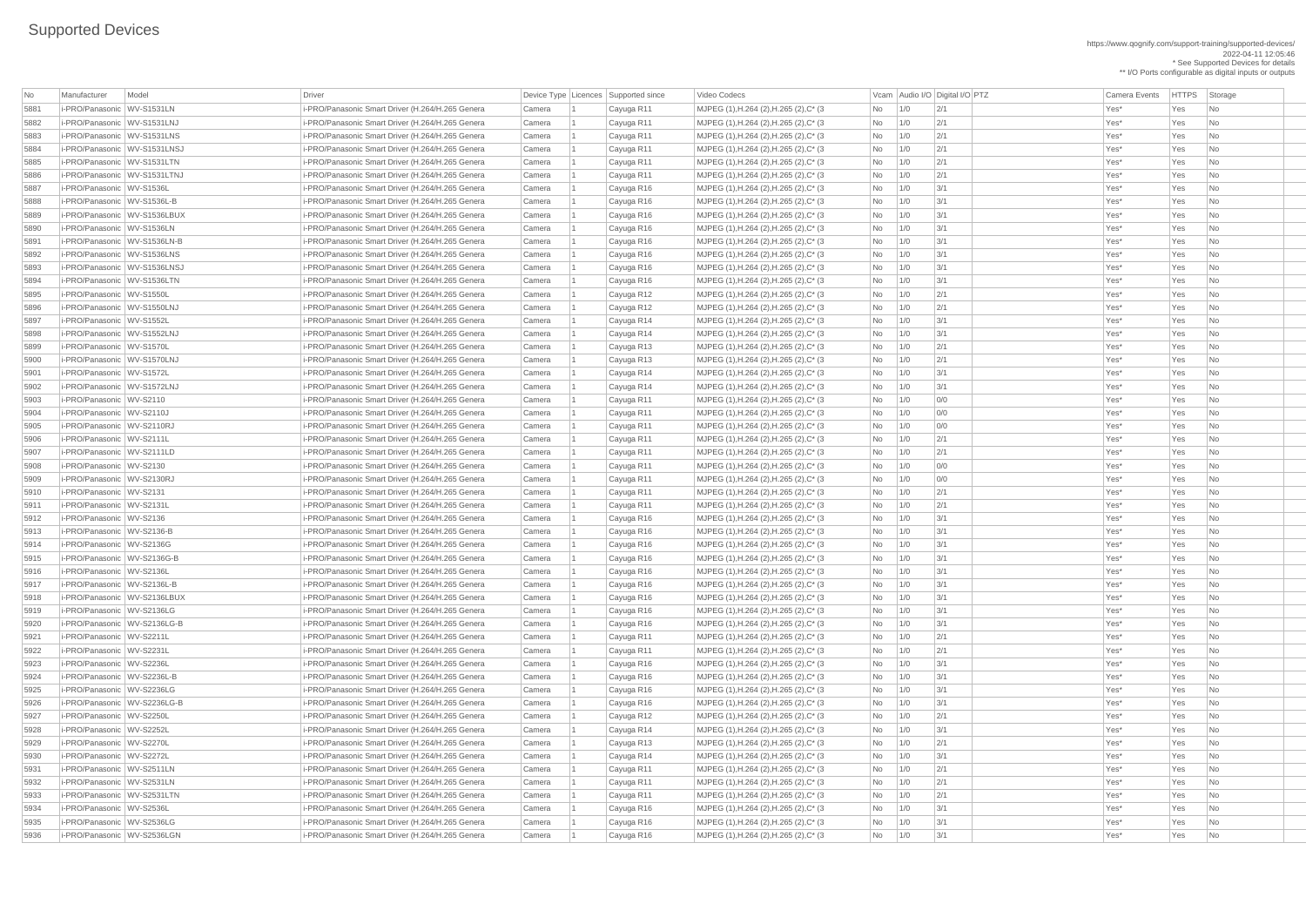# Supported Devices

https://www.qognify.com/support-training/supported-devices/
2022-04-11 12:05:46
* See Supported Devices for details
** I/O Ports configurable as digital inputs or outputs

| No | Manufacturer | Model | Driver | Device Type | Licences | Supported since | Video Codecs | Vcam | Audio I/O | Digital I/O | PTZ | Camera Events | HTTPS | Storage |
|---|---|---|---|---|---|---|---|---|---|---|---|---|---|---|
| 5881 | i-PRO/Panasonic | WV-S1531LN | i-PRO/Panasonic Smart Driver (H.264/H.265 Genera | Camera | 1 | Cayuga R11 | MJPEG (1),H.264 (2),H.265 (2),C* (3 | No | 1/0 | 2/1 | | Yes* | Yes | No |
| 5882 | i-PRO/Panasonic | WV-S1531LNJ | i-PRO/Panasonic Smart Driver (H.264/H.265 Genera | Camera | 1 | Cayuga R11 | MJPEG (1),H.264 (2),H.265 (2),C* (3 | No | 1/0 | 2/1 | | Yes* | Yes | No |
| 5883 | i-PRO/Panasonic | WV-S1531LNS | i-PRO/Panasonic Smart Driver (H.264/H.265 Genera | Camera | 1 | Cayuga R11 | MJPEG (1),H.264 (2),H.265 (2),C* (3 | No | 1/0 | 2/1 | | Yes* | Yes | No |
| 5884 | i-PRO/Panasonic | WV-S1531LNSJ | i-PRO/Panasonic Smart Driver (H.264/H.265 Genera | Camera | 1 | Cayuga R11 | MJPEG (1),H.264 (2),H.265 (2),C* (3 | No | 1/0 | 2/1 | | Yes* | Yes | No |
| 5885 | i-PRO/Panasonic | WV-S1531LTN | i-PRO/Panasonic Smart Driver (H.264/H.265 Genera | Camera | 1 | Cayuga R11 | MJPEG (1),H.264 (2),H.265 (2),C* (3 | No | 1/0 | 2/1 | | Yes* | Yes | No |
| 5886 | i-PRO/Panasonic | WV-S1531LTNJ | i-PRO/Panasonic Smart Driver (H.264/H.265 Genera | Camera | 1 | Cayuga R11 | MJPEG (1),H.264 (2),H.265 (2),C* (3 | No | 1/0 | 2/1 | | Yes* | Yes | No |
| 5887 | i-PRO/Panasonic | WV-S1536L | i-PRO/Panasonic Smart Driver (H.264/H.265 Genera | Camera | 1 | Cayuga R16 | MJPEG (1),H.264 (2),H.265 (2),C* (3 | No | 1/0 | 3/1 | | Yes* | Yes | No |
| 5888 | i-PRO/Panasonic | WV-S1536L-B | i-PRO/Panasonic Smart Driver (H.264/H.265 Genera | Camera | 1 | Cayuga R16 | MJPEG (1),H.264 (2),H.265 (2),C* (3 | No | 1/0 | 3/1 | | Yes* | Yes | No |
| 5889 | i-PRO/Panasonic | WV-S1536LBUX | i-PRO/Panasonic Smart Driver (H.264/H.265 Genera | Camera | 1 | Cayuga R16 | MJPEG (1),H.264 (2),H.265 (2),C* (3 | No | 1/0 | 3/1 | | Yes* | Yes | No |
| 5890 | i-PRO/Panasonic | WV-S1536LN | i-PRO/Panasonic Smart Driver (H.264/H.265 Genera | Camera | 1 | Cayuga R16 | MJPEG (1),H.264 (2),H.265 (2),C* (3 | No | 1/0 | 3/1 | | Yes* | Yes | No |
| 5891 | i-PRO/Panasonic | WV-S1536LN-B | i-PRO/Panasonic Smart Driver (H.264/H.265 Genera | Camera | 1 | Cayuga R16 | MJPEG (1),H.264 (2),H.265 (2),C* (3 | No | 1/0 | 3/1 | | Yes* | Yes | No |
| 5892 | i-PRO/Panasonic | WV-S1536LNS | i-PRO/Panasonic Smart Driver (H.264/H.265 Genera | Camera | 1 | Cayuga R16 | MJPEG (1),H.264 (2),H.265 (2),C* (3 | No | 1/0 | 3/1 | | Yes* | Yes | No |
| 5893 | i-PRO/Panasonic | WV-S1536LNSJ | i-PRO/Panasonic Smart Driver (H.264/H.265 Genera | Camera | 1 | Cayuga R16 | MJPEG (1),H.264 (2),H.265 (2),C* (3 | No | 1/0 | 3/1 | | Yes* | Yes | No |
| 5894 | i-PRO/Panasonic | WV-S1536LTN | i-PRO/Panasonic Smart Driver (H.264/H.265 Genera | Camera | 1 | Cayuga R16 | MJPEG (1),H.264 (2),H.265 (2),C* (3 | No | 1/0 | 3/1 | | Yes* | Yes | No |
| 5895 | i-PRO/Panasonic | WV-S1550L | i-PRO/Panasonic Smart Driver (H.264/H.265 Genera | Camera | 1 | Cayuga R12 | MJPEG (1),H.264 (2),H.265 (2),C* (3 | No | 1/0 | 2/1 | | Yes* | Yes | No |
| 5896 | i-PRO/Panasonic | WV-S1550LNJ | i-PRO/Panasonic Smart Driver (H.264/H.265 Genera | Camera | 1 | Cayuga R12 | MJPEG (1),H.264 (2),H.265 (2),C* (3 | No | 1/0 | 2/1 | | Yes* | Yes | No |
| 5897 | i-PRO/Panasonic | WV-S1552L | i-PRO/Panasonic Smart Driver (H.264/H.265 Genera | Camera | 1 | Cayuga R14 | MJPEG (1),H.264 (2),H.265 (2),C* (3 | No | 1/0 | 3/1 | | Yes* | Yes | No |
| 5898 | i-PRO/Panasonic | WV-S1552LNJ | i-PRO/Panasonic Smart Driver (H.264/H.265 Genera | Camera | 1 | Cayuga R14 | MJPEG (1),H.264 (2),H.265 (2),C* (3 | No | 1/0 | 3/1 | | Yes* | Yes | No |
| 5899 | i-PRO/Panasonic | WV-S1570L | i-PRO/Panasonic Smart Driver (H.264/H.265 Genera | Camera | 1 | Cayuga R13 | MJPEG (1),H.264 (2),H.265 (2),C* (3 | No | 1/0 | 2/1 | | Yes* | Yes | No |
| 5900 | i-PRO/Panasonic | WV-S1570LNJ | i-PRO/Panasonic Smart Driver (H.264/H.265 Genera | Camera | 1 | Cayuga R13 | MJPEG (1),H.264 (2),H.265 (2),C* (3 | No | 1/0 | 2/1 | | Yes* | Yes | No |
| 5901 | i-PRO/Panasonic | WV-S1572L | i-PRO/Panasonic Smart Driver (H.264/H.265 Genera | Camera | 1 | Cayuga R14 | MJPEG (1),H.264 (2),H.265 (2),C* (3 | No | 1/0 | 3/1 | | Yes* | Yes | No |
| 5902 | i-PRO/Panasonic | WV-S1572LNJ | i-PRO/Panasonic Smart Driver (H.264/H.265 Genera | Camera | 1 | Cayuga R14 | MJPEG (1),H.264 (2),H.265 (2),C* (3 | No | 1/0 | 3/1 | | Yes* | Yes | No |
| 5903 | i-PRO/Panasonic | WV-S2110 | i-PRO/Panasonic Smart Driver (H.264/H.265 Genera | Camera | 1 | Cayuga R11 | MJPEG (1),H.264 (2),H.265 (2),C* (3 | No | 1/0 | 0/0 | | Yes* | Yes | No |
| 5904 | i-PRO/Panasonic | WV-S2110J | i-PRO/Panasonic Smart Driver (H.264/H.265 Genera | Camera | 1 | Cayuga R11 | MJPEG (1),H.264 (2),H.265 (2),C* (3 | No | 1/0 | 0/0 | | Yes* | Yes | No |
| 5905 | i-PRO/Panasonic | WV-S2110RJ | i-PRO/Panasonic Smart Driver (H.264/H.265 Genera | Camera | 1 | Cayuga R11 | MJPEG (1),H.264 (2),H.265 (2),C* (3 | No | 1/0 | 0/0 | | Yes* | Yes | No |
| 5906 | i-PRO/Panasonic | WV-S2111L | i-PRO/Panasonic Smart Driver (H.264/H.265 Genera | Camera | 1 | Cayuga R11 | MJPEG (1),H.264 (2),H.265 (2),C* (3 | No | 1/0 | 2/1 | | Yes* | Yes | No |
| 5907 | i-PRO/Panasonic | WV-S2111LD | i-PRO/Panasonic Smart Driver (H.264/H.265 Genera | Camera | 1 | Cayuga R11 | MJPEG (1),H.264 (2),H.265 (2),C* (3 | No | 1/0 | 2/1 | | Yes* | Yes | No |
| 5908 | i-PRO/Panasonic | WV-S2130 | i-PRO/Panasonic Smart Driver (H.264/H.265 Genera | Camera | 1 | Cayuga R11 | MJPEG (1),H.264 (2),H.265 (2),C* (3 | No | 1/0 | 0/0 | | Yes* | Yes | No |
| 5909 | i-PRO/Panasonic | WV-S2130RJ | i-PRO/Panasonic Smart Driver (H.264/H.265 Genera | Camera | 1 | Cayuga R11 | MJPEG (1),H.264 (2),H.265 (2),C* (3 | No | 1/0 | 0/0 | | Yes* | Yes | No |
| 5910 | i-PRO/Panasonic | WV-S2131 | i-PRO/Panasonic Smart Driver (H.264/H.265 Genera | Camera | 1 | Cayuga R11 | MJPEG (1),H.264 (2),H.265 (2),C* (3 | No | 1/0 | 2/1 | | Yes* | Yes | No |
| 5911 | i-PRO/Panasonic | WV-S2131L | i-PRO/Panasonic Smart Driver (H.264/H.265 Genera | Camera | 1 | Cayuga R11 | MJPEG (1),H.264 (2),H.265 (2),C* (3 | No | 1/0 | 2/1 | | Yes* | Yes | No |
| 5912 | i-PRO/Panasonic | WV-S2136 | i-PRO/Panasonic Smart Driver (H.264/H.265 Genera | Camera | 1 | Cayuga R16 | MJPEG (1),H.264 (2),H.265 (2),C* (3 | No | 1/0 | 3/1 | | Yes* | Yes | No |
| 5913 | i-PRO/Panasonic | WV-S2136-B | i-PRO/Panasonic Smart Driver (H.264/H.265 Genera | Camera | 1 | Cayuga R16 | MJPEG (1),H.264 (2),H.265 (2),C* (3 | No | 1/0 | 3/1 | | Yes* | Yes | No |
| 5914 | i-PRO/Panasonic | WV-S2136G | i-PRO/Panasonic Smart Driver (H.264/H.265 Genera | Camera | 1 | Cayuga R16 | MJPEG (1),H.264 (2),H.265 (2),C* (3 | No | 1/0 | 3/1 | | Yes* | Yes | No |
| 5915 | i-PRO/Panasonic | WV-S2136G-B | i-PRO/Panasonic Smart Driver (H.264/H.265 Genera | Camera | 1 | Cayuga R16 | MJPEG (1),H.264 (2),H.265 (2),C* (3 | No | 1/0 | 3/1 | | Yes* | Yes | No |
| 5916 | i-PRO/Panasonic | WV-S2136L | i-PRO/Panasonic Smart Driver (H.264/H.265 Genera | Camera | 1 | Cayuga R16 | MJPEG (1),H.264 (2),H.265 (2),C* (3 | No | 1/0 | 3/1 | | Yes* | Yes | No |
| 5917 | i-PRO/Panasonic | WV-S2136L-B | i-PRO/Panasonic Smart Driver (H.264/H.265 Genera | Camera | 1 | Cayuga R16 | MJPEG (1),H.264 (2),H.265 (2),C* (3 | No | 1/0 | 3/1 | | Yes* | Yes | No |
| 5918 | i-PRO/Panasonic | WV-S2136LBUX | i-PRO/Panasonic Smart Driver (H.264/H.265 Genera | Camera | 1 | Cayuga R16 | MJPEG (1),H.264 (2),H.265 (2),C* (3 | No | 1/0 | 3/1 | | Yes* | Yes | No |
| 5919 | i-PRO/Panasonic | WV-S2136LG | i-PRO/Panasonic Smart Driver (H.264/H.265 Genera | Camera | 1 | Cayuga R16 | MJPEG (1),H.264 (2),H.265 (2),C* (3 | No | 1/0 | 3/1 | | Yes* | Yes | No |
| 5920 | i-PRO/Panasonic | WV-S2136LG-B | i-PRO/Panasonic Smart Driver (H.264/H.265 Genera | Camera | 1 | Cayuga R16 | MJPEG (1),H.264 (2),H.265 (2),C* (3 | No | 1/0 | 3/1 | | Yes* | Yes | No |
| 5921 | i-PRO/Panasonic | WV-S2211L | i-PRO/Panasonic Smart Driver (H.264/H.265 Genera | Camera | 1 | Cayuga R11 | MJPEG (1),H.264 (2),H.265 (2),C* (3 | No | 1/0 | 2/1 | | Yes* | Yes | No |
| 5922 | i-PRO/Panasonic | WV-S2231L | i-PRO/Panasonic Smart Driver (H.264/H.265 Genera | Camera | 1 | Cayuga R11 | MJPEG (1),H.264 (2),H.265 (2),C* (3 | No | 1/0 | 2/1 | | Yes* | Yes | No |
| 5923 | i-PRO/Panasonic | WV-S2236L | i-PRO/Panasonic Smart Driver (H.264/H.265 Genera | Camera | 1 | Cayuga R16 | MJPEG (1),H.264 (2),H.265 (2),C* (3 | No | 1/0 | 3/1 | | Yes* | Yes | No |
| 5924 | i-PRO/Panasonic | WV-S2236L-B | i-PRO/Panasonic Smart Driver (H.264/H.265 Genera | Camera | 1 | Cayuga R16 | MJPEG (1),H.264 (2),H.265 (2),C* (3 | No | 1/0 | 3/1 | | Yes* | Yes | No |
| 5925 | i-PRO/Panasonic | WV-S2236LG | i-PRO/Panasonic Smart Driver (H.264/H.265 Genera | Camera | 1 | Cayuga R16 | MJPEG (1),H.264 (2),H.265 (2),C* (3 | No | 1/0 | 3/1 | | Yes* | Yes | No |
| 5926 | i-PRO/Panasonic | WV-S2236LG-B | i-PRO/Panasonic Smart Driver (H.264/H.265 Genera | Camera | 1 | Cayuga R16 | MJPEG (1),H.264 (2),H.265 (2),C* (3 | No | 1/0 | 3/1 | | Yes* | Yes | No |
| 5927 | i-PRO/Panasonic | WV-S2250L | i-PRO/Panasonic Smart Driver (H.264/H.265 Genera | Camera | 1 | Cayuga R12 | MJPEG (1),H.264 (2),H.265 (2),C* (3 | No | 1/0 | 2/1 | | Yes* | Yes | No |
| 5928 | i-PRO/Panasonic | WV-S2252L | i-PRO/Panasonic Smart Driver (H.264/H.265 Genera | Camera | 1 | Cayuga R14 | MJPEG (1),H.264 (2),H.265 (2),C* (3 | No | 1/0 | 3/1 | | Yes* | Yes | No |
| 5929 | i-PRO/Panasonic | WV-S2270L | i-PRO/Panasonic Smart Driver (H.264/H.265 Genera | Camera | 1 | Cayuga R13 | MJPEG (1),H.264 (2),H.265 (2),C* (3 | No | 1/0 | 2/1 | | Yes* | Yes | No |
| 5930 | i-PRO/Panasonic | WV-S2272L | i-PRO/Panasonic Smart Driver (H.264/H.265 Genera | Camera | 1 | Cayuga R14 | MJPEG (1),H.264 (2),H.265 (2),C* (3 | No | 1/0 | 3/1 | | Yes* | Yes | No |
| 5931 | i-PRO/Panasonic | WV-S2511LN | i-PRO/Panasonic Smart Driver (H.264/H.265 Genera | Camera | 1 | Cayuga R11 | MJPEG (1),H.264 (2),H.265 (2),C* (3 | No | 1/0 | 2/1 | | Yes* | Yes | No |
| 5932 | i-PRO/Panasonic | WV-S2531LN | i-PRO/Panasonic Smart Driver (H.264/H.265 Genera | Camera | 1 | Cayuga R11 | MJPEG (1),H.264 (2),H.265 (2),C* (3 | No | 1/0 | 2/1 | | Yes* | Yes | No |
| 5933 | i-PRO/Panasonic | WV-S2531LTN | i-PRO/Panasonic Smart Driver (H.264/H.265 Genera | Camera | 1 | Cayuga R11 | MJPEG (1),H.264 (2),H.265 (2),C* (3 | No | 1/0 | 2/1 | | Yes* | Yes | No |
| 5934 | i-PRO/Panasonic | WV-S2536L | i-PRO/Panasonic Smart Driver (H.264/H.265 Genera | Camera | 1 | Cayuga R16 | MJPEG (1),H.264 (2),H.265 (2),C* (3 | No | 1/0 | 3/1 | | Yes* | Yes | No |
| 5935 | i-PRO/Panasonic | WV-S2536LG | i-PRO/Panasonic Smart Driver (H.264/H.265 Genera | Camera | 1 | Cayuga R16 | MJPEG (1),H.264 (2),H.265 (2),C* (3 | No | 1/0 | 3/1 | | Yes* | Yes | No |
| 5936 | i-PRO/Panasonic | WV-S2536LGN | i-PRO/Panasonic Smart Driver (H.264/H.265 Genera | Camera | 1 | Cayuga R16 | MJPEG (1),H.264 (2),H.265 (2),C* (3 | No | 1/0 | 3/1 | | Yes* | Yes | No |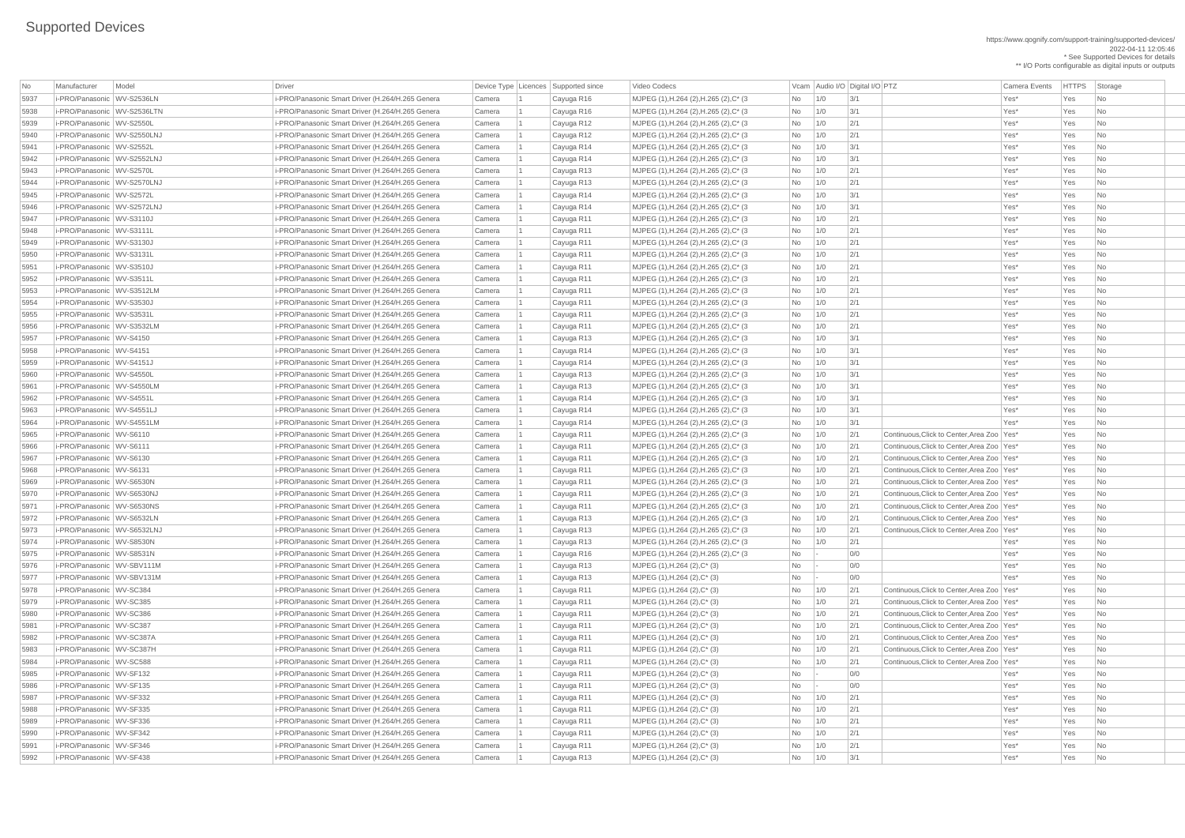# Supported Devices

https://www.qognify.com/support-training/supported-devices/
2022-04-11 12:05:46
* See Supported Devices for details
** I/O Ports configurable as digital inputs or outputs

| No | Manufacturer | Model | Driver | Device Type | Licences | Supported since | Video Codecs | Vcam | Audio I/O | Digital I/O | PTZ | Camera Events | HTTPS | Storage |
|---|---|---|---|---|---|---|---|---|---|---|---|---|---|---|
| 5937 | i-PRO/Panasonic | WV-S2536LN | i-PRO/Panasonic Smart Driver (H.264/H.265 Genera | Camera | 1 | Cayuga R16 | MJPEG (1),H.264 (2),H.265 (2),C* (3 | No | 1/0 | 3/1 | | Yes* | Yes | No |
| 5938 | i-PRO/Panasonic | WV-S2536LTN | i-PRO/Panasonic Smart Driver (H.264/H.265 Genera | Camera | 1 | Cayuga R16 | MJPEG (1),H.264 (2),H.265 (2),C* (3 | No | 1/0 | 3/1 | | Yes* | Yes | No |
| 5939 | i-PRO/Panasonic | WV-S2550L | i-PRO/Panasonic Smart Driver (H.264/H.265 Genera | Camera | 1 | Cayuga R12 | MJPEG (1),H.264 (2),H.265 (2),C* (3 | No | 1/0 | 2/1 | | Yes* | Yes | No |
| 5940 | i-PRO/Panasonic | WV-S2550LNJ | i-PRO/Panasonic Smart Driver (H.264/H.265 Genera | Camera | 1 | Cayuga R12 | MJPEG (1),H.264 (2),H.265 (2),C* (3 | No | 1/0 | 2/1 | | Yes* | Yes | No |
| 5941 | i-PRO/Panasonic | WV-S2552L | i-PRO/Panasonic Smart Driver (H.264/H.265 Genera | Camera | 1 | Cayuga R14 | MJPEG (1),H.264 (2),H.265 (2),C* (3 | No | 1/0 | 3/1 | | Yes* | Yes | No |
| 5942 | i-PRO/Panasonic | WV-S2552LNJ | i-PRO/Panasonic Smart Driver (H.264/H.265 Genera | Camera | 1 | Cayuga R14 | MJPEG (1),H.264 (2),H.265 (2),C* (3 | No | 1/0 | 3/1 | | Yes* | Yes | No |
| 5943 | i-PRO/Panasonic | WV-S2570L | i-PRO/Panasonic Smart Driver (H.264/H.265 Genera | Camera | 1 | Cayuga R13 | MJPEG (1),H.264 (2),H.265 (2),C* (3 | No | 1/0 | 2/1 | | Yes* | Yes | No |
| 5944 | i-PRO/Panasonic | WV-S2570LNJ | i-PRO/Panasonic Smart Driver (H.264/H.265 Genera | Camera | 1 | Cayuga R13 | MJPEG (1),H.264 (2),H.265 (2),C* (3 | No | 1/0 | 2/1 | | Yes* | Yes | No |
| 5945 | i-PRO/Panasonic | WV-S2572L | i-PRO/Panasonic Smart Driver (H.264/H.265 Genera | Camera | 1 | Cayuga R14 | MJPEG (1),H.264 (2),H.265 (2),C* (3 | No | 1/0 | 3/1 | | Yes* | Yes | No |
| 5946 | i-PRO/Panasonic | WV-S2572LNJ | i-PRO/Panasonic Smart Driver (H.264/H.265 Genera | Camera | 1 | Cayuga R14 | MJPEG (1),H.264 (2),H.265 (2),C* (3 | No | 1/0 | 3/1 | | Yes* | Yes | No |
| 5947 | i-PRO/Panasonic | WV-S3110J | i-PRO/Panasonic Smart Driver (H.264/H.265 Genera | Camera | 1 | Cayuga R11 | MJPEG (1),H.264 (2),H.265 (2),C* (3 | No | 1/0 | 2/1 | | Yes* | Yes | No |
| 5948 | i-PRO/Panasonic | WV-S3111L | i-PRO/Panasonic Smart Driver (H.264/H.265 Genera | Camera | 1 | Cayuga R11 | MJPEG (1),H.264 (2),H.265 (2),C* (3 | No | 1/0 | 2/1 | | Yes* | Yes | No |
| 5949 | i-PRO/Panasonic | WV-S3130J | i-PRO/Panasonic Smart Driver (H.264/H.265 Genera | Camera | 1 | Cayuga R11 | MJPEG (1),H.264 (2),H.265 (2),C* (3 | No | 1/0 | 2/1 | | Yes* | Yes | No |
| 5950 | i-PRO/Panasonic | WV-S3131L | i-PRO/Panasonic Smart Driver (H.264/H.265 Genera | Camera | 1 | Cayuga R11 | MJPEG (1),H.264 (2),H.265 (2),C* (3 | No | 1/0 | 2/1 | | Yes* | Yes | No |
| 5951 | i-PRO/Panasonic | WV-S3510J | i-PRO/Panasonic Smart Driver (H.264/H.265 Genera | Camera | 1 | Cayuga R11 | MJPEG (1),H.264 (2),H.265 (2),C* (3 | No | 1/0 | 2/1 | | Yes* | Yes | No |
| 5952 | i-PRO/Panasonic | WV-S3511L | i-PRO/Panasonic Smart Driver (H.264/H.265 Genera | Camera | 1 | Cayuga R11 | MJPEG (1),H.264 (2),H.265 (2),C* (3 | No | 1/0 | 2/1 | | Yes* | Yes | No |
| 5953 | i-PRO/Panasonic | WV-S3512LM | i-PRO/Panasonic Smart Driver (H.264/H.265 Genera | Camera | 1 | Cayuga R11 | MJPEG (1),H.264 (2),H.265 (2),C* (3 | No | 1/0 | 2/1 | | Yes* | Yes | No |
| 5954 | i-PRO/Panasonic | WV-S3530J | i-PRO/Panasonic Smart Driver (H.264/H.265 Genera | Camera | 1 | Cayuga R11 | MJPEG (1),H.264 (2),H.265 (2),C* (3 | No | 1/0 | 2/1 | | Yes* | Yes | No |
| 5955 | i-PRO/Panasonic | WV-S3531L | i-PRO/Panasonic Smart Driver (H.264/H.265 Genera | Camera | 1 | Cayuga R11 | MJPEG (1),H.264 (2),H.265 (2),C* (3 | No | 1/0 | 2/1 | | Yes* | Yes | No |
| 5956 | i-PRO/Panasonic | WV-S3532LM | i-PRO/Panasonic Smart Driver (H.264/H.265 Genera | Camera | 1 | Cayuga R11 | MJPEG (1),H.264 (2),H.265 (2),C* (3 | No | 1/0 | 2/1 | | Yes* | Yes | No |
| 5957 | i-PRO/Panasonic | WV-S4150 | i-PRO/Panasonic Smart Driver (H.264/H.265 Genera | Camera | 1 | Cayuga R13 | MJPEG (1),H.264 (2),H.265 (2),C* (3 | No | 1/0 | 3/1 | | Yes* | Yes | No |
| 5958 | i-PRO/Panasonic | WV-S4151 | i-PRO/Panasonic Smart Driver (H.264/H.265 Genera | Camera | 1 | Cayuga R14 | MJPEG (1),H.264 (2),H.265 (2),C* (3 | No | 1/0 | 3/1 | | Yes* | Yes | No |
| 5959 | i-PRO/Panasonic | WV-S4151J | i-PRO/Panasonic Smart Driver (H.264/H.265 Genera | Camera | 1 | Cayuga R14 | MJPEG (1),H.264 (2),H.265 (2),C* (3 | No | 1/0 | 3/1 | | Yes* | Yes | No |
| 5960 | i-PRO/Panasonic | WV-S4550L | i-PRO/Panasonic Smart Driver (H.264/H.265 Genera | Camera | 1 | Cayuga R13 | MJPEG (1),H.264 (2),H.265 (2),C* (3 | No | 1/0 | 3/1 | | Yes* | Yes | No |
| 5961 | i-PRO/Panasonic | WV-S4550LM | i-PRO/Panasonic Smart Driver (H.264/H.265 Genera | Camera | 1 | Cayuga R13 | MJPEG (1),H.264 (2),H.265 (2),C* (3 | No | 1/0 | 3/1 | | Yes* | Yes | No |
| 5962 | i-PRO/Panasonic | WV-S4551L | i-PRO/Panasonic Smart Driver (H.264/H.265 Genera | Camera | 1 | Cayuga R14 | MJPEG (1),H.264 (2),H.265 (2),C* (3 | No | 1/0 | 3/1 | | Yes* | Yes | No |
| 5963 | i-PRO/Panasonic | WV-S4551LJ | i-PRO/Panasonic Smart Driver (H.264/H.265 Genera | Camera | 1 | Cayuga R14 | MJPEG (1),H.264 (2),H.265 (2),C* (3 | No | 1/0 | 3/1 | | Yes* | Yes | No |
| 5964 | i-PRO/Panasonic | WV-S4551LM | i-PRO/Panasonic Smart Driver (H.264/H.265 Genera | Camera | 1 | Cayuga R14 | MJPEG (1),H.264 (2),H.265 (2),C* (3 | No | 1/0 | 3/1 | | Yes* | Yes | No |
| 5965 | i-PRO/Panasonic | WV-S6110 | i-PRO/Panasonic Smart Driver (H.264/H.265 Genera | Camera | 1 | Cayuga R11 | MJPEG (1),H.264 (2),H.265 (2),C* (3 | No | 1/0 | 2/1 | Continuous,Click to Center,Area Zoo | Yes* | Yes | No |
| 5966 | i-PRO/Panasonic | WV-S6111 | i-PRO/Panasonic Smart Driver (H.264/H.265 Genera | Camera | 1 | Cayuga R11 | MJPEG (1),H.264 (2),H.265 (2),C* (3 | No | 1/0 | 2/1 | Continuous,Click to Center,Area Zoo | Yes* | Yes | No |
| 5967 | i-PRO/Panasonic | WV-S6130 | i-PRO/Panasonic Smart Driver (H.264/H.265 Genera | Camera | 1 | Cayuga R11 | MJPEG (1),H.264 (2),H.265 (2),C* (3 | No | 1/0 | 2/1 | Continuous,Click to Center,Area Zoo | Yes* | Yes | No |
| 5968 | i-PRO/Panasonic | WV-S6131 | i-PRO/Panasonic Smart Driver (H.264/H.265 Genera | Camera | 1 | Cayuga R11 | MJPEG (1),H.264 (2),H.265 (2),C* (3 | No | 1/0 | 2/1 | Continuous,Click to Center,Area Zoo | Yes* | Yes | No |
| 5969 | i-PRO/Panasonic | WV-S6530N | i-PRO/Panasonic Smart Driver (H.264/H.265 Genera | Camera | 1 | Cayuga R11 | MJPEG (1),H.264 (2),H.265 (2),C* (3 | No | 1/0 | 2/1 | Continuous,Click to Center,Area Zoo | Yes* | Yes | No |
| 5970 | i-PRO/Panasonic | WV-S6530NJ | i-PRO/Panasonic Smart Driver (H.264/H.265 Genera | Camera | 1 | Cayuga R11 | MJPEG (1),H.264 (2),H.265 (2),C* (3 | No | 1/0 | 2/1 | Continuous,Click to Center,Area Zoo | Yes* | Yes | No |
| 5971 | i-PRO/Panasonic | WV-S6530NS | i-PRO/Panasonic Smart Driver (H.264/H.265 Genera | Camera | 1 | Cayuga R11 | MJPEG (1),H.264 (2),H.265 (2),C* (3 | No | 1/0 | 2/1 | Continuous,Click to Center,Area Zoo | Yes* | Yes | No |
| 5972 | i-PRO/Panasonic | WV-S6532LN | i-PRO/Panasonic Smart Driver (H.264/H.265 Genera | Camera | 1 | Cayuga R13 | MJPEG (1),H.264 (2),H.265 (2),C* (3 | No | 1/0 | 2/1 | Continuous,Click to Center,Area Zoo | Yes* | Yes | No |
| 5973 | i-PRO/Panasonic | WV-S6532LNJ | i-PRO/Panasonic Smart Driver (H.264/H.265 Genera | Camera | 1 | Cayuga R13 | MJPEG (1),H.264 (2),H.265 (2),C* (3 | No | 1/0 | 2/1 | Continuous,Click to Center,Area Zoo | Yes* | Yes | No |
| 5974 | i-PRO/Panasonic | WV-S8530N | i-PRO/Panasonic Smart Driver (H.264/H.265 Genera | Camera | 1 | Cayuga R13 | MJPEG (1),H.264 (2),H.265 (2),C* (3 | No | 1/0 | 2/1 | | Yes* | Yes | No |
| 5975 | i-PRO/Panasonic | WV-S8531N | i-PRO/Panasonic Smart Driver (H.264/H.265 Genera | Camera | 1 | Cayuga R16 | MJPEG (1),H.264 (2),H.265 (2),C* (3 | No | - | 0/0 | | Yes* | Yes | No |
| 5976 | i-PRO/Panasonic | WV-SBV111M | i-PRO/Panasonic Smart Driver (H.264/H.265 Genera | Camera | 1 | Cayuga R13 | MJPEG (1),H.264 (2),C* (3) | No | - | 0/0 | | Yes* | Yes | No |
| 5977 | i-PRO/Panasonic | WV-SBV131M | i-PRO/Panasonic Smart Driver (H.264/H.265 Genera | Camera | 1 | Cayuga R13 | MJPEG (1),H.264 (2),C* (3) | No | - | 0/0 | | Yes* | Yes | No |
| 5978 | i-PRO/Panasonic | WV-SC384 | i-PRO/Panasonic Smart Driver (H.264/H.265 Genera | Camera | 1 | Cayuga R11 | MJPEG (1),H.264 (2),C* (3) | No | 1/0 | 2/1 | Continuous,Click to Center,Area Zoo | Yes* | Yes | No |
| 5979 | i-PRO/Panasonic | WV-SC385 | i-PRO/Panasonic Smart Driver (H.264/H.265 Genera | Camera | 1 | Cayuga R11 | MJPEG (1),H.264 (2),C* (3) | No | 1/0 | 2/1 | Continuous,Click to Center,Area Zoo | Yes* | Yes | No |
| 5980 | i-PRO/Panasonic | WV-SC386 | i-PRO/Panasonic Smart Driver (H.264/H.265 Genera | Camera | 1 | Cayuga R11 | MJPEG (1),H.264 (2),C* (3) | No | 1/0 | 2/1 | Continuous,Click to Center,Area Zoo | Yes* | Yes | No |
| 5981 | i-PRO/Panasonic | WV-SC387 | i-PRO/Panasonic Smart Driver (H.264/H.265 Genera | Camera | 1 | Cayuga R11 | MJPEG (1),H.264 (2),C* (3) | No | 1/0 | 2/1 | Continuous,Click to Center,Area Zoo | Yes* | Yes | No |
| 5982 | i-PRO/Panasonic | WV-SC387A | i-PRO/Panasonic Smart Driver (H.264/H.265 Genera | Camera | 1 | Cayuga R11 | MJPEG (1),H.264 (2),C* (3) | No | 1/0 | 2/1 | Continuous,Click to Center,Area Zoo | Yes* | Yes | No |
| 5983 | i-PRO/Panasonic | WV-SC387H | i-PRO/Panasonic Smart Driver (H.264/H.265 Genera | Camera | 1 | Cayuga R11 | MJPEG (1),H.264 (2),C* (3) | No | 1/0 | 2/1 | Continuous,Click to Center,Area Zoo | Yes* | Yes | No |
| 5984 | i-PRO/Panasonic | WV-SC588 | i-PRO/Panasonic Smart Driver (H.264/H.265 Genera | Camera | 1 | Cayuga R11 | MJPEG (1),H.264 (2),C* (3) | No | 1/0 | 2/1 | Continuous,Click to Center,Area Zoo | Yes* | Yes | No |
| 5985 | i-PRO/Panasonic | WV-SF132 | i-PRO/Panasonic Smart Driver (H.264/H.265 Genera | Camera | 1 | Cayuga R11 | MJPEG (1),H.264 (2),C* (3) | No | - | 0/0 | | Yes* | Yes | No |
| 5986 | i-PRO/Panasonic | WV-SF135 | i-PRO/Panasonic Smart Driver (H.264/H.265 Genera | Camera | 1 | Cayuga R11 | MJPEG (1),H.264 (2),C* (3) | No | - | 0/0 | | Yes* | Yes | No |
| 5987 | i-PRO/Panasonic | WV-SF332 | i-PRO/Panasonic Smart Driver (H.264/H.265 Genera | Camera | 1 | Cayuga R11 | MJPEG (1),H.264 (2),C* (3) | No | 1/0 | 2/1 | | Yes* | Yes | No |
| 5988 | i-PRO/Panasonic | WV-SF335 | i-PRO/Panasonic Smart Driver (H.264/H.265 Genera | Camera | 1 | Cayuga R11 | MJPEG (1),H.264 (2),C* (3) | No | 1/0 | 2/1 | | Yes* | Yes | No |
| 5989 | i-PRO/Panasonic | WV-SF336 | i-PRO/Panasonic Smart Driver (H.264/H.265 Genera | Camera | 1 | Cayuga R11 | MJPEG (1),H.264 (2),C* (3) | No | 1/0 | 2/1 | | Yes* | Yes | No |
| 5990 | i-PRO/Panasonic | WV-SF342 | i-PRO/Panasonic Smart Driver (H.264/H.265 Genera | Camera | 1 | Cayuga R11 | MJPEG (1),H.264 (2),C* (3) | No | 1/0 | 2/1 | | Yes* | Yes | No |
| 5991 | i-PRO/Panasonic | WV-SF346 | i-PRO/Panasonic Smart Driver (H.264/H.265 Genera | Camera | 1 | Cayuga R11 | MJPEG (1),H.264 (2),C* (3) | No | 1/0 | 2/1 | | Yes* | Yes | No |
| 5992 | i-PRO/Panasonic | WV-SF438 | i-PRO/Panasonic Smart Driver (H.264/H.265 Genera | Camera | 1 | Cayuga R13 | MJPEG (1),H.264 (2),C* (3) | No | 1/0 | 3/1 | | Yes* | Yes | No |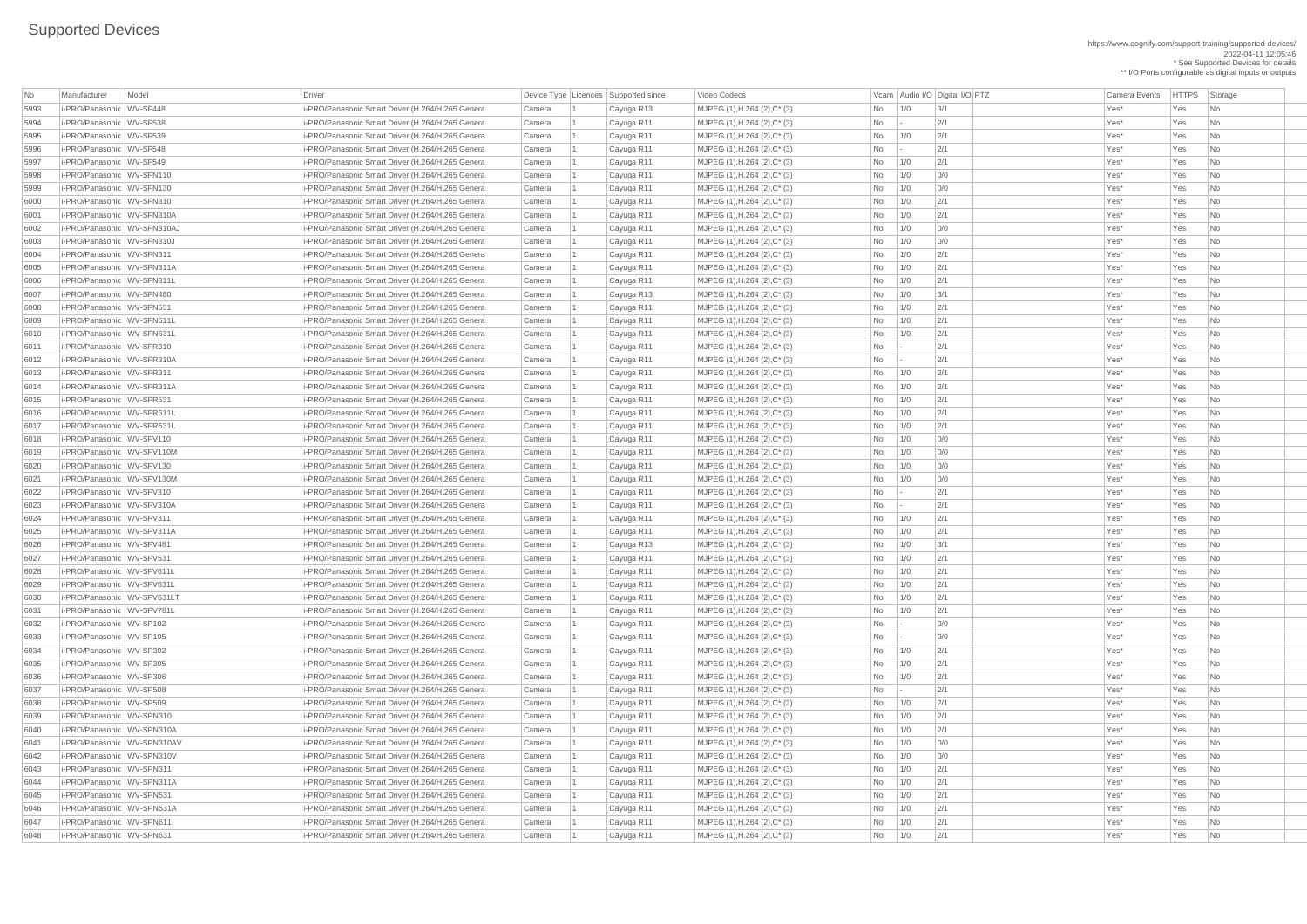# Supported Devices

https://www.qognify.com/support-training/supported-devices/
2022-04-11 12:05:46
* See Supported Devices for details
** I/O Ports configurable as digital inputs or outputs

| No | Manufacturer | Model | Driver | Device Type | Licences | Supported since | Video Codecs | Vcam | Audio I/O | Digital I/O | PTZ | Camera Events | HTTPS | Storage |
|---|---|---|---|---|---|---|---|---|---|---|---|---|---|---|
| 5993 | i-PRO/Panasonic | WV-SF448 | i-PRO/Panasonic Smart Driver (H.264/H.265 Genera | Camera | 1 | Cayuga R13 | MJPEG (1),H.264 (2),C* (3) | No | 1/0 | 3/1 | | Yes* | Yes | No |
| 5994 | i-PRO/Panasonic | WV-SF538 | i-PRO/Panasonic Smart Driver (H.264/H.265 Genera | Camera | 1 | Cayuga R11 | MJPEG (1),H.264 (2),C* (3) | No | - | 2/1 | | Yes* | Yes | No |
| 5995 | i-PRO/Panasonic | WV-SF539 | i-PRO/Panasonic Smart Driver (H.264/H.265 Genera | Camera | 1 | Cayuga R11 | MJPEG (1),H.264 (2),C* (3) | No | 1/0 | 2/1 | | Yes* | Yes | No |
| 5996 | i-PRO/Panasonic | WV-SF548 | i-PRO/Panasonic Smart Driver (H.264/H.265 Genera | Camera | 1 | Cayuga R11 | MJPEG (1),H.264 (2),C* (3) | No | - | 2/1 | | Yes* | Yes | No |
| 5997 | i-PRO/Panasonic | WV-SF549 | i-PRO/Panasonic Smart Driver (H.264/H.265 Genera | Camera | 1 | Cayuga R11 | MJPEG (1),H.264 (2),C* (3) | No | 1/0 | 2/1 | | Yes* | Yes | No |
| 5998 | i-PRO/Panasonic | WV-SFN110 | i-PRO/Panasonic Smart Driver (H.264/H.265 Genera | Camera | 1 | Cayuga R11 | MJPEG (1),H.264 (2),C* (3) | No | 1/0 | 0/0 | | Yes* | Yes | No |
| 5999 | i-PRO/Panasonic | WV-SFN130 | i-PRO/Panasonic Smart Driver (H.264/H.265 Genera | Camera | 1 | Cayuga R11 | MJPEG (1),H.264 (2),C* (3) | No | 1/0 | 0/0 | | Yes* | Yes | No |
| 6000 | i-PRO/Panasonic | WV-SFN310 | i-PRO/Panasonic Smart Driver (H.264/H.265 Genera | Camera | 1 | Cayuga R11 | MJPEG (1),H.264 (2),C* (3) | No | 1/0 | 2/1 | | Yes* | Yes | No |
| 6001 | i-PRO/Panasonic | WV-SFN310A | i-PRO/Panasonic Smart Driver (H.264/H.265 Genera | Camera | 1 | Cayuga R11 | MJPEG (1),H.264 (2),C* (3) | No | 1/0 | 2/1 | | Yes* | Yes | No |
| 6002 | i-PRO/Panasonic | WV-SFN310AJ | i-PRO/Panasonic Smart Driver (H.264/H.265 Genera | Camera | 1 | Cayuga R11 | MJPEG (1),H.264 (2),C* (3) | No | 1/0 | 0/0 | | Yes* | Yes | No |
| 6003 | i-PRO/Panasonic | WV-SFN310J | i-PRO/Panasonic Smart Driver (H.264/H.265 Genera | Camera | 1 | Cayuga R11 | MJPEG (1),H.264 (2),C* (3) | No | 1/0 | 0/0 | | Yes* | Yes | No |
| 6004 | i-PRO/Panasonic | WV-SFN311 | i-PRO/Panasonic Smart Driver (H.264/H.265 Genera | Camera | 1 | Cayuga R11 | MJPEG (1),H.264 (2),C* (3) | No | 1/0 | 2/1 | | Yes* | Yes | No |
| 6005 | i-PRO/Panasonic | WV-SFN311A | i-PRO/Panasonic Smart Driver (H.264/H.265 Genera | Camera | 1 | Cayuga R11 | MJPEG (1),H.264 (2),C* (3) | No | 1/0 | 2/1 | | Yes* | Yes | No |
| 6006 | i-PRO/Panasonic | WV-SFN311L | i-PRO/Panasonic Smart Driver (H.264/H.265 Genera | Camera | 1 | Cayuga R11 | MJPEG (1),H.264 (2),C* (3) | No | 1/0 | 2/1 | | Yes* | Yes | No |
| 6007 | i-PRO/Panasonic | WV-SFN480 | i-PRO/Panasonic Smart Driver (H.264/H.265 Genera | Camera | 1 | Cayuga R13 | MJPEG (1),H.264 (2),C* (3) | No | 1/0 | 3/1 | | Yes* | Yes | No |
| 6008 | i-PRO/Panasonic | WV-SFN531 | i-PRO/Panasonic Smart Driver (H.264/H.265 Genera | Camera | 1 | Cayuga R11 | MJPEG (1),H.264 (2),C* (3) | No | 1/0 | 2/1 | | Yes* | Yes | No |
| 6009 | i-PRO/Panasonic | WV-SFN611L | i-PRO/Panasonic Smart Driver (H.264/H.265 Genera | Camera | 1 | Cayuga R11 | MJPEG (1),H.264 (2),C* (3) | No | 1/0 | 2/1 | | Yes* | Yes | No |
| 6010 | i-PRO/Panasonic | WV-SFN631L | i-PRO/Panasonic Smart Driver (H.264/H.265 Genera | Camera | 1 | Cayuga R11 | MJPEG (1),H.264 (2),C* (3) | No | 1/0 | 2/1 | | Yes* | Yes | No |
| 6011 | i-PRO/Panasonic | WV-SFR310 | i-PRO/Panasonic Smart Driver (H.264/H.265 Genera | Camera | 1 | Cayuga R11 | MJPEG (1),H.264 (2),C* (3) | No | - | 2/1 | | Yes* | Yes | No |
| 6012 | i-PRO/Panasonic | WV-SFR310A | i-PRO/Panasonic Smart Driver (H.264/H.265 Genera | Camera | 1 | Cayuga R11 | MJPEG (1),H.264 (2),C* (3) | No | - | 2/1 | | Yes* | Yes | No |
| 6013 | i-PRO/Panasonic | WV-SFR311 | i-PRO/Panasonic Smart Driver (H.264/H.265 Genera | Camera | 1 | Cayuga R11 | MJPEG (1),H.264 (2),C* (3) | No | 1/0 | 2/1 | | Yes* | Yes | No |
| 6014 | i-PRO/Panasonic | WV-SFR311A | i-PRO/Panasonic Smart Driver (H.264/H.265 Genera | Camera | 1 | Cayuga R11 | MJPEG (1),H.264 (2),C* (3) | No | 1/0 | 2/1 | | Yes* | Yes | No |
| 6015 | i-PRO/Panasonic | WV-SFR531 | i-PRO/Panasonic Smart Driver (H.264/H.265 Genera | Camera | 1 | Cayuga R11 | MJPEG (1),H.264 (2),C* (3) | No | 1/0 | 2/1 | | Yes* | Yes | No |
| 6016 | i-PRO/Panasonic | WV-SFR611L | i-PRO/Panasonic Smart Driver (H.264/H.265 Genera | Camera | 1 | Cayuga R11 | MJPEG (1),H.264 (2),C* (3) | No | 1/0 | 2/1 | | Yes* | Yes | No |
| 6017 | i-PRO/Panasonic | WV-SFR631L | i-PRO/Panasonic Smart Driver (H.264/H.265 Genera | Camera | 1 | Cayuga R11 | MJPEG (1),H.264 (2),C* (3) | No | 1/0 | 2/1 | | Yes* | Yes | No |
| 6018 | i-PRO/Panasonic | WV-SFV110 | i-PRO/Panasonic Smart Driver (H.264/H.265 Genera | Camera | 1 | Cayuga R11 | MJPEG (1),H.264 (2),C* (3) | No | 1/0 | 0/0 | | Yes* | Yes | No |
| 6019 | i-PRO/Panasonic | WV-SFV110M | i-PRO/Panasonic Smart Driver (H.264/H.265 Genera | Camera | 1 | Cayuga R11 | MJPEG (1),H.264 (2),C* (3) | No | 1/0 | 0/0 | | Yes* | Yes | No |
| 6020 | i-PRO/Panasonic | WV-SFV130 | i-PRO/Panasonic Smart Driver (H.264/H.265 Genera | Camera | 1 | Cayuga R11 | MJPEG (1),H.264 (2),C* (3) | No | 1/0 | 0/0 | | Yes* | Yes | No |
| 6021 | i-PRO/Panasonic | WV-SFV130M | i-PRO/Panasonic Smart Driver (H.264/H.265 Genera | Camera | 1 | Cayuga R11 | MJPEG (1),H.264 (2),C* (3) | No | 1/0 | 0/0 | | Yes* | Yes | No |
| 6022 | i-PRO/Panasonic | WV-SFV310 | i-PRO/Panasonic Smart Driver (H.264/H.265 Genera | Camera | 1 | Cayuga R11 | MJPEG (1),H.264 (2),C* (3) | No | - | 2/1 | | Yes* | Yes | No |
| 6023 | i-PRO/Panasonic | WV-SFV310A | i-PRO/Panasonic Smart Driver (H.264/H.265 Genera | Camera | 1 | Cayuga R11 | MJPEG (1),H.264 (2),C* (3) | No | - | 2/1 | | Yes* | Yes | No |
| 6024 | i-PRO/Panasonic | WV-SFV311 | i-PRO/Panasonic Smart Driver (H.264/H.265 Genera | Camera | 1 | Cayuga R11 | MJPEG (1),H.264 (2),C* (3) | No | 1/0 | 2/1 | | Yes* | Yes | No |
| 6025 | i-PRO/Panasonic | WV-SFV311A | i-PRO/Panasonic Smart Driver (H.264/H.265 Genera | Camera | 1 | Cayuga R11 | MJPEG (1),H.264 (2),C* (3) | No | 1/0 | 2/1 | | Yes* | Yes | No |
| 6026 | i-PRO/Panasonic | WV-SFV481 | i-PRO/Panasonic Smart Driver (H.264/H.265 Genera | Camera | 1 | Cayuga R13 | MJPEG (1),H.264 (2),C* (3) | No | 1/0 | 3/1 | | Yes* | Yes | No |
| 6027 | i-PRO/Panasonic | WV-SFV531 | i-PRO/Panasonic Smart Driver (H.264/H.265 Genera | Camera | 1 | Cayuga R11 | MJPEG (1),H.264 (2),C* (3) | No | 1/0 | 2/1 | | Yes* | Yes | No |
| 6028 | i-PRO/Panasonic | WV-SFV611L | i-PRO/Panasonic Smart Driver (H.264/H.265 Genera | Camera | 1 | Cayuga R11 | MJPEG (1),H.264 (2),C* (3) | No | 1/0 | 2/1 | | Yes* | Yes | No |
| 6029 | i-PRO/Panasonic | WV-SFV631L | i-PRO/Panasonic Smart Driver (H.264/H.265 Genera | Camera | 1 | Cayuga R11 | MJPEG (1),H.264 (2),C* (3) | No | 1/0 | 2/1 | | Yes* | Yes | No |
| 6030 | i-PRO/Panasonic | WV-SFV631LT | i-PRO/Panasonic Smart Driver (H.264/H.265 Genera | Camera | 1 | Cayuga R11 | MJPEG (1),H.264 (2),C* (3) | No | 1/0 | 2/1 | | Yes* | Yes | No |
| 6031 | i-PRO/Panasonic | WV-SFV781L | i-PRO/Panasonic Smart Driver (H.264/H.265 Genera | Camera | 1 | Cayuga R11 | MJPEG (1),H.264 (2),C* (3) | No | 1/0 | 2/1 | | Yes* | Yes | No |
| 6032 | i-PRO/Panasonic | WV-SP102 | i-PRO/Panasonic Smart Driver (H.264/H.265 Genera | Camera | 1 | Cayuga R11 | MJPEG (1),H.264 (2),C* (3) | No | - | 0/0 | | Yes* | Yes | No |
| 6033 | i-PRO/Panasonic | WV-SP105 | i-PRO/Panasonic Smart Driver (H.264/H.265 Genera | Camera | 1 | Cayuga R11 | MJPEG (1),H.264 (2),C* (3) | No | - | 0/0 | | Yes* | Yes | No |
| 6034 | i-PRO/Panasonic | WV-SP302 | i-PRO/Panasonic Smart Driver (H.264/H.265 Genera | Camera | 1 | Cayuga R11 | MJPEG (1),H.264 (2),C* (3) | No | 1/0 | 2/1 | | Yes* | Yes | No |
| 6035 | i-PRO/Panasonic | WV-SP305 | i-PRO/Panasonic Smart Driver (H.264/H.265 Genera | Camera | 1 | Cayuga R11 | MJPEG (1),H.264 (2),C* (3) | No | 1/0 | 2/1 | | Yes* | Yes | No |
| 6036 | i-PRO/Panasonic | WV-SP306 | i-PRO/Panasonic Smart Driver (H.264/H.265 Genera | Camera | 1 | Cayuga R11 | MJPEG (1),H.264 (2),C* (3) | No | 1/0 | 2/1 | | Yes* | Yes | No |
| 6037 | i-PRO/Panasonic | WV-SP508 | i-PRO/Panasonic Smart Driver (H.264/H.265 Genera | Camera | 1 | Cayuga R11 | MJPEG (1),H.264 (2),C* (3) | No | - | 2/1 | | Yes* | Yes | No |
| 6038 | i-PRO/Panasonic | WV-SP509 | i-PRO/Panasonic Smart Driver (H.264/H.265 Genera | Camera | 1 | Cayuga R11 | MJPEG (1),H.264 (2),C* (3) | No | 1/0 | 2/1 | | Yes* | Yes | No |
| 6039 | i-PRO/Panasonic | WV-SPN310 | i-PRO/Panasonic Smart Driver (H.264/H.265 Genera | Camera | 1 | Cayuga R11 | MJPEG (1),H.264 (2),C* (3) | No | 1/0 | 2/1 | | Yes* | Yes | No |
| 6040 | i-PRO/Panasonic | WV-SPN310A | i-PRO/Panasonic Smart Driver (H.264/H.265 Genera | Camera | 1 | Cayuga R11 | MJPEG (1),H.264 (2),C* (3) | No | 1/0 | 2/1 | | Yes* | Yes | No |
| 6041 | i-PRO/Panasonic | WV-SPN310AV | i-PRO/Panasonic Smart Driver (H.264/H.265 Genera | Camera | 1 | Cayuga R11 | MJPEG (1),H.264 (2),C* (3) | No | 1/0 | 0/0 | | Yes* | Yes | No |
| 6042 | i-PRO/Panasonic | WV-SPN310V | i-PRO/Panasonic Smart Driver (H.264/H.265 Genera | Camera | 1 | Cayuga R11 | MJPEG (1),H.264 (2),C* (3) | No | 1/0 | 0/0 | | Yes* | Yes | No |
| 6043 | i-PRO/Panasonic | WV-SPN311 | i-PRO/Panasonic Smart Driver (H.264/H.265 Genera | Camera | 1 | Cayuga R11 | MJPEG (1),H.264 (2),C* (3) | No | 1/0 | 2/1 | | Yes* | Yes | No |
| 6044 | i-PRO/Panasonic | WV-SPN311A | i-PRO/Panasonic Smart Driver (H.264/H.265 Genera | Camera | 1 | Cayuga R11 | MJPEG (1),H.264 (2),C* (3) | No | 1/0 | 2/1 | | Yes* | Yes | No |
| 6045 | i-PRO/Panasonic | WV-SPN531 | i-PRO/Panasonic Smart Driver (H.264/H.265 Genera | Camera | 1 | Cayuga R11 | MJPEG (1),H.264 (2),C* (3) | No | 1/0 | 2/1 | | Yes* | Yes | No |
| 6046 | i-PRO/Panasonic | WV-SPN531A | i-PRO/Panasonic Smart Driver (H.264/H.265 Genera | Camera | 1 | Cayuga R11 | MJPEG (1),H.264 (2),C* (3) | No | 1/0 | 2/1 | | Yes* | Yes | No |
| 6047 | i-PRO/Panasonic | WV-SPN611 | i-PRO/Panasonic Smart Driver (H.264/H.265 Genera | Camera | 1 | Cayuga R11 | MJPEG (1),H.264 (2),C* (3) | No | 1/0 | 2/1 | | Yes* | Yes | No |
| 6048 | i-PRO/Panasonic | WV-SPN631 | i-PRO/Panasonic Smart Driver (H.264/H.265 Genera | Camera | 1 | Cayuga R11 | MJPEG (1),H.264 (2),C* (3) | No | 1/0 | 2/1 | | Yes* | Yes | No |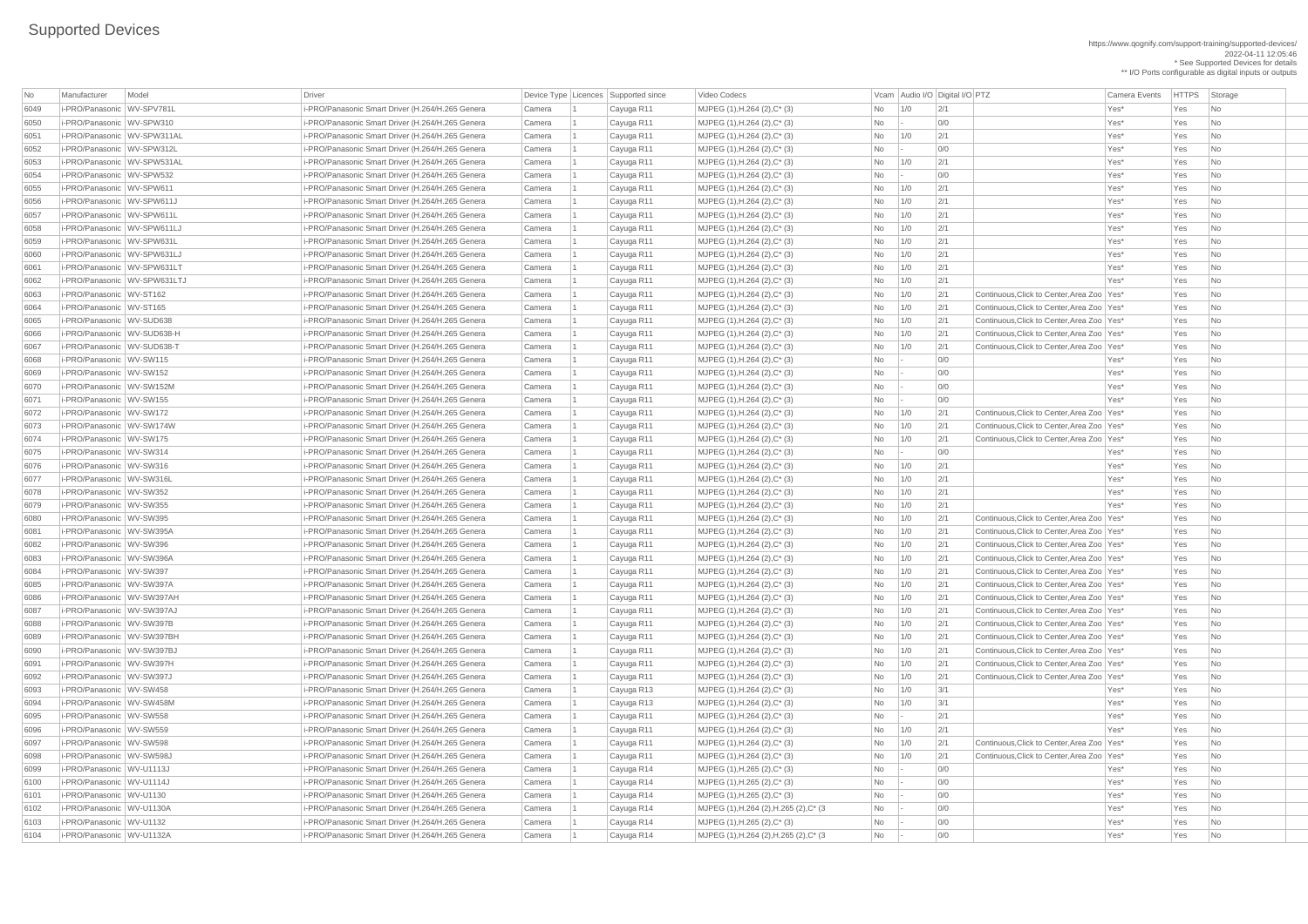# Supported Devices

https://www.qognify.com/support-training/supported-devices/
2022-04-11 12:05:46
* See Supported Devices for details
** I/O Ports configurable as digital inputs or outputs

| No | Manufacturer | Model | Driver | Device Type | Licences | Supported since | Video Codecs | Vcam | Audio I/O | Digital I/O | PTZ | Camera Events | HTTPS | Storage |
|---|---|---|---|---|---|---|---|---|---|---|---|---|---|---|
| 6049 | i-PRO/Panasonic | WV-SPV781L | i-PRO/Panasonic Smart Driver (H.264/H.265 Genera | Camera | 1 | Cayuga R11 | MJPEG (1),H.264 (2),C* (3) | No | 1/0 | 2/1 | | Yes* | Yes | No |
| 6050 | i-PRO/Panasonic | WV-SPW310 | i-PRO/Panasonic Smart Driver (H.264/H.265 Genera | Camera | 1 | Cayuga R11 | MJPEG (1),H.264 (2),C* (3) | No | - | 0/0 | | Yes* | Yes | No |
| 6051 | i-PRO/Panasonic | WV-SPW311AL | i-PRO/Panasonic Smart Driver (H.264/H.265 Genera | Camera | 1 | Cayuga R11 | MJPEG (1),H.264 (2),C* (3) | No | 1/0 | 2/1 | | Yes* | Yes | No |
| 6052 | i-PRO/Panasonic | WV-SPW312L | i-PRO/Panasonic Smart Driver (H.264/H.265 Genera | Camera | 1 | Cayuga R11 | MJPEG (1),H.264 (2),C* (3) | No | - | 0/0 | | Yes* | Yes | No |
| 6053 | i-PRO/Panasonic | WV-SPW531AL | i-PRO/Panasonic Smart Driver (H.264/H.265 Genera | Camera | 1 | Cayuga R11 | MJPEG (1),H.264 (2),C* (3) | No | 1/0 | 2/1 | | Yes* | Yes | No |
| 6054 | i-PRO/Panasonic | WV-SPW532 | i-PRO/Panasonic Smart Driver (H.264/H.265 Genera | Camera | 1 | Cayuga R11 | MJPEG (1),H.264 (2),C* (3) | No | - | 0/0 | | Yes* | Yes | No |
| 6055 | i-PRO/Panasonic | WV-SPW611 | i-PRO/Panasonic Smart Driver (H.264/H.265 Genera | Camera | 1 | Cayuga R11 | MJPEG (1),H.264 (2),C* (3) | No | 1/0 | 2/1 | | Yes* | Yes | No |
| 6056 | i-PRO/Panasonic | WV-SPW611J | i-PRO/Panasonic Smart Driver (H.264/H.265 Genera | Camera | 1 | Cayuga R11 | MJPEG (1),H.264 (2),C* (3) | No | 1/0 | 2/1 | | Yes* | Yes | No |
| 6057 | i-PRO/Panasonic | WV-SPW611L | i-PRO/Panasonic Smart Driver (H.264/H.265 Genera | Camera | 1 | Cayuga R11 | MJPEG (1),H.264 (2),C* (3) | No | 1/0 | 2/1 | | Yes* | Yes | No |
| 6058 | i-PRO/Panasonic | WV-SPW611LJ | i-PRO/Panasonic Smart Driver (H.264/H.265 Genera | Camera | 1 | Cayuga R11 | MJPEG (1),H.264 (2),C* (3) | No | 1/0 | 2/1 | | Yes* | Yes | No |
| 6059 | i-PRO/Panasonic | WV-SPW631L | i-PRO/Panasonic Smart Driver (H.264/H.265 Genera | Camera | 1 | Cayuga R11 | MJPEG (1),H.264 (2),C* (3) | No | 1/0 | 2/1 | | Yes* | Yes | No |
| 6060 | i-PRO/Panasonic | WV-SPW631LJ | i-PRO/Panasonic Smart Driver (H.264/H.265 Genera | Camera | 1 | Cayuga R11 | MJPEG (1),H.264 (2),C* (3) | No | 1/0 | 2/1 | | Yes* | Yes | No |
| 6061 | i-PRO/Panasonic | WV-SPW631LT | i-PRO/Panasonic Smart Driver (H.264/H.265 Genera | Camera | 1 | Cayuga R11 | MJPEG (1),H.264 (2),C* (3) | No | 1/0 | 2/1 | | Yes* | Yes | No |
| 6062 | i-PRO/Panasonic | WV-SPW631LTJ | i-PRO/Panasonic Smart Driver (H.264/H.265 Genera | Camera | 1 | Cayuga R11 | MJPEG (1),H.264 (2),C* (3) | No | 1/0 | 2/1 | | Yes* | Yes | No |
| 6063 | i-PRO/Panasonic | WV-ST162 | i-PRO/Panasonic Smart Driver (H.264/H.265 Genera | Camera | 1 | Cayuga R11 | MJPEG (1),H.264 (2),C* (3) | No | 1/0 | 2/1 | Continuous,Click to Center,Area Zoo | Yes* | Yes | No |
| 6064 | i-PRO/Panasonic | WV-ST165 | i-PRO/Panasonic Smart Driver (H.264/H.265 Genera | Camera | 1 | Cayuga R11 | MJPEG (1),H.264 (2),C* (3) | No | 1/0 | 2/1 | Continuous,Click to Center,Area Zoo | Yes* | Yes | No |
| 6065 | i-PRO/Panasonic | WV-SUD638 | i-PRO/Panasonic Smart Driver (H.264/H.265 Genera | Camera | 1 | Cayuga R11 | MJPEG (1),H.264 (2),C* (3) | No | 1/0 | 2/1 | Continuous,Click to Center,Area Zoo | Yes* | Yes | No |
| 6066 | i-PRO/Panasonic | WV-SUD638-H | i-PRO/Panasonic Smart Driver (H.264/H.265 Genera | Camera | 1 | Cayuga R11 | MJPEG (1),H.264 (2),C* (3) | No | 1/0 | 2/1 | Continuous,Click to Center,Area Zoo | Yes* | Yes | No |
| 6067 | i-PRO/Panasonic | WV-SUD638-T | i-PRO/Panasonic Smart Driver (H.264/H.265 Genera | Camera | 1 | Cayuga R11 | MJPEG (1),H.264 (2),C* (3) | No | 1/0 | 2/1 | Continuous,Click to Center,Area Zoo | Yes* | Yes | No |
| 6068 | i-PRO/Panasonic | WV-SW115 | i-PRO/Panasonic Smart Driver (H.264/H.265 Genera | Camera | 1 | Cayuga R11 | MJPEG (1),H.264 (2),C* (3) | No | - | 0/0 | | Yes* | Yes | No |
| 6069 | i-PRO/Panasonic | WV-SW152 | i-PRO/Panasonic Smart Driver (H.264/H.265 Genera | Camera | 1 | Cayuga R11 | MJPEG (1),H.264 (2),C* (3) | No | - | 0/0 | | Yes* | Yes | No |
| 6070 | i-PRO/Panasonic | WV-SW152M | i-PRO/Panasonic Smart Driver (H.264/H.265 Genera | Camera | 1 | Cayuga R11 | MJPEG (1),H.264 (2),C* (3) | No | - | 0/0 | | Yes* | Yes | No |
| 6071 | i-PRO/Panasonic | WV-SW155 | i-PRO/Panasonic Smart Driver (H.264/H.265 Genera | Camera | 1 | Cayuga R11 | MJPEG (1),H.264 (2),C* (3) | No | - | 0/0 | | Yes* | Yes | No |
| 6072 | i-PRO/Panasonic | WV-SW172 | i-PRO/Panasonic Smart Driver (H.264/H.265 Genera | Camera | 1 | Cayuga R11 | MJPEG (1),H.264 (2),C* (3) | No | 1/0 | 2/1 | Continuous,Click to Center,Area Zoo | Yes* | Yes | No |
| 6073 | i-PRO/Panasonic | WV-SW174W | i-PRO/Panasonic Smart Driver (H.264/H.265 Genera | Camera | 1 | Cayuga R11 | MJPEG (1),H.264 (2),C* (3) | No | 1/0 | 2/1 | Continuous,Click to Center,Area Zoo | Yes* | Yes | No |
| 6074 | i-PRO/Panasonic | WV-SW175 | i-PRO/Panasonic Smart Driver (H.264/H.265 Genera | Camera | 1 | Cayuga R11 | MJPEG (1),H.264 (2),C* (3) | No | 1/0 | 2/1 | Continuous,Click to Center,Area Zoo | Yes* | Yes | No |
| 6075 | i-PRO/Panasonic | WV-SW314 | i-PRO/Panasonic Smart Driver (H.264/H.265 Genera | Camera | 1 | Cayuga R11 | MJPEG (1),H.264 (2),C* (3) | No | - | 0/0 | | Yes* | Yes | No |
| 6076 | i-PRO/Panasonic | WV-SW316 | i-PRO/Panasonic Smart Driver (H.264/H.265 Genera | Camera | 1 | Cayuga R11 | MJPEG (1),H.264 (2),C* (3) | No | 1/0 | 2/1 | | Yes* | Yes | No |
| 6077 | i-PRO/Panasonic | WV-SW316L | i-PRO/Panasonic Smart Driver (H.264/H.265 Genera | Camera | 1 | Cayuga R11 | MJPEG (1),H.264 (2),C* (3) | No | 1/0 | 2/1 | | Yes* | Yes | No |
| 6078 | i-PRO/Panasonic | WV-SW352 | i-PRO/Panasonic Smart Driver (H.264/H.265 Genera | Camera | 1 | Cayuga R11 | MJPEG (1),H.264 (2),C* (3) | No | 1/0 | 2/1 | | Yes* | Yes | No |
| 6079 | i-PRO/Panasonic | WV-SW355 | i-PRO/Panasonic Smart Driver (H.264/H.265 Genera | Camera | 1 | Cayuga R11 | MJPEG (1),H.264 (2),C* (3) | No | 1/0 | 2/1 | | Yes* | Yes | No |
| 6080 | i-PRO/Panasonic | WV-SW395 | i-PRO/Panasonic Smart Driver (H.264/H.265 Genera | Camera | 1 | Cayuga R11 | MJPEG (1),H.264 (2),C* (3) | No | 1/0 | 2/1 | Continuous,Click to Center,Area Zoo | Yes* | Yes | No |
| 6081 | i-PRO/Panasonic | WV-SW395A | i-PRO/Panasonic Smart Driver (H.264/H.265 Genera | Camera | 1 | Cayuga R11 | MJPEG (1),H.264 (2),C* (3) | No | 1/0 | 2/1 | Continuous,Click to Center,Area Zoo | Yes* | Yes | No |
| 6082 | i-PRO/Panasonic | WV-SW396 | i-PRO/Panasonic Smart Driver (H.264/H.265 Genera | Camera | 1 | Cayuga R11 | MJPEG (1),H.264 (2),C* (3) | No | 1/0 | 2/1 | Continuous,Click to Center,Area Zoo | Yes* | Yes | No |
| 6083 | i-PRO/Panasonic | WV-SW396A | i-PRO/Panasonic Smart Driver (H.264/H.265 Genera | Camera | 1 | Cayuga R11 | MJPEG (1),H.264 (2),C* (3) | No | 1/0 | 2/1 | Continuous,Click to Center,Area Zoo | Yes* | Yes | No |
| 6084 | i-PRO/Panasonic | WV-SW397 | i-PRO/Panasonic Smart Driver (H.264/H.265 Genera | Camera | 1 | Cayuga R11 | MJPEG (1),H.264 (2),C* (3) | No | 1/0 | 2/1 | Continuous,Click to Center,Area Zoo | Yes* | Yes | No |
| 6085 | i-PRO/Panasonic | WV-SW397A | i-PRO/Panasonic Smart Driver (H.264/H.265 Genera | Camera | 1 | Cayuga R11 | MJPEG (1),H.264 (2),C* (3) | No | 1/0 | 2/1 | Continuous,Click to Center,Area Zoo | Yes* | Yes | No |
| 6086 | i-PRO/Panasonic | WV-SW397AH | i-PRO/Panasonic Smart Driver (H.264/H.265 Genera | Camera | 1 | Cayuga R11 | MJPEG (1),H.264 (2),C* (3) | No | 1/0 | 2/1 | Continuous,Click to Center,Area Zoo | Yes* | Yes | No |
| 6087 | i-PRO/Panasonic | WV-SW397AJ | i-PRO/Panasonic Smart Driver (H.264/H.265 Genera | Camera | 1 | Cayuga R11 | MJPEG (1),H.264 (2),C* (3) | No | 1/0 | 2/1 | Continuous,Click to Center,Area Zoo | Yes* | Yes | No |
| 6088 | i-PRO/Panasonic | WV-SW397B | i-PRO/Panasonic Smart Driver (H.264/H.265 Genera | Camera | 1 | Cayuga R11 | MJPEG (1),H.264 (2),C* (3) | No | 1/0 | 2/1 | Continuous,Click to Center,Area Zoo | Yes* | Yes | No |
| 6089 | i-PRO/Panasonic | WV-SW397BH | i-PRO/Panasonic Smart Driver (H.264/H.265 Genera | Camera | 1 | Cayuga R11 | MJPEG (1),H.264 (2),C* (3) | No | 1/0 | 2/1 | Continuous,Click to Center,Area Zoo | Yes* | Yes | No |
| 6090 | i-PRO/Panasonic | WV-SW397BJ | i-PRO/Panasonic Smart Driver (H.264/H.265 Genera | Camera | 1 | Cayuga R11 | MJPEG (1),H.264 (2),C* (3) | No | 1/0 | 2/1 | Continuous,Click to Center,Area Zoo | Yes* | Yes | No |
| 6091 | i-PRO/Panasonic | WV-SW397H | i-PRO/Panasonic Smart Driver (H.264/H.265 Genera | Camera | 1 | Cayuga R11 | MJPEG (1),H.264 (2),C* (3) | No | 1/0 | 2/1 | Continuous,Click to Center,Area Zoo | Yes* | Yes | No |
| 6092 | i-PRO/Panasonic | WV-SW397J | i-PRO/Panasonic Smart Driver (H.264/H.265 Genera | Camera | 1 | Cayuga R11 | MJPEG (1),H.264 (2),C* (3) | No | 1/0 | 2/1 | Continuous,Click to Center,Area Zoo | Yes* | Yes | No |
| 6093 | i-PRO/Panasonic | WV-SW458 | i-PRO/Panasonic Smart Driver (H.264/H.265 Genera | Camera | 1 | Cayuga R13 | MJPEG (1),H.264 (2),C* (3) | No | 1/0 | 3/1 | | Yes* | Yes | No |
| 6094 | i-PRO/Panasonic | WV-SW458M | i-PRO/Panasonic Smart Driver (H.264/H.265 Genera | Camera | 1 | Cayuga R13 | MJPEG (1),H.264 (2),C* (3) | No | 1/0 | 3/1 | | Yes* | Yes | No |
| 6095 | i-PRO/Panasonic | WV-SW558 | i-PRO/Panasonic Smart Driver (H.264/H.265 Genera | Camera | 1 | Cayuga R11 | MJPEG (1),H.264 (2),C* (3) | No | - | 2/1 | | Yes* | Yes | No |
| 6096 | i-PRO/Panasonic | WV-SW559 | i-PRO/Panasonic Smart Driver (H.264/H.265 Genera | Camera | 1 | Cayuga R11 | MJPEG (1),H.264 (2),C* (3) | No | 1/0 | 2/1 | | Yes* | Yes | No |
| 6097 | i-PRO/Panasonic | WV-SW598 | i-PRO/Panasonic Smart Driver (H.264/H.265 Genera | Camera | 1 | Cayuga R11 | MJPEG (1),H.264 (2),C* (3) | No | 1/0 | 2/1 | Continuous,Click to Center,Area Zoo | Yes* | Yes | No |
| 6098 | i-PRO/Panasonic | WV-SW598J | i-PRO/Panasonic Smart Driver (H.264/H.265 Genera | Camera | 1 | Cayuga R11 | MJPEG (1),H.264 (2),C* (3) | No | 1/0 | 2/1 | Continuous,Click to Center,Area Zoo | Yes* | Yes | No |
| 6099 | i-PRO/Panasonic | WV-U1113J | i-PRO/Panasonic Smart Driver (H.264/H.265 Genera | Camera | 1 | Cayuga R14 | MJPEG (1),H.265 (2),C* (3) | No | - | 0/0 | | Yes* | Yes | No |
| 6100 | i-PRO/Panasonic | WV-U1114J | i-PRO/Panasonic Smart Driver (H.264/H.265 Genera | Camera | 1 | Cayuga R14 | MJPEG (1),H.265 (2),C* (3) | No | - | 0/0 | | Yes* | Yes | No |
| 6101 | i-PRO/Panasonic | WV-U1130 | i-PRO/Panasonic Smart Driver (H.264/H.265 Genera | Camera | 1 | Cayuga R14 | MJPEG (1),H.265 (2),C* (3) | No | - | 0/0 | | Yes* | Yes | No |
| 6102 | i-PRO/Panasonic | WV-U1130A | i-PRO/Panasonic Smart Driver (H.264/H.265 Genera | Camera | 1 | Cayuga R14 | MJPEG (1),H.264 (2),H.265 (2),C* (3 | No | - | 0/0 | | Yes* | Yes | No |
| 6103 | i-PRO/Panasonic | WV-U1132 | i-PRO/Panasonic Smart Driver (H.264/H.265 Genera | Camera | 1 | Cayuga R14 | MJPEG (1),H.265 (2),C* (3) | No | - | 0/0 | | Yes* | Yes | No |
| 6104 | i-PRO/Panasonic | WV-U1132A | i-PRO/Panasonic Smart Driver (H.264/H.265 Genera | Camera | 1 | Cayuga R14 | MJPEG (1),H.264 (2),H.265 (2),C* (3 | No | - | 0/0 | | Yes* | Yes | No |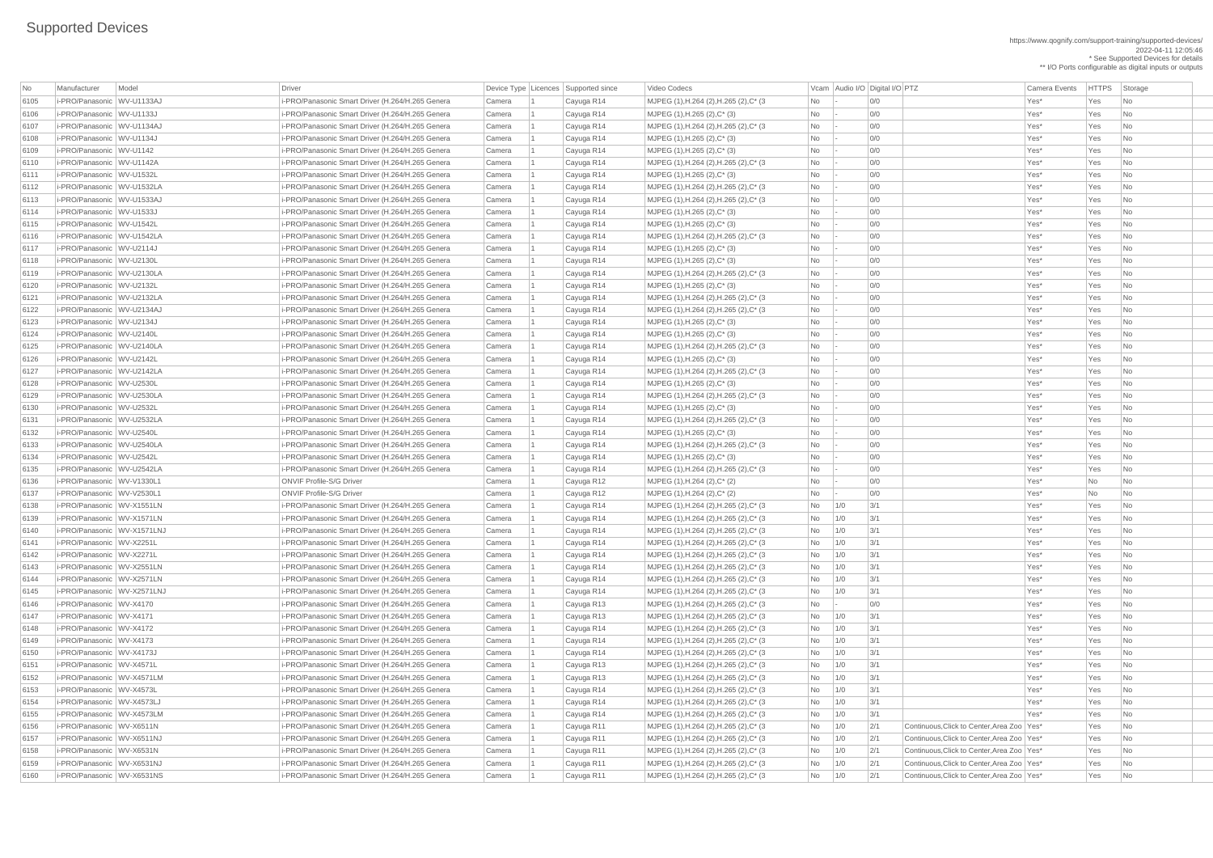# Supported Devices

https://www.qognify.com/support-training/supported-devices/
2022-04-11 12:05:46
* See Supported Devices for details
** I/O Ports configurable as digital inputs or outputs

| No | Manufacturer | Model | Driver | Device Type | Licences | Supported since | Video Codecs | Vcam | Audio I/O | Digital I/O | PTZ | Camera Events | HTTPS | Storage |
|---|---|---|---|---|---|---|---|---|---|---|---|---|---|---|
| 6105 | i-PRO/Panasonic | WV-U1133AJ | i-PRO/Panasonic Smart Driver (H.264/H.265 Genera | Camera | 1 | Cayuga R14 | MJPEG (1),H.264 (2),H.265 (2),C* (3 | No | - | 0/0 | | Yes* | Yes | No |
| 6106 | i-PRO/Panasonic | WV-U1133J | i-PRO/Panasonic Smart Driver (H.264/H.265 Genera | Camera | 1 | Cayuga R14 | MJPEG (1),H.265 (2),C* (3) | No | - | 0/0 | | Yes* | Yes | No |
| 6107 | i-PRO/Panasonic | WV-U1134AJ | i-PRO/Panasonic Smart Driver (H.264/H.265 Genera | Camera | 1 | Cayuga R14 | MJPEG (1),H.264 (2),H.265 (2),C* (3 | No | - | 0/0 | | Yes* | Yes | No |
| 6108 | i-PRO/Panasonic | WV-U1134J | i-PRO/Panasonic Smart Driver (H.264/H.265 Genera | Camera | 1 | Cayuga R14 | MJPEG (1),H.265 (2),C* (3) | No | - | 0/0 | | Yes* | Yes | No |
| 6109 | i-PRO/Panasonic | WV-U1142 | i-PRO/Panasonic Smart Driver (H.264/H.265 Genera | Camera | 1 | Cayuga R14 | MJPEG (1),H.265 (2),C* (3) | No | - | 0/0 | | Yes* | Yes | No |
| 6110 | i-PRO/Panasonic | WV-U1142A | i-PRO/Panasonic Smart Driver (H.264/H.265 Genera | Camera | 1 | Cayuga R14 | MJPEG (1),H.264 (2),H.265 (2),C* (3 | No | - | 0/0 | | Yes* | Yes | No |
| 6111 | i-PRO/Panasonic | WV-U1532L | i-PRO/Panasonic Smart Driver (H.264/H.265 Genera | Camera | 1 | Cayuga R14 | MJPEG (1),H.265 (2),C* (3) | No | - | 0/0 | | Yes* | Yes | No |
| 6112 | i-PRO/Panasonic | WV-U1532LA | i-PRO/Panasonic Smart Driver (H.264/H.265 Genera | Camera | 1 | Cayuga R14 | MJPEG (1),H.264 (2),H.265 (2),C* (3 | No | - | 0/0 | | Yes* | Yes | No |
| 6113 | i-PRO/Panasonic | WV-U1533AJ | i-PRO/Panasonic Smart Driver (H.264/H.265 Genera | Camera | 1 | Cayuga R14 | MJPEG (1),H.264 (2),H.265 (2),C* (3 | No | - | 0/0 | | Yes* | Yes | No |
| 6114 | i-PRO/Panasonic | WV-U1533J | i-PRO/Panasonic Smart Driver (H.264/H.265 Genera | Camera | 1 | Cayuga R14 | MJPEG (1),H.265 (2),C* (3) | No | - | 0/0 | | Yes* | Yes | No |
| 6115 | i-PRO/Panasonic | WV-U1542L | i-PRO/Panasonic Smart Driver (H.264/H.265 Genera | Camera | 1 | Cayuga R14 | MJPEG (1),H.265 (2),C* (3) | No | - | 0/0 | | Yes* | Yes | No |
| 6116 | i-PRO/Panasonic | WV-U1542LA | i-PRO/Panasonic Smart Driver (H.264/H.265 Genera | Camera | 1 | Cayuga R14 | MJPEG (1),H.264 (2),H.265 (2),C* (3 | No | - | 0/0 | | Yes* | Yes | No |
| 6117 | i-PRO/Panasonic | WV-U2114J | i-PRO/Panasonic Smart Driver (H.264/H.265 Genera | Camera | 1 | Cayuga R14 | MJPEG (1),H.265 (2),C* (3) | No | - | 0/0 | | Yes* | Yes | No |
| 6118 | i-PRO/Panasonic | WV-U2130L | i-PRO/Panasonic Smart Driver (H.264/H.265 Genera | Camera | 1 | Cayuga R14 | MJPEG (1),H.265 (2),C* (3) | No | - | 0/0 | | Yes* | Yes | No |
| 6119 | i-PRO/Panasonic | WV-U2130LA | i-PRO/Panasonic Smart Driver (H.264/H.265 Genera | Camera | 1 | Cayuga R14 | MJPEG (1),H.264 (2),H.265 (2),C* (3 | No | - | 0/0 | | Yes* | Yes | No |
| 6120 | i-PRO/Panasonic | WV-U2132L | i-PRO/Panasonic Smart Driver (H.264/H.265 Genera | Camera | 1 | Cayuga R14 | MJPEG (1),H.265 (2),C* (3) | No | - | 0/0 | | Yes* | Yes | No |
| 6121 | i-PRO/Panasonic | WV-U2132LA | i-PRO/Panasonic Smart Driver (H.264/H.265 Genera | Camera | 1 | Cayuga R14 | MJPEG (1),H.264 (2),H.265 (2),C* (3 | No | - | 0/0 | | Yes* | Yes | No |
| 6122 | i-PRO/Panasonic | WV-U2134AJ | i-PRO/Panasonic Smart Driver (H.264/H.265 Genera | Camera | 1 | Cayuga R14 | MJPEG (1),H.264 (2),H.265 (2),C* (3 | No | - | 0/0 | | Yes* | Yes | No |
| 6123 | i-PRO/Panasonic | WV-U2134J | i-PRO/Panasonic Smart Driver (H.264/H.265 Genera | Camera | 1 | Cayuga R14 | MJPEG (1),H.265 (2),C* (3) | No | - | 0/0 | | Yes* | Yes | No |
| 6124 | i-PRO/Panasonic | WV-U2140L | i-PRO/Panasonic Smart Driver (H.264/H.265 Genera | Camera | 1 | Cayuga R14 | MJPEG (1),H.265 (2),C* (3) | No | - | 0/0 | | Yes* | Yes | No |
| 6125 | i-PRO/Panasonic | WV-U2140LA | i-PRO/Panasonic Smart Driver (H.264/H.265 Genera | Camera | 1 | Cayuga R14 | MJPEG (1),H.264 (2),H.265 (2),C* (3 | No | - | 0/0 | | Yes* | Yes | No |
| 6126 | i-PRO/Panasonic | WV-U2142L | i-PRO/Panasonic Smart Driver (H.264/H.265 Genera | Camera | 1 | Cayuga R14 | MJPEG (1),H.265 (2),C* (3) | No | - | 0/0 | | Yes* | Yes | No |
| 6127 | i-PRO/Panasonic | WV-U2142LA | i-PRO/Panasonic Smart Driver (H.264/H.265 Genera | Camera | 1 | Cayuga R14 | MJPEG (1),H.264 (2),H.265 (2),C* (3 | No | - | 0/0 | | Yes* | Yes | No |
| 6128 | i-PRO/Panasonic | WV-U2530L | i-PRO/Panasonic Smart Driver (H.264/H.265 Genera | Camera | 1 | Cayuga R14 | MJPEG (1),H.265 (2),C* (3) | No | - | 0/0 | | Yes* | Yes | No |
| 6129 | i-PRO/Panasonic | WV-U2530LA | i-PRO/Panasonic Smart Driver (H.264/H.265 Genera | Camera | 1 | Cayuga R14 | MJPEG (1),H.264 (2),H.265 (2),C* (3 | No | - | 0/0 | | Yes* | Yes | No |
| 6130 | i-PRO/Panasonic | WV-U2532L | i-PRO/Panasonic Smart Driver (H.264/H.265 Genera | Camera | 1 | Cayuga R14 | MJPEG (1),H.265 (2),C* (3) | No | - | 0/0 | | Yes* | Yes | No |
| 6131 | i-PRO/Panasonic | WV-U2532LA | i-PRO/Panasonic Smart Driver (H.264/H.265 Genera | Camera | 1 | Cayuga R14 | MJPEG (1),H.264 (2),H.265 (2),C* (3 | No | - | 0/0 | | Yes* | Yes | No |
| 6132 | i-PRO/Panasonic | WV-U2540L | i-PRO/Panasonic Smart Driver (H.264/H.265 Genera | Camera | 1 | Cayuga R14 | MJPEG (1),H.265 (2),C* (3) | No | - | 0/0 | | Yes* | Yes | No |
| 6133 | i-PRO/Panasonic | WV-U2540LA | i-PRO/Panasonic Smart Driver (H.264/H.265 Genera | Camera | 1 | Cayuga R14 | MJPEG (1),H.264 (2),H.265 (2),C* (3 | No | - | 0/0 | | Yes* | Yes | No |
| 6134 | i-PRO/Panasonic | WV-U2542L | i-PRO/Panasonic Smart Driver (H.264/H.265 Genera | Camera | 1 | Cayuga R14 | MJPEG (1),H.265 (2),C* (3) | No | - | 0/0 | | Yes* | Yes | No |
| 6135 | i-PRO/Panasonic | WV-U2542LA | i-PRO/Panasonic Smart Driver (H.264/H.265 Genera | Camera | 1 | Cayuga R14 | MJPEG (1),H.264 (2),H.265 (2),C* (3 | No | - | 0/0 | | Yes* | Yes | No |
| 6136 | i-PRO/Panasonic | WV-V1330L1 | ONVIF Profile-S/G Driver | Camera | 1 | Cayuga R12 | MJPEG (1),H.264 (2),C* (2) | No | - | 0/0 | | Yes* | No | No |
| 6137 | i-PRO/Panasonic | WV-V2530L1 | ONVIF Profile-S/G Driver | Camera | 1 | Cayuga R12 | MJPEG (1),H.264 (2),C* (2) | No | - | 0/0 | | Yes* | No | No |
| 6138 | i-PRO/Panasonic | WV-X1551LN | i-PRO/Panasonic Smart Driver (H.264/H.265 Genera | Camera | 1 | Cayuga R14 | MJPEG (1),H.264 (2),H.265 (2),C* (3 | No | 1/0 | 3/1 | | Yes* | Yes | No |
| 6139 | i-PRO/Panasonic | WV-X1571LN | i-PRO/Panasonic Smart Driver (H.264/H.265 Genera | Camera | 1 | Cayuga R14 | MJPEG (1),H.264 (2),H.265 (2),C* (3 | No | 1/0 | 3/1 | | Yes* | Yes | No |
| 6140 | i-PRO/Panasonic | WV-X1571LNJ | i-PRO/Panasonic Smart Driver (H.264/H.265 Genera | Camera | 1 | Cayuga R14 | MJPEG (1),H.264 (2),H.265 (2),C* (3 | No | 1/0 | 3/1 | | Yes* | Yes | No |
| 6141 | i-PRO/Panasonic | WV-X2251L | i-PRO/Panasonic Smart Driver (H.264/H.265 Genera | Camera | 1 | Cayuga R14 | MJPEG (1),H.264 (2),H.265 (2),C* (3 | No | 1/0 | 3/1 | | Yes* | Yes | No |
| 6142 | i-PRO/Panasonic | WV-X2271L | i-PRO/Panasonic Smart Driver (H.264/H.265 Genera | Camera | 1 | Cayuga R14 | MJPEG (1),H.264 (2),H.265 (2),C* (3 | No | 1/0 | 3/1 | | Yes* | Yes | No |
| 6143 | i-PRO/Panasonic | WV-X2551LN | i-PRO/Panasonic Smart Driver (H.264/H.265 Genera | Camera | 1 | Cayuga R14 | MJPEG (1),H.264 (2),H.265 (2),C* (3 | No | 1/0 | 3/1 | | Yes* | Yes | No |
| 6144 | i-PRO/Panasonic | WV-X2571LN | i-PRO/Panasonic Smart Driver (H.264/H.265 Genera | Camera | 1 | Cayuga R14 | MJPEG (1),H.264 (2),H.265 (2),C* (3 | No | 1/0 | 3/1 | | Yes* | Yes | No |
| 6145 | i-PRO/Panasonic | WV-X2571LNJ | i-PRO/Panasonic Smart Driver (H.264/H.265 Genera | Camera | 1 | Cayuga R14 | MJPEG (1),H.264 (2),H.265 (2),C* (3 | No | 1/0 | 3/1 | | Yes* | Yes | No |
| 6146 | i-PRO/Panasonic | WV-X4170 | i-PRO/Panasonic Smart Driver (H.264/H.265 Genera | Camera | 1 | Cayuga R13 | MJPEG (1),H.264 (2),H.265 (2),C* (3 | No | - | 0/0 | | Yes* | Yes | No |
| 6147 | i-PRO/Panasonic | WV-X4171 | i-PRO/Panasonic Smart Driver (H.264/H.265 Genera | Camera | 1 | Cayuga R13 | MJPEG (1),H.264 (2),H.265 (2),C* (3 | No | 1/0 | 3/1 | | Yes* | Yes | No |
| 6148 | i-PRO/Panasonic | WV-X4172 | i-PRO/Panasonic Smart Driver (H.264/H.265 Genera | Camera | 1 | Cayuga R14 | MJPEG (1),H.264 (2),H.265 (2),C* (3 | No | 1/0 | 3/1 | | Yes* | Yes | No |
| 6149 | i-PRO/Panasonic | WV-X4173 | i-PRO/Panasonic Smart Driver (H.264/H.265 Genera | Camera | 1 | Cayuga R14 | MJPEG (1),H.264 (2),H.265 (2),C* (3 | No | 1/0 | 3/1 | | Yes* | Yes | No |
| 6150 | i-PRO/Panasonic | WV-X4173J | i-PRO/Panasonic Smart Driver (H.264/H.265 Genera | Camera | 1 | Cayuga R14 | MJPEG (1),H.264 (2),H.265 (2),C* (3 | No | 1/0 | 3/1 | | Yes* | Yes | No |
| 6151 | i-PRO/Panasonic | WV-X4571L | i-PRO/Panasonic Smart Driver (H.264/H.265 Genera | Camera | 1 | Cayuga R13 | MJPEG (1),H.264 (2),H.265 (2),C* (3 | No | 1/0 | 3/1 | | Yes* | Yes | No |
| 6152 | i-PRO/Panasonic | WV-X4571LM | i-PRO/Panasonic Smart Driver (H.264/H.265 Genera | Camera | 1 | Cayuga R13 | MJPEG (1),H.264 (2),H.265 (2),C* (3 | No | 1/0 | 3/1 | | Yes* | Yes | No |
| 6153 | i-PRO/Panasonic | WV-X4573L | i-PRO/Panasonic Smart Driver (H.264/H.265 Genera | Camera | 1 | Cayuga R14 | MJPEG (1),H.264 (2),H.265 (2),C* (3 | No | 1/0 | 3/1 | | Yes* | Yes | No |
| 6154 | i-PRO/Panasonic | WV-X4573LJ | i-PRO/Panasonic Smart Driver (H.264/H.265 Genera | Camera | 1 | Cayuga R14 | MJPEG (1),H.264 (2),H.265 (2),C* (3 | No | 1/0 | 3/1 | | Yes* | Yes | No |
| 6155 | i-PRO/Panasonic | WV-X4573LM | i-PRO/Panasonic Smart Driver (H.264/H.265 Genera | Camera | 1 | Cayuga R14 | MJPEG (1),H.264 (2),H.265 (2),C* (3 | No | 1/0 | 3/1 | | Yes* | Yes | No |
| 6156 | i-PRO/Panasonic | WV-X6511N | i-PRO/Panasonic Smart Driver (H.264/H.265 Genera | Camera | 1 | Cayuga R11 | MJPEG (1),H.264 (2),H.265 (2),C* (3 | No | 1/0 | 2/1 | Continuous,Click to Center,Area Zoo | Yes* | Yes | No |
| 6157 | i-PRO/Panasonic | WV-X6511NJ | i-PRO/Panasonic Smart Driver (H.264/H.265 Genera | Camera | 1 | Cayuga R11 | MJPEG (1),H.264 (2),H.265 (2),C* (3 | No | 1/0 | 2/1 | Continuous,Click to Center,Area Zoo | Yes* | Yes | No |
| 6158 | i-PRO/Panasonic | WV-X6531N | i-PRO/Panasonic Smart Driver (H.264/H.265 Genera | Camera | 1 | Cayuga R11 | MJPEG (1),H.264 (2),H.265 (2),C* (3 | No | 1/0 | 2/1 | Continuous,Click to Center,Area Zoo | Yes* | Yes | No |
| 6159 | i-PRO/Panasonic | WV-X6531NJ | i-PRO/Panasonic Smart Driver (H.264/H.265 Genera | Camera | 1 | Cayuga R11 | MJPEG (1),H.264 (2),H.265 (2),C* (3 | No | 1/0 | 2/1 | Continuous,Click to Center,Area Zoo | Yes* | Yes | No |
| 6160 | i-PRO/Panasonic | WV-X6531NS | i-PRO/Panasonic Smart Driver (H.264/H.265 Genera | Camera | 1 | Cayuga R11 | MJPEG (1),H.264 (2),H.265 (2),C* (3 | No | 1/0 | 2/1 | Continuous,Click to Center,Area Zoo | Yes* | Yes | No |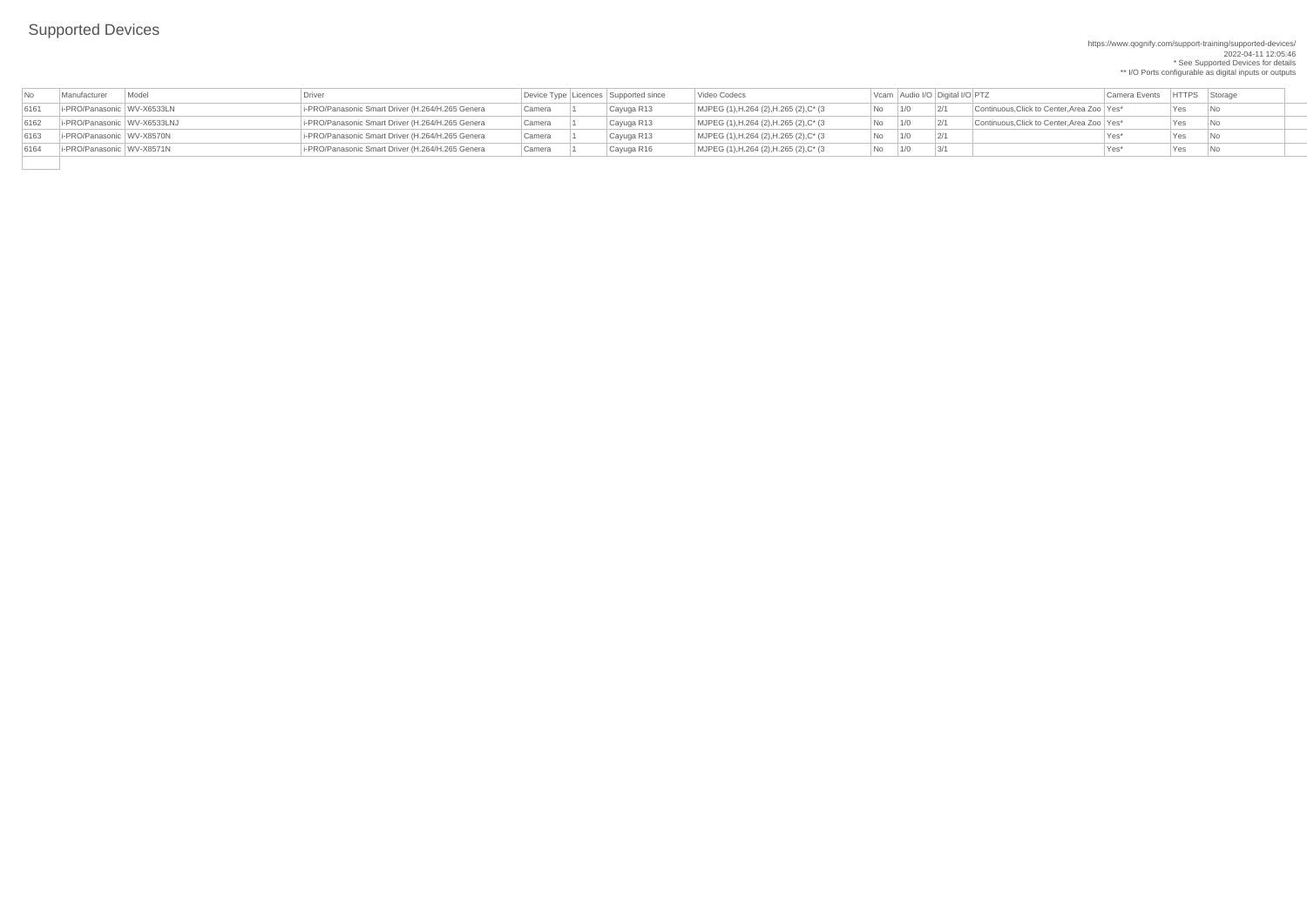# Supported Devices

https://www.qognify.com/support-training/supported-devices/
2022-04-11 12:05:46
* See Supported Devices for details
** I/O Ports configurable as digital inputs or outputs

| No | Manufacturer | Model | Driver | Device Type | Licences | Supported since | Video Codecs | Vcam | Audio I/O | Digital I/O | PTZ | Camera Events | HTTPS | Storage |
|---|---|---|---|---|---|---|---|---|---|---|---|---|---|---|
| 6161 | i-PRO/Panasonic | WV-X6533LN | i-PRO/Panasonic Smart Driver (H.264/H.265 Genera | Camera | 1 | Cayuga R13 | MJPEG (1),H.264 (2),H.265 (2),C* (3 | No | 1/0 | 2/1 | Continuous,Click to Center,Area Zoo | Yes* | Yes | No |
| 6162 | i-PRO/Panasonic | WV-X6533LNJ | i-PRO/Panasonic Smart Driver (H.264/H.265 Genera | Camera | 1 | Cayuga R13 | MJPEG (1),H.264 (2),H.265 (2),C* (3 | No | 1/0 | 2/1 | Continuous,Click to Center,Area Zoo | Yes* | Yes | No |
| 6163 | i-PRO/Panasonic | WV-X8570N | i-PRO/Panasonic Smart Driver (H.264/H.265 Genera | Camera | 1 | Cayuga R13 | MJPEG (1),H.264 (2),H.265 (2),C* (3 | No | 1/0 | 2/1 | | Yes* | Yes | No |
| 6164 | i-PRO/Panasonic | WV-X8571N | i-PRO/Panasonic Smart Driver (H.264/H.265 Genera | Camera | 1 | Cayuga R16 | MJPEG (1),H.264 (2),H.265 (2),C* (3 | No | 1/0 | 3/1 | | Yes* | Yes | No |